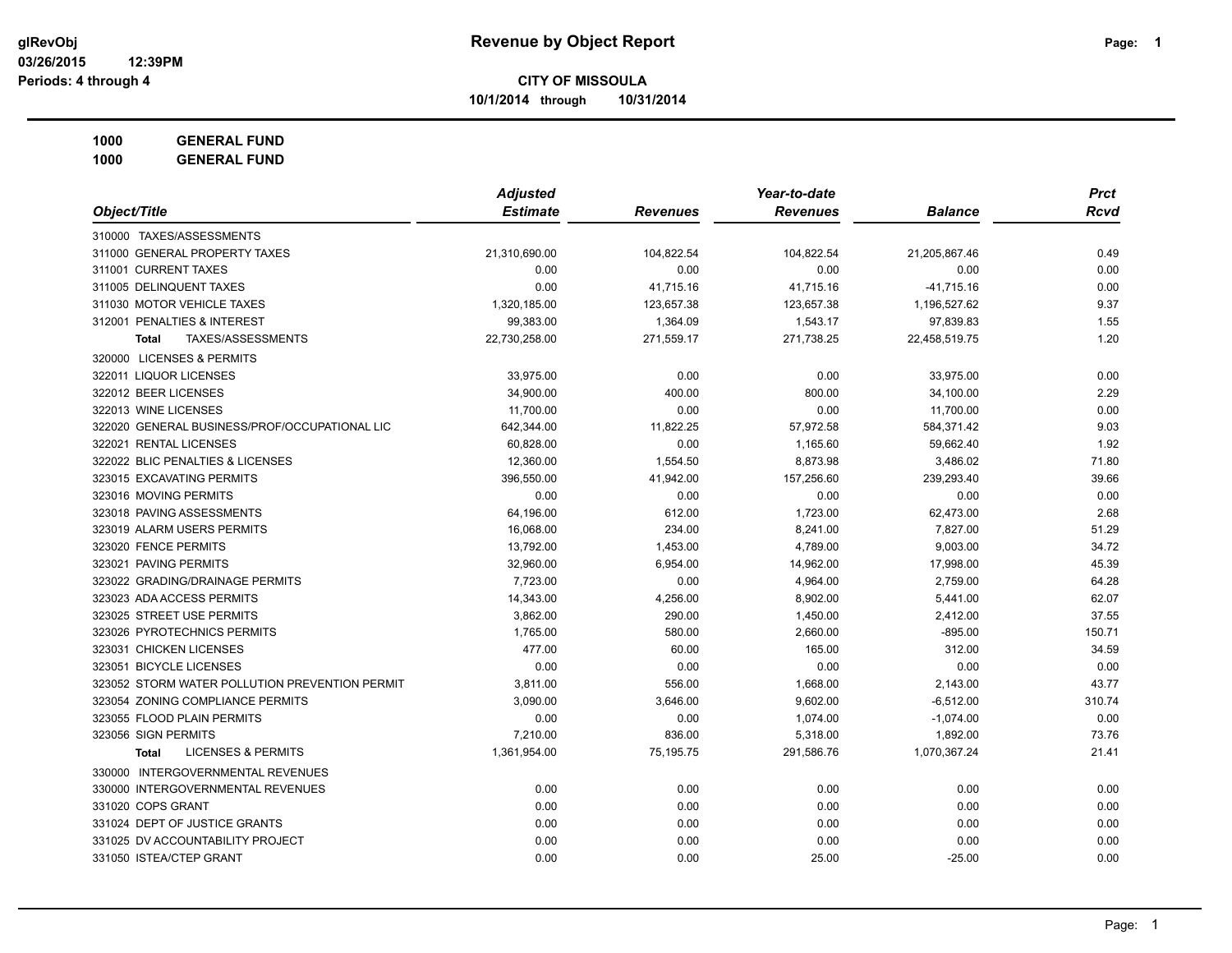glRevObj
03/26/2015 12:39PM
Periods: 4 through 4

# Revenue by Object Report

## CITY OF MISSOULA

10/1/2014 through 10/31/2014

**1000 GENERAL FUND**
**1000 GENERAL FUND**

| Object/Title | Adjusted Estimate | Revenues | Year-to-date Revenues | Balance | Prct Rcvd |
|---|---|---|---|---|---|
| 310000 TAXES/ASSESSMENTS | | | | | |
| 311000 GENERAL PROPERTY TAXES | 21,310,690.00 | 104,822.54 | 104,822.54 | 21,205,867.46 | 0.49 |
| 311001 CURRENT TAXES | 0.00 | 0.00 | 0.00 | 0.00 | 0.00 |
| 311005 DELINQUENT TAXES | 0.00 | 41,715.16 | 41,715.16 | -41,715.16 | 0.00 |
| 311030 MOTOR VEHICLE TAXES | 1,320,185.00 | 123,657.38 | 123,657.38 | 1,196,527.62 | 9.37 |
| 312001 PENALTIES & INTEREST | 99,383.00 | 1,364.09 | 1,543.17 | 97,839.83 | 1.55 |
| **Total** TAXES/ASSESSMENTS | 22,730,258.00 | 271,559.17 | 271,738.25 | 22,458,519.75 | 1.20 |
| 320000 LICENSES & PERMITS | | | | | |
| 322011 LIQUOR LICENSES | 33,975.00 | 0.00 | 0.00 | 33,975.00 | 0.00 |
| 322012 BEER LICENSES | 34,900.00 | 400.00 | 800.00 | 34,100.00 | 2.29 |
| 322013 WINE LICENSES | 11,700.00 | 0.00 | 0.00 | 11,700.00 | 0.00 |
| 322020 GENERAL BUSINESS/PROF/OCCUPATIONAL LIC | 642,344.00 | 11,822.25 | 57,972.58 | 584,371.42 | 9.03 |
| 322021 RENTAL LICENSES | 60,828.00 | 0.00 | 1,165.60 | 59,662.40 | 1.92 |
| 322022 BLIC PENALTIES & LICENSES | 12,360.00 | 1,554.50 | 8,873.98 | 3,486.02 | 71.80 |
| 323015 EXCAVATING PERMITS | 396,550.00 | 41,942.00 | 157,256.60 | 239,293.40 | 39.66 |
| 323016 MOVING PERMITS | 0.00 | 0.00 | 0.00 | 0.00 | 0.00 |
| 323018 PAVING ASSESSMENTS | 64,196.00 | 612.00 | 1,723.00 | 62,473.00 | 2.68 |
| 323019 ALARM USERS PERMITS | 16,068.00 | 234.00 | 8,241.00 | 7,827.00 | 51.29 |
| 323020 FENCE PERMITS | 13,792.00 | 1,453.00 | 4,789.00 | 9,003.00 | 34.72 |
| 323021 PAVING PERMITS | 32,960.00 | 6,954.00 | 14,962.00 | 17,998.00 | 45.39 |
| 323022 GRADING/DRAINAGE PERMITS | 7,723.00 | 0.00 | 4,964.00 | 2,759.00 | 64.28 |
| 323023 ADA ACCESS PERMITS | 14,343.00 | 4,256.00 | 8,902.00 | 5,441.00 | 62.07 |
| 323025 STREET USE PERMITS | 3,862.00 | 290.00 | 1,450.00 | 2,412.00 | 37.55 |
| 323026 PYROTECHNICS PERMITS | 1,765.00 | 580.00 | 2,660.00 | -895.00 | 150.71 |
| 323031 CHICKEN LICENSES | 477.00 | 60.00 | 165.00 | 312.00 | 34.59 |
| 323051 BICYCLE LICENSES | 0.00 | 0.00 | 0.00 | 0.00 | 0.00 |
| 323052 STORM WATER POLLUTION PREVENTION PERMIT | 3,811.00 | 556.00 | 1,668.00 | 2,143.00 | 43.77 |
| 323054 ZONING COMPLIANCE PERMITS | 3,090.00 | 3,646.00 | 9,602.00 | -6,512.00 | 310.74 |
| 323055 FLOOD PLAIN PERMITS | 0.00 | 0.00 | 1,074.00 | -1,074.00 | 0.00 |
| 323056 SIGN PERMITS | 7,210.00 | 836.00 | 5,318.00 | 1,892.00 | 73.76 |
| **Total** LICENSES & PERMITS | 1,361,954.00 | 75,195.75 | 291,586.76 | 1,070,367.24 | 21.41 |
| 330000 INTERGOVERNMENTAL REVENUES | | | | | |
| 330000 INTERGOVERNMENTAL REVENUES | 0.00 | 0.00 | 0.00 | 0.00 | 0.00 |
| 331020 COPS GRANT | 0.00 | 0.00 | 0.00 | 0.00 | 0.00 |
| 331024 DEPT OF JUSTICE GRANTS | 0.00 | 0.00 | 0.00 | 0.00 | 0.00 |
| 331025 DV ACCOUNTABILITY PROJECT | 0.00 | 0.00 | 0.00 | 0.00 | 0.00 |
| 331050 ISTEA/CTEP GRANT | 0.00 | 0.00 | 25.00 | -25.00 | 0.00 |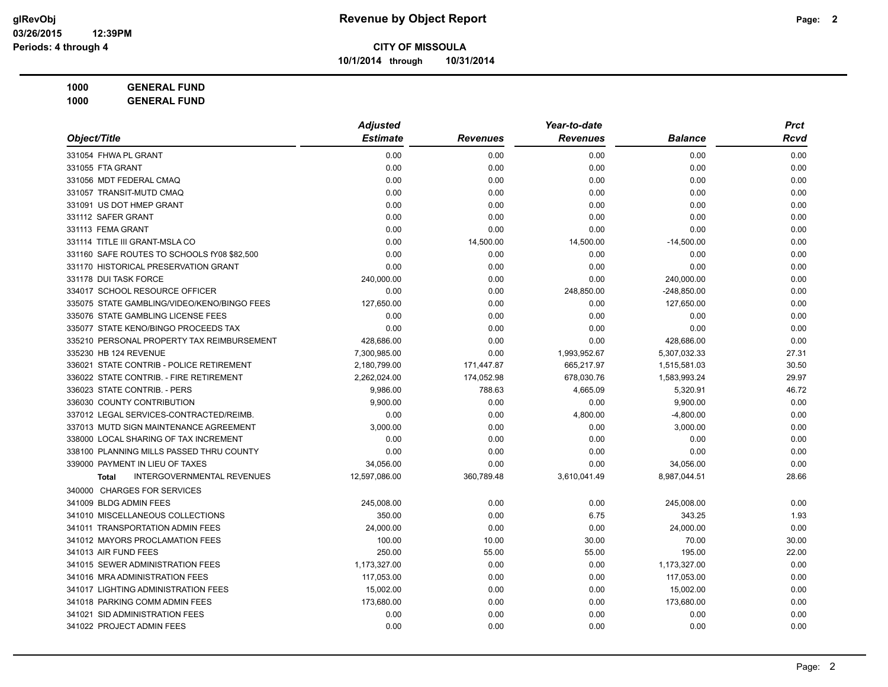# Revenue by Object Report

glRevObj
03/26/2015 12:39PM
Periods: 4 through 4

**CITY OF MISSOULA**

**10/1/2014 through 10/31/2014**

**1000 GENERAL FUND**

**1000 GENERAL FUND**

| Object/Title | Adjusted Estimate | Revenues | Year-to-date Revenues | Balance | Prct Rcvd |
|---|---|---|---|---|---|
| 331054 FHWA PL GRANT | 0.00 | 0.00 | 0.00 | 0.00 | 0.00 |
| 331055 FTA GRANT | 0.00 | 0.00 | 0.00 | 0.00 | 0.00 |
| 331056 MDT FEDERAL CMAQ | 0.00 | 0.00 | 0.00 | 0.00 | 0.00 |
| 331057 TRANSIT-MUTD CMAQ | 0.00 | 0.00 | 0.00 | 0.00 | 0.00 |
| 331091 US DOT HMEP GRANT | 0.00 | 0.00 | 0.00 | 0.00 | 0.00 |
| 331112 SAFER GRANT | 0.00 | 0.00 | 0.00 | 0.00 | 0.00 |
| 331113 FEMA GRANT | 0.00 | 0.00 | 0.00 | 0.00 | 0.00 |
| 331114 TITLE III GRANT-MSLA CO | 0.00 | 14,500.00 | 14,500.00 | -14,500.00 | 0.00 |
| 331160 SAFE ROUTES TO SCHOOLS fY08 $82,500 | 0.00 | 0.00 | 0.00 | 0.00 | 0.00 |
| 331170 HISTORICAL PRESERVATION GRANT | 0.00 | 0.00 | 0.00 | 0.00 | 0.00 |
| 331178 DUI TASK FORCE | 240,000.00 | 0.00 | 0.00 | 240,000.00 | 0.00 |
| 334017 SCHOOL RESOURCE OFFICER | 0.00 | 0.00 | 248,850.00 | -248,850.00 | 0.00 |
| 335075 STATE GAMBLING/VIDEO/KENO/BINGO FEES | 127,650.00 | 0.00 | 0.00 | 127,650.00 | 0.00 |
| 335076 STATE GAMBLING LICENSE FEES | 0.00 | 0.00 | 0.00 | 0.00 | 0.00 |
| 335077 STATE KENO/BINGO PROCEEDS TAX | 0.00 | 0.00 | 0.00 | 0.00 | 0.00 |
| 335210 PERSONAL PROPERTY TAX REIMBURSEMENT | 428,686.00 | 0.00 | 0.00 | 428,686.00 | 0.00 |
| 335230 HB 124 REVENUE | 7,300,985.00 | 0.00 | 1,993,952.67 | 5,307,032.33 | 27.31 |
| 336021 STATE CONTRIB - POLICE RETIREMENT | 2,180,799.00 | 171,447.87 | 665,217.97 | 1,515,581.03 | 30.50 |
| 336022 STATE CONTRIB. - FIRE RETIREMENT | 2,262,024.00 | 174,052.98 | 678,030.76 | 1,583,993.24 | 29.97 |
| 336023 STATE CONTRIB. - PERS | 9,986.00 | 788.63 | 4,665.09 | 5,320.91 | 46.72 |
| 336030 COUNTY CONTRIBUTION | 9,900.00 | 0.00 | 0.00 | 9,900.00 | 0.00 |
| 337012 LEGAL SERVICES-CONTRACTED/REIMB. | 0.00 | 0.00 | 4,800.00 | -4,800.00 | 0.00 |
| 337013 MUTD SIGN MAINTENANCE AGREEMENT | 3,000.00 | 0.00 | 0.00 | 3,000.00 | 0.00 |
| 338000 LOCAL SHARING OF TAX INCREMENT | 0.00 | 0.00 | 0.00 | 0.00 | 0.00 |
| 338100 PLANNING MILLS PASSED THRU COUNTY | 0.00 | 0.00 | 0.00 | 0.00 | 0.00 |
| 339000 PAYMENT IN LIEU OF TAXES | 34,056.00 | 0.00 | 0.00 | 34,056.00 | 0.00 |
| **Total** INTERGOVERNMENTAL REVENUES | 12,597,086.00 | 360,789.48 | 3,610,041.49 | 8,987,044.51 | 28.66 |
| 340000 CHARGES FOR SERVICES | | | | | |
| 341009 BLDG ADMIN FEES | 245,008.00 | 0.00 | 0.00 | 245,008.00 | 0.00 |
| 341010 MISCELLANEOUS COLLECTIONS | 350.00 | 0.00 | 6.75 | 343.25 | 1.93 |
| 341011 TRANSPORTATION ADMIN FEES | 24,000.00 | 0.00 | 0.00 | 24,000.00 | 0.00 |
| 341012 MAYORS PROCLAMATION FEES | 100.00 | 10.00 | 30.00 | 70.00 | 30.00 |
| 341013 AIR FUND FEES | 250.00 | 55.00 | 55.00 | 195.00 | 22.00 |
| 341015 SEWER ADMINISTRATION FEES | 1,173,327.00 | 0.00 | 0.00 | 1,173,327.00 | 0.00 |
| 341016 MRA ADMINISTRATION FEES | 117,053.00 | 0.00 | 0.00 | 117,053.00 | 0.00 |
| 341017 LIGHTING ADMINISTRATION FEES | 15,002.00 | 0.00 | 0.00 | 15,002.00 | 0.00 |
| 341018 PARKING COMM ADMIN FEES | 173,680.00 | 0.00 | 0.00 | 173,680.00 | 0.00 |
| 341021 SID ADMINISTRATION FEES | 0.00 | 0.00 | 0.00 | 0.00 | 0.00 |
| 341022 PROJECT ADMIN FEES | 0.00 | 0.00 | 0.00 | 0.00 | 0.00 |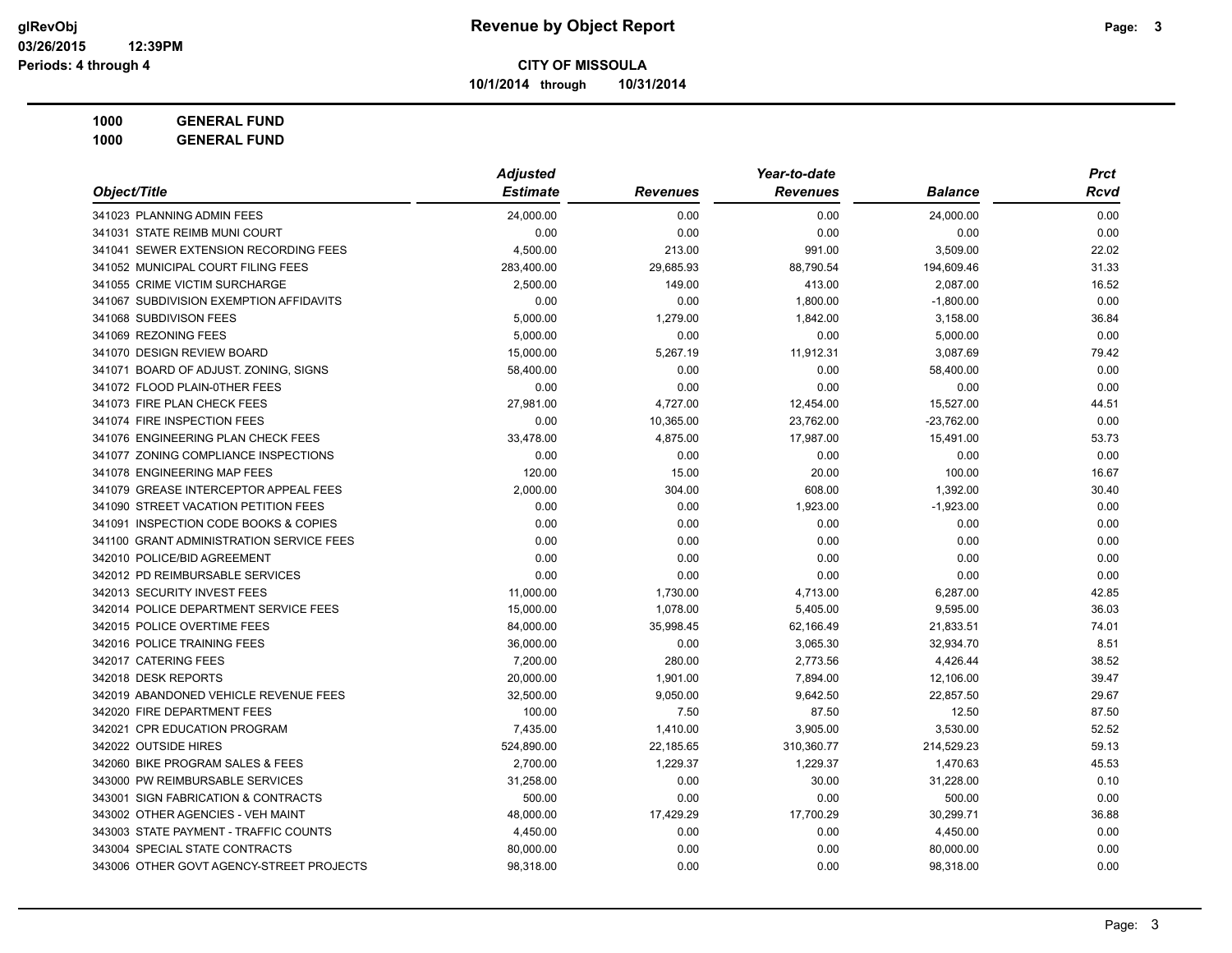**CITY OF MISSOULA**

**10/1/2014 through 10/31/2014**

**1000 GENERAL FUND**

**1000 GENERAL FUND**

| Object/Title | Adjusted Estimate | Revenues | Year-to-date Revenues | Balance | Prct Rcvd |
|---|---|---|---|---|---|
| 341023 PLANNING ADMIN FEES | 24,000.00 | 0.00 | 0.00 | 24,000.00 | 0.00 |
| 341031 STATE REIMB MUNI COURT | 0.00 | 0.00 | 0.00 | 0.00 | 0.00 |
| 341041 SEWER EXTENSION RECORDING FEES | 4,500.00 | 213.00 | 991.00 | 3,509.00 | 22.02 |
| 341052 MUNICIPAL COURT FILING FEES | 283,400.00 | 29,685.93 | 88,790.54 | 194,609.46 | 31.33 |
| 341055 CRIME VICTIM SURCHARGE | 2,500.00 | 149.00 | 413.00 | 2,087.00 | 16.52 |
| 341067 SUBDIVISION EXEMPTION AFFIDAVITS | 0.00 | 0.00 | 1,800.00 | -1,800.00 | 0.00 |
| 341068 SUBDIVISON FEES | 5,000.00 | 1,279.00 | 1,842.00 | 3,158.00 | 36.84 |
| 341069 REZONING FEES | 5,000.00 | 0.00 | 0.00 | 5,000.00 | 0.00 |
| 341070 DESIGN REVIEW BOARD | 15,000.00 | 5,267.19 | 11,912.31 | 3,087.69 | 79.42 |
| 341071 BOARD OF ADJUST. ZONING, SIGNS | 58,400.00 | 0.00 | 0.00 | 58,400.00 | 0.00 |
| 341072 FLOOD PLAIN-0THER FEES | 0.00 | 0.00 | 0.00 | 0.00 | 0.00 |
| 341073 FIRE PLAN CHECK FEES | 27,981.00 | 4,727.00 | 12,454.00 | 15,527.00 | 44.51 |
| 341074 FIRE INSPECTION FEES | 0.00 | 10,365.00 | 23,762.00 | -23,762.00 | 0.00 |
| 341076 ENGINEERING PLAN CHECK FEES | 33,478.00 | 4,875.00 | 17,987.00 | 15,491.00 | 53.73 |
| 341077 ZONING COMPLIANCE INSPECTIONS | 0.00 | 0.00 | 0.00 | 0.00 | 0.00 |
| 341078 ENGINEERING MAP FEES | 120.00 | 15.00 | 20.00 | 100.00 | 16.67 |
| 341079 GREASE INTERCEPTOR APPEAL FEES | 2,000.00 | 304.00 | 608.00 | 1,392.00 | 30.40 |
| 341090 STREET VACATION PETITION FEES | 0.00 | 0.00 | 1,923.00 | -1,923.00 | 0.00 |
| 341091 INSPECTION CODE BOOKS & COPIES | 0.00 | 0.00 | 0.00 | 0.00 | 0.00 |
| 341100 GRANT ADMINISTRATION SERVICE FEES | 0.00 | 0.00 | 0.00 | 0.00 | 0.00 |
| 342010 POLICE/BID AGREEMENT | 0.00 | 0.00 | 0.00 | 0.00 | 0.00 |
| 342012 PD REIMBURSABLE SERVICES | 0.00 | 0.00 | 0.00 | 0.00 | 0.00 |
| 342013 SECURITY INVEST FEES | 11,000.00 | 1,730.00 | 4,713.00 | 6,287.00 | 42.85 |
| 342014 POLICE DEPARTMENT SERVICE FEES | 15,000.00 | 1,078.00 | 5,405.00 | 9,595.00 | 36.03 |
| 342015 POLICE OVERTIME FEES | 84,000.00 | 35,998.45 | 62,166.49 | 21,833.51 | 74.01 |
| 342016 POLICE TRAINING FEES | 36,000.00 | 0.00 | 3,065.30 | 32,934.70 | 8.51 |
| 342017 CATERING FEES | 7,200.00 | 280.00 | 2,773.56 | 4,426.44 | 38.52 |
| 342018 DESK REPORTS | 20,000.00 | 1,901.00 | 7,894.00 | 12,106.00 | 39.47 |
| 342019 ABANDONED VEHICLE REVENUE FEES | 32,500.00 | 9,050.00 | 9,642.50 | 22,857.50 | 29.67 |
| 342020 FIRE DEPARTMENT FEES | 100.00 | 7.50 | 87.50 | 12.50 | 87.50 |
| 342021 CPR EDUCATION PROGRAM | 7,435.00 | 1,410.00 | 3,905.00 | 3,530.00 | 52.52 |
| 342022 OUTSIDE HIRES | 524,890.00 | 22,185.65 | 310,360.77 | 214,529.23 | 59.13 |
| 342060 BIKE PROGRAM SALES & FEES | 2,700.00 | 1,229.37 | 1,229.37 | 1,470.63 | 45.53 |
| 343000 PW REIMBURSABLE SERVICES | 31,258.00 | 0.00 | 30.00 | 31,228.00 | 0.10 |
| 343001 SIGN FABRICATION & CONTRACTS | 500.00 | 0.00 | 0.00 | 500.00 | 0.00 |
| 343002 OTHER AGENCIES - VEH MAINT | 48,000.00 | 17,429.29 | 17,700.29 | 30,299.71 | 36.88 |
| 343003 STATE PAYMENT - TRAFFIC COUNTS | 4,450.00 | 0.00 | 0.00 | 4,450.00 | 0.00 |
| 343004 SPECIAL STATE CONTRACTS | 80,000.00 | 0.00 | 0.00 | 80,000.00 | 0.00 |
| 343006 OTHER GOVT AGENCY-STREET PROJECTS | 98,318.00 | 0.00 | 0.00 | 98,318.00 | 0.00 |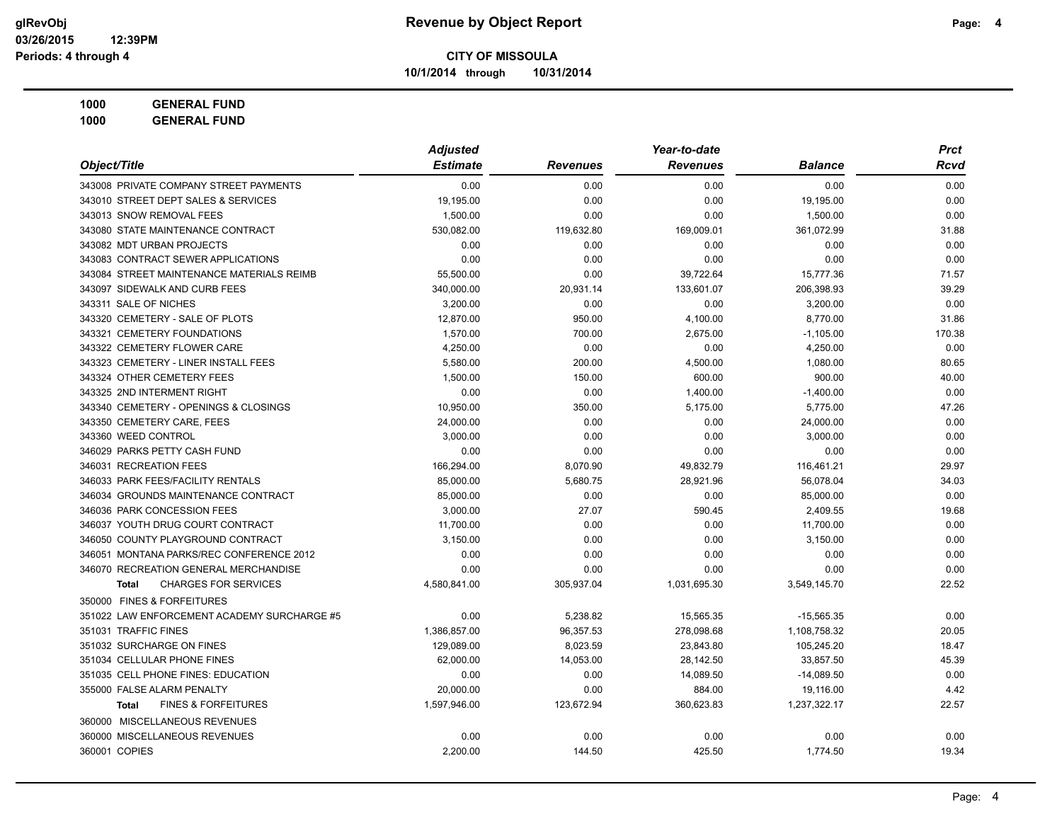# Revenue by Object Report

**CITY OF MISSOULA**

**10/1/2014 through 10/31/2014**

glRevObj
03/26/2015 12:39PM
Periods: 4 through 4

**1000 GENERAL FUND**

**1000 GENERAL FUND**

| Object/Title | Adjusted Estimate | Revenues | Year-to-date Revenues | Balance | Prct Rcvd |
|---|---|---|---|---|---|
| 343008 PRIVATE COMPANY STREET PAYMENTS | 0.00 | 0.00 | 0.00 | 0.00 | 0.00 |
| 343010 STREET DEPT SALES & SERVICES | 19,195.00 | 0.00 | 0.00 | 19,195.00 | 0.00 |
| 343013 SNOW REMOVAL FEES | 1,500.00 | 0.00 | 0.00 | 1,500.00 | 0.00 |
| 343080 STATE MAINTENANCE CONTRACT | 530,082.00 | 119,632.80 | 169,009.01 | 361,072.99 | 31.88 |
| 343082 MDT URBAN PROJECTS | 0.00 | 0.00 | 0.00 | 0.00 | 0.00 |
| 343083 CONTRACT SEWER APPLICATIONS | 0.00 | 0.00 | 0.00 | 0.00 | 0.00 |
| 343084 STREET MAINTENANCE MATERIALS REIMB | 55,500.00 | 0.00 | 39,722.64 | 15,777.36 | 71.57 |
| 343097 SIDEWALK AND CURB FEES | 340,000.00 | 20,931.14 | 133,601.07 | 206,398.93 | 39.29 |
| 343311 SALE OF NICHES | 3,200.00 | 0.00 | 0.00 | 3,200.00 | 0.00 |
| 343320 CEMETERY - SALE OF PLOTS | 12,870.00 | 950.00 | 4,100.00 | 8,770.00 | 31.86 |
| 343321 CEMETERY FOUNDATIONS | 1,570.00 | 700.00 | 2,675.00 | -1,105.00 | 170.38 |
| 343322 CEMETERY FLOWER CARE | 4,250.00 | 0.00 | 0.00 | 4,250.00 | 0.00 |
| 343323 CEMETERY - LINER INSTALL FEES | 5,580.00 | 200.00 | 4,500.00 | 1,080.00 | 80.65 |
| 343324 OTHER CEMETERY FEES | 1,500.00 | 150.00 | 600.00 | 900.00 | 40.00 |
| 343325 2ND INTERMENT RIGHT | 0.00 | 0.00 | 1,400.00 | -1,400.00 | 0.00 |
| 343340 CEMETERY - OPENINGS & CLOSINGS | 10,950.00 | 350.00 | 5,175.00 | 5,775.00 | 47.26 |
| 343350 CEMETERY CARE, FEES | 24,000.00 | 0.00 | 0.00 | 24,000.00 | 0.00 |
| 343360 WEED CONTROL | 3,000.00 | 0.00 | 0.00 | 3,000.00 | 0.00 |
| 346029 PARKS PETTY CASH FUND | 0.00 | 0.00 | 0.00 | 0.00 | 0.00 |
| 346031 RECREATION FEES | 166,294.00 | 8,070.90 | 49,832.79 | 116,461.21 | 29.97 |
| 346033 PARK FEES/FACILITY RENTALS | 85,000.00 | 5,680.75 | 28,921.96 | 56,078.04 | 34.03 |
| 346034 GROUNDS MAINTENANCE CONTRACT | 85,000.00 | 0.00 | 0.00 | 85,000.00 | 0.00 |
| 346036 PARK CONCESSION FEES | 3,000.00 | 27.07 | 590.45 | 2,409.55 | 19.68 |
| 346037 YOUTH DRUG COURT CONTRACT | 11,700.00 | 0.00 | 0.00 | 11,700.00 | 0.00 |
| 346050 COUNTY PLAYGROUND CONTRACT | 3,150.00 | 0.00 | 0.00 | 3,150.00 | 0.00 |
| 346051 MONTANA PARKS/REC CONFERENCE 2012 | 0.00 | 0.00 | 0.00 | 0.00 | 0.00 |
| 346070 RECREATION GENERAL MERCHANDISE | 0.00 | 0.00 | 0.00 | 0.00 | 0.00 |
| **Total** CHARGES FOR SERVICES | 4,580,841.00 | 305,937.04 | 1,031,695.30 | 3,549,145.70 | 22.52 |
| 350000 FINES & FORFEITURES | | | | | |
| 351022 LAW ENFORCEMENT ACADEMY SURCHARGE #5 | 0.00 | 5,238.82 | 15,565.35 | -15,565.35 | 0.00 |
| 351031 TRAFFIC FINES | 1,386,857.00 | 96,357.53 | 278,098.68 | 1,108,758.32 | 20.05 |
| 351032 SURCHARGE ON FINES | 129,089.00 | 8,023.59 | 23,843.80 | 105,245.20 | 18.47 |
| 351034 CELLULAR PHONE FINES | 62,000.00 | 14,053.00 | 28,142.50 | 33,857.50 | 45.39 |
| 351035 CELL PHONE FINES: EDUCATION | 0.00 | 0.00 | 14,089.50 | -14,089.50 | 0.00 |
| 355000 FALSE ALARM PENALTY | 20,000.00 | 0.00 | 884.00 | 19,116.00 | 4.42 |
| **Total** FINES & FORFEITURES | 1,597,946.00 | 123,672.94 | 360,623.83 | 1,237,322.17 | 22.57 |
| 360000 MISCELLANEOUS REVENUES | | | | | |
| 360000 MISCELLANEOUS REVENUES | 0.00 | 0.00 | 0.00 | 0.00 | 0.00 |
| 360001 COPIES | 2,200.00 | 144.50 | 425.50 | 1,774.50 | 19.34 |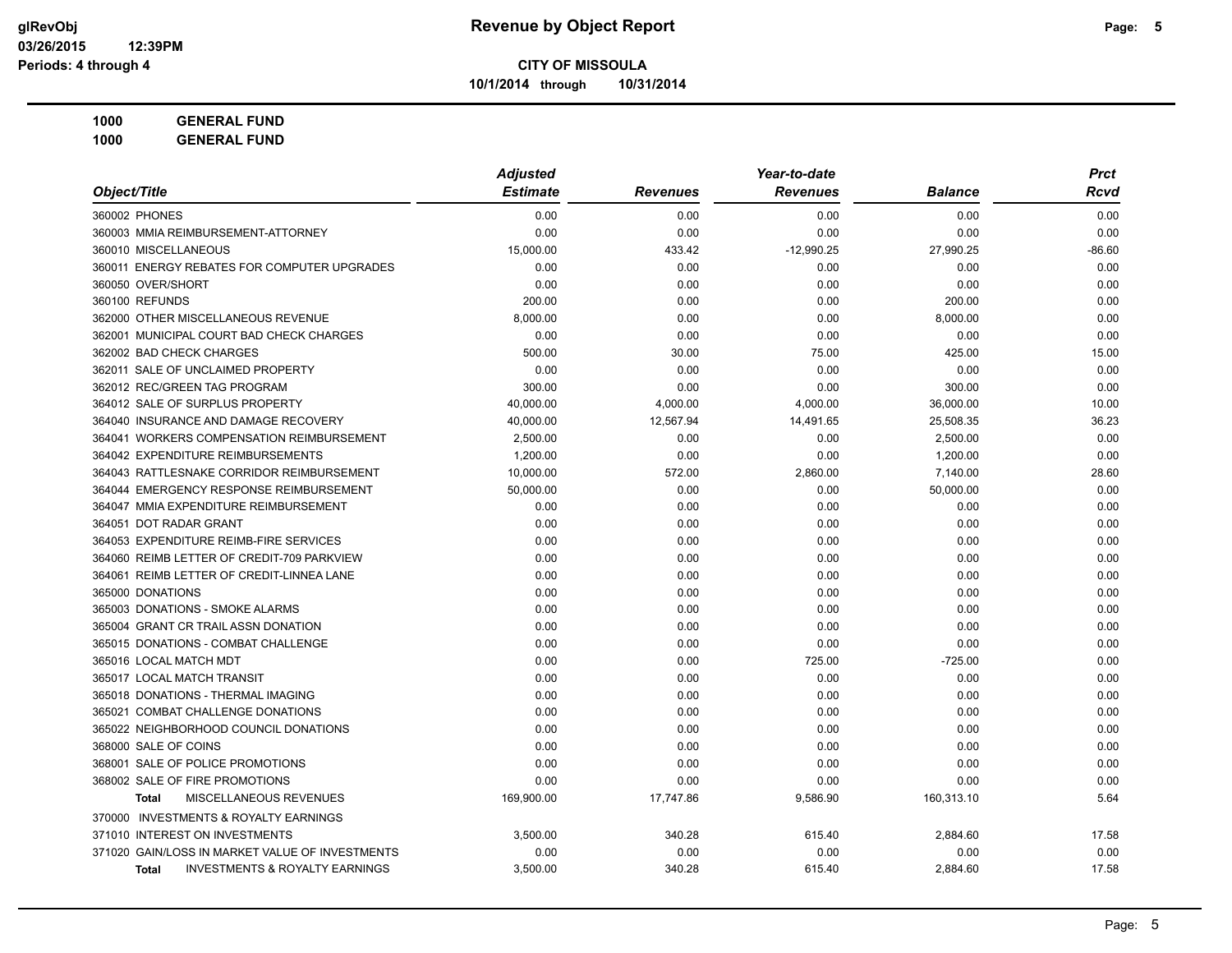# Revenue by Object Report

**CITY OF MISSOULA**

**10/1/2014 through 10/31/2014**

glRevObj
03/26/2015 12:39PM
Periods: 4 through 4

**1000 GENERAL FUND**

**1000 GENERAL FUND**

| Object/Title | Adjusted Estimate | Revenues | Year-to-date Revenues | Balance | Prct Rcvd |
|---|---|---|---|---|---|
| 360002 PHONES | 0.00 | 0.00 | 0.00 | 0.00 | 0.00 |
| 360003 MMIA REIMBURSEMENT-ATTORNEY | 0.00 | 0.00 | 0.00 | 0.00 | 0.00 |
| 360010 MISCELLANEOUS | 15,000.00 | 433.42 | -12,990.25 | 27,990.25 | -86.60 |
| 360011 ENERGY REBATES FOR COMPUTER UPGRADES | 0.00 | 0.00 | 0.00 | 0.00 | 0.00 |
| 360050 OVER/SHORT | 0.00 | 0.00 | 0.00 | 0.00 | 0.00 |
| 360100 REFUNDS | 200.00 | 0.00 | 0.00 | 200.00 | 0.00 |
| 362000 OTHER MISCELLANEOUS REVENUE | 8,000.00 | 0.00 | 0.00 | 8,000.00 | 0.00 |
| 362001 MUNICIPAL COURT BAD CHECK CHARGES | 0.00 | 0.00 | 0.00 | 0.00 | 0.00 |
| 362002 BAD CHECK CHARGES | 500.00 | 30.00 | 75.00 | 425.00 | 15.00 |
| 362011 SALE OF UNCLAIMED PROPERTY | 0.00 | 0.00 | 0.00 | 0.00 | 0.00 |
| 362012 REC/GREEN TAG PROGRAM | 300.00 | 0.00 | 0.00 | 300.00 | 0.00 |
| 364012 SALE OF SURPLUS PROPERTY | 40,000.00 | 4,000.00 | 4,000.00 | 36,000.00 | 10.00 |
| 364040 INSURANCE AND DAMAGE RECOVERY | 40,000.00 | 12,567.94 | 14,491.65 | 25,508.35 | 36.23 |
| 364041 WORKERS COMPENSATION REIMBURSEMENT | 2,500.00 | 0.00 | 0.00 | 2,500.00 | 0.00 |
| 364042 EXPENDITURE REIMBURSEMENTS | 1,200.00 | 0.00 | 0.00 | 1,200.00 | 0.00 |
| 364043 RATTLESNAKE CORRIDOR REIMBURSEMENT | 10,000.00 | 572.00 | 2,860.00 | 7,140.00 | 28.60 |
| 364044 EMERGENCY RESPONSE REIMBURSEMENT | 50,000.00 | 0.00 | 0.00 | 50,000.00 | 0.00 |
| 364047 MMIA EXPENDITURE REIMBURSEMENT | 0.00 | 0.00 | 0.00 | 0.00 | 0.00 |
| 364051 DOT RADAR GRANT | 0.00 | 0.00 | 0.00 | 0.00 | 0.00 |
| 364053 EXPENDITURE REIMB-FIRE SERVICES | 0.00 | 0.00 | 0.00 | 0.00 | 0.00 |
| 364060 REIMB LETTER OF CREDIT-709 PARKVIEW | 0.00 | 0.00 | 0.00 | 0.00 | 0.00 |
| 364061 REIMB LETTER OF CREDIT-LINNEA LANE | 0.00 | 0.00 | 0.00 | 0.00 | 0.00 |
| 365000 DONATIONS | 0.00 | 0.00 | 0.00 | 0.00 | 0.00 |
| 365003 DONATIONS - SMOKE ALARMS | 0.00 | 0.00 | 0.00 | 0.00 | 0.00 |
| 365004 GRANT CR TRAIL ASSN DONATION | 0.00 | 0.00 | 0.00 | 0.00 | 0.00 |
| 365015 DONATIONS - COMBAT CHALLENGE | 0.00 | 0.00 | 0.00 | 0.00 | 0.00 |
| 365016 LOCAL MATCH MDT | 0.00 | 0.00 | 725.00 | -725.00 | 0.00 |
| 365017 LOCAL MATCH TRANSIT | 0.00 | 0.00 | 0.00 | 0.00 | 0.00 |
| 365018 DONATIONS - THERMAL IMAGING | 0.00 | 0.00 | 0.00 | 0.00 | 0.00 |
| 365021 COMBAT CHALLENGE DONATIONS | 0.00 | 0.00 | 0.00 | 0.00 | 0.00 |
| 365022 NEIGHBORHOOD COUNCIL DONATIONS | 0.00 | 0.00 | 0.00 | 0.00 | 0.00 |
| 368000 SALE OF COINS | 0.00 | 0.00 | 0.00 | 0.00 | 0.00 |
| 368001 SALE OF POLICE PROMOTIONS | 0.00 | 0.00 | 0.00 | 0.00 | 0.00 |
| 368002 SALE OF FIRE PROMOTIONS | 0.00 | 0.00 | 0.00 | 0.00 | 0.00 |
| **Total** MISCELLANEOUS REVENUES | 169,900.00 | 17,747.86 | 9,586.90 | 160,313.10 | 5.64 |
| 370000 INVESTMENTS & ROYALTY EARNINGS | | | | | |
| 371010 INTEREST ON INVESTMENTS | 3,500.00 | 340.28 | 615.40 | 2,884.60 | 17.58 |
| 371020 GAIN/LOSS IN MARKET VALUE OF INVESTMENTS | 0.00 | 0.00 | 0.00 | 0.00 | 0.00 |
| **Total** INVESTMENTS & ROYALTY EARNINGS | 3,500.00 | 340.28 | 615.40 | 2,884.60 | 17.58 |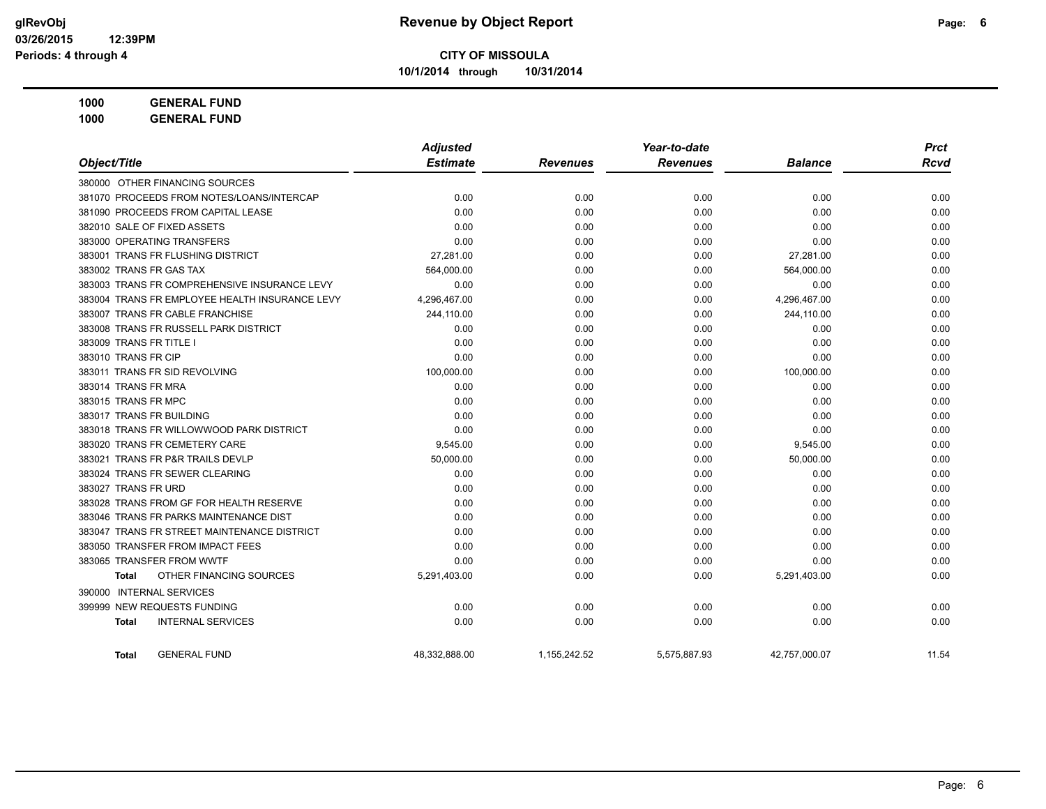# Revenue by Object Report

**CITY OF MISSOULA**

**10/1/2014 through 10/31/2014**

glRevObj
03/26/2015 12:39PM
Periods: 4 through 4

**1000 GENERAL FUND**

**1000 GENERAL FUND**

| Object/Title | Adjusted Estimate | Revenues | Year-to-date Revenues | Balance | Prct Rcvd |
|---|---|---|---|---|---|
| 380000 OTHER FINANCING SOURCES | | | | | |
| 381070 PROCEEDS FROM NOTES/LOANS/INTERCAP | 0.00 | 0.00 | 0.00 | 0.00 | 0.00 |
| 381090 PROCEEDS FROM CAPITAL LEASE | 0.00 | 0.00 | 0.00 | 0.00 | 0.00 |
| 382010 SALE OF FIXED ASSETS | 0.00 | 0.00 | 0.00 | 0.00 | 0.00 |
| 383000 OPERATING TRANSFERS | 0.00 | 0.00 | 0.00 | 0.00 | 0.00 |
| 383001 TRANS FR FLUSHING DISTRICT | 27,281.00 | 0.00 | 0.00 | 27,281.00 | 0.00 |
| 383002 TRANS FR GAS TAX | 564,000.00 | 0.00 | 0.00 | 564,000.00 | 0.00 |
| 383003 TRANS FR COMPREHENSIVE INSURANCE LEVY | 0.00 | 0.00 | 0.00 | 0.00 | 0.00 |
| 383004 TRANS FR EMPLOYEE HEALTH INSURANCE LEVY | 4,296,467.00 | 0.00 | 0.00 | 4,296,467.00 | 0.00 |
| 383007 TRANS FR CABLE FRANCHISE | 244,110.00 | 0.00 | 0.00 | 244,110.00 | 0.00 |
| 383008 TRANS FR RUSSELL PARK DISTRICT | 0.00 | 0.00 | 0.00 | 0.00 | 0.00 |
| 383009 TRANS FR TITLE I | 0.00 | 0.00 | 0.00 | 0.00 | 0.00 |
| 383010 TRANS FR CIP | 0.00 | 0.00 | 0.00 | 0.00 | 0.00 |
| 383011 TRANS FR SID REVOLVING | 100,000.00 | 0.00 | 0.00 | 100,000.00 | 0.00 |
| 383014 TRANS FR MRA | 0.00 | 0.00 | 0.00 | 0.00 | 0.00 |
| 383015 TRANS FR MPC | 0.00 | 0.00 | 0.00 | 0.00 | 0.00 |
| 383017 TRANS FR BUILDING | 0.00 | 0.00 | 0.00 | 0.00 | 0.00 |
| 383018 TRANS FR WILLOWWOOD PARK DISTRICT | 0.00 | 0.00 | 0.00 | 0.00 | 0.00 |
| 383020 TRANS FR CEMETERY CARE | 9,545.00 | 0.00 | 0.00 | 9,545.00 | 0.00 |
| 383021 TRANS FR P&R TRAILS DEVLP | 50,000.00 | 0.00 | 0.00 | 50,000.00 | 0.00 |
| 383024 TRANS FR SEWER CLEARING | 0.00 | 0.00 | 0.00 | 0.00 | 0.00 |
| 383027 TRANS FR URD | 0.00 | 0.00 | 0.00 | 0.00 | 0.00 |
| 383028 TRANS FROM GF FOR HEALTH RESERVE | 0.00 | 0.00 | 0.00 | 0.00 | 0.00 |
| 383046 TRANS FR PARKS MAINTENANCE DIST | 0.00 | 0.00 | 0.00 | 0.00 | 0.00 |
| 383047 TRANS FR STREET MAINTENANCE DISTRICT | 0.00 | 0.00 | 0.00 | 0.00 | 0.00 |
| 383050 TRANSFER FROM IMPACT FEES | 0.00 | 0.00 | 0.00 | 0.00 | 0.00 |
| 383065 TRANSFER FROM WWTF | 0.00 | 0.00 | 0.00 | 0.00 | 0.00 |
| **Total** OTHER FINANCING SOURCES | 5,291,403.00 | 0.00 | 0.00 | 5,291,403.00 | 0.00 |
| 390000 INTERNAL SERVICES | | | | | |
| 399999 NEW REQUESTS FUNDING | 0.00 | 0.00 | 0.00 | 0.00 | 0.00 |
| **Total** INTERNAL SERVICES | 0.00 | 0.00 | 0.00 | 0.00 | 0.00 |
| **Total** GENERAL FUND | 48,332,888.00 | 1,155,242.52 | 5,575,887.93 | 42,757,000.07 | 11.54 |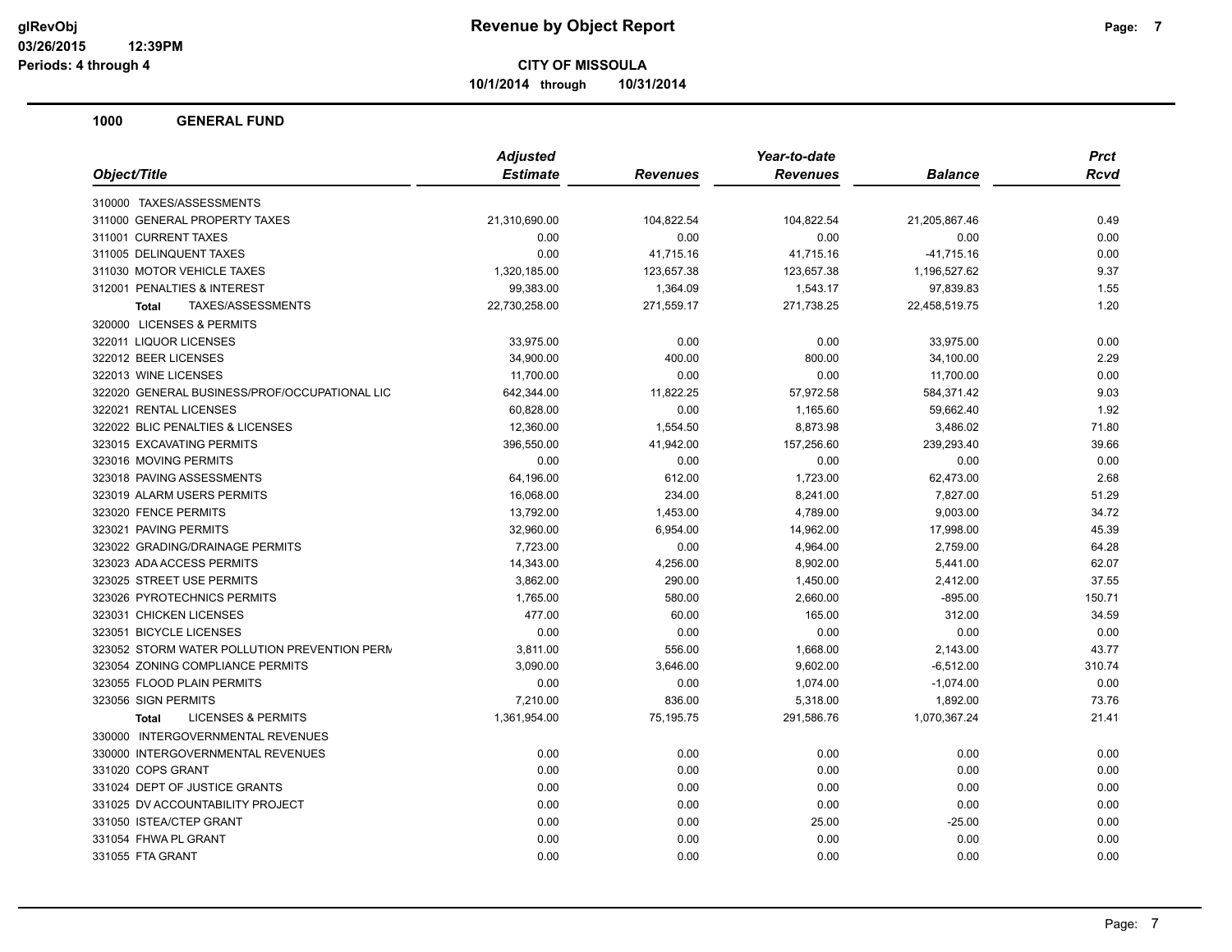**CITY OF MISSOULA**

**10/1/2014 through 10/31/2014**

## 1000 GENERAL FUND

| Object/Title | Adjusted Estimate | Revenues | Year-to-date Revenues | Balance | Prct Rcvd |
|---|---|---|---|---|---|
| 310000 TAXES/ASSESSMENTS | | | | | |
| 311000 GENERAL PROPERTY TAXES | 21,310,690.00 | 104,822.54 | 104,822.54 | 21,205,867.46 | 0.49 |
| 311001 CURRENT TAXES | 0.00 | 0.00 | 0.00 | 0.00 | 0.00 |
| 311005 DELINQUENT TAXES | 0.00 | 41,715.16 | 41,715.16 | -41,715.16 | 0.00 |
| 311030 MOTOR VEHICLE TAXES | 1,320,185.00 | 123,657.38 | 123,657.38 | 1,196,527.62 | 9.37 |
| 312001 PENALTIES & INTEREST | 99,383.00 | 1,364.09 | 1,543.17 | 97,839.83 | 1.55 |
| **Total** TAXES/ASSESSMENTS | 22,730,258.00 | 271,559.17 | 271,738.25 | 22,458,519.75 | 1.20 |
| 320000 LICENSES & PERMITS | | | | | |
| 322011 LIQUOR LICENSES | 33,975.00 | 0.00 | 0.00 | 33,975.00 | 0.00 |
| 322012 BEER LICENSES | 34,900.00 | 400.00 | 800.00 | 34,100.00 | 2.29 |
| 322013 WINE LICENSES | 11,700.00 | 0.00 | 0.00 | 11,700.00 | 0.00 |
| 322020 GENERAL BUSINESS/PROF/OCCUPATIONAL LIC | 642,344.00 | 11,822.25 | 57,972.58 | 584,371.42 | 9.03 |
| 322021 RENTAL LICENSES | 60,828.00 | 0.00 | 1,165.60 | 59,662.40 | 1.92 |
| 322022 BLIC PENALTIES & LICENSES | 12,360.00 | 1,554.50 | 8,873.98 | 3,486.02 | 71.80 |
| 323015 EXCAVATING PERMITS | 396,550.00 | 41,942.00 | 157,256.60 | 239,293.40 | 39.66 |
| 323016 MOVING PERMITS | 0.00 | 0.00 | 0.00 | 0.00 | 0.00 |
| 323018 PAVING ASSESSMENTS | 64,196.00 | 612.00 | 1,723.00 | 62,473.00 | 2.68 |
| 323019 ALARM USERS PERMITS | 16,068.00 | 234.00 | 8,241.00 | 7,827.00 | 51.29 |
| 323020 FENCE PERMITS | 13,792.00 | 1,453.00 | 4,789.00 | 9,003.00 | 34.72 |
| 323021 PAVING PERMITS | 32,960.00 | 6,954.00 | 14,962.00 | 17,998.00 | 45.39 |
| 323022 GRADING/DRAINAGE PERMITS | 7,723.00 | 0.00 | 4,964.00 | 2,759.00 | 64.28 |
| 323023 ADA ACCESS PERMITS | 14,343.00 | 4,256.00 | 8,902.00 | 5,441.00 | 62.07 |
| 323025 STREET USE PERMITS | 3,862.00 | 290.00 | 1,450.00 | 2,412.00 | 37.55 |
| 323026 PYROTECHNICS PERMITS | 1,765.00 | 580.00 | 2,660.00 | -895.00 | 150.71 |
| 323031 CHICKEN LICENSES | 477.00 | 60.00 | 165.00 | 312.00 | 34.59 |
| 323051 BICYCLE LICENSES | 0.00 | 0.00 | 0.00 | 0.00 | 0.00 |
| 323052 STORM WATER POLLUTION PREVENTION PERM | 3,811.00 | 556.00 | 1,668.00 | 2,143.00 | 43.77 |
| 323054 ZONING COMPLIANCE PERMITS | 3,090.00 | 3,646.00 | 9,602.00 | -6,512.00 | 310.74 |
| 323055 FLOOD PLAIN PERMITS | 0.00 | 0.00 | 1,074.00 | -1,074.00 | 0.00 |
| 323056 SIGN PERMITS | 7,210.00 | 836.00 | 5,318.00 | 1,892.00 | 73.76 |
| **Total** LICENSES & PERMITS | 1,361,954.00 | 75,195.75 | 291,586.76 | 1,070,367.24 | 21.41 |
| 330000 INTERGOVERNMENTAL REVENUES | | | | | |
| 330000 INTERGOVERNMENTAL REVENUES | 0.00 | 0.00 | 0.00 | 0.00 | 0.00 |
| 331020 COPS GRANT | 0.00 | 0.00 | 0.00 | 0.00 | 0.00 |
| 331024 DEPT OF JUSTICE GRANTS | 0.00 | 0.00 | 0.00 | 0.00 | 0.00 |
| 331025 DV ACCOUNTABILITY PROJECT | 0.00 | 0.00 | 0.00 | 0.00 | 0.00 |
| 331050 ISTEA/CTEP GRANT | 0.00 | 0.00 | 25.00 | -25.00 | 0.00 |
| 331054 FHWA PL GRANT | 0.00 | 0.00 | 0.00 | 0.00 | 0.00 |
| 331055 FTA GRANT | 0.00 | 0.00 | 0.00 | 0.00 | 0.00 |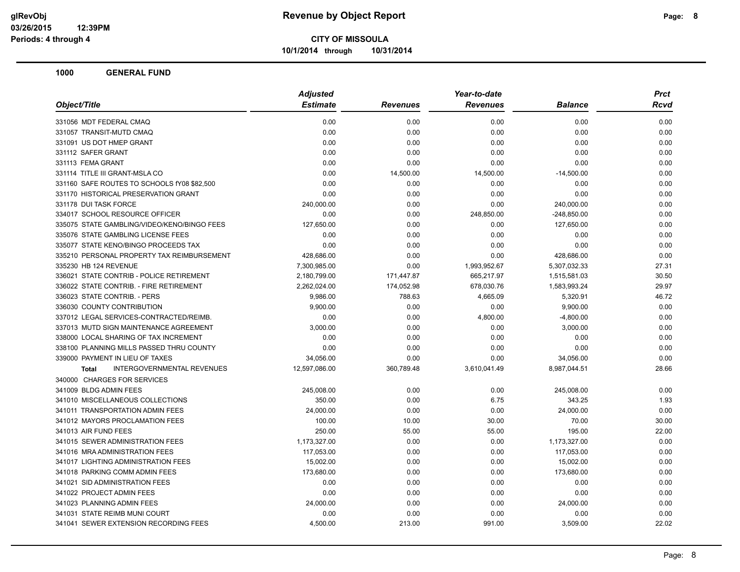**CITY OF MISSOULA**

**10/1/2014 through 10/31/2014**

## 1000 GENERAL FUND

| Object/Title | Adjusted Estimate | Revenues | Year-to-date Revenues | Balance | Prct Rcvd |
|---|---|---|---|---|---|
| 331056 MDT FEDERAL CMAQ | 0.00 | 0.00 | 0.00 | 0.00 | 0.00 |
| 331057 TRANSIT-MUTD CMAQ | 0.00 | 0.00 | 0.00 | 0.00 | 0.00 |
| 331091 US DOT HMEP GRANT | 0.00 | 0.00 | 0.00 | 0.00 | 0.00 |
| 331112 SAFER GRANT | 0.00 | 0.00 | 0.00 | 0.00 | 0.00 |
| 331113 FEMA GRANT | 0.00 | 0.00 | 0.00 | 0.00 | 0.00 |
| 331114 TITLE III GRANT-MSLA CO | 0.00 | 14,500.00 | 14,500.00 | -14,500.00 | 0.00 |
| 331160 SAFE ROUTES TO SCHOOLS fY08 $82,500 | 0.00 | 0.00 | 0.00 | 0.00 | 0.00 |
| 331170 HISTORICAL PRESERVATION GRANT | 0.00 | 0.00 | 0.00 | 0.00 | 0.00 |
| 331178 DUI TASK FORCE | 240,000.00 | 0.00 | 0.00 | 240,000.00 | 0.00 |
| 334017 SCHOOL RESOURCE OFFICER | 0.00 | 0.00 | 248,850.00 | -248,850.00 | 0.00 |
| 335075 STATE GAMBLING/VIDEO/KENO/BINGO FEES | 127,650.00 | 0.00 | 0.00 | 127,650.00 | 0.00 |
| 335076 STATE GAMBLING LICENSE FEES | 0.00 | 0.00 | 0.00 | 0.00 | 0.00 |
| 335077 STATE KENO/BINGO PROCEEDS TAX | 0.00 | 0.00 | 0.00 | 0.00 | 0.00 |
| 335210 PERSONAL PROPERTY TAX REIMBURSEMENT | 428,686.00 | 0.00 | 0.00 | 428,686.00 | 0.00 |
| 335230 HB 124 REVENUE | 7,300,985.00 | 0.00 | 1,993,952.67 | 5,307,032.33 | 27.31 |
| 336021 STATE CONTRIB - POLICE RETIREMENT | 2,180,799.00 | 171,447.87 | 665,217.97 | 1,515,581.03 | 30.50 |
| 336022 STATE CONTRIB. - FIRE RETIREMENT | 2,262,024.00 | 174,052.98 | 678,030.76 | 1,583,993.24 | 29.97 |
| 336023 STATE CONTRIB. - PERS | 9,986.00 | 788.63 | 4,665.09 | 5,320.91 | 46.72 |
| 336030 COUNTY CONTRIBUTION | 9,900.00 | 0.00 | 0.00 | 9,900.00 | 0.00 |
| 337012 LEGAL SERVICES-CONTRACTED/REIMB. | 0.00 | 0.00 | 4,800.00 | -4,800.00 | 0.00 |
| 337013 MUTD SIGN MAINTENANCE AGREEMENT | 3,000.00 | 0.00 | 0.00 | 3,000.00 | 0.00 |
| 338000 LOCAL SHARING OF TAX INCREMENT | 0.00 | 0.00 | 0.00 | 0.00 | 0.00 |
| 338100 PLANNING MILLS PASSED THRU COUNTY | 0.00 | 0.00 | 0.00 | 0.00 | 0.00 |
| 339000 PAYMENT IN LIEU OF TAXES | 34,056.00 | 0.00 | 0.00 | 34,056.00 | 0.00 |
| **Total** INTERGOVERNMENTAL REVENUES | 12,597,086.00 | 360,789.48 | 3,610,041.49 | 8,987,044.51 | 28.66 |
| 340000 CHARGES FOR SERVICES | | | | | |
| 341009 BLDG ADMIN FEES | 245,008.00 | 0.00 | 0.00 | 245,008.00 | 0.00 |
| 341010 MISCELLANEOUS COLLECTIONS | 350.00 | 0.00 | 6.75 | 343.25 | 1.93 |
| 341011 TRANSPORTATION ADMIN FEES | 24,000.00 | 0.00 | 0.00 | 24,000.00 | 0.00 |
| 341012 MAYORS PROCLAMATION FEES | 100.00 | 10.00 | 30.00 | 70.00 | 30.00 |
| 341013 AIR FUND FEES | 250.00 | 55.00 | 55.00 | 195.00 | 22.00 |
| 341015 SEWER ADMINISTRATION FEES | 1,173,327.00 | 0.00 | 0.00 | 1,173,327.00 | 0.00 |
| 341016 MRA ADMINISTRATION FEES | 117,053.00 | 0.00 | 0.00 | 117,053.00 | 0.00 |
| 341017 LIGHTING ADMINISTRATION FEES | 15,002.00 | 0.00 | 0.00 | 15,002.00 | 0.00 |
| 341018 PARKING COMM ADMIN FEES | 173,680.00 | 0.00 | 0.00 | 173,680.00 | 0.00 |
| 341021 SID ADMINISTRATION FEES | 0.00 | 0.00 | 0.00 | 0.00 | 0.00 |
| 341022 PROJECT ADMIN FEES | 0.00 | 0.00 | 0.00 | 0.00 | 0.00 |
| 341023 PLANNING ADMIN FEES | 24,000.00 | 0.00 | 0.00 | 24,000.00 | 0.00 |
| 341031 STATE REIMB MUNI COURT | 0.00 | 0.00 | 0.00 | 0.00 | 0.00 |
| 341041 SEWER EXTENSION RECORDING FEES | 4,500.00 | 213.00 | 991.00 | 3,509.00 | 22.02 |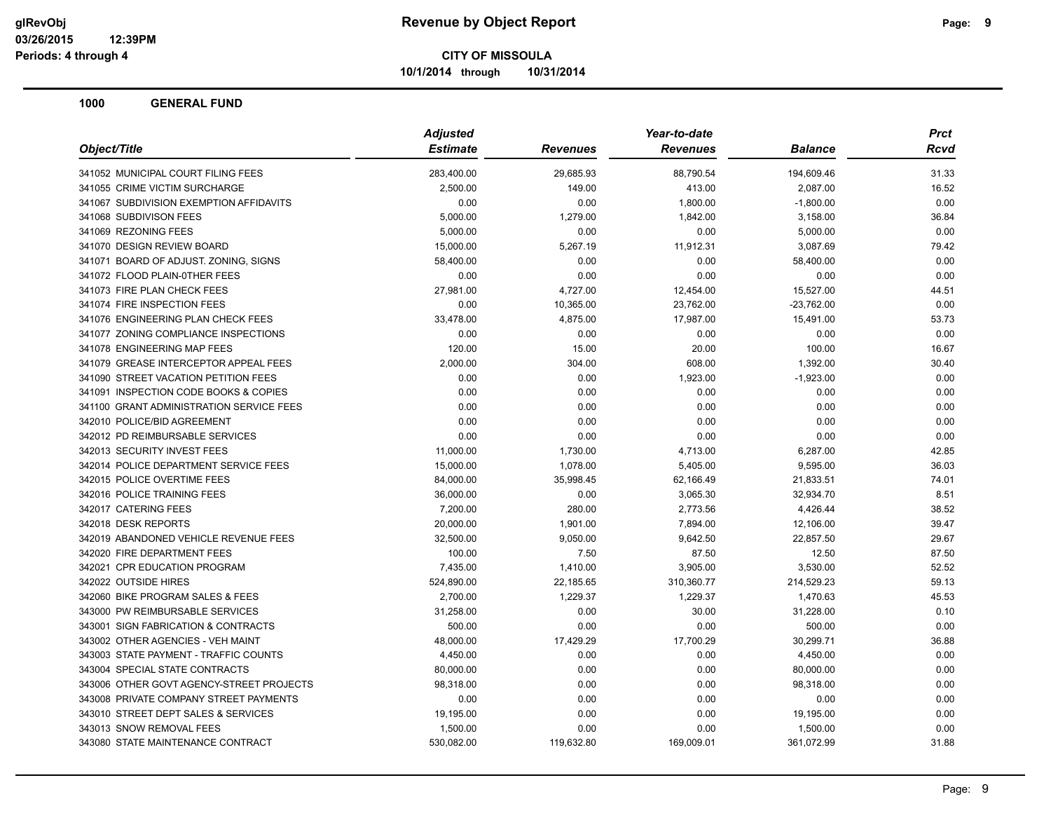# Revenue by Object Report

glRevObj
03/26/2015 12:39PM
Periods: 4 through 4

**CITY OF MISSOULA**
**10/1/2014 through 10/31/2014**

## 1000 GENERAL FUND

| Object/Title | Adjusted Estimate | Revenues | Year-to-date Revenues | Balance | Prct Rcvd |
|---|---|---|---|---|---|
| 341052 MUNICIPAL COURT FILING FEES | 283,400.00 | 29,685.93 | 88,790.54 | 194,609.46 | 31.33 |
| 341055 CRIME VICTIM SURCHARGE | 2,500.00 | 149.00 | 413.00 | 2,087.00 | 16.52 |
| 341067 SUBDIVISION EXEMPTION AFFIDAVITS | 0.00 | 0.00 | 1,800.00 | -1,800.00 | 0.00 |
| 341068 SUBDIVISON FEES | 5,000.00 | 1,279.00 | 1,842.00 | 3,158.00 | 36.84 |
| 341069 REZONING FEES | 5,000.00 | 0.00 | 0.00 | 5,000.00 | 0.00 |
| 341070 DESIGN REVIEW BOARD | 15,000.00 | 5,267.19 | 11,912.31 | 3,087.69 | 79.42 |
| 341071 BOARD OF ADJUST. ZONING, SIGNS | 58,400.00 | 0.00 | 0.00 | 58,400.00 | 0.00 |
| 341072 FLOOD PLAIN-0THER FEES | 0.00 | 0.00 | 0.00 | 0.00 | 0.00 |
| 341073 FIRE PLAN CHECK FEES | 27,981.00 | 4,727.00 | 12,454.00 | 15,527.00 | 44.51 |
| 341074 FIRE INSPECTION FEES | 0.00 | 10,365.00 | 23,762.00 | -23,762.00 | 0.00 |
| 341076 ENGINEERING PLAN CHECK FEES | 33,478.00 | 4,875.00 | 17,987.00 | 15,491.00 | 53.73 |
| 341077 ZONING COMPLIANCE INSPECTIONS | 0.00 | 0.00 | 0.00 | 0.00 | 0.00 |
| 341078 ENGINEERING MAP FEES | 120.00 | 15.00 | 20.00 | 100.00 | 16.67 |
| 341079 GREASE INTERCEPTOR APPEAL FEES | 2,000.00 | 304.00 | 608.00 | 1,392.00 | 30.40 |
| 341090 STREET VACATION PETITION FEES | 0.00 | 0.00 | 1,923.00 | -1,923.00 | 0.00 |
| 341091 INSPECTION CODE BOOKS & COPIES | 0.00 | 0.00 | 0.00 | 0.00 | 0.00 |
| 341100 GRANT ADMINISTRATION SERVICE FEES | 0.00 | 0.00 | 0.00 | 0.00 | 0.00 |
| 342010 POLICE/BID AGREEMENT | 0.00 | 0.00 | 0.00 | 0.00 | 0.00 |
| 342012 PD REIMBURSABLE SERVICES | 0.00 | 0.00 | 0.00 | 0.00 | 0.00 |
| 342013 SECURITY INVEST FEES | 11,000.00 | 1,730.00 | 4,713.00 | 6,287.00 | 42.85 |
| 342014 POLICE DEPARTMENT SERVICE FEES | 15,000.00 | 1,078.00 | 5,405.00 | 9,595.00 | 36.03 |
| 342015 POLICE OVERTIME FEES | 84,000.00 | 35,998.45 | 62,166.49 | 21,833.51 | 74.01 |
| 342016 POLICE TRAINING FEES | 36,000.00 | 0.00 | 3,065.30 | 32,934.70 | 8.51 |
| 342017 CATERING FEES | 7,200.00 | 280.00 | 2,773.56 | 4,426.44 | 38.52 |
| 342018 DESK REPORTS | 20,000.00 | 1,901.00 | 7,894.00 | 12,106.00 | 39.47 |
| 342019 ABANDONED VEHICLE REVENUE FEES | 32,500.00 | 9,050.00 | 9,642.50 | 22,857.50 | 29.67 |
| 342020 FIRE DEPARTMENT FEES | 100.00 | 7.50 | 87.50 | 12.50 | 87.50 |
| 342021 CPR EDUCATION PROGRAM | 7,435.00 | 1,410.00 | 3,905.00 | 3,530.00 | 52.52 |
| 342022 OUTSIDE HIRES | 524,890.00 | 22,185.65 | 310,360.77 | 214,529.23 | 59.13 |
| 342060 BIKE PROGRAM SALES & FEES | 2,700.00 | 1,229.37 | 1,229.37 | 1,470.63 | 45.53 |
| 343000 PW REIMBURSABLE SERVICES | 31,258.00 | 0.00 | 30.00 | 31,228.00 | 0.10 |
| 343001 SIGN FABRICATION & CONTRACTS | 500.00 | 0.00 | 0.00 | 500.00 | 0.00 |
| 343002 OTHER AGENCIES - VEH MAINT | 48,000.00 | 17,429.29 | 17,700.29 | 30,299.71 | 36.88 |
| 343003 STATE PAYMENT - TRAFFIC COUNTS | 4,450.00 | 0.00 | 0.00 | 4,450.00 | 0.00 |
| 343004 SPECIAL STATE CONTRACTS | 80,000.00 | 0.00 | 0.00 | 80,000.00 | 0.00 |
| 343006 OTHER GOVT AGENCY-STREET PROJECTS | 98,318.00 | 0.00 | 0.00 | 98,318.00 | 0.00 |
| 343008 PRIVATE COMPANY STREET PAYMENTS | 0.00 | 0.00 | 0.00 | 0.00 | 0.00 |
| 343010 STREET DEPT SALES & SERVICES | 19,195.00 | 0.00 | 0.00 | 19,195.00 | 0.00 |
| 343013 SNOW REMOVAL FEES | 1,500.00 | 0.00 | 0.00 | 1,500.00 | 0.00 |
| 343080 STATE MAINTENANCE CONTRACT | 530,082.00 | 119,632.80 | 169,009.01 | 361,072.99 | 31.88 |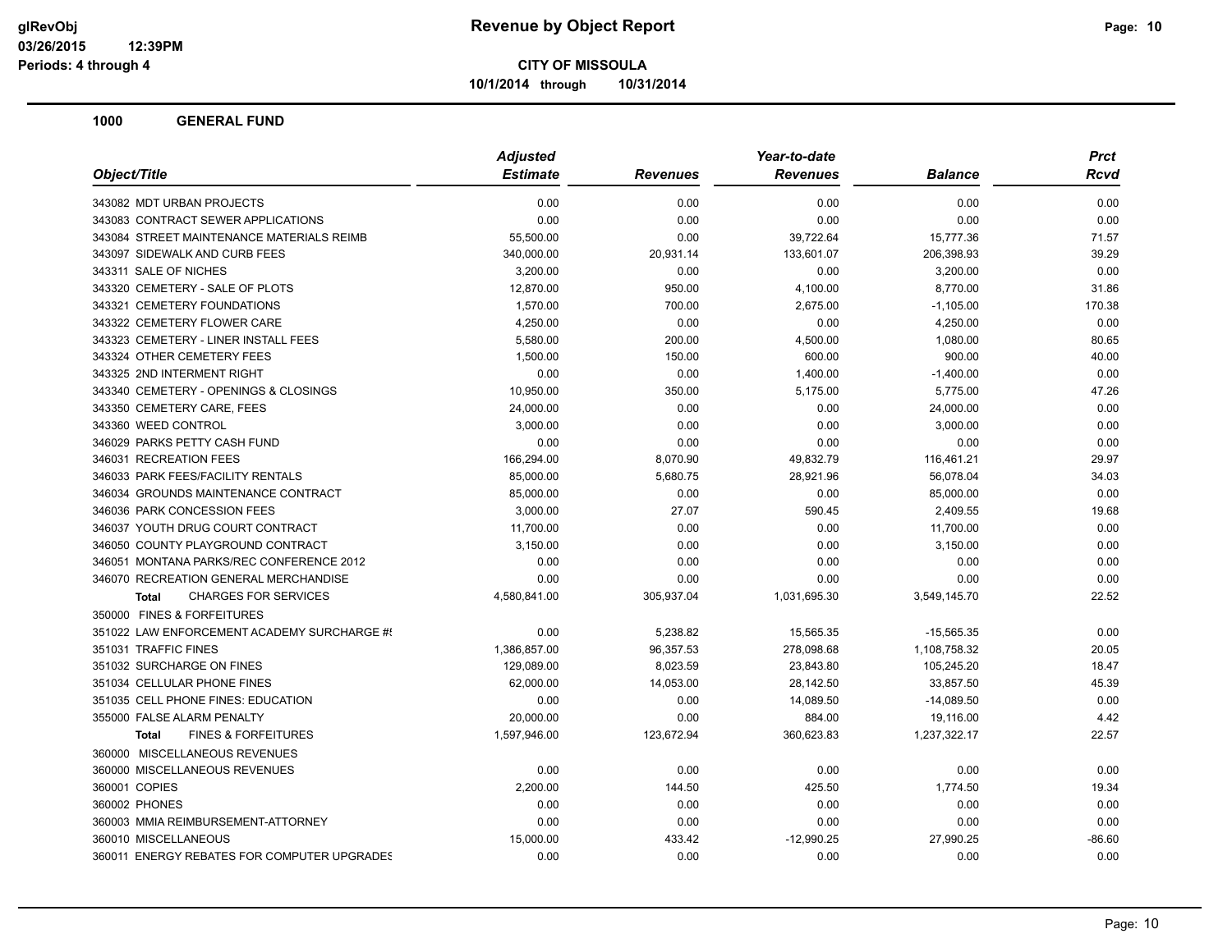**CITY OF MISSOULA**

**10/1/2014 through 10/31/2014**

## 1000 GENERAL FUND

| Object/Title | Adjusted Estimate | Revenues | Year-to-date Revenues | Balance | Prct Rcvd |
|---|---|---|---|---|---|
| 343082 MDT URBAN PROJECTS | 0.00 | 0.00 | 0.00 | 0.00 | 0.00 |
| 343083 CONTRACT SEWER APPLICATIONS | 0.00 | 0.00 | 0.00 | 0.00 | 0.00 |
| 343084 STREET MAINTENANCE MATERIALS REIMB | 55,500.00 | 0.00 | 39,722.64 | 15,777.36 | 71.57 |
| 343097 SIDEWALK AND CURB FEES | 340,000.00 | 20,931.14 | 133,601.07 | 206,398.93 | 39.29 |
| 343311 SALE OF NICHES | 3,200.00 | 0.00 | 0.00 | 3,200.00 | 0.00 |
| 343320 CEMETERY - SALE OF PLOTS | 12,870.00 | 950.00 | 4,100.00 | 8,770.00 | 31.86 |
| 343321 CEMETERY FOUNDATIONS | 1,570.00 | 700.00 | 2,675.00 | -1,105.00 | 170.38 |
| 343322 CEMETERY FLOWER CARE | 4,250.00 | 0.00 | 0.00 | 4,250.00 | 0.00 |
| 343323 CEMETERY - LINER INSTALL FEES | 5,580.00 | 200.00 | 4,500.00 | 1,080.00 | 80.65 |
| 343324 OTHER CEMETERY FEES | 1,500.00 | 150.00 | 600.00 | 900.00 | 40.00 |
| 343325 2ND INTERMENT RIGHT | 0.00 | 0.00 | 1,400.00 | -1,400.00 | 0.00 |
| 343340 CEMETERY - OPENINGS & CLOSINGS | 10,950.00 | 350.00 | 5,175.00 | 5,775.00 | 47.26 |
| 343350 CEMETERY CARE, FEES | 24,000.00 | 0.00 | 0.00 | 24,000.00 | 0.00 |
| 343360 WEED CONTROL | 3,000.00 | 0.00 | 0.00 | 3,000.00 | 0.00 |
| 346029 PARKS PETTY CASH FUND | 0.00 | 0.00 | 0.00 | 0.00 | 0.00 |
| 346031 RECREATION FEES | 166,294.00 | 8,070.90 | 49,832.79 | 116,461.21 | 29.97 |
| 346033 PARK FEES/FACILITY RENTALS | 85,000.00 | 5,680.75 | 28,921.96 | 56,078.04 | 34.03 |
| 346034 GROUNDS MAINTENANCE CONTRACT | 85,000.00 | 0.00 | 0.00 | 85,000.00 | 0.00 |
| 346036 PARK CONCESSION FEES | 3,000.00 | 27.07 | 590.45 | 2,409.55 | 19.68 |
| 346037 YOUTH DRUG COURT CONTRACT | 11,700.00 | 0.00 | 0.00 | 11,700.00 | 0.00 |
| 346050 COUNTY PLAYGROUND CONTRACT | 3,150.00 | 0.00 | 0.00 | 3,150.00 | 0.00 |
| 346051 MONTANA PARKS/REC CONFERENCE 2012 | 0.00 | 0.00 | 0.00 | 0.00 | 0.00 |
| 346070 RECREATION GENERAL MERCHANDISE | 0.00 | 0.00 | 0.00 | 0.00 | 0.00 |
| **Total** CHARGES FOR SERVICES | 4,580,841.00 | 305,937.04 | 1,031,695.30 | 3,549,145.70 | 22.52 |
| 350000 FINES & FORFEITURES | | | | | |
| 351022 LAW ENFORCEMENT ACADEMY SURCHARGE #! | 0.00 | 5,238.82 | 15,565.35 | -15,565.35 | 0.00 |
| 351031 TRAFFIC FINES | 1,386,857.00 | 96,357.53 | 278,098.68 | 1,108,758.32 | 20.05 |
| 351032 SURCHARGE ON FINES | 129,089.00 | 8,023.59 | 23,843.80 | 105,245.20 | 18.47 |
| 351034 CELLULAR PHONE FINES | 62,000.00 | 14,053.00 | 28,142.50 | 33,857.50 | 45.39 |
| 351035 CELL PHONE FINES: EDUCATION | 0.00 | 0.00 | 14,089.50 | -14,089.50 | 0.00 |
| 355000 FALSE ALARM PENALTY | 20,000.00 | 0.00 | 884.00 | 19,116.00 | 4.42 |
| **Total** FINES & FORFEITURES | 1,597,946.00 | 123,672.94 | 360,623.83 | 1,237,322.17 | 22.57 |
| 360000 MISCELLANEOUS REVENUES | | | | | |
| 360000 MISCELLANEOUS REVENUES | 0.00 | 0.00 | 0.00 | 0.00 | 0.00 |
| 360001 COPIES | 2,200.00 | 144.50 | 425.50 | 1,774.50 | 19.34 |
| 360002 PHONES | 0.00 | 0.00 | 0.00 | 0.00 | 0.00 |
| 360003 MMIA REIMBURSEMENT-ATTORNEY | 0.00 | 0.00 | 0.00 | 0.00 | 0.00 |
| 360010 MISCELLANEOUS | 15,000.00 | 433.42 | -12,990.25 | 27,990.25 | -86.60 |
| 360011 ENERGY REBATES FOR COMPUTER UPGRADES | 0.00 | 0.00 | 0.00 | 0.00 | 0.00 |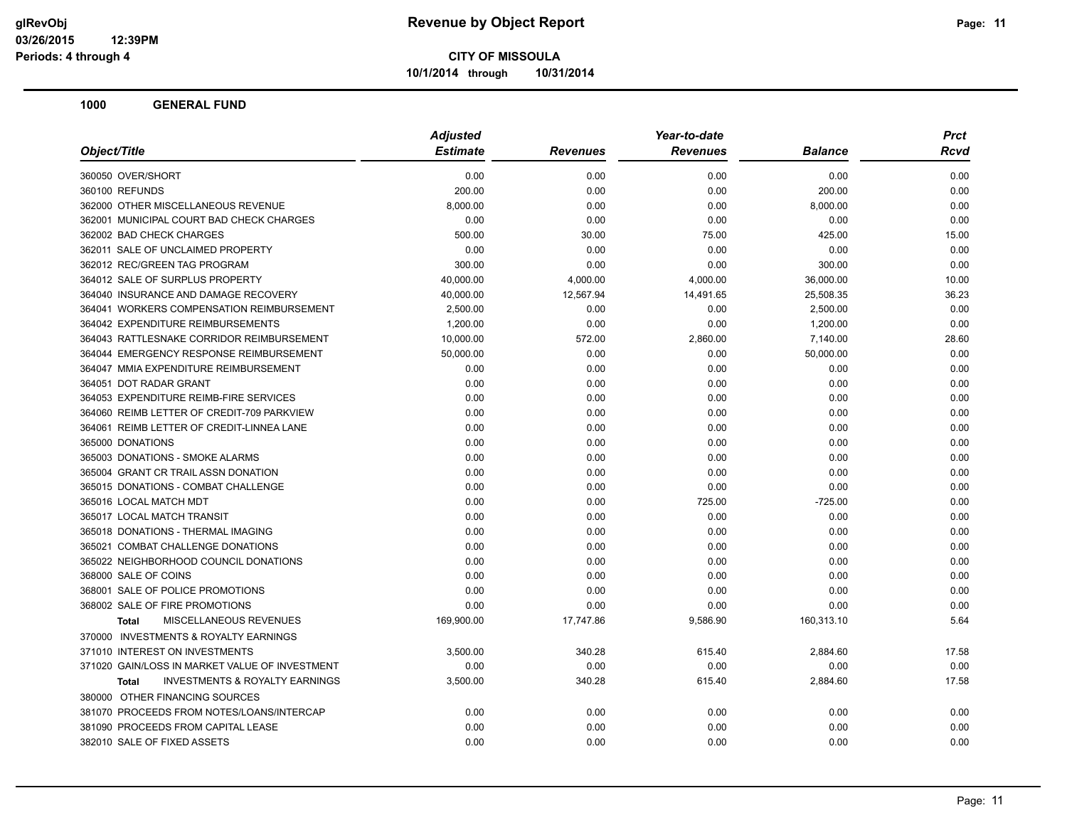**Revenue by Object Report**

**CITY OF MISSOULA**

**10/1/2014 through 10/31/2014**

glRevObj
03/26/2015 12:39PM
Periods: 4 through 4

## 1000 GENERAL FUND

| Object/Title | Adjusted Estimate | Revenues | Year-to-date Revenues | Balance | Prct Rcvd |
|---|---|---|---|---|---|
| 360050 OVER/SHORT | 0.00 | 0.00 | 0.00 | 0.00 | 0.00 |
| 360100 REFUNDS | 200.00 | 0.00 | 0.00 | 200.00 | 0.00 |
| 362000 OTHER MISCELLANEOUS REVENUE | 8,000.00 | 0.00 | 0.00 | 8,000.00 | 0.00 |
| 362001 MUNICIPAL COURT BAD CHECK CHARGES | 0.00 | 0.00 | 0.00 | 0.00 | 0.00 |
| 362002 BAD CHECK CHARGES | 500.00 | 30.00 | 75.00 | 425.00 | 15.00 |
| 362011 SALE OF UNCLAIMED PROPERTY | 0.00 | 0.00 | 0.00 | 0.00 | 0.00 |
| 362012 REC/GREEN TAG PROGRAM | 300.00 | 0.00 | 0.00 | 300.00 | 0.00 |
| 364012 SALE OF SURPLUS PROPERTY | 40,000.00 | 4,000.00 | 4,000.00 | 36,000.00 | 10.00 |
| 364040 INSURANCE AND DAMAGE RECOVERY | 40,000.00 | 12,567.94 | 14,491.65 | 25,508.35 | 36.23 |
| 364041 WORKERS COMPENSATION REIMBURSEMENT | 2,500.00 | 0.00 | 0.00 | 2,500.00 | 0.00 |
| 364042 EXPENDITURE REIMBURSEMENTS | 1,200.00 | 0.00 | 0.00 | 1,200.00 | 0.00 |
| 364043 RATTLESNAKE CORRIDOR REIMBURSEMENT | 10,000.00 | 572.00 | 2,860.00 | 7,140.00 | 28.60 |
| 364044 EMERGENCY RESPONSE REIMBURSEMENT | 50,000.00 | 0.00 | 0.00 | 50,000.00 | 0.00 |
| 364047 MMIA EXPENDITURE REIMBURSEMENT | 0.00 | 0.00 | 0.00 | 0.00 | 0.00 |
| 364051 DOT RADAR GRANT | 0.00 | 0.00 | 0.00 | 0.00 | 0.00 |
| 364053 EXPENDITURE REIMB-FIRE SERVICES | 0.00 | 0.00 | 0.00 | 0.00 | 0.00 |
| 364060 REIMB LETTER OF CREDIT-709 PARKVIEW | 0.00 | 0.00 | 0.00 | 0.00 | 0.00 |
| 364061 REIMB LETTER OF CREDIT-LINNEA LANE | 0.00 | 0.00 | 0.00 | 0.00 | 0.00 |
| 365000 DONATIONS | 0.00 | 0.00 | 0.00 | 0.00 | 0.00 |
| 365003 DONATIONS - SMOKE ALARMS | 0.00 | 0.00 | 0.00 | 0.00 | 0.00 |
| 365004 GRANT CR TRAIL ASSN DONATION | 0.00 | 0.00 | 0.00 | 0.00 | 0.00 |
| 365015 DONATIONS - COMBAT CHALLENGE | 0.00 | 0.00 | 0.00 | 0.00 | 0.00 |
| 365016 LOCAL MATCH MDT | 0.00 | 0.00 | 725.00 | -725.00 | 0.00 |
| 365017 LOCAL MATCH TRANSIT | 0.00 | 0.00 | 0.00 | 0.00 | 0.00 |
| 365018 DONATIONS - THERMAL IMAGING | 0.00 | 0.00 | 0.00 | 0.00 | 0.00 |
| 365021 COMBAT CHALLENGE DONATIONS | 0.00 | 0.00 | 0.00 | 0.00 | 0.00 |
| 365022 NEIGHBORHOOD COUNCIL DONATIONS | 0.00 | 0.00 | 0.00 | 0.00 | 0.00 |
| 368000 SALE OF COINS | 0.00 | 0.00 | 0.00 | 0.00 | 0.00 |
| 368001 SALE OF POLICE PROMOTIONS | 0.00 | 0.00 | 0.00 | 0.00 | 0.00 |
| 368002 SALE OF FIRE PROMOTIONS | 0.00 | 0.00 | 0.00 | 0.00 | 0.00 |
| **Total** MISCELLANEOUS REVENUES | 169,900.00 | 17,747.86 | 9,586.90 | 160,313.10 | 5.64 |
| 370000 INVESTMENTS & ROYALTY EARNINGS | | | | | |
| 371010 INTEREST ON INVESTMENTS | 3,500.00 | 340.28 | 615.40 | 2,884.60 | 17.58 |
| 371020 GAIN/LOSS IN MARKET VALUE OF INVESTMENT | 0.00 | 0.00 | 0.00 | 0.00 | 0.00 |
| **Total** INVESTMENTS & ROYALTY EARNINGS | 3,500.00 | 340.28 | 615.40 | 2,884.60 | 17.58 |
| 380000 OTHER FINANCING SOURCES | | | | | |
| 381070 PROCEEDS FROM NOTES/LOANS/INTERCAP | 0.00 | 0.00 | 0.00 | 0.00 | 0.00 |
| 381090 PROCEEDS FROM CAPITAL LEASE | 0.00 | 0.00 | 0.00 | 0.00 | 0.00 |
| 382010 SALE OF FIXED ASSETS | 0.00 | 0.00 | 0.00 | 0.00 | 0.00 |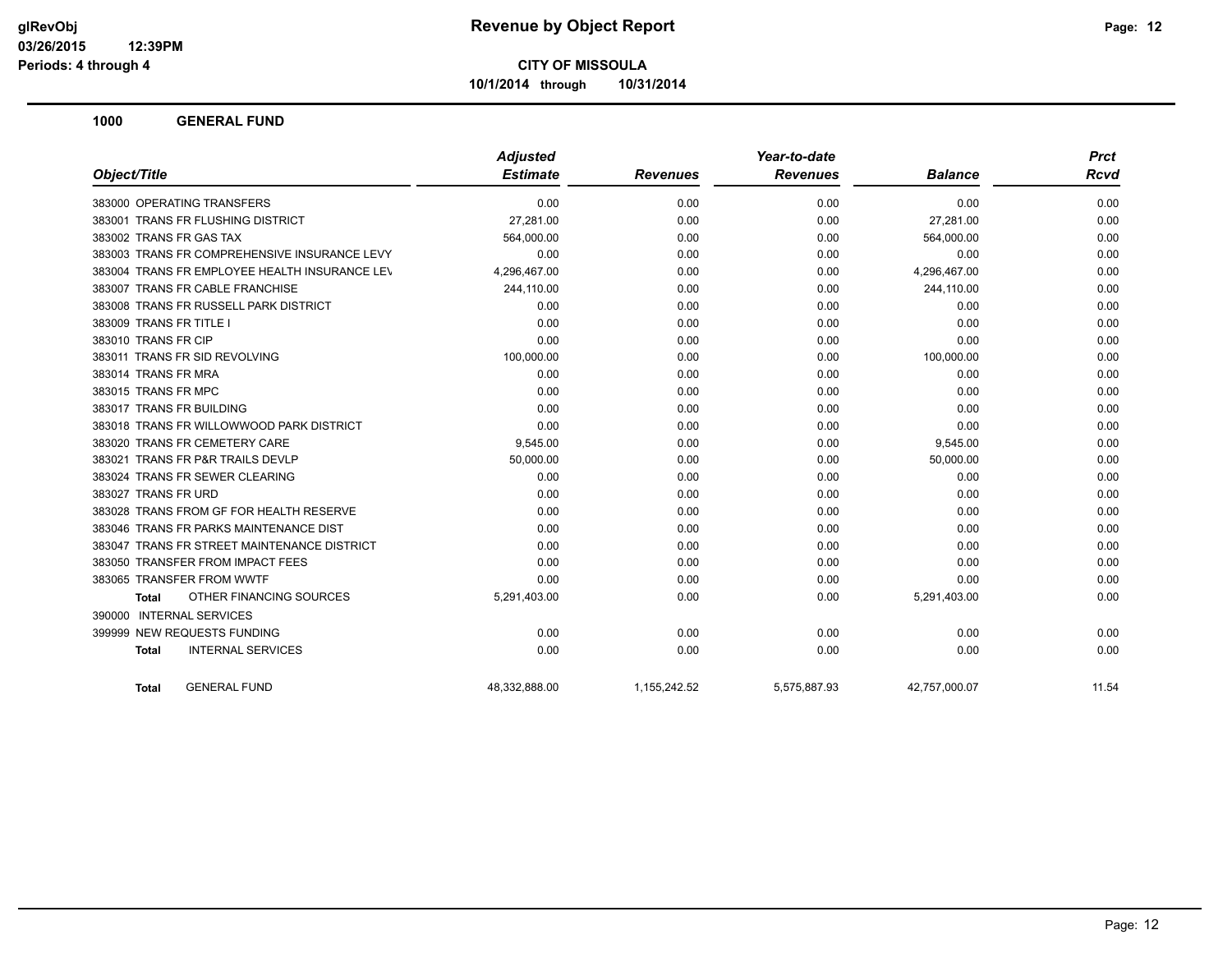# Revenue by Object Report

**CITY OF MISSOULA**

**10/1/2014 through 10/31/2014**

glRevObj
03/26/2015 12:39PM
Periods: 4 through 4

## 1000 GENERAL FUND

| Object/Title | Adjusted Estimate | Revenues | Year-to-date Revenues | Balance | Prct Rcvd |
|---|---|---|---|---|---|
| 383000 OPERATING TRANSFERS | 0.00 | 0.00 | 0.00 | 0.00 | 0.00 |
| 383001 TRANS FR FLUSHING DISTRICT | 27,281.00 | 0.00 | 0.00 | 27,281.00 | 0.00 |
| 383002 TRANS FR GAS TAX | 564,000.00 | 0.00 | 0.00 | 564,000.00 | 0.00 |
| 383003 TRANS FR COMPREHENSIVE INSURANCE LEVY | 0.00 | 0.00 | 0.00 | 0.00 | 0.00 |
| 383004 TRANS FR EMPLOYEE HEALTH INSURANCE LEV | 4,296,467.00 | 0.00 | 0.00 | 4,296,467.00 | 0.00 |
| 383007 TRANS FR CABLE FRANCHISE | 244,110.00 | 0.00 | 0.00 | 244,110.00 | 0.00 |
| 383008 TRANS FR RUSSELL PARK DISTRICT | 0.00 | 0.00 | 0.00 | 0.00 | 0.00 |
| 383009 TRANS FR TITLE I | 0.00 | 0.00 | 0.00 | 0.00 | 0.00 |
| 383010 TRANS FR CIP | 0.00 | 0.00 | 0.00 | 0.00 | 0.00 |
| 383011 TRANS FR SID REVOLVING | 100,000.00 | 0.00 | 0.00 | 100,000.00 | 0.00 |
| 383014 TRANS FR MRA | 0.00 | 0.00 | 0.00 | 0.00 | 0.00 |
| 383015 TRANS FR MPC | 0.00 | 0.00 | 0.00 | 0.00 | 0.00 |
| 383017 TRANS FR BUILDING | 0.00 | 0.00 | 0.00 | 0.00 | 0.00 |
| 383018 TRANS FR WILLOWWOOD PARK DISTRICT | 0.00 | 0.00 | 0.00 | 0.00 | 0.00 |
| 383020 TRANS FR CEMETERY CARE | 9,545.00 | 0.00 | 0.00 | 9,545.00 | 0.00 |
| 383021 TRANS FR P&R TRAILS DEVLP | 50,000.00 | 0.00 | 0.00 | 50,000.00 | 0.00 |
| 383024 TRANS FR SEWER CLEARING | 0.00 | 0.00 | 0.00 | 0.00 | 0.00 |
| 383027 TRANS FR URD | 0.00 | 0.00 | 0.00 | 0.00 | 0.00 |
| 383028 TRANS FROM GF FOR HEALTH RESERVE | 0.00 | 0.00 | 0.00 | 0.00 | 0.00 |
| 383046 TRANS FR PARKS MAINTENANCE DIST | 0.00 | 0.00 | 0.00 | 0.00 | 0.00 |
| 383047 TRANS FR STREET MAINTENANCE DISTRICT | 0.00 | 0.00 | 0.00 | 0.00 | 0.00 |
| 383050 TRANSFER FROM IMPACT FEES | 0.00 | 0.00 | 0.00 | 0.00 | 0.00 |
| 383065 TRANSFER FROM WWTF | 0.00 | 0.00 | 0.00 | 0.00 | 0.00 |
| **Total** OTHER FINANCING SOURCES | 5,291,403.00 | 0.00 | 0.00 | 5,291,403.00 | 0.00 |
| 390000 INTERNAL SERVICES | | | | | |
| 399999 NEW REQUESTS FUNDING | 0.00 | 0.00 | 0.00 | 0.00 | 0.00 |
| **Total** INTERNAL SERVICES | 0.00 | 0.00 | 0.00 | 0.00 | 0.00 |
| **Total** GENERAL FUND | 48,332,888.00 | 1,155,242.52 | 5,575,887.93 | 42,757,000.07 | 11.54 |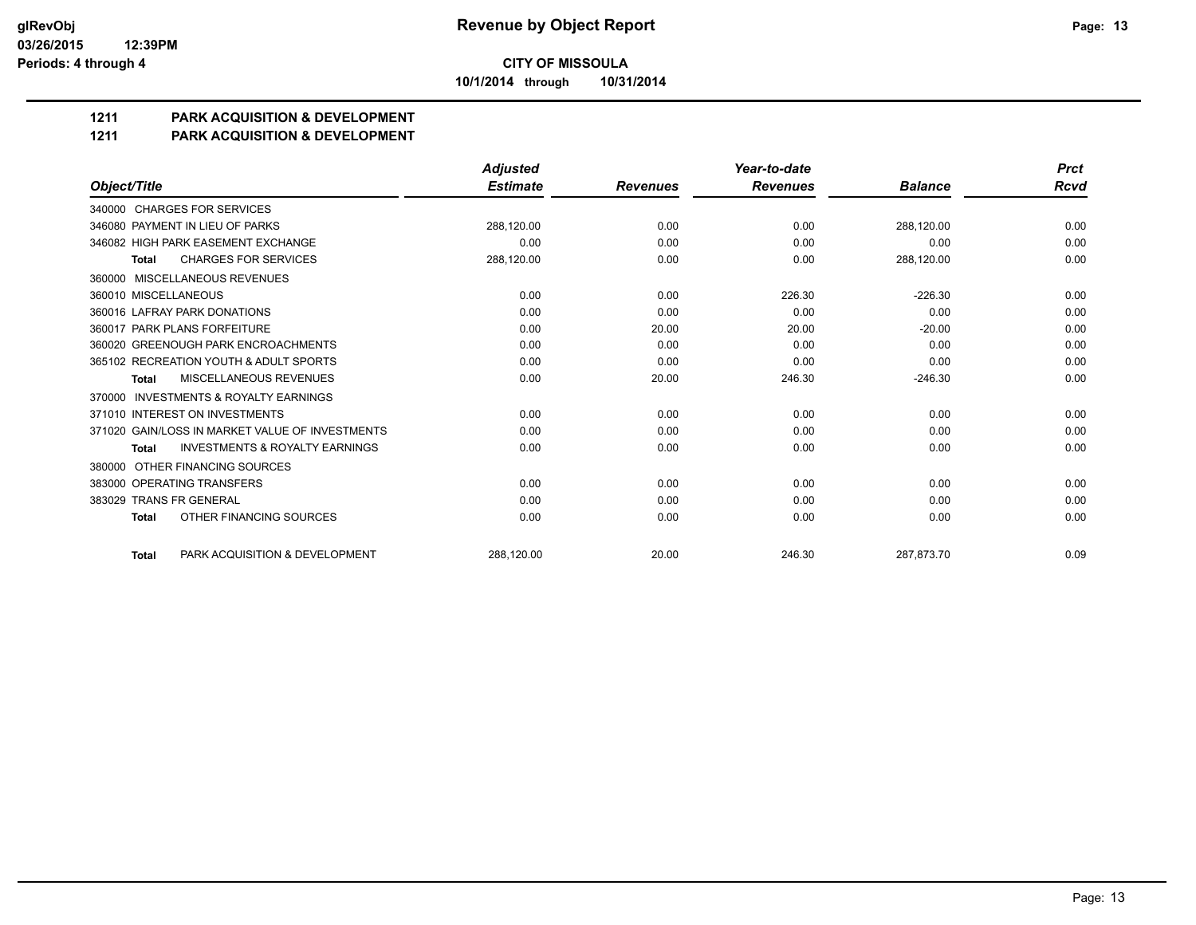# Revenue by Object Report

**CITY OF MISSOULA**

**10/1/2014 through 10/31/2014**

glRevObj
03/26/2015 12:39PM
Periods: 4 through 4

## 1211 PARK ACQUISITION & DEVELOPMENT

## 1211 PARK ACQUISITION & DEVELOPMENT

| Object/Title | Adjusted Estimate | Revenues | Year-to-date Revenues | Balance | Prct Rcvd |
|---|---|---|---|---|---|
| 340000 CHARGES FOR SERVICES | | | | | |
| 346080 PAYMENT IN LIEU OF PARKS | 288,120.00 | 0.00 | 0.00 | 288,120.00 | 0.00 |
| 346082 HIGH PARK EASEMENT EXCHANGE | 0.00 | 0.00 | 0.00 | 0.00 | 0.00 |
| **Total** CHARGES FOR SERVICES | 288,120.00 | 0.00 | 0.00 | 288,120.00 | 0.00 |
| 360000 MISCELLANEOUS REVENUES | | | | | |
| 360010 MISCELLANEOUS | 0.00 | 0.00 | 226.30 | -226.30 | 0.00 |
| 360016 LAFRAY PARK DONATIONS | 0.00 | 0.00 | 0.00 | 0.00 | 0.00 |
| 360017 PARK PLANS FORFEITURE | 0.00 | 20.00 | 20.00 | -20.00 | 0.00 |
| 360020 GREENOUGH PARK ENCROACHMENTS | 0.00 | 0.00 | 0.00 | 0.00 | 0.00 |
| 365102 RECREATION YOUTH & ADULT SPORTS | 0.00 | 0.00 | 0.00 | 0.00 | 0.00 |
| **Total** MISCELLANEOUS REVENUES | 0.00 | 20.00 | 246.30 | -246.30 | 0.00 |
| 370000 INVESTMENTS & ROYALTY EARNINGS | | | | | |
| 371010 INTEREST ON INVESTMENTS | 0.00 | 0.00 | 0.00 | 0.00 | 0.00 |
| 371020 GAIN/LOSS IN MARKET VALUE OF INVESTMENTS | 0.00 | 0.00 | 0.00 | 0.00 | 0.00 |
| **Total** INVESTMENTS & ROYALTY EARNINGS | 0.00 | 0.00 | 0.00 | 0.00 | 0.00 |
| 380000 OTHER FINANCING SOURCES | | | | | |
| 383000 OPERATING TRANSFERS | 0.00 | 0.00 | 0.00 | 0.00 | 0.00 |
| 383029 TRANS FR GENERAL | 0.00 | 0.00 | 0.00 | 0.00 | 0.00 |
| **Total** OTHER FINANCING SOURCES | 0.00 | 0.00 | 0.00 | 0.00 | 0.00 |
| **Total** PARK ACQUISITION & DEVELOPMENT | 288,120.00 | 20.00 | 246.30 | 287,873.70 | 0.09 |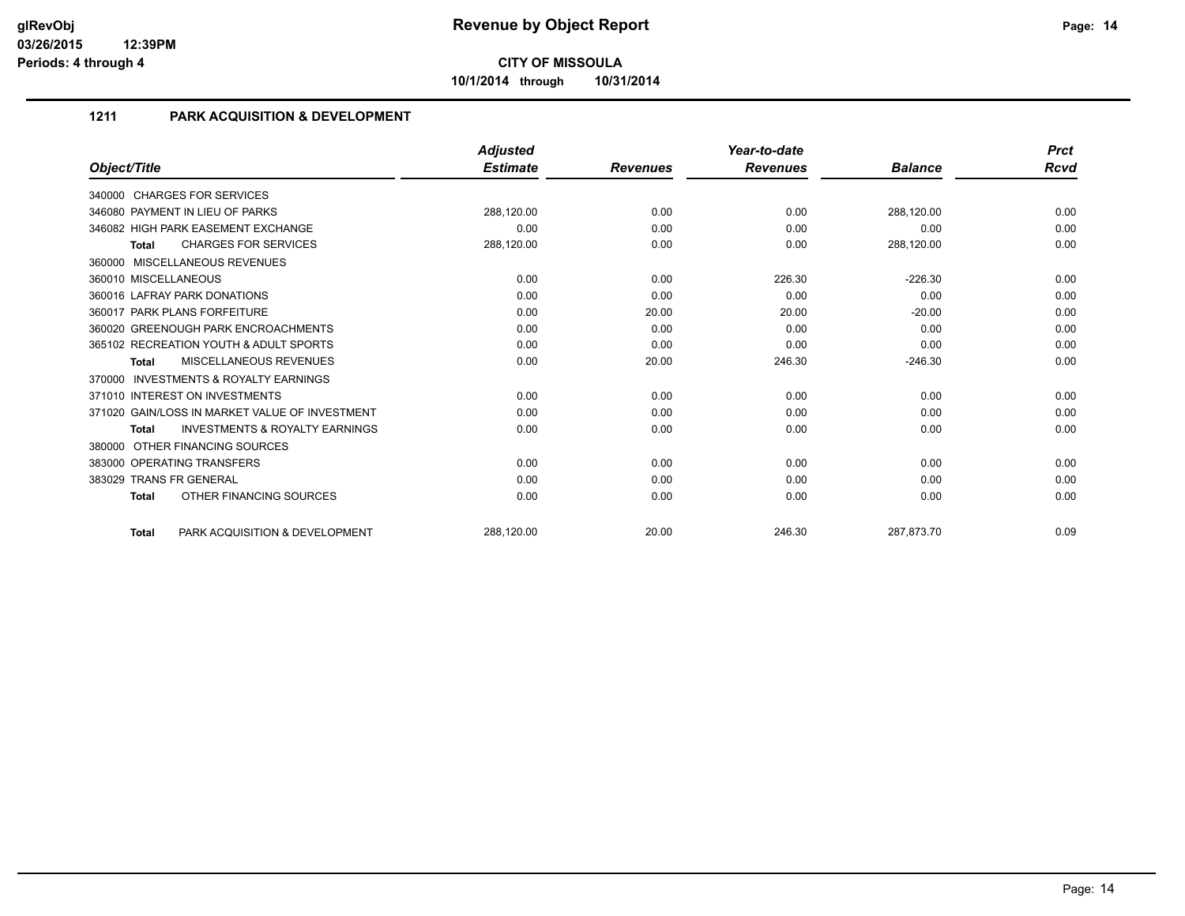# CITY OF MISSOULA

**10/1/2014 through 10/31/2014**

## 1211 PARK ACQUISITION & DEVELOPMENT

| Object/Title | Adjusted Estimate | Revenues | Year-to-date Revenues | Balance | Prct Rcvd |
|---|---|---|---|---|---|
| 340000 CHARGES FOR SERVICES | | | | | |
| 346080 PAYMENT IN LIEU OF PARKS | 288,120.00 | 0.00 | 0.00 | 288,120.00 | 0.00 |
| 346082 HIGH PARK EASEMENT EXCHANGE | 0.00 | 0.00 | 0.00 | 0.00 | 0.00 |
| **Total** CHARGES FOR SERVICES | 288,120.00 | 0.00 | 0.00 | 288,120.00 | 0.00 |
| 360000 MISCELLANEOUS REVENUES | | | | | |
| 360010 MISCELLANEOUS | 0.00 | 0.00 | 226.30 | -226.30 | 0.00 |
| 360016 LAFRAY PARK DONATIONS | 0.00 | 0.00 | 0.00 | 0.00 | 0.00 |
| 360017 PARK PLANS FORFEITURE | 0.00 | 20.00 | 20.00 | -20.00 | 0.00 |
| 360020 GREENOUGH PARK ENCROACHMENTS | 0.00 | 0.00 | 0.00 | 0.00 | 0.00 |
| 365102 RECREATION YOUTH & ADULT SPORTS | 0.00 | 0.00 | 0.00 | 0.00 | 0.00 |
| **Total** MISCELLANEOUS REVENUES | 0.00 | 20.00 | 246.30 | -246.30 | 0.00 |
| 370000 INVESTMENTS & ROYALTY EARNINGS | | | | | |
| 371010 INTEREST ON INVESTMENTS | 0.00 | 0.00 | 0.00 | 0.00 | 0.00 |
| 371020 GAIN/LOSS IN MARKET VALUE OF INVESTMENT | 0.00 | 0.00 | 0.00 | 0.00 | 0.00 |
| **Total** INVESTMENTS & ROYALTY EARNINGS | 0.00 | 0.00 | 0.00 | 0.00 | 0.00 |
| 380000 OTHER FINANCING SOURCES | | | | | |
| 383000 OPERATING TRANSFERS | 0.00 | 0.00 | 0.00 | 0.00 | 0.00 |
| 383029 TRANS FR GENERAL | 0.00 | 0.00 | 0.00 | 0.00 | 0.00 |
| **Total** OTHER FINANCING SOURCES | 0.00 | 0.00 | 0.00 | 0.00 | 0.00 |
| **Total** PARK ACQUISITION & DEVELOPMENT | 288,120.00 | 20.00 | 246.30 | 287,873.70 | 0.09 |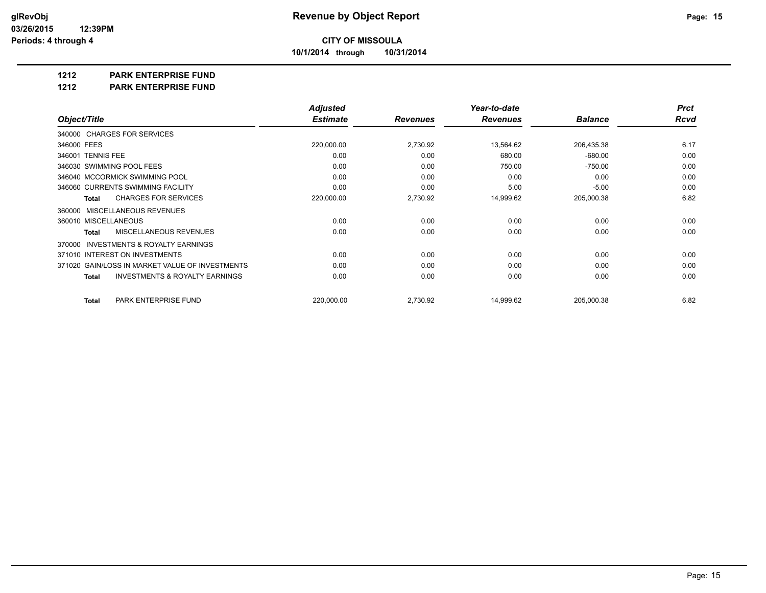**CITY OF MISSOULA**

**10/1/2014 through 10/31/2014**

## 1212 PARK ENTERPRISE FUND

## 1212 PARK ENTERPRISE FUND

| Object/Title | Adjusted Estimate | Revenues | Year-to-date Revenues | Balance | Prct Rcvd |
|---|---|---|---|---|---|
| 340000 CHARGES FOR SERVICES | | | | | |
| 346000 FEES | 220,000.00 | 2,730.92 | 13,564.62 | 206,435.38 | 6.17 |
| 346001 TENNIS FEE | 0.00 | 0.00 | 680.00 | -680.00 | 0.00 |
| 346030 SWIMMING POOL FEES | 0.00 | 0.00 | 750.00 | -750.00 | 0.00 |
| 346040 MCCORMICK SWIMMING POOL | 0.00 | 0.00 | 0.00 | 0.00 | 0.00 |
| 346060 CURRENTS SWIMMING FACILITY | 0.00 | 0.00 | 5.00 | -5.00 | 0.00 |
| **Total** CHARGES FOR SERVICES | 220,000.00 | 2,730.92 | 14,999.62 | 205,000.38 | 6.82 |
| 360000 MISCELLANEOUS REVENUES | | | | | |
| 360010 MISCELLANEOUS | 0.00 | 0.00 | 0.00 | 0.00 | 0.00 |
| **Total** MISCELLANEOUS REVENUES | 0.00 | 0.00 | 0.00 | 0.00 | 0.00 |
| 370000 INVESTMENTS & ROYALTY EARNINGS | | | | | |
| 371010 INTEREST ON INVESTMENTS | 0.00 | 0.00 | 0.00 | 0.00 | 0.00 |
| 371020 GAIN/LOSS IN MARKET VALUE OF INVESTMENTS | 0.00 | 0.00 | 0.00 | 0.00 | 0.00 |
| **Total** INVESTMENTS & ROYALTY EARNINGS | 0.00 | 0.00 | 0.00 | 0.00 | 0.00 |
| **Total** PARK ENTERPRISE FUND | 220,000.00 | 2,730.92 | 14,999.62 | 205,000.38 | 6.82 |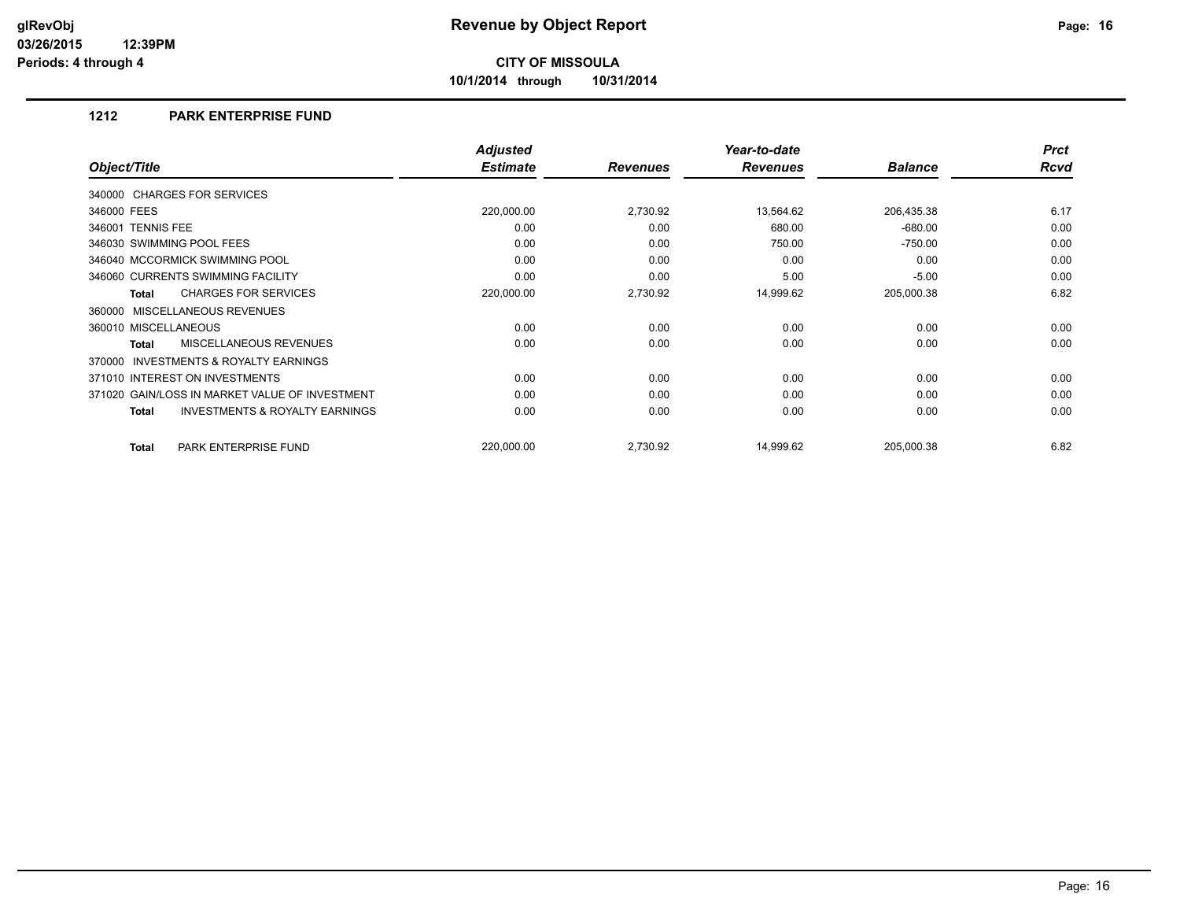# Revenue by Object Report

glRevObj
03/26/2015 12:39PM
Periods: 4 through 4

**CITY OF MISSOULA**

**10/1/2014 through 10/31/2014**

## 1212 PARK ENTERPRISE FUND

| Object/Title | Adjusted Estimate | Revenues | Year-to-date Revenues | Balance | Prct Rcvd |
|---|---|---|---|---|---|
| 340000 CHARGES FOR SERVICES | | | | | |
| 346000 FEES | 220,000.00 | 2,730.92 | 13,564.62 | 206,435.38 | 6.17 |
| 346001 TENNIS FEE | 0.00 | 0.00 | 680.00 | -680.00 | 0.00 |
| 346030 SWIMMING POOL FEES | 0.00 | 0.00 | 750.00 | -750.00 | 0.00 |
| 346040 MCCORMICK SWIMMING POOL | 0.00 | 0.00 | 0.00 | 0.00 | 0.00 |
| 346060 CURRENTS SWIMMING FACILITY | 0.00 | 0.00 | 5.00 | -5.00 | 0.00 |
| **Total** CHARGES FOR SERVICES | 220,000.00 | 2,730.92 | 14,999.62 | 205,000.38 | 6.82 |
| 360000 MISCELLANEOUS REVENUES | | | | | |
| 360010 MISCELLANEOUS | 0.00 | 0.00 | 0.00 | 0.00 | 0.00 |
| **Total** MISCELLANEOUS REVENUES | 0.00 | 0.00 | 0.00 | 0.00 | 0.00 |
| 370000 INVESTMENTS & ROYALTY EARNINGS | | | | | |
| 371010 INTEREST ON INVESTMENTS | 0.00 | 0.00 | 0.00 | 0.00 | 0.00 |
| 371020 GAIN/LOSS IN MARKET VALUE OF INVESTMENT | 0.00 | 0.00 | 0.00 | 0.00 | 0.00 |
| **Total** INVESTMENTS & ROYALTY EARNINGS | 0.00 | 0.00 | 0.00 | 0.00 | 0.00 |
| **Total** PARK ENTERPRISE FUND | 220,000.00 | 2,730.92 | 14,999.62 | 205,000.38 | 6.82 |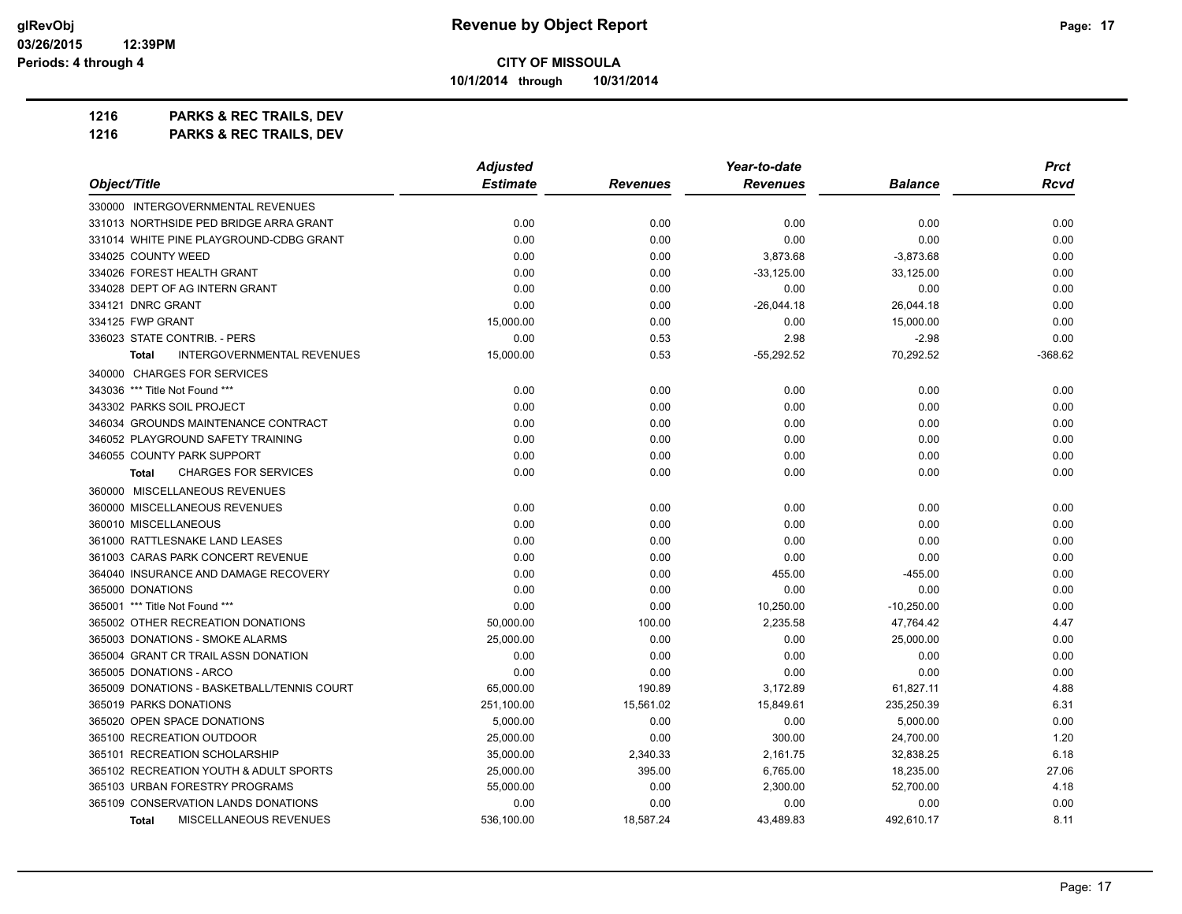# Revenue by Object Report

**CITY OF MISSOULA**

10/1/2014 through 10/31/2014

glRevObj
03/26/2015 12:39PM
Periods: 4 through 4

**1216 PARKS & REC TRAILS, DEV**

**1216 PARKS & REC TRAILS, DEV**

| Object/Title | Adjusted Estimate | Revenues | Year-to-date Revenues | Balance | Prct Rcvd |
|---|---|---|---|---|---|
| 330000 INTERGOVERNMENTAL REVENUES | | | | | |
| 331013 NORTHSIDE PED BRIDGE ARRA GRANT | 0.00 | 0.00 | 0.00 | 0.00 | 0.00 |
| 331014 WHITE PINE PLAYGROUND-CDBG GRANT | 0.00 | 0.00 | 0.00 | 0.00 | 0.00 |
| 334025 COUNTY WEED | 0.00 | 0.00 | 3,873.68 | -3,873.68 | 0.00 |
| 334026 FOREST HEALTH GRANT | 0.00 | 0.00 | -33,125.00 | 33,125.00 | 0.00 |
| 334028 DEPT OF AG INTERN GRANT | 0.00 | 0.00 | 0.00 | 0.00 | 0.00 |
| 334121 DNRC GRANT | 0.00 | 0.00 | -26,044.18 | 26,044.18 | 0.00 |
| 334125 FWP GRANT | 15,000.00 | 0.00 | 0.00 | 15,000.00 | 0.00 |
| 336023 STATE CONTRIB. - PERS | 0.00 | 0.53 | 2.98 | -2.98 | 0.00 |
| **Total** INTERGOVERNMENTAL REVENUES | 15,000.00 | 0.53 | -55,292.52 | 70,292.52 | -368.62 |
| 340000 CHARGES FOR SERVICES | | | | | |
| 343036 *** Title Not Found *** | 0.00 | 0.00 | 0.00 | 0.00 | 0.00 |
| 343302 PARKS SOIL PROJECT | 0.00 | 0.00 | 0.00 | 0.00 | 0.00 |
| 346034 GROUNDS MAINTENANCE CONTRACT | 0.00 | 0.00 | 0.00 | 0.00 | 0.00 |
| 346052 PLAYGROUND SAFETY TRAINING | 0.00 | 0.00 | 0.00 | 0.00 | 0.00 |
| 346055 COUNTY PARK SUPPORT | 0.00 | 0.00 | 0.00 | 0.00 | 0.00 |
| **Total** CHARGES FOR SERVICES | 0.00 | 0.00 | 0.00 | 0.00 | 0.00 |
| 360000 MISCELLANEOUS REVENUES | | | | | |
| 360000 MISCELLANEOUS REVENUES | 0.00 | 0.00 | 0.00 | 0.00 | 0.00 |
| 360010 MISCELLANEOUS | 0.00 | 0.00 | 0.00 | 0.00 | 0.00 |
| 361000 RATTLESNAKE LAND LEASES | 0.00 | 0.00 | 0.00 | 0.00 | 0.00 |
| 361003 CARAS PARK CONCERT REVENUE | 0.00 | 0.00 | 0.00 | 0.00 | 0.00 |
| 364040 INSURANCE AND DAMAGE RECOVERY | 0.00 | 0.00 | 455.00 | -455.00 | 0.00 |
| 365000 DONATIONS | 0.00 | 0.00 | 0.00 | 0.00 | 0.00 |
| 365001 *** Title Not Found *** | 0.00 | 0.00 | 10,250.00 | -10,250.00 | 0.00 |
| 365002 OTHER RECREATION DONATIONS | 50,000.00 | 100.00 | 2,235.58 | 47,764.42 | 4.47 |
| 365003 DONATIONS - SMOKE ALARMS | 25,000.00 | 0.00 | 0.00 | 25,000.00 | 0.00 |
| 365004 GRANT CR TRAIL ASSN DONATION | 0.00 | 0.00 | 0.00 | 0.00 | 0.00 |
| 365005 DONATIONS - ARCO | 0.00 | 0.00 | 0.00 | 0.00 | 0.00 |
| 365009 DONATIONS - BASKETBALL/TENNIS COURT | 65,000.00 | 190.89 | 3,172.89 | 61,827.11 | 4.88 |
| 365019 PARKS DONATIONS | 251,100.00 | 15,561.02 | 15,849.61 | 235,250.39 | 6.31 |
| 365020 OPEN SPACE DONATIONS | 5,000.00 | 0.00 | 0.00 | 5,000.00 | 0.00 |
| 365100 RECREATION OUTDOOR | 25,000.00 | 0.00 | 300.00 | 24,700.00 | 1.20 |
| 365101 RECREATION SCHOLARSHIP | 35,000.00 | 2,340.33 | 2,161.75 | 32,838.25 | 6.18 |
| 365102 RECREATION YOUTH & ADULT SPORTS | 25,000.00 | 395.00 | 6,765.00 | 18,235.00 | 27.06 |
| 365103 URBAN FORESTRY PROGRAMS | 55,000.00 | 0.00 | 2,300.00 | 52,700.00 | 4.18 |
| 365109 CONSERVATION LANDS DONATIONS | 0.00 | 0.00 | 0.00 | 0.00 | 0.00 |
| **Total** MISCELLANEOUS REVENUES | 536,100.00 | 18,587.24 | 43,489.83 | 492,610.17 | 8.11 |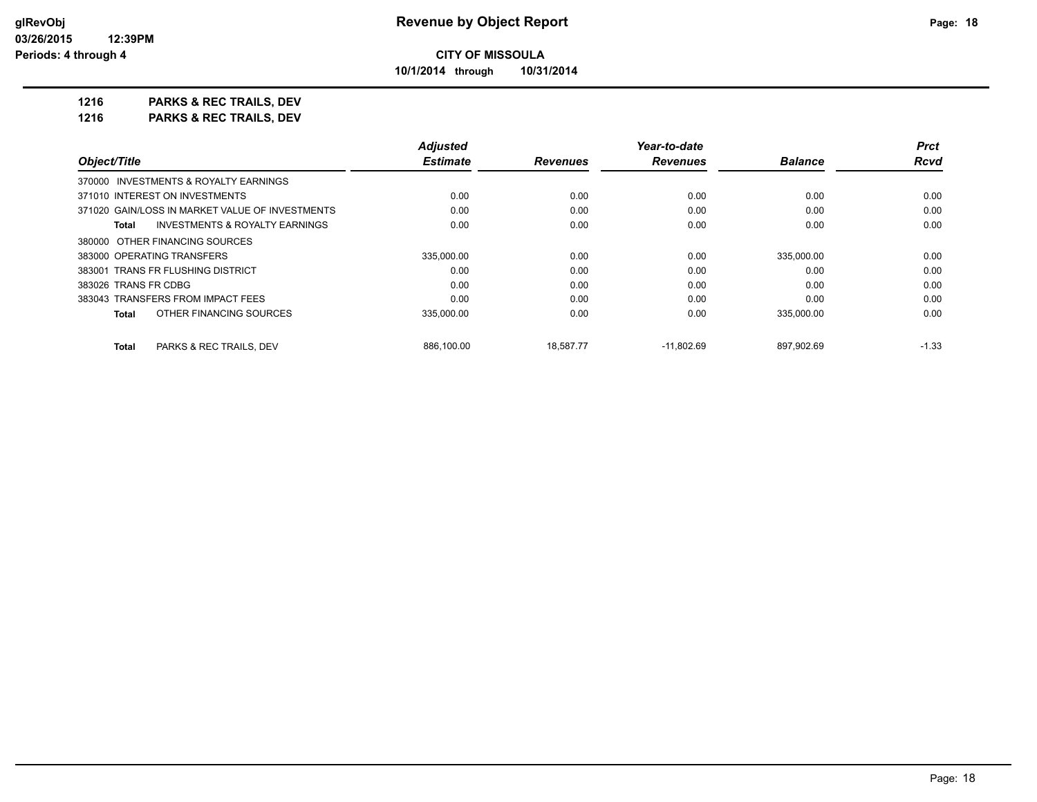**CITY OF MISSOULA**

**10/1/2014 through 10/31/2014**

**1216 PARKS & REC TRAILS, DEV**

**1216 PARKS & REC TRAILS, DEV**

| Object/Title | Adjusted Estimate | Revenues | Year-to-date Revenues | Balance | Prct Rcvd |
|---|---|---|---|---|---|
| 370000 INVESTMENTS & ROYALTY EARNINGS | | | | | |
| 371010 INTEREST ON INVESTMENTS | 0.00 | 0.00 | 0.00 | 0.00 | 0.00 |
| 371020 GAIN/LOSS IN MARKET VALUE OF INVESTMENTS | 0.00 | 0.00 | 0.00 | 0.00 | 0.00 |
| **Total** INVESTMENTS & ROYALTY EARNINGS | 0.00 | 0.00 | 0.00 | 0.00 | 0.00 |
| 380000 OTHER FINANCING SOURCES | | | | | |
| 383000 OPERATING TRANSFERS | 335,000.00 | 0.00 | 0.00 | 335,000.00 | 0.00 |
| 383001 TRANS FR FLUSHING DISTRICT | 0.00 | 0.00 | 0.00 | 0.00 | 0.00 |
| 383026 TRANS FR CDBG | 0.00 | 0.00 | 0.00 | 0.00 | 0.00 |
| 383043 TRANSFERS FROM IMPACT FEES | 0.00 | 0.00 | 0.00 | 0.00 | 0.00 |
| **Total** OTHER FINANCING SOURCES | 335,000.00 | 0.00 | 0.00 | 335,000.00 | 0.00 |
| **Total** PARKS & REC TRAILS, DEV | 886,100.00 | 18,587.77 | -11,802.69 | 897,902.69 | -1.33 |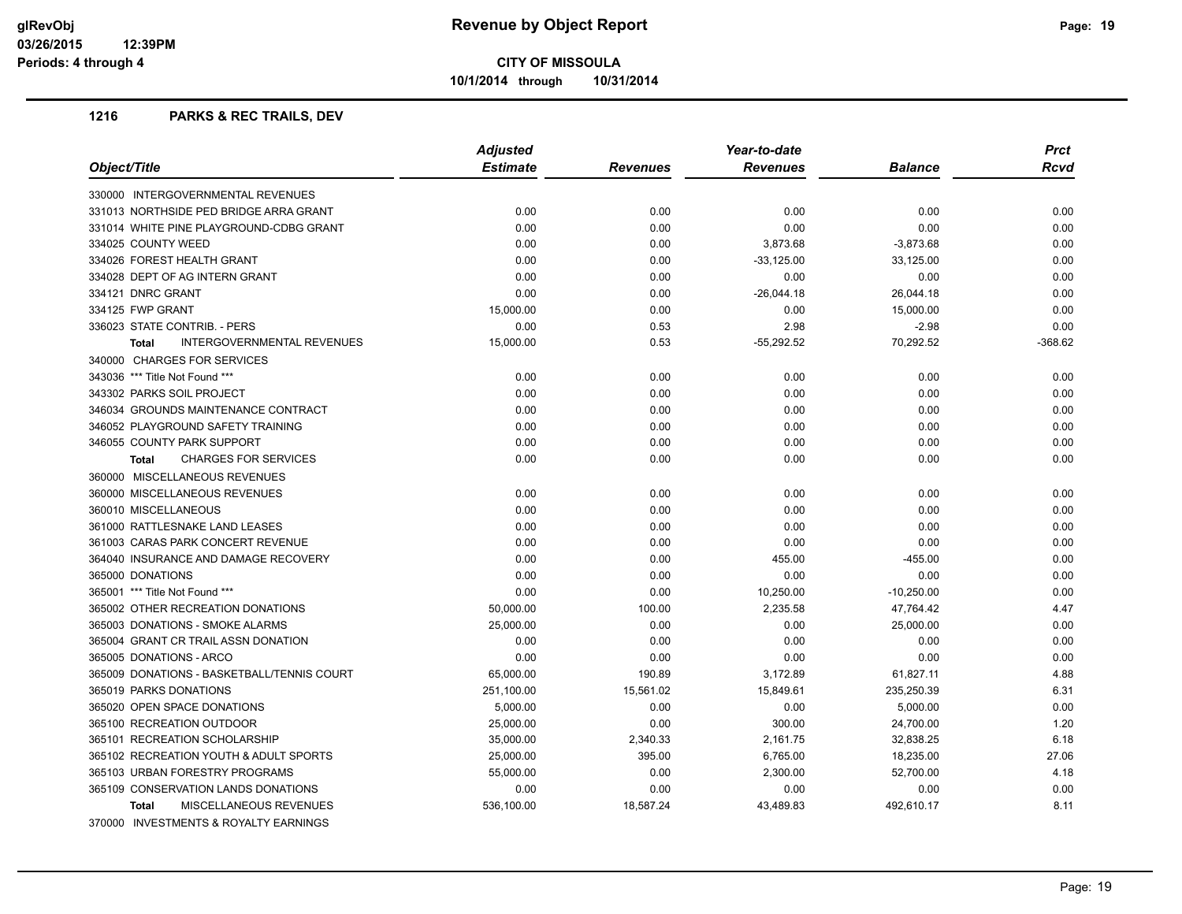# Revenue by Object Report

**CITY OF MISSOULA**

10/1/2014 through 10/31/2014

glRevObj
03/26/2015 12:39PM
Periods: 4 through 4

## 1216 PARKS & REC TRAILS, DEV

| Object/Title | Adjusted Estimate | Revenues | Year-to-date Revenues | Balance | Prct Rcvd |
|---|---|---|---|---|---|
| 330000 INTERGOVERNMENTAL REVENUES | | | | | |
| 331013 NORTHSIDE PED BRIDGE ARRA GRANT | 0.00 | 0.00 | 0.00 | 0.00 | 0.00 |
| 331014 WHITE PINE PLAYGROUND-CDBG GRANT | 0.00 | 0.00 | 0.00 | 0.00 | 0.00 |
| 334025 COUNTY WEED | 0.00 | 0.00 | 3,873.68 | -3,873.68 | 0.00 |
| 334026 FOREST HEALTH GRANT | 0.00 | 0.00 | -33,125.00 | 33,125.00 | 0.00 |
| 334028 DEPT OF AG INTERN GRANT | 0.00 | 0.00 | 0.00 | 0.00 | 0.00 |
| 334121 DNRC GRANT | 0.00 | 0.00 | -26,044.18 | 26,044.18 | 0.00 |
| 334125 FWP GRANT | 15,000.00 | 0.00 | 0.00 | 15,000.00 | 0.00 |
| 336023 STATE CONTRIB. - PERS | 0.00 | 0.53 | 2.98 | -2.98 | 0.00 |
| **Total** INTERGOVERNMENTAL REVENUES | 15,000.00 | 0.53 | -55,292.52 | 70,292.52 | -368.62 |
| 340000 CHARGES FOR SERVICES | | | | | |
| 343036 *** Title Not Found *** | 0.00 | 0.00 | 0.00 | 0.00 | 0.00 |
| 343302 PARKS SOIL PROJECT | 0.00 | 0.00 | 0.00 | 0.00 | 0.00 |
| 346034 GROUNDS MAINTENANCE CONTRACT | 0.00 | 0.00 | 0.00 | 0.00 | 0.00 |
| 346052 PLAYGROUND SAFETY TRAINING | 0.00 | 0.00 | 0.00 | 0.00 | 0.00 |
| 346055 COUNTY PARK SUPPORT | 0.00 | 0.00 | 0.00 | 0.00 | 0.00 |
| **Total** CHARGES FOR SERVICES | 0.00 | 0.00 | 0.00 | 0.00 | 0.00 |
| 360000 MISCELLANEOUS REVENUES | | | | | |
| 360000 MISCELLANEOUS REVENUES | 0.00 | 0.00 | 0.00 | 0.00 | 0.00 |
| 360010 MISCELLANEOUS | 0.00 | 0.00 | 0.00 | 0.00 | 0.00 |
| 361000 RATTLESNAKE LAND LEASES | 0.00 | 0.00 | 0.00 | 0.00 | 0.00 |
| 361003 CARAS PARK CONCERT REVENUE | 0.00 | 0.00 | 0.00 | 0.00 | 0.00 |
| 364040 INSURANCE AND DAMAGE RECOVERY | 0.00 | 0.00 | 455.00 | -455.00 | 0.00 |
| 365000 DONATIONS | 0.00 | 0.00 | 0.00 | 0.00 | 0.00 |
| 365001 *** Title Not Found *** | 0.00 | 0.00 | 10,250.00 | -10,250.00 | 0.00 |
| 365002 OTHER RECREATION DONATIONS | 50,000.00 | 100.00 | 2,235.58 | 47,764.42 | 4.47 |
| 365003 DONATIONS - SMOKE ALARMS | 25,000.00 | 0.00 | 0.00 | 25,000.00 | 0.00 |
| 365004 GRANT CR TRAIL ASSN DONATION | 0.00 | 0.00 | 0.00 | 0.00 | 0.00 |
| 365005 DONATIONS - ARCO | 0.00 | 0.00 | 0.00 | 0.00 | 0.00 |
| 365009 DONATIONS - BASKETBALL/TENNIS COURT | 65,000.00 | 190.89 | 3,172.89 | 61,827.11 | 4.88 |
| 365019 PARKS DONATIONS | 251,100.00 | 15,561.02 | 15,849.61 | 235,250.39 | 6.31 |
| 365020 OPEN SPACE DONATIONS | 5,000.00 | 0.00 | 0.00 | 5,000.00 | 0.00 |
| 365100 RECREATION OUTDOOR | 25,000.00 | 0.00 | 300.00 | 24,700.00 | 1.20 |
| 365101 RECREATION SCHOLARSHIP | 35,000.00 | 2,340.33 | 2,161.75 | 32,838.25 | 6.18 |
| 365102 RECREATION YOUTH & ADULT SPORTS | 25,000.00 | 395.00 | 6,765.00 | 18,235.00 | 27.06 |
| 365103 URBAN FORESTRY PROGRAMS | 55,000.00 | 0.00 | 2,300.00 | 52,700.00 | 4.18 |
| 365109 CONSERVATION LANDS DONATIONS | 0.00 | 0.00 | 0.00 | 0.00 | 0.00 |
| **Total** MISCELLANEOUS REVENUES | 536,100.00 | 18,587.24 | 43,489.83 | 492,610.17 | 8.11 |
| 370000 INVESTMENTS & ROYALTY EARNINGS | | | | | |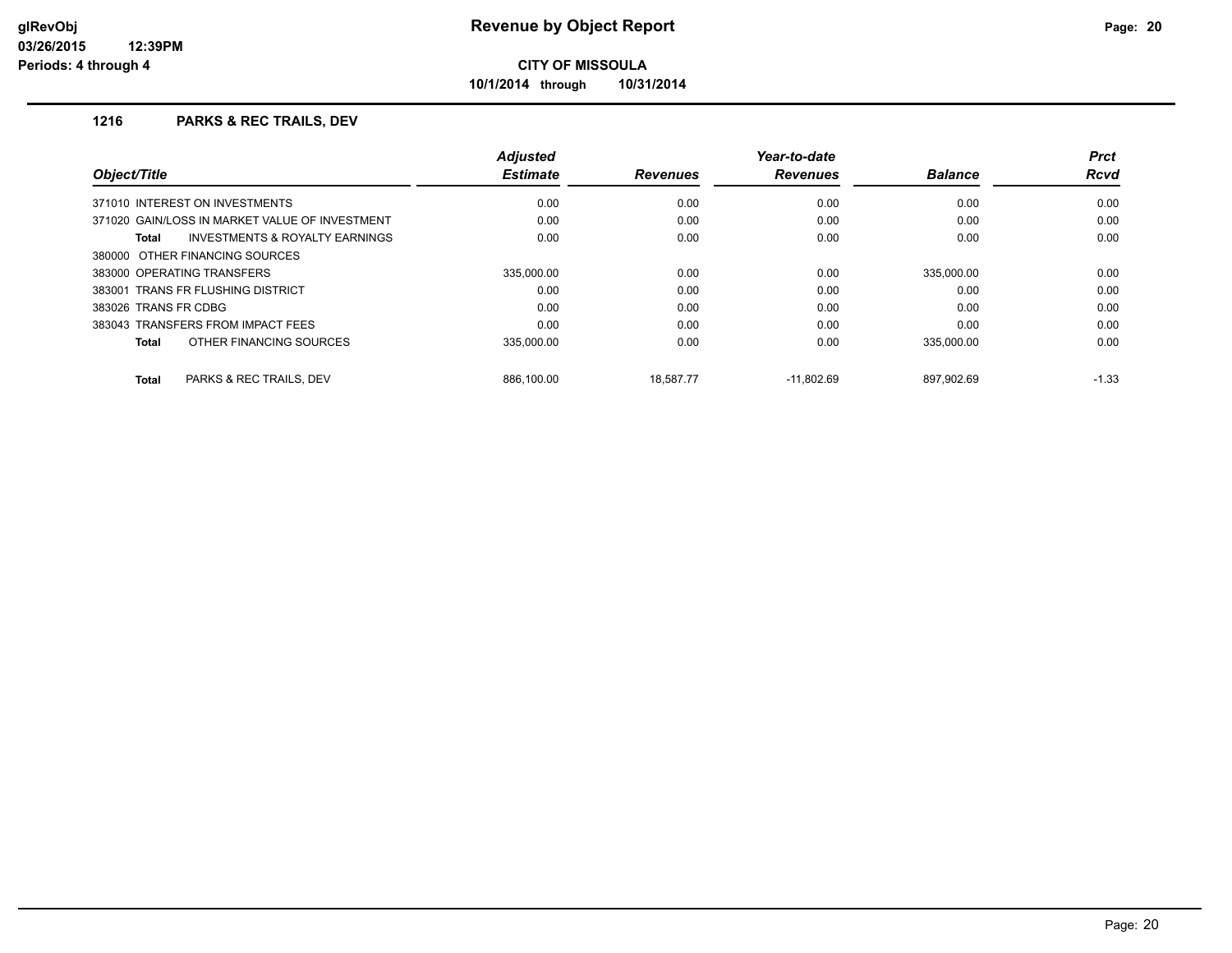**Revenue by Object Report**

**CITY OF MISSOULA**

**10/1/2014 through 10/31/2014**

## 1216 PARKS & REC TRAILS, DEV

| Object/Title | Adjusted Estimate | Revenues | Year-to-date Revenues | Balance | Prct Rcvd |
|---|---|---|---|---|---|
| 371010 INTEREST ON INVESTMENTS | 0.00 | 0.00 | 0.00 | 0.00 | 0.00 |
| 371020 GAIN/LOSS IN MARKET VALUE OF INVESTMENT | 0.00 | 0.00 | 0.00 | 0.00 | 0.00 |
| **Total** INVESTMENTS & ROYALTY EARNINGS | 0.00 | 0.00 | 0.00 | 0.00 | 0.00 |
| 380000 OTHER FINANCING SOURCES | | | | | |
| 383000 OPERATING TRANSFERS | 335,000.00 | 0.00 | 0.00 | 335,000.00 | 0.00 |
| 383001 TRANS FR FLUSHING DISTRICT | 0.00 | 0.00 | 0.00 | 0.00 | 0.00 |
| 383026 TRANS FR CDBG | 0.00 | 0.00 | 0.00 | 0.00 | 0.00 |
| 383043 TRANSFERS FROM IMPACT FEES | 0.00 | 0.00 | 0.00 | 0.00 | 0.00 |
| **Total** OTHER FINANCING SOURCES | 335,000.00 | 0.00 | 0.00 | 335,000.00 | 0.00 |
| **Total** PARKS & REC TRAILS, DEV | 886,100.00 | 18,587.77 | -11,802.69 | 897,902.69 | -1.33 |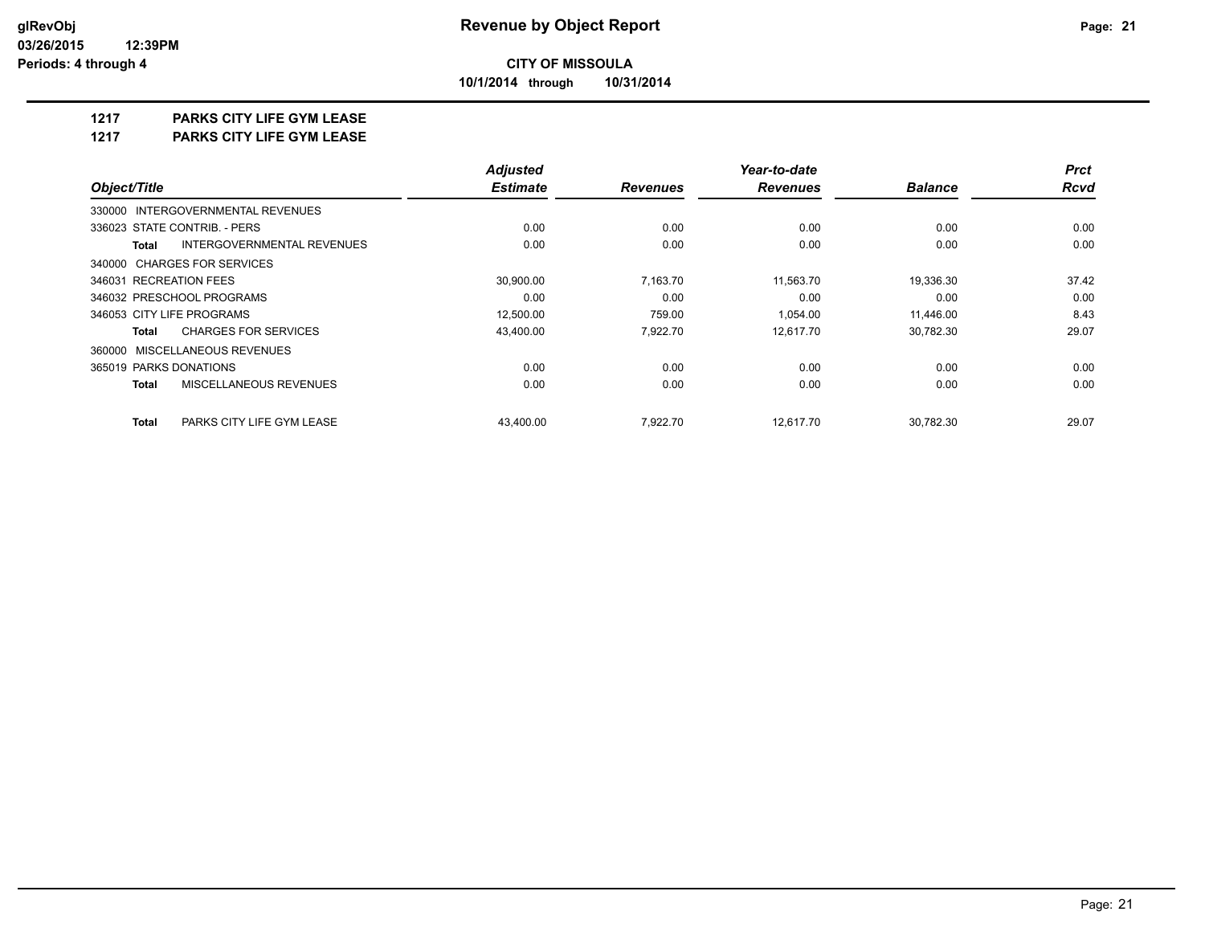**glRevObj**
**03/26/2015 12:39PM**
**Periods: 4 through 4**

# Revenue by Object Report

**CITY OF MISSOULA**

**10/1/2014 through 10/31/2014**

## 1217 PARKS CITY LIFE GYM LEASE
## 1217 PARKS CITY LIFE GYM LEASE

| Object/Title | Adjusted Estimate | Revenues | Year-to-date Revenues | Balance | Prct Rcvd |
|---|---|---|---|---|---|
| 330000 INTERGOVERNMENTAL REVENUES | | | | | |
| 336023 STATE CONTRIB. - PERS | 0.00 | 0.00 | 0.00 | 0.00 | 0.00 |
| **Total** INTERGOVERNMENTAL REVENUES | 0.00 | 0.00 | 0.00 | 0.00 | 0.00 |
| 340000 CHARGES FOR SERVICES | | | | | |
| 346031 RECREATION FEES | 30,900.00 | 7,163.70 | 11,563.70 | 19,336.30 | 37.42 |
| 346032 PRESCHOOL PROGRAMS | 0.00 | 0.00 | 0.00 | 0.00 | 0.00 |
| 346053 CITY LIFE PROGRAMS | 12,500.00 | 759.00 | 1,054.00 | 11,446.00 | 8.43 |
| **Total** CHARGES FOR SERVICES | 43,400.00 | 7,922.70 | 12,617.70 | 30,782.30 | 29.07 |
| 360000 MISCELLANEOUS REVENUES | | | | | |
| 365019 PARKS DONATIONS | 0.00 | 0.00 | 0.00 | 0.00 | 0.00 |
| **Total** MISCELLANEOUS REVENUES | 0.00 | 0.00 | 0.00 | 0.00 | 0.00 |
| **Total** PARKS CITY LIFE GYM LEASE | 43,400.00 | 7,922.70 | 12,617.70 | 30,782.30 | 29.07 |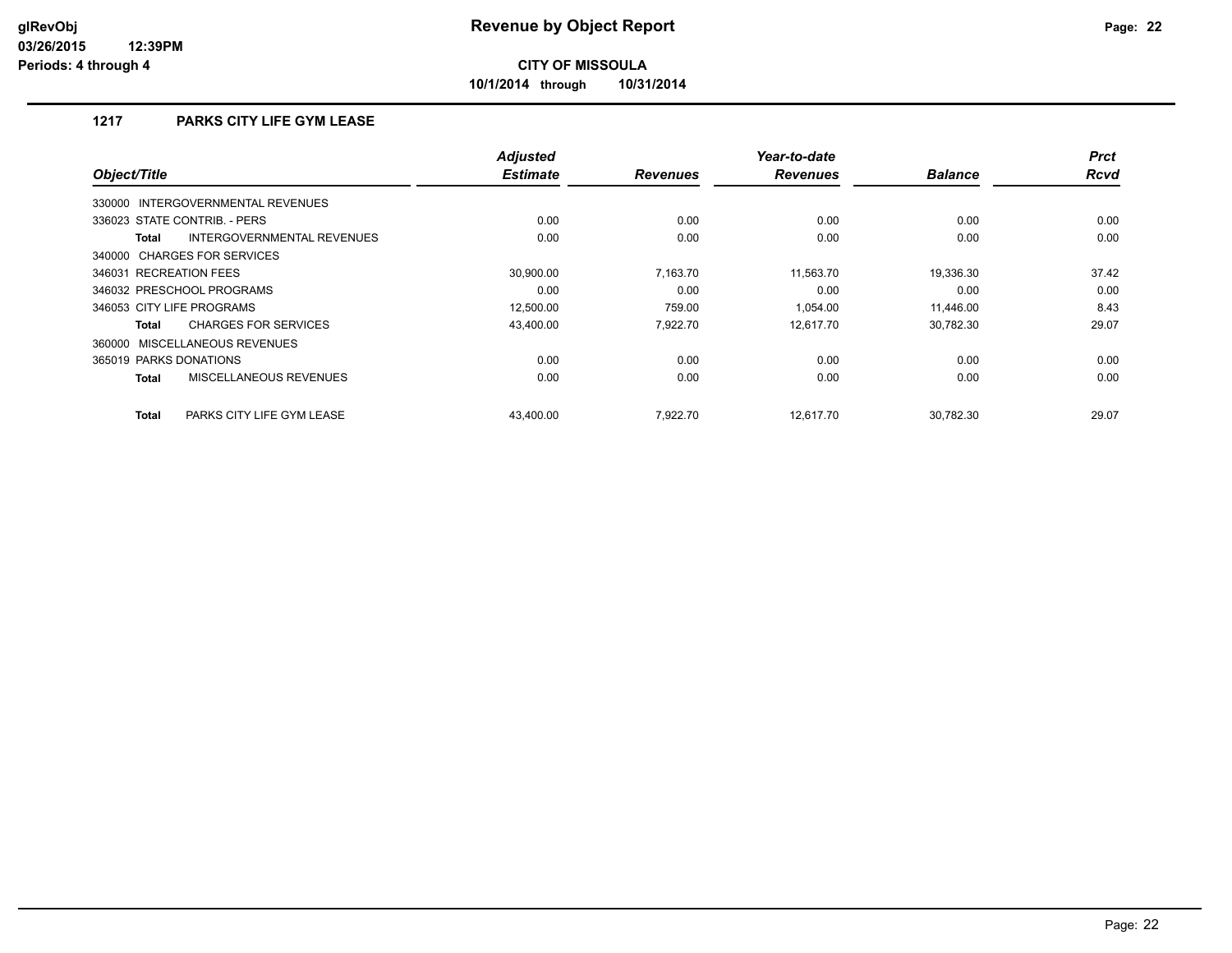**Revenue by Object Report**

**CITY OF MISSOULA**

**10/1/2014 through 10/31/2014**

glRevObj
03/26/2015 12:39PM
Periods: 4 through 4

## 1217 PARKS CITY LIFE GYM LEASE

| Object/Title | Adjusted Estimate | Revenues | Year-to-date Revenues | Balance | Prct Rcvd |
|---|---|---|---|---|---|
| 330000 INTERGOVERNMENTAL REVENUES | | | | | |
| 336023 STATE CONTRIB. - PERS | 0.00 | 0.00 | 0.00 | 0.00 | 0.00 |
| **Total** INTERGOVERNMENTAL REVENUES | 0.00 | 0.00 | 0.00 | 0.00 | 0.00 |
| 340000 CHARGES FOR SERVICES | | | | | |
| 346031 RECREATION FEES | 30,900.00 | 7,163.70 | 11,563.70 | 19,336.30 | 37.42 |
| 346032 PRESCHOOL PROGRAMS | 0.00 | 0.00 | 0.00 | 0.00 | 0.00 |
| 346053 CITY LIFE PROGRAMS | 12,500.00 | 759.00 | 1,054.00 | 11,446.00 | 8.43 |
| **Total** CHARGES FOR SERVICES | 43,400.00 | 7,922.70 | 12,617.70 | 30,782.30 | 29.07 |
| 360000 MISCELLANEOUS REVENUES | | | | | |
| 365019 PARKS DONATIONS | 0.00 | 0.00 | 0.00 | 0.00 | 0.00 |
| **Total** MISCELLANEOUS REVENUES | 0.00 | 0.00 | 0.00 | 0.00 | 0.00 |
| **Total** PARKS CITY LIFE GYM LEASE | 43,400.00 | 7,922.70 | 12,617.70 | 30,782.30 | 29.07 |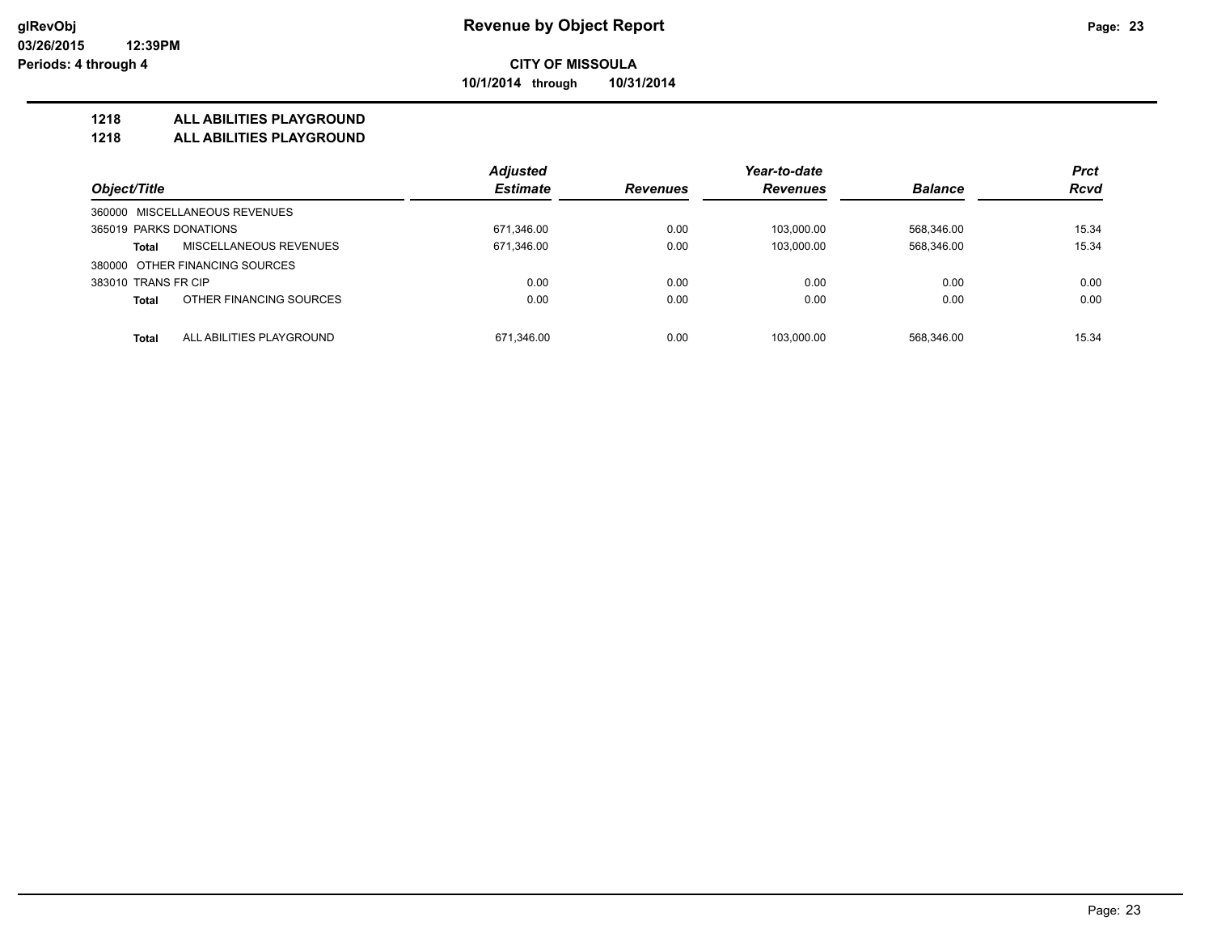# Revenue by Object Report

glRevObj
03/26/2015 12:39PM
Periods: 4 through 4

**CITY OF MISSOULA**

**10/1/2014 through 10/31/2014**

## 1218 ALL ABILITIES PLAYGROUND
## 1218 ALL ABILITIES PLAYGROUND

| Object/Title | | Adjusted Estimate | Revenues | Year-to-date Revenues | Balance | Prct Rcvd |
|---|---|---|---|---|---|---|
| 360000 MISCELLANEOUS REVENUES | | | | | | |
| 365019 PARKS DONATIONS | | 671,346.00 | 0.00 | 103,000.00 | 568,346.00 | 15.34 |
| **Total** | MISCELLANEOUS REVENUES | 671,346.00 | 0.00 | 103,000.00 | 568,346.00 | 15.34 |
| 380000 OTHER FINANCING SOURCES | | | | | | |
| 383010 TRANS FR CIP | | 0.00 | 0.00 | 0.00 | 0.00 | 0.00 |
| **Total** | OTHER FINANCING SOURCES | 0.00 | 0.00 | 0.00 | 0.00 | 0.00 |
| **Total** | ALL ABILITIES PLAYGROUND | 671,346.00 | 0.00 | 103,000.00 | 568,346.00 | 15.34 |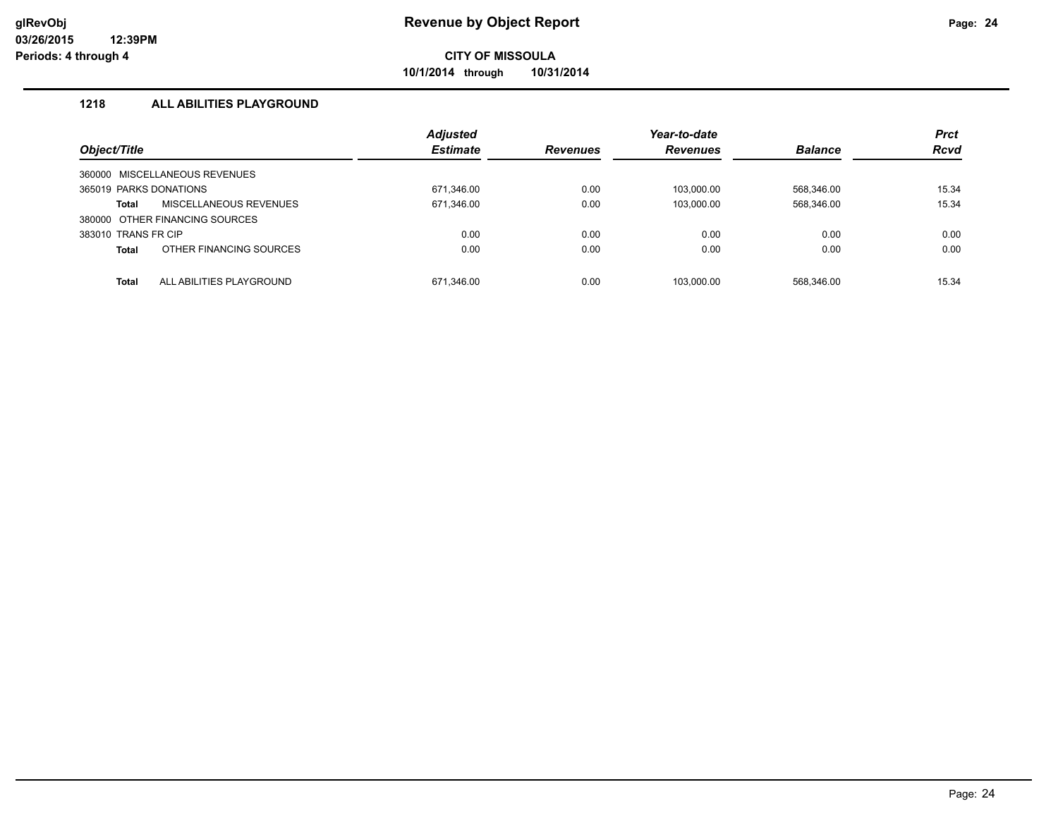# Revenue by Object Report

**CITY OF MISSOULA**

**10/1/2014 through 10/31/2014**

glRevObj
03/26/2015 12:39PM
Periods: 4 through 4

## 1218 ALL ABILITIES PLAYGROUND

| Object/Title | Adjusted Estimate | Revenues | Year-to-date Revenues | Balance | Prct Rcvd |
|---|---|---|---|---|---|
| 360000 MISCELLANEOUS REVENUES | | | | | |
| 365019 PARKS DONATIONS | 671,346.00 | 0.00 | 103,000.00 | 568,346.00 | 15.34 |
| **Total** MISCELLANEOUS REVENUES | 671,346.00 | 0.00 | 103,000.00 | 568,346.00 | 15.34 |
| 380000 OTHER FINANCING SOURCES | | | | | |
| 383010 TRANS FR CIP | 0.00 | 0.00 | 0.00 | 0.00 | 0.00 |
| **Total** OTHER FINANCING SOURCES | 0.00 | 0.00 | 0.00 | 0.00 | 0.00 |
| **Total** ALL ABILITIES PLAYGROUND | 671,346.00 | 0.00 | 103,000.00 | 568,346.00 | 15.34 |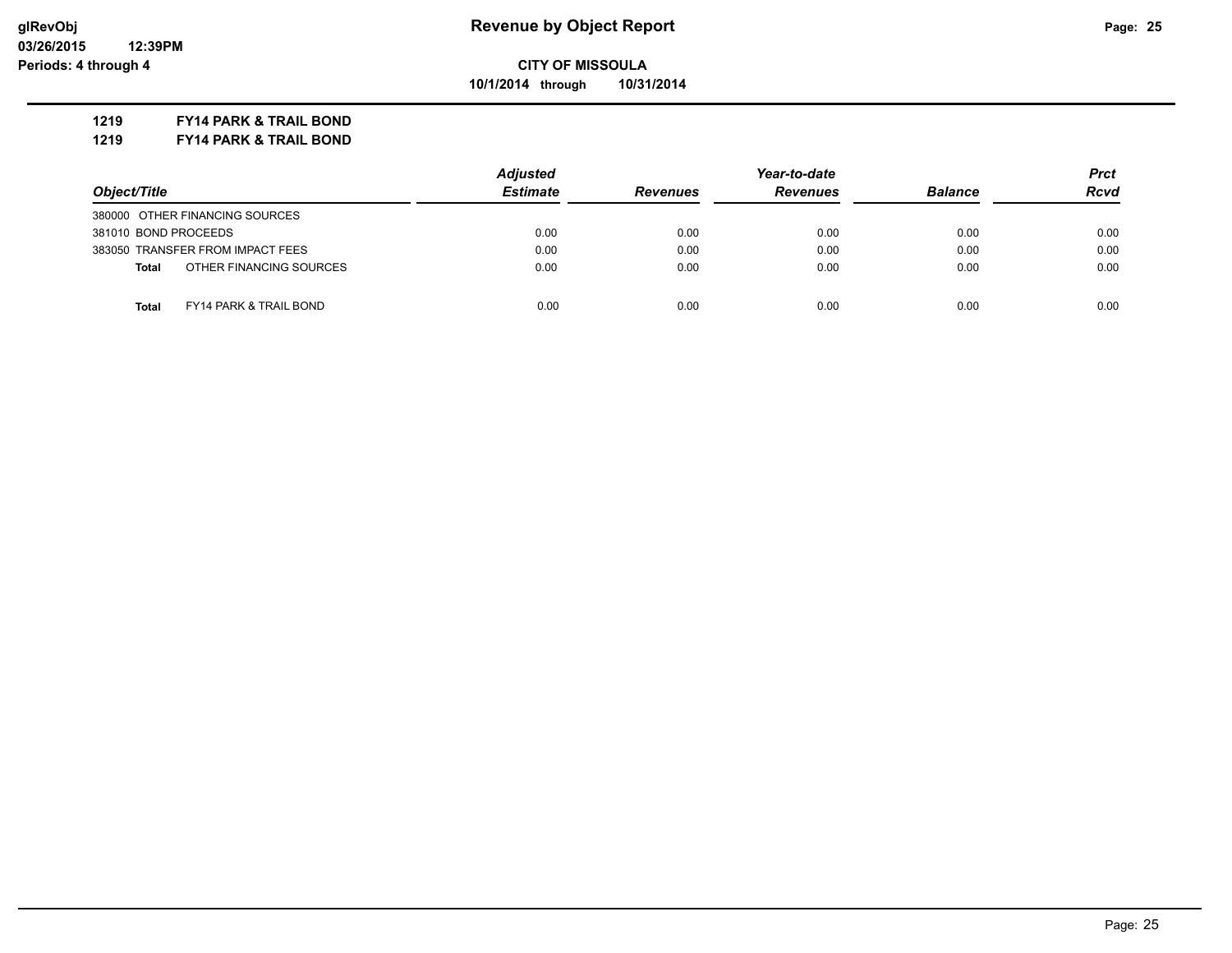# Revenue by Object Report

**CITY OF MISSOULA**

**10/1/2014 through 10/31/2014**

glRevObj
03/26/2015 12:39PM
Periods: 4 through 4

**1219 FY14 PARK & TRAIL BOND**

**1219 FY14 PARK & TRAIL BOND**

| Object/Title | Adjusted Estimate | Revenues | Year-to-date Revenues | Balance | Prct Rcvd |
|---|---|---|---|---|---|
| 380000 OTHER FINANCING SOURCES | | | | | |
| 381010 BOND PROCEEDS | 0.00 | 0.00 | 0.00 | 0.00 | 0.00 |
| 383050 TRANSFER FROM IMPACT FEES | 0.00 | 0.00 | 0.00 | 0.00 | 0.00 |
| **Total** OTHER FINANCING SOURCES | 0.00 | 0.00 | 0.00 | 0.00 | 0.00 |
| **Total** FY14 PARK & TRAIL BOND | 0.00 | 0.00 | 0.00 | 0.00 | 0.00 |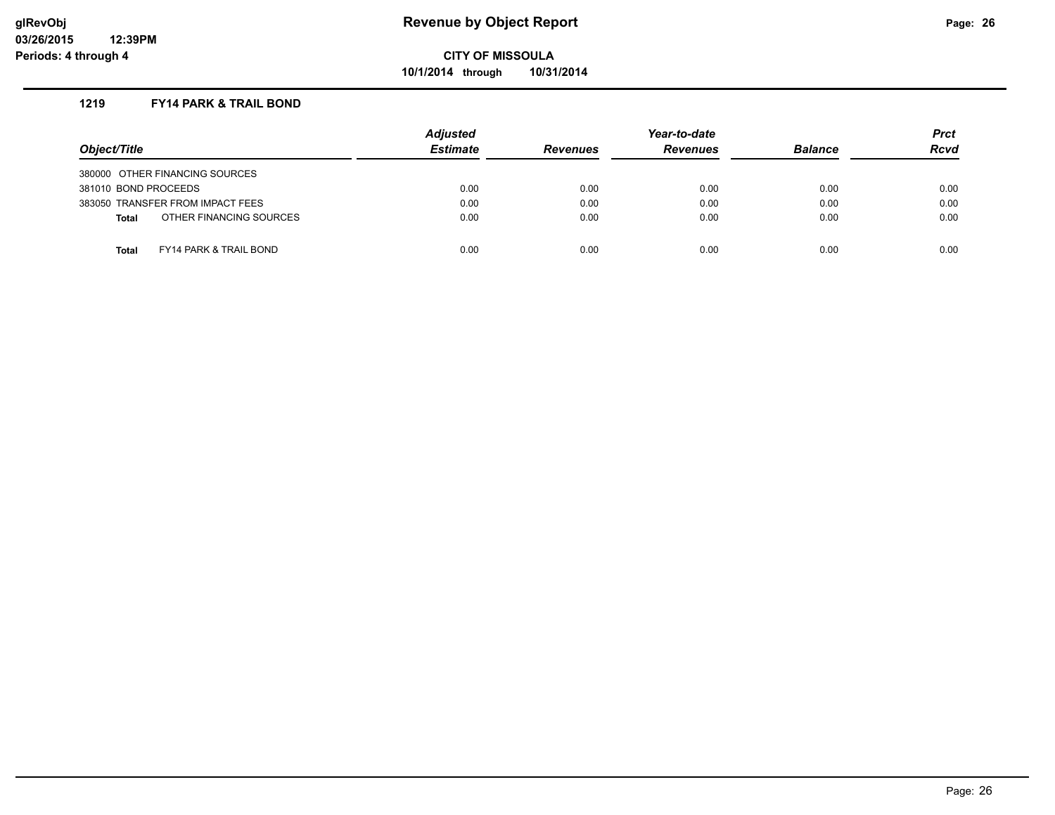# Revenue by Object Report

glRevObj
03/26/2015 12:39PM
Periods: 4 through 4

**CITY OF MISSOULA**

**10/1/2014 through 10/31/2014**

### 1219 FY14 PARK & TRAIL BOND

| Object/Title | Adjusted Estimate | Revenues | Year-to-date Revenues | Balance | Prct Rcvd |
|---|---|---|---|---|---|
| 380000 OTHER FINANCING SOURCES | | | | | |
| 381010 BOND PROCEEDS | 0.00 | 0.00 | 0.00 | 0.00 | 0.00 |
| 383050 TRANSFER FROM IMPACT FEES | 0.00 | 0.00 | 0.00 | 0.00 | 0.00 |
| **Total** OTHER FINANCING SOURCES | 0.00 | 0.00 | 0.00 | 0.00 | 0.00 |
| **Total** FY14 PARK & TRAIL BOND | 0.00 | 0.00 | 0.00 | 0.00 | 0.00 |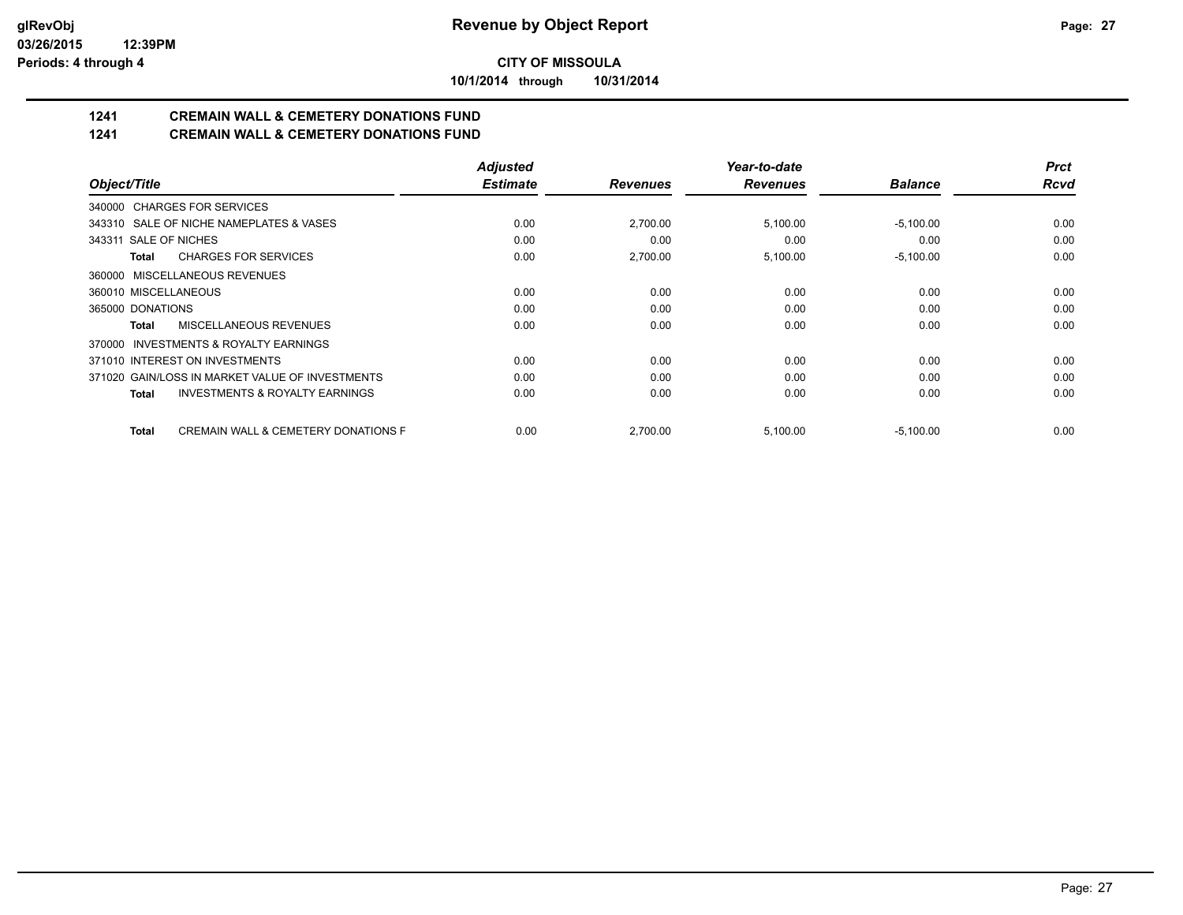**CITY OF MISSOULA**

**10/1/2014 through 10/31/2014**

## 1241 CREMAIN WALL & CEMETERY DONATIONS FUND

## 1241 CREMAIN WALL & CEMETERY DONATIONS FUND

| Object/Title | Adjusted Estimate | Revenues | Year-to-date Revenues | Balance | Prct Rcvd |
|---|---|---|---|---|---|
| 340000 CHARGES FOR SERVICES | | | | | |
| 343310 SALE OF NICHE NAMEPLATES & VASES | 0.00 | 2,700.00 | 5,100.00 | -5,100.00 | 0.00 |
| 343311 SALE OF NICHES | 0.00 | 0.00 | 0.00 | 0.00 | 0.00 |
| **Total** CHARGES FOR SERVICES | 0.00 | 2,700.00 | 5,100.00 | -5,100.00 | 0.00 |
| 360000 MISCELLANEOUS REVENUES | | | | | |
| 360010 MISCELLANEOUS | 0.00 | 0.00 | 0.00 | 0.00 | 0.00 |
| 365000 DONATIONS | 0.00 | 0.00 | 0.00 | 0.00 | 0.00 |
| **Total** MISCELLANEOUS REVENUES | 0.00 | 0.00 | 0.00 | 0.00 | 0.00 |
| 370000 INVESTMENTS & ROYALTY EARNINGS | | | | | |
| 371010 INTEREST ON INVESTMENTS | 0.00 | 0.00 | 0.00 | 0.00 | 0.00 |
| 371020 GAIN/LOSS IN MARKET VALUE OF INVESTMENTS | 0.00 | 0.00 | 0.00 | 0.00 | 0.00 |
| **Total** INVESTMENTS & ROYALTY EARNINGS | 0.00 | 0.00 | 0.00 | 0.00 | 0.00 |
| **Total** CREMAIN WALL & CEMETERY DONATIONS F | 0.00 | 2,700.00 | 5,100.00 | -5,100.00 | 0.00 |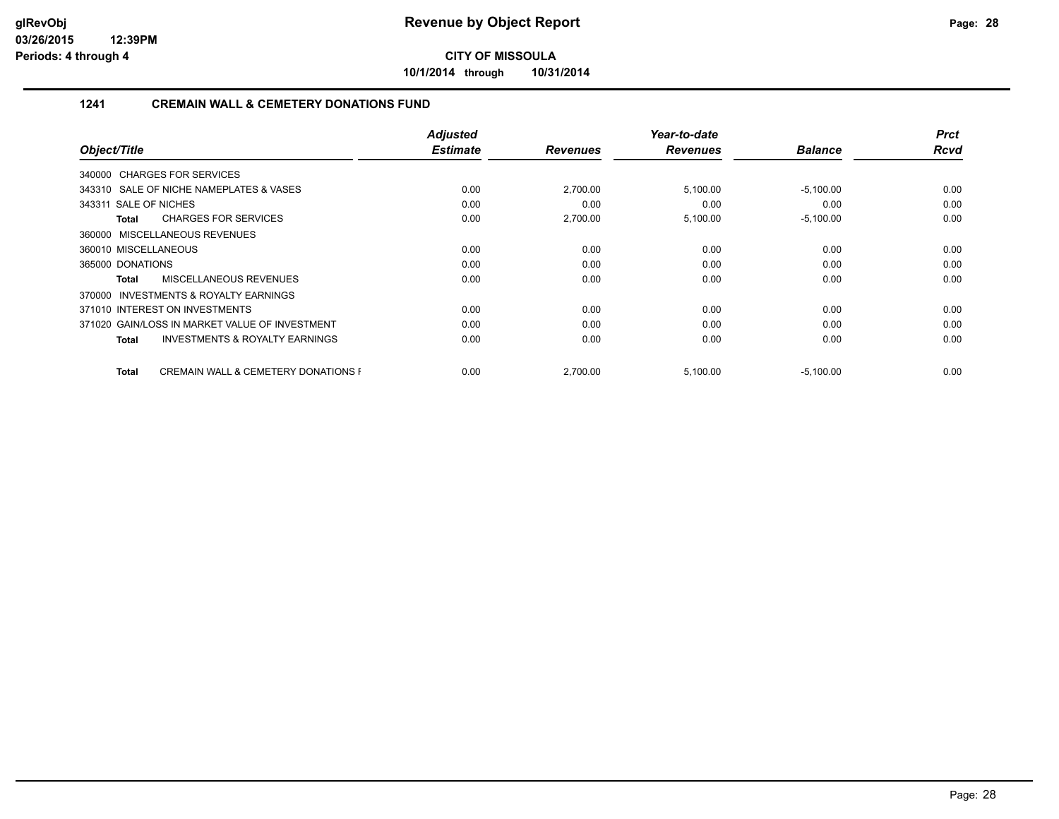**CITY OF MISSOULA**

**10/1/2014 through 10/31/2014**

## 1241 CREMAIN WALL & CEMETERY DONATIONS FUND

| Object/Title | Adjusted Estimate | Revenues | Year-to-date Revenues | Balance | Prct Rcvd |
|---|---|---|---|---|---|
| 340000 CHARGES FOR SERVICES | | | | | |
| 343310 SALE OF NICHE NAMEPLATES & VASES | 0.00 | 2,700.00 | 5,100.00 | -5,100.00 | 0.00 |
| 343311 SALE OF NICHES | 0.00 | 0.00 | 0.00 | 0.00 | 0.00 |
| **Total** CHARGES FOR SERVICES | 0.00 | 2,700.00 | 5,100.00 | -5,100.00 | 0.00 |
| 360000 MISCELLANEOUS REVENUES | | | | | |
| 360010 MISCELLANEOUS | 0.00 | 0.00 | 0.00 | 0.00 | 0.00 |
| 365000 DONATIONS | 0.00 | 0.00 | 0.00 | 0.00 | 0.00 |
| **Total** MISCELLANEOUS REVENUES | 0.00 | 0.00 | 0.00 | 0.00 | 0.00 |
| 370000 INVESTMENTS & ROYALTY EARNINGS | | | | | |
| 371010 INTEREST ON INVESTMENTS | 0.00 | 0.00 | 0.00 | 0.00 | 0.00 |
| 371020 GAIN/LOSS IN MARKET VALUE OF INVESTMENT | 0.00 | 0.00 | 0.00 | 0.00 | 0.00 |
| **Total** INVESTMENTS & ROYALTY EARNINGS | 0.00 | 0.00 | 0.00 | 0.00 | 0.00 |
| **Total** CREMAIN WALL & CEMETERY DONATIONS F | 0.00 | 2,700.00 | 5,100.00 | -5,100.00 | 0.00 |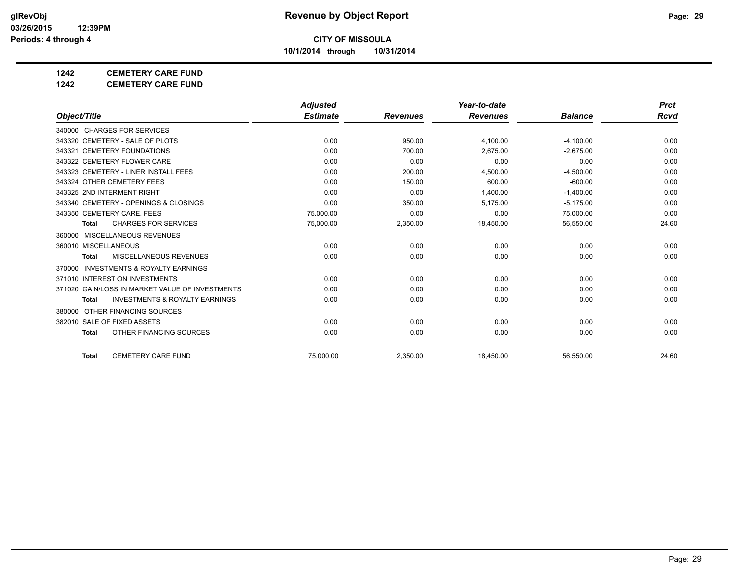**CITY OF MISSOULA**

**10/1/2014 through 10/31/2014**

**1242 CEMETERY CARE FUND**

**1242 CEMETERY CARE FUND**

| Object/Title | Adjusted Estimate | Revenues | Year-to-date Revenues | Balance | Prct Rcvd |
|---|---|---|---|---|---|
| 340000 CHARGES FOR SERVICES | | | | | |
| 343320 CEMETERY - SALE OF PLOTS | 0.00 | 950.00 | 4,100.00 | -4,100.00 | 0.00 |
| 343321 CEMETERY FOUNDATIONS | 0.00 | 700.00 | 2,675.00 | -2,675.00 | 0.00 |
| 343322 CEMETERY FLOWER CARE | 0.00 | 0.00 | 0.00 | 0.00 | 0.00 |
| 343323 CEMETERY - LINER INSTALL FEES | 0.00 | 200.00 | 4,500.00 | -4,500.00 | 0.00 |
| 343324 OTHER CEMETERY FEES | 0.00 | 150.00 | 600.00 | -600.00 | 0.00 |
| 343325 2ND INTERMENT RIGHT | 0.00 | 0.00 | 1,400.00 | -1,400.00 | 0.00 |
| 343340 CEMETERY - OPENINGS & CLOSINGS | 0.00 | 350.00 | 5,175.00 | -5,175.00 | 0.00 |
| 343350 CEMETERY CARE, FEES | 75,000.00 | 0.00 | 0.00 | 75,000.00 | 0.00 |
| **Total** CHARGES FOR SERVICES | 75,000.00 | 2,350.00 | 18,450.00 | 56,550.00 | 24.60 |
| 360000 MISCELLANEOUS REVENUES | | | | | |
| 360010 MISCELLANEOUS | 0.00 | 0.00 | 0.00 | 0.00 | 0.00 |
| **Total** MISCELLANEOUS REVENUES | 0.00 | 0.00 | 0.00 | 0.00 | 0.00 |
| 370000 INVESTMENTS & ROYALTY EARNINGS | | | | | |
| 371010 INTEREST ON INVESTMENTS | 0.00 | 0.00 | 0.00 | 0.00 | 0.00 |
| 371020 GAIN/LOSS IN MARKET VALUE OF INVESTMENTS | 0.00 | 0.00 | 0.00 | 0.00 | 0.00 |
| **Total** INVESTMENTS & ROYALTY EARNINGS | 0.00 | 0.00 | 0.00 | 0.00 | 0.00 |
| 380000 OTHER FINANCING SOURCES | | | | | |
| 382010 SALE OF FIXED ASSETS | 0.00 | 0.00 | 0.00 | 0.00 | 0.00 |
| **Total** OTHER FINANCING SOURCES | 0.00 | 0.00 | 0.00 | 0.00 | 0.00 |
| **Total** CEMETERY CARE FUND | 75,000.00 | 2,350.00 | 18,450.00 | 56,550.00 | 24.60 |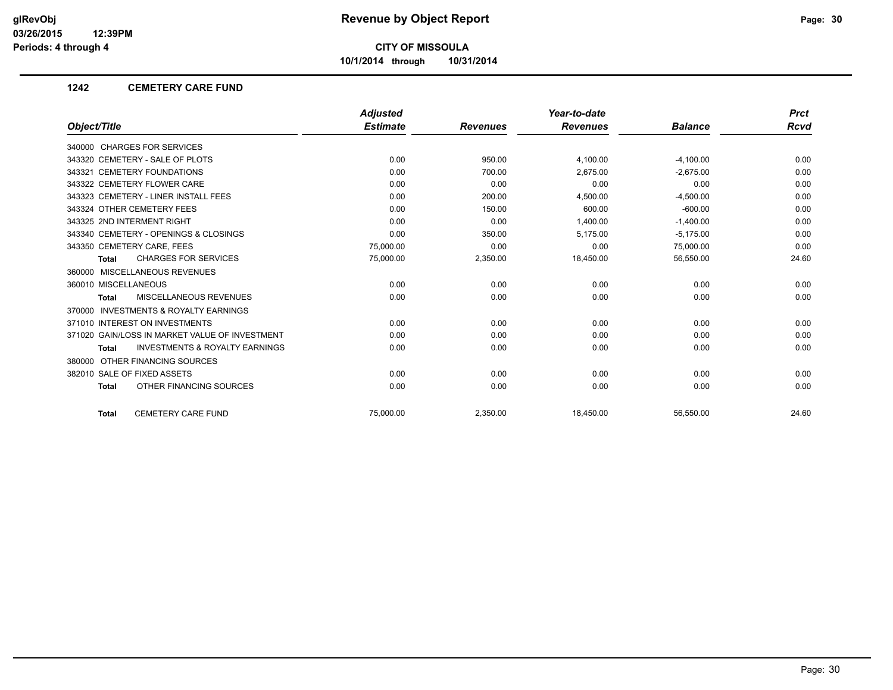**glRevObj**
**03/26/2015 12:39PM**
**Periods: 4 through 4**

# Revenue by Object Report

**CITY OF MISSOULA**
**10/1/2014 through 10/31/2014**

## 1242 CEMETERY CARE FUND

| Object/Title | Adjusted Estimate | Revenues | Year-to-date Revenues | Balance | Prct Rcvd |
|---|---|---|---|---|---|
| 340000 CHARGES FOR SERVICES | | | | | |
| 343320 CEMETERY - SALE OF PLOTS | 0.00 | 950.00 | 4,100.00 | -4,100.00 | 0.00 |
| 343321 CEMETERY FOUNDATIONS | 0.00 | 700.00 | 2,675.00 | -2,675.00 | 0.00 |
| 343322 CEMETERY FLOWER CARE | 0.00 | 0.00 | 0.00 | 0.00 | 0.00 |
| 343323 CEMETERY - LINER INSTALL FEES | 0.00 | 200.00 | 4,500.00 | -4,500.00 | 0.00 |
| 343324 OTHER CEMETERY FEES | 0.00 | 150.00 | 600.00 | -600.00 | 0.00 |
| 343325 2ND INTERMENT RIGHT | 0.00 | 0.00 | 1,400.00 | -1,400.00 | 0.00 |
| 343340 CEMETERY - OPENINGS & CLOSINGS | 0.00 | 350.00 | 5,175.00 | -5,175.00 | 0.00 |
| 343350 CEMETERY CARE, FEES | 75,000.00 | 0.00 | 0.00 | 75,000.00 | 0.00 |
| **Total** CHARGES FOR SERVICES | 75,000.00 | 2,350.00 | 18,450.00 | 56,550.00 | 24.60 |
| 360000 MISCELLANEOUS REVENUES | | | | | |
| 360010 MISCELLANEOUS | 0.00 | 0.00 | 0.00 | 0.00 | 0.00 |
| **Total** MISCELLANEOUS REVENUES | 0.00 | 0.00 | 0.00 | 0.00 | 0.00 |
| 370000 INVESTMENTS & ROYALTY EARNINGS | | | | | |
| 371010 INTEREST ON INVESTMENTS | 0.00 | 0.00 | 0.00 | 0.00 | 0.00 |
| 371020 GAIN/LOSS IN MARKET VALUE OF INVESTMENT | 0.00 | 0.00 | 0.00 | 0.00 | 0.00 |
| **Total** INVESTMENTS & ROYALTY EARNINGS | 0.00 | 0.00 | 0.00 | 0.00 | 0.00 |
| 380000 OTHER FINANCING SOURCES | | | | | |
| 382010 SALE OF FIXED ASSETS | 0.00 | 0.00 | 0.00 | 0.00 | 0.00 |
| **Total** OTHER FINANCING SOURCES | 0.00 | 0.00 | 0.00 | 0.00 | 0.00 |
| **Total** CEMETERY CARE FUND | 75,000.00 | 2,350.00 | 18,450.00 | 56,550.00 | 24.60 |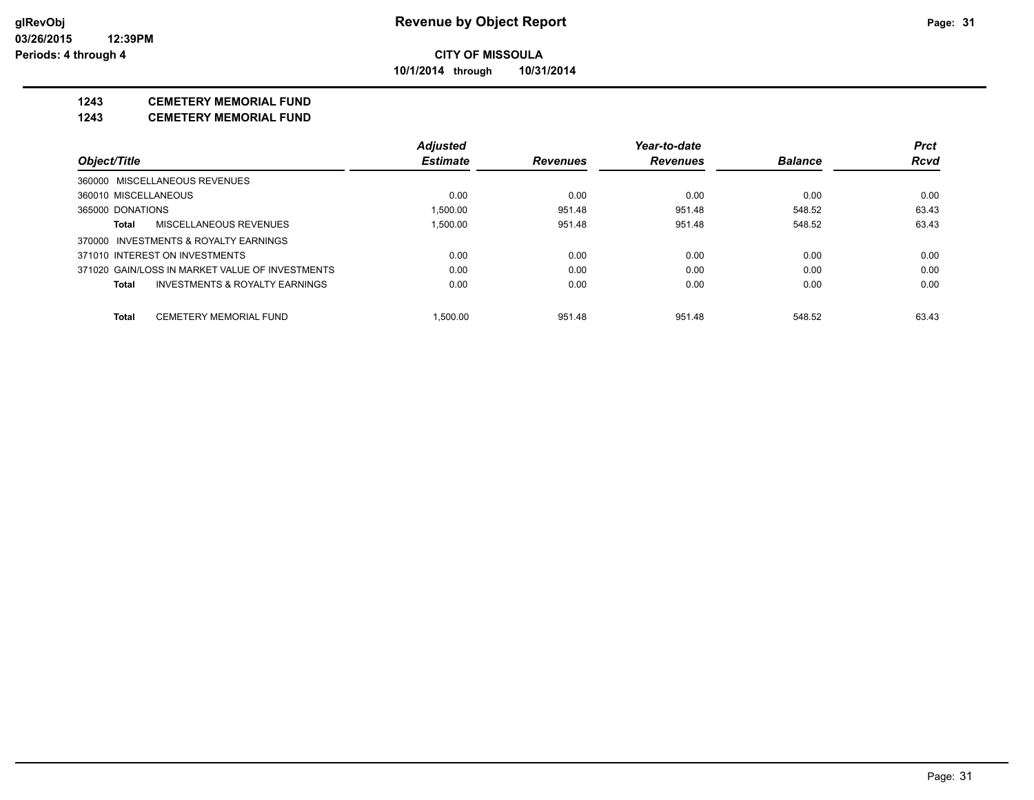**Revenue by Object Report**

**CITY OF MISSOULA**

**10/1/2014 through 10/31/2014**

## 1243 CEMETERY MEMORIAL FUND

## 1243 CEMETERY MEMORIAL FUND

| Object/Title | Adjusted Estimate | Revenues | Year-to-date Revenues | Balance | Prct Rcvd |
|---|---|---|---|---|---|
| 360000 MISCELLANEOUS REVENUES | | | | | |
| 360010 MISCELLANEOUS | 0.00 | 0.00 | 0.00 | 0.00 | 0.00 |
| 365000 DONATIONS | 1,500.00 | 951.48 | 951.48 | 548.52 | 63.43 |
| **Total** MISCELLANEOUS REVENUES | 1,500.00 | 951.48 | 951.48 | 548.52 | 63.43 |
| 370000 INVESTMENTS & ROYALTY EARNINGS | | | | | |
| 371010 INTEREST ON INVESTMENTS | 0.00 | 0.00 | 0.00 | 0.00 | 0.00 |
| 371020 GAIN/LOSS IN MARKET VALUE OF INVESTMENTS | 0.00 | 0.00 | 0.00 | 0.00 | 0.00 |
| **Total** INVESTMENTS & ROYALTY EARNINGS | 0.00 | 0.00 | 0.00 | 0.00 | 0.00 |
| **Total** CEMETERY MEMORIAL FUND | 1,500.00 | 951.48 | 951.48 | 548.52 | 63.43 |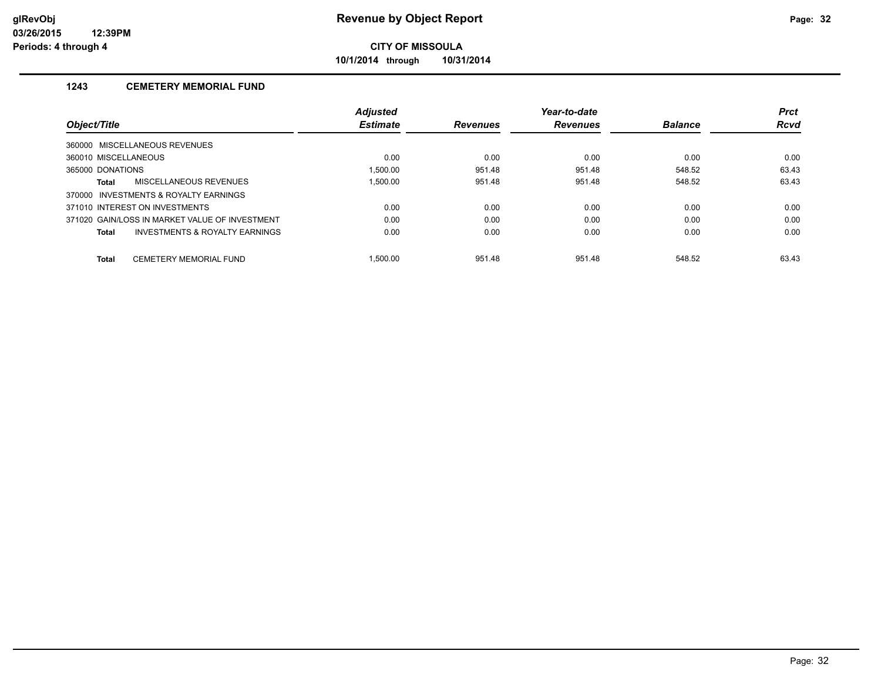# Revenue by Object Report

**CITY OF MISSOULA**

**10/1/2014 through 10/31/2014**

### 1243 CEMETERY MEMORIAL FUND

| Object/Title | Adjusted Estimate | Revenues | Year-to-date Revenues | Balance | Prct Rcvd |
|---|---|---|---|---|---|
| 360000 MISCELLANEOUS REVENUES | | | | | |
| 360010 MISCELLANEOUS | 0.00 | 0.00 | 0.00 | 0.00 | 0.00 |
| 365000 DONATIONS | 1,500.00 | 951.48 | 951.48 | 548.52 | 63.43 |
| **Total** MISCELLANEOUS REVENUES | 1,500.00 | 951.48 | 951.48 | 548.52 | 63.43 |
| 370000 INVESTMENTS & ROYALTY EARNINGS | | | | | |
| 371010 INTEREST ON INVESTMENTS | 0.00 | 0.00 | 0.00 | 0.00 | 0.00 |
| 371020 GAIN/LOSS IN MARKET VALUE OF INVESTMENT | 0.00 | 0.00 | 0.00 | 0.00 | 0.00 |
| **Total** INVESTMENTS & ROYALTY EARNINGS | 0.00 | 0.00 | 0.00 | 0.00 | 0.00 |
| **Total** CEMETERY MEMORIAL FUND | 1,500.00 | 951.48 | 951.48 | 548.52 | 63.43 |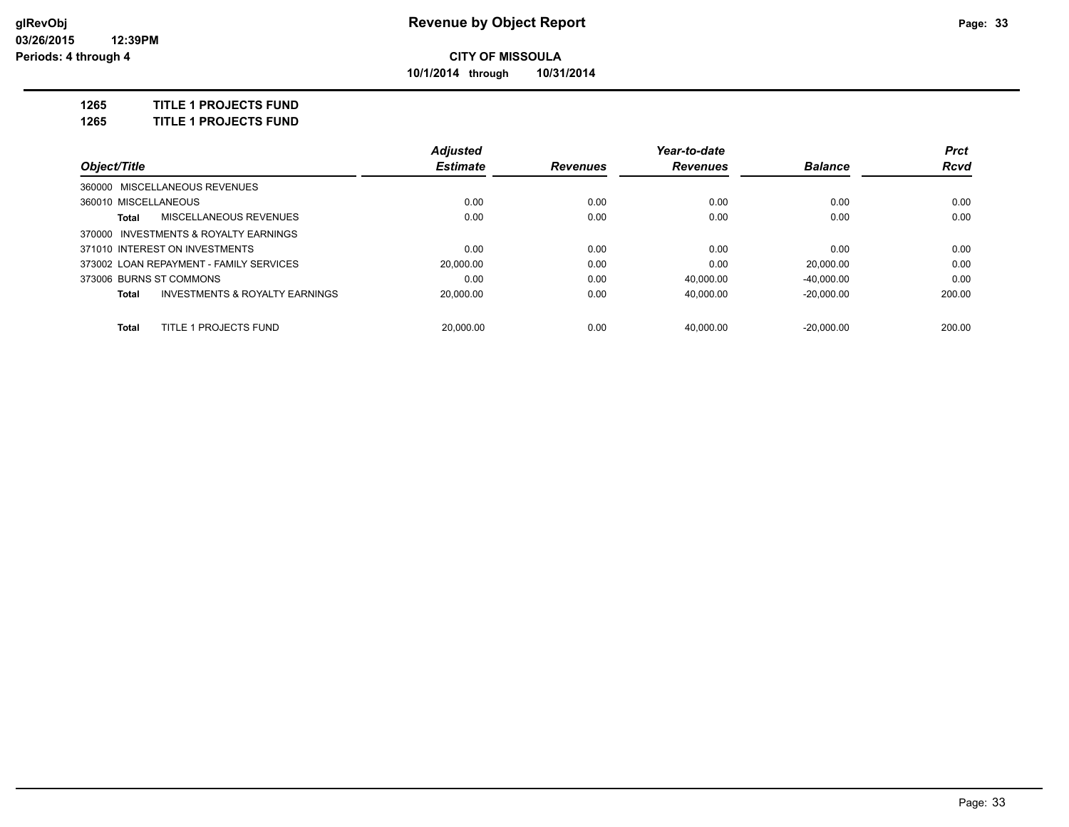**glRevObj** **Revenue by Object Report**

**03/26/2015 12:39PM**

**Periods: 4 through 4**

**CITY OF MISSOULA**

**10/1/2014 through 10/31/2014**

**1265 TITLE 1 PROJECTS FUND**

**1265 TITLE 1 PROJECTS FUND**

| Object/Title | Adjusted Estimate | Revenues | Year-to-date Revenues | Balance | Prct Rcvd |
|---|---|---|---|---|---|
| 360000 MISCELLANEOUS REVENUES | | | | | |
| 360010 MISCELLANEOUS | 0.00 | 0.00 | 0.00 | 0.00 | 0.00 |
| **Total** MISCELLANEOUS REVENUES | 0.00 | 0.00 | 0.00 | 0.00 | 0.00 |
| 370000 INVESTMENTS & ROYALTY EARNINGS | | | | | |
| 371010 INTEREST ON INVESTMENTS | 0.00 | 0.00 | 0.00 | 0.00 | 0.00 |
| 373002 LOAN REPAYMENT - FAMILY SERVICES | 20,000.00 | 0.00 | 0.00 | 20,000.00 | 0.00 |
| 373006 BURNS ST COMMONS | 0.00 | 0.00 | 40,000.00 | -40,000.00 | 0.00 |
| **Total** INVESTMENTS & ROYALTY EARNINGS | 20,000.00 | 0.00 | 40,000.00 | -20,000.00 | 200.00 |
| **Total** TITLE 1 PROJECTS FUND | 20,000.00 | 0.00 | 40,000.00 | -20,000.00 | 200.00 |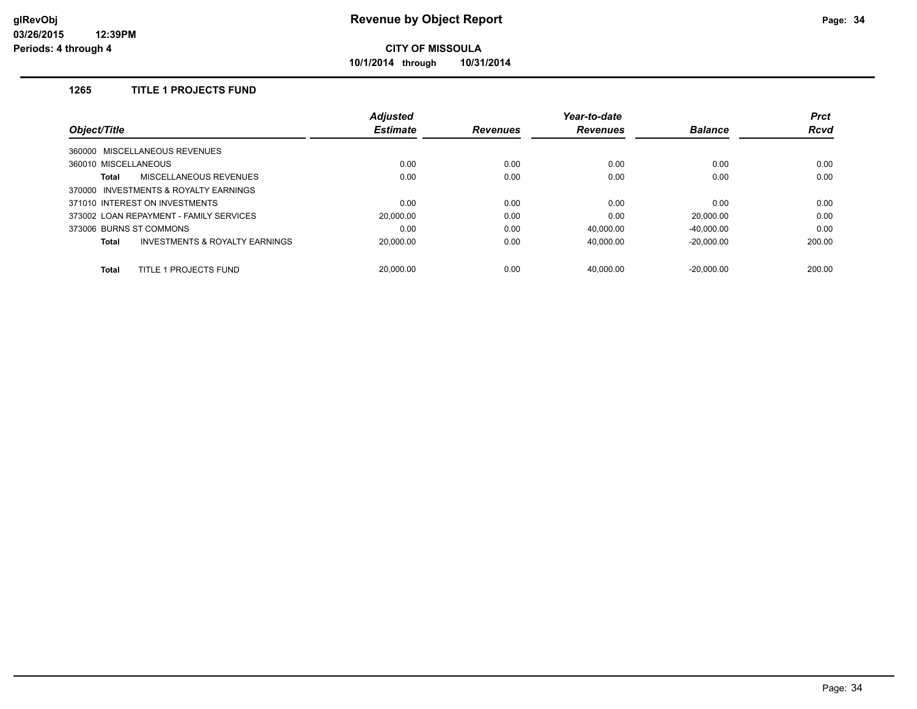**CITY OF MISSOULA**

**10/1/2014 through 10/31/2014**

### 1265 TITLE 1 PROJECTS FUND

| Object/Title | Adjusted Estimate | Revenues | Year-to-date Revenues | Balance | Prct Rcvd |
|---|---|---|---|---|---|
| 360000 MISCELLANEOUS REVENUES | | | | | |
| 360010 MISCELLANEOUS | 0.00 | 0.00 | 0.00 | 0.00 | 0.00 |
| **Total** MISCELLANEOUS REVENUES | 0.00 | 0.00 | 0.00 | 0.00 | 0.00 |
| 370000 INVESTMENTS & ROYALTY EARNINGS | | | | | |
| 371010 INTEREST ON INVESTMENTS | 0.00 | 0.00 | 0.00 | 0.00 | 0.00 |
| 373002 LOAN REPAYMENT - FAMILY SERVICES | 20,000.00 | 0.00 | 0.00 | 20,000.00 | 0.00 |
| 373006 BURNS ST COMMONS | 0.00 | 0.00 | 40,000.00 | -40,000.00 | 0.00 |
| **Total** INVESTMENTS & ROYALTY EARNINGS | 20,000.00 | 0.00 | 40,000.00 | -20,000.00 | 200.00 |
| **Total** TITLE 1 PROJECTS FUND | 20,000.00 | 0.00 | 40,000.00 | -20,000.00 | 200.00 |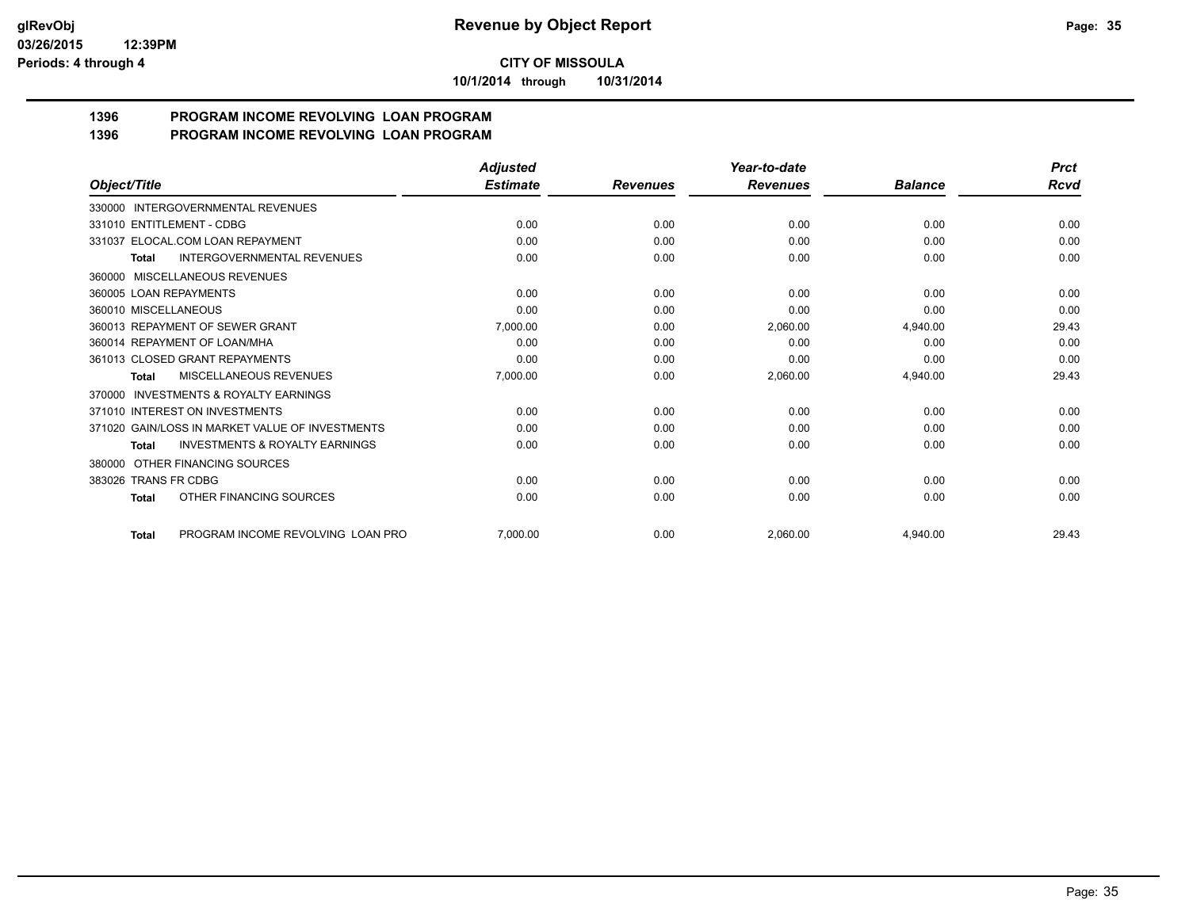**glRevObj**
**03/26/2015 12:39PM**
**Periods: 4 through 4**

# Revenue by Object Report

**CITY OF MISSOULA**

**10/1/2014 through 10/31/2014**

## 1396 PROGRAM INCOME REVOLVING LOAN PROGRAM
## 1396 PROGRAM INCOME REVOLVING LOAN PROGRAM

| Object/Title | Adjusted Estimate | Revenues | Year-to-date Revenues | Balance | Prct Rcvd |
|---|---|---|---|---|---|
| 330000 INTERGOVERNMENTAL REVENUES | | | | | |
| 331010 ENTITLEMENT - CDBG | 0.00 | 0.00 | 0.00 | 0.00 | 0.00 |
| 331037 ELOCAL.COM LOAN REPAYMENT | 0.00 | 0.00 | 0.00 | 0.00 | 0.00 |
| **Total** INTERGOVERNMENTAL REVENUES | 0.00 | 0.00 | 0.00 | 0.00 | 0.00 |
| 360000 MISCELLANEOUS REVENUES | | | | | |
| 360005 LOAN REPAYMENTS | 0.00 | 0.00 | 0.00 | 0.00 | 0.00 |
| 360010 MISCELLANEOUS | 0.00 | 0.00 | 0.00 | 0.00 | 0.00 |
| 360013 REPAYMENT OF SEWER GRANT | 7,000.00 | 0.00 | 2,060.00 | 4,940.00 | 29.43 |
| 360014 REPAYMENT OF LOAN/MHA | 0.00 | 0.00 | 0.00 | 0.00 | 0.00 |
| 361013 CLOSED GRANT REPAYMENTS | 0.00 | 0.00 | 0.00 | 0.00 | 0.00 |
| **Total** MISCELLANEOUS REVENUES | 7,000.00 | 0.00 | 2,060.00 | 4,940.00 | 29.43 |
| 370000 INVESTMENTS & ROYALTY EARNINGS | | | | | |
| 371010 INTEREST ON INVESTMENTS | 0.00 | 0.00 | 0.00 | 0.00 | 0.00 |
| 371020 GAIN/LOSS IN MARKET VALUE OF INVESTMENTS | 0.00 | 0.00 | 0.00 | 0.00 | 0.00 |
| **Total** INVESTMENTS & ROYALTY EARNINGS | 0.00 | 0.00 | 0.00 | 0.00 | 0.00 |
| 380000 OTHER FINANCING SOURCES | | | | | |
| 383026 TRANS FR CDBG | 0.00 | 0.00 | 0.00 | 0.00 | 0.00 |
| **Total** OTHER FINANCING SOURCES | 0.00 | 0.00 | 0.00 | 0.00 | 0.00 |
| **Total** PROGRAM INCOME REVOLVING LOAN PRO | 7,000.00 | 0.00 | 2,060.00 | 4,940.00 | 29.43 |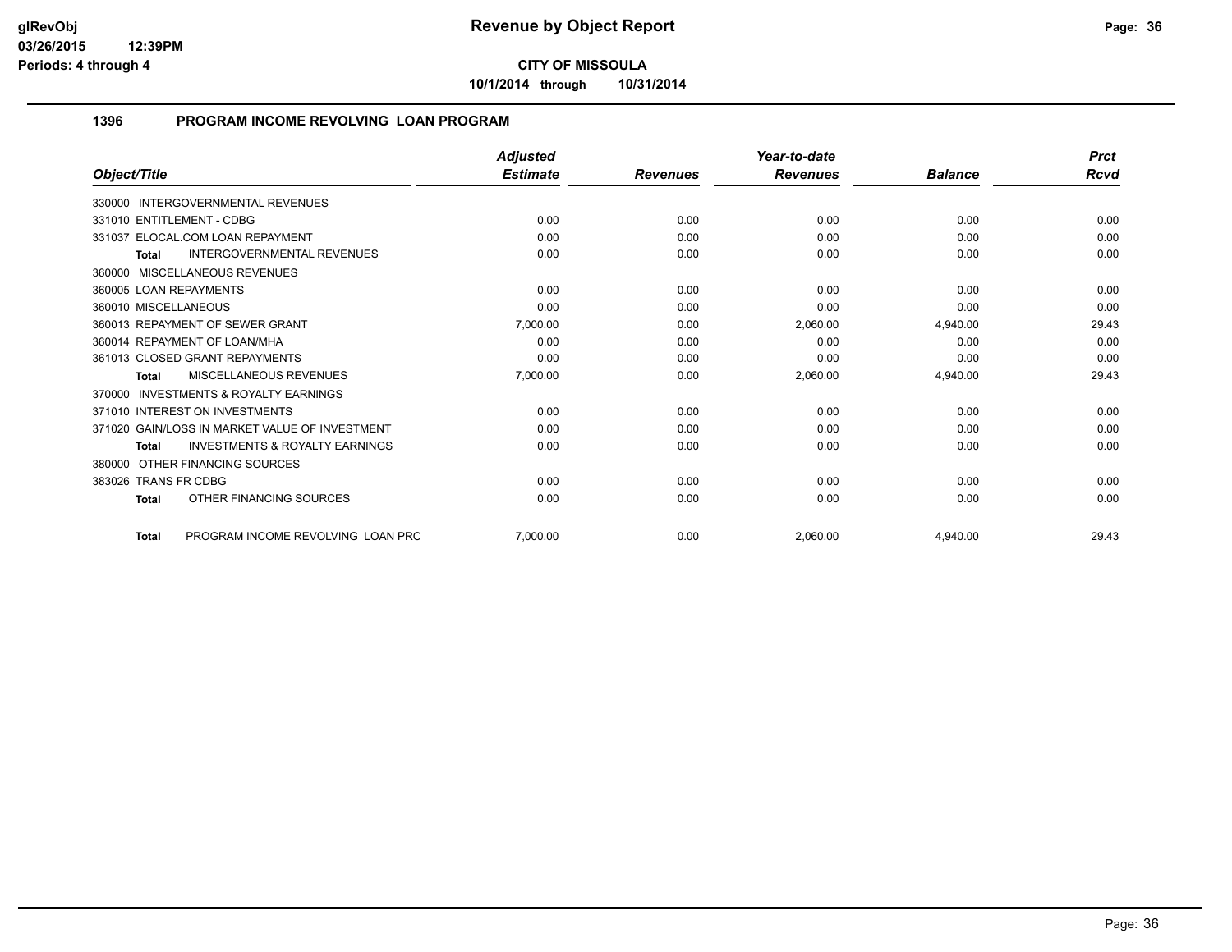# Revenue by Object Report

**CITY OF MISSOULA**

**10/1/2014 through 10/31/2014**

glRevObj
03/26/2015 12:39PM
Periods: 4 through 4

## 1396 PROGRAM INCOME REVOLVING LOAN PROGRAM

| Object/Title | Adjusted Estimate | Revenues | Year-to-date Revenues | Balance | Prct Rcvd |
|---|---|---|---|---|---|
| 330000 INTERGOVERNMENTAL REVENUES | | | | | |
| 331010 ENTITLEMENT - CDBG | 0.00 | 0.00 | 0.00 | 0.00 | 0.00 |
| 331037 ELOCAL.COM LOAN REPAYMENT | 0.00 | 0.00 | 0.00 | 0.00 | 0.00 |
| **Total** INTERGOVERNMENTAL REVENUES | 0.00 | 0.00 | 0.00 | 0.00 | 0.00 |
| 360000 MISCELLANEOUS REVENUES | | | | | |
| 360005 LOAN REPAYMENTS | 0.00 | 0.00 | 0.00 | 0.00 | 0.00 |
| 360010 MISCELLANEOUS | 0.00 | 0.00 | 0.00 | 0.00 | 0.00 |
| 360013 REPAYMENT OF SEWER GRANT | 7,000.00 | 0.00 | 2,060.00 | 4,940.00 | 29.43 |
| 360014 REPAYMENT OF LOAN/MHA | 0.00 | 0.00 | 0.00 | 0.00 | 0.00 |
| 361013 CLOSED GRANT REPAYMENTS | 0.00 | 0.00 | 0.00 | 0.00 | 0.00 |
| **Total** MISCELLANEOUS REVENUES | 7,000.00 | 0.00 | 2,060.00 | 4,940.00 | 29.43 |
| 370000 INVESTMENTS & ROYALTY EARNINGS | | | | | |
| 371010 INTEREST ON INVESTMENTS | 0.00 | 0.00 | 0.00 | 0.00 | 0.00 |
| 371020 GAIN/LOSS IN MARKET VALUE OF INVESTMENT | 0.00 | 0.00 | 0.00 | 0.00 | 0.00 |
| **Total** INVESTMENTS & ROYALTY EARNINGS | 0.00 | 0.00 | 0.00 | 0.00 | 0.00 |
| 380000 OTHER FINANCING SOURCES | | | | | |
| 383026 TRANS FR CDBG | 0.00 | 0.00 | 0.00 | 0.00 | 0.00 |
| **Total** OTHER FINANCING SOURCES | 0.00 | 0.00 | 0.00 | 0.00 | 0.00 |
| **Total** PROGRAM INCOME REVOLVING LOAN PRC | 7,000.00 | 0.00 | 2,060.00 | 4,940.00 | 29.43 |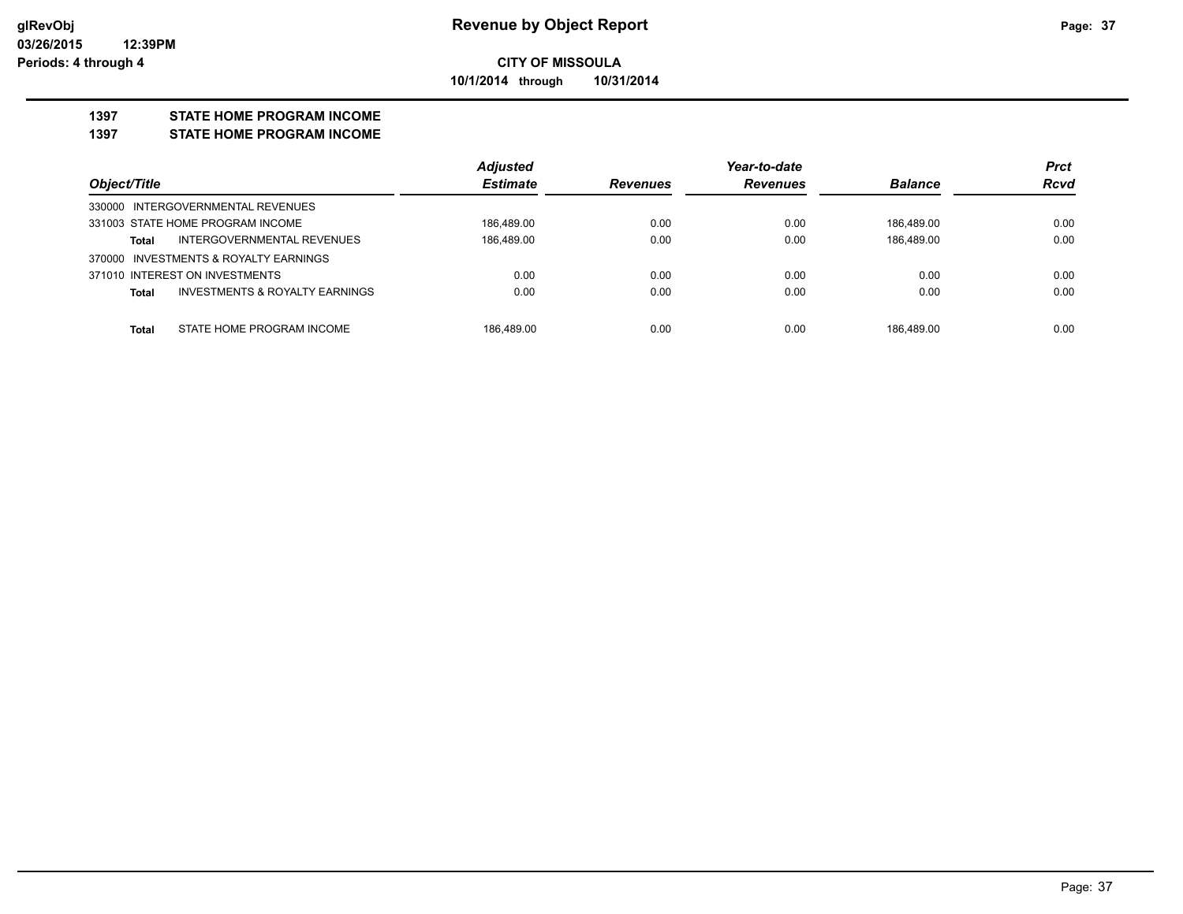**Revenue by Object Report**

**CITY OF MISSOULA**

**10/1/2014 through 10/31/2014**

glRevObj
03/26/2015 12:39PM
Periods: 4 through 4

## 1397 STATE HOME PROGRAM INCOME

## 1397 STATE HOME PROGRAM INCOME

| Object/Title | Adjusted Estimate | Revenues | Year-to-date Revenues | Balance | Prct Rcvd |
|---|---|---|---|---|---|
| 330000 INTERGOVERNMENTAL REVENUES | | | | | |
| 331003 STATE HOME PROGRAM INCOME | 186,489.00 | 0.00 | 0.00 | 186,489.00 | 0.00 |
| **Total** INTERGOVERNMENTAL REVENUES | 186,489.00 | 0.00 | 0.00 | 186,489.00 | 0.00 |
| 370000 INVESTMENTS & ROYALTY EARNINGS | | | | | |
| 371010 INTEREST ON INVESTMENTS | 0.00 | 0.00 | 0.00 | 0.00 | 0.00 |
| **Total** INVESTMENTS & ROYALTY EARNINGS | 0.00 | 0.00 | 0.00 | 0.00 | 0.00 |
| **Total** STATE HOME PROGRAM INCOME | 186,489.00 | 0.00 | 0.00 | 186,489.00 | 0.00 |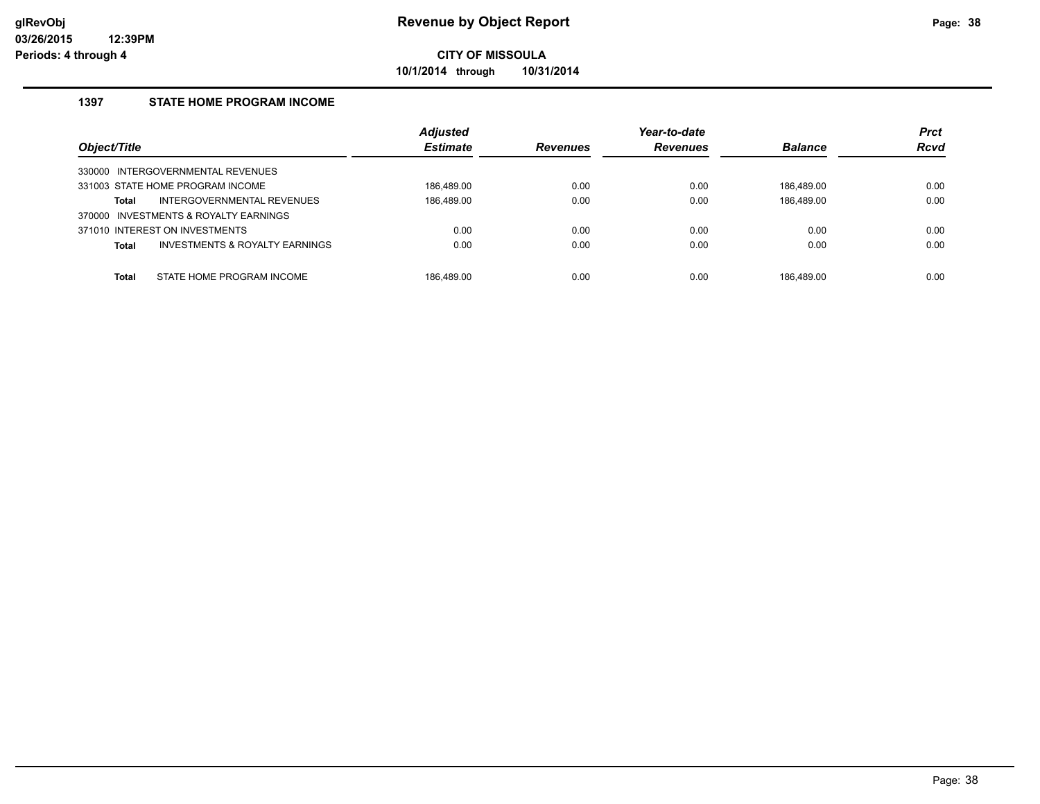**Revenue by Object Report**

**CITY OF MISSOULA**

**10/1/2014 through 10/31/2014**

glRevObj
03/26/2015 12:39PM
Periods: 4 through 4

## 1397 STATE HOME PROGRAM INCOME

| Object/Title | Adjusted Estimate | Revenues | Year-to-date Revenues | Balance | Prct Rcvd |
|---|---|---|---|---|---|
| 330000 INTERGOVERNMENTAL REVENUES | | | | | |
| 331003 STATE HOME PROGRAM INCOME | 186,489.00 | 0.00 | 0.00 | 186,489.00 | 0.00 |
| **Total** INTERGOVERNMENTAL REVENUES | 186,489.00 | 0.00 | 0.00 | 186,489.00 | 0.00 |
| 370000 INVESTMENTS & ROYALTY EARNINGS | | | | | |
| 371010 INTEREST ON INVESTMENTS | 0.00 | 0.00 | 0.00 | 0.00 | 0.00 |
| **Total** INVESTMENTS & ROYALTY EARNINGS | 0.00 | 0.00 | 0.00 | 0.00 | 0.00 |
| **Total** STATE HOME PROGRAM INCOME | 186,489.00 | 0.00 | 0.00 | 186,489.00 | 0.00 |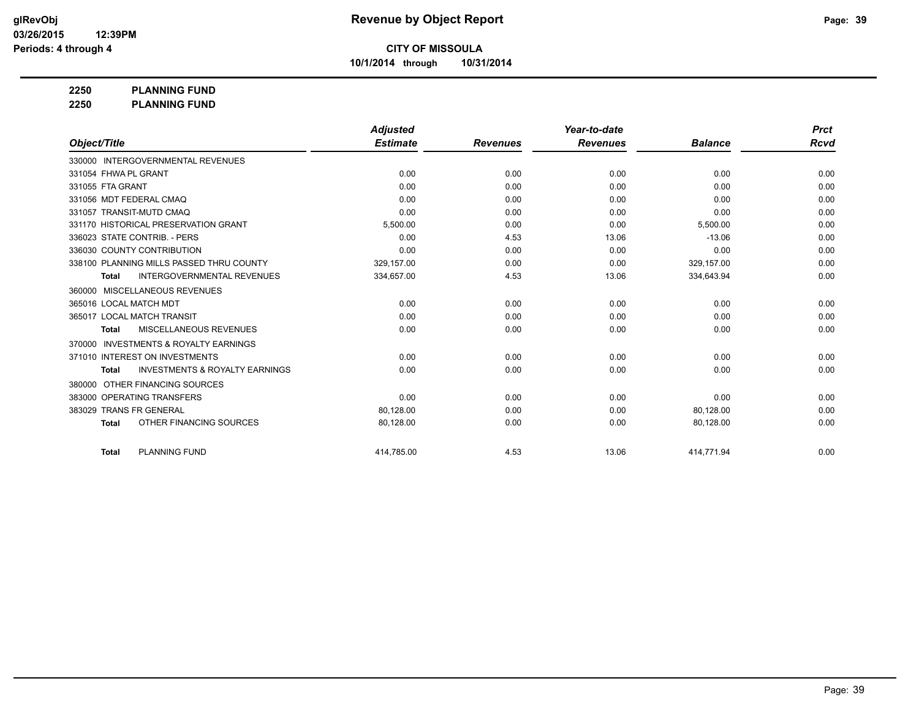**Revenue by Object Report**

**CITY OF MISSOULA**

**10/1/2014 through 10/31/2014**

**2250 PLANNING FUND**

**2250 PLANNING FUND**

| Object/Title | Adjusted Estimate | Revenues | Year-to-date Revenues | Balance | Prct Rcvd |
|---|---|---|---|---|---|
| 330000 INTERGOVERNMENTAL REVENUES | | | | | |
| 331054 FHWA PL GRANT | 0.00 | 0.00 | 0.00 | 0.00 | 0.00 |
| 331055 FTA GRANT | 0.00 | 0.00 | 0.00 | 0.00 | 0.00 |
| 331056 MDT FEDERAL CMAQ | 0.00 | 0.00 | 0.00 | 0.00 | 0.00 |
| 331057 TRANSIT-MUTD CMAQ | 0.00 | 0.00 | 0.00 | 0.00 | 0.00 |
| 331170 HISTORICAL PRESERVATION GRANT | 5,500.00 | 0.00 | 0.00 | 5,500.00 | 0.00 |
| 336023 STATE CONTRIB. - PERS | 0.00 | 4.53 | 13.06 | -13.06 | 0.00 |
| 336030 COUNTY CONTRIBUTION | 0.00 | 0.00 | 0.00 | 0.00 | 0.00 |
| 338100 PLANNING MILLS PASSED THRU COUNTY | 329,157.00 | 0.00 | 0.00 | 329,157.00 | 0.00 |
| **Total** INTERGOVERNMENTAL REVENUES | 334,657.00 | 4.53 | 13.06 | 334,643.94 | 0.00 |
| 360000 MISCELLANEOUS REVENUES | | | | | |
| 365016 LOCAL MATCH MDT | 0.00 | 0.00 | 0.00 | 0.00 | 0.00 |
| 365017 LOCAL MATCH TRANSIT | 0.00 | 0.00 | 0.00 | 0.00 | 0.00 |
| **Total** MISCELLANEOUS REVENUES | 0.00 | 0.00 | 0.00 | 0.00 | 0.00 |
| 370000 INVESTMENTS & ROYALTY EARNINGS | | | | | |
| 371010 INTEREST ON INVESTMENTS | 0.00 | 0.00 | 0.00 | 0.00 | 0.00 |
| **Total** INVESTMENTS & ROYALTY EARNINGS | 0.00 | 0.00 | 0.00 | 0.00 | 0.00 |
| 380000 OTHER FINANCING SOURCES | | | | | |
| 383000 OPERATING TRANSFERS | 0.00 | 0.00 | 0.00 | 0.00 | 0.00 |
| 383029 TRANS FR GENERAL | 80,128.00 | 0.00 | 0.00 | 80,128.00 | 0.00 |
| **Total** OTHER FINANCING SOURCES | 80,128.00 | 0.00 | 0.00 | 80,128.00 | 0.00 |
| **Total** PLANNING FUND | 414,785.00 | 4.53 | 13.06 | 414,771.94 | 0.00 |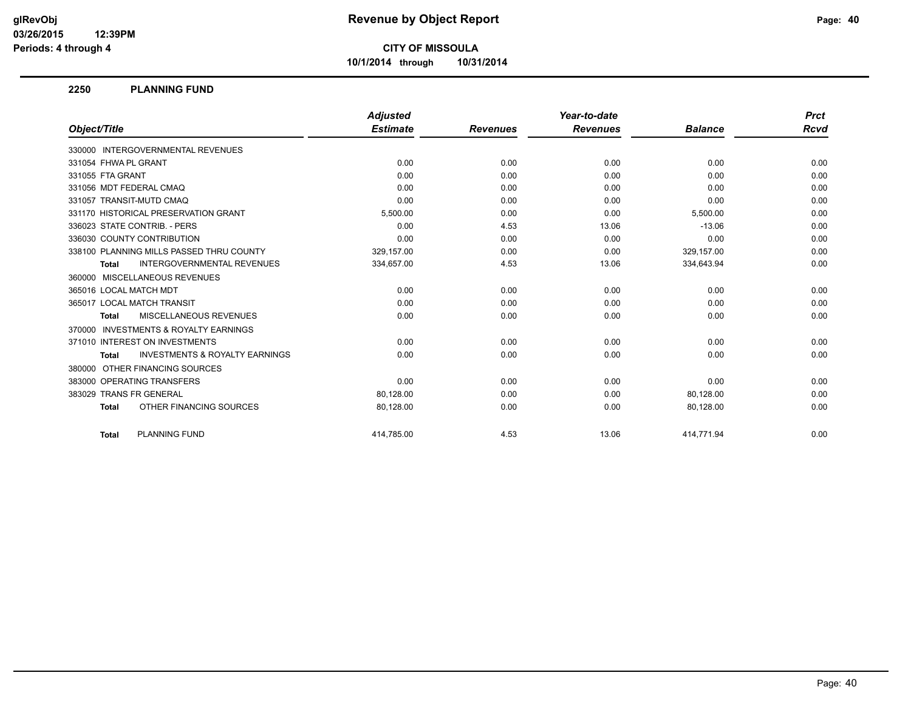**Revenue by Object Report**

**CITY OF MISSOULA**

**10/1/2014 through 10/31/2014**

glRevObj
03/26/2015 12:39PM
Periods: 4 through 4

## 2250 PLANNING FUND

| Object/Title | Adjusted Estimate | Revenues | Year-to-date Revenues | Balance | Prct Rcvd |
|---|---|---|---|---|---|
| 330000 INTERGOVERNMENTAL REVENUES | | | | | |
| 331054 FHWA PL GRANT | 0.00 | 0.00 | 0.00 | 0.00 | 0.00 |
| 331055 FTA GRANT | 0.00 | 0.00 | 0.00 | 0.00 | 0.00 |
| 331056 MDT FEDERAL CMAQ | 0.00 | 0.00 | 0.00 | 0.00 | 0.00 |
| 331057 TRANSIT-MUTD CMAQ | 0.00 | 0.00 | 0.00 | 0.00 | 0.00 |
| 331170 HISTORICAL PRESERVATION GRANT | 5,500.00 | 0.00 | 0.00 | 5,500.00 | 0.00 |
| 336023 STATE CONTRIB. - PERS | 0.00 | 4.53 | 13.06 | -13.06 | 0.00 |
| 336030 COUNTY CONTRIBUTION | 0.00 | 0.00 | 0.00 | 0.00 | 0.00 |
| 338100 PLANNING MILLS PASSED THRU COUNTY | 329,157.00 | 0.00 | 0.00 | 329,157.00 | 0.00 |
| **Total** INTERGOVERNMENTAL REVENUES | 334,657.00 | 4.53 | 13.06 | 334,643.94 | 0.00 |
| 360000 MISCELLANEOUS REVENUES | | | | | |
| 365016 LOCAL MATCH MDT | 0.00 | 0.00 | 0.00 | 0.00 | 0.00 |
| 365017 LOCAL MATCH TRANSIT | 0.00 | 0.00 | 0.00 | 0.00 | 0.00 |
| **Total** MISCELLANEOUS REVENUES | 0.00 | 0.00 | 0.00 | 0.00 | 0.00 |
| 370000 INVESTMENTS & ROYALTY EARNINGS | | | | | |
| 371010 INTEREST ON INVESTMENTS | 0.00 | 0.00 | 0.00 | 0.00 | 0.00 |
| **Total** INVESTMENTS & ROYALTY EARNINGS | 0.00 | 0.00 | 0.00 | 0.00 | 0.00 |
| 380000 OTHER FINANCING SOURCES | | | | | |
| 383000 OPERATING TRANSFERS | 0.00 | 0.00 | 0.00 | 0.00 | 0.00 |
| 383029 TRANS FR GENERAL | 80,128.00 | 0.00 | 0.00 | 80,128.00 | 0.00 |
| **Total** OTHER FINANCING SOURCES | 80,128.00 | 0.00 | 0.00 | 80,128.00 | 0.00 |
| **Total** PLANNING FUND | 414,785.00 | 4.53 | 13.06 | 414,771.94 | 0.00 |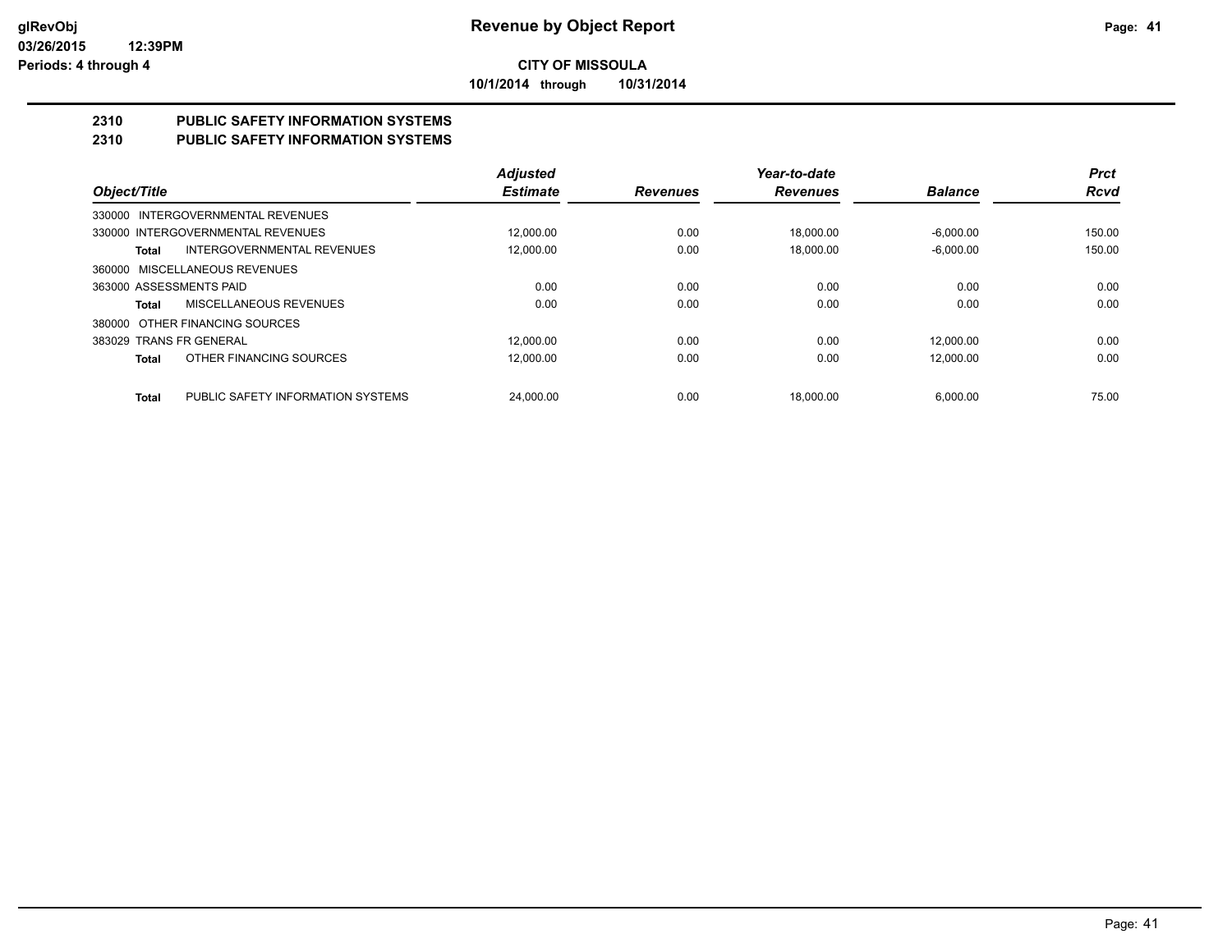**CITY OF MISSOULA**

**10/1/2014 through 10/31/2014**

## 2310 PUBLIC SAFETY INFORMATION SYSTEMS
## 2310 PUBLIC SAFETY INFORMATION SYSTEMS

| Object/Title | | Adjusted Estimate | Revenues | Year-to-date Revenues | Balance | Prct Rcvd |
|---|---|---|---|---|---|---|
| 330000 INTERGOVERNMENTAL REVENUES | | | | | | |
| 330000 INTERGOVERNMENTAL REVENUES | | 12,000.00 | 0.00 | 18,000.00 | -6,000.00 | 150.00 |
| **Total** | INTERGOVERNMENTAL REVENUES | 12,000.00 | 0.00 | 18,000.00 | -6,000.00 | 150.00 |
| 360000 MISCELLANEOUS REVENUES | | | | | | |
| 363000 ASSESSMENTS PAID | | 0.00 | 0.00 | 0.00 | 0.00 | 0.00 |
| **Total** | MISCELLANEOUS REVENUES | 0.00 | 0.00 | 0.00 | 0.00 | 0.00 |
| 380000 OTHER FINANCING SOURCES | | | | | | |
| 383029 TRANS FR GENERAL | | 12,000.00 | 0.00 | 0.00 | 12,000.00 | 0.00 |
| **Total** | OTHER FINANCING SOURCES | 12,000.00 | 0.00 | 0.00 | 12,000.00 | 0.00 |
| **Total** | PUBLIC SAFETY INFORMATION SYSTEMS | 24,000.00 | 0.00 | 18,000.00 | 6,000.00 | 75.00 |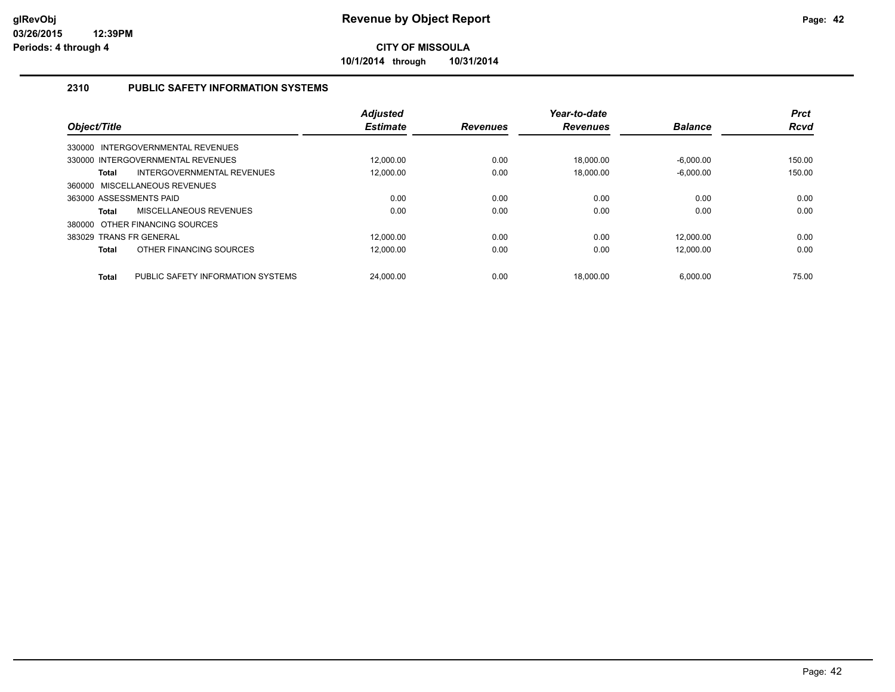# Revenue by Object Report

**CITY OF MISSOULA**

**10/1/2014 through 10/31/2014**

glRevObj
03/26/2015 12:39PM
Periods: 4 through 4

## 2310 PUBLIC SAFETY INFORMATION SYSTEMS

| Object/Title | Adjusted Estimate | Revenues | Year-to-date Revenues | Balance | Prct Rcvd |
|---|---|---|---|---|---|
| 330000 INTERGOVERNMENTAL REVENUES | | | | | |
| 330000 INTERGOVERNMENTAL REVENUES | 12,000.00 | 0.00 | 18,000.00 | -6,000.00 | 150.00 |
| **Total** INTERGOVERNMENTAL REVENUES | 12,000.00 | 0.00 | 18,000.00 | -6,000.00 | 150.00 |
| 360000 MISCELLANEOUS REVENUES | | | | | |
| 363000 ASSESSMENTS PAID | 0.00 | 0.00 | 0.00 | 0.00 | 0.00 |
| **Total** MISCELLANEOUS REVENUES | 0.00 | 0.00 | 0.00 | 0.00 | 0.00 |
| 380000 OTHER FINANCING SOURCES | | | | | |
| 383029 TRANS FR GENERAL | 12,000.00 | 0.00 | 0.00 | 12,000.00 | 0.00 |
| **Total** OTHER FINANCING SOURCES | 12,000.00 | 0.00 | 0.00 | 12,000.00 | 0.00 |
| **Total** PUBLIC SAFETY INFORMATION SYSTEMS | 24,000.00 | 0.00 | 18,000.00 | 6,000.00 | 75.00 |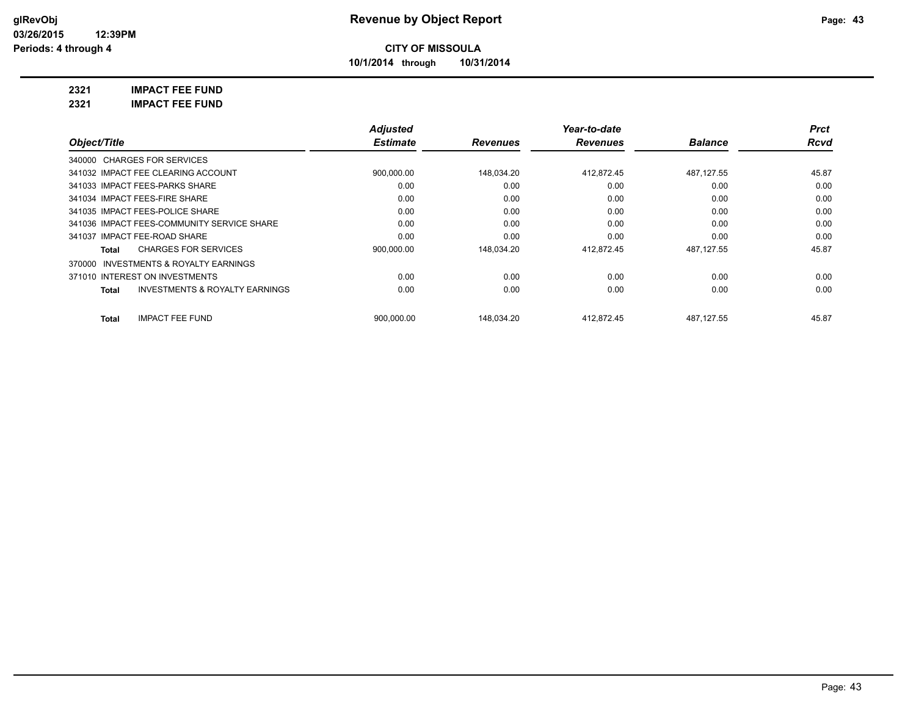# Revenue by Object Report

glRevObj
03/26/2015 12:39PM
Periods: 4 through 4

**CITY OF MISSOULA**
**10/1/2014 through 10/31/2014**

**2321 IMPACT FEE FUND**
**2321 IMPACT FEE FUND**

| Object/Title | Adjusted Estimate | Revenues | Year-to-date Revenues | Balance | Prct Rcvd |
|---|---|---|---|---|---|
| 340000 CHARGES FOR SERVICES | | | | | |
| 341032 IMPACT FEE CLEARING ACCOUNT | 900,000.00 | 148,034.20 | 412,872.45 | 487,127.55 | 45.87 |
| 341033 IMPACT FEES-PARKS SHARE | 0.00 | 0.00 | 0.00 | 0.00 | 0.00 |
| 341034 IMPACT FEES-FIRE SHARE | 0.00 | 0.00 | 0.00 | 0.00 | 0.00 |
| 341035 IMPACT FEES-POLICE SHARE | 0.00 | 0.00 | 0.00 | 0.00 | 0.00 |
| 341036 IMPACT FEES-COMMUNITY SERVICE SHARE | 0.00 | 0.00 | 0.00 | 0.00 | 0.00 |
| 341037 IMPACT FEE-ROAD SHARE | 0.00 | 0.00 | 0.00 | 0.00 | 0.00 |
| **Total** CHARGES FOR SERVICES | 900,000.00 | 148,034.20 | 412,872.45 | 487,127.55 | 45.87 |
| 370000 INVESTMENTS & ROYALTY EARNINGS | | | | | |
| 371010 INTEREST ON INVESTMENTS | 0.00 | 0.00 | 0.00 | 0.00 | 0.00 |
| **Total** INVESTMENTS & ROYALTY EARNINGS | 0.00 | 0.00 | 0.00 | 0.00 | 0.00 |
| **Total** IMPACT FEE FUND | 900,000.00 | 148,034.20 | 412,872.45 | 487,127.55 | 45.87 |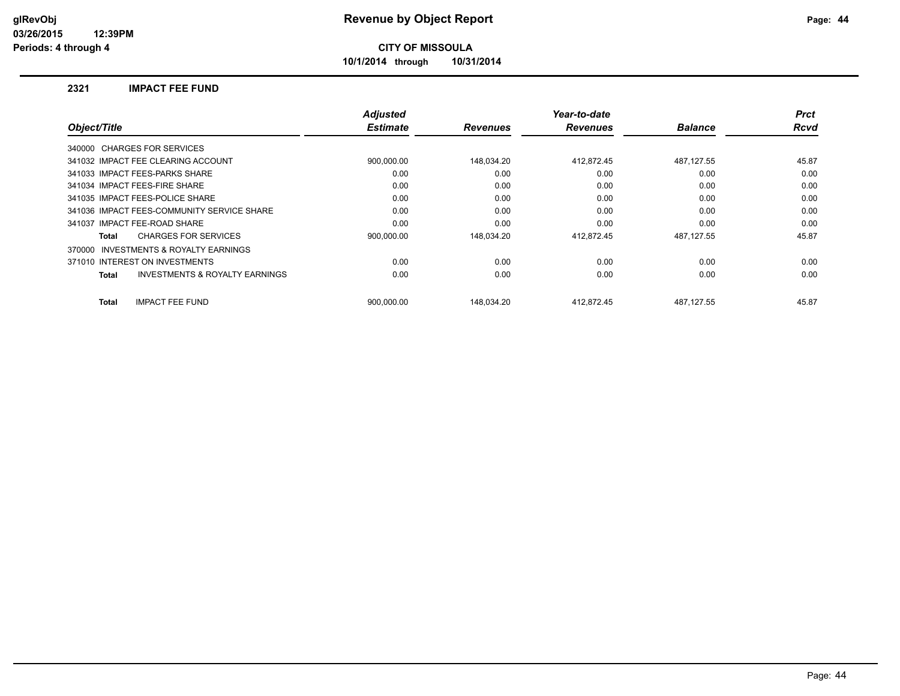# Revenue by Object Report

**CITY OF MISSOULA**

**10/1/2014 through 10/31/2014**

glRevObj
03/26/2015 12:39PM
Periods: 4 through 4

## 2321 IMPACT FEE FUND

| Object/Title | Adjusted Estimate | Revenues | Year-to-date Revenues | Balance | Prct Rcvd |
|---|---|---|---|---|---|
| 340000 CHARGES FOR SERVICES | | | | | |
| 341032 IMPACT FEE CLEARING ACCOUNT | 900,000.00 | 148,034.20 | 412,872.45 | 487,127.55 | 45.87 |
| 341033 IMPACT FEES-PARKS SHARE | 0.00 | 0.00 | 0.00 | 0.00 | 0.00 |
| 341034 IMPACT FEES-FIRE SHARE | 0.00 | 0.00 | 0.00 | 0.00 | 0.00 |
| 341035 IMPACT FEES-POLICE SHARE | 0.00 | 0.00 | 0.00 | 0.00 | 0.00 |
| 341036 IMPACT FEES-COMMUNITY SERVICE SHARE | 0.00 | 0.00 | 0.00 | 0.00 | 0.00 |
| 341037 IMPACT FEE-ROAD SHARE | 0.00 | 0.00 | 0.00 | 0.00 | 0.00 |
| **Total** CHARGES FOR SERVICES | 900,000.00 | 148,034.20 | 412,872.45 | 487,127.55 | 45.87 |
| 370000 INVESTMENTS & ROYALTY EARNINGS | | | | | |
| 371010 INTEREST ON INVESTMENTS | 0.00 | 0.00 | 0.00 | 0.00 | 0.00 |
| **Total** INVESTMENTS & ROYALTY EARNINGS | 0.00 | 0.00 | 0.00 | 0.00 | 0.00 |
| **Total** IMPACT FEE FUND | 900,000.00 | 148,034.20 | 412,872.45 | 487,127.55 | 45.87 |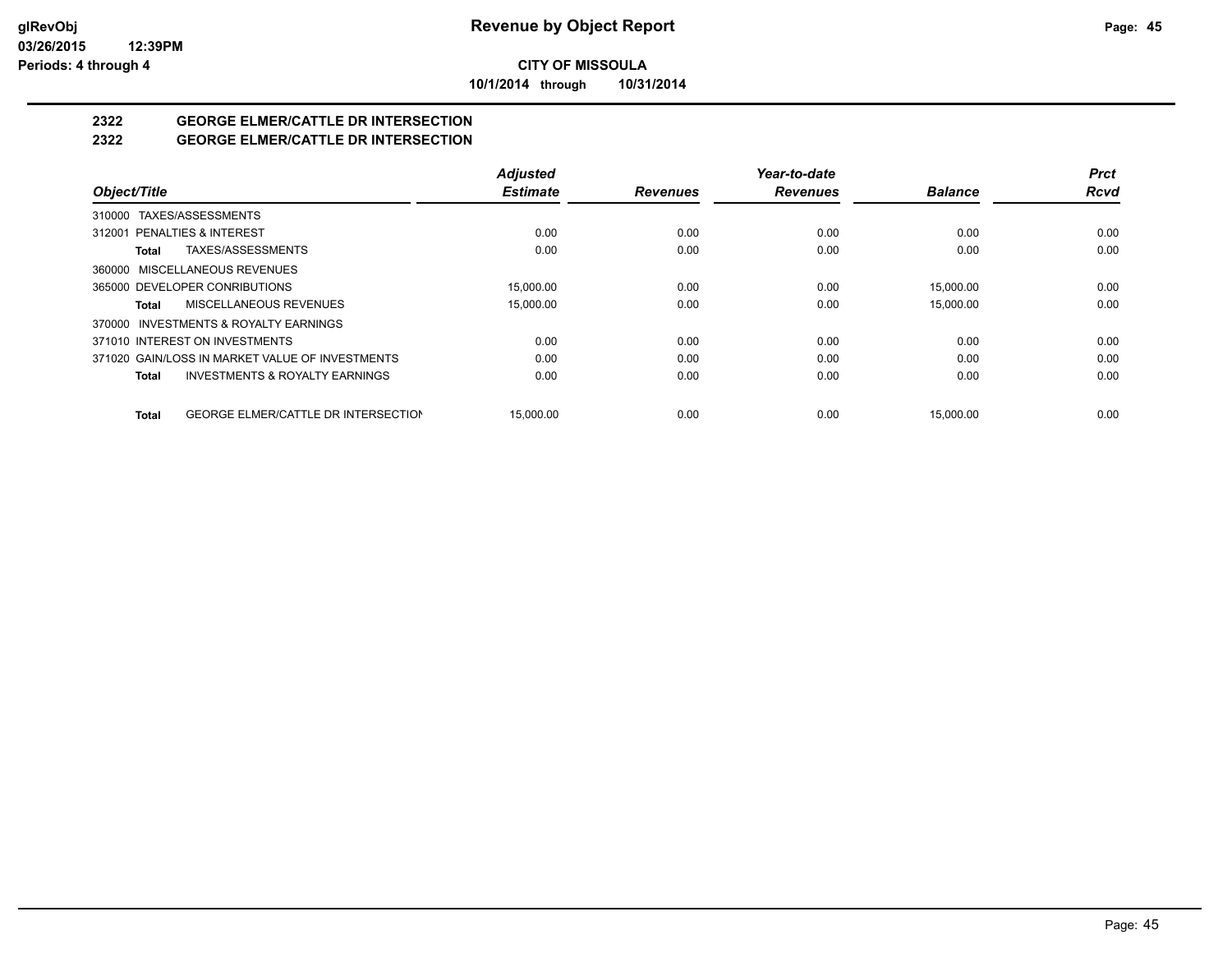**CITY OF MISSOULA**

**10/1/2014 through 10/31/2014**

## 2322 GEORGE ELMER/CATTLE DR INTERSECTION
## 2322 GEORGE ELMER/CATTLE DR INTERSECTION

| Object/Title | Adjusted Estimate | Revenues | Year-to-date Revenues | Balance | Prct Rcvd |
|---|---|---|---|---|---|
| 310000 TAXES/ASSESSMENTS | | | | | |
| 312001 PENALTIES & INTEREST | 0.00 | 0.00 | 0.00 | 0.00 | 0.00 |
| **Total** TAXES/ASSESSMENTS | 0.00 | 0.00 | 0.00 | 0.00 | 0.00 |
| 360000 MISCELLANEOUS REVENUES | | | | | |
| 365000 DEVELOPER CONRIBUTIONS | 15,000.00 | 0.00 | 0.00 | 15,000.00 | 0.00 |
| **Total** MISCELLANEOUS REVENUES | 15,000.00 | 0.00 | 0.00 | 15,000.00 | 0.00 |
| 370000 INVESTMENTS & ROYALTY EARNINGS | | | | | |
| 371010 INTEREST ON INVESTMENTS | 0.00 | 0.00 | 0.00 | 0.00 | 0.00 |
| 371020 GAIN/LOSS IN MARKET VALUE OF INVESTMENTS | 0.00 | 0.00 | 0.00 | 0.00 | 0.00 |
| **Total** INVESTMENTS & ROYALTY EARNINGS | 0.00 | 0.00 | 0.00 | 0.00 | 0.00 |
| **Total** GEORGE ELMER/CATTLE DR INTERSECTION | 15,000.00 | 0.00 | 0.00 | 15,000.00 | 0.00 |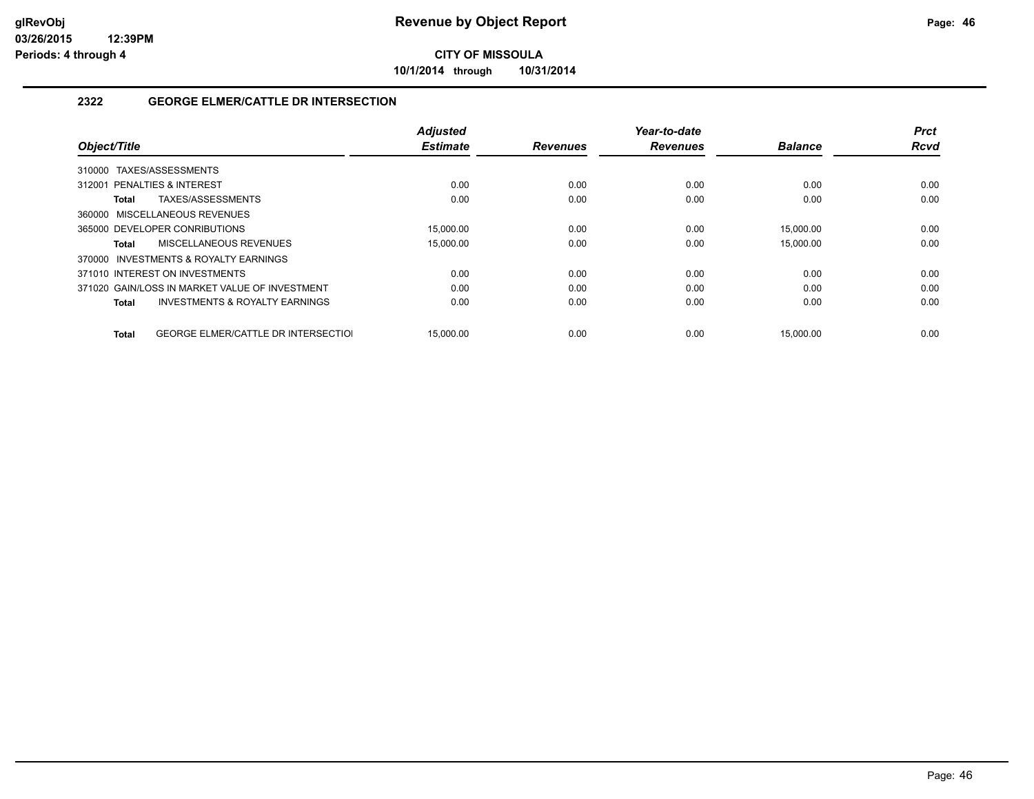**Revenue by Object Report**

**CITY OF MISSOULA**

**10/1/2014 through 10/31/2014**

## 2322 GEORGE ELMER/CATTLE DR INTERSECTION

| Object/Title | Adjusted Estimate | Revenues | Year-to-date Revenues | Balance | Prct Rcvd |
|---|---|---|---|---|---|
| 310000 TAXES/ASSESSMENTS | | | | | |
| 312001 PENALTIES & INTEREST | 0.00 | 0.00 | 0.00 | 0.00 | 0.00 |
| **Total** TAXES/ASSESSMENTS | 0.00 | 0.00 | 0.00 | 0.00 | 0.00 |
| 360000 MISCELLANEOUS REVENUES | | | | | |
| 365000 DEVELOPER CONRIBUTIONS | 15,000.00 | 0.00 | 0.00 | 15,000.00 | 0.00 |
| **Total** MISCELLANEOUS REVENUES | 15,000.00 | 0.00 | 0.00 | 15,000.00 | 0.00 |
| 370000 INVESTMENTS & ROYALTY EARNINGS | | | | | |
| 371010 INTEREST ON INVESTMENTS | 0.00 | 0.00 | 0.00 | 0.00 | 0.00 |
| 371020 GAIN/LOSS IN MARKET VALUE OF INVESTMENT | 0.00 | 0.00 | 0.00 | 0.00 | 0.00 |
| **Total** INVESTMENTS & ROYALTY EARNINGS | 0.00 | 0.00 | 0.00 | 0.00 | 0.00 |
| **Total** GEORGE ELMER/CATTLE DR INTERSECTIOI | 15,000.00 | 0.00 | 0.00 | 15,000.00 | 0.00 |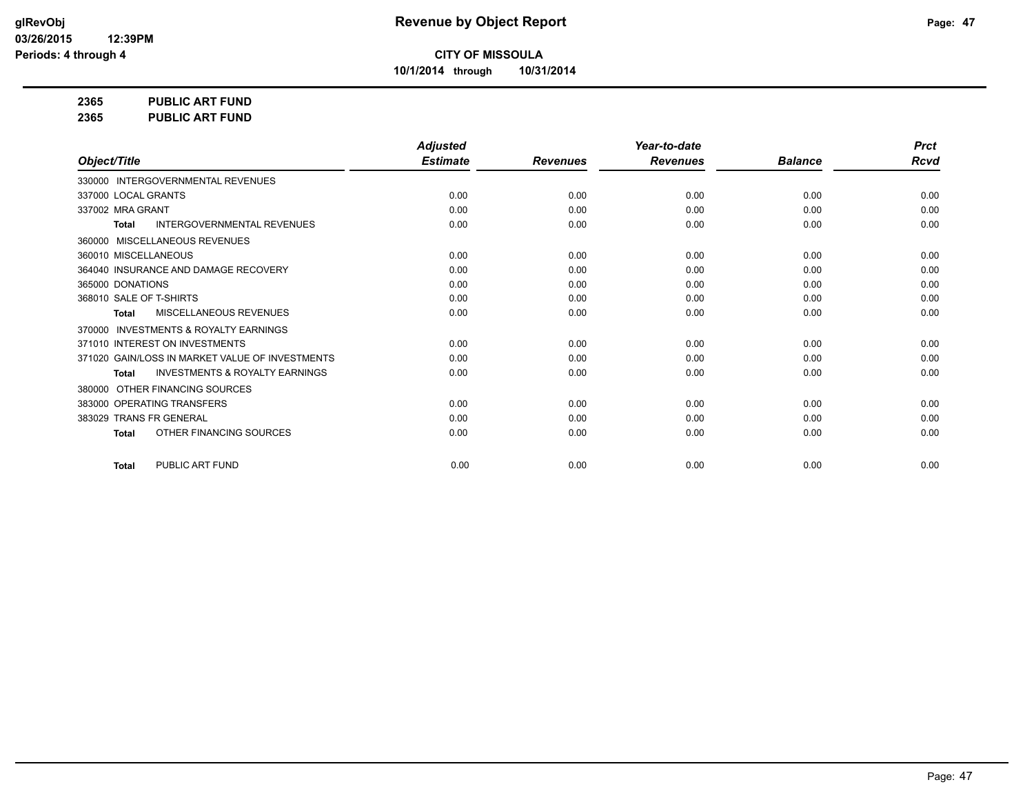# Revenue by Object Report

**CITY OF MISSOULA**

**10/1/2014 through 10/31/2014**

**2365 PUBLIC ART FUND**

**2365 PUBLIC ART FUND**

| Object/Title | Adjusted Estimate | Revenues | Year-to-date Revenues | Balance | Prct Rcvd |
|---|---|---|---|---|---|
| 330000 INTERGOVERNMENTAL REVENUES | | | | | |
| 337000 LOCAL GRANTS | 0.00 | 0.00 | 0.00 | 0.00 | 0.00 |
| 337002 MRA GRANT | 0.00 | 0.00 | 0.00 | 0.00 | 0.00 |
| **Total** INTERGOVERNMENTAL REVENUES | 0.00 | 0.00 | 0.00 | 0.00 | 0.00 |
| 360000 MISCELLANEOUS REVENUES | | | | | |
| 360010 MISCELLANEOUS | 0.00 | 0.00 | 0.00 | 0.00 | 0.00 |
| 364040 INSURANCE AND DAMAGE RECOVERY | 0.00 | 0.00 | 0.00 | 0.00 | 0.00 |
| 365000 DONATIONS | 0.00 | 0.00 | 0.00 | 0.00 | 0.00 |
| 368010 SALE OF T-SHIRTS | 0.00 | 0.00 | 0.00 | 0.00 | 0.00 |
| **Total** MISCELLANEOUS REVENUES | 0.00 | 0.00 | 0.00 | 0.00 | 0.00 |
| 370000 INVESTMENTS & ROYALTY EARNINGS | | | | | |
| 371010 INTEREST ON INVESTMENTS | 0.00 | 0.00 | 0.00 | 0.00 | 0.00 |
| 371020 GAIN/LOSS IN MARKET VALUE OF INVESTMENTS | 0.00 | 0.00 | 0.00 | 0.00 | 0.00 |
| **Total** INVESTMENTS & ROYALTY EARNINGS | 0.00 | 0.00 | 0.00 | 0.00 | 0.00 |
| 380000 OTHER FINANCING SOURCES | | | | | |
| 383000 OPERATING TRANSFERS | 0.00 | 0.00 | 0.00 | 0.00 | 0.00 |
| 383029 TRANS FR GENERAL | 0.00 | 0.00 | 0.00 | 0.00 | 0.00 |
| **Total** OTHER FINANCING SOURCES | 0.00 | 0.00 | 0.00 | 0.00 | 0.00 |
| **Total** PUBLIC ART FUND | 0.00 | 0.00 | 0.00 | 0.00 | 0.00 |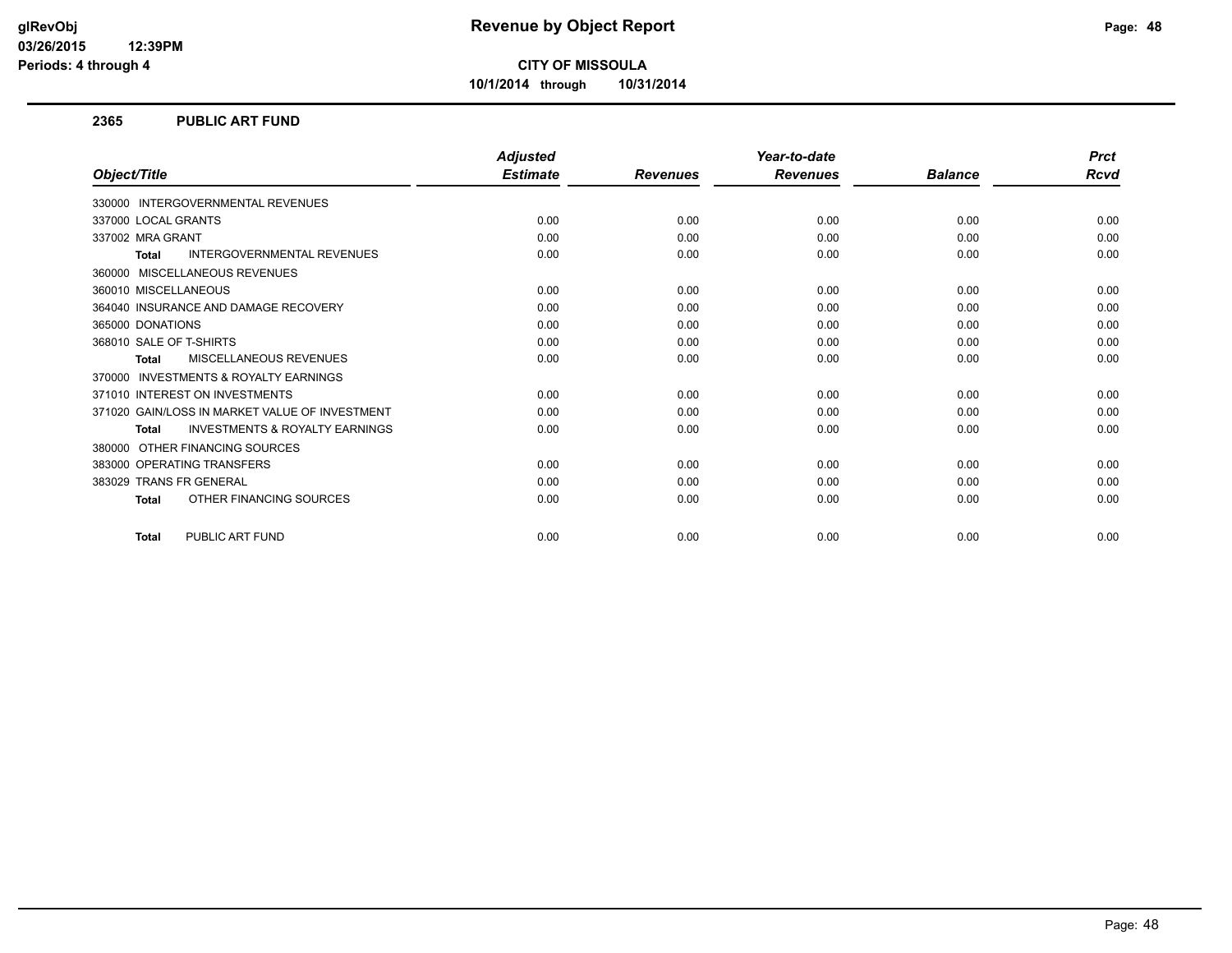**CITY OF MISSOULA**

**10/1/2014 through 10/31/2014**

### 2365 PUBLIC ART FUND

| Object/Title | Adjusted Estimate | Revenues | Year-to-date Revenues | Balance | Prct Rcvd |
|---|---|---|---|---|---|
| 330000 INTERGOVERNMENTAL REVENUES | | | | | |
| 337000 LOCAL GRANTS | 0.00 | 0.00 | 0.00 | 0.00 | 0.00 |
| 337002 MRA GRANT | 0.00 | 0.00 | 0.00 | 0.00 | 0.00 |
| **Total** INTERGOVERNMENTAL REVENUES | 0.00 | 0.00 | 0.00 | 0.00 | 0.00 |
| 360000 MISCELLANEOUS REVENUES | | | | | |
| 360010 MISCELLANEOUS | 0.00 | 0.00 | 0.00 | 0.00 | 0.00 |
| 364040 INSURANCE AND DAMAGE RECOVERY | 0.00 | 0.00 | 0.00 | 0.00 | 0.00 |
| 365000 DONATIONS | 0.00 | 0.00 | 0.00 | 0.00 | 0.00 |
| 368010 SALE OF T-SHIRTS | 0.00 | 0.00 | 0.00 | 0.00 | 0.00 |
| **Total** MISCELLANEOUS REVENUES | 0.00 | 0.00 | 0.00 | 0.00 | 0.00 |
| 370000 INVESTMENTS & ROYALTY EARNINGS | | | | | |
| 371010 INTEREST ON INVESTMENTS | 0.00 | 0.00 | 0.00 | 0.00 | 0.00 |
| 371020 GAIN/LOSS IN MARKET VALUE OF INVESTMENT | 0.00 | 0.00 | 0.00 | 0.00 | 0.00 |
| **Total** INVESTMENTS & ROYALTY EARNINGS | 0.00 | 0.00 | 0.00 | 0.00 | 0.00 |
| 380000 OTHER FINANCING SOURCES | | | | | |
| 383000 OPERATING TRANSFERS | 0.00 | 0.00 | 0.00 | 0.00 | 0.00 |
| 383029 TRANS FR GENERAL | 0.00 | 0.00 | 0.00 | 0.00 | 0.00 |
| **Total** OTHER FINANCING SOURCES | 0.00 | 0.00 | 0.00 | 0.00 | 0.00 |
| **Total** PUBLIC ART FUND | 0.00 | 0.00 | 0.00 | 0.00 | 0.00 |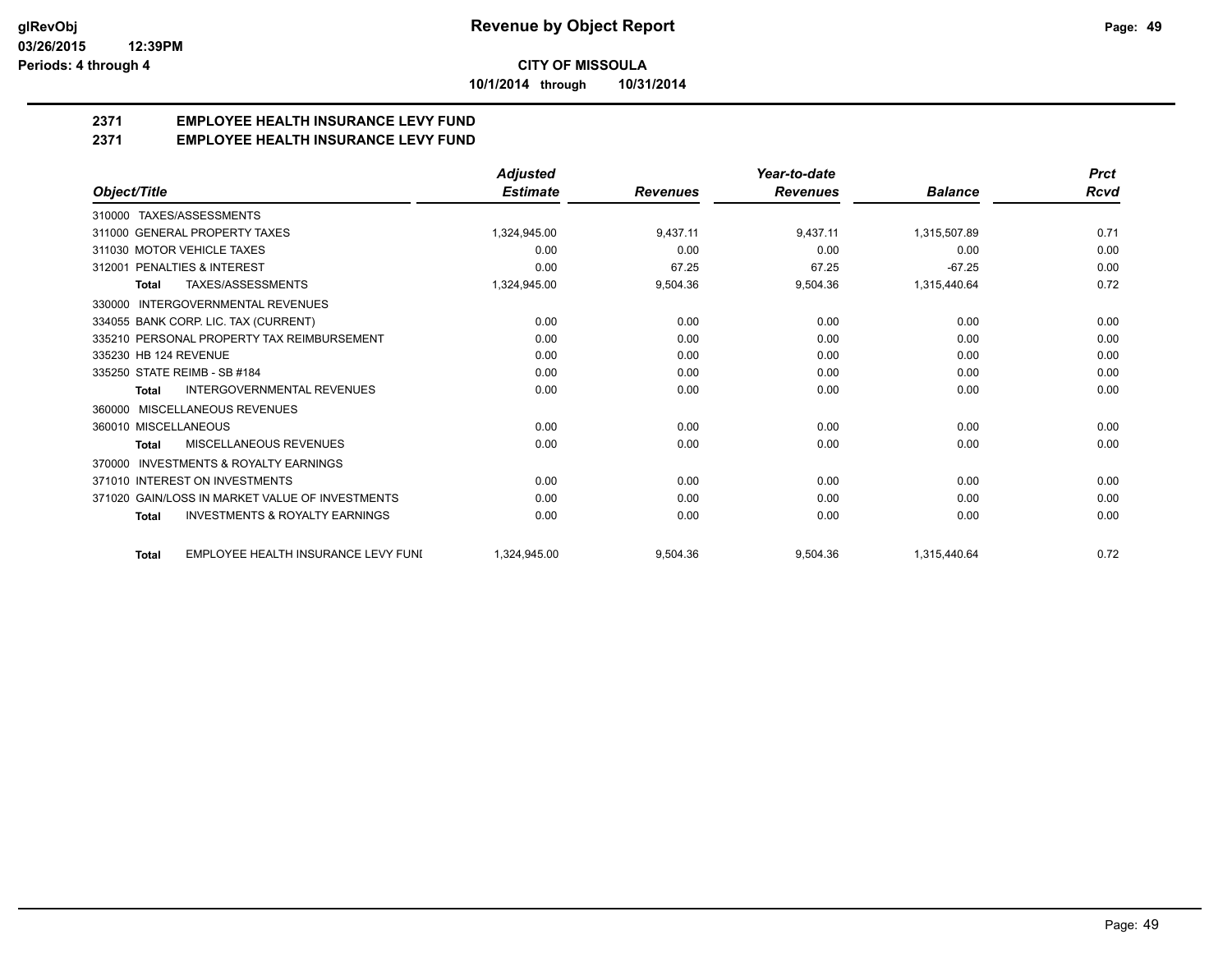# Revenue by Object Report

**CITY OF MISSOULA**

**10/1/2014 through 10/31/2014**

glRevObj
03/26/2015 12:39PM
Periods: 4 through 4

## 2371 EMPLOYEE HEALTH INSURANCE LEVY FUND
## 2371 EMPLOYEE HEALTH INSURANCE LEVY FUND

| Object/Title | Adjusted Estimate | Revenues | Year-to-date Revenues | Balance | Prct Rcvd |
|---|---|---|---|---|---|
| 310000 TAXES/ASSESSMENTS | | | | | |
| 311000 GENERAL PROPERTY TAXES | 1,324,945.00 | 9,437.11 | 9,437.11 | 1,315,507.89 | 0.71 |
| 311030 MOTOR VEHICLE TAXES | 0.00 | 0.00 | 0.00 | 0.00 | 0.00 |
| 312001 PENALTIES & INTEREST | 0.00 | 67.25 | 67.25 | -67.25 | 0.00 |
| **Total** TAXES/ASSESSMENTS | 1,324,945.00 | 9,504.36 | 9,504.36 | 1,315,440.64 | 0.72 |
| 330000 INTERGOVERNMENTAL REVENUES | | | | | |
| 334055 BANK CORP. LIC. TAX (CURRENT) | 0.00 | 0.00 | 0.00 | 0.00 | 0.00 |
| 335210 PERSONAL PROPERTY TAX REIMBURSEMENT | 0.00 | 0.00 | 0.00 | 0.00 | 0.00 |
| 335230 HB 124 REVENUE | 0.00 | 0.00 | 0.00 | 0.00 | 0.00 |
| 335250 STATE REIMB - SB #184 | 0.00 | 0.00 | 0.00 | 0.00 | 0.00 |
| **Total** INTERGOVERNMENTAL REVENUES | 0.00 | 0.00 | 0.00 | 0.00 | 0.00 |
| 360000 MISCELLANEOUS REVENUES | | | | | |
| 360010 MISCELLANEOUS | 0.00 | 0.00 | 0.00 | 0.00 | 0.00 |
| **Total** MISCELLANEOUS REVENUES | 0.00 | 0.00 | 0.00 | 0.00 | 0.00 |
| 370000 INVESTMENTS & ROYALTY EARNINGS | | | | | |
| 371010 INTEREST ON INVESTMENTS | 0.00 | 0.00 | 0.00 | 0.00 | 0.00 |
| 371020 GAIN/LOSS IN MARKET VALUE OF INVESTMENTS | 0.00 | 0.00 | 0.00 | 0.00 | 0.00 |
| **Total** INVESTMENTS & ROYALTY EARNINGS | 0.00 | 0.00 | 0.00 | 0.00 | 0.00 |
| **Total** EMPLOYEE HEALTH INSURANCE LEVY FUNI | 1,324,945.00 | 9,504.36 | 9,504.36 | 1,315,440.64 | 0.72 |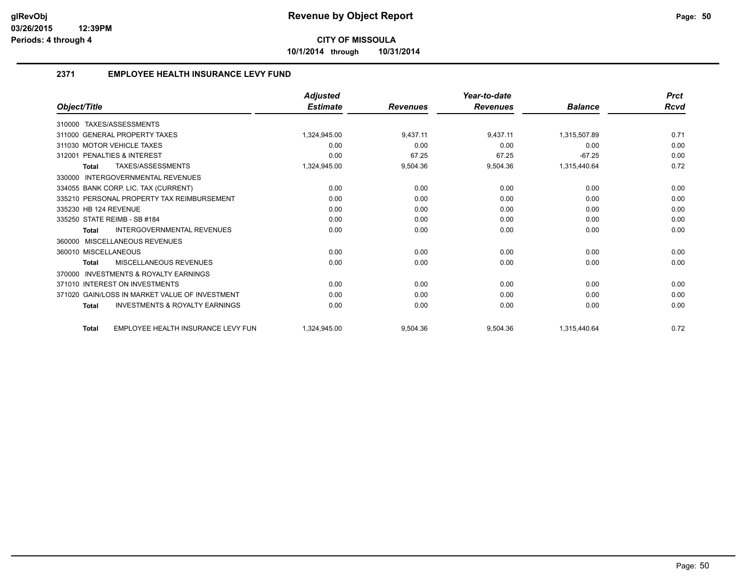# Revenue by Object Report

**CITY OF MISSOULA**

**10/1/2014 through 10/31/2014**

## 2371 EMPLOYEE HEALTH INSURANCE LEVY FUND

| Object/Title | Adjusted Estimate | Revenues | Year-to-date Revenues | Balance | Prct Rcvd |
|---|---|---|---|---|---|
| 310000 TAXES/ASSESSMENTS | | | | | |
| 311000 GENERAL PROPERTY TAXES | 1,324,945.00 | 9,437.11 | 9,437.11 | 1,315,507.89 | 0.71 |
| 311030 MOTOR VEHICLE TAXES | 0.00 | 0.00 | 0.00 | 0.00 | 0.00 |
| 312001 PENALTIES & INTEREST | 0.00 | 67.25 | 67.25 | -67.25 | 0.00 |
| **Total** TAXES/ASSESSMENTS | 1,324,945.00 | 9,504.36 | 9,504.36 | 1,315,440.64 | 0.72 |
| 330000 INTERGOVERNMENTAL REVENUES | | | | | |
| 334055 BANK CORP. LIC. TAX (CURRENT) | 0.00 | 0.00 | 0.00 | 0.00 | 0.00 |
| 335210 PERSONAL PROPERTY TAX REIMBURSEMENT | 0.00 | 0.00 | 0.00 | 0.00 | 0.00 |
| 335230 HB 124 REVENUE | 0.00 | 0.00 | 0.00 | 0.00 | 0.00 |
| 335250 STATE REIMB - SB #184 | 0.00 | 0.00 | 0.00 | 0.00 | 0.00 |
| **Total** INTERGOVERNMENTAL REVENUES | 0.00 | 0.00 | 0.00 | 0.00 | 0.00 |
| 360000 MISCELLANEOUS REVENUES | | | | | |
| 360010 MISCELLANEOUS | 0.00 | 0.00 | 0.00 | 0.00 | 0.00 |
| **Total** MISCELLANEOUS REVENUES | 0.00 | 0.00 | 0.00 | 0.00 | 0.00 |
| 370000 INVESTMENTS & ROYALTY EARNINGS | | | | | |
| 371010 INTEREST ON INVESTMENTS | 0.00 | 0.00 | 0.00 | 0.00 | 0.00 |
| 371020 GAIN/LOSS IN MARKET VALUE OF INVESTMENT | 0.00 | 0.00 | 0.00 | 0.00 | 0.00 |
| **Total** INVESTMENTS & ROYALTY EARNINGS | 0.00 | 0.00 | 0.00 | 0.00 | 0.00 |
| **Total** EMPLOYEE HEALTH INSURANCE LEVY FUN | 1,324,945.00 | 9,504.36 | 9,504.36 | 1,315,440.64 | 0.72 |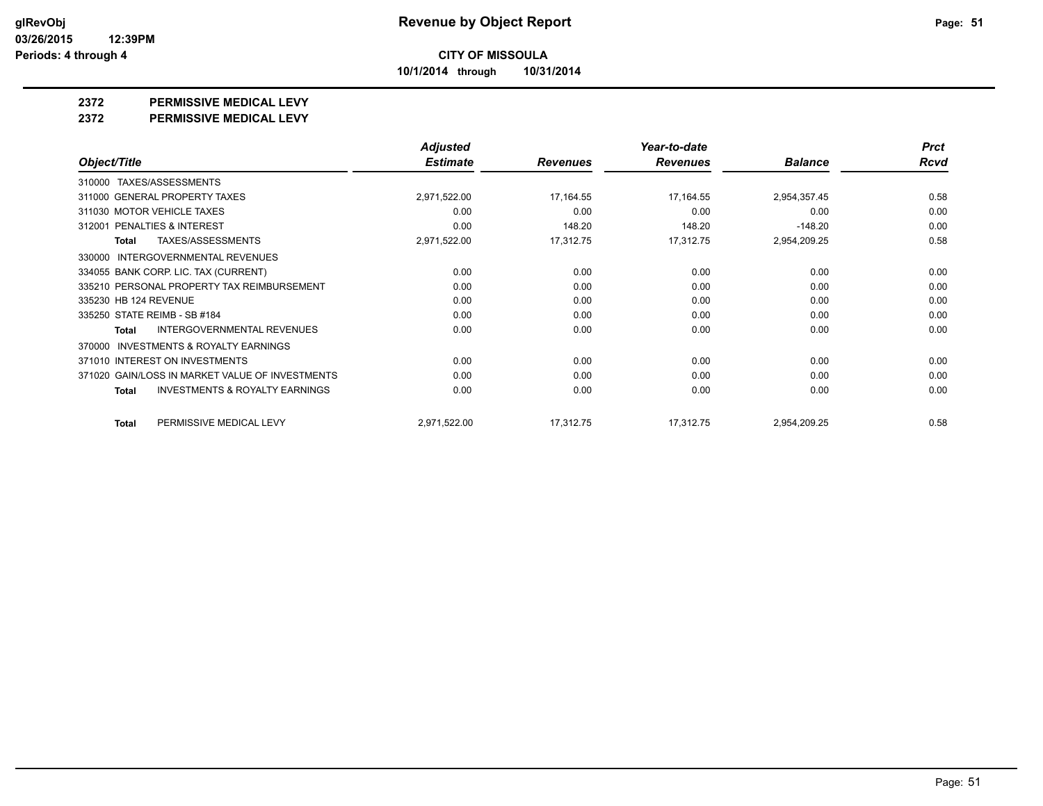**CITY OF MISSOULA**

**10/1/2014 through 10/31/2014**

## 2372 PERMISSIVE MEDICAL LEVY

## 2372 PERMISSIVE MEDICAL LEVY

| Object/Title | Adjusted Estimate | Revenues | Year-to-date Revenues | Balance | Prct Rcvd |
|---|---|---|---|---|---|
| 310000 TAXES/ASSESSMENTS | | | | | |
| 311000 GENERAL PROPERTY TAXES | 2,971,522.00 | 17,164.55 | 17,164.55 | 2,954,357.45 | 0.58 |
| 311030 MOTOR VEHICLE TAXES | 0.00 | 0.00 | 0.00 | 0.00 | 0.00 |
| 312001 PENALTIES & INTEREST | 0.00 | 148.20 | 148.20 | -148.20 | 0.00 |
| **Total** TAXES/ASSESSMENTS | 2,971,522.00 | 17,312.75 | 17,312.75 | 2,954,209.25 | 0.58 |
| 330000 INTERGOVERNMENTAL REVENUES | | | | | |
| 334055 BANK CORP. LIC. TAX (CURRENT) | 0.00 | 0.00 | 0.00 | 0.00 | 0.00 |
| 335210 PERSONAL PROPERTY TAX REIMBURSEMENT | 0.00 | 0.00 | 0.00 | 0.00 | 0.00 |
| 335230 HB 124 REVENUE | 0.00 | 0.00 | 0.00 | 0.00 | 0.00 |
| 335250 STATE REIMB - SB #184 | 0.00 | 0.00 | 0.00 | 0.00 | 0.00 |
| **Total** INTERGOVERNMENTAL REVENUES | 0.00 | 0.00 | 0.00 | 0.00 | 0.00 |
| 370000 INVESTMENTS & ROYALTY EARNINGS | | | | | |
| 371010 INTEREST ON INVESTMENTS | 0.00 | 0.00 | 0.00 | 0.00 | 0.00 |
| 371020 GAIN/LOSS IN MARKET VALUE OF INVESTMENTS | 0.00 | 0.00 | 0.00 | 0.00 | 0.00 |
| **Total** INVESTMENTS & ROYALTY EARNINGS | 0.00 | 0.00 | 0.00 | 0.00 | 0.00 |
| **Total** PERMISSIVE MEDICAL LEVY | 2,971,522.00 | 17,312.75 | 17,312.75 | 2,954,209.25 | 0.58 |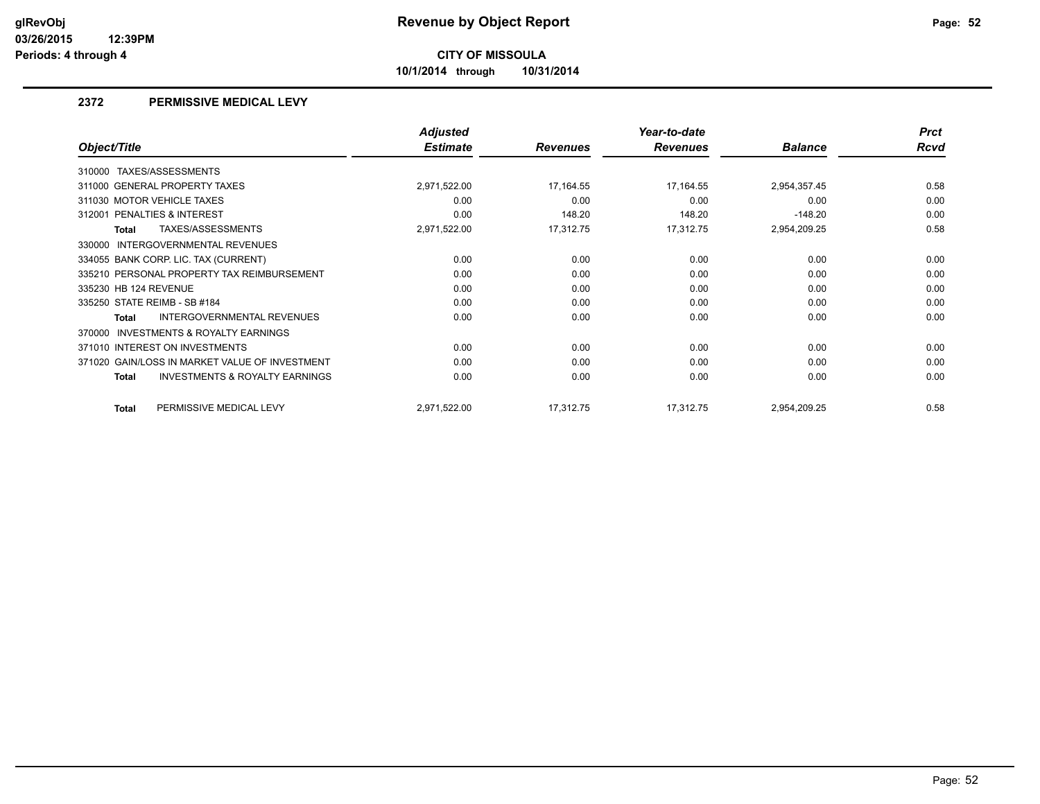# Revenue by Object Report

**CITY OF MISSOULA**

**10/1/2014 through 10/31/2014**

glRevObj
03/26/2015 12:39PM
Periods: 4 through 4

## 2372 PERMISSIVE MEDICAL LEVY

| Object/Title | Adjusted Estimate | Revenues | Year-to-date Revenues | Balance | Prct Rcvd |
|---|---|---|---|---|---|
| 310000 TAXES/ASSESSMENTS | | | | | |
| 311000 GENERAL PROPERTY TAXES | 2,971,522.00 | 17,164.55 | 17,164.55 | 2,954,357.45 | 0.58 |
| 311030 MOTOR VEHICLE TAXES | 0.00 | 0.00 | 0.00 | 0.00 | 0.00 |
| 312001 PENALTIES & INTEREST | 0.00 | 148.20 | 148.20 | -148.20 | 0.00 |
| **Total** TAXES/ASSESSMENTS | 2,971,522.00 | 17,312.75 | 17,312.75 | 2,954,209.25 | 0.58 |
| 330000 INTERGOVERNMENTAL REVENUES | | | | | |
| 334055 BANK CORP. LIC. TAX (CURRENT) | 0.00 | 0.00 | 0.00 | 0.00 | 0.00 |
| 335210 PERSONAL PROPERTY TAX REIMBURSEMENT | 0.00 | 0.00 | 0.00 | 0.00 | 0.00 |
| 335230 HB 124 REVENUE | 0.00 | 0.00 | 0.00 | 0.00 | 0.00 |
| 335250 STATE REIMB - SB #184 | 0.00 | 0.00 | 0.00 | 0.00 | 0.00 |
| **Total** INTERGOVERNMENTAL REVENUES | 0.00 | 0.00 | 0.00 | 0.00 | 0.00 |
| 370000 INVESTMENTS & ROYALTY EARNINGS | | | | | |
| 371010 INTEREST ON INVESTMENTS | 0.00 | 0.00 | 0.00 | 0.00 | 0.00 |
| 371020 GAIN/LOSS IN MARKET VALUE OF INVESTMENT | 0.00 | 0.00 | 0.00 | 0.00 | 0.00 |
| **Total** INVESTMENTS & ROYALTY EARNINGS | 0.00 | 0.00 | 0.00 | 0.00 | 0.00 |
| **Total** PERMISSIVE MEDICAL LEVY | 2,971,522.00 | 17,312.75 | 17,312.75 | 2,954,209.25 | 0.58 |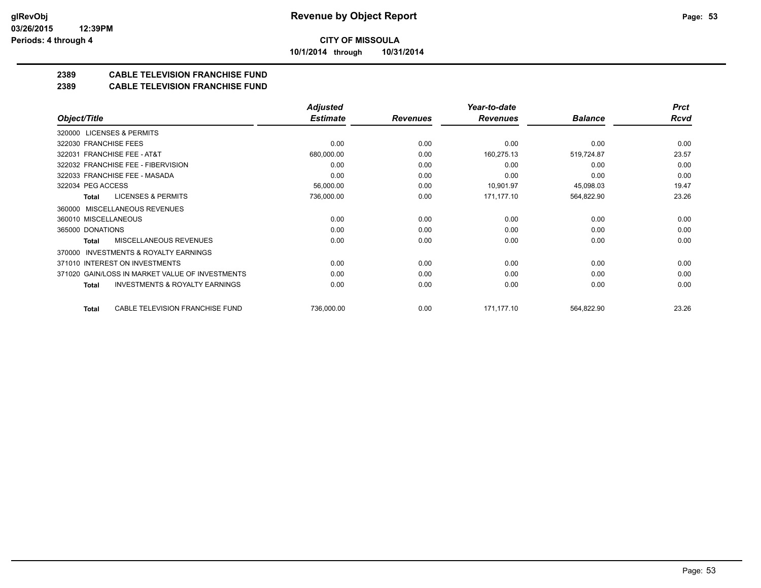# Revenue by Object Report

**CITY OF MISSOULA**

**10/1/2014 through 10/31/2014**

glRevObj
03/26/2015 12:39PM
Periods: 4 through 4

## 2389 CABLE TELEVISION FRANCHISE FUND
## 2389 CABLE TELEVISION FRANCHISE FUND

| Object/Title | Adjusted Estimate | Revenues | Year-to-date Revenues | Balance | Prct Rcvd |
|---|---|---|---|---|---|
| 320000 LICENSES & PERMITS | | | | | |
| 322030 FRANCHISE FEES | 0.00 | 0.00 | 0.00 | 0.00 | 0.00 |
| 322031 FRANCHISE FEE - AT&T | 680,000.00 | 0.00 | 160,275.13 | 519,724.87 | 23.57 |
| 322032 FRANCHISE FEE - FIBERVISION | 0.00 | 0.00 | 0.00 | 0.00 | 0.00 |
| 322033 FRANCHISE FEE - MASADA | 0.00 | 0.00 | 0.00 | 0.00 | 0.00 |
| 322034 PEG ACCESS | 56,000.00 | 0.00 | 10,901.97 | 45,098.03 | 19.47 |
| **Total** LICENSES & PERMITS | 736,000.00 | 0.00 | 171,177.10 | 564,822.90 | 23.26 |
| 360000 MISCELLANEOUS REVENUES | | | | | |
| 360010 MISCELLANEOUS | 0.00 | 0.00 | 0.00 | 0.00 | 0.00 |
| 365000 DONATIONS | 0.00 | 0.00 | 0.00 | 0.00 | 0.00 |
| **Total** MISCELLANEOUS REVENUES | 0.00 | 0.00 | 0.00 | 0.00 | 0.00 |
| 370000 INVESTMENTS & ROYALTY EARNINGS | | | | | |
| 371010 INTEREST ON INVESTMENTS | 0.00 | 0.00 | 0.00 | 0.00 | 0.00 |
| 371020 GAIN/LOSS IN MARKET VALUE OF INVESTMENTS | 0.00 | 0.00 | 0.00 | 0.00 | 0.00 |
| **Total** INVESTMENTS & ROYALTY EARNINGS | 0.00 | 0.00 | 0.00 | 0.00 | 0.00 |
| **Total** CABLE TELEVISION FRANCHISE FUND | 736,000.00 | 0.00 | 171,177.10 | 564,822.90 | 23.26 |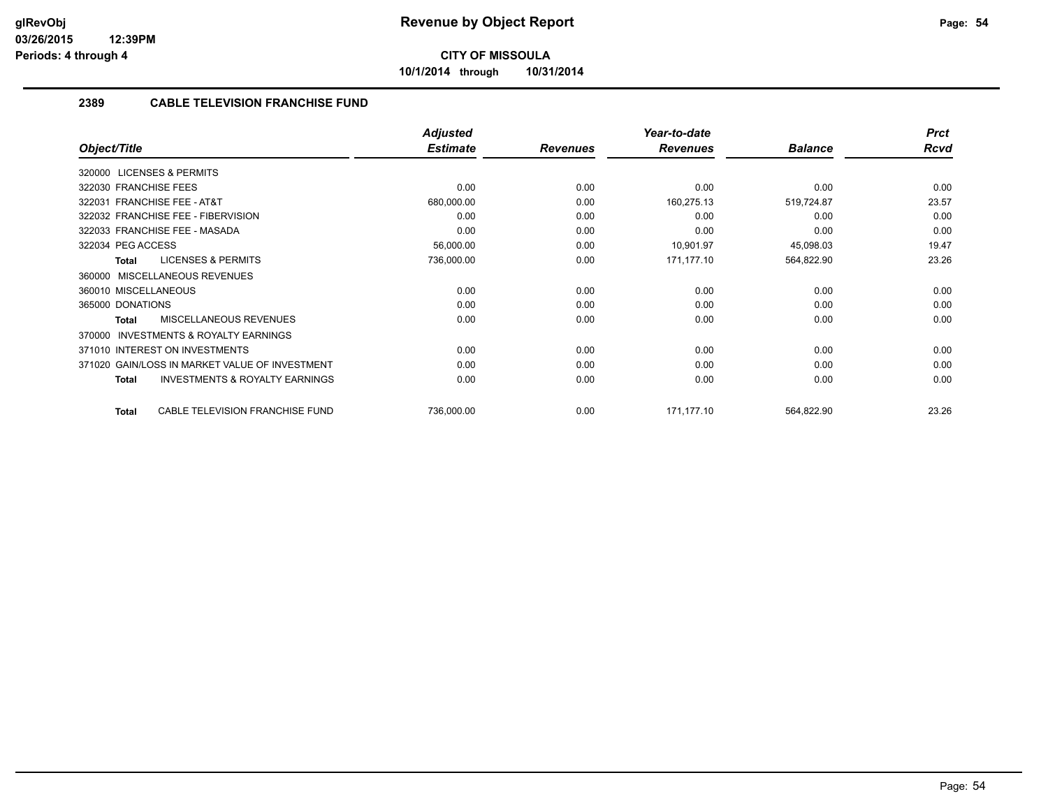# Revenue by Object Report

**CITY OF MISSOULA**

**10/1/2014 through 10/31/2014**

glRevObj
03/26/2015 12:39PM
Periods: 4 through 4

## 2389 CABLE TELEVISION FRANCHISE FUND

| Object/Title | Adjusted Estimate | Revenues | Year-to-date Revenues | Balance | Prct Rcvd |
|---|---|---|---|---|---|
| 320000 LICENSES & PERMITS | | | | | |
| 322030 FRANCHISE FEES | 0.00 | 0.00 | 0.00 | 0.00 | 0.00 |
| 322031 FRANCHISE FEE - AT&T | 680,000.00 | 0.00 | 160,275.13 | 519,724.87 | 23.57 |
| 322032 FRANCHISE FEE - FIBERVISION | 0.00 | 0.00 | 0.00 | 0.00 | 0.00 |
| 322033 FRANCHISE FEE - MASADA | 0.00 | 0.00 | 0.00 | 0.00 | 0.00 |
| 322034 PEG ACCESS | 56,000.00 | 0.00 | 10,901.97 | 45,098.03 | 19.47 |
| **Total** LICENSES & PERMITS | 736,000.00 | 0.00 | 171,177.10 | 564,822.90 | 23.26 |
| 360000 MISCELLANEOUS REVENUES | | | | | |
| 360010 MISCELLANEOUS | 0.00 | 0.00 | 0.00 | 0.00 | 0.00 |
| 365000 DONATIONS | 0.00 | 0.00 | 0.00 | 0.00 | 0.00 |
| **Total** MISCELLANEOUS REVENUES | 0.00 | 0.00 | 0.00 | 0.00 | 0.00 |
| 370000 INVESTMENTS & ROYALTY EARNINGS | | | | | |
| 371010 INTEREST ON INVESTMENTS | 0.00 | 0.00 | 0.00 | 0.00 | 0.00 |
| 371020 GAIN/LOSS IN MARKET VALUE OF INVESTMENT | 0.00 | 0.00 | 0.00 | 0.00 | 0.00 |
| **Total** INVESTMENTS & ROYALTY EARNINGS | 0.00 | 0.00 | 0.00 | 0.00 | 0.00 |
| **Total** CABLE TELEVISION FRANCHISE FUND | 736,000.00 | 0.00 | 171,177.10 | 564,822.90 | 23.26 |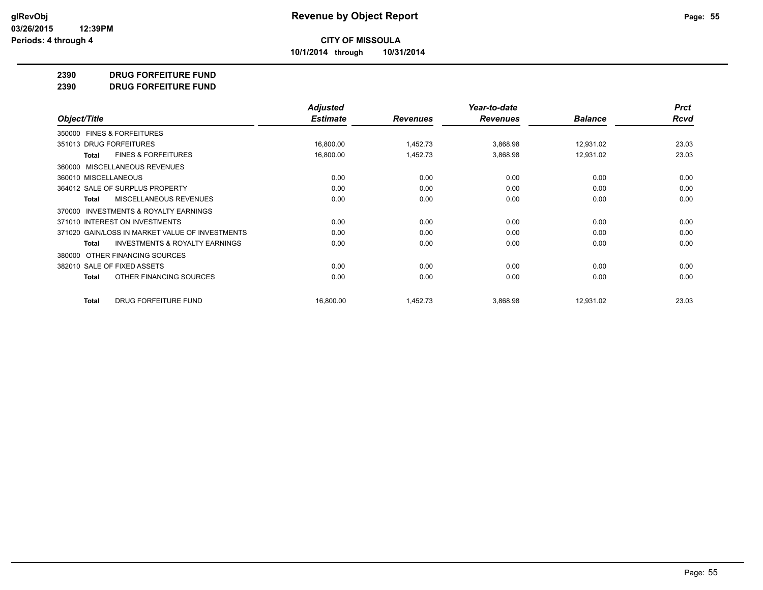**Revenue by Object Report**

**CITY OF MISSOULA**

**10/1/2014 through 10/31/2014**

glRevObj
03/26/2015 12:39PM
Periods: 4 through 4

## 2390 DRUG FORFEITURE FUND
## 2390 DRUG FORFEITURE FUND

| Object/Title | Adjusted Estimate | Revenues | Year-to-date Revenues | Balance | Prct Rcvd |
|---|---|---|---|---|---|
| 350000 FINES & FORFEITURES | | | | | |
| 351013 DRUG FORFEITURES | 16,800.00 | 1,452.73 | 3,868.98 | 12,931.02 | 23.03 |
| **Total** FINES & FORFEITURES | 16,800.00 | 1,452.73 | 3,868.98 | 12,931.02 | 23.03 |
| 360000 MISCELLANEOUS REVENUES | | | | | |
| 360010 MISCELLANEOUS | 0.00 | 0.00 | 0.00 | 0.00 | 0.00 |
| 364012 SALE OF SURPLUS PROPERTY | 0.00 | 0.00 | 0.00 | 0.00 | 0.00 |
| **Total** MISCELLANEOUS REVENUES | 0.00 | 0.00 | 0.00 | 0.00 | 0.00 |
| 370000 INVESTMENTS & ROYALTY EARNINGS | | | | | |
| 371010 INTEREST ON INVESTMENTS | 0.00 | 0.00 | 0.00 | 0.00 | 0.00 |
| 371020 GAIN/LOSS IN MARKET VALUE OF INVESTMENTS | 0.00 | 0.00 | 0.00 | 0.00 | 0.00 |
| **Total** INVESTMENTS & ROYALTY EARNINGS | 0.00 | 0.00 | 0.00 | 0.00 | 0.00 |
| 380000 OTHER FINANCING SOURCES | | | | | |
| 382010 SALE OF FIXED ASSETS | 0.00 | 0.00 | 0.00 | 0.00 | 0.00 |
| **Total** OTHER FINANCING SOURCES | 0.00 | 0.00 | 0.00 | 0.00 | 0.00 |
| **Total** DRUG FORFEITURE FUND | 16,800.00 | 1,452.73 | 3,868.98 | 12,931.02 | 23.03 |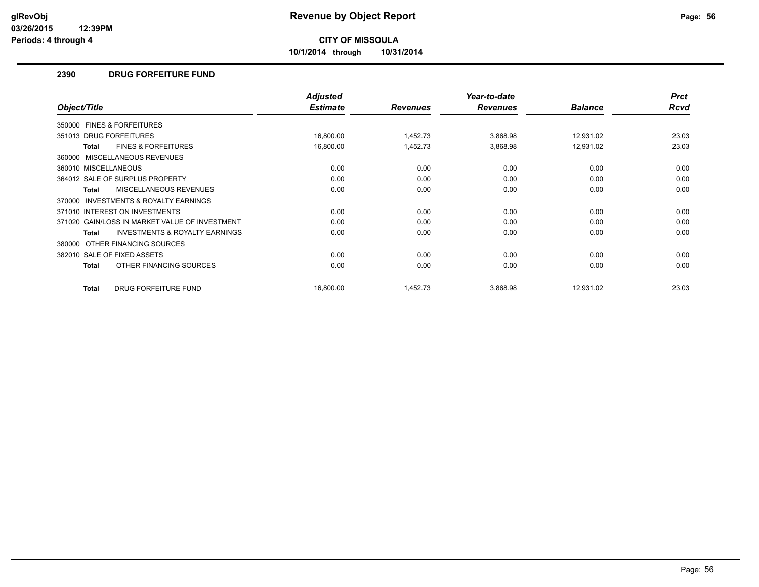# Revenue by Object Report

**CITY OF MISSOULA**

**10/1/2014 through 10/31/2014**

glRevObj
03/26/2015 12:39PM
Periods: 4 through 4

### 2390 DRUG FORFEITURE FUND

| Object/Title | Adjusted Estimate | Revenues | Year-to-date Revenues | Balance | Prct Rcvd |
|---|---|---|---|---|---|
| 350000 FINES & FORFEITURES | | | | | |
| 351013 DRUG FORFEITURES | 16,800.00 | 1,452.73 | 3,868.98 | 12,931.02 | 23.03 |
| **Total** FINES & FORFEITURES | 16,800.00 | 1,452.73 | 3,868.98 | 12,931.02 | 23.03 |
| 360000 MISCELLANEOUS REVENUES | | | | | |
| 360010 MISCELLANEOUS | 0.00 | 0.00 | 0.00 | 0.00 | 0.00 |
| 364012 SALE OF SURPLUS PROPERTY | 0.00 | 0.00 | 0.00 | 0.00 | 0.00 |
| **Total** MISCELLANEOUS REVENUES | 0.00 | 0.00 | 0.00 | 0.00 | 0.00 |
| 370000 INVESTMENTS & ROYALTY EARNINGS | | | | | |
| 371010 INTEREST ON INVESTMENTS | 0.00 | 0.00 | 0.00 | 0.00 | 0.00 |
| 371020 GAIN/LOSS IN MARKET VALUE OF INVESTMENT | 0.00 | 0.00 | 0.00 | 0.00 | 0.00 |
| **Total** INVESTMENTS & ROYALTY EARNINGS | 0.00 | 0.00 | 0.00 | 0.00 | 0.00 |
| 380000 OTHER FINANCING SOURCES | | | | | |
| 382010 SALE OF FIXED ASSETS | 0.00 | 0.00 | 0.00 | 0.00 | 0.00 |
| **Total** OTHER FINANCING SOURCES | 0.00 | 0.00 | 0.00 | 0.00 | 0.00 |
| **Total** DRUG FORFEITURE FUND | 16,800.00 | 1,452.73 | 3,868.98 | 12,931.02 | 23.03 |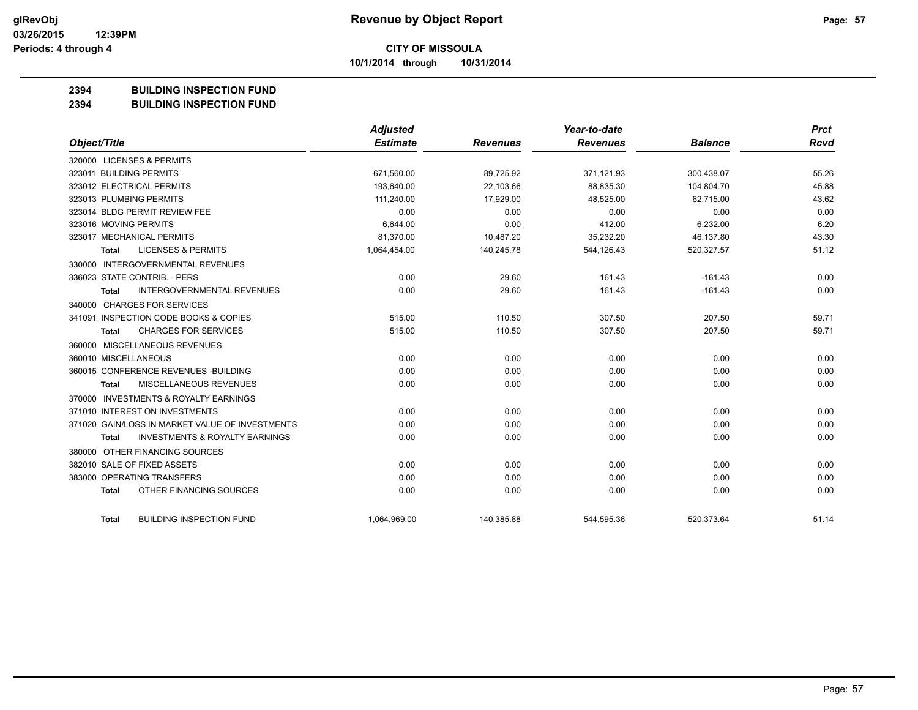# Revenue by Object Report

**CITY OF MISSOULA**

**10/1/2014 through 10/31/2014**

glRevObj
03/26/2015 12:39PM
Periods: 4 through 4

## 2394 BUILDING INSPECTION FUND
## 2394 BUILDING INSPECTION FUND

| Object/Title | Adjusted Estimate | Revenues | Year-to-date Revenues | Balance | Prct Rcvd |
|---|---|---|---|---|---|
| 320000 LICENSES & PERMITS | | | | | |
| 323011 BUILDING PERMITS | 671,560.00 | 89,725.92 | 371,121.93 | 300,438.07 | 55.26 |
| 323012 ELECTRICAL PERMITS | 193,640.00 | 22,103.66 | 88,835.30 | 104,804.70 | 45.88 |
| 323013 PLUMBING PERMITS | 111,240.00 | 17,929.00 | 48,525.00 | 62,715.00 | 43.62 |
| 323014 BLDG PERMIT REVIEW FEE | 0.00 | 0.00 | 0.00 | 0.00 | 0.00 |
| 323016 MOVING PERMITS | 6,644.00 | 0.00 | 412.00 | 6,232.00 | 6.20 |
| 323017 MECHANICAL PERMITS | 81,370.00 | 10,487.20 | 35,232.20 | 46,137.80 | 43.30 |
| **Total** LICENSES & PERMITS | 1,064,454.00 | 140,245.78 | 544,126.43 | 520,327.57 | 51.12 |
| 330000 INTERGOVERNMENTAL REVENUES | | | | | |
| 336023 STATE CONTRIB. - PERS | 0.00 | 29.60 | 161.43 | -161.43 | 0.00 |
| **Total** INTERGOVERNMENTAL REVENUES | 0.00 | 29.60 | 161.43 | -161.43 | 0.00 |
| 340000 CHARGES FOR SERVICES | | | | | |
| 341091 INSPECTION CODE BOOKS & COPIES | 515.00 | 110.50 | 307.50 | 207.50 | 59.71 |
| **Total** CHARGES FOR SERVICES | 515.00 | 110.50 | 307.50 | 207.50 | 59.71 |
| 360000 MISCELLANEOUS REVENUES | | | | | |
| 360010 MISCELLANEOUS | 0.00 | 0.00 | 0.00 | 0.00 | 0.00 |
| 360015 CONFERENCE REVENUES -BUILDING | 0.00 | 0.00 | 0.00 | 0.00 | 0.00 |
| **Total** MISCELLANEOUS REVENUES | 0.00 | 0.00 | 0.00 | 0.00 | 0.00 |
| 370000 INVESTMENTS & ROYALTY EARNINGS | | | | | |
| 371010 INTEREST ON INVESTMENTS | 0.00 | 0.00 | 0.00 | 0.00 | 0.00 |
| 371020 GAIN/LOSS IN MARKET VALUE OF INVESTMENTS | 0.00 | 0.00 | 0.00 | 0.00 | 0.00 |
| **Total** INVESTMENTS & ROYALTY EARNINGS | 0.00 | 0.00 | 0.00 | 0.00 | 0.00 |
| 380000 OTHER FINANCING SOURCES | | | | | |
| 382010 SALE OF FIXED ASSETS | 0.00 | 0.00 | 0.00 | 0.00 | 0.00 |
| 383000 OPERATING TRANSFERS | 0.00 | 0.00 | 0.00 | 0.00 | 0.00 |
| **Total** OTHER FINANCING SOURCES | 0.00 | 0.00 | 0.00 | 0.00 | 0.00 |
| **Total** BUILDING INSPECTION FUND | 1,064,969.00 | 140,385.88 | 544,595.36 | 520,373.64 | 51.14 |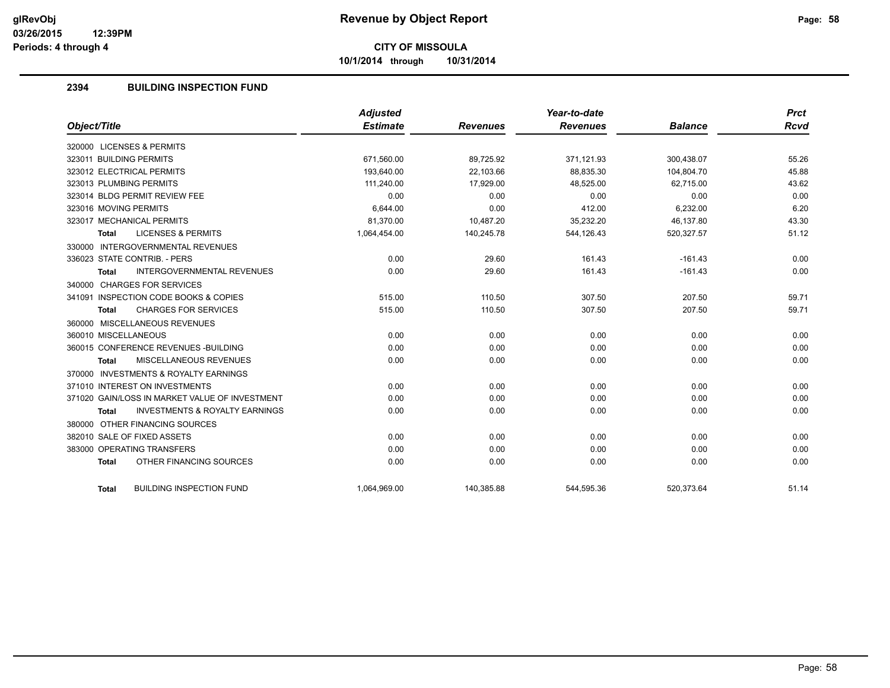# CITY OF MISSOULA

**10/1/2014 through 10/31/2014**

## 2394 BUILDING INSPECTION FUND

| Object/Title | Adjusted Estimate | Revenues | Year-to-date Revenues | Balance | Prct Rcvd |
|---|---|---|---|---|---|
| 320000 LICENSES & PERMITS | | | | | |
| 323011 BUILDING PERMITS | 671,560.00 | 89,725.92 | 371,121.93 | 300,438.07 | 55.26 |
| 323012 ELECTRICAL PERMITS | 193,640.00 | 22,103.66 | 88,835.30 | 104,804.70 | 45.88 |
| 323013 PLUMBING PERMITS | 111,240.00 | 17,929.00 | 48,525.00 | 62,715.00 | 43.62 |
| 323014 BLDG PERMIT REVIEW FEE | 0.00 | 0.00 | 0.00 | 0.00 | 0.00 |
| 323016 MOVING PERMITS | 6,644.00 | 0.00 | 412.00 | 6,232.00 | 6.20 |
| 323017 MECHANICAL PERMITS | 81,370.00 | 10,487.20 | 35,232.20 | 46,137.80 | 43.30 |
| **Total** LICENSES & PERMITS | 1,064,454.00 | 140,245.78 | 544,126.43 | 520,327.57 | 51.12 |
| 330000 INTERGOVERNMENTAL REVENUES | | | | | |
| 336023 STATE CONTRIB. - PERS | 0.00 | 29.60 | 161.43 | -161.43 | 0.00 |
| **Total** INTERGOVERNMENTAL REVENUES | 0.00 | 29.60 | 161.43 | -161.43 | 0.00 |
| 340000 CHARGES FOR SERVICES | | | | | |
| 341091 INSPECTION CODE BOOKS & COPIES | 515.00 | 110.50 | 307.50 | 207.50 | 59.71 |
| **Total** CHARGES FOR SERVICES | 515.00 | 110.50 | 307.50 | 207.50 | 59.71 |
| 360000 MISCELLANEOUS REVENUES | | | | | |
| 360010 MISCELLANEOUS | 0.00 | 0.00 | 0.00 | 0.00 | 0.00 |
| 360015 CONFERENCE REVENUES -BUILDING | 0.00 | 0.00 | 0.00 | 0.00 | 0.00 |
| **Total** MISCELLANEOUS REVENUES | 0.00 | 0.00 | 0.00 | 0.00 | 0.00 |
| 370000 INVESTMENTS & ROYALTY EARNINGS | | | | | |
| 371010 INTEREST ON INVESTMENTS | 0.00 | 0.00 | 0.00 | 0.00 | 0.00 |
| 371020 GAIN/LOSS IN MARKET VALUE OF INVESTMENT | 0.00 | 0.00 | 0.00 | 0.00 | 0.00 |
| **Total** INVESTMENTS & ROYALTY EARNINGS | 0.00 | 0.00 | 0.00 | 0.00 | 0.00 |
| 380000 OTHER FINANCING SOURCES | | | | | |
| 382010 SALE OF FIXED ASSETS | 0.00 | 0.00 | 0.00 | 0.00 | 0.00 |
| 383000 OPERATING TRANSFERS | 0.00 | 0.00 | 0.00 | 0.00 | 0.00 |
| **Total** OTHER FINANCING SOURCES | 0.00 | 0.00 | 0.00 | 0.00 | 0.00 |
| **Total** BUILDING INSPECTION FUND | 1,064,969.00 | 140,385.88 | 544,595.36 | 520,373.64 | 51.14 |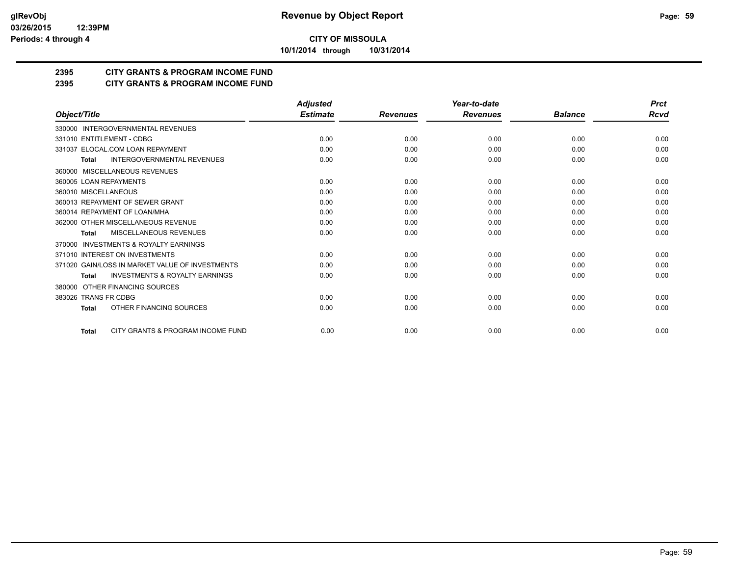**CITY OF MISSOULA**

**10/1/2014 through 10/31/2014**

## 2395 CITY GRANTS & PROGRAM INCOME FUND
## 2395 CITY GRANTS & PROGRAM INCOME FUND

| Object/Title | Adjusted Estimate | Revenues | Year-to-date Revenues | Balance | Prct Rcvd |
|---|---|---|---|---|---|
| 330000 INTERGOVERNMENTAL REVENUES | | | | | |
| 331010 ENTITLEMENT - CDBG | 0.00 | 0.00 | 0.00 | 0.00 | 0.00 |
| 331037 ELOCAL.COM LOAN REPAYMENT | 0.00 | 0.00 | 0.00 | 0.00 | 0.00 |
| **Total** INTERGOVERNMENTAL REVENUES | 0.00 | 0.00 | 0.00 | 0.00 | 0.00 |
| 360000 MISCELLANEOUS REVENUES | | | | | |
| 360005 LOAN REPAYMENTS | 0.00 | 0.00 | 0.00 | 0.00 | 0.00 |
| 360010 MISCELLANEOUS | 0.00 | 0.00 | 0.00 | 0.00 | 0.00 |
| 360013 REPAYMENT OF SEWER GRANT | 0.00 | 0.00 | 0.00 | 0.00 | 0.00 |
| 360014 REPAYMENT OF LOAN/MHA | 0.00 | 0.00 | 0.00 | 0.00 | 0.00 |
| 362000 OTHER MISCELLANEOUS REVENUE | 0.00 | 0.00 | 0.00 | 0.00 | 0.00 |
| **Total** MISCELLANEOUS REVENUES | 0.00 | 0.00 | 0.00 | 0.00 | 0.00 |
| 370000 INVESTMENTS & ROYALTY EARNINGS | | | | | |
| 371010 INTEREST ON INVESTMENTS | 0.00 | 0.00 | 0.00 | 0.00 | 0.00 |
| 371020 GAIN/LOSS IN MARKET VALUE OF INVESTMENTS | 0.00 | 0.00 | 0.00 | 0.00 | 0.00 |
| **Total** INVESTMENTS & ROYALTY EARNINGS | 0.00 | 0.00 | 0.00 | 0.00 | 0.00 |
| 380000 OTHER FINANCING SOURCES | | | | | |
| 383026 TRANS FR CDBG | 0.00 | 0.00 | 0.00 | 0.00 | 0.00 |
| **Total** OTHER FINANCING SOURCES | 0.00 | 0.00 | 0.00 | 0.00 | 0.00 |
| **Total** CITY GRANTS & PROGRAM INCOME FUND | 0.00 | 0.00 | 0.00 | 0.00 | 0.00 |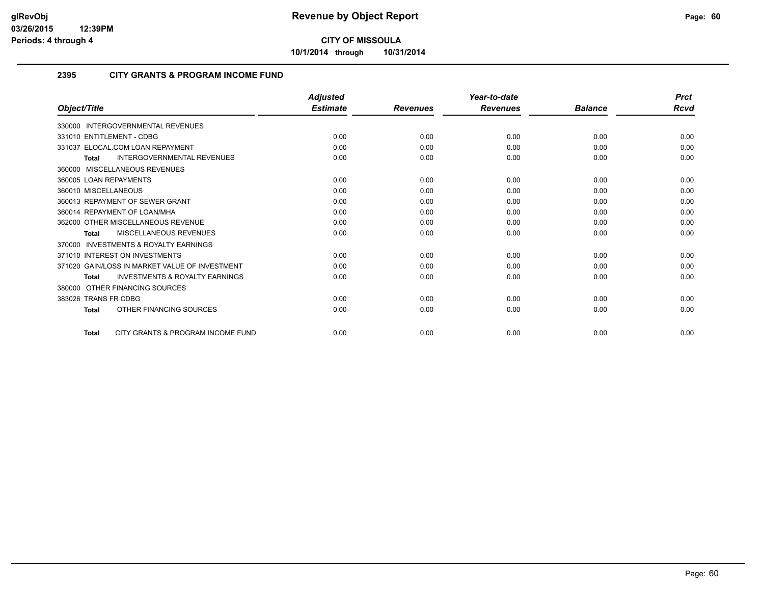# Revenue by Object Report

**CITY OF MISSOULA**

**10/1/2014 through 10/31/2014**

glRevObj
03/26/2015 12:39PM
Periods: 4 through 4

## 2395 CITY GRANTS & PROGRAM INCOME FUND

| Object/Title | Adjusted Estimate | Revenues | Year-to-date Revenues | Balance | Prct Rcvd |
|---|---|---|---|---|---|
| 330000 INTERGOVERNMENTAL REVENUES | | | | | |
| 331010 ENTITLEMENT - CDBG | 0.00 | 0.00 | 0.00 | 0.00 | 0.00 |
| 331037 ELOCAL.COM LOAN REPAYMENT | 0.00 | 0.00 | 0.00 | 0.00 | 0.00 |
| **Total** INTERGOVERNMENTAL REVENUES | 0.00 | 0.00 | 0.00 | 0.00 | 0.00 |
| 360000 MISCELLANEOUS REVENUES | | | | | |
| 360005 LOAN REPAYMENTS | 0.00 | 0.00 | 0.00 | 0.00 | 0.00 |
| 360010 MISCELLANEOUS | 0.00 | 0.00 | 0.00 | 0.00 | 0.00 |
| 360013 REPAYMENT OF SEWER GRANT | 0.00 | 0.00 | 0.00 | 0.00 | 0.00 |
| 360014 REPAYMENT OF LOAN/MHA | 0.00 | 0.00 | 0.00 | 0.00 | 0.00 |
| 362000 OTHER MISCELLANEOUS REVENUE | 0.00 | 0.00 | 0.00 | 0.00 | 0.00 |
| **Total** MISCELLANEOUS REVENUES | 0.00 | 0.00 | 0.00 | 0.00 | 0.00 |
| 370000 INVESTMENTS & ROYALTY EARNINGS | | | | | |
| 371010 INTEREST ON INVESTMENTS | 0.00 | 0.00 | 0.00 | 0.00 | 0.00 |
| 371020 GAIN/LOSS IN MARKET VALUE OF INVESTMENT | 0.00 | 0.00 | 0.00 | 0.00 | 0.00 |
| **Total** INVESTMENTS & ROYALTY EARNINGS | 0.00 | 0.00 | 0.00 | 0.00 | 0.00 |
| 380000 OTHER FINANCING SOURCES | | | | | |
| 383026 TRANS FR CDBG | 0.00 | 0.00 | 0.00 | 0.00 | 0.00 |
| **Total** OTHER FINANCING SOURCES | 0.00 | 0.00 | 0.00 | 0.00 | 0.00 |
| **Total** CITY GRANTS & PROGRAM INCOME FUND | 0.00 | 0.00 | 0.00 | 0.00 | 0.00 |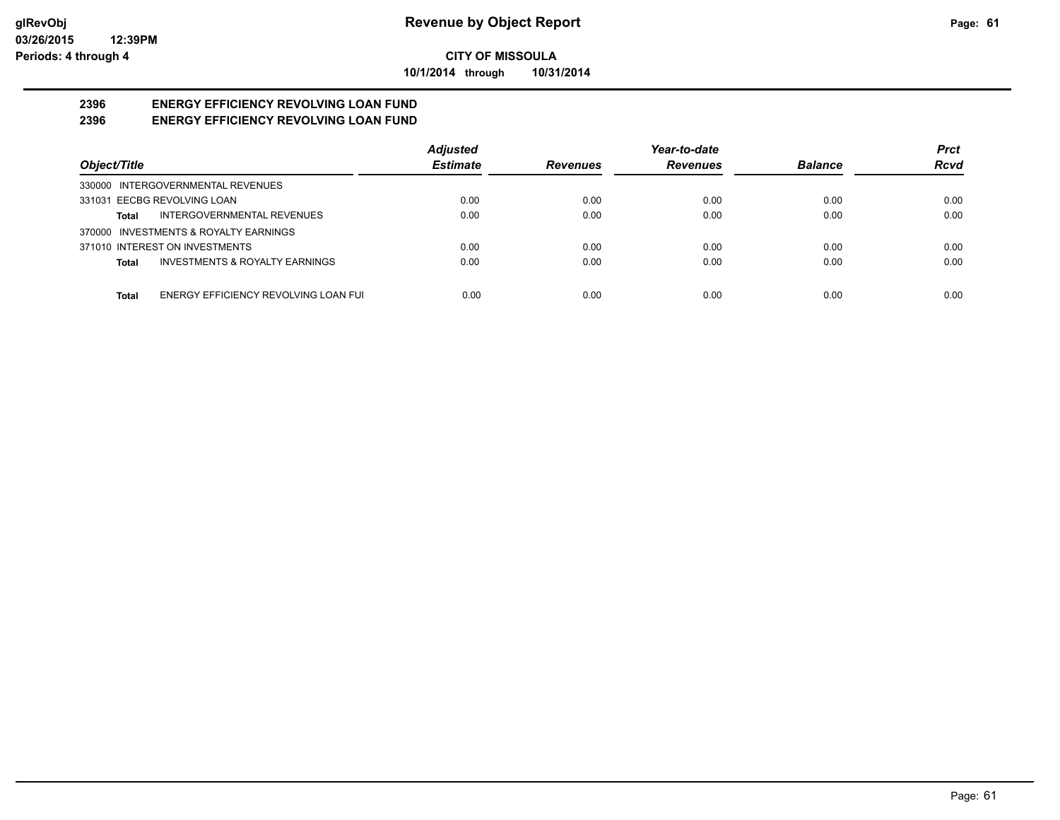**CITY OF MISSOULA**

**10/1/2014 through 10/31/2014**

## 2396 ENERGY EFFICIENCY REVOLVING LOAN FUND
## 2396 ENERGY EFFICIENCY REVOLVING LOAN FUND

| Object/Title | Adjusted Estimate | Revenues | Year-to-date Revenues | Balance | Prct Rcvd |
|---|---|---|---|---|---|
| 330000 INTERGOVERNMENTAL REVENUES | | | | | |
| 331031 EECBG REVOLVING LOAN | 0.00 | 0.00 | 0.00 | 0.00 | 0.00 |
| **Total** INTERGOVERNMENTAL REVENUES | 0.00 | 0.00 | 0.00 | 0.00 | 0.00 |
| 370000 INVESTMENTS & ROYALTY EARNINGS | | | | | |
| 371010 INTEREST ON INVESTMENTS | 0.00 | 0.00 | 0.00 | 0.00 | 0.00 |
| **Total** INVESTMENTS & ROYALTY EARNINGS | 0.00 | 0.00 | 0.00 | 0.00 | 0.00 |
| **Total** ENERGY EFFICIENCY REVOLVING LOAN FUI | 0.00 | 0.00 | 0.00 | 0.00 | 0.00 |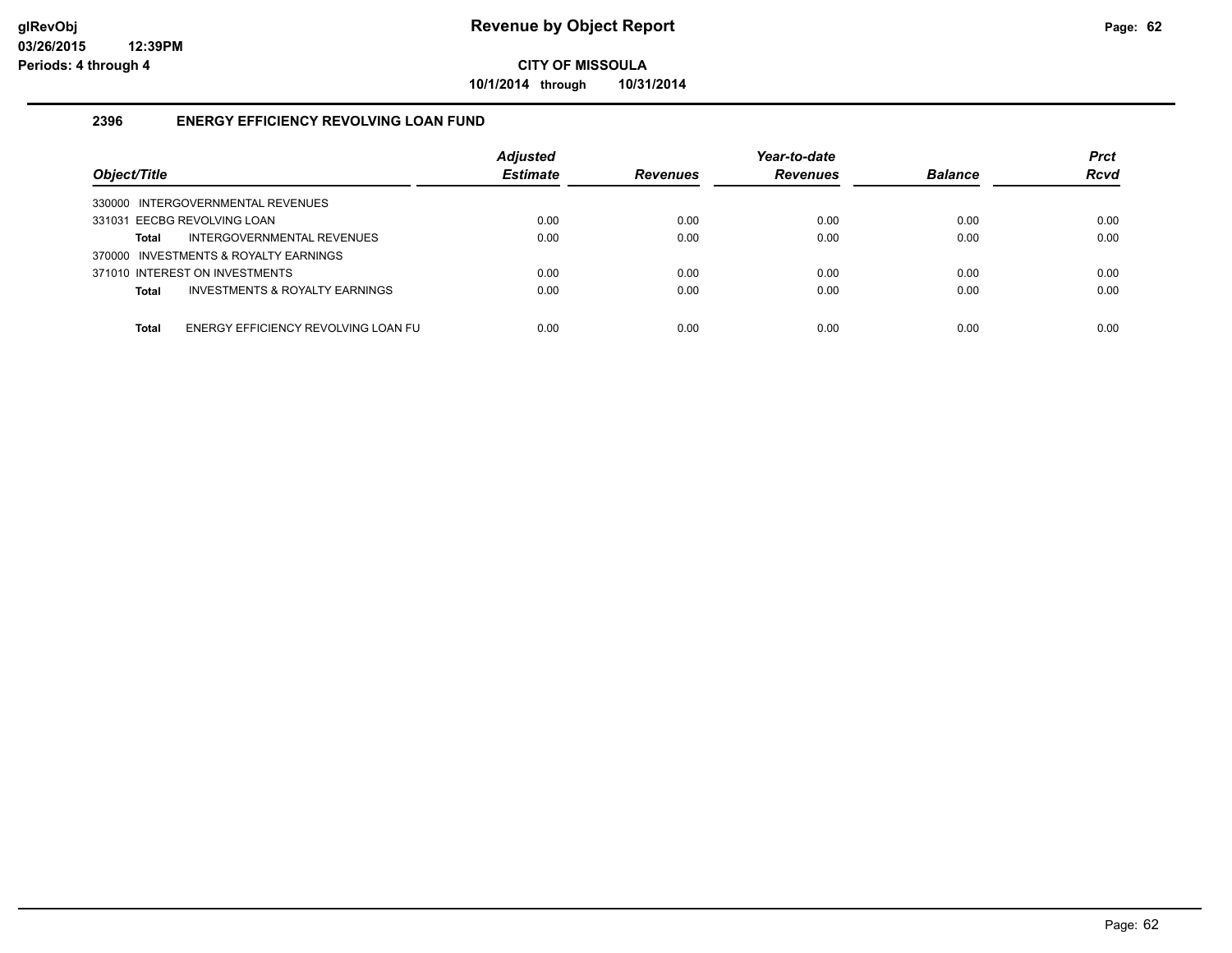# Revenue by Object Report

**CITY OF MISSOULA**

**10/1/2014 through 10/31/2014**

## 2396 ENERGY EFFICIENCY REVOLVING LOAN FUND

| Object/Title | | Adjusted Estimate | Revenues | Year-to-date Revenues | Balance | Prct Rcvd |
|---|---|---|---|---|---|---|
| 330000 INTERGOVERNMENTAL REVENUES | | | | | | |
| 331031 EECBG REVOLVING LOAN | | 0.00 | 0.00 | 0.00 | 0.00 | 0.00 |
| **Total** | INTERGOVERNMENTAL REVENUES | 0.00 | 0.00 | 0.00 | 0.00 | 0.00 |
| 370000 INVESTMENTS & ROYALTY EARNINGS | | | | | | |
| 371010 INTEREST ON INVESTMENTS | | 0.00 | 0.00 | 0.00 | 0.00 | 0.00 |
| **Total** | INVESTMENTS & ROYALTY EARNINGS | 0.00 | 0.00 | 0.00 | 0.00 | 0.00 |
| **Total** | ENERGY EFFICIENCY REVOLVING LOAN FU | 0.00 | 0.00 | 0.00 | 0.00 | 0.00 |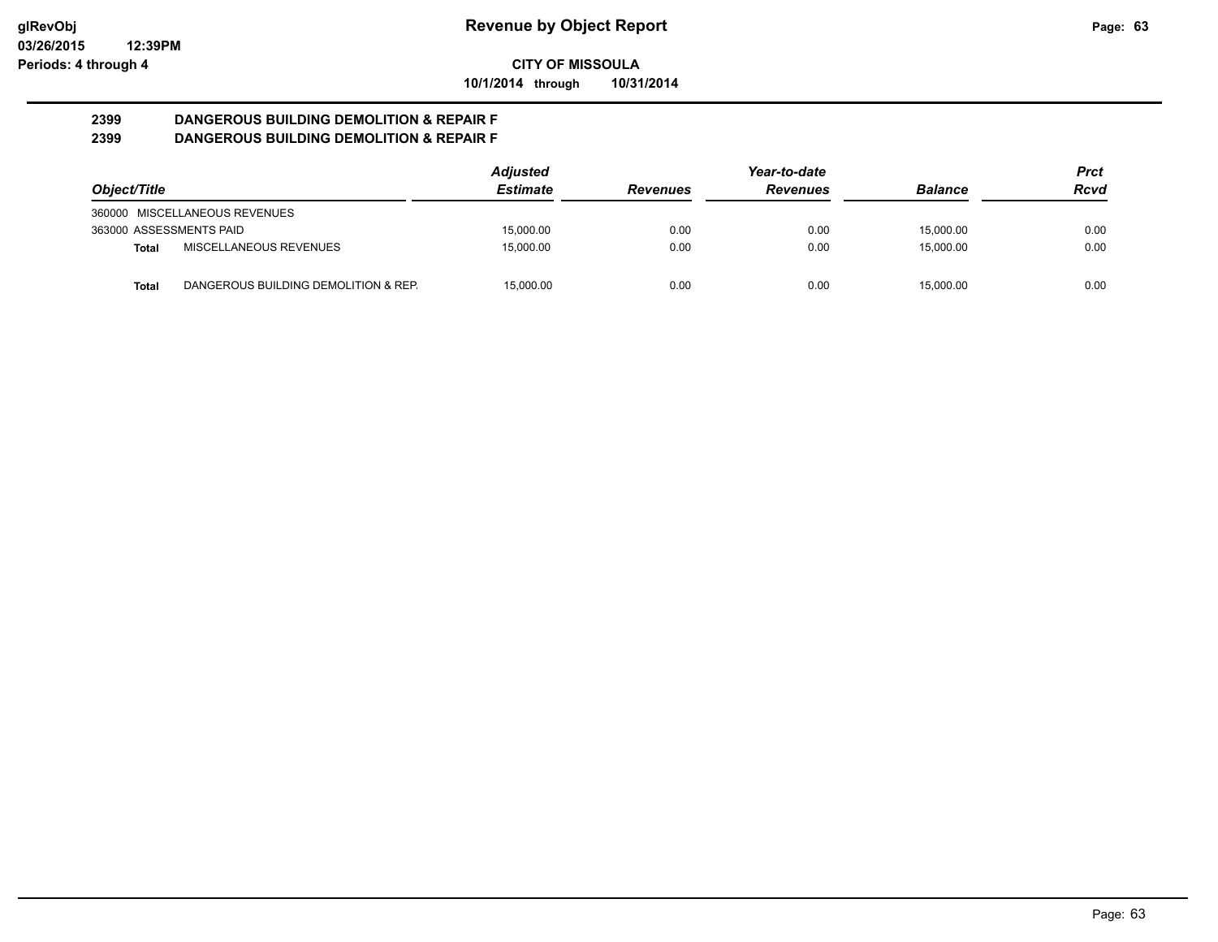# Revenue by Object Report

**CITY OF MISSOULA**

**10/1/2014 through 10/31/2014**

glRevObj
03/26/2015 12:39PM
Periods: 4 through 4

## 2399 DANGEROUS BUILDING DEMOLITION & REPAIR F
## 2399 DANGEROUS BUILDING DEMOLITION & REPAIR F

| Object/Title | Adjusted Estimate | Revenues | Year-to-date Revenues | Balance | Prct Rcvd |
|---|---|---|---|---|---|
| 360000 MISCELLANEOUS REVENUES | | | | | |
| 363000 ASSESSMENTS PAID | 15,000.00 | 0.00 | 0.00 | 15,000.00 | 0.00 |
| **Total** MISCELLANEOUS REVENUES | 15,000.00 | 0.00 | 0.00 | 15,000.00 | 0.00 |
| **Total** DANGEROUS BUILDING DEMOLITION & REP. | 15,000.00 | 0.00 | 0.00 | 15,000.00 | 0.00 |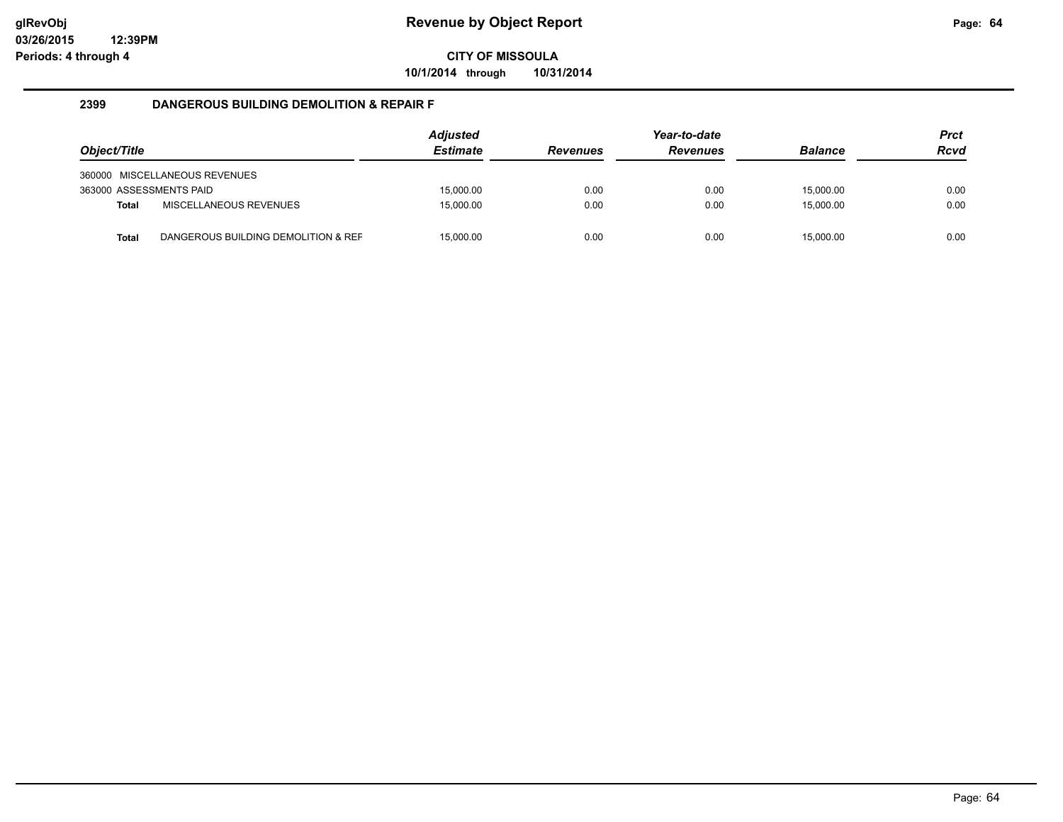# Revenue by Object Report

glRevObj
03/26/2015 12:39PM
Periods: 4 through 4

**CITY OF MISSOULA**

**10/1/2014 through 10/31/2014**

## 2399 DANGEROUS BUILDING DEMOLITION & REPAIR F

| Object/Title | Adjusted Estimate | Revenues | Year-to-date Revenues | Balance | Prct Rcvd |
|---|---|---|---|---|---|
| 360000 MISCELLANEOUS REVENUES | | | | | |
| 363000 ASSESSMENTS PAID | 15,000.00 | 0.00 | 0.00 | 15,000.00 | 0.00 |
| **Total** MISCELLANEOUS REVENUES | 15,000.00 | 0.00 | 0.00 | 15,000.00 | 0.00 |
| **Total** DANGEROUS BUILDING DEMOLITION & REF | 15,000.00 | 0.00 | 0.00 | 15,000.00 | 0.00 |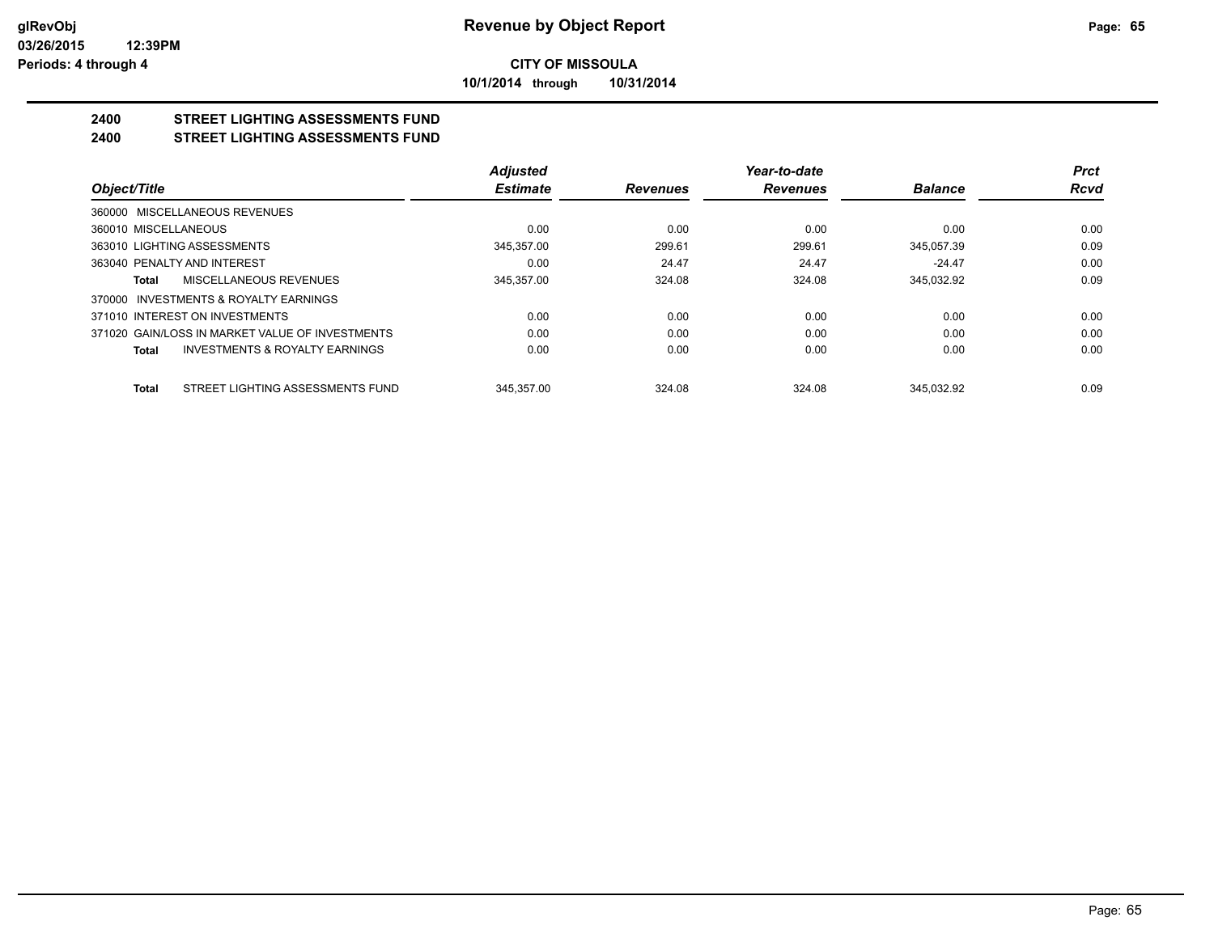**Revenue by Object Report**

**CITY OF MISSOULA**

**10/1/2014 through 10/31/2014**

glRevObj
03/26/2015 12:39PM
Periods: 4 through 4

## 2400 STREET LIGHTING ASSESSMENTS FUND
## 2400 STREET LIGHTING ASSESSMENTS FUND

| Object/Title | Adjusted Estimate | Revenues | Year-to-date Revenues | Balance | Prct Rcvd |
|---|---|---|---|---|---|
| 360000 MISCELLANEOUS REVENUES | | | | | |
| 360010 MISCELLANEOUS | 0.00 | 0.00 | 0.00 | 0.00 | 0.00 |
| 363010 LIGHTING ASSESSMENTS | 345,357.00 | 299.61 | 299.61 | 345,057.39 | 0.09 |
| 363040 PENALTY AND INTEREST | 0.00 | 24.47 | 24.47 | -24.47 | 0.00 |
| **Total** MISCELLANEOUS REVENUES | 345,357.00 | 324.08 | 324.08 | 345,032.92 | 0.09 |
| 370000 INVESTMENTS & ROYALTY EARNINGS | | | | | |
| 371010 INTEREST ON INVESTMENTS | 0.00 | 0.00 | 0.00 | 0.00 | 0.00 |
| 371020 GAIN/LOSS IN MARKET VALUE OF INVESTMENTS | 0.00 | 0.00 | 0.00 | 0.00 | 0.00 |
| **Total** INVESTMENTS & ROYALTY EARNINGS | 0.00 | 0.00 | 0.00 | 0.00 | 0.00 |
| **Total** STREET LIGHTING ASSESSMENTS FUND | 345,357.00 | 324.08 | 324.08 | 345,032.92 | 0.09 |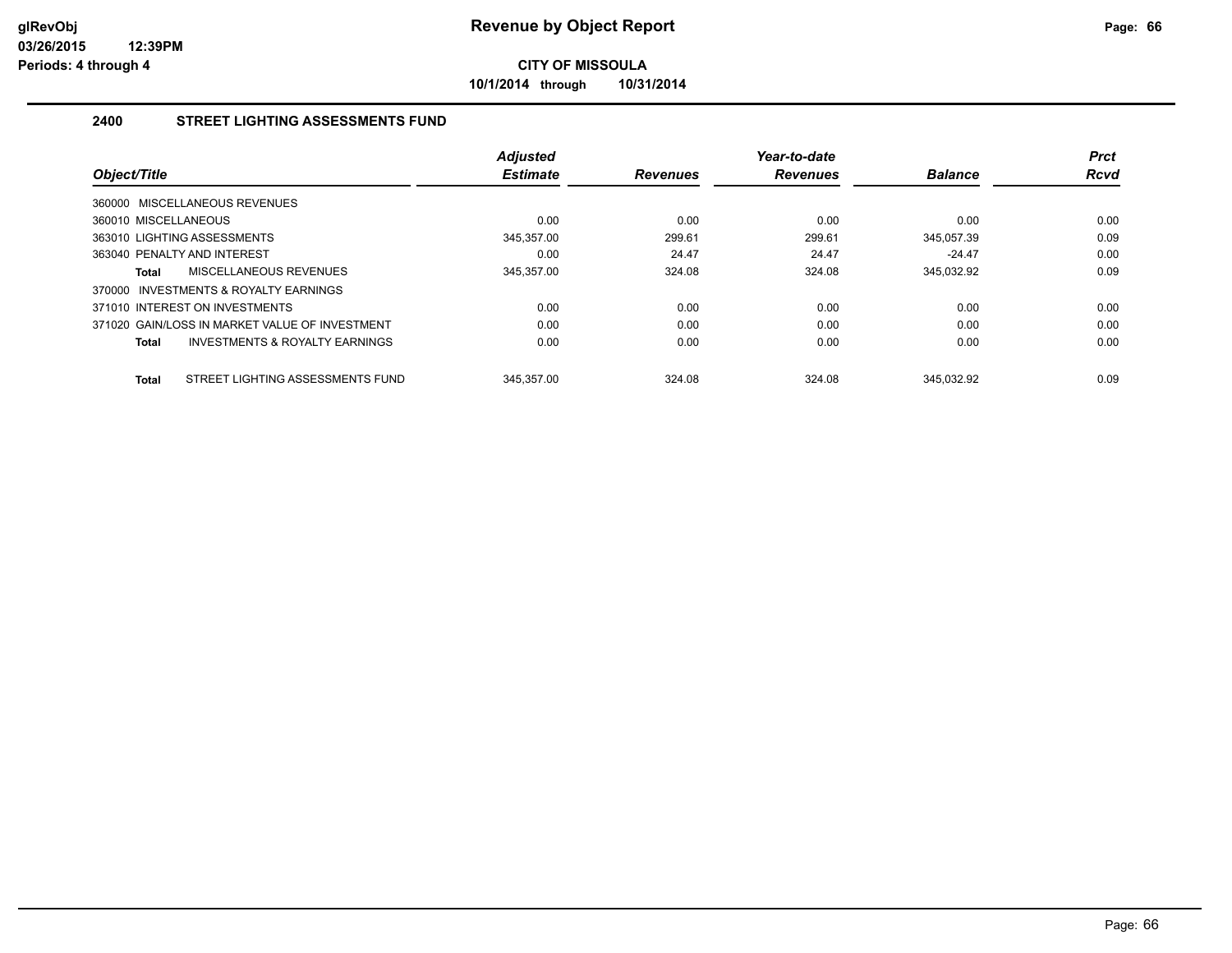# Revenue by Object Report

**CITY OF MISSOULA**

**10/1/2014 through 10/31/2014**

glRevObj
03/26/2015 12:39PM
Periods: 4 through 4

## 2400 STREET LIGHTING ASSESSMENTS FUND

| Object/Title | Adjusted Estimate | Revenues | Year-to-date Revenues | Balance | Prct Rcvd |
|---|---|---|---|---|---|
| 360000 MISCELLANEOUS REVENUES | | | | | |
| 360010 MISCELLANEOUS | 0.00 | 0.00 | 0.00 | 0.00 | 0.00 |
| 363010 LIGHTING ASSESSMENTS | 345,357.00 | 299.61 | 299.61 | 345,057.39 | 0.09 |
| 363040 PENALTY AND INTEREST | 0.00 | 24.47 | 24.47 | -24.47 | 0.00 |
| **Total** MISCELLANEOUS REVENUES | 345,357.00 | 324.08 | 324.08 | 345,032.92 | 0.09 |
| 370000 INVESTMENTS & ROYALTY EARNINGS | | | | | |
| 371010 INTEREST ON INVESTMENTS | 0.00 | 0.00 | 0.00 | 0.00 | 0.00 |
| 371020 GAIN/LOSS IN MARKET VALUE OF INVESTMENT | 0.00 | 0.00 | 0.00 | 0.00 | 0.00 |
| **Total** INVESTMENTS & ROYALTY EARNINGS | 0.00 | 0.00 | 0.00 | 0.00 | 0.00 |
| **Total** STREET LIGHTING ASSESSMENTS FUND | 345,357.00 | 324.08 | 324.08 | 345,032.92 | 0.09 |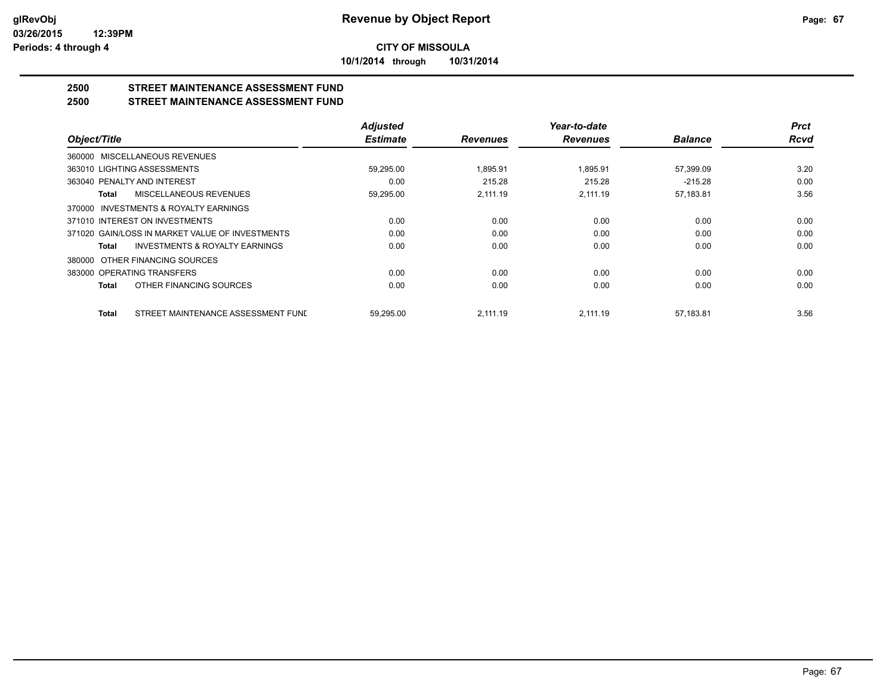# Revenue by Object Report

**CITY OF MISSOULA**

**10/1/2014 through 10/31/2014**

glRevObj
03/26/2015 12:39PM
Periods: 4 through 4

## 2500 STREET MAINTENANCE ASSESSMENT FUND
## 2500 STREET MAINTENANCE ASSESSMENT FUND

| Object/Title | Adjusted Estimate | Revenues | Year-to-date Revenues | Balance | Prct Rcvd |
|---|---|---|---|---|---|
| 360000 MISCELLANEOUS REVENUES | | | | | |
| 363010 LIGHTING ASSESSMENTS | 59,295.00 | 1,895.91 | 1,895.91 | 57,399.09 | 3.20 |
| 363040 PENALTY AND INTEREST | 0.00 | 215.28 | 215.28 | -215.28 | 0.00 |
| **Total** MISCELLANEOUS REVENUES | 59,295.00 | 2,111.19 | 2,111.19 | 57,183.81 | 3.56 |
| 370000 INVESTMENTS & ROYALTY EARNINGS | | | | | |
| 371010 INTEREST ON INVESTMENTS | 0.00 | 0.00 | 0.00 | 0.00 | 0.00 |
| 371020 GAIN/LOSS IN MARKET VALUE OF INVESTMENTS | 0.00 | 0.00 | 0.00 | 0.00 | 0.00 |
| **Total** INVESTMENTS & ROYALTY EARNINGS | 0.00 | 0.00 | 0.00 | 0.00 | 0.00 |
| 380000 OTHER FINANCING SOURCES | | | | | |
| 383000 OPERATING TRANSFERS | 0.00 | 0.00 | 0.00 | 0.00 | 0.00 |
| **Total** OTHER FINANCING SOURCES | 0.00 | 0.00 | 0.00 | 0.00 | 0.00 |
| **Total** STREET MAINTENANCE ASSESSMENT FUNI | 59,295.00 | 2,111.19 | 2,111.19 | 57,183.81 | 3.56 |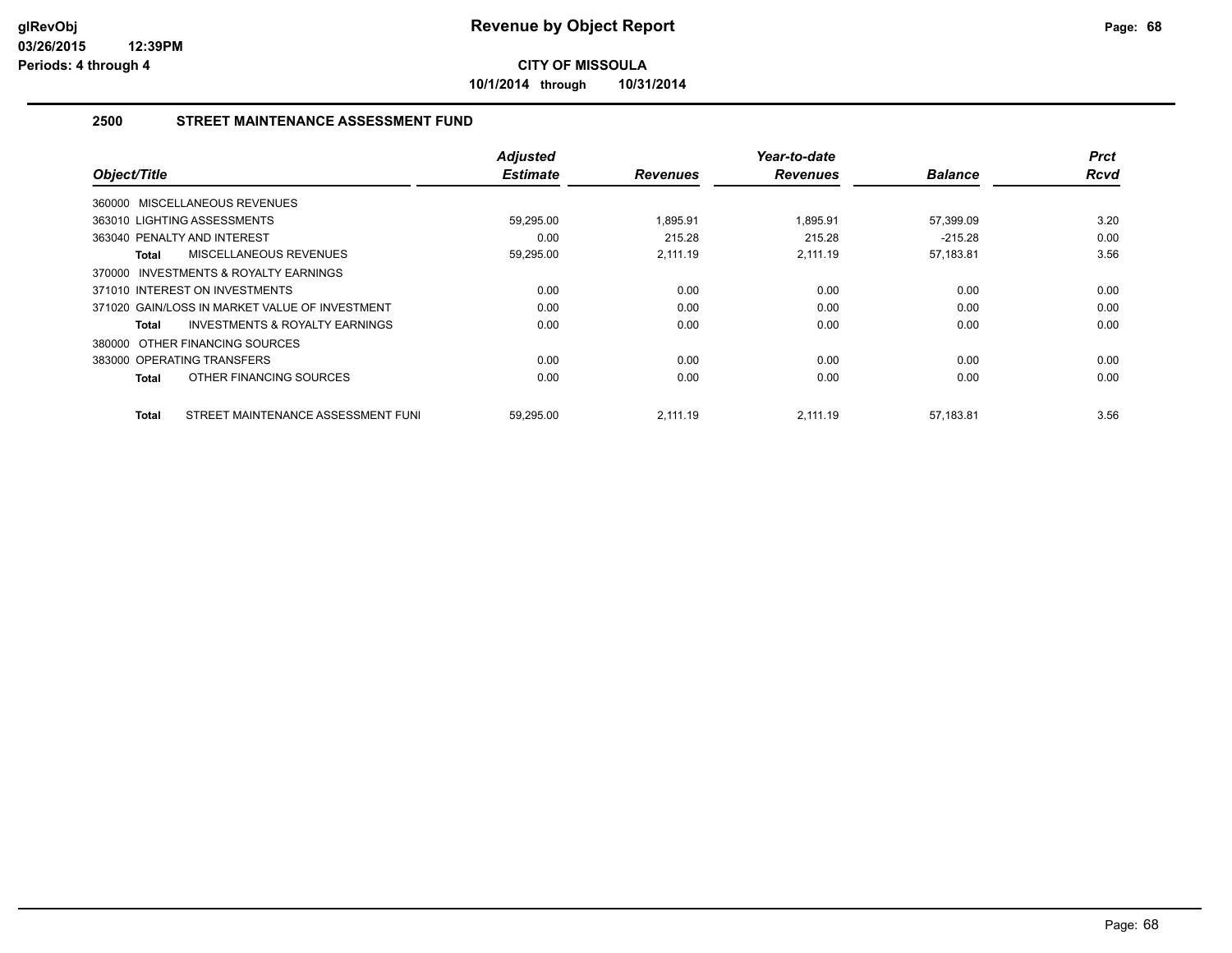**glRevObj**
**03/26/2015 12:39PM**
**Periods: 4 through 4**

# Revenue by Object Report

**CITY OF MISSOULA**

**10/1/2014 through 10/31/2014**

## 2500 STREET MAINTENANCE ASSESSMENT FUND

| Object/Title | Adjusted Estimate | Revenues | Year-to-date Revenues | Balance | Prct Rcvd |
|---|---|---|---|---|---|
| 360000 MISCELLANEOUS REVENUES | | | | | |
| 363010 LIGHTING ASSESSMENTS | 59,295.00 | 1,895.91 | 1,895.91 | 57,399.09 | 3.20 |
| 363040 PENALTY AND INTEREST | 0.00 | 215.28 | 215.28 | -215.28 | 0.00 |
| **Total** MISCELLANEOUS REVENUES | 59,295.00 | 2,111.19 | 2,111.19 | 57,183.81 | 3.56 |
| 370000 INVESTMENTS & ROYALTY EARNINGS | | | | | |
| 371010 INTEREST ON INVESTMENTS | 0.00 | 0.00 | 0.00 | 0.00 | 0.00 |
| 371020 GAIN/LOSS IN MARKET VALUE OF INVESTMENT | 0.00 | 0.00 | 0.00 | 0.00 | 0.00 |
| **Total** INVESTMENTS & ROYALTY EARNINGS | 0.00 | 0.00 | 0.00 | 0.00 | 0.00 |
| 380000 OTHER FINANCING SOURCES | | | | | |
| 383000 OPERATING TRANSFERS | 0.00 | 0.00 | 0.00 | 0.00 | 0.00 |
| **Total** OTHER FINANCING SOURCES | 0.00 | 0.00 | 0.00 | 0.00 | 0.00 |
| **Total** STREET MAINTENANCE ASSESSMENT FUNI | 59,295.00 | 2,111.19 | 2,111.19 | 57,183.81 | 3.56 |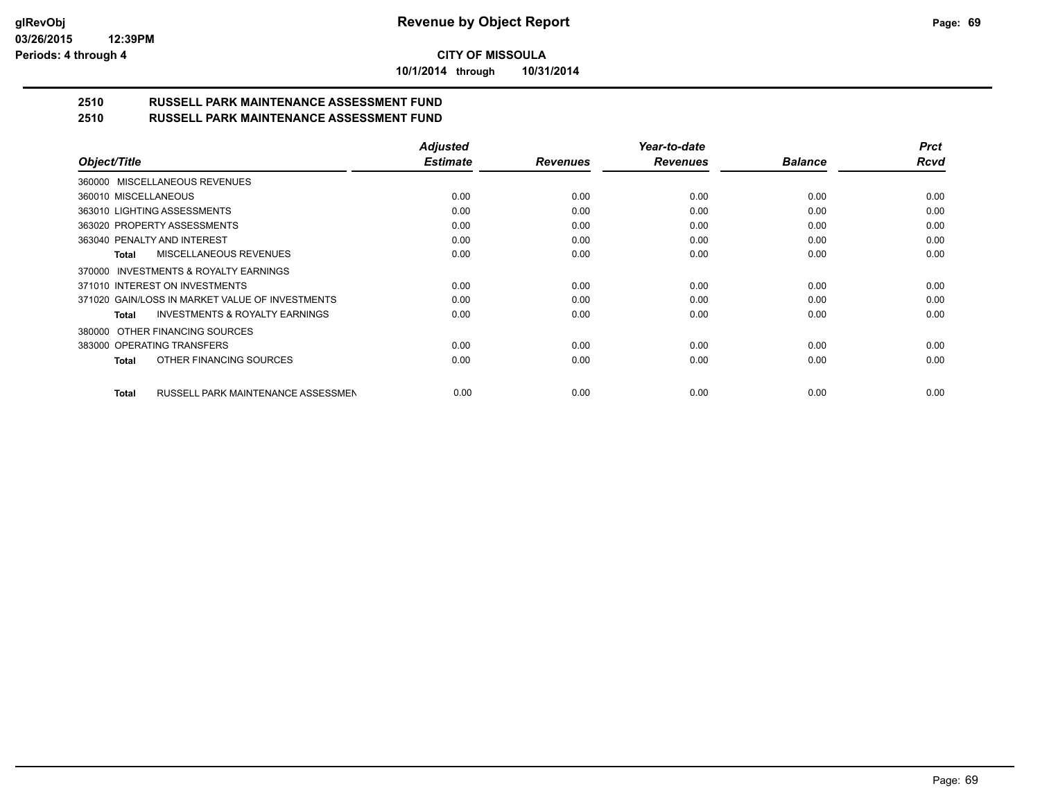# Revenue by Object Report

**CITY OF MISSOULA**

10/1/2014 through 10/31/2014

## 2510 RUSSELL PARK MAINTENANCE ASSESSMENT FUND
## 2510 RUSSELL PARK MAINTENANCE ASSESSMENT FUND

| Object/Title | Adjusted Estimate | Revenues | Year-to-date Revenues | Balance | Prct Rcvd |
|---|---|---|---|---|---|
| 360000 MISCELLANEOUS REVENUES | | | | | |
| 360010 MISCELLANEOUS | 0.00 | 0.00 | 0.00 | 0.00 | 0.00 |
| 363010 LIGHTING ASSESSMENTS | 0.00 | 0.00 | 0.00 | 0.00 | 0.00 |
| 363020 PROPERTY ASSESSMENTS | 0.00 | 0.00 | 0.00 | 0.00 | 0.00 |
| 363040 PENALTY AND INTEREST | 0.00 | 0.00 | 0.00 | 0.00 | 0.00 |
| **Total** MISCELLANEOUS REVENUES | 0.00 | 0.00 | 0.00 | 0.00 | 0.00 |
| 370000 INVESTMENTS & ROYALTY EARNINGS | | | | | |
| 371010 INTEREST ON INVESTMENTS | 0.00 | 0.00 | 0.00 | 0.00 | 0.00 |
| 371020 GAIN/LOSS IN MARKET VALUE OF INVESTMENTS | 0.00 | 0.00 | 0.00 | 0.00 | 0.00 |
| **Total** INVESTMENTS & ROYALTY EARNINGS | 0.00 | 0.00 | 0.00 | 0.00 | 0.00 |
| 380000 OTHER FINANCING SOURCES | | | | | |
| 383000 OPERATING TRANSFERS | 0.00 | 0.00 | 0.00 | 0.00 | 0.00 |
| **Total** OTHER FINANCING SOURCES | 0.00 | 0.00 | 0.00 | 0.00 | 0.00 |
| **Total** RUSSELL PARK MAINTENANCE ASSESSMEN | 0.00 | 0.00 | 0.00 | 0.00 | 0.00 |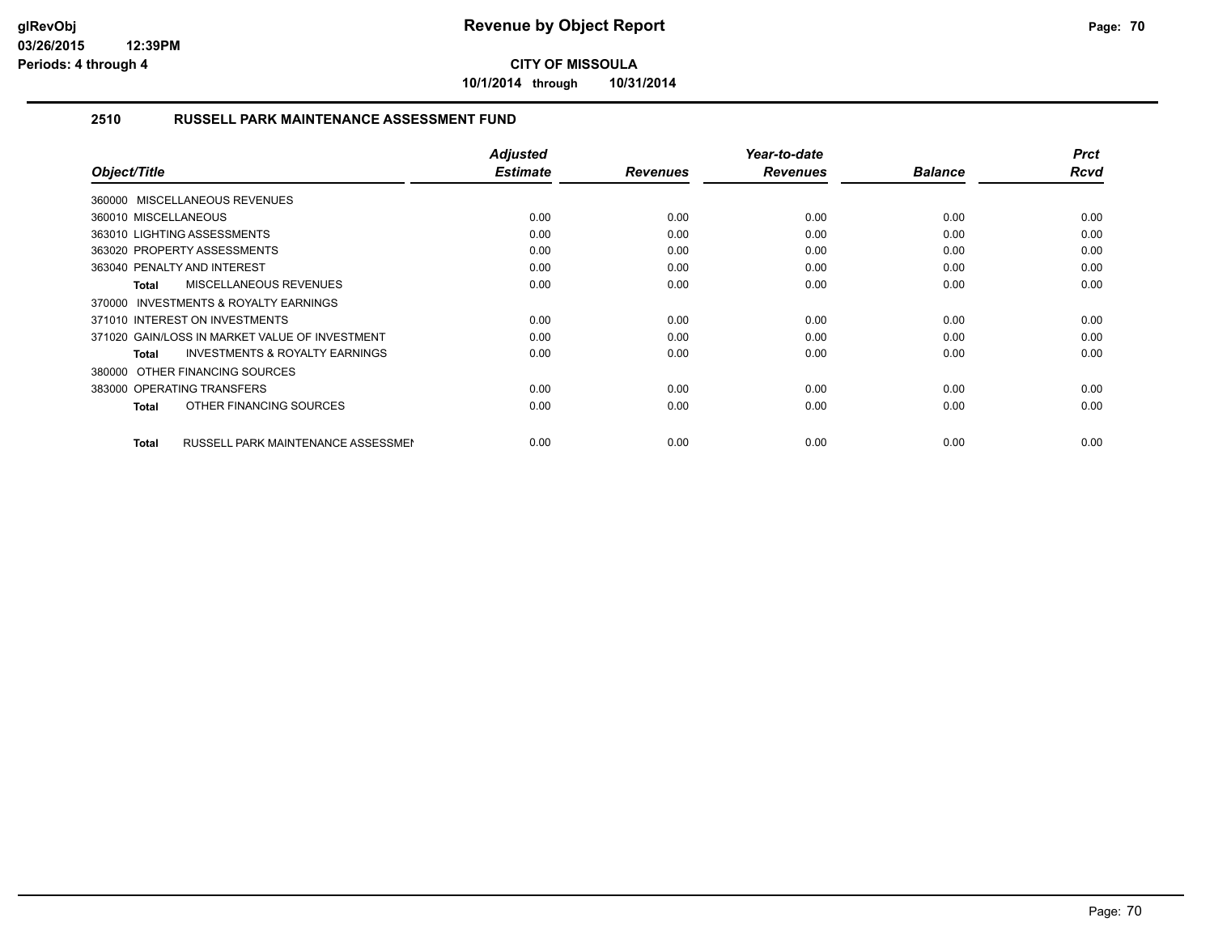# Revenue by Object Report

**CITY OF MISSOULA**

**10/1/2014 through 10/31/2014**

## 2510 RUSSELL PARK MAINTENANCE ASSESSMENT FUND

| Object/Title | Adjusted Estimate | Revenues | Year-to-date Revenues | Balance | Prct Rcvd |
|---|---|---|---|---|---|
| 360000 MISCELLANEOUS REVENUES | | | | | |
| 360010 MISCELLANEOUS | 0.00 | 0.00 | 0.00 | 0.00 | 0.00 |
| 363010 LIGHTING ASSESSMENTS | 0.00 | 0.00 | 0.00 | 0.00 | 0.00 |
| 363020 PROPERTY ASSESSMENTS | 0.00 | 0.00 | 0.00 | 0.00 | 0.00 |
| 363040 PENALTY AND INTEREST | 0.00 | 0.00 | 0.00 | 0.00 | 0.00 |
| **Total** MISCELLANEOUS REVENUES | 0.00 | 0.00 | 0.00 | 0.00 | 0.00 |
| 370000 INVESTMENTS & ROYALTY EARNINGS | | | | | |
| 371010 INTEREST ON INVESTMENTS | 0.00 | 0.00 | 0.00 | 0.00 | 0.00 |
| 371020 GAIN/LOSS IN MARKET VALUE OF INVESTMENT | 0.00 | 0.00 | 0.00 | 0.00 | 0.00 |
| **Total** INVESTMENTS & ROYALTY EARNINGS | 0.00 | 0.00 | 0.00 | 0.00 | 0.00 |
| 380000 OTHER FINANCING SOURCES | | | | | |
| 383000 OPERATING TRANSFERS | 0.00 | 0.00 | 0.00 | 0.00 | 0.00 |
| **Total** OTHER FINANCING SOURCES | 0.00 | 0.00 | 0.00 | 0.00 | 0.00 |
| **Total** RUSSELL PARK MAINTENANCE ASSESSMEN | 0.00 | 0.00 | 0.00 | 0.00 | 0.00 |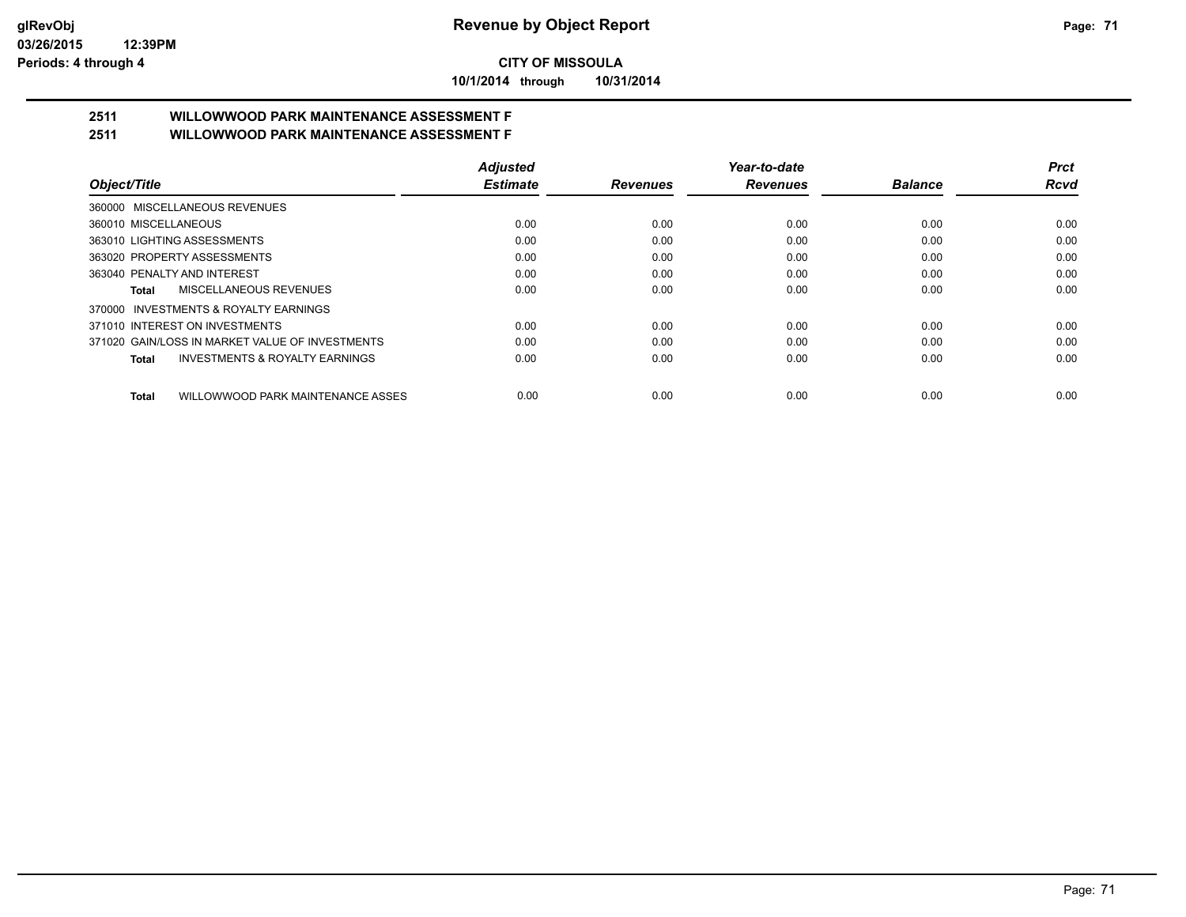**CITY OF MISSOULA**

**10/1/2014 through 10/31/2014**

## 2511 WILLOWWOOD PARK MAINTENANCE ASSESSMENT F
## 2511 WILLOWWOOD PARK MAINTENANCE ASSESSMENT F

| Object/Title | Adjusted Estimate | Revenues | Year-to-date Revenues | Balance | Prct Rcvd |
|---|---|---|---|---|---|
| 360000 MISCELLANEOUS REVENUES | | | | | |
| 360010 MISCELLANEOUS | 0.00 | 0.00 | 0.00 | 0.00 | 0.00 |
| 363010 LIGHTING ASSESSMENTS | 0.00 | 0.00 | 0.00 | 0.00 | 0.00 |
| 363020 PROPERTY ASSESSMENTS | 0.00 | 0.00 | 0.00 | 0.00 | 0.00 |
| 363040 PENALTY AND INTEREST | 0.00 | 0.00 | 0.00 | 0.00 | 0.00 |
| **Total** MISCELLANEOUS REVENUES | 0.00 | 0.00 | 0.00 | 0.00 | 0.00 |
| 370000 INVESTMENTS & ROYALTY EARNINGS | | | | | |
| 371010 INTEREST ON INVESTMENTS | 0.00 | 0.00 | 0.00 | 0.00 | 0.00 |
| 371020 GAIN/LOSS IN MARKET VALUE OF INVESTMENTS | 0.00 | 0.00 | 0.00 | 0.00 | 0.00 |
| **Total** INVESTMENTS & ROYALTY EARNINGS | 0.00 | 0.00 | 0.00 | 0.00 | 0.00 |
| **Total** WILLOWWOOD PARK MAINTENANCE ASSES | 0.00 | 0.00 | 0.00 | 0.00 | 0.00 |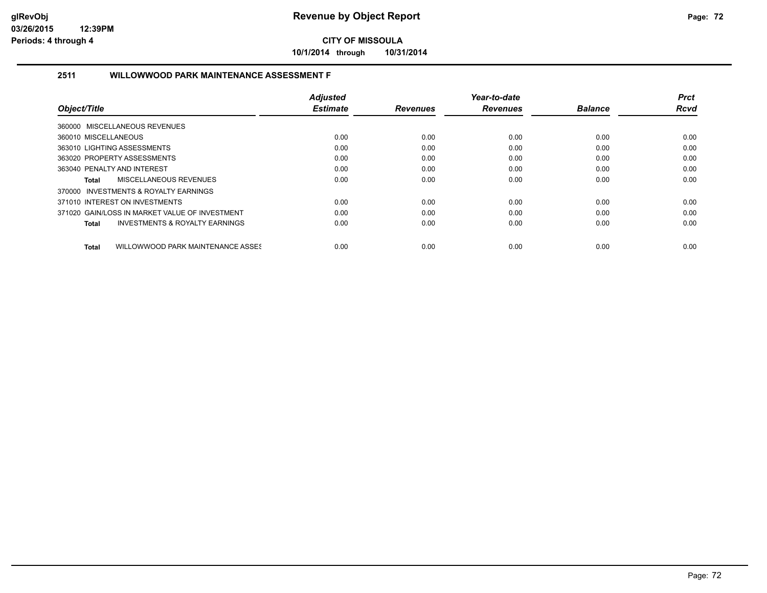**CITY OF MISSOULA**

**10/1/2014 through 10/31/2014**

## 2511 WILLOWWOOD PARK MAINTENANCE ASSESSMENT F

| Object/Title | Adjusted Estimate | Revenues | Year-to-date Revenues | Balance | Prct Rcvd |
|---|---|---|---|---|---|
| 360000 MISCELLANEOUS REVENUES | | | | | |
| 360010 MISCELLANEOUS | 0.00 | 0.00 | 0.00 | 0.00 | 0.00 |
| 363010 LIGHTING ASSESSMENTS | 0.00 | 0.00 | 0.00 | 0.00 | 0.00 |
| 363020 PROPERTY ASSESSMENTS | 0.00 | 0.00 | 0.00 | 0.00 | 0.00 |
| 363040 PENALTY AND INTEREST | 0.00 | 0.00 | 0.00 | 0.00 | 0.00 |
| **Total** MISCELLANEOUS REVENUES | 0.00 | 0.00 | 0.00 | 0.00 | 0.00 |
| 370000 INVESTMENTS & ROYALTY EARNINGS | | | | | |
| 371010 INTEREST ON INVESTMENTS | 0.00 | 0.00 | 0.00 | 0.00 | 0.00 |
| 371020 GAIN/LOSS IN MARKET VALUE OF INVESTMENT | 0.00 | 0.00 | 0.00 | 0.00 | 0.00 |
| **Total** INVESTMENTS & ROYALTY EARNINGS | 0.00 | 0.00 | 0.00 | 0.00 | 0.00 |
| **Total** WILLOWWOOD PARK MAINTENANCE ASSES | 0.00 | 0.00 | 0.00 | 0.00 | 0.00 |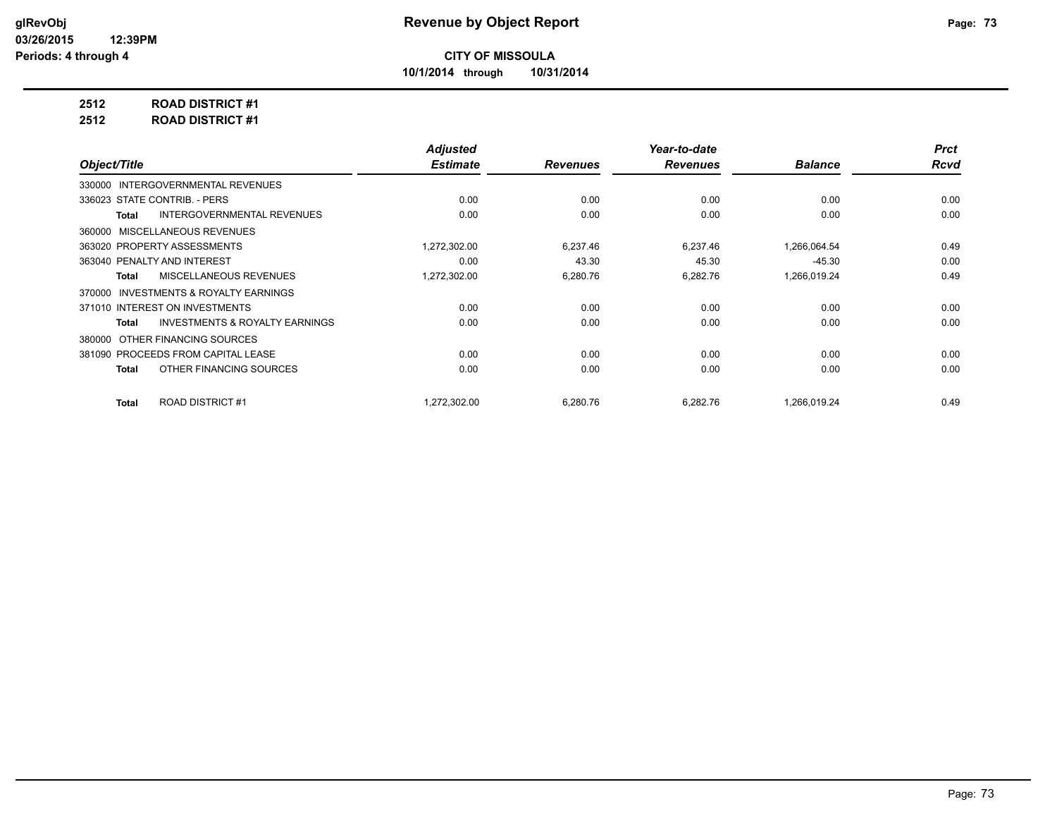# Revenue by Object Report

**CITY OF MISSOULA**

**10/1/2014 through 10/31/2014**

glRevObj
03/26/2015 12:39PM
Periods: 4 through 4

**2512 ROAD DISTRICT #1**
**2512 ROAD DISTRICT #1**

| Object/Title | Adjusted Estimate | Revenues | Year-to-date Revenues | Balance | Prct Rcvd |
|---|---|---|---|---|---|
| 330000 INTERGOVERNMENTAL REVENUES | | | | | |
| 336023 STATE CONTRIB. - PERS | 0.00 | 0.00 | 0.00 | 0.00 | 0.00 |
| **Total** INTERGOVERNMENTAL REVENUES | 0.00 | 0.00 | 0.00 | 0.00 | 0.00 |
| 360000 MISCELLANEOUS REVENUES | | | | | |
| 363020 PROPERTY ASSESSMENTS | 1,272,302.00 | 6,237.46 | 6,237.46 | 1,266,064.54 | 0.49 |
| 363040 PENALTY AND INTEREST | 0.00 | 43.30 | 45.30 | -45.30 | 0.00 |
| **Total** MISCELLANEOUS REVENUES | 1,272,302.00 | 6,280.76 | 6,282.76 | 1,266,019.24 | 0.49 |
| 370000 INVESTMENTS & ROYALTY EARNINGS | | | | | |
| 371010 INTEREST ON INVESTMENTS | 0.00 | 0.00 | 0.00 | 0.00 | 0.00 |
| **Total** INVESTMENTS & ROYALTY EARNINGS | 0.00 | 0.00 | 0.00 | 0.00 | 0.00 |
| 380000 OTHER FINANCING SOURCES | | | | | |
| 381090 PROCEEDS FROM CAPITAL LEASE | 0.00 | 0.00 | 0.00 | 0.00 | 0.00 |
| **Total** OTHER FINANCING SOURCES | 0.00 | 0.00 | 0.00 | 0.00 | 0.00 |
| **Total** ROAD DISTRICT #1 | 1,272,302.00 | 6,280.76 | 6,282.76 | 1,266,019.24 | 0.49 |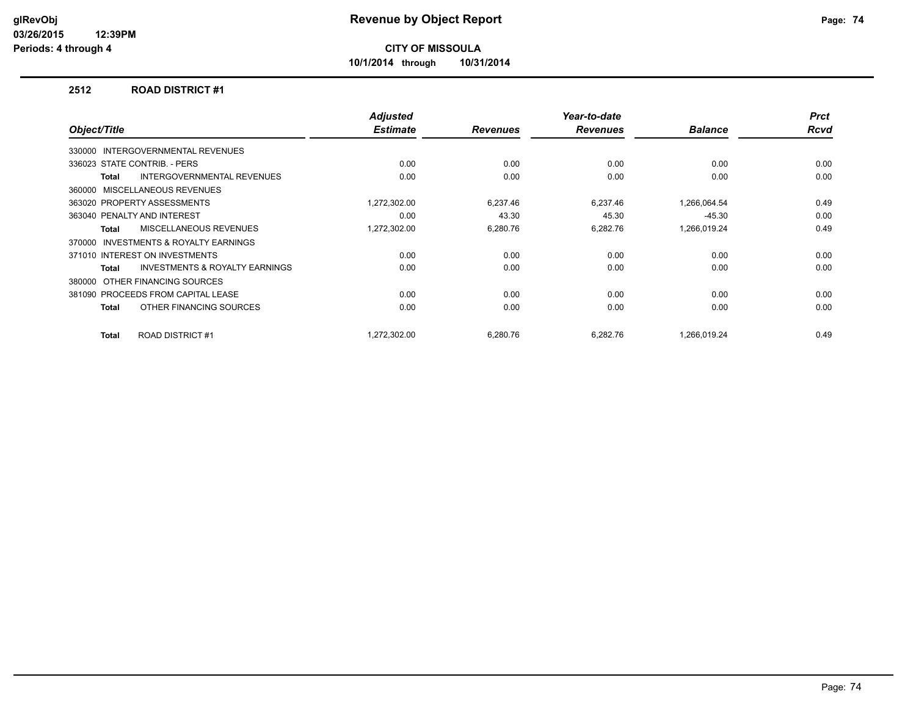**Revenue by Object Report**

**CITY OF MISSOULA**

**10/1/2014 through 10/31/2014**

glRevObj
03/26/2015 12:39PM
Periods: 4 through 4

## 2512 ROAD DISTRICT #1

| Object/Title | Adjusted Estimate | Revenues | Year-to-date Revenues | Balance | Prct Rcvd |
|---|---|---|---|---|---|
| 330000 INTERGOVERNMENTAL REVENUES | | | | | |
| 336023 STATE CONTRIB. - PERS | 0.00 | 0.00 | 0.00 | 0.00 | 0.00 |
| **Total** INTERGOVERNMENTAL REVENUES | 0.00 | 0.00 | 0.00 | 0.00 | 0.00 |
| 360000 MISCELLANEOUS REVENUES | | | | | |
| 363020 PROPERTY ASSESSMENTS | 1,272,302.00 | 6,237.46 | 6,237.46 | 1,266,064.54 | 0.49 |
| 363040 PENALTY AND INTEREST | 0.00 | 43.30 | 45.30 | -45.30 | 0.00 |
| **Total** MISCELLANEOUS REVENUES | 1,272,302.00 | 6,280.76 | 6,282.76 | 1,266,019.24 | 0.49 |
| 370000 INVESTMENTS & ROYALTY EARNINGS | | | | | |
| 371010 INTEREST ON INVESTMENTS | 0.00 | 0.00 | 0.00 | 0.00 | 0.00 |
| **Total** INVESTMENTS & ROYALTY EARNINGS | 0.00 | 0.00 | 0.00 | 0.00 | 0.00 |
| 380000 OTHER FINANCING SOURCES | | | | | |
| 381090 PROCEEDS FROM CAPITAL LEASE | 0.00 | 0.00 | 0.00 | 0.00 | 0.00 |
| **Total** OTHER FINANCING SOURCES | 0.00 | 0.00 | 0.00 | 0.00 | 0.00 |
| **Total** ROAD DISTRICT #1 | 1,272,302.00 | 6,280.76 | 6,282.76 | 1,266,019.24 | 0.49 |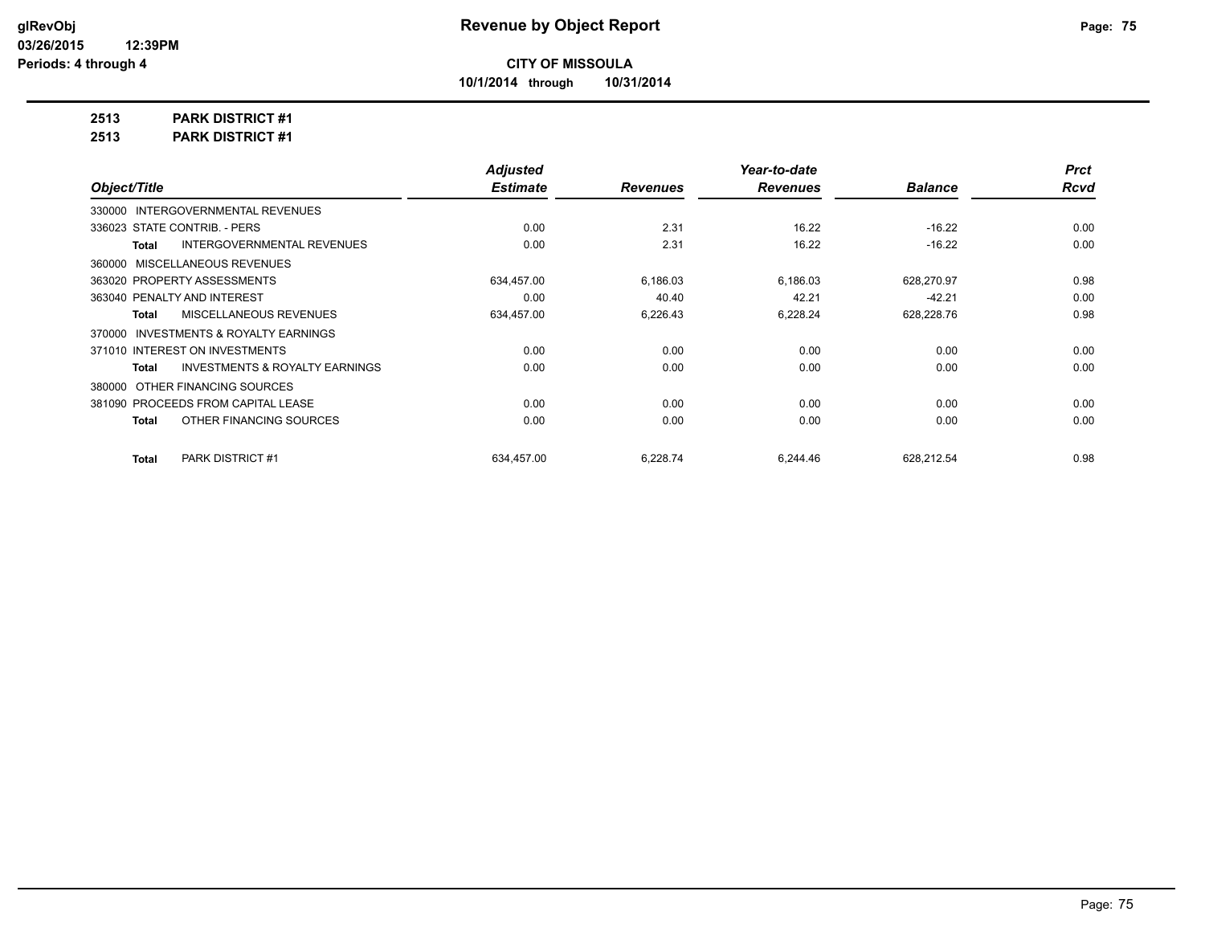# Revenue by Object Report

**CITY OF MISSOULA**

**10/1/2014 through 10/31/2014**

glRevObj
03/26/2015 12:39PM
Periods: 4 through 4

**2513 PARK DISTRICT #1**

**2513 PARK DISTRICT #1**

| Object/Title | Adjusted Estimate | Revenues | Year-to-date Revenues | Balance | Prct Rcvd |
|---|---|---|---|---|---|
| 330000 INTERGOVERNMENTAL REVENUES | | | | | |
| 336023 STATE CONTRIB. - PERS | 0.00 | 2.31 | 16.22 | -16.22 | 0.00 |
| **Total** INTERGOVERNMENTAL REVENUES | 0.00 | 2.31 | 16.22 | -16.22 | 0.00 |
| 360000 MISCELLANEOUS REVENUES | | | | | |
| 363020 PROPERTY ASSESSMENTS | 634,457.00 | 6,186.03 | 6,186.03 | 628,270.97 | 0.98 |
| 363040 PENALTY AND INTEREST | 0.00 | 40.40 | 42.21 | -42.21 | 0.00 |
| **Total** MISCELLANEOUS REVENUES | 634,457.00 | 6,226.43 | 6,228.24 | 628,228.76 | 0.98 |
| 370000 INVESTMENTS & ROYALTY EARNINGS | | | | | |
| 371010 INTEREST ON INVESTMENTS | 0.00 | 0.00 | 0.00 | 0.00 | 0.00 |
| **Total** INVESTMENTS & ROYALTY EARNINGS | 0.00 | 0.00 | 0.00 | 0.00 | 0.00 |
| 380000 OTHER FINANCING SOURCES | | | | | |
| 381090 PROCEEDS FROM CAPITAL LEASE | 0.00 | 0.00 | 0.00 | 0.00 | 0.00 |
| **Total** OTHER FINANCING SOURCES | 0.00 | 0.00 | 0.00 | 0.00 | 0.00 |
| **Total** PARK DISTRICT #1 | 634,457.00 | 6,228.74 | 6,244.46 | 628,212.54 | 0.98 |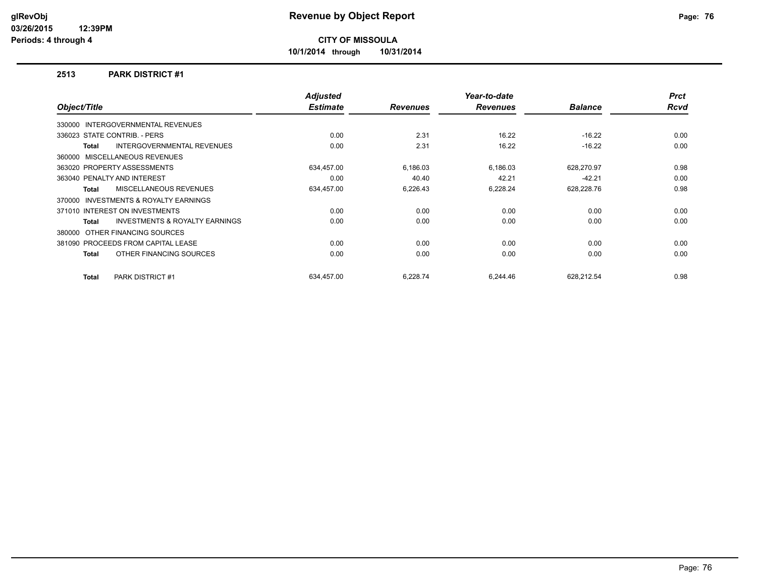# Revenue by Object Report

**CITY OF MISSOULA**

**10/1/2014 through 10/31/2014**

glRevObj
03/26/2015 12:39PM
Periods: 4 through 4

## 2513 PARK DISTRICT #1

| Object/Title | Adjusted Estimate | Revenues | Year-to-date Revenues | Balance | Prct Rcvd |
|---|---|---|---|---|---|
| 330000 INTERGOVERNMENTAL REVENUES | | | | | |
| 336023 STATE CONTRIB. - PERS | 0.00 | 2.31 | 16.22 | -16.22 | 0.00 |
| **Total** INTERGOVERNMENTAL REVENUES | 0.00 | 2.31 | 16.22 | -16.22 | 0.00 |
| 360000 MISCELLANEOUS REVENUES | | | | | |
| 363020 PROPERTY ASSESSMENTS | 634,457.00 | 6,186.03 | 6,186.03 | 628,270.97 | 0.98 |
| 363040 PENALTY AND INTEREST | 0.00 | 40.40 | 42.21 | -42.21 | 0.00 |
| **Total** MISCELLANEOUS REVENUES | 634,457.00 | 6,226.43 | 6,228.24 | 628,228.76 | 0.98 |
| 370000 INVESTMENTS & ROYALTY EARNINGS | | | | | |
| 371010 INTEREST ON INVESTMENTS | 0.00 | 0.00 | 0.00 | 0.00 | 0.00 |
| **Total** INVESTMENTS & ROYALTY EARNINGS | 0.00 | 0.00 | 0.00 | 0.00 | 0.00 |
| 380000 OTHER FINANCING SOURCES | | | | | |
| 381090 PROCEEDS FROM CAPITAL LEASE | 0.00 | 0.00 | 0.00 | 0.00 | 0.00 |
| **Total** OTHER FINANCING SOURCES | 0.00 | 0.00 | 0.00 | 0.00 | 0.00 |
| **Total** PARK DISTRICT #1 | 634,457.00 | 6,228.74 | 6,244.46 | 628,212.54 | 0.98 |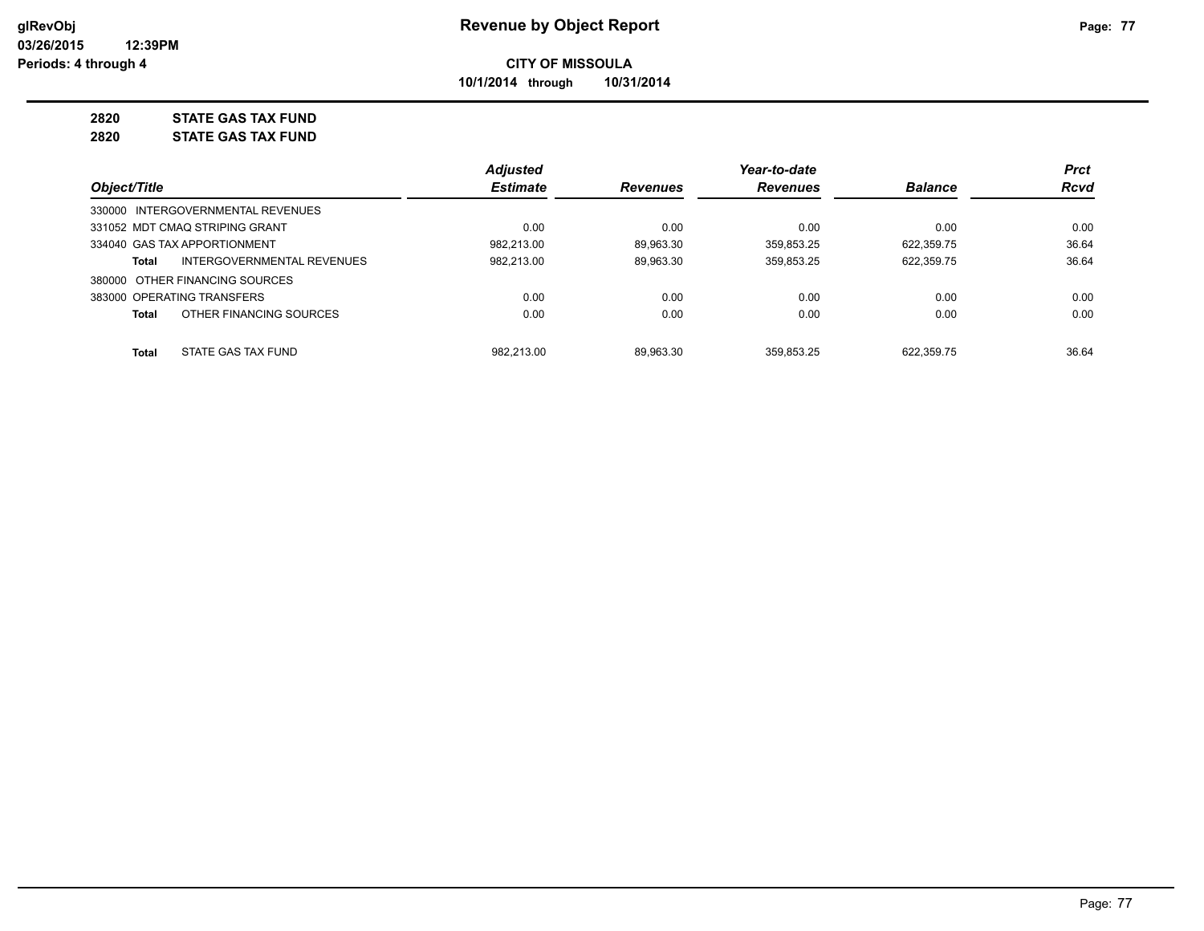**glRevObj**
**03/26/2015 12:39PM**
**Periods: 4 through 4**

# Revenue by Object Report

**CITY OF MISSOULA**
**10/1/2014 through 10/31/2014**

## 2820 STATE GAS TAX FUND
## 2820 STATE GAS TAX FUND

| Object/Title | Adjusted Estimate | Revenues | Year-to-date Revenues | Balance | Prct Rcvd |
|---|---|---|---|---|---|
| 330000 INTERGOVERNMENTAL REVENUES | | | | | |
| 331052 MDT CMAQ STRIPING GRANT | 0.00 | 0.00 | 0.00 | 0.00 | 0.00 |
| 334040 GAS TAX APPORTIONMENT | 982,213.00 | 89,963.30 | 359,853.25 | 622,359.75 | 36.64 |
| **Total** INTERGOVERNMENTAL REVENUES | 982,213.00 | 89,963.30 | 359,853.25 | 622,359.75 | 36.64 |
| 380000 OTHER FINANCING SOURCES | | | | | |
| 383000 OPERATING TRANSFERS | 0.00 | 0.00 | 0.00 | 0.00 | 0.00 |
| **Total** OTHER FINANCING SOURCES | 0.00 | 0.00 | 0.00 | 0.00 | 0.00 |
| **Total** STATE GAS TAX FUND | 982,213.00 | 89,963.30 | 359,853.25 | 622,359.75 | 36.64 |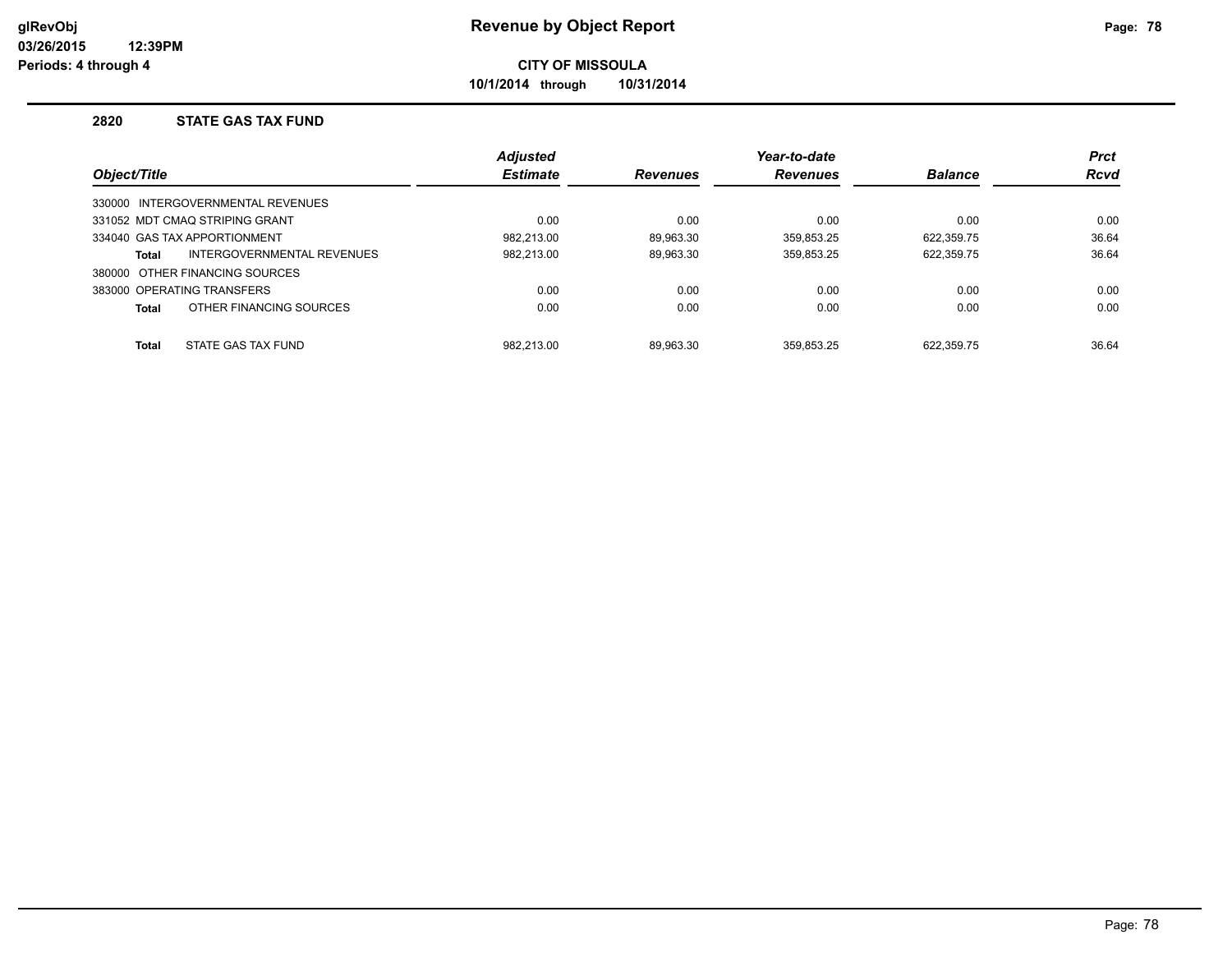# Revenue by Object Report

**CITY OF MISSOULA**

**10/1/2014 through 10/31/2014**

glRevObj
03/26/2015 12:39PM
Periods: 4 through 4

## 2820 STATE GAS TAX FUND

| Object/Title | Adjusted Estimate | Revenues | Year-to-date Revenues | Balance | Prct Rcvd |
|---|---|---|---|---|---|
| 330000 INTERGOVERNMENTAL REVENUES | | | | | |
| 331052 MDT CMAQ STRIPING GRANT | 0.00 | 0.00 | 0.00 | 0.00 | 0.00 |
| 334040 GAS TAX APPORTIONMENT | 982,213.00 | 89,963.30 | 359,853.25 | 622,359.75 | 36.64 |
| **Total** INTERGOVERNMENTAL REVENUES | 982,213.00 | 89,963.30 | 359,853.25 | 622,359.75 | 36.64 |
| 380000 OTHER FINANCING SOURCES | | | | | |
| 383000 OPERATING TRANSFERS | 0.00 | 0.00 | 0.00 | 0.00 | 0.00 |
| **Total** OTHER FINANCING SOURCES | 0.00 | 0.00 | 0.00 | 0.00 | 0.00 |
| **Total** STATE GAS TAX FUND | 982,213.00 | 89,963.30 | 359,853.25 | 622,359.75 | 36.64 |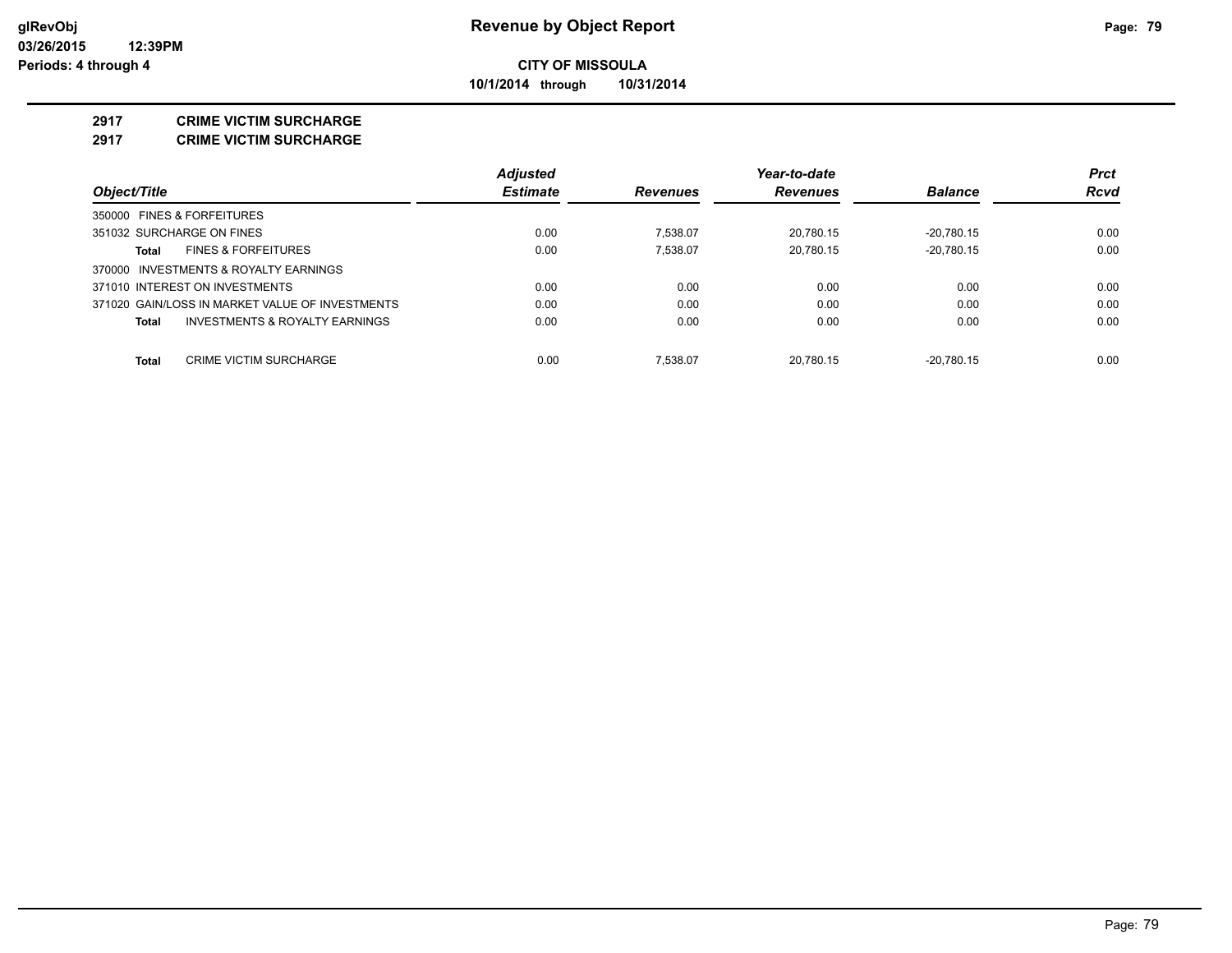# Revenue by Object Report

**CITY OF MISSOULA**

**10/1/2014 through 10/31/2014**

glRevObj
03/26/2015 12:39PM
Periods: 4 through 4

## 2917 CRIME VICTIM SURCHARGE
## 2917 CRIME VICTIM SURCHARGE

| Object/Title | Adjusted Estimate | Revenues | Year-to-date Revenues | Balance | Prct Rcvd |
|---|---|---|---|---|---|
| 350000 FINES & FORFEITURES | | | | | |
| 351032 SURCHARGE ON FINES | 0.00 | 7,538.07 | 20,780.15 | -20,780.15 | 0.00 |
| **Total** FINES & FORFEITURES | 0.00 | 7,538.07 | 20,780.15 | -20,780.15 | 0.00 |
| 370000 INVESTMENTS & ROYALTY EARNINGS | | | | | |
| 371010 INTEREST ON INVESTMENTS | 0.00 | 0.00 | 0.00 | 0.00 | 0.00 |
| 371020 GAIN/LOSS IN MARKET VALUE OF INVESTMENTS | 0.00 | 0.00 | 0.00 | 0.00 | 0.00 |
| **Total** INVESTMENTS & ROYALTY EARNINGS | 0.00 | 0.00 | 0.00 | 0.00 | 0.00 |
| **Total** CRIME VICTIM SURCHARGE | 0.00 | 7,538.07 | 20,780.15 | -20,780.15 | 0.00 |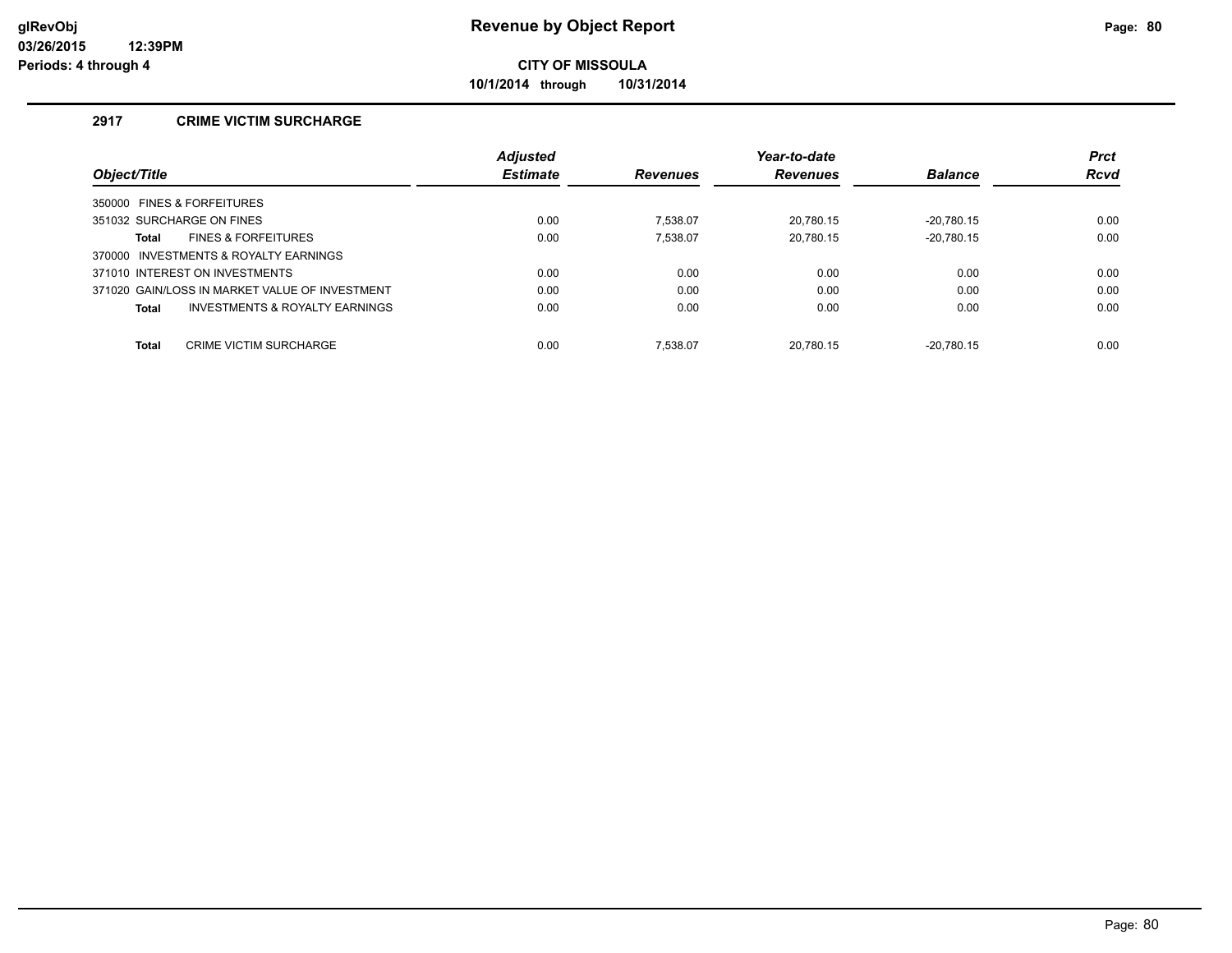# Revenue by Object Report

glRevObj
03/26/2015 12:39PM
Periods: 4 through 4

**CITY OF MISSOULA**

**10/1/2014 through 10/31/2014**

## 2917 CRIME VICTIM SURCHARGE

| Object/Title | Adjusted Estimate | Revenues | Year-to-date Revenues | Balance | Prct Rcvd |
|---|---|---|---|---|---|
| 350000 FINES & FORFEITURES | | | | | |
| 351032 SURCHARGE ON FINES | 0.00 | 7,538.07 | 20,780.15 | -20,780.15 | 0.00 |
| **Total** FINES & FORFEITURES | 0.00 | 7,538.07 | 20,780.15 | -20,780.15 | 0.00 |
| 370000 INVESTMENTS & ROYALTY EARNINGS | | | | | |
| 371010 INTEREST ON INVESTMENTS | 0.00 | 0.00 | 0.00 | 0.00 | 0.00 |
| 371020 GAIN/LOSS IN MARKET VALUE OF INVESTMENT | 0.00 | 0.00 | 0.00 | 0.00 | 0.00 |
| **Total** INVESTMENTS & ROYALTY EARNINGS | 0.00 | 0.00 | 0.00 | 0.00 | 0.00 |
| **Total** CRIME VICTIM SURCHARGE | 0.00 | 7,538.07 | 20,780.15 | -20,780.15 | 0.00 |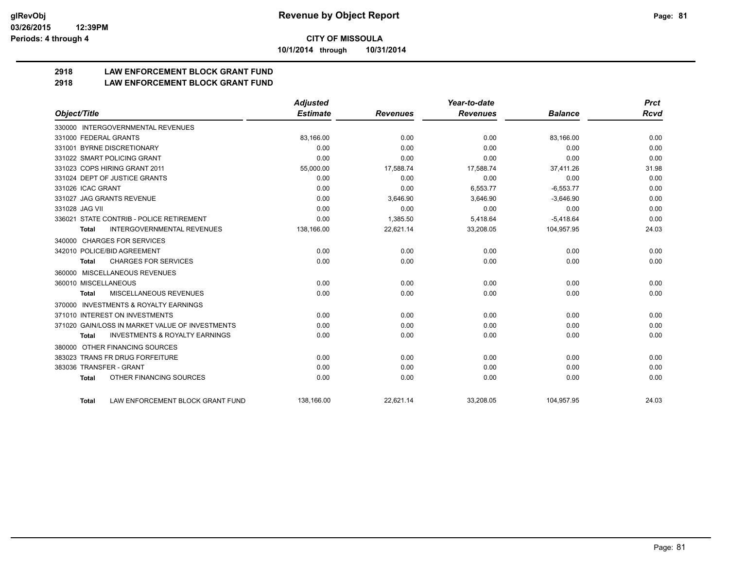# Revenue by Object Report

**CITY OF MISSOULA**

**10/1/2014 through 10/31/2014**

## 2918 LAW ENFORCEMENT BLOCK GRANT FUND
## 2918 LAW ENFORCEMENT BLOCK GRANT FUND

| Object/Title | Adjusted Estimate | Revenues | Year-to-date Revenues | Balance | Prct Rcvd |
|---|---|---|---|---|---|
| 330000 INTERGOVERNMENTAL REVENUES | | | | | |
| 331000 FEDERAL GRANTS | 83,166.00 | 0.00 | 0.00 | 83,166.00 | 0.00 |
| 331001 BYRNE DISCRETIONARY | 0.00 | 0.00 | 0.00 | 0.00 | 0.00 |
| 331022 SMART POLICING GRANT | 0.00 | 0.00 | 0.00 | 0.00 | 0.00 |
| 331023 COPS HIRING GRANT 2011 | 55,000.00 | 17,588.74 | 17,588.74 | 37,411.26 | 31.98 |
| 331024 DEPT OF JUSTICE GRANTS | 0.00 | 0.00 | 0.00 | 0.00 | 0.00 |
| 331026 ICAC GRANT | 0.00 | 0.00 | 6,553.77 | -6,553.77 | 0.00 |
| 331027 JAG GRANTS REVENUE | 0.00 | 3,646.90 | 3,646.90 | -3,646.90 | 0.00 |
| 331028 JAG VII | 0.00 | 0.00 | 0.00 | 0.00 | 0.00 |
| 336021 STATE CONTRIB - POLICE RETIREMENT | 0.00 | 1,385.50 | 5,418.64 | -5,418.64 | 0.00 |
| **Total** INTERGOVERNMENTAL REVENUES | 138,166.00 | 22,621.14 | 33,208.05 | 104,957.95 | 24.03 |
| 340000 CHARGES FOR SERVICES | | | | | |
| 342010 POLICE/BID AGREEMENT | 0.00 | 0.00 | 0.00 | 0.00 | 0.00 |
| **Total** CHARGES FOR SERVICES | 0.00 | 0.00 | 0.00 | 0.00 | 0.00 |
| 360000 MISCELLANEOUS REVENUES | | | | | |
| 360010 MISCELLANEOUS | 0.00 | 0.00 | 0.00 | 0.00 | 0.00 |
| **Total** MISCELLANEOUS REVENUES | 0.00 | 0.00 | 0.00 | 0.00 | 0.00 |
| 370000 INVESTMENTS & ROYALTY EARNINGS | | | | | |
| 371010 INTEREST ON INVESTMENTS | 0.00 | 0.00 | 0.00 | 0.00 | 0.00 |
| 371020 GAIN/LOSS IN MARKET VALUE OF INVESTMENTS | 0.00 | 0.00 | 0.00 | 0.00 | 0.00 |
| **Total** INVESTMENTS & ROYALTY EARNINGS | 0.00 | 0.00 | 0.00 | 0.00 | 0.00 |
| 380000 OTHER FINANCING SOURCES | | | | | |
| 383023 TRANS FR DRUG FORFEITURE | 0.00 | 0.00 | 0.00 | 0.00 | 0.00 |
| 383036 TRANSFER - GRANT | 0.00 | 0.00 | 0.00 | 0.00 | 0.00 |
| **Total** OTHER FINANCING SOURCES | 0.00 | 0.00 | 0.00 | 0.00 | 0.00 |
| **Total** LAW ENFORCEMENT BLOCK GRANT FUND | 138,166.00 | 22,621.14 | 33,208.05 | 104,957.95 | 24.03 |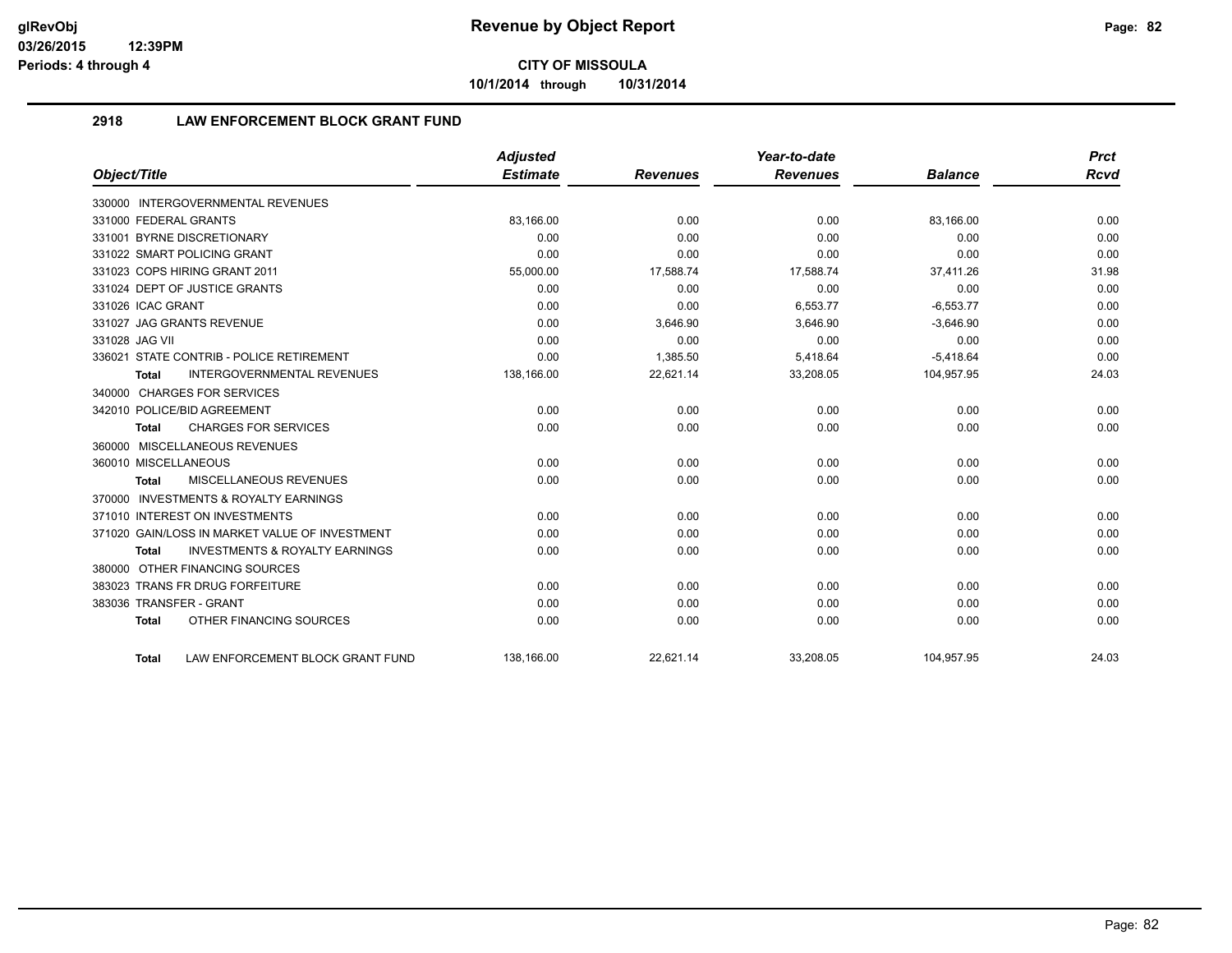# Revenue by Object Report

**CITY OF MISSOULA**

**10/1/2014 through 10/31/2014**

glRevObj
03/26/2015 12:39PM
Periods: 4 through 4

## 2918 LAW ENFORCEMENT BLOCK GRANT FUND

| Object/Title | Adjusted Estimate | Revenues | Year-to-date Revenues | Balance | Prct Rcvd |
|---|---|---|---|---|---|
| 330000 INTERGOVERNMENTAL REVENUES | | | | | |
| 331000 FEDERAL GRANTS | 83,166.00 | 0.00 | 0.00 | 83,166.00 | 0.00 |
| 331001 BYRNE DISCRETIONARY | 0.00 | 0.00 | 0.00 | 0.00 | 0.00 |
| 331022 SMART POLICING GRANT | 0.00 | 0.00 | 0.00 | 0.00 | 0.00 |
| 331023 COPS HIRING GRANT 2011 | 55,000.00 | 17,588.74 | 17,588.74 | 37,411.26 | 31.98 |
| 331024 DEPT OF JUSTICE GRANTS | 0.00 | 0.00 | 0.00 | 0.00 | 0.00 |
| 331026 ICAC GRANT | 0.00 | 0.00 | 6,553.77 | -6,553.77 | 0.00 |
| 331027 JAG GRANTS REVENUE | 0.00 | 3,646.90 | 3,646.90 | -3,646.90 | 0.00 |
| 331028 JAG VII | 0.00 | 0.00 | 0.00 | 0.00 | 0.00 |
| 336021 STATE CONTRIB - POLICE RETIREMENT | 0.00 | 1,385.50 | 5,418.64 | -5,418.64 | 0.00 |
| **Total** INTERGOVERNMENTAL REVENUES | 138,166.00 | 22,621.14 | 33,208.05 | 104,957.95 | 24.03 |
| 340000 CHARGES FOR SERVICES | | | | | |
| 342010 POLICE/BID AGREEMENT | 0.00 | 0.00 | 0.00 | 0.00 | 0.00 |
| **Total** CHARGES FOR SERVICES | 0.00 | 0.00 | 0.00 | 0.00 | 0.00 |
| 360000 MISCELLANEOUS REVENUES | | | | | |
| 360010 MISCELLANEOUS | 0.00 | 0.00 | 0.00 | 0.00 | 0.00 |
| **Total** MISCELLANEOUS REVENUES | 0.00 | 0.00 | 0.00 | 0.00 | 0.00 |
| 370000 INVESTMENTS & ROYALTY EARNINGS | | | | | |
| 371010 INTEREST ON INVESTMENTS | 0.00 | 0.00 | 0.00 | 0.00 | 0.00 |
| 371020 GAIN/LOSS IN MARKET VALUE OF INVESTMENT | 0.00 | 0.00 | 0.00 | 0.00 | 0.00 |
| **Total** INVESTMENTS & ROYALTY EARNINGS | 0.00 | 0.00 | 0.00 | 0.00 | 0.00 |
| 380000 OTHER FINANCING SOURCES | | | | | |
| 383023 TRANS FR DRUG FORFEITURE | 0.00 | 0.00 | 0.00 | 0.00 | 0.00 |
| 383036 TRANSFER - GRANT | 0.00 | 0.00 | 0.00 | 0.00 | 0.00 |
| **Total** OTHER FINANCING SOURCES | 0.00 | 0.00 | 0.00 | 0.00 | 0.00 |
| **Total** LAW ENFORCEMENT BLOCK GRANT FUND | 138,166.00 | 22,621.14 | 33,208.05 | 104,957.95 | 24.03 |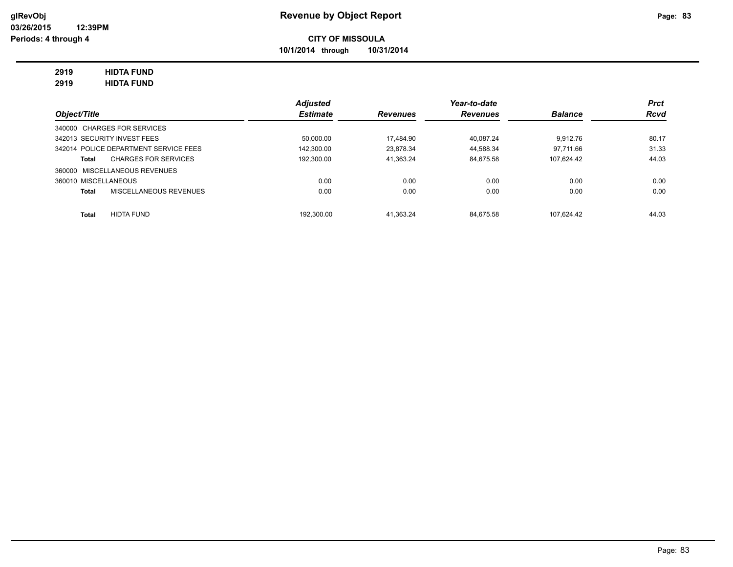**Revenue by Object Report**

**CITY OF MISSOULA**

**10/1/2014 through 10/31/2014**

glRevObj
03/26/2015 12:39PM
Periods: 4 through 4

**2919 HIDTA FUND**
**2919 HIDTA FUND**

| Object/Title | Adjusted Estimate | Revenues | Year-to-date Revenues | Balance | Prct Rcvd |
|---|---|---|---|---|---|
| 340000 CHARGES FOR SERVICES | | | | | |
| 342013 SECURITY INVEST FEES | 50,000.00 | 17,484.90 | 40,087.24 | 9,912.76 | 80.17 |
| 342014 POLICE DEPARTMENT SERVICE FEES | 142,300.00 | 23,878.34 | 44,588.34 | 97,711.66 | 31.33 |
| **Total** CHARGES FOR SERVICES | 192,300.00 | 41,363.24 | 84,675.58 | 107,624.42 | 44.03 |
| 360000 MISCELLANEOUS REVENUES | | | | | |
| 360010 MISCELLANEOUS | 0.00 | 0.00 | 0.00 | 0.00 | 0.00 |
| **Total** MISCELLANEOUS REVENUES | 0.00 | 0.00 | 0.00 | 0.00 | 0.00 |
| **Total** HIDTA FUND | 192,300.00 | 41,363.24 | 84,675.58 | 107,624.42 | 44.03 |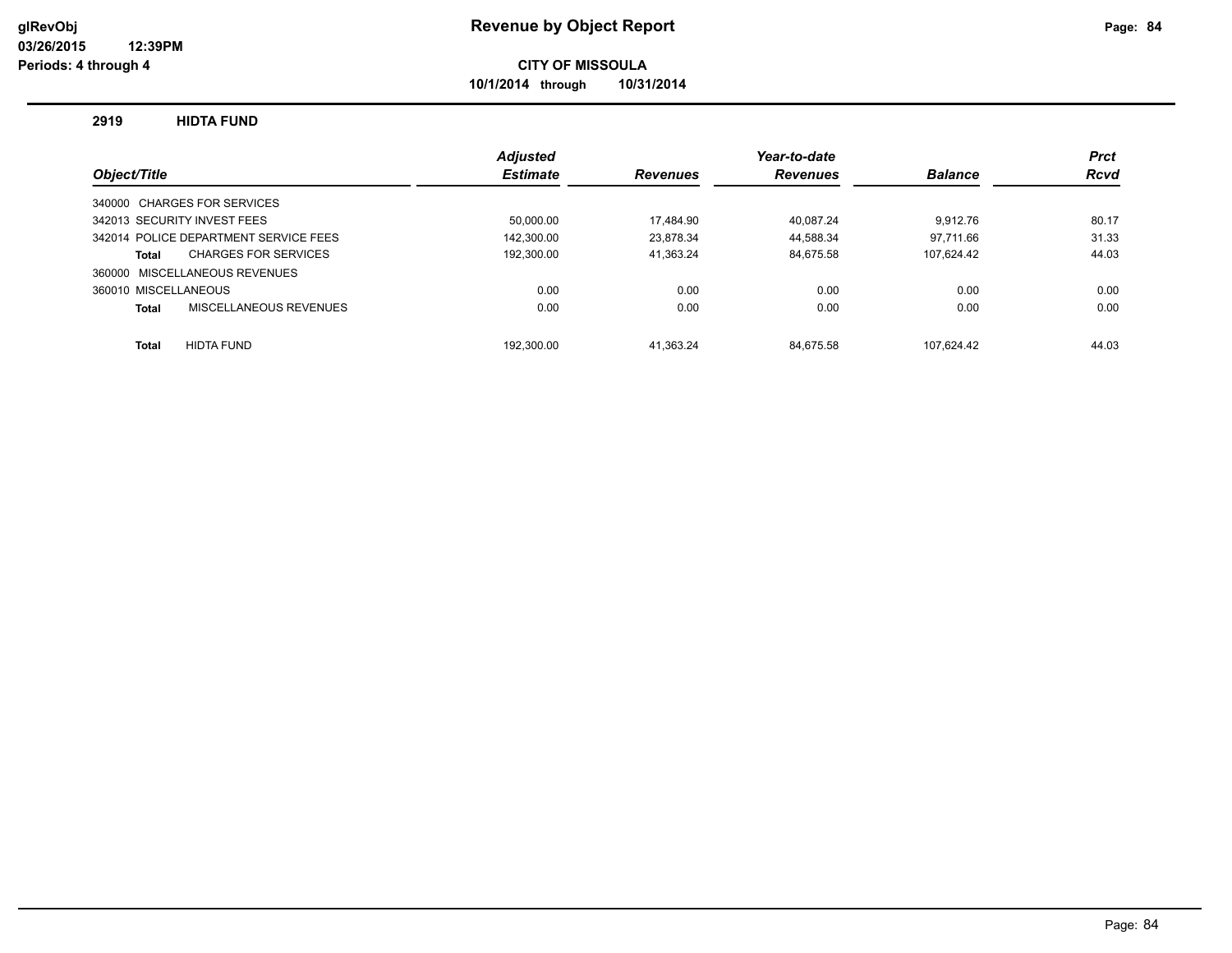**Revenue by Object Report**

**CITY OF MISSOULA**

**10/1/2014 through 10/31/2014**

glRevObj
03/26/2015 12:39PM
Periods: 4 through 4

## 2919 HIDTA FUND

| Object/Title | Adjusted Estimate | Revenues | Year-to-date Revenues | Balance | Prct Rcvd |
|---|---|---|---|---|---|
| 340000 CHARGES FOR SERVICES | | | | | |
| 342013 SECURITY INVEST FEES | 50,000.00 | 17,484.90 | 40,087.24 | 9,912.76 | 80.17 |
| 342014 POLICE DEPARTMENT SERVICE FEES | 142,300.00 | 23,878.34 | 44,588.34 | 97,711.66 | 31.33 |
| **Total** CHARGES FOR SERVICES | 192,300.00 | 41,363.24 | 84,675.58 | 107,624.42 | 44.03 |
| 360000 MISCELLANEOUS REVENUES | | | | | |
| 360010 MISCELLANEOUS | 0.00 | 0.00 | 0.00 | 0.00 | 0.00 |
| **Total** MISCELLANEOUS REVENUES | 0.00 | 0.00 | 0.00 | 0.00 | 0.00 |
| **Total** HIDTA FUND | 192,300.00 | 41,363.24 | 84,675.58 | 107,624.42 | 44.03 |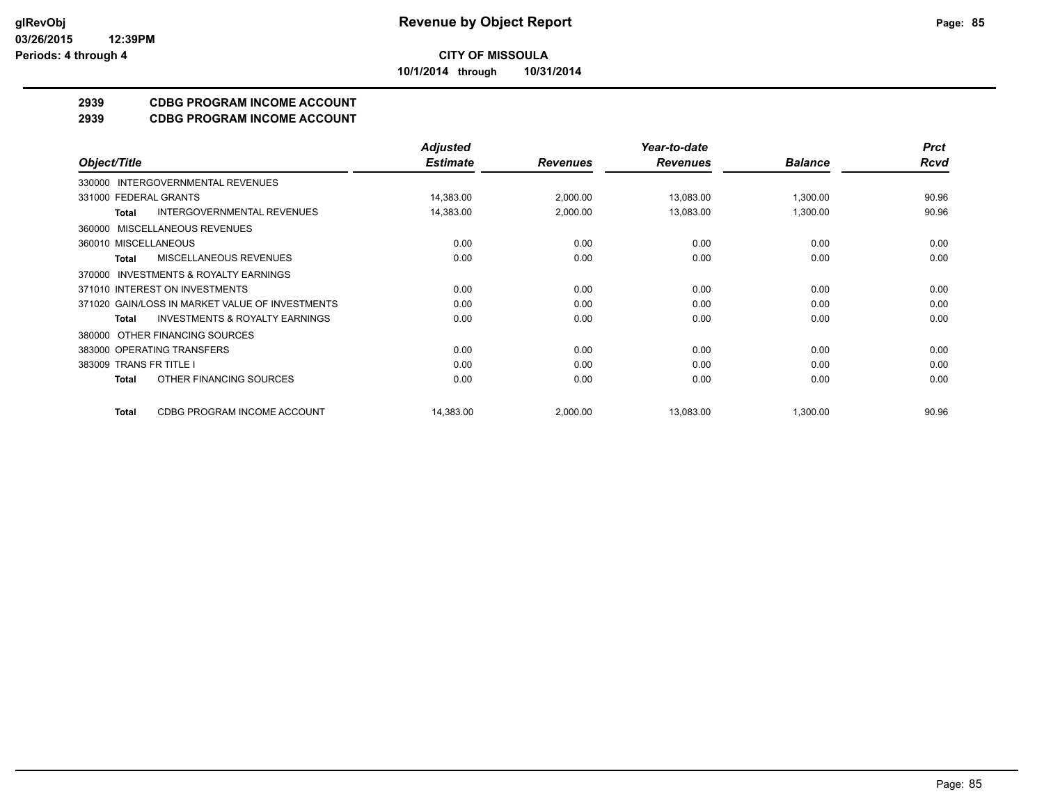**glRevObj**
**03/26/2015 12:39PM**
**Periods: 4 through 4**

# Revenue by Object Report

**CITY OF MISSOULA**

**10/1/2014 through 10/31/2014**

## 2939 CDBG PROGRAM INCOME ACCOUNT
## 2939 CDBG PROGRAM INCOME ACCOUNT

| Object/Title | Adjusted Estimate | Revenues | Year-to-date Revenues | Balance | Prct Rcvd |
|---|---|---|---|---|---|
| 330000 INTERGOVERNMENTAL REVENUES | | | | | |
| 331000 FEDERAL GRANTS | 14,383.00 | 2,000.00 | 13,083.00 | 1,300.00 | 90.96 |
| **Total** INTERGOVERNMENTAL REVENUES | 14,383.00 | 2,000.00 | 13,083.00 | 1,300.00 | 90.96 |
| 360000 MISCELLANEOUS REVENUES | | | | | |
| 360010 MISCELLANEOUS | 0.00 | 0.00 | 0.00 | 0.00 | 0.00 |
| **Total** MISCELLANEOUS REVENUES | 0.00 | 0.00 | 0.00 | 0.00 | 0.00 |
| 370000 INVESTMENTS & ROYALTY EARNINGS | | | | | |
| 371010 INTEREST ON INVESTMENTS | 0.00 | 0.00 | 0.00 | 0.00 | 0.00 |
| 371020 GAIN/LOSS IN MARKET VALUE OF INVESTMENTS | 0.00 | 0.00 | 0.00 | 0.00 | 0.00 |
| **Total** INVESTMENTS & ROYALTY EARNINGS | 0.00 | 0.00 | 0.00 | 0.00 | 0.00 |
| 380000 OTHER FINANCING SOURCES | | | | | |
| 383000 OPERATING TRANSFERS | 0.00 | 0.00 | 0.00 | 0.00 | 0.00 |
| 383009 TRANS FR TITLE I | 0.00 | 0.00 | 0.00 | 0.00 | 0.00 |
| **Total** OTHER FINANCING SOURCES | 0.00 | 0.00 | 0.00 | 0.00 | 0.00 |
| **Total** CDBG PROGRAM INCOME ACCOUNT | 14,383.00 | 2,000.00 | 13,083.00 | 1,300.00 | 90.96 |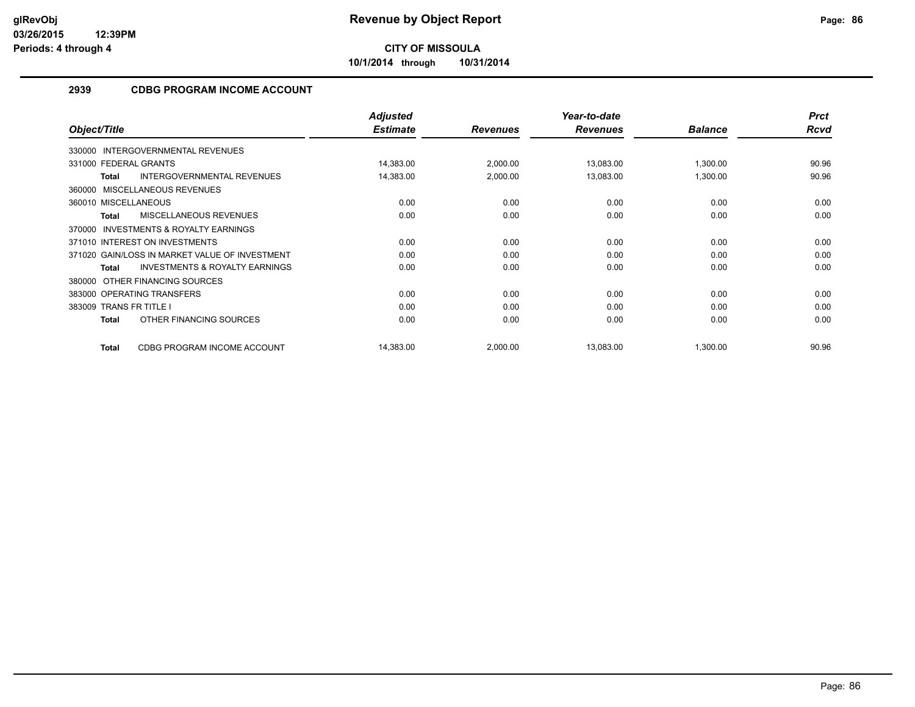# Revenue by Object Report

**CITY OF MISSOULA**

**10/1/2014 through 10/31/2014**

glRevObj
03/26/2015 12:39PM
Periods: 4 through 4

## 2939 CDBG PROGRAM INCOME ACCOUNT

| Object/Title | Adjusted Estimate | Revenues | Year-to-date Revenues | Balance | Prct Rcvd |
|---|---|---|---|---|---|
| 330000 INTERGOVERNMENTAL REVENUES | | | | | |
| 331000 FEDERAL GRANTS | 14,383.00 | 2,000.00 | 13,083.00 | 1,300.00 | 90.96 |
| **Total** INTERGOVERNMENTAL REVENUES | 14,383.00 | 2,000.00 | 13,083.00 | 1,300.00 | 90.96 |
| 360000 MISCELLANEOUS REVENUES | | | | | |
| 360010 MISCELLANEOUS | 0.00 | 0.00 | 0.00 | 0.00 | 0.00 |
| **Total** MISCELLANEOUS REVENUES | 0.00 | 0.00 | 0.00 | 0.00 | 0.00 |
| 370000 INVESTMENTS & ROYALTY EARNINGS | | | | | |
| 371010 INTEREST ON INVESTMENTS | 0.00 | 0.00 | 0.00 | 0.00 | 0.00 |
| 371020 GAIN/LOSS IN MARKET VALUE OF INVESTMENT | 0.00 | 0.00 | 0.00 | 0.00 | 0.00 |
| **Total** INVESTMENTS & ROYALTY EARNINGS | 0.00 | 0.00 | 0.00 | 0.00 | 0.00 |
| 380000 OTHER FINANCING SOURCES | | | | | |
| 383000 OPERATING TRANSFERS | 0.00 | 0.00 | 0.00 | 0.00 | 0.00 |
| 383009 TRANS FR TITLE I | 0.00 | 0.00 | 0.00 | 0.00 | 0.00 |
| **Total** OTHER FINANCING SOURCES | 0.00 | 0.00 | 0.00 | 0.00 | 0.00 |
| **Total** CDBG PROGRAM INCOME ACCOUNT | 14,383.00 | 2,000.00 | 13,083.00 | 1,300.00 | 90.96 |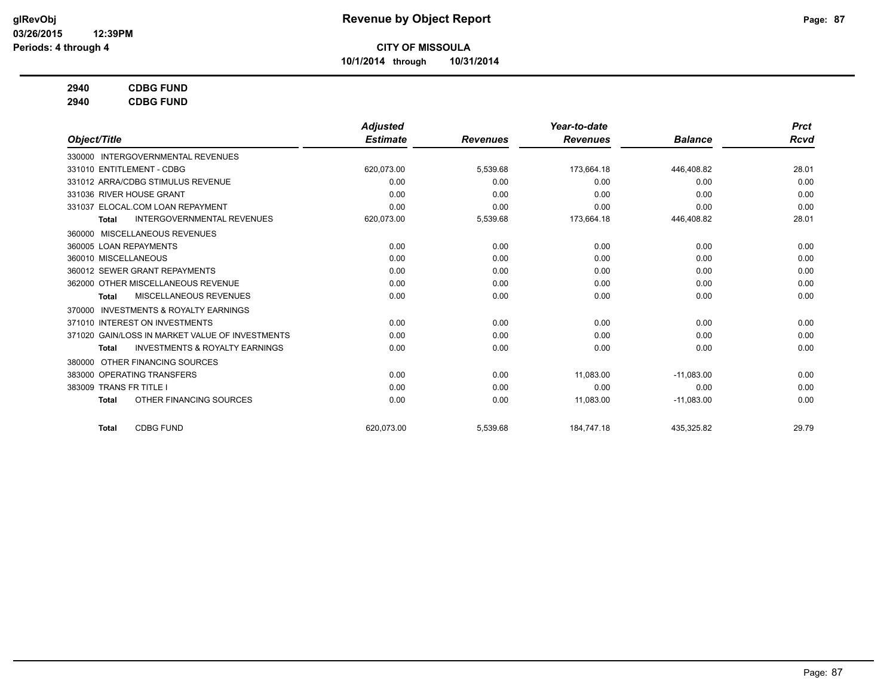**CITY OF MISSOULA**

**10/1/2014 through 10/31/2014**

**2940 CDBG FUND**

**2940 CDBG FUND**

| Object/Title | Adjusted Estimate | Revenues | Year-to-date Revenues | Balance | Prct Rcvd |
|---|---|---|---|---|---|
| 330000 INTERGOVERNMENTAL REVENUES | | | | | |
| 331010 ENTITLEMENT - CDBG | 620,073.00 | 5,539.68 | 173,664.18 | 446,408.82 | 28.01 |
| 331012 ARRA/CDBG STIMULUS REVENUE | 0.00 | 0.00 | 0.00 | 0.00 | 0.00 |
| 331036 RIVER HOUSE GRANT | 0.00 | 0.00 | 0.00 | 0.00 | 0.00 |
| 331037 ELOCAL.COM LOAN REPAYMENT | 0.00 | 0.00 | 0.00 | 0.00 | 0.00 |
| **Total** INTERGOVERNMENTAL REVENUES | 620,073.00 | 5,539.68 | 173,664.18 | 446,408.82 | 28.01 |
| 360000 MISCELLANEOUS REVENUES | | | | | |
| 360005 LOAN REPAYMENTS | 0.00 | 0.00 | 0.00 | 0.00 | 0.00 |
| 360010 MISCELLANEOUS | 0.00 | 0.00 | 0.00 | 0.00 | 0.00 |
| 360012 SEWER GRANT REPAYMENTS | 0.00 | 0.00 | 0.00 | 0.00 | 0.00 |
| 362000 OTHER MISCELLANEOUS REVENUE | 0.00 | 0.00 | 0.00 | 0.00 | 0.00 |
| **Total** MISCELLANEOUS REVENUES | 0.00 | 0.00 | 0.00 | 0.00 | 0.00 |
| 370000 INVESTMENTS & ROYALTY EARNINGS | | | | | |
| 371010 INTEREST ON INVESTMENTS | 0.00 | 0.00 | 0.00 | 0.00 | 0.00 |
| 371020 GAIN/LOSS IN MARKET VALUE OF INVESTMENTS | 0.00 | 0.00 | 0.00 | 0.00 | 0.00 |
| **Total** INVESTMENTS & ROYALTY EARNINGS | 0.00 | 0.00 | 0.00 | 0.00 | 0.00 |
| 380000 OTHER FINANCING SOURCES | | | | | |
| 383000 OPERATING TRANSFERS | 0.00 | 0.00 | 11,083.00 | -11,083.00 | 0.00 |
| 383009 TRANS FR TITLE I | 0.00 | 0.00 | 0.00 | 0.00 | 0.00 |
| **Total** OTHER FINANCING SOURCES | 0.00 | 0.00 | 11,083.00 | -11,083.00 | 0.00 |
| **Total** CDBG FUND | 620,073.00 | 5,539.68 | 184,747.18 | 435,325.82 | 29.79 |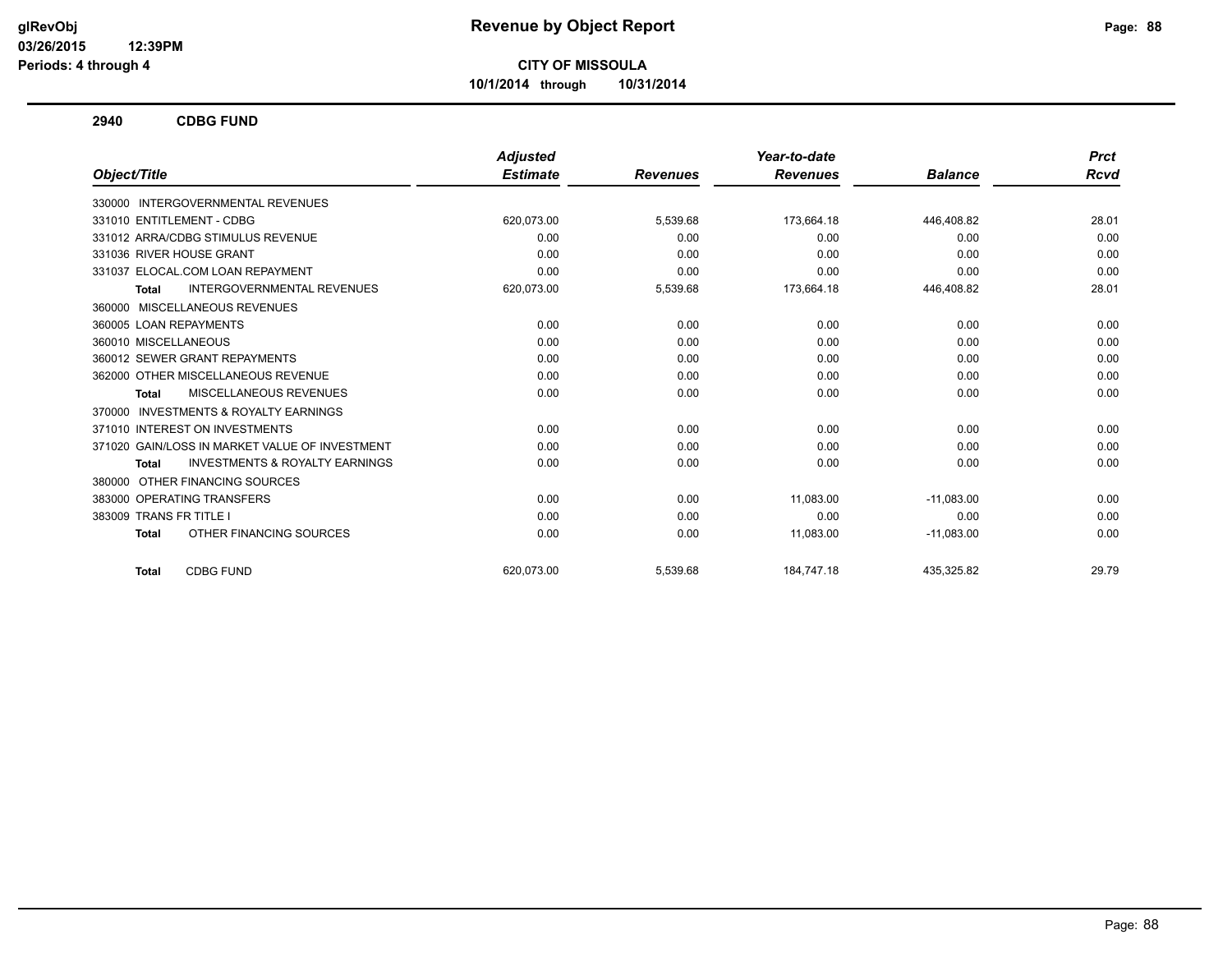**glRevObj** **Revenue by Object Report**

03/26/2015 12:39PM

Periods: 4 through 4

**CITY OF MISSOULA**

**10/1/2014 through 10/31/2014**

## 2940 CDBG FUND

| Object/Title | Adjusted Estimate | Revenues | Year-to-date Revenues | Balance | Prct Rcvd |
|---|---|---|---|---|---|
| 330000 INTERGOVERNMENTAL REVENUES | | | | | |
| 331010 ENTITLEMENT - CDBG | 620,073.00 | 5,539.68 | 173,664.18 | 446,408.82 | 28.01 |
| 331012 ARRA/CDBG STIMULUS REVENUE | 0.00 | 0.00 | 0.00 | 0.00 | 0.00 |
| 331036 RIVER HOUSE GRANT | 0.00 | 0.00 | 0.00 | 0.00 | 0.00 |
| 331037 ELOCAL.COM LOAN REPAYMENT | 0.00 | 0.00 | 0.00 | 0.00 | 0.00 |
| **Total** INTERGOVERNMENTAL REVENUES | 620,073.00 | 5,539.68 | 173,664.18 | 446,408.82 | 28.01 |
| 360000 MISCELLANEOUS REVENUES | | | | | |
| 360005 LOAN REPAYMENTS | 0.00 | 0.00 | 0.00 | 0.00 | 0.00 |
| 360010 MISCELLANEOUS | 0.00 | 0.00 | 0.00 | 0.00 | 0.00 |
| 360012 SEWER GRANT REPAYMENTS | 0.00 | 0.00 | 0.00 | 0.00 | 0.00 |
| 362000 OTHER MISCELLANEOUS REVENUE | 0.00 | 0.00 | 0.00 | 0.00 | 0.00 |
| **Total** MISCELLANEOUS REVENUES | 0.00 | 0.00 | 0.00 | 0.00 | 0.00 |
| 370000 INVESTMENTS & ROYALTY EARNINGS | | | | | |
| 371010 INTEREST ON INVESTMENTS | 0.00 | 0.00 | 0.00 | 0.00 | 0.00 |
| 371020 GAIN/LOSS IN MARKET VALUE OF INVESTMENT | 0.00 | 0.00 | 0.00 | 0.00 | 0.00 |
| **Total** INVESTMENTS & ROYALTY EARNINGS | 0.00 | 0.00 | 0.00 | 0.00 | 0.00 |
| 380000 OTHER FINANCING SOURCES | | | | | |
| 383000 OPERATING TRANSFERS | 0.00 | 0.00 | 11,083.00 | -11,083.00 | 0.00 |
| 383009 TRANS FR TITLE I | 0.00 | 0.00 | 0.00 | 0.00 | 0.00 |
| **Total** OTHER FINANCING SOURCES | 0.00 | 0.00 | 11,083.00 | -11,083.00 | 0.00 |
| **Total** CDBG FUND | 620,073.00 | 5,539.68 | 184,747.18 | 435,325.82 | 29.79 |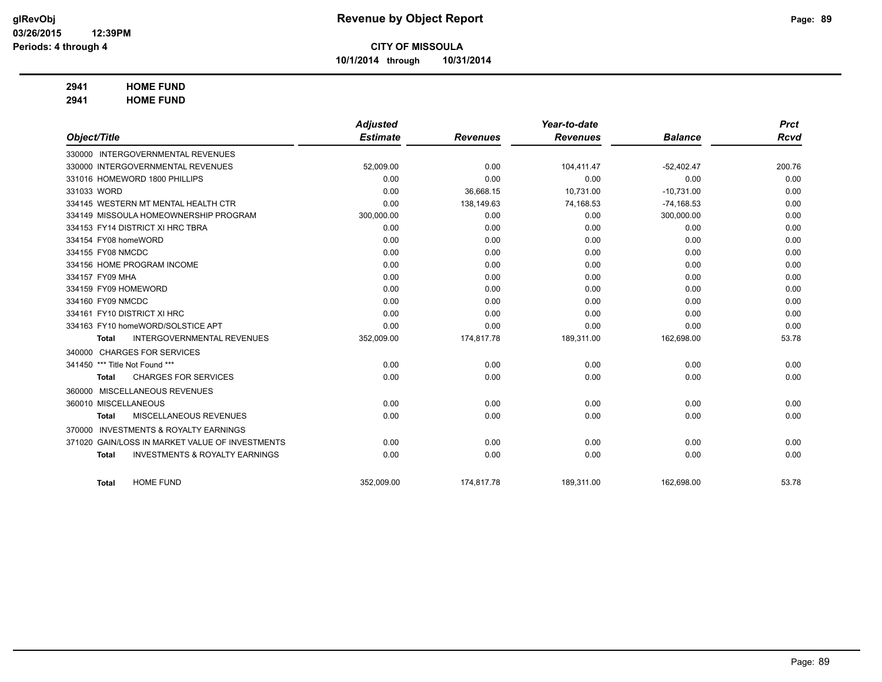# Revenue by Object Report

**CITY OF MISSOULA**

**10/1/2014 through 10/31/2014**

glRevObj
03/26/2015 12:39PM
Periods: 4 through 4

**2941 HOME FUND**
**2941 HOME FUND**

| Object/Title | Adjusted Estimate | Revenues | Year-to-date Revenues | Balance | Prct Rcvd |
|---|---|---|---|---|---|
| 330000 INTERGOVERNMENTAL REVENUES | | | | | |
| 330000 INTERGOVERNMENTAL REVENUES | 52,009.00 | 0.00 | 104,411.47 | -52,402.47 | 200.76 |
| 331016 HOMEWORD 1800 PHILLIPS | 0.00 | 0.00 | 0.00 | 0.00 | 0.00 |
| 331033 WORD | 0.00 | 36,668.15 | 10,731.00 | -10,731.00 | 0.00 |
| 334145 WESTERN MT MENTAL HEALTH CTR | 0.00 | 138,149.63 | 74,168.53 | -74,168.53 | 0.00 |
| 334149 MISSOULA HOMEOWNERSHIP PROGRAM | 300,000.00 | 0.00 | 0.00 | 300,000.00 | 0.00 |
| 334153 FY14 DISTRICT XI HRC TBRA | 0.00 | 0.00 | 0.00 | 0.00 | 0.00 |
| 334154 FY08 homeWORD | 0.00 | 0.00 | 0.00 | 0.00 | 0.00 |
| 334155 FY08 NMCDC | 0.00 | 0.00 | 0.00 | 0.00 | 0.00 |
| 334156 HOME PROGRAM INCOME | 0.00 | 0.00 | 0.00 | 0.00 | 0.00 |
| 334157 FY09 MHA | 0.00 | 0.00 | 0.00 | 0.00 | 0.00 |
| 334159 FY09 HOMEWORD | 0.00 | 0.00 | 0.00 | 0.00 | 0.00 |
| 334160 FY09 NMCDC | 0.00 | 0.00 | 0.00 | 0.00 | 0.00 |
| 334161 FY10 DISTRICT XI HRC | 0.00 | 0.00 | 0.00 | 0.00 | 0.00 |
| 334163 FY10 homeWORD/SOLSTICE APT | 0.00 | 0.00 | 0.00 | 0.00 | 0.00 |
| **Total** INTERGOVERNMENTAL REVENUES | 352,009.00 | 174,817.78 | 189,311.00 | 162,698.00 | 53.78 |
| 340000 CHARGES FOR SERVICES | | | | | |
| 341450 *** Title Not Found *** | 0.00 | 0.00 | 0.00 | 0.00 | 0.00 |
| **Total** CHARGES FOR SERVICES | 0.00 | 0.00 | 0.00 | 0.00 | 0.00 |
| 360000 MISCELLANEOUS REVENUES | | | | | |
| 360010 MISCELLANEOUS | 0.00 | 0.00 | 0.00 | 0.00 | 0.00 |
| **Total** MISCELLANEOUS REVENUES | 0.00 | 0.00 | 0.00 | 0.00 | 0.00 |
| 370000 INVESTMENTS & ROYALTY EARNINGS | | | | | |
| 371020 GAIN/LOSS IN MARKET VALUE OF INVESTMENTS | 0.00 | 0.00 | 0.00 | 0.00 | 0.00 |
| **Total** INVESTMENTS & ROYALTY EARNINGS | 0.00 | 0.00 | 0.00 | 0.00 | 0.00 |
| **Total** HOME FUND | 352,009.00 | 174,817.78 | 189,311.00 | 162,698.00 | 53.78 |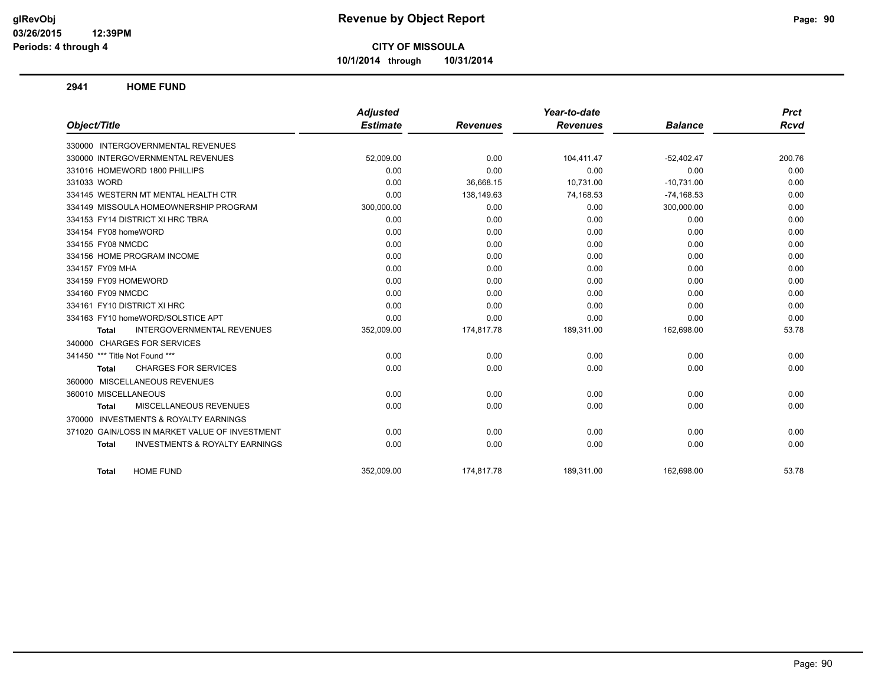# Revenue by Object Report

**CITY OF MISSOULA**

**10/1/2014 through 10/31/2014**

glRevObj
03/26/2015 12:39PM
Periods: 4 through 4

## 2941 HOME FUND

| Object/Title | Adjusted Estimate | Revenues | Year-to-date Revenues | Balance | Prct Rcvd |
|---|---|---|---|---|---|
| 330000 INTERGOVERNMENTAL REVENUES | | | | | |
| 330000 INTERGOVERNMENTAL REVENUES | 52,009.00 | 0.00 | 104,411.47 | -52,402.47 | 200.76 |
| 331016 HOMEWORD 1800 PHILLIPS | 0.00 | 0.00 | 0.00 | 0.00 | 0.00 |
| 331033 WORD | 0.00 | 36,668.15 | 10,731.00 | -10,731.00 | 0.00 |
| 334145 WESTERN MT MENTAL HEALTH CTR | 0.00 | 138,149.63 | 74,168.53 | -74,168.53 | 0.00 |
| 334149 MISSOULA HOMEOWNERSHIP PROGRAM | 300,000.00 | 0.00 | 0.00 | 300,000.00 | 0.00 |
| 334153 FY14 DISTRICT XI HRC TBRA | 0.00 | 0.00 | 0.00 | 0.00 | 0.00 |
| 334154 FY08 homeWORD | 0.00 | 0.00 | 0.00 | 0.00 | 0.00 |
| 334155 FY08 NMCDC | 0.00 | 0.00 | 0.00 | 0.00 | 0.00 |
| 334156 HOME PROGRAM INCOME | 0.00 | 0.00 | 0.00 | 0.00 | 0.00 |
| 334157 FY09 MHA | 0.00 | 0.00 | 0.00 | 0.00 | 0.00 |
| 334159 FY09 HOMEWORD | 0.00 | 0.00 | 0.00 | 0.00 | 0.00 |
| 334160 FY09 NMCDC | 0.00 | 0.00 | 0.00 | 0.00 | 0.00 |
| 334161 FY10 DISTRICT XI HRC | 0.00 | 0.00 | 0.00 | 0.00 | 0.00 |
| 334163 FY10 homeWORD/SOLSTICE APT | 0.00 | 0.00 | 0.00 | 0.00 | 0.00 |
| **Total** INTERGOVERNMENTAL REVENUES | 352,009.00 | 174,817.78 | 189,311.00 | 162,698.00 | 53.78 |
| 340000 CHARGES FOR SERVICES | | | | | |
| 341450 *** Title Not Found *** | 0.00 | 0.00 | 0.00 | 0.00 | 0.00 |
| **Total** CHARGES FOR SERVICES | 0.00 | 0.00 | 0.00 | 0.00 | 0.00 |
| 360000 MISCELLANEOUS REVENUES | | | | | |
| 360010 MISCELLANEOUS | 0.00 | 0.00 | 0.00 | 0.00 | 0.00 |
| **Total** MISCELLANEOUS REVENUES | 0.00 | 0.00 | 0.00 | 0.00 | 0.00 |
| 370000 INVESTMENTS & ROYALTY EARNINGS | | | | | |
| 371020 GAIN/LOSS IN MARKET VALUE OF INVESTMENT | 0.00 | 0.00 | 0.00 | 0.00 | 0.00 |
| **Total** INVESTMENTS & ROYALTY EARNINGS | 0.00 | 0.00 | 0.00 | 0.00 | 0.00 |
| **Total** HOME FUND | 352,009.00 | 174,817.78 | 189,311.00 | 162,698.00 | 53.78 |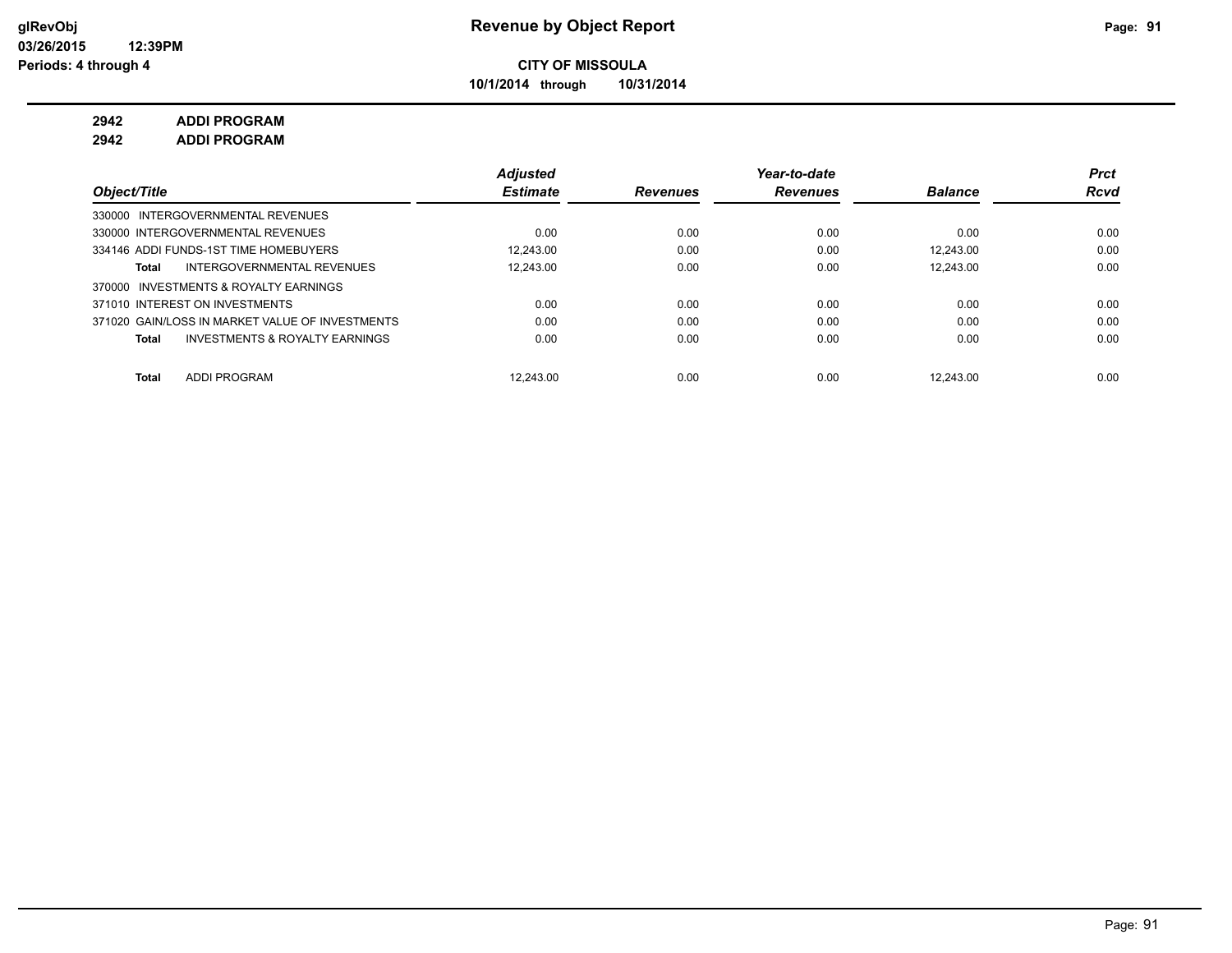# Revenue by Object Report

**CITY OF MISSOULA**

**10/1/2014 through 10/31/2014**

**2942 ADDI PROGRAM**

**2942 ADDI PROGRAM**

| Object/Title | Adjusted Estimate | Revenues | Year-to-date Revenues | Balance | Prct Rcvd |
|---|---|---|---|---|---|
| 330000 INTERGOVERNMENTAL REVENUES | | | | | |
| 330000 INTERGOVERNMENTAL REVENUES | 0.00 | 0.00 | 0.00 | 0.00 | 0.00 |
| 334146 ADDI FUNDS-1ST TIME HOMEBUYERS | 12,243.00 | 0.00 | 0.00 | 12,243.00 | 0.00 |
| **Total** INTERGOVERNMENTAL REVENUES | 12,243.00 | 0.00 | 0.00 | 12,243.00 | 0.00 |
| 370000 INVESTMENTS & ROYALTY EARNINGS | | | | | |
| 371010 INTEREST ON INVESTMENTS | 0.00 | 0.00 | 0.00 | 0.00 | 0.00 |
| 371020 GAIN/LOSS IN MARKET VALUE OF INVESTMENTS | 0.00 | 0.00 | 0.00 | 0.00 | 0.00 |
| **Total** INVESTMENTS & ROYALTY EARNINGS | 0.00 | 0.00 | 0.00 | 0.00 | 0.00 |
| **Total** ADDI PROGRAM | 12,243.00 | 0.00 | 0.00 | 12,243.00 | 0.00 |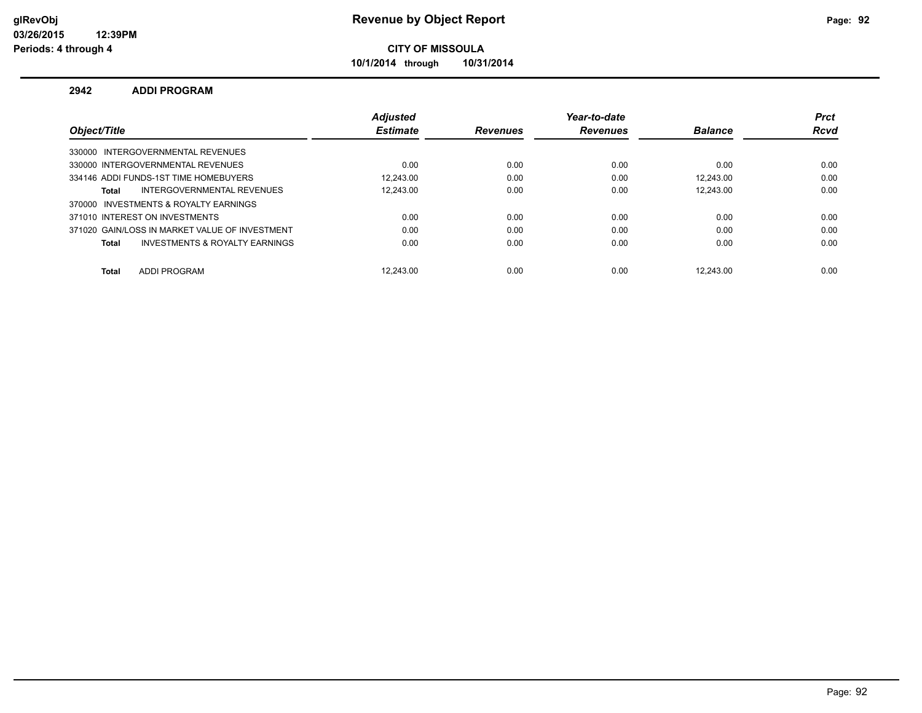**glRevObj**
**03/26/2015 12:39PM**
**Periods: 4 through 4**

# Revenue by Object Report

**CITY OF MISSOULA**

**10/1/2014 through 10/31/2014**

## 2942 ADDI PROGRAM

| Object/Title | Adjusted Estimate | Revenues | Year-to-date Revenues | Balance | Prct Rcvd |
|---|---|---|---|---|---|
| 330000 INTERGOVERNMENTAL REVENUES | | | | | |
| 330000 INTERGOVERNMENTAL REVENUES | 0.00 | 0.00 | 0.00 | 0.00 | 0.00 |
| 334146 ADDI FUNDS-1ST TIME HOMEBUYERS | 12,243.00 | 0.00 | 0.00 | 12,243.00 | 0.00 |
| **Total** INTERGOVERNMENTAL REVENUES | 12,243.00 | 0.00 | 0.00 | 12,243.00 | 0.00 |
| 370000 INVESTMENTS & ROYALTY EARNINGS | | | | | |
| 371010 INTEREST ON INVESTMENTS | 0.00 | 0.00 | 0.00 | 0.00 | 0.00 |
| 371020 GAIN/LOSS IN MARKET VALUE OF INVESTMENT | 0.00 | 0.00 | 0.00 | 0.00 | 0.00 |
| **Total** INVESTMENTS & ROYALTY EARNINGS | 0.00 | 0.00 | 0.00 | 0.00 | 0.00 |
| **Total** ADDI PROGRAM | 12,243.00 | 0.00 | 0.00 | 12,243.00 | 0.00 |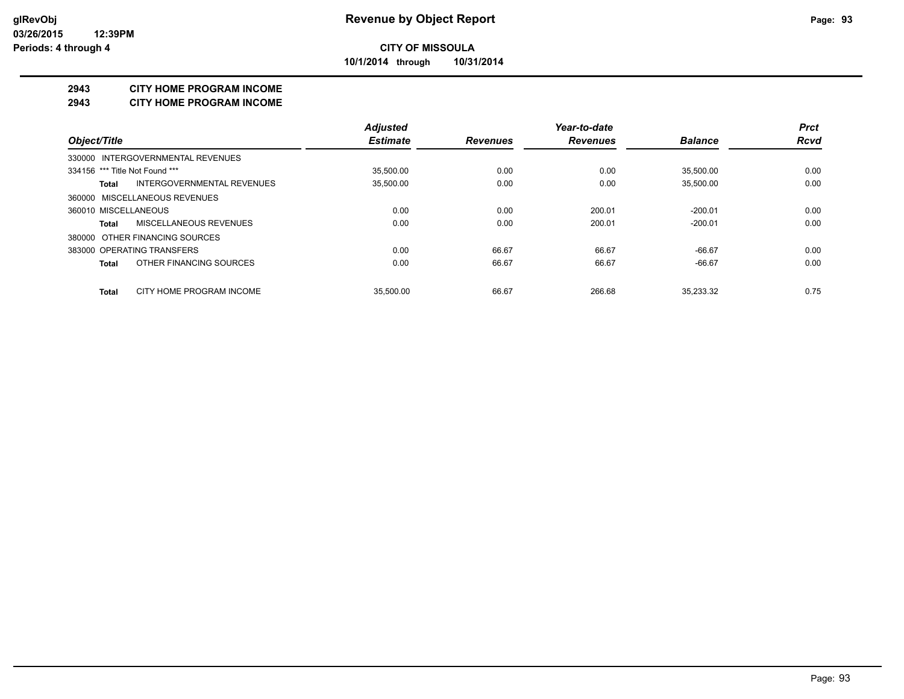# Revenue by Object Report

**CITY OF MISSOULA**

**10/1/2014 through 10/31/2014**

glRevObj
03/26/2015 12:39PM
Periods: 4 through 4

## 2943 CITY HOME PROGRAM INCOME
## 2943 CITY HOME PROGRAM INCOME

| Object/Title | Adjusted Estimate | Revenues | Year-to-date Revenues | Balance | Prct Rcvd |
|---|---|---|---|---|---|
| 330000 INTERGOVERNMENTAL REVENUES | | | | | |
| 334156 *** Title Not Found *** | 35,500.00 | 0.00 | 0.00 | 35,500.00 | 0.00 |
| **Total** INTERGOVERNMENTAL REVENUES | 35,500.00 | 0.00 | 0.00 | 35,500.00 | 0.00 |
| 360000 MISCELLANEOUS REVENUES | | | | | |
| 360010 MISCELLANEOUS | 0.00 | 0.00 | 200.01 | -200.01 | 0.00 |
| **Total** MISCELLANEOUS REVENUES | 0.00 | 0.00 | 200.01 | -200.01 | 0.00 |
| 380000 OTHER FINANCING SOURCES | | | | | |
| 383000 OPERATING TRANSFERS | 0.00 | 66.67 | 66.67 | -66.67 | 0.00 |
| **Total** OTHER FINANCING SOURCES | 0.00 | 66.67 | 66.67 | -66.67 | 0.00 |
| **Total** CITY HOME PROGRAM INCOME | 35,500.00 | 66.67 | 266.68 | 35,233.32 | 0.75 |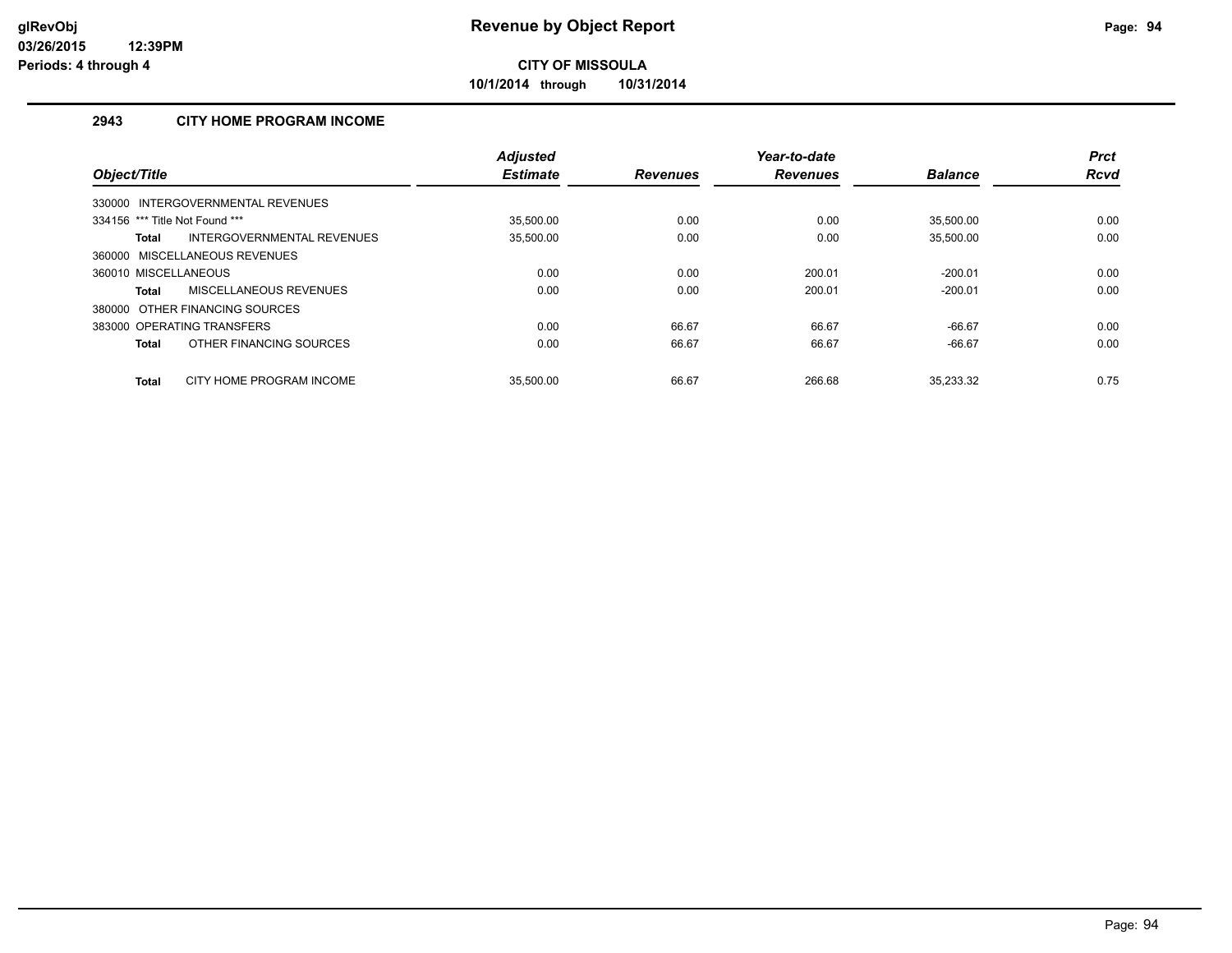# Revenue by Object Report

**CITY OF MISSOULA**

**10/1/2014 through 10/31/2014**

glRevObj
03/26/2015 12:39PM
Periods: 4 through 4

## 2943 CITY HOME PROGRAM INCOME

| Object/Title | | Adjusted Estimate | Revenues | Year-to-date Revenues | Balance | Prct Rcvd |
|---|---|---|---|---|---|---|
| 330000 INTERGOVERNMENTAL REVENUES | | | | | | |
| 334156 *** Title Not Found *** | | 35,500.00 | 0.00 | 0.00 | 35,500.00 | 0.00 |
| **Total** | INTERGOVERNMENTAL REVENUES | 35,500.00 | 0.00 | 0.00 | 35,500.00 | 0.00 |
| 360000 MISCELLANEOUS REVENUES | | | | | | |
| 360010 MISCELLANEOUS | | 0.00 | 0.00 | 200.01 | -200.01 | 0.00 |
| **Total** | MISCELLANEOUS REVENUES | 0.00 | 0.00 | 200.01 | -200.01 | 0.00 |
| 380000 OTHER FINANCING SOURCES | | | | | | |
| 383000 OPERATING TRANSFERS | | 0.00 | 66.67 | 66.67 | -66.67 | 0.00 |
| **Total** | OTHER FINANCING SOURCES | 0.00 | 66.67 | 66.67 | -66.67 | 0.00 |
| **Total** | CITY HOME PROGRAM INCOME | 35,500.00 | 66.67 | 266.68 | 35,233.32 | 0.75 |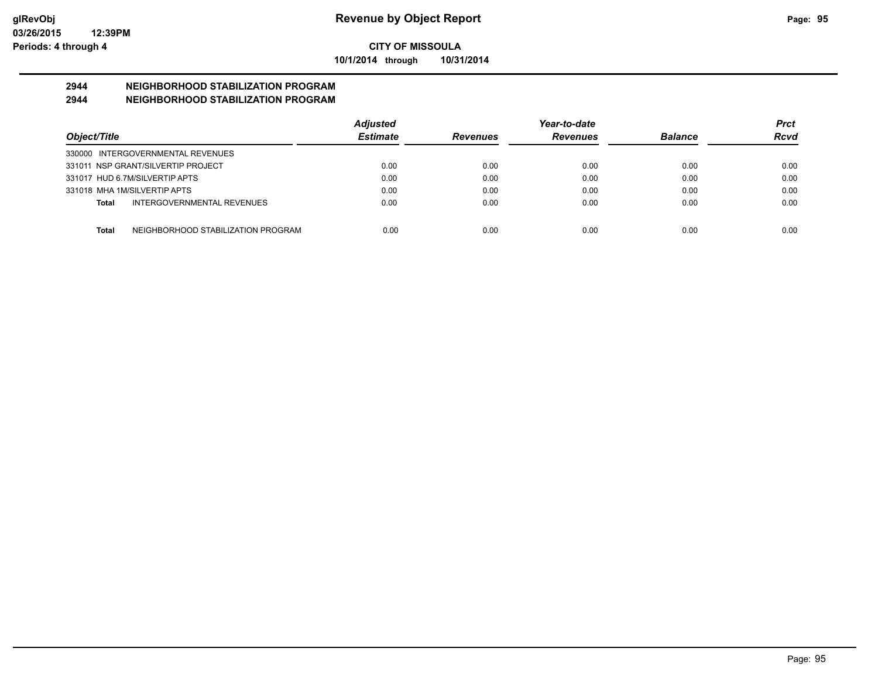# Revenue by Object Report

**CITY OF MISSOULA**

**10/1/2014 through 10/31/2014**

**glRevObj**
**03/26/2015 12:39PM**
**Periods: 4 through 4**

## 2944 NEIGHBORHOOD STABILIZATION PROGRAM
## 2944 NEIGHBORHOOD STABILIZATION PROGRAM

| Object/Title | Adjusted Estimate | Revenues | Year-to-date Revenues | Balance | Prct Rcvd |
|---|---|---|---|---|---|
| 330000 INTERGOVERNMENTAL REVENUES | | | | | |
| 331011 NSP GRANT/SILVERTIP PROJECT | 0.00 | 0.00 | 0.00 | 0.00 | 0.00 |
| 331017 HUD 6.7M/SILVERTIP APTS | 0.00 | 0.00 | 0.00 | 0.00 | 0.00 |
| 331018 MHA 1M/SILVERTIP APTS | 0.00 | 0.00 | 0.00 | 0.00 | 0.00 |
| **Total** INTERGOVERNMENTAL REVENUES | 0.00 | 0.00 | 0.00 | 0.00 | 0.00 |
| **Total** NEIGHBORHOOD STABILIZATION PROGRAM | 0.00 | 0.00 | 0.00 | 0.00 | 0.00 |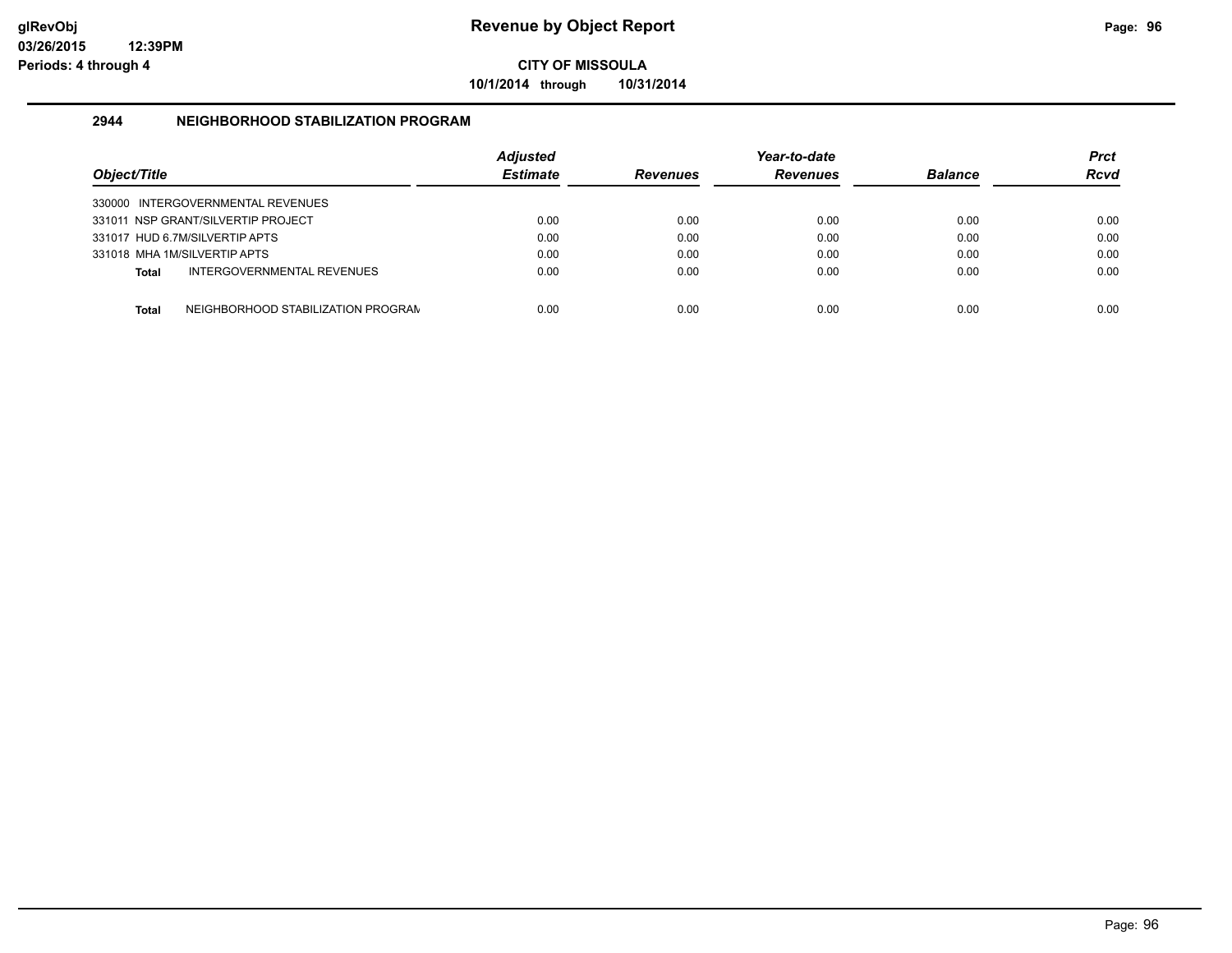**Revenue by Object Report**

**CITY OF MISSOULA**

**10/1/2014 through 10/31/2014**

glRevObj
03/26/2015 12:39PM
Periods: 4 through 4

## 2944 NEIGHBORHOOD STABILIZATION PROGRAM

| Object/Title | Adjusted Estimate | Revenues | Year-to-date Revenues | Balance | Prct Rcvd |
|---|---|---|---|---|---|
| 330000 INTERGOVERNMENTAL REVENUES | | | | | |
| 331011 NSP GRANT/SILVERTIP PROJECT | 0.00 | 0.00 | 0.00 | 0.00 | 0.00 |
| 331017 HUD 6.7M/SILVERTIP APTS | 0.00 | 0.00 | 0.00 | 0.00 | 0.00 |
| 331018 MHA 1M/SILVERTIP APTS | 0.00 | 0.00 | 0.00 | 0.00 | 0.00 |
| **Total** INTERGOVERNMENTAL REVENUES | 0.00 | 0.00 | 0.00 | 0.00 | 0.00 |
| **Total** NEIGHBORHOOD STABILIZATION PROGRAM | 0.00 | 0.00 | 0.00 | 0.00 | 0.00 |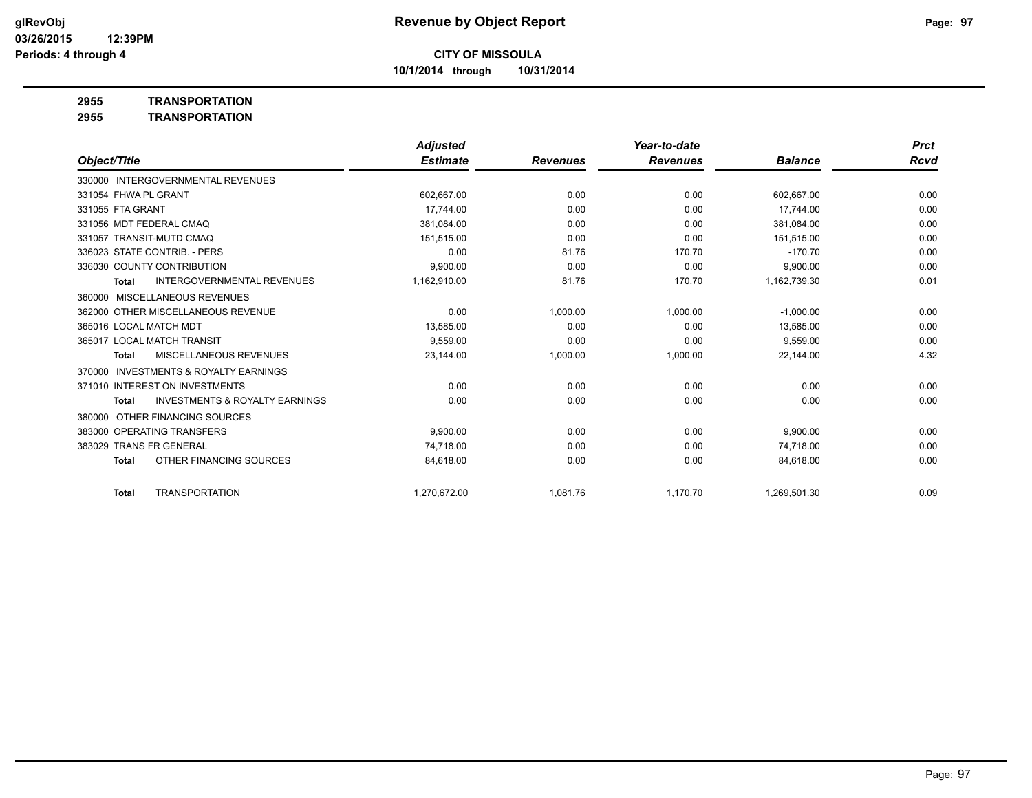**CITY OF MISSOULA**

**10/1/2014 through 10/31/2014**

**Revenue by Object Report**

**2955 TRANSPORTATION**

**2955 TRANSPORTATION**

| Object/Title | Adjusted Estimate | Revenues | Year-to-date Revenues | Balance | Prct Rcvd |
|---|---|---|---|---|---|
| 330000 INTERGOVERNMENTAL REVENUES | | | | | |
| 331054 FHWA PL GRANT | 602,667.00 | 0.00 | 0.00 | 602,667.00 | 0.00 |
| 331055 FTA GRANT | 17,744.00 | 0.00 | 0.00 | 17,744.00 | 0.00 |
| 331056 MDT FEDERAL CMAQ | 381,084.00 | 0.00 | 0.00 | 381,084.00 | 0.00 |
| 331057 TRANSIT-MUTD CMAQ | 151,515.00 | 0.00 | 0.00 | 151,515.00 | 0.00 |
| 336023 STATE CONTRIB. - PERS | 0.00 | 81.76 | 170.70 | -170.70 | 0.00 |
| 336030 COUNTY CONTRIBUTION | 9,900.00 | 0.00 | 0.00 | 9,900.00 | 0.00 |
| **Total** INTERGOVERNMENTAL REVENUES | 1,162,910.00 | 81.76 | 170.70 | 1,162,739.30 | 0.01 |
| 360000 MISCELLANEOUS REVENUES | | | | | |
| 362000 OTHER MISCELLANEOUS REVENUE | 0.00 | 1,000.00 | 1,000.00 | -1,000.00 | 0.00 |
| 365016 LOCAL MATCH MDT | 13,585.00 | 0.00 | 0.00 | 13,585.00 | 0.00 |
| 365017 LOCAL MATCH TRANSIT | 9,559.00 | 0.00 | 0.00 | 9,559.00 | 0.00 |
| **Total** MISCELLANEOUS REVENUES | 23,144.00 | 1,000.00 | 1,000.00 | 22,144.00 | 4.32 |
| 370000 INVESTMENTS & ROYALTY EARNINGS | | | | | |
| 371010 INTEREST ON INVESTMENTS | 0.00 | 0.00 | 0.00 | 0.00 | 0.00 |
| **Total** INVESTMENTS & ROYALTY EARNINGS | 0.00 | 0.00 | 0.00 | 0.00 | 0.00 |
| 380000 OTHER FINANCING SOURCES | | | | | |
| 383000 OPERATING TRANSFERS | 9,900.00 | 0.00 | 0.00 | 9,900.00 | 0.00 |
| 383029 TRANS FR GENERAL | 74,718.00 | 0.00 | 0.00 | 74,718.00 | 0.00 |
| **Total** OTHER FINANCING SOURCES | 84,618.00 | 0.00 | 0.00 | 84,618.00 | 0.00 |
| **Total** TRANSPORTATION | 1,270,672.00 | 1,081.76 | 1,170.70 | 1,269,501.30 | 0.09 |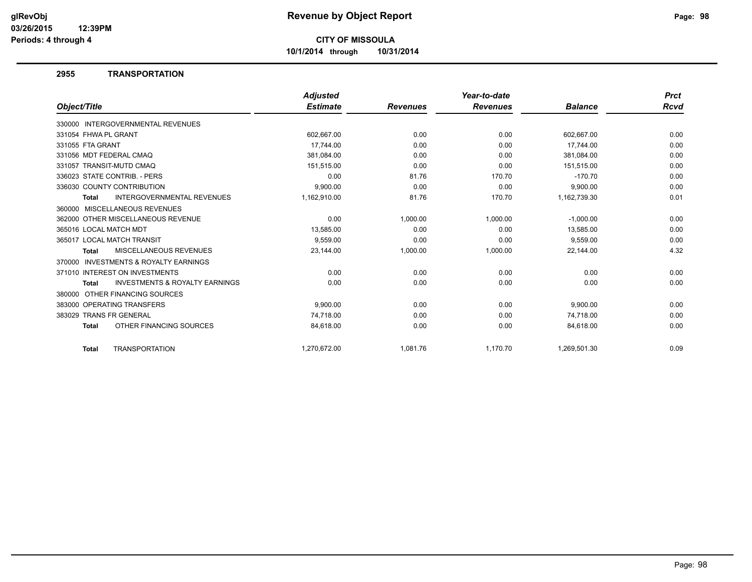# Revenue by Object Report

**CITY OF MISSOULA**

**10/1/2014 through 10/31/2014**

glRevObj
03/26/2015 12:39PM
Periods: 4 through 4

## 2955 TRANSPORTATION

| Object/Title | Adjusted Estimate | Revenues | Year-to-date Revenues | Balance | Prct Rcvd |
|---|---|---|---|---|---|
| 330000 INTERGOVERNMENTAL REVENUES | | | | | |
| 331054 FHWA PL GRANT | 602,667.00 | 0.00 | 0.00 | 602,667.00 | 0.00 |
| 331055 FTA GRANT | 17,744.00 | 0.00 | 0.00 | 17,744.00 | 0.00 |
| 331056 MDT FEDERAL CMAQ | 381,084.00 | 0.00 | 0.00 | 381,084.00 | 0.00 |
| 331057 TRANSIT-MUTD CMAQ | 151,515.00 | 0.00 | 0.00 | 151,515.00 | 0.00 |
| 336023 STATE CONTRIB. - PERS | 0.00 | 81.76 | 170.70 | -170.70 | 0.00 |
| 336030 COUNTY CONTRIBUTION | 9,900.00 | 0.00 | 0.00 | 9,900.00 | 0.00 |
| **Total** INTERGOVERNMENTAL REVENUES | 1,162,910.00 | 81.76 | 170.70 | 1,162,739.30 | 0.01 |
| 360000 MISCELLANEOUS REVENUES | | | | | |
| 362000 OTHER MISCELLANEOUS REVENUE | 0.00 | 1,000.00 | 1,000.00 | -1,000.00 | 0.00 |
| 365016 LOCAL MATCH MDT | 13,585.00 | 0.00 | 0.00 | 13,585.00 | 0.00 |
| 365017 LOCAL MATCH TRANSIT | 9,559.00 | 0.00 | 0.00 | 9,559.00 | 0.00 |
| **Total** MISCELLANEOUS REVENUES | 23,144.00 | 1,000.00 | 1,000.00 | 22,144.00 | 4.32 |
| 370000 INVESTMENTS & ROYALTY EARNINGS | | | | | |
| 371010 INTEREST ON INVESTMENTS | 0.00 | 0.00 | 0.00 | 0.00 | 0.00 |
| **Total** INVESTMENTS & ROYALTY EARNINGS | 0.00 | 0.00 | 0.00 | 0.00 | 0.00 |
| 380000 OTHER FINANCING SOURCES | | | | | |
| 383000 OPERATING TRANSFERS | 9,900.00 | 0.00 | 0.00 | 9,900.00 | 0.00 |
| 383029 TRANS FR GENERAL | 74,718.00 | 0.00 | 0.00 | 74,718.00 | 0.00 |
| **Total** OTHER FINANCING SOURCES | 84,618.00 | 0.00 | 0.00 | 84,618.00 | 0.00 |
| **Total** TRANSPORTATION | 1,270,672.00 | 1,081.76 | 1,170.70 | 1,269,501.30 | 0.09 |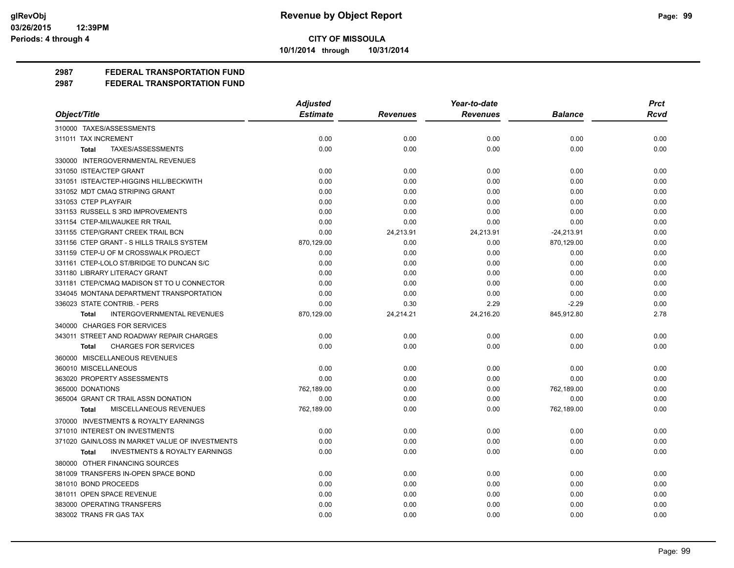**Revenue by Object Report**

**CITY OF MISSOULA**

**10/1/2014 through 10/31/2014**

glRevObj
03/26/2015 12:39PM
Periods: 4 through 4

## 2987 FEDERAL TRANSPORTATION FUND
## 2987 FEDERAL TRANSPORTATION FUND

| Object/Title | Adjusted Estimate | Revenues | Year-to-date Revenues | Balance | Prct Rcvd |
|---|---|---|---|---|---|
| 310000 TAXES/ASSESSMENTS | | | | | |
| 311011 TAX INCREMENT | 0.00 | 0.00 | 0.00 | 0.00 | 0.00 |
| **Total** TAXES/ASSESSMENTS | 0.00 | 0.00 | 0.00 | 0.00 | 0.00 |
| 330000 INTERGOVERNMENTAL REVENUES | | | | | |
| 331050 ISTEA/CTEP GRANT | 0.00 | 0.00 | 0.00 | 0.00 | 0.00 |
| 331051 ISTEA/CTEP-HIGGINS HILL/BECKWITH | 0.00 | 0.00 | 0.00 | 0.00 | 0.00 |
| 331052 MDT CMAQ STRIPING GRANT | 0.00 | 0.00 | 0.00 | 0.00 | 0.00 |
| 331053 CTEP PLAYFAIR | 0.00 | 0.00 | 0.00 | 0.00 | 0.00 |
| 331153 RUSSELL S 3RD IMPROVEMENTS | 0.00 | 0.00 | 0.00 | 0.00 | 0.00 |
| 331154 CTEP-MILWAUKEE RR TRAIL | 0.00 | 0.00 | 0.00 | 0.00 | 0.00 |
| 331155 CTEP/GRANT CREEK TRAIL BCN | 0.00 | 24,213.91 | 24,213.91 | -24,213.91 | 0.00 |
| 331156 CTEP GRANT - S HILLS TRAILS SYSTEM | 870,129.00 | 0.00 | 0.00 | 870,129.00 | 0.00 |
| 331159 CTEP-U OF M CROSSWALK PROJECT | 0.00 | 0.00 | 0.00 | 0.00 | 0.00 |
| 331161 CTEP-LOLO ST/BRIDGE TO DUNCAN S/C | 0.00 | 0.00 | 0.00 | 0.00 | 0.00 |
| 331180 LIBRARY LITERACY GRANT | 0.00 | 0.00 | 0.00 | 0.00 | 0.00 |
| 331181 CTEP/CMAQ MADISON ST TO U CONNECTOR | 0.00 | 0.00 | 0.00 | 0.00 | 0.00 |
| 334045 MONTANA DEPARTMENT TRANSPORTATION | 0.00 | 0.00 | 0.00 | 0.00 | 0.00 |
| 336023 STATE CONTRIB. - PERS | 0.00 | 0.30 | 2.29 | -2.29 | 0.00 |
| **Total** INTERGOVERNMENTAL REVENUES | 870,129.00 | 24,214.21 | 24,216.20 | 845,912.80 | 2.78 |
| 340000 CHARGES FOR SERVICES | | | | | |
| 343011 STREET AND ROADWAY REPAIR CHARGES | 0.00 | 0.00 | 0.00 | 0.00 | 0.00 |
| **Total** CHARGES FOR SERVICES | 0.00 | 0.00 | 0.00 | 0.00 | 0.00 |
| 360000 MISCELLANEOUS REVENUES | | | | | |
| 360010 MISCELLANEOUS | 0.00 | 0.00 | 0.00 | 0.00 | 0.00 |
| 363020 PROPERTY ASSESSMENTS | 0.00 | 0.00 | 0.00 | 0.00 | 0.00 |
| 365000 DONATIONS | 762,189.00 | 0.00 | 0.00 | 762,189.00 | 0.00 |
| 365004 GRANT CR TRAIL ASSN DONATION | 0.00 | 0.00 | 0.00 | 0.00 | 0.00 |
| **Total** MISCELLANEOUS REVENUES | 762,189.00 | 0.00 | 0.00 | 762,189.00 | 0.00 |
| 370000 INVESTMENTS & ROYALTY EARNINGS | | | | | |
| 371010 INTEREST ON INVESTMENTS | 0.00 | 0.00 | 0.00 | 0.00 | 0.00 |
| 371020 GAIN/LOSS IN MARKET VALUE OF INVESTMENTS | 0.00 | 0.00 | 0.00 | 0.00 | 0.00 |
| **Total** INVESTMENTS & ROYALTY EARNINGS | 0.00 | 0.00 | 0.00 | 0.00 | 0.00 |
| 380000 OTHER FINANCING SOURCES | | | | | |
| 381009 TRANSFERS IN-OPEN SPACE BOND | 0.00 | 0.00 | 0.00 | 0.00 | 0.00 |
| 381010 BOND PROCEEDS | 0.00 | 0.00 | 0.00 | 0.00 | 0.00 |
| 381011 OPEN SPACE REVENUE | 0.00 | 0.00 | 0.00 | 0.00 | 0.00 |
| 383000 OPERATING TRANSFERS | 0.00 | 0.00 | 0.00 | 0.00 | 0.00 |
| 383002 TRANS FR GAS TAX | 0.00 | 0.00 | 0.00 | 0.00 | 0.00 |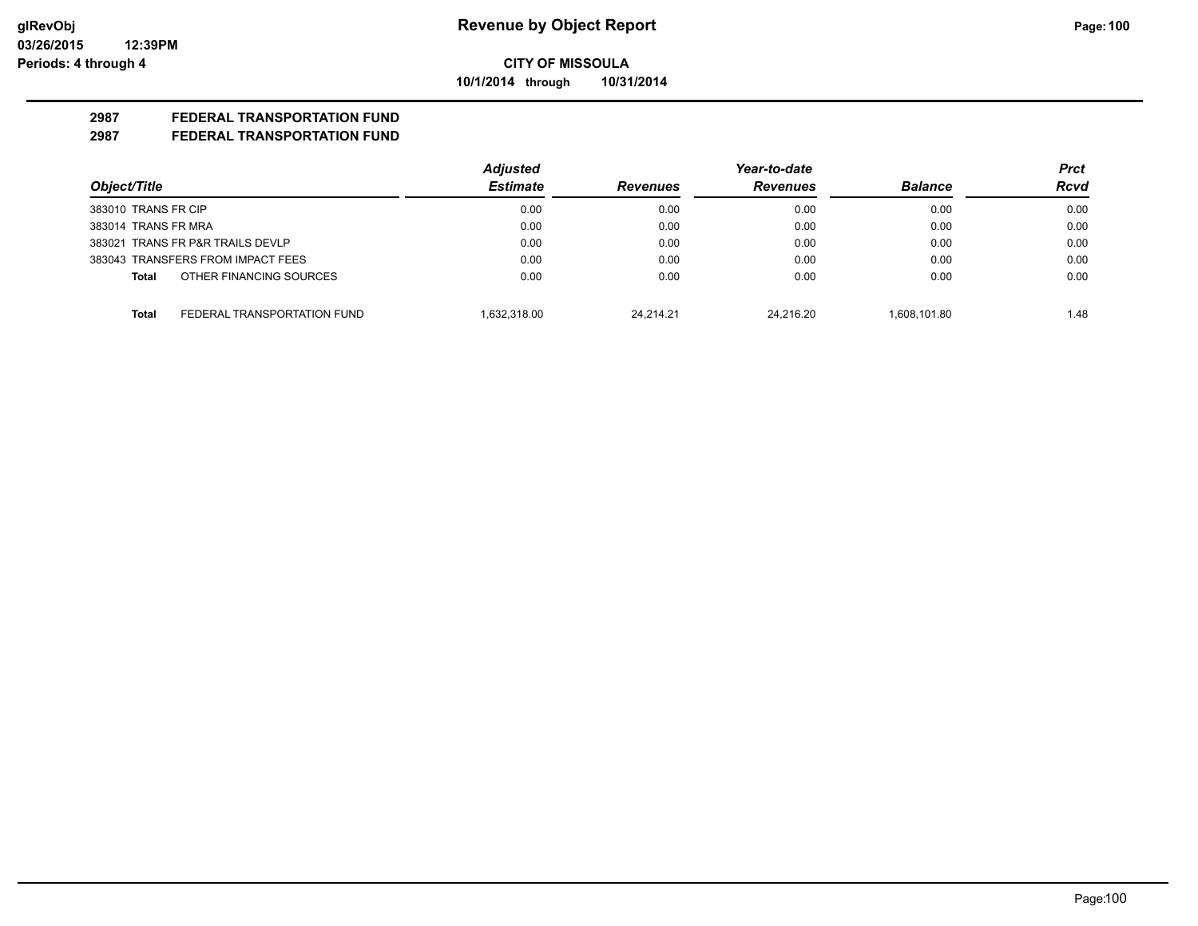# Revenue by Object Report

**CITY OF MISSOULA**

**10/1/2014 through 10/31/2014**

glRevObj
03/26/2015 12:39PM
Periods: 4 through 4

## 2987 FEDERAL TRANSPORTATION FUND
## 2987 FEDERAL TRANSPORTATION FUND

| Object/Title | | Adjusted Estimate | Revenues | Year-to-date Revenues | Balance | Prct Rcvd |
|---|---|---|---|---|---|---|
| 383010 TRANS FR CIP | | 0.00 | 0.00 | 0.00 | 0.00 | 0.00 |
| 383014 TRANS FR MRA | | 0.00 | 0.00 | 0.00 | 0.00 | 0.00 |
| 383021 TRANS FR P&R TRAILS DEVLP | | 0.00 | 0.00 | 0.00 | 0.00 | 0.00 |
| 383043 TRANSFERS FROM IMPACT FEES | | 0.00 | 0.00 | 0.00 | 0.00 | 0.00 |
| **Total** | OTHER FINANCING SOURCES | 0.00 | 0.00 | 0.00 | 0.00 | 0.00 |
| **Total** | FEDERAL TRANSPORTATION FUND | 1,632,318.00 | 24,214.21 | 24,216.20 | 1,608,101.80 | 1.48 |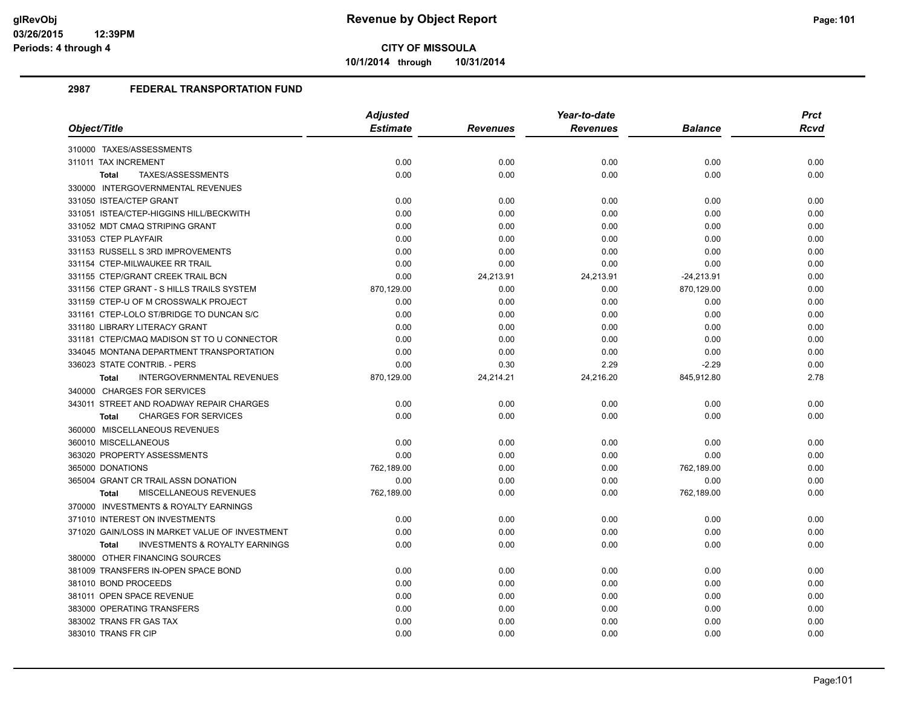# CITY OF MISSOULA

**10/1/2014 through 10/31/2014**

## 2987 FEDERAL TRANSPORTATION FUND

| Object/Title | Adjusted Estimate | Revenues | Year-to-date Revenues | Balance | Prct Rcvd |
|---|---|---|---|---|---|
| 310000 TAXES/ASSESSMENTS | | | | | |
| 311011 TAX INCREMENT | 0.00 | 0.00 | 0.00 | 0.00 | 0.00 |
| **Total** TAXES/ASSESSMENTS | 0.00 | 0.00 | 0.00 | 0.00 | 0.00 |
| 330000 INTERGOVERNMENTAL REVENUES | | | | | |
| 331050 ISTEA/CTEP GRANT | 0.00 | 0.00 | 0.00 | 0.00 | 0.00 |
| 331051 ISTEA/CTEP-HIGGINS HILL/BECKWITH | 0.00 | 0.00 | 0.00 | 0.00 | 0.00 |
| 331052 MDT CMAQ STRIPING GRANT | 0.00 | 0.00 | 0.00 | 0.00 | 0.00 |
| 331053 CTEP PLAYFAIR | 0.00 | 0.00 | 0.00 | 0.00 | 0.00 |
| 331153 RUSSELL S 3RD IMPROVEMENTS | 0.00 | 0.00 | 0.00 | 0.00 | 0.00 |
| 331154 CTEP-MILWAUKEE RR TRAIL | 0.00 | 0.00 | 0.00 | 0.00 | 0.00 |
| 331155 CTEP/GRANT CREEK TRAIL BCN | 0.00 | 24,213.91 | 24,213.91 | -24,213.91 | 0.00 |
| 331156 CTEP GRANT - S HILLS TRAILS SYSTEM | 870,129.00 | 0.00 | 0.00 | 870,129.00 | 0.00 |
| 331159 CTEP-U OF M CROSSWALK PROJECT | 0.00 | 0.00 | 0.00 | 0.00 | 0.00 |
| 331161 CTEP-LOLO ST/BRIDGE TO DUNCAN S/C | 0.00 | 0.00 | 0.00 | 0.00 | 0.00 |
| 331180 LIBRARY LITERACY GRANT | 0.00 | 0.00 | 0.00 | 0.00 | 0.00 |
| 331181 CTEP/CMAQ MADISON ST TO U CONNECTOR | 0.00 | 0.00 | 0.00 | 0.00 | 0.00 |
| 334045 MONTANA DEPARTMENT TRANSPORTATION | 0.00 | 0.00 | 0.00 | 0.00 | 0.00 |
| 336023 STATE CONTRIB. - PERS | 0.00 | 0.30 | 2.29 | -2.29 | 0.00 |
| **Total** INTERGOVERNMENTAL REVENUES | 870,129.00 | 24,214.21 | 24,216.20 | 845,912.80 | 2.78 |
| 340000 CHARGES FOR SERVICES | | | | | |
| 343011 STREET AND ROADWAY REPAIR CHARGES | 0.00 | 0.00 | 0.00 | 0.00 | 0.00 |
| **Total** CHARGES FOR SERVICES | 0.00 | 0.00 | 0.00 | 0.00 | 0.00 |
| 360000 MISCELLANEOUS REVENUES | | | | | |
| 360010 MISCELLANEOUS | 0.00 | 0.00 | 0.00 | 0.00 | 0.00 |
| 363020 PROPERTY ASSESSMENTS | 0.00 | 0.00 | 0.00 | 0.00 | 0.00 |
| 365000 DONATIONS | 762,189.00 | 0.00 | 0.00 | 762,189.00 | 0.00 |
| 365004 GRANT CR TRAIL ASSN DONATION | 0.00 | 0.00 | 0.00 | 0.00 | 0.00 |
| **Total** MISCELLANEOUS REVENUES | 762,189.00 | 0.00 | 0.00 | 762,189.00 | 0.00 |
| 370000 INVESTMENTS & ROYALTY EARNINGS | | | | | |
| 371010 INTEREST ON INVESTMENTS | 0.00 | 0.00 | 0.00 | 0.00 | 0.00 |
| 371020 GAIN/LOSS IN MARKET VALUE OF INVESTMENT | 0.00 | 0.00 | 0.00 | 0.00 | 0.00 |
| **Total** INVESTMENTS & ROYALTY EARNINGS | 0.00 | 0.00 | 0.00 | 0.00 | 0.00 |
| 380000 OTHER FINANCING SOURCES | | | | | |
| 381009 TRANSFERS IN-OPEN SPACE BOND | 0.00 | 0.00 | 0.00 | 0.00 | 0.00 |
| 381010 BOND PROCEEDS | 0.00 | 0.00 | 0.00 | 0.00 | 0.00 |
| 381011 OPEN SPACE REVENUE | 0.00 | 0.00 | 0.00 | 0.00 | 0.00 |
| 383000 OPERATING TRANSFERS | 0.00 | 0.00 | 0.00 | 0.00 | 0.00 |
| 383002 TRANS FR GAS TAX | 0.00 | 0.00 | 0.00 | 0.00 | 0.00 |
| 383010 TRANS FR CIP | 0.00 | 0.00 | 0.00 | 0.00 | 0.00 |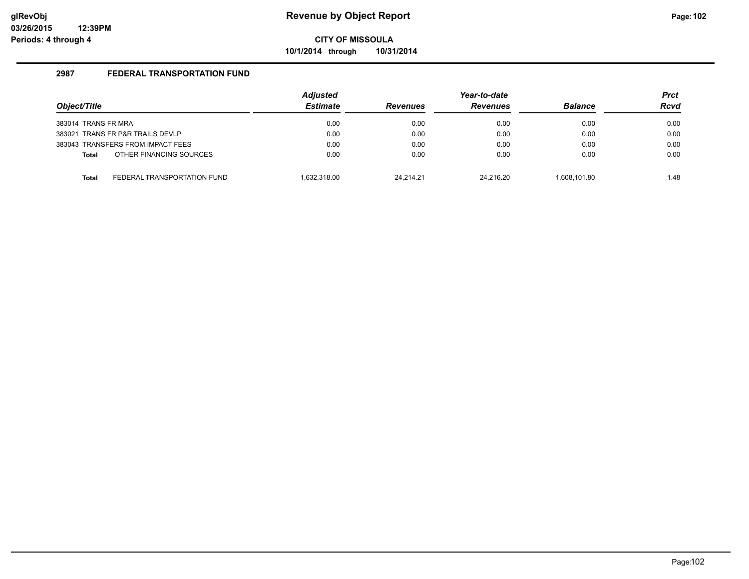# Revenue by Object Report

**CITY OF MISSOULA**

**10/1/2014 through 10/31/2014**

glRevObj
03/26/2015 12:39PM
Periods: 4 through 4

## 2987 FEDERAL TRANSPORTATION FUND

| Object/Title | Adjusted Estimate | Revenues | Year-to-date Revenues | Balance | Prct Rcvd |
|---|---|---|---|---|---|
| 383014 TRANS FR MRA | 0.00 | 0.00 | 0.00 | 0.00 | 0.00 |
| 383021 TRANS FR P&R TRAILS DEVLP | 0.00 | 0.00 | 0.00 | 0.00 | 0.00 |
| 383043 TRANSFERS FROM IMPACT FEES | 0.00 | 0.00 | 0.00 | 0.00 | 0.00 |
| **Total** OTHER FINANCING SOURCES | 0.00 | 0.00 | 0.00 | 0.00 | 0.00 |
| | | | | | |
| **Total** FEDERAL TRANSPORTATION FUND | 1,632,318.00 | 24,214.21 | 24,216.20 | 1,608,101.80 | 1.48 |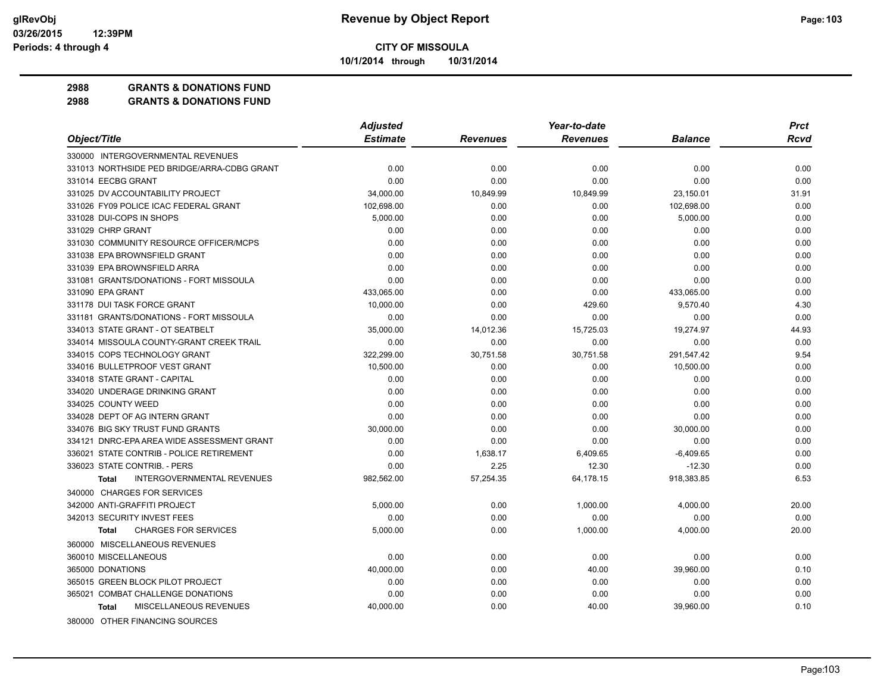**Revenue by Object Report**

**CITY OF MISSOULA**

**10/1/2014 through 10/31/2014**

glRevObj
03/26/2015 12:39PM
Periods: 4 through 4

## 2988 GRANTS & DONATIONS FUND
## 2988 GRANTS & DONATIONS FUND

| Object/Title | Adjusted Estimate | Revenues | Year-to-date Revenues | Balance | Prct Rcvd |
|---|---|---|---|---|---|
| 330000 INTERGOVERNMENTAL REVENUES | | | | | |
| 331013 NORTHSIDE PED BRIDGE/ARRA-CDBG GRANT | 0.00 | 0.00 | 0.00 | 0.00 | 0.00 |
| 331014 EECBG GRANT | 0.00 | 0.00 | 0.00 | 0.00 | 0.00 |
| 331025 DV ACCOUNTABILITY PROJECT | 34,000.00 | 10,849.99 | 10,849.99 | 23,150.01 | 31.91 |
| 331026 FY09 POLICE ICAC FEDERAL GRANT | 102,698.00 | 0.00 | 0.00 | 102,698.00 | 0.00 |
| 331028 DUI-COPS IN SHOPS | 5,000.00 | 0.00 | 0.00 | 5,000.00 | 0.00 |
| 331029 CHRP GRANT | 0.00 | 0.00 | 0.00 | 0.00 | 0.00 |
| 331030 COMMUNITY RESOURCE OFFICER/MCPS | 0.00 | 0.00 | 0.00 | 0.00 | 0.00 |
| 331038 EPA BROWNSFIELD GRANT | 0.00 | 0.00 | 0.00 | 0.00 | 0.00 |
| 331039 EPA BROWNSFIELD ARRA | 0.00 | 0.00 | 0.00 | 0.00 | 0.00 |
| 331081 GRANTS/DONATIONS - FORT MISSOULA | 0.00 | 0.00 | 0.00 | 0.00 | 0.00 |
| 331090 EPA GRANT | 433,065.00 | 0.00 | 0.00 | 433,065.00 | 0.00 |
| 331178 DUI TASK FORCE GRANT | 10,000.00 | 0.00 | 429.60 | 9,570.40 | 4.30 |
| 331181 GRANTS/DONATIONS - FORT MISSOULA | 0.00 | 0.00 | 0.00 | 0.00 | 0.00 |
| 334013 STATE GRANT - OT SEATBELT | 35,000.00 | 14,012.36 | 15,725.03 | 19,274.97 | 44.93 |
| 334014 MISSOULA COUNTY-GRANT CREEK TRAIL | 0.00 | 0.00 | 0.00 | 0.00 | 0.00 |
| 334015 COPS TECHNOLOGY GRANT | 322,299.00 | 30,751.58 | 30,751.58 | 291,547.42 | 9.54 |
| 334016 BULLETPROOF VEST GRANT | 10,500.00 | 0.00 | 0.00 | 10,500.00 | 0.00 |
| 334018 STATE GRANT - CAPITAL | 0.00 | 0.00 | 0.00 | 0.00 | 0.00 |
| 334020 UNDERAGE DRINKING GRANT | 0.00 | 0.00 | 0.00 | 0.00 | 0.00 |
| 334025 COUNTY WEED | 0.00 | 0.00 | 0.00 | 0.00 | 0.00 |
| 334028 DEPT OF AG INTERN GRANT | 0.00 | 0.00 | 0.00 | 0.00 | 0.00 |
| 334076 BIG SKY TRUST FUND GRANTS | 30,000.00 | 0.00 | 0.00 | 30,000.00 | 0.00 |
| 334121 DNRC-EPA AREA WIDE ASSESSMENT GRANT | 0.00 | 0.00 | 0.00 | 0.00 | 0.00 |
| 336021 STATE CONTRIB - POLICE RETIREMENT | 0.00 | 1,638.17 | 6,409.65 | -6,409.65 | 0.00 |
| 336023 STATE CONTRIB. - PERS | 0.00 | 2.25 | 12.30 | -12.30 | 0.00 |
| **Total** INTERGOVERNMENTAL REVENUES | 982,562.00 | 57,254.35 | 64,178.15 | 918,383.85 | 6.53 |
| 340000 CHARGES FOR SERVICES | | | | | |
| 342000 ANTI-GRAFFITI PROJECT | 5,000.00 | 0.00 | 1,000.00 | 4,000.00 | 20.00 |
| 342013 SECURITY INVEST FEES | 0.00 | 0.00 | 0.00 | 0.00 | 0.00 |
| **Total** CHARGES FOR SERVICES | 5,000.00 | 0.00 | 1,000.00 | 4,000.00 | 20.00 |
| 360000 MISCELLANEOUS REVENUES | | | | | |
| 360010 MISCELLANEOUS | 0.00 | 0.00 | 0.00 | 0.00 | 0.00 |
| 365000 DONATIONS | 40,000.00 | 0.00 | 40.00 | 39,960.00 | 0.10 |
| 365015 GREEN BLOCK PILOT PROJECT | 0.00 | 0.00 | 0.00 | 0.00 | 0.00 |
| 365021 COMBAT CHALLENGE DONATIONS | 0.00 | 0.00 | 0.00 | 0.00 | 0.00 |
| **Total** MISCELLANEOUS REVENUES | 40,000.00 | 0.00 | 40.00 | 39,960.00 | 0.10 |
| 380000 OTHER FINANCING SOURCES | | | | | |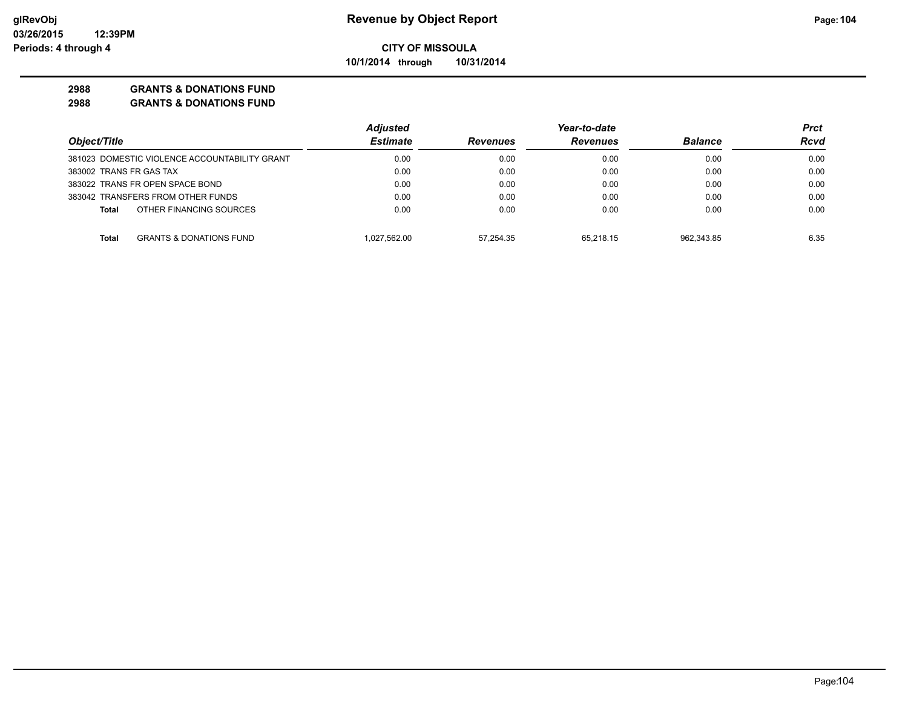**CITY OF MISSOULA**

**10/1/2014 through 10/31/2014**

**2988 GRANTS & DONATIONS FUND**

**2988 GRANTS & DONATIONS FUND**

| Object/Title | Adjusted Estimate | Revenues | Year-to-date Revenues | Balance | Prct Rcvd |
|---|---|---|---|---|---|
| 381023 DOMESTIC VIOLENCE ACCOUNTABILITY GRANT | 0.00 | 0.00 | 0.00 | 0.00 | 0.00 |
| 383002 TRANS FR GAS TAX | 0.00 | 0.00 | 0.00 | 0.00 | 0.00 |
| 383022 TRANS FR OPEN SPACE BOND | 0.00 | 0.00 | 0.00 | 0.00 | 0.00 |
| 383042 TRANSFERS FROM OTHER FUNDS | 0.00 | 0.00 | 0.00 | 0.00 | 0.00 |
| **Total** OTHER FINANCING SOURCES | 0.00 | 0.00 | 0.00 | 0.00 | 0.00 |
| **Total** GRANTS & DONATIONS FUND | 1,027,562.00 | 57,254.35 | 65,218.15 | 962,343.85 | 6.35 |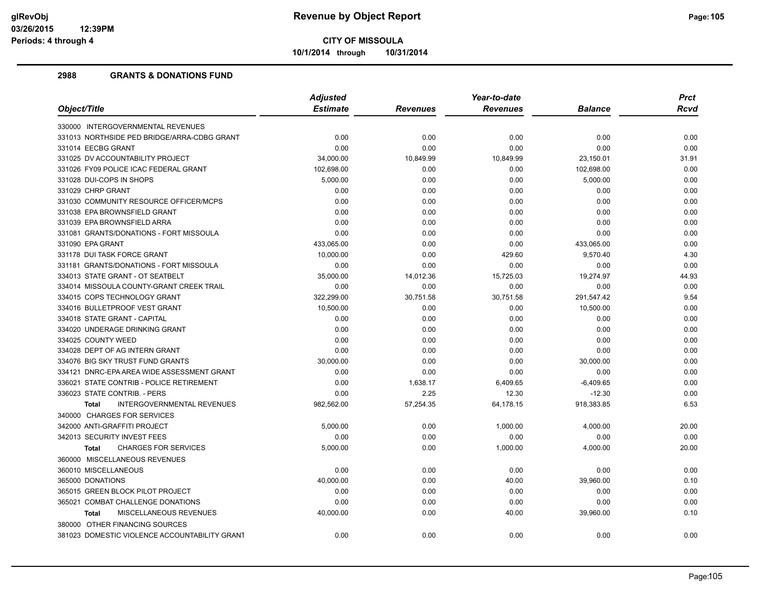**CITY OF MISSOULA**

**10/1/2014 through 10/31/2014**

## 2988 GRANTS & DONATIONS FUND

| Object/Title | Adjusted Estimate | Revenues | Year-to-date Revenues | Balance | Prct Rcvd |
|---|---|---|---|---|---|
| 330000 INTERGOVERNMENTAL REVENUES | | | | | |
| 331013 NORTHSIDE PED BRIDGE/ARRA-CDBG GRANT | 0.00 | 0.00 | 0.00 | 0.00 | 0.00 |
| 331014 EECBG GRANT | 0.00 | 0.00 | 0.00 | 0.00 | 0.00 |
| 331025 DV ACCOUNTABILITY PROJECT | 34,000.00 | 10,849.99 | 10,849.99 | 23,150.01 | 31.91 |
| 331026 FY09 POLICE ICAC FEDERAL GRANT | 102,698.00 | 0.00 | 0.00 | 102,698.00 | 0.00 |
| 331028 DUI-COPS IN SHOPS | 5,000.00 | 0.00 | 0.00 | 5,000.00 | 0.00 |
| 331029 CHRP GRANT | 0.00 | 0.00 | 0.00 | 0.00 | 0.00 |
| 331030 COMMUNITY RESOURCE OFFICER/MCPS | 0.00 | 0.00 | 0.00 | 0.00 | 0.00 |
| 331038 EPA BROWNSFIELD GRANT | 0.00 | 0.00 | 0.00 | 0.00 | 0.00 |
| 331039 EPA BROWNSFIELD ARRA | 0.00 | 0.00 | 0.00 | 0.00 | 0.00 |
| 331081 GRANTS/DONATIONS - FORT MISSOULA | 0.00 | 0.00 | 0.00 | 0.00 | 0.00 |
| 331090 EPA GRANT | 433,065.00 | 0.00 | 0.00 | 433,065.00 | 0.00 |
| 331178 DUI TASK FORCE GRANT | 10,000.00 | 0.00 | 429.60 | 9,570.40 | 4.30 |
| 331181 GRANTS/DONATIONS - FORT MISSOULA | 0.00 | 0.00 | 0.00 | 0.00 | 0.00 |
| 334013 STATE GRANT - OT SEATBELT | 35,000.00 | 14,012.36 | 15,725.03 | 19,274.97 | 44.93 |
| 334014 MISSOULA COUNTY-GRANT CREEK TRAIL | 0.00 | 0.00 | 0.00 | 0.00 | 0.00 |
| 334015 COPS TECHNOLOGY GRANT | 322,299.00 | 30,751.58 | 30,751.58 | 291,547.42 | 9.54 |
| 334016 BULLETPROOF VEST GRANT | 10,500.00 | 0.00 | 0.00 | 10,500.00 | 0.00 |
| 334018 STATE GRANT - CAPITAL | 0.00 | 0.00 | 0.00 | 0.00 | 0.00 |
| 334020 UNDERAGE DRINKING GRANT | 0.00 | 0.00 | 0.00 | 0.00 | 0.00 |
| 334025 COUNTY WEED | 0.00 | 0.00 | 0.00 | 0.00 | 0.00 |
| 334028 DEPT OF AG INTERN GRANT | 0.00 | 0.00 | 0.00 | 0.00 | 0.00 |
| 334076 BIG SKY TRUST FUND GRANTS | 30,000.00 | 0.00 | 0.00 | 30,000.00 | 0.00 |
| 334121 DNRC-EPA AREA WIDE ASSESSMENT GRANT | 0.00 | 0.00 | 0.00 | 0.00 | 0.00 |
| 336021 STATE CONTRIB - POLICE RETIREMENT | 0.00 | 1,638.17 | 6,409.65 | -6,409.65 | 0.00 |
| 336023 STATE CONTRIB. - PERS | 0.00 | 2.25 | 12.30 | -12.30 | 0.00 |
| **Total** INTERGOVERNMENTAL REVENUES | 982,562.00 | 57,254.35 | 64,178.15 | 918,383.85 | 6.53 |
| 340000 CHARGES FOR SERVICES | | | | | |
| 342000 ANTI-GRAFFITI PROJECT | 5,000.00 | 0.00 | 1,000.00 | 4,000.00 | 20.00 |
| 342013 SECURITY INVEST FEES | 0.00 | 0.00 | 0.00 | 0.00 | 0.00 |
| **Total** CHARGES FOR SERVICES | 5,000.00 | 0.00 | 1,000.00 | 4,000.00 | 20.00 |
| 360000 MISCELLANEOUS REVENUES | | | | | |
| 360010 MISCELLANEOUS | 0.00 | 0.00 | 0.00 | 0.00 | 0.00 |
| 365000 DONATIONS | 40,000.00 | 0.00 | 40.00 | 39,960.00 | 0.10 |
| 365015 GREEN BLOCK PILOT PROJECT | 0.00 | 0.00 | 0.00 | 0.00 | 0.00 |
| 365021 COMBAT CHALLENGE DONATIONS | 0.00 | 0.00 | 0.00 | 0.00 | 0.00 |
| **Total** MISCELLANEOUS REVENUES | 40,000.00 | 0.00 | 40.00 | 39,960.00 | 0.10 |
| 380000 OTHER FINANCING SOURCES | | | | | |
| 381023 DOMESTIC VIOLENCE ACCOUNTABILITY GRANT | 0.00 | 0.00 | 0.00 | 0.00 | 0.00 |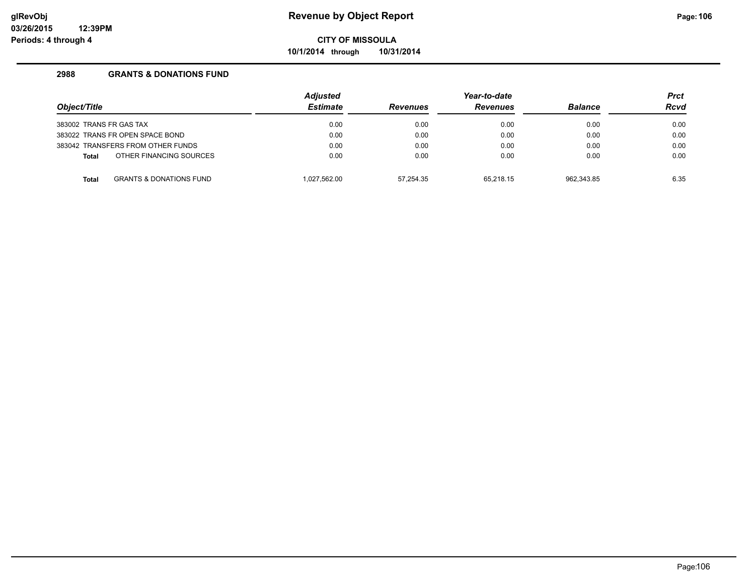**Revenue by Object Report**

**CITY OF MISSOULA**

**10/1/2014 through 10/31/2014**

### 2988 GRANTS & DONATIONS FUND

| Object/Title | Adjusted Estimate | Revenues | Year-to-date Revenues | Balance | Prct Rcvd |
|---|---|---|---|---|---|
| 383002 TRANS FR GAS TAX | 0.00 | 0.00 | 0.00 | 0.00 | 0.00 |
| 383022 TRANS FR OPEN SPACE BOND | 0.00 | 0.00 | 0.00 | 0.00 | 0.00 |
| 383042 TRANSFERS FROM OTHER FUNDS | 0.00 | 0.00 | 0.00 | 0.00 | 0.00 |
| **Total** OTHER FINANCING SOURCES | 0.00 | 0.00 | 0.00 | 0.00 | 0.00 |
| **Total** GRANTS & DONATIONS FUND | 1,027,562.00 | 57,254.35 | 65,218.15 | 962,343.85 | 6.35 |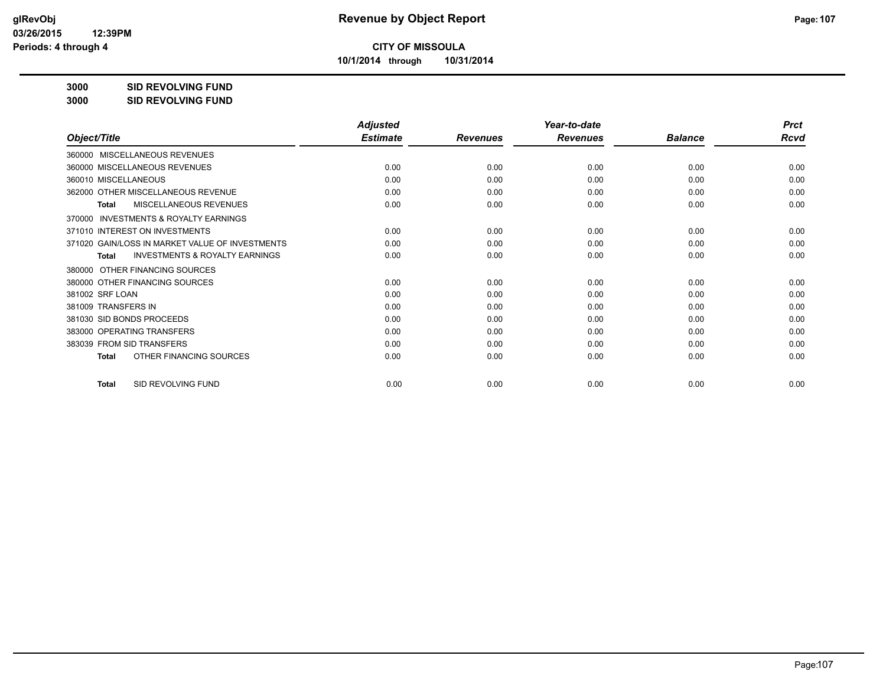**CITY OF MISSOULA**

**10/1/2014 through 10/31/2014**

## 3000 SID REVOLVING FUND

## 3000 SID REVOLVING FUND

| Object/Title | Adjusted Estimate | Revenues | Year-to-date Revenues | Balance | Prct Rcvd |
|---|---|---|---|---|---|
| 360000 MISCELLANEOUS REVENUES | | | | | |
| 360000 MISCELLANEOUS REVENUES | 0.00 | 0.00 | 0.00 | 0.00 | 0.00 |
| 360010 MISCELLANEOUS | 0.00 | 0.00 | 0.00 | 0.00 | 0.00 |
| 362000 OTHER MISCELLANEOUS REVENUE | 0.00 | 0.00 | 0.00 | 0.00 | 0.00 |
| **Total** MISCELLANEOUS REVENUES | 0.00 | 0.00 | 0.00 | 0.00 | 0.00 |
| 370000 INVESTMENTS & ROYALTY EARNINGS | | | | | |
| 371010 INTEREST ON INVESTMENTS | 0.00 | 0.00 | 0.00 | 0.00 | 0.00 |
| 371020 GAIN/LOSS IN MARKET VALUE OF INVESTMENTS | 0.00 | 0.00 | 0.00 | 0.00 | 0.00 |
| **Total** INVESTMENTS & ROYALTY EARNINGS | 0.00 | 0.00 | 0.00 | 0.00 | 0.00 |
| 380000 OTHER FINANCING SOURCES | | | | | |
| 380000 OTHER FINANCING SOURCES | 0.00 | 0.00 | 0.00 | 0.00 | 0.00 |
| 381002 SRF LOAN | 0.00 | 0.00 | 0.00 | 0.00 | 0.00 |
| 381009 TRANSFERS IN | 0.00 | 0.00 | 0.00 | 0.00 | 0.00 |
| 381030 SID BONDS PROCEEDS | 0.00 | 0.00 | 0.00 | 0.00 | 0.00 |
| 383000 OPERATING TRANSFERS | 0.00 | 0.00 | 0.00 | 0.00 | 0.00 |
| 383039 FROM SID TRANSFERS | 0.00 | 0.00 | 0.00 | 0.00 | 0.00 |
| **Total** OTHER FINANCING SOURCES | 0.00 | 0.00 | 0.00 | 0.00 | 0.00 |
| **Total** SID REVOLVING FUND | 0.00 | 0.00 | 0.00 | 0.00 | 0.00 |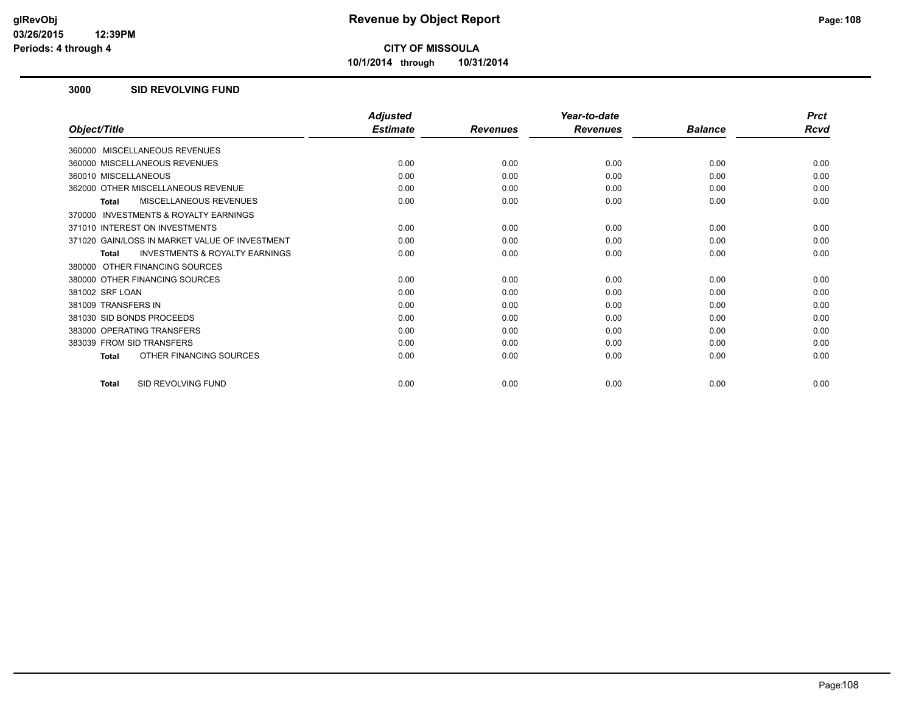# Revenue by Object Report

**CITY OF MISSOULA**

**10/1/2014 through 10/31/2014**

glRevObj
03/26/2015 12:39PM
Periods: 4 through 4

## 3000 SID REVOLVING FUND

| Object/Title | Adjusted Estimate | Revenues | Year-to-date Revenues | Balance | Prct Rcvd |
|---|---|---|---|---|---|
| 360000 MISCELLANEOUS REVENUES | | | | | |
| 360000 MISCELLANEOUS REVENUES | 0.00 | 0.00 | 0.00 | 0.00 | 0.00 |
| 360010 MISCELLANEOUS | 0.00 | 0.00 | 0.00 | 0.00 | 0.00 |
| 362000 OTHER MISCELLANEOUS REVENUE | 0.00 | 0.00 | 0.00 | 0.00 | 0.00 |
| **Total** MISCELLANEOUS REVENUES | 0.00 | 0.00 | 0.00 | 0.00 | 0.00 |
| 370000 INVESTMENTS & ROYALTY EARNINGS | | | | | |
| 371010 INTEREST ON INVESTMENTS | 0.00 | 0.00 | 0.00 | 0.00 | 0.00 |
| 371020 GAIN/LOSS IN MARKET VALUE OF INVESTMENT | 0.00 | 0.00 | 0.00 | 0.00 | 0.00 |
| **Total** INVESTMENTS & ROYALTY EARNINGS | 0.00 | 0.00 | 0.00 | 0.00 | 0.00 |
| 380000 OTHER FINANCING SOURCES | | | | | |
| 380000 OTHER FINANCING SOURCES | 0.00 | 0.00 | 0.00 | 0.00 | 0.00 |
| 381002 SRF LOAN | 0.00 | 0.00 | 0.00 | 0.00 | 0.00 |
| 381009 TRANSFERS IN | 0.00 | 0.00 | 0.00 | 0.00 | 0.00 |
| 381030 SID BONDS PROCEEDS | 0.00 | 0.00 | 0.00 | 0.00 | 0.00 |
| 383000 OPERATING TRANSFERS | 0.00 | 0.00 | 0.00 | 0.00 | 0.00 |
| 383039 FROM SID TRANSFERS | 0.00 | 0.00 | 0.00 | 0.00 | 0.00 |
| **Total** OTHER FINANCING SOURCES | 0.00 | 0.00 | 0.00 | 0.00 | 0.00 |
| **Total** SID REVOLVING FUND | 0.00 | 0.00 | 0.00 | 0.00 | 0.00 |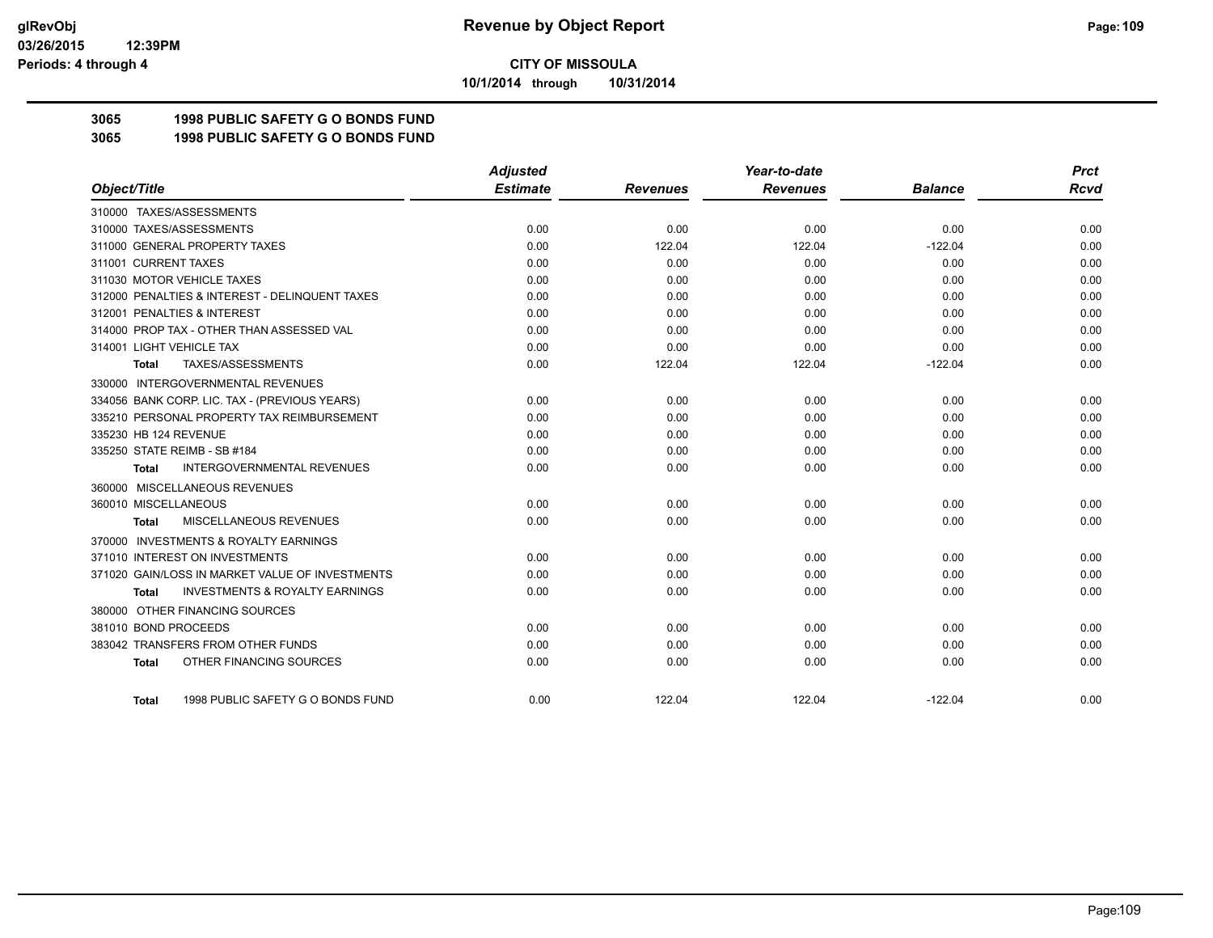**CITY OF MISSOULA**

**10/1/2014 through 10/31/2014**

**Revenue by Object Report**

glRevObj
03/26/2015 12:39PM
Periods: 4 through 4

## 3065 1998 PUBLIC SAFETY G O BONDS FUND
## 3065 1998 PUBLIC SAFETY G O BONDS FUND

| Object/Title | Adjusted Estimate | Revenues | Year-to-date Revenues | Balance | Prct Rcvd |
|---|---|---|---|---|---|
| 310000 TAXES/ASSESSMENTS | | | | | |
| 310000 TAXES/ASSESSMENTS | 0.00 | 0.00 | 0.00 | 0.00 | 0.00 |
| 311000 GENERAL PROPERTY TAXES | 0.00 | 122.04 | 122.04 | -122.04 | 0.00 |
| 311001 CURRENT TAXES | 0.00 | 0.00 | 0.00 | 0.00 | 0.00 |
| 311030 MOTOR VEHICLE TAXES | 0.00 | 0.00 | 0.00 | 0.00 | 0.00 |
| 312000 PENALTIES & INTEREST - DELINQUENT TAXES | 0.00 | 0.00 | 0.00 | 0.00 | 0.00 |
| 312001 PENALTIES & INTEREST | 0.00 | 0.00 | 0.00 | 0.00 | 0.00 |
| 314000 PROP TAX - OTHER THAN ASSESSED VAL | 0.00 | 0.00 | 0.00 | 0.00 | 0.00 |
| 314001 LIGHT VEHICLE TAX | 0.00 | 0.00 | 0.00 | 0.00 | 0.00 |
| **Total** TAXES/ASSESSMENTS | 0.00 | 122.04 | 122.04 | -122.04 | 0.00 |
| 330000 INTERGOVERNMENTAL REVENUES | | | | | |
| 334056 BANK CORP. LIC. TAX - (PREVIOUS YEARS) | 0.00 | 0.00 | 0.00 | 0.00 | 0.00 |
| 335210 PERSONAL PROPERTY TAX REIMBURSEMENT | 0.00 | 0.00 | 0.00 | 0.00 | 0.00 |
| 335230 HB 124 REVENUE | 0.00 | 0.00 | 0.00 | 0.00 | 0.00 |
| 335250 STATE REIMB - SB #184 | 0.00 | 0.00 | 0.00 | 0.00 | 0.00 |
| **Total** INTERGOVERNMENTAL REVENUES | 0.00 | 0.00 | 0.00 | 0.00 | 0.00 |
| 360000 MISCELLANEOUS REVENUES | | | | | |
| 360010 MISCELLANEOUS | 0.00 | 0.00 | 0.00 | 0.00 | 0.00 |
| **Total** MISCELLANEOUS REVENUES | 0.00 | 0.00 | 0.00 | 0.00 | 0.00 |
| 370000 INVESTMENTS & ROYALTY EARNINGS | | | | | |
| 371010 INTEREST ON INVESTMENTS | 0.00 | 0.00 | 0.00 | 0.00 | 0.00 |
| 371020 GAIN/LOSS IN MARKET VALUE OF INVESTMENTS | 0.00 | 0.00 | 0.00 | 0.00 | 0.00 |
| **Total** INVESTMENTS & ROYALTY EARNINGS | 0.00 | 0.00 | 0.00 | 0.00 | 0.00 |
| 380000 OTHER FINANCING SOURCES | | | | | |
| 381010 BOND PROCEEDS | 0.00 | 0.00 | 0.00 | 0.00 | 0.00 |
| 383042 TRANSFERS FROM OTHER FUNDS | 0.00 | 0.00 | 0.00 | 0.00 | 0.00 |
| **Total** OTHER FINANCING SOURCES | 0.00 | 0.00 | 0.00 | 0.00 | 0.00 |
| **Total** 1998 PUBLIC SAFETY G O BONDS FUND | 0.00 | 122.04 | 122.04 | -122.04 | 0.00 |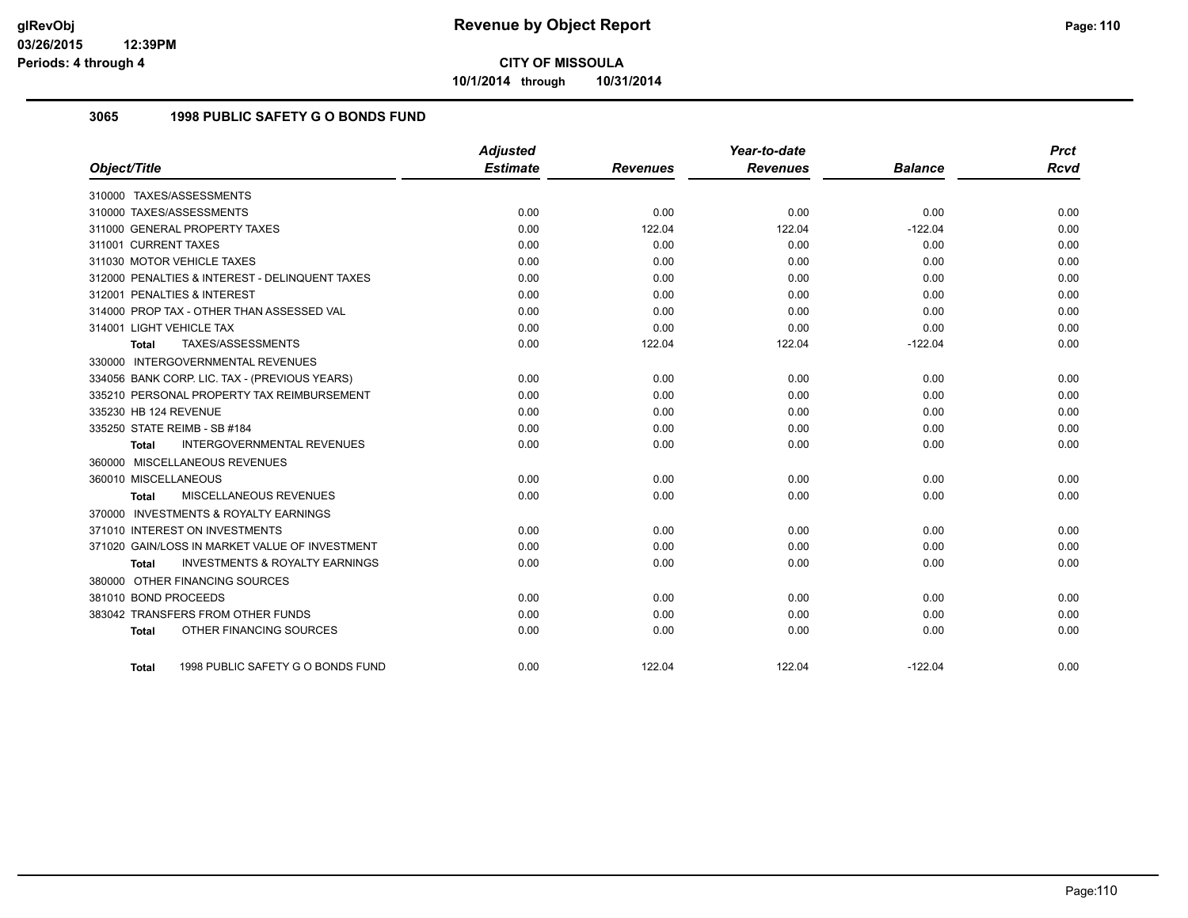# Revenue by Object Report

**CITY OF MISSOULA**

**10/1/2014 through 10/31/2014**

glRevObj
03/26/2015 12:39PM
Periods: 4 through 4

## 3065 1998 PUBLIC SAFETY G O BONDS FUND

| Object/Title | Adjusted Estimate | Revenues | Year-to-date Revenues | Balance | Prct Rcvd |
|---|---|---|---|---|---|
| 310000 TAXES/ASSESSMENTS | | | | | |
| 310000 TAXES/ASSESSMENTS | 0.00 | 0.00 | 0.00 | 0.00 | 0.00 |
| 311000 GENERAL PROPERTY TAXES | 0.00 | 122.04 | 122.04 | -122.04 | 0.00 |
| 311001 CURRENT TAXES | 0.00 | 0.00 | 0.00 | 0.00 | 0.00 |
| 311030 MOTOR VEHICLE TAXES | 0.00 | 0.00 | 0.00 | 0.00 | 0.00 |
| 312000 PENALTIES & INTEREST - DELINQUENT TAXES | 0.00 | 0.00 | 0.00 | 0.00 | 0.00 |
| 312001 PENALTIES & INTEREST | 0.00 | 0.00 | 0.00 | 0.00 | 0.00 |
| 314000 PROP TAX - OTHER THAN ASSESSED VAL | 0.00 | 0.00 | 0.00 | 0.00 | 0.00 |
| 314001 LIGHT VEHICLE TAX | 0.00 | 0.00 | 0.00 | 0.00 | 0.00 |
| **Total** TAXES/ASSESSMENTS | 0.00 | 122.04 | 122.04 | -122.04 | 0.00 |
| 330000 INTERGOVERNMENTAL REVENUES | | | | | |
| 334056 BANK CORP. LIC. TAX - (PREVIOUS YEARS) | 0.00 | 0.00 | 0.00 | 0.00 | 0.00 |
| 335210 PERSONAL PROPERTY TAX REIMBURSEMENT | 0.00 | 0.00 | 0.00 | 0.00 | 0.00 |
| 335230 HB 124 REVENUE | 0.00 | 0.00 | 0.00 | 0.00 | 0.00 |
| 335250 STATE REIMB - SB #184 | 0.00 | 0.00 | 0.00 | 0.00 | 0.00 |
| **Total** INTERGOVERNMENTAL REVENUES | 0.00 | 0.00 | 0.00 | 0.00 | 0.00 |
| 360000 MISCELLANEOUS REVENUES | | | | | |
| 360010 MISCELLANEOUS | 0.00 | 0.00 | 0.00 | 0.00 | 0.00 |
| **Total** MISCELLANEOUS REVENUES | 0.00 | 0.00 | 0.00 | 0.00 | 0.00 |
| 370000 INVESTMENTS & ROYALTY EARNINGS | | | | | |
| 371010 INTEREST ON INVESTMENTS | 0.00 | 0.00 | 0.00 | 0.00 | 0.00 |
| 371020 GAIN/LOSS IN MARKET VALUE OF INVESTMENT | 0.00 | 0.00 | 0.00 | 0.00 | 0.00 |
| **Total** INVESTMENTS & ROYALTY EARNINGS | 0.00 | 0.00 | 0.00 | 0.00 | 0.00 |
| 380000 OTHER FINANCING SOURCES | | | | | |
| 381010 BOND PROCEEDS | 0.00 | 0.00 | 0.00 | 0.00 | 0.00 |
| 383042 TRANSFERS FROM OTHER FUNDS | 0.00 | 0.00 | 0.00 | 0.00 | 0.00 |
| **Total** OTHER FINANCING SOURCES | 0.00 | 0.00 | 0.00 | 0.00 | 0.00 |
| **Total** 1998 PUBLIC SAFETY G O BONDS FUND | 0.00 | 122.04 | 122.04 | -122.04 | 0.00 |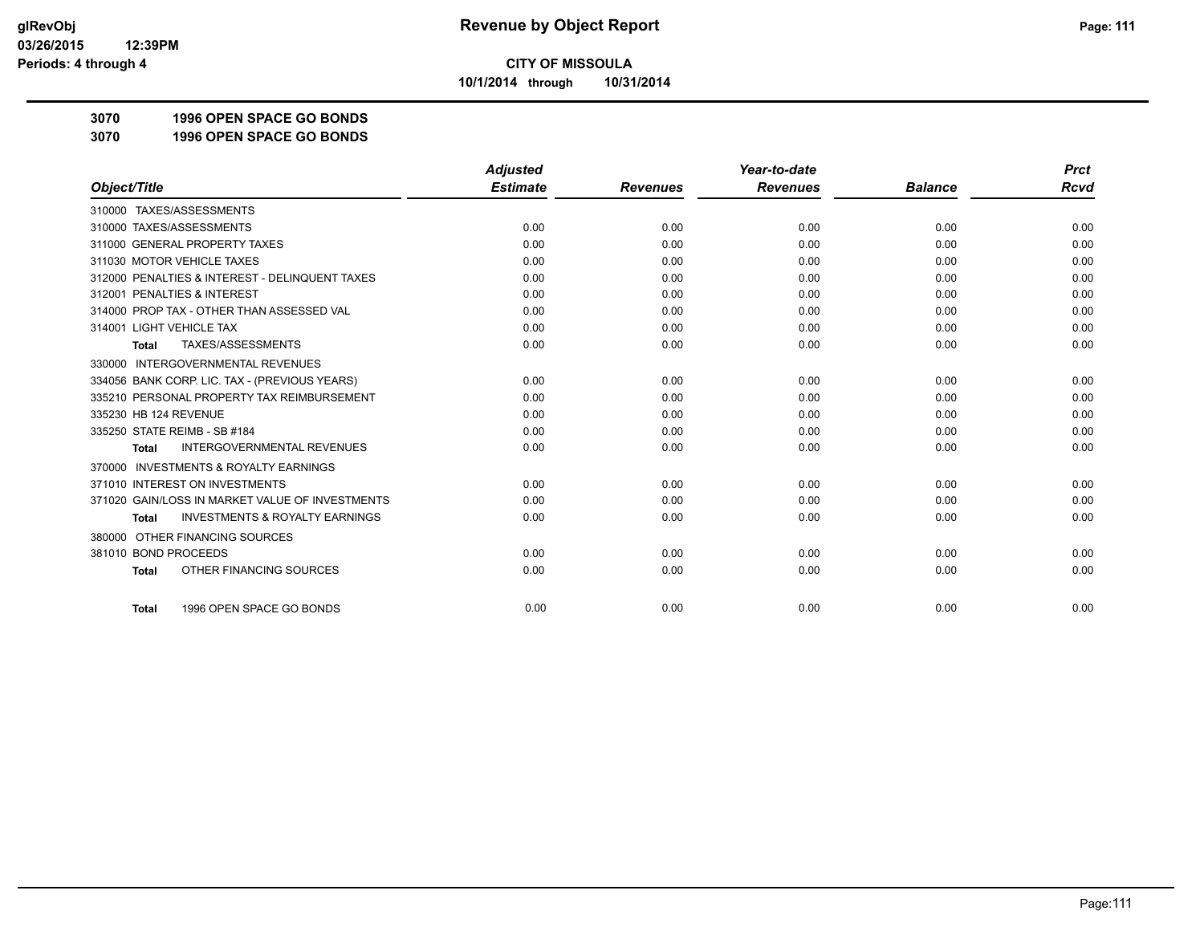# Revenue by Object Report

**CITY OF MISSOULA**

**10/1/2014 through 10/31/2014**

glRevObj
03/26/2015 12:39PM
Periods: 4 through 4

## 3070 1996 OPEN SPACE GO BONDS
## 3070 1996 OPEN SPACE GO BONDS

| Object/Title | Adjusted Estimate | Revenues | Year-to-date Revenues | Balance | Prct Rcvd |
|---|---|---|---|---|---|
| 310000 TAXES/ASSESSMENTS | | | | | |
| 310000 TAXES/ASSESSMENTS | 0.00 | 0.00 | 0.00 | 0.00 | 0.00 |
| 311000 GENERAL PROPERTY TAXES | 0.00 | 0.00 | 0.00 | 0.00 | 0.00 |
| 311030 MOTOR VEHICLE TAXES | 0.00 | 0.00 | 0.00 | 0.00 | 0.00 |
| 312000 PENALTIES & INTEREST - DELINQUENT TAXES | 0.00 | 0.00 | 0.00 | 0.00 | 0.00 |
| 312001 PENALTIES & INTEREST | 0.00 | 0.00 | 0.00 | 0.00 | 0.00 |
| 314000 PROP TAX - OTHER THAN ASSESSED VAL | 0.00 | 0.00 | 0.00 | 0.00 | 0.00 |
| 314001 LIGHT VEHICLE TAX | 0.00 | 0.00 | 0.00 | 0.00 | 0.00 |
| **Total** TAXES/ASSESSMENTS | 0.00 | 0.00 | 0.00 | 0.00 | 0.00 |
| 330000 INTERGOVERNMENTAL REVENUES | | | | | |
| 334056 BANK CORP. LIC. TAX - (PREVIOUS YEARS) | 0.00 | 0.00 | 0.00 | 0.00 | 0.00 |
| 335210 PERSONAL PROPERTY TAX REIMBURSEMENT | 0.00 | 0.00 | 0.00 | 0.00 | 0.00 |
| 335230 HB 124 REVENUE | 0.00 | 0.00 | 0.00 | 0.00 | 0.00 |
| 335250 STATE REIMB - SB #184 | 0.00 | 0.00 | 0.00 | 0.00 | 0.00 |
| **Total** INTERGOVERNMENTAL REVENUES | 0.00 | 0.00 | 0.00 | 0.00 | 0.00 |
| 370000 INVESTMENTS & ROYALTY EARNINGS | | | | | |
| 371010 INTEREST ON INVESTMENTS | 0.00 | 0.00 | 0.00 | 0.00 | 0.00 |
| 371020 GAIN/LOSS IN MARKET VALUE OF INVESTMENTS | 0.00 | 0.00 | 0.00 | 0.00 | 0.00 |
| **Total** INVESTMENTS & ROYALTY EARNINGS | 0.00 | 0.00 | 0.00 | 0.00 | 0.00 |
| 380000 OTHER FINANCING SOURCES | | | | | |
| 381010 BOND PROCEEDS | 0.00 | 0.00 | 0.00 | 0.00 | 0.00 |
| **Total** OTHER FINANCING SOURCES | 0.00 | 0.00 | 0.00 | 0.00 | 0.00 |
| **Total** 1996 OPEN SPACE GO BONDS | 0.00 | 0.00 | 0.00 | 0.00 | 0.00 |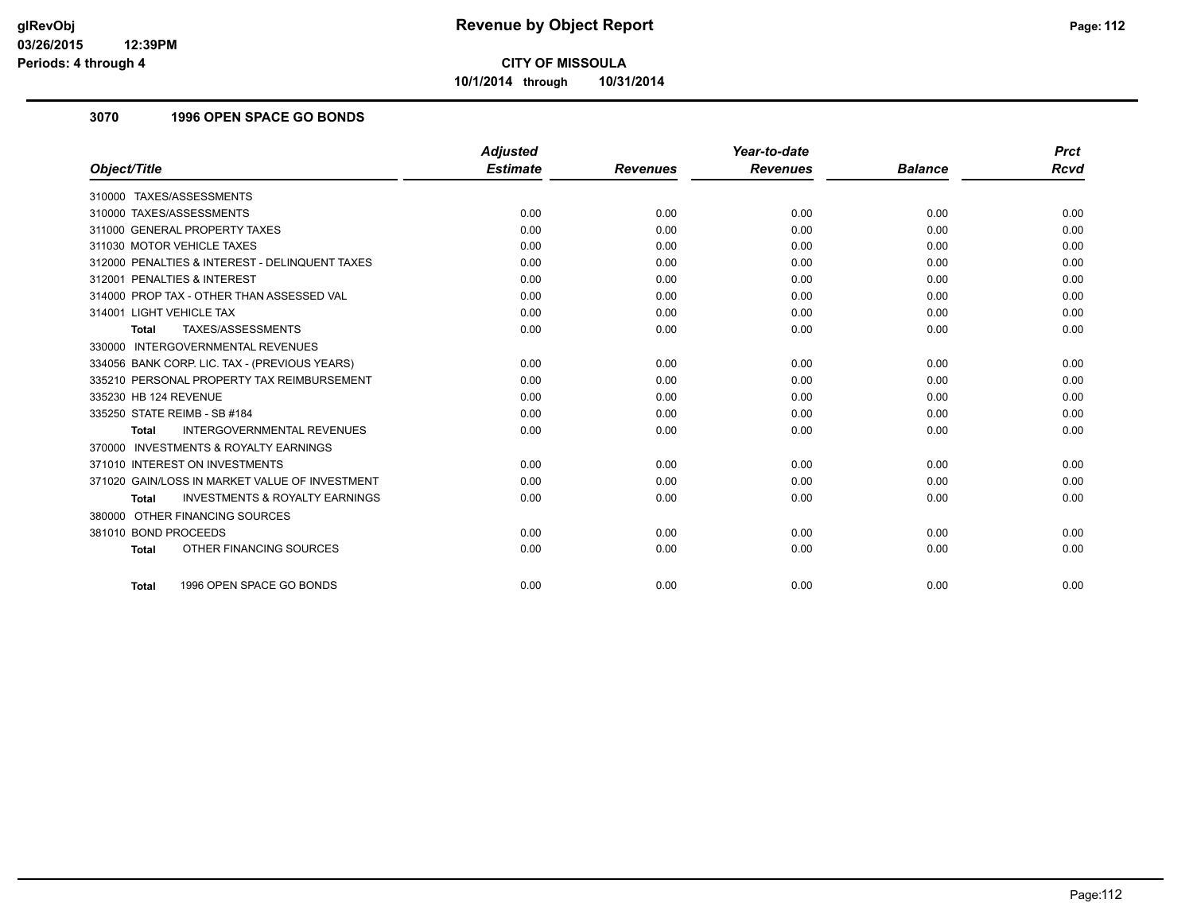**Revenue by Object Report**

**CITY OF MISSOULA**

**10/1/2014 through 10/31/2014**

glRevObj
03/26/2015 12:39PM
Periods: 4 through 4

## 3070 1996 OPEN SPACE GO BONDS

| Object/Title | Adjusted Estimate | Revenues | Year-to-date Revenues | Balance | Prct Rcvd |
|---|---|---|---|---|---|
| 310000 TAXES/ASSESSMENTS | | | | | |
| 310000 TAXES/ASSESSMENTS | 0.00 | 0.00 | 0.00 | 0.00 | 0.00 |
| 311000 GENERAL PROPERTY TAXES | 0.00 | 0.00 | 0.00 | 0.00 | 0.00 |
| 311030 MOTOR VEHICLE TAXES | 0.00 | 0.00 | 0.00 | 0.00 | 0.00 |
| 312000 PENALTIES & INTEREST - DELINQUENT TAXES | 0.00 | 0.00 | 0.00 | 0.00 | 0.00 |
| 312001 PENALTIES & INTEREST | 0.00 | 0.00 | 0.00 | 0.00 | 0.00 |
| 314000 PROP TAX - OTHER THAN ASSESSED VAL | 0.00 | 0.00 | 0.00 | 0.00 | 0.00 |
| 314001 LIGHT VEHICLE TAX | 0.00 | 0.00 | 0.00 | 0.00 | 0.00 |
| **Total** TAXES/ASSESSMENTS | 0.00 | 0.00 | 0.00 | 0.00 | 0.00 |
| 330000 INTERGOVERNMENTAL REVENUES | | | | | |
| 334056 BANK CORP. LIC. TAX - (PREVIOUS YEARS) | 0.00 | 0.00 | 0.00 | 0.00 | 0.00 |
| 335210 PERSONAL PROPERTY TAX REIMBURSEMENT | 0.00 | 0.00 | 0.00 | 0.00 | 0.00 |
| 335230 HB 124 REVENUE | 0.00 | 0.00 | 0.00 | 0.00 | 0.00 |
| 335250 STATE REIMB - SB #184 | 0.00 | 0.00 | 0.00 | 0.00 | 0.00 |
| **Total** INTERGOVERNMENTAL REVENUES | 0.00 | 0.00 | 0.00 | 0.00 | 0.00 |
| 370000 INVESTMENTS & ROYALTY EARNINGS | | | | | |
| 371010 INTEREST ON INVESTMENTS | 0.00 | 0.00 | 0.00 | 0.00 | 0.00 |
| 371020 GAIN/LOSS IN MARKET VALUE OF INVESTMENT | 0.00 | 0.00 | 0.00 | 0.00 | 0.00 |
| **Total** INVESTMENTS & ROYALTY EARNINGS | 0.00 | 0.00 | 0.00 | 0.00 | 0.00 |
| 380000 OTHER FINANCING SOURCES | | | | | |
| 381010 BOND PROCEEDS | 0.00 | 0.00 | 0.00 | 0.00 | 0.00 |
| **Total** OTHER FINANCING SOURCES | 0.00 | 0.00 | 0.00 | 0.00 | 0.00 |
| **Total** 1996 OPEN SPACE GO BONDS | 0.00 | 0.00 | 0.00 | 0.00 | 0.00 |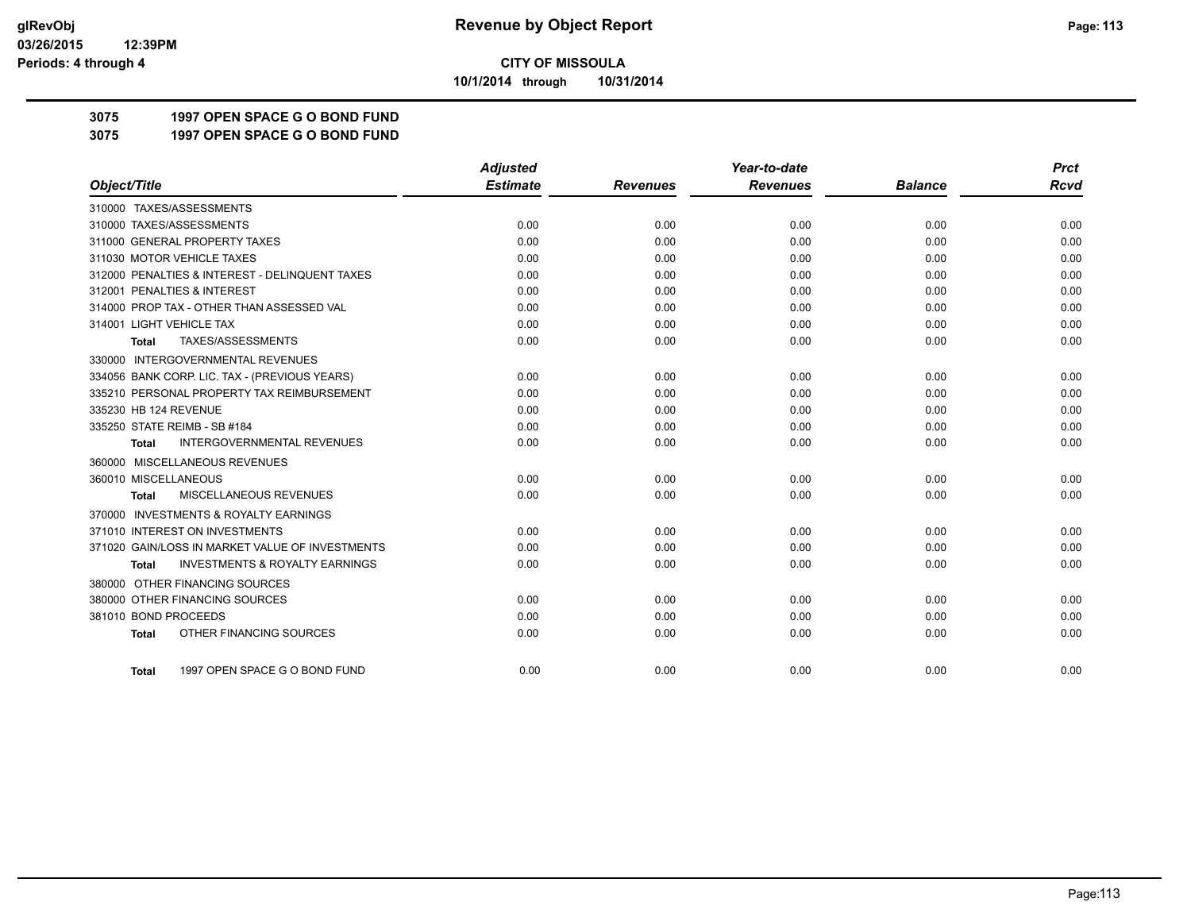**Revenue by Object Report**

**CITY OF MISSOULA**

**10/1/2014 through 10/31/2014**

**3075 1997 OPEN SPACE G O BOND FUND**

**3075 1997 OPEN SPACE G O BOND FUND**

| Object/Title | Adjusted Estimate | Revenues | Year-to-date Revenues | Balance | Prct Rcvd |
|---|---|---|---|---|---|
| 310000 TAXES/ASSESSMENTS | | | | | |
| 310000 TAXES/ASSESSMENTS | 0.00 | 0.00 | 0.00 | 0.00 | 0.00 |
| 311000 GENERAL PROPERTY TAXES | 0.00 | 0.00 | 0.00 | 0.00 | 0.00 |
| 311030 MOTOR VEHICLE TAXES | 0.00 | 0.00 | 0.00 | 0.00 | 0.00 |
| 312000 PENALTIES & INTEREST - DELINQUENT TAXES | 0.00 | 0.00 | 0.00 | 0.00 | 0.00 |
| 312001 PENALTIES & INTEREST | 0.00 | 0.00 | 0.00 | 0.00 | 0.00 |
| 314000 PROP TAX - OTHER THAN ASSESSED VAL | 0.00 | 0.00 | 0.00 | 0.00 | 0.00 |
| 314001 LIGHT VEHICLE TAX | 0.00 | 0.00 | 0.00 | 0.00 | 0.00 |
| **Total** TAXES/ASSESSMENTS | 0.00 | 0.00 | 0.00 | 0.00 | 0.00 |
| 330000 INTERGOVERNMENTAL REVENUES | | | | | |
| 334056 BANK CORP. LIC. TAX - (PREVIOUS YEARS) | 0.00 | 0.00 | 0.00 | 0.00 | 0.00 |
| 335210 PERSONAL PROPERTY TAX REIMBURSEMENT | 0.00 | 0.00 | 0.00 | 0.00 | 0.00 |
| 335230 HB 124 REVENUE | 0.00 | 0.00 | 0.00 | 0.00 | 0.00 |
| 335250 STATE REIMB - SB #184 | 0.00 | 0.00 | 0.00 | 0.00 | 0.00 |
| **Total** INTERGOVERNMENTAL REVENUES | 0.00 | 0.00 | 0.00 | 0.00 | 0.00 |
| 360000 MISCELLANEOUS REVENUES | | | | | |
| 360010 MISCELLANEOUS | 0.00 | 0.00 | 0.00 | 0.00 | 0.00 |
| **Total** MISCELLANEOUS REVENUES | 0.00 | 0.00 | 0.00 | 0.00 | 0.00 |
| 370000 INVESTMENTS & ROYALTY EARNINGS | | | | | |
| 371010 INTEREST ON INVESTMENTS | 0.00 | 0.00 | 0.00 | 0.00 | 0.00 |
| 371020 GAIN/LOSS IN MARKET VALUE OF INVESTMENTS | 0.00 | 0.00 | 0.00 | 0.00 | 0.00 |
| **Total** INVESTMENTS & ROYALTY EARNINGS | 0.00 | 0.00 | 0.00 | 0.00 | 0.00 |
| 380000 OTHER FINANCING SOURCES | | | | | |
| 380000 OTHER FINANCING SOURCES | 0.00 | 0.00 | 0.00 | 0.00 | 0.00 |
| 381010 BOND PROCEEDS | 0.00 | 0.00 | 0.00 | 0.00 | 0.00 |
| **Total** OTHER FINANCING SOURCES | 0.00 | 0.00 | 0.00 | 0.00 | 0.00 |
| **Total** 1997 OPEN SPACE G O BOND FUND | 0.00 | 0.00 | 0.00 | 0.00 | 0.00 |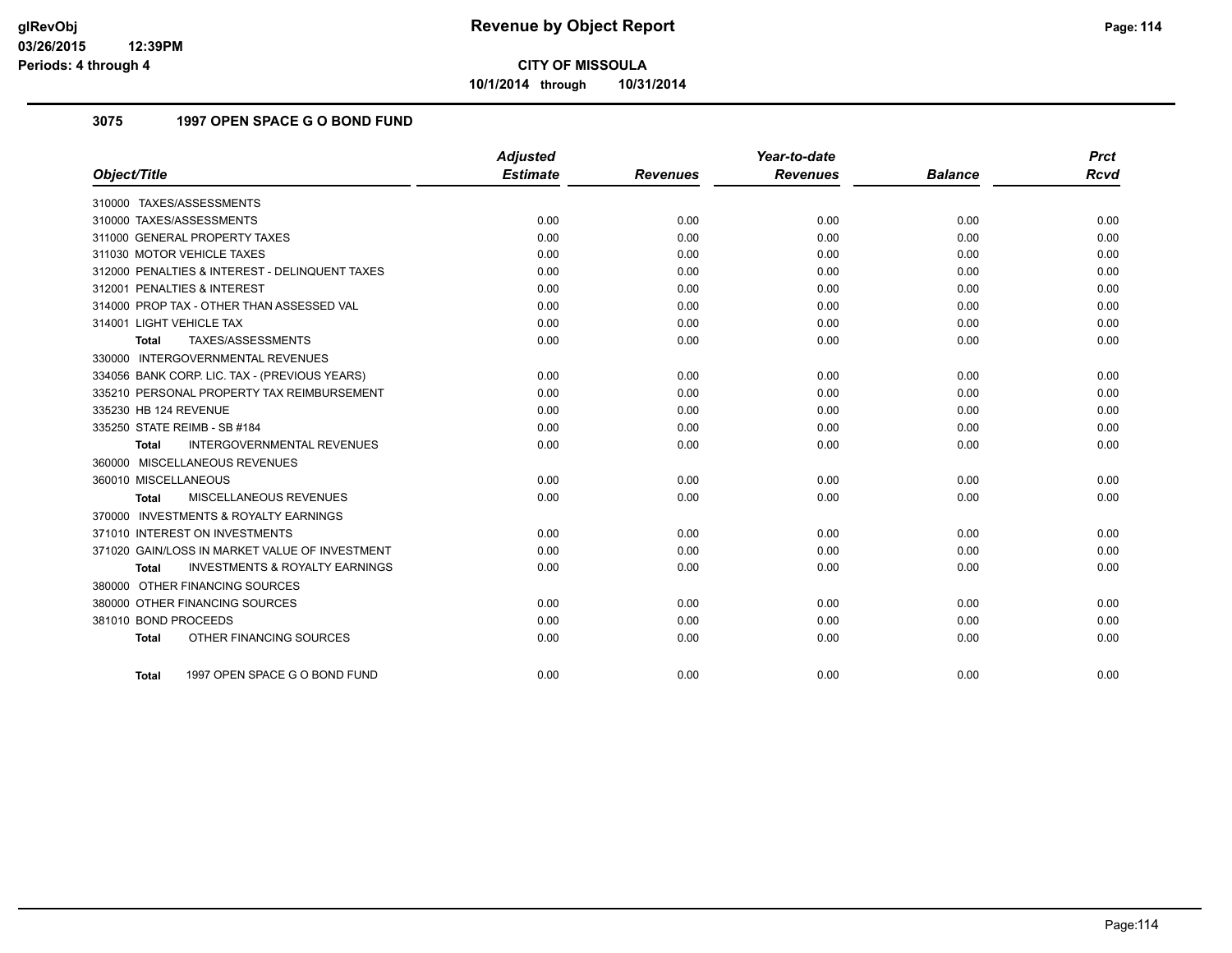# Revenue by Object Report

**CITY OF MISSOULA**

10/1/2014 through 10/31/2014

### 3075 1997 OPEN SPACE G O BOND FUND

| Object/Title | Adjusted Estimate | Revenues | Year-to-date Revenues | Balance | Prct Rcvd |
|---|---|---|---|---|---|
| 310000 TAXES/ASSESSMENTS | | | | | |
| 310000 TAXES/ASSESSMENTS | 0.00 | 0.00 | 0.00 | 0.00 | 0.00 |
| 311000 GENERAL PROPERTY TAXES | 0.00 | 0.00 | 0.00 | 0.00 | 0.00 |
| 311030 MOTOR VEHICLE TAXES | 0.00 | 0.00 | 0.00 | 0.00 | 0.00 |
| 312000 PENALTIES & INTEREST - DELINQUENT TAXES | 0.00 | 0.00 | 0.00 | 0.00 | 0.00 |
| 312001 PENALTIES & INTEREST | 0.00 | 0.00 | 0.00 | 0.00 | 0.00 |
| 314000 PROP TAX - OTHER THAN ASSESSED VAL | 0.00 | 0.00 | 0.00 | 0.00 | 0.00 |
| 314001 LIGHT VEHICLE TAX | 0.00 | 0.00 | 0.00 | 0.00 | 0.00 |
| **Total** TAXES/ASSESSMENTS | 0.00 | 0.00 | 0.00 | 0.00 | 0.00 |
| 330000 INTERGOVERNMENTAL REVENUES | | | | | |
| 334056 BANK CORP. LIC. TAX - (PREVIOUS YEARS) | 0.00 | 0.00 | 0.00 | 0.00 | 0.00 |
| 335210 PERSONAL PROPERTY TAX REIMBURSEMENT | 0.00 | 0.00 | 0.00 | 0.00 | 0.00 |
| 335230 HB 124 REVENUE | 0.00 | 0.00 | 0.00 | 0.00 | 0.00 |
| 335250 STATE REIMB - SB #184 | 0.00 | 0.00 | 0.00 | 0.00 | 0.00 |
| **Total** INTERGOVERNMENTAL REVENUES | 0.00 | 0.00 | 0.00 | 0.00 | 0.00 |
| 360000 MISCELLANEOUS REVENUES | | | | | |
| 360010 MISCELLANEOUS | 0.00 | 0.00 | 0.00 | 0.00 | 0.00 |
| **Total** MISCELLANEOUS REVENUES | 0.00 | 0.00 | 0.00 | 0.00 | 0.00 |
| 370000 INVESTMENTS & ROYALTY EARNINGS | | | | | |
| 371010 INTEREST ON INVESTMENTS | 0.00 | 0.00 | 0.00 | 0.00 | 0.00 |
| 371020 GAIN/LOSS IN MARKET VALUE OF INVESTMENT | 0.00 | 0.00 | 0.00 | 0.00 | 0.00 |
| **Total** INVESTMENTS & ROYALTY EARNINGS | 0.00 | 0.00 | 0.00 | 0.00 | 0.00 |
| 380000 OTHER FINANCING SOURCES | | | | | |
| 380000 OTHER FINANCING SOURCES | 0.00 | 0.00 | 0.00 | 0.00 | 0.00 |
| 381010 BOND PROCEEDS | 0.00 | 0.00 | 0.00 | 0.00 | 0.00 |
| **Total** OTHER FINANCING SOURCES | 0.00 | 0.00 | 0.00 | 0.00 | 0.00 |
| **Total** 1997 OPEN SPACE G O BOND FUND | 0.00 | 0.00 | 0.00 | 0.00 | 0.00 |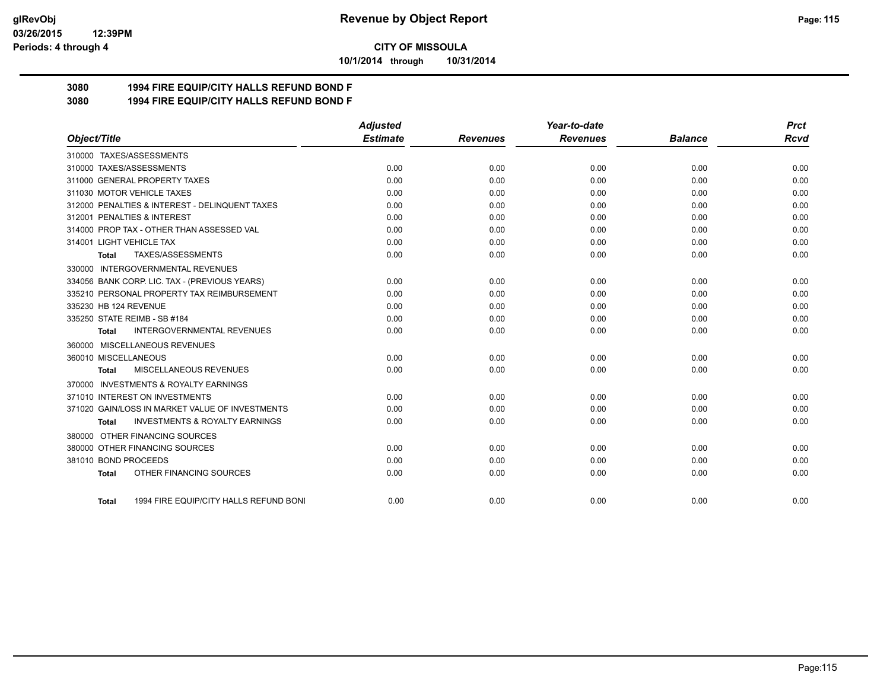**CITY OF MISSOULA**

**10/1/2014 through 10/31/2014**

**3080 1994 FIRE EQUIP/CITY HALLS REFUND BOND F**

**3080 1994 FIRE EQUIP/CITY HALLS REFUND BOND F**

| Object/Title | Adjusted Estimate | Revenues | Year-to-date Revenues | Balance | Prct Rcvd |
|---|---|---|---|---|---|
| 310000 TAXES/ASSESSMENTS | | | | | |
| 310000 TAXES/ASSESSMENTS | 0.00 | 0.00 | 0.00 | 0.00 | 0.00 |
| 311000 GENERAL PROPERTY TAXES | 0.00 | 0.00 | 0.00 | 0.00 | 0.00 |
| 311030 MOTOR VEHICLE TAXES | 0.00 | 0.00 | 0.00 | 0.00 | 0.00 |
| 312000 PENALTIES & INTEREST - DELINQUENT TAXES | 0.00 | 0.00 | 0.00 | 0.00 | 0.00 |
| 312001 PENALTIES & INTEREST | 0.00 | 0.00 | 0.00 | 0.00 | 0.00 |
| 314000 PROP TAX - OTHER THAN ASSESSED VAL | 0.00 | 0.00 | 0.00 | 0.00 | 0.00 |
| 314001 LIGHT VEHICLE TAX | 0.00 | 0.00 | 0.00 | 0.00 | 0.00 |
| **Total** TAXES/ASSESSMENTS | 0.00 | 0.00 | 0.00 | 0.00 | 0.00 |
| 330000 INTERGOVERNMENTAL REVENUES | | | | | |
| 334056 BANK CORP. LIC. TAX - (PREVIOUS YEARS) | 0.00 | 0.00 | 0.00 | 0.00 | 0.00 |
| 335210 PERSONAL PROPERTY TAX REIMBURSEMENT | 0.00 | 0.00 | 0.00 | 0.00 | 0.00 |
| 335230 HB 124 REVENUE | 0.00 | 0.00 | 0.00 | 0.00 | 0.00 |
| 335250 STATE REIMB - SB #184 | 0.00 | 0.00 | 0.00 | 0.00 | 0.00 |
| **Total** INTERGOVERNMENTAL REVENUES | 0.00 | 0.00 | 0.00 | 0.00 | 0.00 |
| 360000 MISCELLANEOUS REVENUES | | | | | |
| 360010 MISCELLANEOUS | 0.00 | 0.00 | 0.00 | 0.00 | 0.00 |
| **Total** MISCELLANEOUS REVENUES | 0.00 | 0.00 | 0.00 | 0.00 | 0.00 |
| 370000 INVESTMENTS & ROYALTY EARNINGS | | | | | |
| 371010 INTEREST ON INVESTMENTS | 0.00 | 0.00 | 0.00 | 0.00 | 0.00 |
| 371020 GAIN/LOSS IN MARKET VALUE OF INVESTMENTS | 0.00 | 0.00 | 0.00 | 0.00 | 0.00 |
| **Total** INVESTMENTS & ROYALTY EARNINGS | 0.00 | 0.00 | 0.00 | 0.00 | 0.00 |
| 380000 OTHER FINANCING SOURCES | | | | | |
| 380000 OTHER FINANCING SOURCES | 0.00 | 0.00 | 0.00 | 0.00 | 0.00 |
| 381010 BOND PROCEEDS | 0.00 | 0.00 | 0.00 | 0.00 | 0.00 |
| **Total** OTHER FINANCING SOURCES | 0.00 | 0.00 | 0.00 | 0.00 | 0.00 |
| **Total** 1994 FIRE EQUIP/CITY HALLS REFUND BONI | 0.00 | 0.00 | 0.00 | 0.00 | 0.00 |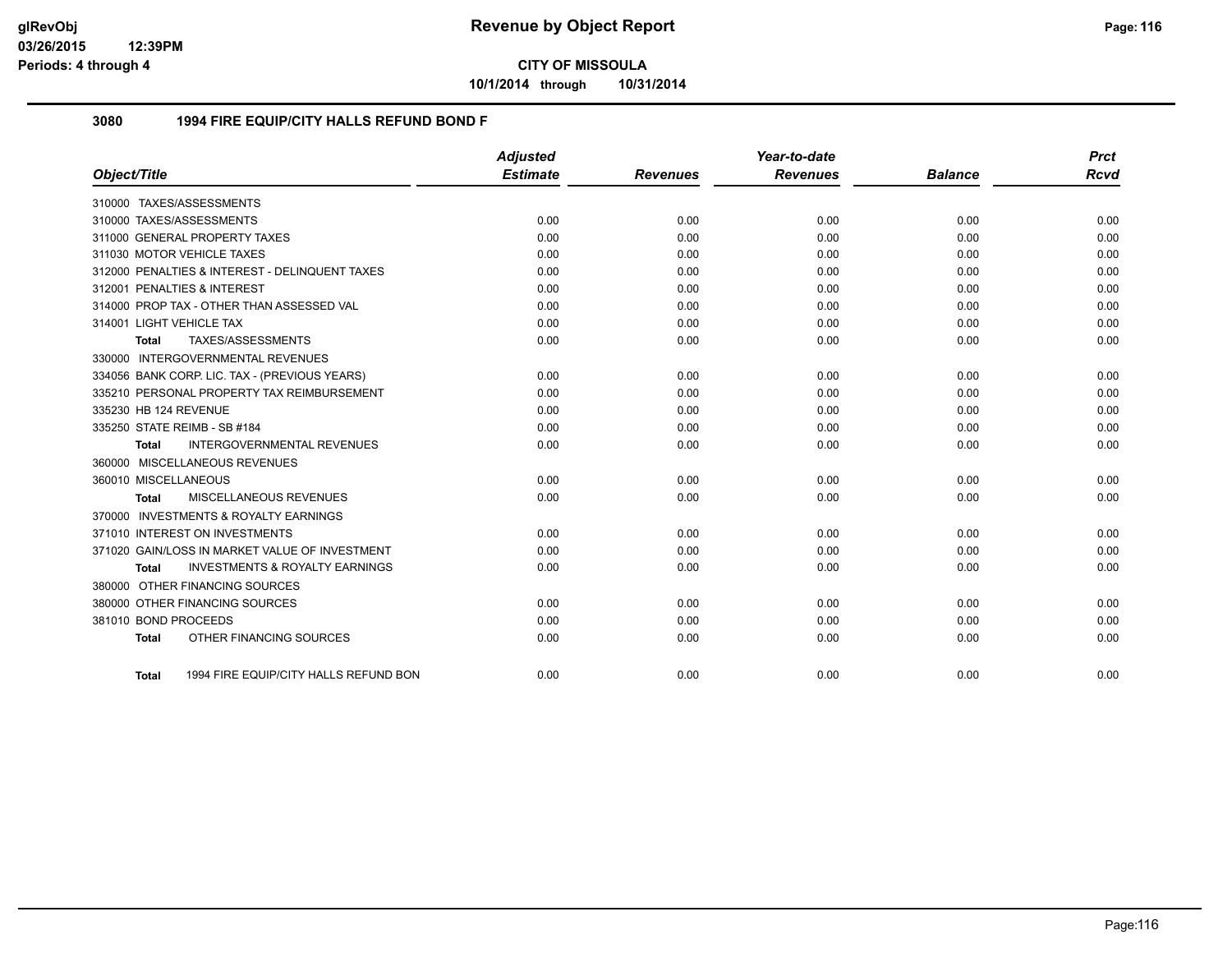# Revenue by Object Report

**CITY OF MISSOULA**

**10/1/2014 through 10/31/2014**

glRevObj
03/26/2015 12:39PM
Periods: 4 through 4

## 3080 1994 FIRE EQUIP/CITY HALLS REFUND BOND F

| Object/Title | Adjusted Estimate | Revenues | Year-to-date Revenues | Balance | Prct Rcvd |
|---|---|---|---|---|---|
| 310000 TAXES/ASSESSMENTS | | | | | |
| 310000 TAXES/ASSESSMENTS | 0.00 | 0.00 | 0.00 | 0.00 | 0.00 |
| 311000 GENERAL PROPERTY TAXES | 0.00 | 0.00 | 0.00 | 0.00 | 0.00 |
| 311030 MOTOR VEHICLE TAXES | 0.00 | 0.00 | 0.00 | 0.00 | 0.00 |
| 312000 PENALTIES & INTEREST - DELINQUENT TAXES | 0.00 | 0.00 | 0.00 | 0.00 | 0.00 |
| 312001 PENALTIES & INTEREST | 0.00 | 0.00 | 0.00 | 0.00 | 0.00 |
| 314000 PROP TAX - OTHER THAN ASSESSED VAL | 0.00 | 0.00 | 0.00 | 0.00 | 0.00 |
| 314001 LIGHT VEHICLE TAX | 0.00 | 0.00 | 0.00 | 0.00 | 0.00 |
| **Total** TAXES/ASSESSMENTS | 0.00 | 0.00 | 0.00 | 0.00 | 0.00 |
| 330000 INTERGOVERNMENTAL REVENUES | | | | | |
| 334056 BANK CORP. LIC. TAX - (PREVIOUS YEARS) | 0.00 | 0.00 | 0.00 | 0.00 | 0.00 |
| 335210 PERSONAL PROPERTY TAX REIMBURSEMENT | 0.00 | 0.00 | 0.00 | 0.00 | 0.00 |
| 335230 HB 124 REVENUE | 0.00 | 0.00 | 0.00 | 0.00 | 0.00 |
| 335250 STATE REIMB - SB #184 | 0.00 | 0.00 | 0.00 | 0.00 | 0.00 |
| **Total** INTERGOVERNMENTAL REVENUES | 0.00 | 0.00 | 0.00 | 0.00 | 0.00 |
| 360000 MISCELLANEOUS REVENUES | | | | | |
| 360010 MISCELLANEOUS | 0.00 | 0.00 | 0.00 | 0.00 | 0.00 |
| **Total** MISCELLANEOUS REVENUES | 0.00 | 0.00 | 0.00 | 0.00 | 0.00 |
| 370000 INVESTMENTS & ROYALTY EARNINGS | | | | | |
| 371010 INTEREST ON INVESTMENTS | 0.00 | 0.00 | 0.00 | 0.00 | 0.00 |
| 371020 GAIN/LOSS IN MARKET VALUE OF INVESTMENT | 0.00 | 0.00 | 0.00 | 0.00 | 0.00 |
| **Total** INVESTMENTS & ROYALTY EARNINGS | 0.00 | 0.00 | 0.00 | 0.00 | 0.00 |
| 380000 OTHER FINANCING SOURCES | | | | | |
| 380000 OTHER FINANCING SOURCES | 0.00 | 0.00 | 0.00 | 0.00 | 0.00 |
| 381010 BOND PROCEEDS | 0.00 | 0.00 | 0.00 | 0.00 | 0.00 |
| **Total** OTHER FINANCING SOURCES | 0.00 | 0.00 | 0.00 | 0.00 | 0.00 |
| **Total** 1994 FIRE EQUIP/CITY HALLS REFUND BON | 0.00 | 0.00 | 0.00 | 0.00 | 0.00 |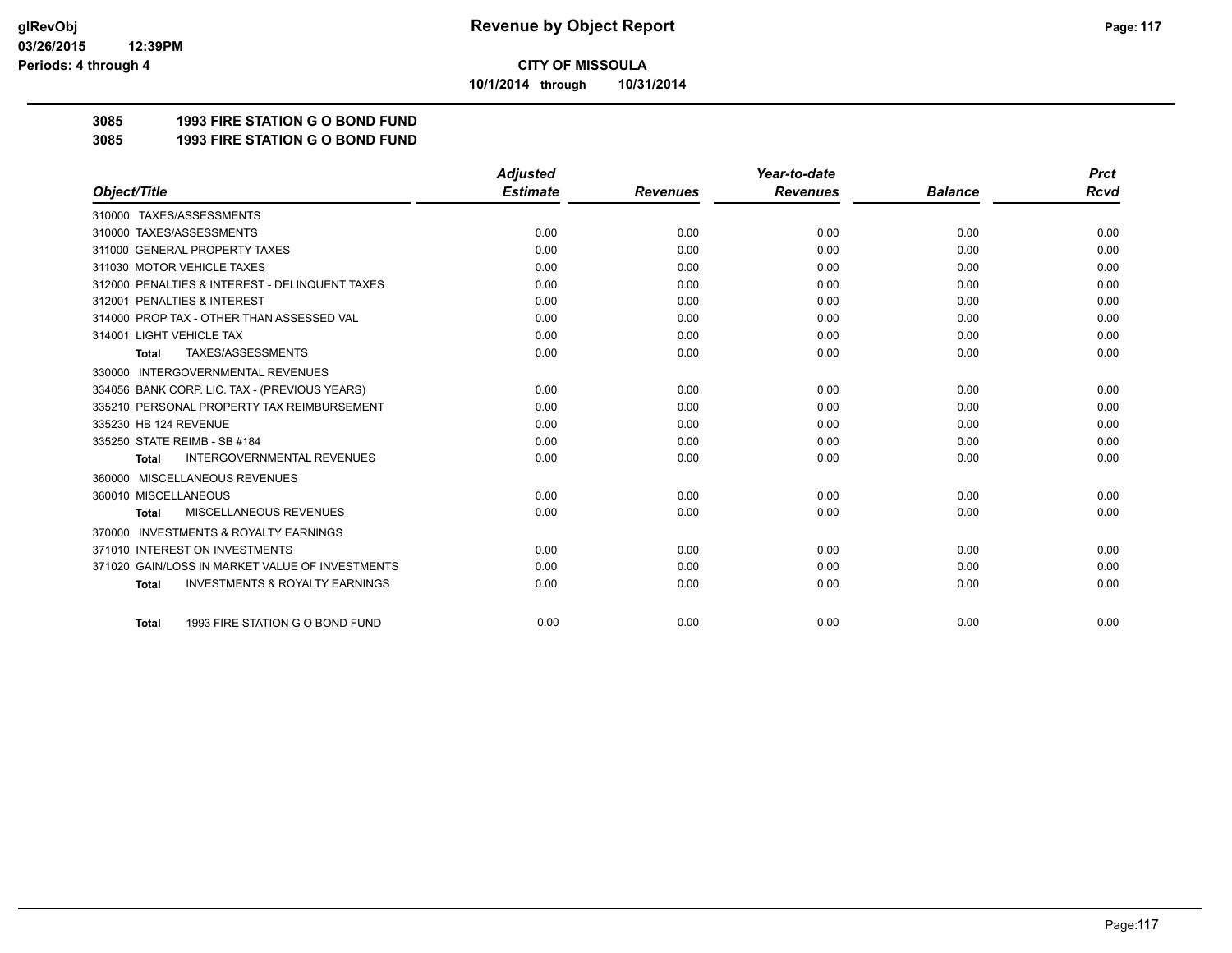# Revenue by Object Report

**CITY OF MISSOULA**

**10/1/2014 through 10/31/2014**

**3085 1993 FIRE STATION G O BOND FUND**

**3085 1993 FIRE STATION G O BOND FUND**

| Object/Title | Adjusted Estimate | Revenues | Year-to-date Revenues | Balance | Prct Rcvd |
|---|---|---|---|---|---|
| 310000 TAXES/ASSESSMENTS | | | | | |
| 310000 TAXES/ASSESSMENTS | 0.00 | 0.00 | 0.00 | 0.00 | 0.00 |
| 311000 GENERAL PROPERTY TAXES | 0.00 | 0.00 | 0.00 | 0.00 | 0.00 |
| 311030 MOTOR VEHICLE TAXES | 0.00 | 0.00 | 0.00 | 0.00 | 0.00 |
| 312000 PENALTIES & INTEREST - DELINQUENT TAXES | 0.00 | 0.00 | 0.00 | 0.00 | 0.00 |
| 312001 PENALTIES & INTEREST | 0.00 | 0.00 | 0.00 | 0.00 | 0.00 |
| 314000 PROP TAX - OTHER THAN ASSESSED VAL | 0.00 | 0.00 | 0.00 | 0.00 | 0.00 |
| 314001 LIGHT VEHICLE TAX | 0.00 | 0.00 | 0.00 | 0.00 | 0.00 |
| **Total** TAXES/ASSESSMENTS | 0.00 | 0.00 | 0.00 | 0.00 | 0.00 |
| 330000 INTERGOVERNMENTAL REVENUES | | | | | |
| 334056 BANK CORP. LIC. TAX - (PREVIOUS YEARS) | 0.00 | 0.00 | 0.00 | 0.00 | 0.00 |
| 335210 PERSONAL PROPERTY TAX REIMBURSEMENT | 0.00 | 0.00 | 0.00 | 0.00 | 0.00 |
| 335230 HB 124 REVENUE | 0.00 | 0.00 | 0.00 | 0.00 | 0.00 |
| 335250 STATE REIMB - SB #184 | 0.00 | 0.00 | 0.00 | 0.00 | 0.00 |
| **Total** INTERGOVERNMENTAL REVENUES | 0.00 | 0.00 | 0.00 | 0.00 | 0.00 |
| 360000 MISCELLANEOUS REVENUES | | | | | |
| 360010 MISCELLANEOUS | 0.00 | 0.00 | 0.00 | 0.00 | 0.00 |
| **Total** MISCELLANEOUS REVENUES | 0.00 | 0.00 | 0.00 | 0.00 | 0.00 |
| 370000 INVESTMENTS & ROYALTY EARNINGS | | | | | |
| 371010 INTEREST ON INVESTMENTS | 0.00 | 0.00 | 0.00 | 0.00 | 0.00 |
| 371020 GAIN/LOSS IN MARKET VALUE OF INVESTMENTS | 0.00 | 0.00 | 0.00 | 0.00 | 0.00 |
| **Total** INVESTMENTS & ROYALTY EARNINGS | 0.00 | 0.00 | 0.00 | 0.00 | 0.00 |
| **Total** 1993 FIRE STATION G O BOND FUND | 0.00 | 0.00 | 0.00 | 0.00 | 0.00 |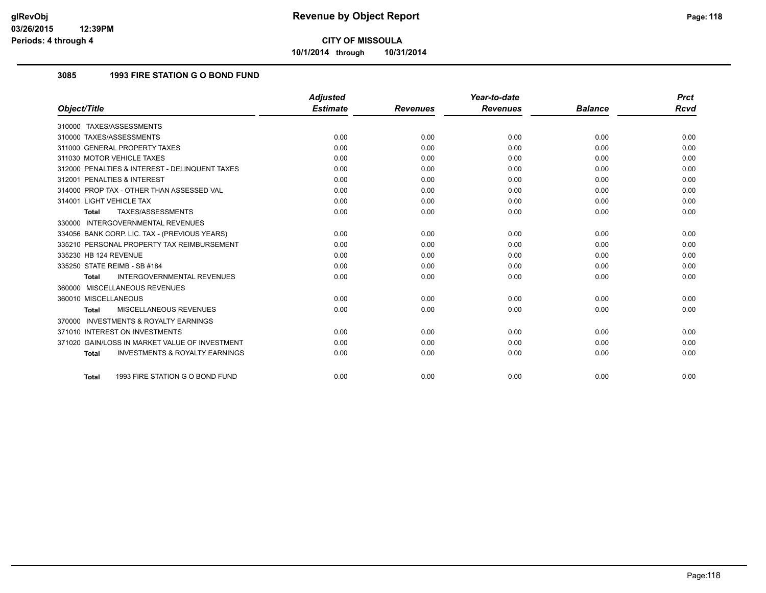# Revenue by Object Report

**CITY OF MISSOULA**

**10/1/2014 through 10/31/2014**

glRevObj
03/26/2015 12:39PM
Periods: 4 through 4

## 3085 1993 FIRE STATION G O BOND FUND

| Object/Title | Adjusted Estimate | Revenues | Year-to-date Revenues | Balance | Prct Rcvd |
|---|---|---|---|---|---|
| 310000 TAXES/ASSESSMENTS | | | | | |
| 310000 TAXES/ASSESSMENTS | 0.00 | 0.00 | 0.00 | 0.00 | 0.00 |
| 311000 GENERAL PROPERTY TAXES | 0.00 | 0.00 | 0.00 | 0.00 | 0.00 |
| 311030 MOTOR VEHICLE TAXES | 0.00 | 0.00 | 0.00 | 0.00 | 0.00 |
| 312000 PENALTIES & INTEREST - DELINQUENT TAXES | 0.00 | 0.00 | 0.00 | 0.00 | 0.00 |
| 312001 PENALTIES & INTEREST | 0.00 | 0.00 | 0.00 | 0.00 | 0.00 |
| 314000 PROP TAX - OTHER THAN ASSESSED VAL | 0.00 | 0.00 | 0.00 | 0.00 | 0.00 |
| 314001 LIGHT VEHICLE TAX | 0.00 | 0.00 | 0.00 | 0.00 | 0.00 |
| **Total** TAXES/ASSESSMENTS | 0.00 | 0.00 | 0.00 | 0.00 | 0.00 |
| 330000 INTERGOVERNMENTAL REVENUES | | | | | |
| 334056 BANK CORP. LIC. TAX - (PREVIOUS YEARS) | 0.00 | 0.00 | 0.00 | 0.00 | 0.00 |
| 335210 PERSONAL PROPERTY TAX REIMBURSEMENT | 0.00 | 0.00 | 0.00 | 0.00 | 0.00 |
| 335230 HB 124 REVENUE | 0.00 | 0.00 | 0.00 | 0.00 | 0.00 |
| 335250 STATE REIMB - SB #184 | 0.00 | 0.00 | 0.00 | 0.00 | 0.00 |
| **Total** INTERGOVERNMENTAL REVENUES | 0.00 | 0.00 | 0.00 | 0.00 | 0.00 |
| 360000 MISCELLANEOUS REVENUES | | | | | |
| 360010 MISCELLANEOUS | 0.00 | 0.00 | 0.00 | 0.00 | 0.00 |
| **Total** MISCELLANEOUS REVENUES | 0.00 | 0.00 | 0.00 | 0.00 | 0.00 |
| 370000 INVESTMENTS & ROYALTY EARNINGS | | | | | |
| 371010 INTEREST ON INVESTMENTS | 0.00 | 0.00 | 0.00 | 0.00 | 0.00 |
| 371020 GAIN/LOSS IN MARKET VALUE OF INVESTMENT | 0.00 | 0.00 | 0.00 | 0.00 | 0.00 |
| **Total** INVESTMENTS & ROYALTY EARNINGS | 0.00 | 0.00 | 0.00 | 0.00 | 0.00 |
| **Total** 1993 FIRE STATION G O BOND FUND | 0.00 | 0.00 | 0.00 | 0.00 | 0.00 |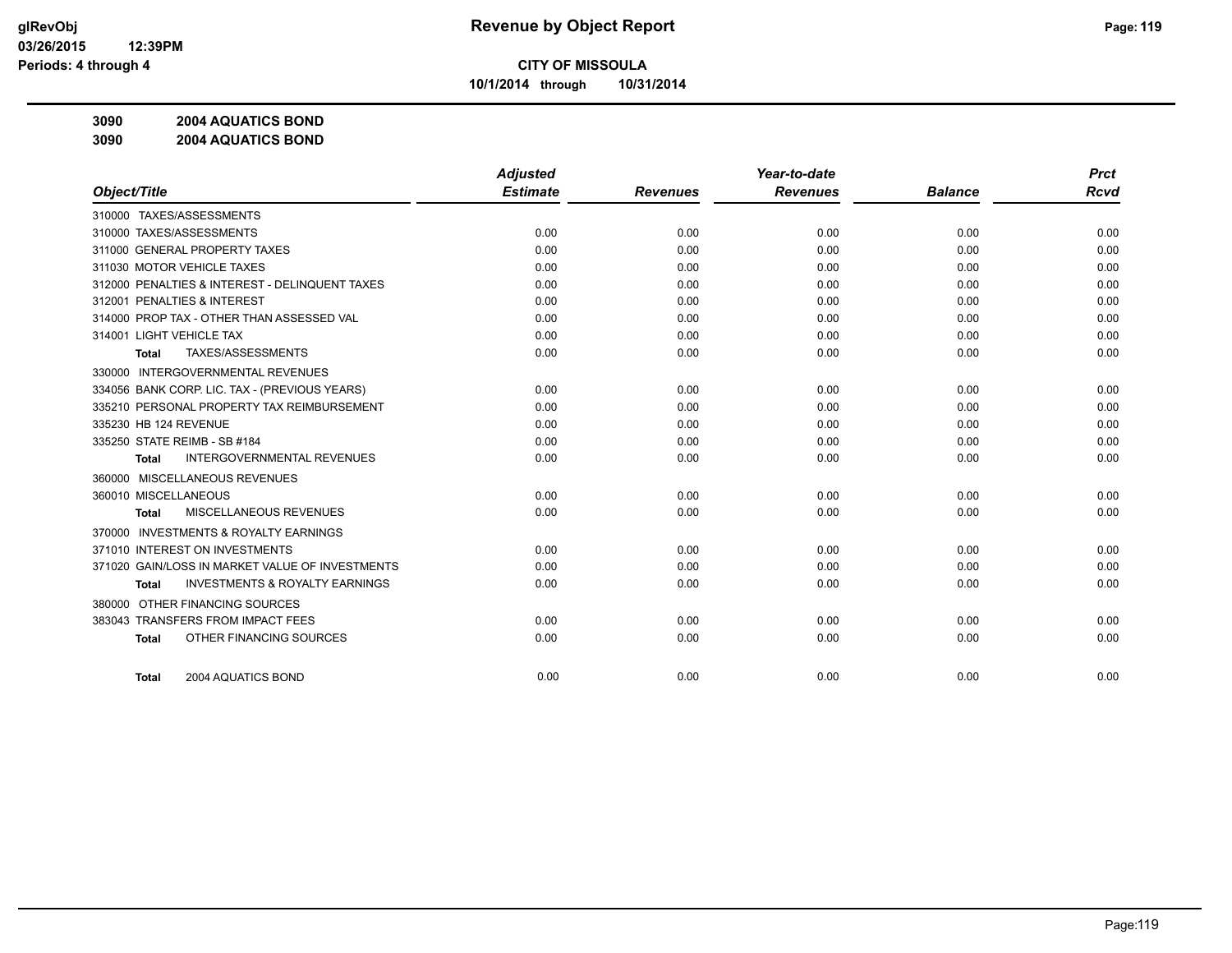# Revenue by Object Report

**CITY OF MISSOULA**

**10/1/2014 through 10/31/2014**

glRevObj
03/26/2015 12:39PM
Periods: 4 through 4

**3090 2004 AQUATICS BOND**

**3090 2004 AQUATICS BOND**

| Object/Title | Adjusted Estimate | Revenues | Year-to-date Revenues | Balance | Prct Rcvd |
|---|---|---|---|---|---|
| 310000 TAXES/ASSESSMENTS | | | | | |
| 310000 TAXES/ASSESSMENTS | 0.00 | 0.00 | 0.00 | 0.00 | 0.00 |
| 311000 GENERAL PROPERTY TAXES | 0.00 | 0.00 | 0.00 | 0.00 | 0.00 |
| 311030 MOTOR VEHICLE TAXES | 0.00 | 0.00 | 0.00 | 0.00 | 0.00 |
| 312000 PENALTIES & INTEREST - DELINQUENT TAXES | 0.00 | 0.00 | 0.00 | 0.00 | 0.00 |
| 312001 PENALTIES & INTEREST | 0.00 | 0.00 | 0.00 | 0.00 | 0.00 |
| 314000 PROP TAX - OTHER THAN ASSESSED VAL | 0.00 | 0.00 | 0.00 | 0.00 | 0.00 |
| 314001 LIGHT VEHICLE TAX | 0.00 | 0.00 | 0.00 | 0.00 | 0.00 |
| **Total** TAXES/ASSESSMENTS | 0.00 | 0.00 | 0.00 | 0.00 | 0.00 |
| 330000 INTERGOVERNMENTAL REVENUES | | | | | |
| 334056 BANK CORP. LIC. TAX - (PREVIOUS YEARS) | 0.00 | 0.00 | 0.00 | 0.00 | 0.00 |
| 335210 PERSONAL PROPERTY TAX REIMBURSEMENT | 0.00 | 0.00 | 0.00 | 0.00 | 0.00 |
| 335230 HB 124 REVENUE | 0.00 | 0.00 | 0.00 | 0.00 | 0.00 |
| 335250 STATE REIMB - SB #184 | 0.00 | 0.00 | 0.00 | 0.00 | 0.00 |
| **Total** INTERGOVERNMENTAL REVENUES | 0.00 | 0.00 | 0.00 | 0.00 | 0.00 |
| 360000 MISCELLANEOUS REVENUES | | | | | |
| 360010 MISCELLANEOUS | 0.00 | 0.00 | 0.00 | 0.00 | 0.00 |
| **Total** MISCELLANEOUS REVENUES | 0.00 | 0.00 | 0.00 | 0.00 | 0.00 |
| 370000 INVESTMENTS & ROYALTY EARNINGS | | | | | |
| 371010 INTEREST ON INVESTMENTS | 0.00 | 0.00 | 0.00 | 0.00 | 0.00 |
| 371020 GAIN/LOSS IN MARKET VALUE OF INVESTMENTS | 0.00 | 0.00 | 0.00 | 0.00 | 0.00 |
| **Total** INVESTMENTS & ROYALTY EARNINGS | 0.00 | 0.00 | 0.00 | 0.00 | 0.00 |
| 380000 OTHER FINANCING SOURCES | | | | | |
| 383043 TRANSFERS FROM IMPACT FEES | 0.00 | 0.00 | 0.00 | 0.00 | 0.00 |
| **Total** OTHER FINANCING SOURCES | 0.00 | 0.00 | 0.00 | 0.00 | 0.00 |
| **Total** 2004 AQUATICS BOND | 0.00 | 0.00 | 0.00 | 0.00 | 0.00 |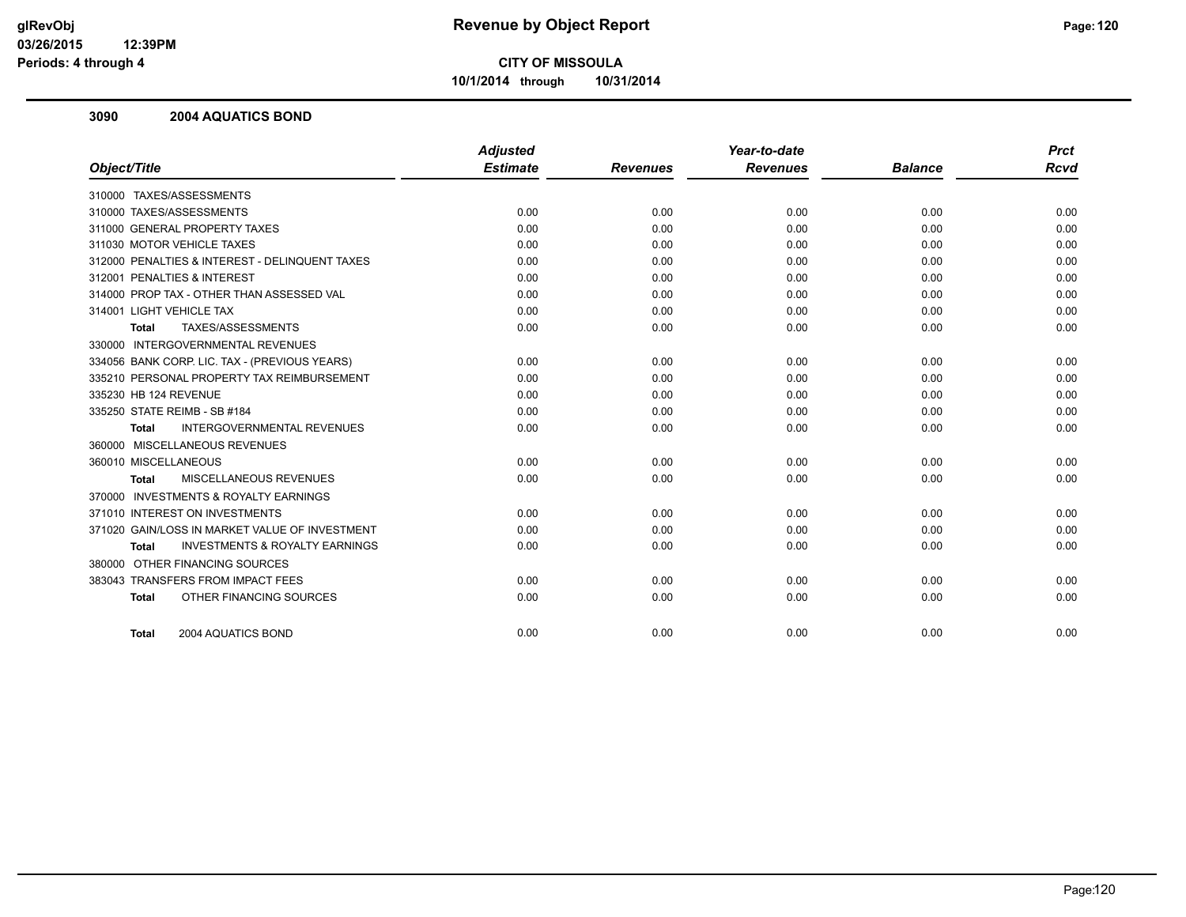# Revenue by Object Report

**CITY OF MISSOULA**

**10/1/2014 through 10/31/2014**

glRevObj
03/26/2015 12:39PM
Periods: 4 through 4

### 3090 2004 AQUATICS BOND

| Object/Title | Adjusted Estimate | Revenues | Year-to-date Revenues | Balance | Prct Rcvd |
|---|---|---|---|---|---|
| 310000 TAXES/ASSESSMENTS | | | | | |
| 310000 TAXES/ASSESSMENTS | 0.00 | 0.00 | 0.00 | 0.00 | 0.00 |
| 311000 GENERAL PROPERTY TAXES | 0.00 | 0.00 | 0.00 | 0.00 | 0.00 |
| 311030 MOTOR VEHICLE TAXES | 0.00 | 0.00 | 0.00 | 0.00 | 0.00 |
| 312000 PENALTIES & INTEREST - DELINQUENT TAXES | 0.00 | 0.00 | 0.00 | 0.00 | 0.00 |
| 312001 PENALTIES & INTEREST | 0.00 | 0.00 | 0.00 | 0.00 | 0.00 |
| 314000 PROP TAX - OTHER THAN ASSESSED VAL | 0.00 | 0.00 | 0.00 | 0.00 | 0.00 |
| 314001 LIGHT VEHICLE TAX | 0.00 | 0.00 | 0.00 | 0.00 | 0.00 |
| **Total** TAXES/ASSESSMENTS | 0.00 | 0.00 | 0.00 | 0.00 | 0.00 |
| 330000 INTERGOVERNMENTAL REVENUES | | | | | |
| 334056 BANK CORP. LIC. TAX - (PREVIOUS YEARS) | 0.00 | 0.00 | 0.00 | 0.00 | 0.00 |
| 335210 PERSONAL PROPERTY TAX REIMBURSEMENT | 0.00 | 0.00 | 0.00 | 0.00 | 0.00 |
| 335230 HB 124 REVENUE | 0.00 | 0.00 | 0.00 | 0.00 | 0.00 |
| 335250 STATE REIMB - SB #184 | 0.00 | 0.00 | 0.00 | 0.00 | 0.00 |
| **Total** INTERGOVERNMENTAL REVENUES | 0.00 | 0.00 | 0.00 | 0.00 | 0.00 |
| 360000 MISCELLANEOUS REVENUES | | | | | |
| 360010 MISCELLANEOUS | 0.00 | 0.00 | 0.00 | 0.00 | 0.00 |
| **Total** MISCELLANEOUS REVENUES | 0.00 | 0.00 | 0.00 | 0.00 | 0.00 |
| 370000 INVESTMENTS & ROYALTY EARNINGS | | | | | |
| 371010 INTEREST ON INVESTMENTS | 0.00 | 0.00 | 0.00 | 0.00 | 0.00 |
| 371020 GAIN/LOSS IN MARKET VALUE OF INVESTMENT | 0.00 | 0.00 | 0.00 | 0.00 | 0.00 |
| **Total** INVESTMENTS & ROYALTY EARNINGS | 0.00 | 0.00 | 0.00 | 0.00 | 0.00 |
| 380000 OTHER FINANCING SOURCES | | | | | |
| 383043 TRANSFERS FROM IMPACT FEES | 0.00 | 0.00 | 0.00 | 0.00 | 0.00 |
| **Total** OTHER FINANCING SOURCES | 0.00 | 0.00 | 0.00 | 0.00 | 0.00 |
| **Total** 2004 AQUATICS BOND | 0.00 | 0.00 | 0.00 | 0.00 | 0.00 |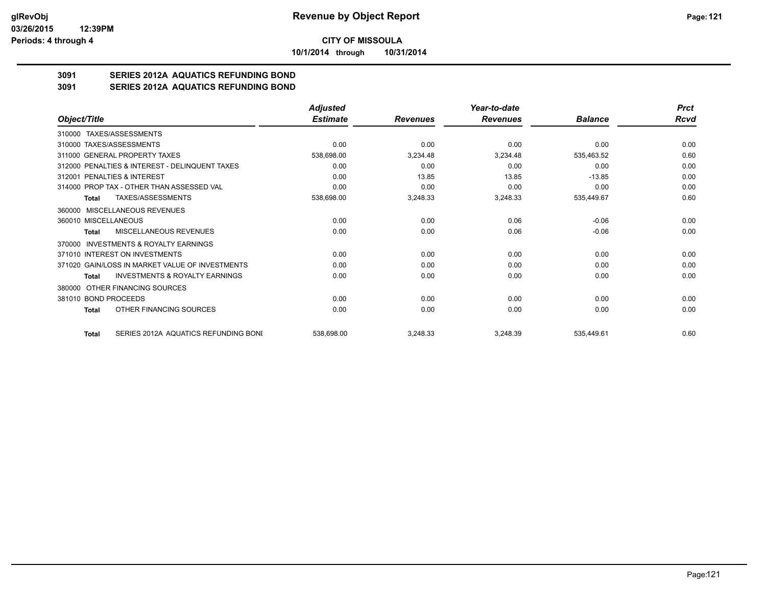**CITY OF MISSOULA**

**10/1/2014 through 10/31/2014**

# 3091 SERIES 2012A AQUATICS REFUNDING BOND

## 3091 SERIES 2012A AQUATICS REFUNDING BOND

| Object/Title | Adjusted Estimate | Revenues | Year-to-date Revenues | Balance | Prct Rcvd |
|---|---|---|---|---|---|
| 310000 TAXES/ASSESSMENTS | | | | | |
| 310000 TAXES/ASSESSMENTS | 0.00 | 0.00 | 0.00 | 0.00 | 0.00 |
| 311000 GENERAL PROPERTY TAXES | 538,698.00 | 3,234.48 | 3,234.48 | 535,463.52 | 0.60 |
| 312000 PENALTIES & INTEREST - DELINQUENT TAXES | 0.00 | 0.00 | 0.00 | 0.00 | 0.00 |
| 312001 PENALTIES & INTEREST | 0.00 | 13.85 | 13.85 | -13.85 | 0.00 |
| 314000 PROP TAX - OTHER THAN ASSESSED VAL | 0.00 | 0.00 | 0.00 | 0.00 | 0.00 |
| **Total** TAXES/ASSESSMENTS | 538,698.00 | 3,248.33 | 3,248.33 | 535,449.67 | 0.60 |
| 360000 MISCELLANEOUS REVENUES | | | | | |
| 360010 MISCELLANEOUS | 0.00 | 0.00 | 0.06 | -0.06 | 0.00 |
| **Total** MISCELLANEOUS REVENUES | 0.00 | 0.00 | 0.06 | -0.06 | 0.00 |
| 370000 INVESTMENTS & ROYALTY EARNINGS | | | | | |
| 371010 INTEREST ON INVESTMENTS | 0.00 | 0.00 | 0.00 | 0.00 | 0.00 |
| 371020 GAIN/LOSS IN MARKET VALUE OF INVESTMENTS | 0.00 | 0.00 | 0.00 | 0.00 | 0.00 |
| **Total** INVESTMENTS & ROYALTY EARNINGS | 0.00 | 0.00 | 0.00 | 0.00 | 0.00 |
| 380000 OTHER FINANCING SOURCES | | | | | |
| 381010 BOND PROCEEDS | 0.00 | 0.00 | 0.00 | 0.00 | 0.00 |
| **Total** OTHER FINANCING SOURCES | 0.00 | 0.00 | 0.00 | 0.00 | 0.00 |
| **Total** SERIES 2012A AQUATICS REFUNDING BONI | 538,698.00 | 3,248.33 | 3,248.39 | 535,449.61 | 0.60 |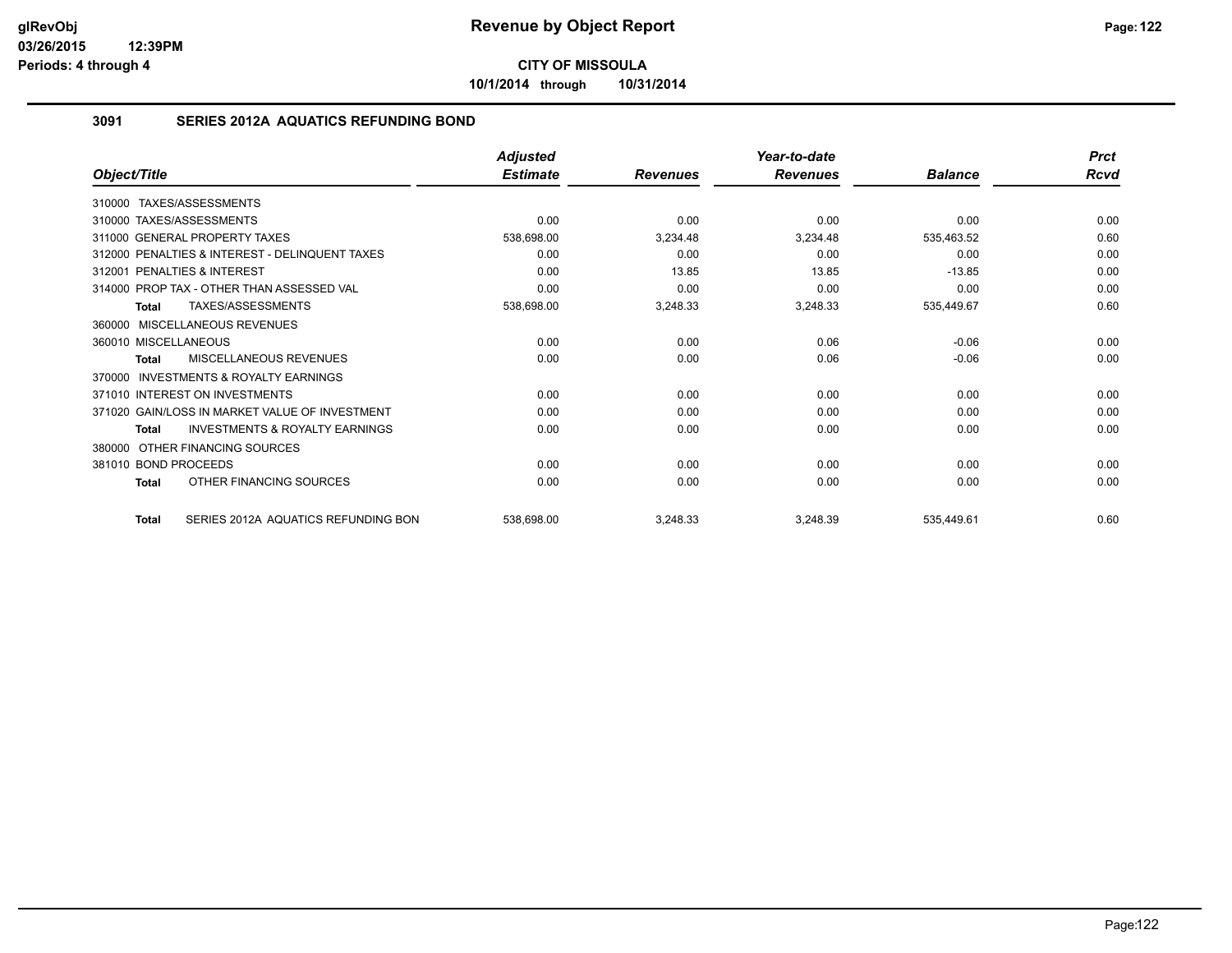# Revenue by Object Report

**CITY OF MISSOULA**

**10/1/2014 through 10/31/2014**

glRevObj
03/26/2015 12:39PM
Periods: 4 through 4

## 3091 SERIES 2012A AQUATICS REFUNDING BOND

| Object/Title | Adjusted Estimate | Revenues | Year-to-date Revenues | Balance | Prct Rcvd |
|---|---|---|---|---|---|
| 310000 TAXES/ASSESSMENTS | | | | | |
| 310000 TAXES/ASSESSMENTS | 0.00 | 0.00 | 0.00 | 0.00 | 0.00 |
| 311000 GENERAL PROPERTY TAXES | 538,698.00 | 3,234.48 | 3,234.48 | 535,463.52 | 0.60 |
| 312000 PENALTIES & INTEREST - DELINQUENT TAXES | 0.00 | 0.00 | 0.00 | 0.00 | 0.00 |
| 312001 PENALTIES & INTEREST | 0.00 | 13.85 | 13.85 | -13.85 | 0.00 |
| 314000 PROP TAX - OTHER THAN ASSESSED VAL | 0.00 | 0.00 | 0.00 | 0.00 | 0.00 |
| **Total** TAXES/ASSESSMENTS | 538,698.00 | 3,248.33 | 3,248.33 | 535,449.67 | 0.60 |
| 360000 MISCELLANEOUS REVENUES | | | | | |
| 360010 MISCELLANEOUS | 0.00 | 0.00 | 0.06 | -0.06 | 0.00 |
| **Total** MISCELLANEOUS REVENUES | 0.00 | 0.00 | 0.06 | -0.06 | 0.00 |
| 370000 INVESTMENTS & ROYALTY EARNINGS | | | | | |
| 371010 INTEREST ON INVESTMENTS | 0.00 | 0.00 | 0.00 | 0.00 | 0.00 |
| 371020 GAIN/LOSS IN MARKET VALUE OF INVESTMENT | 0.00 | 0.00 | 0.00 | 0.00 | 0.00 |
| **Total** INVESTMENTS & ROYALTY EARNINGS | 0.00 | 0.00 | 0.00 | 0.00 | 0.00 |
| 380000 OTHER FINANCING SOURCES | | | | | |
| 381010 BOND PROCEEDS | 0.00 | 0.00 | 0.00 | 0.00 | 0.00 |
| **Total** OTHER FINANCING SOURCES | 0.00 | 0.00 | 0.00 | 0.00 | 0.00 |
| **Total** SERIES 2012A AQUATICS REFUNDING BON | 538,698.00 | 3,248.33 | 3,248.39 | 535,449.61 | 0.60 |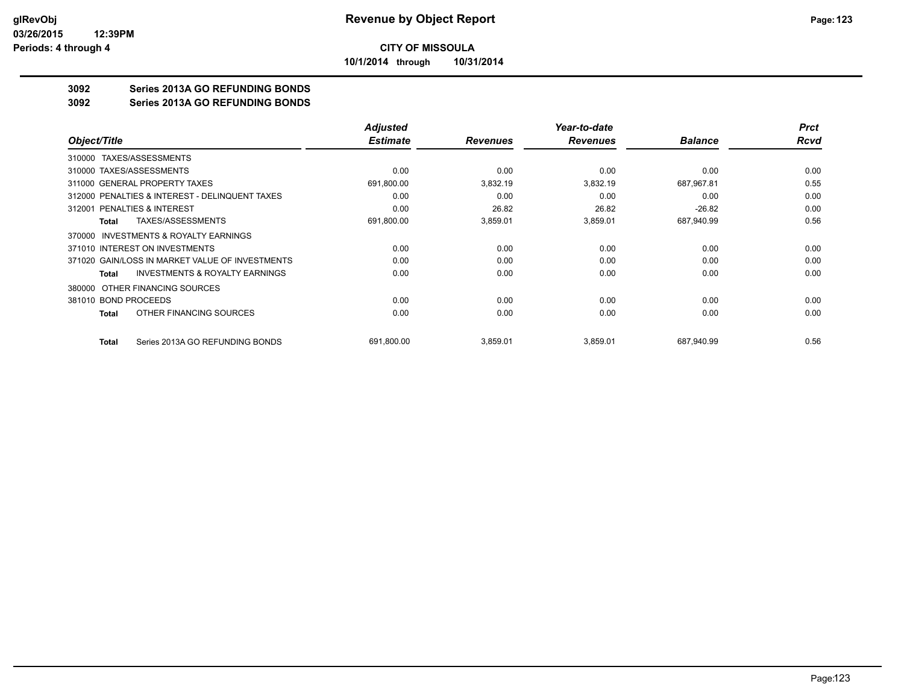**Revenue by Object Report**

**CITY OF MISSOULA**

**10/1/2014 through 10/31/2014**

## 3092 Series 2013A GO REFUNDING BONDS
## 3092 Series 2013A GO REFUNDING BONDS

| Object/Title | Adjusted Estimate | Revenues | Year-to-date Revenues | Balance | Prct Rcvd |
|---|---|---|---|---|---|
| 310000 TAXES/ASSESSMENTS | | | | | |
| 310000 TAXES/ASSESSMENTS | 0.00 | 0.00 | 0.00 | 0.00 | 0.00 |
| 311000 GENERAL PROPERTY TAXES | 691,800.00 | 3,832.19 | 3,832.19 | 687,967.81 | 0.55 |
| 312000 PENALTIES & INTEREST - DELINQUENT TAXES | 0.00 | 0.00 | 0.00 | 0.00 | 0.00 |
| 312001 PENALTIES & INTEREST | 0.00 | 26.82 | 26.82 | -26.82 | 0.00 |
| **Total** TAXES/ASSESSMENTS | 691,800.00 | 3,859.01 | 3,859.01 | 687,940.99 | 0.56 |
| 370000 INVESTMENTS & ROYALTY EARNINGS | | | | | |
| 371010 INTEREST ON INVESTMENTS | 0.00 | 0.00 | 0.00 | 0.00 | 0.00 |
| 371020 GAIN/LOSS IN MARKET VALUE OF INVESTMENTS | 0.00 | 0.00 | 0.00 | 0.00 | 0.00 |
| **Total** INVESTMENTS & ROYALTY EARNINGS | 0.00 | 0.00 | 0.00 | 0.00 | 0.00 |
| 380000 OTHER FINANCING SOURCES | | | | | |
| 381010 BOND PROCEEDS | 0.00 | 0.00 | 0.00 | 0.00 | 0.00 |
| **Total** OTHER FINANCING SOURCES | 0.00 | 0.00 | 0.00 | 0.00 | 0.00 |
| **Total** Series 2013A GO REFUNDING BONDS | 691,800.00 | 3,859.01 | 3,859.01 | 687,940.99 | 0.56 |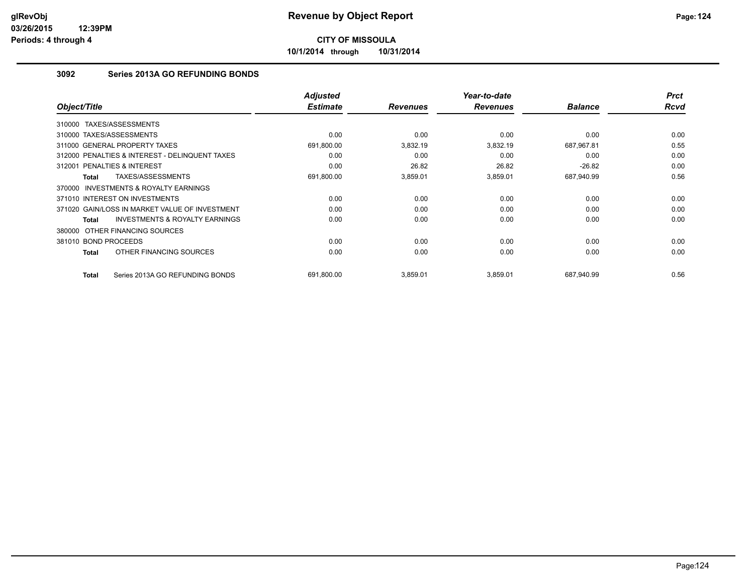# Revenue by Object Report

**CITY OF MISSOULA**

**10/1/2014 through 10/31/2014**

glRevObj
03/26/2015 12:39PM
Periods: 4 through 4

## 3092 Series 2013A GO REFUNDING BONDS

| Object/Title | Adjusted Estimate | Revenues | Year-to-date Revenues | Balance | Prct Rcvd |
|---|---|---|---|---|---|
| 310000 TAXES/ASSESSMENTS | | | | | |
| 310000 TAXES/ASSESSMENTS | 0.00 | 0.00 | 0.00 | 0.00 | 0.00 |
| 311000 GENERAL PROPERTY TAXES | 691,800.00 | 3,832.19 | 3,832.19 | 687,967.81 | 0.55 |
| 312000 PENALTIES & INTEREST - DELINQUENT TAXES | 0.00 | 0.00 | 0.00 | 0.00 | 0.00 |
| 312001 PENALTIES & INTEREST | 0.00 | 26.82 | 26.82 | -26.82 | 0.00 |
| **Total** TAXES/ASSESSMENTS | 691,800.00 | 3,859.01 | 3,859.01 | 687,940.99 | 0.56 |
| 370000 INVESTMENTS & ROYALTY EARNINGS | | | | | |
| 371010 INTEREST ON INVESTMENTS | 0.00 | 0.00 | 0.00 | 0.00 | 0.00 |
| 371020 GAIN/LOSS IN MARKET VALUE OF INVESTMENT | 0.00 | 0.00 | 0.00 | 0.00 | 0.00 |
| **Total** INVESTMENTS & ROYALTY EARNINGS | 0.00 | 0.00 | 0.00 | 0.00 | 0.00 |
| 380000 OTHER FINANCING SOURCES | | | | | |
| 381010 BOND PROCEEDS | 0.00 | 0.00 | 0.00 | 0.00 | 0.00 |
| **Total** OTHER FINANCING SOURCES | 0.00 | 0.00 | 0.00 | 0.00 | 0.00 |
| **Total** Series 2013A GO REFUNDING BONDS | 691,800.00 | 3,859.01 | 3,859.01 | 687,940.99 | 0.56 |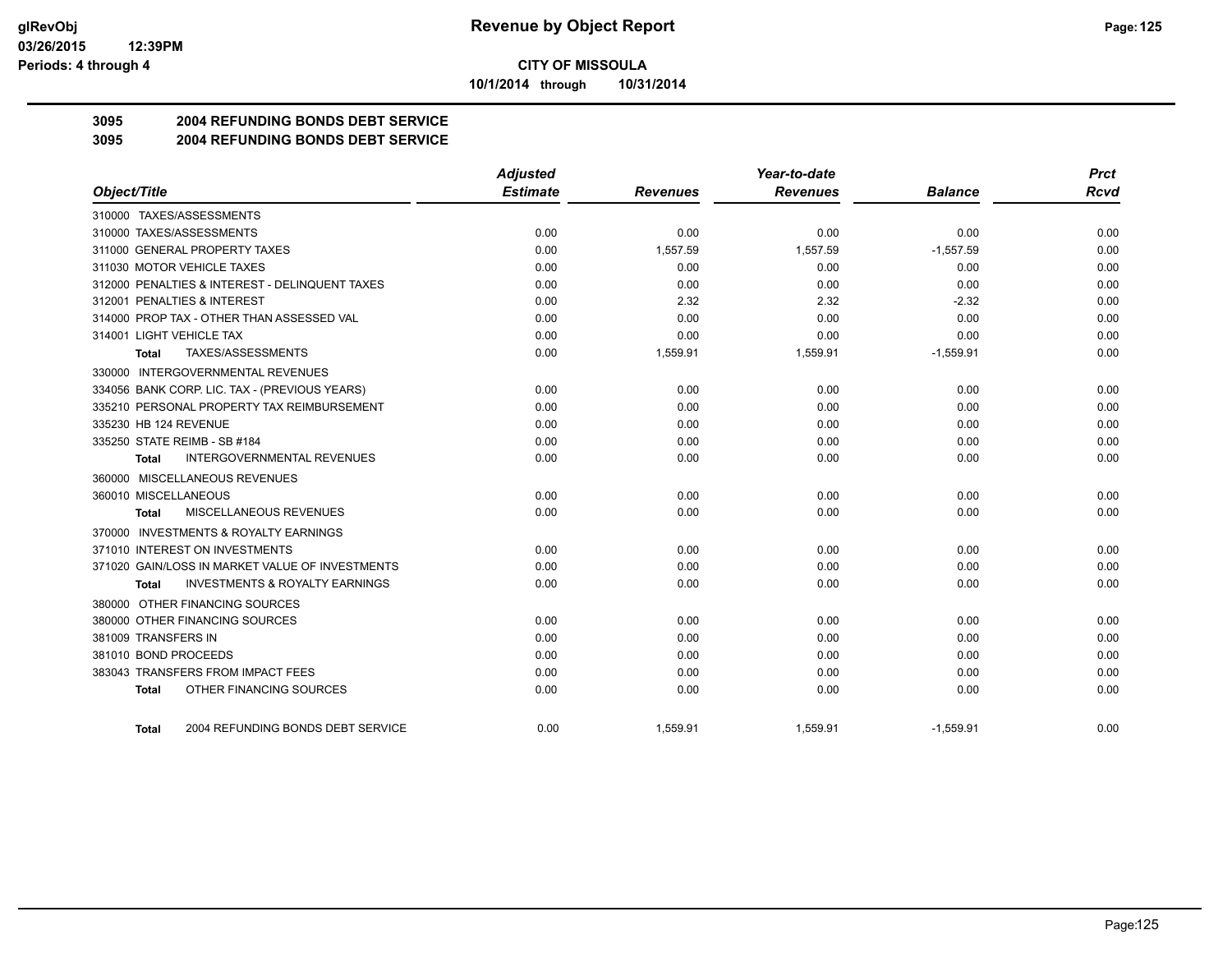**CITY OF MISSOULA**

**10/1/2014 through 10/31/2014**

# 3095 2004 REFUNDING BONDS DEBT SERVICE

## 3095 2004 REFUNDING BONDS DEBT SERVICE

| Object/Title | Adjusted Estimate | Revenues | Year-to-date Revenues | Balance | Prct Rcvd |
|---|---|---|---|---|---|
| 310000 TAXES/ASSESSMENTS | | | | | |
| 310000 TAXES/ASSESSMENTS | 0.00 | 0.00 | 0.00 | 0.00 | 0.00 |
| 311000 GENERAL PROPERTY TAXES | 0.00 | 1,557.59 | 1,557.59 | -1,557.59 | 0.00 |
| 311030 MOTOR VEHICLE TAXES | 0.00 | 0.00 | 0.00 | 0.00 | 0.00 |
| 312000 PENALTIES & INTEREST - DELINQUENT TAXES | 0.00 | 0.00 | 0.00 | 0.00 | 0.00 |
| 312001 PENALTIES & INTEREST | 0.00 | 2.32 | 2.32 | -2.32 | 0.00 |
| 314000 PROP TAX - OTHER THAN ASSESSED VAL | 0.00 | 0.00 | 0.00 | 0.00 | 0.00 |
| 314001 LIGHT VEHICLE TAX | 0.00 | 0.00 | 0.00 | 0.00 | 0.00 |
| **Total** TAXES/ASSESSMENTS | 0.00 | 1,559.91 | 1,559.91 | -1,559.91 | 0.00 |
| 330000 INTERGOVERNMENTAL REVENUES | | | | | |
| 334056 BANK CORP. LIC. TAX - (PREVIOUS YEARS) | 0.00 | 0.00 | 0.00 | 0.00 | 0.00 |
| 335210 PERSONAL PROPERTY TAX REIMBURSEMENT | 0.00 | 0.00 | 0.00 | 0.00 | 0.00 |
| 335230 HB 124 REVENUE | 0.00 | 0.00 | 0.00 | 0.00 | 0.00 |
| 335250 STATE REIMB - SB #184 | 0.00 | 0.00 | 0.00 | 0.00 | 0.00 |
| **Total** INTERGOVERNMENTAL REVENUES | 0.00 | 0.00 | 0.00 | 0.00 | 0.00 |
| 360000 MISCELLANEOUS REVENUES | | | | | |
| 360010 MISCELLANEOUS | 0.00 | 0.00 | 0.00 | 0.00 | 0.00 |
| **Total** MISCELLANEOUS REVENUES | 0.00 | 0.00 | 0.00 | 0.00 | 0.00 |
| 370000 INVESTMENTS & ROYALTY EARNINGS | | | | | |
| 371010 INTEREST ON INVESTMENTS | 0.00 | 0.00 | 0.00 | 0.00 | 0.00 |
| 371020 GAIN/LOSS IN MARKET VALUE OF INVESTMENTS | 0.00 | 0.00 | 0.00 | 0.00 | 0.00 |
| **Total** INVESTMENTS & ROYALTY EARNINGS | 0.00 | 0.00 | 0.00 | 0.00 | 0.00 |
| 380000 OTHER FINANCING SOURCES | | | | | |
| 380000 OTHER FINANCING SOURCES | 0.00 | 0.00 | 0.00 | 0.00 | 0.00 |
| 381009 TRANSFERS IN | 0.00 | 0.00 | 0.00 | 0.00 | 0.00 |
| 381010 BOND PROCEEDS | 0.00 | 0.00 | 0.00 | 0.00 | 0.00 |
| 383043 TRANSFERS FROM IMPACT FEES | 0.00 | 0.00 | 0.00 | 0.00 | 0.00 |
| **Total** OTHER FINANCING SOURCES | 0.00 | 0.00 | 0.00 | 0.00 | 0.00 |
| **Total** 2004 REFUNDING BONDS DEBT SERVICE | 0.00 | 1,559.91 | 1,559.91 | -1,559.91 | 0.00 |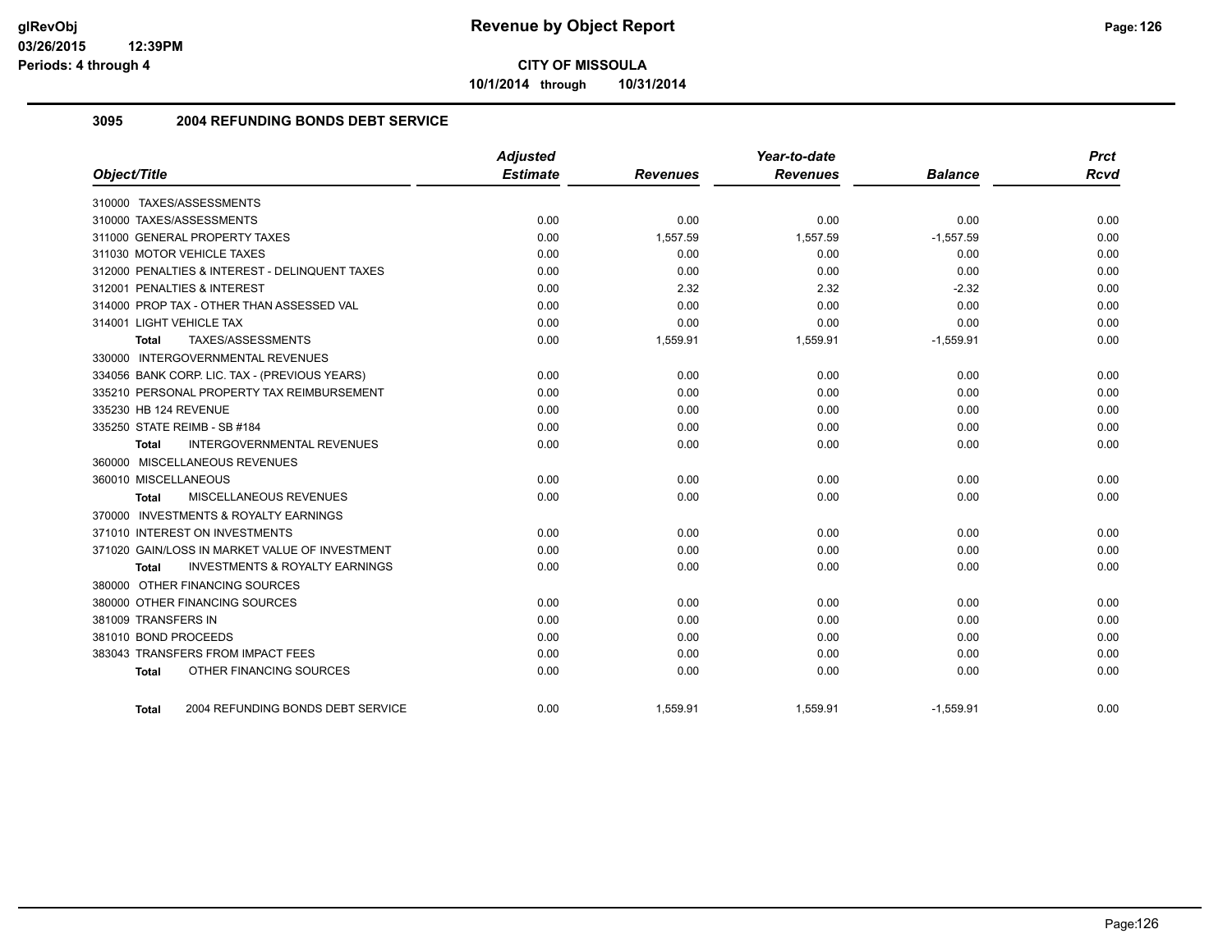# Revenue by Object Report

**CITY OF MISSOULA**

**10/1/2014 through 10/31/2014**

### 3095 2004 REFUNDING BONDS DEBT SERVICE

| Object/Title | Adjusted Estimate | Revenues | Year-to-date Revenues | Balance | Prct Rcvd |
|---|---|---|---|---|---|
| 310000 TAXES/ASSESSMENTS | | | | | |
| 310000 TAXES/ASSESSMENTS | 0.00 | 0.00 | 0.00 | 0.00 | 0.00 |
| 311000 GENERAL PROPERTY TAXES | 0.00 | 1,557.59 | 1,557.59 | -1,557.59 | 0.00 |
| 311030 MOTOR VEHICLE TAXES | 0.00 | 0.00 | 0.00 | 0.00 | 0.00 |
| 312000 PENALTIES & INTEREST - DELINQUENT TAXES | 0.00 | 0.00 | 0.00 | 0.00 | 0.00 |
| 312001 PENALTIES & INTEREST | 0.00 | 2.32 | 2.32 | -2.32 | 0.00 |
| 314000 PROP TAX - OTHER THAN ASSESSED VAL | 0.00 | 0.00 | 0.00 | 0.00 | 0.00 |
| 314001 LIGHT VEHICLE TAX | 0.00 | 0.00 | 0.00 | 0.00 | 0.00 |
| **Total** TAXES/ASSESSMENTS | 0.00 | 1,559.91 | 1,559.91 | -1,559.91 | 0.00 |
| 330000 INTERGOVERNMENTAL REVENUES | | | | | |
| 334056 BANK CORP. LIC. TAX - (PREVIOUS YEARS) | 0.00 | 0.00 | 0.00 | 0.00 | 0.00 |
| 335210 PERSONAL PROPERTY TAX REIMBURSEMENT | 0.00 | 0.00 | 0.00 | 0.00 | 0.00 |
| 335230 HB 124 REVENUE | 0.00 | 0.00 | 0.00 | 0.00 | 0.00 |
| 335250 STATE REIMB - SB #184 | 0.00 | 0.00 | 0.00 | 0.00 | 0.00 |
| **Total** INTERGOVERNMENTAL REVENUES | 0.00 | 0.00 | 0.00 | 0.00 | 0.00 |
| 360000 MISCELLANEOUS REVENUES | | | | | |
| 360010 MISCELLANEOUS | 0.00 | 0.00 | 0.00 | 0.00 | 0.00 |
| **Total** MISCELLANEOUS REVENUES | 0.00 | 0.00 | 0.00 | 0.00 | 0.00 |
| 370000 INVESTMENTS & ROYALTY EARNINGS | | | | | |
| 371010 INTEREST ON INVESTMENTS | 0.00 | 0.00 | 0.00 | 0.00 | 0.00 |
| 371020 GAIN/LOSS IN MARKET VALUE OF INVESTMENT | 0.00 | 0.00 | 0.00 | 0.00 | 0.00 |
| **Total** INVESTMENTS & ROYALTY EARNINGS | 0.00 | 0.00 | 0.00 | 0.00 | 0.00 |
| 380000 OTHER FINANCING SOURCES | | | | | |
| 380000 OTHER FINANCING SOURCES | 0.00 | 0.00 | 0.00 | 0.00 | 0.00 |
| 381009 TRANSFERS IN | 0.00 | 0.00 | 0.00 | 0.00 | 0.00 |
| 381010 BOND PROCEEDS | 0.00 | 0.00 | 0.00 | 0.00 | 0.00 |
| 383043 TRANSFERS FROM IMPACT FEES | 0.00 | 0.00 | 0.00 | 0.00 | 0.00 |
| **Total** OTHER FINANCING SOURCES | 0.00 | 0.00 | 0.00 | 0.00 | 0.00 |
| **Total** 2004 REFUNDING BONDS DEBT SERVICE | 0.00 | 1,559.91 | 1,559.91 | -1,559.91 | 0.00 |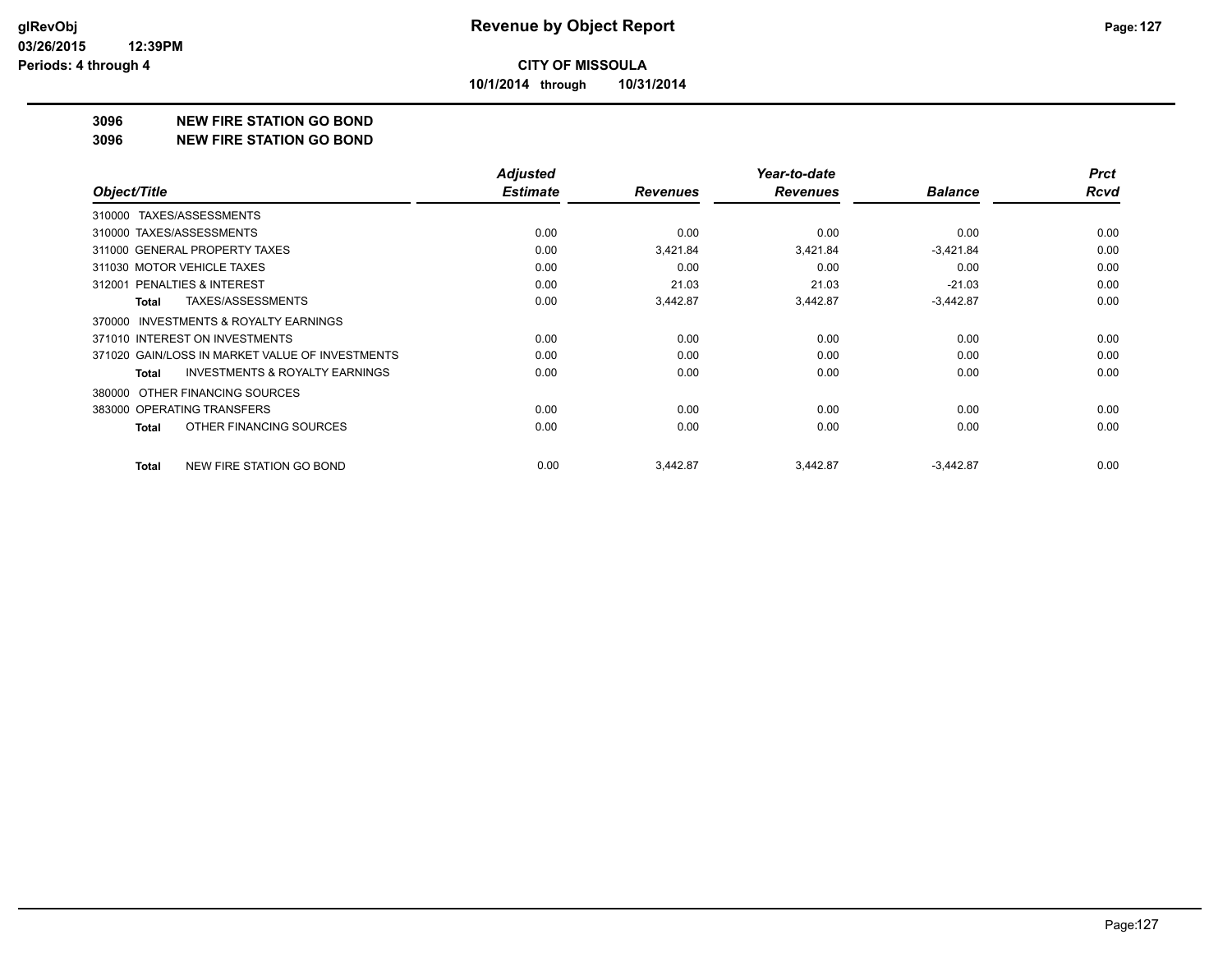**CITY OF MISSOULA**

**10/1/2014 through 10/31/2014**

# Revenue by Object Report

glRevObj
03/26/2015 12:39PM
Periods: 4 through 4

## 3096 NEW FIRE STATION GO BOND
## 3096 NEW FIRE STATION GO BOND

| Object/Title | Adjusted Estimate | Revenues | Year-to-date Revenues | Balance | Prct Rcvd |
|---|---|---|---|---|---|
| 310000 TAXES/ASSESSMENTS | | | | | |
| 310000 TAXES/ASSESSMENTS | 0.00 | 0.00 | 0.00 | 0.00 | 0.00 |
| 311000 GENERAL PROPERTY TAXES | 0.00 | 3,421.84 | 3,421.84 | -3,421.84 | 0.00 |
| 311030 MOTOR VEHICLE TAXES | 0.00 | 0.00 | 0.00 | 0.00 | 0.00 |
| 312001 PENALTIES & INTEREST | 0.00 | 21.03 | 21.03 | -21.03 | 0.00 |
| **Total** TAXES/ASSESSMENTS | 0.00 | 3,442.87 | 3,442.87 | -3,442.87 | 0.00 |
| 370000 INVESTMENTS & ROYALTY EARNINGS | | | | | |
| 371010 INTEREST ON INVESTMENTS | 0.00 | 0.00 | 0.00 | 0.00 | 0.00 |
| 371020 GAIN/LOSS IN MARKET VALUE OF INVESTMENTS | 0.00 | 0.00 | 0.00 | 0.00 | 0.00 |
| **Total** INVESTMENTS & ROYALTY EARNINGS | 0.00 | 0.00 | 0.00 | 0.00 | 0.00 |
| 380000 OTHER FINANCING SOURCES | | | | | |
| 383000 OPERATING TRANSFERS | 0.00 | 0.00 | 0.00 | 0.00 | 0.00 |
| **Total** OTHER FINANCING SOURCES | 0.00 | 0.00 | 0.00 | 0.00 | 0.00 |
| **Total** NEW FIRE STATION GO BOND | 0.00 | 3,442.87 | 3,442.87 | -3,442.87 | 0.00 |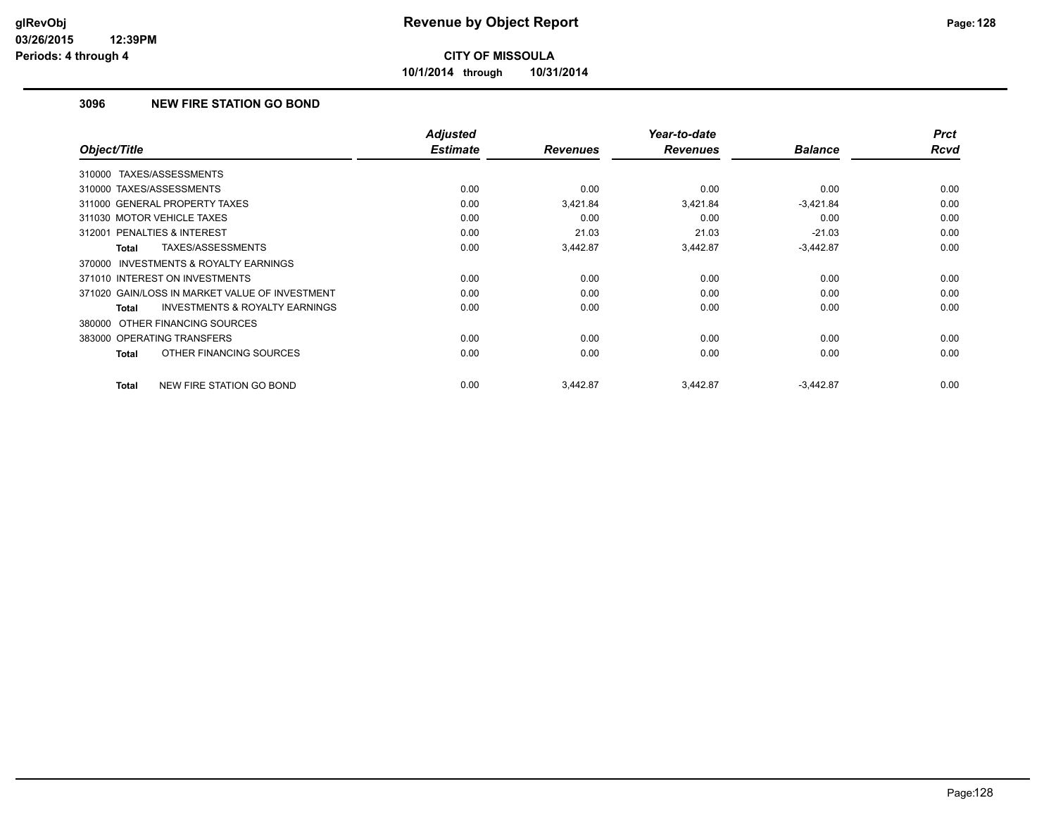# Revenue by Object Report

**CITY OF MISSOULA**

**10/1/2014 through 10/31/2014**

glRevObj
03/26/2015 12:39PM
Periods: 4 through 4

### 3096 NEW FIRE STATION GO BOND

| Object/Title | Adjusted Estimate | Revenues | Year-to-date Revenues | Balance | Prct Rcvd |
|---|---|---|---|---|---|
| 310000 TAXES/ASSESSMENTS | | | | | |
| 310000 TAXES/ASSESSMENTS | 0.00 | 0.00 | 0.00 | 0.00 | 0.00 |
| 311000 GENERAL PROPERTY TAXES | 0.00 | 3,421.84 | 3,421.84 | -3,421.84 | 0.00 |
| 311030 MOTOR VEHICLE TAXES | 0.00 | 0.00 | 0.00 | 0.00 | 0.00 |
| 312001 PENALTIES & INTEREST | 0.00 | 21.03 | 21.03 | -21.03 | 0.00 |
| **Total** TAXES/ASSESSMENTS | 0.00 | 3,442.87 | 3,442.87 | -3,442.87 | 0.00 |
| 370000 INVESTMENTS & ROYALTY EARNINGS | | | | | |
| 371010 INTEREST ON INVESTMENTS | 0.00 | 0.00 | 0.00 | 0.00 | 0.00 |
| 371020 GAIN/LOSS IN MARKET VALUE OF INVESTMENT | 0.00 | 0.00 | 0.00 | 0.00 | 0.00 |
| **Total** INVESTMENTS & ROYALTY EARNINGS | 0.00 | 0.00 | 0.00 | 0.00 | 0.00 |
| 380000 OTHER FINANCING SOURCES | | | | | |
| 383000 OPERATING TRANSFERS | 0.00 | 0.00 | 0.00 | 0.00 | 0.00 |
| **Total** OTHER FINANCING SOURCES | 0.00 | 0.00 | 0.00 | 0.00 | 0.00 |
| **Total** NEW FIRE STATION GO BOND | 0.00 | 3,442.87 | 3,442.87 | -3,442.87 | 0.00 |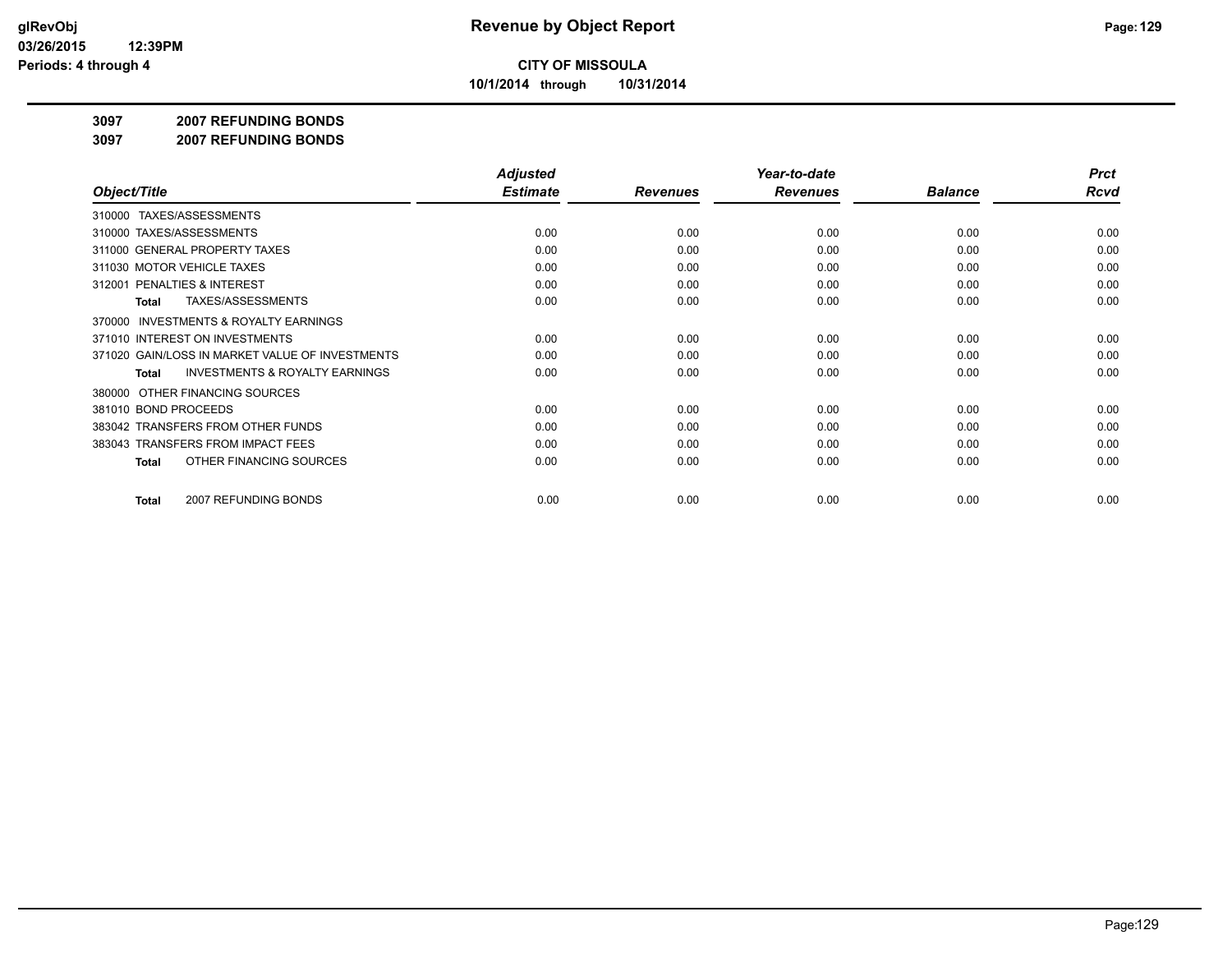# Revenue by Object Report

**CITY OF MISSOULA**

**10/1/2014 through 10/31/2014**

glRevObj
03/26/2015 12:39PM
Periods: 4 through 4

## 3097 2007 REFUNDING BONDS

## 3097 2007 REFUNDING BONDS

| Object/Title | Adjusted Estimate | Revenues | Year-to-date Revenues | Balance | Prct Rcvd |
|---|---|---|---|---|---|
| 310000 TAXES/ASSESSMENTS | | | | | |
| 310000 TAXES/ASSESSMENTS | 0.00 | 0.00 | 0.00 | 0.00 | 0.00 |
| 311000 GENERAL PROPERTY TAXES | 0.00 | 0.00 | 0.00 | 0.00 | 0.00 |
| 311030 MOTOR VEHICLE TAXES | 0.00 | 0.00 | 0.00 | 0.00 | 0.00 |
| 312001 PENALTIES & INTEREST | 0.00 | 0.00 | 0.00 | 0.00 | 0.00 |
| **Total** TAXES/ASSESSMENTS | 0.00 | 0.00 | 0.00 | 0.00 | 0.00 |
| 370000 INVESTMENTS & ROYALTY EARNINGS | | | | | |
| 371010 INTEREST ON INVESTMENTS | 0.00 | 0.00 | 0.00 | 0.00 | 0.00 |
| 371020 GAIN/LOSS IN MARKET VALUE OF INVESTMENTS | 0.00 | 0.00 | 0.00 | 0.00 | 0.00 |
| **Total** INVESTMENTS & ROYALTY EARNINGS | 0.00 | 0.00 | 0.00 | 0.00 | 0.00 |
| 380000 OTHER FINANCING SOURCES | | | | | |
| 381010 BOND PROCEEDS | 0.00 | 0.00 | 0.00 | 0.00 | 0.00 |
| 383042 TRANSFERS FROM OTHER FUNDS | 0.00 | 0.00 | 0.00 | 0.00 | 0.00 |
| 383043 TRANSFERS FROM IMPACT FEES | 0.00 | 0.00 | 0.00 | 0.00 | 0.00 |
| **Total** OTHER FINANCING SOURCES | 0.00 | 0.00 | 0.00 | 0.00 | 0.00 |
| **Total** 2007 REFUNDING BONDS | 0.00 | 0.00 | 0.00 | 0.00 | 0.00 |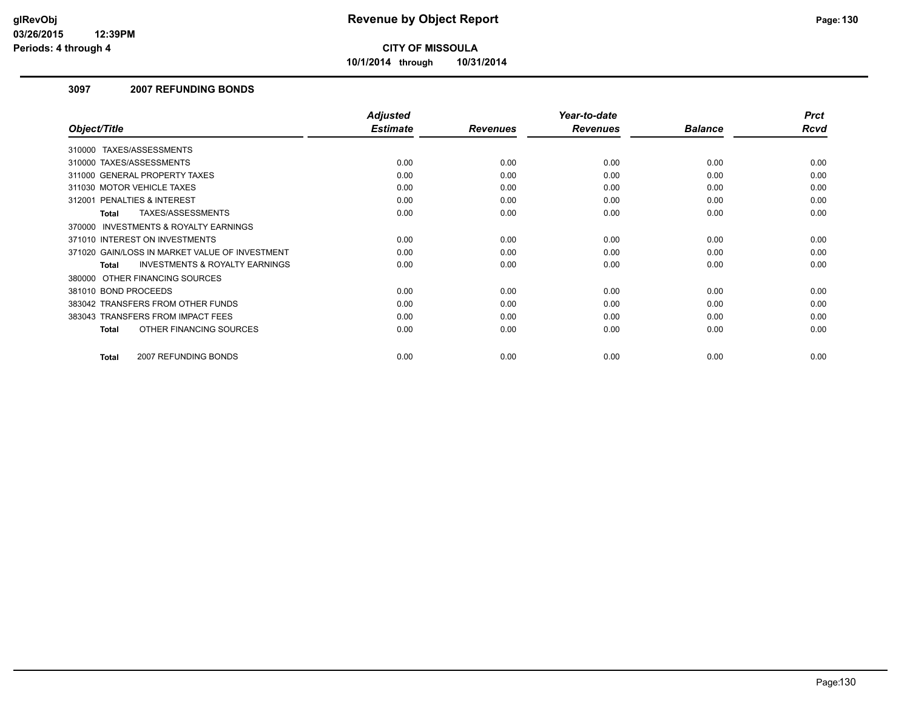# Revenue by Object Report

**CITY OF MISSOULA**

**10/1/2014 through 10/31/2014**

glRevObj
03/26/2015 12:39PM
Periods: 4 through 4

## 3097 2007 REFUNDING BONDS

| Object/Title | Adjusted Estimate | Revenues | Year-to-date Revenues | Balance | Prct Rcvd |
|---|---|---|---|---|---|
| 310000 TAXES/ASSESSMENTS | | | | | |
| 310000 TAXES/ASSESSMENTS | 0.00 | 0.00 | 0.00 | 0.00 | 0.00 |
| 311000 GENERAL PROPERTY TAXES | 0.00 | 0.00 | 0.00 | 0.00 | 0.00 |
| 311030 MOTOR VEHICLE TAXES | 0.00 | 0.00 | 0.00 | 0.00 | 0.00 |
| 312001 PENALTIES & INTEREST | 0.00 | 0.00 | 0.00 | 0.00 | 0.00 |
| **Total** TAXES/ASSESSMENTS | 0.00 | 0.00 | 0.00 | 0.00 | 0.00 |
| 370000 INVESTMENTS & ROYALTY EARNINGS | | | | | |
| 371010 INTEREST ON INVESTMENTS | 0.00 | 0.00 | 0.00 | 0.00 | 0.00 |
| 371020 GAIN/LOSS IN MARKET VALUE OF INVESTMENT | 0.00 | 0.00 | 0.00 | 0.00 | 0.00 |
| **Total** INVESTMENTS & ROYALTY EARNINGS | 0.00 | 0.00 | 0.00 | 0.00 | 0.00 |
| 380000 OTHER FINANCING SOURCES | | | | | |
| 381010 BOND PROCEEDS | 0.00 | 0.00 | 0.00 | 0.00 | 0.00 |
| 383042 TRANSFERS FROM OTHER FUNDS | 0.00 | 0.00 | 0.00 | 0.00 | 0.00 |
| 383043 TRANSFERS FROM IMPACT FEES | 0.00 | 0.00 | 0.00 | 0.00 | 0.00 |
| **Total** OTHER FINANCING SOURCES | 0.00 | 0.00 | 0.00 | 0.00 | 0.00 |
| **Total** 2007 REFUNDING BONDS | 0.00 | 0.00 | 0.00 | 0.00 | 0.00 |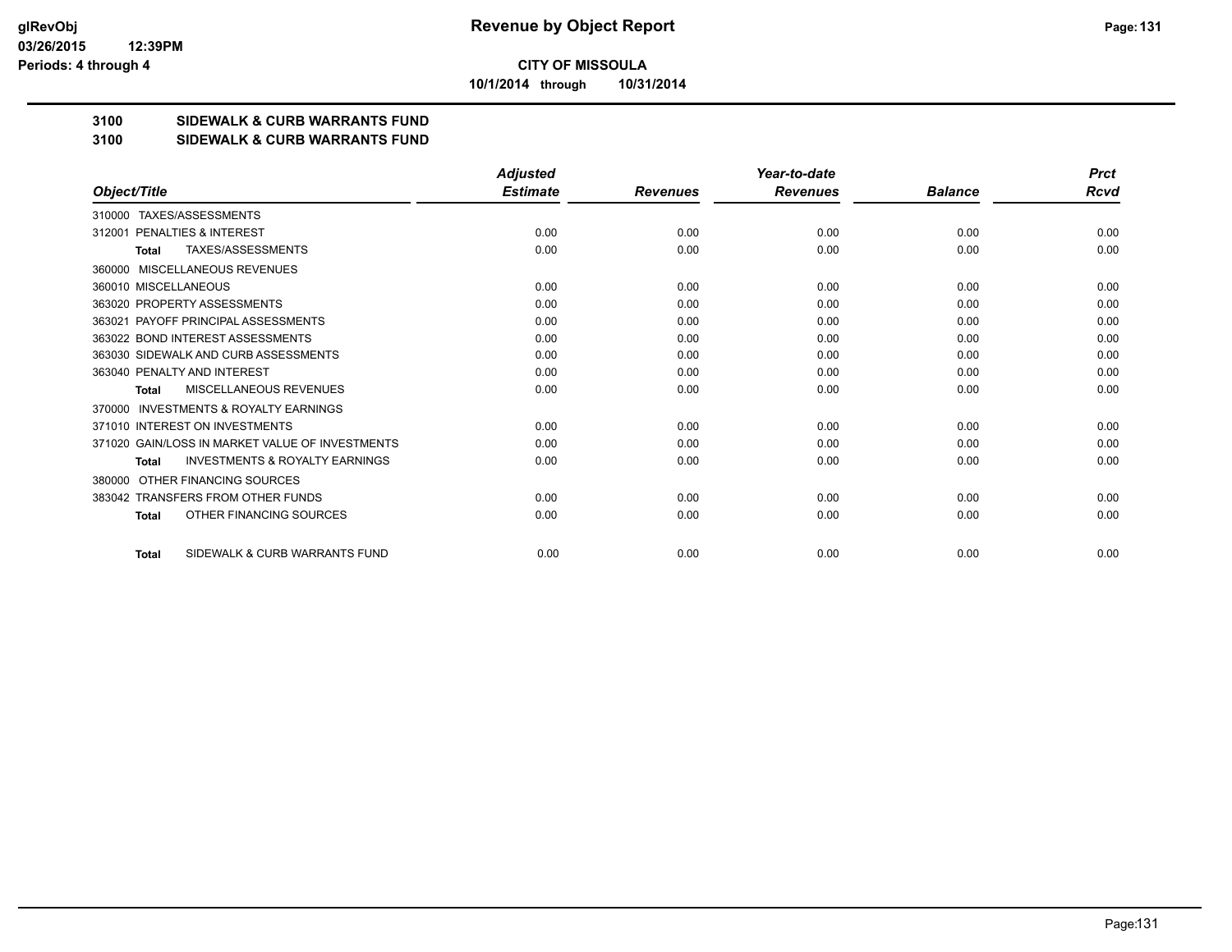**CITY OF MISSOULA**

**10/1/2014 through 10/31/2014**

**3100 SIDEWALK & CURB WARRANTS FUND**

**3100 SIDEWALK & CURB WARRANTS FUND**

| Object/Title | Adjusted Estimate | Revenues | Year-to-date Revenues | Balance | Prct Rcvd |
|---|---|---|---|---|---|
| 310000 TAXES/ASSESSMENTS | | | | | |
| 312001 PENALTIES & INTEREST | 0.00 | 0.00 | 0.00 | 0.00 | 0.00 |
| **Total** TAXES/ASSESSMENTS | 0.00 | 0.00 | 0.00 | 0.00 | 0.00 |
| 360000 MISCELLANEOUS REVENUES | | | | | |
| 360010 MISCELLANEOUS | 0.00 | 0.00 | 0.00 | 0.00 | 0.00 |
| 363020 PROPERTY ASSESSMENTS | 0.00 | 0.00 | 0.00 | 0.00 | 0.00 |
| 363021 PAYOFF PRINCIPAL ASSESSMENTS | 0.00 | 0.00 | 0.00 | 0.00 | 0.00 |
| 363022 BOND INTEREST ASSESSMENTS | 0.00 | 0.00 | 0.00 | 0.00 | 0.00 |
| 363030 SIDEWALK AND CURB ASSESSMENTS | 0.00 | 0.00 | 0.00 | 0.00 | 0.00 |
| 363040 PENALTY AND INTEREST | 0.00 | 0.00 | 0.00 | 0.00 | 0.00 |
| **Total** MISCELLANEOUS REVENUES | 0.00 | 0.00 | 0.00 | 0.00 | 0.00 |
| 370000 INVESTMENTS & ROYALTY EARNINGS | | | | | |
| 371010 INTEREST ON INVESTMENTS | 0.00 | 0.00 | 0.00 | 0.00 | 0.00 |
| 371020 GAIN/LOSS IN MARKET VALUE OF INVESTMENTS | 0.00 | 0.00 | 0.00 | 0.00 | 0.00 |
| **Total** INVESTMENTS & ROYALTY EARNINGS | 0.00 | 0.00 | 0.00 | 0.00 | 0.00 |
| 380000 OTHER FINANCING SOURCES | | | | | |
| 383042 TRANSFERS FROM OTHER FUNDS | 0.00 | 0.00 | 0.00 | 0.00 | 0.00 |
| **Total** OTHER FINANCING SOURCES | 0.00 | 0.00 | 0.00 | 0.00 | 0.00 |
| **Total** SIDEWALK & CURB WARRANTS FUND | 0.00 | 0.00 | 0.00 | 0.00 | 0.00 |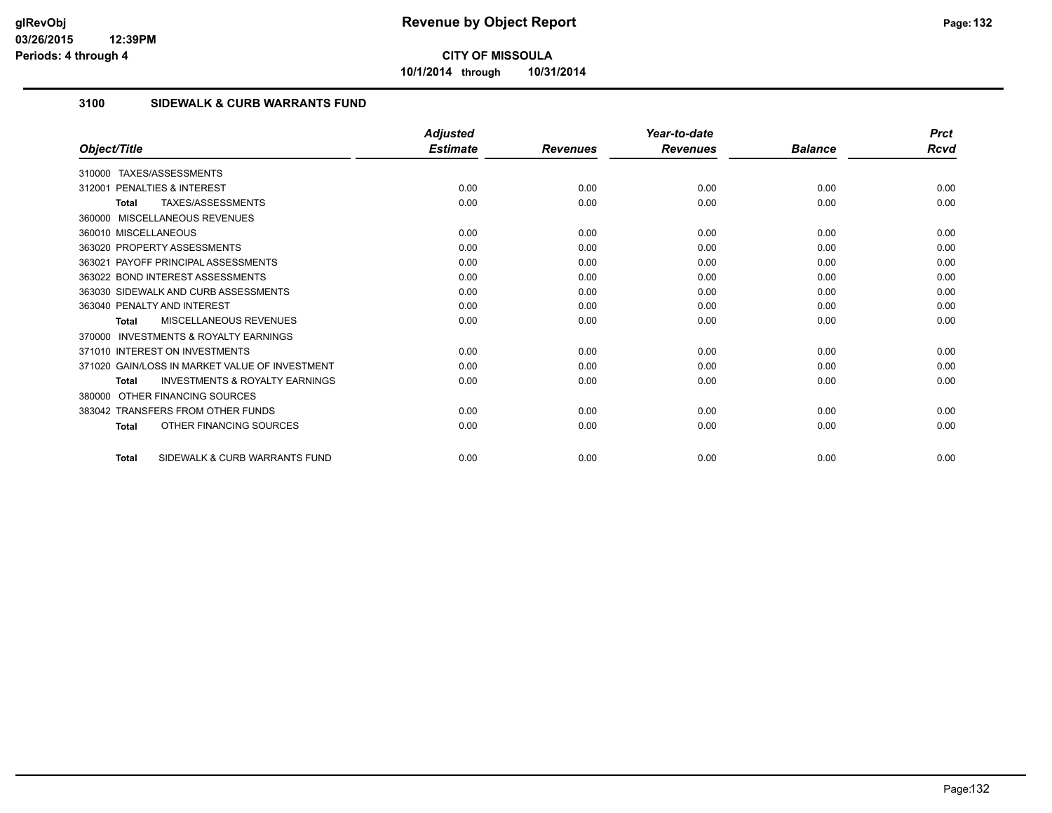**CITY OF MISSOULA**

**10/1/2014 through 10/31/2014**

## 3100 SIDEWALK & CURB WARRANTS FUND

| Object/Title | Adjusted Estimate | Revenues | Year-to-date Revenues | Balance | Prct Rcvd |
|---|---|---|---|---|---|
| 310000 TAXES/ASSESSMENTS | | | | | |
| 312001 PENALTIES & INTEREST | 0.00 | 0.00 | 0.00 | 0.00 | 0.00 |
| **Total** TAXES/ASSESSMENTS | 0.00 | 0.00 | 0.00 | 0.00 | 0.00 |
| 360000 MISCELLANEOUS REVENUES | | | | | |
| 360010 MISCELLANEOUS | 0.00 | 0.00 | 0.00 | 0.00 | 0.00 |
| 363020 PROPERTY ASSESSMENTS | 0.00 | 0.00 | 0.00 | 0.00 | 0.00 |
| 363021 PAYOFF PRINCIPAL ASSESSMENTS | 0.00 | 0.00 | 0.00 | 0.00 | 0.00 |
| 363022 BOND INTEREST ASSESSMENTS | 0.00 | 0.00 | 0.00 | 0.00 | 0.00 |
| 363030 SIDEWALK AND CURB ASSESSMENTS | 0.00 | 0.00 | 0.00 | 0.00 | 0.00 |
| 363040 PENALTY AND INTEREST | 0.00 | 0.00 | 0.00 | 0.00 | 0.00 |
| **Total** MISCELLANEOUS REVENUES | 0.00 | 0.00 | 0.00 | 0.00 | 0.00 |
| 370000 INVESTMENTS & ROYALTY EARNINGS | | | | | |
| 371010 INTEREST ON INVESTMENTS | 0.00 | 0.00 | 0.00 | 0.00 | 0.00 |
| 371020 GAIN/LOSS IN MARKET VALUE OF INVESTMENT | 0.00 | 0.00 | 0.00 | 0.00 | 0.00 |
| **Total** INVESTMENTS & ROYALTY EARNINGS | 0.00 | 0.00 | 0.00 | 0.00 | 0.00 |
| 380000 OTHER FINANCING SOURCES | | | | | |
| 383042 TRANSFERS FROM OTHER FUNDS | 0.00 | 0.00 | 0.00 | 0.00 | 0.00 |
| **Total** OTHER FINANCING SOURCES | 0.00 | 0.00 | 0.00 | 0.00 | 0.00 |
| **Total** SIDEWALK & CURB WARRANTS FUND | 0.00 | 0.00 | 0.00 | 0.00 | 0.00 |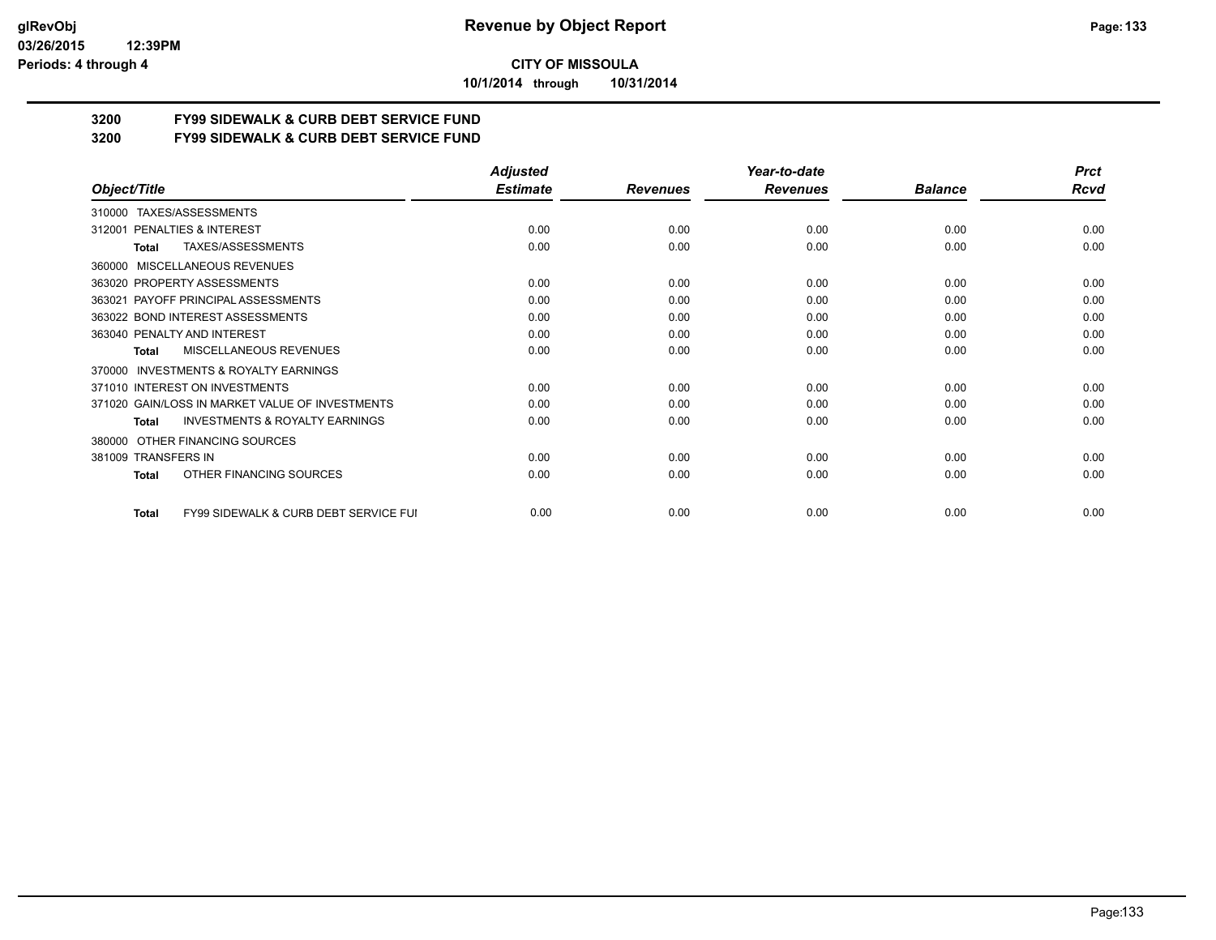**CITY OF MISSOULA**

**10/1/2014 through 10/31/2014**

**3200 FY99 SIDEWALK & CURB DEBT SERVICE FUND**

**3200 FY99 SIDEWALK & CURB DEBT SERVICE FUND**

| Object/Title | Adjusted Estimate | Revenues | Year-to-date Revenues | Balance | Prct Rcvd |
|---|---|---|---|---|---|
| 310000 TAXES/ASSESSMENTS | | | | | |
| 312001 PENALTIES & INTEREST | 0.00 | 0.00 | 0.00 | 0.00 | 0.00 |
| **Total** TAXES/ASSESSMENTS | 0.00 | 0.00 | 0.00 | 0.00 | 0.00 |
| 360000 MISCELLANEOUS REVENUES | | | | | |
| 363020 PROPERTY ASSESSMENTS | 0.00 | 0.00 | 0.00 | 0.00 | 0.00 |
| 363021 PAYOFF PRINCIPAL ASSESSMENTS | 0.00 | 0.00 | 0.00 | 0.00 | 0.00 |
| 363022 BOND INTEREST ASSESSMENTS | 0.00 | 0.00 | 0.00 | 0.00 | 0.00 |
| 363040 PENALTY AND INTEREST | 0.00 | 0.00 | 0.00 | 0.00 | 0.00 |
| **Total** MISCELLANEOUS REVENUES | 0.00 | 0.00 | 0.00 | 0.00 | 0.00 |
| 370000 INVESTMENTS & ROYALTY EARNINGS | | | | | |
| 371010 INTEREST ON INVESTMENTS | 0.00 | 0.00 | 0.00 | 0.00 | 0.00 |
| 371020 GAIN/LOSS IN MARKET VALUE OF INVESTMENTS | 0.00 | 0.00 | 0.00 | 0.00 | 0.00 |
| **Total** INVESTMENTS & ROYALTY EARNINGS | 0.00 | 0.00 | 0.00 | 0.00 | 0.00 |
| 380000 OTHER FINANCING SOURCES | | | | | |
| 381009 TRANSFERS IN | 0.00 | 0.00 | 0.00 | 0.00 | 0.00 |
| **Total** OTHER FINANCING SOURCES | 0.00 | 0.00 | 0.00 | 0.00 | 0.00 |
| **Total** FY99 SIDEWALK & CURB DEBT SERVICE FUI | 0.00 | 0.00 | 0.00 | 0.00 | 0.00 |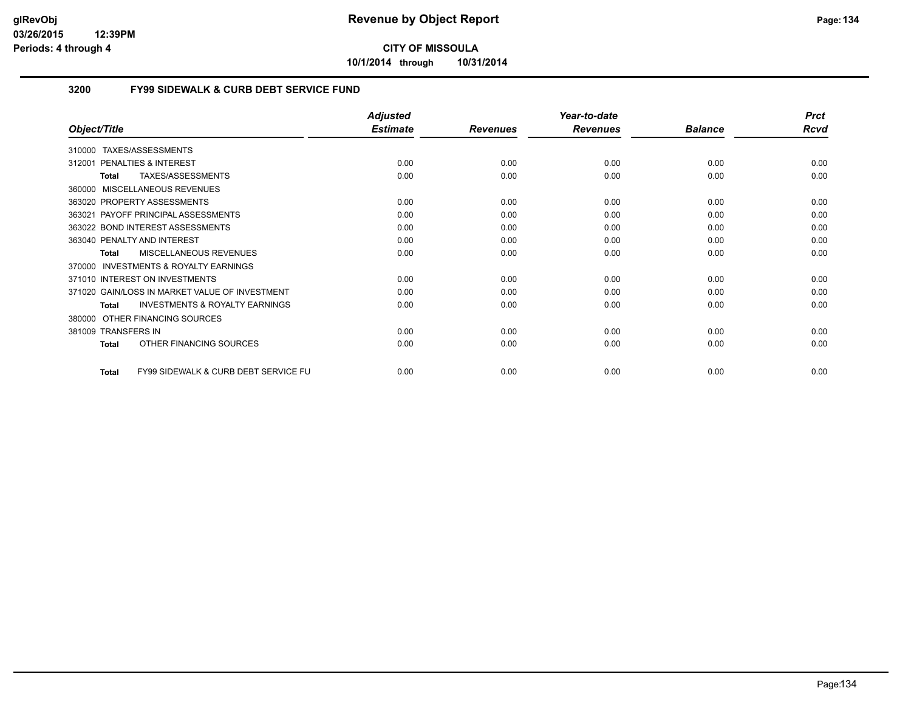**CITY OF MISSOULA**

**10/1/2014 through 10/31/2014**

## 3200 FY99 SIDEWALK & CURB DEBT SERVICE FUND

| Object/Title | Adjusted Estimate | Revenues | Year-to-date Revenues | Balance | Prct Rcvd |
|---|---|---|---|---|---|
| 310000 TAXES/ASSESSMENTS | | | | | |
| 312001 PENALTIES & INTEREST | 0.00 | 0.00 | 0.00 | 0.00 | 0.00 |
| **Total** TAXES/ASSESSMENTS | 0.00 | 0.00 | 0.00 | 0.00 | 0.00 |
| 360000 MISCELLANEOUS REVENUES | | | | | |
| 363020 PROPERTY ASSESSMENTS | 0.00 | 0.00 | 0.00 | 0.00 | 0.00 |
| 363021 PAYOFF PRINCIPAL ASSESSMENTS | 0.00 | 0.00 | 0.00 | 0.00 | 0.00 |
| 363022 BOND INTEREST ASSESSMENTS | 0.00 | 0.00 | 0.00 | 0.00 | 0.00 |
| 363040 PENALTY AND INTEREST | 0.00 | 0.00 | 0.00 | 0.00 | 0.00 |
| **Total** MISCELLANEOUS REVENUES | 0.00 | 0.00 | 0.00 | 0.00 | 0.00 |
| 370000 INVESTMENTS & ROYALTY EARNINGS | | | | | |
| 371010 INTEREST ON INVESTMENTS | 0.00 | 0.00 | 0.00 | 0.00 | 0.00 |
| 371020 GAIN/LOSS IN MARKET VALUE OF INVESTMENT | 0.00 | 0.00 | 0.00 | 0.00 | 0.00 |
| **Total** INVESTMENTS & ROYALTY EARNINGS | 0.00 | 0.00 | 0.00 | 0.00 | 0.00 |
| 380000 OTHER FINANCING SOURCES | | | | | |
| 381009 TRANSFERS IN | 0.00 | 0.00 | 0.00 | 0.00 | 0.00 |
| **Total** OTHER FINANCING SOURCES | 0.00 | 0.00 | 0.00 | 0.00 | 0.00 |
| **Total** FY99 SIDEWALK & CURB DEBT SERVICE FU | 0.00 | 0.00 | 0.00 | 0.00 | 0.00 |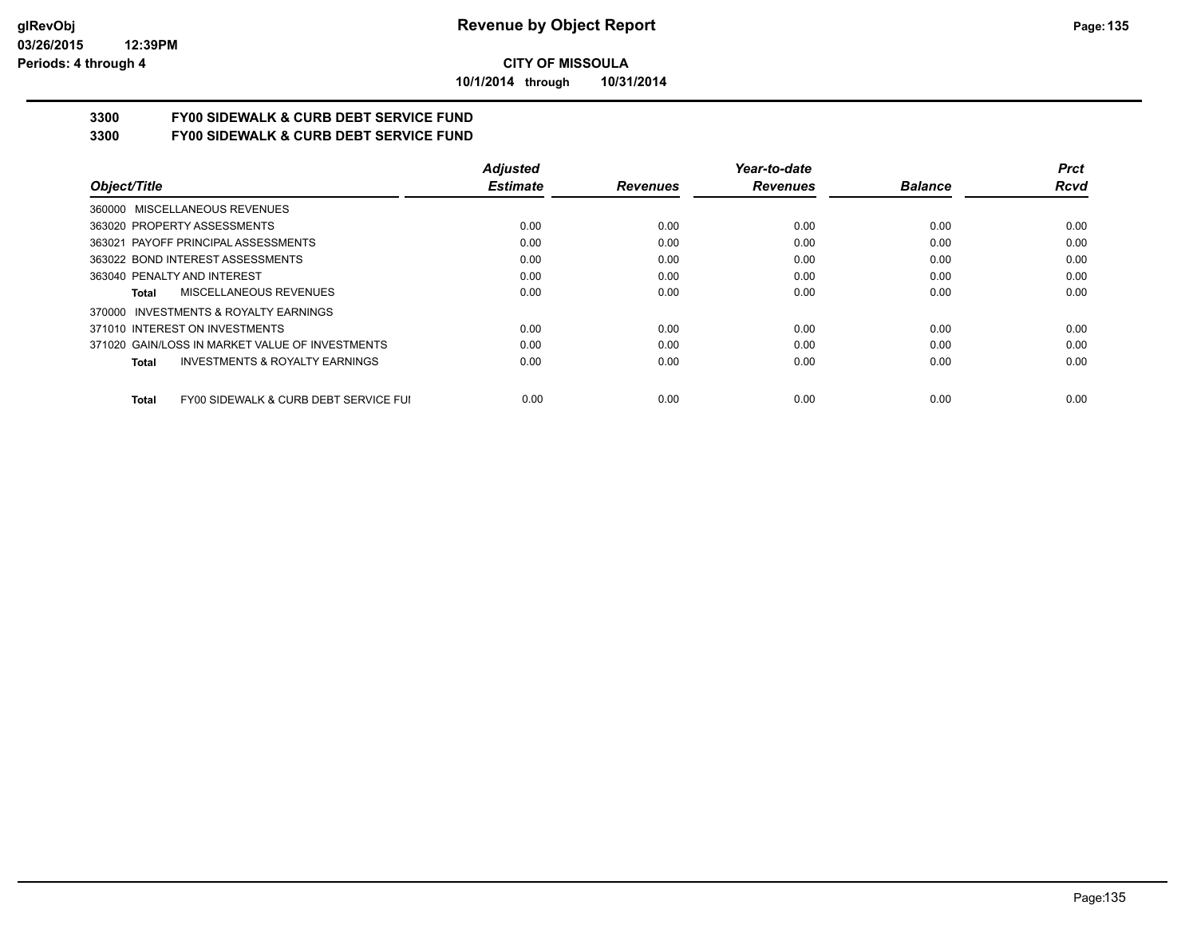**CITY OF MISSOULA**

**10/1/2014 through 10/31/2014**

## 3300 FY00 SIDEWALK & CURB DEBT SERVICE FUND
## 3300 FY00 SIDEWALK & CURB DEBT SERVICE FUND

| Object/Title | Adjusted Estimate | Revenues | Year-to-date Revenues | Balance | Prct Rcvd |
|---|---|---|---|---|---|
| 360000 MISCELLANEOUS REVENUES | | | | | |
| 363020 PROPERTY ASSESSMENTS | 0.00 | 0.00 | 0.00 | 0.00 | 0.00 |
| 363021 PAYOFF PRINCIPAL ASSESSMENTS | 0.00 | 0.00 | 0.00 | 0.00 | 0.00 |
| 363022 BOND INTEREST ASSESSMENTS | 0.00 | 0.00 | 0.00 | 0.00 | 0.00 |
| 363040 PENALTY AND INTEREST | 0.00 | 0.00 | 0.00 | 0.00 | 0.00 |
| **Total** MISCELLANEOUS REVENUES | 0.00 | 0.00 | 0.00 | 0.00 | 0.00 |
| 370000 INVESTMENTS & ROYALTY EARNINGS | | | | | |
| 371010 INTEREST ON INVESTMENTS | 0.00 | 0.00 | 0.00 | 0.00 | 0.00 |
| 371020 GAIN/LOSS IN MARKET VALUE OF INVESTMENTS | 0.00 | 0.00 | 0.00 | 0.00 | 0.00 |
| **Total** INVESTMENTS & ROYALTY EARNINGS | 0.00 | 0.00 | 0.00 | 0.00 | 0.00 |
| **Total** FY00 SIDEWALK & CURB DEBT SERVICE FUI | 0.00 | 0.00 | 0.00 | 0.00 | 0.00 |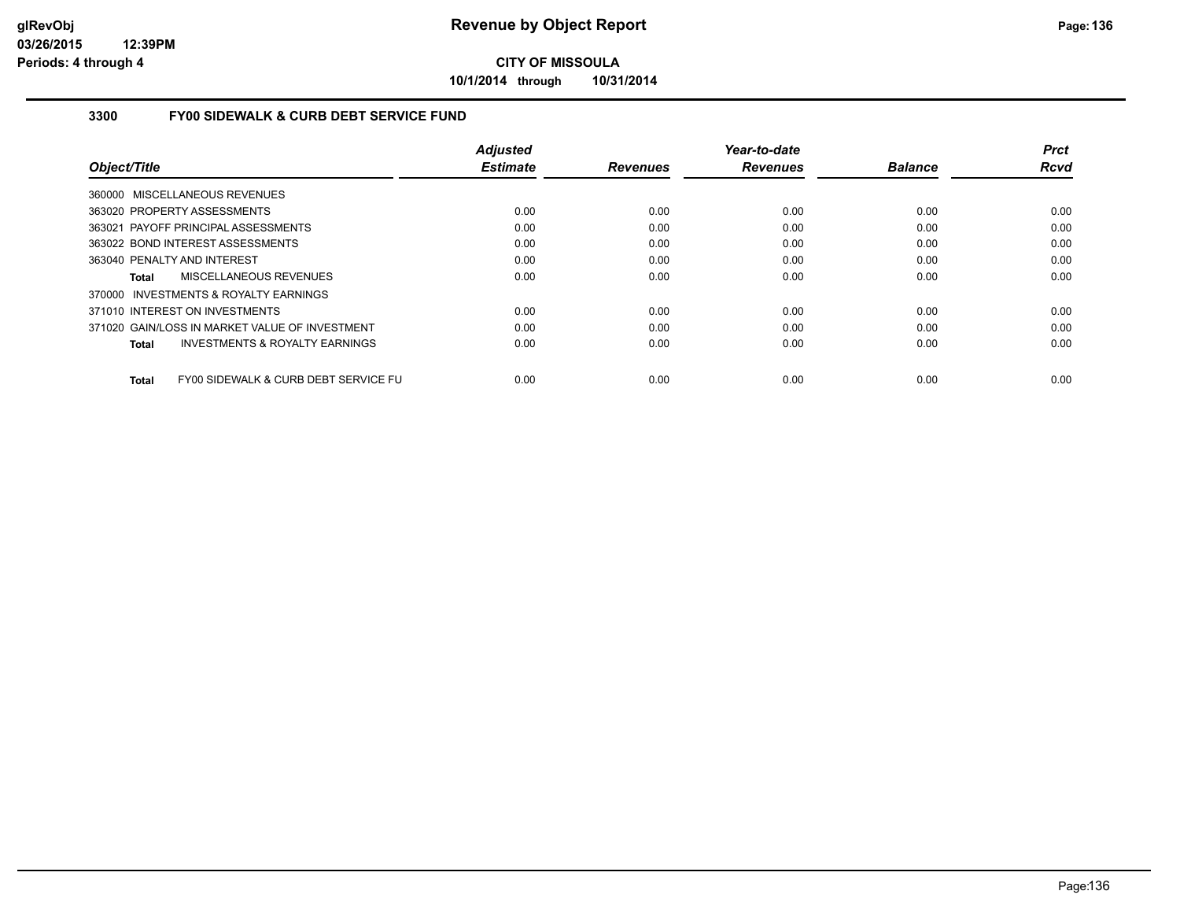# Revenue by Object Report

**CITY OF MISSOULA**

**10/1/2014 through 10/31/2014**

glRevObj
03/26/2015 12:39PM
Periods: 4 through 4

## 3300 FY00 SIDEWALK & CURB DEBT SERVICE FUND

| Object/Title | Adjusted Estimate | Revenues | Year-to-date Revenues | Balance | Prct Rcvd |
|---|---|---|---|---|---|
| 360000 MISCELLANEOUS REVENUES | | | | | |
| 363020 PROPERTY ASSESSMENTS | 0.00 | 0.00 | 0.00 | 0.00 | 0.00 |
| 363021 PAYOFF PRINCIPAL ASSESSMENTS | 0.00 | 0.00 | 0.00 | 0.00 | 0.00 |
| 363022 BOND INTEREST ASSESSMENTS | 0.00 | 0.00 | 0.00 | 0.00 | 0.00 |
| 363040 PENALTY AND INTEREST | 0.00 | 0.00 | 0.00 | 0.00 | 0.00 |
| **Total** MISCELLANEOUS REVENUES | 0.00 | 0.00 | 0.00 | 0.00 | 0.00 |
| 370000 INVESTMENTS & ROYALTY EARNINGS | | | | | |
| 371010 INTEREST ON INVESTMENTS | 0.00 | 0.00 | 0.00 | 0.00 | 0.00 |
| 371020 GAIN/LOSS IN MARKET VALUE OF INVESTMENT | 0.00 | 0.00 | 0.00 | 0.00 | 0.00 |
| **Total** INVESTMENTS & ROYALTY EARNINGS | 0.00 | 0.00 | 0.00 | 0.00 | 0.00 |
| **Total** FY00 SIDEWALK & CURB DEBT SERVICE FU | 0.00 | 0.00 | 0.00 | 0.00 | 0.00 |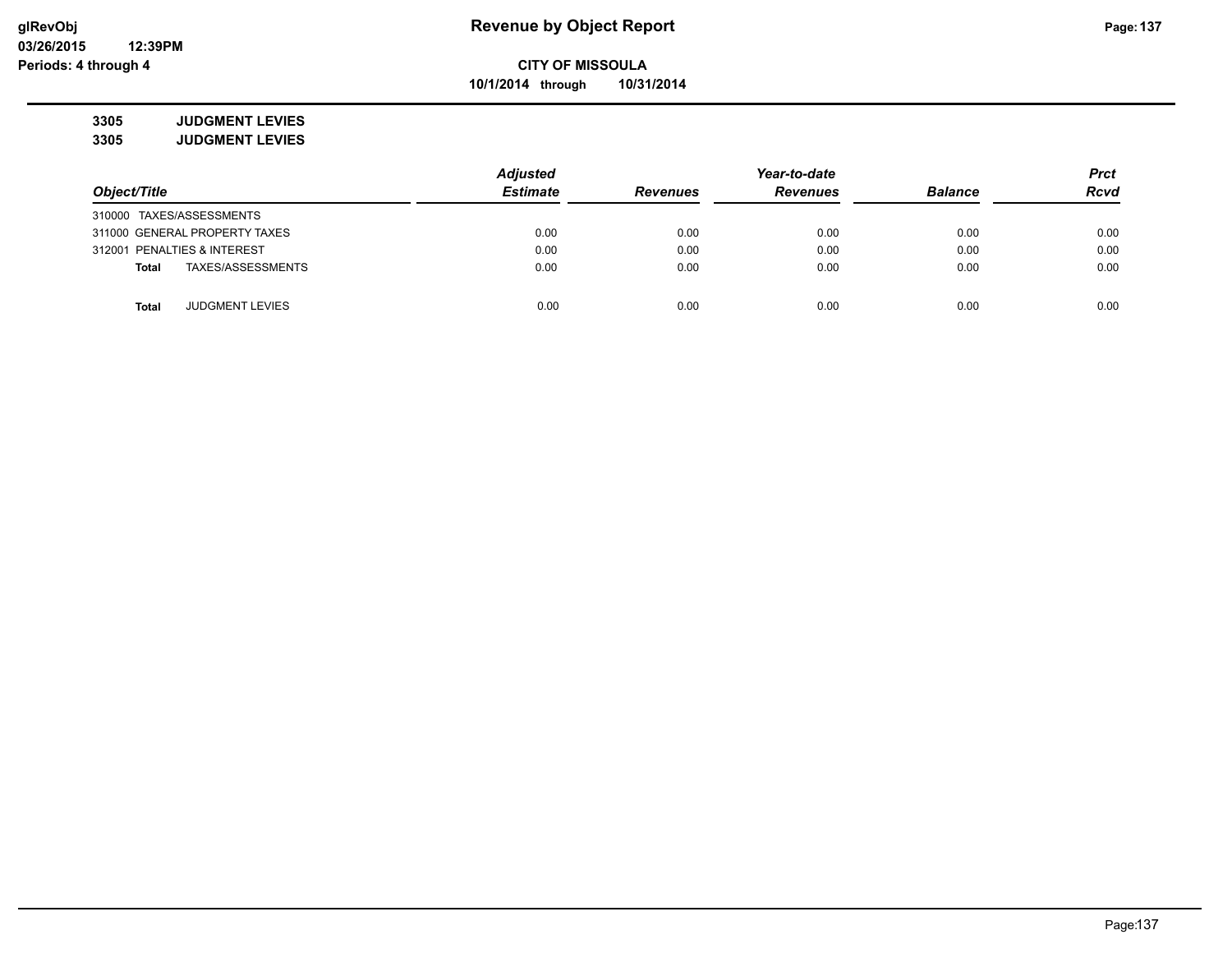# Revenue by Object Report

**CITY OF MISSOULA**

**10/1/2014 through 10/31/2014**

glRevObj
03/26/2015 12:39PM
Periods: 4 through 4

**3305 JUDGMENT LEVIES**

**3305 JUDGMENT LEVIES**

| Object/Title | Adjusted Estimate | Revenues | Year-to-date Revenues | Balance | Prct Rcvd |
|---|---|---|---|---|---|
| 310000 TAXES/ASSESSMENTS | | | | | |
| 311000 GENERAL PROPERTY TAXES | 0.00 | 0.00 | 0.00 | 0.00 | 0.00 |
| 312001 PENALTIES & INTEREST | 0.00 | 0.00 | 0.00 | 0.00 | 0.00 |
| **Total** TAXES/ASSESSMENTS | 0.00 | 0.00 | 0.00 | 0.00 | 0.00 |
| **Total** JUDGMENT LEVIES | 0.00 | 0.00 | 0.00 | 0.00 | 0.00 |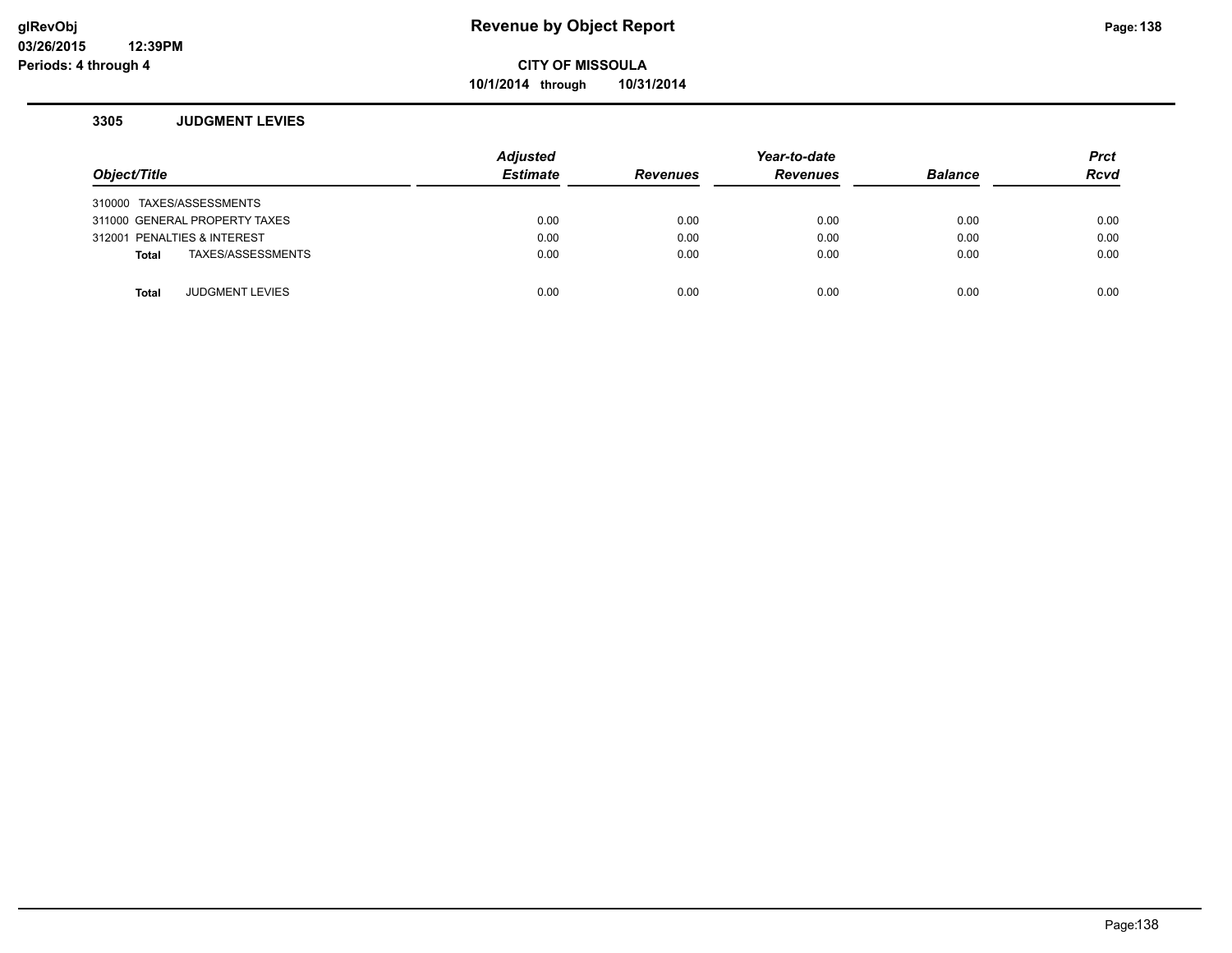# Revenue by Object Report

**CITY OF MISSOULA**

**10/1/2014 through 10/31/2014**

glRevObj
03/26/2015 12:39PM
Periods: 4 through 4

### 3305 JUDGMENT LEVIES

| Object/Title | Adjusted Estimate | Revenues | Year-to-date Revenues | Balance | Prct Rcvd |
|---|---|---|---|---|---|
| 310000 TAXES/ASSESSMENTS | | | | | |
| 311000 GENERAL PROPERTY TAXES | 0.00 | 0.00 | 0.00 | 0.00 | 0.00 |
| 312001 PENALTIES & INTEREST | 0.00 | 0.00 | 0.00 | 0.00 | 0.00 |
| **Total** TAXES/ASSESSMENTS | 0.00 | 0.00 | 0.00 | 0.00 | 0.00 |
| **Total** JUDGMENT LEVIES | 0.00 | 0.00 | 0.00 | 0.00 | 0.00 |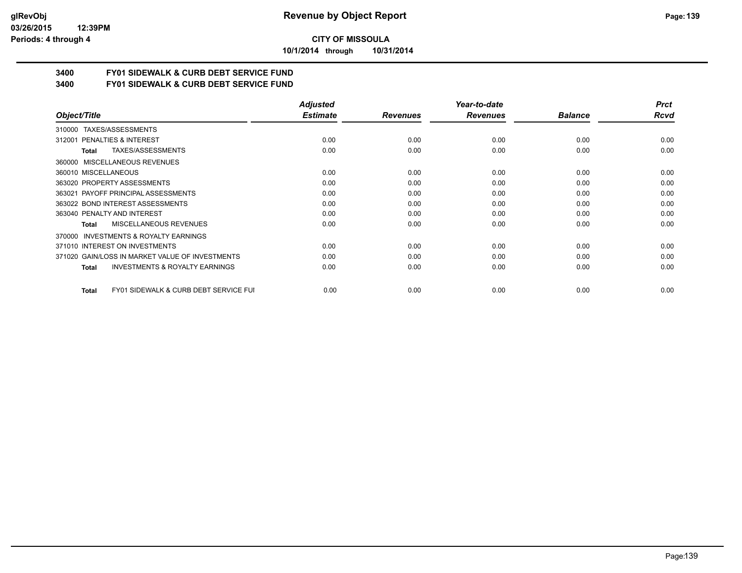**CITY OF MISSOULA**

**10/1/2014 through 10/31/2014**

## 3400 FY01 SIDEWALK & CURB DEBT SERVICE FUND

## 3400 FY01 SIDEWALK & CURB DEBT SERVICE FUND

| Object/Title | Adjusted Estimate | Revenues | Year-to-date Revenues | Balance | Prct Rcvd |
|---|---|---|---|---|---|
| 310000 TAXES/ASSESSMENTS | | | | | |
| 312001 PENALTIES & INTEREST | 0.00 | 0.00 | 0.00 | 0.00 | 0.00 |
| **Total** TAXES/ASSESSMENTS | 0.00 | 0.00 | 0.00 | 0.00 | 0.00 |
| 360000 MISCELLANEOUS REVENUES | | | | | |
| 360010 MISCELLANEOUS | 0.00 | 0.00 | 0.00 | 0.00 | 0.00 |
| 363020 PROPERTY ASSESSMENTS | 0.00 | 0.00 | 0.00 | 0.00 | 0.00 |
| 363021 PAYOFF PRINCIPAL ASSESSMENTS | 0.00 | 0.00 | 0.00 | 0.00 | 0.00 |
| 363022 BOND INTEREST ASSESSMENTS | 0.00 | 0.00 | 0.00 | 0.00 | 0.00 |
| 363040 PENALTY AND INTEREST | 0.00 | 0.00 | 0.00 | 0.00 | 0.00 |
| **Total** MISCELLANEOUS REVENUES | 0.00 | 0.00 | 0.00 | 0.00 | 0.00 |
| 370000 INVESTMENTS & ROYALTY EARNINGS | | | | | |
| 371010 INTEREST ON INVESTMENTS | 0.00 | 0.00 | 0.00 | 0.00 | 0.00 |
| 371020 GAIN/LOSS IN MARKET VALUE OF INVESTMENTS | 0.00 | 0.00 | 0.00 | 0.00 | 0.00 |
| **Total** INVESTMENTS & ROYALTY EARNINGS | 0.00 | 0.00 | 0.00 | 0.00 | 0.00 |
| **Total** FY01 SIDEWALK & CURB DEBT SERVICE FUI | 0.00 | 0.00 | 0.00 | 0.00 | 0.00 |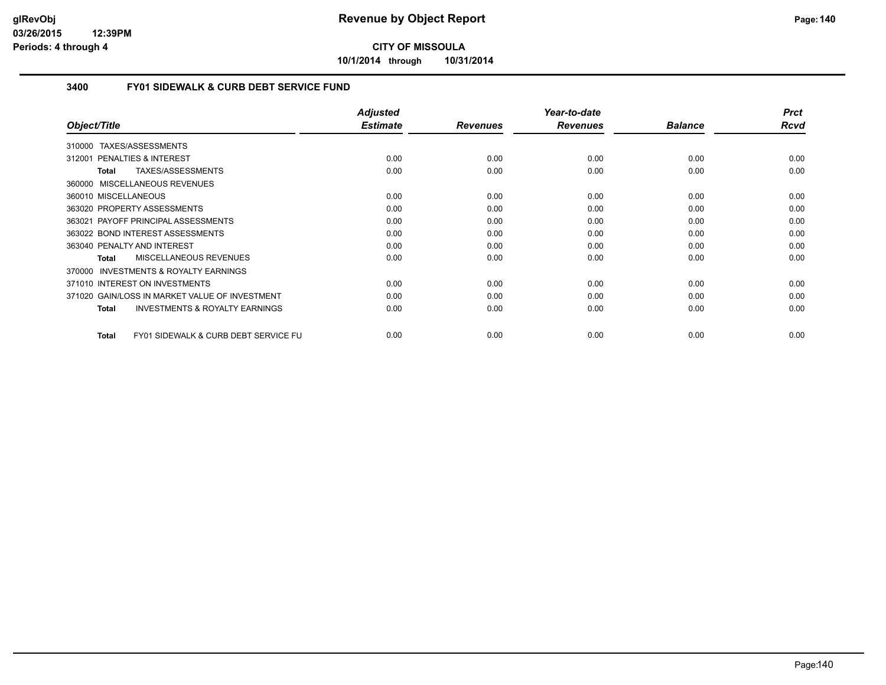**CITY OF MISSOULA**

**10/1/2014 through 10/31/2014**

### 3400 FY01 SIDEWALK & CURB DEBT SERVICE FUND

| Object/Title | Adjusted Estimate | Revenues | Year-to-date Revenues | Balance | Prct Rcvd |
|---|---|---|---|---|---|
| 310000 TAXES/ASSESSMENTS | | | | | |
| 312001 PENALTIES & INTEREST | 0.00 | 0.00 | 0.00 | 0.00 | 0.00 |
| **Total** TAXES/ASSESSMENTS | 0.00 | 0.00 | 0.00 | 0.00 | 0.00 |
| 360000 MISCELLANEOUS REVENUES | | | | | |
| 360010 MISCELLANEOUS | 0.00 | 0.00 | 0.00 | 0.00 | 0.00 |
| 363020 PROPERTY ASSESSMENTS | 0.00 | 0.00 | 0.00 | 0.00 | 0.00 |
| 363021 PAYOFF PRINCIPAL ASSESSMENTS | 0.00 | 0.00 | 0.00 | 0.00 | 0.00 |
| 363022 BOND INTEREST ASSESSMENTS | 0.00 | 0.00 | 0.00 | 0.00 | 0.00 |
| 363040 PENALTY AND INTEREST | 0.00 | 0.00 | 0.00 | 0.00 | 0.00 |
| **Total** MISCELLANEOUS REVENUES | 0.00 | 0.00 | 0.00 | 0.00 | 0.00 |
| 370000 INVESTMENTS & ROYALTY EARNINGS | | | | | |
| 371010 INTEREST ON INVESTMENTS | 0.00 | 0.00 | 0.00 | 0.00 | 0.00 |
| 371020 GAIN/LOSS IN MARKET VALUE OF INVESTMENT | 0.00 | 0.00 | 0.00 | 0.00 | 0.00 |
| **Total** INVESTMENTS & ROYALTY EARNINGS | 0.00 | 0.00 | 0.00 | 0.00 | 0.00 |
| **Total** FY01 SIDEWALK & CURB DEBT SERVICE FU | 0.00 | 0.00 | 0.00 | 0.00 | 0.00 |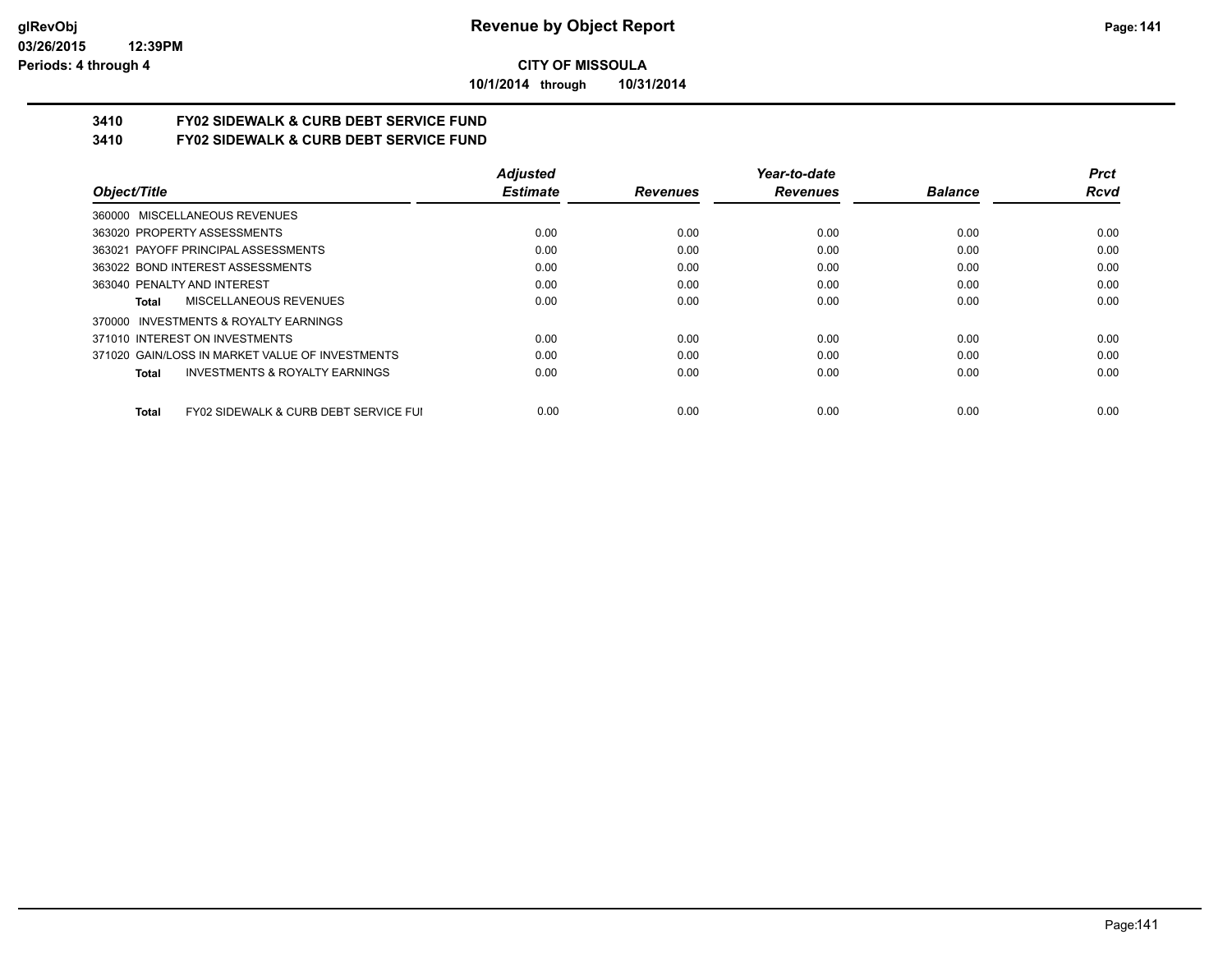**CITY OF MISSOULA**

**10/1/2014 through 10/31/2014**

## 3410 FY02 SIDEWALK & CURB DEBT SERVICE FUND

## 3410 FY02 SIDEWALK & CURB DEBT SERVICE FUND

| Object/Title | Adjusted Estimate | Revenues | Year-to-date Revenues | Balance | Prct Rcvd |
|---|---|---|---|---|---|
| 360000 MISCELLANEOUS REVENUES | | | | | |
| 363020 PROPERTY ASSESSMENTS | 0.00 | 0.00 | 0.00 | 0.00 | 0.00 |
| 363021 PAYOFF PRINCIPAL ASSESSMENTS | 0.00 | 0.00 | 0.00 | 0.00 | 0.00 |
| 363022 BOND INTEREST ASSESSMENTS | 0.00 | 0.00 | 0.00 | 0.00 | 0.00 |
| 363040 PENALTY AND INTEREST | 0.00 | 0.00 | 0.00 | 0.00 | 0.00 |
| **Total** MISCELLANEOUS REVENUES | 0.00 | 0.00 | 0.00 | 0.00 | 0.00 |
| 370000 INVESTMENTS & ROYALTY EARNINGS | | | | | |
| 371010 INTEREST ON INVESTMENTS | 0.00 | 0.00 | 0.00 | 0.00 | 0.00 |
| 371020 GAIN/LOSS IN MARKET VALUE OF INVESTMENTS | 0.00 | 0.00 | 0.00 | 0.00 | 0.00 |
| **Total** INVESTMENTS & ROYALTY EARNINGS | 0.00 | 0.00 | 0.00 | 0.00 | 0.00 |
| **Total** FY02 SIDEWALK & CURB DEBT SERVICE FUI | 0.00 | 0.00 | 0.00 | 0.00 | 0.00 |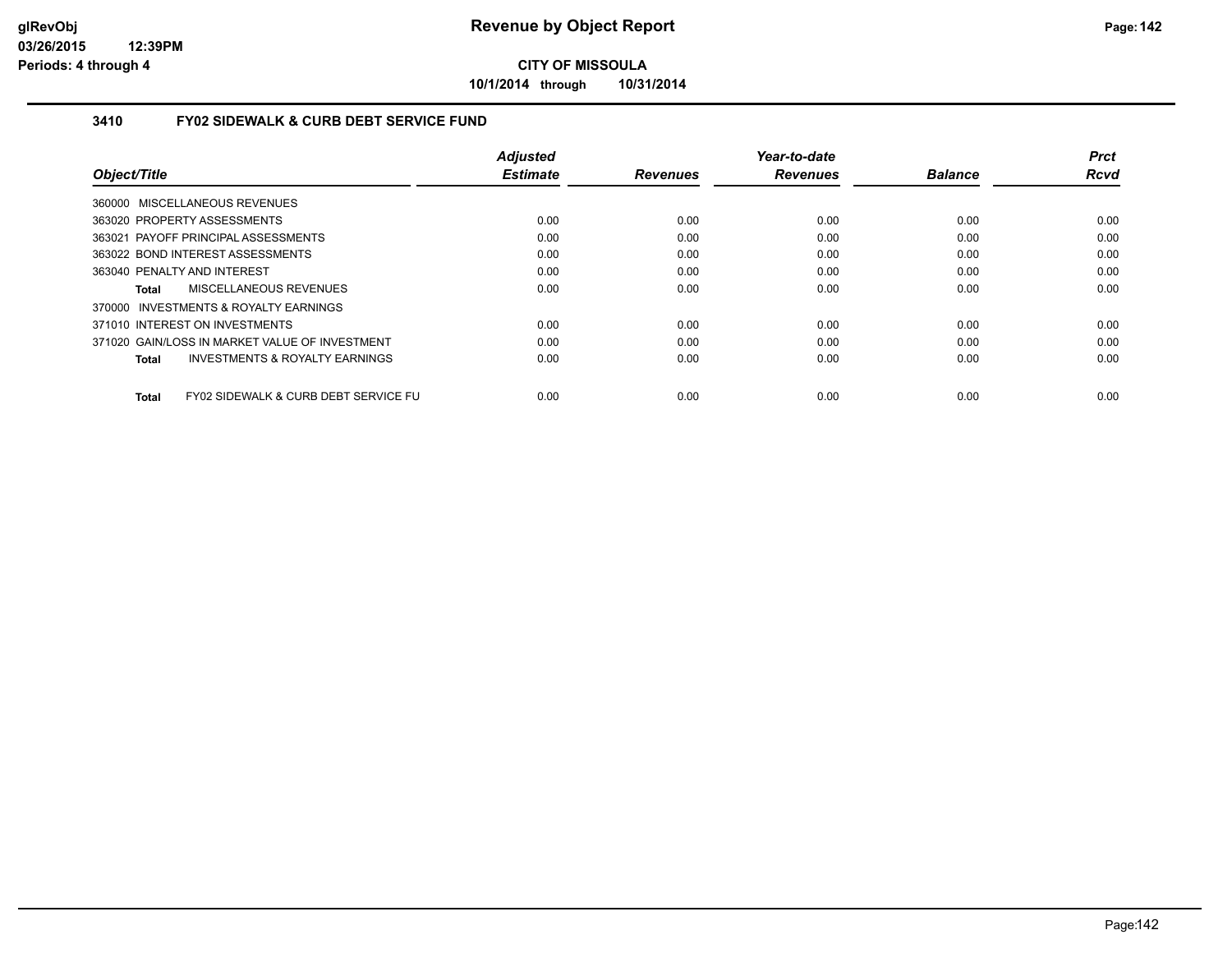# CITY OF MISSOULA

**10/1/2014 through 10/31/2014**

## 3410 FY02 SIDEWALK & CURB DEBT SERVICE FUND

| Object/Title | Adjusted Estimate | Revenues | Year-to-date Revenues | Balance | Prct Rcvd |
|---|---|---|---|---|---|
| 360000 MISCELLANEOUS REVENUES | | | | | |
| 363020 PROPERTY ASSESSMENTS | 0.00 | 0.00 | 0.00 | 0.00 | 0.00 |
| 363021 PAYOFF PRINCIPAL ASSESSMENTS | 0.00 | 0.00 | 0.00 | 0.00 | 0.00 |
| 363022 BOND INTEREST ASSESSMENTS | 0.00 | 0.00 | 0.00 | 0.00 | 0.00 |
| 363040 PENALTY AND INTEREST | 0.00 | 0.00 | 0.00 | 0.00 | 0.00 |
| **Total** MISCELLANEOUS REVENUES | 0.00 | 0.00 | 0.00 | 0.00 | 0.00 |
| 370000 INVESTMENTS & ROYALTY EARNINGS | | | | | |
| 371010 INTEREST ON INVESTMENTS | 0.00 | 0.00 | 0.00 | 0.00 | 0.00 |
| 371020 GAIN/LOSS IN MARKET VALUE OF INVESTMENT | 0.00 | 0.00 | 0.00 | 0.00 | 0.00 |
| **Total** INVESTMENTS & ROYALTY EARNINGS | 0.00 | 0.00 | 0.00 | 0.00 | 0.00 |
| **Total** FY02 SIDEWALK & CURB DEBT SERVICE FU | 0.00 | 0.00 | 0.00 | 0.00 | 0.00 |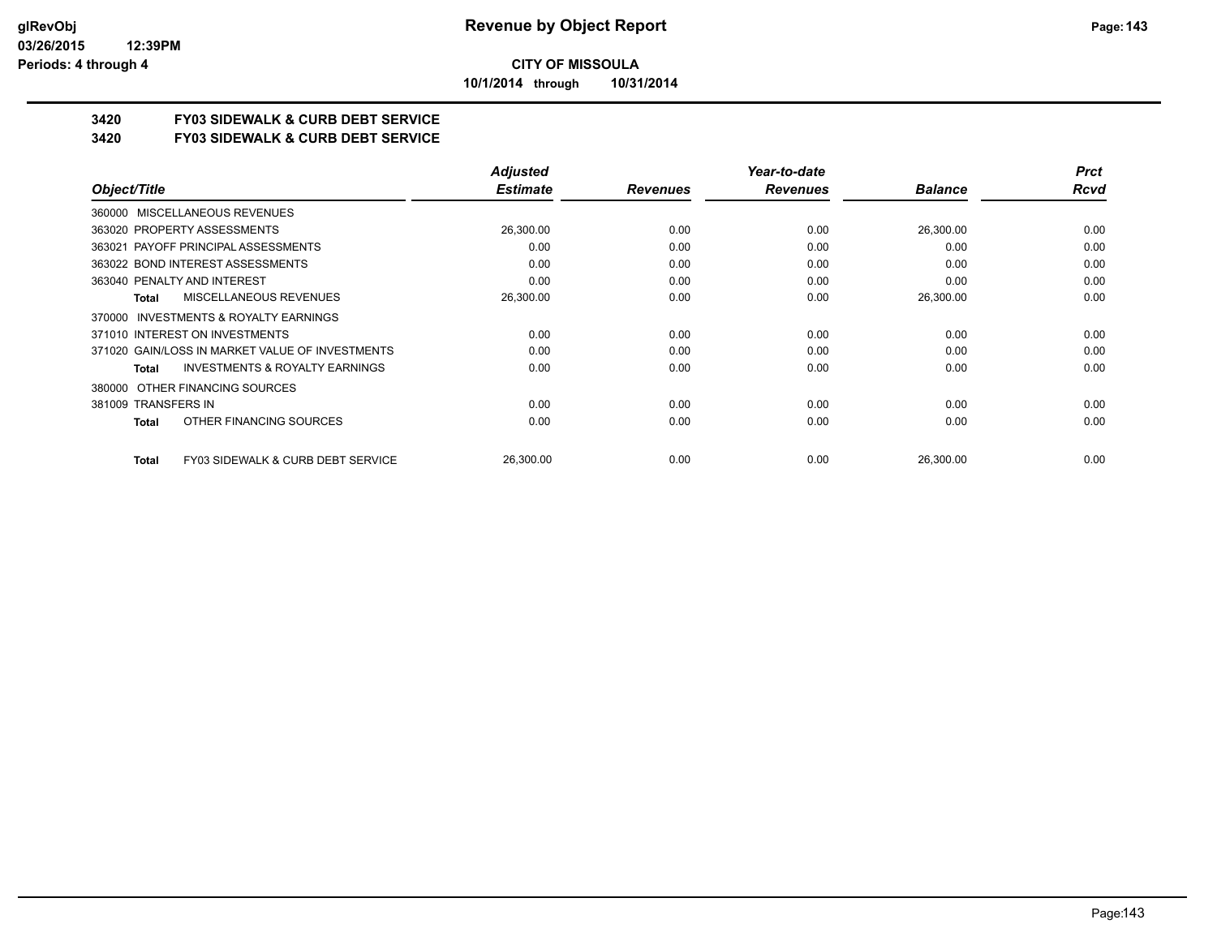**CITY OF MISSOULA**

**10/1/2014 through 10/31/2014**

## 3420 FY03 SIDEWALK & CURB DEBT SERVICE

## 3420 FY03 SIDEWALK & CURB DEBT SERVICE

| Object/Title | Adjusted Estimate | Revenues | Year-to-date Revenues | Balance | Prct Rcvd |
|---|---|---|---|---|---|
| 360000 MISCELLANEOUS REVENUES | | | | | |
| 363020 PROPERTY ASSESSMENTS | 26,300.00 | 0.00 | 0.00 | 26,300.00 | 0.00 |
| 363021 PAYOFF PRINCIPAL ASSESSMENTS | 0.00 | 0.00 | 0.00 | 0.00 | 0.00 |
| 363022 BOND INTEREST ASSESSMENTS | 0.00 | 0.00 | 0.00 | 0.00 | 0.00 |
| 363040 PENALTY AND INTEREST | 0.00 | 0.00 | 0.00 | 0.00 | 0.00 |
| **Total** MISCELLANEOUS REVENUES | 26,300.00 | 0.00 | 0.00 | 26,300.00 | 0.00 |
| 370000 INVESTMENTS & ROYALTY EARNINGS | | | | | |
| 371010 INTEREST ON INVESTMENTS | 0.00 | 0.00 | 0.00 | 0.00 | 0.00 |
| 371020 GAIN/LOSS IN MARKET VALUE OF INVESTMENTS | 0.00 | 0.00 | 0.00 | 0.00 | 0.00 |
| **Total** INVESTMENTS & ROYALTY EARNINGS | 0.00 | 0.00 | 0.00 | 0.00 | 0.00 |
| 380000 OTHER FINANCING SOURCES | | | | | |
| 381009 TRANSFERS IN | 0.00 | 0.00 | 0.00 | 0.00 | 0.00 |
| **Total** OTHER FINANCING SOURCES | 0.00 | 0.00 | 0.00 | 0.00 | 0.00 |
| **Total** FY03 SIDEWALK & CURB DEBT SERVICE | 26,300.00 | 0.00 | 0.00 | 26,300.00 | 0.00 |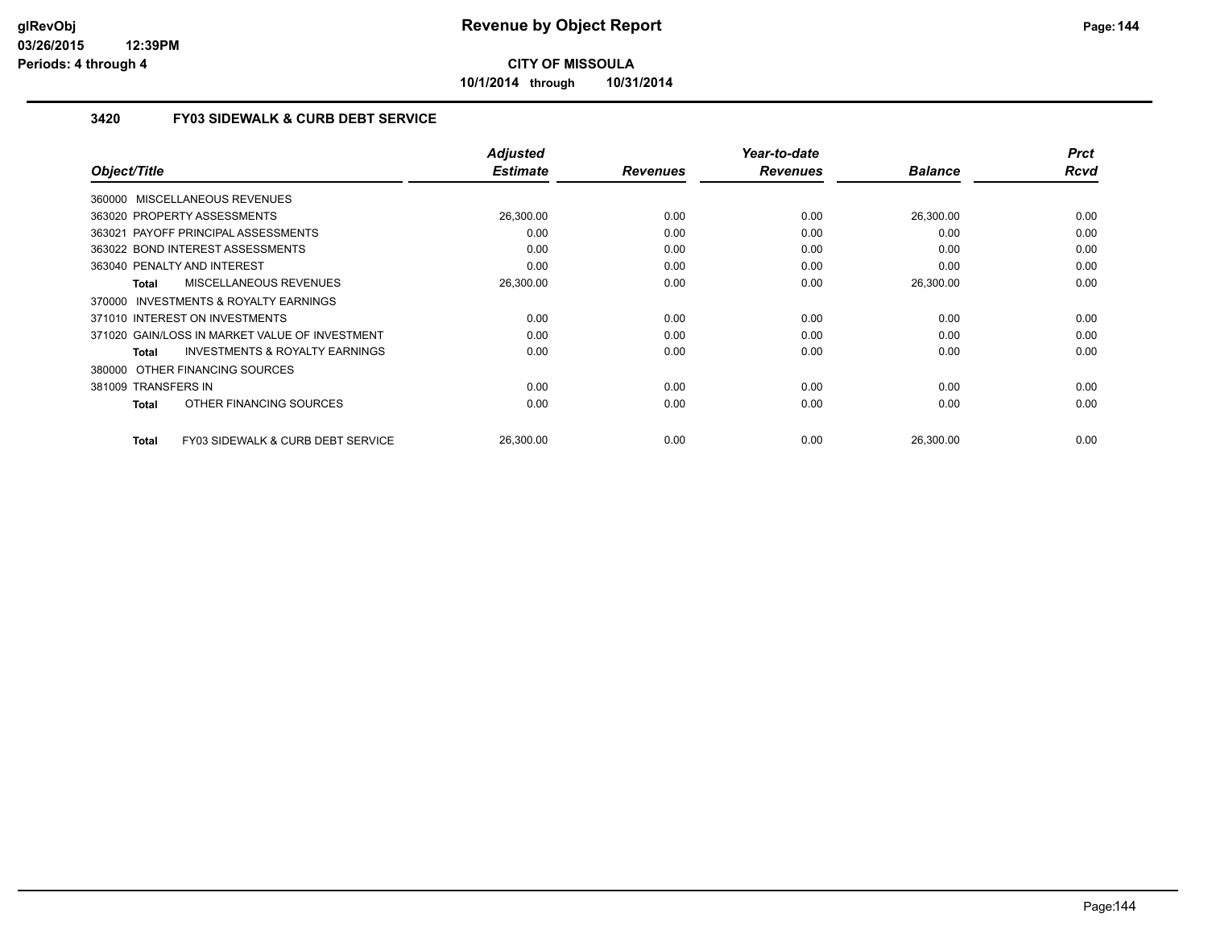# Revenue by Object Report

**CITY OF MISSOULA**

**10/1/2014 through 10/31/2014**

## 3420 FY03 SIDEWALK & CURB DEBT SERVICE

| Object/Title | Adjusted Estimate | Revenues | Year-to-date Revenues | Balance | Prct Rcvd |
|---|---|---|---|---|---|
| 360000 MISCELLANEOUS REVENUES | | | | | |
| 363020 PROPERTY ASSESSMENTS | 26,300.00 | 0.00 | 0.00 | 26,300.00 | 0.00 |
| 363021 PAYOFF PRINCIPAL ASSESSMENTS | 0.00 | 0.00 | 0.00 | 0.00 | 0.00 |
| 363022 BOND INTEREST ASSESSMENTS | 0.00 | 0.00 | 0.00 | 0.00 | 0.00 |
| 363040 PENALTY AND INTEREST | 0.00 | 0.00 | 0.00 | 0.00 | 0.00 |
| **Total** MISCELLANEOUS REVENUES | 26,300.00 | 0.00 | 0.00 | 26,300.00 | 0.00 |
| 370000 INVESTMENTS & ROYALTY EARNINGS | | | | | |
| 371010 INTEREST ON INVESTMENTS | 0.00 | 0.00 | 0.00 | 0.00 | 0.00 |
| 371020 GAIN/LOSS IN MARKET VALUE OF INVESTMENT | 0.00 | 0.00 | 0.00 | 0.00 | 0.00 |
| **Total** INVESTMENTS & ROYALTY EARNINGS | 0.00 | 0.00 | 0.00 | 0.00 | 0.00 |
| 380000 OTHER FINANCING SOURCES | | | | | |
| 381009 TRANSFERS IN | 0.00 | 0.00 | 0.00 | 0.00 | 0.00 |
| **Total** OTHER FINANCING SOURCES | 0.00 | 0.00 | 0.00 | 0.00 | 0.00 |
| **Total** FY03 SIDEWALK & CURB DEBT SERVICE | 26,300.00 | 0.00 | 0.00 | 26,300.00 | 0.00 |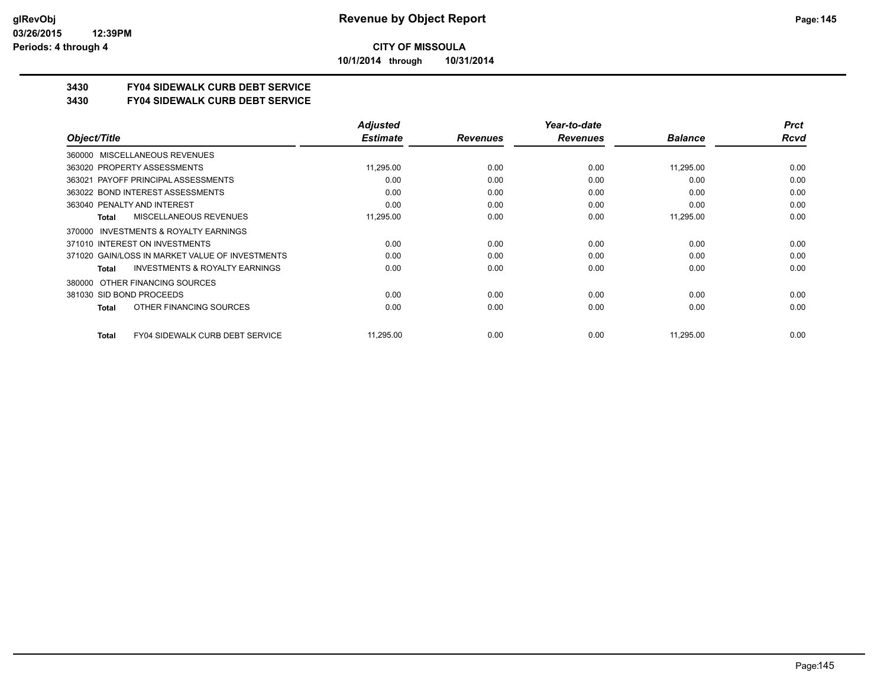**CITY OF MISSOULA**

**10/1/2014 through 10/31/2014**

## 3430 FY04 SIDEWALK CURB DEBT SERVICE

## 3430 FY04 SIDEWALK CURB DEBT SERVICE

| Object/Title | Adjusted Estimate | Revenues | Year-to-date Revenues | Balance | Prct Rcvd |
|---|---|---|---|---|---|
| 360000 MISCELLANEOUS REVENUES | | | | | |
| 363020 PROPERTY ASSESSMENTS | 11,295.00 | 0.00 | 0.00 | 11,295.00 | 0.00 |
| 363021 PAYOFF PRINCIPAL ASSESSMENTS | 0.00 | 0.00 | 0.00 | 0.00 | 0.00 |
| 363022 BOND INTEREST ASSESSMENTS | 0.00 | 0.00 | 0.00 | 0.00 | 0.00 |
| 363040 PENALTY AND INTEREST | 0.00 | 0.00 | 0.00 | 0.00 | 0.00 |
| **Total** MISCELLANEOUS REVENUES | 11,295.00 | 0.00 | 0.00 | 11,295.00 | 0.00 |
| 370000 INVESTMENTS & ROYALTY EARNINGS | | | | | |
| 371010 INTEREST ON INVESTMENTS | 0.00 | 0.00 | 0.00 | 0.00 | 0.00 |
| 371020 GAIN/LOSS IN MARKET VALUE OF INVESTMENTS | 0.00 | 0.00 | 0.00 | 0.00 | 0.00 |
| **Total** INVESTMENTS & ROYALTY EARNINGS | 0.00 | 0.00 | 0.00 | 0.00 | 0.00 |
| 380000 OTHER FINANCING SOURCES | | | | | |
| 381030 SID BOND PROCEEDS | 0.00 | 0.00 | 0.00 | 0.00 | 0.00 |
| **Total** OTHER FINANCING SOURCES | 0.00 | 0.00 | 0.00 | 0.00 | 0.00 |
| **Total** FY04 SIDEWALK CURB DEBT SERVICE | 11,295.00 | 0.00 | 0.00 | 11,295.00 | 0.00 |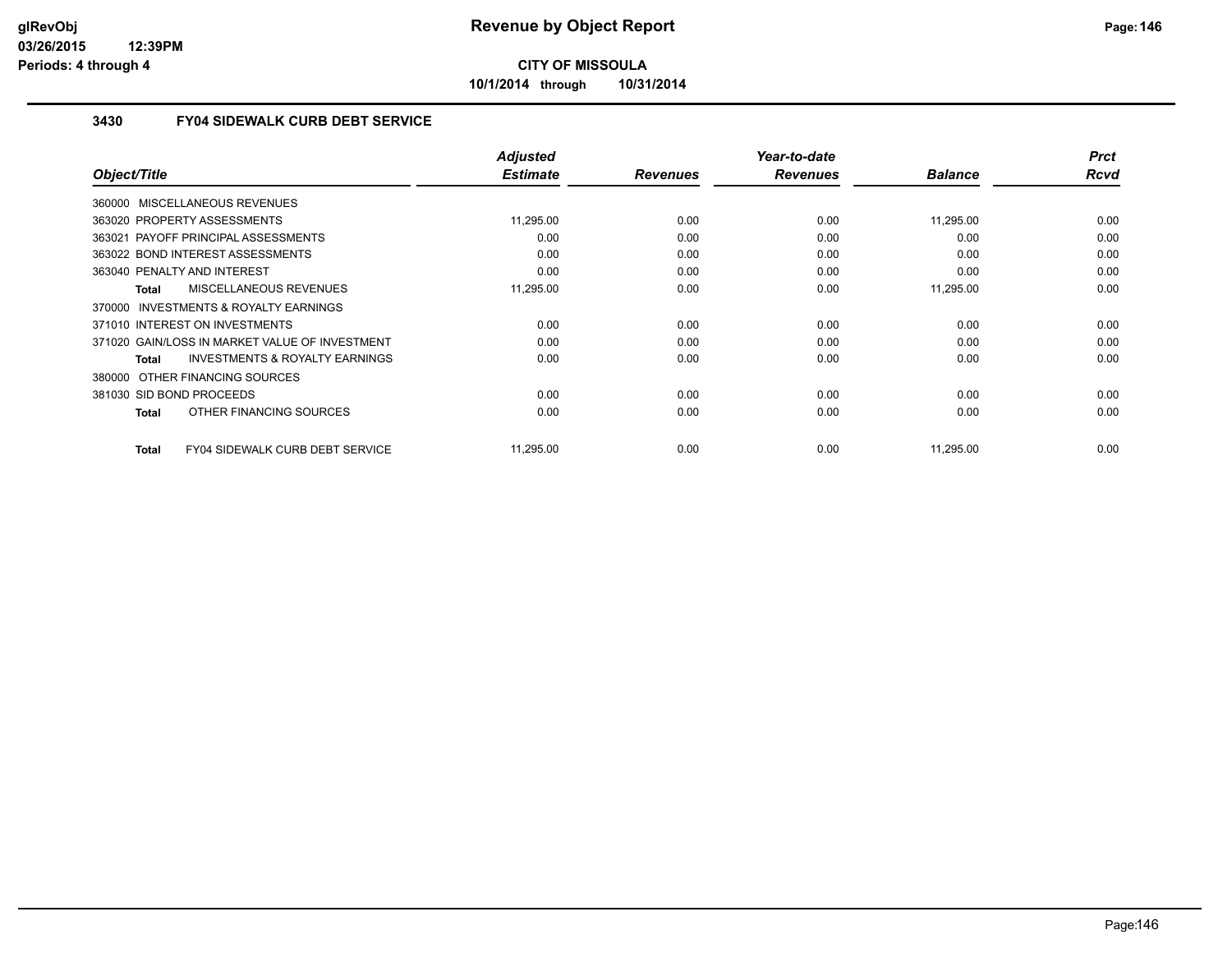# Revenue by Object Report

**CITY OF MISSOULA**

**10/1/2014 through 10/31/2014**

glRevObj
03/26/2015 12:39PM
Periods: 4 through 4

## 3430 FY04 SIDEWALK CURB DEBT SERVICE

| Object/Title | Adjusted Estimate | Revenues | Year-to-date Revenues | Balance | Prct Rcvd |
|---|---|---|---|---|---|
| 360000 MISCELLANEOUS REVENUES | | | | | |
| 363020 PROPERTY ASSESSMENTS | 11,295.00 | 0.00 | 0.00 | 11,295.00 | 0.00 |
| 363021 PAYOFF PRINCIPAL ASSESSMENTS | 0.00 | 0.00 | 0.00 | 0.00 | 0.00 |
| 363022 BOND INTEREST ASSESSMENTS | 0.00 | 0.00 | 0.00 | 0.00 | 0.00 |
| 363040 PENALTY AND INTEREST | 0.00 | 0.00 | 0.00 | 0.00 | 0.00 |
| **Total** MISCELLANEOUS REVENUES | 11,295.00 | 0.00 | 0.00 | 11,295.00 | 0.00 |
| 370000 INVESTMENTS & ROYALTY EARNINGS | | | | | |
| 371010 INTEREST ON INVESTMENTS | 0.00 | 0.00 | 0.00 | 0.00 | 0.00 |
| 371020 GAIN/LOSS IN MARKET VALUE OF INVESTMENT | 0.00 | 0.00 | 0.00 | 0.00 | 0.00 |
| **Total** INVESTMENTS & ROYALTY EARNINGS | 0.00 | 0.00 | 0.00 | 0.00 | 0.00 |
| 380000 OTHER FINANCING SOURCES | | | | | |
| 381030 SID BOND PROCEEDS | 0.00 | 0.00 | 0.00 | 0.00 | 0.00 |
| **Total** OTHER FINANCING SOURCES | 0.00 | 0.00 | 0.00 | 0.00 | 0.00 |
| **Total** FY04 SIDEWALK CURB DEBT SERVICE | 11,295.00 | 0.00 | 0.00 | 11,295.00 | 0.00 |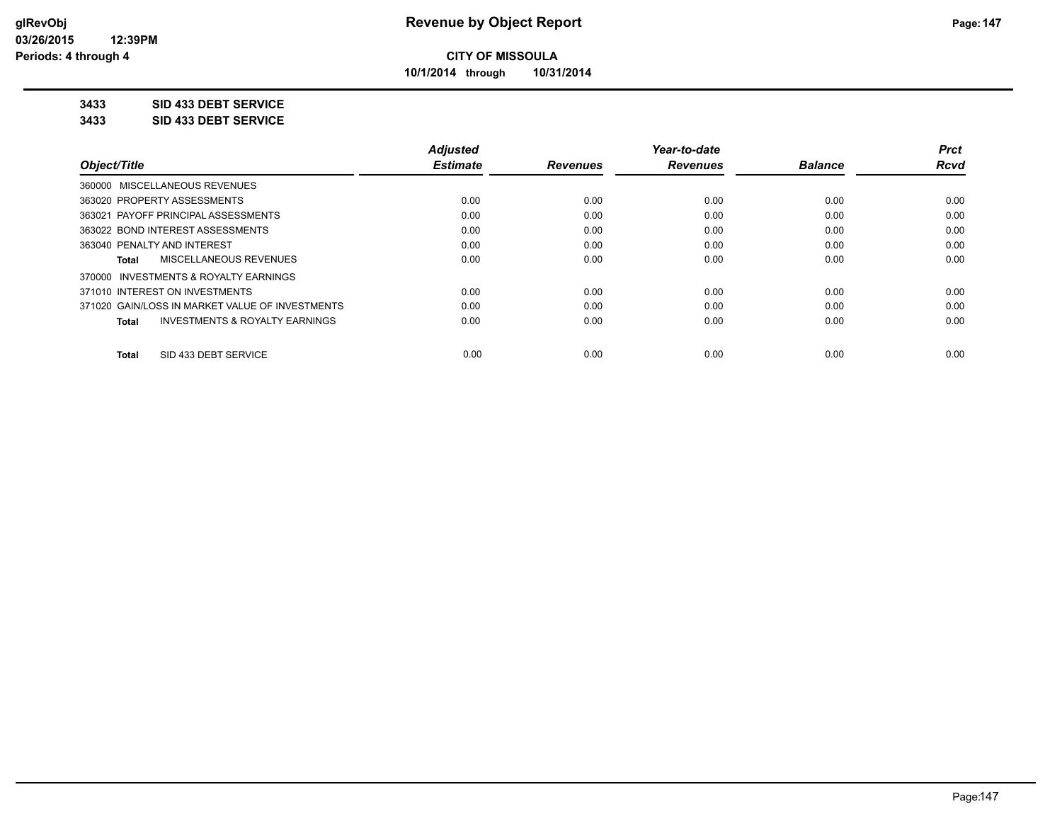# Revenue by Object Report

**CITY OF MISSOULA**

**10/1/2014 through 10/31/2014**

**3433 SID 433 DEBT SERVICE**

**3433 SID 433 DEBT SERVICE**

| Object/Title | Adjusted Estimate | Revenues | Year-to-date Revenues | Balance | Prct Rcvd |
|---|---|---|---|---|---|
| 360000 MISCELLANEOUS REVENUES | | | | | |
| 363020 PROPERTY ASSESSMENTS | 0.00 | 0.00 | 0.00 | 0.00 | 0.00 |
| 363021 PAYOFF PRINCIPAL ASSESSMENTS | 0.00 | 0.00 | 0.00 | 0.00 | 0.00 |
| 363022 BOND INTEREST ASSESSMENTS | 0.00 | 0.00 | 0.00 | 0.00 | 0.00 |
| 363040 PENALTY AND INTEREST | 0.00 | 0.00 | 0.00 | 0.00 | 0.00 |
| **Total** MISCELLANEOUS REVENUES | 0.00 | 0.00 | 0.00 | 0.00 | 0.00 |
| 370000 INVESTMENTS & ROYALTY EARNINGS | | | | | |
| 371010 INTEREST ON INVESTMENTS | 0.00 | 0.00 | 0.00 | 0.00 | 0.00 |
| 371020 GAIN/LOSS IN MARKET VALUE OF INVESTMENTS | 0.00 | 0.00 | 0.00 | 0.00 | 0.00 |
| **Total** INVESTMENTS & ROYALTY EARNINGS | 0.00 | 0.00 | 0.00 | 0.00 | 0.00 |
| **Total** SID 433 DEBT SERVICE | 0.00 | 0.00 | 0.00 | 0.00 | 0.00 |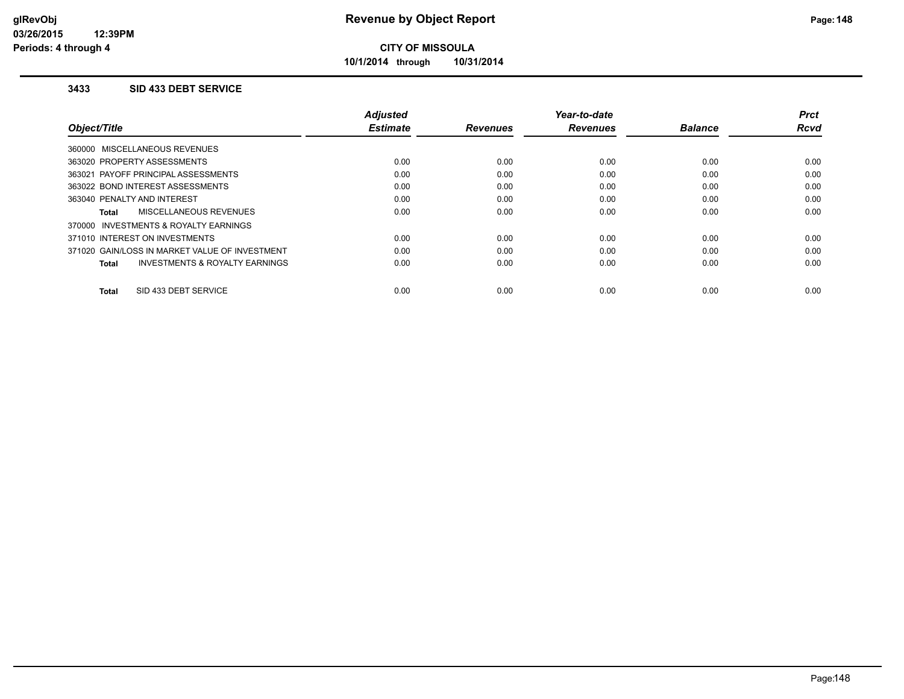# Revenue by Object Report

**CITY OF MISSOULA**

**10/1/2014 through 10/31/2014**

glRevObj
03/26/2015 12:39PM
Periods: 4 through 4

### 3433 SID 433 DEBT SERVICE

| Object/Title | Adjusted Estimate | Revenues | Year-to-date Revenues | Balance | Prct Rcvd |
|---|---|---|---|---|---|
| 360000 MISCELLANEOUS REVENUES | | | | | |
| 363020 PROPERTY ASSESSMENTS | 0.00 | 0.00 | 0.00 | 0.00 | 0.00 |
| 363021 PAYOFF PRINCIPAL ASSESSMENTS | 0.00 | 0.00 | 0.00 | 0.00 | 0.00 |
| 363022 BOND INTEREST ASSESSMENTS | 0.00 | 0.00 | 0.00 | 0.00 | 0.00 |
| 363040 PENALTY AND INTEREST | 0.00 | 0.00 | 0.00 | 0.00 | 0.00 |
| **Total** MISCELLANEOUS REVENUES | 0.00 | 0.00 | 0.00 | 0.00 | 0.00 |
| 370000 INVESTMENTS & ROYALTY EARNINGS | | | | | |
| 371010 INTEREST ON INVESTMENTS | 0.00 | 0.00 | 0.00 | 0.00 | 0.00 |
| 371020 GAIN/LOSS IN MARKET VALUE OF INVESTMENT | 0.00 | 0.00 | 0.00 | 0.00 | 0.00 |
| **Total** INVESTMENTS & ROYALTY EARNINGS | 0.00 | 0.00 | 0.00 | 0.00 | 0.00 |
| **Total** SID 433 DEBT SERVICE | 0.00 | 0.00 | 0.00 | 0.00 | 0.00 |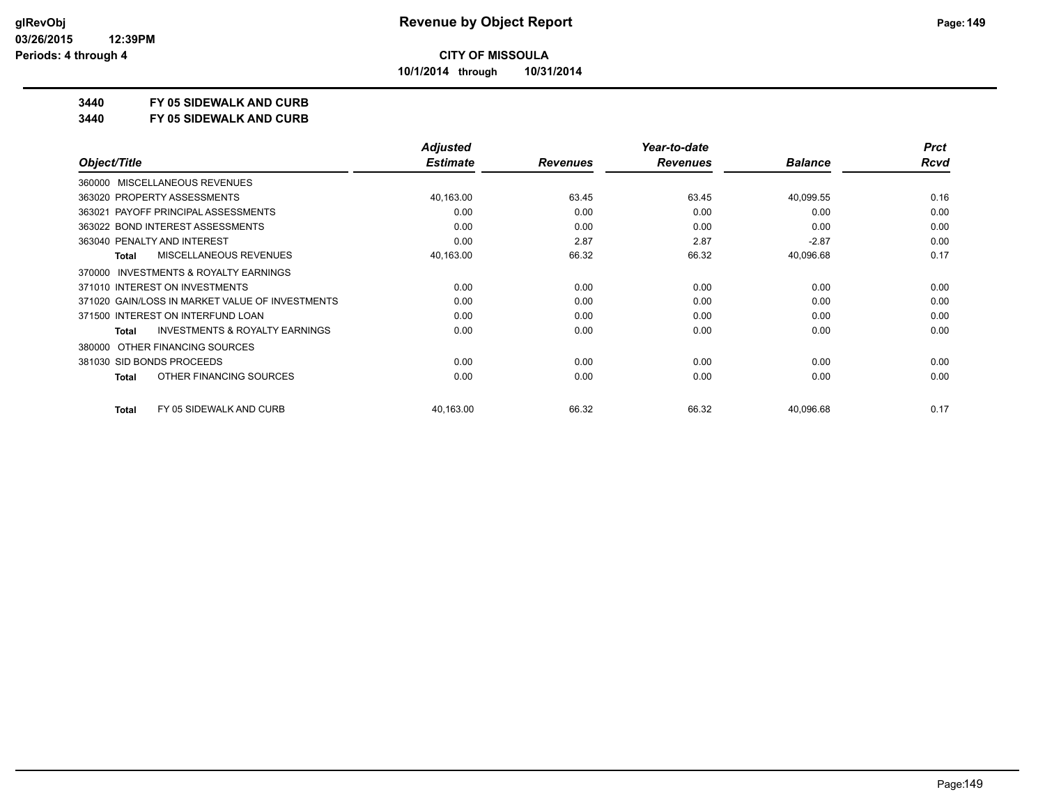**Revenue by Object Report**

**CITY OF MISSOULA**

**10/1/2014 through 10/31/2014**

**3440 FY 05 SIDEWALK AND CURB**

**3440 FY 05 SIDEWALK AND CURB**

| Object/Title | Adjusted Estimate | Revenues | Year-to-date Revenues | Balance | Prct Rcvd |
|---|---|---|---|---|---|
| 360000 MISCELLANEOUS REVENUES | | | | | |
| 363020 PROPERTY ASSESSMENTS | 40,163.00 | 63.45 | 63.45 | 40,099.55 | 0.16 |
| 363021 PAYOFF PRINCIPAL ASSESSMENTS | 0.00 | 0.00 | 0.00 | 0.00 | 0.00 |
| 363022 BOND INTEREST ASSESSMENTS | 0.00 | 0.00 | 0.00 | 0.00 | 0.00 |
| 363040 PENALTY AND INTEREST | 0.00 | 2.87 | 2.87 | -2.87 | 0.00 |
| **Total** MISCELLANEOUS REVENUES | 40,163.00 | 66.32 | 66.32 | 40,096.68 | 0.17 |
| 370000 INVESTMENTS & ROYALTY EARNINGS | | | | | |
| 371010 INTEREST ON INVESTMENTS | 0.00 | 0.00 | 0.00 | 0.00 | 0.00 |
| 371020 GAIN/LOSS IN MARKET VALUE OF INVESTMENTS | 0.00 | 0.00 | 0.00 | 0.00 | 0.00 |
| 371500 INTEREST ON INTERFUND LOAN | 0.00 | 0.00 | 0.00 | 0.00 | 0.00 |
| **Total** INVESTMENTS & ROYALTY EARNINGS | 0.00 | 0.00 | 0.00 | 0.00 | 0.00 |
| 380000 OTHER FINANCING SOURCES | | | | | |
| 381030 SID BONDS PROCEEDS | 0.00 | 0.00 | 0.00 | 0.00 | 0.00 |
| **Total** OTHER FINANCING SOURCES | 0.00 | 0.00 | 0.00 | 0.00 | 0.00 |
| **Total** FY 05 SIDEWALK AND CURB | 40,163.00 | 66.32 | 66.32 | 40,096.68 | 0.17 |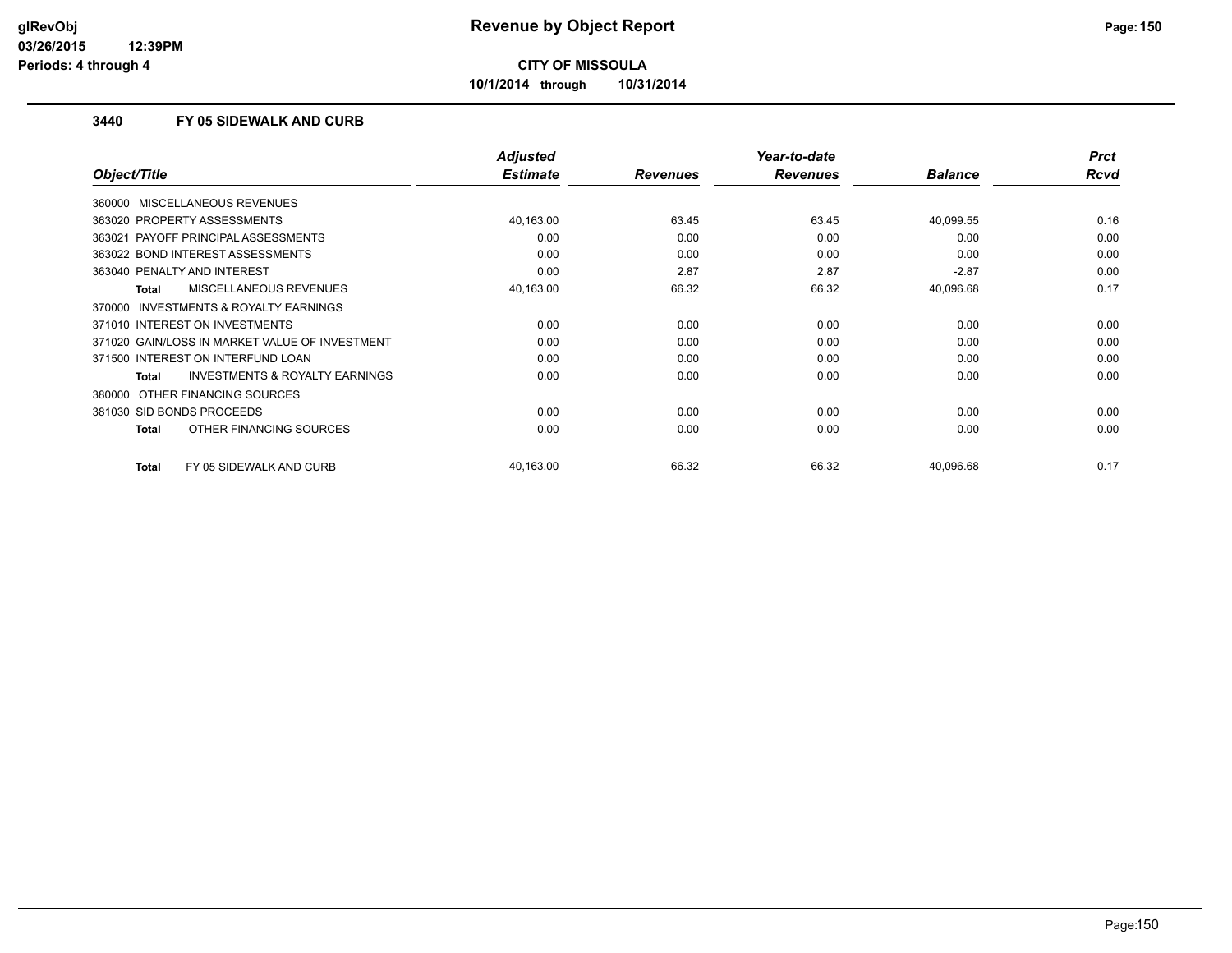# Revenue by Object Report

**CITY OF MISSOULA**

**10/1/2014 through 10/31/2014**

### 3440 FY 05 SIDEWALK AND CURB

| Object/Title | Adjusted Estimate | Revenues | Year-to-date Revenues | Balance | Prct Rcvd |
|---|---|---|---|---|---|
| 360000 MISCELLANEOUS REVENUES | | | | | |
| 363020 PROPERTY ASSESSMENTS | 40,163.00 | 63.45 | 63.45 | 40,099.55 | 0.16 |
| 363021 PAYOFF PRINCIPAL ASSESSMENTS | 0.00 | 0.00 | 0.00 | 0.00 | 0.00 |
| 363022 BOND INTEREST ASSESSMENTS | 0.00 | 0.00 | 0.00 | 0.00 | 0.00 |
| 363040 PENALTY AND INTEREST | 0.00 | 2.87 | 2.87 | -2.87 | 0.00 |
| **Total** MISCELLANEOUS REVENUES | 40,163.00 | 66.32 | 66.32 | 40,096.68 | 0.17 |
| 370000 INVESTMENTS & ROYALTY EARNINGS | | | | | |
| 371010 INTEREST ON INVESTMENTS | 0.00 | 0.00 | 0.00 | 0.00 | 0.00 |
| 371020 GAIN/LOSS IN MARKET VALUE OF INVESTMENT | 0.00 | 0.00 | 0.00 | 0.00 | 0.00 |
| 371500 INTEREST ON INTERFUND LOAN | 0.00 | 0.00 | 0.00 | 0.00 | 0.00 |
| **Total** INVESTMENTS & ROYALTY EARNINGS | 0.00 | 0.00 | 0.00 | 0.00 | 0.00 |
| 380000 OTHER FINANCING SOURCES | | | | | |
| 381030 SID BONDS PROCEEDS | 0.00 | 0.00 | 0.00 | 0.00 | 0.00 |
| **Total** OTHER FINANCING SOURCES | 0.00 | 0.00 | 0.00 | 0.00 | 0.00 |
| **Total** FY 05 SIDEWALK AND CURB | 40,163.00 | 66.32 | 66.32 | 40,096.68 | 0.17 |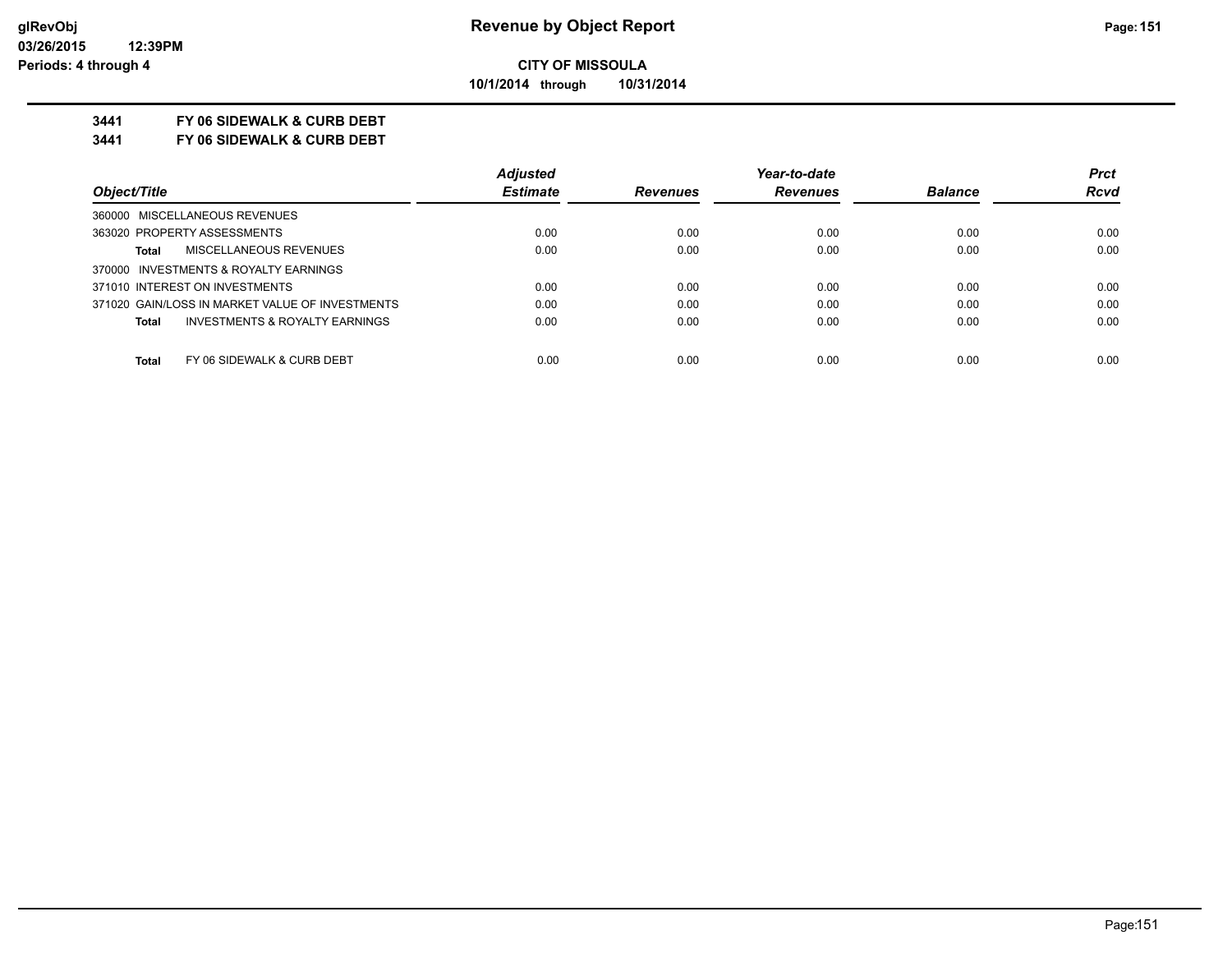# Revenue by Object Report

**CITY OF MISSOULA**

**10/1/2014 through 10/31/2014**

glRevObj
03/26/2015 12:39PM
Periods: 4 through 4

**3441 FY 06 SIDEWALK & CURB DEBT**

**3441 FY 06 SIDEWALK & CURB DEBT**

| Object/Title | Adjusted Estimate | Revenues | Year-to-date Revenues | Balance | Prct Rcvd |
|---|---|---|---|---|---|
| 360000 MISCELLANEOUS REVENUES | | | | | |
| 363020 PROPERTY ASSESSMENTS | 0.00 | 0.00 | 0.00 | 0.00 | 0.00 |
| **Total** MISCELLANEOUS REVENUES | 0.00 | 0.00 | 0.00 | 0.00 | 0.00 |
| 370000 INVESTMENTS & ROYALTY EARNINGS | | | | | |
| 371010 INTEREST ON INVESTMENTS | 0.00 | 0.00 | 0.00 | 0.00 | 0.00 |
| 371020 GAIN/LOSS IN MARKET VALUE OF INVESTMENTS | 0.00 | 0.00 | 0.00 | 0.00 | 0.00 |
| **Total** INVESTMENTS & ROYALTY EARNINGS | 0.00 | 0.00 | 0.00 | 0.00 | 0.00 |
| **Total** FY 06 SIDEWALK & CURB DEBT | 0.00 | 0.00 | 0.00 | 0.00 | 0.00 |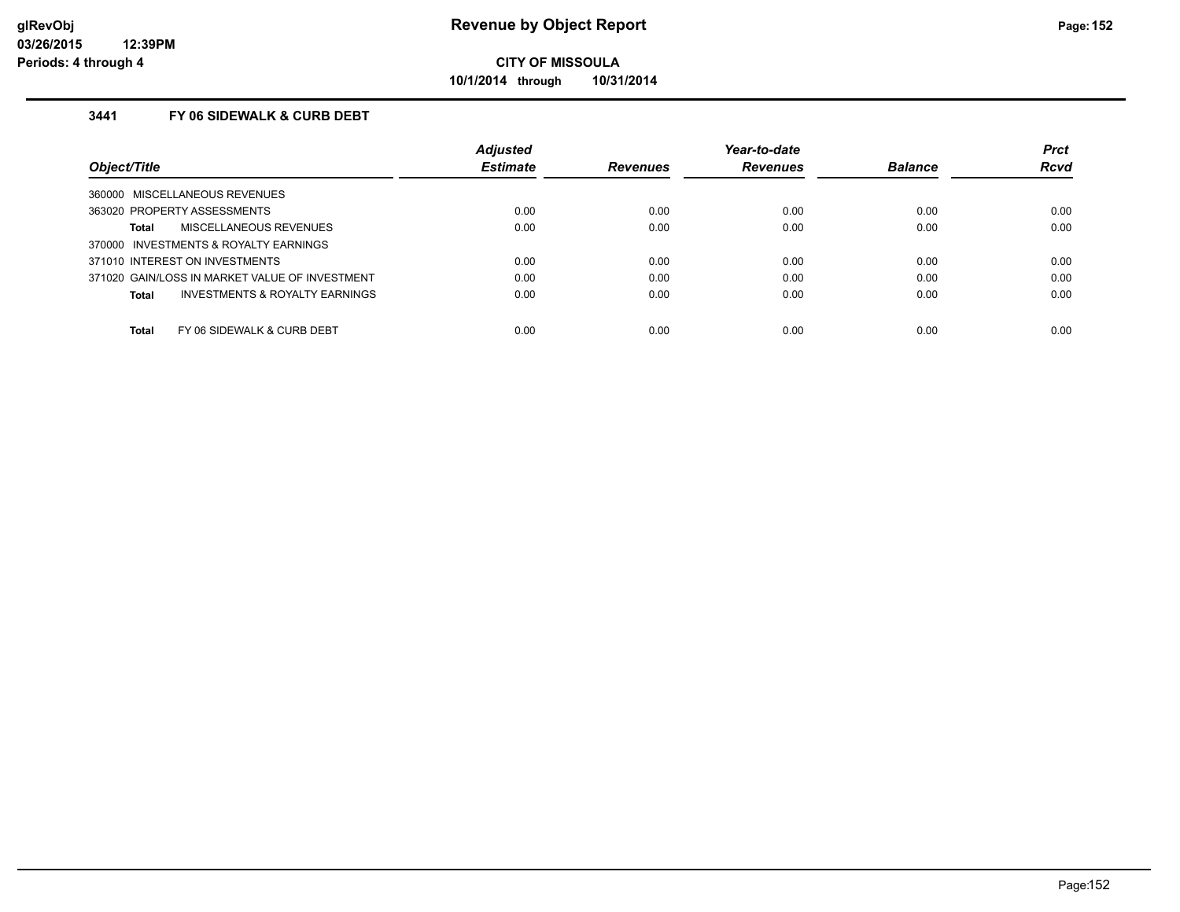# Revenue by Object Report

**CITY OF MISSOULA**

**10/1/2014 through 10/31/2014**

glRevObj
03/26/2015 12:39PM
Periods: 4 through 4

### 3441 FY 06 SIDEWALK & CURB DEBT

| Object/Title | Adjusted Estimate | Revenues | Year-to-date Revenues | Balance | Prct Rcvd |
|---|---|---|---|---|---|
| 360000 MISCELLANEOUS REVENUES | | | | | |
| 363020 PROPERTY ASSESSMENTS | 0.00 | 0.00 | 0.00 | 0.00 | 0.00 |
| **Total** MISCELLANEOUS REVENUES | 0.00 | 0.00 | 0.00 | 0.00 | 0.00 |
| 370000 INVESTMENTS & ROYALTY EARNINGS | | | | | |
| 371010 INTEREST ON INVESTMENTS | 0.00 | 0.00 | 0.00 | 0.00 | 0.00 |
| 371020 GAIN/LOSS IN MARKET VALUE OF INVESTMENT | 0.00 | 0.00 | 0.00 | 0.00 | 0.00 |
| **Total** INVESTMENTS & ROYALTY EARNINGS | 0.00 | 0.00 | 0.00 | 0.00 | 0.00 |
| **Total** FY 06 SIDEWALK & CURB DEBT | 0.00 | 0.00 | 0.00 | 0.00 | 0.00 |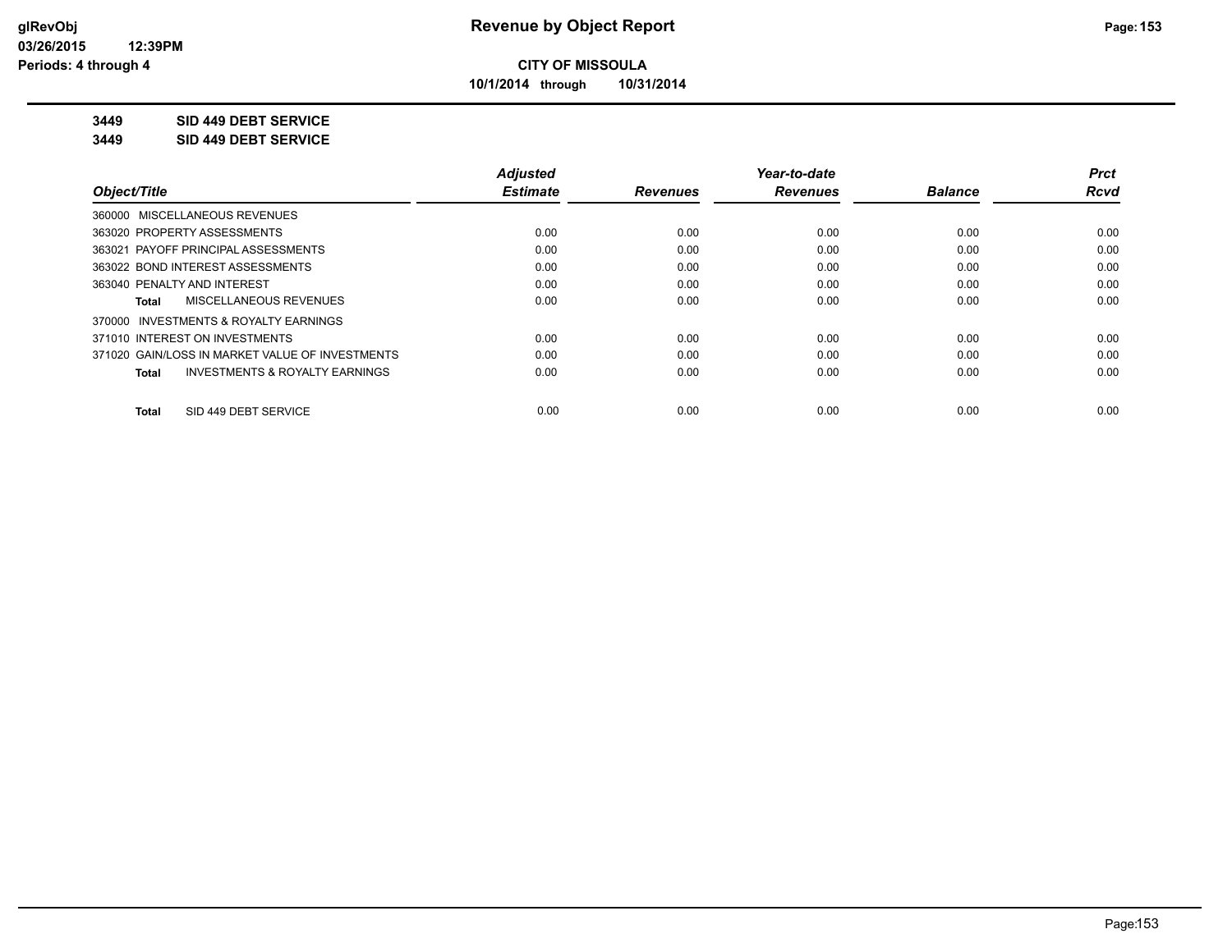**CITY OF MISSOULA**

**10/1/2014 through 10/31/2014**

**3449 SID 449 DEBT SERVICE**

**3449 SID 449 DEBT SERVICE**

| Object/Title | Adjusted Estimate | Revenues | Year-to-date Revenues | Balance | Prct Rcvd |
|---|---|---|---|---|---|
| 360000 MISCELLANEOUS REVENUES | | | | | |
| 363020 PROPERTY ASSESSMENTS | 0.00 | 0.00 | 0.00 | 0.00 | 0.00 |
| 363021 PAYOFF PRINCIPAL ASSESSMENTS | 0.00 | 0.00 | 0.00 | 0.00 | 0.00 |
| 363022 BOND INTEREST ASSESSMENTS | 0.00 | 0.00 | 0.00 | 0.00 | 0.00 |
| 363040 PENALTY AND INTEREST | 0.00 | 0.00 | 0.00 | 0.00 | 0.00 |
| **Total** MISCELLANEOUS REVENUES | 0.00 | 0.00 | 0.00 | 0.00 | 0.00 |
| 370000 INVESTMENTS & ROYALTY EARNINGS | | | | | |
| 371010 INTEREST ON INVESTMENTS | 0.00 | 0.00 | 0.00 | 0.00 | 0.00 |
| 371020 GAIN/LOSS IN MARKET VALUE OF INVESTMENTS | 0.00 | 0.00 | 0.00 | 0.00 | 0.00 |
| **Total** INVESTMENTS & ROYALTY EARNINGS | 0.00 | 0.00 | 0.00 | 0.00 | 0.00 |
| **Total** SID 449 DEBT SERVICE | 0.00 | 0.00 | 0.00 | 0.00 | 0.00 |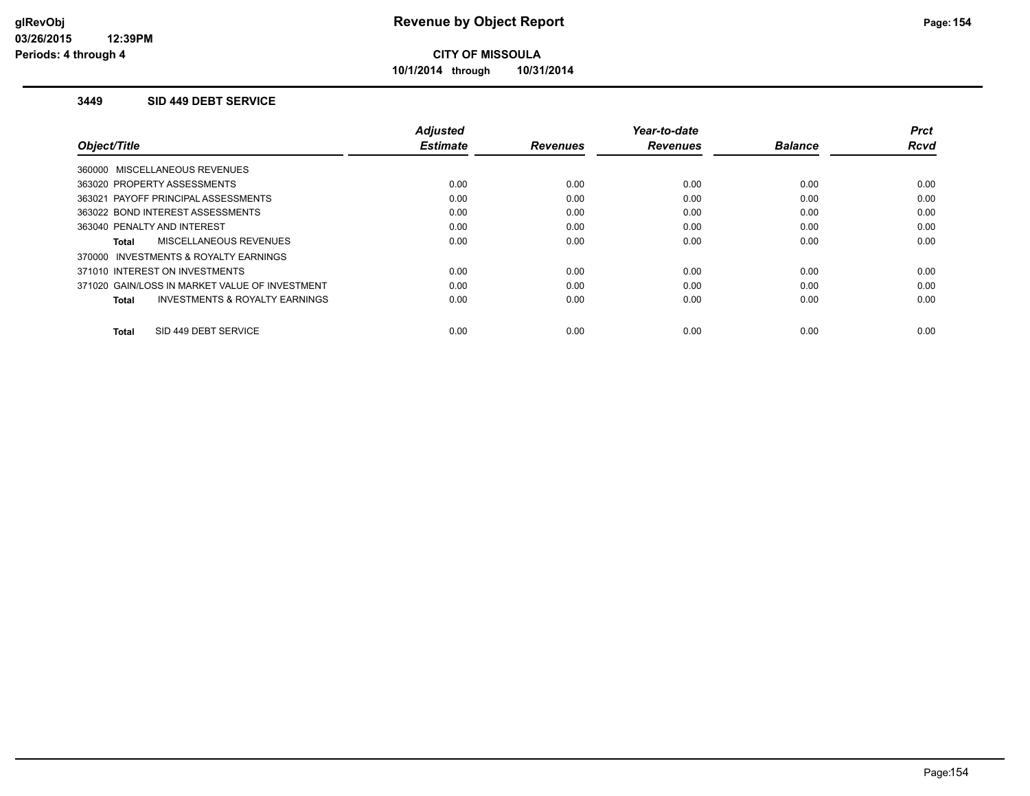# Revenue by Object Report

**CITY OF MISSOULA**

**10/1/2014 through 10/31/2014**

### 3449 SID 449 DEBT SERVICE

| Object/Title | Adjusted Estimate | Revenues | Year-to-date Revenues | Balance | Prct Rcvd |
|---|---|---|---|---|---|
| 360000 MISCELLANEOUS REVENUES | | | | | |
| 363020 PROPERTY ASSESSMENTS | 0.00 | 0.00 | 0.00 | 0.00 | 0.00 |
| 363021 PAYOFF PRINCIPAL ASSESSMENTS | 0.00 | 0.00 | 0.00 | 0.00 | 0.00 |
| 363022 BOND INTEREST ASSESSMENTS | 0.00 | 0.00 | 0.00 | 0.00 | 0.00 |
| 363040 PENALTY AND INTEREST | 0.00 | 0.00 | 0.00 | 0.00 | 0.00 |
| **Total** MISCELLANEOUS REVENUES | 0.00 | 0.00 | 0.00 | 0.00 | 0.00 |
| 370000 INVESTMENTS & ROYALTY EARNINGS | | | | | |
| 371010 INTEREST ON INVESTMENTS | 0.00 | 0.00 | 0.00 | 0.00 | 0.00 |
| 371020 GAIN/LOSS IN MARKET VALUE OF INVESTMENT | 0.00 | 0.00 | 0.00 | 0.00 | 0.00 |
| **Total** INVESTMENTS & ROYALTY EARNINGS | 0.00 | 0.00 | 0.00 | 0.00 | 0.00 |
| **Total** SID 449 DEBT SERVICE | 0.00 | 0.00 | 0.00 | 0.00 | 0.00 |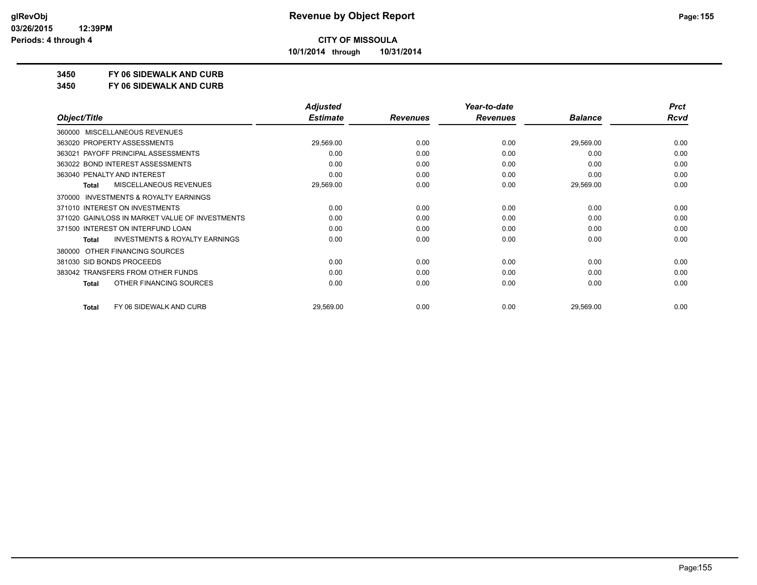# Revenue by Object Report

**CITY OF MISSOULA**

**10/1/2014 through 10/31/2014**

**3450 FY 06 SIDEWALK AND CURB**

**3450 FY 06 SIDEWALK AND CURB**

| Object/Title | Adjusted Estimate | Revenues | Year-to-date Revenues | Balance | Prct Rcvd |
|---|---|---|---|---|---|
| 360000 MISCELLANEOUS REVENUES | | | | | |
| 363020 PROPERTY ASSESSMENTS | 29,569.00 | 0.00 | 0.00 | 29,569.00 | 0.00 |
| 363021 PAYOFF PRINCIPAL ASSESSMENTS | 0.00 | 0.00 | 0.00 | 0.00 | 0.00 |
| 363022 BOND INTEREST ASSESSMENTS | 0.00 | 0.00 | 0.00 | 0.00 | 0.00 |
| 363040 PENALTY AND INTEREST | 0.00 | 0.00 | 0.00 | 0.00 | 0.00 |
| **Total** MISCELLANEOUS REVENUES | 29,569.00 | 0.00 | 0.00 | 29,569.00 | 0.00 |
| 370000 INVESTMENTS & ROYALTY EARNINGS | | | | | |
| 371010 INTEREST ON INVESTMENTS | 0.00 | 0.00 | 0.00 | 0.00 | 0.00 |
| 371020 GAIN/LOSS IN MARKET VALUE OF INVESTMENTS | 0.00 | 0.00 | 0.00 | 0.00 | 0.00 |
| 371500 INTEREST ON INTERFUND LOAN | 0.00 | 0.00 | 0.00 | 0.00 | 0.00 |
| **Total** INVESTMENTS & ROYALTY EARNINGS | 0.00 | 0.00 | 0.00 | 0.00 | 0.00 |
| 380000 OTHER FINANCING SOURCES | | | | | |
| 381030 SID BONDS PROCEEDS | 0.00 | 0.00 | 0.00 | 0.00 | 0.00 |
| 383042 TRANSFERS FROM OTHER FUNDS | 0.00 | 0.00 | 0.00 | 0.00 | 0.00 |
| **Total** OTHER FINANCING SOURCES | 0.00 | 0.00 | 0.00 | 0.00 | 0.00 |
| **Total** FY 06 SIDEWALK AND CURB | 29,569.00 | 0.00 | 0.00 | 29,569.00 | 0.00 |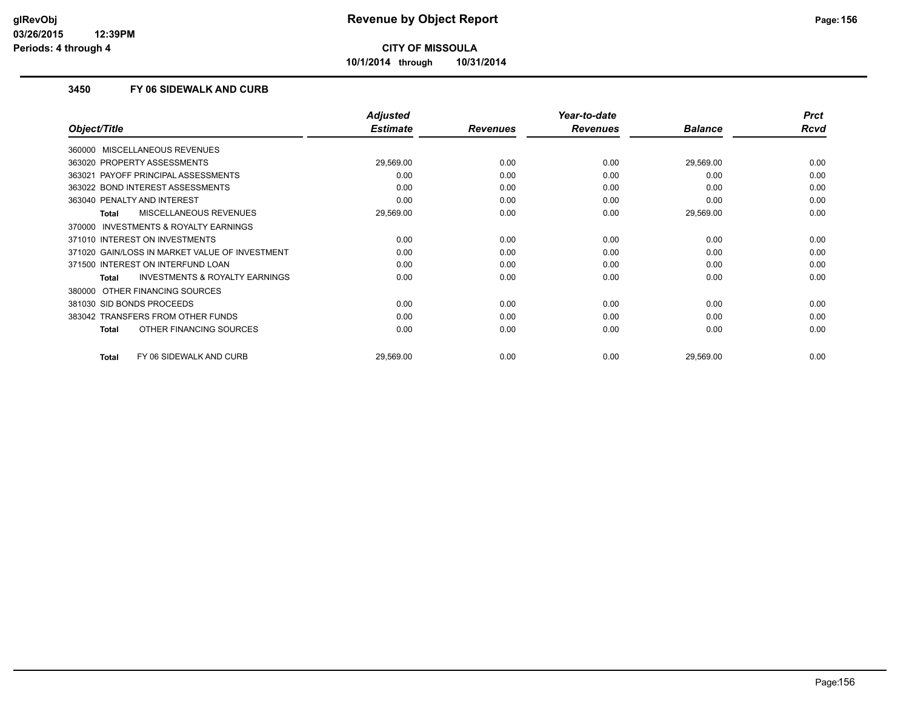**Revenue by Object Report**

**CITY OF MISSOULA**

**10/1/2014 through 10/31/2014**

glRevObj
03/26/2015 12:39PM
Periods: 4 through 4

### 3450 FY 06 SIDEWALK AND CURB

| Object/Title | Adjusted Estimate | Revenues | Year-to-date Revenues | Balance | Prct Rcvd |
|---|---|---|---|---|---|
| 360000 MISCELLANEOUS REVENUES | | | | | |
| 363020 PROPERTY ASSESSMENTS | 29,569.00 | 0.00 | 0.00 | 29,569.00 | 0.00 |
| 363021 PAYOFF PRINCIPAL ASSESSMENTS | 0.00 | 0.00 | 0.00 | 0.00 | 0.00 |
| 363022 BOND INTEREST ASSESSMENTS | 0.00 | 0.00 | 0.00 | 0.00 | 0.00 |
| 363040 PENALTY AND INTEREST | 0.00 | 0.00 | 0.00 | 0.00 | 0.00 |
| **Total** MISCELLANEOUS REVENUES | 29,569.00 | 0.00 | 0.00 | 29,569.00 | 0.00 |
| 370000 INVESTMENTS & ROYALTY EARNINGS | | | | | |
| 371010 INTEREST ON INVESTMENTS | 0.00 | 0.00 | 0.00 | 0.00 | 0.00 |
| 371020 GAIN/LOSS IN MARKET VALUE OF INVESTMENT | 0.00 | 0.00 | 0.00 | 0.00 | 0.00 |
| 371500 INTEREST ON INTERFUND LOAN | 0.00 | 0.00 | 0.00 | 0.00 | 0.00 |
| **Total** INVESTMENTS & ROYALTY EARNINGS | 0.00 | 0.00 | 0.00 | 0.00 | 0.00 |
| 380000 OTHER FINANCING SOURCES | | | | | |
| 381030 SID BONDS PROCEEDS | 0.00 | 0.00 | 0.00 | 0.00 | 0.00 |
| 383042 TRANSFERS FROM OTHER FUNDS | 0.00 | 0.00 | 0.00 | 0.00 | 0.00 |
| **Total** OTHER FINANCING SOURCES | 0.00 | 0.00 | 0.00 | 0.00 | 0.00 |
| **Total** FY 06 SIDEWALK AND CURB | 29,569.00 | 0.00 | 0.00 | 29,569.00 | 0.00 |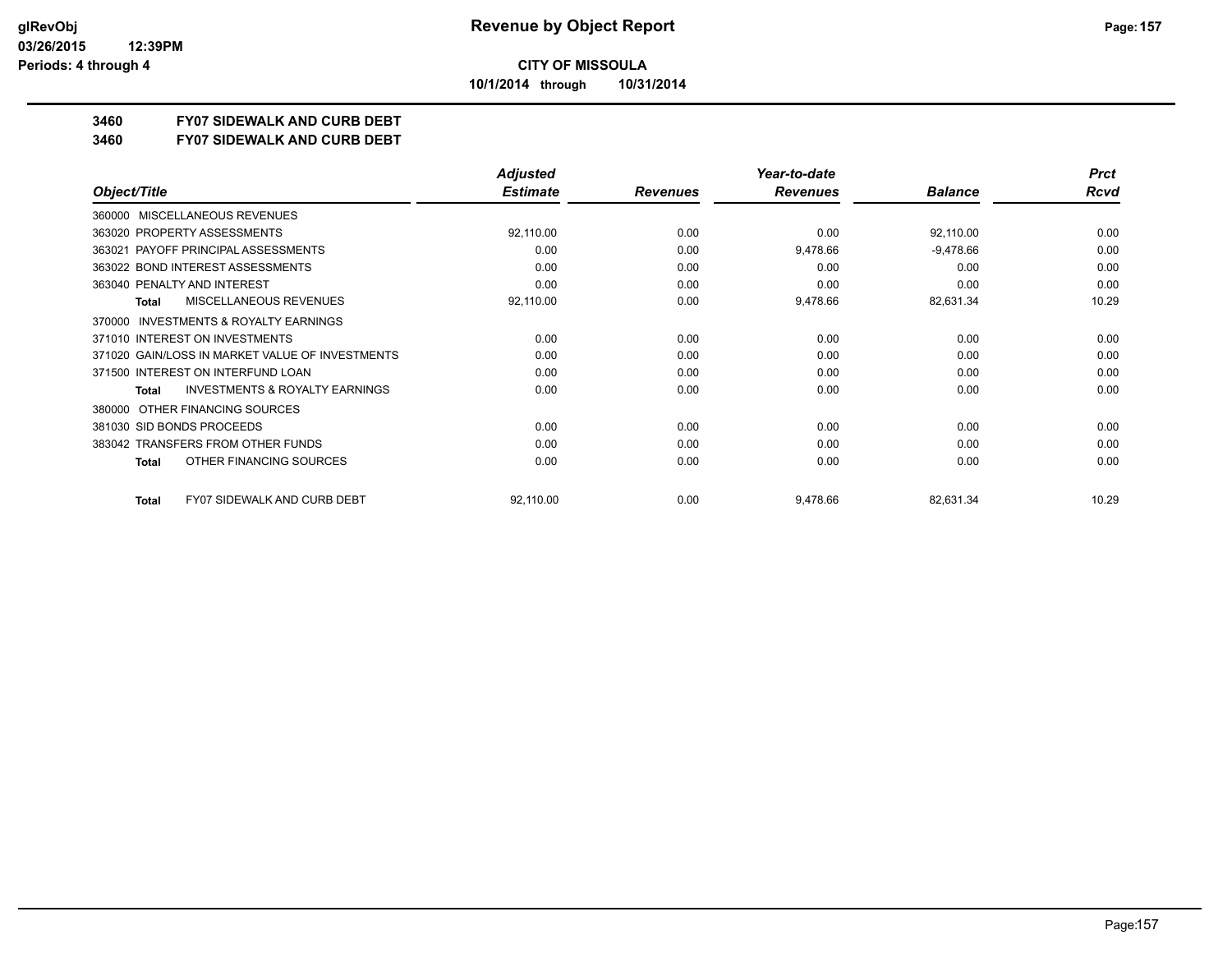**CITY OF MISSOULA**

**10/1/2014 through 10/31/2014**

**3460 FY07 SIDEWALK AND CURB DEBT**

**3460 FY07 SIDEWALK AND CURB DEBT**

| Object/Title | Adjusted Estimate | Revenues | Year-to-date Revenues | Balance | Prct Rcvd |
|---|---|---|---|---|---|
| 360000 MISCELLANEOUS REVENUES | | | | | |
| 363020 PROPERTY ASSESSMENTS | 92,110.00 | 0.00 | 0.00 | 92,110.00 | 0.00 |
| 363021 PAYOFF PRINCIPAL ASSESSMENTS | 0.00 | 0.00 | 9,478.66 | -9,478.66 | 0.00 |
| 363022 BOND INTEREST ASSESSMENTS | 0.00 | 0.00 | 0.00 | 0.00 | 0.00 |
| 363040 PENALTY AND INTEREST | 0.00 | 0.00 | 0.00 | 0.00 | 0.00 |
| **Total** MISCELLANEOUS REVENUES | 92,110.00 | 0.00 | 9,478.66 | 82,631.34 | 10.29 |
| 370000 INVESTMENTS & ROYALTY EARNINGS | | | | | |
| 371010 INTEREST ON INVESTMENTS | 0.00 | 0.00 | 0.00 | 0.00 | 0.00 |
| 371020 GAIN/LOSS IN MARKET VALUE OF INVESTMENTS | 0.00 | 0.00 | 0.00 | 0.00 | 0.00 |
| 371500 INTEREST ON INTERFUND LOAN | 0.00 | 0.00 | 0.00 | 0.00 | 0.00 |
| **Total** INVESTMENTS & ROYALTY EARNINGS | 0.00 | 0.00 | 0.00 | 0.00 | 0.00 |
| 380000 OTHER FINANCING SOURCES | | | | | |
| 381030 SID BONDS PROCEEDS | 0.00 | 0.00 | 0.00 | 0.00 | 0.00 |
| 383042 TRANSFERS FROM OTHER FUNDS | 0.00 | 0.00 | 0.00 | 0.00 | 0.00 |
| **Total** OTHER FINANCING SOURCES | 0.00 | 0.00 | 0.00 | 0.00 | 0.00 |
| **Total** FY07 SIDEWALK AND CURB DEBT | 92,110.00 | 0.00 | 9,478.66 | 82,631.34 | 10.29 |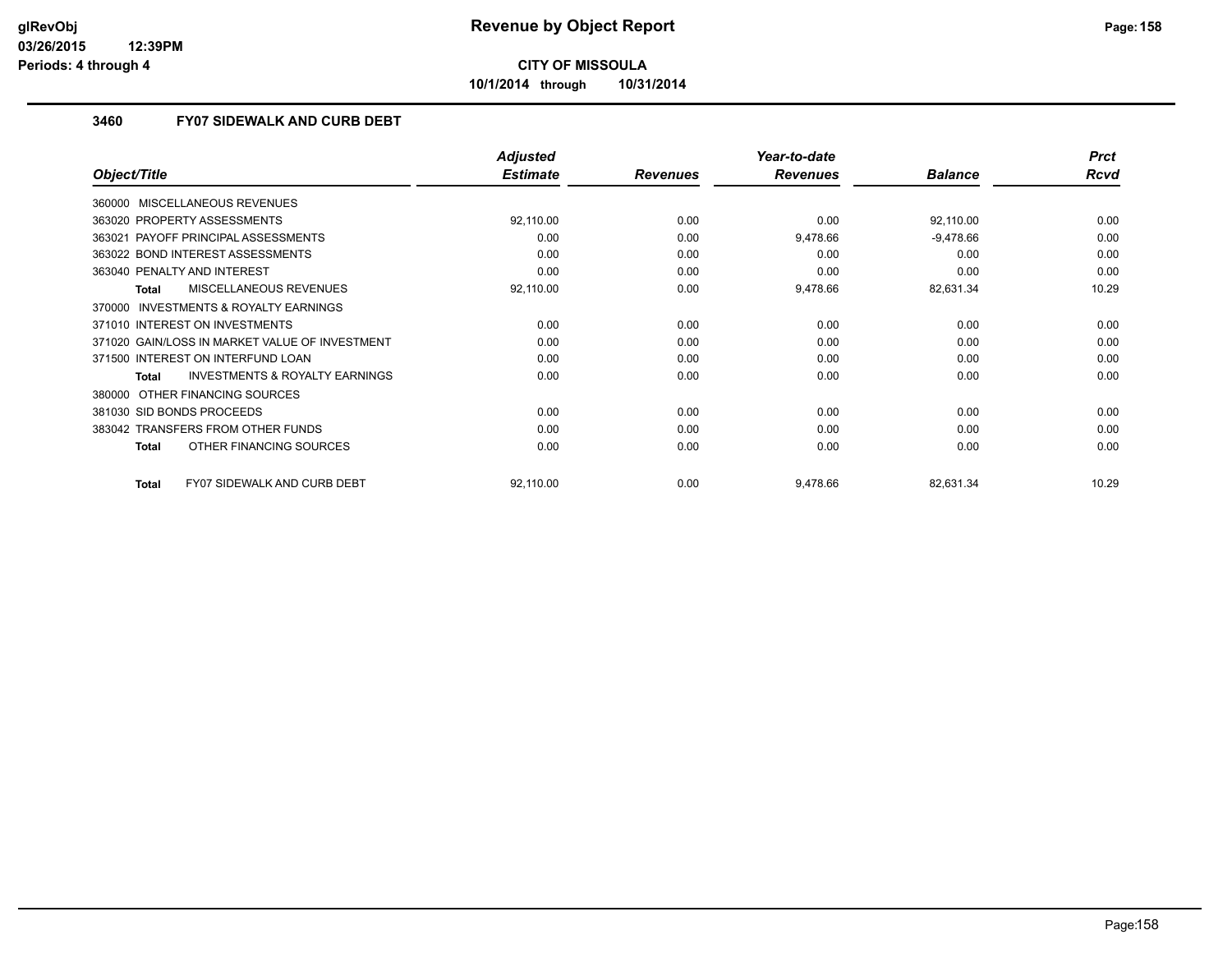**Revenue by Object Report**

**CITY OF MISSOULA**

**10/1/2014 through 10/31/2014**

glRevObj
03/26/2015 12:39PM
Periods: 4 through 4

### 3460 FY07 SIDEWALK AND CURB DEBT

| Object/Title | Adjusted Estimate | Revenues | Year-to-date Revenues | Balance | Prct Rcvd |
|---|---|---|---|---|---|
| 360000 MISCELLANEOUS REVENUES | | | | | |
| 363020 PROPERTY ASSESSMENTS | 92,110.00 | 0.00 | 0.00 | 92,110.00 | 0.00 |
| 363021 PAYOFF PRINCIPAL ASSESSMENTS | 0.00 | 0.00 | 9,478.66 | -9,478.66 | 0.00 |
| 363022 BOND INTEREST ASSESSMENTS | 0.00 | 0.00 | 0.00 | 0.00 | 0.00 |
| 363040 PENALTY AND INTEREST | 0.00 | 0.00 | 0.00 | 0.00 | 0.00 |
| **Total** MISCELLANEOUS REVENUES | 92,110.00 | 0.00 | 9,478.66 | 82,631.34 | 10.29 |
| 370000 INVESTMENTS & ROYALTY EARNINGS | | | | | |
| 371010 INTEREST ON INVESTMENTS | 0.00 | 0.00 | 0.00 | 0.00 | 0.00 |
| 371020 GAIN/LOSS IN MARKET VALUE OF INVESTMENT | 0.00 | 0.00 | 0.00 | 0.00 | 0.00 |
| 371500 INTEREST ON INTERFUND LOAN | 0.00 | 0.00 | 0.00 | 0.00 | 0.00 |
| **Total** INVESTMENTS & ROYALTY EARNINGS | 0.00 | 0.00 | 0.00 | 0.00 | 0.00 |
| 380000 OTHER FINANCING SOURCES | | | | | |
| 381030 SID BONDS PROCEEDS | 0.00 | 0.00 | 0.00 | 0.00 | 0.00 |
| 383042 TRANSFERS FROM OTHER FUNDS | 0.00 | 0.00 | 0.00 | 0.00 | 0.00 |
| **Total** OTHER FINANCING SOURCES | 0.00 | 0.00 | 0.00 | 0.00 | 0.00 |
| **Total** FY07 SIDEWALK AND CURB DEBT | 92,110.00 | 0.00 | 9,478.66 | 82,631.34 | 10.29 |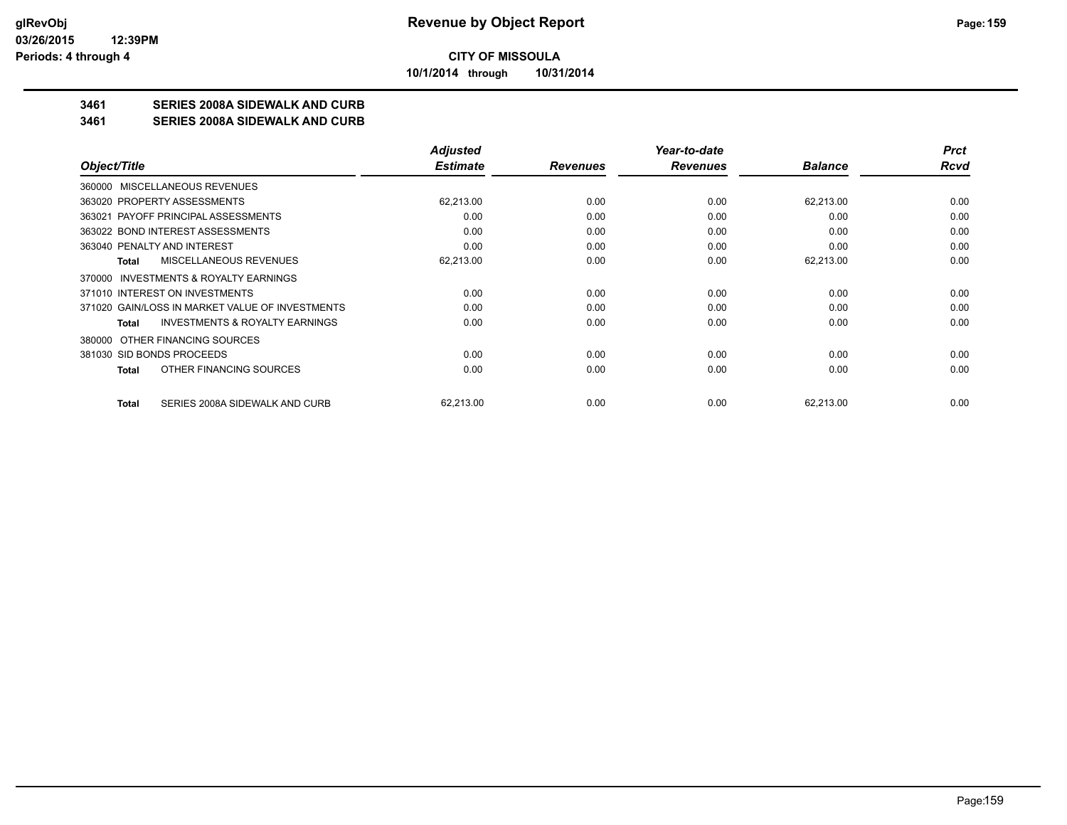**CITY OF MISSOULA**

**10/1/2014 through 10/31/2014**

## 3461 SERIES 2008A SIDEWALK AND CURB
## 3461 SERIES 2008A SIDEWALK AND CURB

| Object/Title | Adjusted Estimate | Revenues | Year-to-date Revenues | Balance | Prct Rcvd |
|---|---|---|---|---|---|
| 360000 MISCELLANEOUS REVENUES | | | | | |
| 363020 PROPERTY ASSESSMENTS | 62,213.00 | 0.00 | 0.00 | 62,213.00 | 0.00 |
| 363021 PAYOFF PRINCIPAL ASSESSMENTS | 0.00 | 0.00 | 0.00 | 0.00 | 0.00 |
| 363022 BOND INTEREST ASSESSMENTS | 0.00 | 0.00 | 0.00 | 0.00 | 0.00 |
| 363040 PENALTY AND INTEREST | 0.00 | 0.00 | 0.00 | 0.00 | 0.00 |
| **Total** MISCELLANEOUS REVENUES | 62,213.00 | 0.00 | 0.00 | 62,213.00 | 0.00 |
| 370000 INVESTMENTS & ROYALTY EARNINGS | | | | | |
| 371010 INTEREST ON INVESTMENTS | 0.00 | 0.00 | 0.00 | 0.00 | 0.00 |
| 371020 GAIN/LOSS IN MARKET VALUE OF INVESTMENTS | 0.00 | 0.00 | 0.00 | 0.00 | 0.00 |
| **Total** INVESTMENTS & ROYALTY EARNINGS | 0.00 | 0.00 | 0.00 | 0.00 | 0.00 |
| 380000 OTHER FINANCING SOURCES | | | | | |
| 381030 SID BONDS PROCEEDS | 0.00 | 0.00 | 0.00 | 0.00 | 0.00 |
| **Total** OTHER FINANCING SOURCES | 0.00 | 0.00 | 0.00 | 0.00 | 0.00 |
| **Total** SERIES 2008A SIDEWALK AND CURB | 62,213.00 | 0.00 | 0.00 | 62,213.00 | 0.00 |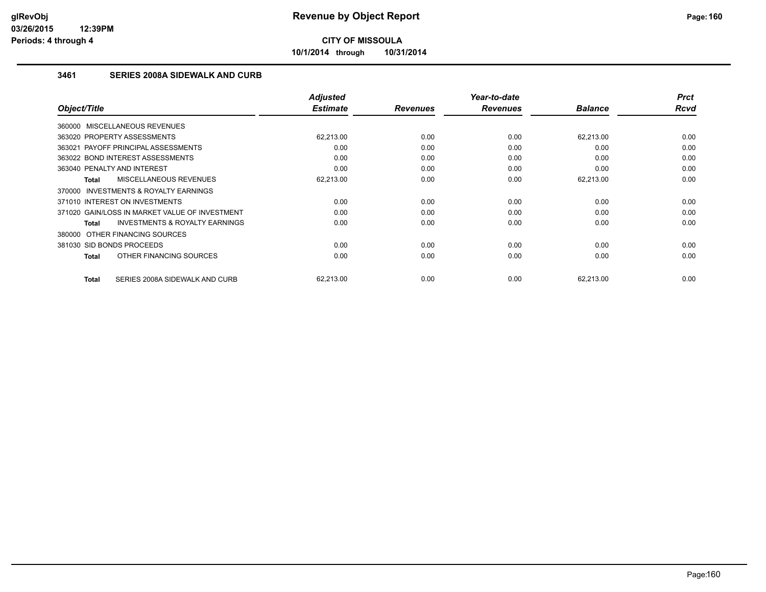**glRevObj**
**03/26/2015 12:39PM**
**Periods: 4 through 4**

# Revenue by Object Report

**CITY OF MISSOULA**

**10/1/2014 through 10/31/2014**

## 3461 SERIES 2008A SIDEWALK AND CURB

| Object/Title | Adjusted Estimate | Revenues | Year-to-date Revenues | Balance | Prct Rcvd |
|---|---|---|---|---|---|
| 360000 MISCELLANEOUS REVENUES | | | | | |
| 363020 PROPERTY ASSESSMENTS | 62,213.00 | 0.00 | 0.00 | 62,213.00 | 0.00 |
| 363021 PAYOFF PRINCIPAL ASSESSMENTS | 0.00 | 0.00 | 0.00 | 0.00 | 0.00 |
| 363022 BOND INTEREST ASSESSMENTS | 0.00 | 0.00 | 0.00 | 0.00 | 0.00 |
| 363040 PENALTY AND INTEREST | 0.00 | 0.00 | 0.00 | 0.00 | 0.00 |
| **Total** MISCELLANEOUS REVENUES | 62,213.00 | 0.00 | 0.00 | 62,213.00 | 0.00 |
| 370000 INVESTMENTS & ROYALTY EARNINGS | | | | | |
| 371010 INTEREST ON INVESTMENTS | 0.00 | 0.00 | 0.00 | 0.00 | 0.00 |
| 371020 GAIN/LOSS IN MARKET VALUE OF INVESTMENT | 0.00 | 0.00 | 0.00 | 0.00 | 0.00 |
| **Total** INVESTMENTS & ROYALTY EARNINGS | 0.00 | 0.00 | 0.00 | 0.00 | 0.00 |
| 380000 OTHER FINANCING SOURCES | | | | | |
| 381030 SID BONDS PROCEEDS | 0.00 | 0.00 | 0.00 | 0.00 | 0.00 |
| **Total** OTHER FINANCING SOURCES | 0.00 | 0.00 | 0.00 | 0.00 | 0.00 |
| **Total** SERIES 2008A SIDEWALK AND CURB | 62,213.00 | 0.00 | 0.00 | 62,213.00 | 0.00 |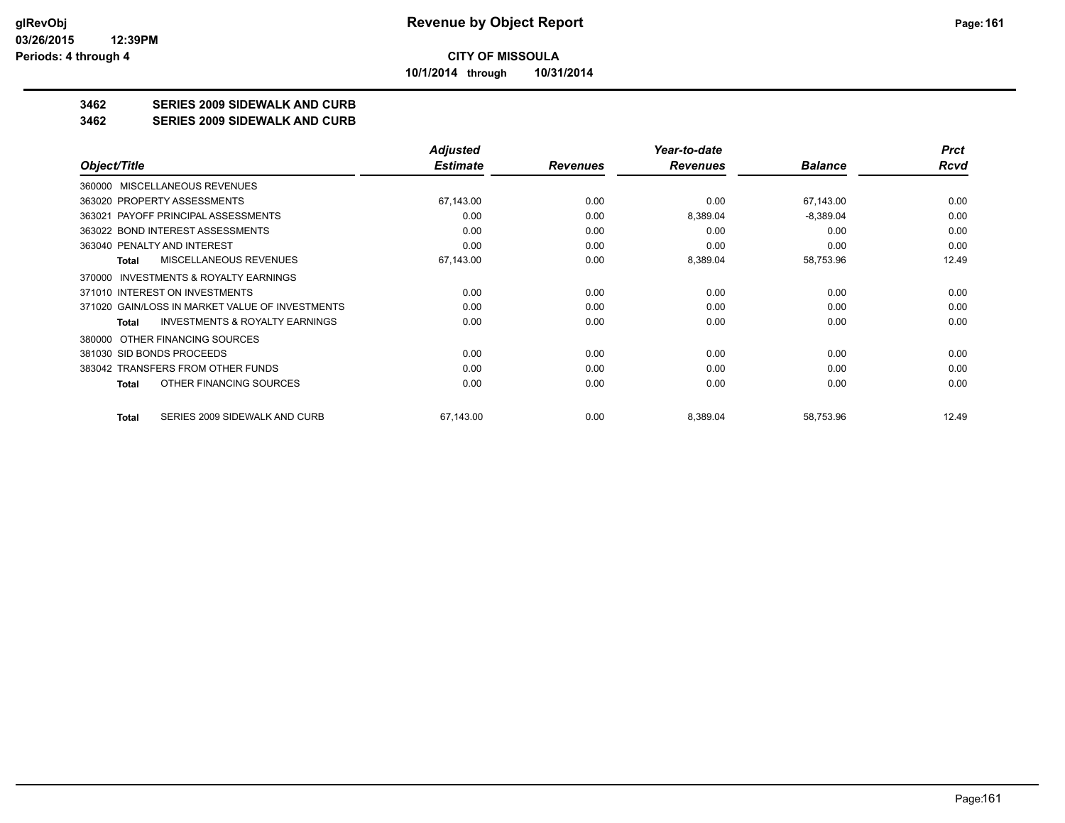**CITY OF MISSOULA**

**10/1/2014 through 10/31/2014**

**3462 SERIES 2009 SIDEWALK AND CURB**

**3462 SERIES 2009 SIDEWALK AND CURB**

| Object/Title | Adjusted Estimate | Revenues | Year-to-date Revenues | Balance | Prct Rcvd |
|---|---|---|---|---|---|
| 360000 MISCELLANEOUS REVENUES | | | | | |
| 363020 PROPERTY ASSESSMENTS | 67,143.00 | 0.00 | 0.00 | 67,143.00 | 0.00 |
| 363021 PAYOFF PRINCIPAL ASSESSMENTS | 0.00 | 0.00 | 8,389.04 | -8,389.04 | 0.00 |
| 363022 BOND INTEREST ASSESSMENTS | 0.00 | 0.00 | 0.00 | 0.00 | 0.00 |
| 363040 PENALTY AND INTEREST | 0.00 | 0.00 | 0.00 | 0.00 | 0.00 |
| **Total** MISCELLANEOUS REVENUES | 67,143.00 | 0.00 | 8,389.04 | 58,753.96 | 12.49 |
| 370000 INVESTMENTS & ROYALTY EARNINGS | | | | | |
| 371010 INTEREST ON INVESTMENTS | 0.00 | 0.00 | 0.00 | 0.00 | 0.00 |
| 371020 GAIN/LOSS IN MARKET VALUE OF INVESTMENTS | 0.00 | 0.00 | 0.00 | 0.00 | 0.00 |
| **Total** INVESTMENTS & ROYALTY EARNINGS | 0.00 | 0.00 | 0.00 | 0.00 | 0.00 |
| 380000 OTHER FINANCING SOURCES | | | | | |
| 381030 SID BONDS PROCEEDS | 0.00 | 0.00 | 0.00 | 0.00 | 0.00 |
| 383042 TRANSFERS FROM OTHER FUNDS | 0.00 | 0.00 | 0.00 | 0.00 | 0.00 |
| **Total** OTHER FINANCING SOURCES | 0.00 | 0.00 | 0.00 | 0.00 | 0.00 |
| **Total** SERIES 2009 SIDEWALK AND CURB | 67,143.00 | 0.00 | 8,389.04 | 58,753.96 | 12.49 |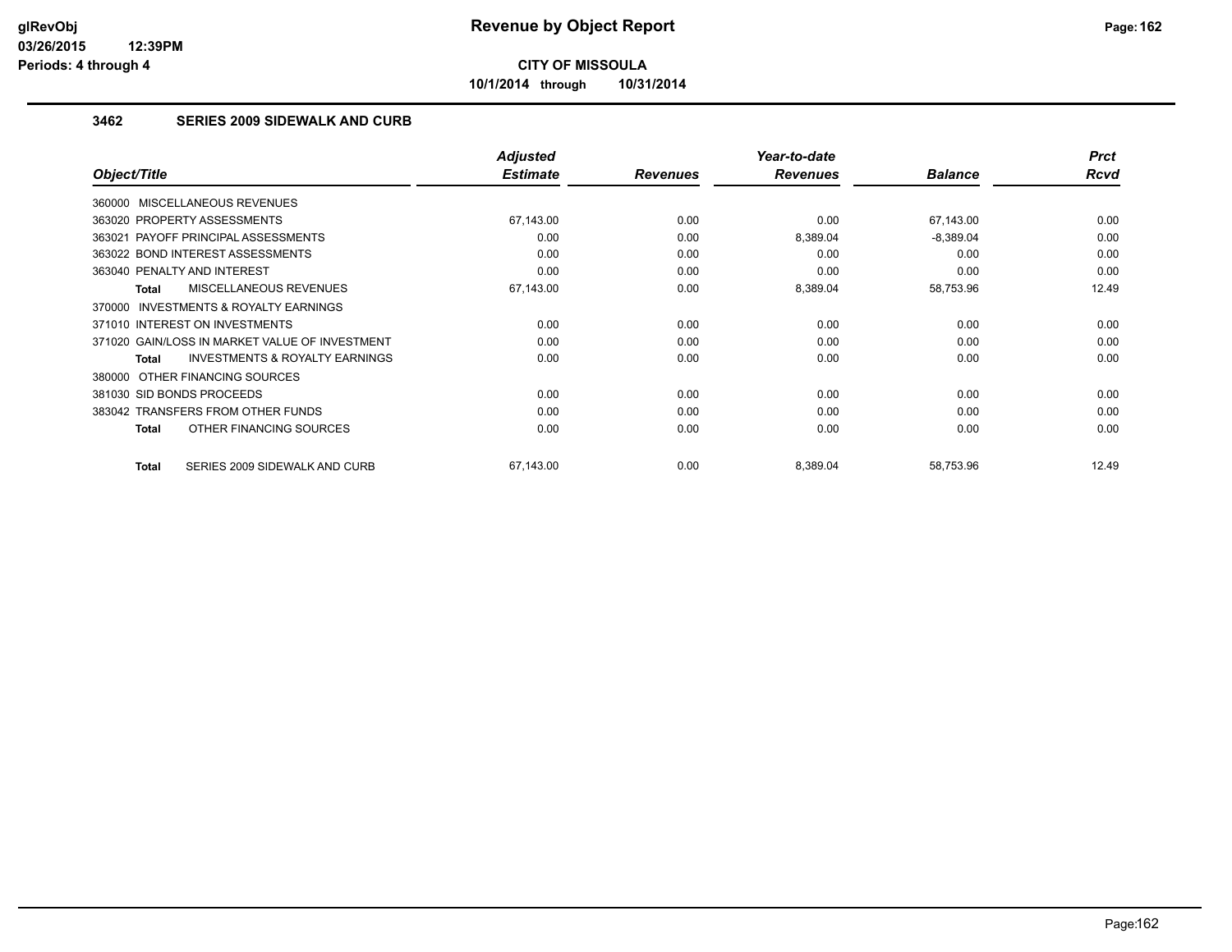**CITY OF MISSOULA**

**10/1/2014 through 10/31/2014**

### 3462 SERIES 2009 SIDEWALK AND CURB

| Object/Title | Adjusted Estimate | Revenues | Year-to-date Revenues | Balance | Prct Rcvd |
|---|---|---|---|---|---|
| 360000 MISCELLANEOUS REVENUES | | | | | |
| 363020 PROPERTY ASSESSMENTS | 67,143.00 | 0.00 | 0.00 | 67,143.00 | 0.00 |
| 363021 PAYOFF PRINCIPAL ASSESSMENTS | 0.00 | 0.00 | 8,389.04 | -8,389.04 | 0.00 |
| 363022 BOND INTEREST ASSESSMENTS | 0.00 | 0.00 | 0.00 | 0.00 | 0.00 |
| 363040 PENALTY AND INTEREST | 0.00 | 0.00 | 0.00 | 0.00 | 0.00 |
| **Total** MISCELLANEOUS REVENUES | 67,143.00 | 0.00 | 8,389.04 | 58,753.96 | 12.49 |
| 370000 INVESTMENTS & ROYALTY EARNINGS | | | | | |
| 371010 INTEREST ON INVESTMENTS | 0.00 | 0.00 | 0.00 | 0.00 | 0.00 |
| 371020 GAIN/LOSS IN MARKET VALUE OF INVESTMENT | 0.00 | 0.00 | 0.00 | 0.00 | 0.00 |
| **Total** INVESTMENTS & ROYALTY EARNINGS | 0.00 | 0.00 | 0.00 | 0.00 | 0.00 |
| 380000 OTHER FINANCING SOURCES | | | | | |
| 381030 SID BONDS PROCEEDS | 0.00 | 0.00 | 0.00 | 0.00 | 0.00 |
| 383042 TRANSFERS FROM OTHER FUNDS | 0.00 | 0.00 | 0.00 | 0.00 | 0.00 |
| **Total** OTHER FINANCING SOURCES | 0.00 | 0.00 | 0.00 | 0.00 | 0.00 |
| **Total** SERIES 2009 SIDEWALK AND CURB | 67,143.00 | 0.00 | 8,389.04 | 58,753.96 | 12.49 |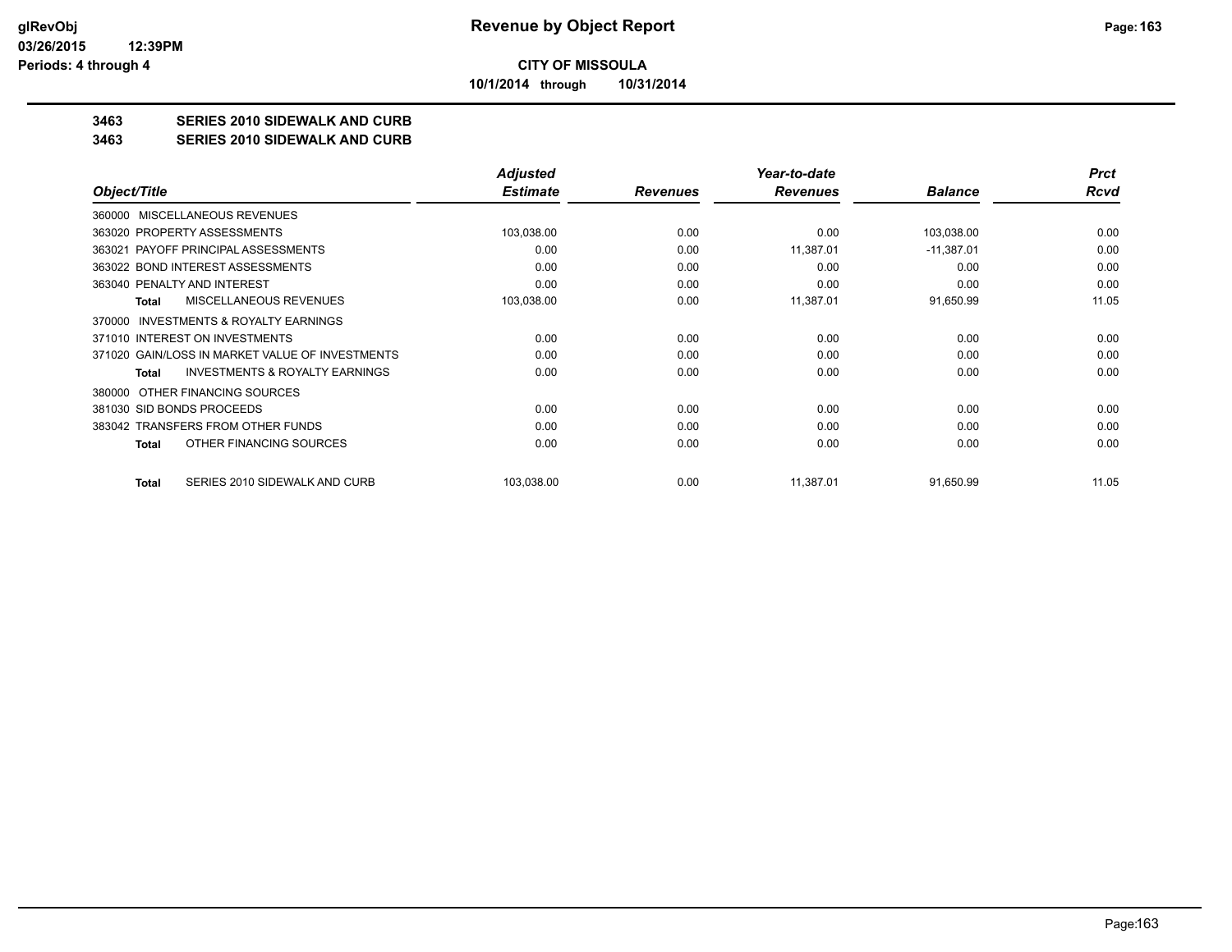**glRevObj**
**03/26/2015 12:39PM**
**Periods: 4 through 4**

# Revenue by Object Report

**CITY OF MISSOULA**

**10/1/2014 through 10/31/2014**

## 3463 SERIES 2010 SIDEWALK AND CURB
## 3463 SERIES 2010 SIDEWALK AND CURB

| Object/Title | Adjusted Estimate | Revenues | Year-to-date Revenues | Balance | Prct Rcvd |
|---|---|---|---|---|---|
| 360000 MISCELLANEOUS REVENUES | | | | | |
| 363020 PROPERTY ASSESSMENTS | 103,038.00 | 0.00 | 0.00 | 103,038.00 | 0.00 |
| 363021 PAYOFF PRINCIPAL ASSESSMENTS | 0.00 | 0.00 | 11,387.01 | -11,387.01 | 0.00 |
| 363022 BOND INTEREST ASSESSMENTS | 0.00 | 0.00 | 0.00 | 0.00 | 0.00 |
| 363040 PENALTY AND INTEREST | 0.00 | 0.00 | 0.00 | 0.00 | 0.00 |
| **Total** MISCELLANEOUS REVENUES | 103,038.00 | 0.00 | 11,387.01 | 91,650.99 | 11.05 |
| 370000 INVESTMENTS & ROYALTY EARNINGS | | | | | |
| 371010 INTEREST ON INVESTMENTS | 0.00 | 0.00 | 0.00 | 0.00 | 0.00 |
| 371020 GAIN/LOSS IN MARKET VALUE OF INVESTMENTS | 0.00 | 0.00 | 0.00 | 0.00 | 0.00 |
| **Total** INVESTMENTS & ROYALTY EARNINGS | 0.00 | 0.00 | 0.00 | 0.00 | 0.00 |
| 380000 OTHER FINANCING SOURCES | | | | | |
| 381030 SID BONDS PROCEEDS | 0.00 | 0.00 | 0.00 | 0.00 | 0.00 |
| 383042 TRANSFERS FROM OTHER FUNDS | 0.00 | 0.00 | 0.00 | 0.00 | 0.00 |
| **Total** OTHER FINANCING SOURCES | 0.00 | 0.00 | 0.00 | 0.00 | 0.00 |
| **Total** SERIES 2010 SIDEWALK AND CURB | 103,038.00 | 0.00 | 11,387.01 | 91,650.99 | 11.05 |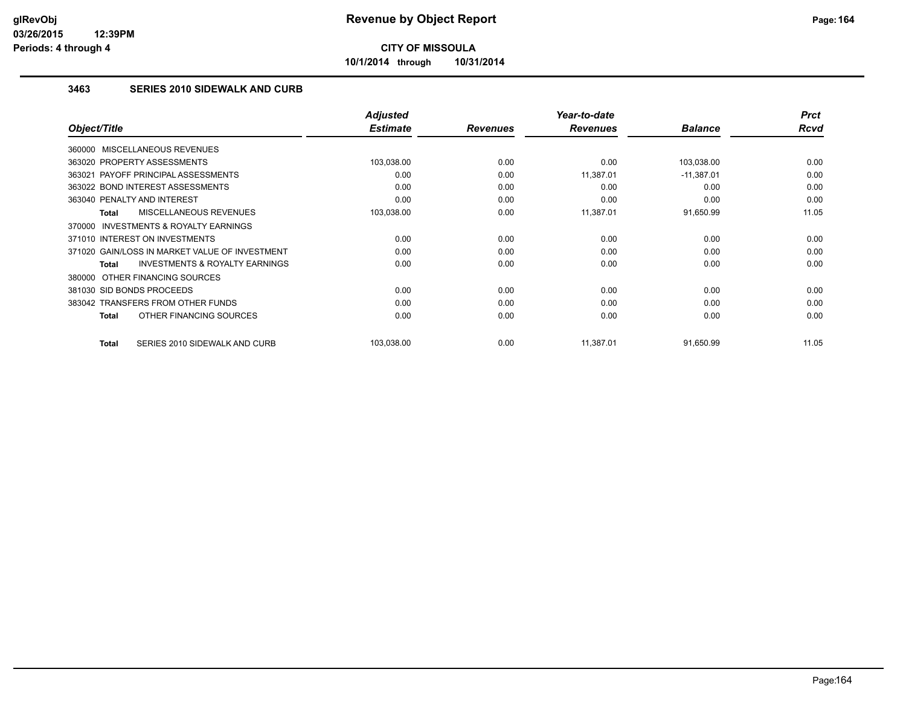# Revenue by Object Report

**CITY OF MISSOULA**

**10/1/2014 through 10/31/2014**

### 3463 SERIES 2010 SIDEWALK AND CURB

| Object/Title | Adjusted Estimate | Revenues | Year-to-date Revenues | Balance | Prct Rcvd |
|---|---|---|---|---|---|
| 360000 MISCELLANEOUS REVENUES | | | | | |
| 363020 PROPERTY ASSESSMENTS | 103,038.00 | 0.00 | 0.00 | 103,038.00 | 0.00 |
| 363021 PAYOFF PRINCIPAL ASSESSMENTS | 0.00 | 0.00 | 11,387.01 | -11,387.01 | 0.00 |
| 363022 BOND INTEREST ASSESSMENTS | 0.00 | 0.00 | 0.00 | 0.00 | 0.00 |
| 363040 PENALTY AND INTEREST | 0.00 | 0.00 | 0.00 | 0.00 | 0.00 |
| **Total** MISCELLANEOUS REVENUES | 103,038.00 | 0.00 | 11,387.01 | 91,650.99 | 11.05 |
| 370000 INVESTMENTS & ROYALTY EARNINGS | | | | | |
| 371010 INTEREST ON INVESTMENTS | 0.00 | 0.00 | 0.00 | 0.00 | 0.00 |
| 371020 GAIN/LOSS IN MARKET VALUE OF INVESTMENT | 0.00 | 0.00 | 0.00 | 0.00 | 0.00 |
| **Total** INVESTMENTS & ROYALTY EARNINGS | 0.00 | 0.00 | 0.00 | 0.00 | 0.00 |
| 380000 OTHER FINANCING SOURCES | | | | | |
| 381030 SID BONDS PROCEEDS | 0.00 | 0.00 | 0.00 | 0.00 | 0.00 |
| 383042 TRANSFERS FROM OTHER FUNDS | 0.00 | 0.00 | 0.00 | 0.00 | 0.00 |
| **Total** OTHER FINANCING SOURCES | 0.00 | 0.00 | 0.00 | 0.00 | 0.00 |
| **Total** SERIES 2010 SIDEWALK AND CURB | 103,038.00 | 0.00 | 11,387.01 | 91,650.99 | 11.05 |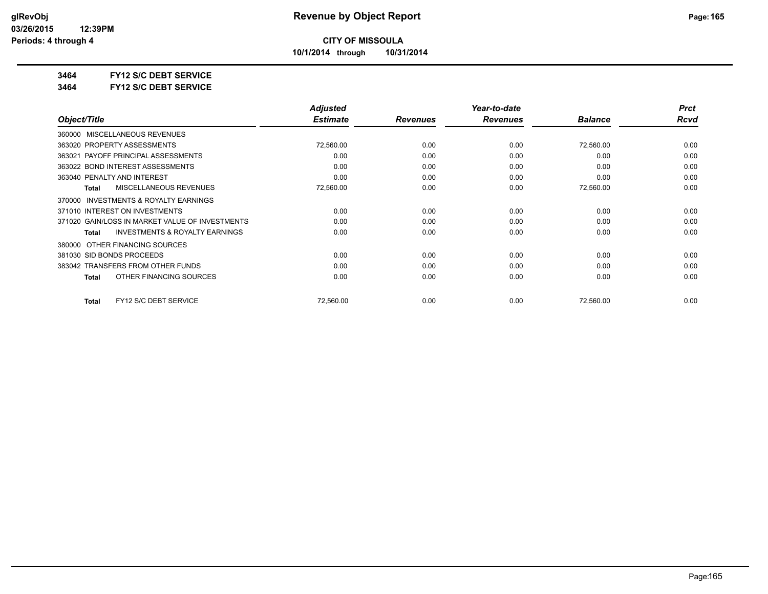# CITY OF MISSOULA

**10/1/2014 through 10/31/2014**

**3464 FY12 S/C DEBT SERVICE**

**3464 FY12 S/C DEBT SERVICE**

| Object/Title | Adjusted Estimate | Revenues | Year-to-date Revenues | Balance | Prct Rcvd |
|---|---|---|---|---|---|
| 360000 MISCELLANEOUS REVENUES | | | | | |
| 363020 PROPERTY ASSESSMENTS | 72,560.00 | 0.00 | 0.00 | 72,560.00 | 0.00 |
| 363021 PAYOFF PRINCIPAL ASSESSMENTS | 0.00 | 0.00 | 0.00 | 0.00 | 0.00 |
| 363022 BOND INTEREST ASSESSMENTS | 0.00 | 0.00 | 0.00 | 0.00 | 0.00 |
| 363040 PENALTY AND INTEREST | 0.00 | 0.00 | 0.00 | 0.00 | 0.00 |
| **Total** MISCELLANEOUS REVENUES | 72,560.00 | 0.00 | 0.00 | 72,560.00 | 0.00 |
| 370000 INVESTMENTS & ROYALTY EARNINGS | | | | | |
| 371010 INTEREST ON INVESTMENTS | 0.00 | 0.00 | 0.00 | 0.00 | 0.00 |
| 371020 GAIN/LOSS IN MARKET VALUE OF INVESTMENTS | 0.00 | 0.00 | 0.00 | 0.00 | 0.00 |
| **Total** INVESTMENTS & ROYALTY EARNINGS | 0.00 | 0.00 | 0.00 | 0.00 | 0.00 |
| 380000 OTHER FINANCING SOURCES | | | | | |
| 381030 SID BONDS PROCEEDS | 0.00 | 0.00 | 0.00 | 0.00 | 0.00 |
| 383042 TRANSFERS FROM OTHER FUNDS | 0.00 | 0.00 | 0.00 | 0.00 | 0.00 |
| **Total** OTHER FINANCING SOURCES | 0.00 | 0.00 | 0.00 | 0.00 | 0.00 |
| **Total** FY12 S/C DEBT SERVICE | 72,560.00 | 0.00 | 0.00 | 72,560.00 | 0.00 |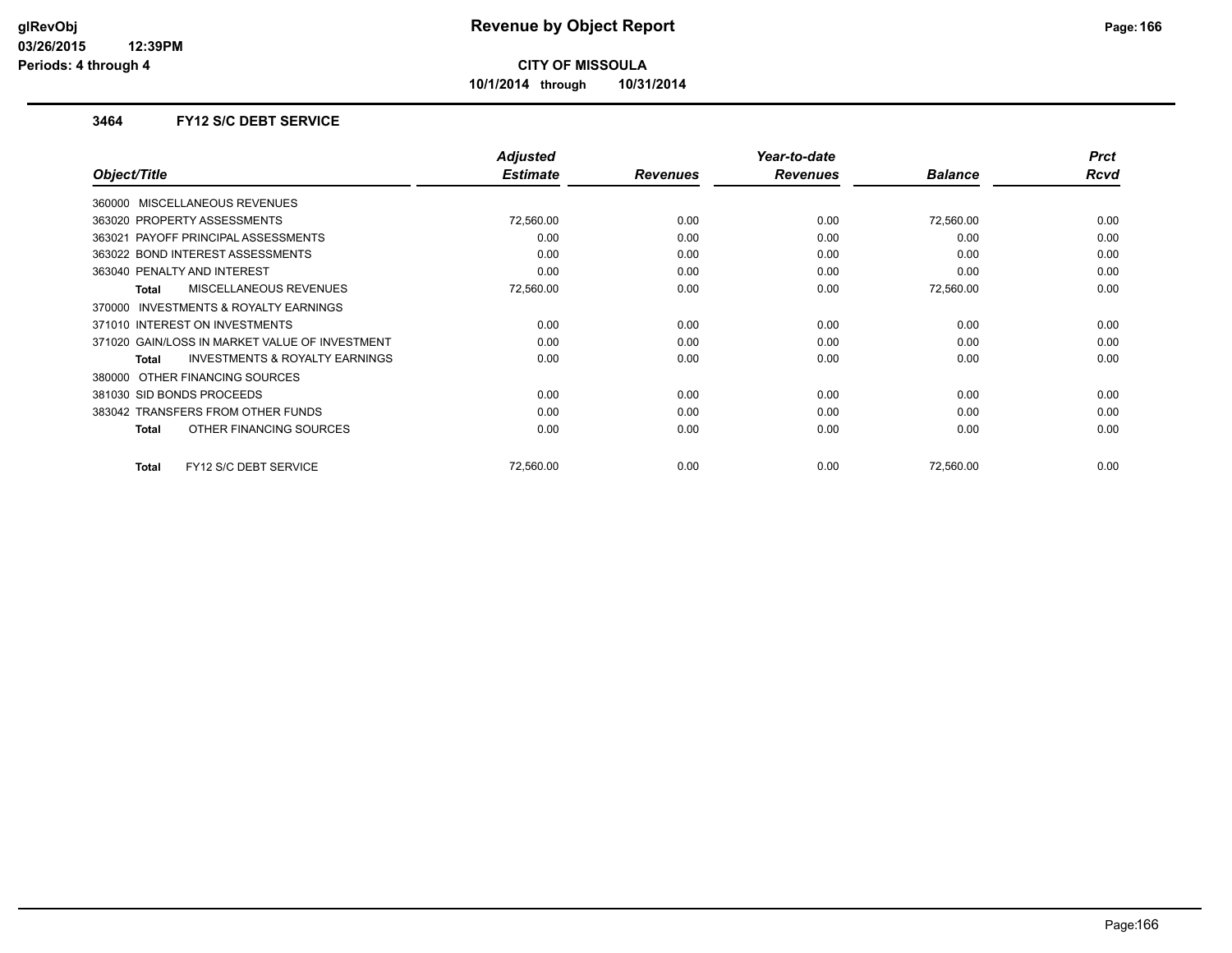**CITY OF MISSOULA**

**10/1/2014 through 10/31/2014**

### 3464 FY12 S/C DEBT SERVICE

| Object/Title | Adjusted Estimate | Revenues | Year-to-date Revenues | Balance | Prct Rcvd |
|---|---|---|---|---|---|
| 360000 MISCELLANEOUS REVENUES | | | | | |
| 363020 PROPERTY ASSESSMENTS | 72,560.00 | 0.00 | 0.00 | 72,560.00 | 0.00 |
| 363021 PAYOFF PRINCIPAL ASSESSMENTS | 0.00 | 0.00 | 0.00 | 0.00 | 0.00 |
| 363022 BOND INTEREST ASSESSMENTS | 0.00 | 0.00 | 0.00 | 0.00 | 0.00 |
| 363040 PENALTY AND INTEREST | 0.00 | 0.00 | 0.00 | 0.00 | 0.00 |
| **Total** MISCELLANEOUS REVENUES | 72,560.00 | 0.00 | 0.00 | 72,560.00 | 0.00 |
| 370000 INVESTMENTS & ROYALTY EARNINGS | | | | | |
| 371010 INTEREST ON INVESTMENTS | 0.00 | 0.00 | 0.00 | 0.00 | 0.00 |
| 371020 GAIN/LOSS IN MARKET VALUE OF INVESTMENT | 0.00 | 0.00 | 0.00 | 0.00 | 0.00 |
| **Total** INVESTMENTS & ROYALTY EARNINGS | 0.00 | 0.00 | 0.00 | 0.00 | 0.00 |
| 380000 OTHER FINANCING SOURCES | | | | | |
| 381030 SID BONDS PROCEEDS | 0.00 | 0.00 | 0.00 | 0.00 | 0.00 |
| 383042 TRANSFERS FROM OTHER FUNDS | 0.00 | 0.00 | 0.00 | 0.00 | 0.00 |
| **Total** OTHER FINANCING SOURCES | 0.00 | 0.00 | 0.00 | 0.00 | 0.00 |
| **Total** FY12 S/C DEBT SERVICE | 72,560.00 | 0.00 | 0.00 | 72,560.00 | 0.00 |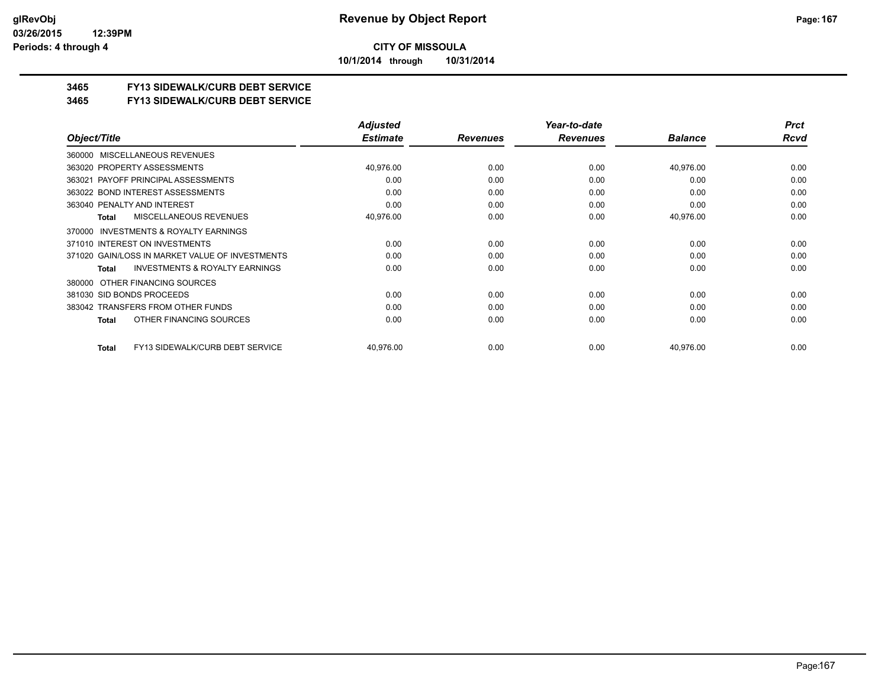**CITY OF MISSOULA**

**10/1/2014 through 10/31/2014**

## 3465 FY13 SIDEWALK/CURB DEBT SERVICE

## 3465 FY13 SIDEWALK/CURB DEBT SERVICE

| Object/Title | Adjusted Estimate | Revenues | Year-to-date Revenues | Balance | Prct Rcvd |
|---|---|---|---|---|---|
| 360000 MISCELLANEOUS REVENUES | | | | | |
| 363020 PROPERTY ASSESSMENTS | 40,976.00 | 0.00 | 0.00 | 40,976.00 | 0.00 |
| 363021 PAYOFF PRINCIPAL ASSESSMENTS | 0.00 | 0.00 | 0.00 | 0.00 | 0.00 |
| 363022 BOND INTEREST ASSESSMENTS | 0.00 | 0.00 | 0.00 | 0.00 | 0.00 |
| 363040 PENALTY AND INTEREST | 0.00 | 0.00 | 0.00 | 0.00 | 0.00 |
| **Total** MISCELLANEOUS REVENUES | 40,976.00 | 0.00 | 0.00 | 40,976.00 | 0.00 |
| 370000 INVESTMENTS & ROYALTY EARNINGS | | | | | |
| 371010 INTEREST ON INVESTMENTS | 0.00 | 0.00 | 0.00 | 0.00 | 0.00 |
| 371020 GAIN/LOSS IN MARKET VALUE OF INVESTMENTS | 0.00 | 0.00 | 0.00 | 0.00 | 0.00 |
| **Total** INVESTMENTS & ROYALTY EARNINGS | 0.00 | 0.00 | 0.00 | 0.00 | 0.00 |
| 380000 OTHER FINANCING SOURCES | | | | | |
| 381030 SID BONDS PROCEEDS | 0.00 | 0.00 | 0.00 | 0.00 | 0.00 |
| 383042 TRANSFERS FROM OTHER FUNDS | 0.00 | 0.00 | 0.00 | 0.00 | 0.00 |
| **Total** OTHER FINANCING SOURCES | 0.00 | 0.00 | 0.00 | 0.00 | 0.00 |
| **Total** FY13 SIDEWALK/CURB DEBT SERVICE | 40,976.00 | 0.00 | 0.00 | 40,976.00 | 0.00 |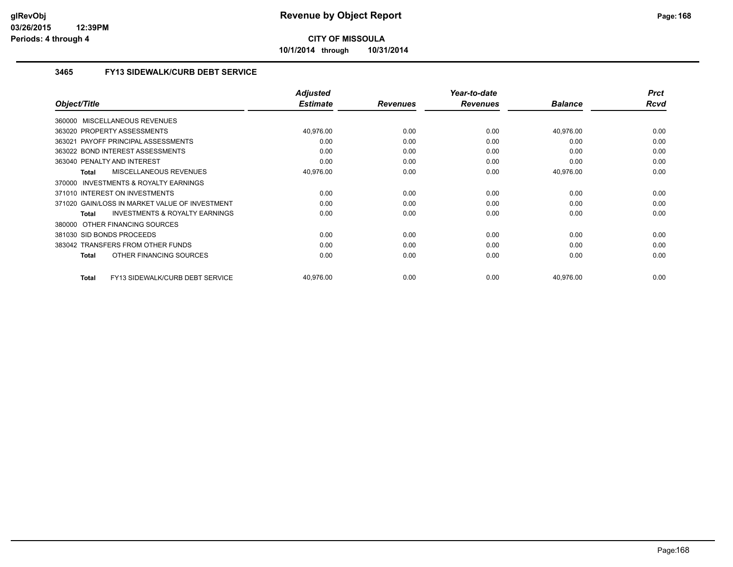# Revenue by Object Report

**CITY OF MISSOULA**

**10/1/2014 through 10/31/2014**

glRevObj
03/26/2015 12:39PM
Periods: 4 through 4

### 3465 FY13 SIDEWALK/CURB DEBT SERVICE

| Object/Title | Adjusted Estimate | Revenues | Year-to-date Revenues | Balance | Prct Rcvd |
|---|---|---|---|---|---|
| 360000 MISCELLANEOUS REVENUES | | | | | |
| 363020 PROPERTY ASSESSMENTS | 40,976.00 | 0.00 | 0.00 | 40,976.00 | 0.00 |
| 363021 PAYOFF PRINCIPAL ASSESSMENTS | 0.00 | 0.00 | 0.00 | 0.00 | 0.00 |
| 363022 BOND INTEREST ASSESSMENTS | 0.00 | 0.00 | 0.00 | 0.00 | 0.00 |
| 363040 PENALTY AND INTEREST | 0.00 | 0.00 | 0.00 | 0.00 | 0.00 |
| **Total** MISCELLANEOUS REVENUES | 40,976.00 | 0.00 | 0.00 | 40,976.00 | 0.00 |
| 370000 INVESTMENTS & ROYALTY EARNINGS | | | | | |
| 371010 INTEREST ON INVESTMENTS | 0.00 | 0.00 | 0.00 | 0.00 | 0.00 |
| 371020 GAIN/LOSS IN MARKET VALUE OF INVESTMENT | 0.00 | 0.00 | 0.00 | 0.00 | 0.00 |
| **Total** INVESTMENTS & ROYALTY EARNINGS | 0.00 | 0.00 | 0.00 | 0.00 | 0.00 |
| 380000 OTHER FINANCING SOURCES | | | | | |
| 381030 SID BONDS PROCEEDS | 0.00 | 0.00 | 0.00 | 0.00 | 0.00 |
| 383042 TRANSFERS FROM OTHER FUNDS | 0.00 | 0.00 | 0.00 | 0.00 | 0.00 |
| **Total** OTHER FINANCING SOURCES | 0.00 | 0.00 | 0.00 | 0.00 | 0.00 |
| **Total** FY13 SIDEWALK/CURB DEBT SERVICE | 40,976.00 | 0.00 | 0.00 | 40,976.00 | 0.00 |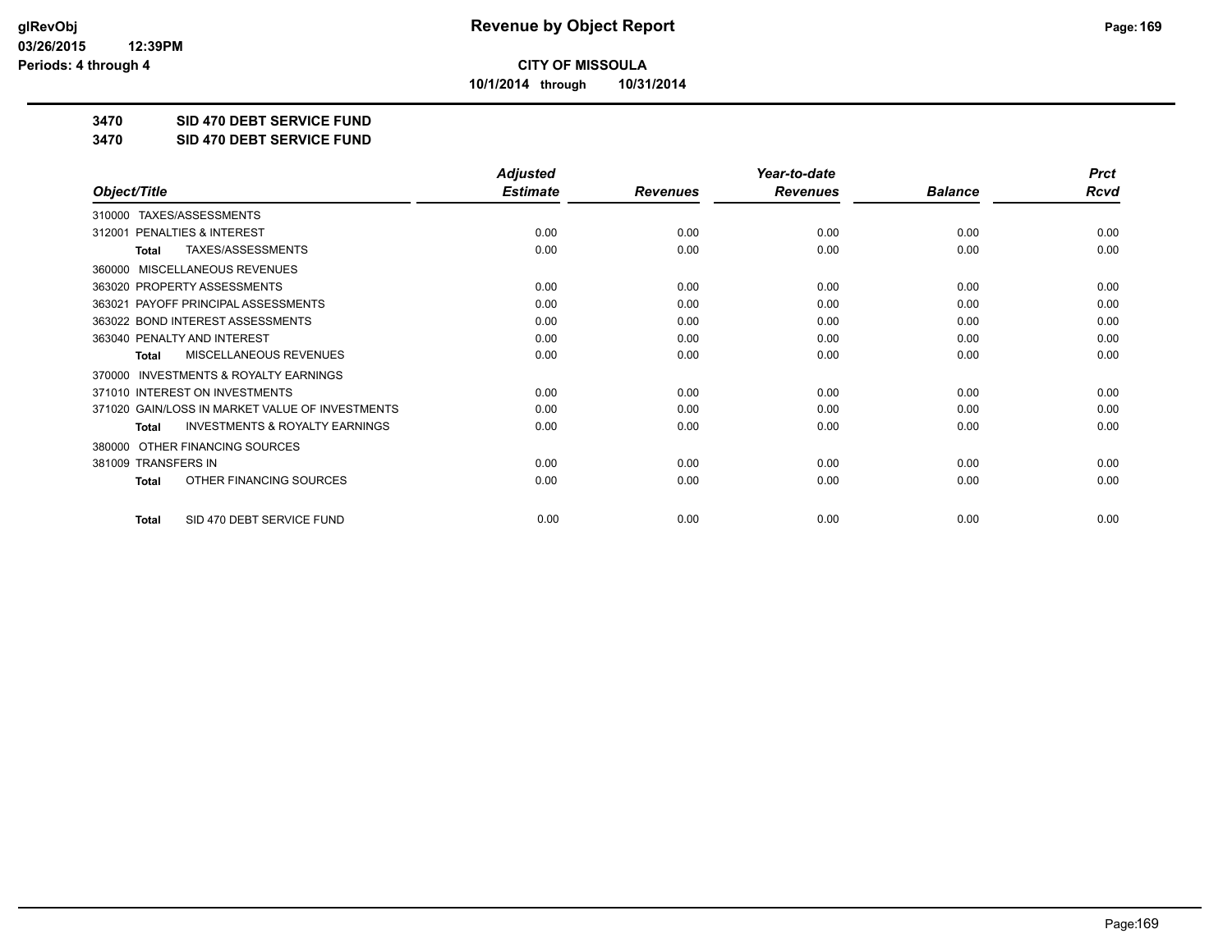# Revenue by Object Report

**CITY OF MISSOULA**

**10/1/2014 through 10/31/2014**

glRevObj
03/26/2015 12:39PM
Periods: 4 through 4

## 3470 SID 470 DEBT SERVICE FUND
## 3470 SID 470 DEBT SERVICE FUND

| Object/Title | Adjusted Estimate | Revenues | Year-to-date Revenues | Balance | Prct Rcvd |
|---|---|---|---|---|---|
| 310000 TAXES/ASSESSMENTS | | | | | |
| 312001 PENALTIES & INTEREST | 0.00 | 0.00 | 0.00 | 0.00 | 0.00 |
| **Total** TAXES/ASSESSMENTS | 0.00 | 0.00 | 0.00 | 0.00 | 0.00 |
| 360000 MISCELLANEOUS REVENUES | | | | | |
| 363020 PROPERTY ASSESSMENTS | 0.00 | 0.00 | 0.00 | 0.00 | 0.00 |
| 363021 PAYOFF PRINCIPAL ASSESSMENTS | 0.00 | 0.00 | 0.00 | 0.00 | 0.00 |
| 363022 BOND INTEREST ASSESSMENTS | 0.00 | 0.00 | 0.00 | 0.00 | 0.00 |
| 363040 PENALTY AND INTEREST | 0.00 | 0.00 | 0.00 | 0.00 | 0.00 |
| **Total** MISCELLANEOUS REVENUES | 0.00 | 0.00 | 0.00 | 0.00 | 0.00 |
| 370000 INVESTMENTS & ROYALTY EARNINGS | | | | | |
| 371010 INTEREST ON INVESTMENTS | 0.00 | 0.00 | 0.00 | 0.00 | 0.00 |
| 371020 GAIN/LOSS IN MARKET VALUE OF INVESTMENTS | 0.00 | 0.00 | 0.00 | 0.00 | 0.00 |
| **Total** INVESTMENTS & ROYALTY EARNINGS | 0.00 | 0.00 | 0.00 | 0.00 | 0.00 |
| 380000 OTHER FINANCING SOURCES | | | | | |
| 381009 TRANSFERS IN | 0.00 | 0.00 | 0.00 | 0.00 | 0.00 |
| **Total** OTHER FINANCING SOURCES | 0.00 | 0.00 | 0.00 | 0.00 | 0.00 |
| **Total** SID 470 DEBT SERVICE FUND | 0.00 | 0.00 | 0.00 | 0.00 | 0.00 |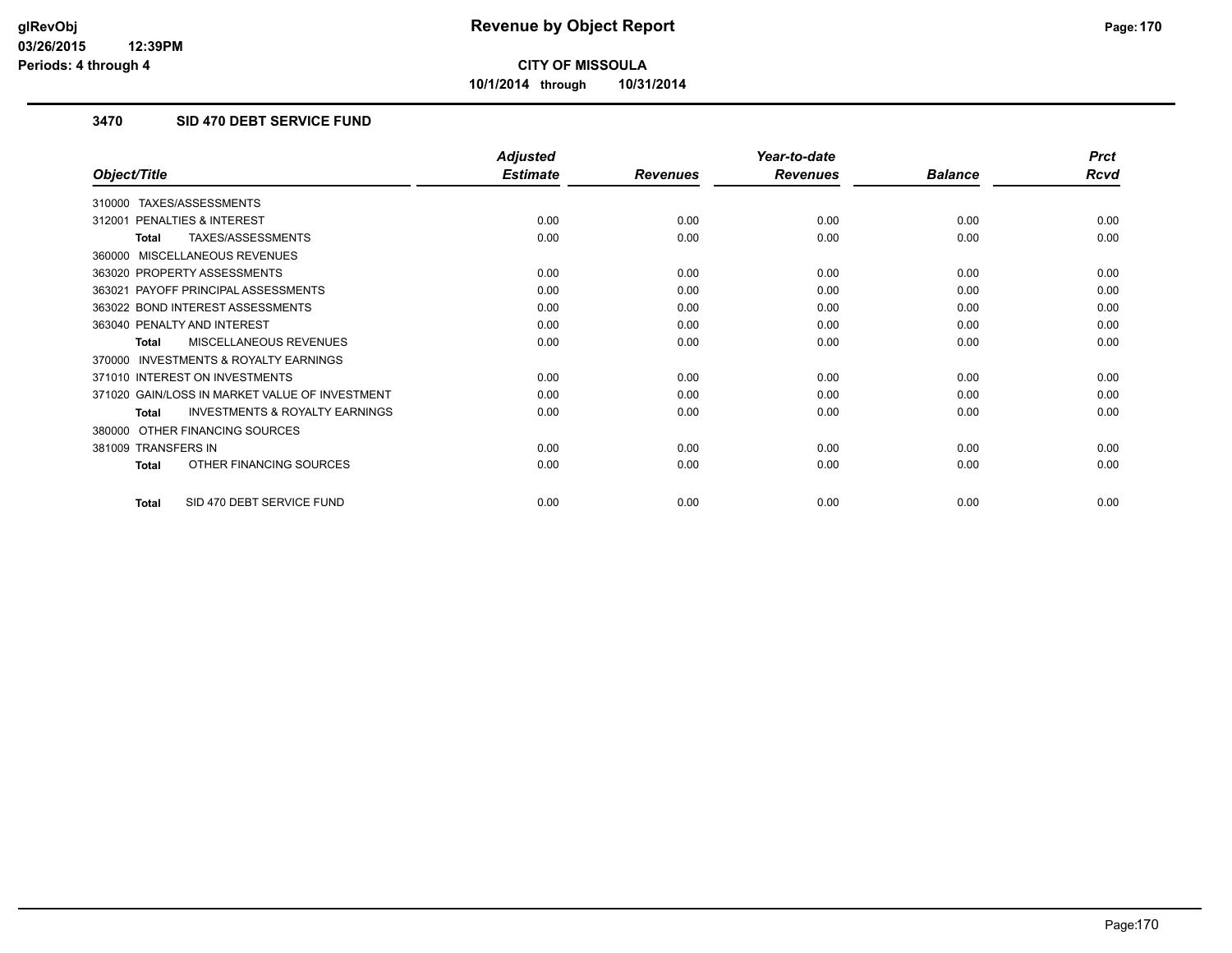# Revenue by Object Report

**CITY OF MISSOULA**

**10/1/2014 through 10/31/2014**

### 3470 SID 470 DEBT SERVICE FUND

| Object/Title | Adjusted Estimate | Revenues | Year-to-date Revenues | Balance | Prct Rcvd |
|---|---|---|---|---|---|
| 310000 TAXES/ASSESSMENTS | | | | | |
| 312001 PENALTIES & INTEREST | 0.00 | 0.00 | 0.00 | 0.00 | 0.00 |
| **Total** TAXES/ASSESSMENTS | 0.00 | 0.00 | 0.00 | 0.00 | 0.00 |
| 360000 MISCELLANEOUS REVENUES | | | | | |
| 363020 PROPERTY ASSESSMENTS | 0.00 | 0.00 | 0.00 | 0.00 | 0.00 |
| 363021 PAYOFF PRINCIPAL ASSESSMENTS | 0.00 | 0.00 | 0.00 | 0.00 | 0.00 |
| 363022 BOND INTEREST ASSESSMENTS | 0.00 | 0.00 | 0.00 | 0.00 | 0.00 |
| 363040 PENALTY AND INTEREST | 0.00 | 0.00 | 0.00 | 0.00 | 0.00 |
| **Total** MISCELLANEOUS REVENUES | 0.00 | 0.00 | 0.00 | 0.00 | 0.00 |
| 370000 INVESTMENTS & ROYALTY EARNINGS | | | | | |
| 371010 INTEREST ON INVESTMENTS | 0.00 | 0.00 | 0.00 | 0.00 | 0.00 |
| 371020 GAIN/LOSS IN MARKET VALUE OF INVESTMENT | 0.00 | 0.00 | 0.00 | 0.00 | 0.00 |
| **Total** INVESTMENTS & ROYALTY EARNINGS | 0.00 | 0.00 | 0.00 | 0.00 | 0.00 |
| 380000 OTHER FINANCING SOURCES | | | | | |
| 381009 TRANSFERS IN | 0.00 | 0.00 | 0.00 | 0.00 | 0.00 |
| **Total** OTHER FINANCING SOURCES | 0.00 | 0.00 | 0.00 | 0.00 | 0.00 |
| **Total** SID 470 DEBT SERVICE FUND | 0.00 | 0.00 | 0.00 | 0.00 | 0.00 |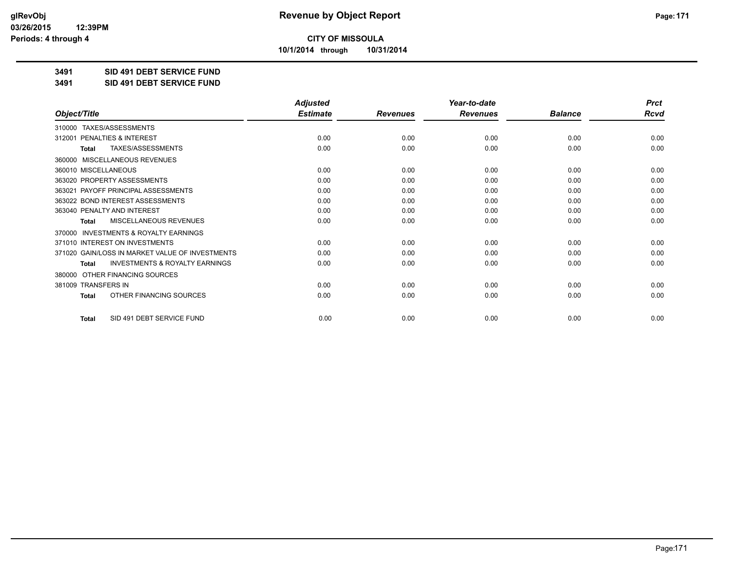**CITY OF MISSOULA**

**10/1/2014 through 10/31/2014**

**3491 SID 491 DEBT SERVICE FUND**

**3491 SID 491 DEBT SERVICE FUND**

| Object/Title | Adjusted Estimate | Revenues | Year-to-date Revenues | Balance | Prct Rcvd |
|---|---|---|---|---|---|
| 310000 TAXES/ASSESSMENTS | | | | | |
| 312001 PENALTIES & INTEREST | 0.00 | 0.00 | 0.00 | 0.00 | 0.00 |
| **Total** TAXES/ASSESSMENTS | 0.00 | 0.00 | 0.00 | 0.00 | 0.00 |
| 360000 MISCELLANEOUS REVENUES | | | | | |
| 360010 MISCELLANEOUS | 0.00 | 0.00 | 0.00 | 0.00 | 0.00 |
| 363020 PROPERTY ASSESSMENTS | 0.00 | 0.00 | 0.00 | 0.00 | 0.00 |
| 363021 PAYOFF PRINCIPAL ASSESSMENTS | 0.00 | 0.00 | 0.00 | 0.00 | 0.00 |
| 363022 BOND INTEREST ASSESSMENTS | 0.00 | 0.00 | 0.00 | 0.00 | 0.00 |
| 363040 PENALTY AND INTEREST | 0.00 | 0.00 | 0.00 | 0.00 | 0.00 |
| **Total** MISCELLANEOUS REVENUES | 0.00 | 0.00 | 0.00 | 0.00 | 0.00 |
| 370000 INVESTMENTS & ROYALTY EARNINGS | | | | | |
| 371010 INTEREST ON INVESTMENTS | 0.00 | 0.00 | 0.00 | 0.00 | 0.00 |
| 371020 GAIN/LOSS IN MARKET VALUE OF INVESTMENTS | 0.00 | 0.00 | 0.00 | 0.00 | 0.00 |
| **Total** INVESTMENTS & ROYALTY EARNINGS | 0.00 | 0.00 | 0.00 | 0.00 | 0.00 |
| 380000 OTHER FINANCING SOURCES | | | | | |
| 381009 TRANSFERS IN | 0.00 | 0.00 | 0.00 | 0.00 | 0.00 |
| **Total** OTHER FINANCING SOURCES | 0.00 | 0.00 | 0.00 | 0.00 | 0.00 |
| **Total** SID 491 DEBT SERVICE FUND | 0.00 | 0.00 | 0.00 | 0.00 | 0.00 |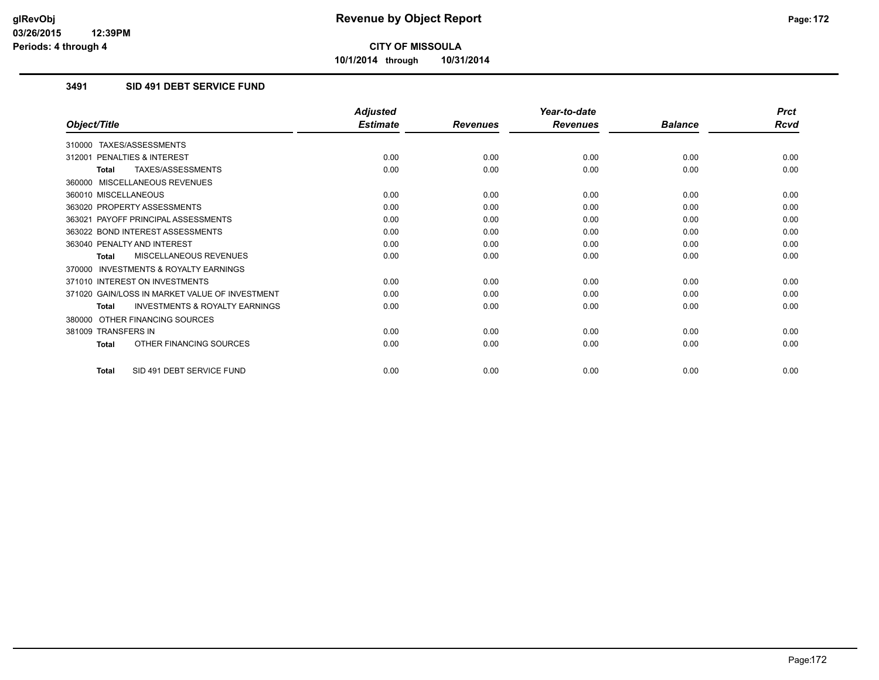# CITY OF MISSOULA

**10/1/2014 through 10/31/2014**

## 3491 SID 491 DEBT SERVICE FUND

| Object/Title | Adjusted Estimate | Revenues | Year-to-date Revenues | Balance | Prct Rcvd |
|---|---|---|---|---|---|
| 310000 TAXES/ASSESSMENTS | | | | | |
| 312001 PENALTIES & INTEREST | 0.00 | 0.00 | 0.00 | 0.00 | 0.00 |
| **Total** TAXES/ASSESSMENTS | 0.00 | 0.00 | 0.00 | 0.00 | 0.00 |
| 360000 MISCELLANEOUS REVENUES | | | | | |
| 360010 MISCELLANEOUS | 0.00 | 0.00 | 0.00 | 0.00 | 0.00 |
| 363020 PROPERTY ASSESSMENTS | 0.00 | 0.00 | 0.00 | 0.00 | 0.00 |
| 363021 PAYOFF PRINCIPAL ASSESSMENTS | 0.00 | 0.00 | 0.00 | 0.00 | 0.00 |
| 363022 BOND INTEREST ASSESSMENTS | 0.00 | 0.00 | 0.00 | 0.00 | 0.00 |
| 363040 PENALTY AND INTEREST | 0.00 | 0.00 | 0.00 | 0.00 | 0.00 |
| **Total** MISCELLANEOUS REVENUES | 0.00 | 0.00 | 0.00 | 0.00 | 0.00 |
| 370000 INVESTMENTS & ROYALTY EARNINGS | | | | | |
| 371010 INTEREST ON INVESTMENTS | 0.00 | 0.00 | 0.00 | 0.00 | 0.00 |
| 371020 GAIN/LOSS IN MARKET VALUE OF INVESTMENT | 0.00 | 0.00 | 0.00 | 0.00 | 0.00 |
| **Total** INVESTMENTS & ROYALTY EARNINGS | 0.00 | 0.00 | 0.00 | 0.00 | 0.00 |
| 380000 OTHER FINANCING SOURCES | | | | | |
| 381009 TRANSFERS IN | 0.00 | 0.00 | 0.00 | 0.00 | 0.00 |
| **Total** OTHER FINANCING SOURCES | 0.00 | 0.00 | 0.00 | 0.00 | 0.00 |
| **Total** SID 491 DEBT SERVICE FUND | 0.00 | 0.00 | 0.00 | 0.00 | 0.00 |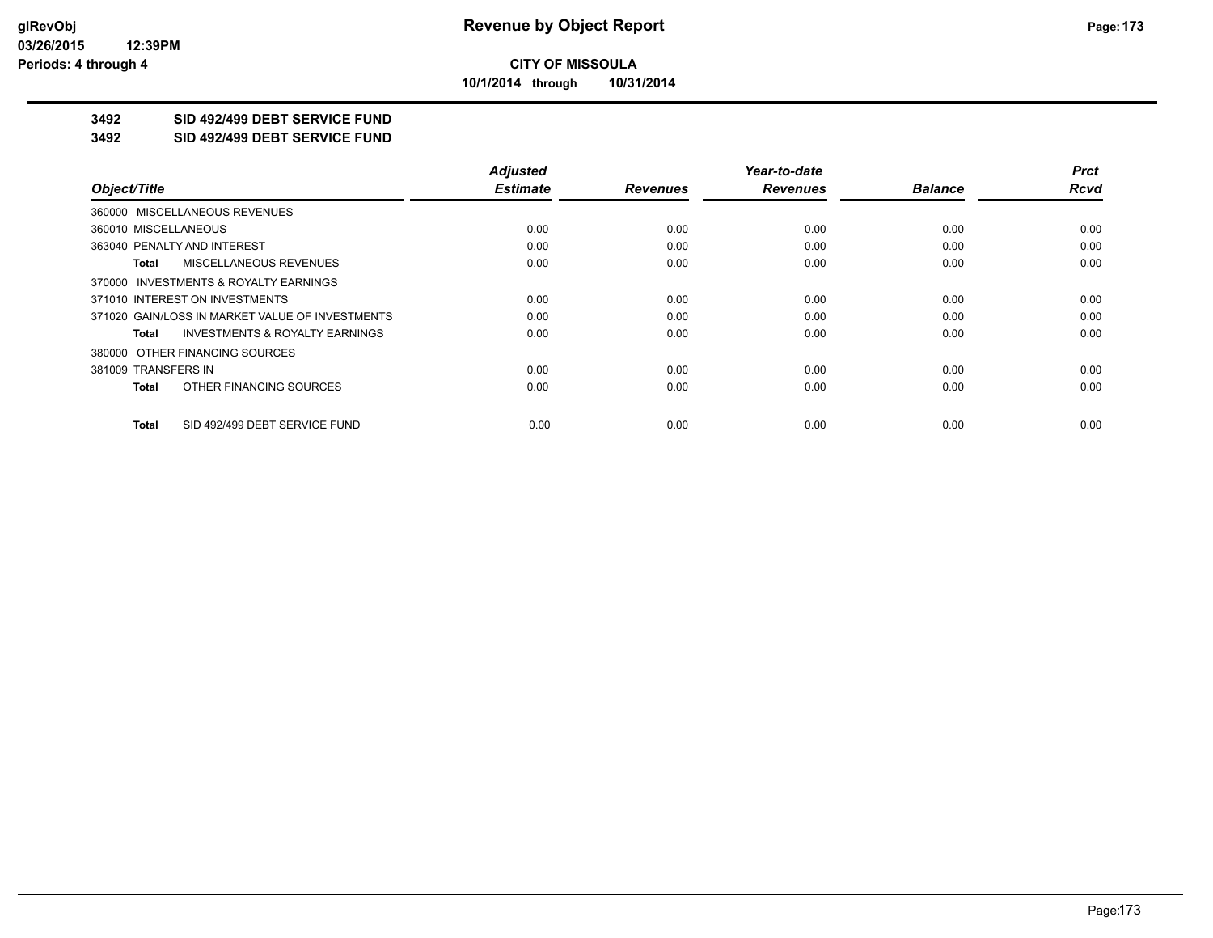**CITY OF MISSOULA**

**10/1/2014 through 10/31/2014**

# Revenue by Object Report

**3492 SID 492/499 DEBT SERVICE FUND**

**3492 SID 492/499 DEBT SERVICE FUND**

| Object/Title | Adjusted Estimate | Revenues | Year-to-date Revenues | Balance | Prct Rcvd |
|---|---|---|---|---|---|
| 360000 MISCELLANEOUS REVENUES | | | | | |
| 360010 MISCELLANEOUS | 0.00 | 0.00 | 0.00 | 0.00 | 0.00 |
| 363040 PENALTY AND INTEREST | 0.00 | 0.00 | 0.00 | 0.00 | 0.00 |
| **Total** MISCELLANEOUS REVENUES | 0.00 | 0.00 | 0.00 | 0.00 | 0.00 |
| 370000 INVESTMENTS & ROYALTY EARNINGS | | | | | |
| 371010 INTEREST ON INVESTMENTS | 0.00 | 0.00 | 0.00 | 0.00 | 0.00 |
| 371020 GAIN/LOSS IN MARKET VALUE OF INVESTMENTS | 0.00 | 0.00 | 0.00 | 0.00 | 0.00 |
| **Total** INVESTMENTS & ROYALTY EARNINGS | 0.00 | 0.00 | 0.00 | 0.00 | 0.00 |
| 380000 OTHER FINANCING SOURCES | | | | | |
| 381009 TRANSFERS IN | 0.00 | 0.00 | 0.00 | 0.00 | 0.00 |
| **Total** OTHER FINANCING SOURCES | 0.00 | 0.00 | 0.00 | 0.00 | 0.00 |
| **Total** SID 492/499 DEBT SERVICE FUND | 0.00 | 0.00 | 0.00 | 0.00 | 0.00 |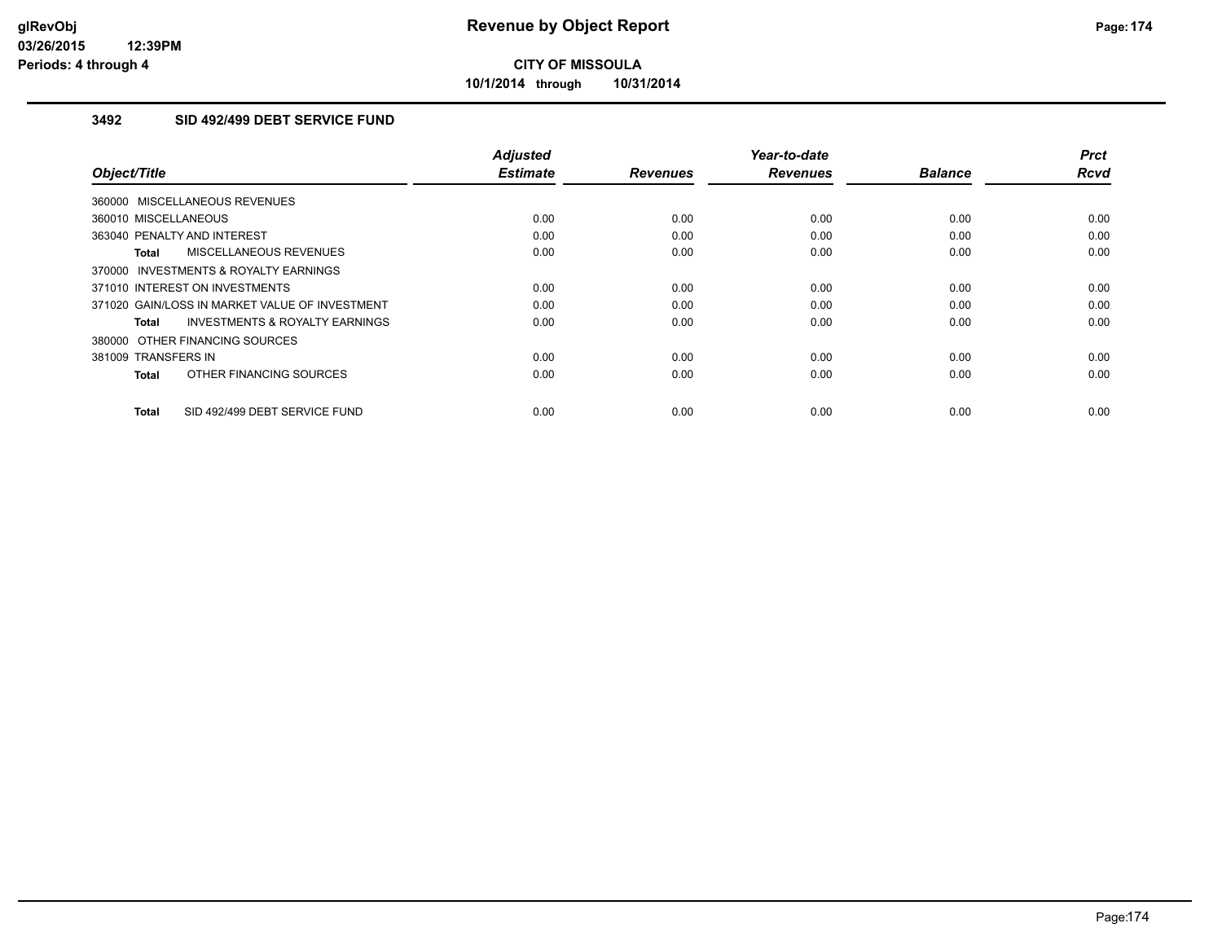**Revenue by Object Report**

**CITY OF MISSOULA**

**10/1/2014 through 10/31/2014**

### 3492 SID 492/499 DEBT SERVICE FUND

| Object/Title | Adjusted Estimate | Revenues | Year-to-date Revenues | Balance | Prct Rcvd |
|---|---|---|---|---|---|
| 360000 MISCELLANEOUS REVENUES | | | | | |
| 360010 MISCELLANEOUS | 0.00 | 0.00 | 0.00 | 0.00 | 0.00 |
| 363040 PENALTY AND INTEREST | 0.00 | 0.00 | 0.00 | 0.00 | 0.00 |
| **Total** MISCELLANEOUS REVENUES | 0.00 | 0.00 | 0.00 | 0.00 | 0.00 |
| 370000 INVESTMENTS & ROYALTY EARNINGS | | | | | |
| 371010 INTEREST ON INVESTMENTS | 0.00 | 0.00 | 0.00 | 0.00 | 0.00 |
| 371020 GAIN/LOSS IN MARKET VALUE OF INVESTMENT | 0.00 | 0.00 | 0.00 | 0.00 | 0.00 |
| **Total** INVESTMENTS & ROYALTY EARNINGS | 0.00 | 0.00 | 0.00 | 0.00 | 0.00 |
| 380000 OTHER FINANCING SOURCES | | | | | |
| 381009 TRANSFERS IN | 0.00 | 0.00 | 0.00 | 0.00 | 0.00 |
| **Total** OTHER FINANCING SOURCES | 0.00 | 0.00 | 0.00 | 0.00 | 0.00 |
| **Total** SID 492/499 DEBT SERVICE FUND | 0.00 | 0.00 | 0.00 | 0.00 | 0.00 |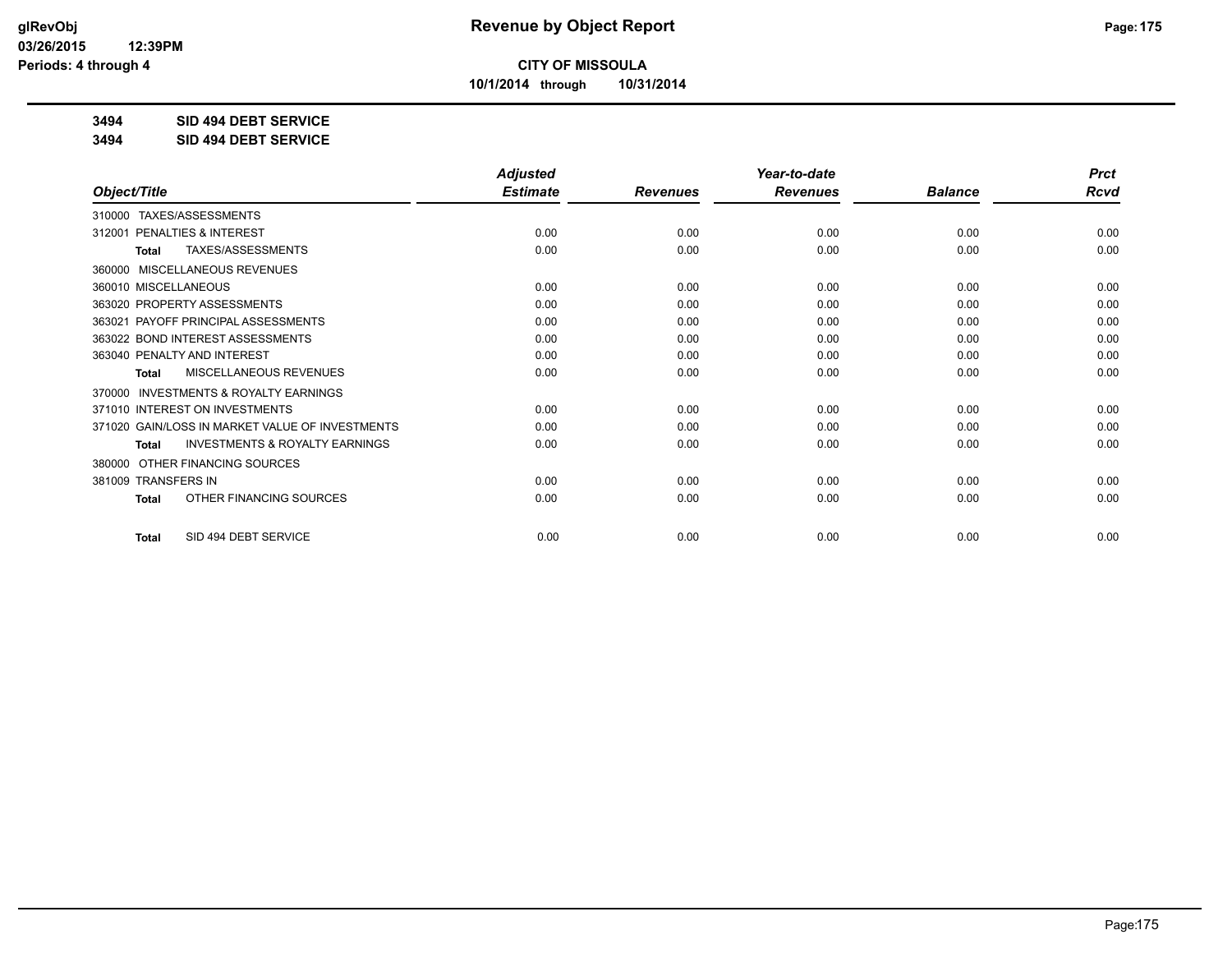# Revenue by Object Report

**CITY OF MISSOULA**

**10/1/2014 through 10/31/2014**

glRevObj
03/26/2015 12:39PM
Periods: 4 through 4

**3494 SID 494 DEBT SERVICE**

**3494 SID 494 DEBT SERVICE**

| Object/Title | Adjusted Estimate | Revenues | Year-to-date Revenues | Balance | Prct Rcvd |
|---|---|---|---|---|---|
| 310000 TAXES/ASSESSMENTS | | | | | |
| 312001 PENALTIES & INTEREST | 0.00 | 0.00 | 0.00 | 0.00 | 0.00 |
| **Total** TAXES/ASSESSMENTS | 0.00 | 0.00 | 0.00 | 0.00 | 0.00 |
| 360000 MISCELLANEOUS REVENUES | | | | | |
| 360010 MISCELLANEOUS | 0.00 | 0.00 | 0.00 | 0.00 | 0.00 |
| 363020 PROPERTY ASSESSMENTS | 0.00 | 0.00 | 0.00 | 0.00 | 0.00 |
| 363021 PAYOFF PRINCIPAL ASSESSMENTS | 0.00 | 0.00 | 0.00 | 0.00 | 0.00 |
| 363022 BOND INTEREST ASSESSMENTS | 0.00 | 0.00 | 0.00 | 0.00 | 0.00 |
| 363040 PENALTY AND INTEREST | 0.00 | 0.00 | 0.00 | 0.00 | 0.00 |
| **Total** MISCELLANEOUS REVENUES | 0.00 | 0.00 | 0.00 | 0.00 | 0.00 |
| 370000 INVESTMENTS & ROYALTY EARNINGS | | | | | |
| 371010 INTEREST ON INVESTMENTS | 0.00 | 0.00 | 0.00 | 0.00 | 0.00 |
| 371020 GAIN/LOSS IN MARKET VALUE OF INVESTMENTS | 0.00 | 0.00 | 0.00 | 0.00 | 0.00 |
| **Total** INVESTMENTS & ROYALTY EARNINGS | 0.00 | 0.00 | 0.00 | 0.00 | 0.00 |
| 380000 OTHER FINANCING SOURCES | | | | | |
| 381009 TRANSFERS IN | 0.00 | 0.00 | 0.00 | 0.00 | 0.00 |
| **Total** OTHER FINANCING SOURCES | 0.00 | 0.00 | 0.00 | 0.00 | 0.00 |
| **Total** SID 494 DEBT SERVICE | 0.00 | 0.00 | 0.00 | 0.00 | 0.00 |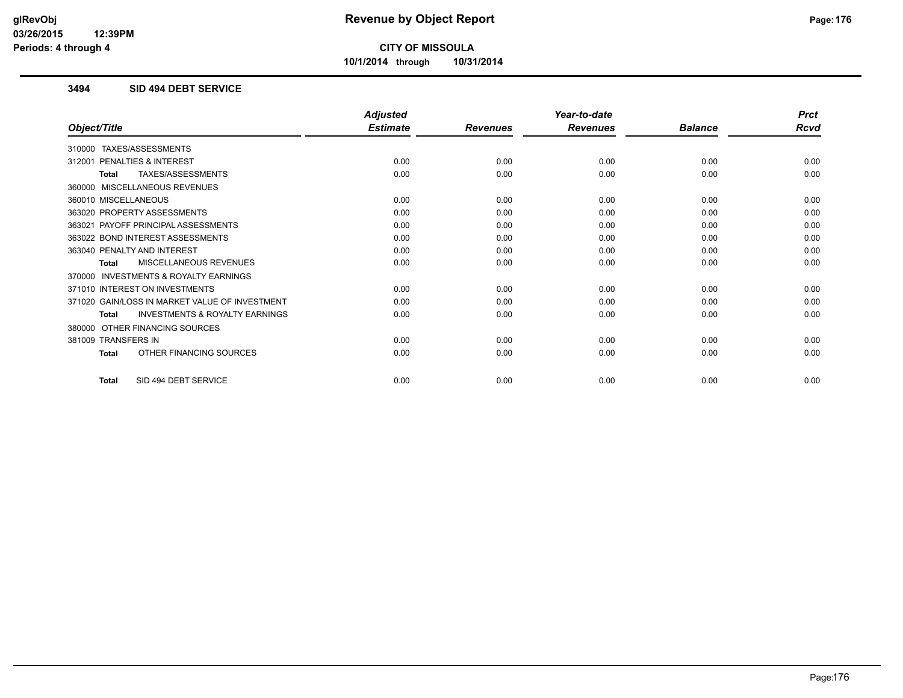# Revenue by Object Report

**CITY OF MISSOULA**

**10/1/2014 through 10/31/2014**

glRevObj
03/26/2015 12:39PM
Periods: 4 through 4

### 3494 SID 494 DEBT SERVICE

| Object/Title | Adjusted Estimate | Revenues | Year-to-date Revenues | Balance | Prct Rcvd |
|---|---|---|---|---|---|
| 310000 TAXES/ASSESSMENTS | | | | | |
| 312001 PENALTIES & INTEREST | 0.00 | 0.00 | 0.00 | 0.00 | 0.00 |
| **Total** TAXES/ASSESSMENTS | 0.00 | 0.00 | 0.00 | 0.00 | 0.00 |
| 360000 MISCELLANEOUS REVENUES | | | | | |
| 360010 MISCELLANEOUS | 0.00 | 0.00 | 0.00 | 0.00 | 0.00 |
| 363020 PROPERTY ASSESSMENTS | 0.00 | 0.00 | 0.00 | 0.00 | 0.00 |
| 363021 PAYOFF PRINCIPAL ASSESSMENTS | 0.00 | 0.00 | 0.00 | 0.00 | 0.00 |
| 363022 BOND INTEREST ASSESSMENTS | 0.00 | 0.00 | 0.00 | 0.00 | 0.00 |
| 363040 PENALTY AND INTEREST | 0.00 | 0.00 | 0.00 | 0.00 | 0.00 |
| **Total** MISCELLANEOUS REVENUES | 0.00 | 0.00 | 0.00 | 0.00 | 0.00 |
| 370000 INVESTMENTS & ROYALTY EARNINGS | | | | | |
| 371010 INTEREST ON INVESTMENTS | 0.00 | 0.00 | 0.00 | 0.00 | 0.00 |
| 371020 GAIN/LOSS IN MARKET VALUE OF INVESTMENT | 0.00 | 0.00 | 0.00 | 0.00 | 0.00 |
| **Total** INVESTMENTS & ROYALTY EARNINGS | 0.00 | 0.00 | 0.00 | 0.00 | 0.00 |
| 380000 OTHER FINANCING SOURCES | | | | | |
| 381009 TRANSFERS IN | 0.00 | 0.00 | 0.00 | 0.00 | 0.00 |
| **Total** OTHER FINANCING SOURCES | 0.00 | 0.00 | 0.00 | 0.00 | 0.00 |
| **Total** SID 494 DEBT SERVICE | 0.00 | 0.00 | 0.00 | 0.00 | 0.00 |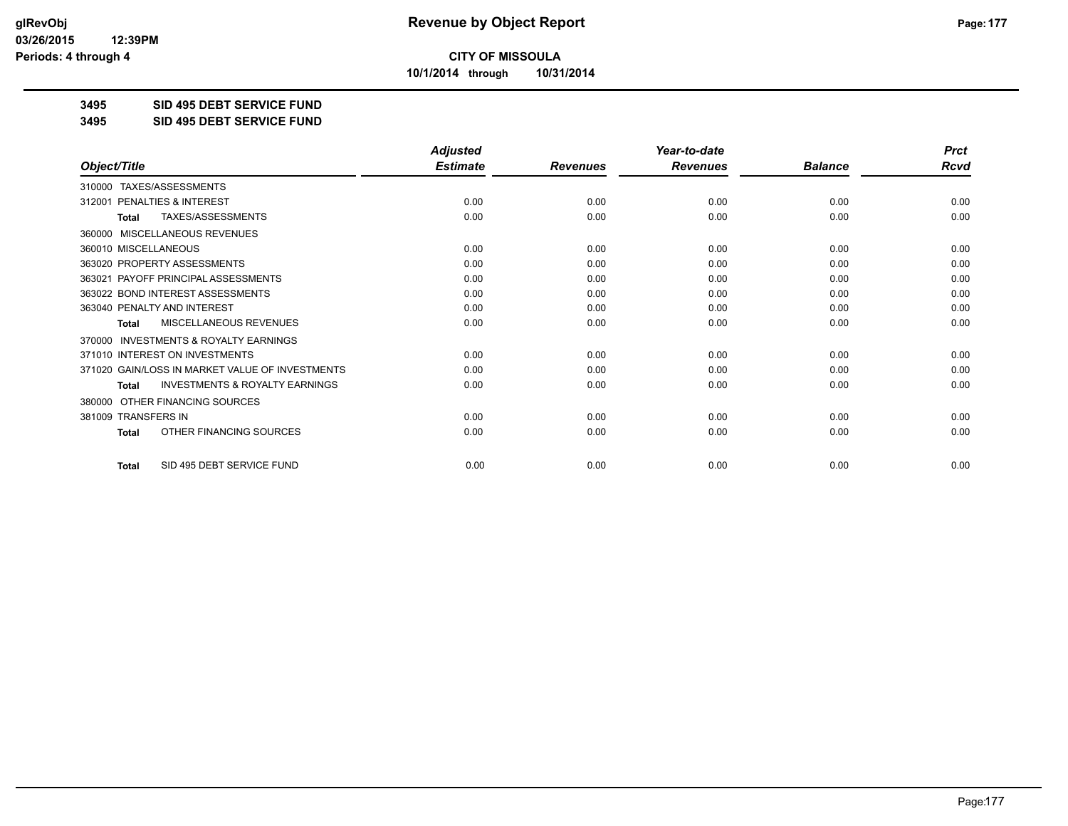**CITY OF MISSOULA**

**10/1/2014 through 10/31/2014**

**3495 SID 495 DEBT SERVICE FUND**

**3495 SID 495 DEBT SERVICE FUND**

| Object/Title | Adjusted Estimate | Revenues | Year-to-date Revenues | Balance | Prct Rcvd |
|---|---|---|---|---|---|
| 310000 TAXES/ASSESSMENTS | | | | | |
| 312001 PENALTIES & INTEREST | 0.00 | 0.00 | 0.00 | 0.00 | 0.00 |
| **Total** TAXES/ASSESSMENTS | 0.00 | 0.00 | 0.00 | 0.00 | 0.00 |
| 360000 MISCELLANEOUS REVENUES | | | | | |
| 360010 MISCELLANEOUS | 0.00 | 0.00 | 0.00 | 0.00 | 0.00 |
| 363020 PROPERTY ASSESSMENTS | 0.00 | 0.00 | 0.00 | 0.00 | 0.00 |
| 363021 PAYOFF PRINCIPAL ASSESSMENTS | 0.00 | 0.00 | 0.00 | 0.00 | 0.00 |
| 363022 BOND INTEREST ASSESSMENTS | 0.00 | 0.00 | 0.00 | 0.00 | 0.00 |
| 363040 PENALTY AND INTEREST | 0.00 | 0.00 | 0.00 | 0.00 | 0.00 |
| **Total** MISCELLANEOUS REVENUES | 0.00 | 0.00 | 0.00 | 0.00 | 0.00 |
| 370000 INVESTMENTS & ROYALTY EARNINGS | | | | | |
| 371010 INTEREST ON INVESTMENTS | 0.00 | 0.00 | 0.00 | 0.00 | 0.00 |
| 371020 GAIN/LOSS IN MARKET VALUE OF INVESTMENTS | 0.00 | 0.00 | 0.00 | 0.00 | 0.00 |
| **Total** INVESTMENTS & ROYALTY EARNINGS | 0.00 | 0.00 | 0.00 | 0.00 | 0.00 |
| 380000 OTHER FINANCING SOURCES | | | | | |
| 381009 TRANSFERS IN | 0.00 | 0.00 | 0.00 | 0.00 | 0.00 |
| **Total** OTHER FINANCING SOURCES | 0.00 | 0.00 | 0.00 | 0.00 | 0.00 |
| **Total** SID 495 DEBT SERVICE FUND | 0.00 | 0.00 | 0.00 | 0.00 | 0.00 |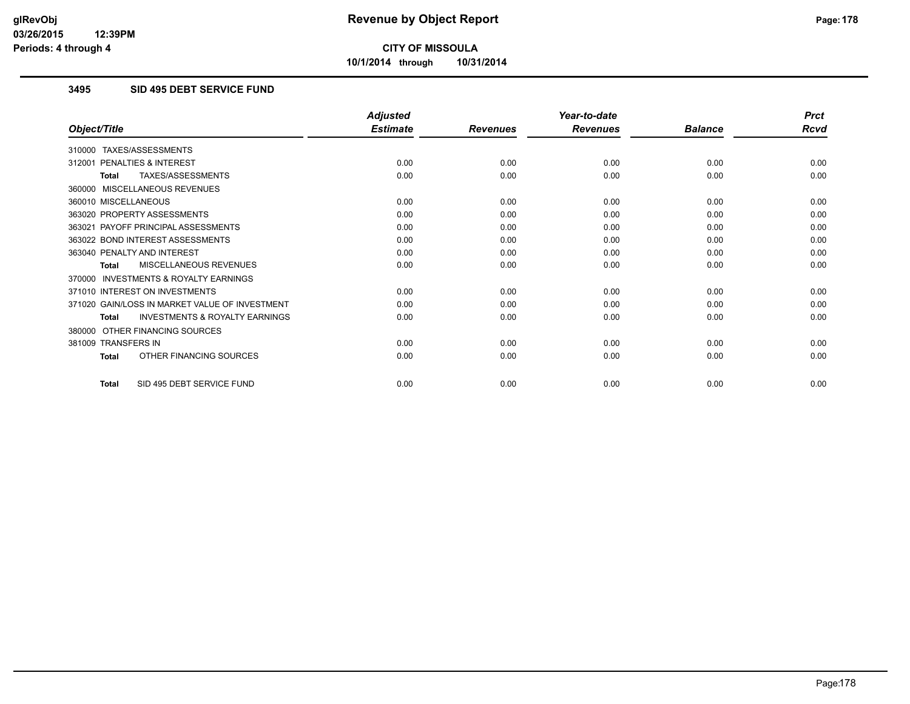**CITY OF MISSOULA**

**10/1/2014 through 10/31/2014**

## 3495 SID 495 DEBT SERVICE FUND

| Object/Title | Adjusted Estimate | Revenues | Year-to-date Revenues | Balance | Prct Rcvd |
|---|---|---|---|---|---|
| 310000 TAXES/ASSESSMENTS | | | | | |
| 312001 PENALTIES & INTEREST | 0.00 | 0.00 | 0.00 | 0.00 | 0.00 |
| **Total** TAXES/ASSESSMENTS | 0.00 | 0.00 | 0.00 | 0.00 | 0.00 |
| 360000 MISCELLANEOUS REVENUES | | | | | |
| 360010 MISCELLANEOUS | 0.00 | 0.00 | 0.00 | 0.00 | 0.00 |
| 363020 PROPERTY ASSESSMENTS | 0.00 | 0.00 | 0.00 | 0.00 | 0.00 |
| 363021 PAYOFF PRINCIPAL ASSESSMENTS | 0.00 | 0.00 | 0.00 | 0.00 | 0.00 |
| 363022 BOND INTEREST ASSESSMENTS | 0.00 | 0.00 | 0.00 | 0.00 | 0.00 |
| 363040 PENALTY AND INTEREST | 0.00 | 0.00 | 0.00 | 0.00 | 0.00 |
| **Total** MISCELLANEOUS REVENUES | 0.00 | 0.00 | 0.00 | 0.00 | 0.00 |
| 370000 INVESTMENTS & ROYALTY EARNINGS | | | | | |
| 371010 INTEREST ON INVESTMENTS | 0.00 | 0.00 | 0.00 | 0.00 | 0.00 |
| 371020 GAIN/LOSS IN MARKET VALUE OF INVESTMENT | 0.00 | 0.00 | 0.00 | 0.00 | 0.00 |
| **Total** INVESTMENTS & ROYALTY EARNINGS | 0.00 | 0.00 | 0.00 | 0.00 | 0.00 |
| 380000 OTHER FINANCING SOURCES | | | | | |
| 381009 TRANSFERS IN | 0.00 | 0.00 | 0.00 | 0.00 | 0.00 |
| **Total** OTHER FINANCING SOURCES | 0.00 | 0.00 | 0.00 | 0.00 | 0.00 |
| **Total** SID 495 DEBT SERVICE FUND | 0.00 | 0.00 | 0.00 | 0.00 | 0.00 |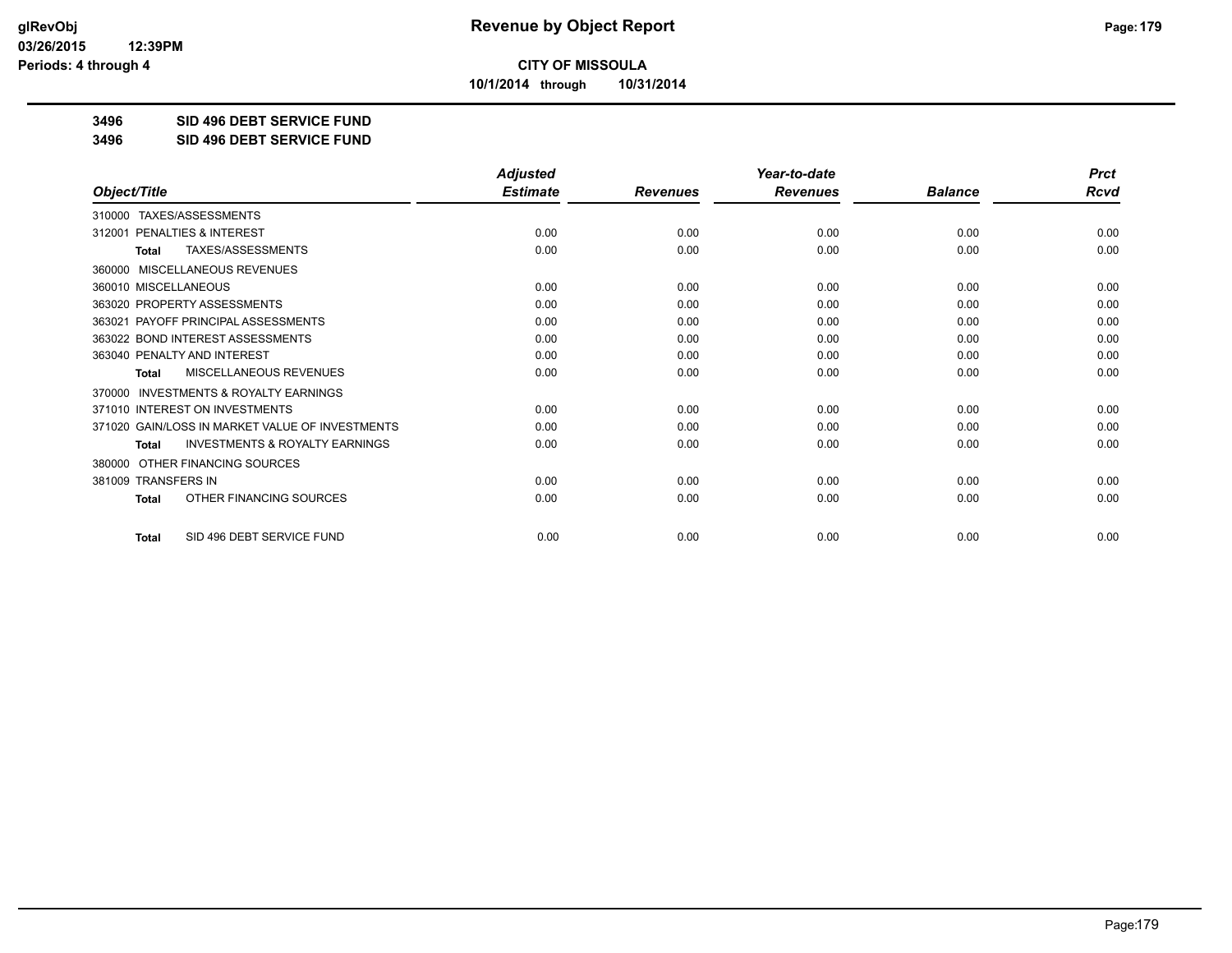# Revenue by Object Report

**CITY OF MISSOULA**

**10/1/2014 through 10/31/2014**

glRevObj
03/26/2015 12:39PM
Periods: 4 through 4

**3496 SID 496 DEBT SERVICE FUND**

**3496 SID 496 DEBT SERVICE FUND**

| Object/Title | Adjusted Estimate | Revenues | Year-to-date Revenues | Balance | Prct Rcvd |
|---|---|---|---|---|---|
| 310000 TAXES/ASSESSMENTS | | | | | |
| 312001 PENALTIES & INTEREST | 0.00 | 0.00 | 0.00 | 0.00 | 0.00 |
| Total TAXES/ASSESSMENTS | 0.00 | 0.00 | 0.00 | 0.00 | 0.00 |
| 360000 MISCELLANEOUS REVENUES | | | | | |
| 360010 MISCELLANEOUS | 0.00 | 0.00 | 0.00 | 0.00 | 0.00 |
| 363020 PROPERTY ASSESSMENTS | 0.00 | 0.00 | 0.00 | 0.00 | 0.00 |
| 363021 PAYOFF PRINCIPAL ASSESSMENTS | 0.00 | 0.00 | 0.00 | 0.00 | 0.00 |
| 363022 BOND INTEREST ASSESSMENTS | 0.00 | 0.00 | 0.00 | 0.00 | 0.00 |
| 363040 PENALTY AND INTEREST | 0.00 | 0.00 | 0.00 | 0.00 | 0.00 |
| Total MISCELLANEOUS REVENUES | 0.00 | 0.00 | 0.00 | 0.00 | 0.00 |
| 370000 INVESTMENTS & ROYALTY EARNINGS | | | | | |
| 371010 INTEREST ON INVESTMENTS | 0.00 | 0.00 | 0.00 | 0.00 | 0.00 |
| 371020 GAIN/LOSS IN MARKET VALUE OF INVESTMENTS | 0.00 | 0.00 | 0.00 | 0.00 | 0.00 |
| Total INVESTMENTS & ROYALTY EARNINGS | 0.00 | 0.00 | 0.00 | 0.00 | 0.00 |
| 380000 OTHER FINANCING SOURCES | | | | | |
| 381009 TRANSFERS IN | 0.00 | 0.00 | 0.00 | 0.00 | 0.00 |
| Total OTHER FINANCING SOURCES | 0.00 | 0.00 | 0.00 | 0.00 | 0.00 |
| Total SID 496 DEBT SERVICE FUND | 0.00 | 0.00 | 0.00 | 0.00 | 0.00 |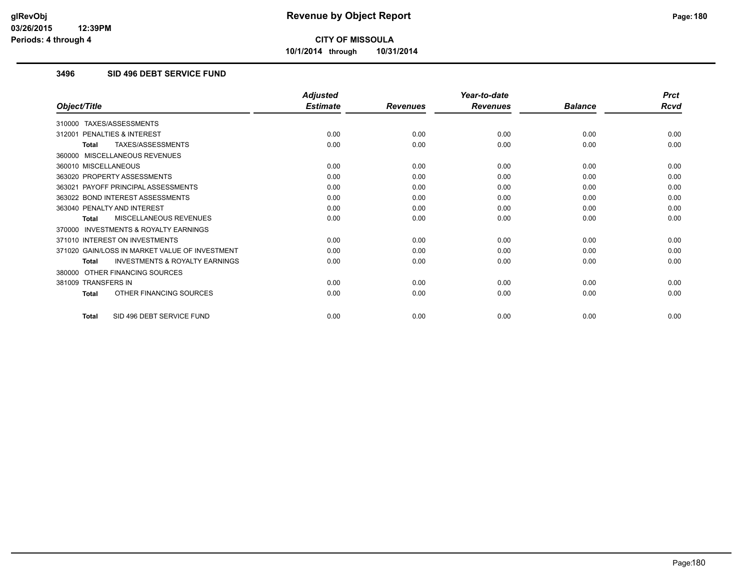**CITY OF MISSOULA**

**10/1/2014 through 10/31/2014**

## 3496 SID 496 DEBT SERVICE FUND

| Object/Title | Adjusted Estimate | Revenues | Year-to-date Revenues | Balance | Prct Rcvd |
|---|---|---|---|---|---|
| 310000 TAXES/ASSESSMENTS | | | | | |
| 312001 PENALTIES & INTEREST | 0.00 | 0.00 | 0.00 | 0.00 | 0.00 |
| **Total** TAXES/ASSESSMENTS | 0.00 | 0.00 | 0.00 | 0.00 | 0.00 |
| 360000 MISCELLANEOUS REVENUES | | | | | |
| 360010 MISCELLANEOUS | 0.00 | 0.00 | 0.00 | 0.00 | 0.00 |
| 363020 PROPERTY ASSESSMENTS | 0.00 | 0.00 | 0.00 | 0.00 | 0.00 |
| 363021 PAYOFF PRINCIPAL ASSESSMENTS | 0.00 | 0.00 | 0.00 | 0.00 | 0.00 |
| 363022 BOND INTEREST ASSESSMENTS | 0.00 | 0.00 | 0.00 | 0.00 | 0.00 |
| 363040 PENALTY AND INTEREST | 0.00 | 0.00 | 0.00 | 0.00 | 0.00 |
| **Total** MISCELLANEOUS REVENUES | 0.00 | 0.00 | 0.00 | 0.00 | 0.00 |
| 370000 INVESTMENTS & ROYALTY EARNINGS | | | | | |
| 371010 INTEREST ON INVESTMENTS | 0.00 | 0.00 | 0.00 | 0.00 | 0.00 |
| 371020 GAIN/LOSS IN MARKET VALUE OF INVESTMENT | 0.00 | 0.00 | 0.00 | 0.00 | 0.00 |
| **Total** INVESTMENTS & ROYALTY EARNINGS | 0.00 | 0.00 | 0.00 | 0.00 | 0.00 |
| 380000 OTHER FINANCING SOURCES | | | | | |
| 381009 TRANSFERS IN | 0.00 | 0.00 | 0.00 | 0.00 | 0.00 |
| **Total** OTHER FINANCING SOURCES | 0.00 | 0.00 | 0.00 | 0.00 | 0.00 |
| **Total** SID 496 DEBT SERVICE FUND | 0.00 | 0.00 | 0.00 | 0.00 | 0.00 |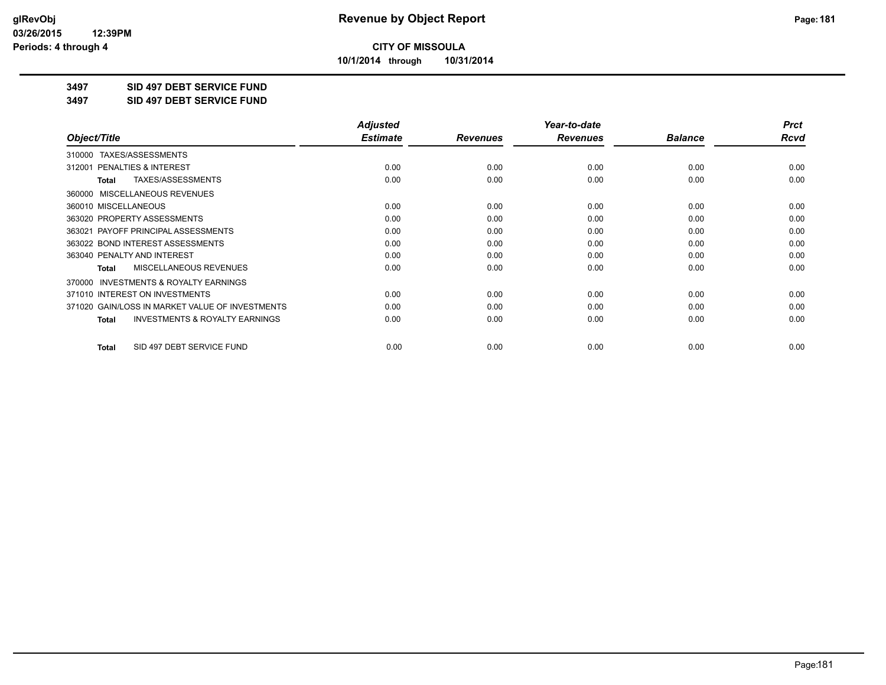**Revenue by Object Report**

**CITY OF MISSOULA**

**10/1/2014 through 10/31/2014**

glRevObj
03/26/2015 12:39PM
Periods: 4 through 4

**3497 SID 497 DEBT SERVICE FUND**

**3497 SID 497 DEBT SERVICE FUND**

| Object/Title | Adjusted Estimate | Revenues | Year-to-date Revenues | Balance | Prct Rcvd |
|---|---|---|---|---|---|
| 310000 TAXES/ASSESSMENTS | | | | | |
| 312001 PENALTIES & INTEREST | 0.00 | 0.00 | 0.00 | 0.00 | 0.00 |
| **Total** TAXES/ASSESSMENTS | 0.00 | 0.00 | 0.00 | 0.00 | 0.00 |
| 360000 MISCELLANEOUS REVENUES | | | | | |
| 360010 MISCELLANEOUS | 0.00 | 0.00 | 0.00 | 0.00 | 0.00 |
| 363020 PROPERTY ASSESSMENTS | 0.00 | 0.00 | 0.00 | 0.00 | 0.00 |
| 363021 PAYOFF PRINCIPAL ASSESSMENTS | 0.00 | 0.00 | 0.00 | 0.00 | 0.00 |
| 363022 BOND INTEREST ASSESSMENTS | 0.00 | 0.00 | 0.00 | 0.00 | 0.00 |
| 363040 PENALTY AND INTEREST | 0.00 | 0.00 | 0.00 | 0.00 | 0.00 |
| **Total** MISCELLANEOUS REVENUES | 0.00 | 0.00 | 0.00 | 0.00 | 0.00 |
| 370000 INVESTMENTS & ROYALTY EARNINGS | | | | | |
| 371010 INTEREST ON INVESTMENTS | 0.00 | 0.00 | 0.00 | 0.00 | 0.00 |
| 371020 GAIN/LOSS IN MARKET VALUE OF INVESTMENTS | 0.00 | 0.00 | 0.00 | 0.00 | 0.00 |
| **Total** INVESTMENTS & ROYALTY EARNINGS | 0.00 | 0.00 | 0.00 | 0.00 | 0.00 |
| **Total** SID 497 DEBT SERVICE FUND | 0.00 | 0.00 | 0.00 | 0.00 | 0.00 |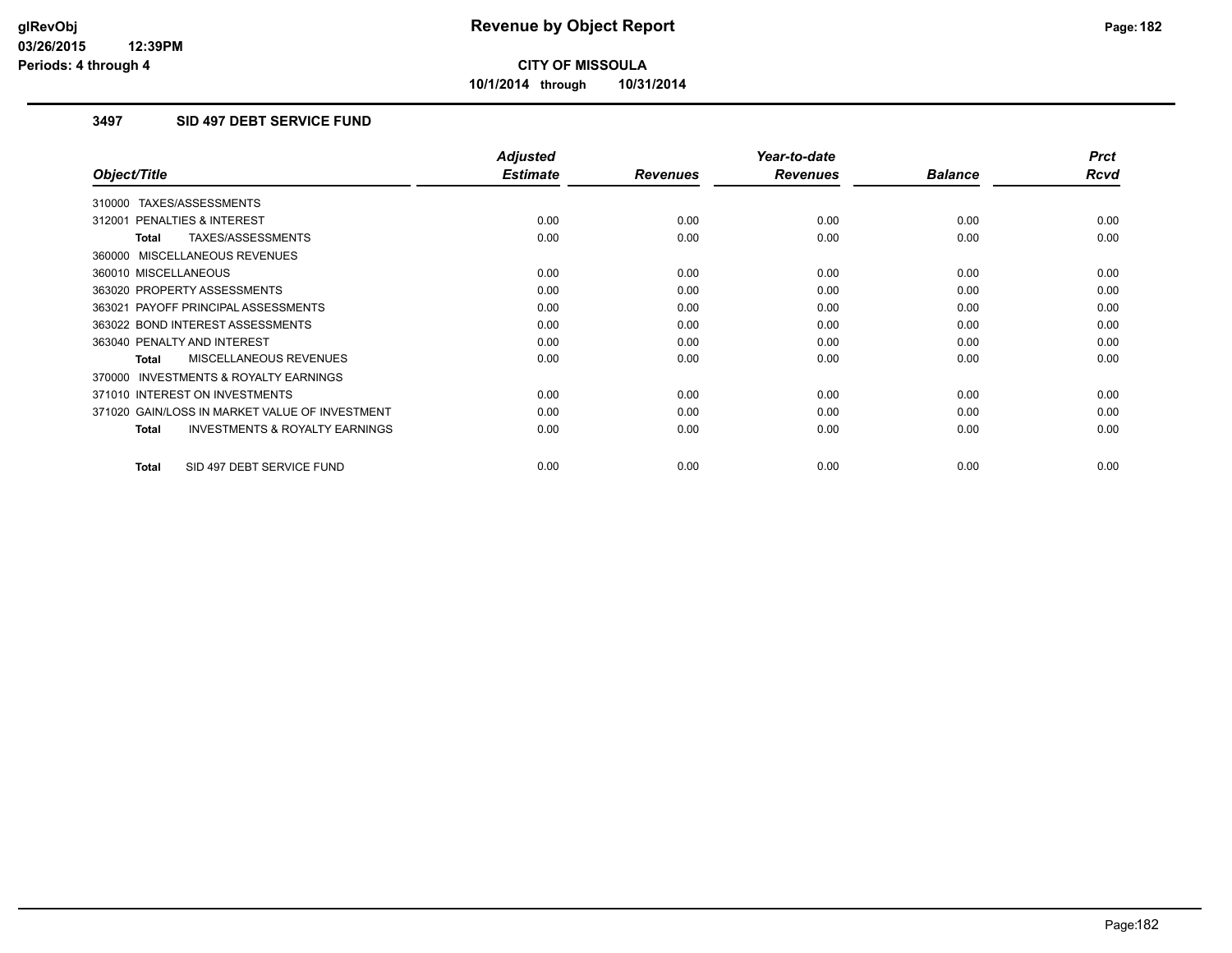# Revenue by Object Report

**CITY OF MISSOULA**

**10/1/2014 through 10/31/2014**

### 3497 SID 497 DEBT SERVICE FUND

| Object/Title | Adjusted Estimate | Revenues | Year-to-date Revenues | Balance | Prct Rcvd |
|---|---|---|---|---|---|
| 310000 TAXES/ASSESSMENTS | | | | | |
| 312001 PENALTIES & INTEREST | 0.00 | 0.00 | 0.00 | 0.00 | 0.00 |
| **Total** TAXES/ASSESSMENTS | 0.00 | 0.00 | 0.00 | 0.00 | 0.00 |
| 360000 MISCELLANEOUS REVENUES | | | | | |
| 360010 MISCELLANEOUS | 0.00 | 0.00 | 0.00 | 0.00 | 0.00 |
| 363020 PROPERTY ASSESSMENTS | 0.00 | 0.00 | 0.00 | 0.00 | 0.00 |
| 363021 PAYOFF PRINCIPAL ASSESSMENTS | 0.00 | 0.00 | 0.00 | 0.00 | 0.00 |
| 363022 BOND INTEREST ASSESSMENTS | 0.00 | 0.00 | 0.00 | 0.00 | 0.00 |
| 363040 PENALTY AND INTEREST | 0.00 | 0.00 | 0.00 | 0.00 | 0.00 |
| **Total** MISCELLANEOUS REVENUES | 0.00 | 0.00 | 0.00 | 0.00 | 0.00 |
| 370000 INVESTMENTS & ROYALTY EARNINGS | | | | | |
| 371010 INTEREST ON INVESTMENTS | 0.00 | 0.00 | 0.00 | 0.00 | 0.00 |
| 371020 GAIN/LOSS IN MARKET VALUE OF INVESTMENT | 0.00 | 0.00 | 0.00 | 0.00 | 0.00 |
| **Total** INVESTMENTS & ROYALTY EARNINGS | 0.00 | 0.00 | 0.00 | 0.00 | 0.00 |
| **Total** SID 497 DEBT SERVICE FUND | 0.00 | 0.00 | 0.00 | 0.00 | 0.00 |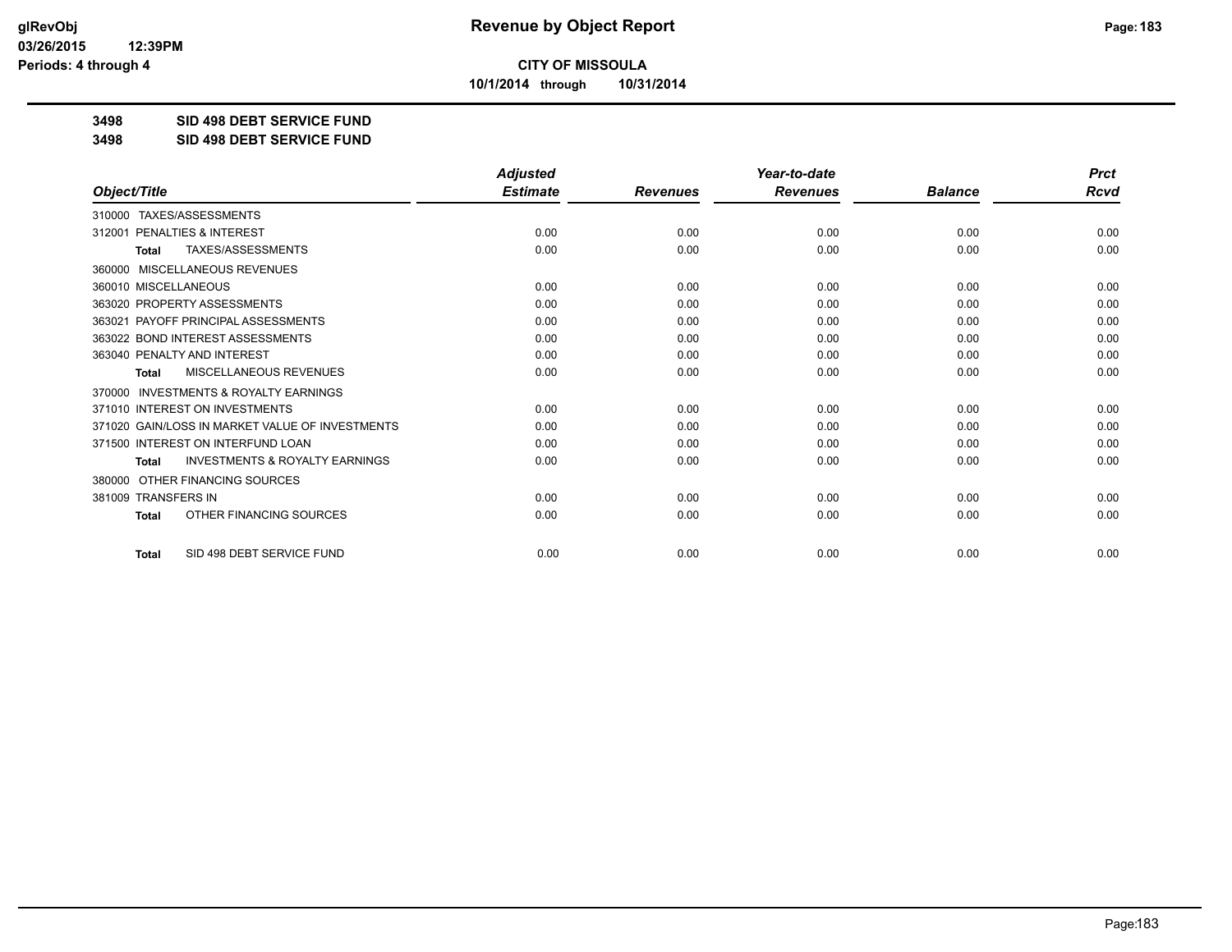# Revenue by Object Report

**CITY OF MISSOULA**

**10/1/2014 through 10/31/2014**

glRevObj
03/26/2015 12:39PM
Periods: 4 through 4

**3498 SID 498 DEBT SERVICE FUND**

**3498 SID 498 DEBT SERVICE FUND**

| Object/Title | Adjusted Estimate | Revenues | Year-to-date Revenues | Balance | Prct Rcvd |
|---|---|---|---|---|---|
| 310000 TAXES/ASSESSMENTS | | | | | |
| 312001 PENALTIES & INTEREST | 0.00 | 0.00 | 0.00 | 0.00 | 0.00 |
| **Total** TAXES/ASSESSMENTS | 0.00 | 0.00 | 0.00 | 0.00 | 0.00 |
| 360000 MISCELLANEOUS REVENUES | | | | | |
| 360010 MISCELLANEOUS | 0.00 | 0.00 | 0.00 | 0.00 | 0.00 |
| 363020 PROPERTY ASSESSMENTS | 0.00 | 0.00 | 0.00 | 0.00 | 0.00 |
| 363021 PAYOFF PRINCIPAL ASSESSMENTS | 0.00 | 0.00 | 0.00 | 0.00 | 0.00 |
| 363022 BOND INTEREST ASSESSMENTS | 0.00 | 0.00 | 0.00 | 0.00 | 0.00 |
| 363040 PENALTY AND INTEREST | 0.00 | 0.00 | 0.00 | 0.00 | 0.00 |
| **Total** MISCELLANEOUS REVENUES | 0.00 | 0.00 | 0.00 | 0.00 | 0.00 |
| 370000 INVESTMENTS & ROYALTY EARNINGS | | | | | |
| 371010 INTEREST ON INVESTMENTS | 0.00 | 0.00 | 0.00 | 0.00 | 0.00 |
| 371020 GAIN/LOSS IN MARKET VALUE OF INVESTMENTS | 0.00 | 0.00 | 0.00 | 0.00 | 0.00 |
| 371500 INTEREST ON INTERFUND LOAN | 0.00 | 0.00 | 0.00 | 0.00 | 0.00 |
| **Total** INVESTMENTS & ROYALTY EARNINGS | 0.00 | 0.00 | 0.00 | 0.00 | 0.00 |
| 380000 OTHER FINANCING SOURCES | | | | | |
| 381009 TRANSFERS IN | 0.00 | 0.00 | 0.00 | 0.00 | 0.00 |
| **Total** OTHER FINANCING SOURCES | 0.00 | 0.00 | 0.00 | 0.00 | 0.00 |
| **Total** SID 498 DEBT SERVICE FUND | 0.00 | 0.00 | 0.00 | 0.00 | 0.00 |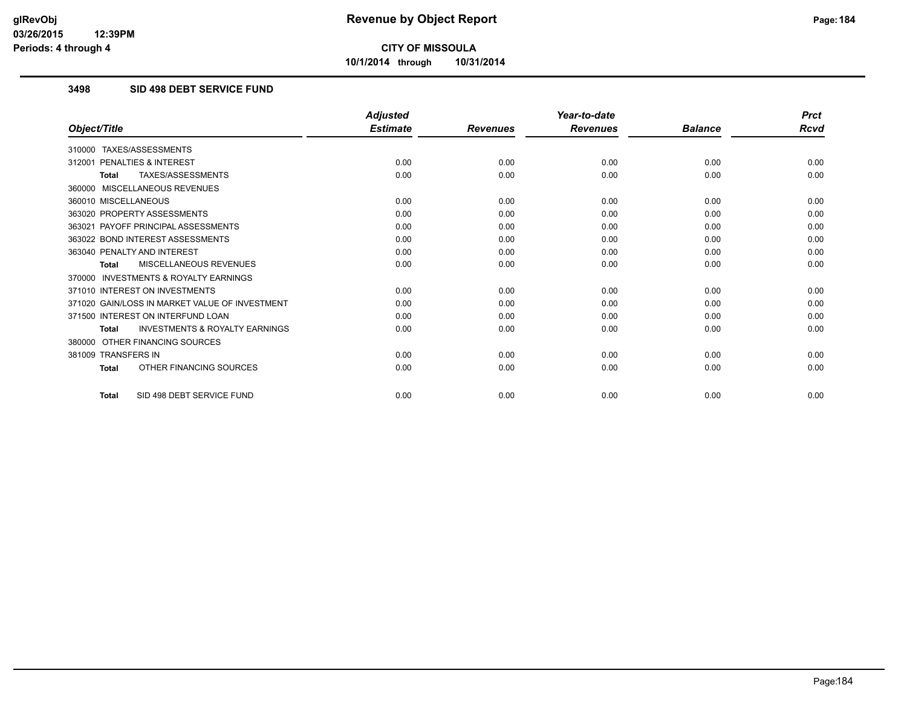# Revenue by Object Report

**CITY OF MISSOULA**

**10/1/2014 through 10/31/2014**

glRevObj
03/26/2015 12:39PM
Periods: 4 through 4

### 3498 SID 498 DEBT SERVICE FUND

| Object/Title | Adjusted Estimate | Revenues | Year-to-date Revenues | Balance | Prct Rcvd |
|---|---|---|---|---|---|
| 310000 TAXES/ASSESSMENTS | | | | | |
| 312001 PENALTIES & INTEREST | 0.00 | 0.00 | 0.00 | 0.00 | 0.00 |
| **Total** TAXES/ASSESSMENTS | 0.00 | 0.00 | 0.00 | 0.00 | 0.00 |
| 360000 MISCELLANEOUS REVENUES | | | | | |
| 360010 MISCELLANEOUS | 0.00 | 0.00 | 0.00 | 0.00 | 0.00 |
| 363020 PROPERTY ASSESSMENTS | 0.00 | 0.00 | 0.00 | 0.00 | 0.00 |
| 363021 PAYOFF PRINCIPAL ASSESSMENTS | 0.00 | 0.00 | 0.00 | 0.00 | 0.00 |
| 363022 BOND INTEREST ASSESSMENTS | 0.00 | 0.00 | 0.00 | 0.00 | 0.00 |
| 363040 PENALTY AND INTEREST | 0.00 | 0.00 | 0.00 | 0.00 | 0.00 |
| **Total** MISCELLANEOUS REVENUES | 0.00 | 0.00 | 0.00 | 0.00 | 0.00 |
| 370000 INVESTMENTS & ROYALTY EARNINGS | | | | | |
| 371010 INTEREST ON INVESTMENTS | 0.00 | 0.00 | 0.00 | 0.00 | 0.00 |
| 371020 GAIN/LOSS IN MARKET VALUE OF INVESTMENT | 0.00 | 0.00 | 0.00 | 0.00 | 0.00 |
| 371500 INTEREST ON INTERFUND LOAN | 0.00 | 0.00 | 0.00 | 0.00 | 0.00 |
| **Total** INVESTMENTS & ROYALTY EARNINGS | 0.00 | 0.00 | 0.00 | 0.00 | 0.00 |
| 380000 OTHER FINANCING SOURCES | | | | | |
| 381009 TRANSFERS IN | 0.00 | 0.00 | 0.00 | 0.00 | 0.00 |
| **Total** OTHER FINANCING SOURCES | 0.00 | 0.00 | 0.00 | 0.00 | 0.00 |
| **Total** SID 498 DEBT SERVICE FUND | 0.00 | 0.00 | 0.00 | 0.00 | 0.00 |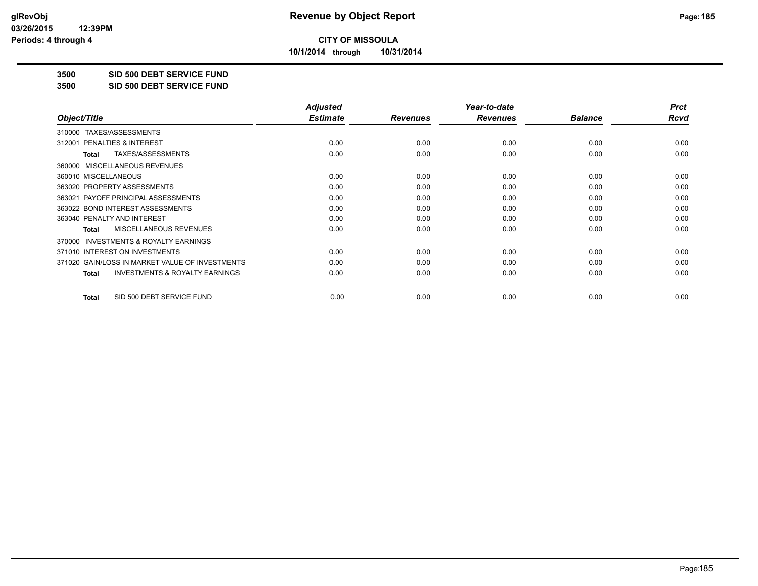**CITY OF MISSOULA**

**10/1/2014 through 10/31/2014**

**3500 SID 500 DEBT SERVICE FUND**

**3500 SID 500 DEBT SERVICE FUND**

| Object/Title | Adjusted Estimate | Revenues | Year-to-date Revenues | Balance | Prct Rcvd |
|---|---|---|---|---|---|
| 310000 TAXES/ASSESSMENTS | | | | | |
| 312001 PENALTIES & INTEREST | 0.00 | 0.00 | 0.00 | 0.00 | 0.00 |
| **Total** TAXES/ASSESSMENTS | 0.00 | 0.00 | 0.00 | 0.00 | 0.00 |
| 360000 MISCELLANEOUS REVENUES | | | | | |
| 360010 MISCELLANEOUS | 0.00 | 0.00 | 0.00 | 0.00 | 0.00 |
| 363020 PROPERTY ASSESSMENTS | 0.00 | 0.00 | 0.00 | 0.00 | 0.00 |
| 363021 PAYOFF PRINCIPAL ASSESSMENTS | 0.00 | 0.00 | 0.00 | 0.00 | 0.00 |
| 363022 BOND INTEREST ASSESSMENTS | 0.00 | 0.00 | 0.00 | 0.00 | 0.00 |
| 363040 PENALTY AND INTEREST | 0.00 | 0.00 | 0.00 | 0.00 | 0.00 |
| **Total** MISCELLANEOUS REVENUES | 0.00 | 0.00 | 0.00 | 0.00 | 0.00 |
| 370000 INVESTMENTS & ROYALTY EARNINGS | | | | | |
| 371010 INTEREST ON INVESTMENTS | 0.00 | 0.00 | 0.00 | 0.00 | 0.00 |
| 371020 GAIN/LOSS IN MARKET VALUE OF INVESTMENTS | 0.00 | 0.00 | 0.00 | 0.00 | 0.00 |
| **Total** INVESTMENTS & ROYALTY EARNINGS | 0.00 | 0.00 | 0.00 | 0.00 | 0.00 |
| **Total** SID 500 DEBT SERVICE FUND | 0.00 | 0.00 | 0.00 | 0.00 | 0.00 |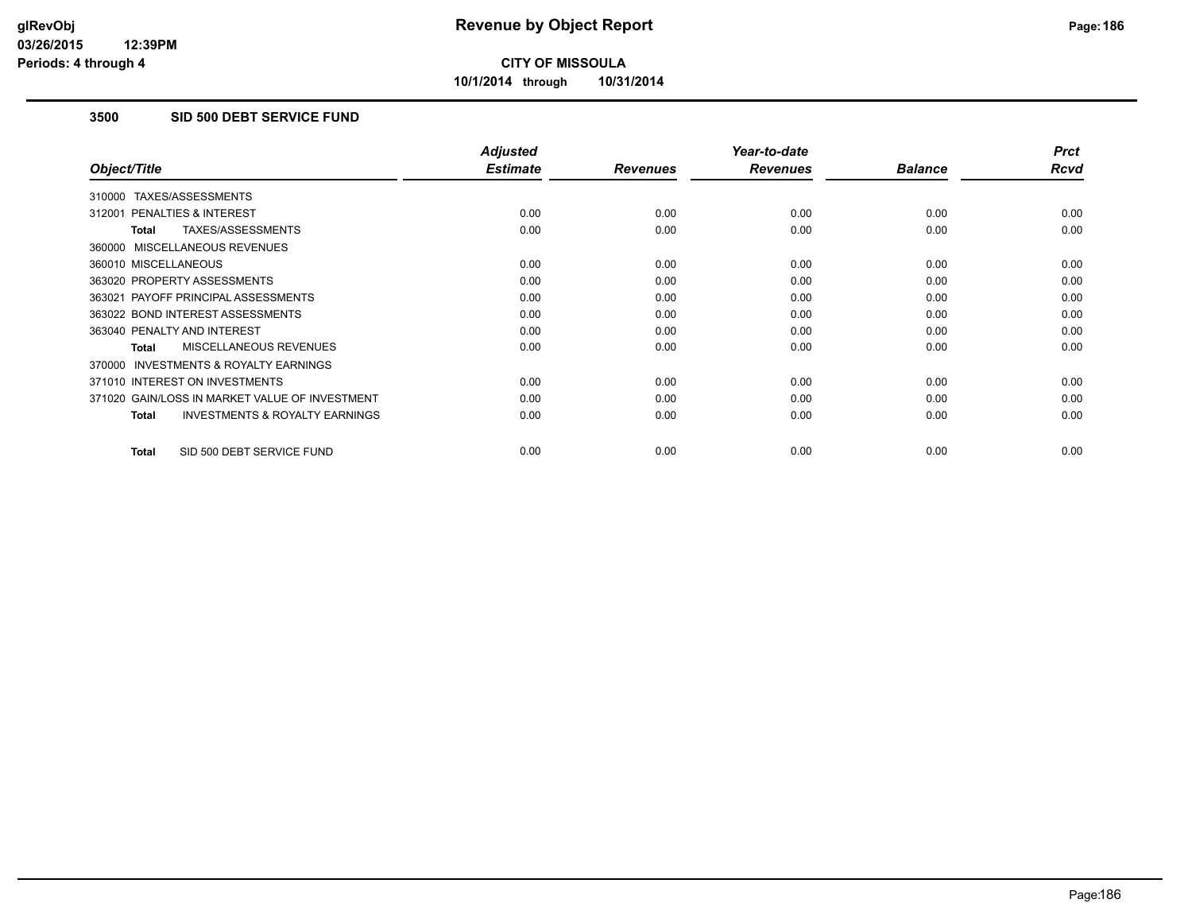# Revenue by Object Report

**CITY OF MISSOULA**

**10/1/2014 through 10/31/2014**

glRevObj
03/26/2015 12:39PM
Periods: 4 through 4

## 3500 SID 500 DEBT SERVICE FUND

| Object/Title | Adjusted Estimate | Revenues | Year-to-date Revenues | Balance | Prct Rcvd |
|---|---|---|---|---|---|
| 310000 TAXES/ASSESSMENTS | | | | | |
| 312001 PENALTIES & INTEREST | 0.00 | 0.00 | 0.00 | 0.00 | 0.00 |
| **Total** TAXES/ASSESSMENTS | 0.00 | 0.00 | 0.00 | 0.00 | 0.00 |
| 360000 MISCELLANEOUS REVENUES | | | | | |
| 360010 MISCELLANEOUS | 0.00 | 0.00 | 0.00 | 0.00 | 0.00 |
| 363020 PROPERTY ASSESSMENTS | 0.00 | 0.00 | 0.00 | 0.00 | 0.00 |
| 363021 PAYOFF PRINCIPAL ASSESSMENTS | 0.00 | 0.00 | 0.00 | 0.00 | 0.00 |
| 363022 BOND INTEREST ASSESSMENTS | 0.00 | 0.00 | 0.00 | 0.00 | 0.00 |
| 363040 PENALTY AND INTEREST | 0.00 | 0.00 | 0.00 | 0.00 | 0.00 |
| **Total** MISCELLANEOUS REVENUES | 0.00 | 0.00 | 0.00 | 0.00 | 0.00 |
| 370000 INVESTMENTS & ROYALTY EARNINGS | | | | | |
| 371010 INTEREST ON INVESTMENTS | 0.00 | 0.00 | 0.00 | 0.00 | 0.00 |
| 371020 GAIN/LOSS IN MARKET VALUE OF INVESTMENT | 0.00 | 0.00 | 0.00 | 0.00 | 0.00 |
| **Total** INVESTMENTS & ROYALTY EARNINGS | 0.00 | 0.00 | 0.00 | 0.00 | 0.00 |
| **Total** SID 500 DEBT SERVICE FUND | 0.00 | 0.00 | 0.00 | 0.00 | 0.00 |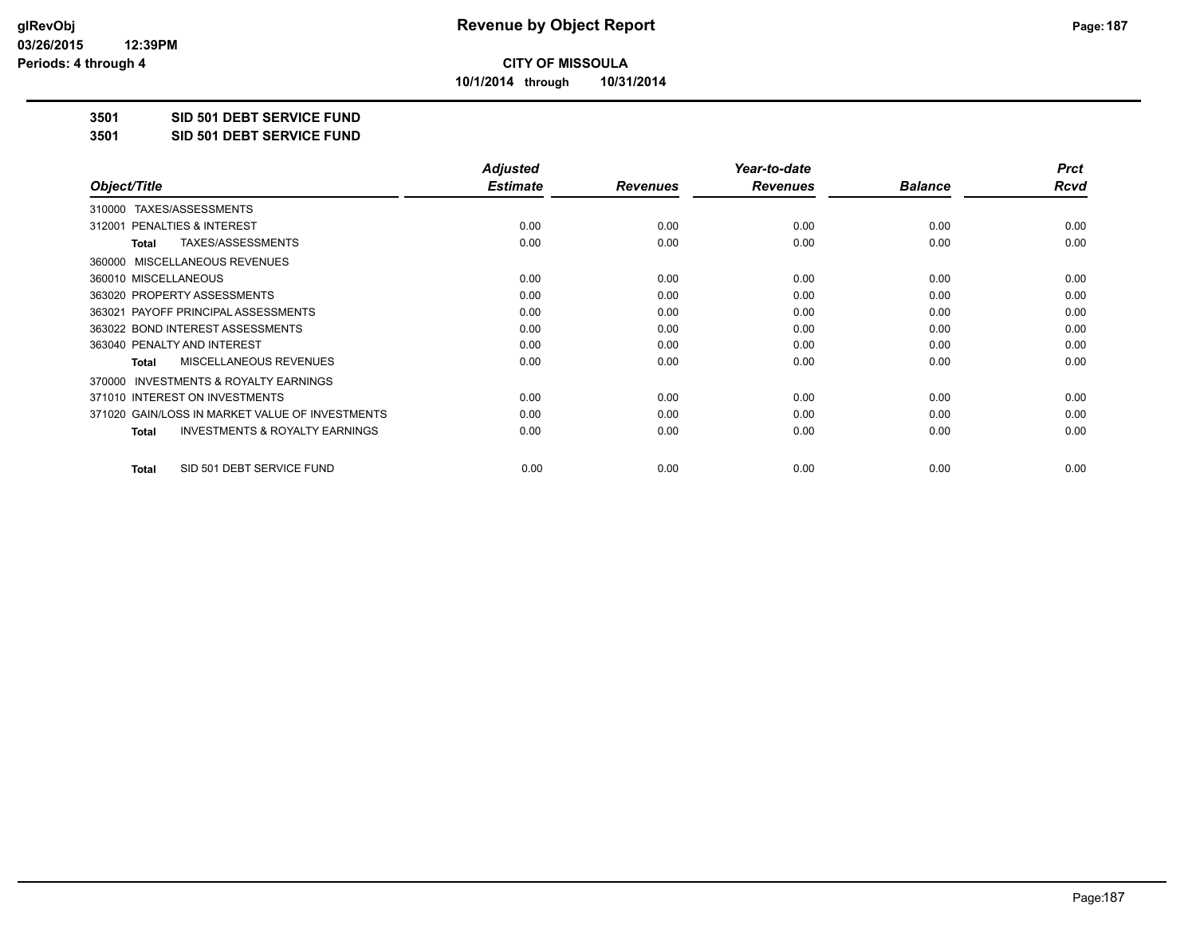**CITY OF MISSOULA**

**10/1/2014 through 10/31/2014**

## 3501 SID 501 DEBT SERVICE FUND

## 3501 SID 501 DEBT SERVICE FUND

| Object/Title | Adjusted Estimate | Revenues | Year-to-date Revenues | Balance | Prct Rcvd |
|---|---|---|---|---|---|
| 310000 TAXES/ASSESSMENTS | | | | | |
| 312001 PENALTIES & INTEREST | 0.00 | 0.00 | 0.00 | 0.00 | 0.00 |
| **Total** TAXES/ASSESSMENTS | 0.00 | 0.00 | 0.00 | 0.00 | 0.00 |
| 360000 MISCELLANEOUS REVENUES | | | | | |
| 360010 MISCELLANEOUS | 0.00 | 0.00 | 0.00 | 0.00 | 0.00 |
| 363020 PROPERTY ASSESSMENTS | 0.00 | 0.00 | 0.00 | 0.00 | 0.00 |
| 363021 PAYOFF PRINCIPAL ASSESSMENTS | 0.00 | 0.00 | 0.00 | 0.00 | 0.00 |
| 363022 BOND INTEREST ASSESSMENTS | 0.00 | 0.00 | 0.00 | 0.00 | 0.00 |
| 363040 PENALTY AND INTEREST | 0.00 | 0.00 | 0.00 | 0.00 | 0.00 |
| **Total** MISCELLANEOUS REVENUES | 0.00 | 0.00 | 0.00 | 0.00 | 0.00 |
| 370000 INVESTMENTS & ROYALTY EARNINGS | | | | | |
| 371010 INTEREST ON INVESTMENTS | 0.00 | 0.00 | 0.00 | 0.00 | 0.00 |
| 371020 GAIN/LOSS IN MARKET VALUE OF INVESTMENTS | 0.00 | 0.00 | 0.00 | 0.00 | 0.00 |
| **Total** INVESTMENTS & ROYALTY EARNINGS | 0.00 | 0.00 | 0.00 | 0.00 | 0.00 |
| **Total** SID 501 DEBT SERVICE FUND | 0.00 | 0.00 | 0.00 | 0.00 | 0.00 |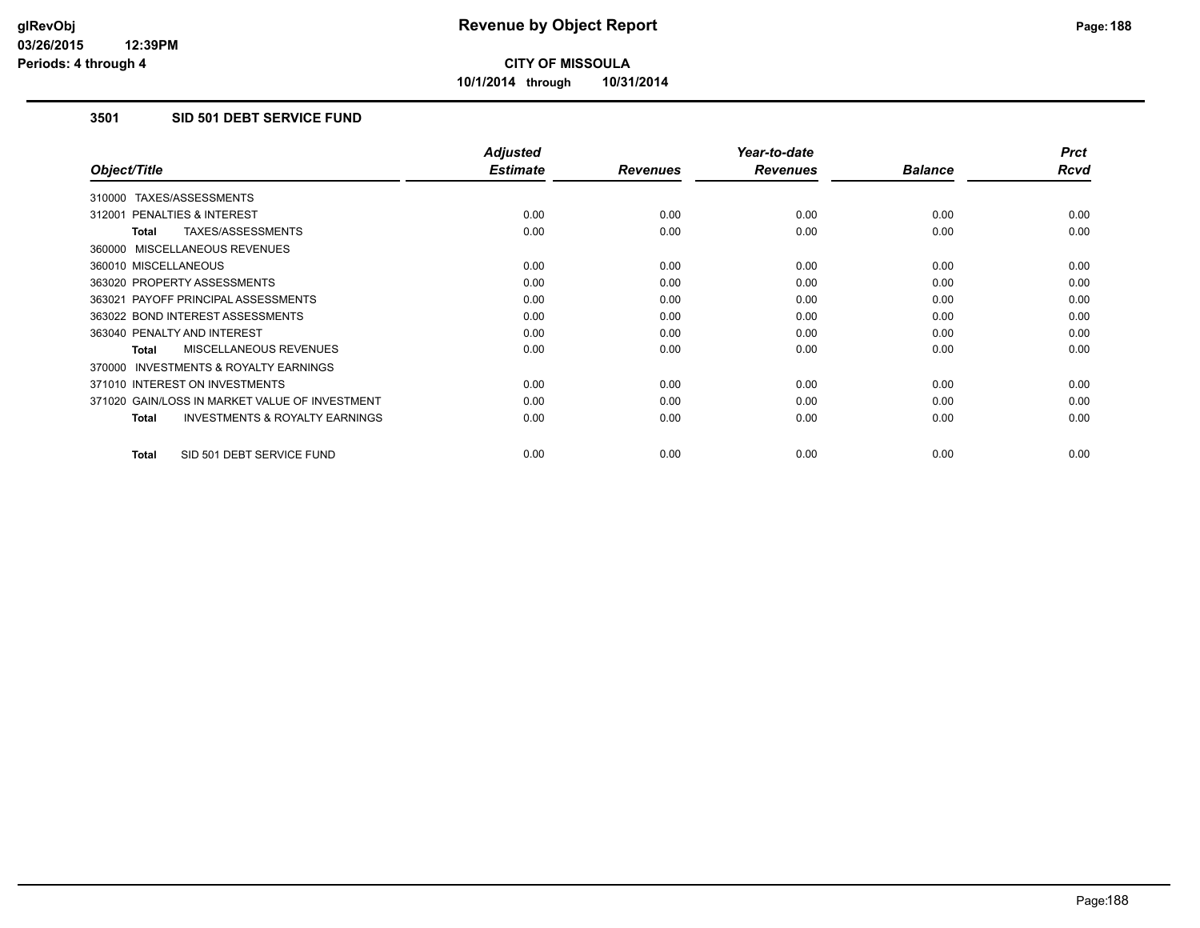**Revenue by Object Report**

**CITY OF MISSOULA**

**10/1/2014 through 10/31/2014**

glRevObj
03/26/2015 12:39PM
Periods: 4 through 4

### 3501 SID 501 DEBT SERVICE FUND

| Object/Title | Adjusted Estimate | Revenues | Year-to-date Revenues | Balance | Prct Rcvd |
|---|---|---|---|---|---|
| 310000 TAXES/ASSESSMENTS | | | | | |
| 312001 PENALTIES & INTEREST | 0.00 | 0.00 | 0.00 | 0.00 | 0.00 |
| **Total** TAXES/ASSESSMENTS | 0.00 | 0.00 | 0.00 | 0.00 | 0.00 |
| 360000 MISCELLANEOUS REVENUES | | | | | |
| 360010 MISCELLANEOUS | 0.00 | 0.00 | 0.00 | 0.00 | 0.00 |
| 363020 PROPERTY ASSESSMENTS | 0.00 | 0.00 | 0.00 | 0.00 | 0.00 |
| 363021 PAYOFF PRINCIPAL ASSESSMENTS | 0.00 | 0.00 | 0.00 | 0.00 | 0.00 |
| 363022 BOND INTEREST ASSESSMENTS | 0.00 | 0.00 | 0.00 | 0.00 | 0.00 |
| 363040 PENALTY AND INTEREST | 0.00 | 0.00 | 0.00 | 0.00 | 0.00 |
| **Total** MISCELLANEOUS REVENUES | 0.00 | 0.00 | 0.00 | 0.00 | 0.00 |
| 370000 INVESTMENTS & ROYALTY EARNINGS | | | | | |
| 371010 INTEREST ON INVESTMENTS | 0.00 | 0.00 | 0.00 | 0.00 | 0.00 |
| 371020 GAIN/LOSS IN MARKET VALUE OF INVESTMENT | 0.00 | 0.00 | 0.00 | 0.00 | 0.00 |
| **Total** INVESTMENTS & ROYALTY EARNINGS | 0.00 | 0.00 | 0.00 | 0.00 | 0.00 |
| **Total** SID 501 DEBT SERVICE FUND | 0.00 | 0.00 | 0.00 | 0.00 | 0.00 |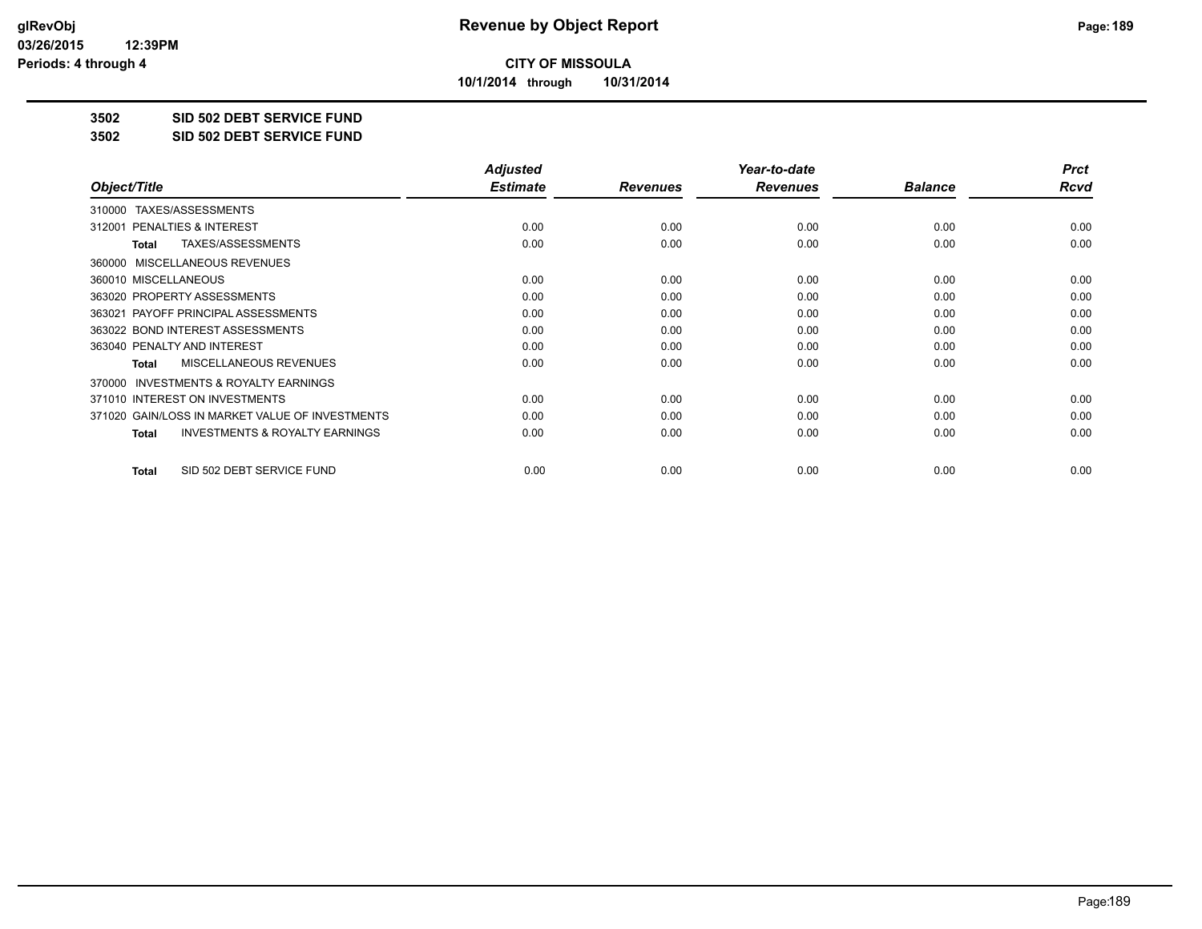# Revenue by Object Report

**CITY OF MISSOULA**

**10/1/2014 through 10/31/2014**

**3502 SID 502 DEBT SERVICE FUND**

**3502 SID 502 DEBT SERVICE FUND**

| Object/Title | Adjusted Estimate | Revenues | Year-to-date Revenues | Balance | Prct Rcvd |
|---|---|---|---|---|---|
| 310000 TAXES/ASSESSMENTS | | | | | |
| 312001 PENALTIES & INTEREST | 0.00 | 0.00 | 0.00 | 0.00 | 0.00 |
| **Total** TAXES/ASSESSMENTS | 0.00 | 0.00 | 0.00 | 0.00 | 0.00 |
| 360000 MISCELLANEOUS REVENUES | | | | | |
| 360010 MISCELLANEOUS | 0.00 | 0.00 | 0.00 | 0.00 | 0.00 |
| 363020 PROPERTY ASSESSMENTS | 0.00 | 0.00 | 0.00 | 0.00 | 0.00 |
| 363021 PAYOFF PRINCIPAL ASSESSMENTS | 0.00 | 0.00 | 0.00 | 0.00 | 0.00 |
| 363022 BOND INTEREST ASSESSMENTS | 0.00 | 0.00 | 0.00 | 0.00 | 0.00 |
| 363040 PENALTY AND INTEREST | 0.00 | 0.00 | 0.00 | 0.00 | 0.00 |
| **Total** MISCELLANEOUS REVENUES | 0.00 | 0.00 | 0.00 | 0.00 | 0.00 |
| 370000 INVESTMENTS & ROYALTY EARNINGS | | | | | |
| 371010 INTEREST ON INVESTMENTS | 0.00 | 0.00 | 0.00 | 0.00 | 0.00 |
| 371020 GAIN/LOSS IN MARKET VALUE OF INVESTMENTS | 0.00 | 0.00 | 0.00 | 0.00 | 0.00 |
| **Total** INVESTMENTS & ROYALTY EARNINGS | 0.00 | 0.00 | 0.00 | 0.00 | 0.00 |
| **Total** SID 502 DEBT SERVICE FUND | 0.00 | 0.00 | 0.00 | 0.00 | 0.00 |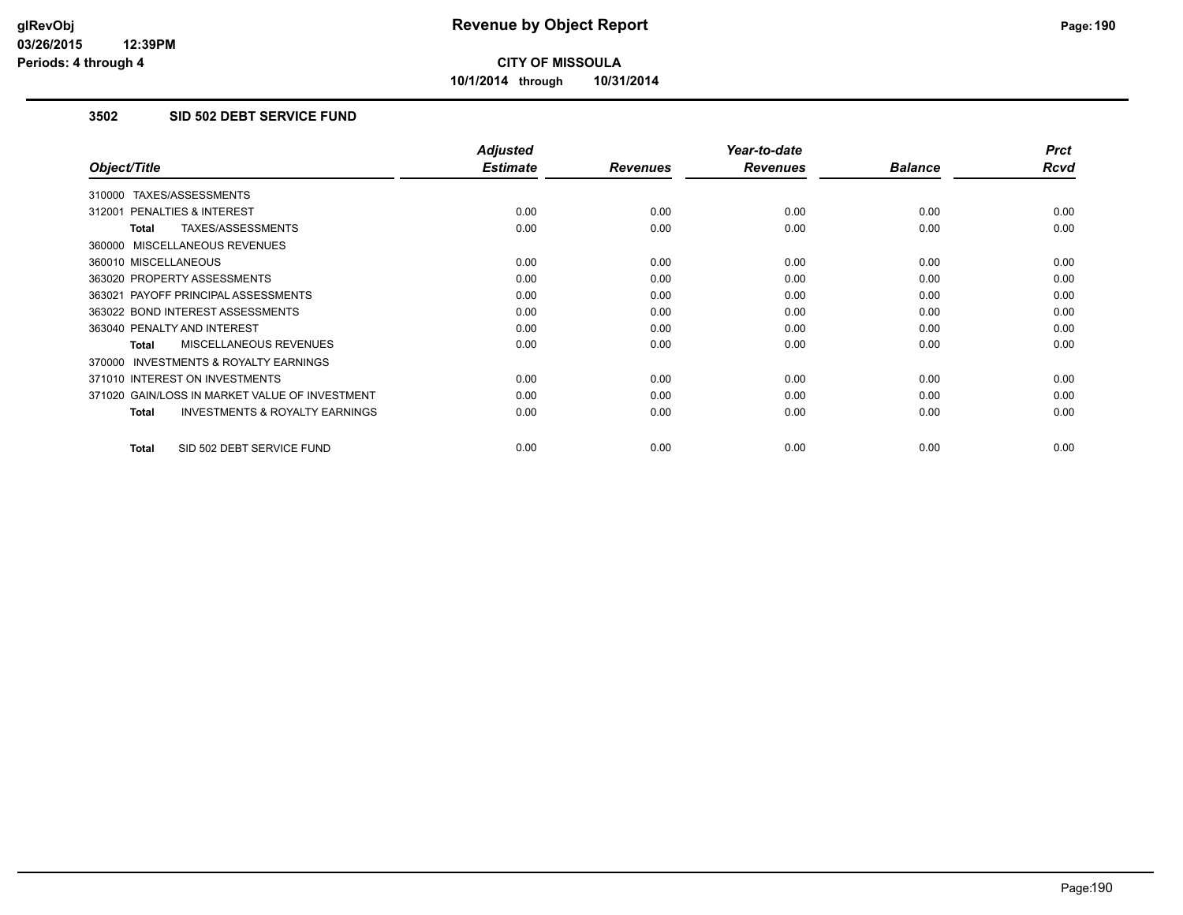**CITY OF MISSOULA**

**10/1/2014 through 10/31/2014**

### 3502 SID 502 DEBT SERVICE FUND

| Object/Title | Adjusted Estimate | Revenues | Year-to-date Revenues | Balance | Prct Rcvd |
|---|---|---|---|---|---|
| 310000 TAXES/ASSESSMENTS | | | | | |
| 312001 PENALTIES & INTEREST | 0.00 | 0.00 | 0.00 | 0.00 | 0.00 |
| **Total** TAXES/ASSESSMENTS | 0.00 | 0.00 | 0.00 | 0.00 | 0.00 |
| 360000 MISCELLANEOUS REVENUES | | | | | |
| 360010 MISCELLANEOUS | 0.00 | 0.00 | 0.00 | 0.00 | 0.00 |
| 363020 PROPERTY ASSESSMENTS | 0.00 | 0.00 | 0.00 | 0.00 | 0.00 |
| 363021 PAYOFF PRINCIPAL ASSESSMENTS | 0.00 | 0.00 | 0.00 | 0.00 | 0.00 |
| 363022 BOND INTEREST ASSESSMENTS | 0.00 | 0.00 | 0.00 | 0.00 | 0.00 |
| 363040 PENALTY AND INTEREST | 0.00 | 0.00 | 0.00 | 0.00 | 0.00 |
| **Total** MISCELLANEOUS REVENUES | 0.00 | 0.00 | 0.00 | 0.00 | 0.00 |
| 370000 INVESTMENTS & ROYALTY EARNINGS | | | | | |
| 371010 INTEREST ON INVESTMENTS | 0.00 | 0.00 | 0.00 | 0.00 | 0.00 |
| 371020 GAIN/LOSS IN MARKET VALUE OF INVESTMENT | 0.00 | 0.00 | 0.00 | 0.00 | 0.00 |
| **Total** INVESTMENTS & ROYALTY EARNINGS | 0.00 | 0.00 | 0.00 | 0.00 | 0.00 |
| **Total** SID 502 DEBT SERVICE FUND | 0.00 | 0.00 | 0.00 | 0.00 | 0.00 |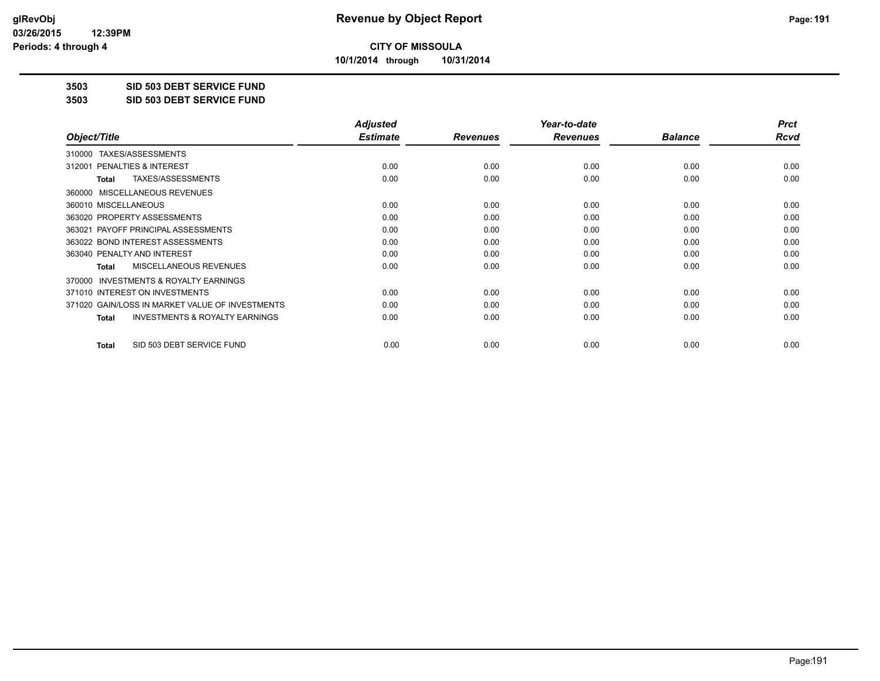**CITY OF MISSOULA**

**10/1/2014 through 10/31/2014**

**3503 SID 503 DEBT SERVICE FUND**

**3503 SID 503 DEBT SERVICE FUND**

| Object/Title | Adjusted Estimate | Revenues | Year-to-date Revenues | Balance | Prct Rcvd |
|---|---|---|---|---|---|
| 310000 TAXES/ASSESSMENTS | | | | | |
| 312001 PENALTIES & INTEREST | 0.00 | 0.00 | 0.00 | 0.00 | 0.00 |
| **Total** TAXES/ASSESSMENTS | 0.00 | 0.00 | 0.00 | 0.00 | 0.00 |
| 360000 MISCELLANEOUS REVENUES | | | | | |
| 360010 MISCELLANEOUS | 0.00 | 0.00 | 0.00 | 0.00 | 0.00 |
| 363020 PROPERTY ASSESSMENTS | 0.00 | 0.00 | 0.00 | 0.00 | 0.00 |
| 363021 PAYOFF PRINCIPAL ASSESSMENTS | 0.00 | 0.00 | 0.00 | 0.00 | 0.00 |
| 363022 BOND INTEREST ASSESSMENTS | 0.00 | 0.00 | 0.00 | 0.00 | 0.00 |
| 363040 PENALTY AND INTEREST | 0.00 | 0.00 | 0.00 | 0.00 | 0.00 |
| **Total** MISCELLANEOUS REVENUES | 0.00 | 0.00 | 0.00 | 0.00 | 0.00 |
| 370000 INVESTMENTS & ROYALTY EARNINGS | | | | | |
| 371010 INTEREST ON INVESTMENTS | 0.00 | 0.00 | 0.00 | 0.00 | 0.00 |
| 371020 GAIN/LOSS IN MARKET VALUE OF INVESTMENTS | 0.00 | 0.00 | 0.00 | 0.00 | 0.00 |
| **Total** INVESTMENTS & ROYALTY EARNINGS | 0.00 | 0.00 | 0.00 | 0.00 | 0.00 |
| **Total** SID 503 DEBT SERVICE FUND | 0.00 | 0.00 | 0.00 | 0.00 | 0.00 |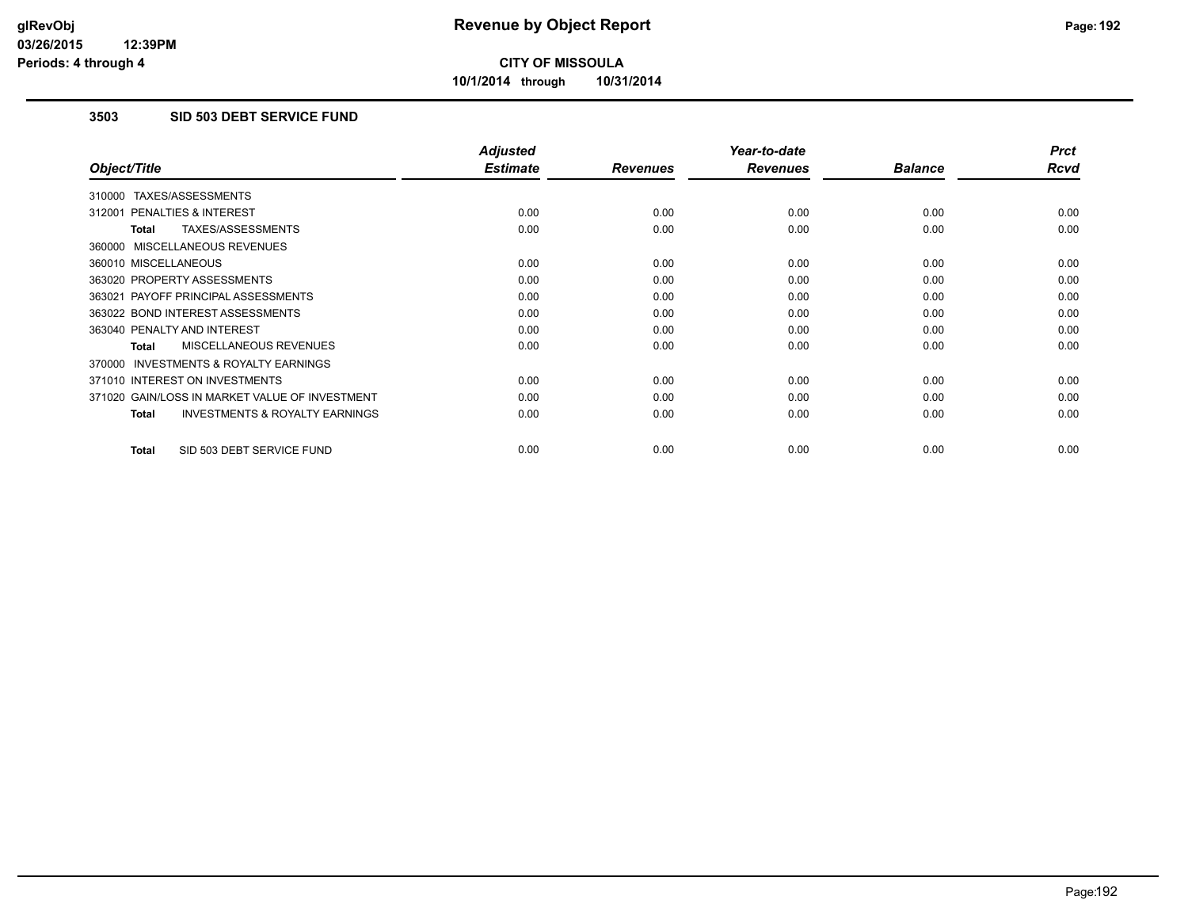**CITY OF MISSOULA**

**10/1/2014 through 10/31/2014**

## 3503 SID 503 DEBT SERVICE FUND

| Object/Title | Adjusted Estimate | Revenues | Year-to-date Revenues | Balance | Prct Rcvd |
|---|---|---|---|---|---|
| 310000 TAXES/ASSESSMENTS | | | | | |
| 312001 PENALTIES & INTEREST | 0.00 | 0.00 | 0.00 | 0.00 | 0.00 |
| **Total** TAXES/ASSESSMENTS | 0.00 | 0.00 | 0.00 | 0.00 | 0.00 |
| 360000 MISCELLANEOUS REVENUES | | | | | |
| 360010 MISCELLANEOUS | 0.00 | 0.00 | 0.00 | 0.00 | 0.00 |
| 363020 PROPERTY ASSESSMENTS | 0.00 | 0.00 | 0.00 | 0.00 | 0.00 |
| 363021 PAYOFF PRINCIPAL ASSESSMENTS | 0.00 | 0.00 | 0.00 | 0.00 | 0.00 |
| 363022 BOND INTEREST ASSESSMENTS | 0.00 | 0.00 | 0.00 | 0.00 | 0.00 |
| 363040 PENALTY AND INTEREST | 0.00 | 0.00 | 0.00 | 0.00 | 0.00 |
| **Total** MISCELLANEOUS REVENUES | 0.00 | 0.00 | 0.00 | 0.00 | 0.00 |
| 370000 INVESTMENTS & ROYALTY EARNINGS | | | | | |
| 371010 INTEREST ON INVESTMENTS | 0.00 | 0.00 | 0.00 | 0.00 | 0.00 |
| 371020 GAIN/LOSS IN MARKET VALUE OF INVESTMENT | 0.00 | 0.00 | 0.00 | 0.00 | 0.00 |
| **Total** INVESTMENTS & ROYALTY EARNINGS | 0.00 | 0.00 | 0.00 | 0.00 | 0.00 |
| **Total** SID 503 DEBT SERVICE FUND | 0.00 | 0.00 | 0.00 | 0.00 | 0.00 |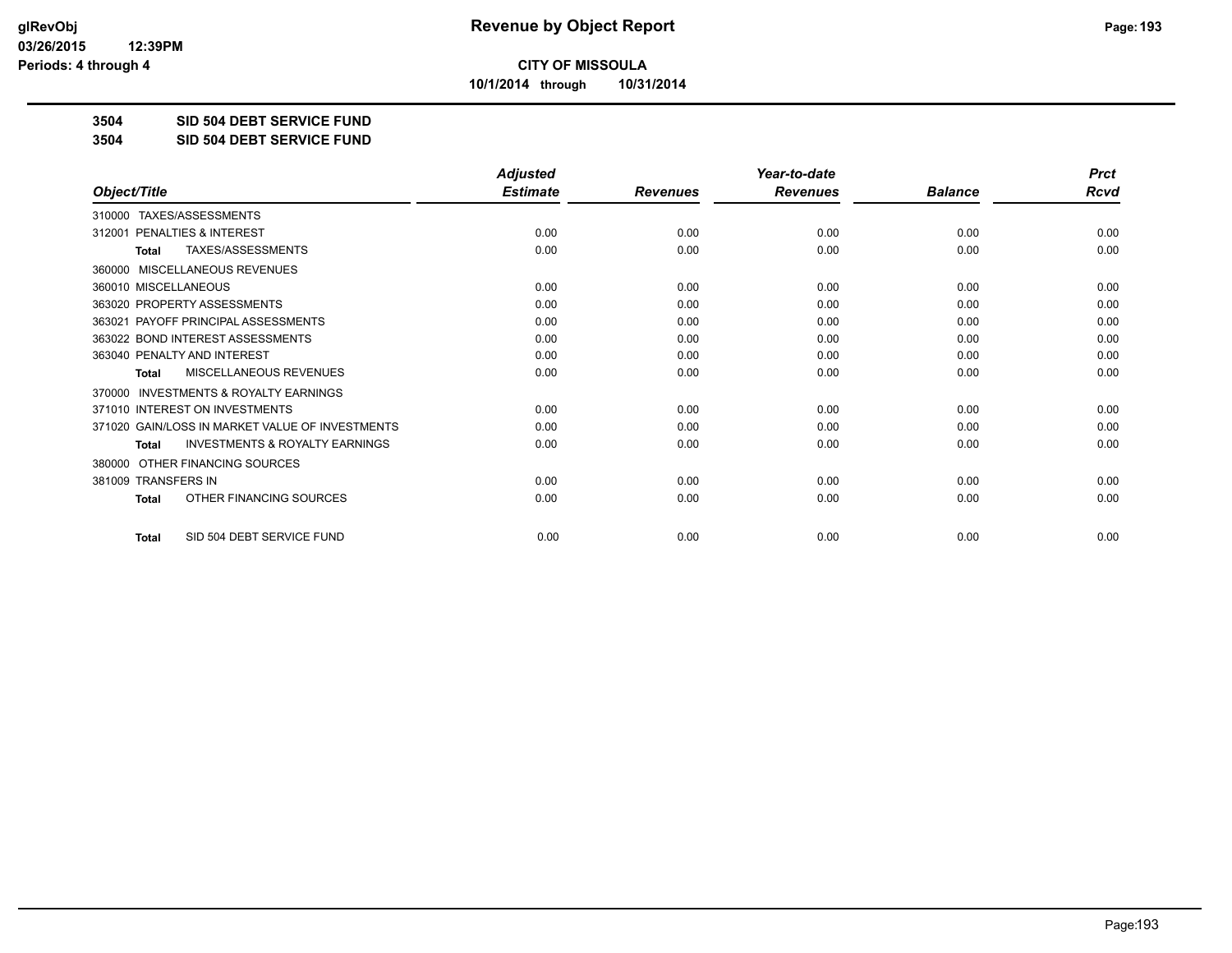**CITY OF MISSOULA**

**10/1/2014 through 10/31/2014**

**3504 SID 504 DEBT SERVICE FUND**

**3504 SID 504 DEBT SERVICE FUND**

| Object/Title | Adjusted Estimate | Revenues | Year-to-date Revenues | Balance | Prct Rcvd |
|---|---|---|---|---|---|
| 310000 TAXES/ASSESSMENTS | | | | | |
| 312001 PENALTIES & INTEREST | 0.00 | 0.00 | 0.00 | 0.00 | 0.00 |
| **Total** TAXES/ASSESSMENTS | 0.00 | 0.00 | 0.00 | 0.00 | 0.00 |
| 360000 MISCELLANEOUS REVENUES | | | | | |
| 360010 MISCELLANEOUS | 0.00 | 0.00 | 0.00 | 0.00 | 0.00 |
| 363020 PROPERTY ASSESSMENTS | 0.00 | 0.00 | 0.00 | 0.00 | 0.00 |
| 363021 PAYOFF PRINCIPAL ASSESSMENTS | 0.00 | 0.00 | 0.00 | 0.00 | 0.00 |
| 363022 BOND INTEREST ASSESSMENTS | 0.00 | 0.00 | 0.00 | 0.00 | 0.00 |
| 363040 PENALTY AND INTEREST | 0.00 | 0.00 | 0.00 | 0.00 | 0.00 |
| **Total** MISCELLANEOUS REVENUES | 0.00 | 0.00 | 0.00 | 0.00 | 0.00 |
| 370000 INVESTMENTS & ROYALTY EARNINGS | | | | | |
| 371010 INTEREST ON INVESTMENTS | 0.00 | 0.00 | 0.00 | 0.00 | 0.00 |
| 371020 GAIN/LOSS IN MARKET VALUE OF INVESTMENTS | 0.00 | 0.00 | 0.00 | 0.00 | 0.00 |
| **Total** INVESTMENTS & ROYALTY EARNINGS | 0.00 | 0.00 | 0.00 | 0.00 | 0.00 |
| 380000 OTHER FINANCING SOURCES | | | | | |
| 381009 TRANSFERS IN | 0.00 | 0.00 | 0.00 | 0.00 | 0.00 |
| **Total** OTHER FINANCING SOURCES | 0.00 | 0.00 | 0.00 | 0.00 | 0.00 |
| **Total** SID 504 DEBT SERVICE FUND | 0.00 | 0.00 | 0.00 | 0.00 | 0.00 |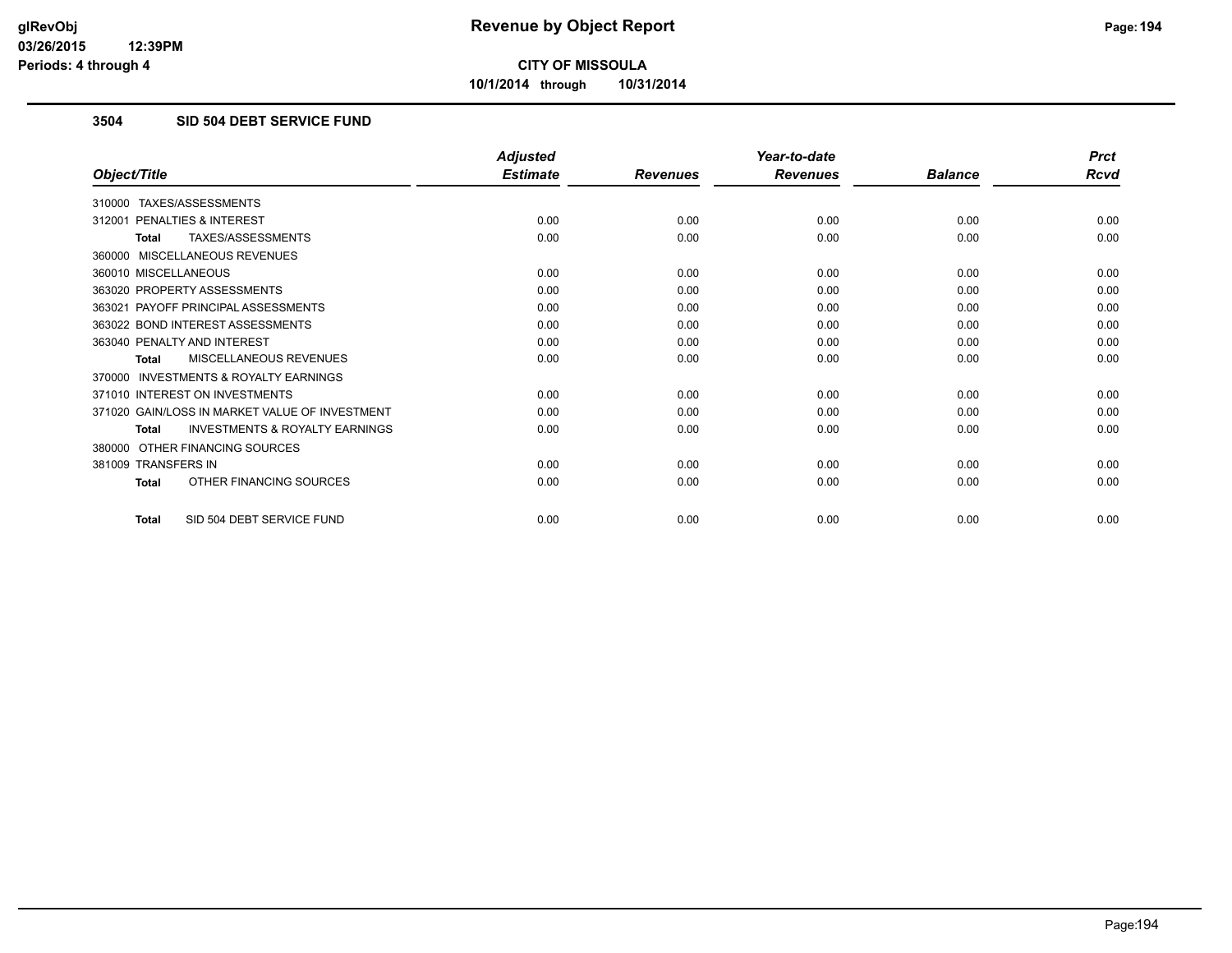**CITY OF MISSOULA**

**10/1/2014 through 10/31/2014**

### 3504 SID 504 DEBT SERVICE FUND

| Object/Title | Adjusted Estimate | Revenues | Year-to-date Revenues | Balance | Prct Rcvd |
|---|---|---|---|---|---|
| 310000 TAXES/ASSESSMENTS | | | | | |
| 312001 PENALTIES & INTEREST | 0.00 | 0.00 | 0.00 | 0.00 | 0.00 |
| **Total** TAXES/ASSESSMENTS | 0.00 | 0.00 | 0.00 | 0.00 | 0.00 |
| 360000 MISCELLANEOUS REVENUES | | | | | |
| 360010 MISCELLANEOUS | 0.00 | 0.00 | 0.00 | 0.00 | 0.00 |
| 363020 PROPERTY ASSESSMENTS | 0.00 | 0.00 | 0.00 | 0.00 | 0.00 |
| 363021 PAYOFF PRINCIPAL ASSESSMENTS | 0.00 | 0.00 | 0.00 | 0.00 | 0.00 |
| 363022 BOND INTEREST ASSESSMENTS | 0.00 | 0.00 | 0.00 | 0.00 | 0.00 |
| 363040 PENALTY AND INTEREST | 0.00 | 0.00 | 0.00 | 0.00 | 0.00 |
| **Total** MISCELLANEOUS REVENUES | 0.00 | 0.00 | 0.00 | 0.00 | 0.00 |
| 370000 INVESTMENTS & ROYALTY EARNINGS | | | | | |
| 371010 INTEREST ON INVESTMENTS | 0.00 | 0.00 | 0.00 | 0.00 | 0.00 |
| 371020 GAIN/LOSS IN MARKET VALUE OF INVESTMENT | 0.00 | 0.00 | 0.00 | 0.00 | 0.00 |
| **Total** INVESTMENTS & ROYALTY EARNINGS | 0.00 | 0.00 | 0.00 | 0.00 | 0.00 |
| 380000 OTHER FINANCING SOURCES | | | | | |
| 381009 TRANSFERS IN | 0.00 | 0.00 | 0.00 | 0.00 | 0.00 |
| **Total** OTHER FINANCING SOURCES | 0.00 | 0.00 | 0.00 | 0.00 | 0.00 |
| **Total** SID 504 DEBT SERVICE FUND | 0.00 | 0.00 | 0.00 | 0.00 | 0.00 |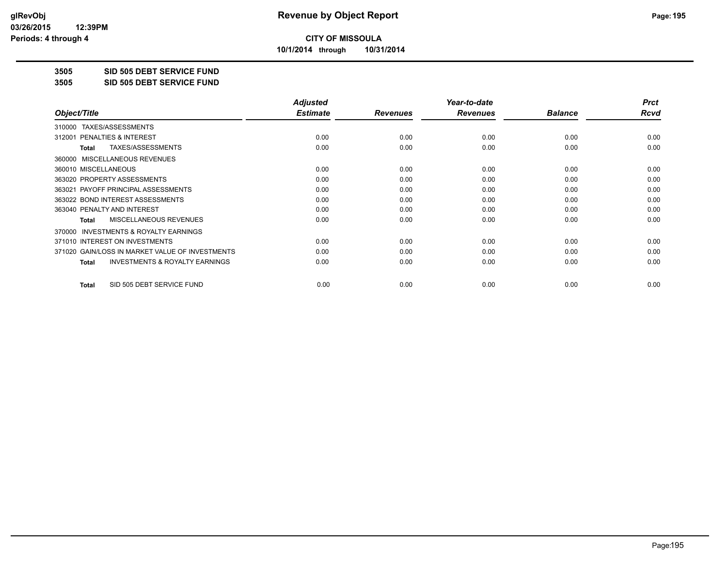# Revenue by Object Report

**CITY OF MISSOULA**

**10/1/2014 through 10/31/2014**

glRevObj
03/26/2015 12:39PM
Periods: 4 through 4

## 3505 SID 505 DEBT SERVICE FUND
## 3505 SID 505 DEBT SERVICE FUND

| Object/Title | Adjusted Estimate | Revenues | Year-to-date Revenues | Balance | Prct Rcvd |
|---|---|---|---|---|---|
| 310000 TAXES/ASSESSMENTS | | | | | |
| 312001 PENALTIES & INTEREST | 0.00 | 0.00 | 0.00 | 0.00 | 0.00 |
| **Total** TAXES/ASSESSMENTS | 0.00 | 0.00 | 0.00 | 0.00 | 0.00 |
| 360000 MISCELLANEOUS REVENUES | | | | | |
| 360010 MISCELLANEOUS | 0.00 | 0.00 | 0.00 | 0.00 | 0.00 |
| 363020 PROPERTY ASSESSMENTS | 0.00 | 0.00 | 0.00 | 0.00 | 0.00 |
| 363021 PAYOFF PRINCIPAL ASSESSMENTS | 0.00 | 0.00 | 0.00 | 0.00 | 0.00 |
| 363022 BOND INTEREST ASSESSMENTS | 0.00 | 0.00 | 0.00 | 0.00 | 0.00 |
| 363040 PENALTY AND INTEREST | 0.00 | 0.00 | 0.00 | 0.00 | 0.00 |
| **Total** MISCELLANEOUS REVENUES | 0.00 | 0.00 | 0.00 | 0.00 | 0.00 |
| 370000 INVESTMENTS & ROYALTY EARNINGS | | | | | |
| 371010 INTEREST ON INVESTMENTS | 0.00 | 0.00 | 0.00 | 0.00 | 0.00 |
| 371020 GAIN/LOSS IN MARKET VALUE OF INVESTMENTS | 0.00 | 0.00 | 0.00 | 0.00 | 0.00 |
| **Total** INVESTMENTS & ROYALTY EARNINGS | 0.00 | 0.00 | 0.00 | 0.00 | 0.00 |
| **Total** SID 505 DEBT SERVICE FUND | 0.00 | 0.00 | 0.00 | 0.00 | 0.00 |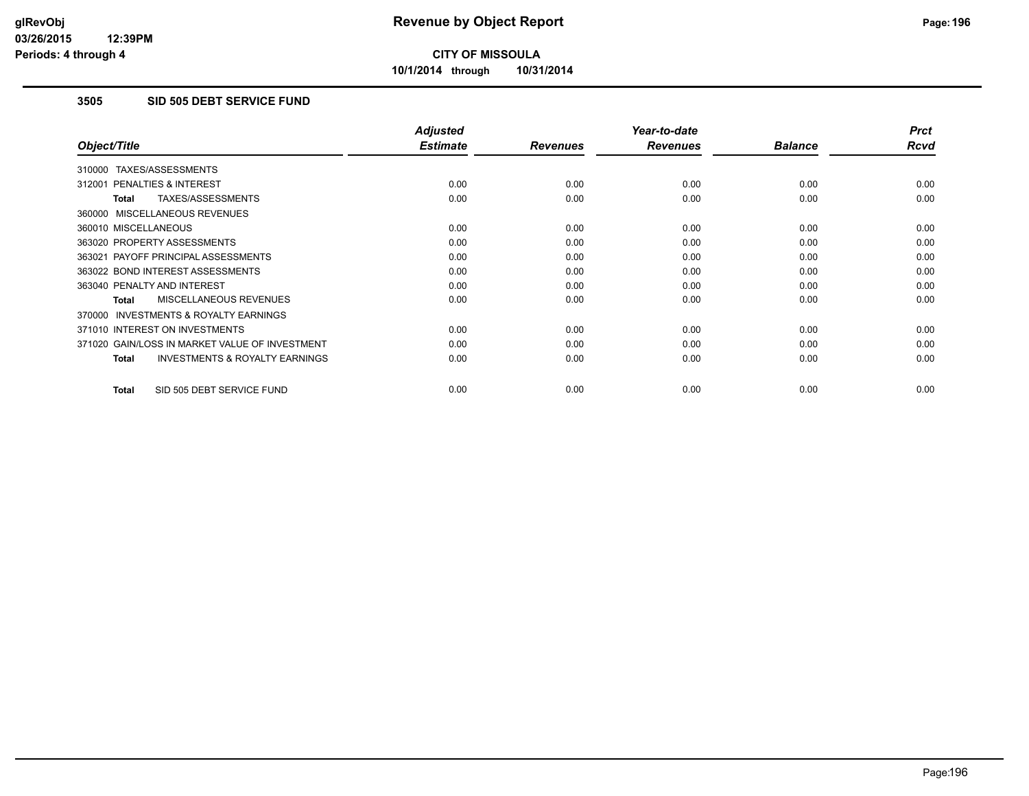# Revenue by Object Report

**CITY OF MISSOULA**

**10/1/2014 through 10/31/2014**

glRevObj
03/26/2015 12:39PM
Periods: 4 through 4

## 3505 SID 505 DEBT SERVICE FUND

| Object/Title | Adjusted Estimate | Revenues | Year-to-date Revenues | Balance | Prct Rcvd |
|---|---|---|---|---|---|
| 310000 TAXES/ASSESSMENTS | | | | | |
| 312001 PENALTIES & INTEREST | 0.00 | 0.00 | 0.00 | 0.00 | 0.00 |
| **Total** TAXES/ASSESSMENTS | 0.00 | 0.00 | 0.00 | 0.00 | 0.00 |
| 360000 MISCELLANEOUS REVENUES | | | | | |
| 360010 MISCELLANEOUS | 0.00 | 0.00 | 0.00 | 0.00 | 0.00 |
| 363020 PROPERTY ASSESSMENTS | 0.00 | 0.00 | 0.00 | 0.00 | 0.00 |
| 363021 PAYOFF PRINCIPAL ASSESSMENTS | 0.00 | 0.00 | 0.00 | 0.00 | 0.00 |
| 363022 BOND INTEREST ASSESSMENTS | 0.00 | 0.00 | 0.00 | 0.00 | 0.00 |
| 363040 PENALTY AND INTEREST | 0.00 | 0.00 | 0.00 | 0.00 | 0.00 |
| **Total** MISCELLANEOUS REVENUES | 0.00 | 0.00 | 0.00 | 0.00 | 0.00 |
| 370000 INVESTMENTS & ROYALTY EARNINGS | | | | | |
| 371010 INTEREST ON INVESTMENTS | 0.00 | 0.00 | 0.00 | 0.00 | 0.00 |
| 371020 GAIN/LOSS IN MARKET VALUE OF INVESTMENT | 0.00 | 0.00 | 0.00 | 0.00 | 0.00 |
| **Total** INVESTMENTS & ROYALTY EARNINGS | 0.00 | 0.00 | 0.00 | 0.00 | 0.00 |
| **Total** SID 505 DEBT SERVICE FUND | 0.00 | 0.00 | 0.00 | 0.00 | 0.00 |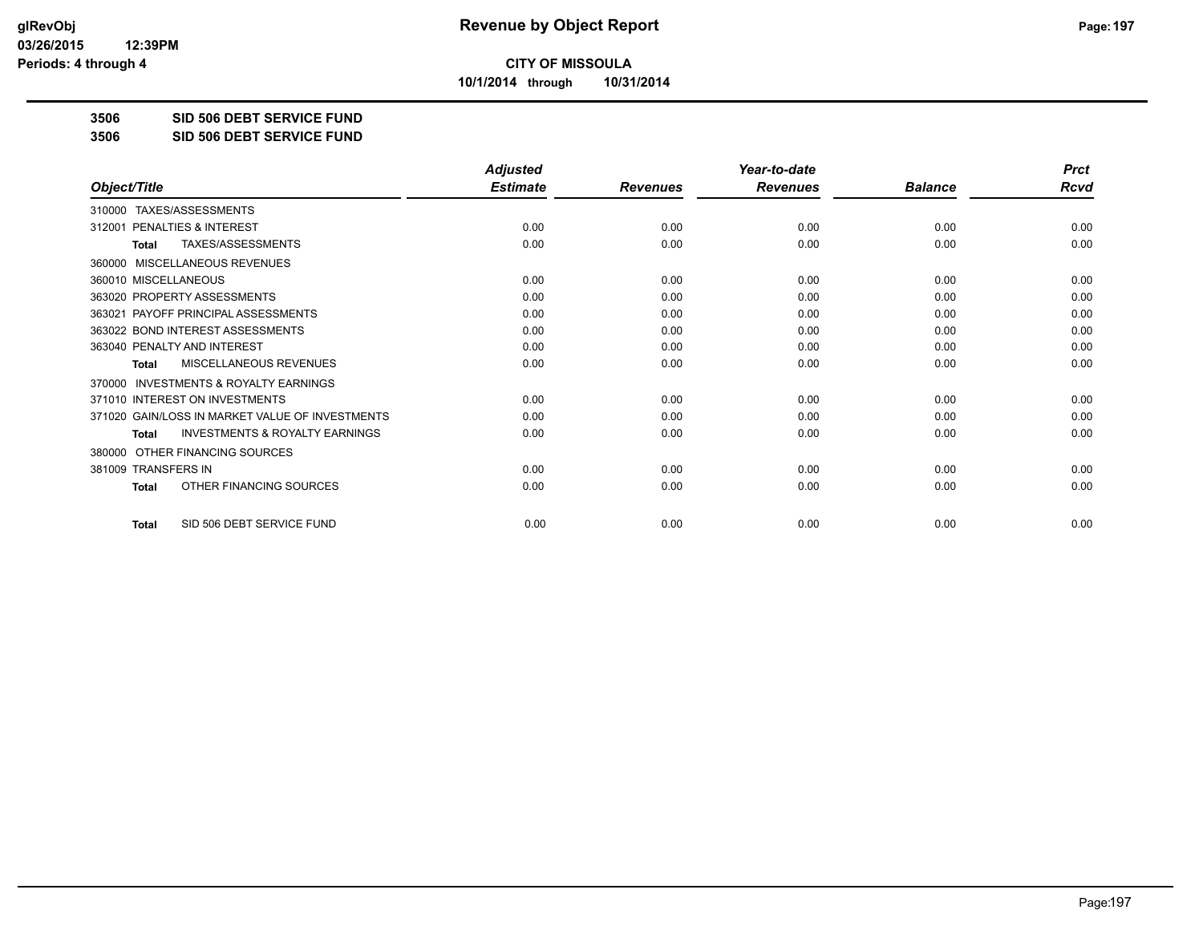# CITY OF MISSOULA

**10/1/2014 through 10/31/2014**

## 3506 SID 506 DEBT SERVICE FUND

## 3506 SID 506 DEBT SERVICE FUND

| Object/Title | Adjusted Estimate | Revenues | Year-to-date Revenues | Balance | Prct Rcvd |
|---|---|---|---|---|---|
| 310000 TAXES/ASSESSMENTS | | | | | |
| 312001 PENALTIES & INTEREST | 0.00 | 0.00 | 0.00 | 0.00 | 0.00 |
| **Total** TAXES/ASSESSMENTS | 0.00 | 0.00 | 0.00 | 0.00 | 0.00 |
| 360000 MISCELLANEOUS REVENUES | | | | | |
| 360010 MISCELLANEOUS | 0.00 | 0.00 | 0.00 | 0.00 | 0.00 |
| 363020 PROPERTY ASSESSMENTS | 0.00 | 0.00 | 0.00 | 0.00 | 0.00 |
| 363021 PAYOFF PRINCIPAL ASSESSMENTS | 0.00 | 0.00 | 0.00 | 0.00 | 0.00 |
| 363022 BOND INTEREST ASSESSMENTS | 0.00 | 0.00 | 0.00 | 0.00 | 0.00 |
| 363040 PENALTY AND INTEREST | 0.00 | 0.00 | 0.00 | 0.00 | 0.00 |
| **Total** MISCELLANEOUS REVENUES | 0.00 | 0.00 | 0.00 | 0.00 | 0.00 |
| 370000 INVESTMENTS & ROYALTY EARNINGS | | | | | |
| 371010 INTEREST ON INVESTMENTS | 0.00 | 0.00 | 0.00 | 0.00 | 0.00 |
| 371020 GAIN/LOSS IN MARKET VALUE OF INVESTMENTS | 0.00 | 0.00 | 0.00 | 0.00 | 0.00 |
| **Total** INVESTMENTS & ROYALTY EARNINGS | 0.00 | 0.00 | 0.00 | 0.00 | 0.00 |
| 380000 OTHER FINANCING SOURCES | | | | | |
| 381009 TRANSFERS IN | 0.00 | 0.00 | 0.00 | 0.00 | 0.00 |
| **Total** OTHER FINANCING SOURCES | 0.00 | 0.00 | 0.00 | 0.00 | 0.00 |
| **Total** SID 506 DEBT SERVICE FUND | 0.00 | 0.00 | 0.00 | 0.00 | 0.00 |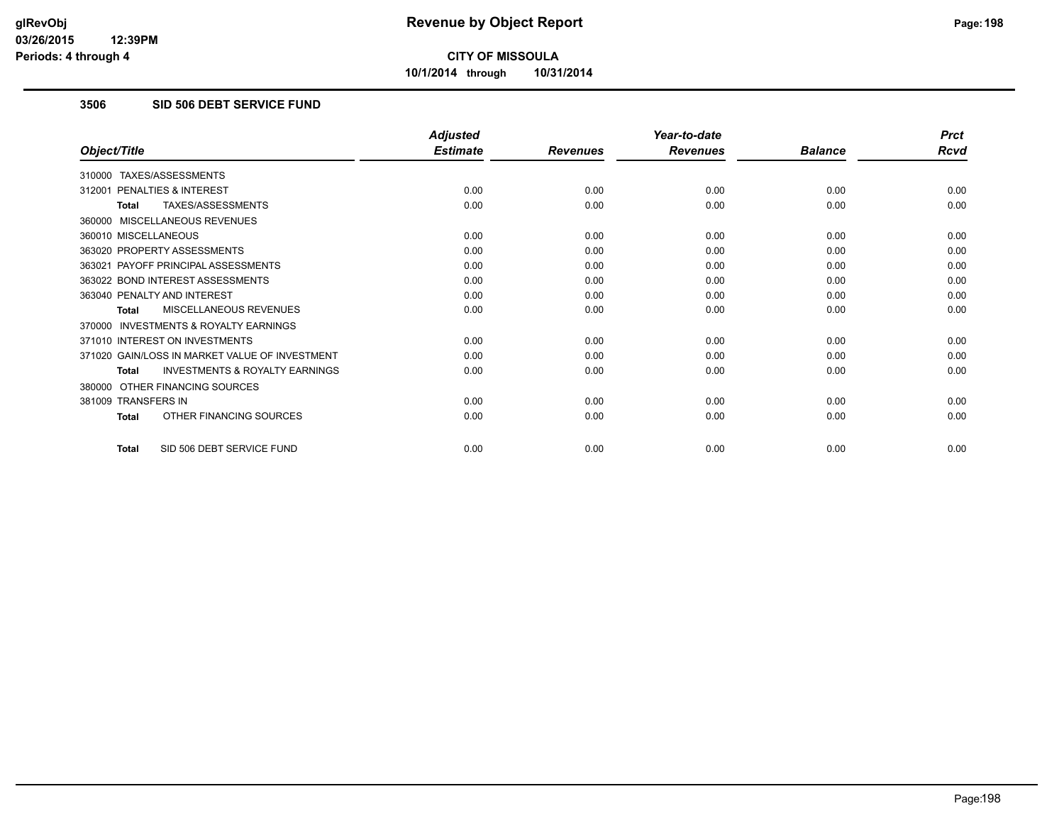# Revenue by Object Report

**CITY OF MISSOULA**

**10/1/2014 through 10/31/2014**

### 3506 SID 506 DEBT SERVICE FUND

| Object/Title | Adjusted Estimate | Revenues | Year-to-date Revenues | Balance | Prct Rcvd |
|---|---|---|---|---|---|
| 310000 TAXES/ASSESSMENTS | | | | | |
| 312001 PENALTIES & INTEREST | 0.00 | 0.00 | 0.00 | 0.00 | 0.00 |
| **Total** TAXES/ASSESSMENTS | 0.00 | 0.00 | 0.00 | 0.00 | 0.00 |
| 360000 MISCELLANEOUS REVENUES | | | | | |
| 360010 MISCELLANEOUS | 0.00 | 0.00 | 0.00 | 0.00 | 0.00 |
| 363020 PROPERTY ASSESSMENTS | 0.00 | 0.00 | 0.00 | 0.00 | 0.00 |
| 363021 PAYOFF PRINCIPAL ASSESSMENTS | 0.00 | 0.00 | 0.00 | 0.00 | 0.00 |
| 363022 BOND INTEREST ASSESSMENTS | 0.00 | 0.00 | 0.00 | 0.00 | 0.00 |
| 363040 PENALTY AND INTEREST | 0.00 | 0.00 | 0.00 | 0.00 | 0.00 |
| **Total** MISCELLANEOUS REVENUES | 0.00 | 0.00 | 0.00 | 0.00 | 0.00 |
| 370000 INVESTMENTS & ROYALTY EARNINGS | | | | | |
| 371010 INTEREST ON INVESTMENTS | 0.00 | 0.00 | 0.00 | 0.00 | 0.00 |
| 371020 GAIN/LOSS IN MARKET VALUE OF INVESTMENT | 0.00 | 0.00 | 0.00 | 0.00 | 0.00 |
| **Total** INVESTMENTS & ROYALTY EARNINGS | 0.00 | 0.00 | 0.00 | 0.00 | 0.00 |
| 380000 OTHER FINANCING SOURCES | | | | | |
| 381009 TRANSFERS IN | 0.00 | 0.00 | 0.00 | 0.00 | 0.00 |
| **Total** OTHER FINANCING SOURCES | 0.00 | 0.00 | 0.00 | 0.00 | 0.00 |
| **Total** SID 506 DEBT SERVICE FUND | 0.00 | 0.00 | 0.00 | 0.00 | 0.00 |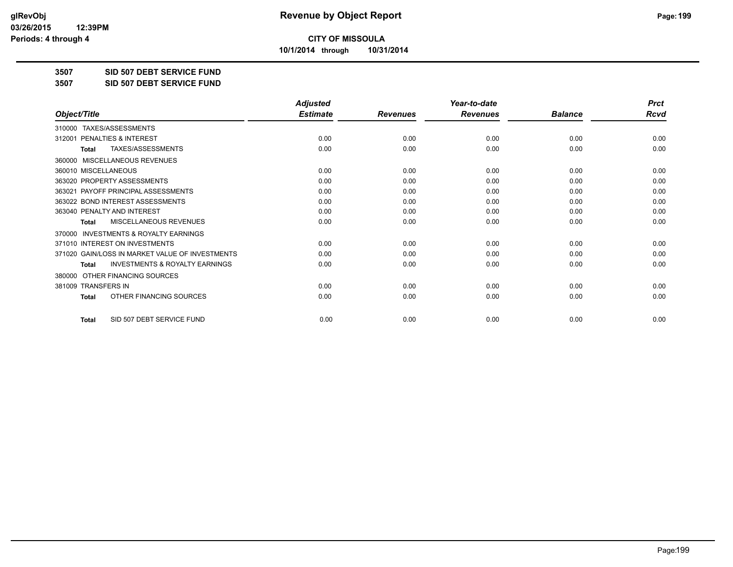**CITY OF MISSOULA**

**10/1/2014 through 10/31/2014**

**Revenue by Object Report**

glRevObj
03/26/2015 12:39PM
Periods: 4 through 4

## 3507 SID 507 DEBT SERVICE FUND

## 3507 SID 507 DEBT SERVICE FUND

| Object/Title | Adjusted Estimate | Revenues | Year-to-date Revenues | Balance | Prct Rcvd |
|---|---|---|---|---|---|
| 310000 TAXES/ASSESSMENTS | | | | | |
| 312001 PENALTIES & INTEREST | 0.00 | 0.00 | 0.00 | 0.00 | 0.00 |
| **Total** TAXES/ASSESSMENTS | 0.00 | 0.00 | 0.00 | 0.00 | 0.00 |
| 360000 MISCELLANEOUS REVENUES | | | | | |
| 360010 MISCELLANEOUS | 0.00 | 0.00 | 0.00 | 0.00 | 0.00 |
| 363020 PROPERTY ASSESSMENTS | 0.00 | 0.00 | 0.00 | 0.00 | 0.00 |
| 363021 PAYOFF PRINCIPAL ASSESSMENTS | 0.00 | 0.00 | 0.00 | 0.00 | 0.00 |
| 363022 BOND INTEREST ASSESSMENTS | 0.00 | 0.00 | 0.00 | 0.00 | 0.00 |
| 363040 PENALTY AND INTEREST | 0.00 | 0.00 | 0.00 | 0.00 | 0.00 |
| **Total** MISCELLANEOUS REVENUES | 0.00 | 0.00 | 0.00 | 0.00 | 0.00 |
| 370000 INVESTMENTS & ROYALTY EARNINGS | | | | | |
| 371010 INTEREST ON INVESTMENTS | 0.00 | 0.00 | 0.00 | 0.00 | 0.00 |
| 371020 GAIN/LOSS IN MARKET VALUE OF INVESTMENTS | 0.00 | 0.00 | 0.00 | 0.00 | 0.00 |
| **Total** INVESTMENTS & ROYALTY EARNINGS | 0.00 | 0.00 | 0.00 | 0.00 | 0.00 |
| 380000 OTHER FINANCING SOURCES | | | | | |
| 381009 TRANSFERS IN | 0.00 | 0.00 | 0.00 | 0.00 | 0.00 |
| **Total** OTHER FINANCING SOURCES | 0.00 | 0.00 | 0.00 | 0.00 | 0.00 |
| **Total** SID 507 DEBT SERVICE FUND | 0.00 | 0.00 | 0.00 | 0.00 | 0.00 |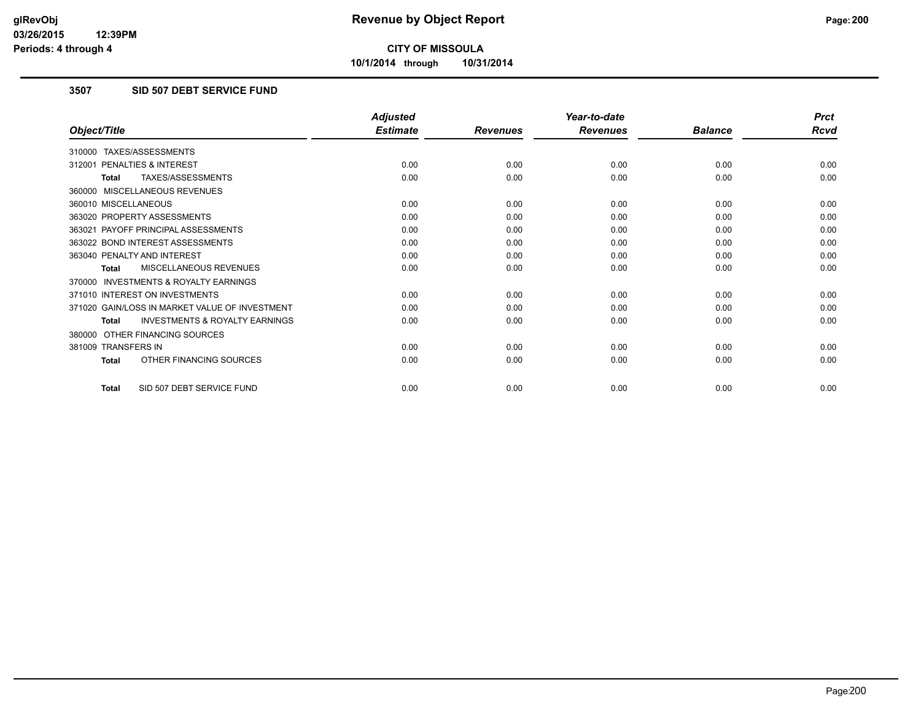**CITY OF MISSOULA**

**10/1/2014 through 10/31/2014**

### 3507 SID 507 DEBT SERVICE FUND

| Object/Title | Adjusted Estimate | Revenues | Year-to-date Revenues | Balance | Prct Rcvd |
|---|---|---|---|---|---|
| 310000 TAXES/ASSESSMENTS | | | | | |
| 312001 PENALTIES & INTEREST | 0.00 | 0.00 | 0.00 | 0.00 | 0.00 |
| Total TAXES/ASSESSMENTS | 0.00 | 0.00 | 0.00 | 0.00 | 0.00 |
| 360000 MISCELLANEOUS REVENUES | | | | | |
| 360010 MISCELLANEOUS | 0.00 | 0.00 | 0.00 | 0.00 | 0.00 |
| 363020 PROPERTY ASSESSMENTS | 0.00 | 0.00 | 0.00 | 0.00 | 0.00 |
| 363021 PAYOFF PRINCIPAL ASSESSMENTS | 0.00 | 0.00 | 0.00 | 0.00 | 0.00 |
| 363022 BOND INTEREST ASSESSMENTS | 0.00 | 0.00 | 0.00 | 0.00 | 0.00 |
| 363040 PENALTY AND INTEREST | 0.00 | 0.00 | 0.00 | 0.00 | 0.00 |
| Total MISCELLANEOUS REVENUES | 0.00 | 0.00 | 0.00 | 0.00 | 0.00 |
| 370000 INVESTMENTS & ROYALTY EARNINGS | | | | | |
| 371010 INTEREST ON INVESTMENTS | 0.00 | 0.00 | 0.00 | 0.00 | 0.00 |
| 371020 GAIN/LOSS IN MARKET VALUE OF INVESTMENT | 0.00 | 0.00 | 0.00 | 0.00 | 0.00 |
| Total INVESTMENTS & ROYALTY EARNINGS | 0.00 | 0.00 | 0.00 | 0.00 | 0.00 |
| 380000 OTHER FINANCING SOURCES | | | | | |
| 381009 TRANSFERS IN | 0.00 | 0.00 | 0.00 | 0.00 | 0.00 |
| Total OTHER FINANCING SOURCES | 0.00 | 0.00 | 0.00 | 0.00 | 0.00 |
| Total SID 507 DEBT SERVICE FUND | 0.00 | 0.00 | 0.00 | 0.00 | 0.00 |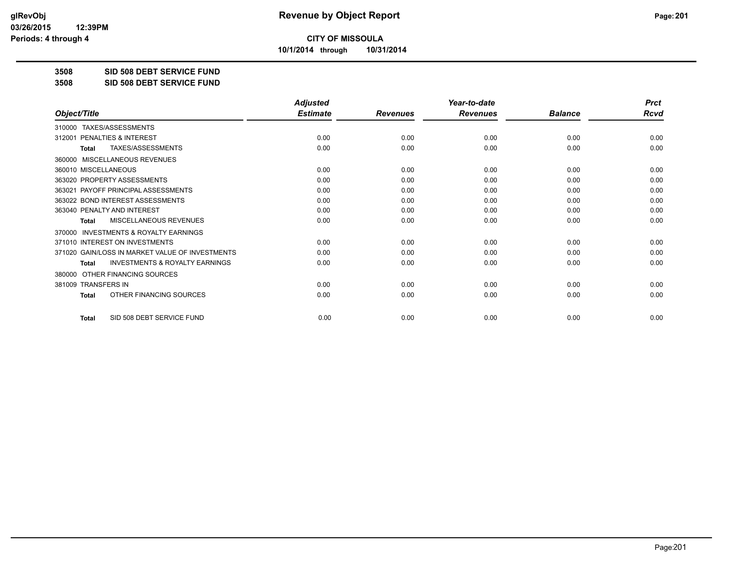**CITY OF MISSOULA**

**10/1/2014 through 10/31/2014**

**3508 SID 508 DEBT SERVICE FUND**

**3508 SID 508 DEBT SERVICE FUND**

| Object/Title | Adjusted Estimate | Revenues | Year-to-date Revenues | Balance | Prct Rcvd |
|---|---|---|---|---|---|
| 310000 TAXES/ASSESSMENTS | | | | | |
| 312001 PENALTIES & INTEREST | 0.00 | 0.00 | 0.00 | 0.00 | 0.00 |
| **Total** TAXES/ASSESSMENTS | 0.00 | 0.00 | 0.00 | 0.00 | 0.00 |
| 360000 MISCELLANEOUS REVENUES | | | | | |
| 360010 MISCELLANEOUS | 0.00 | 0.00 | 0.00 | 0.00 | 0.00 |
| 363020 PROPERTY ASSESSMENTS | 0.00 | 0.00 | 0.00 | 0.00 | 0.00 |
| 363021 PAYOFF PRINCIPAL ASSESSMENTS | 0.00 | 0.00 | 0.00 | 0.00 | 0.00 |
| 363022 BOND INTEREST ASSESSMENTS | 0.00 | 0.00 | 0.00 | 0.00 | 0.00 |
| 363040 PENALTY AND INTEREST | 0.00 | 0.00 | 0.00 | 0.00 | 0.00 |
| **Total** MISCELLANEOUS REVENUES | 0.00 | 0.00 | 0.00 | 0.00 | 0.00 |
| 370000 INVESTMENTS & ROYALTY EARNINGS | | | | | |
| 371010 INTEREST ON INVESTMENTS | 0.00 | 0.00 | 0.00 | 0.00 | 0.00 |
| 371020 GAIN/LOSS IN MARKET VALUE OF INVESTMENTS | 0.00 | 0.00 | 0.00 | 0.00 | 0.00 |
| **Total** INVESTMENTS & ROYALTY EARNINGS | 0.00 | 0.00 | 0.00 | 0.00 | 0.00 |
| 380000 OTHER FINANCING SOURCES | | | | | |
| 381009 TRANSFERS IN | 0.00 | 0.00 | 0.00 | 0.00 | 0.00 |
| **Total** OTHER FINANCING SOURCES | 0.00 | 0.00 | 0.00 | 0.00 | 0.00 |
| **Total** SID 508 DEBT SERVICE FUND | 0.00 | 0.00 | 0.00 | 0.00 | 0.00 |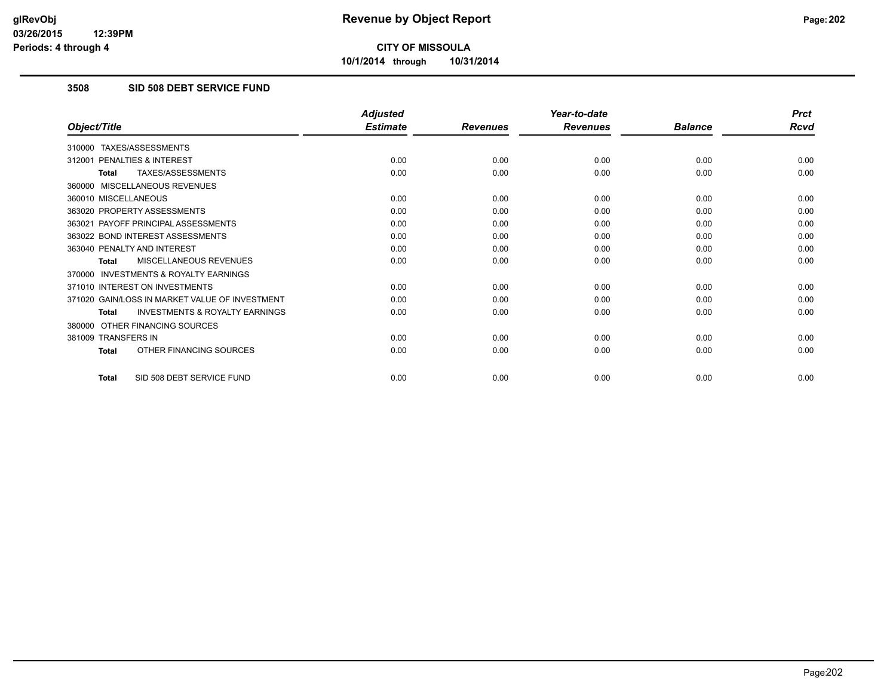# Revenue by Object Report

**CITY OF MISSOULA**

**10/1/2014 through 10/31/2014**

glRevObj
03/26/2015 12:39PM
Periods: 4 through 4

## 3508 SID 508 DEBT SERVICE FUND

| Object/Title | Adjusted Estimate | Revenues | Year-to-date Revenues | Balance | Prct Rcvd |
|---|---|---|---|---|---|
| 310000 TAXES/ASSESSMENTS | | | | | |
| 312001 PENALTIES & INTEREST | 0.00 | 0.00 | 0.00 | 0.00 | 0.00 |
| **Total** TAXES/ASSESSMENTS | 0.00 | 0.00 | 0.00 | 0.00 | 0.00 |
| 360000 MISCELLANEOUS REVENUES | | | | | |
| 360010 MISCELLANEOUS | 0.00 | 0.00 | 0.00 | 0.00 | 0.00 |
| 363020 PROPERTY ASSESSMENTS | 0.00 | 0.00 | 0.00 | 0.00 | 0.00 |
| 363021 PAYOFF PRINCIPAL ASSESSMENTS | 0.00 | 0.00 | 0.00 | 0.00 | 0.00 |
| 363022 BOND INTEREST ASSESSMENTS | 0.00 | 0.00 | 0.00 | 0.00 | 0.00 |
| 363040 PENALTY AND INTEREST | 0.00 | 0.00 | 0.00 | 0.00 | 0.00 |
| **Total** MISCELLANEOUS REVENUES | 0.00 | 0.00 | 0.00 | 0.00 | 0.00 |
| 370000 INVESTMENTS & ROYALTY EARNINGS | | | | | |
| 371010 INTEREST ON INVESTMENTS | 0.00 | 0.00 | 0.00 | 0.00 | 0.00 |
| 371020 GAIN/LOSS IN MARKET VALUE OF INVESTMENT | 0.00 | 0.00 | 0.00 | 0.00 | 0.00 |
| **Total** INVESTMENTS & ROYALTY EARNINGS | 0.00 | 0.00 | 0.00 | 0.00 | 0.00 |
| 380000 OTHER FINANCING SOURCES | | | | | |
| 381009 TRANSFERS IN | 0.00 | 0.00 | 0.00 | 0.00 | 0.00 |
| **Total** OTHER FINANCING SOURCES | 0.00 | 0.00 | 0.00 | 0.00 | 0.00 |
| **Total** SID 508 DEBT SERVICE FUND | 0.00 | 0.00 | 0.00 | 0.00 | 0.00 |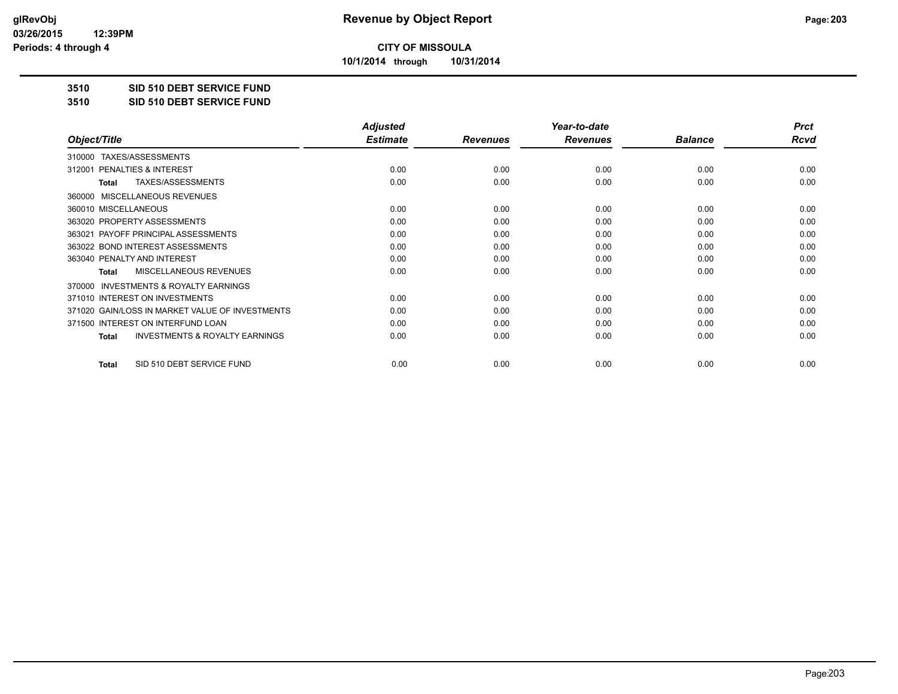**CITY OF MISSOULA**

**10/1/2014 through 10/31/2014**

**3510 SID 510 DEBT SERVICE FUND**

**3510 SID 510 DEBT SERVICE FUND**

| Object/Title | Adjusted Estimate | Revenues | Year-to-date Revenues | Balance | Prct Rcvd |
|---|---|---|---|---|---|
| 310000 TAXES/ASSESSMENTS | | | | | |
| 312001 PENALTIES & INTEREST | 0.00 | 0.00 | 0.00 | 0.00 | 0.00 |
| **Total** TAXES/ASSESSMENTS | 0.00 | 0.00 | 0.00 | 0.00 | 0.00 |
| 360000 MISCELLANEOUS REVENUES | | | | | |
| 360010 MISCELLANEOUS | 0.00 | 0.00 | 0.00 | 0.00 | 0.00 |
| 363020 PROPERTY ASSESSMENTS | 0.00 | 0.00 | 0.00 | 0.00 | 0.00 |
| 363021 PAYOFF PRINCIPAL ASSESSMENTS | 0.00 | 0.00 | 0.00 | 0.00 | 0.00 |
| 363022 BOND INTEREST ASSESSMENTS | 0.00 | 0.00 | 0.00 | 0.00 | 0.00 |
| 363040 PENALTY AND INTEREST | 0.00 | 0.00 | 0.00 | 0.00 | 0.00 |
| **Total** MISCELLANEOUS REVENUES | 0.00 | 0.00 | 0.00 | 0.00 | 0.00 |
| 370000 INVESTMENTS & ROYALTY EARNINGS | | | | | |
| 371010 INTEREST ON INVESTMENTS | 0.00 | 0.00 | 0.00 | 0.00 | 0.00 |
| 371020 GAIN/LOSS IN MARKET VALUE OF INVESTMENTS | 0.00 | 0.00 | 0.00 | 0.00 | 0.00 |
| 371500 INTEREST ON INTERFUND LOAN | 0.00 | 0.00 | 0.00 | 0.00 | 0.00 |
| **Total** INVESTMENTS & ROYALTY EARNINGS | 0.00 | 0.00 | 0.00 | 0.00 | 0.00 |
| **Total** SID 510 DEBT SERVICE FUND | 0.00 | 0.00 | 0.00 | 0.00 | 0.00 |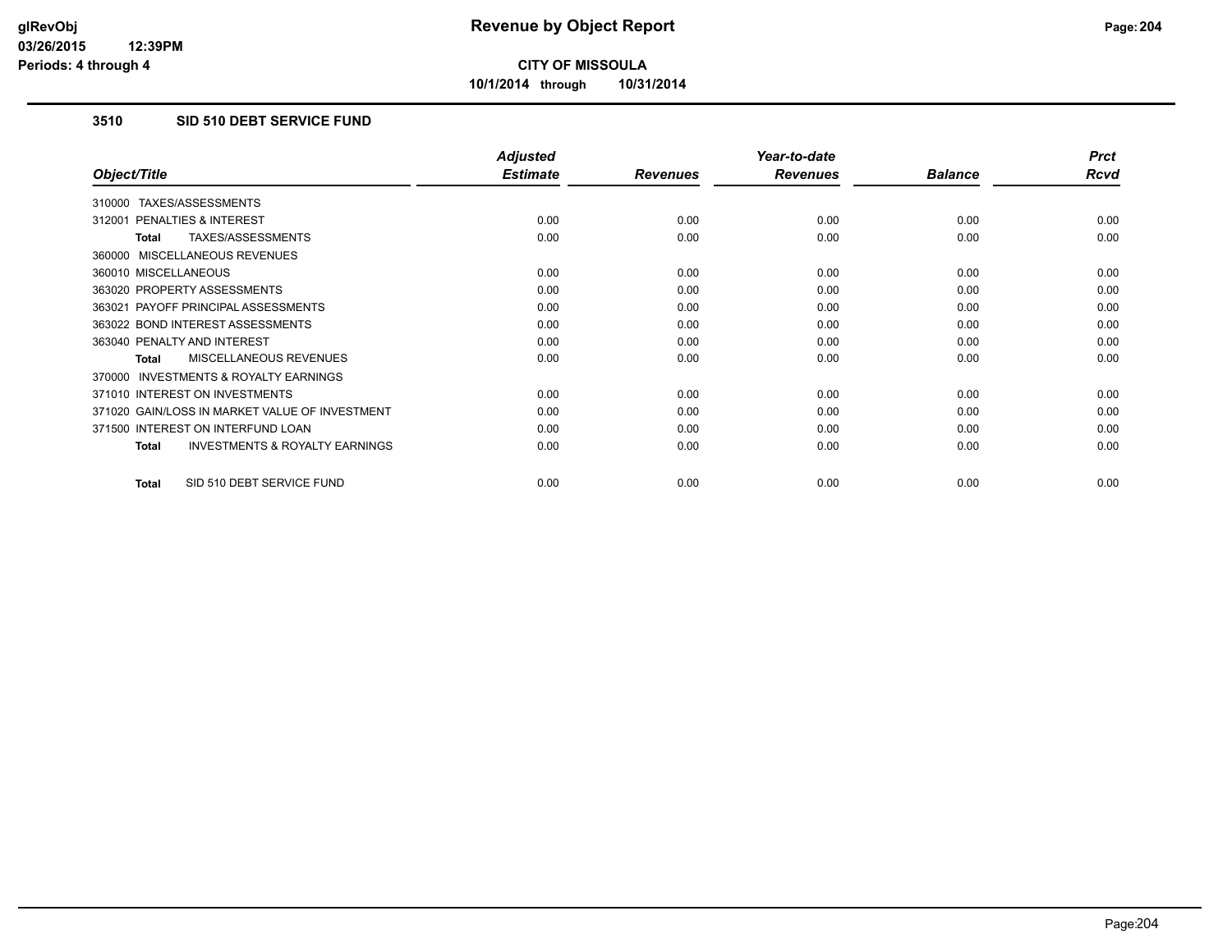# Revenue by Object Report

**CITY OF MISSOULA**

**10/1/2014 through 10/31/2014**

glRevObj
03/26/2015 12:39PM
Periods: 4 through 4

### 3510 SID 510 DEBT SERVICE FUND

| Object/Title | Adjusted Estimate | Revenues | Year-to-date Revenues | Balance | Prct Rcvd |
|---|---|---|---|---|---|
| 310000 TAXES/ASSESSMENTS | | | | | |
| 312001 PENALTIES & INTEREST | 0.00 | 0.00 | 0.00 | 0.00 | 0.00 |
| **Total** TAXES/ASSESSMENTS | 0.00 | 0.00 | 0.00 | 0.00 | 0.00 |
| 360000 MISCELLANEOUS REVENUES | | | | | |
| 360010 MISCELLANEOUS | 0.00 | 0.00 | 0.00 | 0.00 | 0.00 |
| 363020 PROPERTY ASSESSMENTS | 0.00 | 0.00 | 0.00 | 0.00 | 0.00 |
| 363021 PAYOFF PRINCIPAL ASSESSMENTS | 0.00 | 0.00 | 0.00 | 0.00 | 0.00 |
| 363022 BOND INTEREST ASSESSMENTS | 0.00 | 0.00 | 0.00 | 0.00 | 0.00 |
| 363040 PENALTY AND INTEREST | 0.00 | 0.00 | 0.00 | 0.00 | 0.00 |
| **Total** MISCELLANEOUS REVENUES | 0.00 | 0.00 | 0.00 | 0.00 | 0.00 |
| 370000 INVESTMENTS & ROYALTY EARNINGS | | | | | |
| 371010 INTEREST ON INVESTMENTS | 0.00 | 0.00 | 0.00 | 0.00 | 0.00 |
| 371020 GAIN/LOSS IN MARKET VALUE OF INVESTMENT | 0.00 | 0.00 | 0.00 | 0.00 | 0.00 |
| 371500 INTEREST ON INTERFUND LOAN | 0.00 | 0.00 | 0.00 | 0.00 | 0.00 |
| **Total** INVESTMENTS & ROYALTY EARNINGS | 0.00 | 0.00 | 0.00 | 0.00 | 0.00 |
| **Total** SID 510 DEBT SERVICE FUND | 0.00 | 0.00 | 0.00 | 0.00 | 0.00 |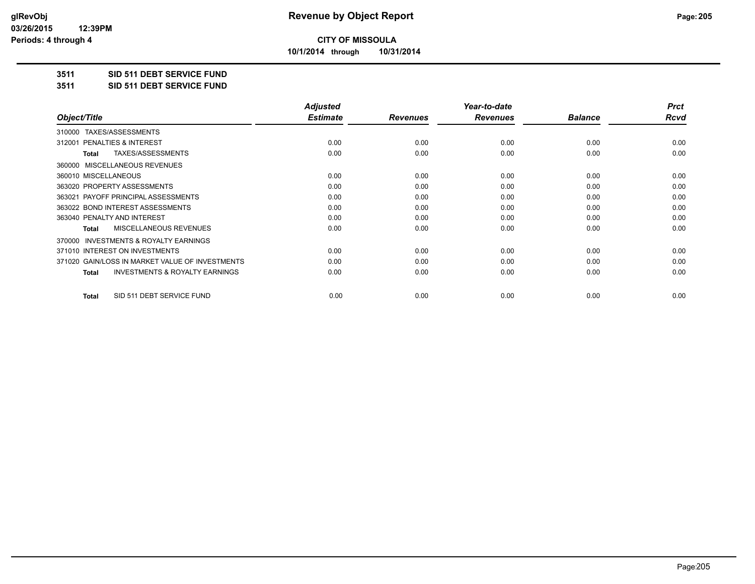# Revenue by Object Report

**CITY OF MISSOULA**

**10/1/2014 through 10/31/2014**

glRevObj
03/26/2015 12:39PM
Periods: 4 through 4

**3511 SID 511 DEBT SERVICE FUND**

**3511 SID 511 DEBT SERVICE FUND**

| Object/Title | Adjusted Estimate | Revenues | Year-to-date Revenues | Balance | Prct Rcvd |
|---|---|---|---|---|---|
| 310000 TAXES/ASSESSMENTS | | | | | |
| 312001 PENALTIES & INTEREST | 0.00 | 0.00 | 0.00 | 0.00 | 0.00 |
| **Total** TAXES/ASSESSMENTS | 0.00 | 0.00 | 0.00 | 0.00 | 0.00 |
| 360000 MISCELLANEOUS REVENUES | | | | | |
| 360010 MISCELLANEOUS | 0.00 | 0.00 | 0.00 | 0.00 | 0.00 |
| 363020 PROPERTY ASSESSMENTS | 0.00 | 0.00 | 0.00 | 0.00 | 0.00 |
| 363021 PAYOFF PRINCIPAL ASSESSMENTS | 0.00 | 0.00 | 0.00 | 0.00 | 0.00 |
| 363022 BOND INTEREST ASSESSMENTS | 0.00 | 0.00 | 0.00 | 0.00 | 0.00 |
| 363040 PENALTY AND INTEREST | 0.00 | 0.00 | 0.00 | 0.00 | 0.00 |
| **Total** MISCELLANEOUS REVENUES | 0.00 | 0.00 | 0.00 | 0.00 | 0.00 |
| 370000 INVESTMENTS & ROYALTY EARNINGS | | | | | |
| 371010 INTEREST ON INVESTMENTS | 0.00 | 0.00 | 0.00 | 0.00 | 0.00 |
| 371020 GAIN/LOSS IN MARKET VALUE OF INVESTMENTS | 0.00 | 0.00 | 0.00 | 0.00 | 0.00 |
| **Total** INVESTMENTS & ROYALTY EARNINGS | 0.00 | 0.00 | 0.00 | 0.00 | 0.00 |
| **Total** SID 511 DEBT SERVICE FUND | 0.00 | 0.00 | 0.00 | 0.00 | 0.00 |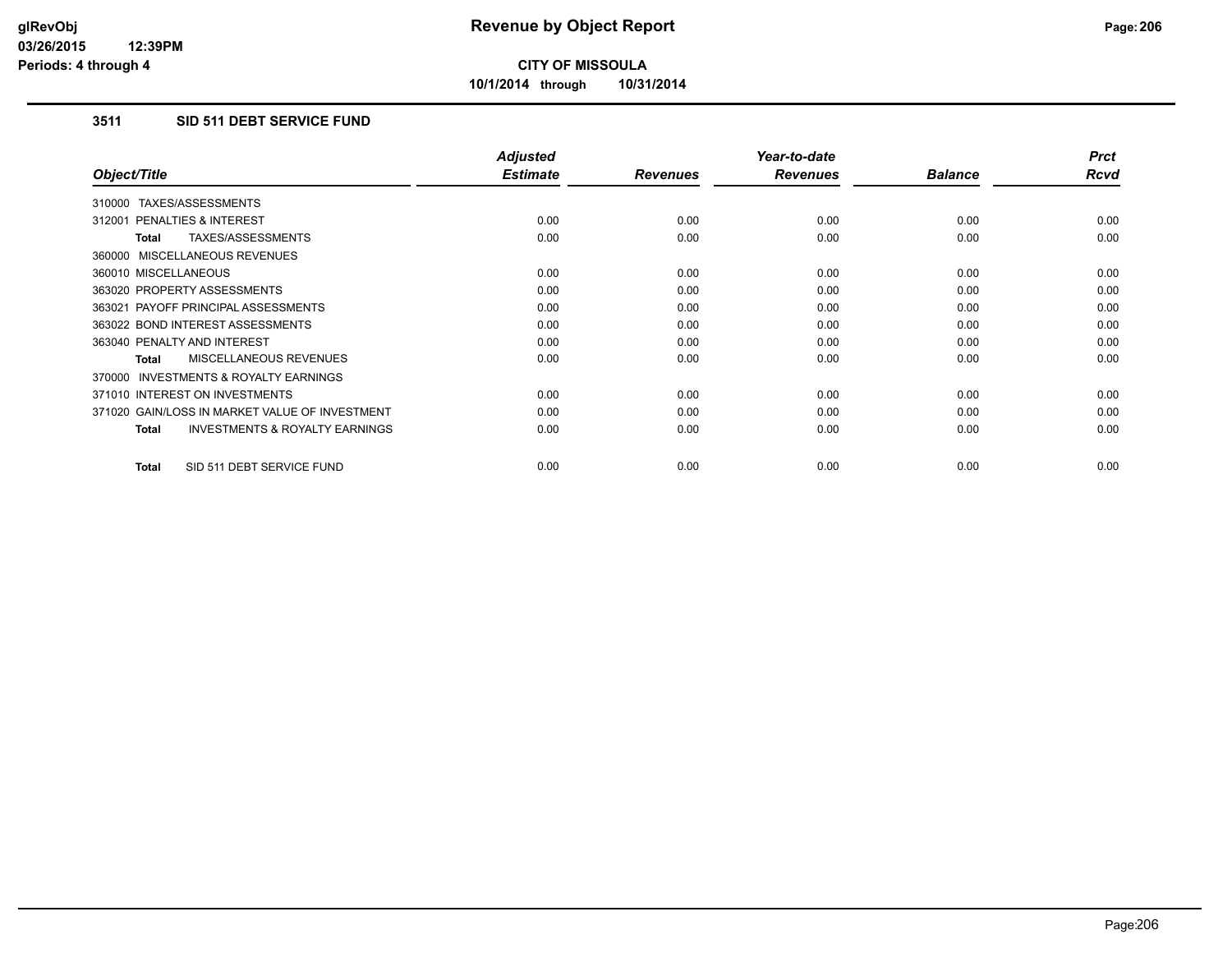# Revenue by Object Report

**CITY OF MISSOULA**

**10/1/2014 through 10/31/2014**

### 3511 SID 511 DEBT SERVICE FUND

| Object/Title | Adjusted Estimate | Revenues | Year-to-date Revenues | Balance | Prct Rcvd |
|---|---|---|---|---|---|
| 310000 TAXES/ASSESSMENTS | | | | | |
| 312001 PENALTIES & INTEREST | 0.00 | 0.00 | 0.00 | 0.00 | 0.00 |
| **Total** TAXES/ASSESSMENTS | 0.00 | 0.00 | 0.00 | 0.00 | 0.00 |
| 360000 MISCELLANEOUS REVENUES | | | | | |
| 360010 MISCELLANEOUS | 0.00 | 0.00 | 0.00 | 0.00 | 0.00 |
| 363020 PROPERTY ASSESSMENTS | 0.00 | 0.00 | 0.00 | 0.00 | 0.00 |
| 363021 PAYOFF PRINCIPAL ASSESSMENTS | 0.00 | 0.00 | 0.00 | 0.00 | 0.00 |
| 363022 BOND INTEREST ASSESSMENTS | 0.00 | 0.00 | 0.00 | 0.00 | 0.00 |
| 363040 PENALTY AND INTEREST | 0.00 | 0.00 | 0.00 | 0.00 | 0.00 |
| **Total** MISCELLANEOUS REVENUES | 0.00 | 0.00 | 0.00 | 0.00 | 0.00 |
| 370000 INVESTMENTS & ROYALTY EARNINGS | | | | | |
| 371010 INTEREST ON INVESTMENTS | 0.00 | 0.00 | 0.00 | 0.00 | 0.00 |
| 371020 GAIN/LOSS IN MARKET VALUE OF INVESTMENT | 0.00 | 0.00 | 0.00 | 0.00 | 0.00 |
| **Total** INVESTMENTS & ROYALTY EARNINGS | 0.00 | 0.00 | 0.00 | 0.00 | 0.00 |
| **Total** SID 511 DEBT SERVICE FUND | 0.00 | 0.00 | 0.00 | 0.00 | 0.00 |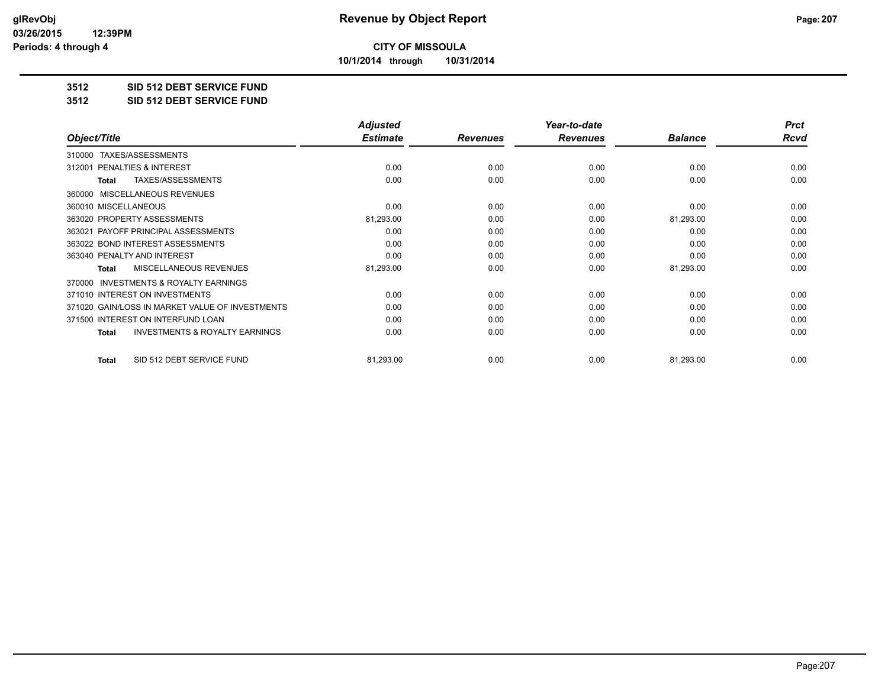**CITY OF MISSOULA**

**10/1/2014 through 10/31/2014**

**3512 SID 512 DEBT SERVICE FUND**

**3512 SID 512 DEBT SERVICE FUND**

| Object/Title | Adjusted Estimate | Revenues | Year-to-date Revenues | Balance | Prct Rcvd |
|---|---|---|---|---|---|
| 310000 TAXES/ASSESSMENTS | | | | | |
| 312001 PENALTIES & INTEREST | 0.00 | 0.00 | 0.00 | 0.00 | 0.00 |
| **Total** TAXES/ASSESSMENTS | 0.00 | 0.00 | 0.00 | 0.00 | 0.00 |
| 360000 MISCELLANEOUS REVENUES | | | | | |
| 360010 MISCELLANEOUS | 0.00 | 0.00 | 0.00 | 0.00 | 0.00 |
| 363020 PROPERTY ASSESSMENTS | 81,293.00 | 0.00 | 0.00 | 81,293.00 | 0.00 |
| 363021 PAYOFF PRINCIPAL ASSESSMENTS | 0.00 | 0.00 | 0.00 | 0.00 | 0.00 |
| 363022 BOND INTEREST ASSESSMENTS | 0.00 | 0.00 | 0.00 | 0.00 | 0.00 |
| 363040 PENALTY AND INTEREST | 0.00 | 0.00 | 0.00 | 0.00 | 0.00 |
| **Total** MISCELLANEOUS REVENUES | 81,293.00 | 0.00 | 0.00 | 81,293.00 | 0.00 |
| 370000 INVESTMENTS & ROYALTY EARNINGS | | | | | |
| 371010 INTEREST ON INVESTMENTS | 0.00 | 0.00 | 0.00 | 0.00 | 0.00 |
| 371020 GAIN/LOSS IN MARKET VALUE OF INVESTMENTS | 0.00 | 0.00 | 0.00 | 0.00 | 0.00 |
| 371500 INTEREST ON INTERFUND LOAN | 0.00 | 0.00 | 0.00 | 0.00 | 0.00 |
| **Total** INVESTMENTS & ROYALTY EARNINGS | 0.00 | 0.00 | 0.00 | 0.00 | 0.00 |
| **Total** SID 512 DEBT SERVICE FUND | 81,293.00 | 0.00 | 0.00 | 81,293.00 | 0.00 |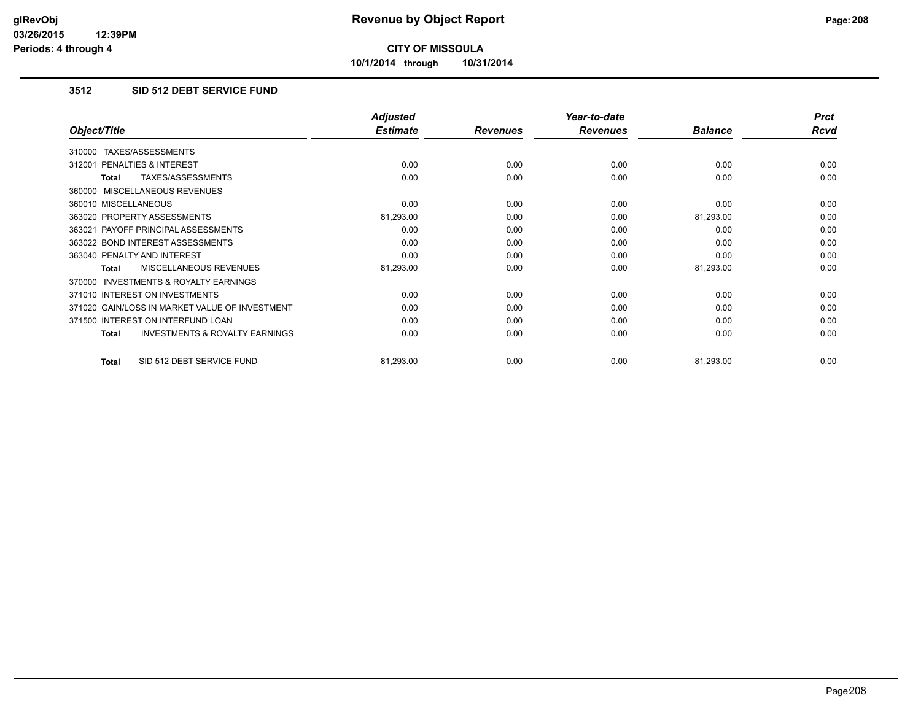# Revenue by Object Report

**CITY OF MISSOULA**

**10/1/2014 through 10/31/2014**

### 3512 SID 512 DEBT SERVICE FUND

| Object/Title | Adjusted Estimate | Revenues | Year-to-date Revenues | Balance | Prct Rcvd |
|---|---|---|---|---|---|
| 310000 TAXES/ASSESSMENTS | | | | | |
| 312001 PENALTIES & INTEREST | 0.00 | 0.00 | 0.00 | 0.00 | 0.00 |
| **Total** TAXES/ASSESSMENTS | 0.00 | 0.00 | 0.00 | 0.00 | 0.00 |
| 360000 MISCELLANEOUS REVENUES | | | | | |
| 360010 MISCELLANEOUS | 0.00 | 0.00 | 0.00 | 0.00 | 0.00 |
| 363020 PROPERTY ASSESSMENTS | 81,293.00 | 0.00 | 0.00 | 81,293.00 | 0.00 |
| 363021 PAYOFF PRINCIPAL ASSESSMENTS | 0.00 | 0.00 | 0.00 | 0.00 | 0.00 |
| 363022 BOND INTEREST ASSESSMENTS | 0.00 | 0.00 | 0.00 | 0.00 | 0.00 |
| 363040 PENALTY AND INTEREST | 0.00 | 0.00 | 0.00 | 0.00 | 0.00 |
| **Total** MISCELLANEOUS REVENUES | 81,293.00 | 0.00 | 0.00 | 81,293.00 | 0.00 |
| 370000 INVESTMENTS & ROYALTY EARNINGS | | | | | |
| 371010 INTEREST ON INVESTMENTS | 0.00 | 0.00 | 0.00 | 0.00 | 0.00 |
| 371020 GAIN/LOSS IN MARKET VALUE OF INVESTMENT | 0.00 | 0.00 | 0.00 | 0.00 | 0.00 |
| 371500 INTEREST ON INTERFUND LOAN | 0.00 | 0.00 | 0.00 | 0.00 | 0.00 |
| **Total** INVESTMENTS & ROYALTY EARNINGS | 0.00 | 0.00 | 0.00 | 0.00 | 0.00 |
| **Total** SID 512 DEBT SERVICE FUND | 81,293.00 | 0.00 | 0.00 | 81,293.00 | 0.00 |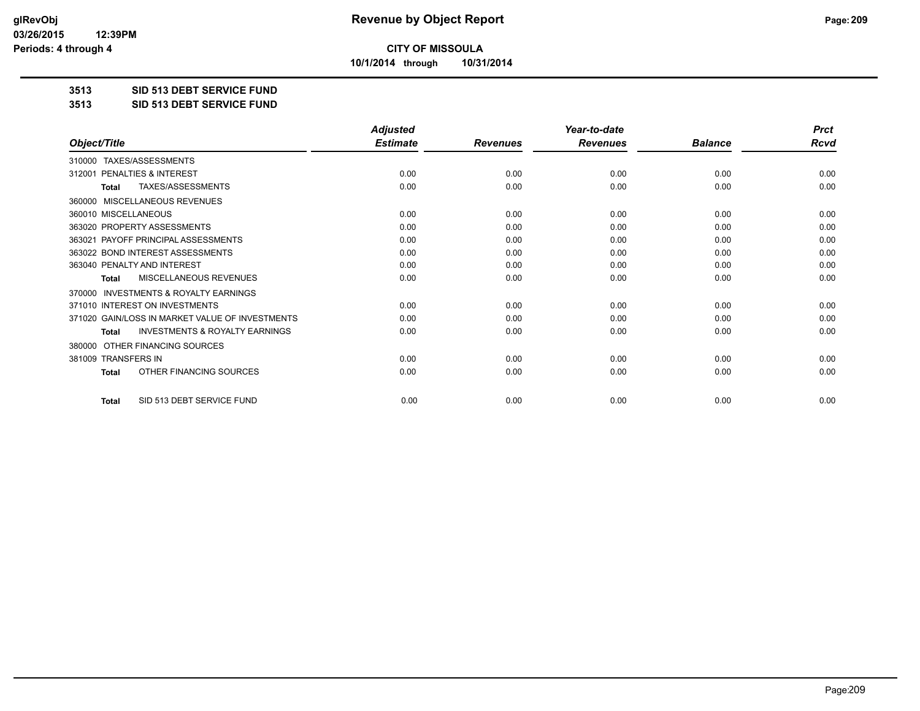# CITY OF MISSOULA

**10/1/2014 through 10/31/2014**

## 3513 SID 513 DEBT SERVICE FUND

## 3513 SID 513 DEBT SERVICE FUND

| Object/Title | Adjusted Estimate | Revenues | Year-to-date Revenues | Balance | Prct Rcvd |
|---|---|---|---|---|---|
| 310000 TAXES/ASSESSMENTS | | | | | |
| 312001 PENALTIES & INTEREST | 0.00 | 0.00 | 0.00 | 0.00 | 0.00 |
| Total TAXES/ASSESSMENTS | 0.00 | 0.00 | 0.00 | 0.00 | 0.00 |
| 360000 MISCELLANEOUS REVENUES | | | | | |
| 360010 MISCELLANEOUS | 0.00 | 0.00 | 0.00 | 0.00 | 0.00 |
| 363020 PROPERTY ASSESSMENTS | 0.00 | 0.00 | 0.00 | 0.00 | 0.00 |
| 363021 PAYOFF PRINCIPAL ASSESSMENTS | 0.00 | 0.00 | 0.00 | 0.00 | 0.00 |
| 363022 BOND INTEREST ASSESSMENTS | 0.00 | 0.00 | 0.00 | 0.00 | 0.00 |
| 363040 PENALTY AND INTEREST | 0.00 | 0.00 | 0.00 | 0.00 | 0.00 |
| Total MISCELLANEOUS REVENUES | 0.00 | 0.00 | 0.00 | 0.00 | 0.00 |
| 370000 INVESTMENTS & ROYALTY EARNINGS | | | | | |
| 371010 INTEREST ON INVESTMENTS | 0.00 | 0.00 | 0.00 | 0.00 | 0.00 |
| 371020 GAIN/LOSS IN MARKET VALUE OF INVESTMENTS | 0.00 | 0.00 | 0.00 | 0.00 | 0.00 |
| Total INVESTMENTS & ROYALTY EARNINGS | 0.00 | 0.00 | 0.00 | 0.00 | 0.00 |
| 380000 OTHER FINANCING SOURCES | | | | | |
| 381009 TRANSFERS IN | 0.00 | 0.00 | 0.00 | 0.00 | 0.00 |
| Total OTHER FINANCING SOURCES | 0.00 | 0.00 | 0.00 | 0.00 | 0.00 |
| Total SID 513 DEBT SERVICE FUND | 0.00 | 0.00 | 0.00 | 0.00 | 0.00 |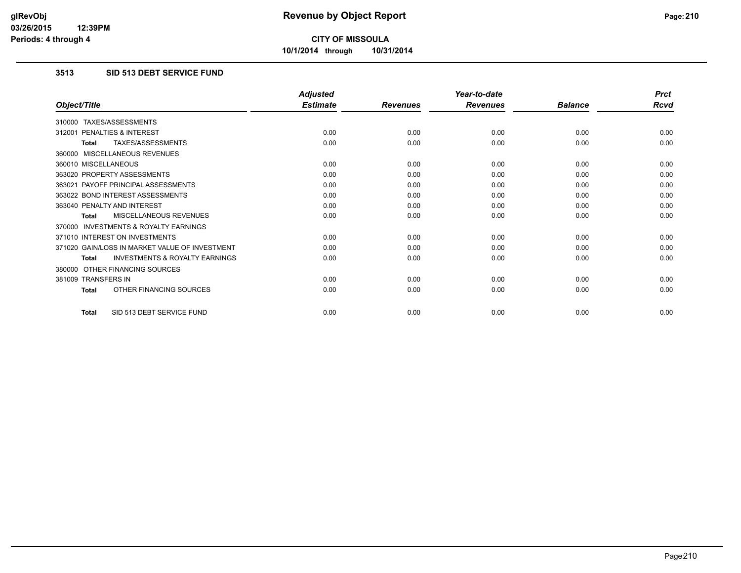# Revenue by Object Report

**CITY OF MISSOULA**

**10/1/2014 through 10/31/2014**

### 3513 SID 513 DEBT SERVICE FUND

| Object/Title | Adjusted Estimate | Revenues | Year-to-date Revenues | Balance | Prct Rcvd |
|---|---|---|---|---|---|
| 310000 TAXES/ASSESSMENTS | | | | | |
| 312001 PENALTIES & INTEREST | 0.00 | 0.00 | 0.00 | 0.00 | 0.00 |
| **Total** TAXES/ASSESSMENTS | 0.00 | 0.00 | 0.00 | 0.00 | 0.00 |
| 360000 MISCELLANEOUS REVENUES | | | | | |
| 360010 MISCELLANEOUS | 0.00 | 0.00 | 0.00 | 0.00 | 0.00 |
| 363020 PROPERTY ASSESSMENTS | 0.00 | 0.00 | 0.00 | 0.00 | 0.00 |
| 363021 PAYOFF PRINCIPAL ASSESSMENTS | 0.00 | 0.00 | 0.00 | 0.00 | 0.00 |
| 363022 BOND INTEREST ASSESSMENTS | 0.00 | 0.00 | 0.00 | 0.00 | 0.00 |
| 363040 PENALTY AND INTEREST | 0.00 | 0.00 | 0.00 | 0.00 | 0.00 |
| **Total** MISCELLANEOUS REVENUES | 0.00 | 0.00 | 0.00 | 0.00 | 0.00 |
| 370000 INVESTMENTS & ROYALTY EARNINGS | | | | | |
| 371010 INTEREST ON INVESTMENTS | 0.00 | 0.00 | 0.00 | 0.00 | 0.00 |
| 371020 GAIN/LOSS IN MARKET VALUE OF INVESTMENT | 0.00 | 0.00 | 0.00 | 0.00 | 0.00 |
| **Total** INVESTMENTS & ROYALTY EARNINGS | 0.00 | 0.00 | 0.00 | 0.00 | 0.00 |
| 380000 OTHER FINANCING SOURCES | | | | | |
| 381009 TRANSFERS IN | 0.00 | 0.00 | 0.00 | 0.00 | 0.00 |
| **Total** OTHER FINANCING SOURCES | 0.00 | 0.00 | 0.00 | 0.00 | 0.00 |
| **Total** SID 513 DEBT SERVICE FUND | 0.00 | 0.00 | 0.00 | 0.00 | 0.00 |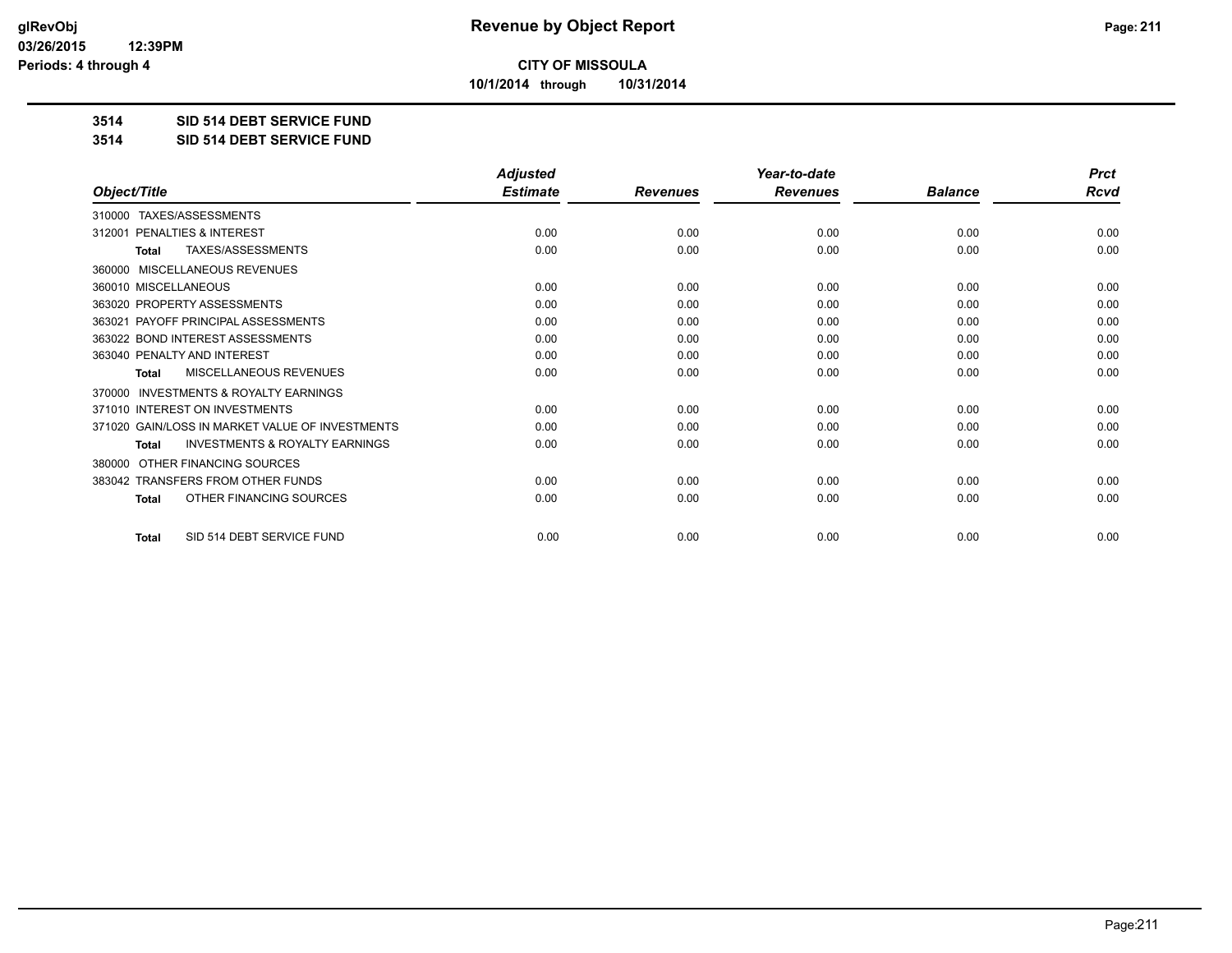# Revenue by Object Report

**CITY OF MISSOULA**

**10/1/2014 through 10/31/2014**

**3514 SID 514 DEBT SERVICE FUND**

**3514 SID 514 DEBT SERVICE FUND**

| Object/Title | Adjusted Estimate | Revenues | Year-to-date Revenues | Balance | Prct Rcvd |
|---|---|---|---|---|---|
| 310000 TAXES/ASSESSMENTS | | | | | |
| 312001 PENALTIES & INTEREST | 0.00 | 0.00 | 0.00 | 0.00 | 0.00 |
| **Total** TAXES/ASSESSMENTS | 0.00 | 0.00 | 0.00 | 0.00 | 0.00 |
| 360000 MISCELLANEOUS REVENUES | | | | | |
| 360010 MISCELLANEOUS | 0.00 | 0.00 | 0.00 | 0.00 | 0.00 |
| 363020 PROPERTY ASSESSMENTS | 0.00 | 0.00 | 0.00 | 0.00 | 0.00 |
| 363021 PAYOFF PRINCIPAL ASSESSMENTS | 0.00 | 0.00 | 0.00 | 0.00 | 0.00 |
| 363022 BOND INTEREST ASSESSMENTS | 0.00 | 0.00 | 0.00 | 0.00 | 0.00 |
| 363040 PENALTY AND INTEREST | 0.00 | 0.00 | 0.00 | 0.00 | 0.00 |
| **Total** MISCELLANEOUS REVENUES | 0.00 | 0.00 | 0.00 | 0.00 | 0.00 |
| 370000 INVESTMENTS & ROYALTY EARNINGS | | | | | |
| 371010 INTEREST ON INVESTMENTS | 0.00 | 0.00 | 0.00 | 0.00 | 0.00 |
| 371020 GAIN/LOSS IN MARKET VALUE OF INVESTMENTS | 0.00 | 0.00 | 0.00 | 0.00 | 0.00 |
| **Total** INVESTMENTS & ROYALTY EARNINGS | 0.00 | 0.00 | 0.00 | 0.00 | 0.00 |
| 380000 OTHER FINANCING SOURCES | | | | | |
| 383042 TRANSFERS FROM OTHER FUNDS | 0.00 | 0.00 | 0.00 | 0.00 | 0.00 |
| **Total** OTHER FINANCING SOURCES | 0.00 | 0.00 | 0.00 | 0.00 | 0.00 |
| **Total** SID 514 DEBT SERVICE FUND | 0.00 | 0.00 | 0.00 | 0.00 | 0.00 |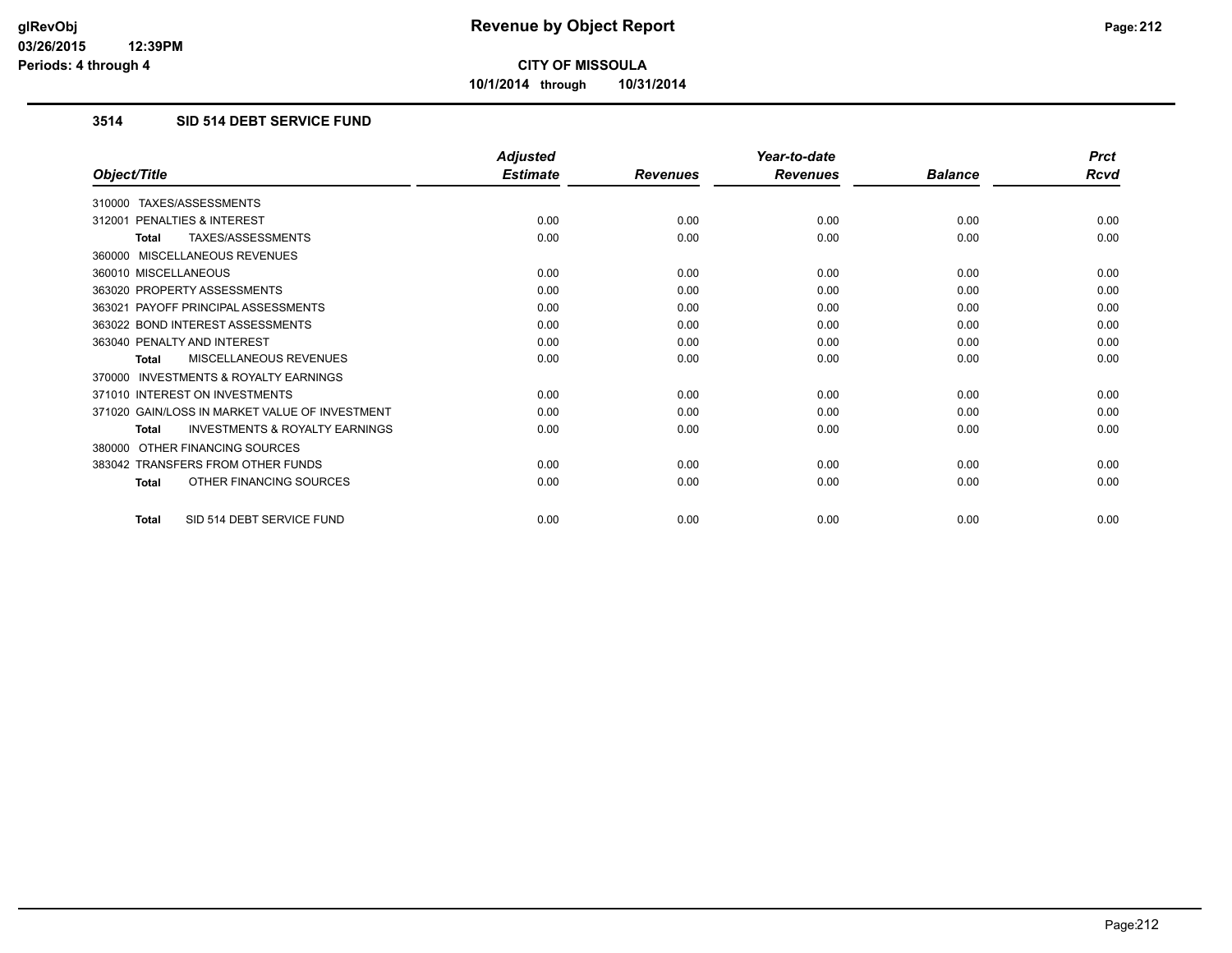# Revenue by Object Report

**CITY OF MISSOULA**

**10/1/2014 through 10/31/2014**

### 3514 SID 514 DEBT SERVICE FUND

| Object/Title | Adjusted Estimate | Revenues | Year-to-date Revenues | Balance | Prct Rcvd |
|---|---|---|---|---|---|
| 310000 TAXES/ASSESSMENTS | | | | | |
| 312001 PENALTIES & INTEREST | 0.00 | 0.00 | 0.00 | 0.00 | 0.00 |
| **Total** TAXES/ASSESSMENTS | 0.00 | 0.00 | 0.00 | 0.00 | 0.00 |
| 360000 MISCELLANEOUS REVENUES | | | | | |
| 360010 MISCELLANEOUS | 0.00 | 0.00 | 0.00 | 0.00 | 0.00 |
| 363020 PROPERTY ASSESSMENTS | 0.00 | 0.00 | 0.00 | 0.00 | 0.00 |
| 363021 PAYOFF PRINCIPAL ASSESSMENTS | 0.00 | 0.00 | 0.00 | 0.00 | 0.00 |
| 363022 BOND INTEREST ASSESSMENTS | 0.00 | 0.00 | 0.00 | 0.00 | 0.00 |
| 363040 PENALTY AND INTEREST | 0.00 | 0.00 | 0.00 | 0.00 | 0.00 |
| **Total** MISCELLANEOUS REVENUES | 0.00 | 0.00 | 0.00 | 0.00 | 0.00 |
| 370000 INVESTMENTS & ROYALTY EARNINGS | | | | | |
| 371010 INTEREST ON INVESTMENTS | 0.00 | 0.00 | 0.00 | 0.00 | 0.00 |
| 371020 GAIN/LOSS IN MARKET VALUE OF INVESTMENT | 0.00 | 0.00 | 0.00 | 0.00 | 0.00 |
| **Total** INVESTMENTS & ROYALTY EARNINGS | 0.00 | 0.00 | 0.00 | 0.00 | 0.00 |
| 380000 OTHER FINANCING SOURCES | | | | | |
| 383042 TRANSFERS FROM OTHER FUNDS | 0.00 | 0.00 | 0.00 | 0.00 | 0.00 |
| **Total** OTHER FINANCING SOURCES | 0.00 | 0.00 | 0.00 | 0.00 | 0.00 |
| **Total** SID 514 DEBT SERVICE FUND | 0.00 | 0.00 | 0.00 | 0.00 | 0.00 |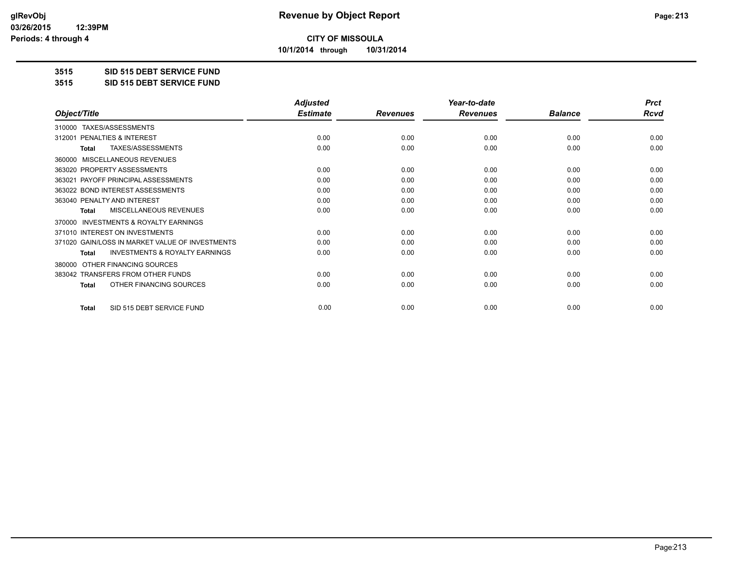**Revenue by Object Report**

glRevObj
03/26/2015 12:39PM
Periods: 4 through 4

**CITY OF MISSOULA**

**10/1/2014 through 10/31/2014**

**3515 SID 515 DEBT SERVICE FUND**

**3515 SID 515 DEBT SERVICE FUND**

| Object/Title | Adjusted Estimate | Revenues | Year-to-date Revenues | Balance | Prct Rcvd |
|---|---|---|---|---|---|
| 310000 TAXES/ASSESSMENTS | | | | | |
| 312001 PENALTIES & INTEREST | 0.00 | 0.00 | 0.00 | 0.00 | 0.00 |
| **Total** TAXES/ASSESSMENTS | 0.00 | 0.00 | 0.00 | 0.00 | 0.00 |
| 360000 MISCELLANEOUS REVENUES | | | | | |
| 363020 PROPERTY ASSESSMENTS | 0.00 | 0.00 | 0.00 | 0.00 | 0.00 |
| 363021 PAYOFF PRINCIPAL ASSESSMENTS | 0.00 | 0.00 | 0.00 | 0.00 | 0.00 |
| 363022 BOND INTEREST ASSESSMENTS | 0.00 | 0.00 | 0.00 | 0.00 | 0.00 |
| 363040 PENALTY AND INTEREST | 0.00 | 0.00 | 0.00 | 0.00 | 0.00 |
| **Total** MISCELLANEOUS REVENUES | 0.00 | 0.00 | 0.00 | 0.00 | 0.00 |
| 370000 INVESTMENTS & ROYALTY EARNINGS | | | | | |
| 371010 INTEREST ON INVESTMENTS | 0.00 | 0.00 | 0.00 | 0.00 | 0.00 |
| 371020 GAIN/LOSS IN MARKET VALUE OF INVESTMENTS | 0.00 | 0.00 | 0.00 | 0.00 | 0.00 |
| **Total** INVESTMENTS & ROYALTY EARNINGS | 0.00 | 0.00 | 0.00 | 0.00 | 0.00 |
| 380000 OTHER FINANCING SOURCES | | | | | |
| 383042 TRANSFERS FROM OTHER FUNDS | 0.00 | 0.00 | 0.00 | 0.00 | 0.00 |
| **Total** OTHER FINANCING SOURCES | 0.00 | 0.00 | 0.00 | 0.00 | 0.00 |
| **Total** SID 515 DEBT SERVICE FUND | 0.00 | 0.00 | 0.00 | 0.00 | 0.00 |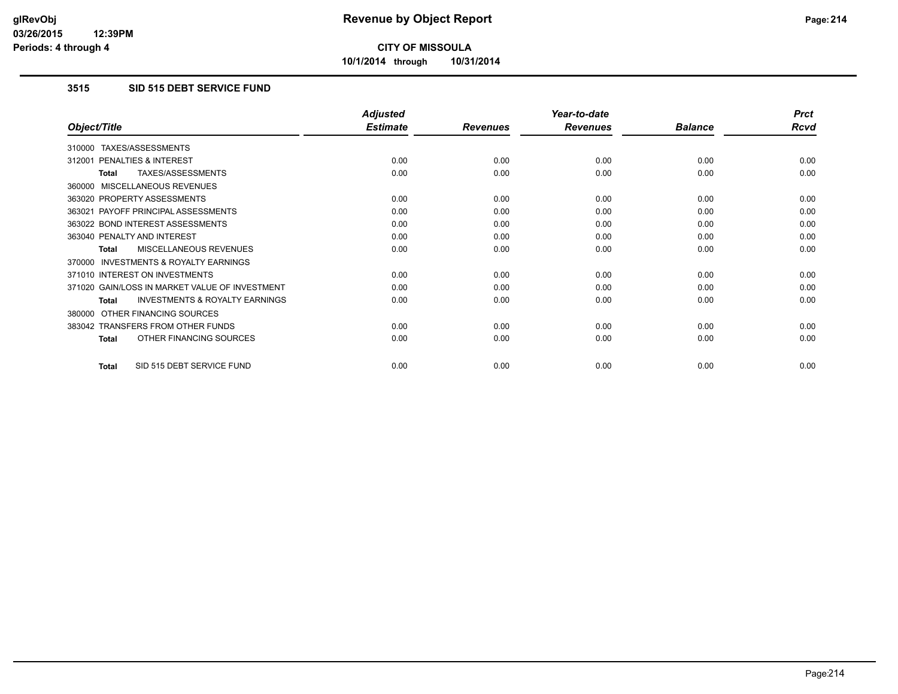# Revenue by Object Report

**CITY OF MISSOULA**

**10/1/2014 through 10/31/2014**

glRevObj
03/26/2015 12:39PM
Periods: 4 through 4

### 3515 SID 515 DEBT SERVICE FUND

| Object/Title | Adjusted Estimate | Revenues | Year-to-date Revenues | Balance | Prct Rcvd |
|---|---|---|---|---|---|
| 310000 TAXES/ASSESSMENTS | | | | | |
| 312001 PENALTIES & INTEREST | 0.00 | 0.00 | 0.00 | 0.00 | 0.00 |
| **Total** TAXES/ASSESSMENTS | 0.00 | 0.00 | 0.00 | 0.00 | 0.00 |
| 360000 MISCELLANEOUS REVENUES | | | | | |
| 363020 PROPERTY ASSESSMENTS | 0.00 | 0.00 | 0.00 | 0.00 | 0.00 |
| 363021 PAYOFF PRINCIPAL ASSESSMENTS | 0.00 | 0.00 | 0.00 | 0.00 | 0.00 |
| 363022 BOND INTEREST ASSESSMENTS | 0.00 | 0.00 | 0.00 | 0.00 | 0.00 |
| 363040 PENALTY AND INTEREST | 0.00 | 0.00 | 0.00 | 0.00 | 0.00 |
| **Total** MISCELLANEOUS REVENUES | 0.00 | 0.00 | 0.00 | 0.00 | 0.00 |
| 370000 INVESTMENTS & ROYALTY EARNINGS | | | | | |
| 371010 INTEREST ON INVESTMENTS | 0.00 | 0.00 | 0.00 | 0.00 | 0.00 |
| 371020 GAIN/LOSS IN MARKET VALUE OF INVESTMENT | 0.00 | 0.00 | 0.00 | 0.00 | 0.00 |
| **Total** INVESTMENTS & ROYALTY EARNINGS | 0.00 | 0.00 | 0.00 | 0.00 | 0.00 |
| 380000 OTHER FINANCING SOURCES | | | | | |
| 383042 TRANSFERS FROM OTHER FUNDS | 0.00 | 0.00 | 0.00 | 0.00 | 0.00 |
| **Total** OTHER FINANCING SOURCES | 0.00 | 0.00 | 0.00 | 0.00 | 0.00 |
| **Total** SID 515 DEBT SERVICE FUND | 0.00 | 0.00 | 0.00 | 0.00 | 0.00 |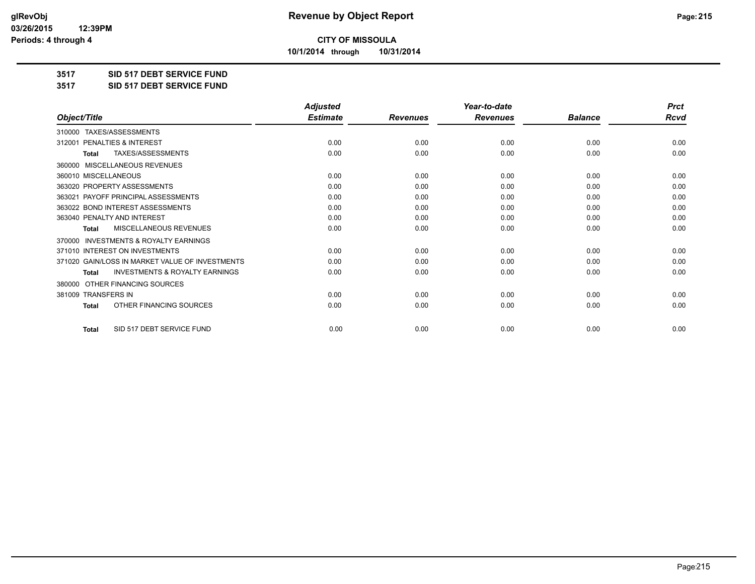# Revenue by Object Report

**CITY OF MISSOULA**

**10/1/2014 through 10/31/2014**

glRevObj
03/26/2015 12:39PM
Periods: 4 through 4

## 3517 SID 517 DEBT SERVICE FUND

## 3517 SID 517 DEBT SERVICE FUND

| Object/Title | Adjusted Estimate | Revenues | Year-to-date Revenues | Balance | Prct Rcvd |
|---|---|---|---|---|---|
| 310000 TAXES/ASSESSMENTS | | | | | |
| 312001 PENALTIES & INTEREST | 0.00 | 0.00 | 0.00 | 0.00 | 0.00 |
| **Total** TAXES/ASSESSMENTS | 0.00 | 0.00 | 0.00 | 0.00 | 0.00 |
| 360000 MISCELLANEOUS REVENUES | | | | | |
| 360010 MISCELLANEOUS | 0.00 | 0.00 | 0.00 | 0.00 | 0.00 |
| 363020 PROPERTY ASSESSMENTS | 0.00 | 0.00 | 0.00 | 0.00 | 0.00 |
| 363021 PAYOFF PRINCIPAL ASSESSMENTS | 0.00 | 0.00 | 0.00 | 0.00 | 0.00 |
| 363022 BOND INTEREST ASSESSMENTS | 0.00 | 0.00 | 0.00 | 0.00 | 0.00 |
| 363040 PENALTY AND INTEREST | 0.00 | 0.00 | 0.00 | 0.00 | 0.00 |
| **Total** MISCELLANEOUS REVENUES | 0.00 | 0.00 | 0.00 | 0.00 | 0.00 |
| 370000 INVESTMENTS & ROYALTY EARNINGS | | | | | |
| 371010 INTEREST ON INVESTMENTS | 0.00 | 0.00 | 0.00 | 0.00 | 0.00 |
| 371020 GAIN/LOSS IN MARKET VALUE OF INVESTMENTS | 0.00 | 0.00 | 0.00 | 0.00 | 0.00 |
| **Total** INVESTMENTS & ROYALTY EARNINGS | 0.00 | 0.00 | 0.00 | 0.00 | 0.00 |
| 380000 OTHER FINANCING SOURCES | | | | | |
| 381009 TRANSFERS IN | 0.00 | 0.00 | 0.00 | 0.00 | 0.00 |
| **Total** OTHER FINANCING SOURCES | 0.00 | 0.00 | 0.00 | 0.00 | 0.00 |
| **Total** SID 517 DEBT SERVICE FUND | 0.00 | 0.00 | 0.00 | 0.00 | 0.00 |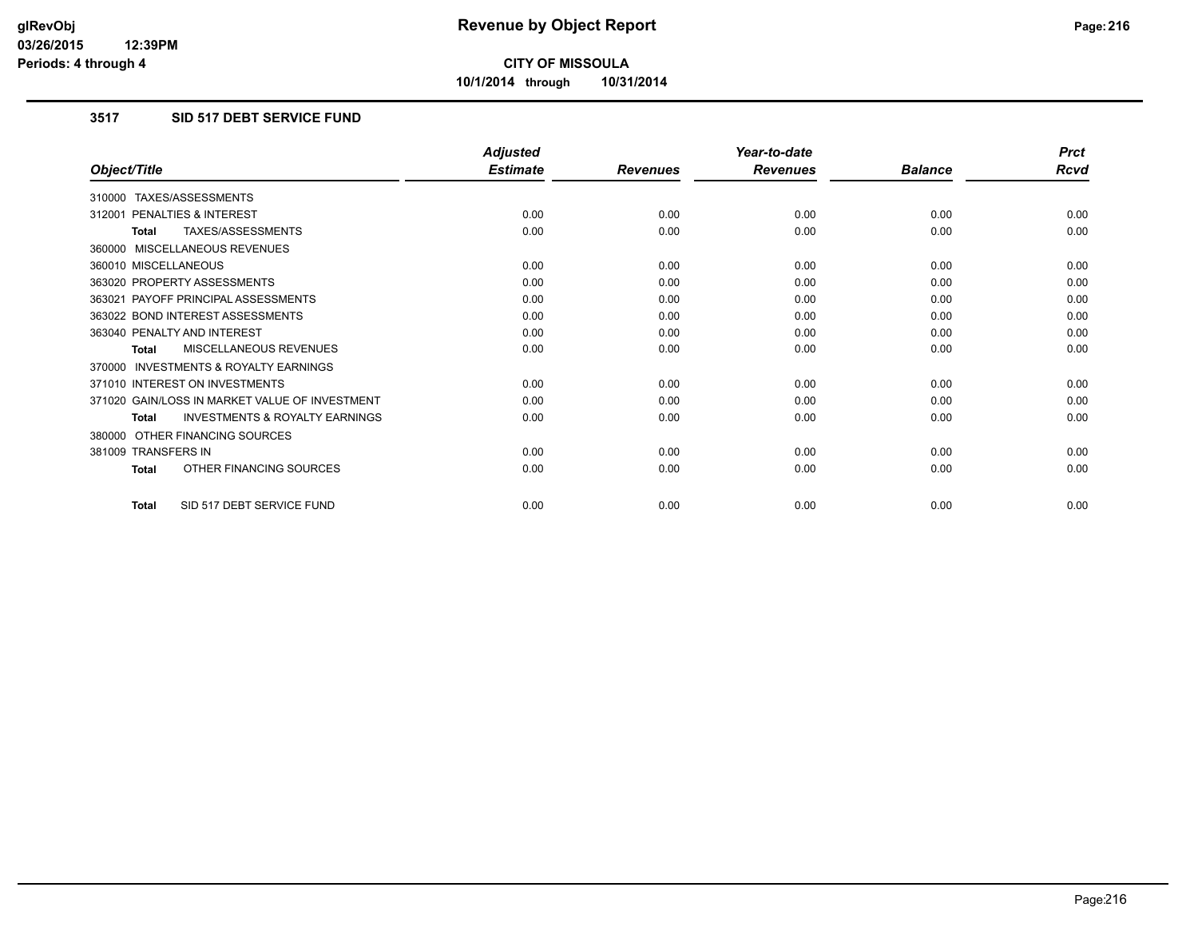# CITY OF MISSOULA

**10/1/2014 through 10/31/2014**

## 3517 SID 517 DEBT SERVICE FUND

| Object/Title | Adjusted Estimate | Revenues | Year-to-date Revenues | Balance | Prct Rcvd |
|---|---|---|---|---|---|
| 310000 TAXES/ASSESSMENTS | | | | | |
| 312001 PENALTIES & INTEREST | 0.00 | 0.00 | 0.00 | 0.00 | 0.00 |
| **Total** TAXES/ASSESSMENTS | 0.00 | 0.00 | 0.00 | 0.00 | 0.00 |
| 360000 MISCELLANEOUS REVENUES | | | | | |
| 360010 MISCELLANEOUS | 0.00 | 0.00 | 0.00 | 0.00 | 0.00 |
| 363020 PROPERTY ASSESSMENTS | 0.00 | 0.00 | 0.00 | 0.00 | 0.00 |
| 363021 PAYOFF PRINCIPAL ASSESSMENTS | 0.00 | 0.00 | 0.00 | 0.00 | 0.00 |
| 363022 BOND INTEREST ASSESSMENTS | 0.00 | 0.00 | 0.00 | 0.00 | 0.00 |
| 363040 PENALTY AND INTEREST | 0.00 | 0.00 | 0.00 | 0.00 | 0.00 |
| **Total** MISCELLANEOUS REVENUES | 0.00 | 0.00 | 0.00 | 0.00 | 0.00 |
| 370000 INVESTMENTS & ROYALTY EARNINGS | | | | | |
| 371010 INTEREST ON INVESTMENTS | 0.00 | 0.00 | 0.00 | 0.00 | 0.00 |
| 371020 GAIN/LOSS IN MARKET VALUE OF INVESTMENT | 0.00 | 0.00 | 0.00 | 0.00 | 0.00 |
| **Total** INVESTMENTS & ROYALTY EARNINGS | 0.00 | 0.00 | 0.00 | 0.00 | 0.00 |
| 380000 OTHER FINANCING SOURCES | | | | | |
| 381009 TRANSFERS IN | 0.00 | 0.00 | 0.00 | 0.00 | 0.00 |
| **Total** OTHER FINANCING SOURCES | 0.00 | 0.00 | 0.00 | 0.00 | 0.00 |
| **Total** SID 517 DEBT SERVICE FUND | 0.00 | 0.00 | 0.00 | 0.00 | 0.00 |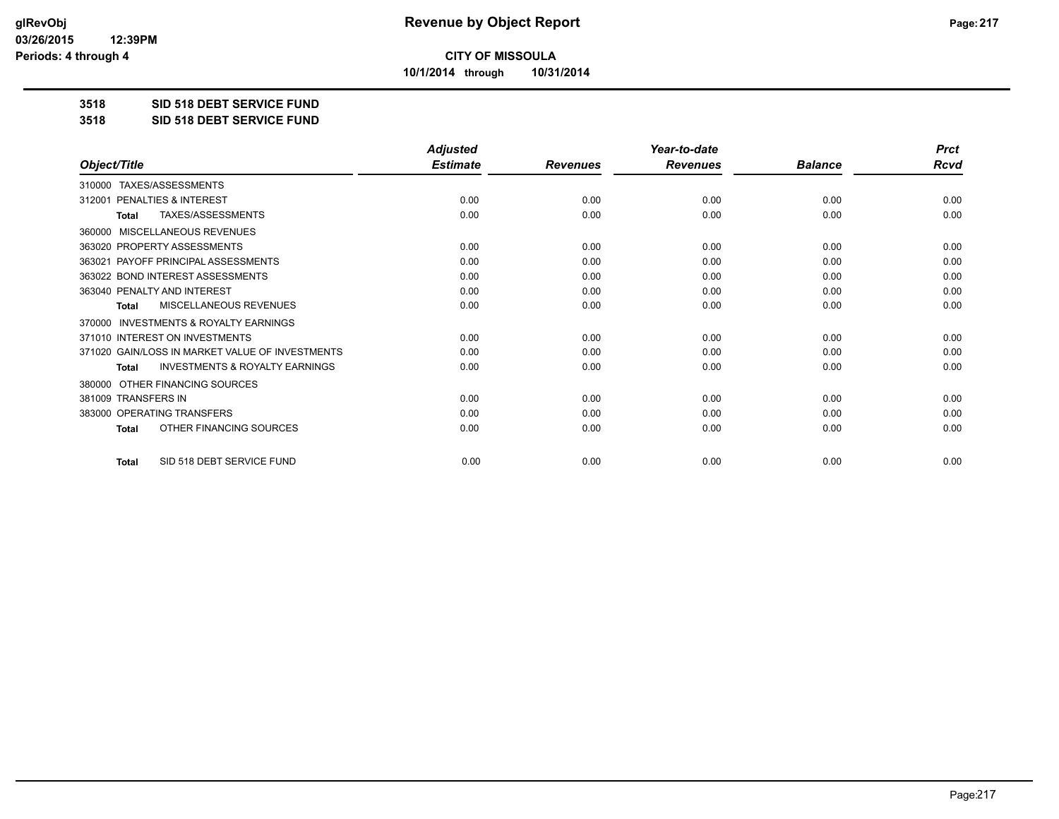# Revenue by Object Report

**CITY OF MISSOULA**

**10/1/2014 through 10/31/2014**

glRevObj
03/26/2015 12:39PM
Periods: 4 through 4

## 3518 SID 518 DEBT SERVICE FUND

## 3518 SID 518 DEBT SERVICE FUND

| Object/Title | Adjusted Estimate | Revenues | Year-to-date Revenues | Balance | Prct Rcvd |
|---|---|---|---|---|---|
| 310000 TAXES/ASSESSMENTS | | | | | |
| 312001 PENALTIES & INTEREST | 0.00 | 0.00 | 0.00 | 0.00 | 0.00 |
| **Total** TAXES/ASSESSMENTS | 0.00 | 0.00 | 0.00 | 0.00 | 0.00 |
| 360000 MISCELLANEOUS REVENUES | | | | | |
| 363020 PROPERTY ASSESSMENTS | 0.00 | 0.00 | 0.00 | 0.00 | 0.00 |
| 363021 PAYOFF PRINCIPAL ASSESSMENTS | 0.00 | 0.00 | 0.00 | 0.00 | 0.00 |
| 363022 BOND INTEREST ASSESSMENTS | 0.00 | 0.00 | 0.00 | 0.00 | 0.00 |
| 363040 PENALTY AND INTEREST | 0.00 | 0.00 | 0.00 | 0.00 | 0.00 |
| **Total** MISCELLANEOUS REVENUES | 0.00 | 0.00 | 0.00 | 0.00 | 0.00 |
| 370000 INVESTMENTS & ROYALTY EARNINGS | | | | | |
| 371010 INTEREST ON INVESTMENTS | 0.00 | 0.00 | 0.00 | 0.00 | 0.00 |
| 371020 GAIN/LOSS IN MARKET VALUE OF INVESTMENTS | 0.00 | 0.00 | 0.00 | 0.00 | 0.00 |
| **Total** INVESTMENTS & ROYALTY EARNINGS | 0.00 | 0.00 | 0.00 | 0.00 | 0.00 |
| 380000 OTHER FINANCING SOURCES | | | | | |
| 381009 TRANSFERS IN | 0.00 | 0.00 | 0.00 | 0.00 | 0.00 |
| 383000 OPERATING TRANSFERS | 0.00 | 0.00 | 0.00 | 0.00 | 0.00 |
| **Total** OTHER FINANCING SOURCES | 0.00 | 0.00 | 0.00 | 0.00 | 0.00 |
| **Total** SID 518 DEBT SERVICE FUND | 0.00 | 0.00 | 0.00 | 0.00 | 0.00 |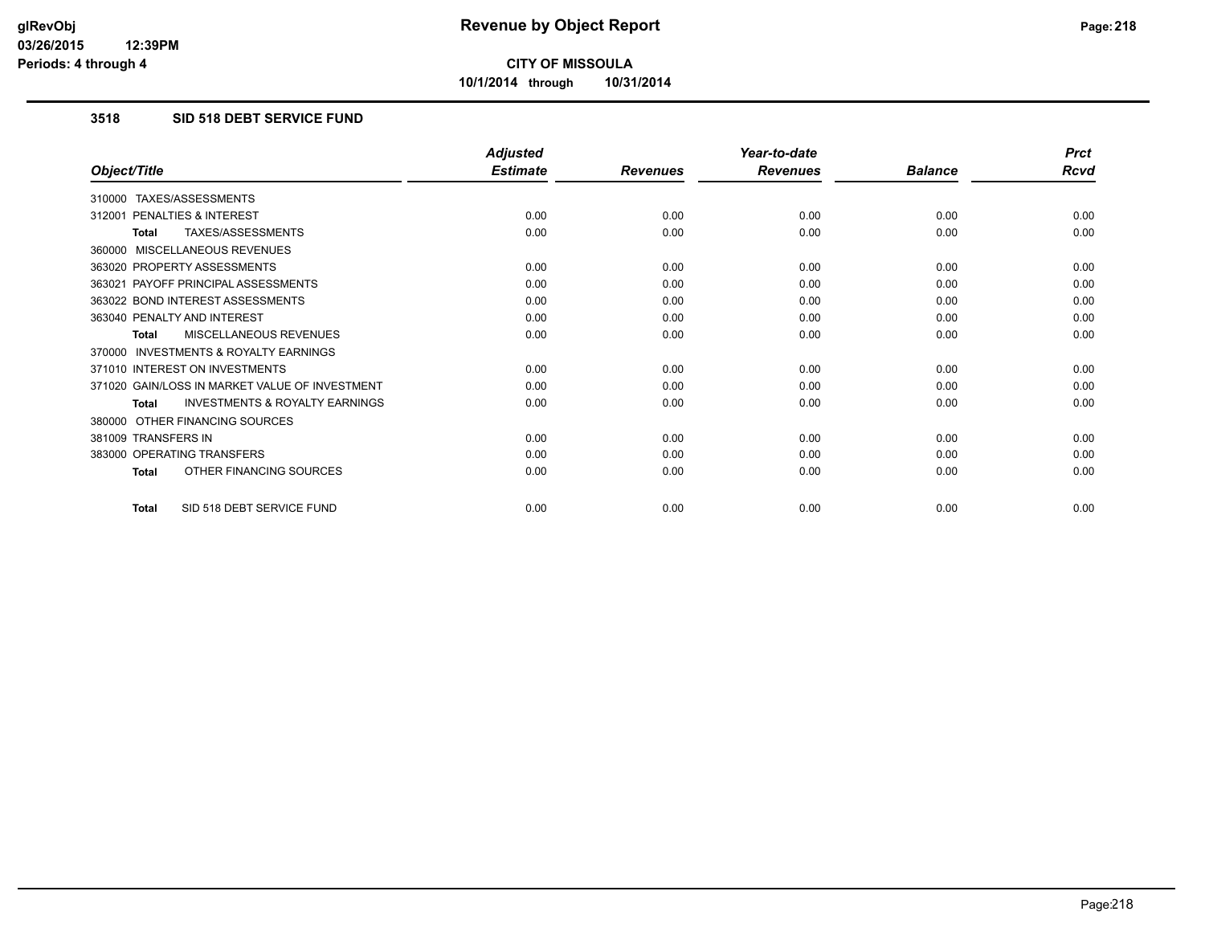# Revenue by Object Report

**CITY OF MISSOULA**

**10/1/2014 through 10/31/2014**

glRevObj
03/26/2015 12:39PM
Periods: 4 through 4

### 3518 SID 518 DEBT SERVICE FUND

| Object/Title | Adjusted Estimate | Revenues | Year-to-date Revenues | Balance | Prct Rcvd |
|---|---|---|---|---|---|
| 310000 TAXES/ASSESSMENTS | | | | | |
| 312001 PENALTIES & INTEREST | 0.00 | 0.00 | 0.00 | 0.00 | 0.00 |
| **Total** TAXES/ASSESSMENTS | 0.00 | 0.00 | 0.00 | 0.00 | 0.00 |
| 360000 MISCELLANEOUS REVENUES | | | | | |
| 363020 PROPERTY ASSESSMENTS | 0.00 | 0.00 | 0.00 | 0.00 | 0.00 |
| 363021 PAYOFF PRINCIPAL ASSESSMENTS | 0.00 | 0.00 | 0.00 | 0.00 | 0.00 |
| 363022 BOND INTEREST ASSESSMENTS | 0.00 | 0.00 | 0.00 | 0.00 | 0.00 |
| 363040 PENALTY AND INTEREST | 0.00 | 0.00 | 0.00 | 0.00 | 0.00 |
| **Total** MISCELLANEOUS REVENUES | 0.00 | 0.00 | 0.00 | 0.00 | 0.00 |
| 370000 INVESTMENTS & ROYALTY EARNINGS | | | | | |
| 371010 INTEREST ON INVESTMENTS | 0.00 | 0.00 | 0.00 | 0.00 | 0.00 |
| 371020 GAIN/LOSS IN MARKET VALUE OF INVESTMENT | 0.00 | 0.00 | 0.00 | 0.00 | 0.00 |
| **Total** INVESTMENTS & ROYALTY EARNINGS | 0.00 | 0.00 | 0.00 | 0.00 | 0.00 |
| 380000 OTHER FINANCING SOURCES | | | | | |
| 381009 TRANSFERS IN | 0.00 | 0.00 | 0.00 | 0.00 | 0.00 |
| 383000 OPERATING TRANSFERS | 0.00 | 0.00 | 0.00 | 0.00 | 0.00 |
| **Total** OTHER FINANCING SOURCES | 0.00 | 0.00 | 0.00 | 0.00 | 0.00 |
| **Total** SID 518 DEBT SERVICE FUND | 0.00 | 0.00 | 0.00 | 0.00 | 0.00 |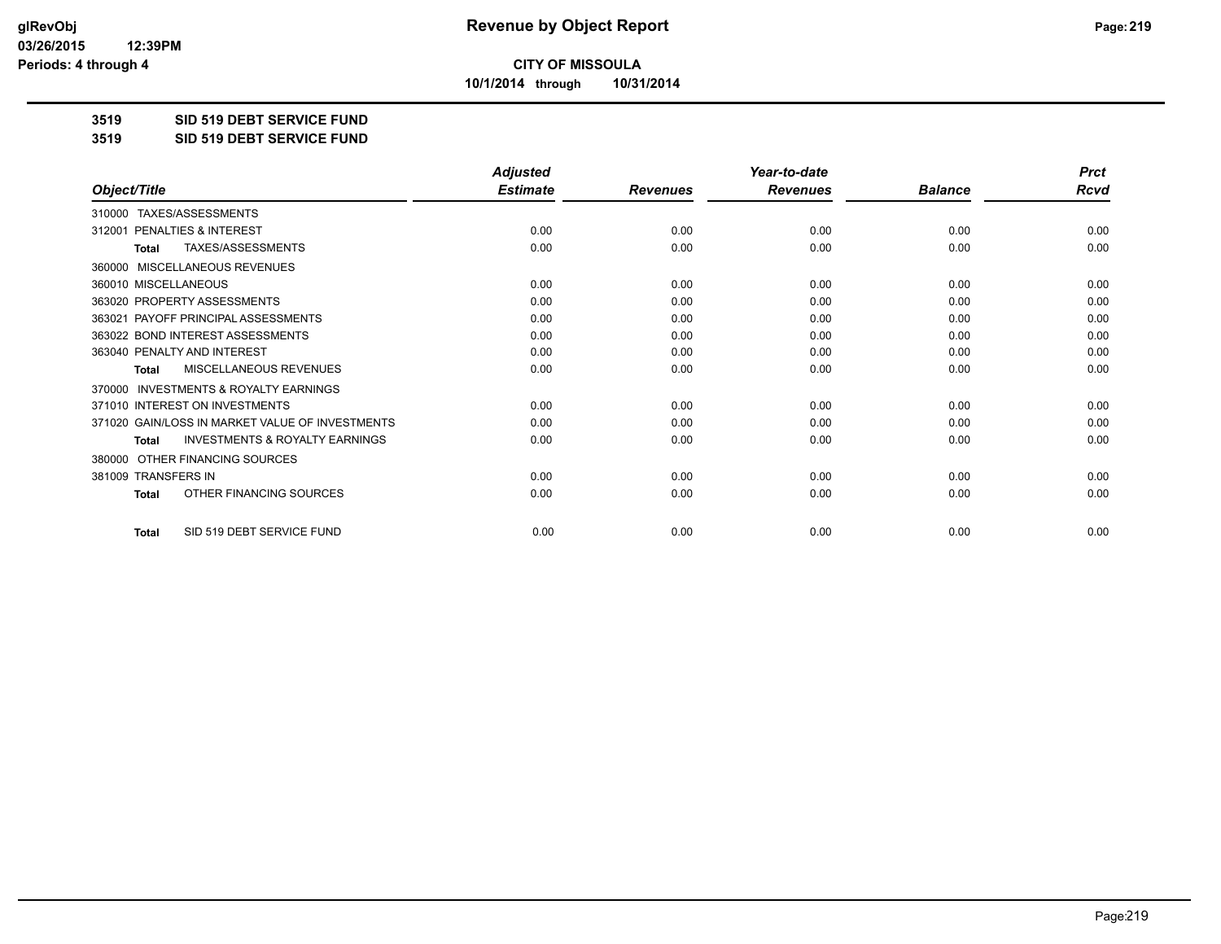**glRevObj**
**03/26/2015 12:39PM**
**Periods: 4 through 4**

# Revenue by Object Report

**CITY OF MISSOULA**
**10/1/2014 through 10/31/2014**

**3519 SID 519 DEBT SERVICE FUND**
**3519 SID 519 DEBT SERVICE FUND**

| Object/Title | Adjusted Estimate | Revenues | Year-to-date Revenues | Balance | Prct Rcvd |
|---|---|---|---|---|---|
| 310000 TAXES/ASSESSMENTS | | | | | |
| 312001 PENALTIES & INTEREST | 0.00 | 0.00 | 0.00 | 0.00 | 0.00 |
| **Total** TAXES/ASSESSMENTS | 0.00 | 0.00 | 0.00 | 0.00 | 0.00 |
| 360000 MISCELLANEOUS REVENUES | | | | | |
| 360010 MISCELLANEOUS | 0.00 | 0.00 | 0.00 | 0.00 | 0.00 |
| 363020 PROPERTY ASSESSMENTS | 0.00 | 0.00 | 0.00 | 0.00 | 0.00 |
| 363021 PAYOFF PRINCIPAL ASSESSMENTS | 0.00 | 0.00 | 0.00 | 0.00 | 0.00 |
| 363022 BOND INTEREST ASSESSMENTS | 0.00 | 0.00 | 0.00 | 0.00 | 0.00 |
| 363040 PENALTY AND INTEREST | 0.00 | 0.00 | 0.00 | 0.00 | 0.00 |
| **Total** MISCELLANEOUS REVENUES | 0.00 | 0.00 | 0.00 | 0.00 | 0.00 |
| 370000 INVESTMENTS & ROYALTY EARNINGS | | | | | |
| 371010 INTEREST ON INVESTMENTS | 0.00 | 0.00 | 0.00 | 0.00 | 0.00 |
| 371020 GAIN/LOSS IN MARKET VALUE OF INVESTMENTS | 0.00 | 0.00 | 0.00 | 0.00 | 0.00 |
| **Total** INVESTMENTS & ROYALTY EARNINGS | 0.00 | 0.00 | 0.00 | 0.00 | 0.00 |
| 380000 OTHER FINANCING SOURCES | | | | | |
| 381009 TRANSFERS IN | 0.00 | 0.00 | 0.00 | 0.00 | 0.00 |
| **Total** OTHER FINANCING SOURCES | 0.00 | 0.00 | 0.00 | 0.00 | 0.00 |
| **Total** SID 519 DEBT SERVICE FUND | 0.00 | 0.00 | 0.00 | 0.00 | 0.00 |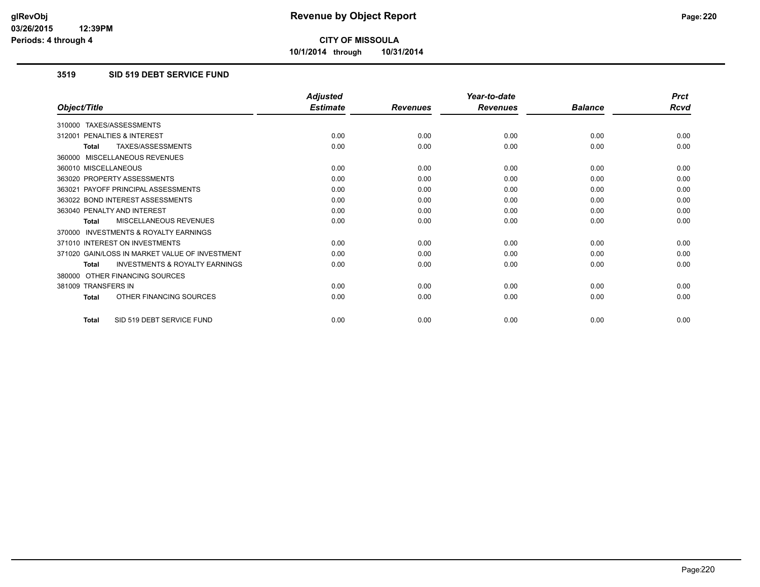# Revenue by Object Report

**CITY OF MISSOULA**

**10/1/2014 through 10/31/2014**

glRevObj
03/26/2015 12:39PM
Periods: 4 through 4

### 3519 SID 519 DEBT SERVICE FUND

| Object/Title | Adjusted Estimate | Revenues | Year-to-date Revenues | Balance | Prct Rcvd |
|---|---|---|---|---|---|
| 310000 TAXES/ASSESSMENTS | | | | | |
| 312001 PENALTIES & INTEREST | 0.00 | 0.00 | 0.00 | 0.00 | 0.00 |
| **Total** TAXES/ASSESSMENTS | 0.00 | 0.00 | 0.00 | 0.00 | 0.00 |
| 360000 MISCELLANEOUS REVENUES | | | | | |
| 360010 MISCELLANEOUS | 0.00 | 0.00 | 0.00 | 0.00 | 0.00 |
| 363020 PROPERTY ASSESSMENTS | 0.00 | 0.00 | 0.00 | 0.00 | 0.00 |
| 363021 PAYOFF PRINCIPAL ASSESSMENTS | 0.00 | 0.00 | 0.00 | 0.00 | 0.00 |
| 363022 BOND INTEREST ASSESSMENTS | 0.00 | 0.00 | 0.00 | 0.00 | 0.00 |
| 363040 PENALTY AND INTEREST | 0.00 | 0.00 | 0.00 | 0.00 | 0.00 |
| **Total** MISCELLANEOUS REVENUES | 0.00 | 0.00 | 0.00 | 0.00 | 0.00 |
| 370000 INVESTMENTS & ROYALTY EARNINGS | | | | | |
| 371010 INTEREST ON INVESTMENTS | 0.00 | 0.00 | 0.00 | 0.00 | 0.00 |
| 371020 GAIN/LOSS IN MARKET VALUE OF INVESTMENT | 0.00 | 0.00 | 0.00 | 0.00 | 0.00 |
| **Total** INVESTMENTS & ROYALTY EARNINGS | 0.00 | 0.00 | 0.00 | 0.00 | 0.00 |
| 380000 OTHER FINANCING SOURCES | | | | | |
| 381009 TRANSFERS IN | 0.00 | 0.00 | 0.00 | 0.00 | 0.00 |
| **Total** OTHER FINANCING SOURCES | 0.00 | 0.00 | 0.00 | 0.00 | 0.00 |
| **Total** SID 519 DEBT SERVICE FUND | 0.00 | 0.00 | 0.00 | 0.00 | 0.00 |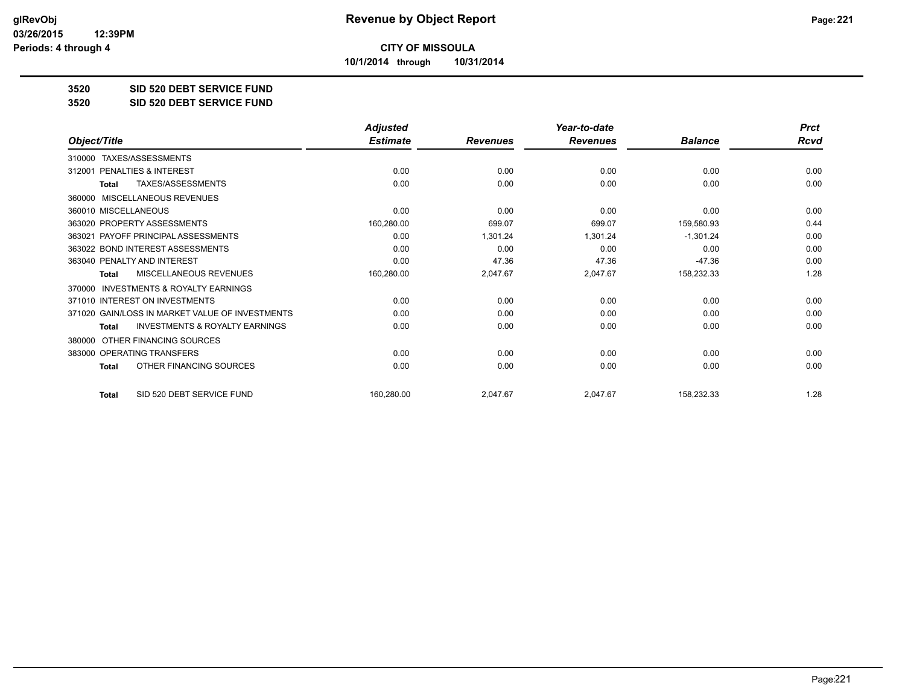**Revenue by Object Report**

**CITY OF MISSOULA**

**10/1/2014 through 10/31/2014**

glRevObj
03/26/2015 12:39PM
Periods: 4 through 4

## 3520 SID 520 DEBT SERVICE FUND
## 3520 SID 520 DEBT SERVICE FUND

| Object/Title | Adjusted Estimate | Revenues | Year-to-date Revenues | Balance | Prct Rcvd |
|---|---|---|---|---|---|
| 310000 TAXES/ASSESSMENTS | | | | | |
| 312001 PENALTIES & INTEREST | 0.00 | 0.00 | 0.00 | 0.00 | 0.00 |
| **Total** TAXES/ASSESSMENTS | 0.00 | 0.00 | 0.00 | 0.00 | 0.00 |
| 360000 MISCELLANEOUS REVENUES | | | | | |
| 360010 MISCELLANEOUS | 0.00 | 0.00 | 0.00 | 0.00 | 0.00 |
| 363020 PROPERTY ASSESSMENTS | 160,280.00 | 699.07 | 699.07 | 159,580.93 | 0.44 |
| 363021 PAYOFF PRINCIPAL ASSESSMENTS | 0.00 | 1,301.24 | 1,301.24 | -1,301.24 | 0.00 |
| 363022 BOND INTEREST ASSESSMENTS | 0.00 | 0.00 | 0.00 | 0.00 | 0.00 |
| 363040 PENALTY AND INTEREST | 0.00 | 47.36 | 47.36 | -47.36 | 0.00 |
| **Total** MISCELLANEOUS REVENUES | 160,280.00 | 2,047.67 | 2,047.67 | 158,232.33 | 1.28 |
| 370000 INVESTMENTS & ROYALTY EARNINGS | | | | | |
| 371010 INTEREST ON INVESTMENTS | 0.00 | 0.00 | 0.00 | 0.00 | 0.00 |
| 371020 GAIN/LOSS IN MARKET VALUE OF INVESTMENTS | 0.00 | 0.00 | 0.00 | 0.00 | 0.00 |
| **Total** INVESTMENTS & ROYALTY EARNINGS | 0.00 | 0.00 | 0.00 | 0.00 | 0.00 |
| 380000 OTHER FINANCING SOURCES | | | | | |
| 383000 OPERATING TRANSFERS | 0.00 | 0.00 | 0.00 | 0.00 | 0.00 |
| **Total** OTHER FINANCING SOURCES | 0.00 | 0.00 | 0.00 | 0.00 | 0.00 |
| **Total** SID 520 DEBT SERVICE FUND | 160,280.00 | 2,047.67 | 2,047.67 | 158,232.33 | 1.28 |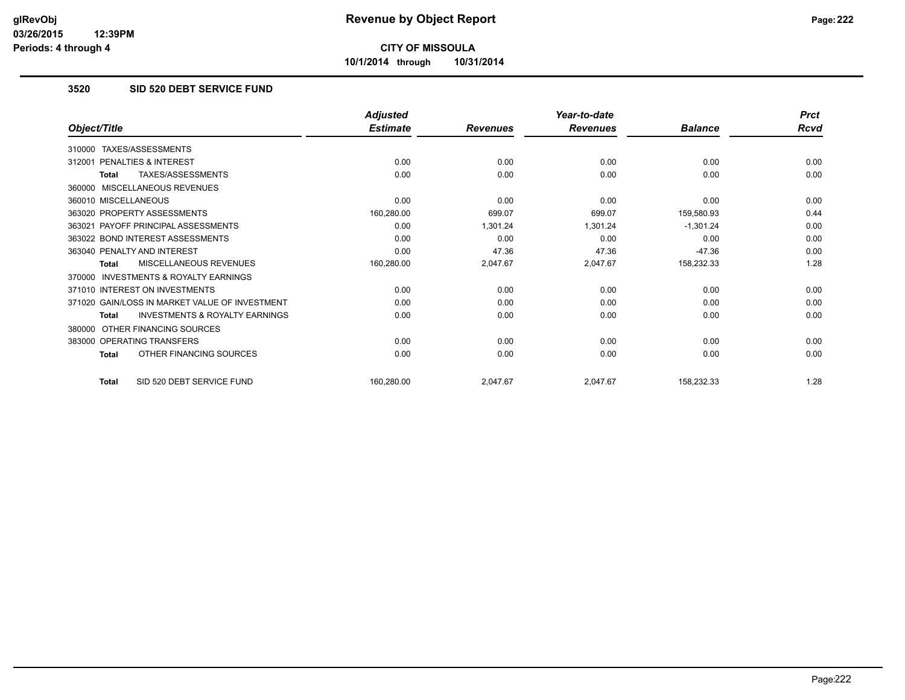# Revenue by Object Report

**CITY OF MISSOULA**

**10/1/2014 through 10/31/2014**

### 3520 SID 520 DEBT SERVICE FUND

| Object/Title | Adjusted Estimate | Revenues | Year-to-date Revenues | Balance | Prct Rcvd |
|---|---|---|---|---|---|
| 310000 TAXES/ASSESSMENTS | | | | | |
| 312001 PENALTIES & INTEREST | 0.00 | 0.00 | 0.00 | 0.00 | 0.00 |
| **Total** TAXES/ASSESSMENTS | 0.00 | 0.00 | 0.00 | 0.00 | 0.00 |
| 360000 MISCELLANEOUS REVENUES | | | | | |
| 360010 MISCELLANEOUS | 0.00 | 0.00 | 0.00 | 0.00 | 0.00 |
| 363020 PROPERTY ASSESSMENTS | 160,280.00 | 699.07 | 699.07 | 159,580.93 | 0.44 |
| 363021 PAYOFF PRINCIPAL ASSESSMENTS | 0.00 | 1,301.24 | 1,301.24 | -1,301.24 | 0.00 |
| 363022 BOND INTEREST ASSESSMENTS | 0.00 | 0.00 | 0.00 | 0.00 | 0.00 |
| 363040 PENALTY AND INTEREST | 0.00 | 47.36 | 47.36 | -47.36 | 0.00 |
| **Total** MISCELLANEOUS REVENUES | 160,280.00 | 2,047.67 | 2,047.67 | 158,232.33 | 1.28 |
| 370000 INVESTMENTS & ROYALTY EARNINGS | | | | | |
| 371010 INTEREST ON INVESTMENTS | 0.00 | 0.00 | 0.00 | 0.00 | 0.00 |
| 371020 GAIN/LOSS IN MARKET VALUE OF INVESTMENT | 0.00 | 0.00 | 0.00 | 0.00 | 0.00 |
| **Total** INVESTMENTS & ROYALTY EARNINGS | 0.00 | 0.00 | 0.00 | 0.00 | 0.00 |
| 380000 OTHER FINANCING SOURCES | | | | | |
| 383000 OPERATING TRANSFERS | 0.00 | 0.00 | 0.00 | 0.00 | 0.00 |
| **Total** OTHER FINANCING SOURCES | 0.00 | 0.00 | 0.00 | 0.00 | 0.00 |
| **Total** SID 520 DEBT SERVICE FUND | 160,280.00 | 2,047.67 | 2,047.67 | 158,232.33 | 1.28 |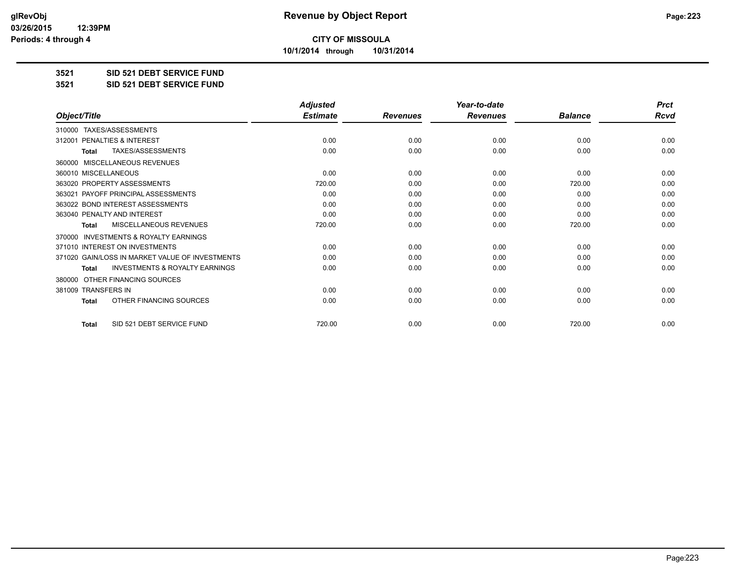**CITY OF MISSOULA**

**10/1/2014 through 10/31/2014**

**3521 SID 521 DEBT SERVICE FUND**

**3521 SID 521 DEBT SERVICE FUND**

| Object/Title | Adjusted Estimate | Revenues | Year-to-date Revenues | Balance | Prct Rcvd |
|---|---|---|---|---|---|
| 310000 TAXES/ASSESSMENTS | | | | | |
| 312001 PENALTIES & INTEREST | 0.00 | 0.00 | 0.00 | 0.00 | 0.00 |
| **Total** TAXES/ASSESSMENTS | 0.00 | 0.00 | 0.00 | 0.00 | 0.00 |
| 360000 MISCELLANEOUS REVENUES | | | | | |
| 360010 MISCELLANEOUS | 0.00 | 0.00 | 0.00 | 0.00 | 0.00 |
| 363020 PROPERTY ASSESSMENTS | 720.00 | 0.00 | 0.00 | 720.00 | 0.00 |
| 363021 PAYOFF PRINCIPAL ASSESSMENTS | 0.00 | 0.00 | 0.00 | 0.00 | 0.00 |
| 363022 BOND INTEREST ASSESSMENTS | 0.00 | 0.00 | 0.00 | 0.00 | 0.00 |
| 363040 PENALTY AND INTEREST | 0.00 | 0.00 | 0.00 | 0.00 | 0.00 |
| **Total** MISCELLANEOUS REVENUES | 720.00 | 0.00 | 0.00 | 720.00 | 0.00 |
| 370000 INVESTMENTS & ROYALTY EARNINGS | | | | | |
| 371010 INTEREST ON INVESTMENTS | 0.00 | 0.00 | 0.00 | 0.00 | 0.00 |
| 371020 GAIN/LOSS IN MARKET VALUE OF INVESTMENTS | 0.00 | 0.00 | 0.00 | 0.00 | 0.00 |
| **Total** INVESTMENTS & ROYALTY EARNINGS | 0.00 | 0.00 | 0.00 | 0.00 | 0.00 |
| 380000 OTHER FINANCING SOURCES | | | | | |
| 381009 TRANSFERS IN | 0.00 | 0.00 | 0.00 | 0.00 | 0.00 |
| **Total** OTHER FINANCING SOURCES | 0.00 | 0.00 | 0.00 | 0.00 | 0.00 |
| **Total** SID 521 DEBT SERVICE FUND | 720.00 | 0.00 | 0.00 | 720.00 | 0.00 |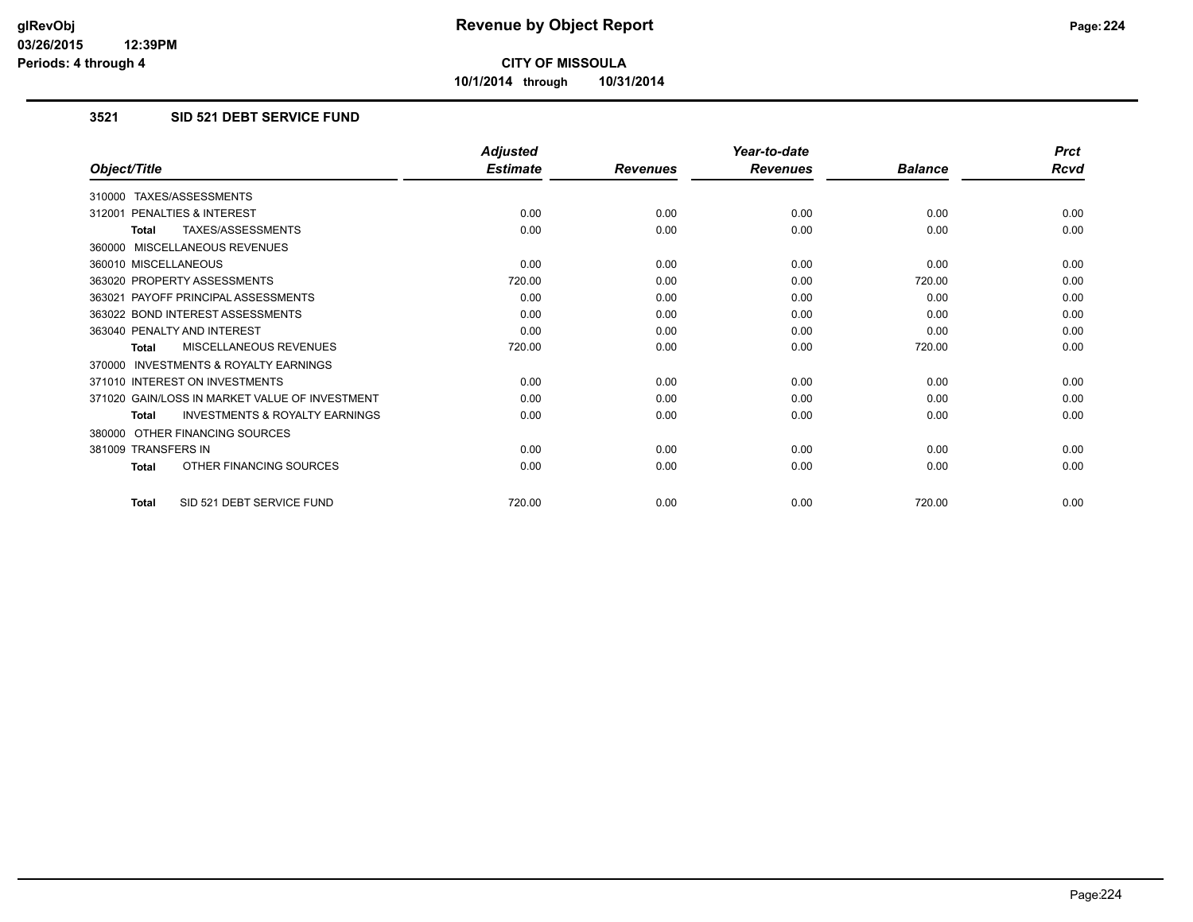# Revenue by Object Report

**CITY OF MISSOULA**

**10/1/2014 through 10/31/2014**

### 3521 SID 521 DEBT SERVICE FUND

| Object/Title | Adjusted Estimate | Revenues | Year-to-date Revenues | Balance | Prct Rcvd |
|---|---|---|---|---|---|
| 310000 TAXES/ASSESSMENTS | | | | | |
| 312001 PENALTIES & INTEREST | 0.00 | 0.00 | 0.00 | 0.00 | 0.00 |
| **Total** TAXES/ASSESSMENTS | 0.00 | 0.00 | 0.00 | 0.00 | 0.00 |
| 360000 MISCELLANEOUS REVENUES | | | | | |
| 360010 MISCELLANEOUS | 0.00 | 0.00 | 0.00 | 0.00 | 0.00 |
| 363020 PROPERTY ASSESSMENTS | 720.00 | 0.00 | 0.00 | 720.00 | 0.00 |
| 363021 PAYOFF PRINCIPAL ASSESSMENTS | 0.00 | 0.00 | 0.00 | 0.00 | 0.00 |
| 363022 BOND INTEREST ASSESSMENTS | 0.00 | 0.00 | 0.00 | 0.00 | 0.00 |
| 363040 PENALTY AND INTEREST | 0.00 | 0.00 | 0.00 | 0.00 | 0.00 |
| **Total** MISCELLANEOUS REVENUES | 720.00 | 0.00 | 0.00 | 720.00 | 0.00 |
| 370000 INVESTMENTS & ROYALTY EARNINGS | | | | | |
| 371010 INTEREST ON INVESTMENTS | 0.00 | 0.00 | 0.00 | 0.00 | 0.00 |
| 371020 GAIN/LOSS IN MARKET VALUE OF INVESTMENT | 0.00 | 0.00 | 0.00 | 0.00 | 0.00 |
| **Total** INVESTMENTS & ROYALTY EARNINGS | 0.00 | 0.00 | 0.00 | 0.00 | 0.00 |
| 380000 OTHER FINANCING SOURCES | | | | | |
| 381009 TRANSFERS IN | 0.00 | 0.00 | 0.00 | 0.00 | 0.00 |
| **Total** OTHER FINANCING SOURCES | 0.00 | 0.00 | 0.00 | 0.00 | 0.00 |
| **Total** SID 521 DEBT SERVICE FUND | 720.00 | 0.00 | 0.00 | 720.00 | 0.00 |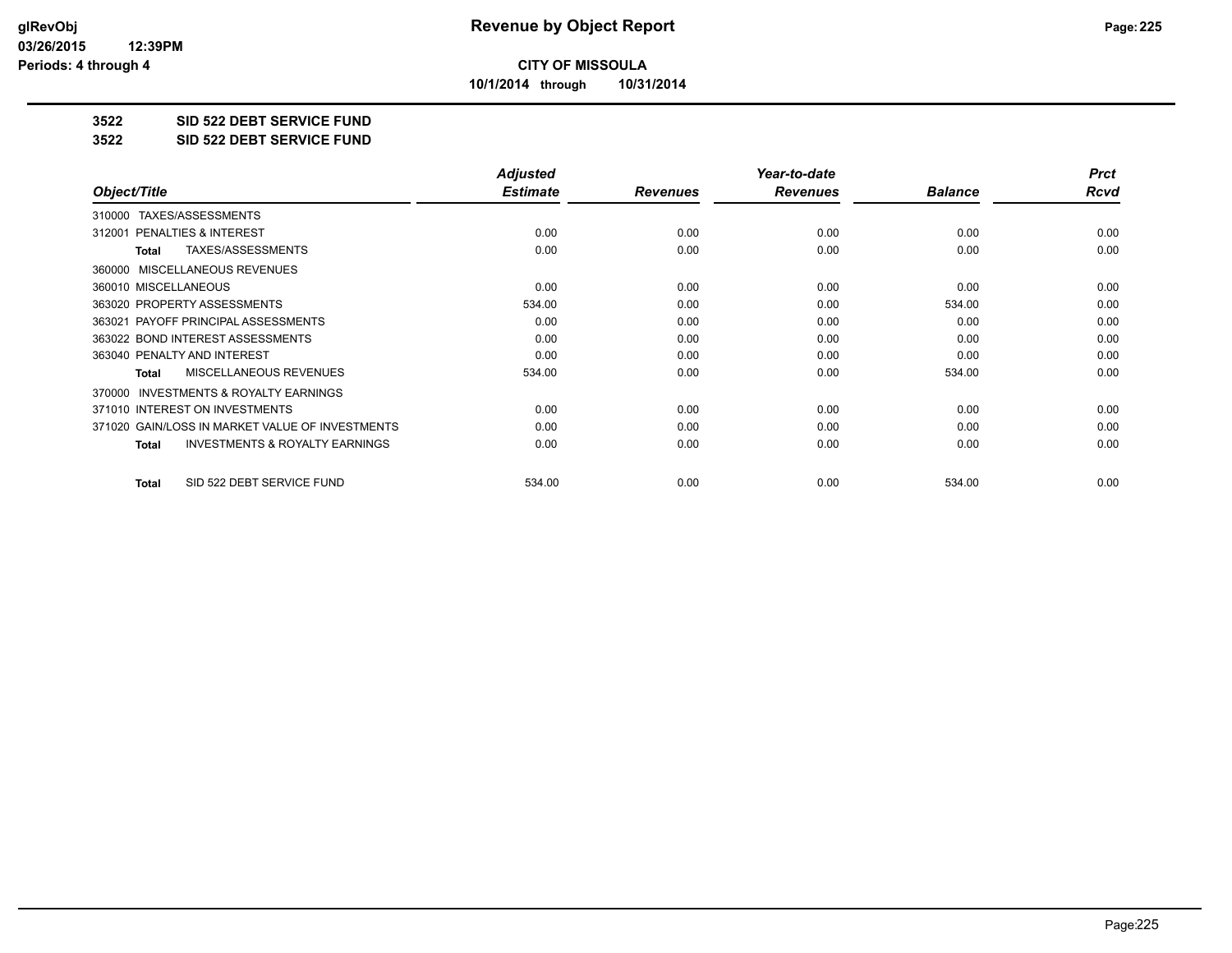**CITY OF MISSOULA**

**10/1/2014 through 10/31/2014**

## 3522 SID 522 DEBT SERVICE FUND

## 3522 SID 522 DEBT SERVICE FUND

| Object/Title | Adjusted Estimate | Revenues | Year-to-date Revenues | Balance | Prct Rcvd |
|---|---|---|---|---|---|
| 310000 TAXES/ASSESSMENTS | | | | | |
| 312001 PENALTIES & INTEREST | 0.00 | 0.00 | 0.00 | 0.00 | 0.00 |
| **Total** TAXES/ASSESSMENTS | 0.00 | 0.00 | 0.00 | 0.00 | 0.00 |
| 360000 MISCELLANEOUS REVENUES | | | | | |
| 360010 MISCELLANEOUS | 0.00 | 0.00 | 0.00 | 0.00 | 0.00 |
| 363020 PROPERTY ASSESSMENTS | 534.00 | 0.00 | 0.00 | 534.00 | 0.00 |
| 363021 PAYOFF PRINCIPAL ASSESSMENTS | 0.00 | 0.00 | 0.00 | 0.00 | 0.00 |
| 363022 BOND INTEREST ASSESSMENTS | 0.00 | 0.00 | 0.00 | 0.00 | 0.00 |
| 363040 PENALTY AND INTEREST | 0.00 | 0.00 | 0.00 | 0.00 | 0.00 |
| **Total** MISCELLANEOUS REVENUES | 534.00 | 0.00 | 0.00 | 534.00 | 0.00 |
| 370000 INVESTMENTS & ROYALTY EARNINGS | | | | | |
| 371010 INTEREST ON INVESTMENTS | 0.00 | 0.00 | 0.00 | 0.00 | 0.00 |
| 371020 GAIN/LOSS IN MARKET VALUE OF INVESTMENTS | 0.00 | 0.00 | 0.00 | 0.00 | 0.00 |
| **Total** INVESTMENTS & ROYALTY EARNINGS | 0.00 | 0.00 | 0.00 | 0.00 | 0.00 |
| **Total** SID 522 DEBT SERVICE FUND | 534.00 | 0.00 | 0.00 | 534.00 | 0.00 |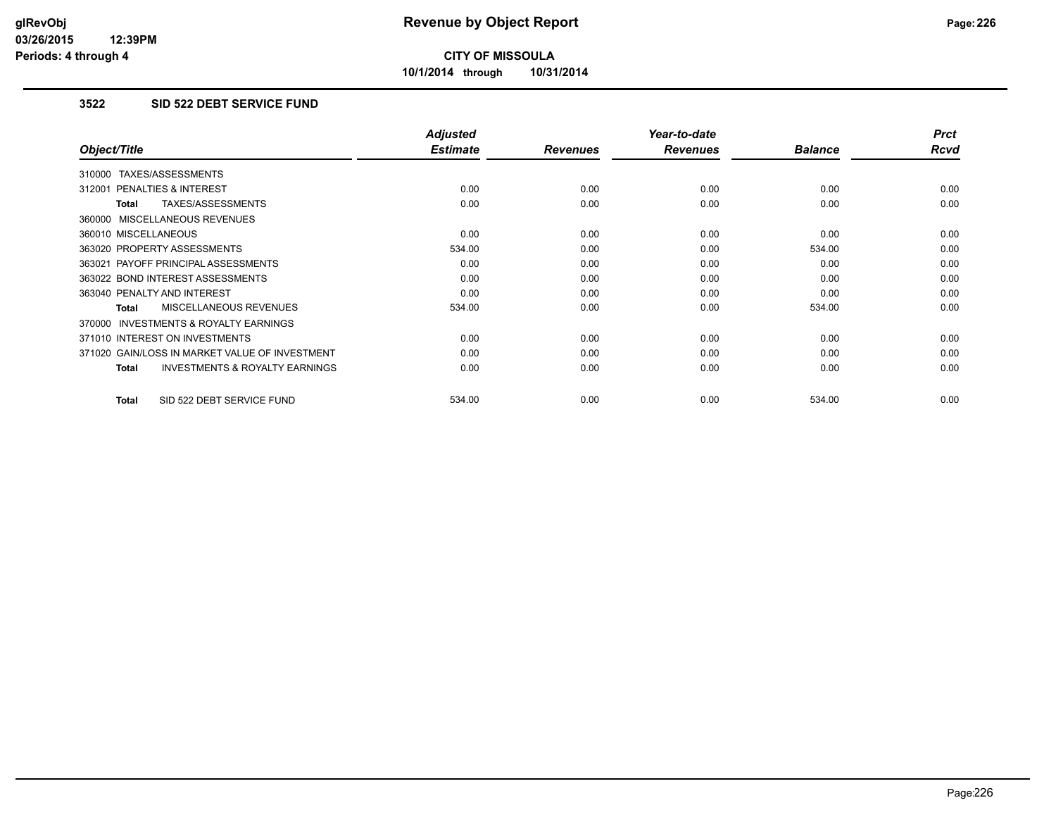# Revenue by Object Report

**CITY OF MISSOULA**

**10/1/2014 through 10/31/2014**

glRevObj
03/26/2015 12:39PM
Periods: 4 through 4

### 3522 SID 522 DEBT SERVICE FUND

| Object/Title | Adjusted Estimate | Revenues | Year-to-date Revenues | Balance | Prct Rcvd |
|---|---|---|---|---|---|
| 310000 TAXES/ASSESSMENTS | | | | | |
| 312001 PENALTIES & INTEREST | 0.00 | 0.00 | 0.00 | 0.00 | 0.00 |
| **Total** TAXES/ASSESSMENTS | 0.00 | 0.00 | 0.00 | 0.00 | 0.00 |
| 360000 MISCELLANEOUS REVENUES | | | | | |
| 360010 MISCELLANEOUS | 0.00 | 0.00 | 0.00 | 0.00 | 0.00 |
| 363020 PROPERTY ASSESSMENTS | 534.00 | 0.00 | 0.00 | 534.00 | 0.00 |
| 363021 PAYOFF PRINCIPAL ASSESSMENTS | 0.00 | 0.00 | 0.00 | 0.00 | 0.00 |
| 363022 BOND INTEREST ASSESSMENTS | 0.00 | 0.00 | 0.00 | 0.00 | 0.00 |
| 363040 PENALTY AND INTEREST | 0.00 | 0.00 | 0.00 | 0.00 | 0.00 |
| **Total** MISCELLANEOUS REVENUES | 534.00 | 0.00 | 0.00 | 534.00 | 0.00 |
| 370000 INVESTMENTS & ROYALTY EARNINGS | | | | | |
| 371010 INTEREST ON INVESTMENTS | 0.00 | 0.00 | 0.00 | 0.00 | 0.00 |
| 371020 GAIN/LOSS IN MARKET VALUE OF INVESTMENT | 0.00 | 0.00 | 0.00 | 0.00 | 0.00 |
| **Total** INVESTMENTS & ROYALTY EARNINGS | 0.00 | 0.00 | 0.00 | 0.00 | 0.00 |
| **Total** SID 522 DEBT SERVICE FUND | 534.00 | 0.00 | 0.00 | 534.00 | 0.00 |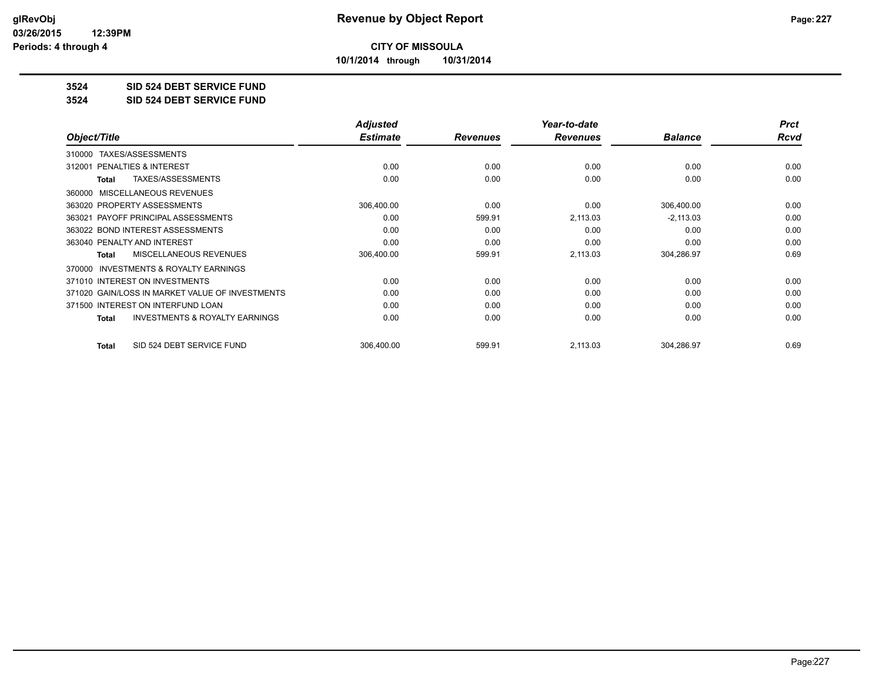**glRevObj**
**03/26/2015 12:39PM**
**Periods: 4 through 4**

# Revenue by Object Report

**CITY OF MISSOULA**

**10/1/2014 through 10/31/2014**

## 3524 SID 524 DEBT SERVICE FUND
## 3524 SID 524 DEBT SERVICE FUND

| Object/Title | Adjusted Estimate | Revenues | Year-to-date Revenues | Balance | Prct Rcvd |
|---|---|---|---|---|---|
| 310000 TAXES/ASSESSMENTS | | | | | |
| 312001 PENALTIES & INTEREST | 0.00 | 0.00 | 0.00 | 0.00 | 0.00 |
| **Total** TAXES/ASSESSMENTS | 0.00 | 0.00 | 0.00 | 0.00 | 0.00 |
| 360000 MISCELLANEOUS REVENUES | | | | | |
| 363020 PROPERTY ASSESSMENTS | 306,400.00 | 0.00 | 0.00 | 306,400.00 | 0.00 |
| 363021 PAYOFF PRINCIPAL ASSESSMENTS | 0.00 | 599.91 | 2,113.03 | -2,113.03 | 0.00 |
| 363022 BOND INTEREST ASSESSMENTS | 0.00 | 0.00 | 0.00 | 0.00 | 0.00 |
| 363040 PENALTY AND INTEREST | 0.00 | 0.00 | 0.00 | 0.00 | 0.00 |
| **Total** MISCELLANEOUS REVENUES | 306,400.00 | 599.91 | 2,113.03 | 304,286.97 | 0.69 |
| 370000 INVESTMENTS & ROYALTY EARNINGS | | | | | |
| 371010 INTEREST ON INVESTMENTS | 0.00 | 0.00 | 0.00 | 0.00 | 0.00 |
| 371020 GAIN/LOSS IN MARKET VALUE OF INVESTMENTS | 0.00 | 0.00 | 0.00 | 0.00 | 0.00 |
| 371500 INTEREST ON INTERFUND LOAN | 0.00 | 0.00 | 0.00 | 0.00 | 0.00 |
| **Total** INVESTMENTS & ROYALTY EARNINGS | 0.00 | 0.00 | 0.00 | 0.00 | 0.00 |
| **Total** SID 524 DEBT SERVICE FUND | 306,400.00 | 599.91 | 2,113.03 | 304,286.97 | 0.69 |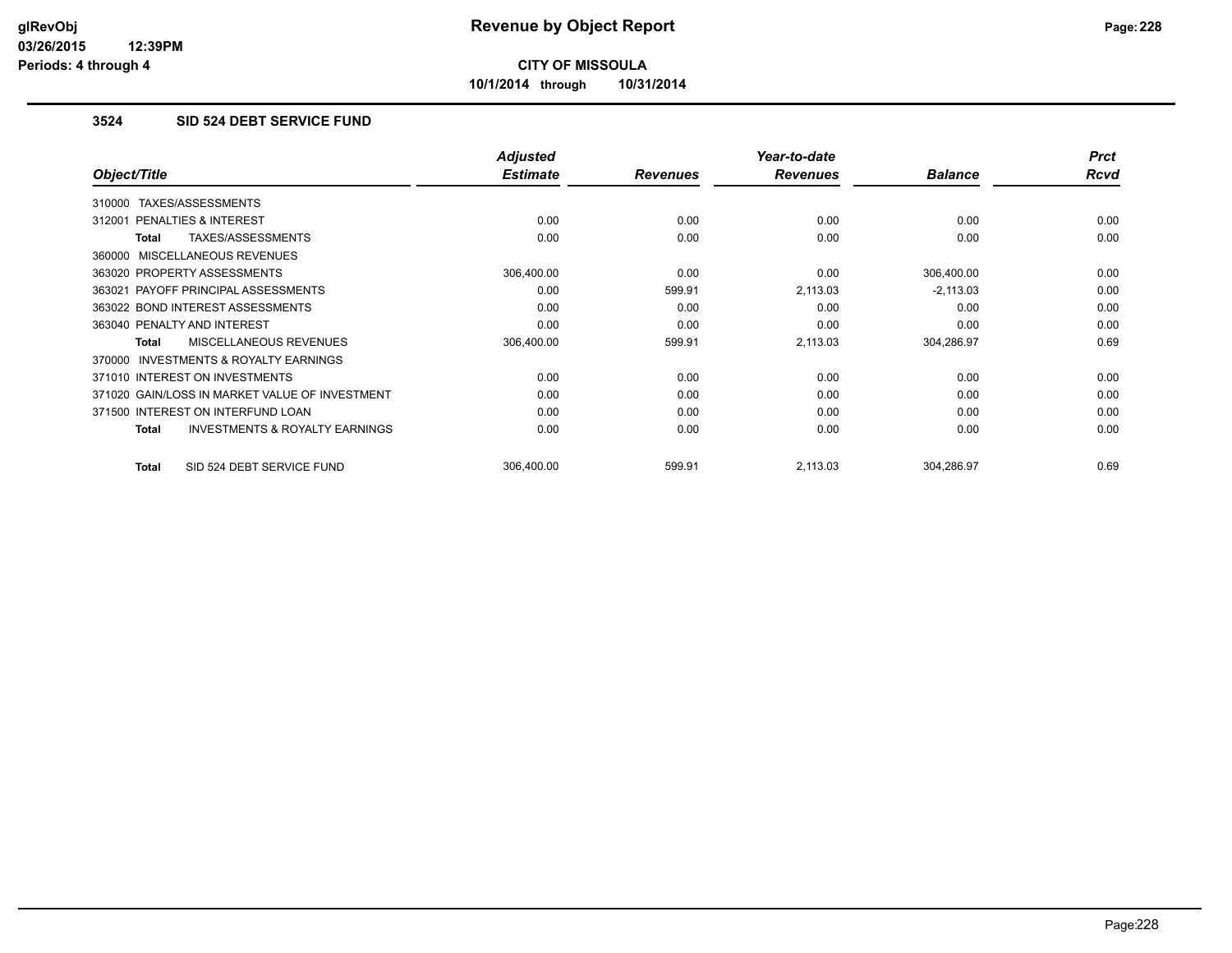# Revenue by Object Report

**CITY OF MISSOULA**

**10/1/2014 through 10/31/2014**

glRevObj
03/26/2015 12:39PM
Periods: 4 through 4

### 3524 SID 524 DEBT SERVICE FUND

| Object/Title | Adjusted Estimate | Revenues | Year-to-date Revenues | Balance | Prct Rcvd |
|---|---|---|---|---|---|
| 310000 TAXES/ASSESSMENTS | | | | | |
| 312001 PENALTIES & INTEREST | 0.00 | 0.00 | 0.00 | 0.00 | 0.00 |
| **Total** TAXES/ASSESSMENTS | 0.00 | 0.00 | 0.00 | 0.00 | 0.00 |
| 360000 MISCELLANEOUS REVENUES | | | | | |
| 363020 PROPERTY ASSESSMENTS | 306,400.00 | 0.00 | 0.00 | 306,400.00 | 0.00 |
| 363021 PAYOFF PRINCIPAL ASSESSMENTS | 0.00 | 599.91 | 2,113.03 | -2,113.03 | 0.00 |
| 363022 BOND INTEREST ASSESSMENTS | 0.00 | 0.00 | 0.00 | 0.00 | 0.00 |
| 363040 PENALTY AND INTEREST | 0.00 | 0.00 | 0.00 | 0.00 | 0.00 |
| **Total** MISCELLANEOUS REVENUES | 306,400.00 | 599.91 | 2,113.03 | 304,286.97 | 0.69 |
| 370000 INVESTMENTS & ROYALTY EARNINGS | | | | | |
| 371010 INTEREST ON INVESTMENTS | 0.00 | 0.00 | 0.00 | 0.00 | 0.00 |
| 371020 GAIN/LOSS IN MARKET VALUE OF INVESTMENT | 0.00 | 0.00 | 0.00 | 0.00 | 0.00 |
| 371500 INTEREST ON INTERFUND LOAN | 0.00 | 0.00 | 0.00 | 0.00 | 0.00 |
| **Total** INVESTMENTS & ROYALTY EARNINGS | 0.00 | 0.00 | 0.00 | 0.00 | 0.00 |
| **Total** SID 524 DEBT SERVICE FUND | 306,400.00 | 599.91 | 2,113.03 | 304,286.97 | 0.69 |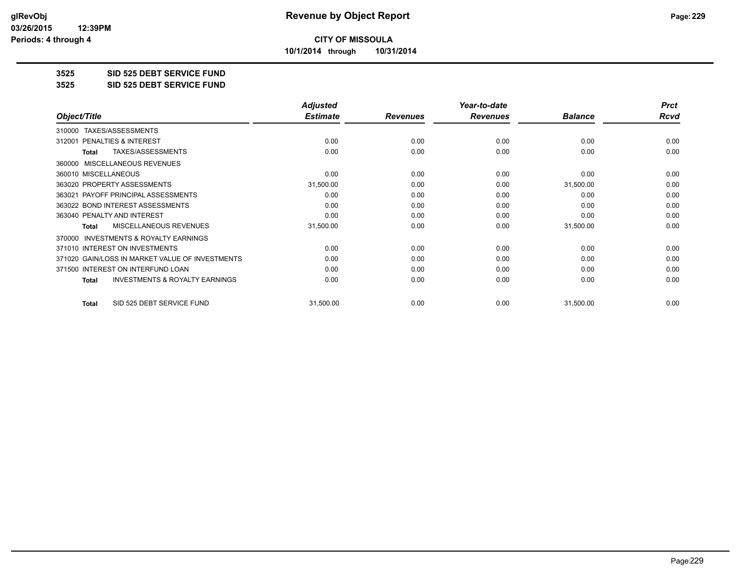**CITY OF MISSOULA**

**10/1/2014 through 10/31/2014**

**3525 SID 525 DEBT SERVICE FUND**

**3525 SID 525 DEBT SERVICE FUND**

| Object/Title | Adjusted Estimate | Revenues | Year-to-date Revenues | Balance | Prct Rcvd |
|---|---|---|---|---|---|
| 310000 TAXES/ASSESSMENTS | | | | | |
| 312001 PENALTIES & INTEREST | 0.00 | 0.00 | 0.00 | 0.00 | 0.00 |
| **Total** TAXES/ASSESSMENTS | 0.00 | 0.00 | 0.00 | 0.00 | 0.00 |
| 360000 MISCELLANEOUS REVENUES | | | | | |
| 360010 MISCELLANEOUS | 0.00 | 0.00 | 0.00 | 0.00 | 0.00 |
| 363020 PROPERTY ASSESSMENTS | 31,500.00 | 0.00 | 0.00 | 31,500.00 | 0.00 |
| 363021 PAYOFF PRINCIPAL ASSESSMENTS | 0.00 | 0.00 | 0.00 | 0.00 | 0.00 |
| 363022 BOND INTEREST ASSESSMENTS | 0.00 | 0.00 | 0.00 | 0.00 | 0.00 |
| 363040 PENALTY AND INTEREST | 0.00 | 0.00 | 0.00 | 0.00 | 0.00 |
| **Total** MISCELLANEOUS REVENUES | 31,500.00 | 0.00 | 0.00 | 31,500.00 | 0.00 |
| 370000 INVESTMENTS & ROYALTY EARNINGS | | | | | |
| 371010 INTEREST ON INVESTMENTS | 0.00 | 0.00 | 0.00 | 0.00 | 0.00 |
| 371020 GAIN/LOSS IN MARKET VALUE OF INVESTMENTS | 0.00 | 0.00 | 0.00 | 0.00 | 0.00 |
| 371500 INTEREST ON INTERFUND LOAN | 0.00 | 0.00 | 0.00 | 0.00 | 0.00 |
| **Total** INVESTMENTS & ROYALTY EARNINGS | 0.00 | 0.00 | 0.00 | 0.00 | 0.00 |
| **Total** SID 525 DEBT SERVICE FUND | 31,500.00 | 0.00 | 0.00 | 31,500.00 | 0.00 |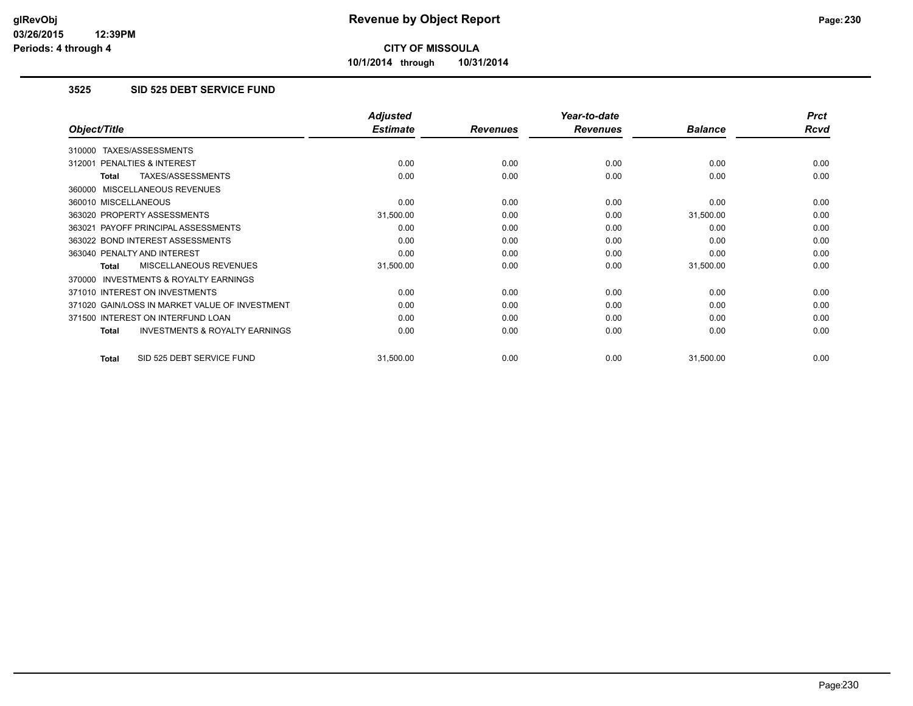**glRevObj**
**03/26/2015 12:39PM**
**Periods: 4 through 4**

# Revenue by Object Report

**CITY OF MISSOULA**

**10/1/2014 through 10/31/2014**

## 3525 SID 525 DEBT SERVICE FUND

| Object/Title | Adjusted Estimate | Revenues | Year-to-date Revenues | Balance | Prct Rcvd |
|---|---|---|---|---|---|
| 310000 TAXES/ASSESSMENTS | | | | | |
| 312001 PENALTIES & INTEREST | 0.00 | 0.00 | 0.00 | 0.00 | 0.00 |
| **Total** TAXES/ASSESSMENTS | 0.00 | 0.00 | 0.00 | 0.00 | 0.00 |
| 360000 MISCELLANEOUS REVENUES | | | | | |
| 360010 MISCELLANEOUS | 0.00 | 0.00 | 0.00 | 0.00 | 0.00 |
| 363020 PROPERTY ASSESSMENTS | 31,500.00 | 0.00 | 0.00 | 31,500.00 | 0.00 |
| 363021 PAYOFF PRINCIPAL ASSESSMENTS | 0.00 | 0.00 | 0.00 | 0.00 | 0.00 |
| 363022 BOND INTEREST ASSESSMENTS | 0.00 | 0.00 | 0.00 | 0.00 | 0.00 |
| 363040 PENALTY AND INTEREST | 0.00 | 0.00 | 0.00 | 0.00 | 0.00 |
| **Total** MISCELLANEOUS REVENUES | 31,500.00 | 0.00 | 0.00 | 31,500.00 | 0.00 |
| 370000 INVESTMENTS & ROYALTY EARNINGS | | | | | |
| 371010 INTEREST ON INVESTMENTS | 0.00 | 0.00 | 0.00 | 0.00 | 0.00 |
| 371020 GAIN/LOSS IN MARKET VALUE OF INVESTMENT | 0.00 | 0.00 | 0.00 | 0.00 | 0.00 |
| 371500 INTEREST ON INTERFUND LOAN | 0.00 | 0.00 | 0.00 | 0.00 | 0.00 |
| **Total** INVESTMENTS & ROYALTY EARNINGS | 0.00 | 0.00 | 0.00 | 0.00 | 0.00 |
| **Total** SID 525 DEBT SERVICE FUND | 31,500.00 | 0.00 | 0.00 | 31,500.00 | 0.00 |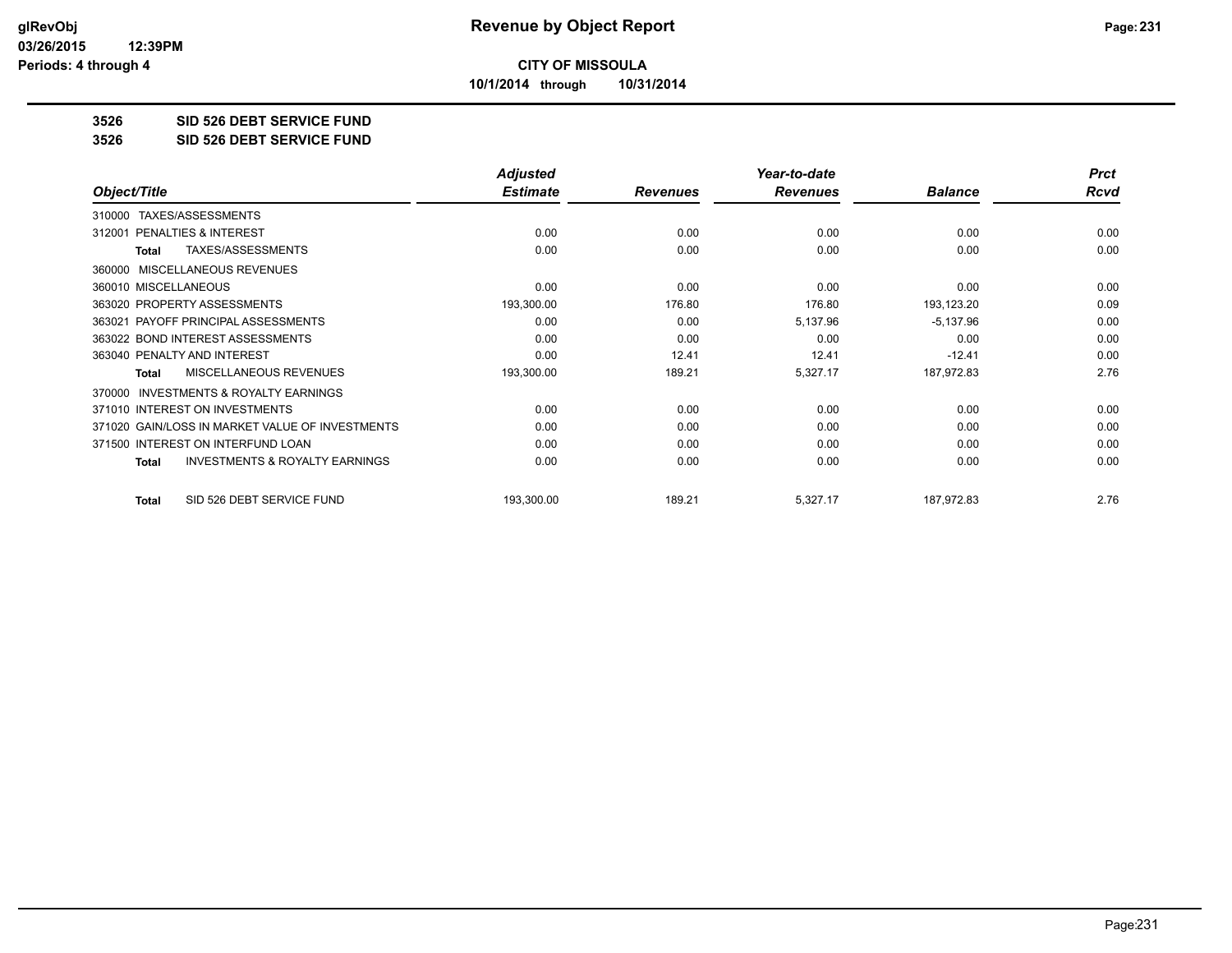# Revenue by Object Report

**CITY OF MISSOULA**

**10/1/2014 through 10/31/2014**

**3526 SID 526 DEBT SERVICE FUND**

**3526 SID 526 DEBT SERVICE FUND**

| Object/Title | Adjusted Estimate | Revenues | Year-to-date Revenues | Balance | Prct Rcvd |
|---|---|---|---|---|---|
| 310000 TAXES/ASSESSMENTS | | | | | |
| 312001 PENALTIES & INTEREST | 0.00 | 0.00 | 0.00 | 0.00 | 0.00 |
| **Total** TAXES/ASSESSMENTS | 0.00 | 0.00 | 0.00 | 0.00 | 0.00 |
| 360000 MISCELLANEOUS REVENUES | | | | | |
| 360010 MISCELLANEOUS | 0.00 | 0.00 | 0.00 | 0.00 | 0.00 |
| 363020 PROPERTY ASSESSMENTS | 193,300.00 | 176.80 | 176.80 | 193,123.20 | 0.09 |
| 363021 PAYOFF PRINCIPAL ASSESSMENTS | 0.00 | 0.00 | 5,137.96 | -5,137.96 | 0.00 |
| 363022 BOND INTEREST ASSESSMENTS | 0.00 | 0.00 | 0.00 | 0.00 | 0.00 |
| 363040 PENALTY AND INTEREST | 0.00 | 12.41 | 12.41 | -12.41 | 0.00 |
| **Total** MISCELLANEOUS REVENUES | 193,300.00 | 189.21 | 5,327.17 | 187,972.83 | 2.76 |
| 370000 INVESTMENTS & ROYALTY EARNINGS | | | | | |
| 371010 INTEREST ON INVESTMENTS | 0.00 | 0.00 | 0.00 | 0.00 | 0.00 |
| 371020 GAIN/LOSS IN MARKET VALUE OF INVESTMENTS | 0.00 | 0.00 | 0.00 | 0.00 | 0.00 |
| 371500 INTEREST ON INTERFUND LOAN | 0.00 | 0.00 | 0.00 | 0.00 | 0.00 |
| **Total** INVESTMENTS & ROYALTY EARNINGS | 0.00 | 0.00 | 0.00 | 0.00 | 0.00 |
| **Total** SID 526 DEBT SERVICE FUND | 193,300.00 | 189.21 | 5,327.17 | 187,972.83 | 2.76 |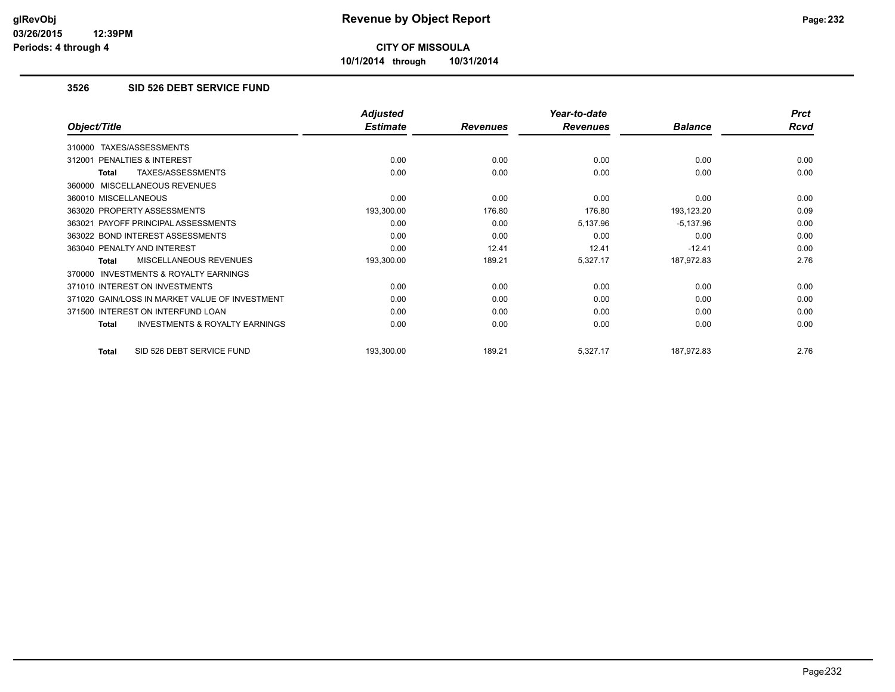# Revenue by Object Report

**CITY OF MISSOULA**

**10/1/2014 through 10/31/2014**

### 3526 SID 526 DEBT SERVICE FUND

| Object/Title | Adjusted Estimate | Revenues | Year-to-date Revenues | Balance | Prct Rcvd |
|---|---|---|---|---|---|
| 310000 TAXES/ASSESSMENTS | | | | | |
| 312001 PENALTIES & INTEREST | 0.00 | 0.00 | 0.00 | 0.00 | 0.00 |
| **Total** TAXES/ASSESSMENTS | 0.00 | 0.00 | 0.00 | 0.00 | 0.00 |
| 360000 MISCELLANEOUS REVENUES | | | | | |
| 360010 MISCELLANEOUS | 0.00 | 0.00 | 0.00 | 0.00 | 0.00 |
| 363020 PROPERTY ASSESSMENTS | 193,300.00 | 176.80 | 176.80 | 193,123.20 | 0.09 |
| 363021 PAYOFF PRINCIPAL ASSESSMENTS | 0.00 | 0.00 | 5,137.96 | -5,137.96 | 0.00 |
| 363022 BOND INTEREST ASSESSMENTS | 0.00 | 0.00 | 0.00 | 0.00 | 0.00 |
| 363040 PENALTY AND INTEREST | 0.00 | 12.41 | 12.41 | -12.41 | 0.00 |
| **Total** MISCELLANEOUS REVENUES | 193,300.00 | 189.21 | 5,327.17 | 187,972.83 | 2.76 |
| 370000 INVESTMENTS & ROYALTY EARNINGS | | | | | |
| 371010 INTEREST ON INVESTMENTS | 0.00 | 0.00 | 0.00 | 0.00 | 0.00 |
| 371020 GAIN/LOSS IN MARKET VALUE OF INVESTMENT | 0.00 | 0.00 | 0.00 | 0.00 | 0.00 |
| 371500 INTEREST ON INTERFUND LOAN | 0.00 | 0.00 | 0.00 | 0.00 | 0.00 |
| **Total** INVESTMENTS & ROYALTY EARNINGS | 0.00 | 0.00 | 0.00 | 0.00 | 0.00 |
| **Total** SID 526 DEBT SERVICE FUND | 193,300.00 | 189.21 | 5,327.17 | 187,972.83 | 2.76 |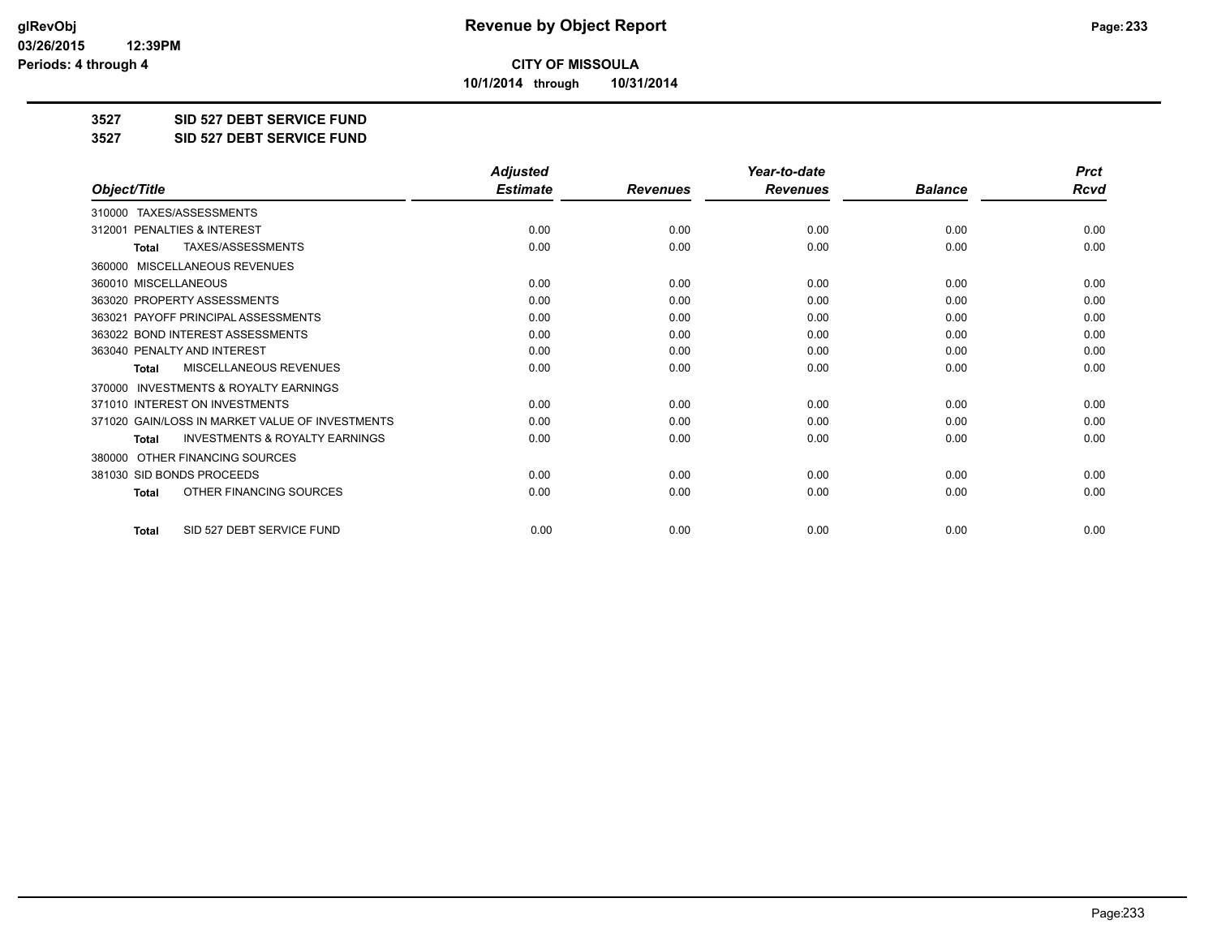# CITY OF MISSOULA

**10/1/2014 through 10/31/2014**

## 3527 SID 527 DEBT SERVICE FUND

## 3527 SID 527 DEBT SERVICE FUND

| Object/Title | Adjusted Estimate | Revenues | Year-to-date Revenues | Balance | Prct Rcvd |
|---|---|---|---|---|---|
| 310000 TAXES/ASSESSMENTS | | | | | |
| 312001 PENALTIES & INTEREST | 0.00 | 0.00 | 0.00 | 0.00 | 0.00 |
| Total TAXES/ASSESSMENTS | 0.00 | 0.00 | 0.00 | 0.00 | 0.00 |
| 360000 MISCELLANEOUS REVENUES | | | | | |
| 360010 MISCELLANEOUS | 0.00 | 0.00 | 0.00 | 0.00 | 0.00 |
| 363020 PROPERTY ASSESSMENTS | 0.00 | 0.00 | 0.00 | 0.00 | 0.00 |
| 363021 PAYOFF PRINCIPAL ASSESSMENTS | 0.00 | 0.00 | 0.00 | 0.00 | 0.00 |
| 363022 BOND INTEREST ASSESSMENTS | 0.00 | 0.00 | 0.00 | 0.00 | 0.00 |
| 363040 PENALTY AND INTEREST | 0.00 | 0.00 | 0.00 | 0.00 | 0.00 |
| Total MISCELLANEOUS REVENUES | 0.00 | 0.00 | 0.00 | 0.00 | 0.00 |
| 370000 INVESTMENTS & ROYALTY EARNINGS | | | | | |
| 371010 INTEREST ON INVESTMENTS | 0.00 | 0.00 | 0.00 | 0.00 | 0.00 |
| 371020 GAIN/LOSS IN MARKET VALUE OF INVESTMENTS | 0.00 | 0.00 | 0.00 | 0.00 | 0.00 |
| Total INVESTMENTS & ROYALTY EARNINGS | 0.00 | 0.00 | 0.00 | 0.00 | 0.00 |
| 380000 OTHER FINANCING SOURCES | | | | | |
| 381030 SID BONDS PROCEEDS | 0.00 | 0.00 | 0.00 | 0.00 | 0.00 |
| Total OTHER FINANCING SOURCES | 0.00 | 0.00 | 0.00 | 0.00 | 0.00 |
| Total SID 527 DEBT SERVICE FUND | 0.00 | 0.00 | 0.00 | 0.00 | 0.00 |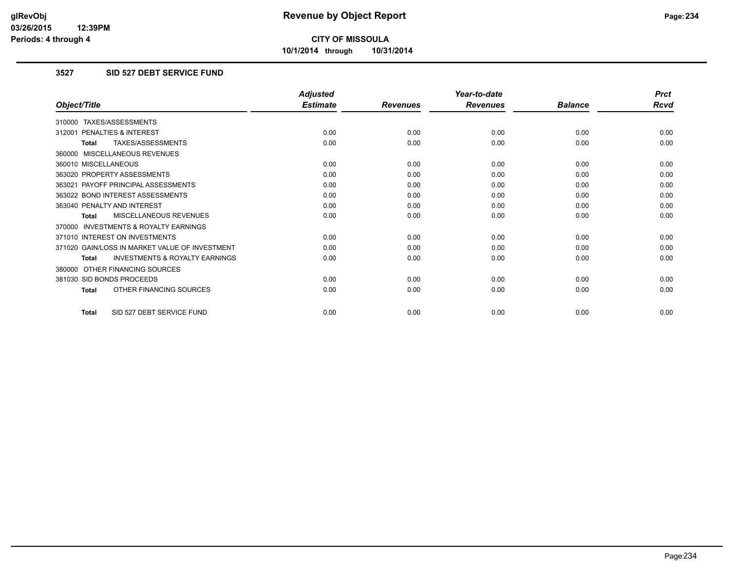# Revenue by Object Report

**CITY OF MISSOULA**

**10/1/2014 through 10/31/2014**

glRevObj
03/26/2015 12:39PM
Periods: 4 through 4

### 3527 SID 527 DEBT SERVICE FUND

| Object/Title | Adjusted Estimate | Revenues | Year-to-date Revenues | Balance | Prct Rcvd |
|---|---|---|---|---|---|
| 310000 TAXES/ASSESSMENTS | | | | | |
| 312001 PENALTIES & INTEREST | 0.00 | 0.00 | 0.00 | 0.00 | 0.00 |
| **Total** TAXES/ASSESSMENTS | 0.00 | 0.00 | 0.00 | 0.00 | 0.00 |
| 360000 MISCELLANEOUS REVENUES | | | | | |
| 360010 MISCELLANEOUS | 0.00 | 0.00 | 0.00 | 0.00 | 0.00 |
| 363020 PROPERTY ASSESSMENTS | 0.00 | 0.00 | 0.00 | 0.00 | 0.00 |
| 363021 PAYOFF PRINCIPAL ASSESSMENTS | 0.00 | 0.00 | 0.00 | 0.00 | 0.00 |
| 363022 BOND INTEREST ASSESSMENTS | 0.00 | 0.00 | 0.00 | 0.00 | 0.00 |
| 363040 PENALTY AND INTEREST | 0.00 | 0.00 | 0.00 | 0.00 | 0.00 |
| **Total** MISCELLANEOUS REVENUES | 0.00 | 0.00 | 0.00 | 0.00 | 0.00 |
| 370000 INVESTMENTS & ROYALTY EARNINGS | | | | | |
| 371010 INTEREST ON INVESTMENTS | 0.00 | 0.00 | 0.00 | 0.00 | 0.00 |
| 371020 GAIN/LOSS IN MARKET VALUE OF INVESTMENT | 0.00 | 0.00 | 0.00 | 0.00 | 0.00 |
| **Total** INVESTMENTS & ROYALTY EARNINGS | 0.00 | 0.00 | 0.00 | 0.00 | 0.00 |
| 380000 OTHER FINANCING SOURCES | | | | | |
| 381030 SID BONDS PROCEEDS | 0.00 | 0.00 | 0.00 | 0.00 | 0.00 |
| **Total** OTHER FINANCING SOURCES | 0.00 | 0.00 | 0.00 | 0.00 | 0.00 |
| **Total** SID 527 DEBT SERVICE FUND | 0.00 | 0.00 | 0.00 | 0.00 | 0.00 |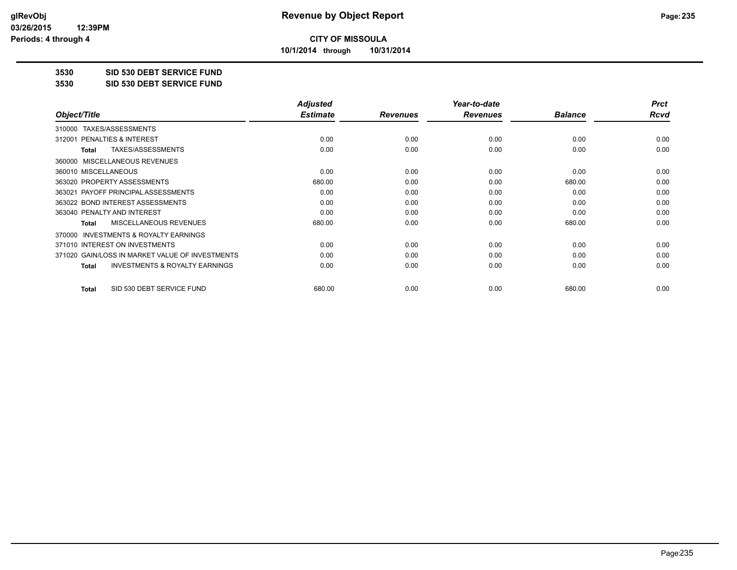# Revenue by Object Report

**CITY OF MISSOULA**

**10/1/2014 through 10/31/2014**

glRevObj
03/26/2015 12:39PM
Periods: 4 through 4

## 3530 SID 530 DEBT SERVICE FUND
## 3530 SID 530 DEBT SERVICE FUND

| Object/Title | Adjusted Estimate | Revenues | Year-to-date Revenues | Balance | Prct Rcvd |
|---|---|---|---|---|---|
| 310000 TAXES/ASSESSMENTS | | | | | |
| 312001 PENALTIES & INTEREST | 0.00 | 0.00 | 0.00 | 0.00 | 0.00 |
| **Total** TAXES/ASSESSMENTS | 0.00 | 0.00 | 0.00 | 0.00 | 0.00 |
| 360000 MISCELLANEOUS REVENUES | | | | | |
| 360010 MISCELLANEOUS | 0.00 | 0.00 | 0.00 | 0.00 | 0.00 |
| 363020 PROPERTY ASSESSMENTS | 680.00 | 0.00 | 0.00 | 680.00 | 0.00 |
| 363021 PAYOFF PRINCIPAL ASSESSMENTS | 0.00 | 0.00 | 0.00 | 0.00 | 0.00 |
| 363022 BOND INTEREST ASSESSMENTS | 0.00 | 0.00 | 0.00 | 0.00 | 0.00 |
| 363040 PENALTY AND INTEREST | 0.00 | 0.00 | 0.00 | 0.00 | 0.00 |
| **Total** MISCELLANEOUS REVENUES | 680.00 | 0.00 | 0.00 | 680.00 | 0.00 |
| 370000 INVESTMENTS & ROYALTY EARNINGS | | | | | |
| 371010 INTEREST ON INVESTMENTS | 0.00 | 0.00 | 0.00 | 0.00 | 0.00 |
| 371020 GAIN/LOSS IN MARKET VALUE OF INVESTMENTS | 0.00 | 0.00 | 0.00 | 0.00 | 0.00 |
| **Total** INVESTMENTS & ROYALTY EARNINGS | 0.00 | 0.00 | 0.00 | 0.00 | 0.00 |
| **Total** SID 530 DEBT SERVICE FUND | 680.00 | 0.00 | 0.00 | 680.00 | 0.00 |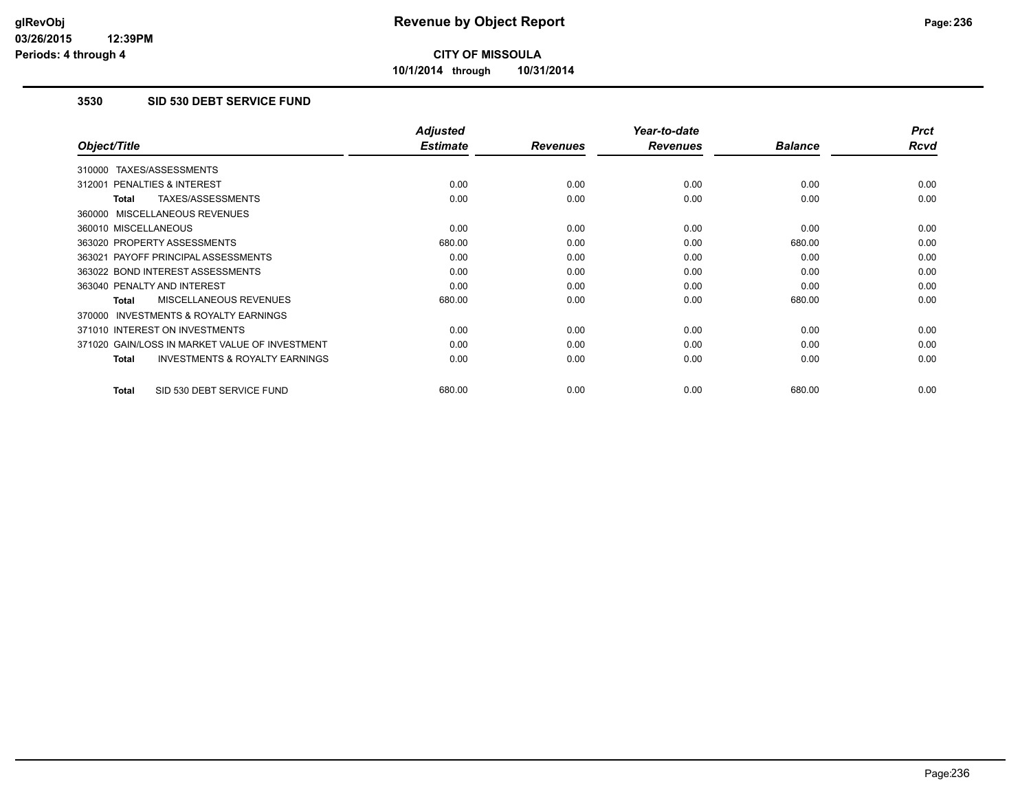# Revenue by Object Report

**CITY OF MISSOULA**

**10/1/2014 through 10/31/2014**

glRevObj
03/26/2015 12:39PM
Periods: 4 through 4

## 3530 SID 530 DEBT SERVICE FUND

| Object/Title | Adjusted Estimate | Revenues | Year-to-date Revenues | Balance | Prct Rcvd |
|---|---|---|---|---|---|
| 310000 TAXES/ASSESSMENTS | | | | | |
| 312001 PENALTIES & INTEREST | 0.00 | 0.00 | 0.00 | 0.00 | 0.00 |
| **Total** TAXES/ASSESSMENTS | 0.00 | 0.00 | 0.00 | 0.00 | 0.00 |
| 360000 MISCELLANEOUS REVENUES | | | | | |
| 360010 MISCELLANEOUS | 0.00 | 0.00 | 0.00 | 0.00 | 0.00 |
| 363020 PROPERTY ASSESSMENTS | 680.00 | 0.00 | 0.00 | 680.00 | 0.00 |
| 363021 PAYOFF PRINCIPAL ASSESSMENTS | 0.00 | 0.00 | 0.00 | 0.00 | 0.00 |
| 363022 BOND INTEREST ASSESSMENTS | 0.00 | 0.00 | 0.00 | 0.00 | 0.00 |
| 363040 PENALTY AND INTEREST | 0.00 | 0.00 | 0.00 | 0.00 | 0.00 |
| **Total** MISCELLANEOUS REVENUES | 680.00 | 0.00 | 0.00 | 680.00 | 0.00 |
| 370000 INVESTMENTS & ROYALTY EARNINGS | | | | | |
| 371010 INTEREST ON INVESTMENTS | 0.00 | 0.00 | 0.00 | 0.00 | 0.00 |
| 371020 GAIN/LOSS IN MARKET VALUE OF INVESTMENT | 0.00 | 0.00 | 0.00 | 0.00 | 0.00 |
| **Total** INVESTMENTS & ROYALTY EARNINGS | 0.00 | 0.00 | 0.00 | 0.00 | 0.00 |
| **Total** SID 530 DEBT SERVICE FUND | 680.00 | 0.00 | 0.00 | 680.00 | 0.00 |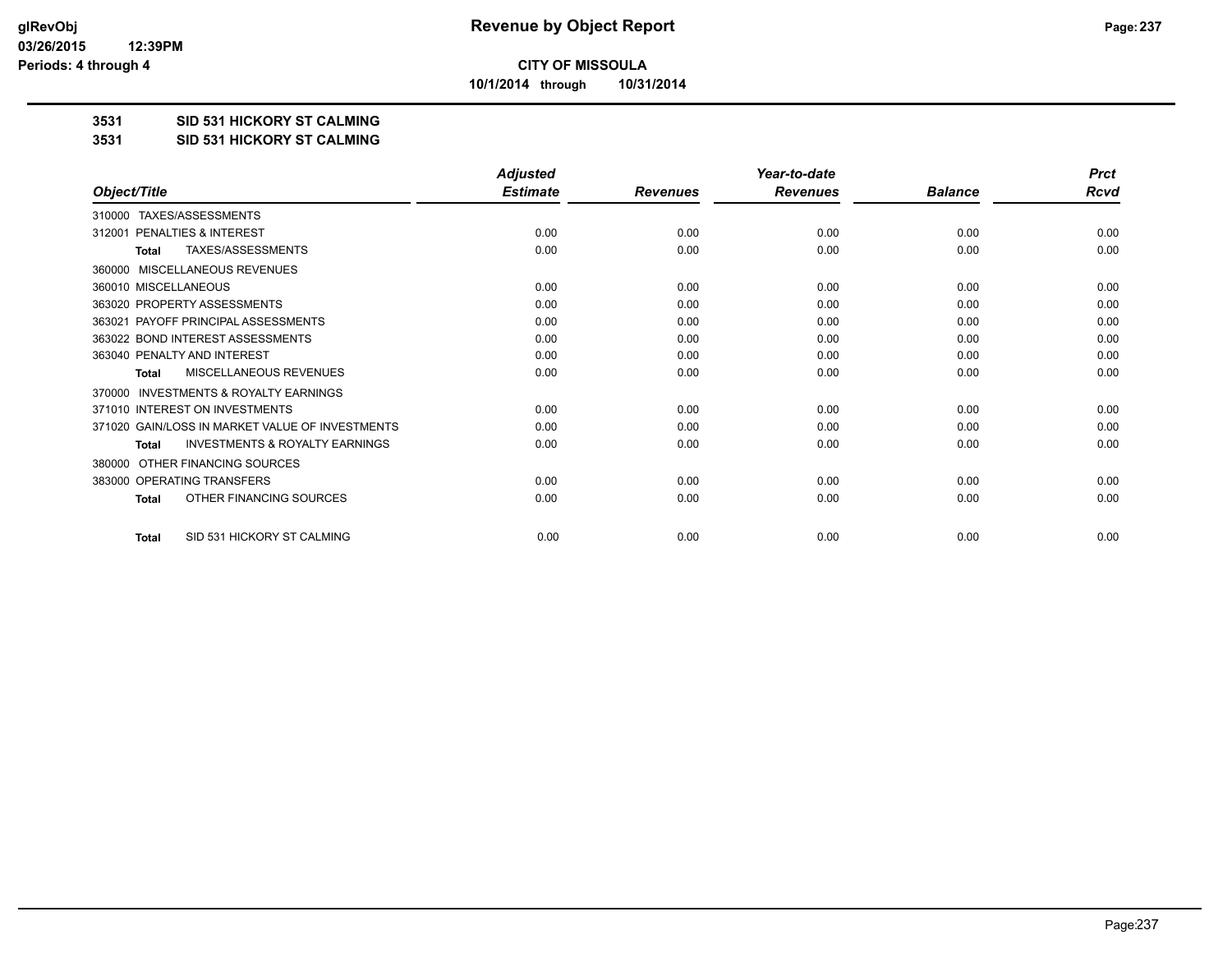**CITY OF MISSOULA**

**10/1/2014 through 10/31/2014**

**3531 SID 531 HICKORY ST CALMING**

**3531 SID 531 HICKORY ST CALMING**

| Object/Title | Adjusted Estimate | Revenues | Year-to-date Revenues | Balance | Prct Rcvd |
|---|---|---|---|---|---|
| 310000 TAXES/ASSESSMENTS | | | | | |
| 312001 PENALTIES & INTEREST | 0.00 | 0.00 | 0.00 | 0.00 | 0.00 |
| **Total** TAXES/ASSESSMENTS | 0.00 | 0.00 | 0.00 | 0.00 | 0.00 |
| 360000 MISCELLANEOUS REVENUES | | | | | |
| 360010 MISCELLANEOUS | 0.00 | 0.00 | 0.00 | 0.00 | 0.00 |
| 363020 PROPERTY ASSESSMENTS | 0.00 | 0.00 | 0.00 | 0.00 | 0.00 |
| 363021 PAYOFF PRINCIPAL ASSESSMENTS | 0.00 | 0.00 | 0.00 | 0.00 | 0.00 |
| 363022 BOND INTEREST ASSESSMENTS | 0.00 | 0.00 | 0.00 | 0.00 | 0.00 |
| 363040 PENALTY AND INTEREST | 0.00 | 0.00 | 0.00 | 0.00 | 0.00 |
| **Total** MISCELLANEOUS REVENUES | 0.00 | 0.00 | 0.00 | 0.00 | 0.00 |
| 370000 INVESTMENTS & ROYALTY EARNINGS | | | | | |
| 371010 INTEREST ON INVESTMENTS | 0.00 | 0.00 | 0.00 | 0.00 | 0.00 |
| 371020 GAIN/LOSS IN MARKET VALUE OF INVESTMENTS | 0.00 | 0.00 | 0.00 | 0.00 | 0.00 |
| **Total** INVESTMENTS & ROYALTY EARNINGS | 0.00 | 0.00 | 0.00 | 0.00 | 0.00 |
| 380000 OTHER FINANCING SOURCES | | | | | |
| 383000 OPERATING TRANSFERS | 0.00 | 0.00 | 0.00 | 0.00 | 0.00 |
| **Total** OTHER FINANCING SOURCES | 0.00 | 0.00 | 0.00 | 0.00 | 0.00 |
| **Total** SID 531 HICKORY ST CALMING | 0.00 | 0.00 | 0.00 | 0.00 | 0.00 |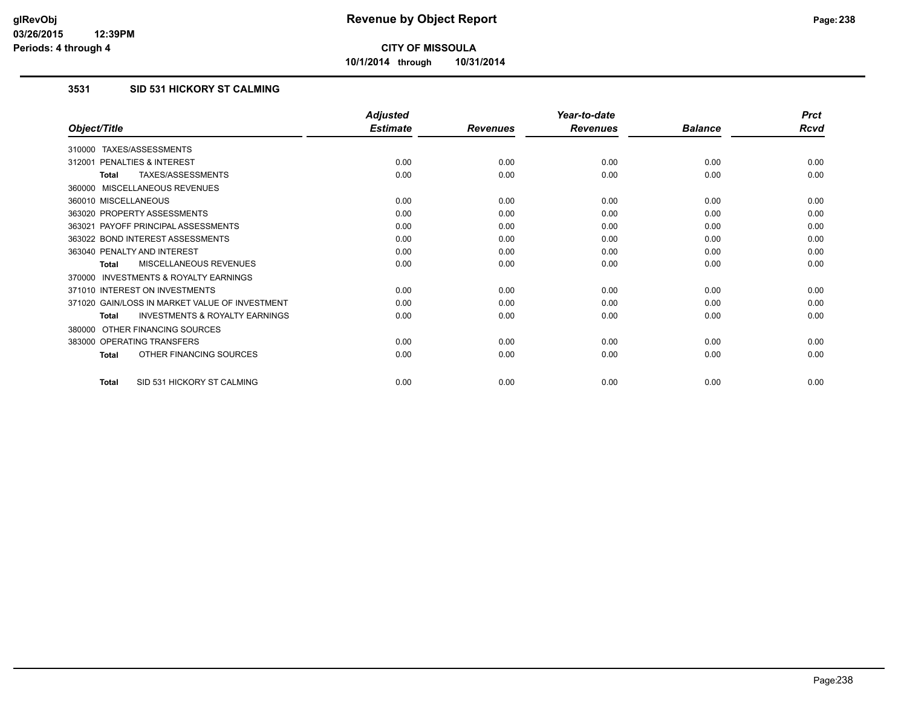glRevObj
03/26/2015 12:39PM
Periods: 4 through 4

# Revenue by Object Report

**CITY OF MISSOULA**

**10/1/2014 through 10/31/2014**

### 3531 SID 531 HICKORY ST CALMING

| Object/Title | Adjusted Estimate | Revenues | Year-to-date Revenues | Balance | Prct Rcvd |
|---|---|---|---|---|---|
| 310000 TAXES/ASSESSMENTS | | | | | |
| 312001 PENALTIES & INTEREST | 0.00 | 0.00 | 0.00 | 0.00 | 0.00 |
| **Total** TAXES/ASSESSMENTS | 0.00 | 0.00 | 0.00 | 0.00 | 0.00 |
| 360000 MISCELLANEOUS REVENUES | | | | | |
| 360010 MISCELLANEOUS | 0.00 | 0.00 | 0.00 | 0.00 | 0.00 |
| 363020 PROPERTY ASSESSMENTS | 0.00 | 0.00 | 0.00 | 0.00 | 0.00 |
| 363021 PAYOFF PRINCIPAL ASSESSMENTS | 0.00 | 0.00 | 0.00 | 0.00 | 0.00 |
| 363022 BOND INTEREST ASSESSMENTS | 0.00 | 0.00 | 0.00 | 0.00 | 0.00 |
| 363040 PENALTY AND INTEREST | 0.00 | 0.00 | 0.00 | 0.00 | 0.00 |
| **Total** MISCELLANEOUS REVENUES | 0.00 | 0.00 | 0.00 | 0.00 | 0.00 |
| 370000 INVESTMENTS & ROYALTY EARNINGS | | | | | |
| 371010 INTEREST ON INVESTMENTS | 0.00 | 0.00 | 0.00 | 0.00 | 0.00 |
| 371020 GAIN/LOSS IN MARKET VALUE OF INVESTMENT | 0.00 | 0.00 | 0.00 | 0.00 | 0.00 |
| **Total** INVESTMENTS & ROYALTY EARNINGS | 0.00 | 0.00 | 0.00 | 0.00 | 0.00 |
| 380000 OTHER FINANCING SOURCES | | | | | |
| 383000 OPERATING TRANSFERS | 0.00 | 0.00 | 0.00 | 0.00 | 0.00 |
| **Total** OTHER FINANCING SOURCES | 0.00 | 0.00 | 0.00 | 0.00 | 0.00 |
| **Total** SID 531 HICKORY ST CALMING | 0.00 | 0.00 | 0.00 | 0.00 | 0.00 |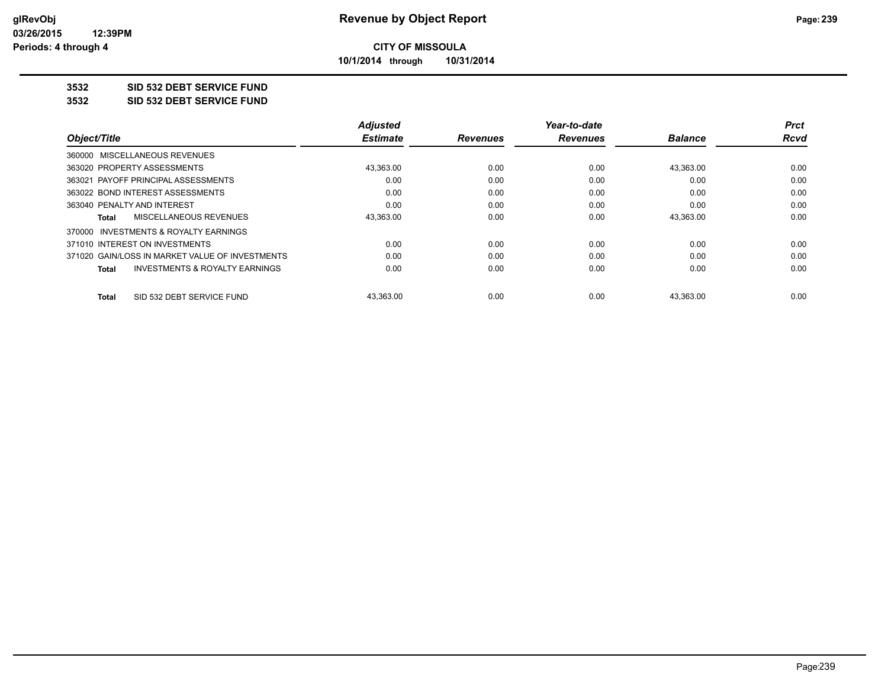# Revenue by Object Report

**CITY OF MISSOULA**

**10/1/2014 through 10/31/2014**

## 3532 SID 532 DEBT SERVICE FUND
## 3532 SID 532 DEBT SERVICE FUND

| Object/Title | Adjusted Estimate | Revenues | Year-to-date Revenues | Balance | Prct Rcvd |
|---|---|---|---|---|---|
| 360000 MISCELLANEOUS REVENUES | | | | | |
| 363020 PROPERTY ASSESSMENTS | 43,363.00 | 0.00 | 0.00 | 43,363.00 | 0.00 |
| 363021 PAYOFF PRINCIPAL ASSESSMENTS | 0.00 | 0.00 | 0.00 | 0.00 | 0.00 |
| 363022 BOND INTEREST ASSESSMENTS | 0.00 | 0.00 | 0.00 | 0.00 | 0.00 |
| 363040 PENALTY AND INTEREST | 0.00 | 0.00 | 0.00 | 0.00 | 0.00 |
| **Total** MISCELLANEOUS REVENUES | 43,363.00 | 0.00 | 0.00 | 43,363.00 | 0.00 |
| 370000 INVESTMENTS & ROYALTY EARNINGS | | | | | |
| 371010 INTEREST ON INVESTMENTS | 0.00 | 0.00 | 0.00 | 0.00 | 0.00 |
| 371020 GAIN/LOSS IN MARKET VALUE OF INVESTMENTS | 0.00 | 0.00 | 0.00 | 0.00 | 0.00 |
| **Total** INVESTMENTS & ROYALTY EARNINGS | 0.00 | 0.00 | 0.00 | 0.00 | 0.00 |
| **Total** SID 532 DEBT SERVICE FUND | 43,363.00 | 0.00 | 0.00 | 43,363.00 | 0.00 |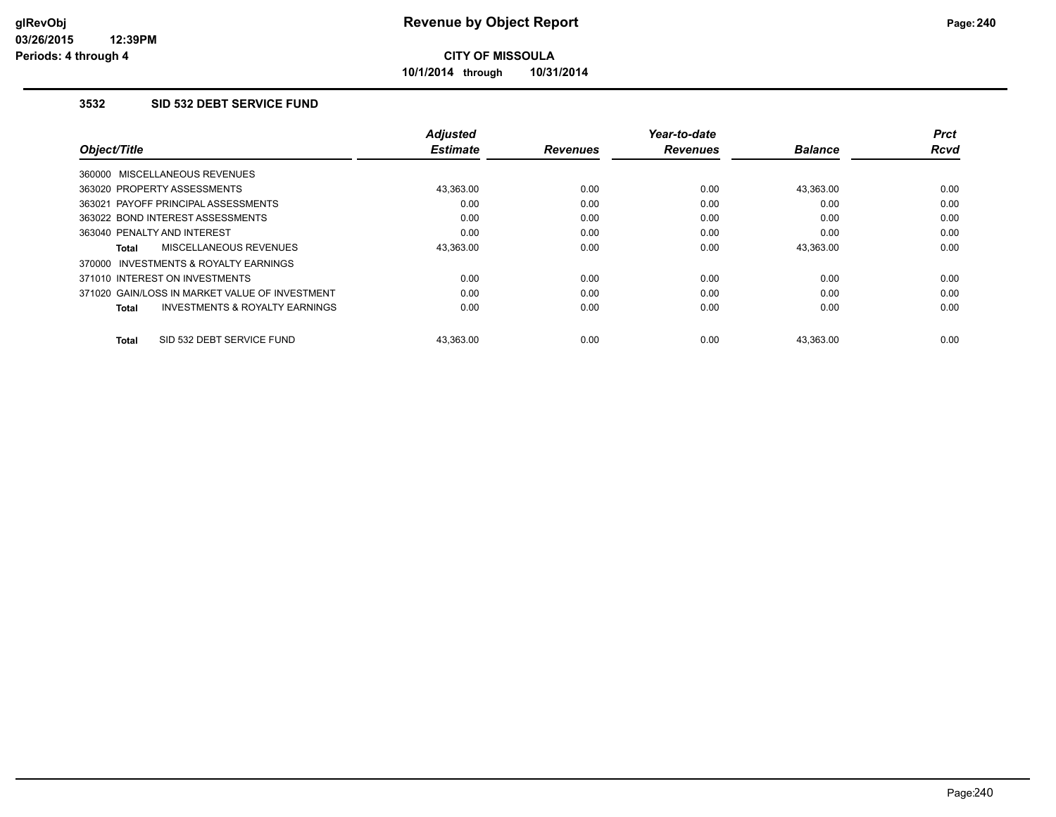# CITY OF MISSOULA

**10/1/2014 through 10/31/2014**

## 3532 SID 532 DEBT SERVICE FUND

| Object/Title | Adjusted Estimate | Revenues | Year-to-date Revenues | Balance | Prct Rcvd |
|---|---|---|---|---|---|
| 360000 MISCELLANEOUS REVENUES | | | | | |
| 363020 PROPERTY ASSESSMENTS | 43,363.00 | 0.00 | 0.00 | 43,363.00 | 0.00 |
| 363021 PAYOFF PRINCIPAL ASSESSMENTS | 0.00 | 0.00 | 0.00 | 0.00 | 0.00 |
| 363022 BOND INTEREST ASSESSMENTS | 0.00 | 0.00 | 0.00 | 0.00 | 0.00 |
| 363040 PENALTY AND INTEREST | 0.00 | 0.00 | 0.00 | 0.00 | 0.00 |
| **Total** MISCELLANEOUS REVENUES | 43,363.00 | 0.00 | 0.00 | 43,363.00 | 0.00 |
| 370000 INVESTMENTS & ROYALTY EARNINGS | | | | | |
| 371010 INTEREST ON INVESTMENTS | 0.00 | 0.00 | 0.00 | 0.00 | 0.00 |
| 371020 GAIN/LOSS IN MARKET VALUE OF INVESTMENT | 0.00 | 0.00 | 0.00 | 0.00 | 0.00 |
| **Total** INVESTMENTS & ROYALTY EARNINGS | 0.00 | 0.00 | 0.00 | 0.00 | 0.00 |
| **Total** SID 532 DEBT SERVICE FUND | 43,363.00 | 0.00 | 0.00 | 43,363.00 | 0.00 |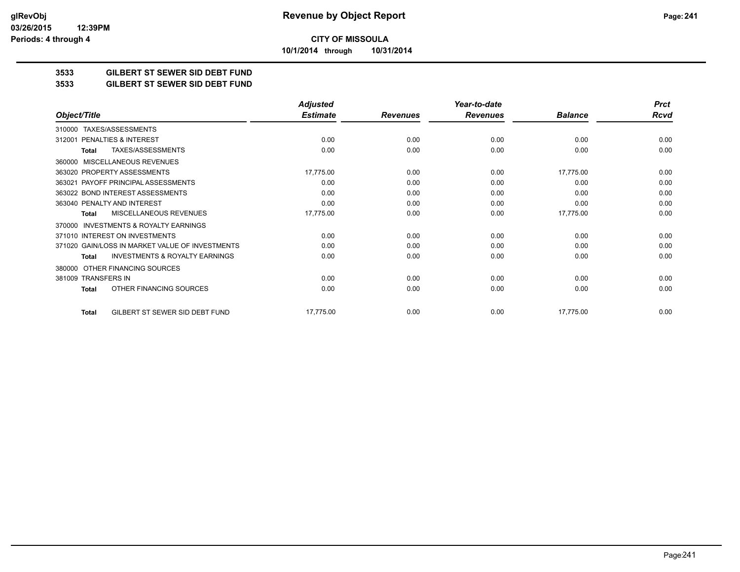# Revenue by Object Report

**CITY OF MISSOULA**

**10/1/2014 through 10/31/2014**

glRevObj
03/26/2015 12:39PM
Periods: 4 through 4

## 3533 GILBERT ST SEWER SID DEBT FUND
## 3533 GILBERT ST SEWER SID DEBT FUND

| Object/Title | Adjusted Estimate | Revenues | Year-to-date Revenues | Balance | Prct Rcvd |
|---|---|---|---|---|---|
| 310000 TAXES/ASSESSMENTS | | | | | |
| 312001 PENALTIES & INTEREST | 0.00 | 0.00 | 0.00 | 0.00 | 0.00 |
| **Total** TAXES/ASSESSMENTS | 0.00 | 0.00 | 0.00 | 0.00 | 0.00 |
| 360000 MISCELLANEOUS REVENUES | | | | | |
| 363020 PROPERTY ASSESSMENTS | 17,775.00 | 0.00 | 0.00 | 17,775.00 | 0.00 |
| 363021 PAYOFF PRINCIPAL ASSESSMENTS | 0.00 | 0.00 | 0.00 | 0.00 | 0.00 |
| 363022 BOND INTEREST ASSESSMENTS | 0.00 | 0.00 | 0.00 | 0.00 | 0.00 |
| 363040 PENALTY AND INTEREST | 0.00 | 0.00 | 0.00 | 0.00 | 0.00 |
| **Total** MISCELLANEOUS REVENUES | 17,775.00 | 0.00 | 0.00 | 17,775.00 | 0.00 |
| 370000 INVESTMENTS & ROYALTY EARNINGS | | | | | |
| 371010 INTEREST ON INVESTMENTS | 0.00 | 0.00 | 0.00 | 0.00 | 0.00 |
| 371020 GAIN/LOSS IN MARKET VALUE OF INVESTMENTS | 0.00 | 0.00 | 0.00 | 0.00 | 0.00 |
| **Total** INVESTMENTS & ROYALTY EARNINGS | 0.00 | 0.00 | 0.00 | 0.00 | 0.00 |
| 380000 OTHER FINANCING SOURCES | | | | | |
| 381009 TRANSFERS IN | 0.00 | 0.00 | 0.00 | 0.00 | 0.00 |
| **Total** OTHER FINANCING SOURCES | 0.00 | 0.00 | 0.00 | 0.00 | 0.00 |
| **Total** GILBERT ST SEWER SID DEBT FUND | 17,775.00 | 0.00 | 0.00 | 17,775.00 | 0.00 |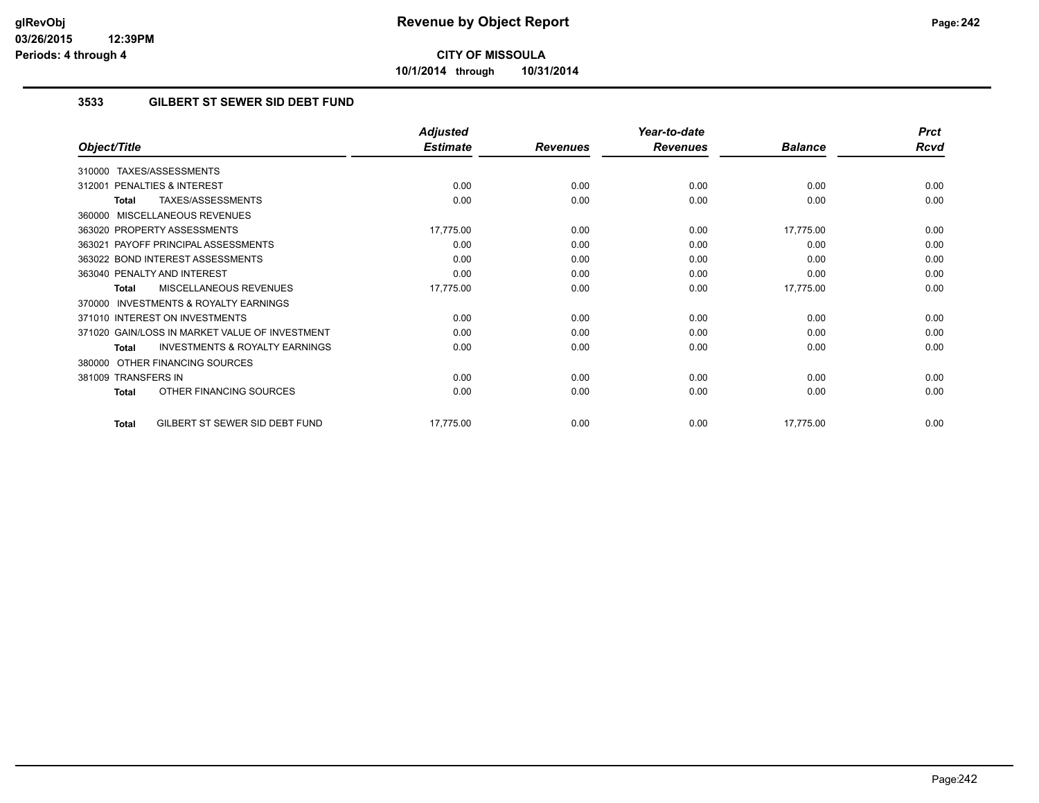# Revenue by Object Report

**CITY OF MISSOULA**

**10/1/2014 through 10/31/2014**

### 3533 GILBERT ST SEWER SID DEBT FUND

| Object/Title | Adjusted Estimate | Revenues | Year-to-date Revenues | Balance | Prct Rcvd |
|---|---|---|---|---|---|
| 310000 TAXES/ASSESSMENTS | | | | | |
| 312001 PENALTIES & INTEREST | 0.00 | 0.00 | 0.00 | 0.00 | 0.00 |
| **Total** TAXES/ASSESSMENTS | 0.00 | 0.00 | 0.00 | 0.00 | 0.00 |
| 360000 MISCELLANEOUS REVENUES | | | | | |
| 363020 PROPERTY ASSESSMENTS | 17,775.00 | 0.00 | 0.00 | 17,775.00 | 0.00 |
| 363021 PAYOFF PRINCIPAL ASSESSMENTS | 0.00 | 0.00 | 0.00 | 0.00 | 0.00 |
| 363022 BOND INTEREST ASSESSMENTS | 0.00 | 0.00 | 0.00 | 0.00 | 0.00 |
| 363040 PENALTY AND INTEREST | 0.00 | 0.00 | 0.00 | 0.00 | 0.00 |
| **Total** MISCELLANEOUS REVENUES | 17,775.00 | 0.00 | 0.00 | 17,775.00 | 0.00 |
| 370000 INVESTMENTS & ROYALTY EARNINGS | | | | | |
| 371010 INTEREST ON INVESTMENTS | 0.00 | 0.00 | 0.00 | 0.00 | 0.00 |
| 371020 GAIN/LOSS IN MARKET VALUE OF INVESTMENT | 0.00 | 0.00 | 0.00 | 0.00 | 0.00 |
| **Total** INVESTMENTS & ROYALTY EARNINGS | 0.00 | 0.00 | 0.00 | 0.00 | 0.00 |
| 380000 OTHER FINANCING SOURCES | | | | | |
| 381009 TRANSFERS IN | 0.00 | 0.00 | 0.00 | 0.00 | 0.00 |
| **Total** OTHER FINANCING SOURCES | 0.00 | 0.00 | 0.00 | 0.00 | 0.00 |
| **Total** GILBERT ST SEWER SID DEBT FUND | 17,775.00 | 0.00 | 0.00 | 17,775.00 | 0.00 |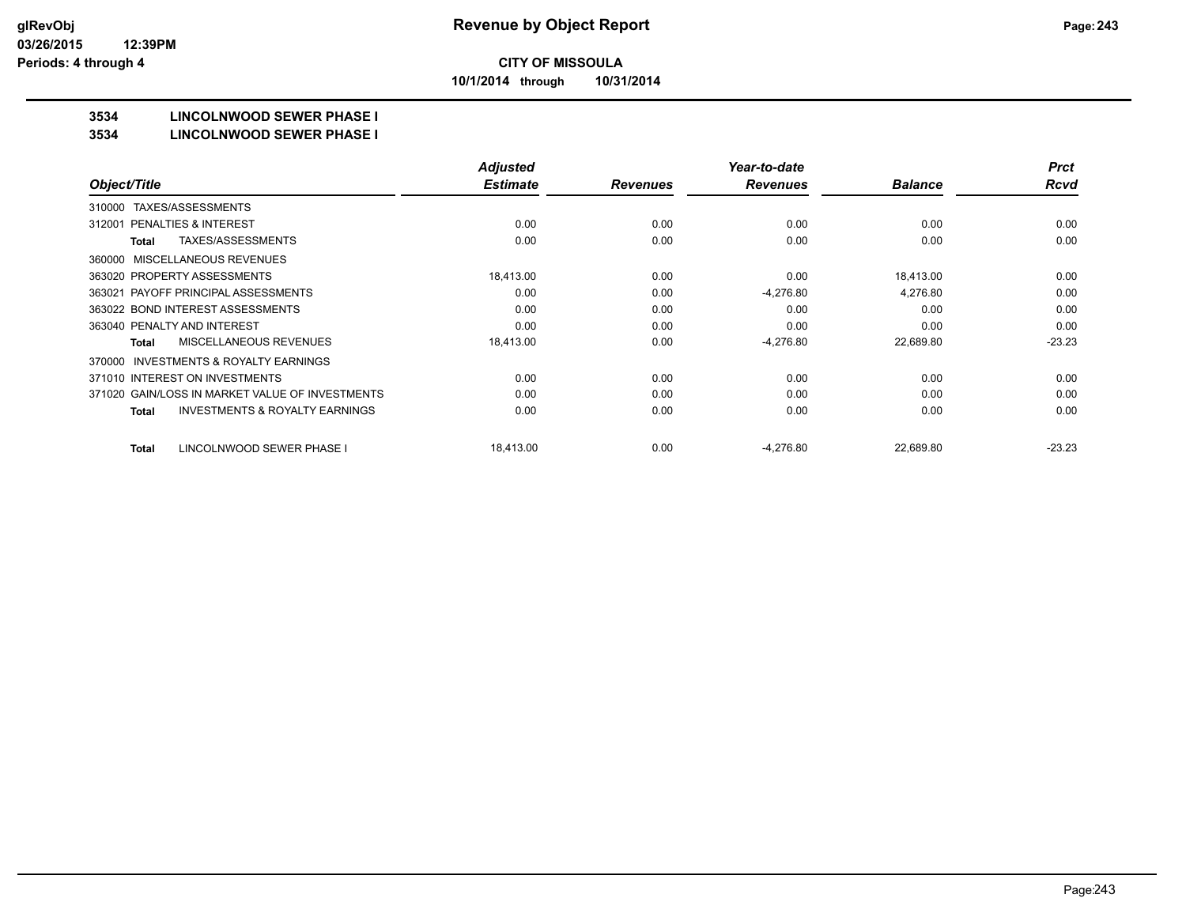**CITY OF MISSOULA**

**10/1/2014 through 10/31/2014**

**3534 LINCOLNWOOD SEWER PHASE I**

**3534 LINCOLNWOOD SEWER PHASE I**

| Object/Title | Adjusted Estimate | Revenues | Year-to-date Revenues | Balance | Prct Rcvd |
|---|---|---|---|---|---|
| 310000 TAXES/ASSESSMENTS | | | | | |
| 312001 PENALTIES & INTEREST | 0.00 | 0.00 | 0.00 | 0.00 | 0.00 |
| Total TAXES/ASSESSMENTS | 0.00 | 0.00 | 0.00 | 0.00 | 0.00 |
| 360000 MISCELLANEOUS REVENUES | | | | | |
| 363020 PROPERTY ASSESSMENTS | 18,413.00 | 0.00 | 0.00 | 18,413.00 | 0.00 |
| 363021 PAYOFF PRINCIPAL ASSESSMENTS | 0.00 | 0.00 | -4,276.80 | 4,276.80 | 0.00 |
| 363022 BOND INTEREST ASSESSMENTS | 0.00 | 0.00 | 0.00 | 0.00 | 0.00 |
| 363040 PENALTY AND INTEREST | 0.00 | 0.00 | 0.00 | 0.00 | 0.00 |
| Total MISCELLANEOUS REVENUES | 18,413.00 | 0.00 | -4,276.80 | 22,689.80 | -23.23 |
| 370000 INVESTMENTS & ROYALTY EARNINGS | | | | | |
| 371010 INTEREST ON INVESTMENTS | 0.00 | 0.00 | 0.00 | 0.00 | 0.00 |
| 371020 GAIN/LOSS IN MARKET VALUE OF INVESTMENTS | 0.00 | 0.00 | 0.00 | 0.00 | 0.00 |
| Total INVESTMENTS & ROYALTY EARNINGS | 0.00 | 0.00 | 0.00 | 0.00 | 0.00 |
| Total LINCOLNWOOD SEWER PHASE I | 18,413.00 | 0.00 | -4,276.80 | 22,689.80 | -23.23 |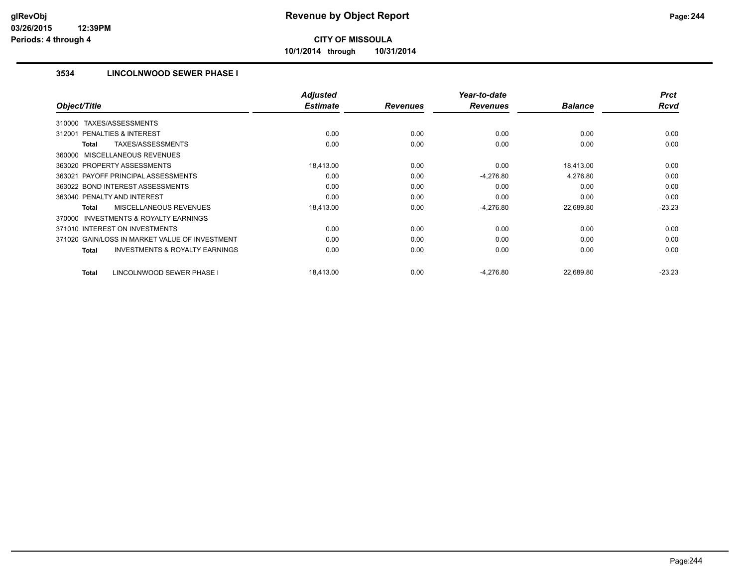# Revenue by Object Report

**CITY OF MISSOULA**

**10/1/2014 through 10/31/2014**

glRevObj
03/26/2015 12:39PM
Periods: 4 through 4

## 3534 LINCOLNWOOD SEWER PHASE I

| Object/Title | Adjusted Estimate | Revenues | Year-to-date Revenues | Balance | Prct Rcvd |
|---|---|---|---|---|---|
| 310000 TAXES/ASSESSMENTS | | | | | |
| 312001 PENALTIES & INTEREST | 0.00 | 0.00 | 0.00 | 0.00 | 0.00 |
| **Total** TAXES/ASSESSMENTS | 0.00 | 0.00 | 0.00 | 0.00 | 0.00 |
| 360000 MISCELLANEOUS REVENUES | | | | | |
| 363020 PROPERTY ASSESSMENTS | 18,413.00 | 0.00 | 0.00 | 18,413.00 | 0.00 |
| 363021 PAYOFF PRINCIPAL ASSESSMENTS | 0.00 | 0.00 | -4,276.80 | 4,276.80 | 0.00 |
| 363022 BOND INTEREST ASSESSMENTS | 0.00 | 0.00 | 0.00 | 0.00 | 0.00 |
| 363040 PENALTY AND INTEREST | 0.00 | 0.00 | 0.00 | 0.00 | 0.00 |
| **Total** MISCELLANEOUS REVENUES | 18,413.00 | 0.00 | -4,276.80 | 22,689.80 | -23.23 |
| 370000 INVESTMENTS & ROYALTY EARNINGS | | | | | |
| 371010 INTEREST ON INVESTMENTS | 0.00 | 0.00 | 0.00 | 0.00 | 0.00 |
| 371020 GAIN/LOSS IN MARKET VALUE OF INVESTMENT | 0.00 | 0.00 | 0.00 | 0.00 | 0.00 |
| **Total** INVESTMENTS & ROYALTY EARNINGS | 0.00 | 0.00 | 0.00 | 0.00 | 0.00 |
| **Total** LINCOLNWOOD SEWER PHASE I | 18,413.00 | 0.00 | -4,276.80 | 22,689.80 | -23.23 |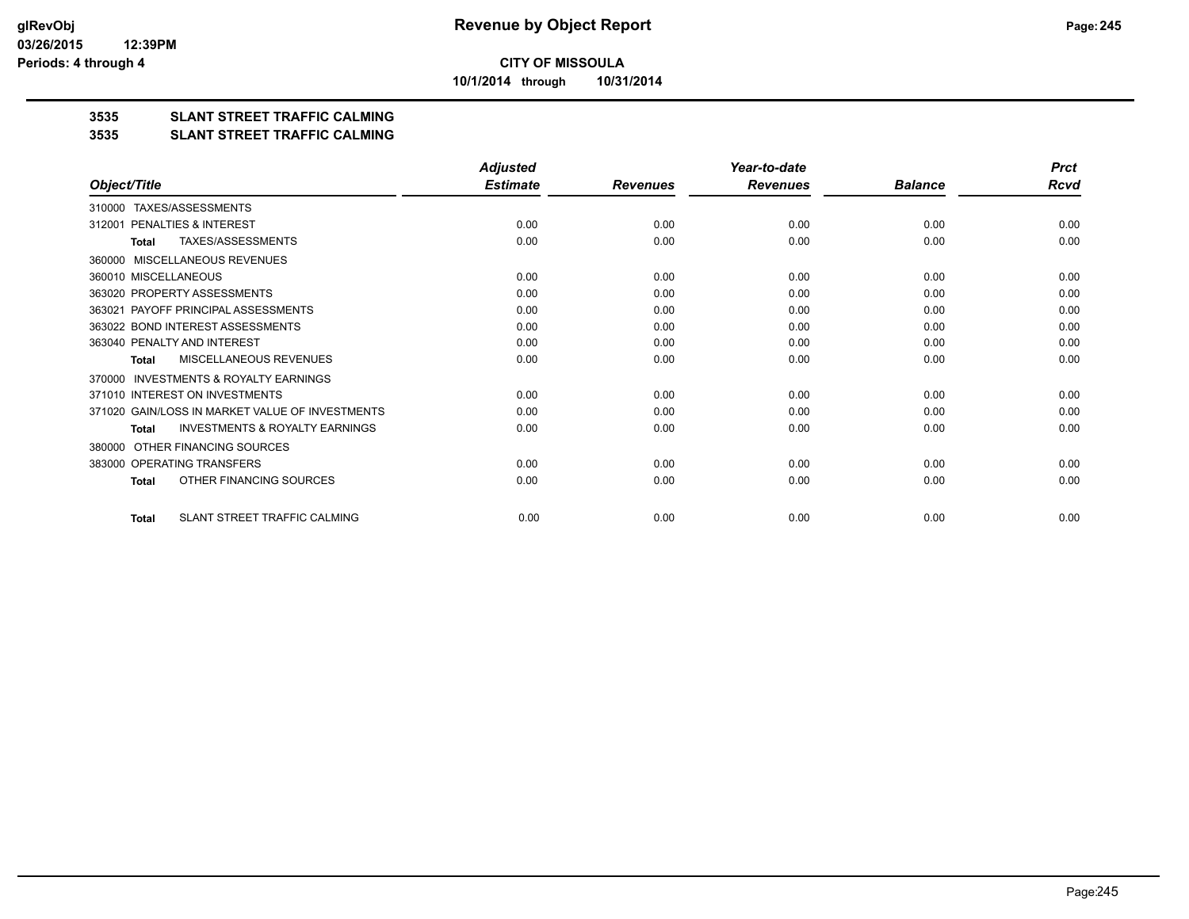# Revenue by Object Report

**CITY OF MISSOULA**

**10/1/2014 through 10/31/2014**

**3535 SLANT STREET TRAFFIC CALMING**

**3535 SLANT STREET TRAFFIC CALMING**

| Object/Title | Adjusted Estimate | Revenues | Year-to-date Revenues | Balance | Prct Rcvd |
|---|---|---|---|---|---|
| 310000 TAXES/ASSESSMENTS | | | | | |
| 312001 PENALTIES & INTEREST | 0.00 | 0.00 | 0.00 | 0.00 | 0.00 |
| **Total** TAXES/ASSESSMENTS | 0.00 | 0.00 | 0.00 | 0.00 | 0.00 |
| 360000 MISCELLANEOUS REVENUES | | | | | |
| 360010 MISCELLANEOUS | 0.00 | 0.00 | 0.00 | 0.00 | 0.00 |
| 363020 PROPERTY ASSESSMENTS | 0.00 | 0.00 | 0.00 | 0.00 | 0.00 |
| 363021 PAYOFF PRINCIPAL ASSESSMENTS | 0.00 | 0.00 | 0.00 | 0.00 | 0.00 |
| 363022 BOND INTEREST ASSESSMENTS | 0.00 | 0.00 | 0.00 | 0.00 | 0.00 |
| 363040 PENALTY AND INTEREST | 0.00 | 0.00 | 0.00 | 0.00 | 0.00 |
| **Total** MISCELLANEOUS REVENUES | 0.00 | 0.00 | 0.00 | 0.00 | 0.00 |
| 370000 INVESTMENTS & ROYALTY EARNINGS | | | | | |
| 371010 INTEREST ON INVESTMENTS | 0.00 | 0.00 | 0.00 | 0.00 | 0.00 |
| 371020 GAIN/LOSS IN MARKET VALUE OF INVESTMENTS | 0.00 | 0.00 | 0.00 | 0.00 | 0.00 |
| **Total** INVESTMENTS & ROYALTY EARNINGS | 0.00 | 0.00 | 0.00 | 0.00 | 0.00 |
| 380000 OTHER FINANCING SOURCES | | | | | |
| 383000 OPERATING TRANSFERS | 0.00 | 0.00 | 0.00 | 0.00 | 0.00 |
| **Total** OTHER FINANCING SOURCES | 0.00 | 0.00 | 0.00 | 0.00 | 0.00 |
| **Total** SLANT STREET TRAFFIC CALMING | 0.00 | 0.00 | 0.00 | 0.00 | 0.00 |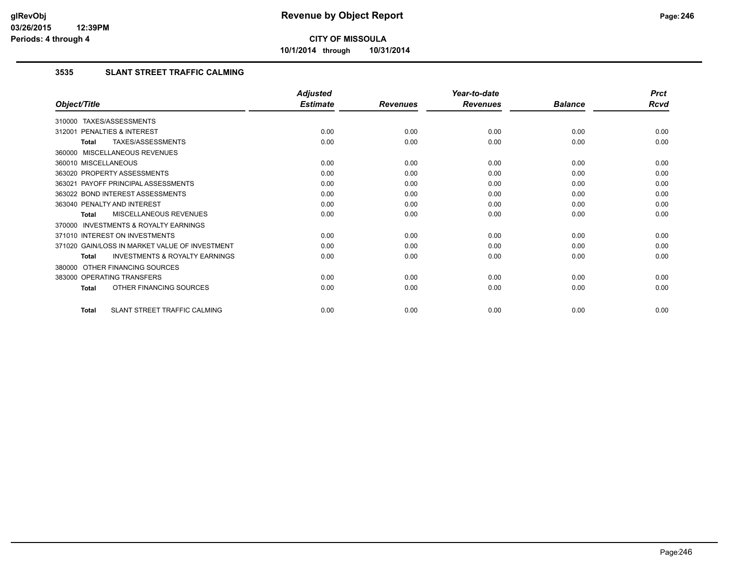# Revenue by Object Report

**CITY OF MISSOULA**

**10/1/2014 through 10/31/2014**

glRevObj
03/26/2015 12:39PM
Periods: 4 through 4

## 3535 SLANT STREET TRAFFIC CALMING

| Object/Title | Adjusted Estimate | Revenues | Year-to-date Revenues | Balance | Prct Rcvd |
|---|---|---|---|---|---|
| 310000 TAXES/ASSESSMENTS | | | | | |
| 312001 PENALTIES & INTEREST | 0.00 | 0.00 | 0.00 | 0.00 | 0.00 |
| **Total** TAXES/ASSESSMENTS | 0.00 | 0.00 | 0.00 | 0.00 | 0.00 |
| 360000 MISCELLANEOUS REVENUES | | | | | |
| 360010 MISCELLANEOUS | 0.00 | 0.00 | 0.00 | 0.00 | 0.00 |
| 363020 PROPERTY ASSESSMENTS | 0.00 | 0.00 | 0.00 | 0.00 | 0.00 |
| 363021 PAYOFF PRINCIPAL ASSESSMENTS | 0.00 | 0.00 | 0.00 | 0.00 | 0.00 |
| 363022 BOND INTEREST ASSESSMENTS | 0.00 | 0.00 | 0.00 | 0.00 | 0.00 |
| 363040 PENALTY AND INTEREST | 0.00 | 0.00 | 0.00 | 0.00 | 0.00 |
| **Total** MISCELLANEOUS REVENUES | 0.00 | 0.00 | 0.00 | 0.00 | 0.00 |
| 370000 INVESTMENTS & ROYALTY EARNINGS | | | | | |
| 371010 INTEREST ON INVESTMENTS | 0.00 | 0.00 | 0.00 | 0.00 | 0.00 |
| 371020 GAIN/LOSS IN MARKET VALUE OF INVESTMENT | 0.00 | 0.00 | 0.00 | 0.00 | 0.00 |
| **Total** INVESTMENTS & ROYALTY EARNINGS | 0.00 | 0.00 | 0.00 | 0.00 | 0.00 |
| 380000 OTHER FINANCING SOURCES | | | | | |
| 383000 OPERATING TRANSFERS | 0.00 | 0.00 | 0.00 | 0.00 | 0.00 |
| **Total** OTHER FINANCING SOURCES | 0.00 | 0.00 | 0.00 | 0.00 | 0.00 |
| **Total** SLANT STREET TRAFFIC CALMING | 0.00 | 0.00 | 0.00 | 0.00 | 0.00 |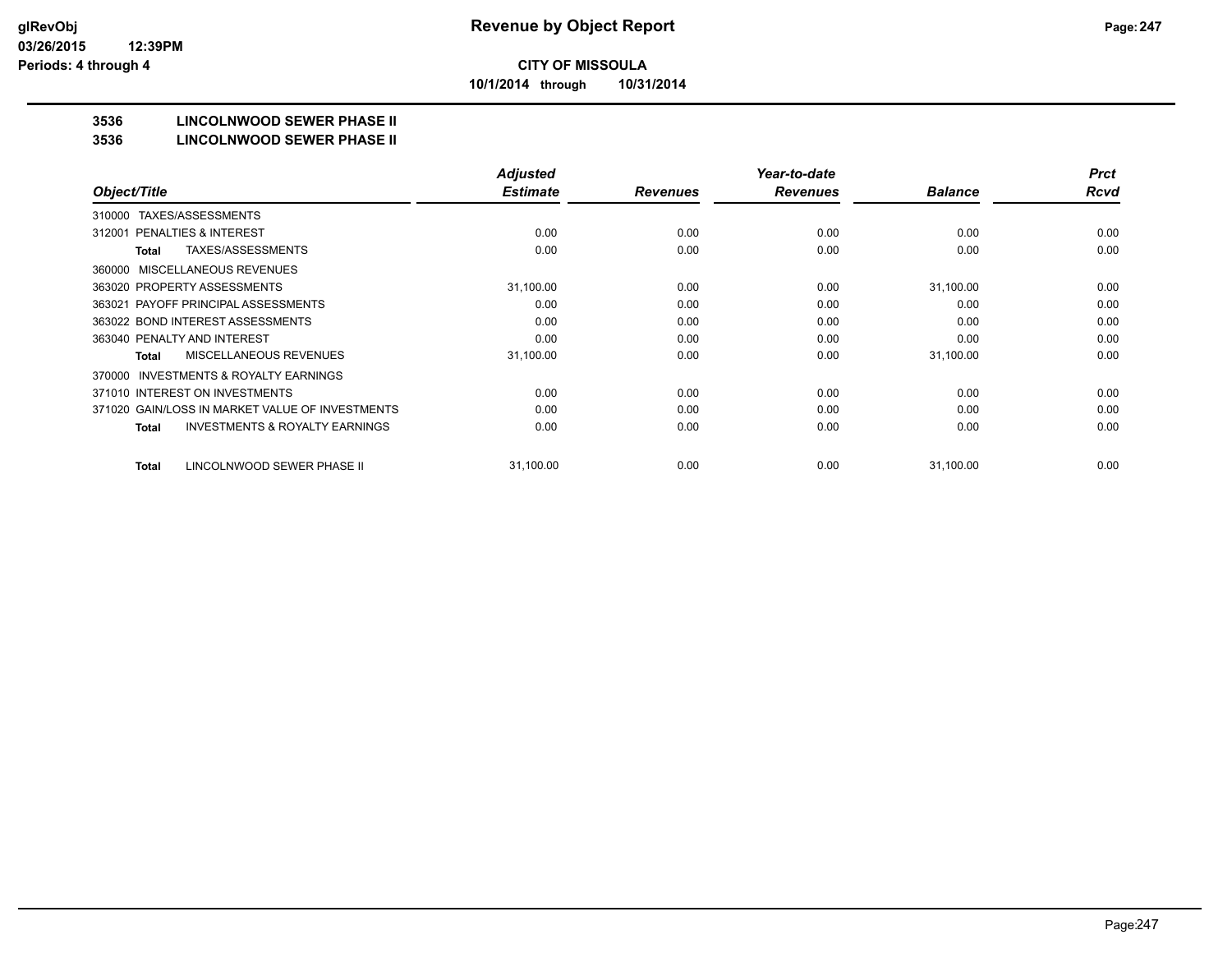**Revenue by Object Report**

**CITY OF MISSOULA**

**10/1/2014 through 10/31/2014**

glRevObj
03/26/2015 12:39PM
Periods: 4 through 4

**3536 LINCOLNWOOD SEWER PHASE II**

**3536 LINCOLNWOOD SEWER PHASE II**

| Object/Title | Adjusted Estimate | Revenues | Year-to-date Revenues | Balance | Prct Rcvd |
|---|---|---|---|---|---|
| 310000 TAXES/ASSESSMENTS | | | | | |
| 312001 PENALTIES & INTEREST | 0.00 | 0.00 | 0.00 | 0.00 | 0.00 |
| **Total** TAXES/ASSESSMENTS | 0.00 | 0.00 | 0.00 | 0.00 | 0.00 |
| 360000 MISCELLANEOUS REVENUES | | | | | |
| 363020 PROPERTY ASSESSMENTS | 31,100.00 | 0.00 | 0.00 | 31,100.00 | 0.00 |
| 363021 PAYOFF PRINCIPAL ASSESSMENTS | 0.00 | 0.00 | 0.00 | 0.00 | 0.00 |
| 363022 BOND INTEREST ASSESSMENTS | 0.00 | 0.00 | 0.00 | 0.00 | 0.00 |
| 363040 PENALTY AND INTEREST | 0.00 | 0.00 | 0.00 | 0.00 | 0.00 |
| **Total** MISCELLANEOUS REVENUES | 31,100.00 | 0.00 | 0.00 | 31,100.00 | 0.00 |
| 370000 INVESTMENTS & ROYALTY EARNINGS | | | | | |
| 371010 INTEREST ON INVESTMENTS | 0.00 | 0.00 | 0.00 | 0.00 | 0.00 |
| 371020 GAIN/LOSS IN MARKET VALUE OF INVESTMENTS | 0.00 | 0.00 | 0.00 | 0.00 | 0.00 |
| **Total** INVESTMENTS & ROYALTY EARNINGS | 0.00 | 0.00 | 0.00 | 0.00 | 0.00 |
| **Total** LINCOLNWOOD SEWER PHASE II | 31,100.00 | 0.00 | 0.00 | 31,100.00 | 0.00 |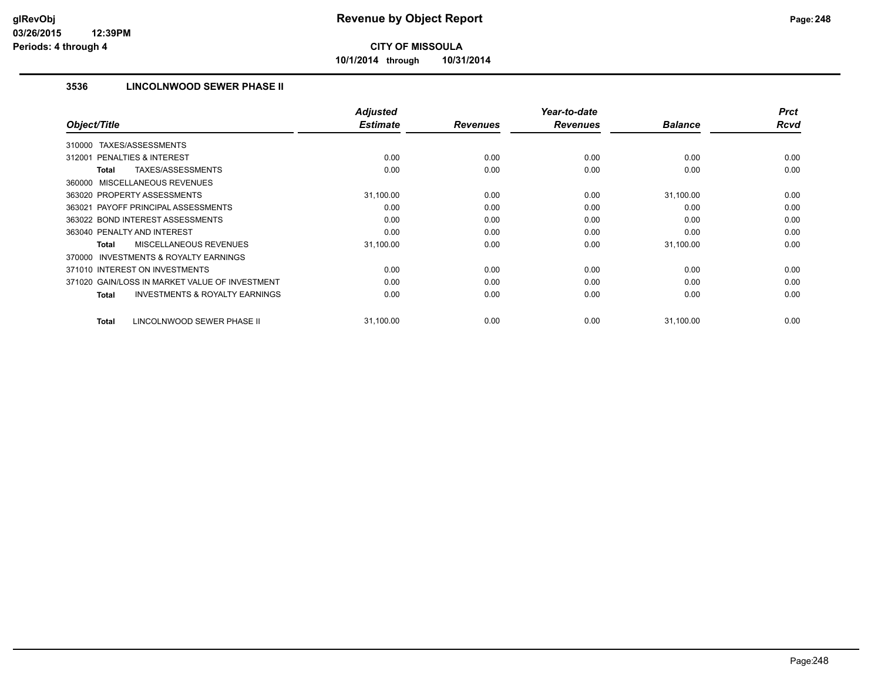# Revenue by Object Report

**CITY OF MISSOULA**

**10/1/2014 through 10/31/2014**

### 3536 LINCOLNWOOD SEWER PHASE II

| Object/Title | Adjusted Estimate | Revenues | Year-to-date Revenues | Balance | Prct Rcvd |
|---|---|---|---|---|---|
| 310000 TAXES/ASSESSMENTS | | | | | |
| 312001 PENALTIES & INTEREST | 0.00 | 0.00 | 0.00 | 0.00 | 0.00 |
| **Total** TAXES/ASSESSMENTS | 0.00 | 0.00 | 0.00 | 0.00 | 0.00 |
| 360000 MISCELLANEOUS REVENUES | | | | | |
| 363020 PROPERTY ASSESSMENTS | 31,100.00 | 0.00 | 0.00 | 31,100.00 | 0.00 |
| 363021 PAYOFF PRINCIPAL ASSESSMENTS | 0.00 | 0.00 | 0.00 | 0.00 | 0.00 |
| 363022 BOND INTEREST ASSESSMENTS | 0.00 | 0.00 | 0.00 | 0.00 | 0.00 |
| 363040 PENALTY AND INTEREST | 0.00 | 0.00 | 0.00 | 0.00 | 0.00 |
| **Total** MISCELLANEOUS REVENUES | 31,100.00 | 0.00 | 0.00 | 31,100.00 | 0.00 |
| 370000 INVESTMENTS & ROYALTY EARNINGS | | | | | |
| 371010 INTEREST ON INVESTMENTS | 0.00 | 0.00 | 0.00 | 0.00 | 0.00 |
| 371020 GAIN/LOSS IN MARKET VALUE OF INVESTMENT | 0.00 | 0.00 | 0.00 | 0.00 | 0.00 |
| **Total** INVESTMENTS & ROYALTY EARNINGS | 0.00 | 0.00 | 0.00 | 0.00 | 0.00 |
| **Total** LINCOLNWOOD SEWER PHASE II | 31,100.00 | 0.00 | 0.00 | 31,100.00 | 0.00 |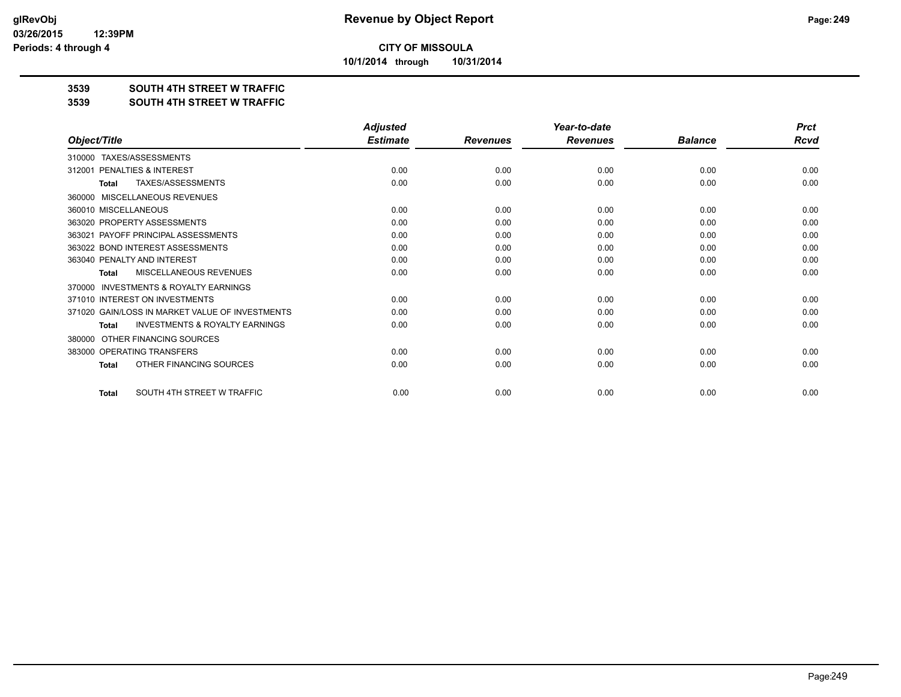# Revenue by Object Report

**CITY OF MISSOULA**

**10/1/2014 through 10/31/2014**

glRevObj
03/26/2015 12:39PM
Periods: 4 through 4

**3539 SOUTH 4TH STREET W TRAFFIC**

**3539 SOUTH 4TH STREET W TRAFFIC**

| Object/Title | Adjusted Estimate | Revenues | Year-to-date Revenues | Balance | Prct Rcvd |
|---|---|---|---|---|---|
| 310000 TAXES/ASSESSMENTS | | | | | |
| 312001 PENALTIES & INTEREST | 0.00 | 0.00 | 0.00 | 0.00 | 0.00 |
| **Total** TAXES/ASSESSMENTS | 0.00 | 0.00 | 0.00 | 0.00 | 0.00 |
| 360000 MISCELLANEOUS REVENUES | | | | | |
| 360010 MISCELLANEOUS | 0.00 | 0.00 | 0.00 | 0.00 | 0.00 |
| 363020 PROPERTY ASSESSMENTS | 0.00 | 0.00 | 0.00 | 0.00 | 0.00 |
| 363021 PAYOFF PRINCIPAL ASSESSMENTS | 0.00 | 0.00 | 0.00 | 0.00 | 0.00 |
| 363022 BOND INTEREST ASSESSMENTS | 0.00 | 0.00 | 0.00 | 0.00 | 0.00 |
| 363040 PENALTY AND INTEREST | 0.00 | 0.00 | 0.00 | 0.00 | 0.00 |
| **Total** MISCELLANEOUS REVENUES | 0.00 | 0.00 | 0.00 | 0.00 | 0.00 |
| 370000 INVESTMENTS & ROYALTY EARNINGS | | | | | |
| 371010 INTEREST ON INVESTMENTS | 0.00 | 0.00 | 0.00 | 0.00 | 0.00 |
| 371020 GAIN/LOSS IN MARKET VALUE OF INVESTMENTS | 0.00 | 0.00 | 0.00 | 0.00 | 0.00 |
| **Total** INVESTMENTS & ROYALTY EARNINGS | 0.00 | 0.00 | 0.00 | 0.00 | 0.00 |
| 380000 OTHER FINANCING SOURCES | | | | | |
| 383000 OPERATING TRANSFERS | 0.00 | 0.00 | 0.00 | 0.00 | 0.00 |
| **Total** OTHER FINANCING SOURCES | 0.00 | 0.00 | 0.00 | 0.00 | 0.00 |
| **Total** SOUTH 4TH STREET W TRAFFIC | 0.00 | 0.00 | 0.00 | 0.00 | 0.00 |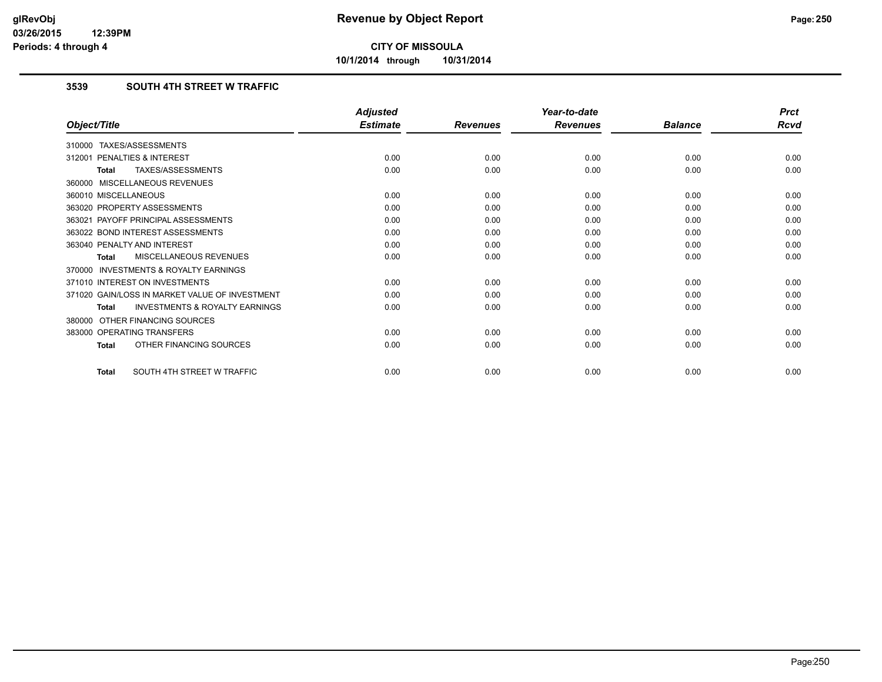**CITY OF MISSOULA**

**10/1/2014 through 10/31/2014**

### 3539 SOUTH 4TH STREET W TRAFFIC

| Object/Title | Adjusted Estimate | Revenues | Year-to-date Revenues | Balance | Prct Rcvd |
|---|---|---|---|---|---|
| 310000 TAXES/ASSESSMENTS | | | | | |
| 312001 PENALTIES & INTEREST | 0.00 | 0.00 | 0.00 | 0.00 | 0.00 |
| **Total** TAXES/ASSESSMENTS | 0.00 | 0.00 | 0.00 | 0.00 | 0.00 |
| 360000 MISCELLANEOUS REVENUES | | | | | |
| 360010 MISCELLANEOUS | 0.00 | 0.00 | 0.00 | 0.00 | 0.00 |
| 363020 PROPERTY ASSESSMENTS | 0.00 | 0.00 | 0.00 | 0.00 | 0.00 |
| 363021 PAYOFF PRINCIPAL ASSESSMENTS | 0.00 | 0.00 | 0.00 | 0.00 | 0.00 |
| 363022 BOND INTEREST ASSESSMENTS | 0.00 | 0.00 | 0.00 | 0.00 | 0.00 |
| 363040 PENALTY AND INTEREST | 0.00 | 0.00 | 0.00 | 0.00 | 0.00 |
| **Total** MISCELLANEOUS REVENUES | 0.00 | 0.00 | 0.00 | 0.00 | 0.00 |
| 370000 INVESTMENTS & ROYALTY EARNINGS | | | | | |
| 371010 INTEREST ON INVESTMENTS | 0.00 | 0.00 | 0.00 | 0.00 | 0.00 |
| 371020 GAIN/LOSS IN MARKET VALUE OF INVESTMENT | 0.00 | 0.00 | 0.00 | 0.00 | 0.00 |
| **Total** INVESTMENTS & ROYALTY EARNINGS | 0.00 | 0.00 | 0.00 | 0.00 | 0.00 |
| 380000 OTHER FINANCING SOURCES | | | | | |
| 383000 OPERATING TRANSFERS | 0.00 | 0.00 | 0.00 | 0.00 | 0.00 |
| **Total** OTHER FINANCING SOURCES | 0.00 | 0.00 | 0.00 | 0.00 | 0.00 |
| **Total** SOUTH 4TH STREET W TRAFFIC | 0.00 | 0.00 | 0.00 | 0.00 | 0.00 |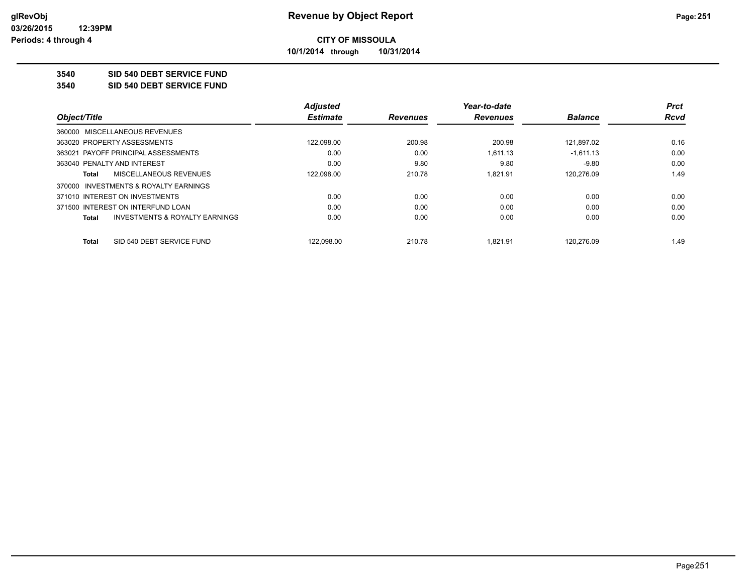# Revenue by Object Report

**CITY OF MISSOULA**

**10/1/2014 through 10/31/2014**

glRevObj
03/26/2015 12:39PM
Periods: 4 through 4

## 3540 SID 540 DEBT SERVICE FUND
## 3540 SID 540 DEBT SERVICE FUND

| Object/Title | Adjusted Estimate | Revenues | Year-to-date Revenues | Balance | Prct Rcvd |
|---|---|---|---|---|---|
| 360000 MISCELLANEOUS REVENUES | | | | | |
| 363020 PROPERTY ASSESSMENTS | 122,098.00 | 200.98 | 200.98 | 121,897.02 | 0.16 |
| 363021 PAYOFF PRINCIPAL ASSESSMENTS | 0.00 | 0.00 | 1,611.13 | -1,611.13 | 0.00 |
| 363040 PENALTY AND INTEREST | 0.00 | 9.80 | 9.80 | -9.80 | 0.00 |
| **Total** MISCELLANEOUS REVENUES | 122,098.00 | 210.78 | 1,821.91 | 120,276.09 | 1.49 |
| 370000 INVESTMENTS & ROYALTY EARNINGS | | | | | |
| 371010 INTEREST ON INVESTMENTS | 0.00 | 0.00 | 0.00 | 0.00 | 0.00 |
| 371500 INTEREST ON INTERFUND LOAN | 0.00 | 0.00 | 0.00 | 0.00 | 0.00 |
| **Total** INVESTMENTS & ROYALTY EARNINGS | 0.00 | 0.00 | 0.00 | 0.00 | 0.00 |
| **Total** SID 540 DEBT SERVICE FUND | 122,098.00 | 210.78 | 1,821.91 | 120,276.09 | 1.49 |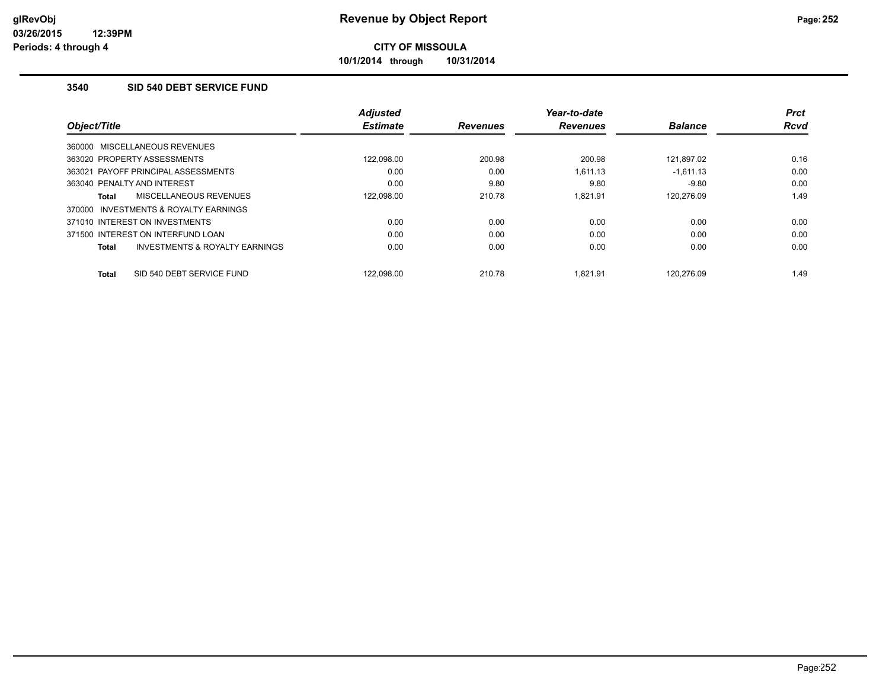# Revenue by Object Report

**CITY OF MISSOULA**

**10/1/2014 through 10/31/2014**

glRevObj
03/26/2015 12:39PM
Periods: 4 through 4

### 3540 SID 540 DEBT SERVICE FUND

| Object/Title | Adjusted Estimate | Revenues | Year-to-date Revenues | Balance | Prct Rcvd |
|---|---|---|---|---|---|
| 360000 MISCELLANEOUS REVENUES | | | | | |
| 363020 PROPERTY ASSESSMENTS | 122,098.00 | 200.98 | 200.98 | 121,897.02 | 0.16 |
| 363021 PAYOFF PRINCIPAL ASSESSMENTS | 0.00 | 0.00 | 1,611.13 | -1,611.13 | 0.00 |
| 363040 PENALTY AND INTEREST | 0.00 | 9.80 | 9.80 | -9.80 | 0.00 |
| **Total** MISCELLANEOUS REVENUES | 122,098.00 | 210.78 | 1,821.91 | 120,276.09 | 1.49 |
| 370000 INVESTMENTS & ROYALTY EARNINGS | | | | | |
| 371010 INTEREST ON INVESTMENTS | 0.00 | 0.00 | 0.00 | 0.00 | 0.00 |
| 371500 INTEREST ON INTERFUND LOAN | 0.00 | 0.00 | 0.00 | 0.00 | 0.00 |
| **Total** INVESTMENTS & ROYALTY EARNINGS | 0.00 | 0.00 | 0.00 | 0.00 | 0.00 |
| **Total** SID 540 DEBT SERVICE FUND | 122,098.00 | 210.78 | 1,821.91 | 120,276.09 | 1.49 |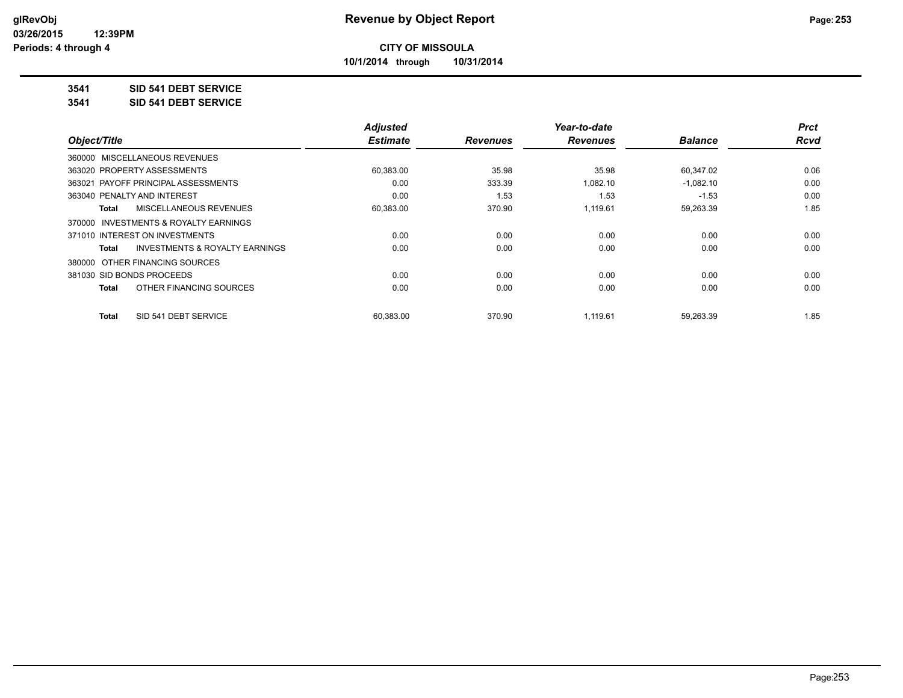**CITY OF MISSOULA**

**10/1/2014 through 10/31/2014**

**3541 SID 541 DEBT SERVICE**

**3541 SID 541 DEBT SERVICE**

| Object/Title | Adjusted Estimate | Revenues | Year-to-date Revenues | Balance | Prct Rcvd |
|---|---|---|---|---|---|
| 360000 MISCELLANEOUS REVENUES | | | | | |
| 363020 PROPERTY ASSESSMENTS | 60,383.00 | 35.98 | 35.98 | 60,347.02 | 0.06 |
| 363021 PAYOFF PRINCIPAL ASSESSMENTS | 0.00 | 333.39 | 1,082.10 | -1,082.10 | 0.00 |
| 363040 PENALTY AND INTEREST | 0.00 | 1.53 | 1.53 | -1.53 | 0.00 |
| **Total** MISCELLANEOUS REVENUES | 60,383.00 | 370.90 | 1,119.61 | 59,263.39 | 1.85 |
| 370000 INVESTMENTS & ROYALTY EARNINGS | | | | | |
| 371010 INTEREST ON INVESTMENTS | 0.00 | 0.00 | 0.00 | 0.00 | 0.00 |
| **Total** INVESTMENTS & ROYALTY EARNINGS | 0.00 | 0.00 | 0.00 | 0.00 | 0.00 |
| 380000 OTHER FINANCING SOURCES | | | | | |
| 381030 SID BONDS PROCEEDS | 0.00 | 0.00 | 0.00 | 0.00 | 0.00 |
| **Total** OTHER FINANCING SOURCES | 0.00 | 0.00 | 0.00 | 0.00 | 0.00 |
| **Total** SID 541 DEBT SERVICE | 60,383.00 | 370.90 | 1,119.61 | 59,263.39 | 1.85 |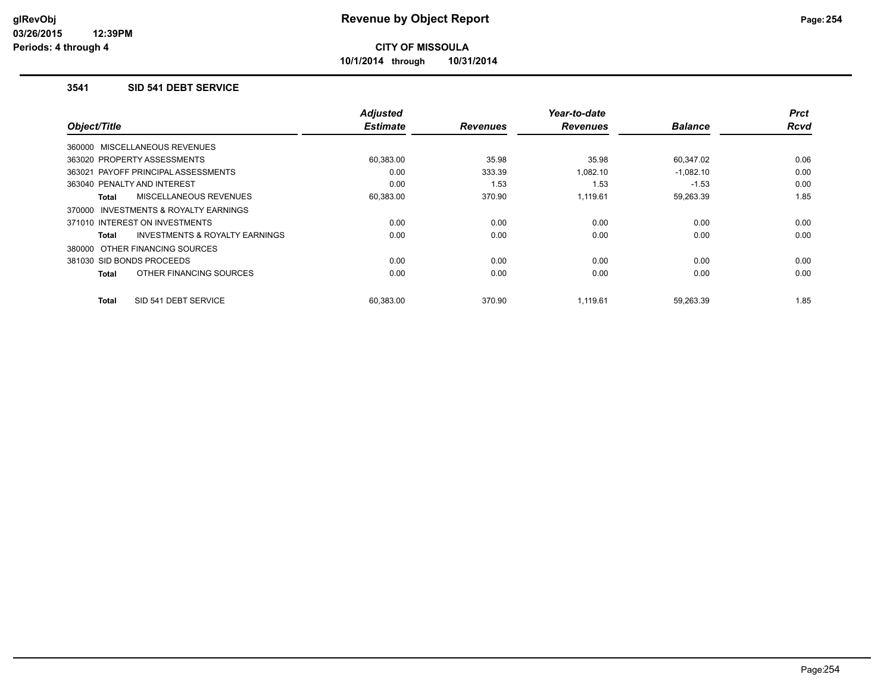# Revenue by Object Report

**CITY OF MISSOULA**

**10/1/2014 through 10/31/2014**

### 3541 SID 541 DEBT SERVICE

| Object/Title | Adjusted Estimate | Revenues | Year-to-date Revenues | Balance | Prct Rcvd |
|---|---|---|---|---|---|
| 360000 MISCELLANEOUS REVENUES | | | | | |
| 363020 PROPERTY ASSESSMENTS | 60,383.00 | 35.98 | 35.98 | 60,347.02 | 0.06 |
| 363021 PAYOFF PRINCIPAL ASSESSMENTS | 0.00 | 333.39 | 1,082.10 | -1,082.10 | 0.00 |
| 363040 PENALTY AND INTEREST | 0.00 | 1.53 | 1.53 | -1.53 | 0.00 |
| **Total** MISCELLANEOUS REVENUES | 60,383.00 | 370.90 | 1,119.61 | 59,263.39 | 1.85 |
| 370000 INVESTMENTS & ROYALTY EARNINGS | | | | | |
| 371010 INTEREST ON INVESTMENTS | 0.00 | 0.00 | 0.00 | 0.00 | 0.00 |
| **Total** INVESTMENTS & ROYALTY EARNINGS | 0.00 | 0.00 | 0.00 | 0.00 | 0.00 |
| 380000 OTHER FINANCING SOURCES | | | | | |
| 381030 SID BONDS PROCEEDS | 0.00 | 0.00 | 0.00 | 0.00 | 0.00 |
| **Total** OTHER FINANCING SOURCES | 0.00 | 0.00 | 0.00 | 0.00 | 0.00 |
| **Total** SID 541 DEBT SERVICE | 60,383.00 | 370.90 | 1,119.61 | 59,263.39 | 1.85 |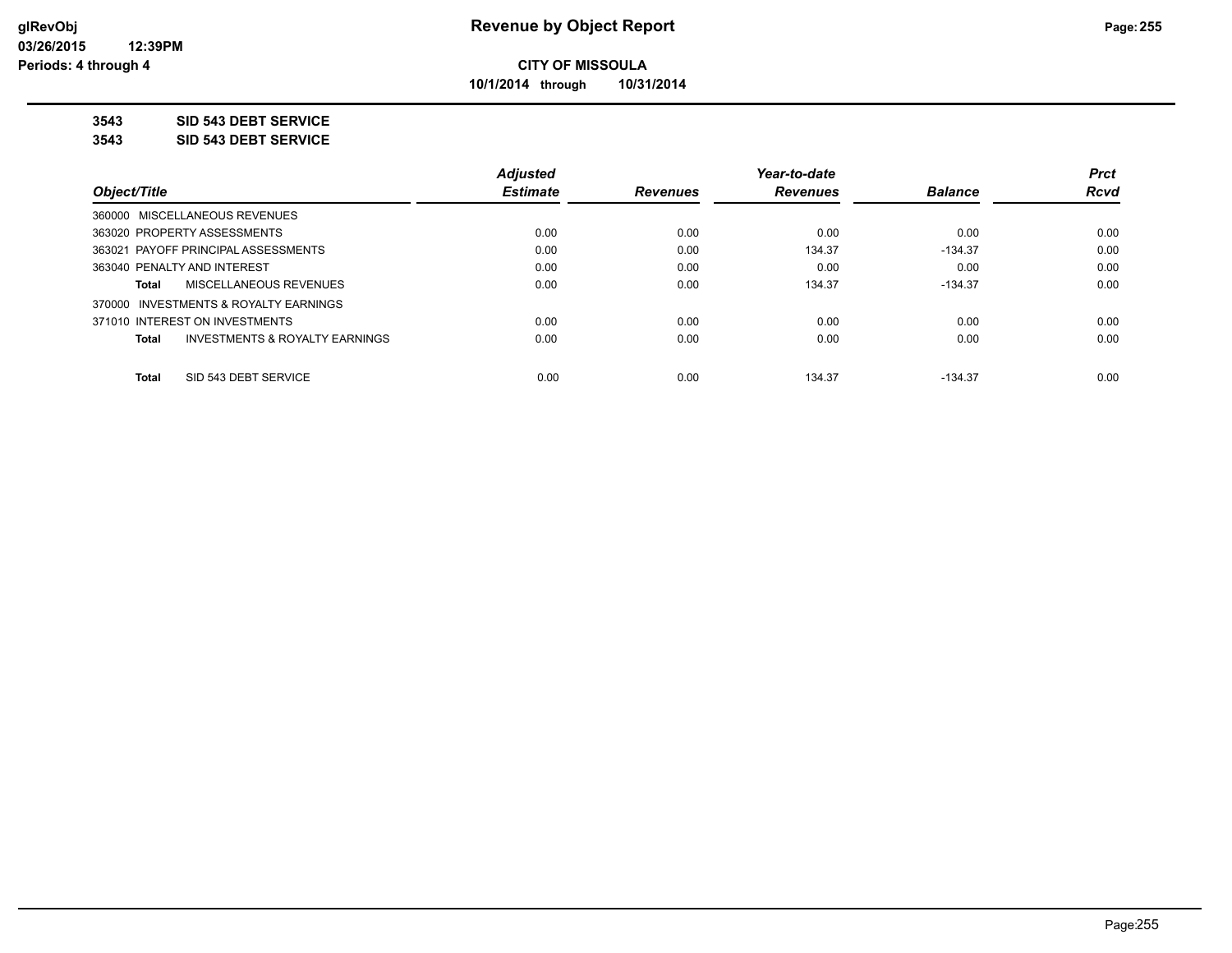# CITY OF MISSOULA

**10/1/2014 through 10/31/2014**

**3543 SID 543 DEBT SERVICE**

**3543 SID 543 DEBT SERVICE**

| Object/Title | Adjusted Estimate | Revenues | Year-to-date Revenues | Balance | Prct Rcvd |
|---|---|---|---|---|---|
| 360000 MISCELLANEOUS REVENUES | | | | | |
| 363020 PROPERTY ASSESSMENTS | 0.00 | 0.00 | 0.00 | 0.00 | 0.00 |
| 363021 PAYOFF PRINCIPAL ASSESSMENTS | 0.00 | 0.00 | 134.37 | -134.37 | 0.00 |
| 363040 PENALTY AND INTEREST | 0.00 | 0.00 | 0.00 | 0.00 | 0.00 |
| **Total** MISCELLANEOUS REVENUES | 0.00 | 0.00 | 134.37 | -134.37 | 0.00 |
| 370000 INVESTMENTS & ROYALTY EARNINGS | | | | | |
| 371010 INTEREST ON INVESTMENTS | 0.00 | 0.00 | 0.00 | 0.00 | 0.00 |
| **Total** INVESTMENTS & ROYALTY EARNINGS | 0.00 | 0.00 | 0.00 | 0.00 | 0.00 |
| **Total** SID 543 DEBT SERVICE | 0.00 | 0.00 | 134.37 | -134.37 | 0.00 |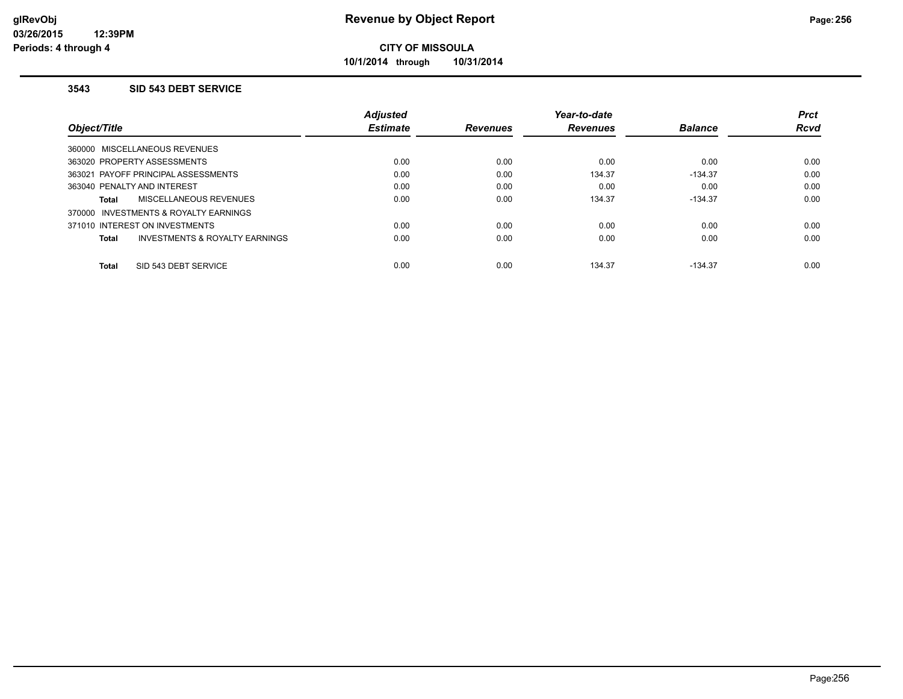# Revenue by Object Report

**CITY OF MISSOULA**

**10/1/2014 through 10/31/2014**

glRevObj
03/26/2015 12:39PM
Periods: 4 through 4

### 3543 SID 543 DEBT SERVICE

| Object/Title | Adjusted Estimate | Revenues | Year-to-date Revenues | Balance | Prct Rcvd |
|---|---|---|---|---|---|
| 360000 MISCELLANEOUS REVENUES | | | | | |
| 363020 PROPERTY ASSESSMENTS | 0.00 | 0.00 | 0.00 | 0.00 | 0.00 |
| 363021 PAYOFF PRINCIPAL ASSESSMENTS | 0.00 | 0.00 | 134.37 | -134.37 | 0.00 |
| 363040 PENALTY AND INTEREST | 0.00 | 0.00 | 0.00 | 0.00 | 0.00 |
| **Total** MISCELLANEOUS REVENUES | 0.00 | 0.00 | 134.37 | -134.37 | 0.00 |
| 370000 INVESTMENTS & ROYALTY EARNINGS | | | | | |
| 371010 INTEREST ON INVESTMENTS | 0.00 | 0.00 | 0.00 | 0.00 | 0.00 |
| **Total** INVESTMENTS & ROYALTY EARNINGS | 0.00 | 0.00 | 0.00 | 0.00 | 0.00 |
| **Total** SID 543 DEBT SERVICE | 0.00 | 0.00 | 134.37 | -134.37 | 0.00 |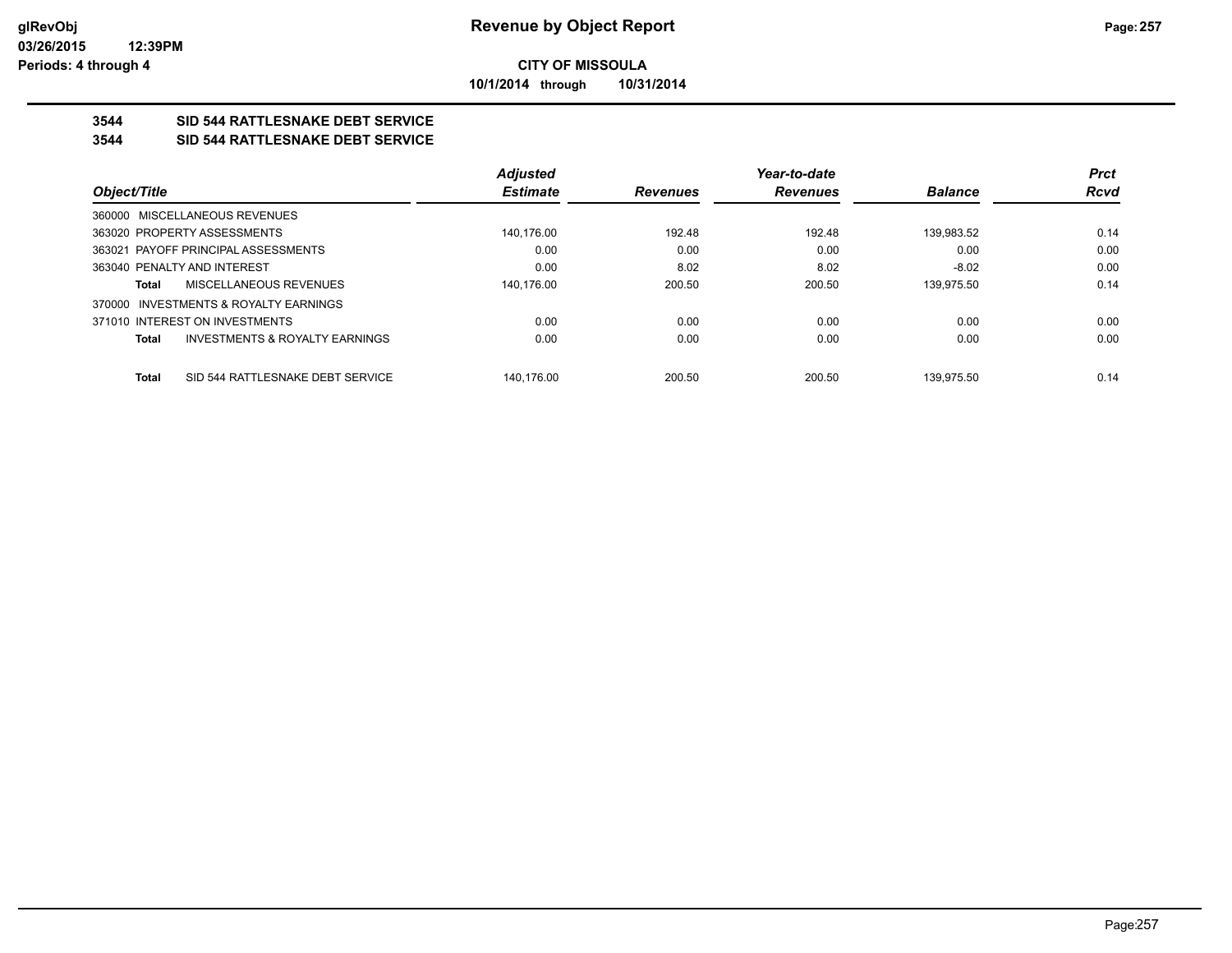**glRevObj**
**03/26/2015 12:39PM**
**Periods: 4 through 4**

# Revenue by Object Report

**CITY OF MISSOULA**

**10/1/2014 through 10/31/2014**

## 3544 SID 544 RATTLESNAKE DEBT SERVICE
## 3544 SID 544 RATTLESNAKE DEBT SERVICE

| Object/Title | Adjusted Estimate | Revenues | Year-to-date Revenues | Balance | Prct Rcvd |
|---|---|---|---|---|---|
| 360000 MISCELLANEOUS REVENUES | | | | | |
| 363020 PROPERTY ASSESSMENTS | 140,176.00 | 192.48 | 192.48 | 139,983.52 | 0.14 |
| 363021 PAYOFF PRINCIPAL ASSESSMENTS | 0.00 | 0.00 | 0.00 | 0.00 | 0.00 |
| 363040 PENALTY AND INTEREST | 0.00 | 8.02 | 8.02 | -8.02 | 0.00 |
| **Total** MISCELLANEOUS REVENUES | 140,176.00 | 200.50 | 200.50 | 139,975.50 | 0.14 |
| 370000 INVESTMENTS & ROYALTY EARNINGS | | | | | |
| 371010 INTEREST ON INVESTMENTS | 0.00 | 0.00 | 0.00 | 0.00 | 0.00 |
| **Total** INVESTMENTS & ROYALTY EARNINGS | 0.00 | 0.00 | 0.00 | 0.00 | 0.00 |
| **Total** SID 544 RATTLESNAKE DEBT SERVICE | 140,176.00 | 200.50 | 200.50 | 139,975.50 | 0.14 |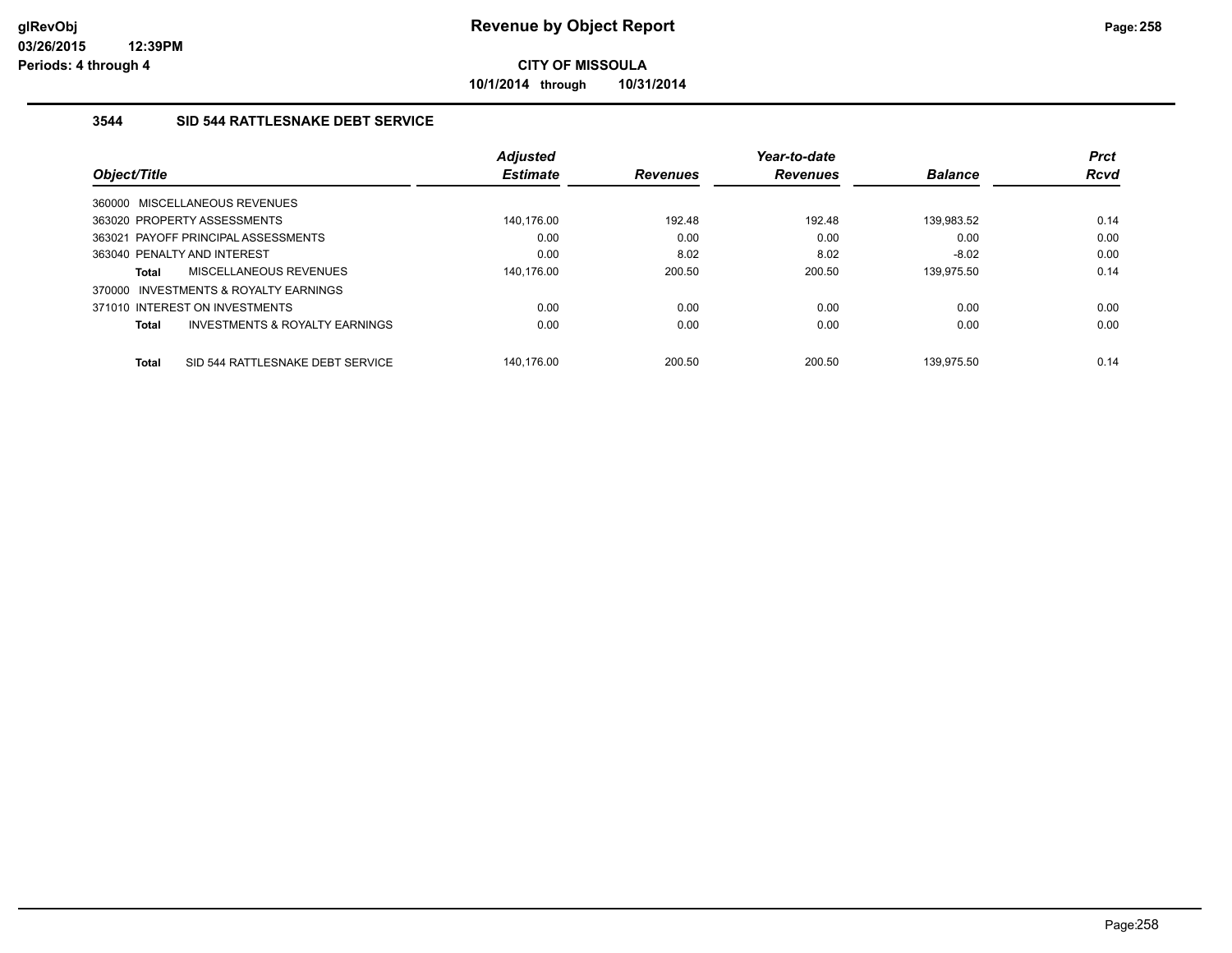**CITY OF MISSOULA**

**10/1/2014 through 10/31/2014**

### 3544 SID 544 RATTLESNAKE DEBT SERVICE

| Object/Title | | Adjusted Estimate | Revenues | Year-to-date Revenues | Balance | Prct Rcvd |
|---|---|---|---|---|---|---|
| 360000 MISCELLANEOUS REVENUES | | | | | | |
| 363020 PROPERTY ASSESSMENTS | | 140,176.00 | 192.48 | 192.48 | 139,983.52 | 0.14 |
| 363021 PAYOFF PRINCIPAL ASSESSMENTS | | 0.00 | 0.00 | 0.00 | 0.00 | 0.00 |
| 363040 PENALTY AND INTEREST | | 0.00 | 8.02 | 8.02 | -8.02 | 0.00 |
| **Total** | MISCELLANEOUS REVENUES | 140,176.00 | 200.50 | 200.50 | 139,975.50 | 0.14 |
| 370000 INVESTMENTS & ROYALTY EARNINGS | | | | | | |
| 371010 INTEREST ON INVESTMENTS | | 0.00 | 0.00 | 0.00 | 0.00 | 0.00 |
| **Total** | INVESTMENTS & ROYALTY EARNINGS | 0.00 | 0.00 | 0.00 | 0.00 | 0.00 |
| **Total** | SID 544 RATTLESNAKE DEBT SERVICE | 140,176.00 | 200.50 | 200.50 | 139,975.50 | 0.14 |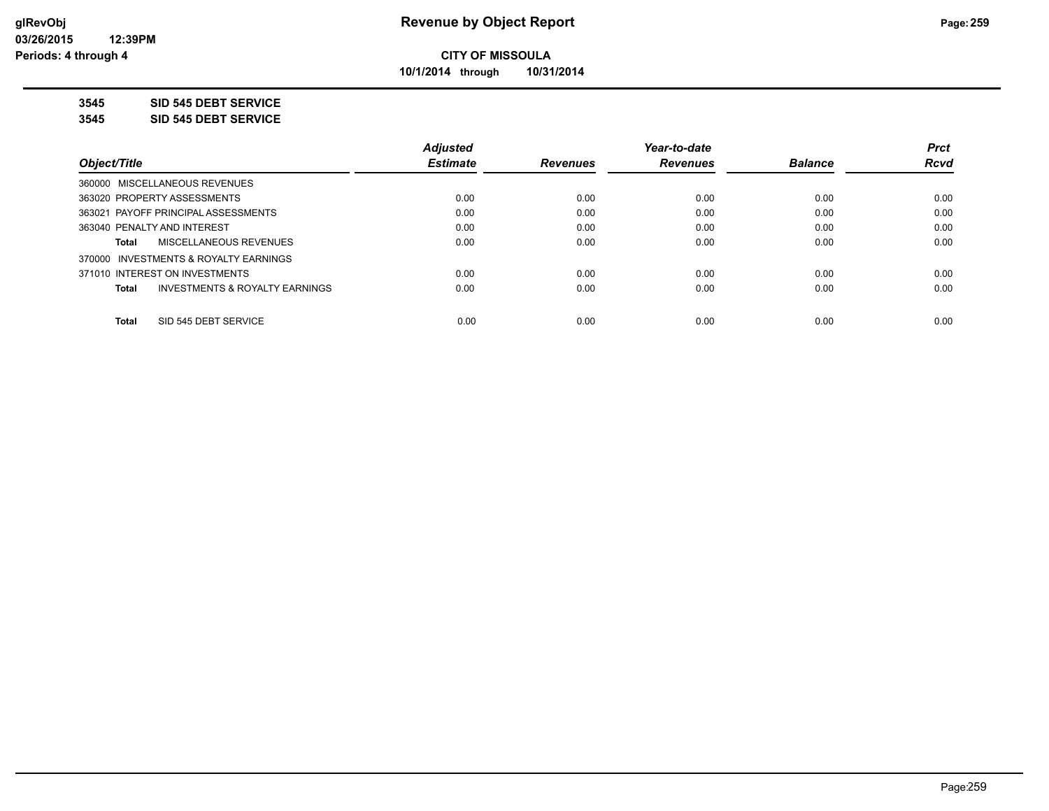**CITY OF MISSOULA**

**10/1/2014 through 10/31/2014**

**3545 SID 545 DEBT SERVICE**

**3545 SID 545 DEBT SERVICE**

| Object/Title | Adjusted Estimate | Revenues | Year-to-date Revenues | Balance | Prct Rcvd |
|---|---|---|---|---|---|
| 360000 MISCELLANEOUS REVENUES | | | | | |
| 363020 PROPERTY ASSESSMENTS | 0.00 | 0.00 | 0.00 | 0.00 | 0.00 |
| 363021 PAYOFF PRINCIPAL ASSESSMENTS | 0.00 | 0.00 | 0.00 | 0.00 | 0.00 |
| 363040 PENALTY AND INTEREST | 0.00 | 0.00 | 0.00 | 0.00 | 0.00 |
| **Total** MISCELLANEOUS REVENUES | 0.00 | 0.00 | 0.00 | 0.00 | 0.00 |
| 370000 INVESTMENTS & ROYALTY EARNINGS | | | | | |
| 371010 INTEREST ON INVESTMENTS | 0.00 | 0.00 | 0.00 | 0.00 | 0.00 |
| **Total** INVESTMENTS & ROYALTY EARNINGS | 0.00 | 0.00 | 0.00 | 0.00 | 0.00 |
| **Total** SID 545 DEBT SERVICE | 0.00 | 0.00 | 0.00 | 0.00 | 0.00 |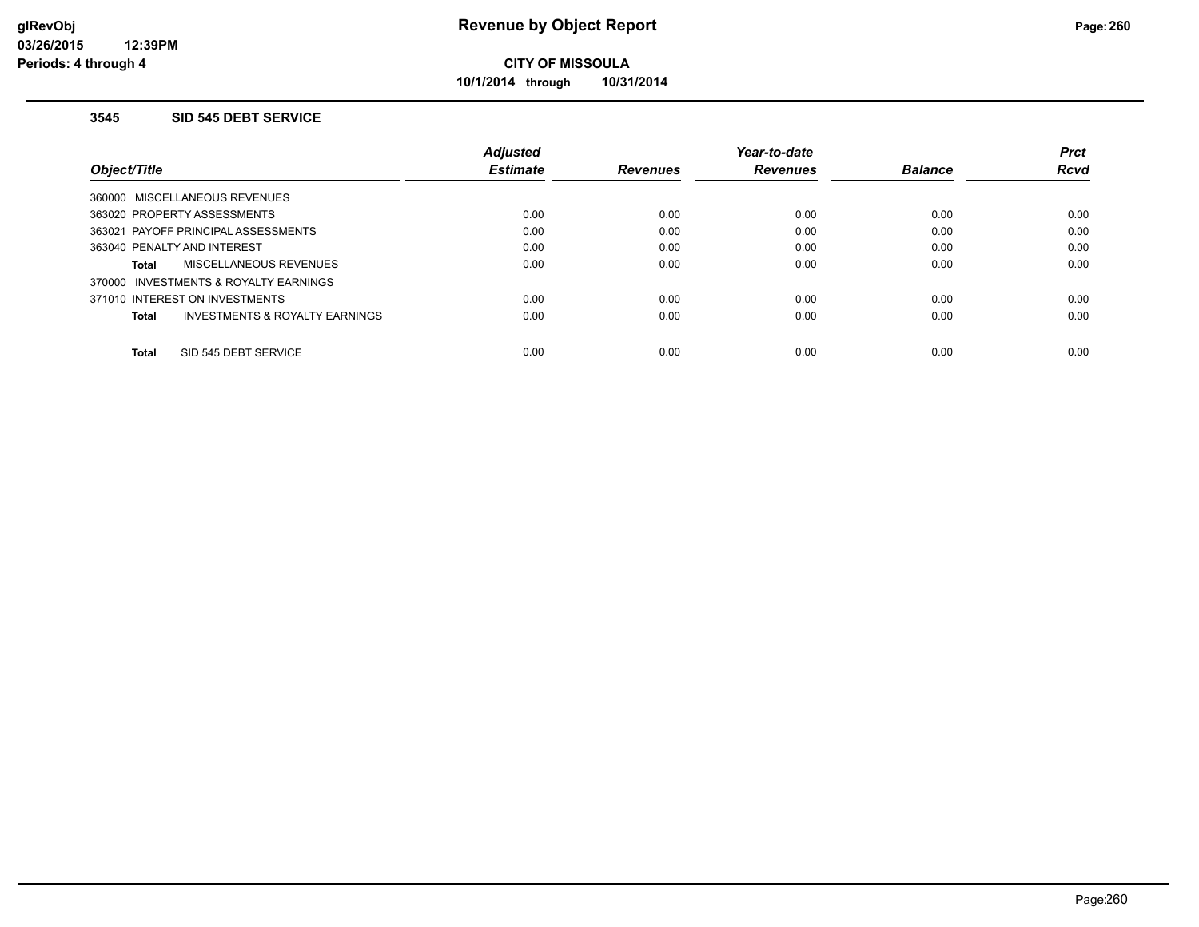# Revenue by Object Report

**CITY OF MISSOULA**

**10/1/2014 through 10/31/2014**

glRevObj
03/26/2015 12:39PM
Periods: 4 through 4

### 3545 SID 545 DEBT SERVICE

| Object/Title | Adjusted Estimate | Revenues | Year-to-date Revenues | Balance | Prct Rcvd |
|---|---|---|---|---|---|
| 360000 MISCELLANEOUS REVENUES | | | | | |
| 363020 PROPERTY ASSESSMENTS | 0.00 | 0.00 | 0.00 | 0.00 | 0.00 |
| 363021 PAYOFF PRINCIPAL ASSESSMENTS | 0.00 | 0.00 | 0.00 | 0.00 | 0.00 |
| 363040 PENALTY AND INTEREST | 0.00 | 0.00 | 0.00 | 0.00 | 0.00 |
| **Total** MISCELLANEOUS REVENUES | 0.00 | 0.00 | 0.00 | 0.00 | 0.00 |
| 370000 INVESTMENTS & ROYALTY EARNINGS | | | | | |
| 371010 INTEREST ON INVESTMENTS | 0.00 | 0.00 | 0.00 | 0.00 | 0.00 |
| **Total** INVESTMENTS & ROYALTY EARNINGS | 0.00 | 0.00 | 0.00 | 0.00 | 0.00 |
| **Total** SID 545 DEBT SERVICE | 0.00 | 0.00 | 0.00 | 0.00 | 0.00 |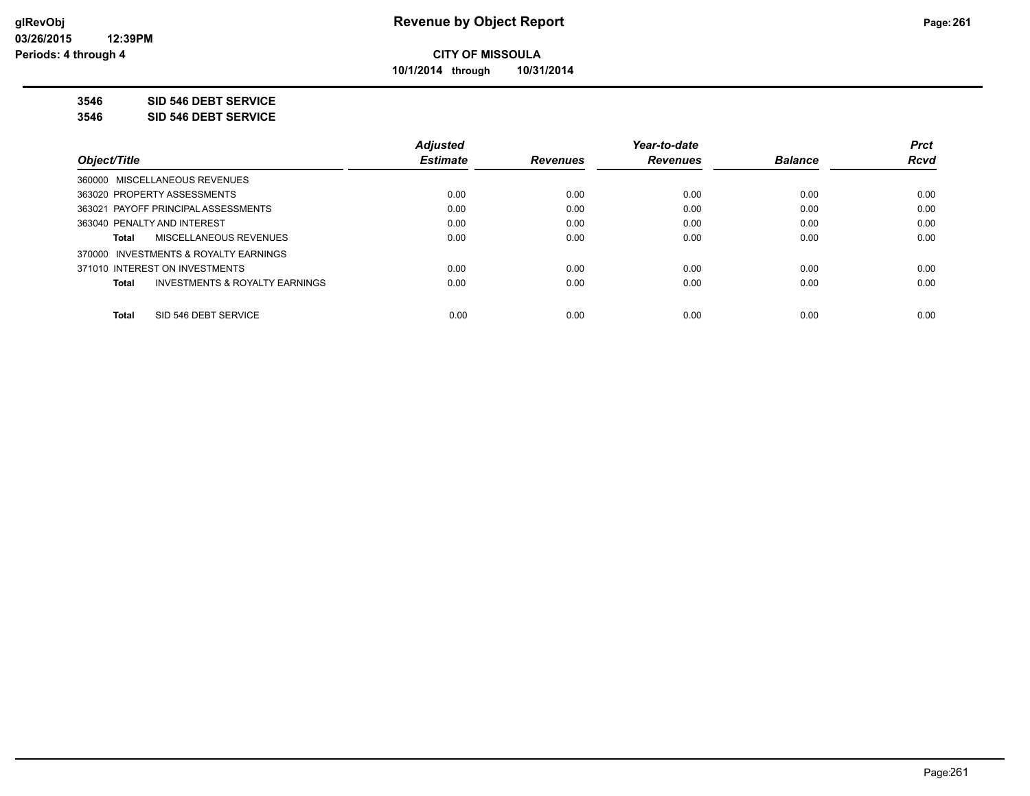**CITY OF MISSOULA**

**10/1/2014 through 10/31/2014**

**3546 SID 546 DEBT SERVICE**

**3546 SID 546 DEBT SERVICE**

| Object/Title | Adjusted Estimate | Revenues | Year-to-date Revenues | Balance | Prct Rcvd |
|---|---|---|---|---|---|
| 360000 MISCELLANEOUS REVENUES | | | | | |
| 363020 PROPERTY ASSESSMENTS | 0.00 | 0.00 | 0.00 | 0.00 | 0.00 |
| 363021 PAYOFF PRINCIPAL ASSESSMENTS | 0.00 | 0.00 | 0.00 | 0.00 | 0.00 |
| 363040 PENALTY AND INTEREST | 0.00 | 0.00 | 0.00 | 0.00 | 0.00 |
| **Total** MISCELLANEOUS REVENUES | 0.00 | 0.00 | 0.00 | 0.00 | 0.00 |
| 370000 INVESTMENTS & ROYALTY EARNINGS | | | | | |
| 371010 INTEREST ON INVESTMENTS | 0.00 | 0.00 | 0.00 | 0.00 | 0.00 |
| **Total** INVESTMENTS & ROYALTY EARNINGS | 0.00 | 0.00 | 0.00 | 0.00 | 0.00 |
| **Total** SID 546 DEBT SERVICE | 0.00 | 0.00 | 0.00 | 0.00 | 0.00 |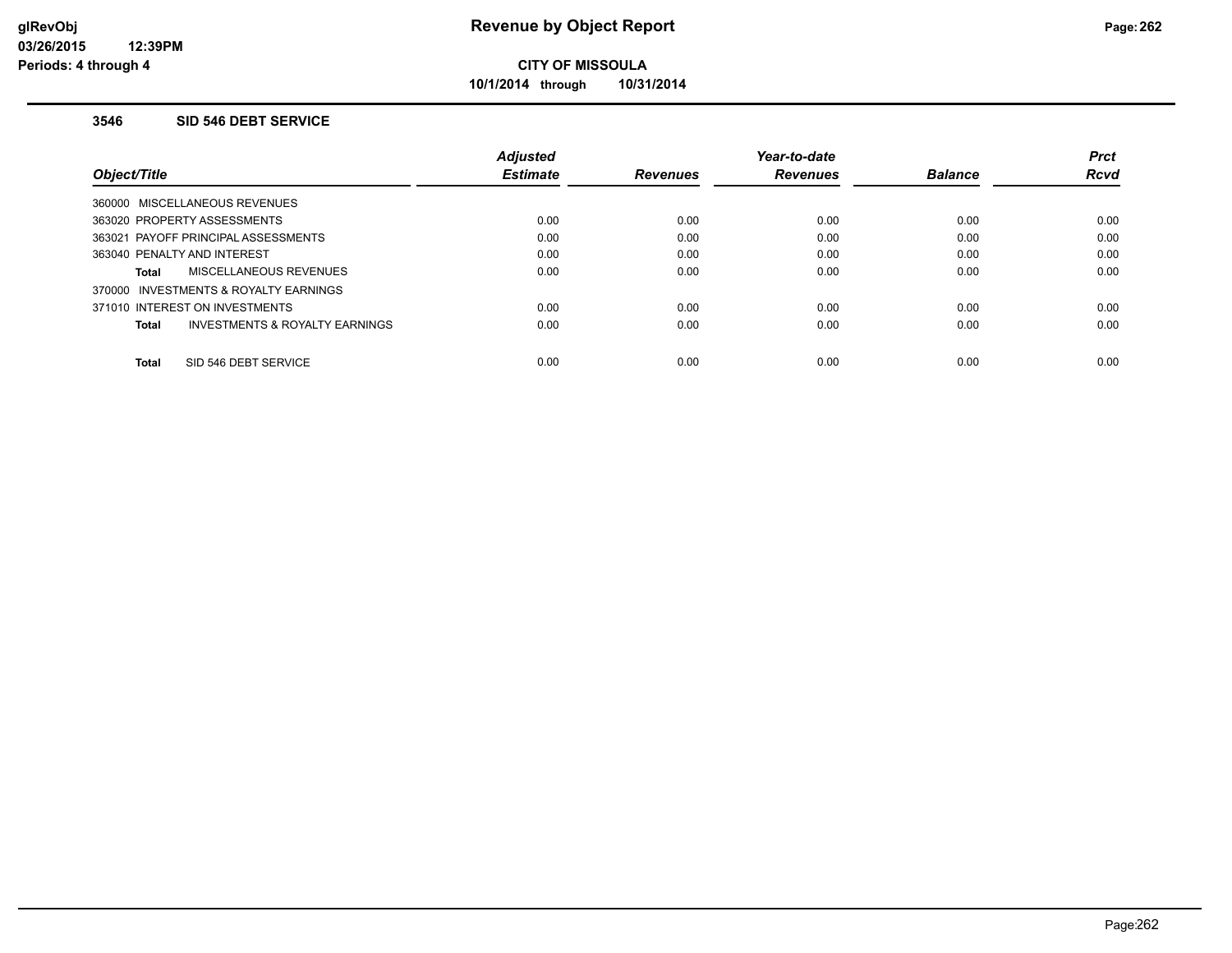# Revenue by Object Report

**CITY OF MISSOULA**

**10/1/2014 through 10/31/2014**

### 3546 SID 546 DEBT SERVICE

| Object/Title | Adjusted Estimate | Revenues | Year-to-date Revenues | Balance | Prct Rcvd |
|---|---|---|---|---|---|
| 360000 MISCELLANEOUS REVENUES | | | | | |
| 363020 PROPERTY ASSESSMENTS | 0.00 | 0.00 | 0.00 | 0.00 | 0.00 |
| 363021 PAYOFF PRINCIPAL ASSESSMENTS | 0.00 | 0.00 | 0.00 | 0.00 | 0.00 |
| 363040 PENALTY AND INTEREST | 0.00 | 0.00 | 0.00 | 0.00 | 0.00 |
| **Total** MISCELLANEOUS REVENUES | 0.00 | 0.00 | 0.00 | 0.00 | 0.00 |
| 370000 INVESTMENTS & ROYALTY EARNINGS | | | | | |
| 371010 INTEREST ON INVESTMENTS | 0.00 | 0.00 | 0.00 | 0.00 | 0.00 |
| **Total** INVESTMENTS & ROYALTY EARNINGS | 0.00 | 0.00 | 0.00 | 0.00 | 0.00 |
| **Total** SID 546 DEBT SERVICE | 0.00 | 0.00 | 0.00 | 0.00 | 0.00 |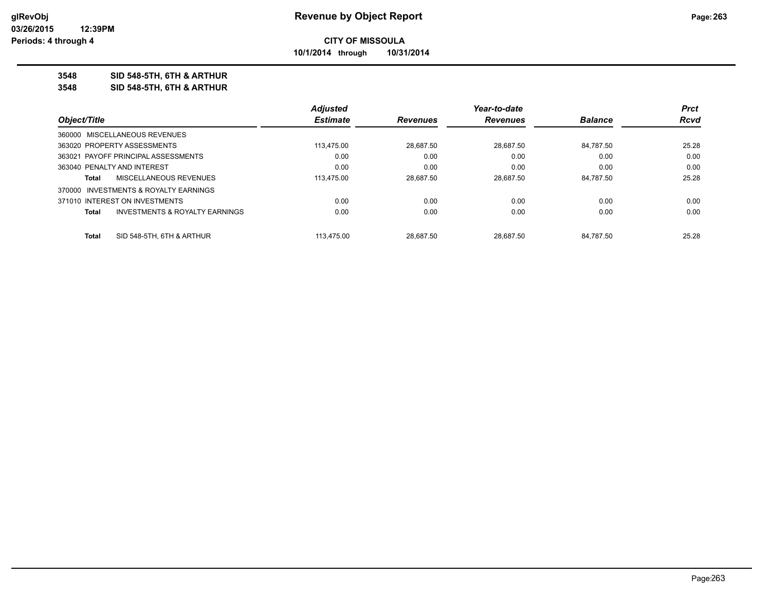**Revenue by Object Report**

**CITY OF MISSOULA**

**10/1/2014 through 10/31/2014**

**3548 SID 548-5TH, 6TH & ARTHUR**

**3548 SID 548-5TH, 6TH & ARTHUR**

| Object/Title | | Adjusted Estimate | Revenues | Year-to-date Revenues | Balance | Prct Rcvd |
|---|---|---|---|---|---|---|
| 360000 MISCELLANEOUS REVENUES | | | | | | |
| 363020 PROPERTY ASSESSMENTS | | 113,475.00 | 28,687.50 | 28,687.50 | 84,787.50 | 25.28 |
| 363021 PAYOFF PRINCIPAL ASSESSMENTS | | 0.00 | 0.00 | 0.00 | 0.00 | 0.00 |
| 363040 PENALTY AND INTEREST | | 0.00 | 0.00 | 0.00 | 0.00 | 0.00 |
| Total | MISCELLANEOUS REVENUES | 113,475.00 | 28,687.50 | 28,687.50 | 84,787.50 | 25.28 |
| 370000 INVESTMENTS & ROYALTY EARNINGS | | | | | | |
| 371010 INTEREST ON INVESTMENTS | | 0.00 | 0.00 | 0.00 | 0.00 | 0.00 |
| Total | INVESTMENTS & ROYALTY EARNINGS | 0.00 | 0.00 | 0.00 | 0.00 | 0.00 |
| Total | SID 548-5TH, 6TH & ARTHUR | 113,475.00 | 28,687.50 | 28,687.50 | 84,787.50 | 25.28 |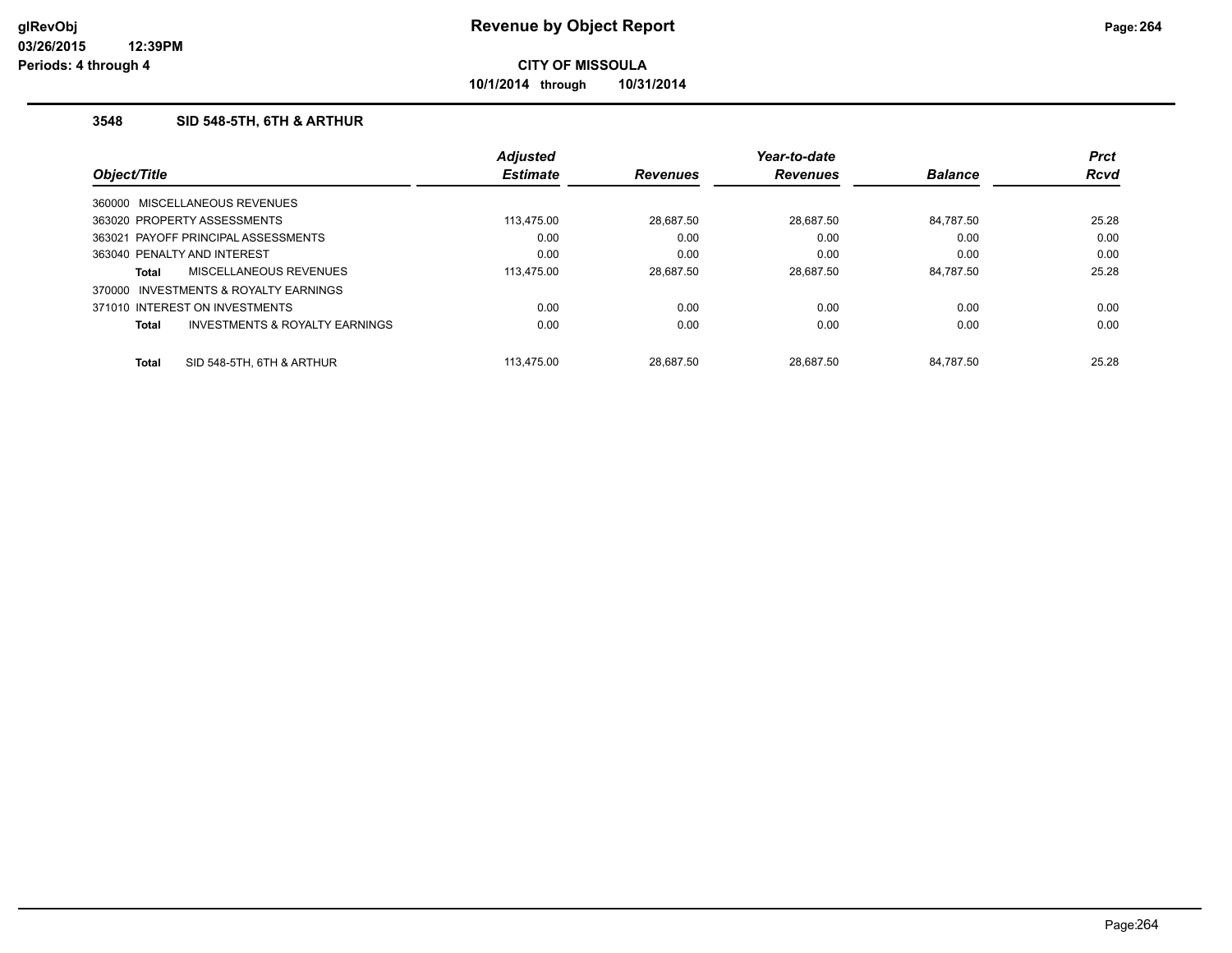**Revenue by Object Report**

**CITY OF MISSOULA**

**10/1/2014 through 10/31/2014**

### 3548 SID 548-5TH, 6TH & ARTHUR

| Object/Title | Adjusted Estimate | Revenues | Year-to-date Revenues | Balance | Prct Rcvd |
|---|---|---|---|---|---|
| 360000 MISCELLANEOUS REVENUES | | | | | |
| 363020 PROPERTY ASSESSMENTS | 113,475.00 | 28,687.50 | 28,687.50 | 84,787.50 | 25.28 |
| 363021 PAYOFF PRINCIPAL ASSESSMENTS | 0.00 | 0.00 | 0.00 | 0.00 | 0.00 |
| 363040 PENALTY AND INTEREST | 0.00 | 0.00 | 0.00 | 0.00 | 0.00 |
| **Total** MISCELLANEOUS REVENUES | 113,475.00 | 28,687.50 | 28,687.50 | 84,787.50 | 25.28 |
| 370000 INVESTMENTS & ROYALTY EARNINGS | | | | | |
| 371010 INTEREST ON INVESTMENTS | 0.00 | 0.00 | 0.00 | 0.00 | 0.00 |
| **Total** INVESTMENTS & ROYALTY EARNINGS | 0.00 | 0.00 | 0.00 | 0.00 | 0.00 |
| **Total** SID 548-5TH, 6TH & ARTHUR | 113,475.00 | 28,687.50 | 28,687.50 | 84,787.50 | 25.28 |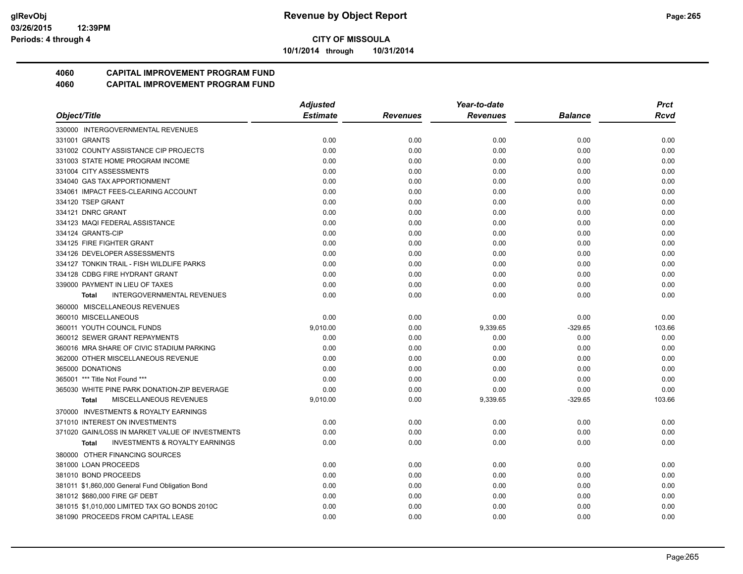**CITY OF MISSOULA**

**10/1/2014 through 10/31/2014**

# 4060 CAPITAL IMPROVEMENT PROGRAM FUND
## 4060 CAPITAL IMPROVEMENT PROGRAM FUND

| Object/Title | Adjusted Estimate | Revenues | Year-to-date Revenues | Balance | Prct Rcvd |
|---|---|---|---|---|---|
| 330000 INTERGOVERNMENTAL REVENUES | | | | | |
| 331001 GRANTS | 0.00 | 0.00 | 0.00 | 0.00 | 0.00 |
| 331002 COUNTY ASSISTANCE CIP PROJECTS | 0.00 | 0.00 | 0.00 | 0.00 | 0.00 |
| 331003 STATE HOME PROGRAM INCOME | 0.00 | 0.00 | 0.00 | 0.00 | 0.00 |
| 331004 CITY ASSESSMENTS | 0.00 | 0.00 | 0.00 | 0.00 | 0.00 |
| 334040 GAS TAX APPORTIONMENT | 0.00 | 0.00 | 0.00 | 0.00 | 0.00 |
| 334061 IMPACT FEES-CLEARING ACCOUNT | 0.00 | 0.00 | 0.00 | 0.00 | 0.00 |
| 334120 TSEP GRANT | 0.00 | 0.00 | 0.00 | 0.00 | 0.00 |
| 334121 DNRC GRANT | 0.00 | 0.00 | 0.00 | 0.00 | 0.00 |
| 334123 MAQI FEDERAL ASSISTANCE | 0.00 | 0.00 | 0.00 | 0.00 | 0.00 |
| 334124 GRANTS-CIP | 0.00 | 0.00 | 0.00 | 0.00 | 0.00 |
| 334125 FIRE FIGHTER GRANT | 0.00 | 0.00 | 0.00 | 0.00 | 0.00 |
| 334126 DEVELOPER ASSESSMENTS | 0.00 | 0.00 | 0.00 | 0.00 | 0.00 |
| 334127 TONKIN TRAIL - FISH WILDLIFE PARKS | 0.00 | 0.00 | 0.00 | 0.00 | 0.00 |
| 334128 CDBG FIRE HYDRANT GRANT | 0.00 | 0.00 | 0.00 | 0.00 | 0.00 |
| 339000 PAYMENT IN LIEU OF TAXES | 0.00 | 0.00 | 0.00 | 0.00 | 0.00 |
| **Total** INTERGOVERNMENTAL REVENUES | 0.00 | 0.00 | 0.00 | 0.00 | 0.00 |
| 360000 MISCELLANEOUS REVENUES | | | | | |
| 360010 MISCELLANEOUS | 0.00 | 0.00 | 0.00 | 0.00 | 0.00 |
| 360011 YOUTH COUNCIL FUNDS | 9,010.00 | 0.00 | 9,339.65 | -329.65 | 103.66 |
| 360012 SEWER GRANT REPAYMENTS | 0.00 | 0.00 | 0.00 | 0.00 | 0.00 |
| 360016 MRA SHARE OF CIVIC STADIUM PARKING | 0.00 | 0.00 | 0.00 | 0.00 | 0.00 |
| 362000 OTHER MISCELLANEOUS REVENUE | 0.00 | 0.00 | 0.00 | 0.00 | 0.00 |
| 365000 DONATIONS | 0.00 | 0.00 | 0.00 | 0.00 | 0.00 |
| 365001 *** Title Not Found *** | 0.00 | 0.00 | 0.00 | 0.00 | 0.00 |
| 365030 WHITE PINE PARK DONATION-ZIP BEVERAGE | 0.00 | 0.00 | 0.00 | 0.00 | 0.00 |
| **Total** MISCELLANEOUS REVENUES | 9,010.00 | 0.00 | 9,339.65 | -329.65 | 103.66 |
| 370000 INVESTMENTS & ROYALTY EARNINGS | | | | | |
| 371010 INTEREST ON INVESTMENTS | 0.00 | 0.00 | 0.00 | 0.00 | 0.00 |
| 371020 GAIN/LOSS IN MARKET VALUE OF INVESTMENTS | 0.00 | 0.00 | 0.00 | 0.00 | 0.00 |
| **Total** INVESTMENTS & ROYALTY EARNINGS | 0.00 | 0.00 | 0.00 | 0.00 | 0.00 |
| 380000 OTHER FINANCING SOURCES | | | | | |
| 381000 LOAN PROCEEDS | 0.00 | 0.00 | 0.00 | 0.00 | 0.00 |
| 381010 BOND PROCEEDS | 0.00 | 0.00 | 0.00 | 0.00 | 0.00 |
| 381011 $1,860,000 General Fund Obligation Bond | 0.00 | 0.00 | 0.00 | 0.00 | 0.00 |
| 381012 $680,000 FIRE GF DEBT | 0.00 | 0.00 | 0.00 | 0.00 | 0.00 |
| 381015 $1,010,000 LIMITED TAX GO BONDS 2010C | 0.00 | 0.00 | 0.00 | 0.00 | 0.00 |
| 381090 PROCEEDS FROM CAPITAL LEASE | 0.00 | 0.00 | 0.00 | 0.00 | 0.00 |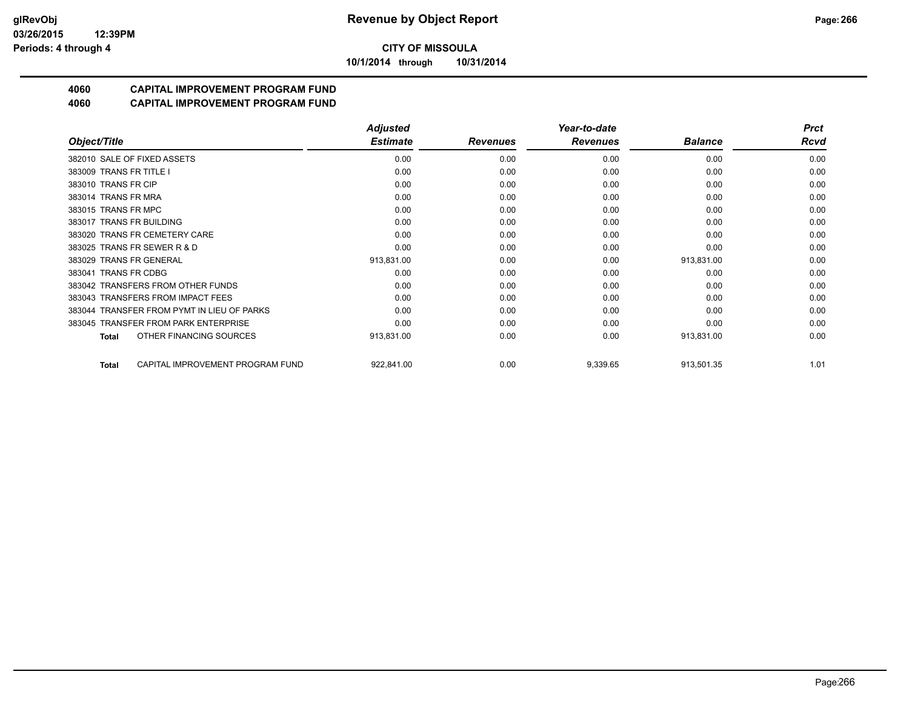**CITY OF MISSOULA**

**10/1/2014 through 10/31/2014**

## 4060 CAPITAL IMPROVEMENT PROGRAM FUND
## 4060 CAPITAL IMPROVEMENT PROGRAM FUND

| Object/Title | Adjusted Estimate | Revenues | Year-to-date Revenues | Balance | Prct Rcvd |
|---|---|---|---|---|---|
| 382010 SALE OF FIXED ASSETS | 0.00 | 0.00 | 0.00 | 0.00 | 0.00 |
| 383009 TRANS FR TITLE I | 0.00 | 0.00 | 0.00 | 0.00 | 0.00 |
| 383010 TRANS FR CIP | 0.00 | 0.00 | 0.00 | 0.00 | 0.00 |
| 383014 TRANS FR MRA | 0.00 | 0.00 | 0.00 | 0.00 | 0.00 |
| 383015 TRANS FR MPC | 0.00 | 0.00 | 0.00 | 0.00 | 0.00 |
| 383017 TRANS FR BUILDING | 0.00 | 0.00 | 0.00 | 0.00 | 0.00 |
| 383020 TRANS FR CEMETERY CARE | 0.00 | 0.00 | 0.00 | 0.00 | 0.00 |
| 383025 TRANS FR SEWER R & D | 0.00 | 0.00 | 0.00 | 0.00 | 0.00 |
| 383029 TRANS FR GENERAL | 913,831.00 | 0.00 | 0.00 | 913,831.00 | 0.00 |
| 383041 TRANS FR CDBG | 0.00 | 0.00 | 0.00 | 0.00 | 0.00 |
| 383042 TRANSFERS FROM OTHER FUNDS | 0.00 | 0.00 | 0.00 | 0.00 | 0.00 |
| 383043 TRANSFERS FROM IMPACT FEES | 0.00 | 0.00 | 0.00 | 0.00 | 0.00 |
| 383044 TRANSFER FROM PYMT IN LIEU OF PARKS | 0.00 | 0.00 | 0.00 | 0.00 | 0.00 |
| 383045 TRANSFER FROM PARK ENTERPRISE | 0.00 | 0.00 | 0.00 | 0.00 | 0.00 |
| **Total** OTHER FINANCING SOURCES | 913,831.00 | 0.00 | 0.00 | 913,831.00 | 0.00 |
| **Total** CAPITAL IMPROVEMENT PROGRAM FUND | 922,841.00 | 0.00 | 9,339.65 | 913,501.35 | 1.01 |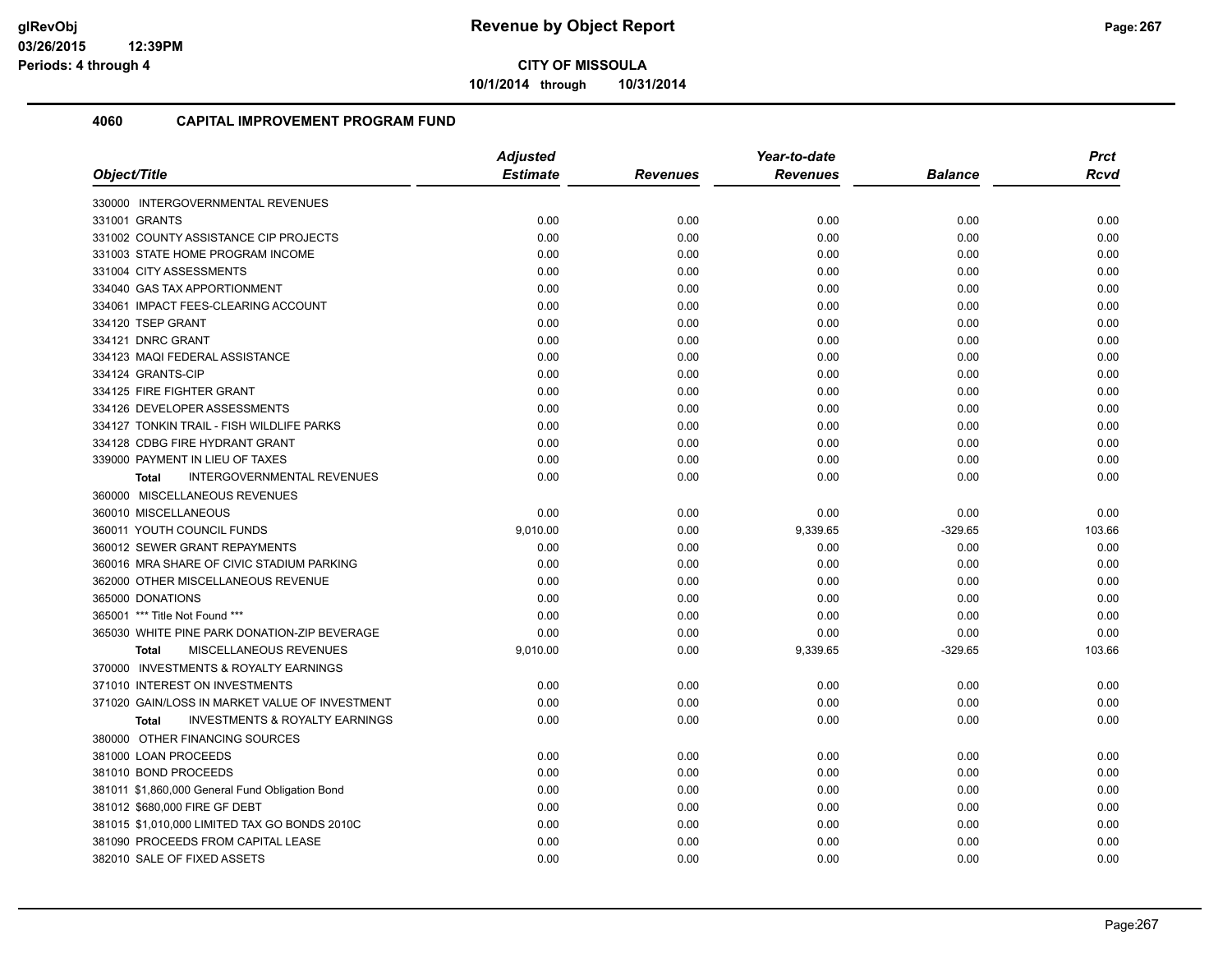**CITY OF MISSOULA**

**10/1/2014 through 10/31/2014**

## 4060 CAPITAL IMPROVEMENT PROGRAM FUND

| Object/Title | Adjusted Estimate | Revenues | Year-to-date Revenues | Balance | Prct Rcvd |
|---|---|---|---|---|---|
| 330000 INTERGOVERNMENTAL REVENUES | | | | | |
| 331001 GRANTS | 0.00 | 0.00 | 0.00 | 0.00 | 0.00 |
| 331002 COUNTY ASSISTANCE CIP PROJECTS | 0.00 | 0.00 | 0.00 | 0.00 | 0.00 |
| 331003 STATE HOME PROGRAM INCOME | 0.00 | 0.00 | 0.00 | 0.00 | 0.00 |
| 331004 CITY ASSESSMENTS | 0.00 | 0.00 | 0.00 | 0.00 | 0.00 |
| 334040 GAS TAX APPORTIONMENT | 0.00 | 0.00 | 0.00 | 0.00 | 0.00 |
| 334061 IMPACT FEES-CLEARING ACCOUNT | 0.00 | 0.00 | 0.00 | 0.00 | 0.00 |
| 334120 TSEP GRANT | 0.00 | 0.00 | 0.00 | 0.00 | 0.00 |
| 334121 DNRC GRANT | 0.00 | 0.00 | 0.00 | 0.00 | 0.00 |
| 334123 MAQI FEDERAL ASSISTANCE | 0.00 | 0.00 | 0.00 | 0.00 | 0.00 |
| 334124 GRANTS-CIP | 0.00 | 0.00 | 0.00 | 0.00 | 0.00 |
| 334125 FIRE FIGHTER GRANT | 0.00 | 0.00 | 0.00 | 0.00 | 0.00 |
| 334126 DEVELOPER ASSESSMENTS | 0.00 | 0.00 | 0.00 | 0.00 | 0.00 |
| 334127 TONKIN TRAIL - FISH WILDLIFE PARKS | 0.00 | 0.00 | 0.00 | 0.00 | 0.00 |
| 334128 CDBG FIRE HYDRANT GRANT | 0.00 | 0.00 | 0.00 | 0.00 | 0.00 |
| 339000 PAYMENT IN LIEU OF TAXES | 0.00 | 0.00 | 0.00 | 0.00 | 0.00 |
| **Total** INTERGOVERNMENTAL REVENUES | 0.00 | 0.00 | 0.00 | 0.00 | 0.00 |
| 360000 MISCELLANEOUS REVENUES | | | | | |
| 360010 MISCELLANEOUS | 0.00 | 0.00 | 0.00 | 0.00 | 0.00 |
| 360011 YOUTH COUNCIL FUNDS | 9,010.00 | 0.00 | 9,339.65 | -329.65 | 103.66 |
| 360012 SEWER GRANT REPAYMENTS | 0.00 | 0.00 | 0.00 | 0.00 | 0.00 |
| 360016 MRA SHARE OF CIVIC STADIUM PARKING | 0.00 | 0.00 | 0.00 | 0.00 | 0.00 |
| 362000 OTHER MISCELLANEOUS REVENUE | 0.00 | 0.00 | 0.00 | 0.00 | 0.00 |
| 365000 DONATIONS | 0.00 | 0.00 | 0.00 | 0.00 | 0.00 |
| 365001 *** Title Not Found *** | 0.00 | 0.00 | 0.00 | 0.00 | 0.00 |
| 365030 WHITE PINE PARK DONATION-ZIP BEVERAGE | 0.00 | 0.00 | 0.00 | 0.00 | 0.00 |
| **Total** MISCELLANEOUS REVENUES | 9,010.00 | 0.00 | 9,339.65 | -329.65 | 103.66 |
| 370000 INVESTMENTS & ROYALTY EARNINGS | | | | | |
| 371010 INTEREST ON INVESTMENTS | 0.00 | 0.00 | 0.00 | 0.00 | 0.00 |
| 371020 GAIN/LOSS IN MARKET VALUE OF INVESTMENT | 0.00 | 0.00 | 0.00 | 0.00 | 0.00 |
| **Total** INVESTMENTS & ROYALTY EARNINGS | 0.00 | 0.00 | 0.00 | 0.00 | 0.00 |
| 380000 OTHER FINANCING SOURCES | | | | | |
| 381000 LOAN PROCEEDS | 0.00 | 0.00 | 0.00 | 0.00 | 0.00 |
| 381010 BOND PROCEEDS | 0.00 | 0.00 | 0.00 | 0.00 | 0.00 |
| 381011 $1,860,000 General Fund Obligation Bond | 0.00 | 0.00 | 0.00 | 0.00 | 0.00 |
| 381012 $680,000 FIRE GF DEBT | 0.00 | 0.00 | 0.00 | 0.00 | 0.00 |
| 381015 $1,010,000 LIMITED TAX GO BONDS 2010C | 0.00 | 0.00 | 0.00 | 0.00 | 0.00 |
| 381090 PROCEEDS FROM CAPITAL LEASE | 0.00 | 0.00 | 0.00 | 0.00 | 0.00 |
| 382010 SALE OF FIXED ASSETS | 0.00 | 0.00 | 0.00 | 0.00 | 0.00 |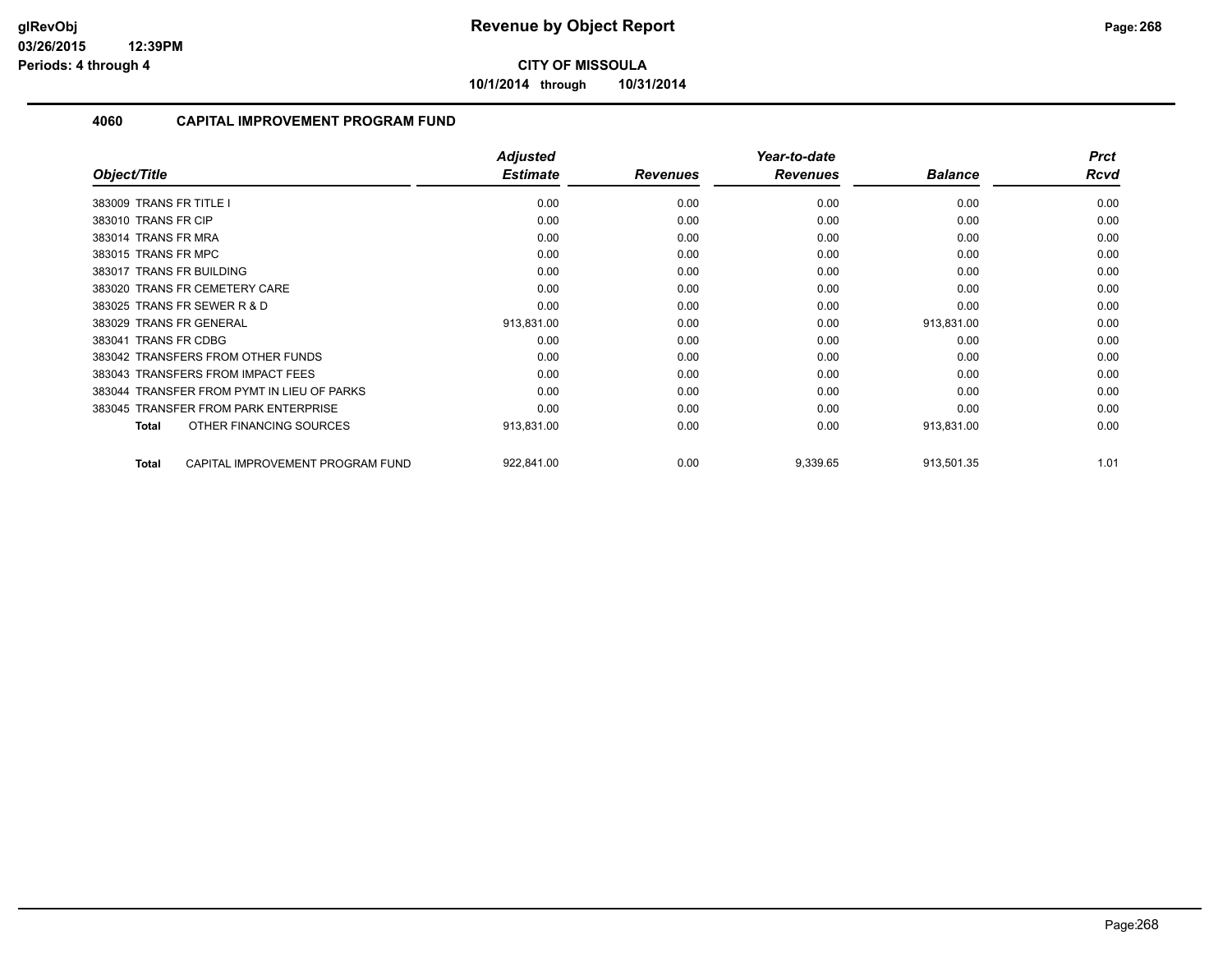**CITY OF MISSOULA**

**10/1/2014 through 10/31/2014**

## 4060 CAPITAL IMPROVEMENT PROGRAM FUND

| Object/Title | Adjusted Estimate | Revenues | Year-to-date Revenues | Balance | Prct Rcvd |
|---|---|---|---|---|---|
| 383009 TRANS FR TITLE I | 0.00 | 0.00 | 0.00 | 0.00 | 0.00 |
| 383010 TRANS FR CIP | 0.00 | 0.00 | 0.00 | 0.00 | 0.00 |
| 383014 TRANS FR MRA | 0.00 | 0.00 | 0.00 | 0.00 | 0.00 |
| 383015 TRANS FR MPC | 0.00 | 0.00 | 0.00 | 0.00 | 0.00 |
| 383017 TRANS FR BUILDING | 0.00 | 0.00 | 0.00 | 0.00 | 0.00 |
| 383020 TRANS FR CEMETERY CARE | 0.00 | 0.00 | 0.00 | 0.00 | 0.00 |
| 383025 TRANS FR SEWER R & D | 0.00 | 0.00 | 0.00 | 0.00 | 0.00 |
| 383029 TRANS FR GENERAL | 913,831.00 | 0.00 | 0.00 | 913,831.00 | 0.00 |
| 383041 TRANS FR CDBG | 0.00 | 0.00 | 0.00 | 0.00 | 0.00 |
| 383042 TRANSFERS FROM OTHER FUNDS | 0.00 | 0.00 | 0.00 | 0.00 | 0.00 |
| 383043 TRANSFERS FROM IMPACT FEES | 0.00 | 0.00 | 0.00 | 0.00 | 0.00 |
| 383044 TRANSFER FROM PYMT IN LIEU OF PARKS | 0.00 | 0.00 | 0.00 | 0.00 | 0.00 |
| 383045 TRANSFER FROM PARK ENTERPRISE | 0.00 | 0.00 | 0.00 | 0.00 | 0.00 |
| **Total** OTHER FINANCING SOURCES | 913,831.00 | 0.00 | 0.00 | 913,831.00 | 0.00 |
| **Total** CAPITAL IMPROVEMENT PROGRAM FUND | 922,841.00 | 0.00 | 9,339.65 | 913,501.35 | 1.01 |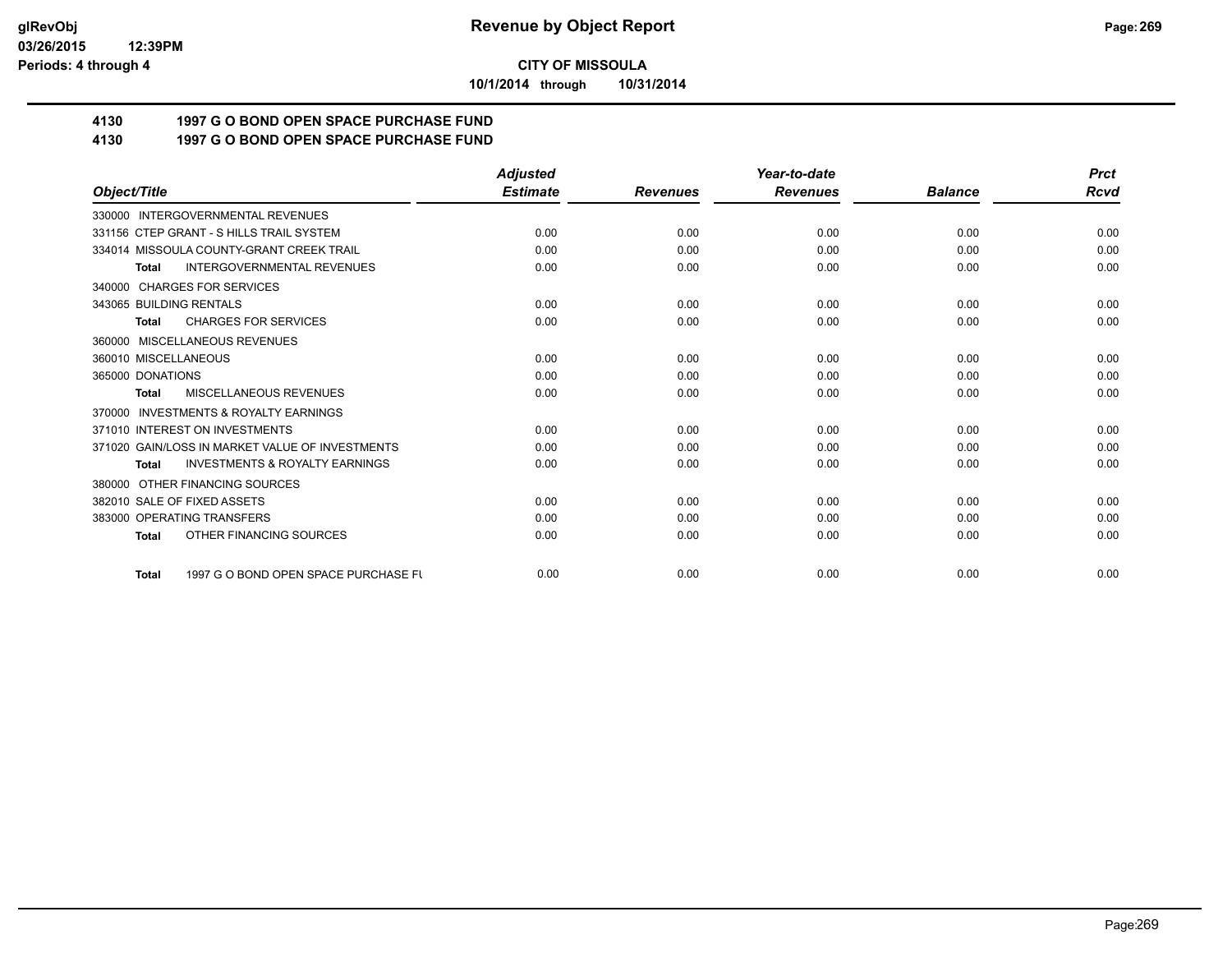**CITY OF MISSOULA**

**10/1/2014 through 10/31/2014**

## 4130 1997 G O BOND OPEN SPACE PURCHASE FUND
## 4130 1997 G O BOND OPEN SPACE PURCHASE FUND

| Object/Title | Adjusted Estimate | Revenues | Year-to-date Revenues | Balance | Prct Rcvd |
|---|---|---|---|---|---|
| 330000 INTERGOVERNMENTAL REVENUES | | | | | |
| 331156 CTEP GRANT - S HILLS TRAIL SYSTEM | 0.00 | 0.00 | 0.00 | 0.00 | 0.00 |
| 334014 MISSOULA COUNTY-GRANT CREEK TRAIL | 0.00 | 0.00 | 0.00 | 0.00 | 0.00 |
| **Total** INTERGOVERNMENTAL REVENUES | 0.00 | 0.00 | 0.00 | 0.00 | 0.00 |
| 340000 CHARGES FOR SERVICES | | | | | |
| 343065 BUILDING RENTALS | 0.00 | 0.00 | 0.00 | 0.00 | 0.00 |
| **Total** CHARGES FOR SERVICES | 0.00 | 0.00 | 0.00 | 0.00 | 0.00 |
| 360000 MISCELLANEOUS REVENUES | | | | | |
| 360010 MISCELLANEOUS | 0.00 | 0.00 | 0.00 | 0.00 | 0.00 |
| 365000 DONATIONS | 0.00 | 0.00 | 0.00 | 0.00 | 0.00 |
| **Total** MISCELLANEOUS REVENUES | 0.00 | 0.00 | 0.00 | 0.00 | 0.00 |
| 370000 INVESTMENTS & ROYALTY EARNINGS | | | | | |
| 371010 INTEREST ON INVESTMENTS | 0.00 | 0.00 | 0.00 | 0.00 | 0.00 |
| 371020 GAIN/LOSS IN MARKET VALUE OF INVESTMENTS | 0.00 | 0.00 | 0.00 | 0.00 | 0.00 |
| **Total** INVESTMENTS & ROYALTY EARNINGS | 0.00 | 0.00 | 0.00 | 0.00 | 0.00 |
| 380000 OTHER FINANCING SOURCES | | | | | |
| 382010 SALE OF FIXED ASSETS | 0.00 | 0.00 | 0.00 | 0.00 | 0.00 |
| 383000 OPERATING TRANSFERS | 0.00 | 0.00 | 0.00 | 0.00 | 0.00 |
| **Total** OTHER FINANCING SOURCES | 0.00 | 0.00 | 0.00 | 0.00 | 0.00 |
| **Total** 1997 G O BOND OPEN SPACE PURCHASE FU | 0.00 | 0.00 | 0.00 | 0.00 | 0.00 |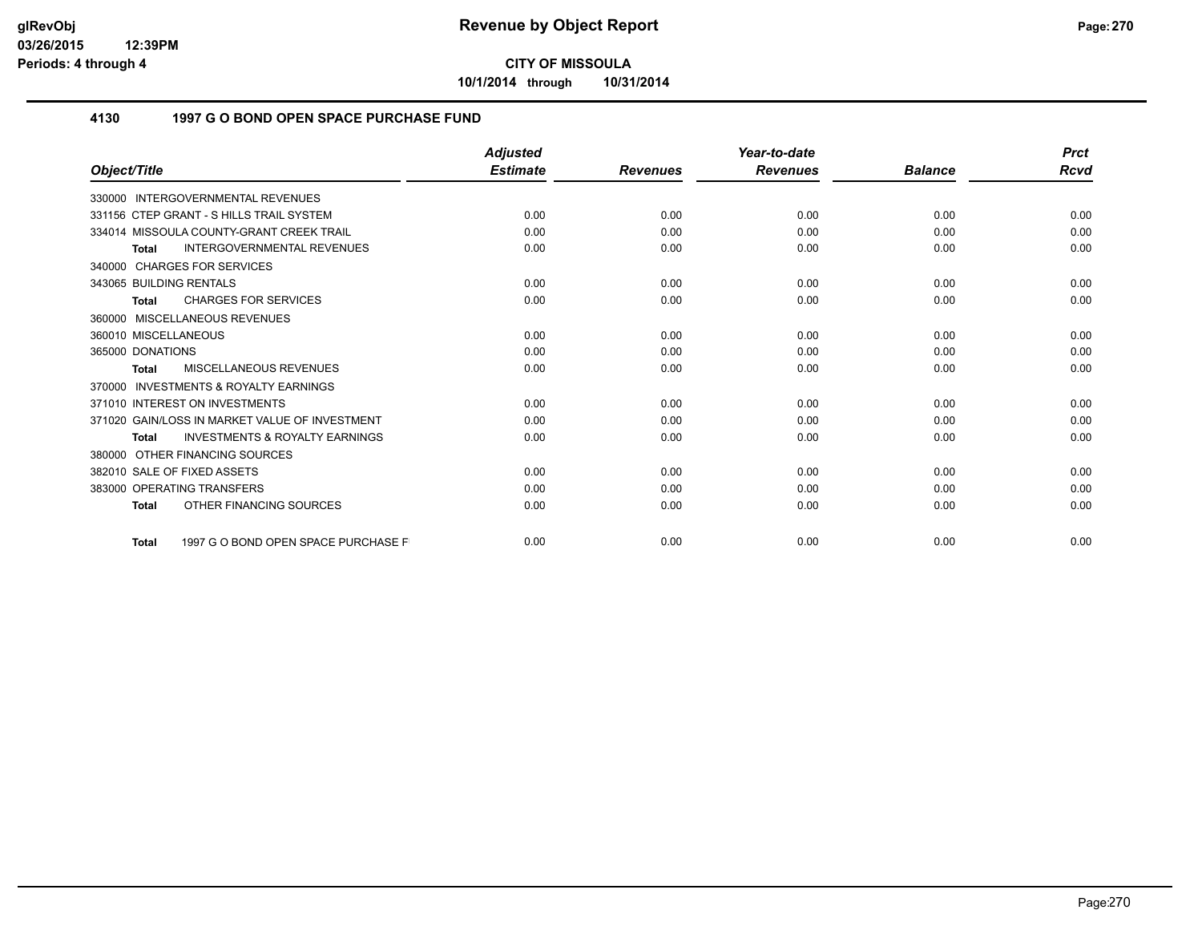**CITY OF MISSOULA**

**10/1/2014 through 10/31/2014**

## 4130 1997 G O BOND OPEN SPACE PURCHASE FUND

| Object/Title | Adjusted Estimate | Revenues | Year-to-date Revenues | Balance | Prct Rcvd |
|---|---|---|---|---|---|
| 330000 INTERGOVERNMENTAL REVENUES | | | | | |
| 331156 CTEP GRANT - S HILLS TRAIL SYSTEM | 0.00 | 0.00 | 0.00 | 0.00 | 0.00 |
| 334014 MISSOULA COUNTY-GRANT CREEK TRAIL | 0.00 | 0.00 | 0.00 | 0.00 | 0.00 |
| **Total** INTERGOVERNMENTAL REVENUES | 0.00 | 0.00 | 0.00 | 0.00 | 0.00 |
| 340000 CHARGES FOR SERVICES | | | | | |
| 343065 BUILDING RENTALS | 0.00 | 0.00 | 0.00 | 0.00 | 0.00 |
| **Total** CHARGES FOR SERVICES | 0.00 | 0.00 | 0.00 | 0.00 | 0.00 |
| 360000 MISCELLANEOUS REVENUES | | | | | |
| 360010 MISCELLANEOUS | 0.00 | 0.00 | 0.00 | 0.00 | 0.00 |
| 365000 DONATIONS | 0.00 | 0.00 | 0.00 | 0.00 | 0.00 |
| **Total** MISCELLANEOUS REVENUES | 0.00 | 0.00 | 0.00 | 0.00 | 0.00 |
| 370000 INVESTMENTS & ROYALTY EARNINGS | | | | | |
| 371010 INTEREST ON INVESTMENTS | 0.00 | 0.00 | 0.00 | 0.00 | 0.00 |
| 371020 GAIN/LOSS IN MARKET VALUE OF INVESTMENT | 0.00 | 0.00 | 0.00 | 0.00 | 0.00 |
| **Total** INVESTMENTS & ROYALTY EARNINGS | 0.00 | 0.00 | 0.00 | 0.00 | 0.00 |
| 380000 OTHER FINANCING SOURCES | | | | | |
| 382010 SALE OF FIXED ASSETS | 0.00 | 0.00 | 0.00 | 0.00 | 0.00 |
| 383000 OPERATING TRANSFERS | 0.00 | 0.00 | 0.00 | 0.00 | 0.00 |
| **Total** OTHER FINANCING SOURCES | 0.00 | 0.00 | 0.00 | 0.00 | 0.00 |
| **Total** 1997 G O BOND OPEN SPACE PURCHASE F | 0.00 | 0.00 | 0.00 | 0.00 | 0.00 |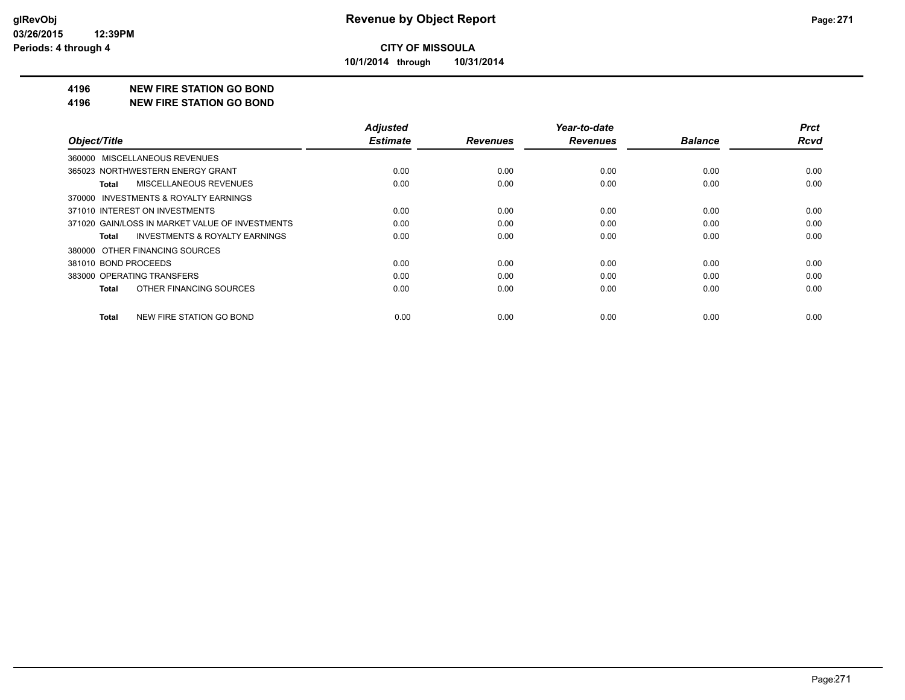**CITY OF MISSOULA**

**10/1/2014 through 10/31/2014**

**4196 NEW FIRE STATION GO BOND**

**4196 NEW FIRE STATION GO BOND**

| Object/Title | Adjusted Estimate | Revenues | Year-to-date Revenues | Balance | Prct Rcvd |
|---|---|---|---|---|---|
| 360000 MISCELLANEOUS REVENUES | | | | | |
| 365023 NORTHWESTERN ENERGY GRANT | 0.00 | 0.00 | 0.00 | 0.00 | 0.00 |
| **Total** MISCELLANEOUS REVENUES | 0.00 | 0.00 | 0.00 | 0.00 | 0.00 |
| 370000 INVESTMENTS & ROYALTY EARNINGS | | | | | |
| 371010 INTEREST ON INVESTMENTS | 0.00 | 0.00 | 0.00 | 0.00 | 0.00 |
| 371020 GAIN/LOSS IN MARKET VALUE OF INVESTMENTS | 0.00 | 0.00 | 0.00 | 0.00 | 0.00 |
| **Total** INVESTMENTS & ROYALTY EARNINGS | 0.00 | 0.00 | 0.00 | 0.00 | 0.00 |
| 380000 OTHER FINANCING SOURCES | | | | | |
| 381010 BOND PROCEEDS | 0.00 | 0.00 | 0.00 | 0.00 | 0.00 |
| 383000 OPERATING TRANSFERS | 0.00 | 0.00 | 0.00 | 0.00 | 0.00 |
| **Total** OTHER FINANCING SOURCES | 0.00 | 0.00 | 0.00 | 0.00 | 0.00 |
| **Total** NEW FIRE STATION GO BOND | 0.00 | 0.00 | 0.00 | 0.00 | 0.00 |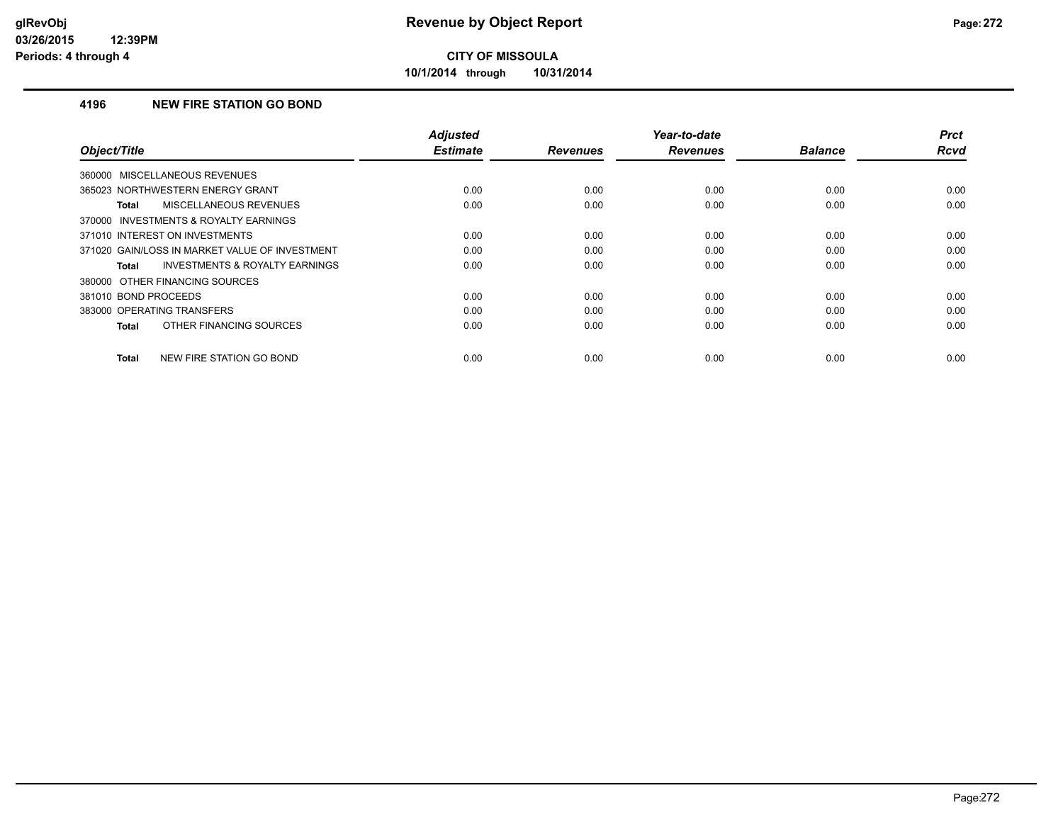# Revenue by Object Report

**CITY OF MISSOULA**

**10/1/2014 through 10/31/2014**

glRevObj
03/26/2015 12:39PM
Periods: 4 through 4

## 4196 NEW FIRE STATION GO BOND

| Object/Title | Adjusted Estimate | Revenues | Year-to-date Revenues | Balance | Prct Rcvd |
|---|---|---|---|---|---|
| 360000 MISCELLANEOUS REVENUES | | | | | |
| 365023 NORTHWESTERN ENERGY GRANT | 0.00 | 0.00 | 0.00 | 0.00 | 0.00 |
| **Total** MISCELLANEOUS REVENUES | 0.00 | 0.00 | 0.00 | 0.00 | 0.00 |
| 370000 INVESTMENTS & ROYALTY EARNINGS | | | | | |
| 371010 INTEREST ON INVESTMENTS | 0.00 | 0.00 | 0.00 | 0.00 | 0.00 |
| 371020 GAIN/LOSS IN MARKET VALUE OF INVESTMENT | 0.00 | 0.00 | 0.00 | 0.00 | 0.00 |
| **Total** INVESTMENTS & ROYALTY EARNINGS | 0.00 | 0.00 | 0.00 | 0.00 | 0.00 |
| 380000 OTHER FINANCING SOURCES | | | | | |
| 381010 BOND PROCEEDS | 0.00 | 0.00 | 0.00 | 0.00 | 0.00 |
| 383000 OPERATING TRANSFERS | 0.00 | 0.00 | 0.00 | 0.00 | 0.00 |
| **Total** OTHER FINANCING SOURCES | 0.00 | 0.00 | 0.00 | 0.00 | 0.00 |
| **Total** NEW FIRE STATION GO BOND | 0.00 | 0.00 | 0.00 | 0.00 | 0.00 |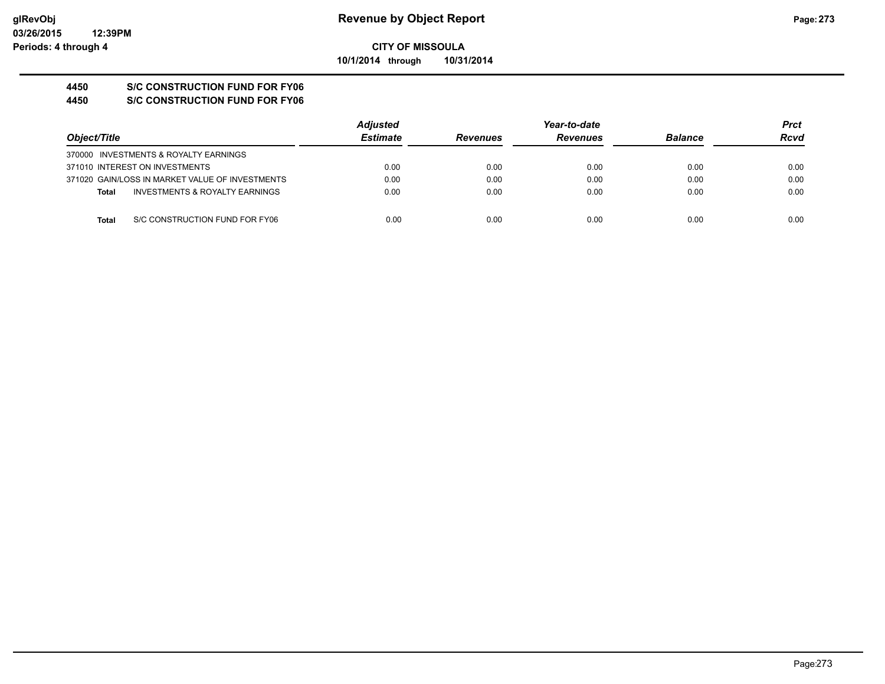**CITY OF MISSOULA**

**10/1/2014 through 10/31/2014**

**4450 S/C CONSTRUCTION FUND FOR FY06**

**4450 S/C CONSTRUCTION FUND FOR FY06**

| Object/Title | Adjusted Estimate | Revenues | Year-to-date Revenues | Balance | Prct Rcvd |
|---|---|---|---|---|---|
| 370000 INVESTMENTS & ROYALTY EARNINGS | | | | | |
| 371010 INTEREST ON INVESTMENTS | 0.00 | 0.00 | 0.00 | 0.00 | 0.00 |
| 371020 GAIN/LOSS IN MARKET VALUE OF INVESTMENTS | 0.00 | 0.00 | 0.00 | 0.00 | 0.00 |
| **Total** INVESTMENTS & ROYALTY EARNINGS | 0.00 | 0.00 | 0.00 | 0.00 | 0.00 |
| **Total** S/C CONSTRUCTION FUND FOR FY06 | 0.00 | 0.00 | 0.00 | 0.00 | 0.00 |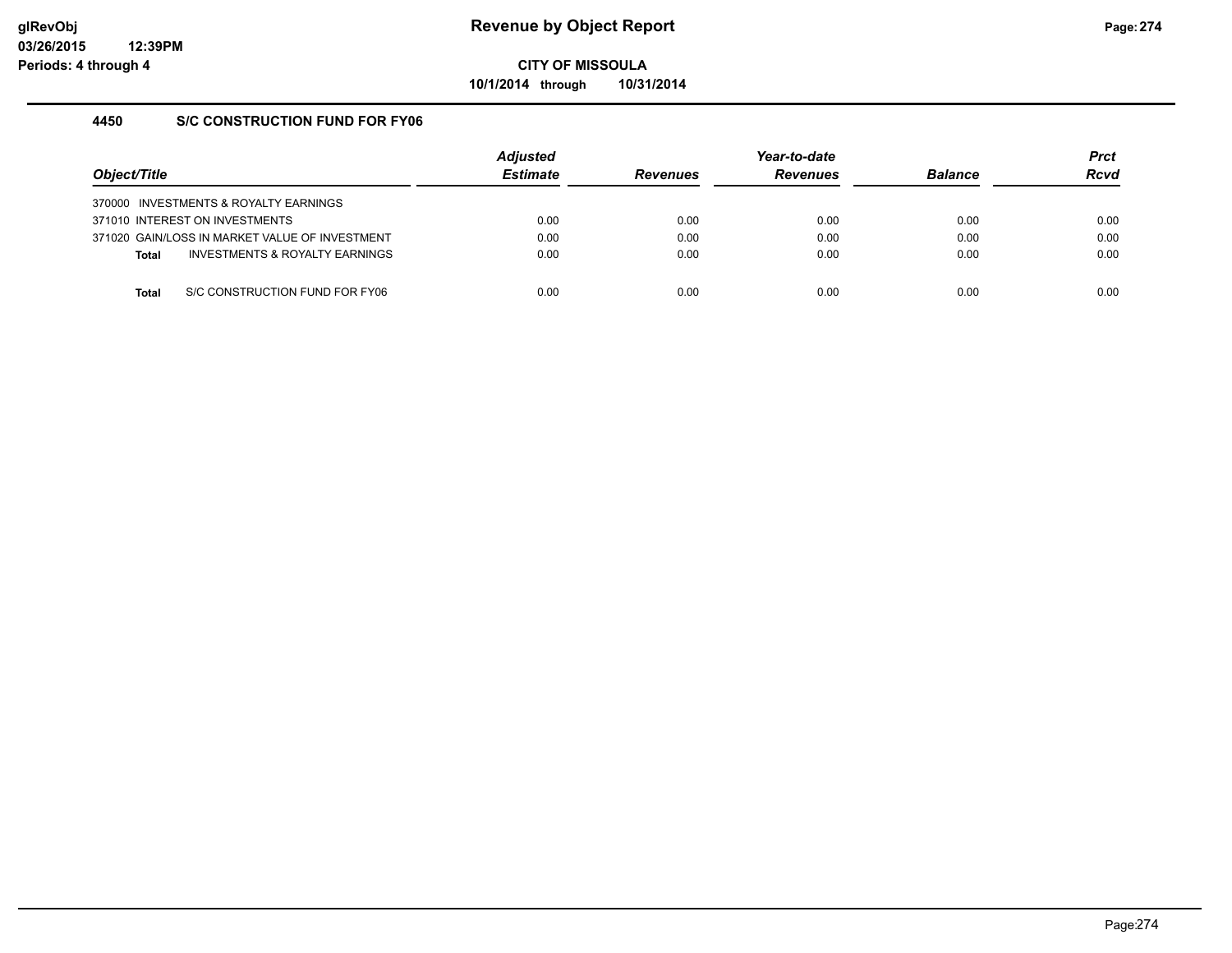# Revenue by Object Report

**CITY OF MISSOULA**

**10/1/2014 through 10/31/2014**

glRevObj
03/26/2015 12:39PM
Periods: 4 through 4

### 4450 S/C CONSTRUCTION FUND FOR FY06

| Object/Title | Adjusted Estimate | Revenues | Year-to-date Revenues | Balance | Prct Rcvd |
|---|---|---|---|---|---|
| 370000 INVESTMENTS & ROYALTY EARNINGS | | | | | |
| 371010 INTEREST ON INVESTMENTS | 0.00 | 0.00 | 0.00 | 0.00 | 0.00 |
| 371020 GAIN/LOSS IN MARKET VALUE OF INVESTMENT | 0.00 | 0.00 | 0.00 | 0.00 | 0.00 |
| **Total** INVESTMENTS & ROYALTY EARNINGS | 0.00 | 0.00 | 0.00 | 0.00 | 0.00 |
| **Total** S/C CONSTRUCTION FUND FOR FY06 | 0.00 | 0.00 | 0.00 | 0.00 | 0.00 |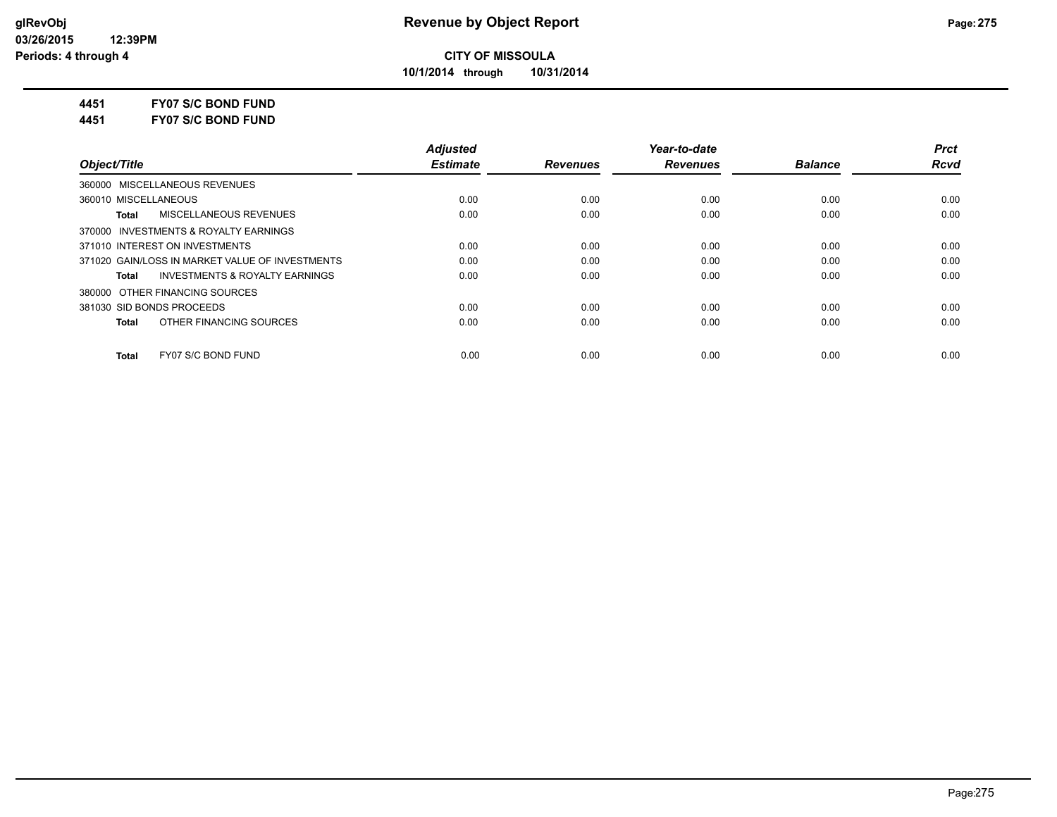# CITY OF MISSOULA

**10/1/2014 through 10/31/2014**

**4451 FY07 S/C BOND FUND**

**4451 FY07 S/C BOND FUND**

| Object/Title | Adjusted Estimate | Revenues | Year-to-date Revenues | Balance | Prct Rcvd |
|---|---|---|---|---|---|
| 360000 MISCELLANEOUS REVENUES | | | | | |
| 360010 MISCELLANEOUS | 0.00 | 0.00 | 0.00 | 0.00 | 0.00 |
| **Total** MISCELLANEOUS REVENUES | 0.00 | 0.00 | 0.00 | 0.00 | 0.00 |
| 370000 INVESTMENTS & ROYALTY EARNINGS | | | | | |
| 371010 INTEREST ON INVESTMENTS | 0.00 | 0.00 | 0.00 | 0.00 | 0.00 |
| 371020 GAIN/LOSS IN MARKET VALUE OF INVESTMENTS | 0.00 | 0.00 | 0.00 | 0.00 | 0.00 |
| **Total** INVESTMENTS & ROYALTY EARNINGS | 0.00 | 0.00 | 0.00 | 0.00 | 0.00 |
| 380000 OTHER FINANCING SOURCES | | | | | |
| 381030 SID BONDS PROCEEDS | 0.00 | 0.00 | 0.00 | 0.00 | 0.00 |
| **Total** OTHER FINANCING SOURCES | 0.00 | 0.00 | 0.00 | 0.00 | 0.00 |
| **Total** FY07 S/C BOND FUND | 0.00 | 0.00 | 0.00 | 0.00 | 0.00 |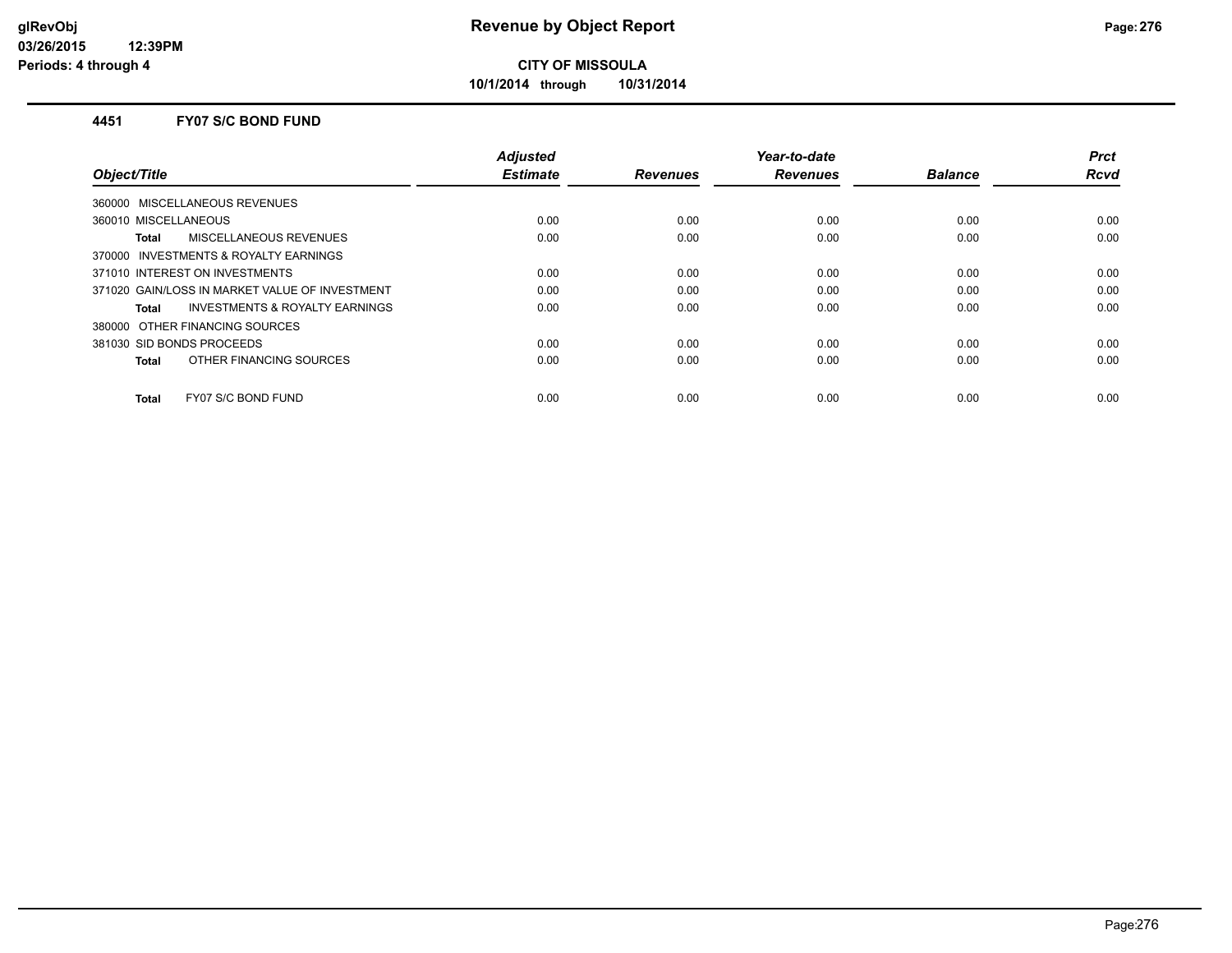# CITY OF MISSOULA

**10/1/2014 through 10/31/2014**

## 4451 FY07 S/C BOND FUND

| Object/Title | Adjusted Estimate | Revenues | Year-to-date Revenues | Balance | Prct Rcvd |
|---|---|---|---|---|---|
| 360000 MISCELLANEOUS REVENUES | | | | | |
| 360010 MISCELLANEOUS | 0.00 | 0.00 | 0.00 | 0.00 | 0.00 |
| **Total** MISCELLANEOUS REVENUES | 0.00 | 0.00 | 0.00 | 0.00 | 0.00 |
| 370000 INVESTMENTS & ROYALTY EARNINGS | | | | | |
| 371010 INTEREST ON INVESTMENTS | 0.00 | 0.00 | 0.00 | 0.00 | 0.00 |
| 371020 GAIN/LOSS IN MARKET VALUE OF INVESTMENT | 0.00 | 0.00 | 0.00 | 0.00 | 0.00 |
| **Total** INVESTMENTS & ROYALTY EARNINGS | 0.00 | 0.00 | 0.00 | 0.00 | 0.00 |
| 380000 OTHER FINANCING SOURCES | | | | | |
| 381030 SID BONDS PROCEEDS | 0.00 | 0.00 | 0.00 | 0.00 | 0.00 |
| **Total** OTHER FINANCING SOURCES | 0.00 | 0.00 | 0.00 | 0.00 | 0.00 |
| **Total** FY07 S/C BOND FUND | 0.00 | 0.00 | 0.00 | 0.00 | 0.00 |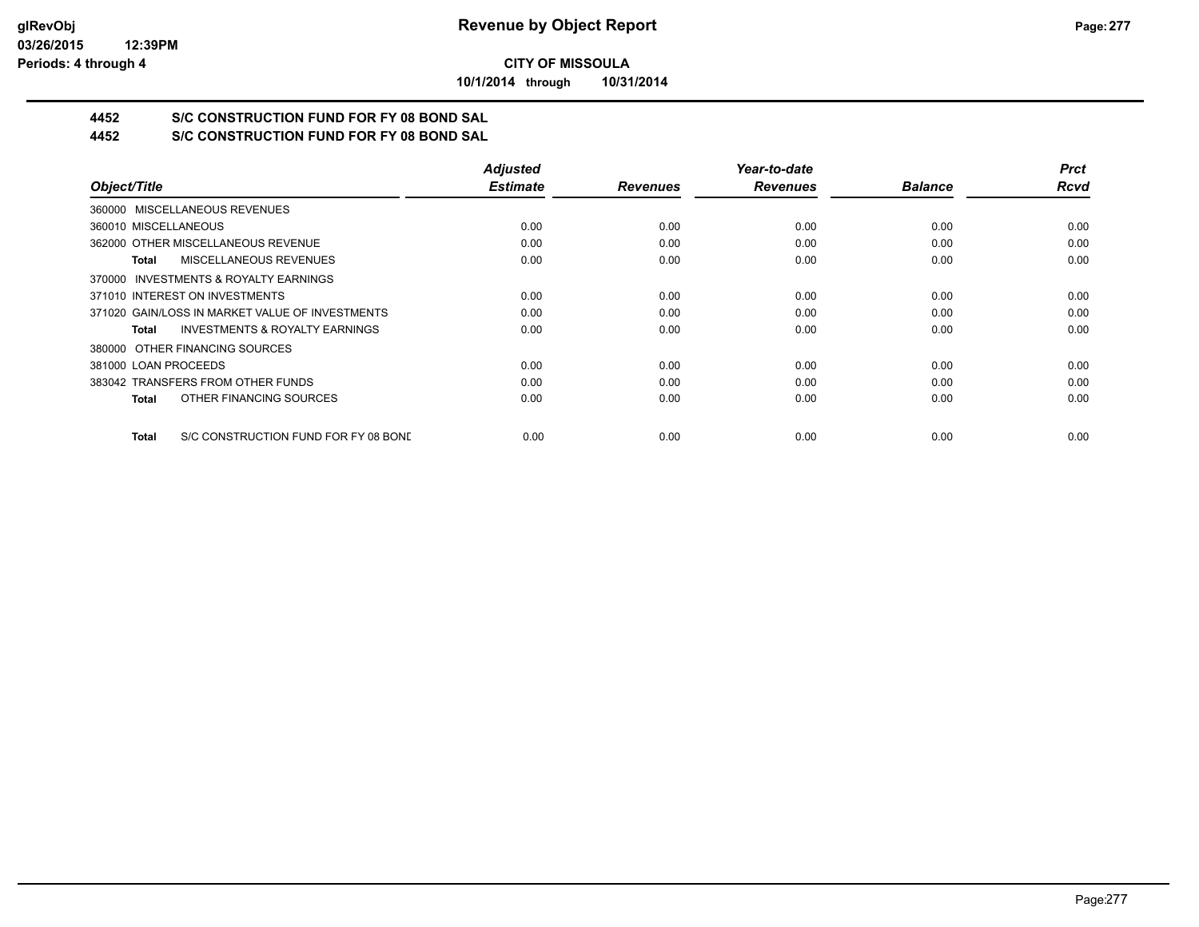# CITY OF MISSOULA

**10/1/2014 through 10/31/2014**

## 4452 S/C CONSTRUCTION FUND FOR FY 08 BOND SAL

## 4452 S/C CONSTRUCTION FUND FOR FY 08 BOND SAL

| Object/Title | Adjusted Estimate | Revenues | Year-to-date Revenues | Balance | Prct Rcvd |
|---|---|---|---|---|---|
| 360000 MISCELLANEOUS REVENUES | | | | | |
| 360010 MISCELLANEOUS | 0.00 | 0.00 | 0.00 | 0.00 | 0.00 |
| 362000 OTHER MISCELLANEOUS REVENUE | 0.00 | 0.00 | 0.00 | 0.00 | 0.00 |
| **Total** MISCELLANEOUS REVENUES | 0.00 | 0.00 | 0.00 | 0.00 | 0.00 |
| 370000 INVESTMENTS & ROYALTY EARNINGS | | | | | |
| 371010 INTEREST ON INVESTMENTS | 0.00 | 0.00 | 0.00 | 0.00 | 0.00 |
| 371020 GAIN/LOSS IN MARKET VALUE OF INVESTMENTS | 0.00 | 0.00 | 0.00 | 0.00 | 0.00 |
| **Total** INVESTMENTS & ROYALTY EARNINGS | 0.00 | 0.00 | 0.00 | 0.00 | 0.00 |
| 380000 OTHER FINANCING SOURCES | | | | | |
| 381000 LOAN PROCEEDS | 0.00 | 0.00 | 0.00 | 0.00 | 0.00 |
| 383042 TRANSFERS FROM OTHER FUNDS | 0.00 | 0.00 | 0.00 | 0.00 | 0.00 |
| **Total** OTHER FINANCING SOURCES | 0.00 | 0.00 | 0.00 | 0.00 | 0.00 |
| **Total** S/C CONSTRUCTION FUND FOR FY 08 BONE | 0.00 | 0.00 | 0.00 | 0.00 | 0.00 |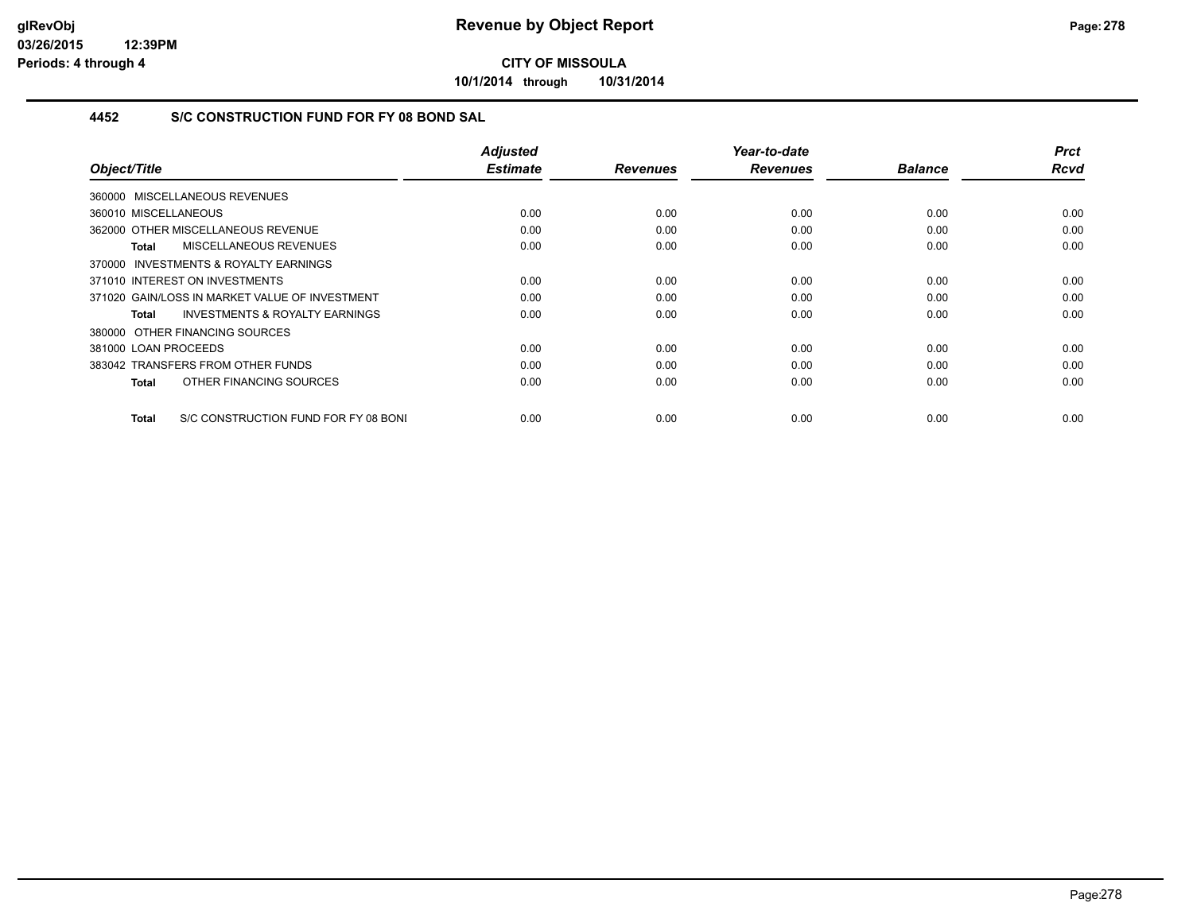# Revenue by Object Report

**CITY OF MISSOULA**

**10/1/2014 through 10/31/2014**

glRevObj
03/26/2015 12:39PM
Periods: 4 through 4

### 4452 S/C CONSTRUCTION FUND FOR FY 08 BOND SAL

| Object/Title | Adjusted Estimate | Revenues | Year-to-date Revenues | Balance | Prct Rcvd |
|---|---|---|---|---|---|
| 360000 MISCELLANEOUS REVENUES | | | | | |
| 360010 MISCELLANEOUS | 0.00 | 0.00 | 0.00 | 0.00 | 0.00 |
| 362000 OTHER MISCELLANEOUS REVENUE | 0.00 | 0.00 | 0.00 | 0.00 | 0.00 |
| **Total** MISCELLANEOUS REVENUES | 0.00 | 0.00 | 0.00 | 0.00 | 0.00 |
| 370000 INVESTMENTS & ROYALTY EARNINGS | | | | | |
| 371010 INTEREST ON INVESTMENTS | 0.00 | 0.00 | 0.00 | 0.00 | 0.00 |
| 371020 GAIN/LOSS IN MARKET VALUE OF INVESTMENT | 0.00 | 0.00 | 0.00 | 0.00 | 0.00 |
| **Total** INVESTMENTS & ROYALTY EARNINGS | 0.00 | 0.00 | 0.00 | 0.00 | 0.00 |
| 380000 OTHER FINANCING SOURCES | | | | | |
| 381000 LOAN PROCEEDS | 0.00 | 0.00 | 0.00 | 0.00 | 0.00 |
| 383042 TRANSFERS FROM OTHER FUNDS | 0.00 | 0.00 | 0.00 | 0.00 | 0.00 |
| **Total** OTHER FINANCING SOURCES | 0.00 | 0.00 | 0.00 | 0.00 | 0.00 |
| **Total** S/C CONSTRUCTION FUND FOR FY 08 BONI | 0.00 | 0.00 | 0.00 | 0.00 | 0.00 |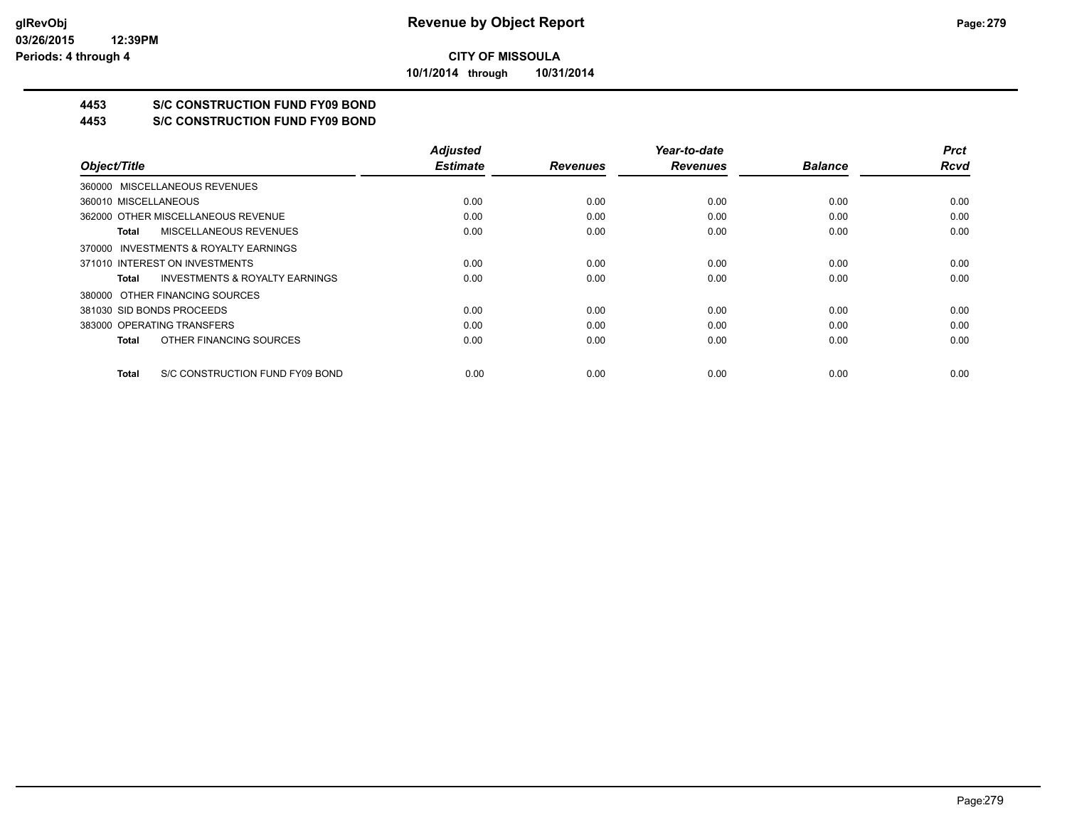**CITY OF MISSOULA**

**10/1/2014 through 10/31/2014**

## 4453 S/C CONSTRUCTION FUND FY09 BOND

## 4453 S/C CONSTRUCTION FUND FY09 BOND

| Object/Title | Adjusted Estimate | Revenues | Year-to-date Revenues | Balance | Prct Rcvd |
|---|---|---|---|---|---|
| 360000 MISCELLANEOUS REVENUES | | | | | |
| 360010 MISCELLANEOUS | 0.00 | 0.00 | 0.00 | 0.00 | 0.00 |
| 362000 OTHER MISCELLANEOUS REVENUE | 0.00 | 0.00 | 0.00 | 0.00 | 0.00 |
| **Total** MISCELLANEOUS REVENUES | 0.00 | 0.00 | 0.00 | 0.00 | 0.00 |
| 370000 INVESTMENTS & ROYALTY EARNINGS | | | | | |
| 371010 INTEREST ON INVESTMENTS | 0.00 | 0.00 | 0.00 | 0.00 | 0.00 |
| **Total** INVESTMENTS & ROYALTY EARNINGS | 0.00 | 0.00 | 0.00 | 0.00 | 0.00 |
| 380000 OTHER FINANCING SOURCES | | | | | |
| 381030 SID BONDS PROCEEDS | 0.00 | 0.00 | 0.00 | 0.00 | 0.00 |
| 383000 OPERATING TRANSFERS | 0.00 | 0.00 | 0.00 | 0.00 | 0.00 |
| **Total** OTHER FINANCING SOURCES | 0.00 | 0.00 | 0.00 | 0.00 | 0.00 |
| **Total** S/C CONSTRUCTION FUND FY09 BOND | 0.00 | 0.00 | 0.00 | 0.00 | 0.00 |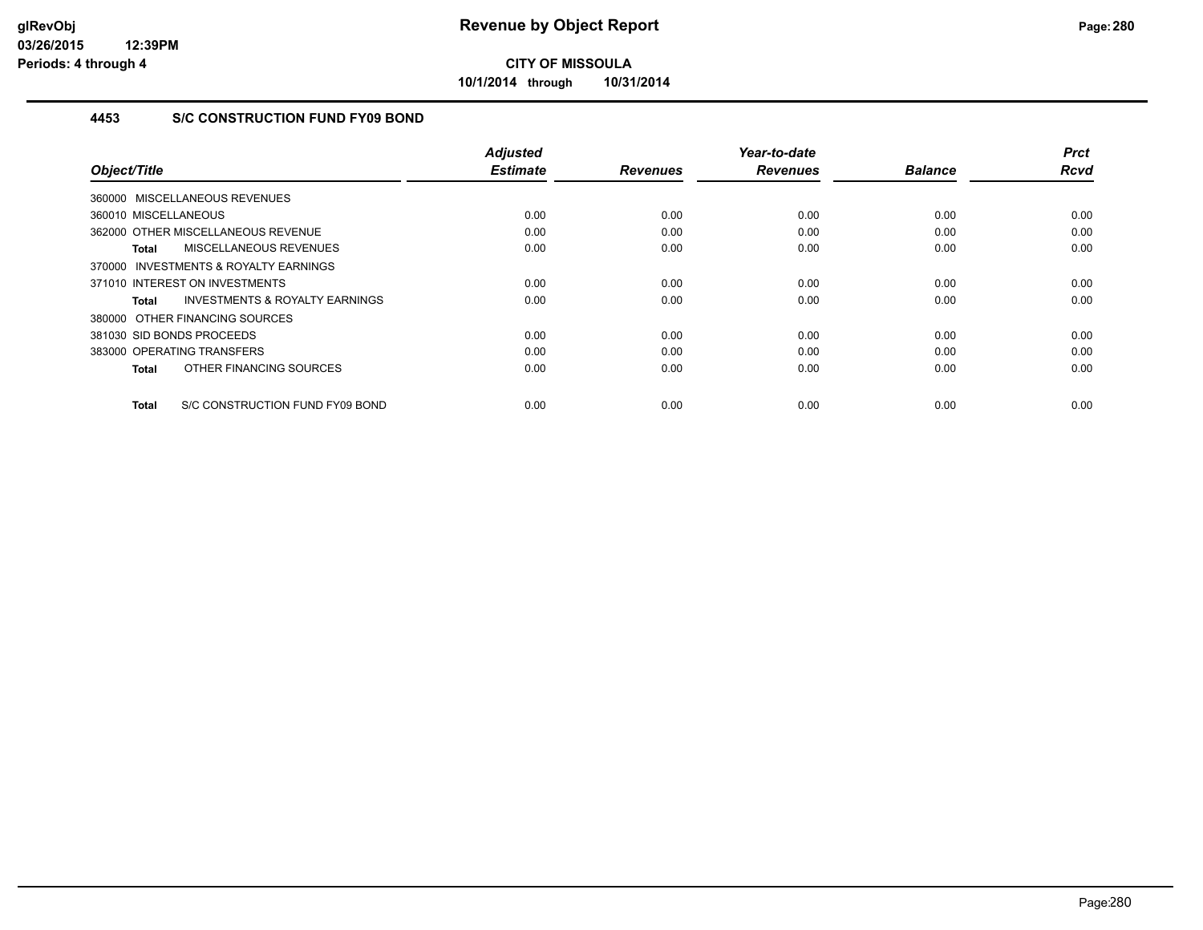**glRevObj**
**03/26/2015 12:39PM**
**Periods: 4 through 4**

# Revenue by Object Report

**CITY OF MISSOULA**

**10/1/2014 through 10/31/2014**

### 4453 S/C CONSTRUCTION FUND FY09 BOND

| Object/Title | Adjusted Estimate | Revenues | Year-to-date Revenues | Balance | Prct Rcvd |
|---|---|---|---|---|---|
| 360000 MISCELLANEOUS REVENUES | | | | | |
| 360010 MISCELLANEOUS | 0.00 | 0.00 | 0.00 | 0.00 | 0.00 |
| 362000 OTHER MISCELLANEOUS REVENUE | 0.00 | 0.00 | 0.00 | 0.00 | 0.00 |
| **Total** MISCELLANEOUS REVENUES | 0.00 | 0.00 | 0.00 | 0.00 | 0.00 |
| 370000 INVESTMENTS & ROYALTY EARNINGS | | | | | |
| 371010 INTEREST ON INVESTMENTS | 0.00 | 0.00 | 0.00 | 0.00 | 0.00 |
| **Total** INVESTMENTS & ROYALTY EARNINGS | 0.00 | 0.00 | 0.00 | 0.00 | 0.00 |
| 380000 OTHER FINANCING SOURCES | | | | | |
| 381030 SID BONDS PROCEEDS | 0.00 | 0.00 | 0.00 | 0.00 | 0.00 |
| 383000 OPERATING TRANSFERS | 0.00 | 0.00 | 0.00 | 0.00 | 0.00 |
| **Total** OTHER FINANCING SOURCES | 0.00 | 0.00 | 0.00 | 0.00 | 0.00 |
| **Total** S/C CONSTRUCTION FUND FY09 BOND | 0.00 | 0.00 | 0.00 | 0.00 | 0.00 |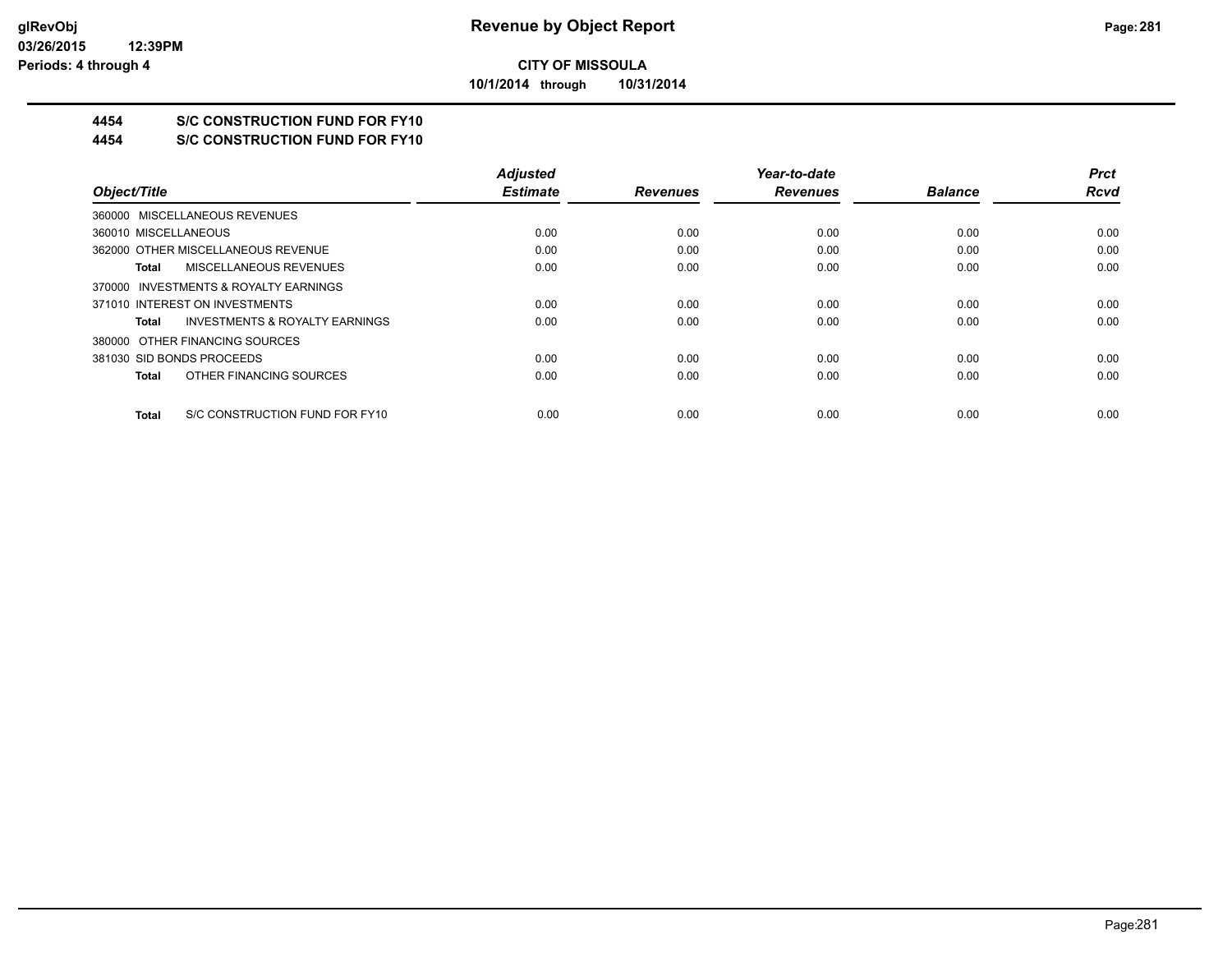**CITY OF MISSOULA**

**10/1/2014 through 10/31/2014**

## 4454 S/C CONSTRUCTION FUND FOR FY10

## 4454 S/C CONSTRUCTION FUND FOR FY10

| Object/Title | Adjusted Estimate | Revenues | Year-to-date Revenues | Balance | Prct Rcvd |
|---|---|---|---|---|---|
| 360000 MISCELLANEOUS REVENUES | | | | | |
| 360010 MISCELLANEOUS | 0.00 | 0.00 | 0.00 | 0.00 | 0.00 |
| 362000 OTHER MISCELLANEOUS REVENUE | 0.00 | 0.00 | 0.00 | 0.00 | 0.00 |
| **Total** MISCELLANEOUS REVENUES | 0.00 | 0.00 | 0.00 | 0.00 | 0.00 |
| 370000 INVESTMENTS & ROYALTY EARNINGS | | | | | |
| 371010 INTEREST ON INVESTMENTS | 0.00 | 0.00 | 0.00 | 0.00 | 0.00 |
| **Total** INVESTMENTS & ROYALTY EARNINGS | 0.00 | 0.00 | 0.00 | 0.00 | 0.00 |
| 380000 OTHER FINANCING SOURCES | | | | | |
| 381030 SID BONDS PROCEEDS | 0.00 | 0.00 | 0.00 | 0.00 | 0.00 |
| **Total** OTHER FINANCING SOURCES | 0.00 | 0.00 | 0.00 | 0.00 | 0.00 |
| **Total** S/C CONSTRUCTION FUND FOR FY10 | 0.00 | 0.00 | 0.00 | 0.00 | 0.00 |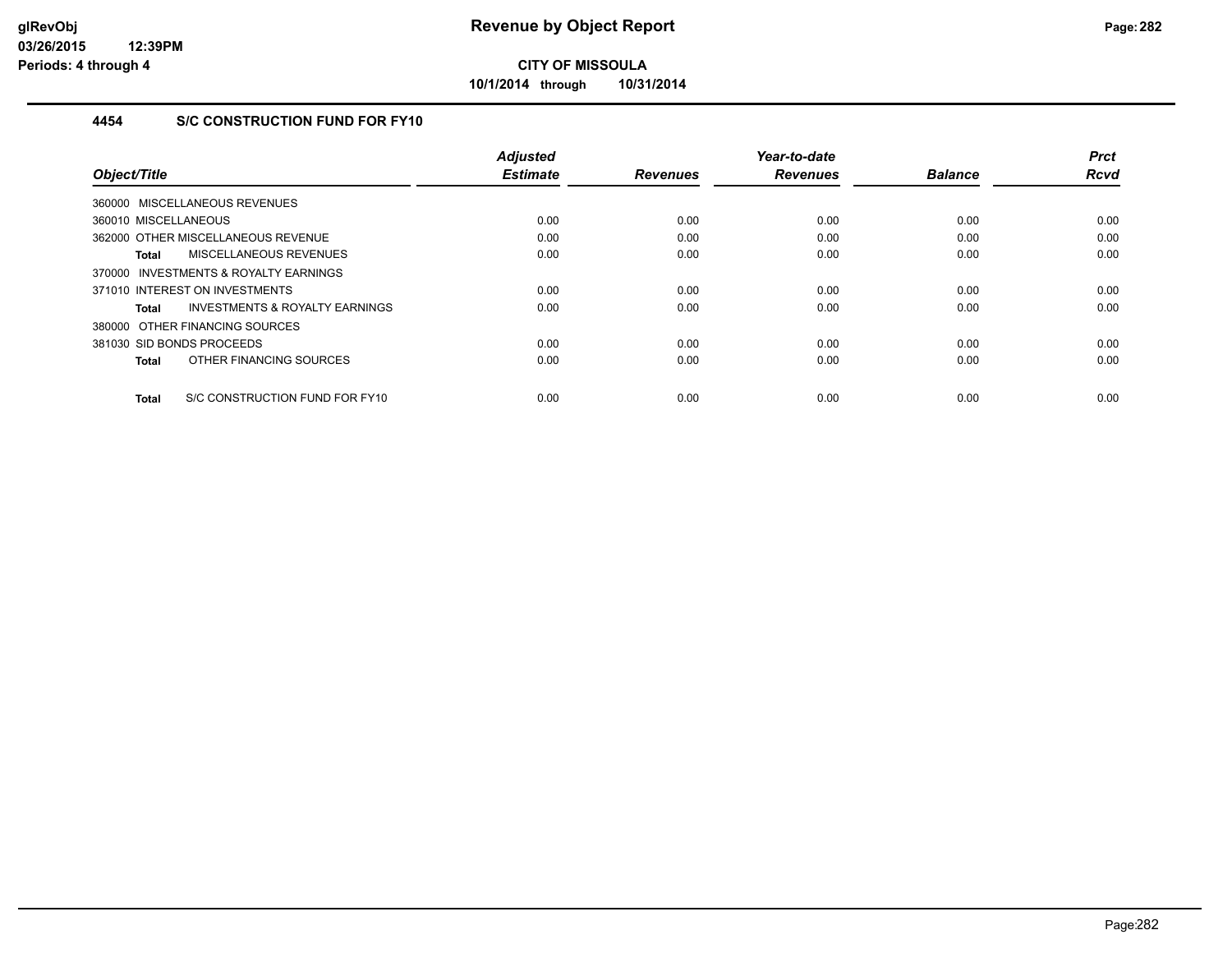**CITY OF MISSOULA**

**10/1/2014 through 10/31/2014**

## 4454 S/C CONSTRUCTION FUND FOR FY10

| Object/Title | Adjusted Estimate | Revenues | Year-to-date Revenues | Balance | Prct Rcvd |
|---|---|---|---|---|---|
| 360000 MISCELLANEOUS REVENUES | | | | | |
| 360010 MISCELLANEOUS | 0.00 | 0.00 | 0.00 | 0.00 | 0.00 |
| 362000 OTHER MISCELLANEOUS REVENUE | 0.00 | 0.00 | 0.00 | 0.00 | 0.00 |
| **Total** MISCELLANEOUS REVENUES | 0.00 | 0.00 | 0.00 | 0.00 | 0.00 |
| 370000 INVESTMENTS & ROYALTY EARNINGS | | | | | |
| 371010 INTEREST ON INVESTMENTS | 0.00 | 0.00 | 0.00 | 0.00 | 0.00 |
| **Total** INVESTMENTS & ROYALTY EARNINGS | 0.00 | 0.00 | 0.00 | 0.00 | 0.00 |
| 380000 OTHER FINANCING SOURCES | | | | | |
| 381030 SID BONDS PROCEEDS | 0.00 | 0.00 | 0.00 | 0.00 | 0.00 |
| **Total** OTHER FINANCING SOURCES | 0.00 | 0.00 | 0.00 | 0.00 | 0.00 |
| **Total** S/C CONSTRUCTION FUND FOR FY10 | 0.00 | 0.00 | 0.00 | 0.00 | 0.00 |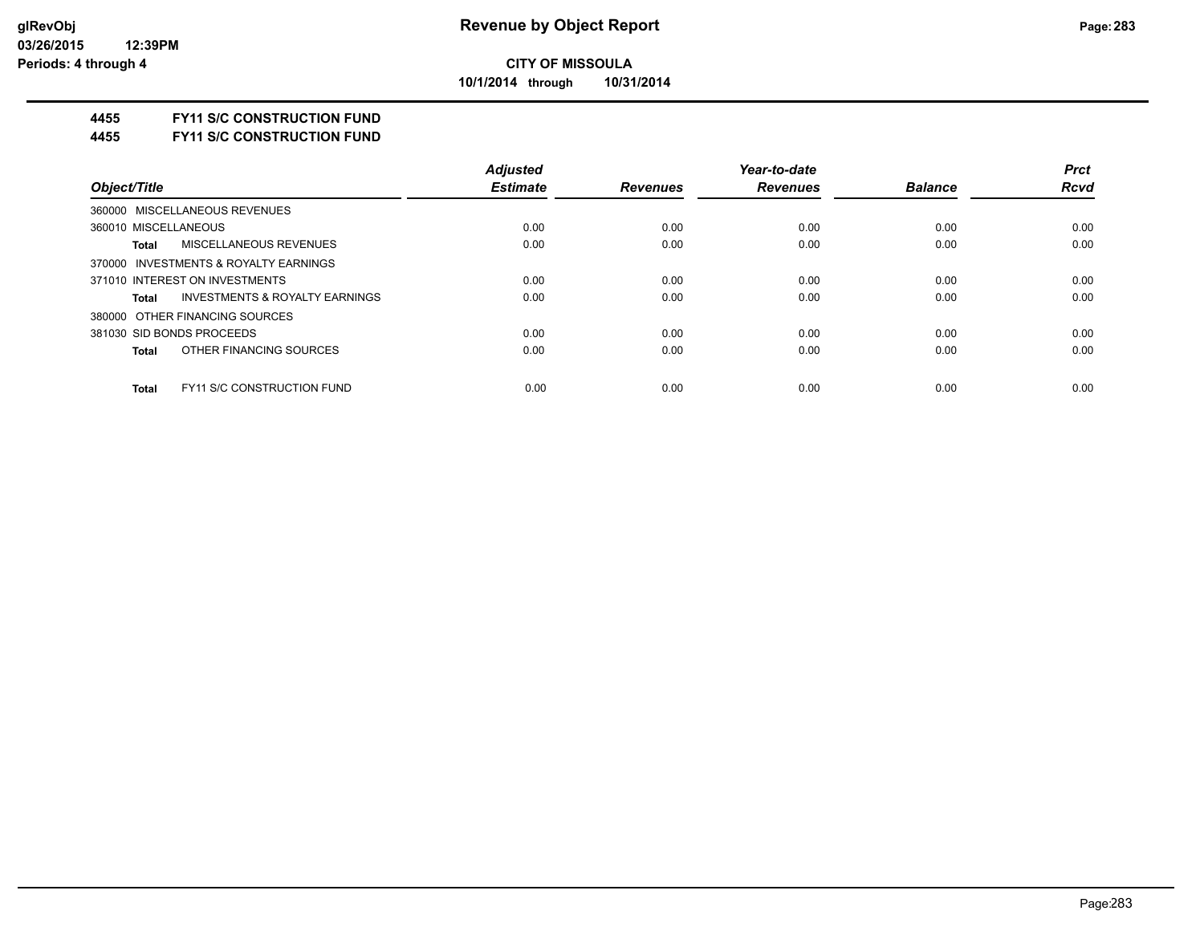**CITY OF MISSOULA**

**10/1/2014 through 10/31/2014**

## 4455 FY11 S/C CONSTRUCTION FUND

## 4455 FY11 S/C CONSTRUCTION FUND

| Object/Title | Adjusted Estimate | Revenues | Year-to-date Revenues | Balance | Prct Rcvd |
|---|---|---|---|---|---|
| 360000 MISCELLANEOUS REVENUES | | | | | |
| 360010 MISCELLANEOUS | 0.00 | 0.00 | 0.00 | 0.00 | 0.00 |
| **Total** MISCELLANEOUS REVENUES | 0.00 | 0.00 | 0.00 | 0.00 | 0.00 |
| 370000 INVESTMENTS & ROYALTY EARNINGS | | | | | |
| 371010 INTEREST ON INVESTMENTS | 0.00 | 0.00 | 0.00 | 0.00 | 0.00 |
| **Total** INVESTMENTS & ROYALTY EARNINGS | 0.00 | 0.00 | 0.00 | 0.00 | 0.00 |
| 380000 OTHER FINANCING SOURCES | | | | | |
| 381030 SID BONDS PROCEEDS | 0.00 | 0.00 | 0.00 | 0.00 | 0.00 |
| **Total** OTHER FINANCING SOURCES | 0.00 | 0.00 | 0.00 | 0.00 | 0.00 |
| **Total** FY11 S/C CONSTRUCTION FUND | 0.00 | 0.00 | 0.00 | 0.00 | 0.00 |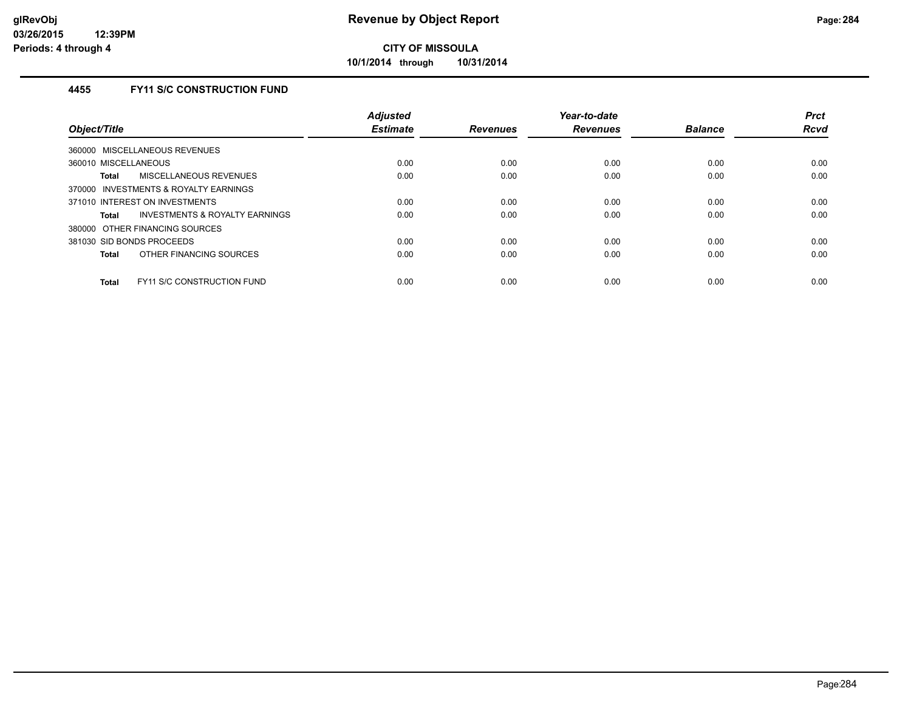**CITY OF MISSOULA**

**10/1/2014 through 10/31/2014**

### 4455 FY11 S/C CONSTRUCTION FUND

| Object/Title | Adjusted Estimate | Revenues | Year-to-date Revenues | Balance | Prct Rcvd |
|---|---|---|---|---|---|
| 360000 MISCELLANEOUS REVENUES | | | | | |
| 360010 MISCELLANEOUS | 0.00 | 0.00 | 0.00 | 0.00 | 0.00 |
| **Total** MISCELLANEOUS REVENUES | 0.00 | 0.00 | 0.00 | 0.00 | 0.00 |
| 370000 INVESTMENTS & ROYALTY EARNINGS | | | | | |
| 371010 INTEREST ON INVESTMENTS | 0.00 | 0.00 | 0.00 | 0.00 | 0.00 |
| **Total** INVESTMENTS & ROYALTY EARNINGS | 0.00 | 0.00 | 0.00 | 0.00 | 0.00 |
| 380000 OTHER FINANCING SOURCES | | | | | |
| 381030 SID BONDS PROCEEDS | 0.00 | 0.00 | 0.00 | 0.00 | 0.00 |
| **Total** OTHER FINANCING SOURCES | 0.00 | 0.00 | 0.00 | 0.00 | 0.00 |
| **Total** FY11 S/C CONSTRUCTION FUND | 0.00 | 0.00 | 0.00 | 0.00 | 0.00 |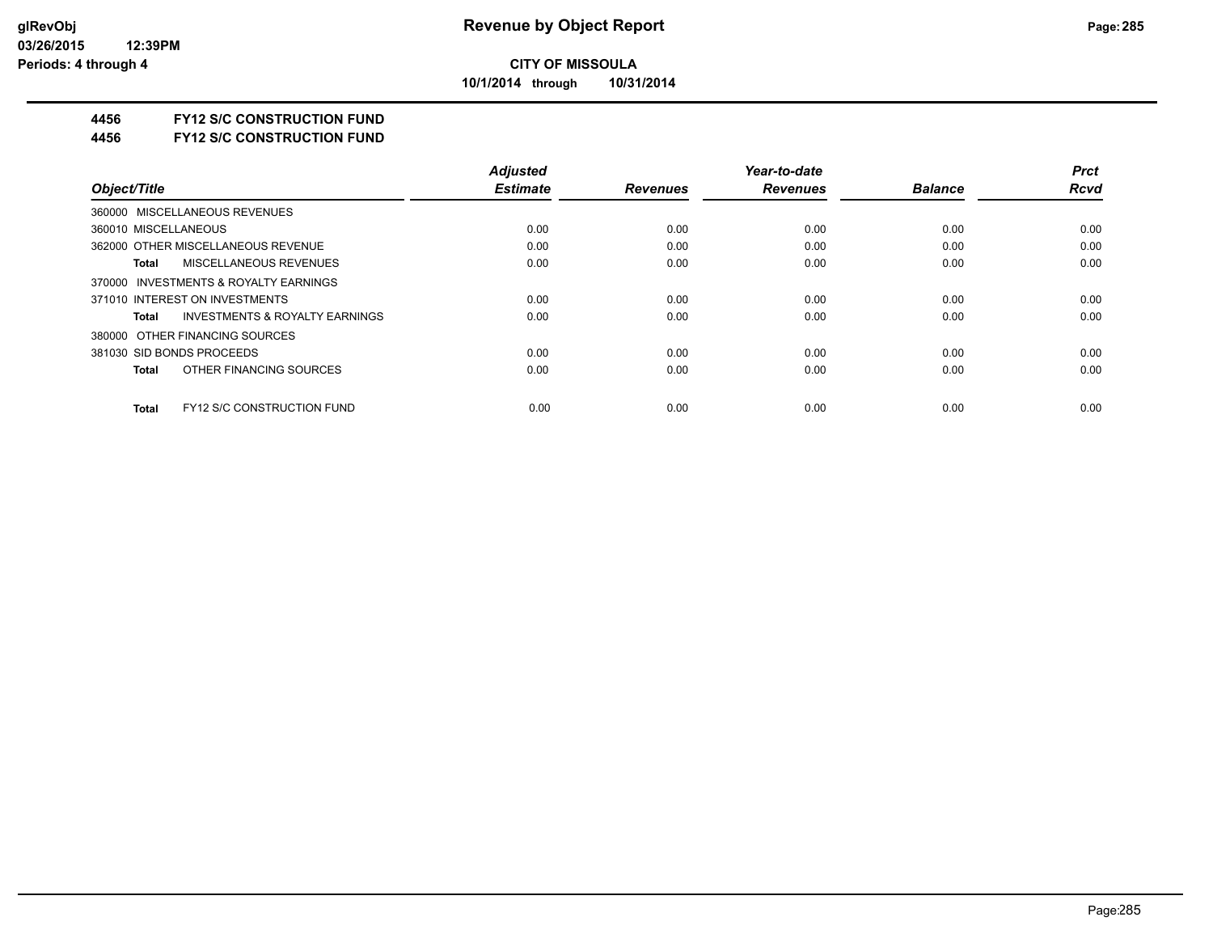# Revenue by Object Report

**CITY OF MISSOULA**

**10/1/2014 through 10/31/2014**

**4456 FY12 S/C CONSTRUCTION FUND**

**4456 FY12 S/C CONSTRUCTION FUND**

| Object/Title | Adjusted Estimate | Revenues | Year-to-date Revenues | Balance | Prct Rcvd |
|---|---|---|---|---|---|
| 360000 MISCELLANEOUS REVENUES | | | | | |
| 360010 MISCELLANEOUS | 0.00 | 0.00 | 0.00 | 0.00 | 0.00 |
| 362000 OTHER MISCELLANEOUS REVENUE | 0.00 | 0.00 | 0.00 | 0.00 | 0.00 |
| **Total** MISCELLANEOUS REVENUES | 0.00 | 0.00 | 0.00 | 0.00 | 0.00 |
| 370000 INVESTMENTS & ROYALTY EARNINGS | | | | | |
| 371010 INTEREST ON INVESTMENTS | 0.00 | 0.00 | 0.00 | 0.00 | 0.00 |
| **Total** INVESTMENTS & ROYALTY EARNINGS | 0.00 | 0.00 | 0.00 | 0.00 | 0.00 |
| 380000 OTHER FINANCING SOURCES | | | | | |
| 381030 SID BONDS PROCEEDS | 0.00 | 0.00 | 0.00 | 0.00 | 0.00 |
| **Total** OTHER FINANCING SOURCES | 0.00 | 0.00 | 0.00 | 0.00 | 0.00 |
| **Total** FY12 S/C CONSTRUCTION FUND | 0.00 | 0.00 | 0.00 | 0.00 | 0.00 |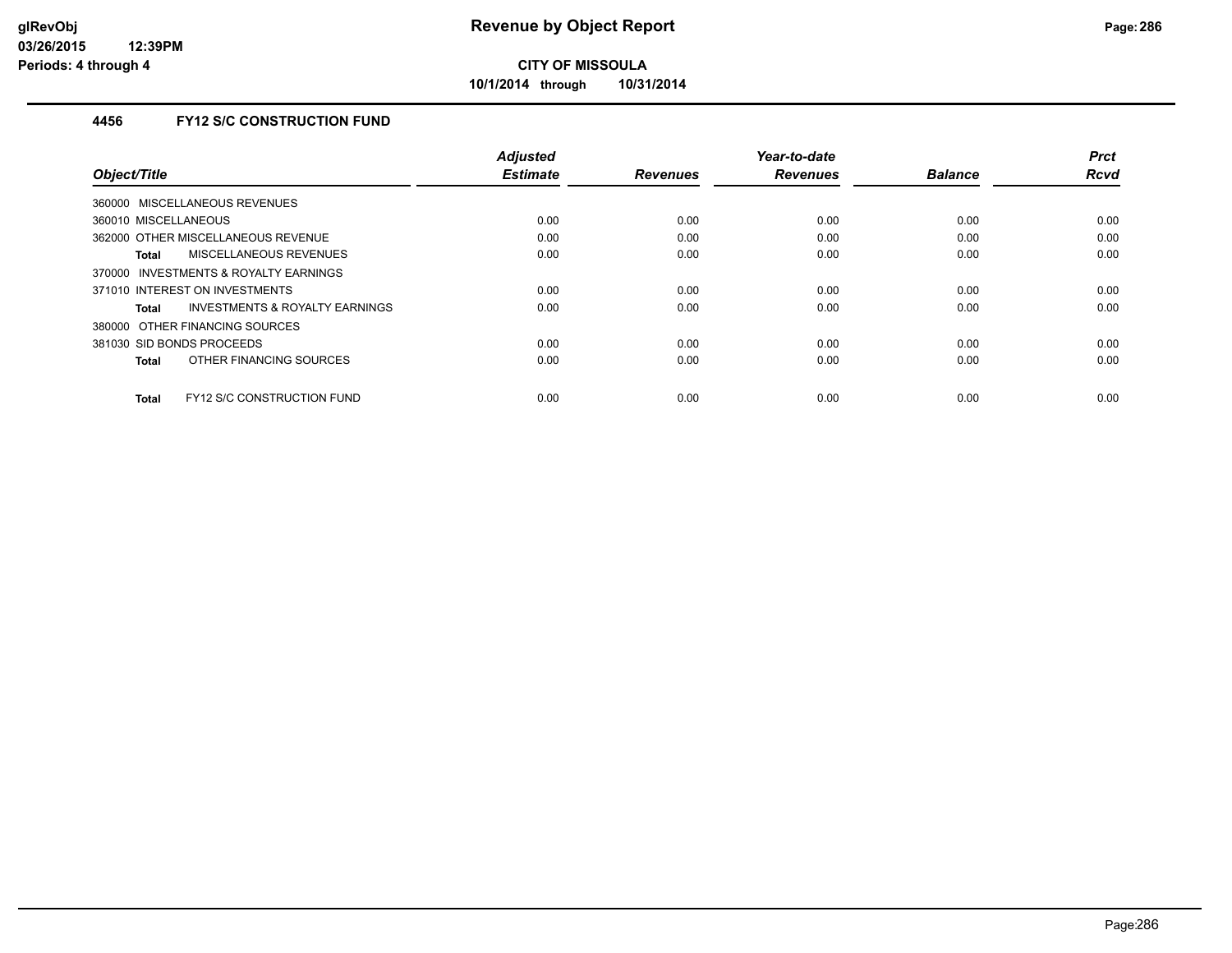# CITY OF MISSOULA

**10/1/2014 through 10/31/2014**

## 4456 FY12 S/C CONSTRUCTION FUND

| Object/Title | Adjusted Estimate | Revenues | Year-to-date Revenues | Balance | Prct Rcvd |
|---|---|---|---|---|---|
| 360000 MISCELLANEOUS REVENUES | | | | | |
| 360010 MISCELLANEOUS | 0.00 | 0.00 | 0.00 | 0.00 | 0.00 |
| 362000 OTHER MISCELLANEOUS REVENUE | 0.00 | 0.00 | 0.00 | 0.00 | 0.00 |
| **Total** MISCELLANEOUS REVENUES | 0.00 | 0.00 | 0.00 | 0.00 | 0.00 |
| 370000 INVESTMENTS & ROYALTY EARNINGS | | | | | |
| 371010 INTEREST ON INVESTMENTS | 0.00 | 0.00 | 0.00 | 0.00 | 0.00 |
| **Total** INVESTMENTS & ROYALTY EARNINGS | 0.00 | 0.00 | 0.00 | 0.00 | 0.00 |
| 380000 OTHER FINANCING SOURCES | | | | | |
| 381030 SID BONDS PROCEEDS | 0.00 | 0.00 | 0.00 | 0.00 | 0.00 |
| **Total** OTHER FINANCING SOURCES | 0.00 | 0.00 | 0.00 | 0.00 | 0.00 |
| **Total** FY12 S/C CONSTRUCTION FUND | 0.00 | 0.00 | 0.00 | 0.00 | 0.00 |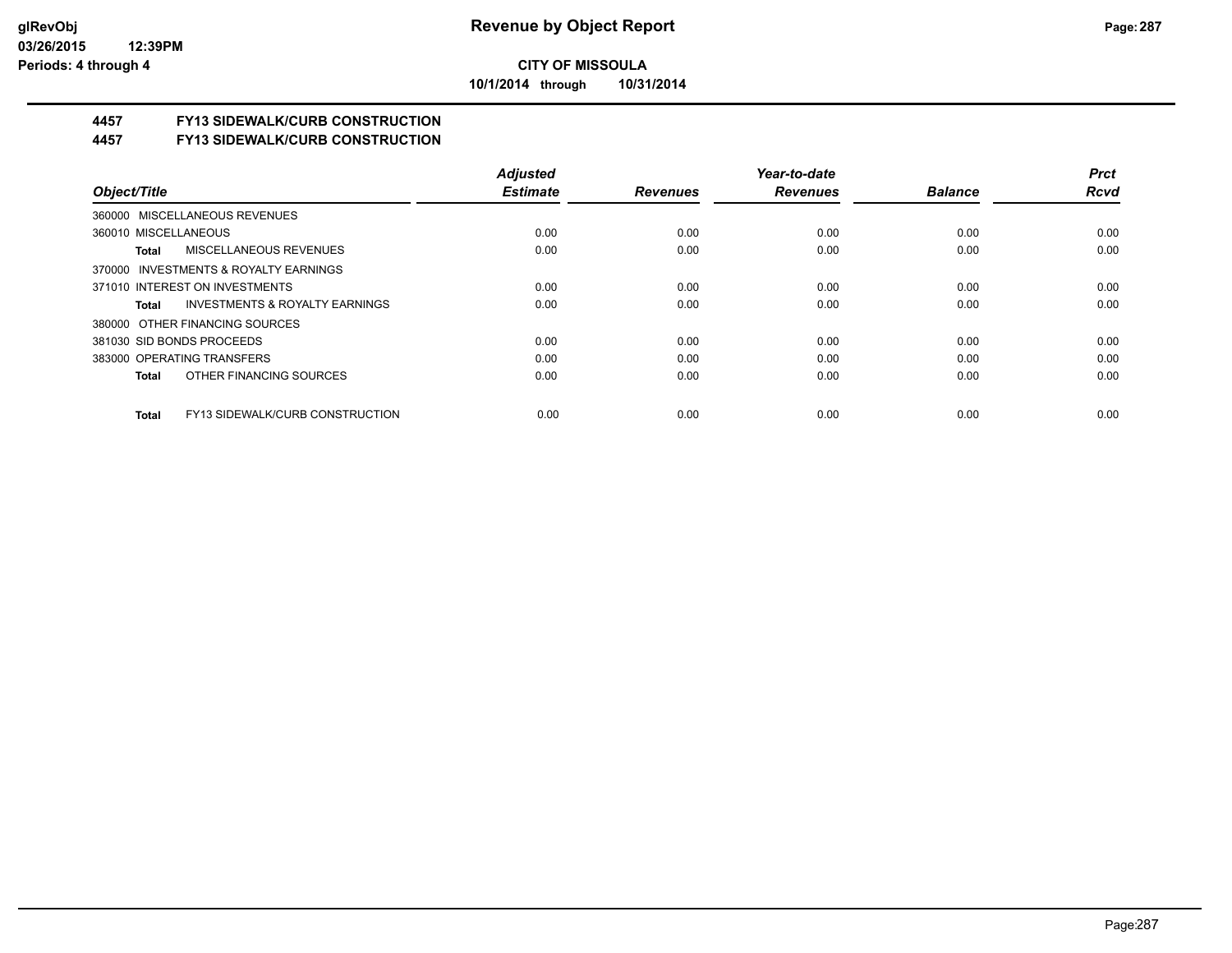**Revenue by Object Report**

**CITY OF MISSOULA**

**10/1/2014 through 10/31/2014**

glRevObj
03/26/2015 12:39PM
Periods: 4 through 4

## 4457 FY13 SIDEWALK/CURB CONSTRUCTION
## 4457 FY13 SIDEWALK/CURB CONSTRUCTION

| Object/Title | Adjusted Estimate | Revenues | Year-to-date Revenues | Balance | Prct Rcvd |
|---|---|---|---|---|---|
| 360000 MISCELLANEOUS REVENUES | | | | | |
| 360010 MISCELLANEOUS | 0.00 | 0.00 | 0.00 | 0.00 | 0.00 |
| **Total** MISCELLANEOUS REVENUES | 0.00 | 0.00 | 0.00 | 0.00 | 0.00 |
| 370000 INVESTMENTS & ROYALTY EARNINGS | | | | | |
| 371010 INTEREST ON INVESTMENTS | 0.00 | 0.00 | 0.00 | 0.00 | 0.00 |
| **Total** INVESTMENTS & ROYALTY EARNINGS | 0.00 | 0.00 | 0.00 | 0.00 | 0.00 |
| 380000 OTHER FINANCING SOURCES | | | | | |
| 381030 SID BONDS PROCEEDS | 0.00 | 0.00 | 0.00 | 0.00 | 0.00 |
| 383000 OPERATING TRANSFERS | 0.00 | 0.00 | 0.00 | 0.00 | 0.00 |
| **Total** OTHER FINANCING SOURCES | 0.00 | 0.00 | 0.00 | 0.00 | 0.00 |
| **Total** FY13 SIDEWALK/CURB CONSTRUCTION | 0.00 | 0.00 | 0.00 | 0.00 | 0.00 |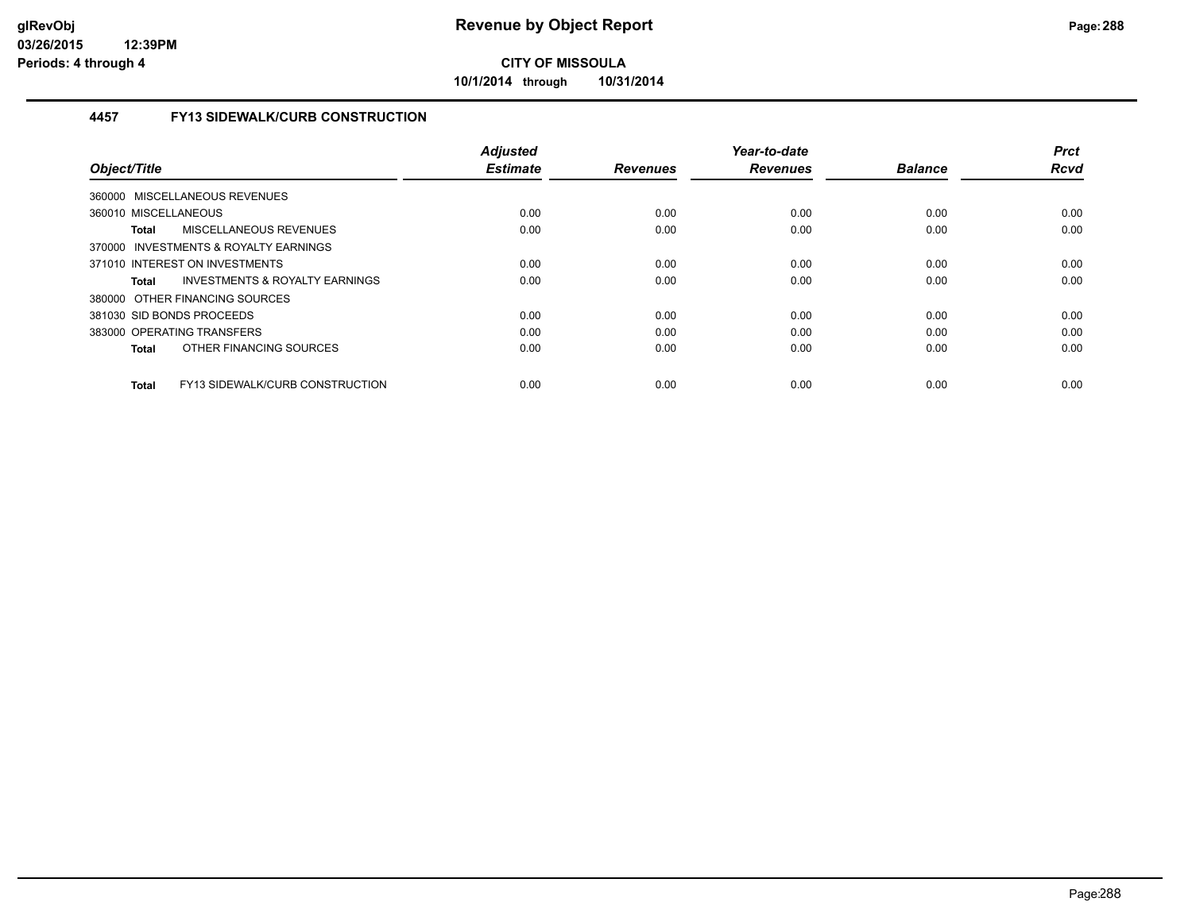**CITY OF MISSOULA**

**10/1/2014 through 10/31/2014**

### 4457 FY13 SIDEWALK/CURB CONSTRUCTION

| Object/Title | Adjusted Estimate | Revenues | Year-to-date Revenues | Balance | Prct Rcvd |
|---|---|---|---|---|---|
| 360000 MISCELLANEOUS REVENUES | | | | | |
| 360010 MISCELLANEOUS | 0.00 | 0.00 | 0.00 | 0.00 | 0.00 |
| **Total** MISCELLANEOUS REVENUES | 0.00 | 0.00 | 0.00 | 0.00 | 0.00 |
| 370000 INVESTMENTS & ROYALTY EARNINGS | | | | | |
| 371010 INTEREST ON INVESTMENTS | 0.00 | 0.00 | 0.00 | 0.00 | 0.00 |
| **Total** INVESTMENTS & ROYALTY EARNINGS | 0.00 | 0.00 | 0.00 | 0.00 | 0.00 |
| 380000 OTHER FINANCING SOURCES | | | | | |
| 381030 SID BONDS PROCEEDS | 0.00 | 0.00 | 0.00 | 0.00 | 0.00 |
| 383000 OPERATING TRANSFERS | 0.00 | 0.00 | 0.00 | 0.00 | 0.00 |
| **Total** OTHER FINANCING SOURCES | 0.00 | 0.00 | 0.00 | 0.00 | 0.00 |
| **Total** FY13 SIDEWALK/CURB CONSTRUCTION | 0.00 | 0.00 | 0.00 | 0.00 | 0.00 |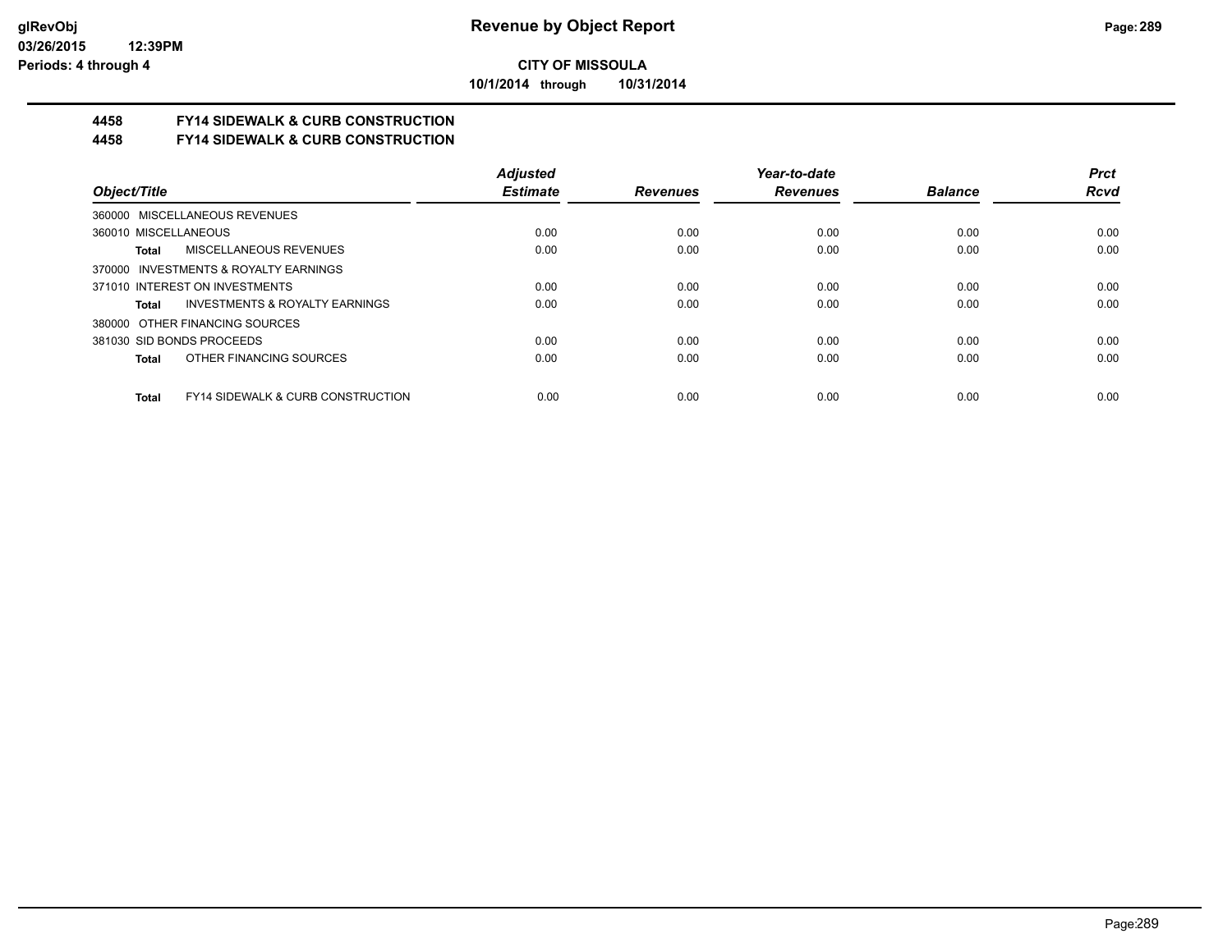**CITY OF MISSOULA**

**10/1/2014 through 10/31/2014**

## 4458 FY14 SIDEWALK & CURB CONSTRUCTION
## 4458 FY14 SIDEWALK & CURB CONSTRUCTION

| Object/Title | Adjusted Estimate | Revenues | Year-to-date Revenues | Balance | Prct Rcvd |
|---|---|---|---|---|---|
| 360000 MISCELLANEOUS REVENUES | | | | | |
| 360010 MISCELLANEOUS | 0.00 | 0.00 | 0.00 | 0.00 | 0.00 |
| **Total** MISCELLANEOUS REVENUES | 0.00 | 0.00 | 0.00 | 0.00 | 0.00 |
| 370000 INVESTMENTS & ROYALTY EARNINGS | | | | | |
| 371010 INTEREST ON INVESTMENTS | 0.00 | 0.00 | 0.00 | 0.00 | 0.00 |
| **Total** INVESTMENTS & ROYALTY EARNINGS | 0.00 | 0.00 | 0.00 | 0.00 | 0.00 |
| 380000 OTHER FINANCING SOURCES | | | | | |
| 381030 SID BONDS PROCEEDS | 0.00 | 0.00 | 0.00 | 0.00 | 0.00 |
| **Total** OTHER FINANCING SOURCES | 0.00 | 0.00 | 0.00 | 0.00 | 0.00 |
| **Total** FY14 SIDEWALK & CURB CONSTRUCTION | 0.00 | 0.00 | 0.00 | 0.00 | 0.00 |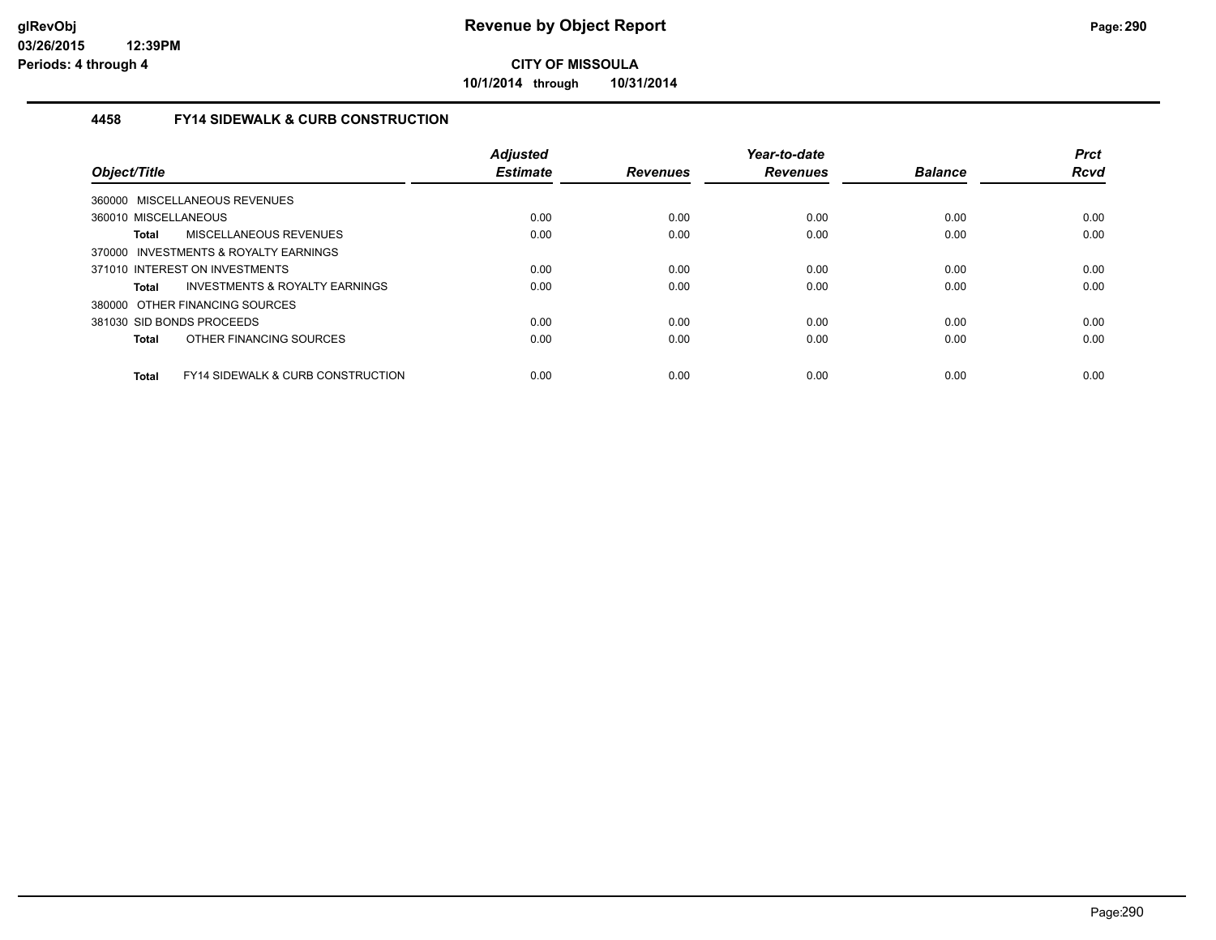**CITY OF MISSOULA**

**10/1/2014 through 10/31/2014**

### 4458 FY14 SIDEWALK & CURB CONSTRUCTION

| Object/Title | Adjusted Estimate | Revenues | Year-to-date Revenues | Balance | Prct Rcvd |
|---|---|---|---|---|---|
| 360000 MISCELLANEOUS REVENUES | | | | | |
| 360010 MISCELLANEOUS | 0.00 | 0.00 | 0.00 | 0.00 | 0.00 |
| **Total** MISCELLANEOUS REVENUES | 0.00 | 0.00 | 0.00 | 0.00 | 0.00 |
| 370000 INVESTMENTS & ROYALTY EARNINGS | | | | | |
| 371010 INTEREST ON INVESTMENTS | 0.00 | 0.00 | 0.00 | 0.00 | 0.00 |
| **Total** INVESTMENTS & ROYALTY EARNINGS | 0.00 | 0.00 | 0.00 | 0.00 | 0.00 |
| 380000 OTHER FINANCING SOURCES | | | | | |
| 381030 SID BONDS PROCEEDS | 0.00 | 0.00 | 0.00 | 0.00 | 0.00 |
| **Total** OTHER FINANCING SOURCES | 0.00 | 0.00 | 0.00 | 0.00 | 0.00 |
| **Total** FY14 SIDEWALK & CURB CONSTRUCTION | 0.00 | 0.00 | 0.00 | 0.00 | 0.00 |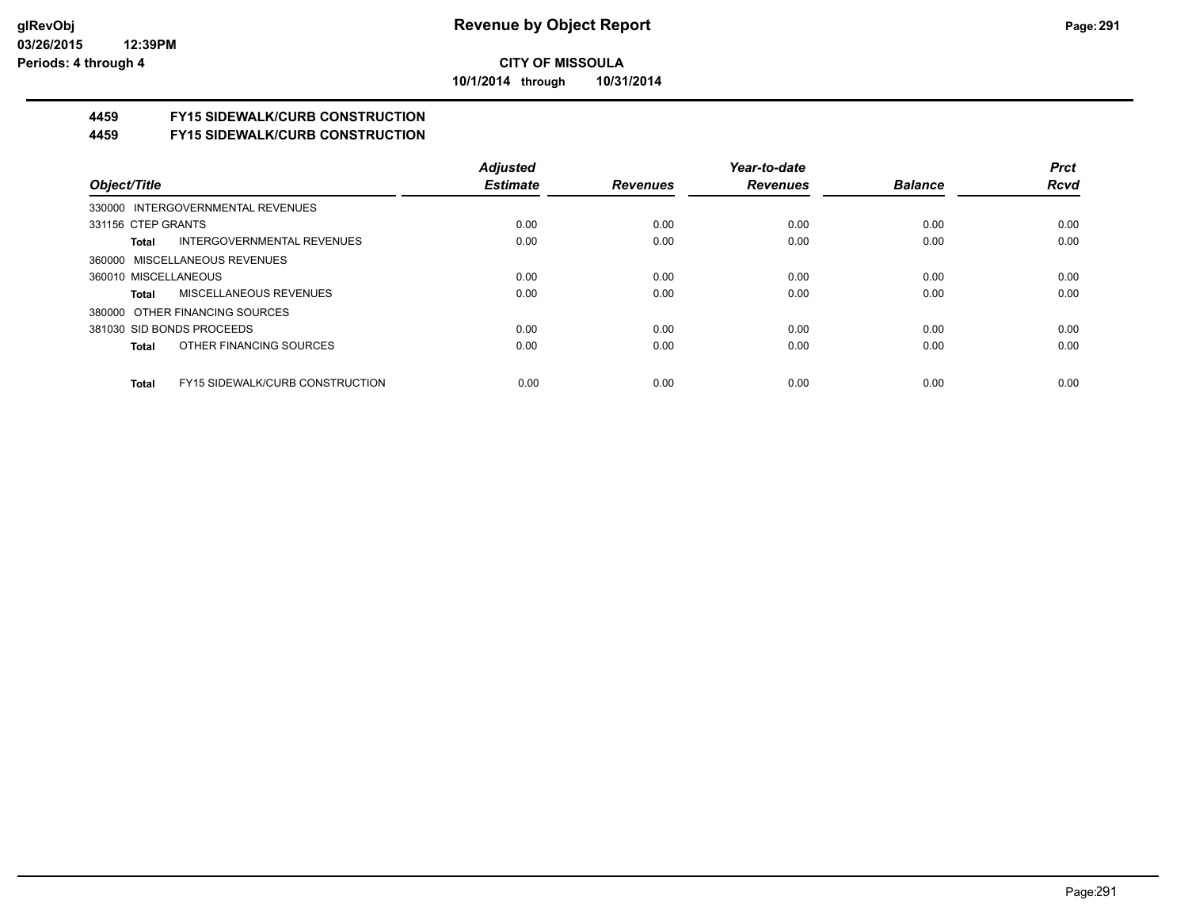**CITY OF MISSOULA**

**10/1/2014 through 10/31/2014**

## 4459 FY15 SIDEWALK/CURB CONSTRUCTION

## 4459 FY15 SIDEWALK/CURB CONSTRUCTION

| Object/Title | Adjusted Estimate | Revenues | Year-to-date Revenues | Balance | Prct Rcvd |
|---|---|---|---|---|---|
| 330000 INTERGOVERNMENTAL REVENUES | | | | | |
| 331156 CTEP GRANTS | 0.00 | 0.00 | 0.00 | 0.00 | 0.00 |
| **Total** INTERGOVERNMENTAL REVENUES | 0.00 | 0.00 | 0.00 | 0.00 | 0.00 |
| 360000 MISCELLANEOUS REVENUES | | | | | |
| 360010 MISCELLANEOUS | 0.00 | 0.00 | 0.00 | 0.00 | 0.00 |
| **Total** MISCELLANEOUS REVENUES | 0.00 | 0.00 | 0.00 | 0.00 | 0.00 |
| 380000 OTHER FINANCING SOURCES | | | | | |
| 381030 SID BONDS PROCEEDS | 0.00 | 0.00 | 0.00 | 0.00 | 0.00 |
| **Total** OTHER FINANCING SOURCES | 0.00 | 0.00 | 0.00 | 0.00 | 0.00 |
| **Total** FY15 SIDEWALK/CURB CONSTRUCTION | 0.00 | 0.00 | 0.00 | 0.00 | 0.00 |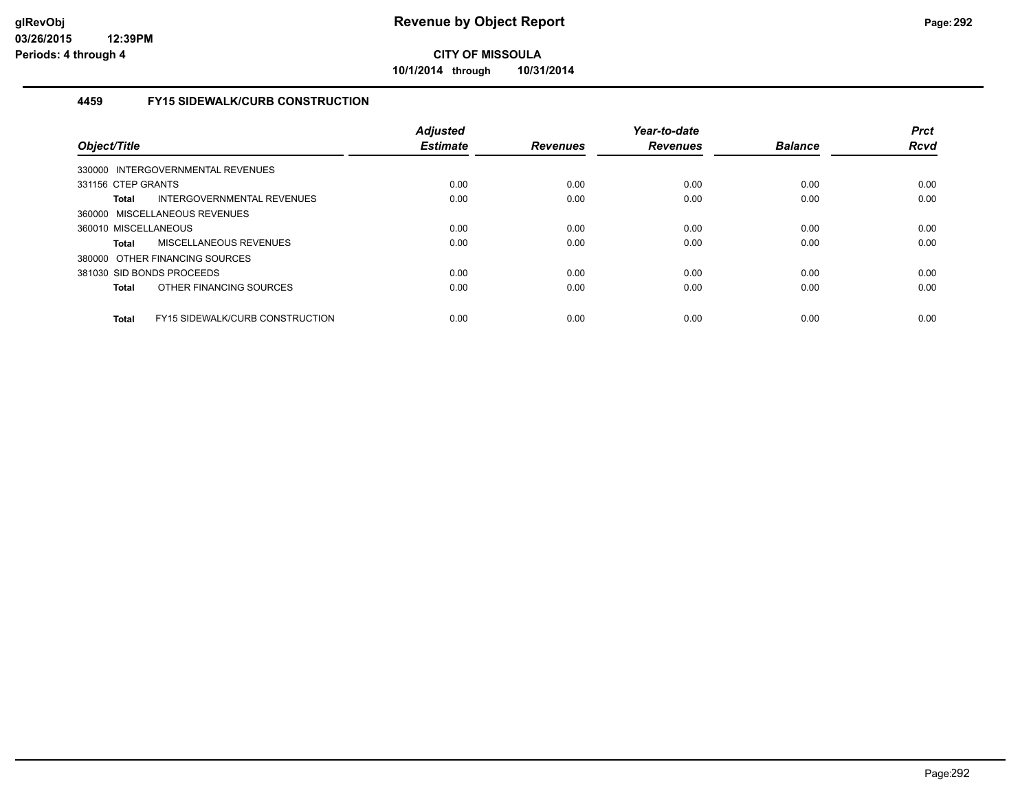**Revenue by Object Report**

**CITY OF MISSOULA**

**10/1/2014 through 10/31/2014**

### 4459 FY15 SIDEWALK/CURB CONSTRUCTION

| Object/Title | Adjusted Estimate | Revenues | Year-to-date Revenues | Balance | Prct Rcvd |
|---|---|---|---|---|---|
| 330000 INTERGOVERNMENTAL REVENUES | | | | | |
| 331156 CTEP GRANTS | 0.00 | 0.00 | 0.00 | 0.00 | 0.00 |
| **Total** INTERGOVERNMENTAL REVENUES | 0.00 | 0.00 | 0.00 | 0.00 | 0.00 |
| 360000 MISCELLANEOUS REVENUES | | | | | |
| 360010 MISCELLANEOUS | 0.00 | 0.00 | 0.00 | 0.00 | 0.00 |
| **Total** MISCELLANEOUS REVENUES | 0.00 | 0.00 | 0.00 | 0.00 | 0.00 |
| 380000 OTHER FINANCING SOURCES | | | | | |
| 381030 SID BONDS PROCEEDS | 0.00 | 0.00 | 0.00 | 0.00 | 0.00 |
| **Total** OTHER FINANCING SOURCES | 0.00 | 0.00 | 0.00 | 0.00 | 0.00 |
| **Total** FY15 SIDEWALK/CURB CONSTRUCTION | 0.00 | 0.00 | 0.00 | 0.00 | 0.00 |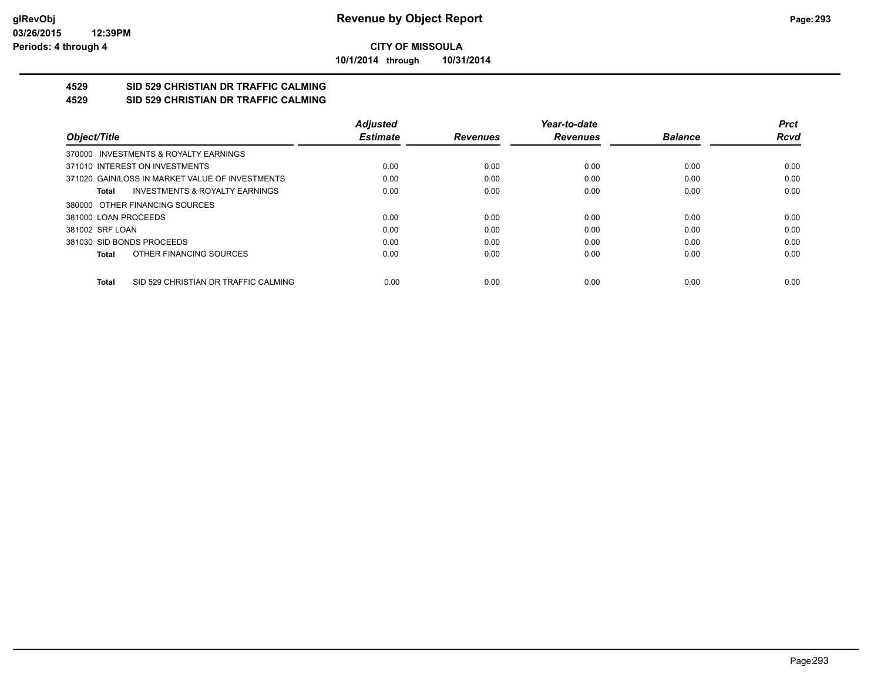# Revenue by Object Report

**CITY OF MISSOULA**

**10/1/2014 through 10/31/2014**

glRevObj
03/26/2015 12:39PM
Periods: 4 through 4

## 4529 SID 529 CHRISTIAN DR TRAFFIC CALMING
## 4529 SID 529 CHRISTIAN DR TRAFFIC CALMING

| Object/Title | Adjusted Estimate | Revenues | Year-to-date Revenues | Balance | Prct Rcvd |
|---|---|---|---|---|---|
| 370000 INVESTMENTS & ROYALTY EARNINGS | | | | | |
| 371010 INTEREST ON INVESTMENTS | 0.00 | 0.00 | 0.00 | 0.00 | 0.00 |
| 371020 GAIN/LOSS IN MARKET VALUE OF INVESTMENTS | 0.00 | 0.00 | 0.00 | 0.00 | 0.00 |
| **Total** INVESTMENTS & ROYALTY EARNINGS | 0.00 | 0.00 | 0.00 | 0.00 | 0.00 |
| 380000 OTHER FINANCING SOURCES | | | | | |
| 381000 LOAN PROCEEDS | 0.00 | 0.00 | 0.00 | 0.00 | 0.00 |
| 381002 SRF LOAN | 0.00 | 0.00 | 0.00 | 0.00 | 0.00 |
| 381030 SID BONDS PROCEEDS | 0.00 | 0.00 | 0.00 | 0.00 | 0.00 |
| **Total** OTHER FINANCING SOURCES | 0.00 | 0.00 | 0.00 | 0.00 | 0.00 |
| **Total** SID 529 CHRISTIAN DR TRAFFIC CALMING | 0.00 | 0.00 | 0.00 | 0.00 | 0.00 |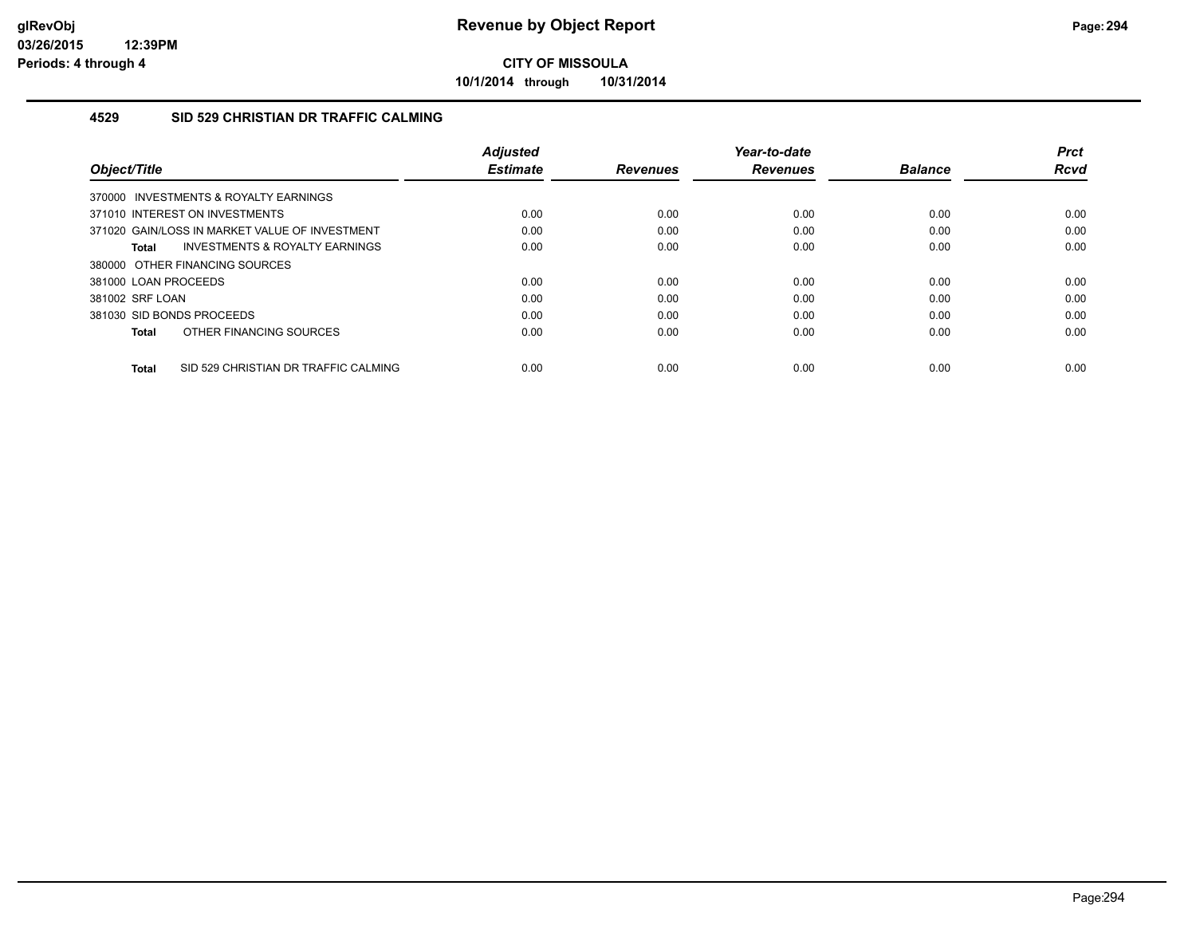# Revenue by Object Report

**CITY OF MISSOULA**

**10/1/2014 through 10/31/2014**

### 4529 SID 529 CHRISTIAN DR TRAFFIC CALMING

| Object/Title | Adjusted Estimate | Revenues | Year-to-date Revenues | Balance | Prct Rcvd |
|---|---|---|---|---|---|
| 370000 INVESTMENTS & ROYALTY EARNINGS | | | | | |
| 371010 INTEREST ON INVESTMENTS | 0.00 | 0.00 | 0.00 | 0.00 | 0.00 |
| 371020 GAIN/LOSS IN MARKET VALUE OF INVESTMENT | 0.00 | 0.00 | 0.00 | 0.00 | 0.00 |
| **Total** INVESTMENTS & ROYALTY EARNINGS | 0.00 | 0.00 | 0.00 | 0.00 | 0.00 |
| 380000 OTHER FINANCING SOURCES | | | | | |
| 381000 LOAN PROCEEDS | 0.00 | 0.00 | 0.00 | 0.00 | 0.00 |
| 381002 SRF LOAN | 0.00 | 0.00 | 0.00 | 0.00 | 0.00 |
| 381030 SID BONDS PROCEEDS | 0.00 | 0.00 | 0.00 | 0.00 | 0.00 |
| **Total** OTHER FINANCING SOURCES | 0.00 | 0.00 | 0.00 | 0.00 | 0.00 |
| **Total** SID 529 CHRISTIAN DR TRAFFIC CALMING | 0.00 | 0.00 | 0.00 | 0.00 | 0.00 |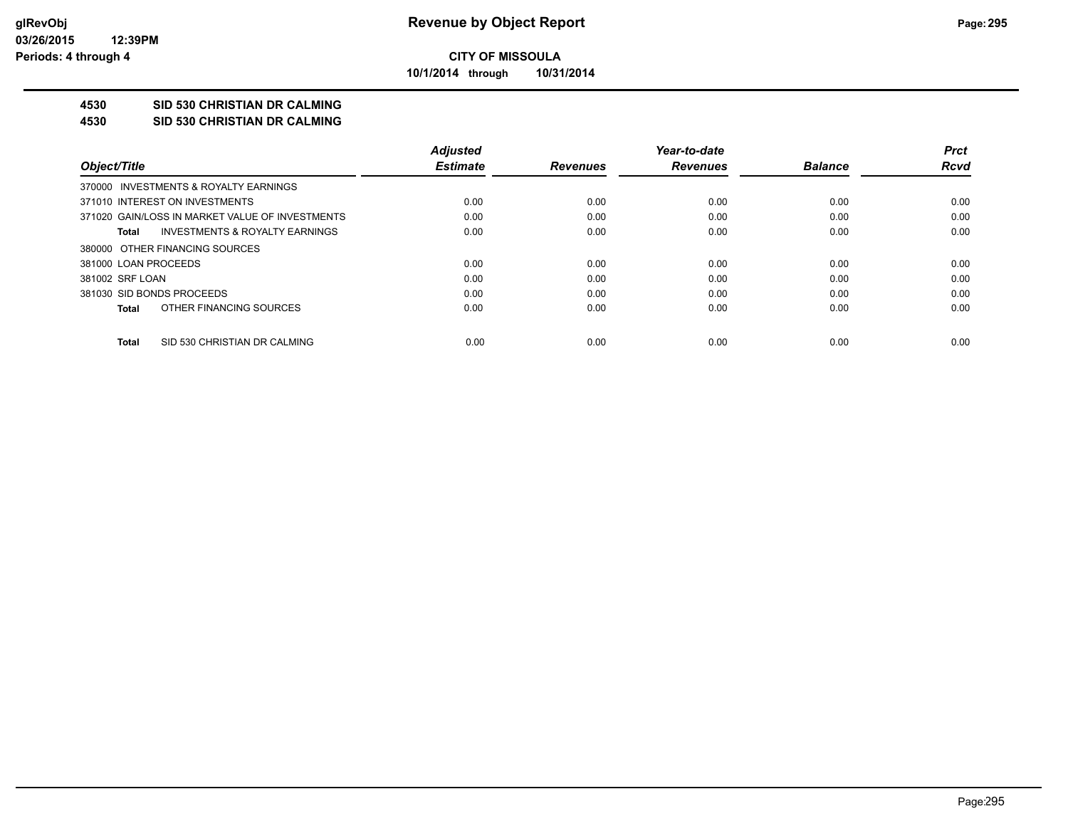# Revenue by Object Report

**CITY OF MISSOULA**

**10/1/2014 through 10/31/2014**

glRevObj
03/26/2015 12:39PM
Periods: 4 through 4

**4530 SID 530 CHRISTIAN DR CALMING**

**4530 SID 530 CHRISTIAN DR CALMING**

| Object/Title | Adjusted Estimate | Revenues | Year-to-date Revenues | Balance | Prct Rcvd |
|---|---|---|---|---|---|
| 370000 INVESTMENTS & ROYALTY EARNINGS | | | | | |
| 371010 INTEREST ON INVESTMENTS | 0.00 | 0.00 | 0.00 | 0.00 | 0.00 |
| 371020 GAIN/LOSS IN MARKET VALUE OF INVESTMENTS | 0.00 | 0.00 | 0.00 | 0.00 | 0.00 |
| **Total** INVESTMENTS & ROYALTY EARNINGS | 0.00 | 0.00 | 0.00 | 0.00 | 0.00 |
| 380000 OTHER FINANCING SOURCES | | | | | |
| 381000 LOAN PROCEEDS | 0.00 | 0.00 | 0.00 | 0.00 | 0.00 |
| 381002 SRF LOAN | 0.00 | 0.00 | 0.00 | 0.00 | 0.00 |
| 381030 SID BONDS PROCEEDS | 0.00 | 0.00 | 0.00 | 0.00 | 0.00 |
| **Total** OTHER FINANCING SOURCES | 0.00 | 0.00 | 0.00 | 0.00 | 0.00 |
| **Total** SID 530 CHRISTIAN DR CALMING | 0.00 | 0.00 | 0.00 | 0.00 | 0.00 |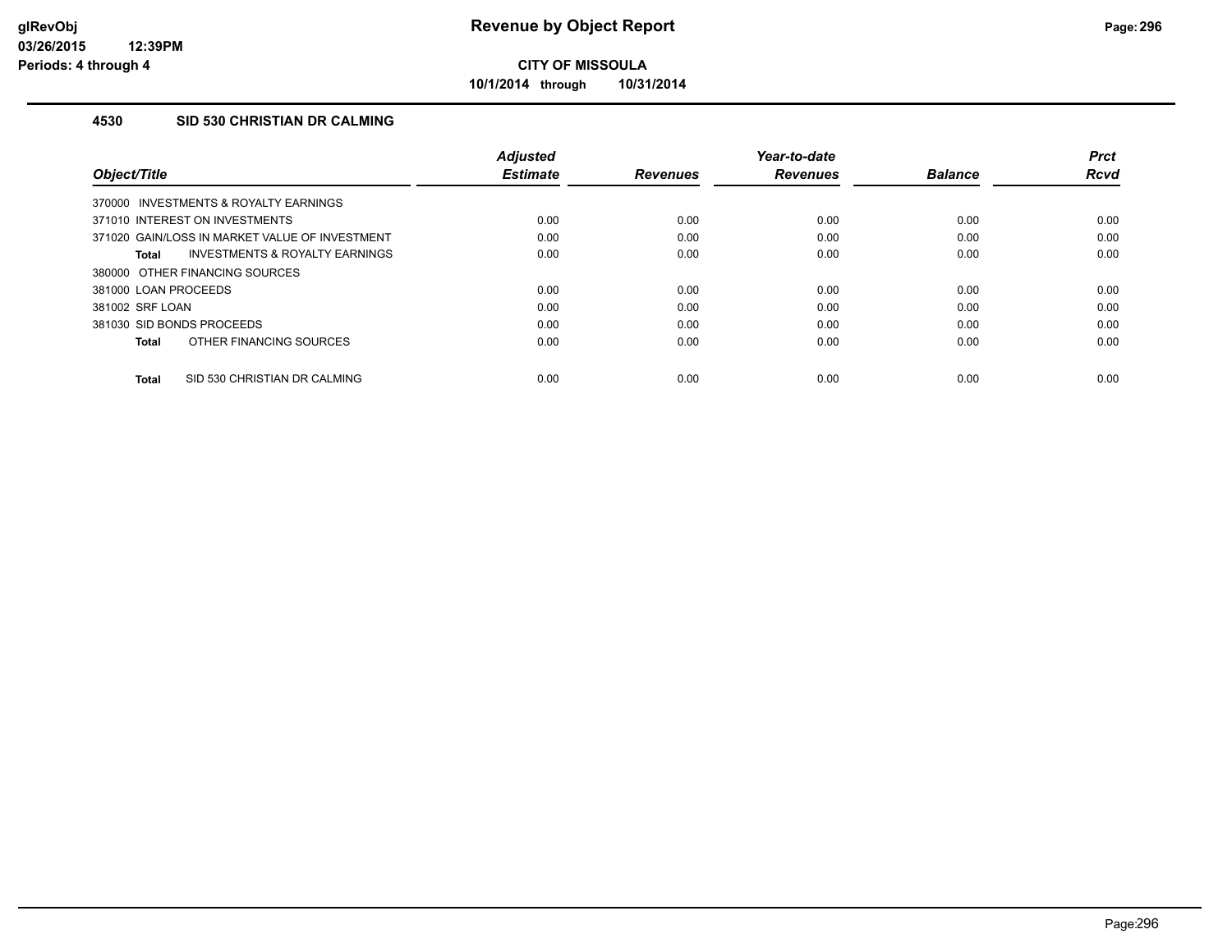# Revenue by Object Report

**CITY OF MISSOULA**

**10/1/2014 through 10/31/2014**

glRevObj
03/26/2015 12:39PM
Periods: 4 through 4

## 4530 SID 530 CHRISTIAN DR CALMING

| Object/Title | Adjusted Estimate | Revenues | Year-to-date Revenues | Balance | Prct Rcvd |
|---|---|---|---|---|---|
| 370000 INVESTMENTS & ROYALTY EARNINGS | | | | | |
| 371010 INTEREST ON INVESTMENTS | 0.00 | 0.00 | 0.00 | 0.00 | 0.00 |
| 371020 GAIN/LOSS IN MARKET VALUE OF INVESTMENT | 0.00 | 0.00 | 0.00 | 0.00 | 0.00 |
| **Total** INVESTMENTS & ROYALTY EARNINGS | 0.00 | 0.00 | 0.00 | 0.00 | 0.00 |
| 380000 OTHER FINANCING SOURCES | | | | | |
| 381000 LOAN PROCEEDS | 0.00 | 0.00 | 0.00 | 0.00 | 0.00 |
| 381002 SRF LOAN | 0.00 | 0.00 | 0.00 | 0.00 | 0.00 |
| 381030 SID BONDS PROCEEDS | 0.00 | 0.00 | 0.00 | 0.00 | 0.00 |
| **Total** OTHER FINANCING SOURCES | 0.00 | 0.00 | 0.00 | 0.00 | 0.00 |
| **Total** SID 530 CHRISTIAN DR CALMING | 0.00 | 0.00 | 0.00 | 0.00 | 0.00 |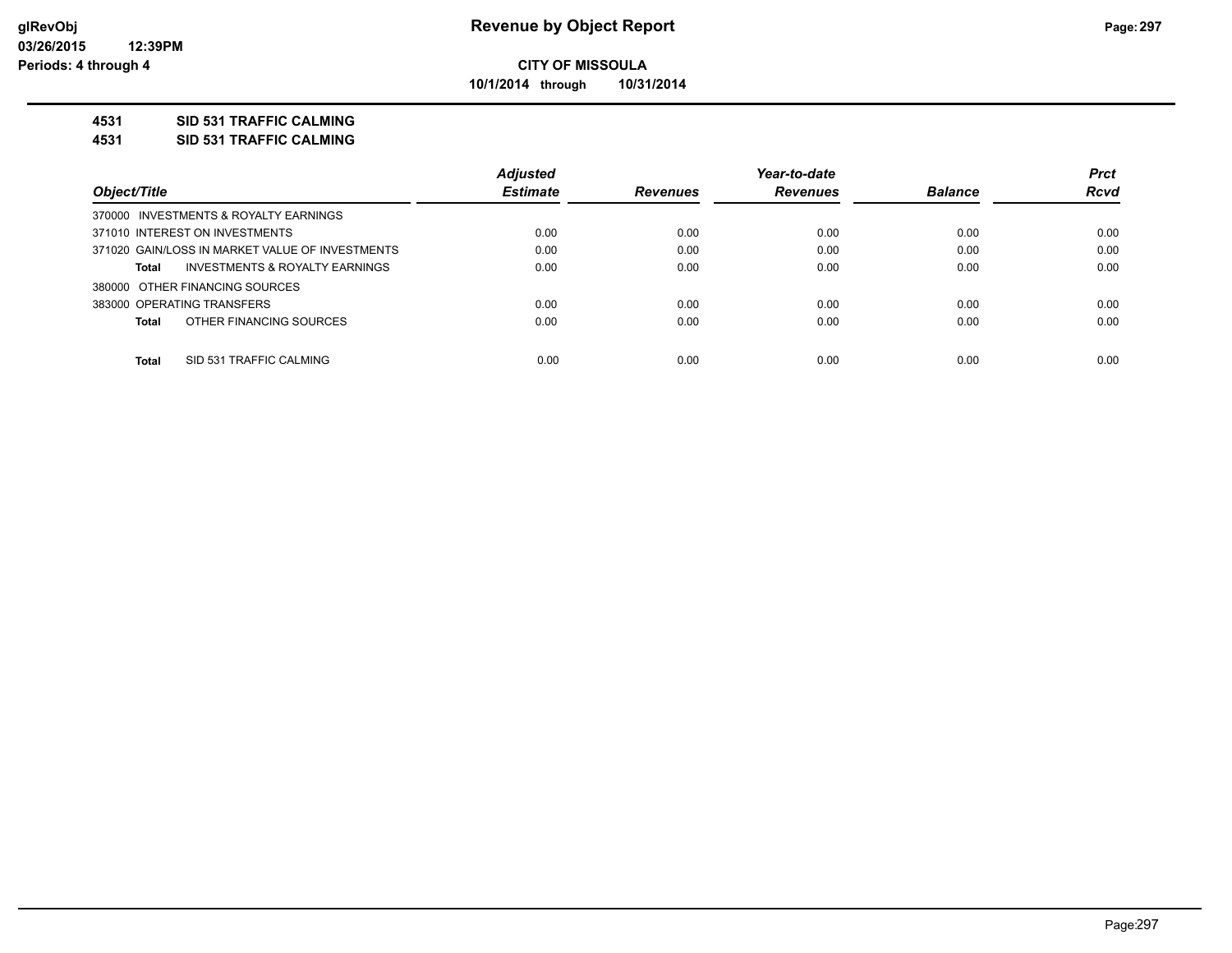# Revenue by Object Report

**CITY OF MISSOULA**

**10/1/2014 through 10/31/2014**

glRevObj
03/26/2015 12:39PM
Periods: 4 through 4

**4531 SID 531 TRAFFIC CALMING**

**4531 SID 531 TRAFFIC CALMING**

| Object/Title | Adjusted Estimate | Revenues | Year-to-date Revenues | Balance | Prct Rcvd |
|---|---|---|---|---|---|
| 370000 INVESTMENTS & ROYALTY EARNINGS | | | | | |
| 371010 INTEREST ON INVESTMENTS | 0.00 | 0.00 | 0.00 | 0.00 | 0.00 |
| 371020 GAIN/LOSS IN MARKET VALUE OF INVESTMENTS | 0.00 | 0.00 | 0.00 | 0.00 | 0.00 |
| **Total** INVESTMENTS & ROYALTY EARNINGS | 0.00 | 0.00 | 0.00 | 0.00 | 0.00 |
| 380000 OTHER FINANCING SOURCES | | | | | |
| 383000 OPERATING TRANSFERS | 0.00 | 0.00 | 0.00 | 0.00 | 0.00 |
| **Total** OTHER FINANCING SOURCES | 0.00 | 0.00 | 0.00 | 0.00 | 0.00 |
| **Total** SID 531 TRAFFIC CALMING | 0.00 | 0.00 | 0.00 | 0.00 | 0.00 |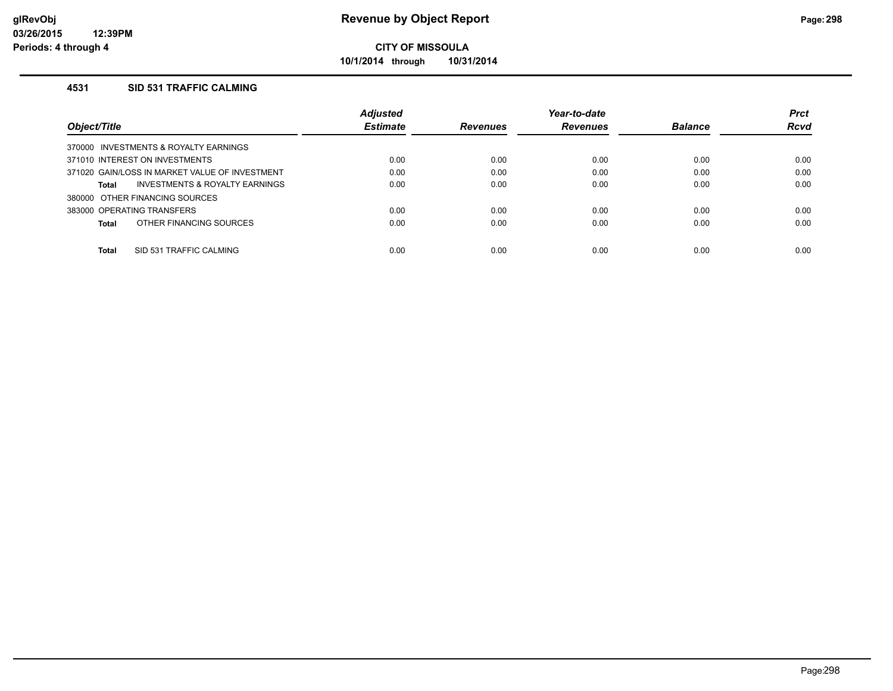# Revenue by Object Report

**CITY OF MISSOULA**

**10/1/2014 through 10/31/2014**

glRevObj
03/26/2015 12:39PM
Periods: 4 through 4

### 4531 SID 531 TRAFFIC CALMING

| Object/Title | Adjusted Estimate | Revenues | Year-to-date Revenues | Balance | Prct Rcvd |
|---|---|---|---|---|---|
| 370000 INVESTMENTS & ROYALTY EARNINGS | | | | | |
| 371010 INTEREST ON INVESTMENTS | 0.00 | 0.00 | 0.00 | 0.00 | 0.00 |
| 371020 GAIN/LOSS IN MARKET VALUE OF INVESTMENT | 0.00 | 0.00 | 0.00 | 0.00 | 0.00 |
| **Total** INVESTMENTS & ROYALTY EARNINGS | 0.00 | 0.00 | 0.00 | 0.00 | 0.00 |
| 380000 OTHER FINANCING SOURCES | | | | | |
| 383000 OPERATING TRANSFERS | 0.00 | 0.00 | 0.00 | 0.00 | 0.00 |
| **Total** OTHER FINANCING SOURCES | 0.00 | 0.00 | 0.00 | 0.00 | 0.00 |
| **Total** SID 531 TRAFFIC CALMING | 0.00 | 0.00 | 0.00 | 0.00 | 0.00 |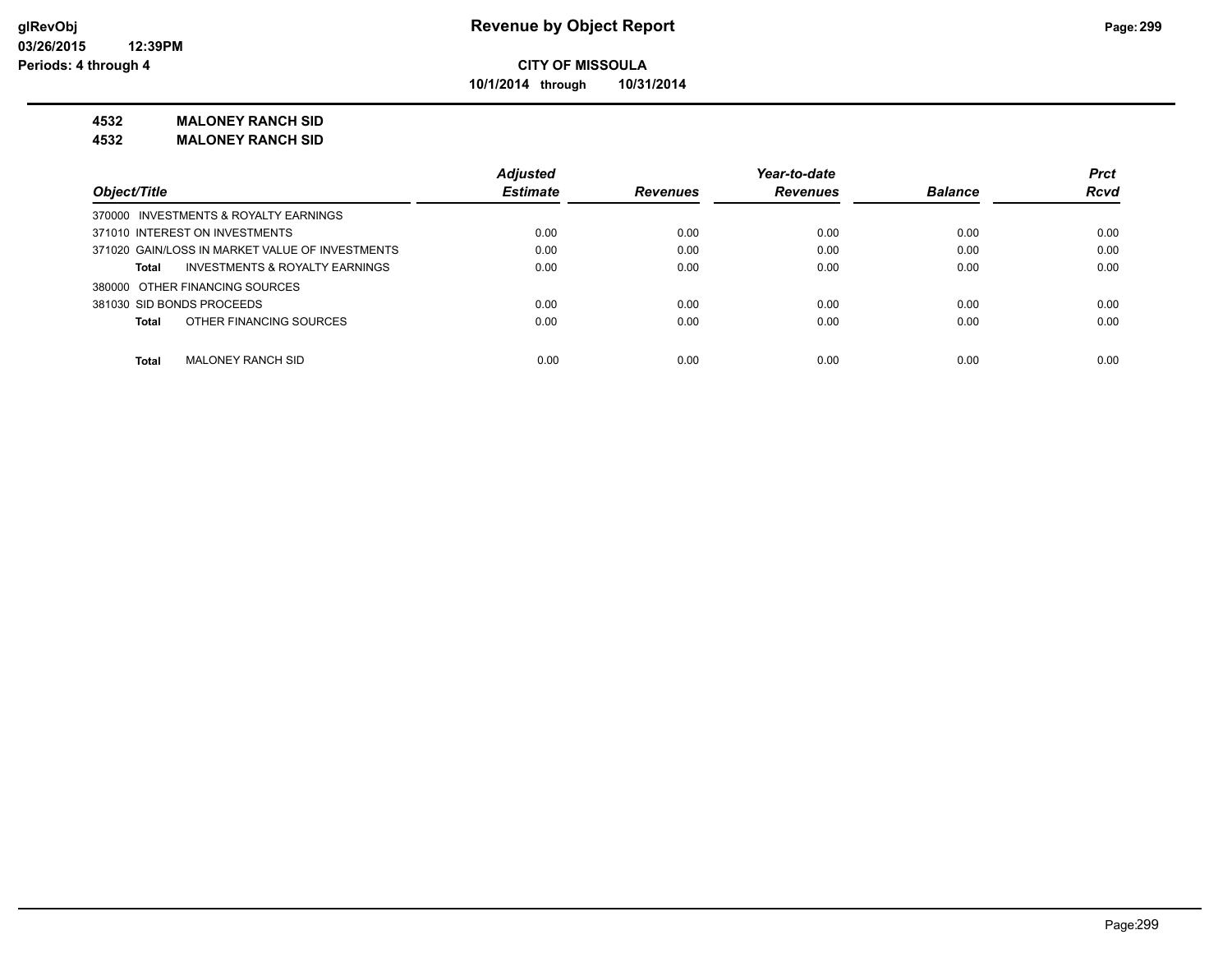# Revenue by Object Report

**CITY OF MISSOULA**

**10/1/2014 through 10/31/2014**

**4532 MALONEY RANCH SID**

**4532 MALONEY RANCH SID**

| Object/Title | Adjusted Estimate | Revenues | Year-to-date Revenues | Balance | Prct Rcvd |
|---|---|---|---|---|---|
| 370000 INVESTMENTS & ROYALTY EARNINGS | | | | | |
| 371010 INTEREST ON INVESTMENTS | 0.00 | 0.00 | 0.00 | 0.00 | 0.00 |
| 371020 GAIN/LOSS IN MARKET VALUE OF INVESTMENTS | 0.00 | 0.00 | 0.00 | 0.00 | 0.00 |
| **Total** INVESTMENTS & ROYALTY EARNINGS | 0.00 | 0.00 | 0.00 | 0.00 | 0.00 |
| 380000 OTHER FINANCING SOURCES | | | | | |
| 381030 SID BONDS PROCEEDS | 0.00 | 0.00 | 0.00 | 0.00 | 0.00 |
| **Total** OTHER FINANCING SOURCES | 0.00 | 0.00 | 0.00 | 0.00 | 0.00 |
| **Total** MALONEY RANCH SID | 0.00 | 0.00 | 0.00 | 0.00 | 0.00 |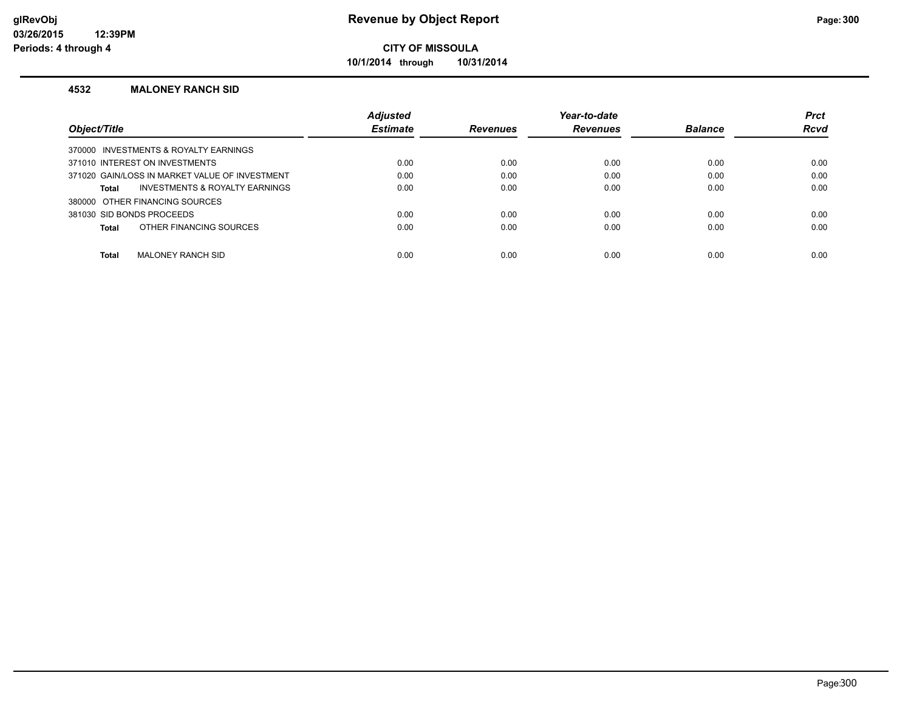**Revenue by Object Report**

**CITY OF MISSOULA**

**10/1/2014 through 10/31/2014**

glRevObj
03/26/2015 12:39PM
Periods: 4 through 4

### 4532 MALONEY RANCH SID

| Object/Title | Adjusted Estimate | Revenues | Year-to-date Revenues | Balance | Prct Rcvd |
|---|---|---|---|---|---|
| 370000 INVESTMENTS & ROYALTY EARNINGS | | | | | |
| 371010 INTEREST ON INVESTMENTS | 0.00 | 0.00 | 0.00 | 0.00 | 0.00 |
| 371020 GAIN/LOSS IN MARKET VALUE OF INVESTMENT | 0.00 | 0.00 | 0.00 | 0.00 | 0.00 |
| **Total** INVESTMENTS & ROYALTY EARNINGS | 0.00 | 0.00 | 0.00 | 0.00 | 0.00 |
| 380000 OTHER FINANCING SOURCES | | | | | |
| 381030 SID BONDS PROCEEDS | 0.00 | 0.00 | 0.00 | 0.00 | 0.00 |
| **Total** OTHER FINANCING SOURCES | 0.00 | 0.00 | 0.00 | 0.00 | 0.00 |
| **Total** MALONEY RANCH SID | 0.00 | 0.00 | 0.00 | 0.00 | 0.00 |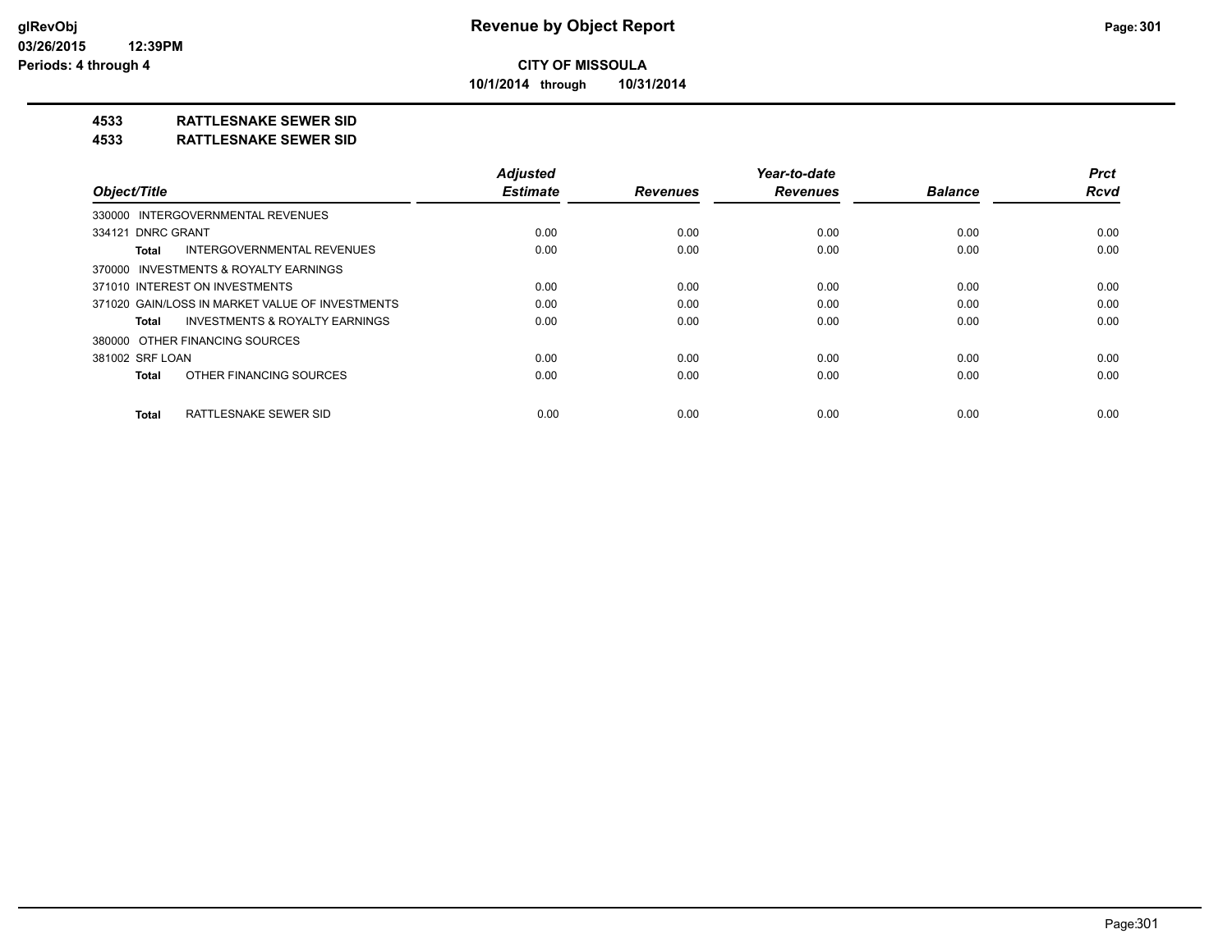# Revenue by Object Report

**CITY OF MISSOULA**

**10/1/2014 through 10/31/2014**

glRevObj
03/26/2015 12:39PM
Periods: 4 through 4

## 4533 RATTLESNAKE SEWER SID

## 4533 RATTLESNAKE SEWER SID

| Object/Title | Adjusted Estimate | Revenues | Year-to-date Revenues | Balance | Prct Rcvd |
|---|---|---|---|---|---|
| 330000 INTERGOVERNMENTAL REVENUES | | | | | |
| 334121 DNRC GRANT | 0.00 | 0.00 | 0.00 | 0.00 | 0.00 |
| **Total** INTERGOVERNMENTAL REVENUES | 0.00 | 0.00 | 0.00 | 0.00 | 0.00 |
| 370000 INVESTMENTS & ROYALTY EARNINGS | | | | | |
| 371010 INTEREST ON INVESTMENTS | 0.00 | 0.00 | 0.00 | 0.00 | 0.00 |
| 371020 GAIN/LOSS IN MARKET VALUE OF INVESTMENTS | 0.00 | 0.00 | 0.00 | 0.00 | 0.00 |
| **Total** INVESTMENTS & ROYALTY EARNINGS | 0.00 | 0.00 | 0.00 | 0.00 | 0.00 |
| 380000 OTHER FINANCING SOURCES | | | | | |
| 381002 SRF LOAN | 0.00 | 0.00 | 0.00 | 0.00 | 0.00 |
| **Total** OTHER FINANCING SOURCES | 0.00 | 0.00 | 0.00 | 0.00 | 0.00 |
| **Total** RATTLESNAKE SEWER SID | 0.00 | 0.00 | 0.00 | 0.00 | 0.00 |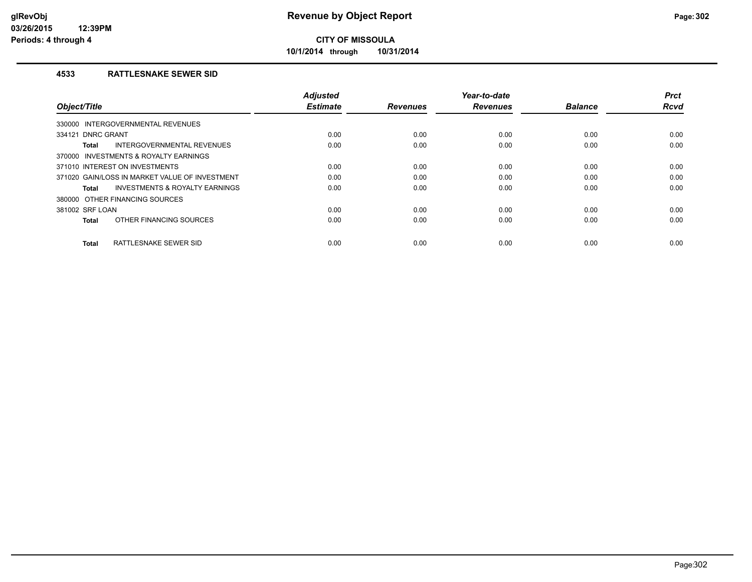# Revenue by Object Report

## CITY OF MISSOULA

10/1/2014 through 10/31/2014

### 4533 RATTLESNAKE SEWER SID

| Object/Title | Adjusted Estimate | Revenues | Year-to-date Revenues | Balance | Prct Rcvd |
|---|---|---|---|---|---|
| 330000 INTERGOVERNMENTAL REVENUES | | | | | |
| 334121 DNRC GRANT | 0.00 | 0.00 | 0.00 | 0.00 | 0.00 |
| **Total** INTERGOVERNMENTAL REVENUES | 0.00 | 0.00 | 0.00 | 0.00 | 0.00 |
| 370000 INVESTMENTS & ROYALTY EARNINGS | | | | | |
| 371010 INTEREST ON INVESTMENTS | 0.00 | 0.00 | 0.00 | 0.00 | 0.00 |
| 371020 GAIN/LOSS IN MARKET VALUE OF INVESTMENT | 0.00 | 0.00 | 0.00 | 0.00 | 0.00 |
| **Total** INVESTMENTS & ROYALTY EARNINGS | 0.00 | 0.00 | 0.00 | 0.00 | 0.00 |
| 380000 OTHER FINANCING SOURCES | | | | | |
| 381002 SRF LOAN | 0.00 | 0.00 | 0.00 | 0.00 | 0.00 |
| **Total** OTHER FINANCING SOURCES | 0.00 | 0.00 | 0.00 | 0.00 | 0.00 |
| **Total** RATTLESNAKE SEWER SID | 0.00 | 0.00 | 0.00 | 0.00 | 0.00 |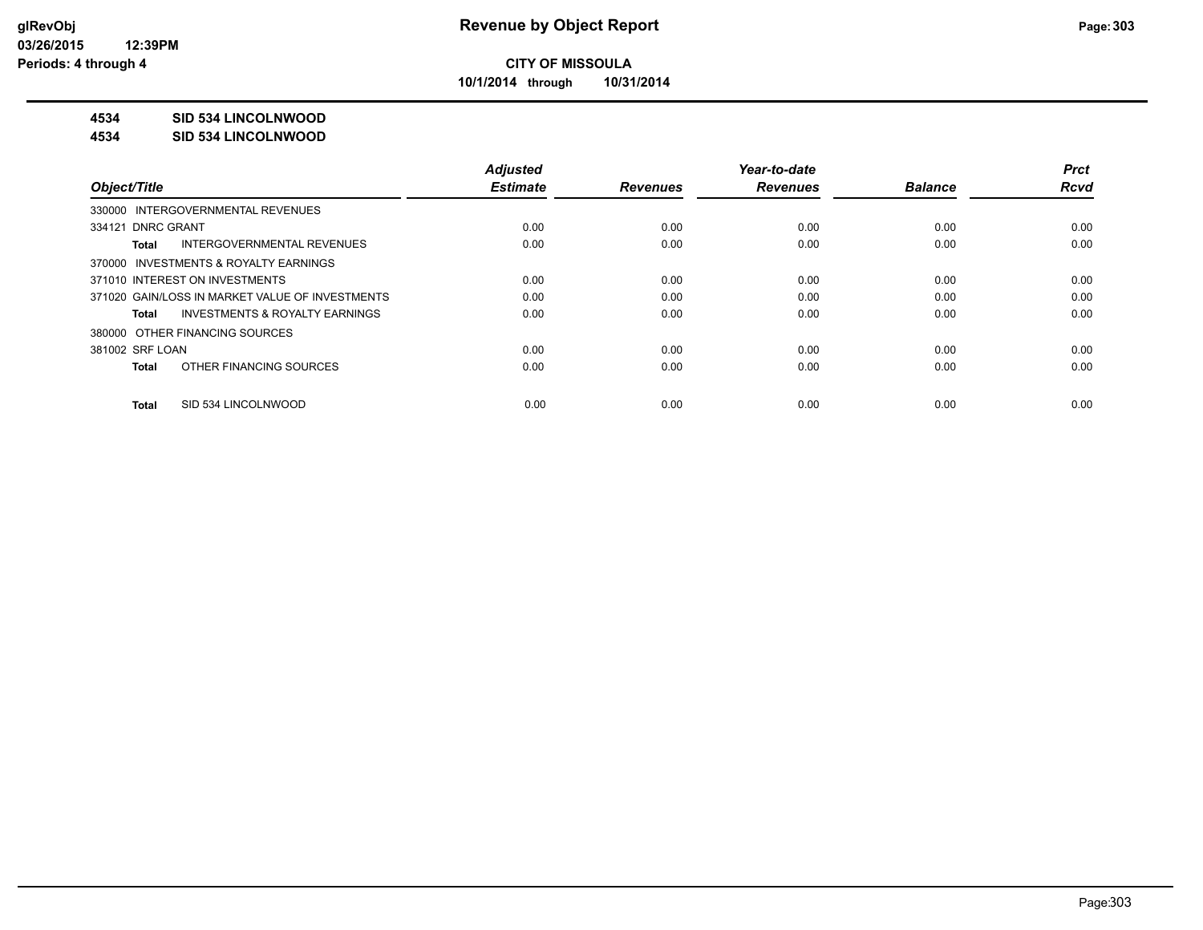**CITY OF MISSOULA**

**10/1/2014 through 10/31/2014**

**4534 SID 534 LINCOLNWOOD**

**4534 SID 534 LINCOLNWOOD**

| Object/Title | Adjusted Estimate | Revenues | Year-to-date Revenues | Balance | Prct Rcvd |
|---|---|---|---|---|---|
| 330000 INTERGOVERNMENTAL REVENUES | | | | | |
| 334121 DNRC GRANT | 0.00 | 0.00 | 0.00 | 0.00 | 0.00 |
| **Total** INTERGOVERNMENTAL REVENUES | 0.00 | 0.00 | 0.00 | 0.00 | 0.00 |
| 370000 INVESTMENTS & ROYALTY EARNINGS | | | | | |
| 371010 INTEREST ON INVESTMENTS | 0.00 | 0.00 | 0.00 | 0.00 | 0.00 |
| 371020 GAIN/LOSS IN MARKET VALUE OF INVESTMENTS | 0.00 | 0.00 | 0.00 | 0.00 | 0.00 |
| **Total** INVESTMENTS & ROYALTY EARNINGS | 0.00 | 0.00 | 0.00 | 0.00 | 0.00 |
| 380000 OTHER FINANCING SOURCES | | | | | |
| 381002 SRF LOAN | 0.00 | 0.00 | 0.00 | 0.00 | 0.00 |
| **Total** OTHER FINANCING SOURCES | 0.00 | 0.00 | 0.00 | 0.00 | 0.00 |
| **Total** SID 534 LINCOLNWOOD | 0.00 | 0.00 | 0.00 | 0.00 | 0.00 |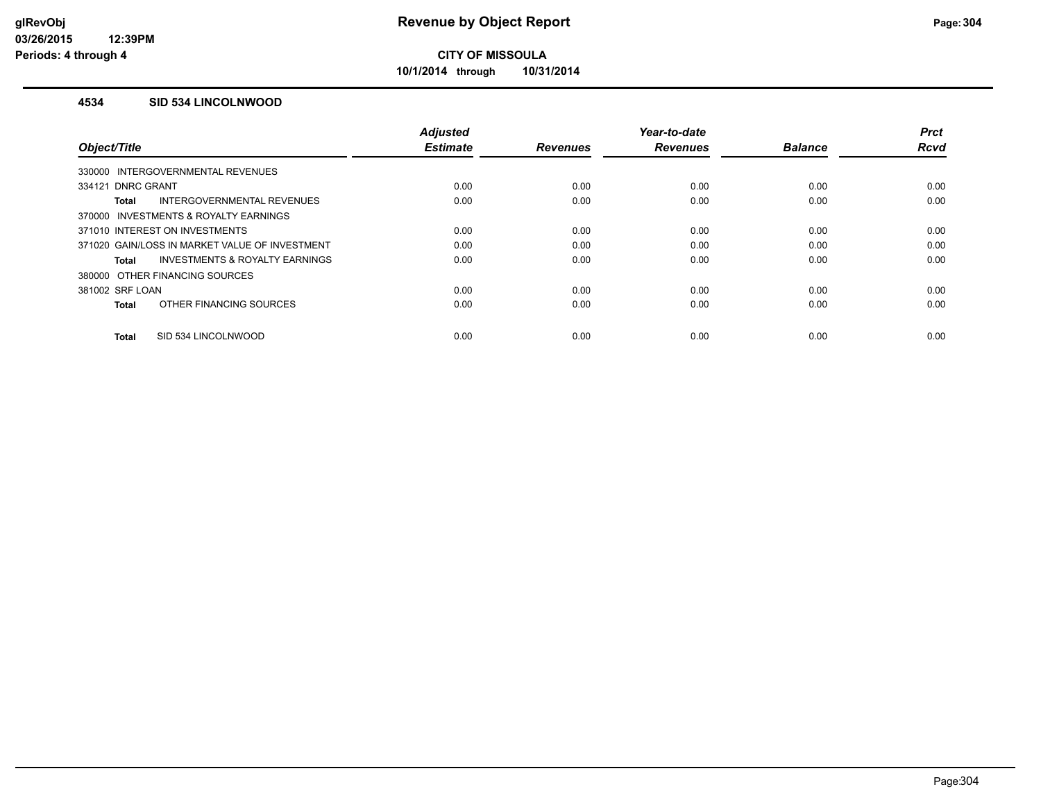# Revenue by Object Report

**CITY OF MISSOULA**

**10/1/2014 through 10/31/2014**

glRevObj
03/26/2015 12:39PM
Periods: 4 through 4

### 4534 SID 534 LINCOLNWOOD

| Object/Title | Adjusted Estimate | Revenues | Year-to-date Revenues | Balance | Prct Rcvd |
|---|---|---|---|---|---|
| 330000 INTERGOVERNMENTAL REVENUES | | | | | |
| 334121 DNRC GRANT | 0.00 | 0.00 | 0.00 | 0.00 | 0.00 |
| **Total** INTERGOVERNMENTAL REVENUES | 0.00 | 0.00 | 0.00 | 0.00 | 0.00 |
| 370000 INVESTMENTS & ROYALTY EARNINGS | | | | | |
| 371010 INTEREST ON INVESTMENTS | 0.00 | 0.00 | 0.00 | 0.00 | 0.00 |
| 371020 GAIN/LOSS IN MARKET VALUE OF INVESTMENT | 0.00 | 0.00 | 0.00 | 0.00 | 0.00 |
| **Total** INVESTMENTS & ROYALTY EARNINGS | 0.00 | 0.00 | 0.00 | 0.00 | 0.00 |
| 380000 OTHER FINANCING SOURCES | | | | | |
| 381002 SRF LOAN | 0.00 | 0.00 | 0.00 | 0.00 | 0.00 |
| **Total** OTHER FINANCING SOURCES | 0.00 | 0.00 | 0.00 | 0.00 | 0.00 |
| **Total** SID 534 LINCOLNWOOD | 0.00 | 0.00 | 0.00 | 0.00 | 0.00 |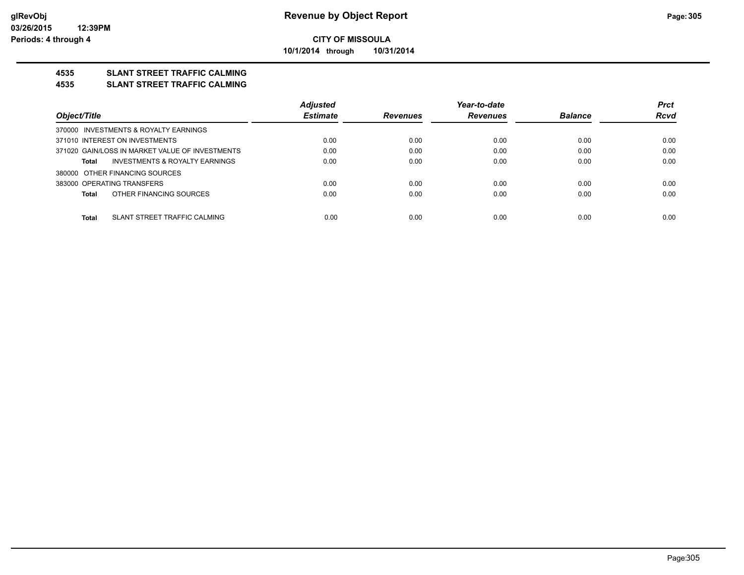**glRevObj**
**03/26/2015 12:39PM**
**Periods: 4 through 4**

# Revenue by Object Report

**CITY OF MISSOULA**

**10/1/2014 through 10/31/2014**

## 4535 SLANT STREET TRAFFIC CALMING
## 4535 SLANT STREET TRAFFIC CALMING

| Object/Title | Adjusted Estimate | Revenues | Year-to-date Revenues | Balance | Prct Rcvd |
|---|---|---|---|---|---|
| 370000 INVESTMENTS & ROYALTY EARNINGS | | | | | |
| 371010 INTEREST ON INVESTMENTS | 0.00 | 0.00 | 0.00 | 0.00 | 0.00 |
| 371020 GAIN/LOSS IN MARKET VALUE OF INVESTMENTS | 0.00 | 0.00 | 0.00 | 0.00 | 0.00 |
| **Total** INVESTMENTS & ROYALTY EARNINGS | 0.00 | 0.00 | 0.00 | 0.00 | 0.00 |
| 380000 OTHER FINANCING SOURCES | | | | | |
| 383000 OPERATING TRANSFERS | 0.00 | 0.00 | 0.00 | 0.00 | 0.00 |
| **Total** OTHER FINANCING SOURCES | 0.00 | 0.00 | 0.00 | 0.00 | 0.00 |
| **Total** SLANT STREET TRAFFIC CALMING | 0.00 | 0.00 | 0.00 | 0.00 | 0.00 |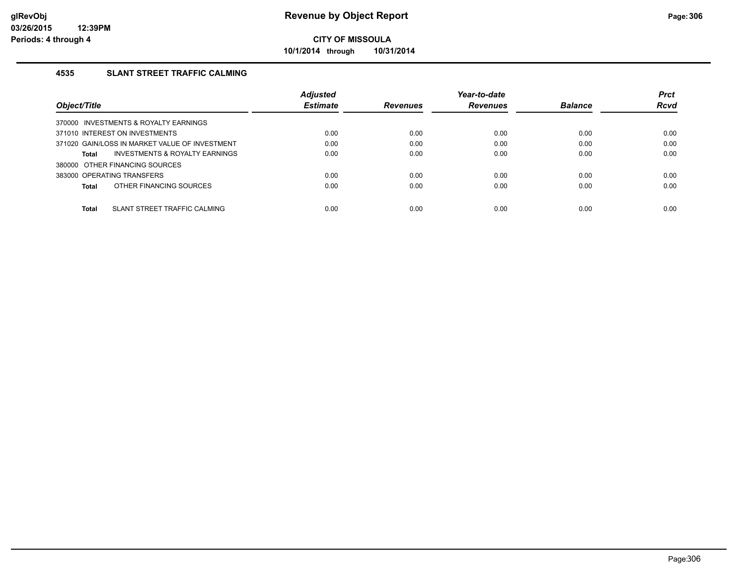# Revenue by Object Report

**CITY OF MISSOULA**

**10/1/2014 through 10/31/2014**

glRevObj
03/26/2015 12:39PM
Periods: 4 through 4

## 4535 SLANT STREET TRAFFIC CALMING

| Object/Title | Adjusted Estimate | Revenues | Year-to-date Revenues | Balance | Prct Rcvd |
|---|---|---|---|---|---|
| 370000 INVESTMENTS & ROYALTY EARNINGS | | | | | |
| 371010 INTEREST ON INVESTMENTS | 0.00 | 0.00 | 0.00 | 0.00 | 0.00 |
| 371020 GAIN/LOSS IN MARKET VALUE OF INVESTMENT | 0.00 | 0.00 | 0.00 | 0.00 | 0.00 |
| **Total** INVESTMENTS & ROYALTY EARNINGS | 0.00 | 0.00 | 0.00 | 0.00 | 0.00 |
| 380000 OTHER FINANCING SOURCES | | | | | |
| 383000 OPERATING TRANSFERS | 0.00 | 0.00 | 0.00 | 0.00 | 0.00 |
| **Total** OTHER FINANCING SOURCES | 0.00 | 0.00 | 0.00 | 0.00 | 0.00 |
| **Total** SLANT STREET TRAFFIC CALMING | 0.00 | 0.00 | 0.00 | 0.00 | 0.00 |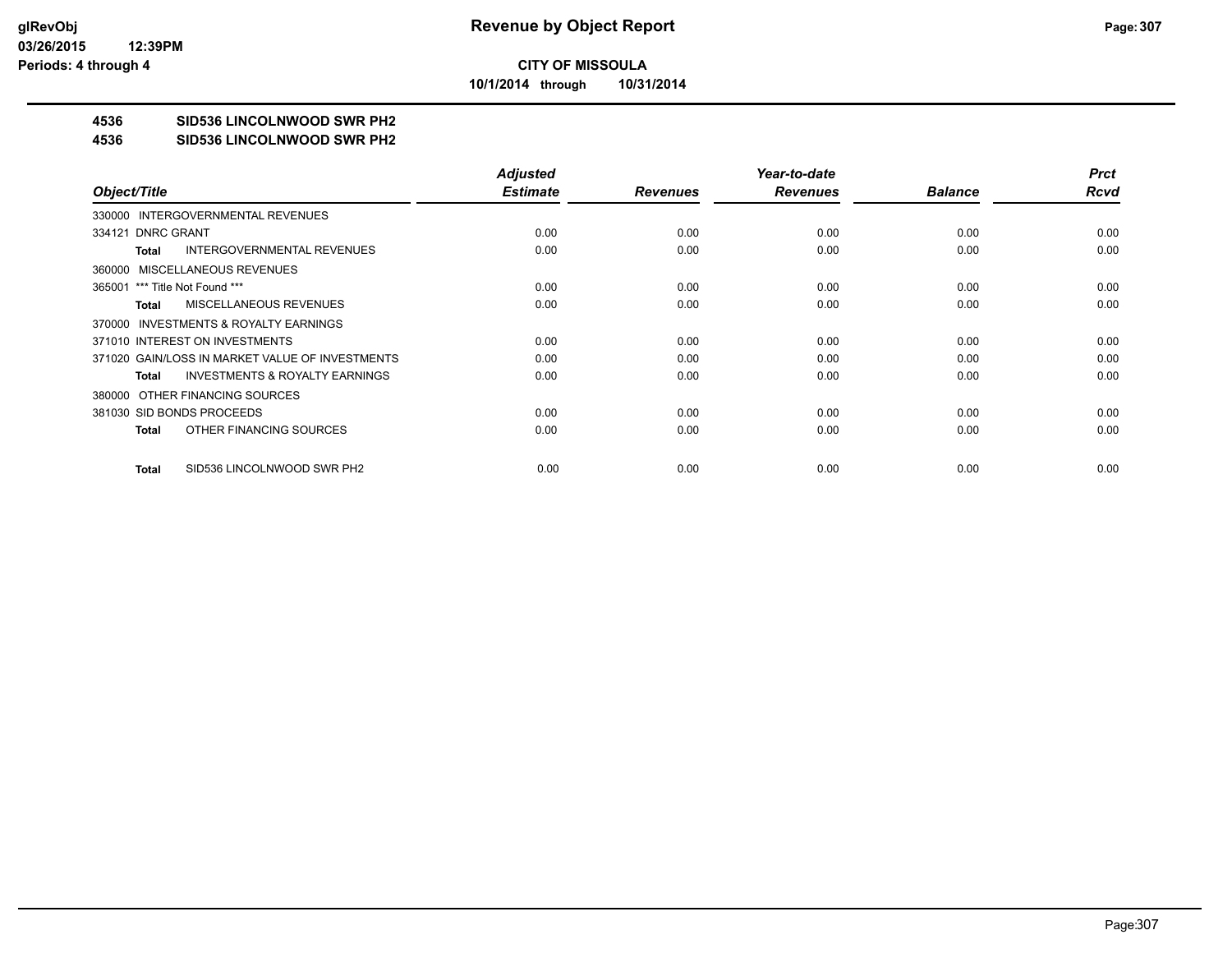**CITY OF MISSOULA**

**10/1/2014 through 10/31/2014**

**Revenue by Object Report**

glRevObj
03/26/2015 12:39PM
Periods: 4 through 4

**4536 SID536 LINCOLNWOOD SWR PH2**

**4536 SID536 LINCOLNWOOD SWR PH2**

| Object/Title | Adjusted Estimate | Revenues | Year-to-date Revenues | Balance | Prct Rcvd |
|---|---|---|---|---|---|
| 330000 INTERGOVERNMENTAL REVENUES | | | | | |
| 334121 DNRC GRANT | 0.00 | 0.00 | 0.00 | 0.00 | 0.00 |
| **Total** INTERGOVERNMENTAL REVENUES | 0.00 | 0.00 | 0.00 | 0.00 | 0.00 |
| 360000 MISCELLANEOUS REVENUES | | | | | |
| 365001 *** Title Not Found *** | 0.00 | 0.00 | 0.00 | 0.00 | 0.00 |
| **Total** MISCELLANEOUS REVENUES | 0.00 | 0.00 | 0.00 | 0.00 | 0.00 |
| 370000 INVESTMENTS & ROYALTY EARNINGS | | | | | |
| 371010 INTEREST ON INVESTMENTS | 0.00 | 0.00 | 0.00 | 0.00 | 0.00 |
| 371020 GAIN/LOSS IN MARKET VALUE OF INVESTMENTS | 0.00 | 0.00 | 0.00 | 0.00 | 0.00 |
| **Total** INVESTMENTS & ROYALTY EARNINGS | 0.00 | 0.00 | 0.00 | 0.00 | 0.00 |
| 380000 OTHER FINANCING SOURCES | | | | | |
| 381030 SID BONDS PROCEEDS | 0.00 | 0.00 | 0.00 | 0.00 | 0.00 |
| **Total** OTHER FINANCING SOURCES | 0.00 | 0.00 | 0.00 | 0.00 | 0.00 |
| **Total** SID536 LINCOLNWOOD SWR PH2 | 0.00 | 0.00 | 0.00 | 0.00 | 0.00 |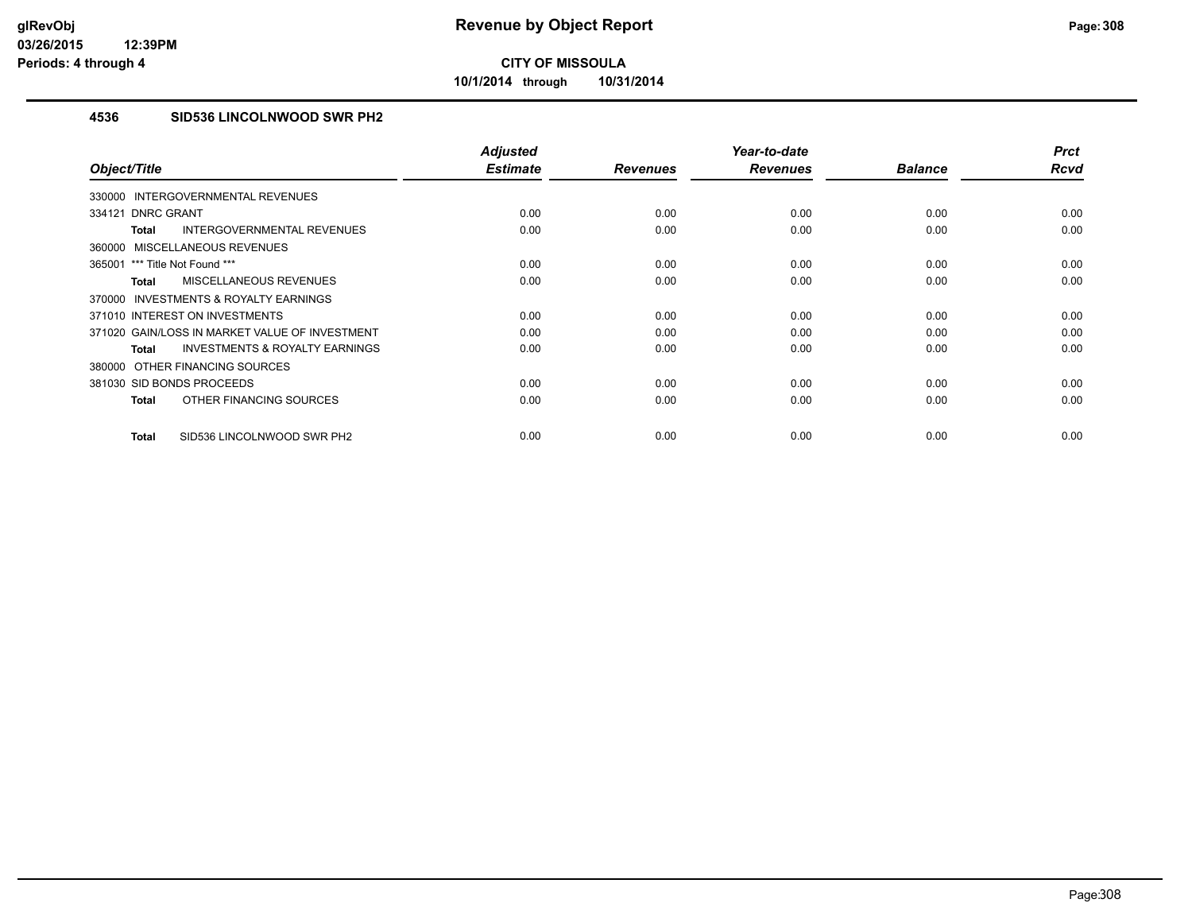# Revenue by Object Report

**CITY OF MISSOULA**

**10/1/2014 through 10/31/2014**

glRevObj
03/26/2015 12:39PM
Periods: 4 through 4

## 4536 SID536 LINCOLNWOOD SWR PH2

| Object/Title | Adjusted Estimate | Revenues | Year-to-date Revenues | Balance | Prct Rcvd |
|---|---|---|---|---|---|
| 330000 INTERGOVERNMENTAL REVENUES | | | | | |
| 334121 DNRC GRANT | 0.00 | 0.00 | 0.00 | 0.00 | 0.00 |
| **Total** INTERGOVERNMENTAL REVENUES | 0.00 | 0.00 | 0.00 | 0.00 | 0.00 |
| 360000 MISCELLANEOUS REVENUES | | | | | |
| 365001 *** Title Not Found *** | 0.00 | 0.00 | 0.00 | 0.00 | 0.00 |
| **Total** MISCELLANEOUS REVENUES | 0.00 | 0.00 | 0.00 | 0.00 | 0.00 |
| 370000 INVESTMENTS & ROYALTY EARNINGS | | | | | |
| 371010 INTEREST ON INVESTMENTS | 0.00 | 0.00 | 0.00 | 0.00 | 0.00 |
| 371020 GAIN/LOSS IN MARKET VALUE OF INVESTMENT | 0.00 | 0.00 | 0.00 | 0.00 | 0.00 |
| **Total** INVESTMENTS & ROYALTY EARNINGS | 0.00 | 0.00 | 0.00 | 0.00 | 0.00 |
| 380000 OTHER FINANCING SOURCES | | | | | |
| 381030 SID BONDS PROCEEDS | 0.00 | 0.00 | 0.00 | 0.00 | 0.00 |
| **Total** OTHER FINANCING SOURCES | 0.00 | 0.00 | 0.00 | 0.00 | 0.00 |
| **Total** SID536 LINCOLNWOOD SWR PH2 | 0.00 | 0.00 | 0.00 | 0.00 | 0.00 |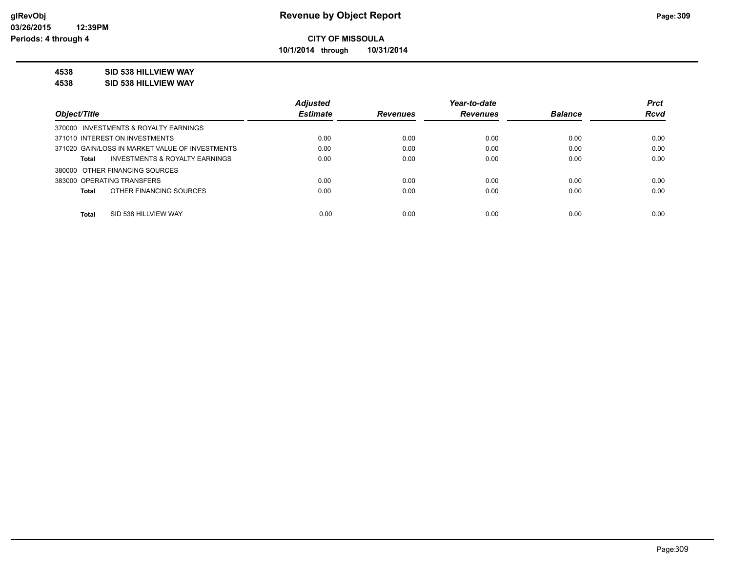# Revenue by Object Report

**CITY OF MISSOULA**

**10/1/2014 through 10/31/2014**

glRevObj
03/26/2015 12:39PM
Periods: 4 through 4

**4538 SID 538 HILLVIEW WAY**

**4538 SID 538 HILLVIEW WAY**

| Object/Title | Adjusted Estimate | Revenues | Year-to-date Revenues | Balance | Prct Rcvd |
|---|---|---|---|---|---|
| 370000 INVESTMENTS & ROYALTY EARNINGS | | | | | |
| 371010 INTEREST ON INVESTMENTS | 0.00 | 0.00 | 0.00 | 0.00 | 0.00 |
| 371020 GAIN/LOSS IN MARKET VALUE OF INVESTMENTS | 0.00 | 0.00 | 0.00 | 0.00 | 0.00 |
| **Total** INVESTMENTS & ROYALTY EARNINGS | 0.00 | 0.00 | 0.00 | 0.00 | 0.00 |
| 380000 OTHER FINANCING SOURCES | | | | | |
| 383000 OPERATING TRANSFERS | 0.00 | 0.00 | 0.00 | 0.00 | 0.00 |
| **Total** OTHER FINANCING SOURCES | 0.00 | 0.00 | 0.00 | 0.00 | 0.00 |
| **Total** SID 538 HILLVIEW WAY | 0.00 | 0.00 | 0.00 | 0.00 | 0.00 |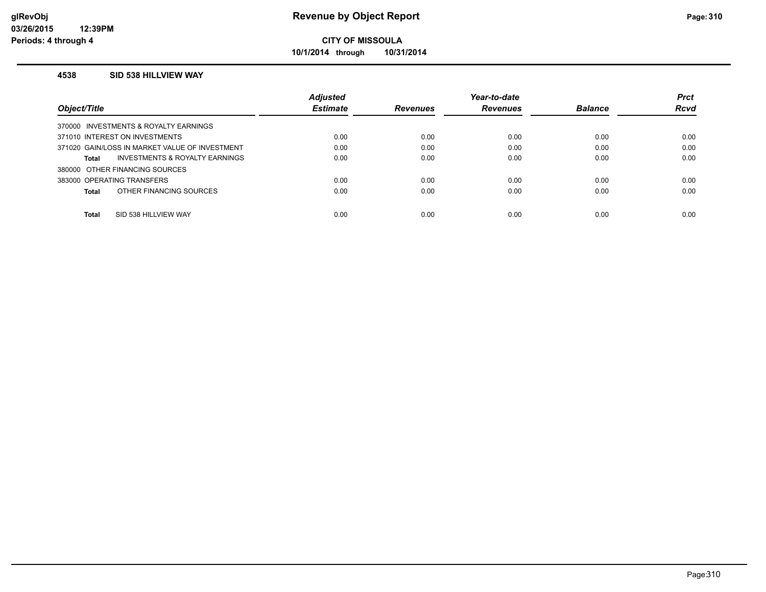# Revenue by Object Report

**CITY OF MISSOULA**

**10/1/2014 through 10/31/2014**

glRevObj
03/26/2015 12:39PM
Periods: 4 through 4

### 4538 SID 538 HILLVIEW WAY

| Object/Title | Adjusted Estimate | Revenues | Year-to-date Revenues | Balance | Prct Rcvd |
|---|---|---|---|---|---|
| 370000 INVESTMENTS & ROYALTY EARNINGS | | | | | |
| 371010 INTEREST ON INVESTMENTS | 0.00 | 0.00 | 0.00 | 0.00 | 0.00 |
| 371020 GAIN/LOSS IN MARKET VALUE OF INVESTMENT | 0.00 | 0.00 | 0.00 | 0.00 | 0.00 |
| **Total** INVESTMENTS & ROYALTY EARNINGS | 0.00 | 0.00 | 0.00 | 0.00 | 0.00 |
| 380000 OTHER FINANCING SOURCES | | | | | |
| 383000 OPERATING TRANSFERS | 0.00 | 0.00 | 0.00 | 0.00 | 0.00 |
| **Total** OTHER FINANCING SOURCES | 0.00 | 0.00 | 0.00 | 0.00 | 0.00 |
| **Total** SID 538 HILLVIEW WAY | 0.00 | 0.00 | 0.00 | 0.00 | 0.00 |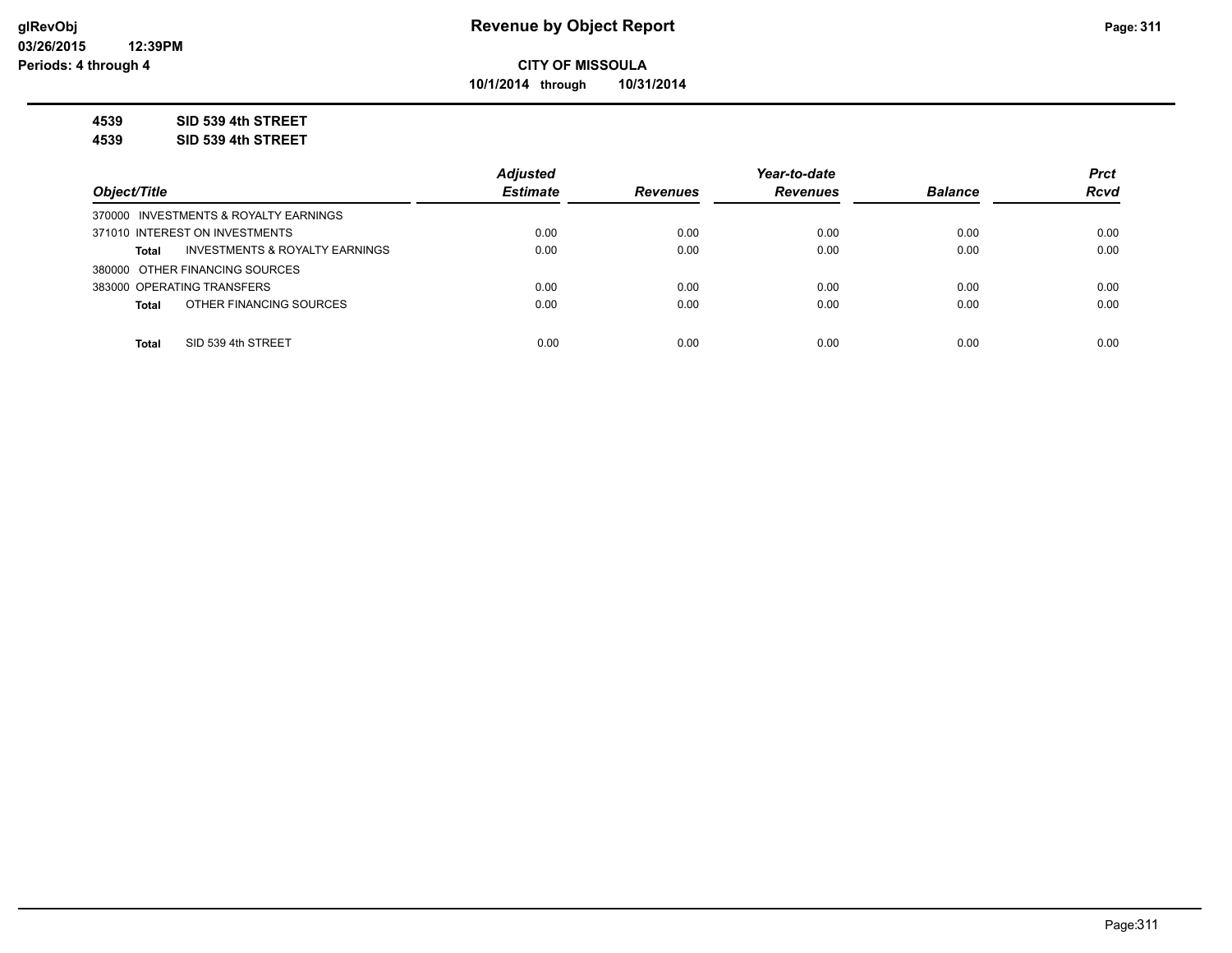# Revenue by Object Report

**glRevObj**
**03/26/2015 12:39PM**
**Periods: 4 through 4**

**CITY OF MISSOULA**
**10/1/2014 through 10/31/2014**

**4539 SID 539 4th STREET**
**4539 SID 539 4th STREET**

| Object/Title | Adjusted Estimate | Revenues | Year-to-date Revenues | Balance | Prct Rcvd |
|---|---|---|---|---|---|
| 370000 INVESTMENTS & ROYALTY EARNINGS | | | | | |
| 371010 INTEREST ON INVESTMENTS | 0.00 | 0.00 | 0.00 | 0.00 | 0.00 |
| **Total** INVESTMENTS & ROYALTY EARNINGS | 0.00 | 0.00 | 0.00 | 0.00 | 0.00 |
| 380000 OTHER FINANCING SOURCES | | | | | |
| 383000 OPERATING TRANSFERS | 0.00 | 0.00 | 0.00 | 0.00 | 0.00 |
| **Total** OTHER FINANCING SOURCES | 0.00 | 0.00 | 0.00 | 0.00 | 0.00 |
| **Total** SID 539 4th STREET | 0.00 | 0.00 | 0.00 | 0.00 | 0.00 |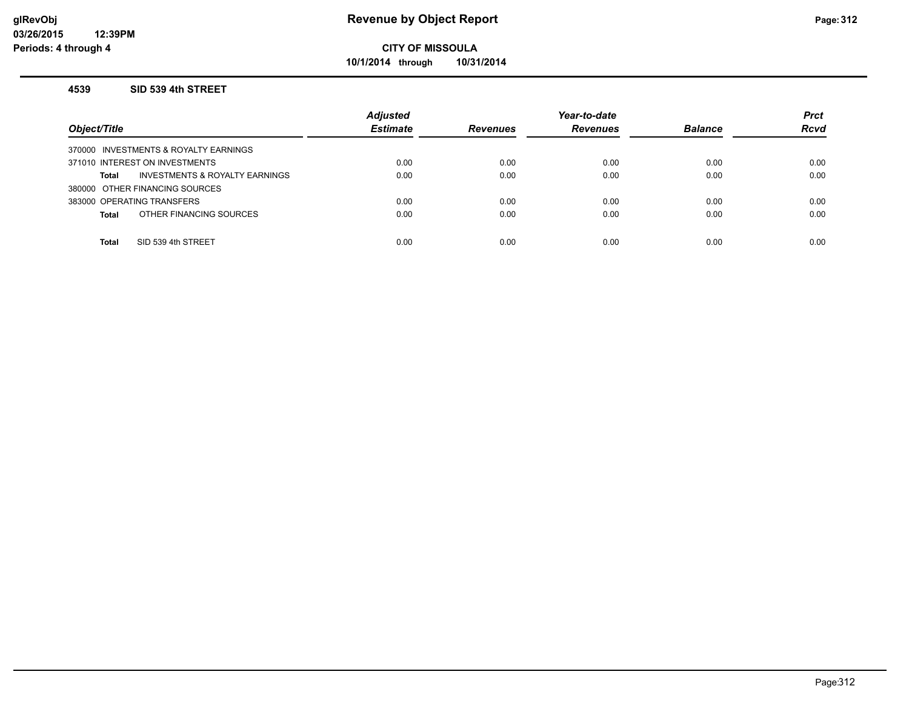# Revenue by Object Report

**CITY OF MISSOULA**

**10/1/2014 through 10/31/2014**

glRevObj
03/26/2015 12:39PM
Periods: 4 through 4

### 4539 SID 539 4th STREET

| Object/Title | Adjusted Estimate | Revenues | Year-to-date Revenues | Balance | Prct Rcvd |
|---|---|---|---|---|---|
| 370000 INVESTMENTS & ROYALTY EARNINGS | | | | | |
| 371010 INTEREST ON INVESTMENTS | 0.00 | 0.00 | 0.00 | 0.00 | 0.00 |
| **Total** INVESTMENTS & ROYALTY EARNINGS | 0.00 | 0.00 | 0.00 | 0.00 | 0.00 |
| 380000 OTHER FINANCING SOURCES | | | | | |
| 383000 OPERATING TRANSFERS | 0.00 | 0.00 | 0.00 | 0.00 | 0.00 |
| **Total** OTHER FINANCING SOURCES | 0.00 | 0.00 | 0.00 | 0.00 | 0.00 |
| **Total** SID 539 4th STREET | 0.00 | 0.00 | 0.00 | 0.00 | 0.00 |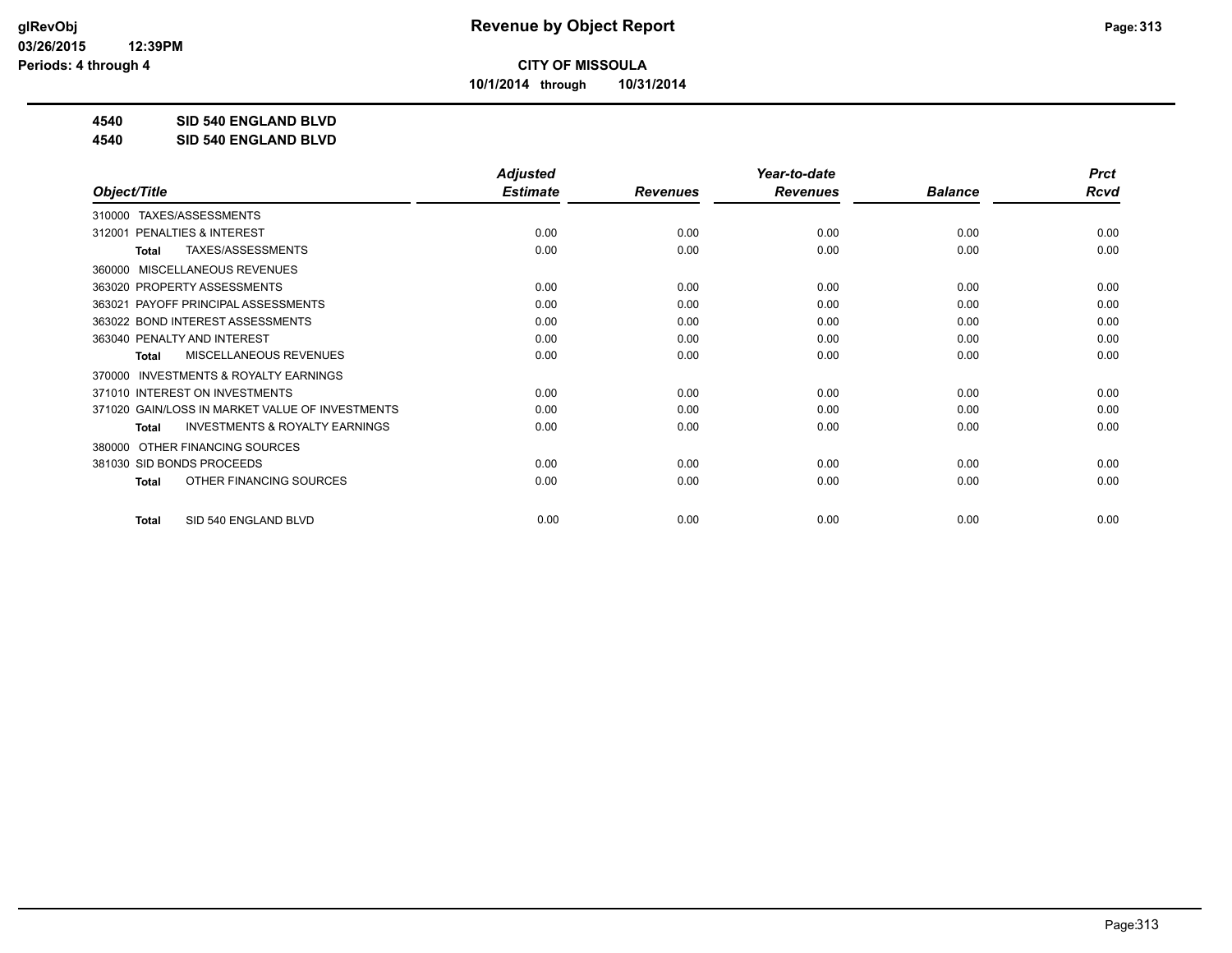**Revenue by Object Report**

**CITY OF MISSOULA**

**10/1/2014 through 10/31/2014**

glRevObj
03/26/2015 12:39PM
Periods: 4 through 4

**4540 SID 540 ENGLAND BLVD**

**4540 SID 540 ENGLAND BLVD**

| Object/Title | Adjusted Estimate | Revenues | Year-to-date Revenues | Balance | Prct Rcvd |
|---|---|---|---|---|---|
| 310000 TAXES/ASSESSMENTS | | | | | |
| 312001 PENALTIES & INTEREST | 0.00 | 0.00 | 0.00 | 0.00 | 0.00 |
| **Total** TAXES/ASSESSMENTS | 0.00 | 0.00 | 0.00 | 0.00 | 0.00 |
| 360000 MISCELLANEOUS REVENUES | | | | | |
| 363020 PROPERTY ASSESSMENTS | 0.00 | 0.00 | 0.00 | 0.00 | 0.00 |
| 363021 PAYOFF PRINCIPAL ASSESSMENTS | 0.00 | 0.00 | 0.00 | 0.00 | 0.00 |
| 363022 BOND INTEREST ASSESSMENTS | 0.00 | 0.00 | 0.00 | 0.00 | 0.00 |
| 363040 PENALTY AND INTEREST | 0.00 | 0.00 | 0.00 | 0.00 | 0.00 |
| **Total** MISCELLANEOUS REVENUES | 0.00 | 0.00 | 0.00 | 0.00 | 0.00 |
| 370000 INVESTMENTS & ROYALTY EARNINGS | | | | | |
| 371010 INTEREST ON INVESTMENTS | 0.00 | 0.00 | 0.00 | 0.00 | 0.00 |
| 371020 GAIN/LOSS IN MARKET VALUE OF INVESTMENTS | 0.00 | 0.00 | 0.00 | 0.00 | 0.00 |
| **Total** INVESTMENTS & ROYALTY EARNINGS | 0.00 | 0.00 | 0.00 | 0.00 | 0.00 |
| 380000 OTHER FINANCING SOURCES | | | | | |
| 381030 SID BONDS PROCEEDS | 0.00 | 0.00 | 0.00 | 0.00 | 0.00 |
| **Total** OTHER FINANCING SOURCES | 0.00 | 0.00 | 0.00 | 0.00 | 0.00 |
| **Total** SID 540 ENGLAND BLVD | 0.00 | 0.00 | 0.00 | 0.00 | 0.00 |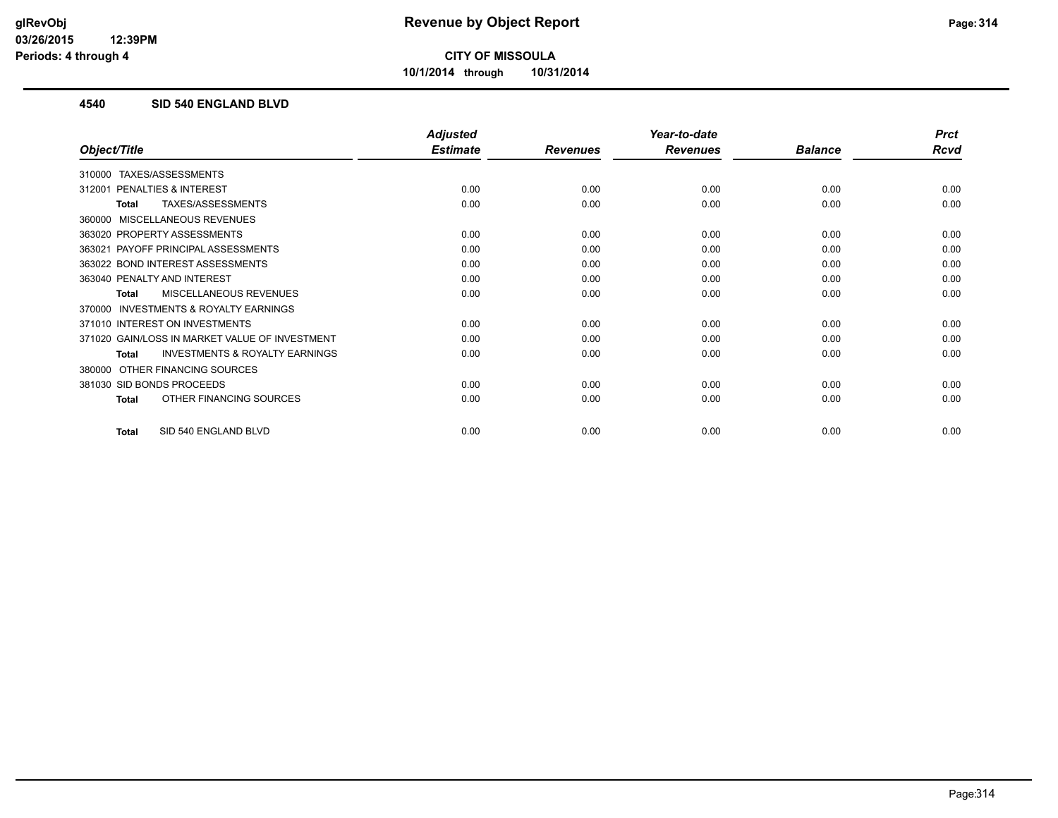# CITY OF MISSOULA

**10/1/2014 through 10/31/2014**

## 4540 SID 540 ENGLAND BLVD

| Object/Title | Adjusted Estimate | Revenues | Year-to-date Revenues | Balance | Prct Rcvd |
|---|---|---|---|---|---|
| 310000 TAXES/ASSESSMENTS | | | | | |
| 312001 PENALTIES & INTEREST | 0.00 | 0.00 | 0.00 | 0.00 | 0.00 |
| **Total** TAXES/ASSESSMENTS | 0.00 | 0.00 | 0.00 | 0.00 | 0.00 |
| 360000 MISCELLANEOUS REVENUES | | | | | |
| 363020 PROPERTY ASSESSMENTS | 0.00 | 0.00 | 0.00 | 0.00 | 0.00 |
| 363021 PAYOFF PRINCIPAL ASSESSMENTS | 0.00 | 0.00 | 0.00 | 0.00 | 0.00 |
| 363022 BOND INTEREST ASSESSMENTS | 0.00 | 0.00 | 0.00 | 0.00 | 0.00 |
| 363040 PENALTY AND INTEREST | 0.00 | 0.00 | 0.00 | 0.00 | 0.00 |
| **Total** MISCELLANEOUS REVENUES | 0.00 | 0.00 | 0.00 | 0.00 | 0.00 |
| 370000 INVESTMENTS & ROYALTY EARNINGS | | | | | |
| 371010 INTEREST ON INVESTMENTS | 0.00 | 0.00 | 0.00 | 0.00 | 0.00 |
| 371020 GAIN/LOSS IN MARKET VALUE OF INVESTMENT | 0.00 | 0.00 | 0.00 | 0.00 | 0.00 |
| **Total** INVESTMENTS & ROYALTY EARNINGS | 0.00 | 0.00 | 0.00 | 0.00 | 0.00 |
| 380000 OTHER FINANCING SOURCES | | | | | |
| 381030 SID BONDS PROCEEDS | 0.00 | 0.00 | 0.00 | 0.00 | 0.00 |
| **Total** OTHER FINANCING SOURCES | 0.00 | 0.00 | 0.00 | 0.00 | 0.00 |
| **Total** SID 540 ENGLAND BLVD | 0.00 | 0.00 | 0.00 | 0.00 | 0.00 |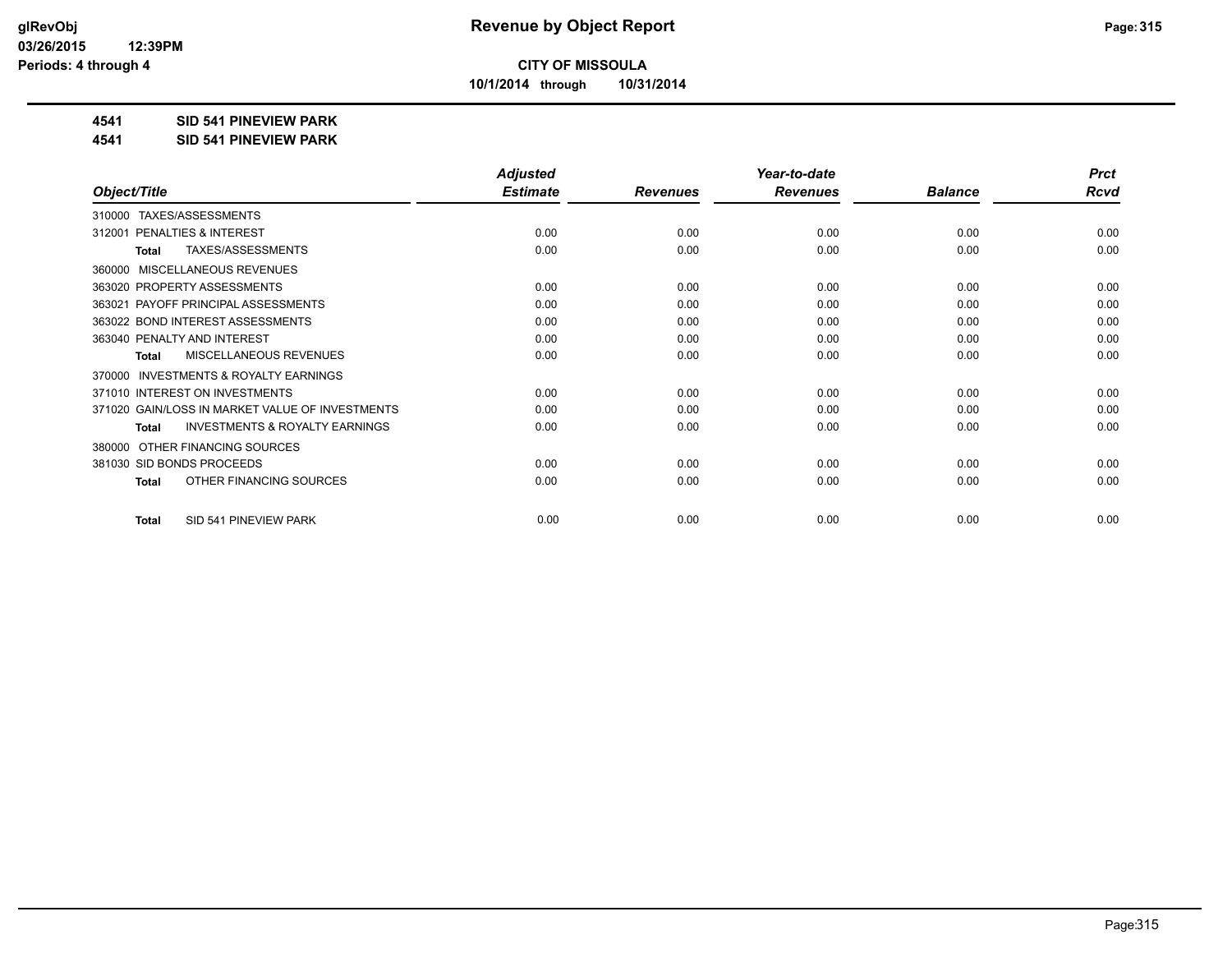**CITY OF MISSOULA**

**10/1/2014 through 10/31/2014**

**4541 SID 541 PINEVIEW PARK**

**4541 SID 541 PINEVIEW PARK**

| Object/Title | Adjusted Estimate | Revenues | Year-to-date Revenues | Balance | Prct Rcvd |
|---|---|---|---|---|---|
| 310000 TAXES/ASSESSMENTS | | | | | |
| 312001 PENALTIES & INTEREST | 0.00 | 0.00 | 0.00 | 0.00 | 0.00 |
| Total TAXES/ASSESSMENTS | 0.00 | 0.00 | 0.00 | 0.00 | 0.00 |
| 360000 MISCELLANEOUS REVENUES | | | | | |
| 363020 PROPERTY ASSESSMENTS | 0.00 | 0.00 | 0.00 | 0.00 | 0.00 |
| 363021 PAYOFF PRINCIPAL ASSESSMENTS | 0.00 | 0.00 | 0.00 | 0.00 | 0.00 |
| 363022 BOND INTEREST ASSESSMENTS | 0.00 | 0.00 | 0.00 | 0.00 | 0.00 |
| 363040 PENALTY AND INTEREST | 0.00 | 0.00 | 0.00 | 0.00 | 0.00 |
| Total MISCELLANEOUS REVENUES | 0.00 | 0.00 | 0.00 | 0.00 | 0.00 |
| 370000 INVESTMENTS & ROYALTY EARNINGS | | | | | |
| 371010 INTEREST ON INVESTMENTS | 0.00 | 0.00 | 0.00 | 0.00 | 0.00 |
| 371020 GAIN/LOSS IN MARKET VALUE OF INVESTMENTS | 0.00 | 0.00 | 0.00 | 0.00 | 0.00 |
| Total INVESTMENTS & ROYALTY EARNINGS | 0.00 | 0.00 | 0.00 | 0.00 | 0.00 |
| 380000 OTHER FINANCING SOURCES | | | | | |
| 381030 SID BONDS PROCEEDS | 0.00 | 0.00 | 0.00 | 0.00 | 0.00 |
| Total OTHER FINANCING SOURCES | 0.00 | 0.00 | 0.00 | 0.00 | 0.00 |
| Total SID 541 PINEVIEW PARK | 0.00 | 0.00 | 0.00 | 0.00 | 0.00 |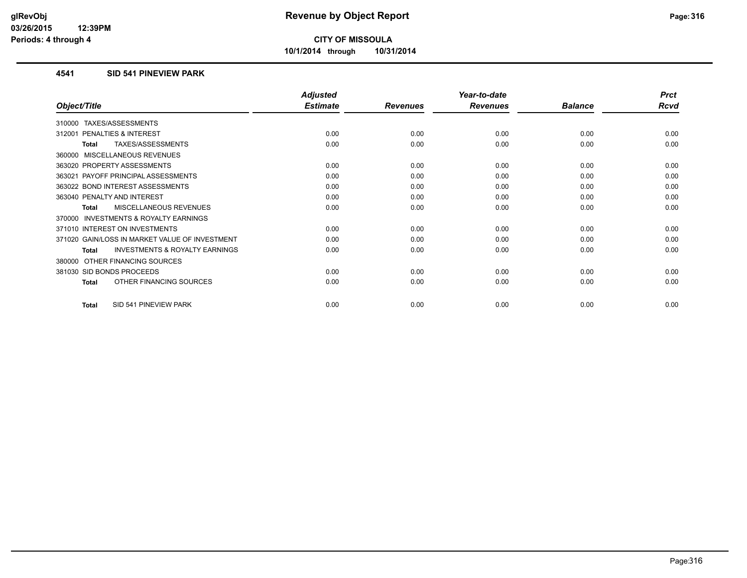# Revenue by Object Report

**CITY OF MISSOULA**

**10/1/2014 through 10/31/2014**

glRevObj
03/26/2015 12:39PM
Periods: 4 through 4

### 4541 SID 541 PINEVIEW PARK

| Object/Title | Adjusted Estimate | Revenues | Year-to-date Revenues | Balance | Prct Rcvd |
|---|---|---|---|---|---|
| 310000 TAXES/ASSESSMENTS | | | | | |
| 312001 PENALTIES & INTEREST | 0.00 | 0.00 | 0.00 | 0.00 | 0.00 |
| **Total** TAXES/ASSESSMENTS | 0.00 | 0.00 | 0.00 | 0.00 | 0.00 |
| 360000 MISCELLANEOUS REVENUES | | | | | |
| 363020 PROPERTY ASSESSMENTS | 0.00 | 0.00 | 0.00 | 0.00 | 0.00 |
| 363021 PAYOFF PRINCIPAL ASSESSMENTS | 0.00 | 0.00 | 0.00 | 0.00 | 0.00 |
| 363022 BOND INTEREST ASSESSMENTS | 0.00 | 0.00 | 0.00 | 0.00 | 0.00 |
| 363040 PENALTY AND INTEREST | 0.00 | 0.00 | 0.00 | 0.00 | 0.00 |
| **Total** MISCELLANEOUS REVENUES | 0.00 | 0.00 | 0.00 | 0.00 | 0.00 |
| 370000 INVESTMENTS & ROYALTY EARNINGS | | | | | |
| 371010 INTEREST ON INVESTMENTS | 0.00 | 0.00 | 0.00 | 0.00 | 0.00 |
| 371020 GAIN/LOSS IN MARKET VALUE OF INVESTMENT | 0.00 | 0.00 | 0.00 | 0.00 | 0.00 |
| **Total** INVESTMENTS & ROYALTY EARNINGS | 0.00 | 0.00 | 0.00 | 0.00 | 0.00 |
| 380000 OTHER FINANCING SOURCES | | | | | |
| 381030 SID BONDS PROCEEDS | 0.00 | 0.00 | 0.00 | 0.00 | 0.00 |
| **Total** OTHER FINANCING SOURCES | 0.00 | 0.00 | 0.00 | 0.00 | 0.00 |
| **Total** SID 541 PINEVIEW PARK | 0.00 | 0.00 | 0.00 | 0.00 | 0.00 |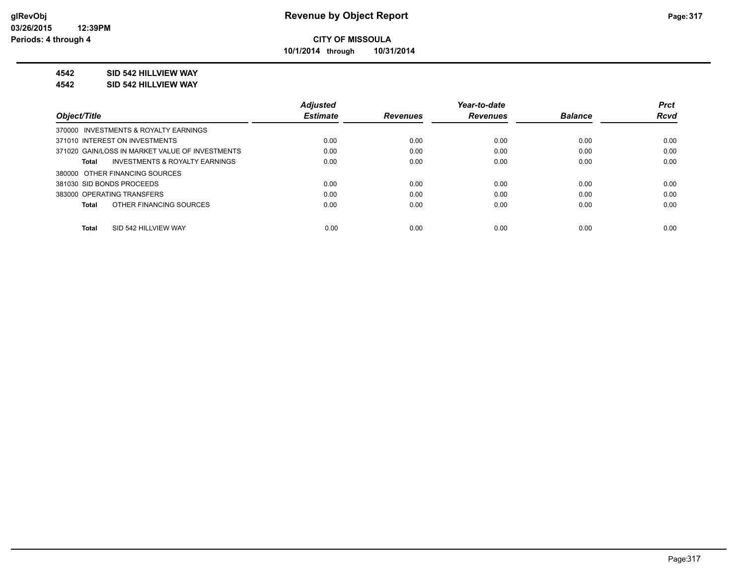# Revenue by Object Report

**CITY OF MISSOULA**

**10/1/2014 through 10/31/2014**

**4542 SID 542 HILLVIEW WAY**

**4542 SID 542 HILLVIEW WAY**

| Object/Title | Adjusted Estimate | Revenues | Year-to-date Revenues | Balance | Prct Rcvd |
|---|---|---|---|---|---|
| 370000 INVESTMENTS & ROYALTY EARNINGS | | | | | |
| 371010 INTEREST ON INVESTMENTS | 0.00 | 0.00 | 0.00 | 0.00 | 0.00 |
| 371020 GAIN/LOSS IN MARKET VALUE OF INVESTMENTS | 0.00 | 0.00 | 0.00 | 0.00 | 0.00 |
| **Total** INVESTMENTS & ROYALTY EARNINGS | 0.00 | 0.00 | 0.00 | 0.00 | 0.00 |
| 380000 OTHER FINANCING SOURCES | | | | | |
| 381030 SID BONDS PROCEEDS | 0.00 | 0.00 | 0.00 | 0.00 | 0.00 |
| 383000 OPERATING TRANSFERS | 0.00 | 0.00 | 0.00 | 0.00 | 0.00 |
| **Total** OTHER FINANCING SOURCES | 0.00 | 0.00 | 0.00 | 0.00 | 0.00 |
| **Total** SID 542 HILLVIEW WAY | 0.00 | 0.00 | 0.00 | 0.00 | 0.00 |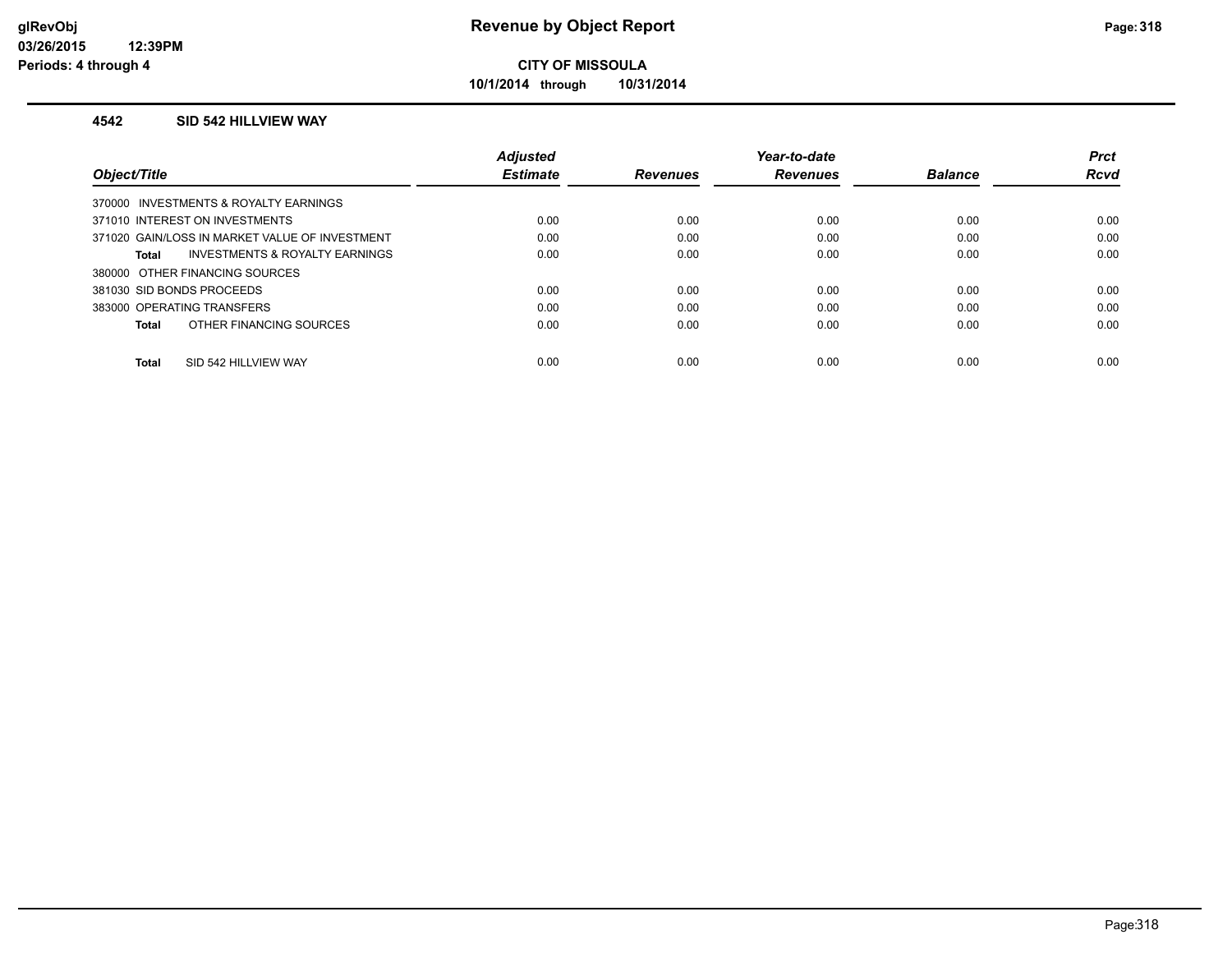# Revenue by Object Report

**CITY OF MISSOULA**

**10/1/2014 through 10/31/2014**

glRevObj
03/26/2015 12:39PM
Periods: 4 through 4

## 4542 SID 542 HILLVIEW WAY

| Object/Title | Adjusted Estimate | Revenues | Year-to-date Revenues | Balance | Prct Rcvd |
|---|---|---|---|---|---|
| 370000 INVESTMENTS & ROYALTY EARNINGS | | | | | |
| 371010 INTEREST ON INVESTMENTS | 0.00 | 0.00 | 0.00 | 0.00 | 0.00 |
| 371020 GAIN/LOSS IN MARKET VALUE OF INVESTMENT | 0.00 | 0.00 | 0.00 | 0.00 | 0.00 |
| **Total** INVESTMENTS & ROYALTY EARNINGS | 0.00 | 0.00 | 0.00 | 0.00 | 0.00 |
| 380000 OTHER FINANCING SOURCES | | | | | |
| 381030 SID BONDS PROCEEDS | 0.00 | 0.00 | 0.00 | 0.00 | 0.00 |
| 383000 OPERATING TRANSFERS | 0.00 | 0.00 | 0.00 | 0.00 | 0.00 |
| **Total** OTHER FINANCING SOURCES | 0.00 | 0.00 | 0.00 | 0.00 | 0.00 |
| **Total** SID 542 HILLVIEW WAY | 0.00 | 0.00 | 0.00 | 0.00 | 0.00 |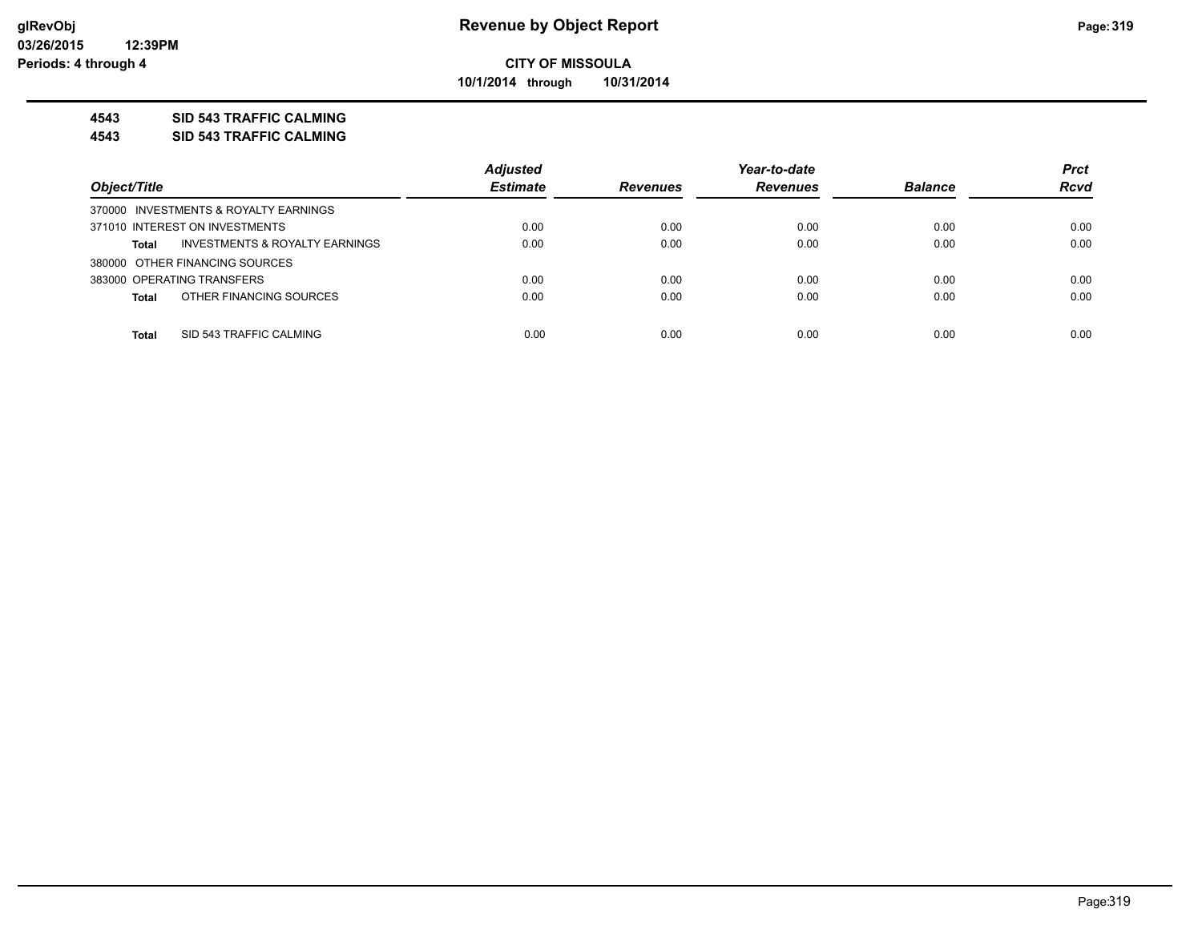# Revenue by Object Report

glRevObj
03/26/2015 12:39PM
Periods: 4 through 4

**CITY OF MISSOULA**

**10/1/2014 through 10/31/2014**

**4543 SID 543 TRAFFIC CALMING**

**4543 SID 543 TRAFFIC CALMING**

| Object/Title | Adjusted Estimate | Revenues | Year-to-date Revenues | Balance | Prct Rcvd |
|---|---|---|---|---|---|
| 370000 INVESTMENTS & ROYALTY EARNINGS | | | | | |
| 371010 INTEREST ON INVESTMENTS | 0.00 | 0.00 | 0.00 | 0.00 | 0.00 |
| **Total** INVESTMENTS & ROYALTY EARNINGS | 0.00 | 0.00 | 0.00 | 0.00 | 0.00 |
| 380000 OTHER FINANCING SOURCES | | | | | |
| 383000 OPERATING TRANSFERS | 0.00 | 0.00 | 0.00 | 0.00 | 0.00 |
| **Total** OTHER FINANCING SOURCES | 0.00 | 0.00 | 0.00 | 0.00 | 0.00 |
| **Total** SID 543 TRAFFIC CALMING | 0.00 | 0.00 | 0.00 | 0.00 | 0.00 |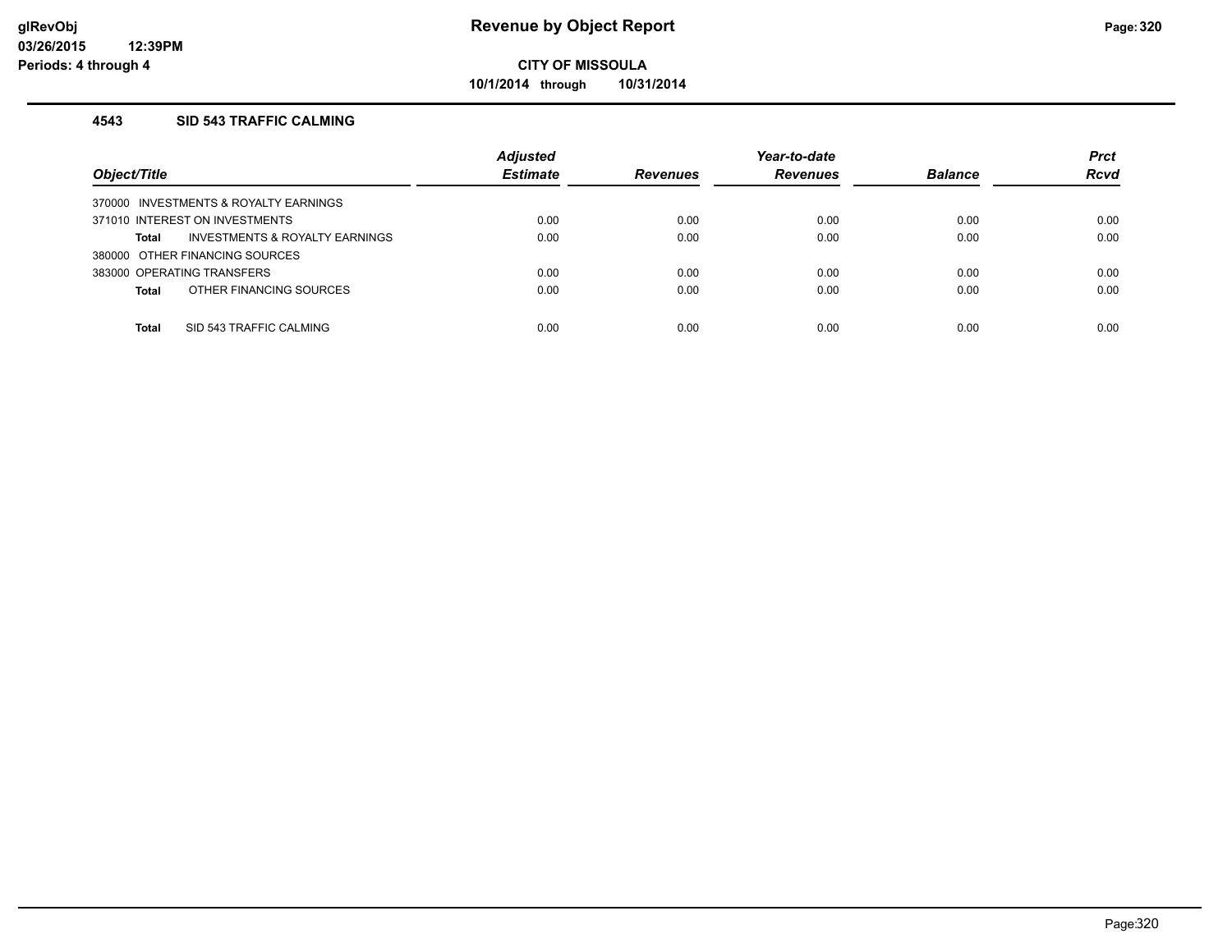# Revenue by Object Report

**CITY OF MISSOULA**

**10/1/2014 through 10/31/2014**

glRevObj
03/26/2015 12:39PM
Periods: 4 through 4

### 4543 SID 543 TRAFFIC CALMING

| Object/Title | Adjusted Estimate | Revenues | Year-to-date Revenues | Balance | Prct Rcvd |
|---|---|---|---|---|---|
| 370000 INVESTMENTS & ROYALTY EARNINGS | | | | | |
| 371010 INTEREST ON INVESTMENTS | 0.00 | 0.00 | 0.00 | 0.00 | 0.00 |
| **Total** INVESTMENTS & ROYALTY EARNINGS | 0.00 | 0.00 | 0.00 | 0.00 | 0.00 |
| 380000 OTHER FINANCING SOURCES | | | | | |
| 383000 OPERATING TRANSFERS | 0.00 | 0.00 | 0.00 | 0.00 | 0.00 |
| **Total** OTHER FINANCING SOURCES | 0.00 | 0.00 | 0.00 | 0.00 | 0.00 |
| **Total** SID 543 TRAFFIC CALMING | 0.00 | 0.00 | 0.00 | 0.00 | 0.00 |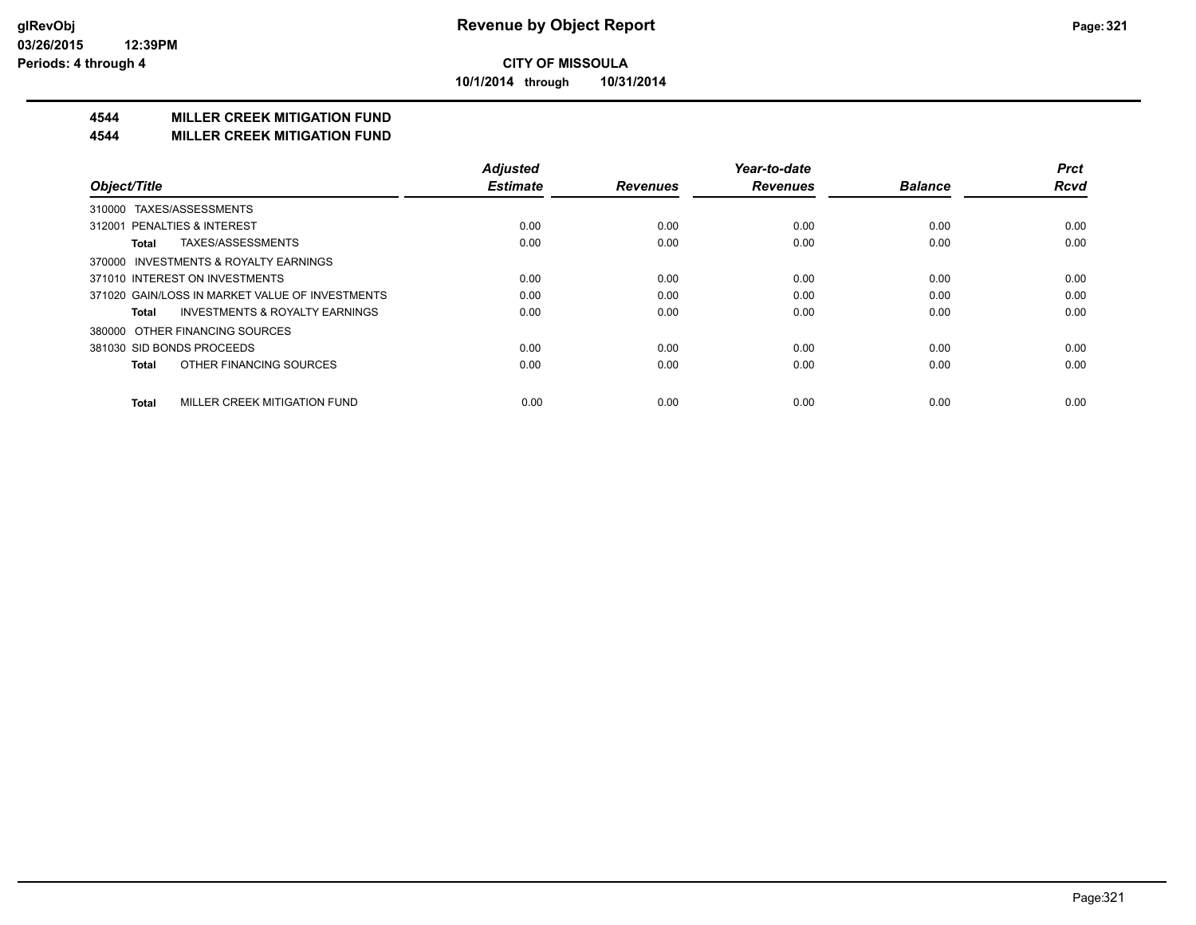**CITY OF MISSOULA**

**10/1/2014 through 10/31/2014**

**glRevObj**
**03/26/2015 12:39PM**
**Periods: 4 through 4**

# Revenue by Object Report

## 4544 MILLER CREEK MITIGATION FUND
## 4544 MILLER CREEK MITIGATION FUND

| Object/Title | Adjusted Estimate | Revenues | Year-to-date Revenues | Balance | Prct Rcvd |
|---|---|---|---|---|---|
| 310000 TAXES/ASSESSMENTS | | | | | |
| 312001 PENALTIES & INTEREST | 0.00 | 0.00 | 0.00 | 0.00 | 0.00 |
| **Total** TAXES/ASSESSMENTS | 0.00 | 0.00 | 0.00 | 0.00 | 0.00 |
| 370000 INVESTMENTS & ROYALTY EARNINGS | | | | | |
| 371010 INTEREST ON INVESTMENTS | 0.00 | 0.00 | 0.00 | 0.00 | 0.00 |
| 371020 GAIN/LOSS IN MARKET VALUE OF INVESTMENTS | 0.00 | 0.00 | 0.00 | 0.00 | 0.00 |
| **Total** INVESTMENTS & ROYALTY EARNINGS | 0.00 | 0.00 | 0.00 | 0.00 | 0.00 |
| 380000 OTHER FINANCING SOURCES | | | | | |
| 381030 SID BONDS PROCEEDS | 0.00 | 0.00 | 0.00 | 0.00 | 0.00 |
| **Total** OTHER FINANCING SOURCES | 0.00 | 0.00 | 0.00 | 0.00 | 0.00 |
| **Total** MILLER CREEK MITIGATION FUND | 0.00 | 0.00 | 0.00 | 0.00 | 0.00 |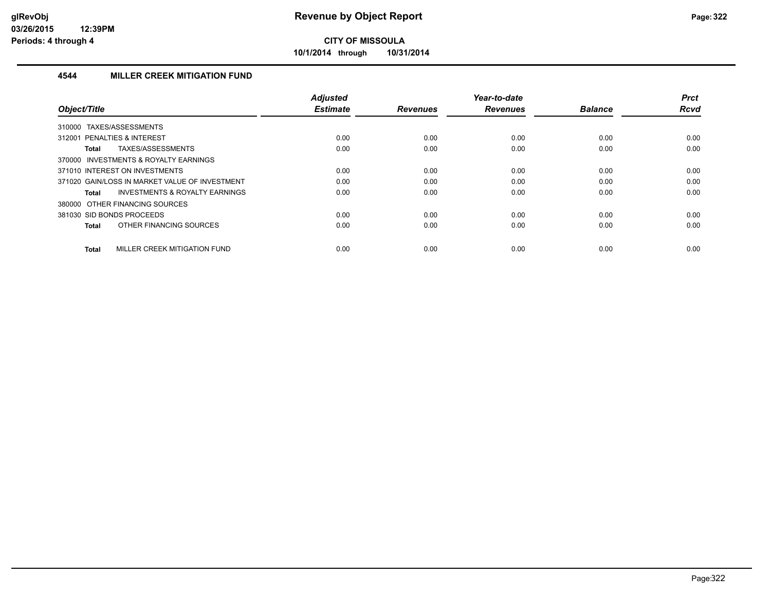**glRevObj**
**03/26/2015 12:39PM**
**Periods: 4 through 4**

# Revenue by Object Report

**CITY OF MISSOULA**

**10/1/2014 through 10/31/2014**

## 4544 MILLER CREEK MITIGATION FUND

| Object/Title | Adjusted Estimate | Revenues | Year-to-date Revenues | Balance | Prct Rcvd |
|---|---|---|---|---|---|
| 310000 TAXES/ASSESSMENTS | | | | | |
| 312001 PENALTIES & INTEREST | 0.00 | 0.00 | 0.00 | 0.00 | 0.00 |
| **Total** TAXES/ASSESSMENTS | 0.00 | 0.00 | 0.00 | 0.00 | 0.00 |
| 370000 INVESTMENTS & ROYALTY EARNINGS | | | | | |
| 371010 INTEREST ON INVESTMENTS | 0.00 | 0.00 | 0.00 | 0.00 | 0.00 |
| 371020 GAIN/LOSS IN MARKET VALUE OF INVESTMENT | 0.00 | 0.00 | 0.00 | 0.00 | 0.00 |
| **Total** INVESTMENTS & ROYALTY EARNINGS | 0.00 | 0.00 | 0.00 | 0.00 | 0.00 |
| 380000 OTHER FINANCING SOURCES | | | | | |
| 381030 SID BONDS PROCEEDS | 0.00 | 0.00 | 0.00 | 0.00 | 0.00 |
| **Total** OTHER FINANCING SOURCES | 0.00 | 0.00 | 0.00 | 0.00 | 0.00 |
| **Total** MILLER CREEK MITIGATION FUND | 0.00 | 0.00 | 0.00 | 0.00 | 0.00 |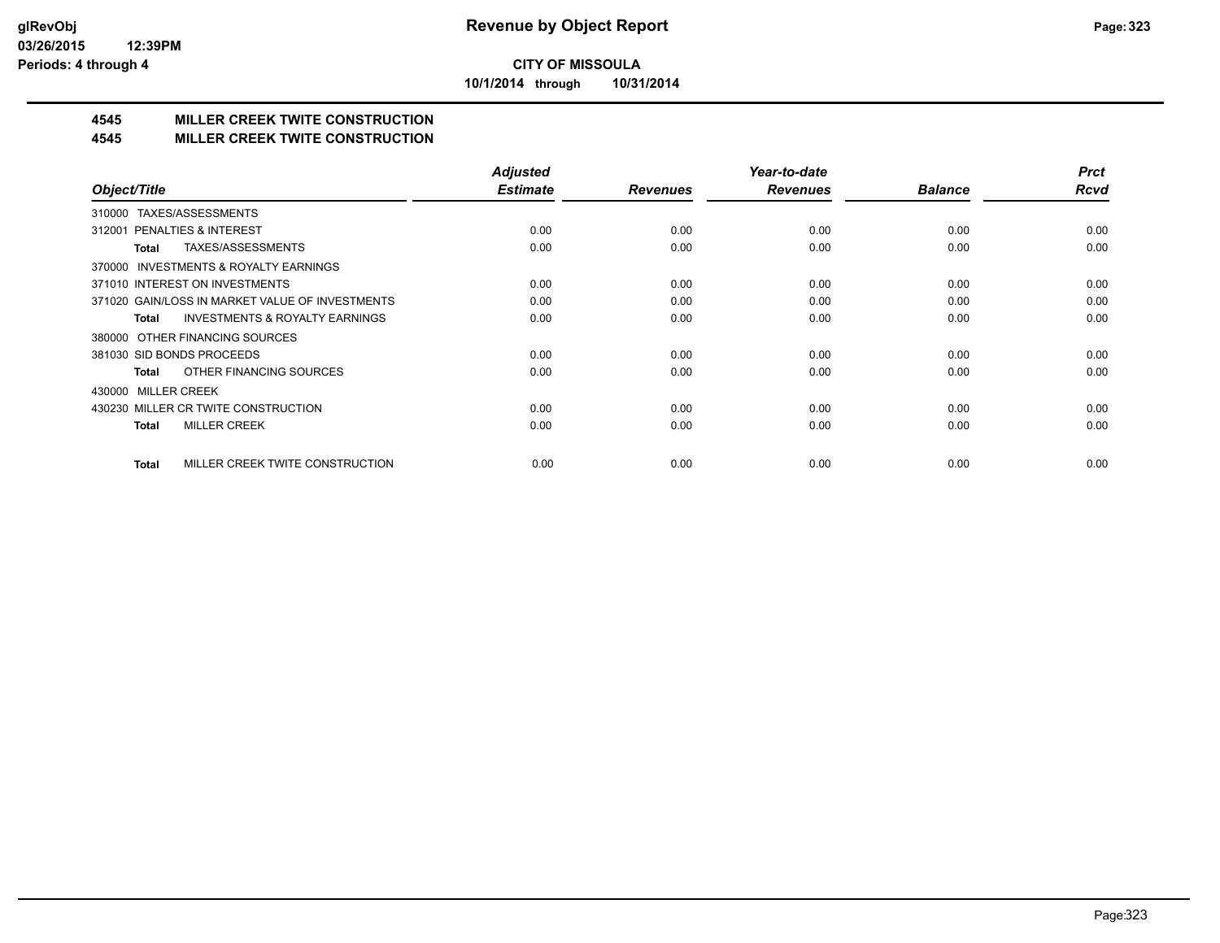**glRevObj** 03/26/2015 12:39PM Periods: 4 through 4

# Revenue by Object Report

**CITY OF MISSOULA**

**10/1/2014 through 10/31/2014**

## 4545 MILLER CREEK TWITE CONSTRUCTION
## 4545 MILLER CREEK TWITE CONSTRUCTION

| Object/Title | Adjusted Estimate | Revenues | Year-to-date Revenues | Balance | Prct Rcvd |
|---|---|---|---|---|---|
| 310000 TAXES/ASSESSMENTS | | | | | |
| 312001 PENALTIES & INTEREST | 0.00 | 0.00 | 0.00 | 0.00 | 0.00 |
| **Total** TAXES/ASSESSMENTS | 0.00 | 0.00 | 0.00 | 0.00 | 0.00 |
| 370000 INVESTMENTS & ROYALTY EARNINGS | | | | | |
| 371010 INTEREST ON INVESTMENTS | 0.00 | 0.00 | 0.00 | 0.00 | 0.00 |
| 371020 GAIN/LOSS IN MARKET VALUE OF INVESTMENTS | 0.00 | 0.00 | 0.00 | 0.00 | 0.00 |
| **Total** INVESTMENTS & ROYALTY EARNINGS | 0.00 | 0.00 | 0.00 | 0.00 | 0.00 |
| 380000 OTHER FINANCING SOURCES | | | | | |
| 381030 SID BONDS PROCEEDS | 0.00 | 0.00 | 0.00 | 0.00 | 0.00 |
| **Total** OTHER FINANCING SOURCES | 0.00 | 0.00 | 0.00 | 0.00 | 0.00 |
| 430000 MILLER CREEK | | | | | |
| 430230 MILLER CR TWITE CONSTRUCTION | 0.00 | 0.00 | 0.00 | 0.00 | 0.00 |
| **Total** MILLER CREEK | 0.00 | 0.00 | 0.00 | 0.00 | 0.00 |
| **Total** MILLER CREEK TWITE CONSTRUCTION | 0.00 | 0.00 | 0.00 | 0.00 | 0.00 |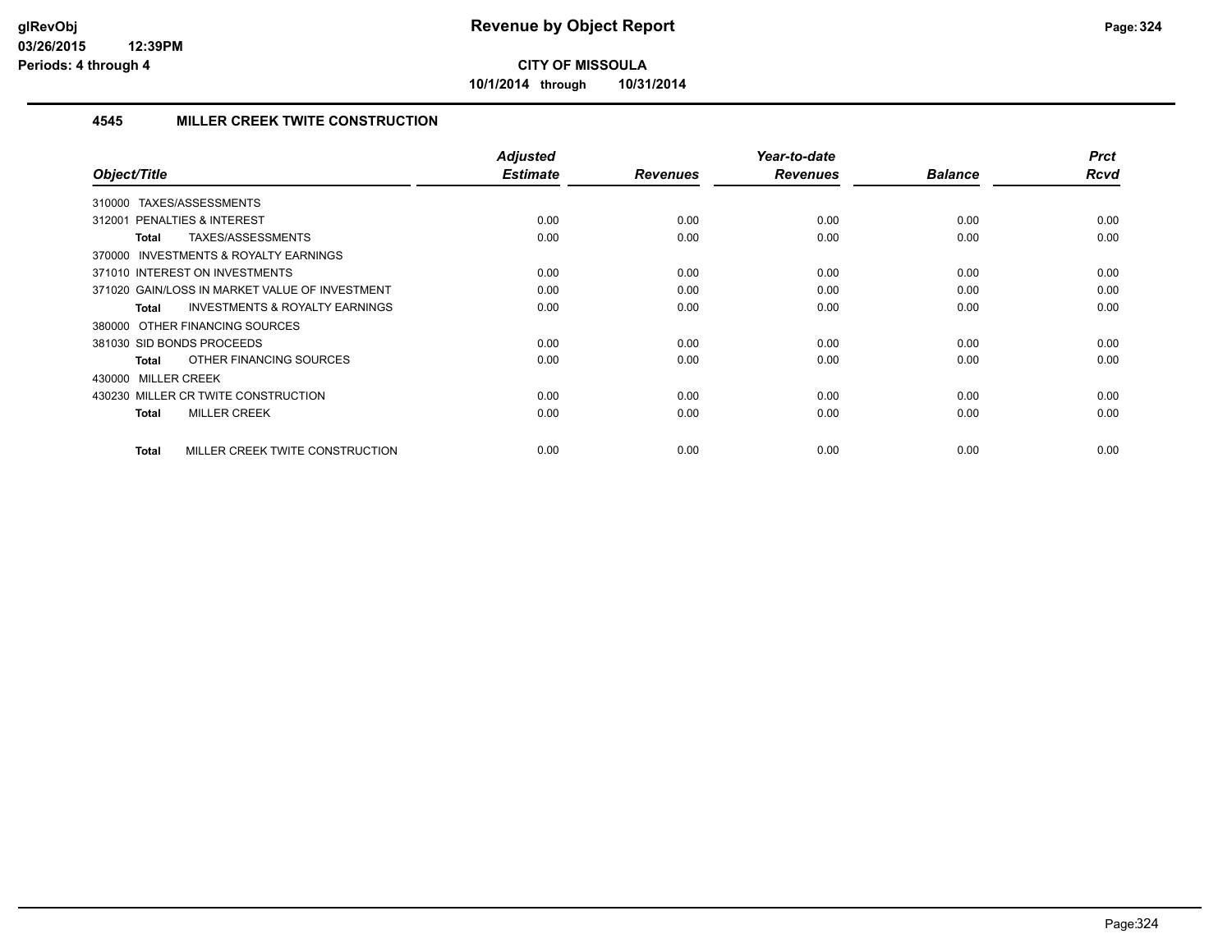# Revenue by Object Report

**CITY OF MISSOULA**

**10/1/2014 through 10/31/2014**

### 4545 MILLER CREEK TWITE CONSTRUCTION

| Object/Title | Adjusted Estimate | Revenues | Year-to-date Revenues | Balance | Prct Rcvd |
|---|---|---|---|---|---|
| 310000 TAXES/ASSESSMENTS | | | | | |
| 312001 PENALTIES & INTEREST | 0.00 | 0.00 | 0.00 | 0.00 | 0.00 |
| **Total** TAXES/ASSESSMENTS | 0.00 | 0.00 | 0.00 | 0.00 | 0.00 |
| 370000 INVESTMENTS & ROYALTY EARNINGS | | | | | |
| 371010 INTEREST ON INVESTMENTS | 0.00 | 0.00 | 0.00 | 0.00 | 0.00 |
| 371020 GAIN/LOSS IN MARKET VALUE OF INVESTMENT | 0.00 | 0.00 | 0.00 | 0.00 | 0.00 |
| **Total** INVESTMENTS & ROYALTY EARNINGS | 0.00 | 0.00 | 0.00 | 0.00 | 0.00 |
| 380000 OTHER FINANCING SOURCES | | | | | |
| 381030 SID BONDS PROCEEDS | 0.00 | 0.00 | 0.00 | 0.00 | 0.00 |
| **Total** OTHER FINANCING SOURCES | 0.00 | 0.00 | 0.00 | 0.00 | 0.00 |
| 430000 MILLER CREEK | | | | | |
| 430230 MILLER CR TWITE CONSTRUCTION | 0.00 | 0.00 | 0.00 | 0.00 | 0.00 |
| **Total** MILLER CREEK | 0.00 | 0.00 | 0.00 | 0.00 | 0.00 |
| **Total** MILLER CREEK TWITE CONSTRUCTION | 0.00 | 0.00 | 0.00 | 0.00 | 0.00 |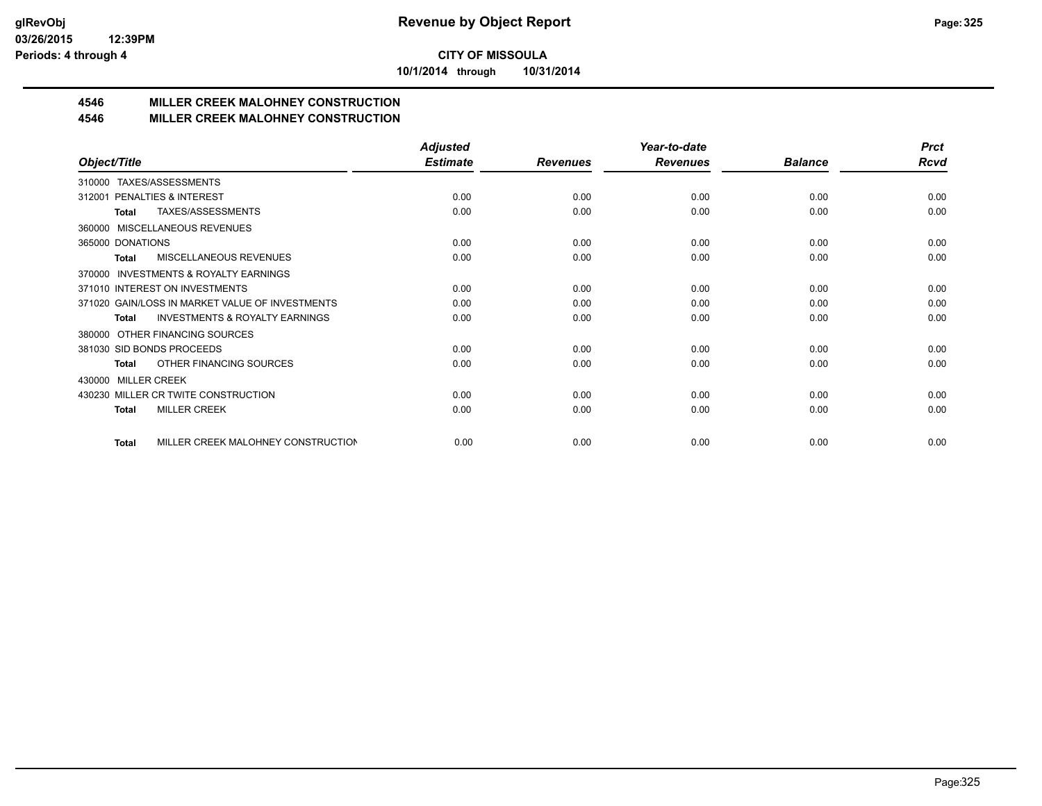**CITY OF MISSOULA**

**10/1/2014 through 10/31/2014**

## 4546 MILLER CREEK MALOHNEY CONSTRUCTION
## 4546 MILLER CREEK MALOHNEY CONSTRUCTION

| Object/Title | Adjusted Estimate | Revenues | Year-to-date Revenues | Balance | Prct Rcvd |
|---|---|---|---|---|---|
| 310000 TAXES/ASSESSMENTS | | | | | |
| 312001 PENALTIES & INTEREST | 0.00 | 0.00 | 0.00 | 0.00 | 0.00 |
| **Total** TAXES/ASSESSMENTS | 0.00 | 0.00 | 0.00 | 0.00 | 0.00 |
| 360000 MISCELLANEOUS REVENUES | | | | | |
| 365000 DONATIONS | 0.00 | 0.00 | 0.00 | 0.00 | 0.00 |
| **Total** MISCELLANEOUS REVENUES | 0.00 | 0.00 | 0.00 | 0.00 | 0.00 |
| 370000 INVESTMENTS & ROYALTY EARNINGS | | | | | |
| 371010 INTEREST ON INVESTMENTS | 0.00 | 0.00 | 0.00 | 0.00 | 0.00 |
| 371020 GAIN/LOSS IN MARKET VALUE OF INVESTMENTS | 0.00 | 0.00 | 0.00 | 0.00 | 0.00 |
| **Total** INVESTMENTS & ROYALTY EARNINGS | 0.00 | 0.00 | 0.00 | 0.00 | 0.00 |
| 380000 OTHER FINANCING SOURCES | | | | | |
| 381030 SID BONDS PROCEEDS | 0.00 | 0.00 | 0.00 | 0.00 | 0.00 |
| **Total** OTHER FINANCING SOURCES | 0.00 | 0.00 | 0.00 | 0.00 | 0.00 |
| 430000 MILLER CREEK | | | | | |
| 430230 MILLER CR TWITE CONSTRUCTION | 0.00 | 0.00 | 0.00 | 0.00 | 0.00 |
| **Total** MILLER CREEK | 0.00 | 0.00 | 0.00 | 0.00 | 0.00 |
| **Total** MILLER CREEK MALOHNEY CONSTRUCTION | 0.00 | 0.00 | 0.00 | 0.00 | 0.00 |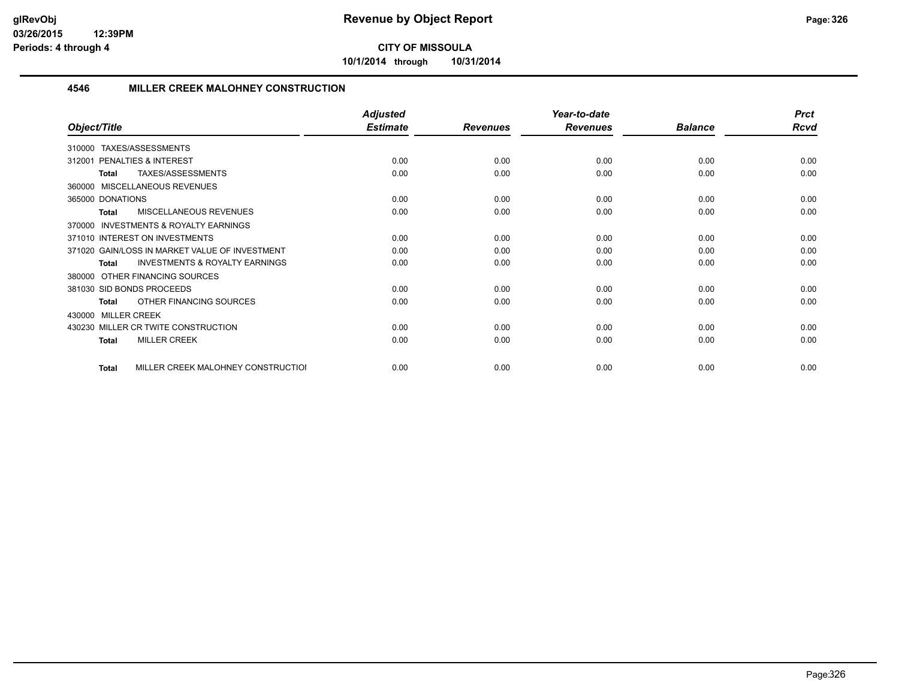**CITY OF MISSOULA**

**10/1/2014 through 10/31/2014**

## 4546 MILLER CREEK MALOHNEY CONSTRUCTION

| Object/Title | Adjusted Estimate | Revenues | Year-to-date Revenues | Balance | Prct Rcvd |
|---|---|---|---|---|---|
| 310000 TAXES/ASSESSMENTS | | | | | |
| 312001 PENALTIES & INTEREST | 0.00 | 0.00 | 0.00 | 0.00 | 0.00 |
| **Total** TAXES/ASSESSMENTS | 0.00 | 0.00 | 0.00 | 0.00 | 0.00 |
| 360000 MISCELLANEOUS REVENUES | | | | | |
| 365000 DONATIONS | 0.00 | 0.00 | 0.00 | 0.00 | 0.00 |
| **Total** MISCELLANEOUS REVENUES | 0.00 | 0.00 | 0.00 | 0.00 | 0.00 |
| 370000 INVESTMENTS & ROYALTY EARNINGS | | | | | |
| 371010 INTEREST ON INVESTMENTS | 0.00 | 0.00 | 0.00 | 0.00 | 0.00 |
| 371020 GAIN/LOSS IN MARKET VALUE OF INVESTMENT | 0.00 | 0.00 | 0.00 | 0.00 | 0.00 |
| **Total** INVESTMENTS & ROYALTY EARNINGS | 0.00 | 0.00 | 0.00 | 0.00 | 0.00 |
| 380000 OTHER FINANCING SOURCES | | | | | |
| 381030 SID BONDS PROCEEDS | 0.00 | 0.00 | 0.00 | 0.00 | 0.00 |
| **Total** OTHER FINANCING SOURCES | 0.00 | 0.00 | 0.00 | 0.00 | 0.00 |
| 430000 MILLER CREEK | | | | | |
| 430230 MILLER CR TWITE CONSTRUCTION | 0.00 | 0.00 | 0.00 | 0.00 | 0.00 |
| **Total** MILLER CREEK | 0.00 | 0.00 | 0.00 | 0.00 | 0.00 |
| **Total** MILLER CREEK MALOHNEY CONSTRUCTIOI | 0.00 | 0.00 | 0.00 | 0.00 | 0.00 |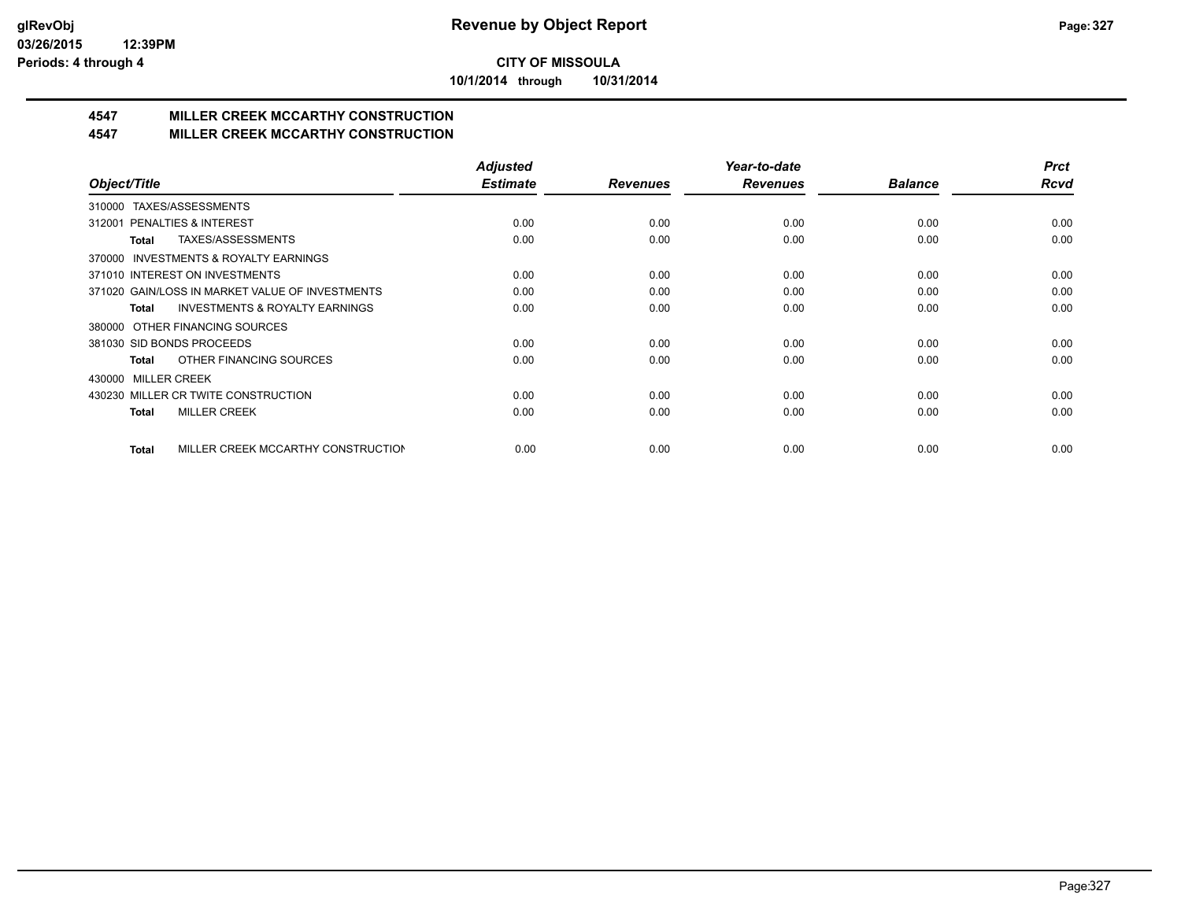# Revenue by Object Report

**CITY OF MISSOULA**

**10/1/2014 through 10/31/2014**

## 4547 MILLER CREEK MCCARTHY CONSTRUCTION
## 4547 MILLER CREEK MCCARTHY CONSTRUCTION

| Object/Title | Adjusted Estimate | Revenues | Year-to-date Revenues | Balance | Prct Rcvd |
|---|---|---|---|---|---|
| 310000 TAXES/ASSESSMENTS | | | | | |
| 312001 PENALTIES & INTEREST | 0.00 | 0.00 | 0.00 | 0.00 | 0.00 |
| **Total** TAXES/ASSESSMENTS | 0.00 | 0.00 | 0.00 | 0.00 | 0.00 |
| 370000 INVESTMENTS & ROYALTY EARNINGS | | | | | |
| 371010 INTEREST ON INVESTMENTS | 0.00 | 0.00 | 0.00 | 0.00 | 0.00 |
| 371020 GAIN/LOSS IN MARKET VALUE OF INVESTMENTS | 0.00 | 0.00 | 0.00 | 0.00 | 0.00 |
| **Total** INVESTMENTS & ROYALTY EARNINGS | 0.00 | 0.00 | 0.00 | 0.00 | 0.00 |
| 380000 OTHER FINANCING SOURCES | | | | | |
| 381030 SID BONDS PROCEEDS | 0.00 | 0.00 | 0.00 | 0.00 | 0.00 |
| **Total** OTHER FINANCING SOURCES | 0.00 | 0.00 | 0.00 | 0.00 | 0.00 |
| 430000 MILLER CREEK | | | | | |
| 430230 MILLER CR TWITE CONSTRUCTION | 0.00 | 0.00 | 0.00 | 0.00 | 0.00 |
| **Total** MILLER CREEK | 0.00 | 0.00 | 0.00 | 0.00 | 0.00 |
| **Total** MILLER CREEK MCCARTHY CONSTRUCTION | 0.00 | 0.00 | 0.00 | 0.00 | 0.00 |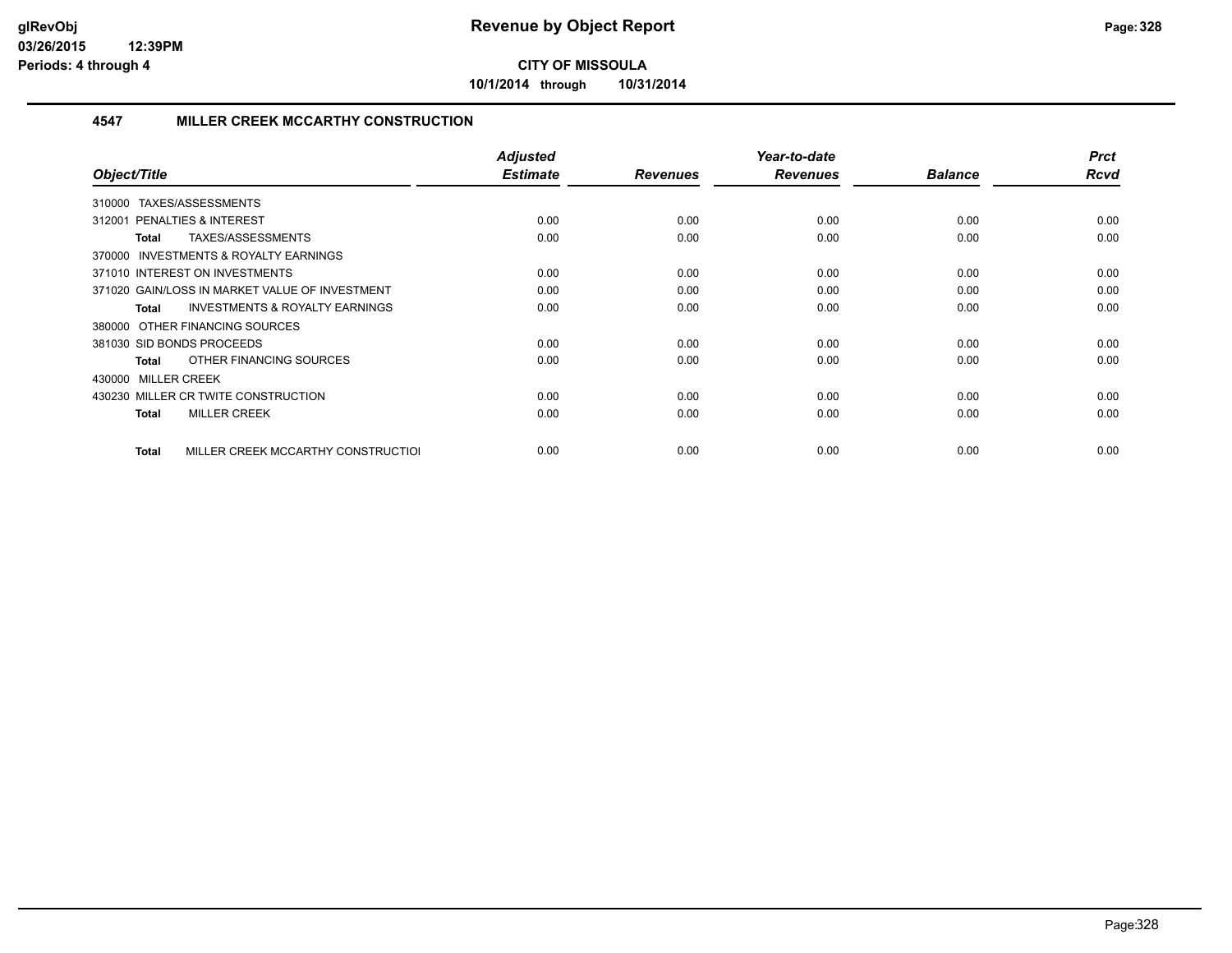**CITY OF MISSOULA**

**10/1/2014 through 10/31/2014**

## 4547 MILLER CREEK MCCARTHY CONSTRUCTION

| Object/Title | Adjusted Estimate | Revenues | Year-to-date Revenues | Balance | Prct Rcvd |
|---|---|---|---|---|---|
| 310000 TAXES/ASSESSMENTS | | | | | |
| 312001 PENALTIES & INTEREST | 0.00 | 0.00 | 0.00 | 0.00 | 0.00 |
| **Total** TAXES/ASSESSMENTS | 0.00 | 0.00 | 0.00 | 0.00 | 0.00 |
| 370000 INVESTMENTS & ROYALTY EARNINGS | | | | | |
| 371010 INTEREST ON INVESTMENTS | 0.00 | 0.00 | 0.00 | 0.00 | 0.00 |
| 371020 GAIN/LOSS IN MARKET VALUE OF INVESTMENT | 0.00 | 0.00 | 0.00 | 0.00 | 0.00 |
| **Total** INVESTMENTS & ROYALTY EARNINGS | 0.00 | 0.00 | 0.00 | 0.00 | 0.00 |
| 380000 OTHER FINANCING SOURCES | | | | | |
| 381030 SID BONDS PROCEEDS | 0.00 | 0.00 | 0.00 | 0.00 | 0.00 |
| **Total** OTHER FINANCING SOURCES | 0.00 | 0.00 | 0.00 | 0.00 | 0.00 |
| 430000 MILLER CREEK | | | | | |
| 430230 MILLER CR TWITE CONSTRUCTION | 0.00 | 0.00 | 0.00 | 0.00 | 0.00 |
| **Total** MILLER CREEK | 0.00 | 0.00 | 0.00 | 0.00 | 0.00 |
| **Total** MILLER CREEK MCCARTHY CONSTRUCTIOI | 0.00 | 0.00 | 0.00 | 0.00 | 0.00 |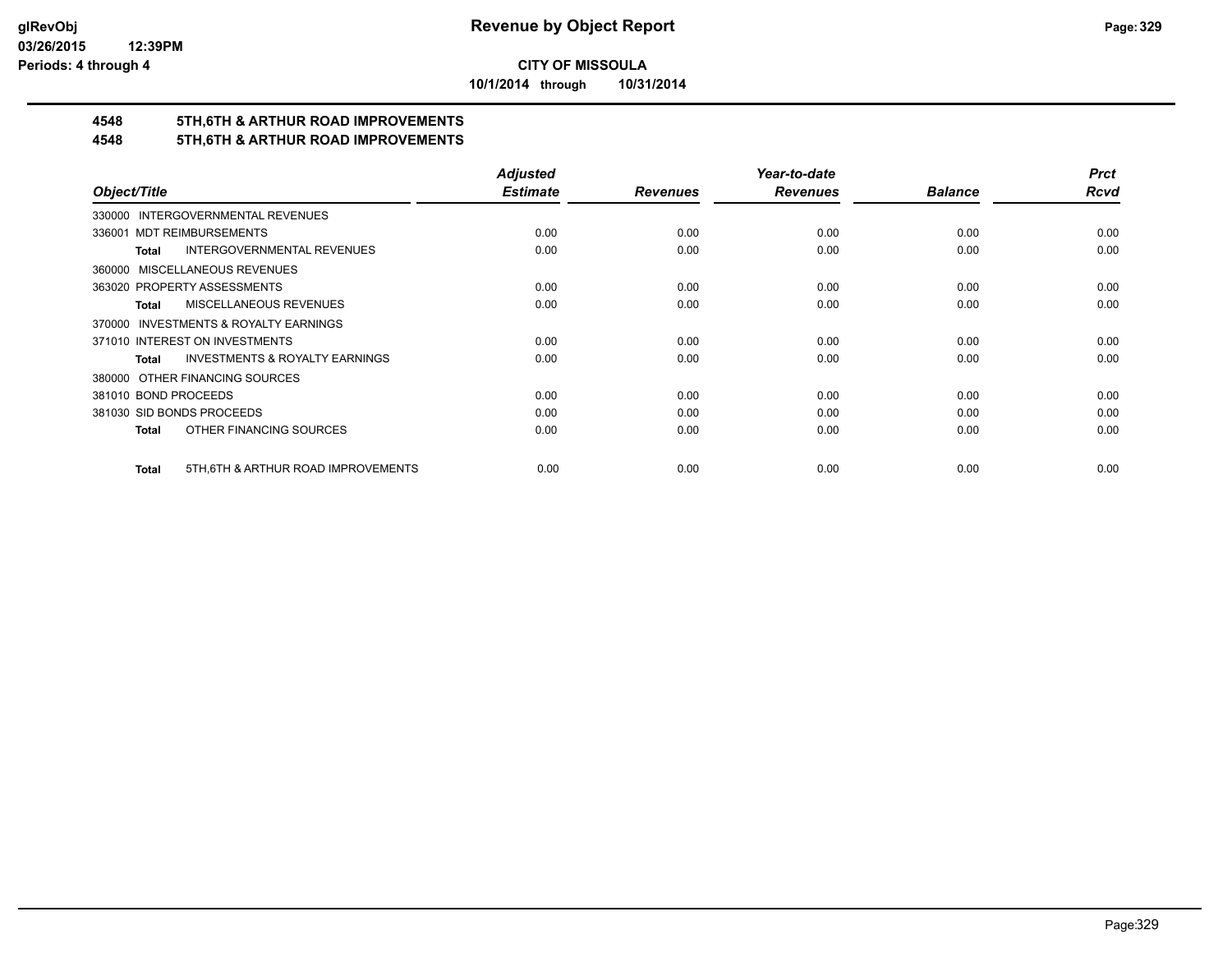# Revenue by Object Report

**CITY OF MISSOULA**

**10/1/2014 through 10/31/2014**

## 4548 5TH,6TH & ARTHUR ROAD IMPROVEMENTS
## 4548 5TH,6TH & ARTHUR ROAD IMPROVEMENTS

| Object/Title | Adjusted Estimate | Revenues | Year-to-date Revenues | Balance | Prct Rcvd |
|---|---|---|---|---|---|
| 330000 INTERGOVERNMENTAL REVENUES | | | | | |
| 336001 MDT REIMBURSEMENTS | 0.00 | 0.00 | 0.00 | 0.00 | 0.00 |
| **Total** INTERGOVERNMENTAL REVENUES | 0.00 | 0.00 | 0.00 | 0.00 | 0.00 |
| 360000 MISCELLANEOUS REVENUES | | | | | |
| 363020 PROPERTY ASSESSMENTS | 0.00 | 0.00 | 0.00 | 0.00 | 0.00 |
| **Total** MISCELLANEOUS REVENUES | 0.00 | 0.00 | 0.00 | 0.00 | 0.00 |
| 370000 INVESTMENTS & ROYALTY EARNINGS | | | | | |
| 371010 INTEREST ON INVESTMENTS | 0.00 | 0.00 | 0.00 | 0.00 | 0.00 |
| **Total** INVESTMENTS & ROYALTY EARNINGS | 0.00 | 0.00 | 0.00 | 0.00 | 0.00 |
| 380000 OTHER FINANCING SOURCES | | | | | |
| 381010 BOND PROCEEDS | 0.00 | 0.00 | 0.00 | 0.00 | 0.00 |
| 381030 SID BONDS PROCEEDS | 0.00 | 0.00 | 0.00 | 0.00 | 0.00 |
| **Total** OTHER FINANCING SOURCES | 0.00 | 0.00 | 0.00 | 0.00 | 0.00 |
| **Total** 5TH,6TH & ARTHUR ROAD IMPROVEMENTS | 0.00 | 0.00 | 0.00 | 0.00 | 0.00 |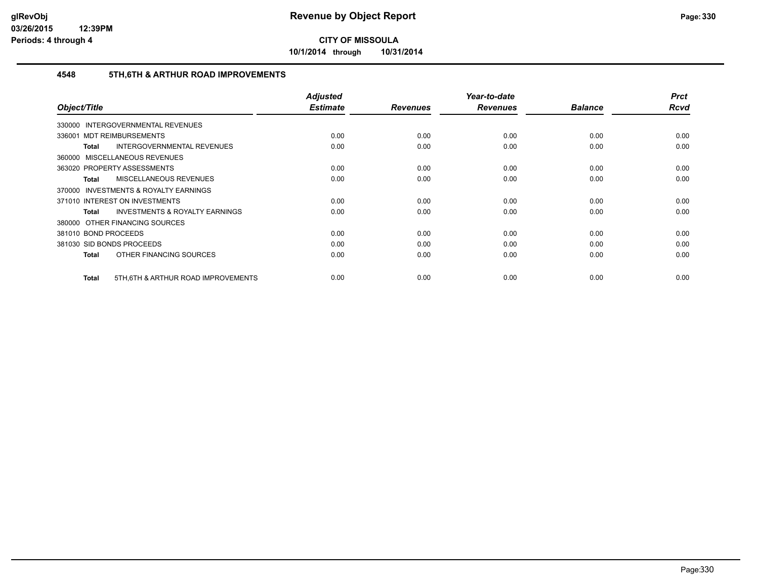**CITY OF MISSOULA**

**10/1/2014 through 10/31/2014**

## 4548 5TH,6TH & ARTHUR ROAD IMPROVEMENTS

| Object/Title | Adjusted Estimate | Revenues | Year-to-date Revenues | Balance | Prct Rcvd |
|---|---|---|---|---|---|
| 330000 INTERGOVERNMENTAL REVENUES | | | | | |
| 336001 MDT REIMBURSEMENTS | 0.00 | 0.00 | 0.00 | 0.00 | 0.00 |
| **Total** INTERGOVERNMENTAL REVENUES | 0.00 | 0.00 | 0.00 | 0.00 | 0.00 |
| 360000 MISCELLANEOUS REVENUES | | | | | |
| 363020 PROPERTY ASSESSMENTS | 0.00 | 0.00 | 0.00 | 0.00 | 0.00 |
| **Total** MISCELLANEOUS REVENUES | 0.00 | 0.00 | 0.00 | 0.00 | 0.00 |
| 370000 INVESTMENTS & ROYALTY EARNINGS | | | | | |
| 371010 INTEREST ON INVESTMENTS | 0.00 | 0.00 | 0.00 | 0.00 | 0.00 |
| **Total** INVESTMENTS & ROYALTY EARNINGS | 0.00 | 0.00 | 0.00 | 0.00 | 0.00 |
| 380000 OTHER FINANCING SOURCES | | | | | |
| 381010 BOND PROCEEDS | 0.00 | 0.00 | 0.00 | 0.00 | 0.00 |
| 381030 SID BONDS PROCEEDS | 0.00 | 0.00 | 0.00 | 0.00 | 0.00 |
| **Total** OTHER FINANCING SOURCES | 0.00 | 0.00 | 0.00 | 0.00 | 0.00 |
| **Total** 5TH,6TH & ARTHUR ROAD IMPROVEMENTS | 0.00 | 0.00 | 0.00 | 0.00 | 0.00 |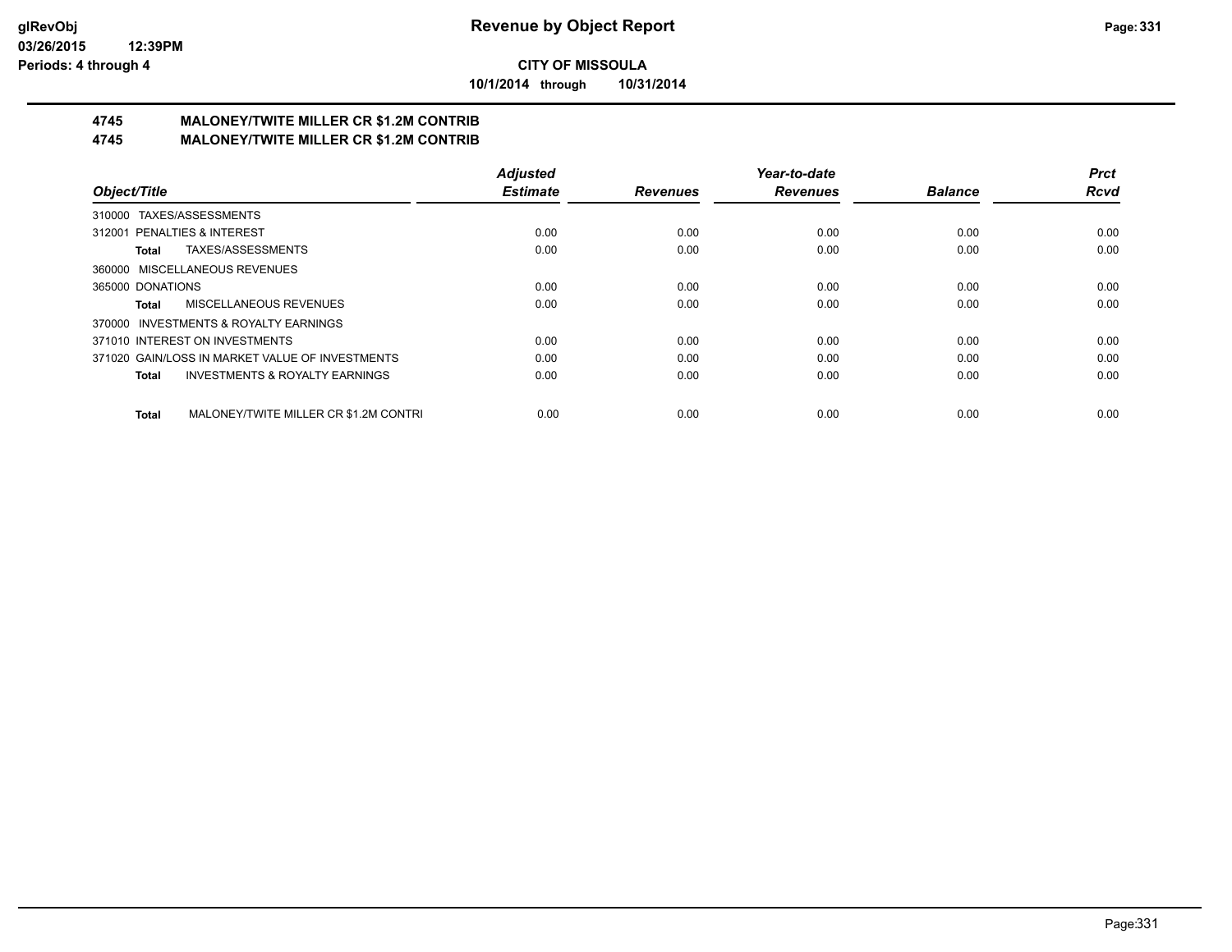# CITY OF MISSOULA

**10/1/2014 through 10/31/2014**

## 4745 MALONEY/TWITE MILLER CR $1.2M CONTRIB
## 4745 MALONEY/TWITE MILLER CR $1.2M CONTRIB

| Object/Title | Adjusted Estimate | Revenues | Year-to-date Revenues | Balance | Prct Rcvd |
|---|---|---|---|---|---|
| 310000 TAXES/ASSESSMENTS | | | | | |
| 312001 PENALTIES & INTEREST | 0.00 | 0.00 | 0.00 | 0.00 | 0.00 |
| **Total** TAXES/ASSESSMENTS | 0.00 | 0.00 | 0.00 | 0.00 | 0.00 |
| 360000 MISCELLANEOUS REVENUES | | | | | |
| 365000 DONATIONS | 0.00 | 0.00 | 0.00 | 0.00 | 0.00 |
| **Total** MISCELLANEOUS REVENUES | 0.00 | 0.00 | 0.00 | 0.00 | 0.00 |
| 370000 INVESTMENTS & ROYALTY EARNINGS | | | | | |
| 371010 INTEREST ON INVESTMENTS | 0.00 | 0.00 | 0.00 | 0.00 | 0.00 |
| 371020 GAIN/LOSS IN MARKET VALUE OF INVESTMENTS | 0.00 | 0.00 | 0.00 | 0.00 | 0.00 |
| **Total** INVESTMENTS & ROYALTY EARNINGS | 0.00 | 0.00 | 0.00 | 0.00 | 0.00 |
| **Total** MALONEY/TWITE MILLER CR $1.2M CONTRI | 0.00 | 0.00 | 0.00 | 0.00 | 0.00 |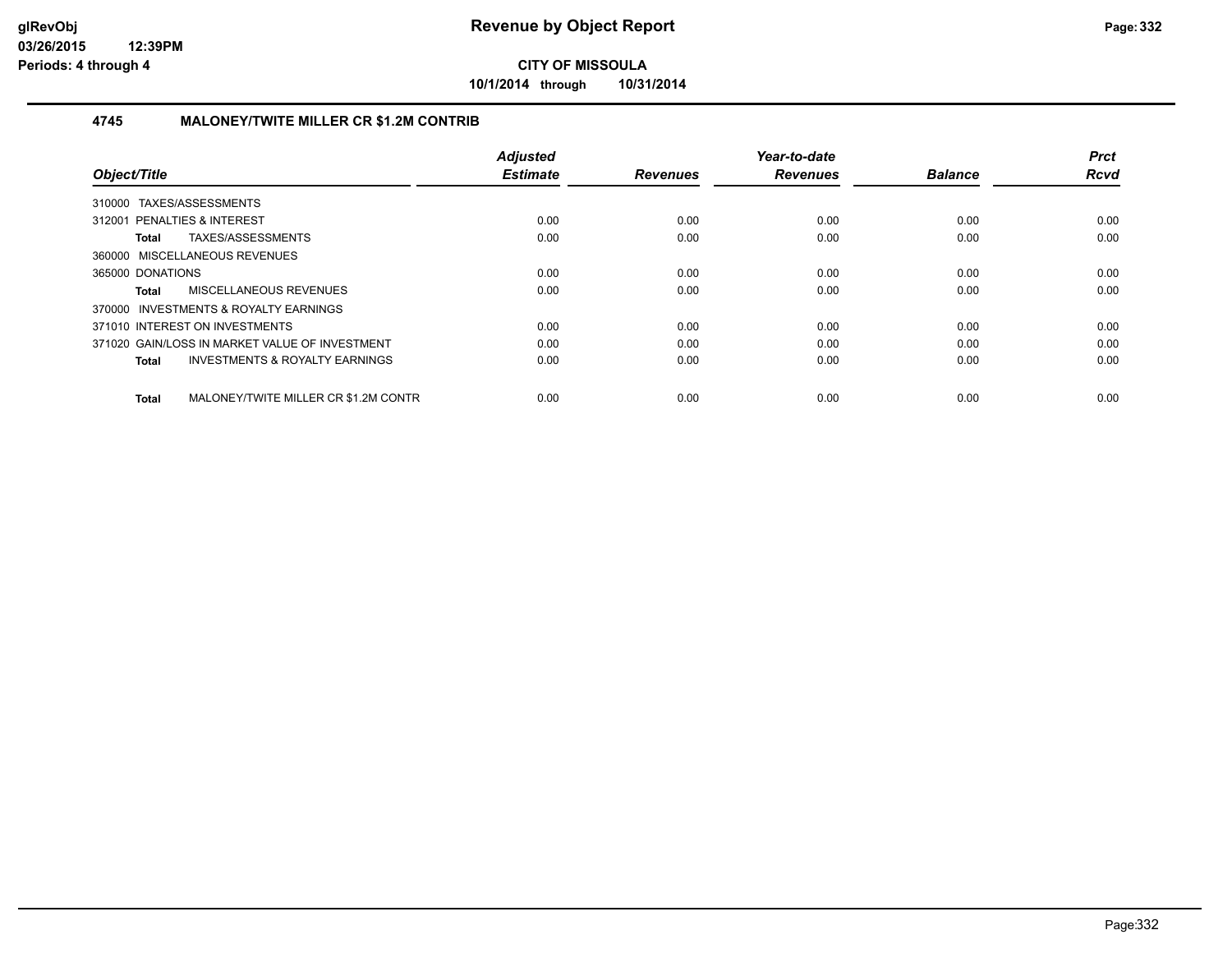# Revenue by Object Report

**CITY OF MISSOULA**

**10/1/2014 through 10/31/2014**

glRevObj
03/26/2015 12:39PM
Periods: 4 through 4

## 4745 MALONEY/TWITE MILLER CR $1.2M CONTRIB

| Object/Title | Adjusted Estimate | Revenues | Year-to-date Revenues | Balance | Prct Rcvd |
|---|---|---|---|---|---|
| 310000 TAXES/ASSESSMENTS | | | | | |
| 312001 PENALTIES & INTEREST | 0.00 | 0.00 | 0.00 | 0.00 | 0.00 |
| **Total** TAXES/ASSESSMENTS | 0.00 | 0.00 | 0.00 | 0.00 | 0.00 |
| 360000 MISCELLANEOUS REVENUES | | | | | |
| 365000 DONATIONS | 0.00 | 0.00 | 0.00 | 0.00 | 0.00 |
| **Total** MISCELLANEOUS REVENUES | 0.00 | 0.00 | 0.00 | 0.00 | 0.00 |
| 370000 INVESTMENTS & ROYALTY EARNINGS | | | | | |
| 371010 INTEREST ON INVESTMENTS | 0.00 | 0.00 | 0.00 | 0.00 | 0.00 |
| 371020 GAIN/LOSS IN MARKET VALUE OF INVESTMENT | 0.00 | 0.00 | 0.00 | 0.00 | 0.00 |
| **Total** INVESTMENTS & ROYALTY EARNINGS | 0.00 | 0.00 | 0.00 | 0.00 | 0.00 |
| **Total** MALONEY/TWITE MILLER CR $1.2M CONTR | 0.00 | 0.00 | 0.00 | 0.00 | 0.00 |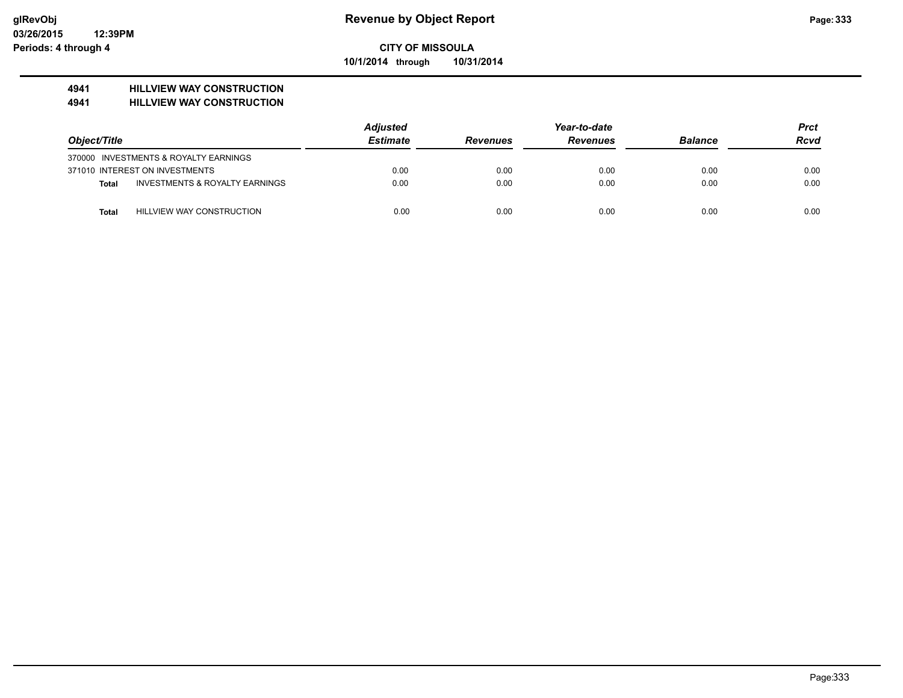# Revenue by Object Report

**CITY OF MISSOULA**

**10/1/2014 through 10/31/2014**

glRevObj
03/26/2015 12:39PM
Periods: 4 through 4

## 4941 HILLVIEW WAY CONSTRUCTION
## 4941 HILLVIEW WAY CONSTRUCTION

| Object/Title | Adjusted Estimate | Revenues | Year-to-date Revenues | Balance | Prct Rcvd |
|---|---|---|---|---|---|
| 370000 INVESTMENTS & ROYALTY EARNINGS | | | | | |
| 371010 INTEREST ON INVESTMENTS | 0.00 | 0.00 | 0.00 | 0.00 | 0.00 |
| **Total** INVESTMENTS & ROYALTY EARNINGS | 0.00 | 0.00 | 0.00 | 0.00 | 0.00 |
| **Total** HILLVIEW WAY CONSTRUCTION | 0.00 | 0.00 | 0.00 | 0.00 | 0.00 |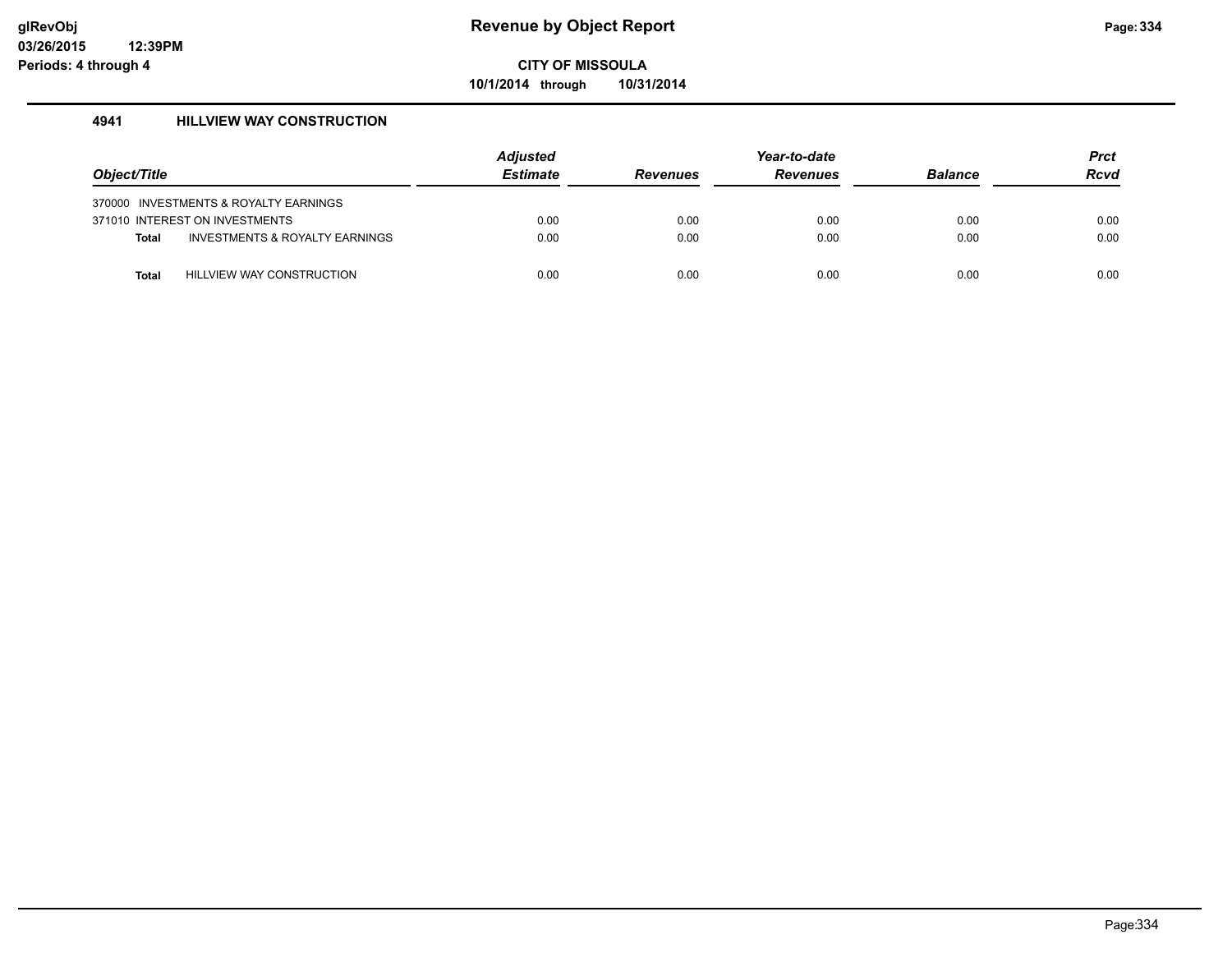# Revenue by Object Report

**CITY OF MISSOULA**

**10/1/2014 through 10/31/2014**

glRevObj
03/26/2015 12:39PM
Periods: 4 through 4

### 4941 HILLVIEW WAY CONSTRUCTION

| Object/Title | | Adjusted Estimate | Revenues | Year-to-date Revenues | Balance | Prct Rcvd |
|---|---|---|---|---|---|---|
| 370000 INVESTMENTS & ROYALTY EARNINGS | | | | | | |
| 371010 INTEREST ON INVESTMENTS | | 0.00 | 0.00 | 0.00 | 0.00 | 0.00 |
| **Total** | INVESTMENTS & ROYALTY EARNINGS | 0.00 | 0.00 | 0.00 | 0.00 | 0.00 |
| **Total** | HILLVIEW WAY CONSTRUCTION | 0.00 | 0.00 | 0.00 | 0.00 | 0.00 |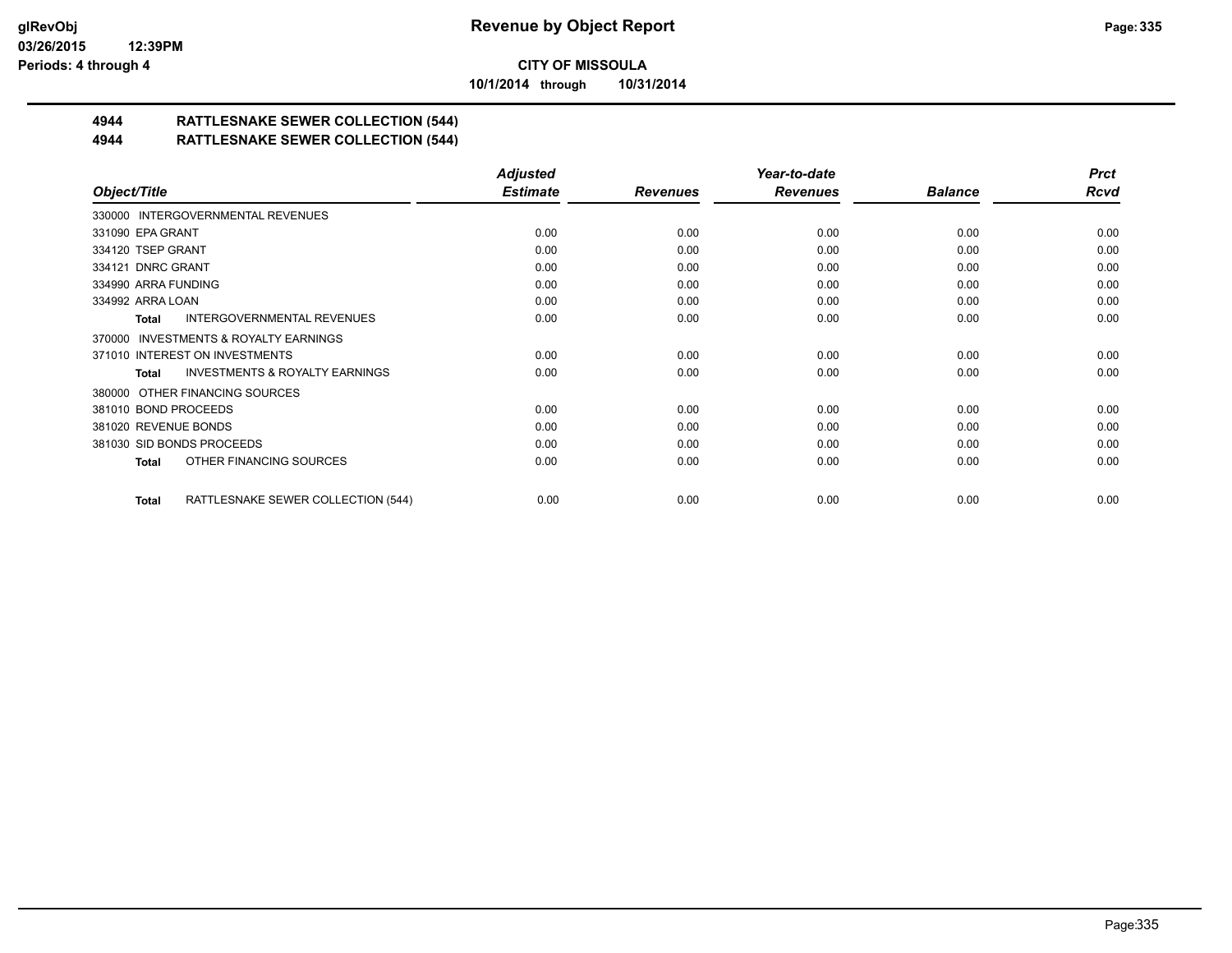**CITY OF MISSOULA**

**10/1/2014 through 10/31/2014**

## 4944 RATTLESNAKE SEWER COLLECTION (544)

## 4944 RATTLESNAKE SEWER COLLECTION (544)

| Object/Title | Adjusted Estimate | Revenues | Year-to-date Revenues | Balance | Prct Rcvd |
|---|---|---|---|---|---|
| 330000 INTERGOVERNMENTAL REVENUES | | | | | |
| 331090 EPA GRANT | 0.00 | 0.00 | 0.00 | 0.00 | 0.00 |
| 334120 TSEP GRANT | 0.00 | 0.00 | 0.00 | 0.00 | 0.00 |
| 334121 DNRC GRANT | 0.00 | 0.00 | 0.00 | 0.00 | 0.00 |
| 334990 ARRA FUNDING | 0.00 | 0.00 | 0.00 | 0.00 | 0.00 |
| 334992 ARRA LOAN | 0.00 | 0.00 | 0.00 | 0.00 | 0.00 |
| **Total** INTERGOVERNMENTAL REVENUES | 0.00 | 0.00 | 0.00 | 0.00 | 0.00 |
| 370000 INVESTMENTS & ROYALTY EARNINGS | | | | | |
| 371010 INTEREST ON INVESTMENTS | 0.00 | 0.00 | 0.00 | 0.00 | 0.00 |
| **Total** INVESTMENTS & ROYALTY EARNINGS | 0.00 | 0.00 | 0.00 | 0.00 | 0.00 |
| 380000 OTHER FINANCING SOURCES | | | | | |
| 381010 BOND PROCEEDS | 0.00 | 0.00 | 0.00 | 0.00 | 0.00 |
| 381020 REVENUE BONDS | 0.00 | 0.00 | 0.00 | 0.00 | 0.00 |
| 381030 SID BONDS PROCEEDS | 0.00 | 0.00 | 0.00 | 0.00 | 0.00 |
| **Total** OTHER FINANCING SOURCES | 0.00 | 0.00 | 0.00 | 0.00 | 0.00 |
| **Total** RATTLESNAKE SEWER COLLECTION (544) | 0.00 | 0.00 | 0.00 | 0.00 | 0.00 |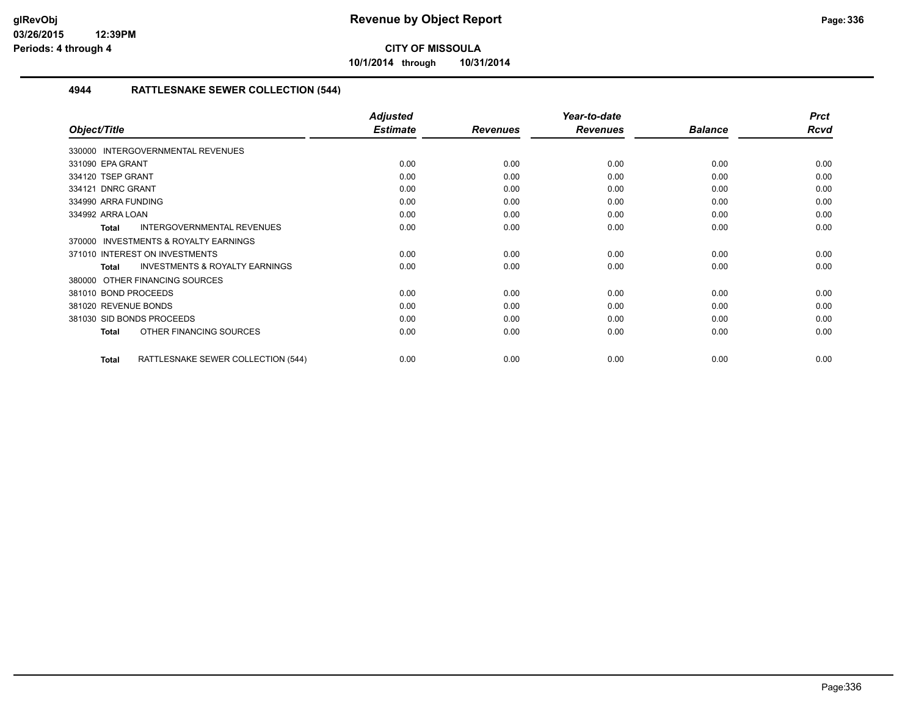**CITY OF MISSOULA**

**10/1/2014 through 10/31/2014**

### 4944 RATTLESNAKE SEWER COLLECTION (544)

| Object/Title | Adjusted Estimate | Revenues | Year-to-date Revenues | Balance | Prct Rcvd |
|---|---|---|---|---|---|
| 330000 INTERGOVERNMENTAL REVENUES | | | | | |
| 331090 EPA GRANT | 0.00 | 0.00 | 0.00 | 0.00 | 0.00 |
| 334120 TSEP GRANT | 0.00 | 0.00 | 0.00 | 0.00 | 0.00 |
| 334121 DNRC GRANT | 0.00 | 0.00 | 0.00 | 0.00 | 0.00 |
| 334990 ARRA FUNDING | 0.00 | 0.00 | 0.00 | 0.00 | 0.00 |
| 334992 ARRA LOAN | 0.00 | 0.00 | 0.00 | 0.00 | 0.00 |
| **Total** INTERGOVERNMENTAL REVENUES | 0.00 | 0.00 | 0.00 | 0.00 | 0.00 |
| 370000 INVESTMENTS & ROYALTY EARNINGS | | | | | |
| 371010 INTEREST ON INVESTMENTS | 0.00 | 0.00 | 0.00 | 0.00 | 0.00 |
| **Total** INVESTMENTS & ROYALTY EARNINGS | 0.00 | 0.00 | 0.00 | 0.00 | 0.00 |
| 380000 OTHER FINANCING SOURCES | | | | | |
| 381010 BOND PROCEEDS | 0.00 | 0.00 | 0.00 | 0.00 | 0.00 |
| 381020 REVENUE BONDS | 0.00 | 0.00 | 0.00 | 0.00 | 0.00 |
| 381030 SID BONDS PROCEEDS | 0.00 | 0.00 | 0.00 | 0.00 | 0.00 |
| **Total** OTHER FINANCING SOURCES | 0.00 | 0.00 | 0.00 | 0.00 | 0.00 |
| **Total** RATTLESNAKE SEWER COLLECTION (544) | 0.00 | 0.00 | 0.00 | 0.00 | 0.00 |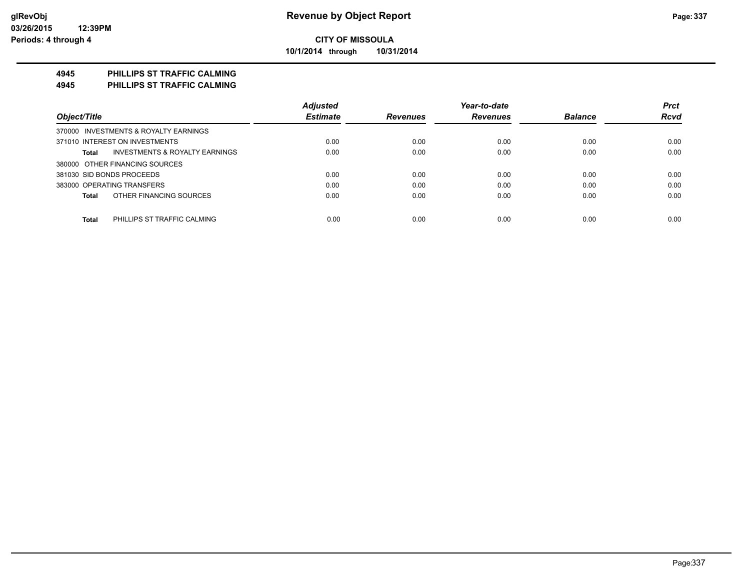**CITY OF MISSOULA**

**10/1/2014 through 10/31/2014**

**4945 PHILLIPS ST TRAFFIC CALMING**

**4945 PHILLIPS ST TRAFFIC CALMING**

| Object/Title | Adjusted Estimate | Revenues | Year-to-date Revenues | Balance | Prct Rcvd |
|---|---|---|---|---|---|
| 370000 INVESTMENTS & ROYALTY EARNINGS | | | | | |
| 371010 INTEREST ON INVESTMENTS | 0.00 | 0.00 | 0.00 | 0.00 | 0.00 |
| **Total** INVESTMENTS & ROYALTY EARNINGS | 0.00 | 0.00 | 0.00 | 0.00 | 0.00 |
| 380000 OTHER FINANCING SOURCES | | | | | |
| 381030 SID BONDS PROCEEDS | 0.00 | 0.00 | 0.00 | 0.00 | 0.00 |
| 383000 OPERATING TRANSFERS | 0.00 | 0.00 | 0.00 | 0.00 | 0.00 |
| **Total** OTHER FINANCING SOURCES | 0.00 | 0.00 | 0.00 | 0.00 | 0.00 |
| **Total** PHILLIPS ST TRAFFIC CALMING | 0.00 | 0.00 | 0.00 | 0.00 | 0.00 |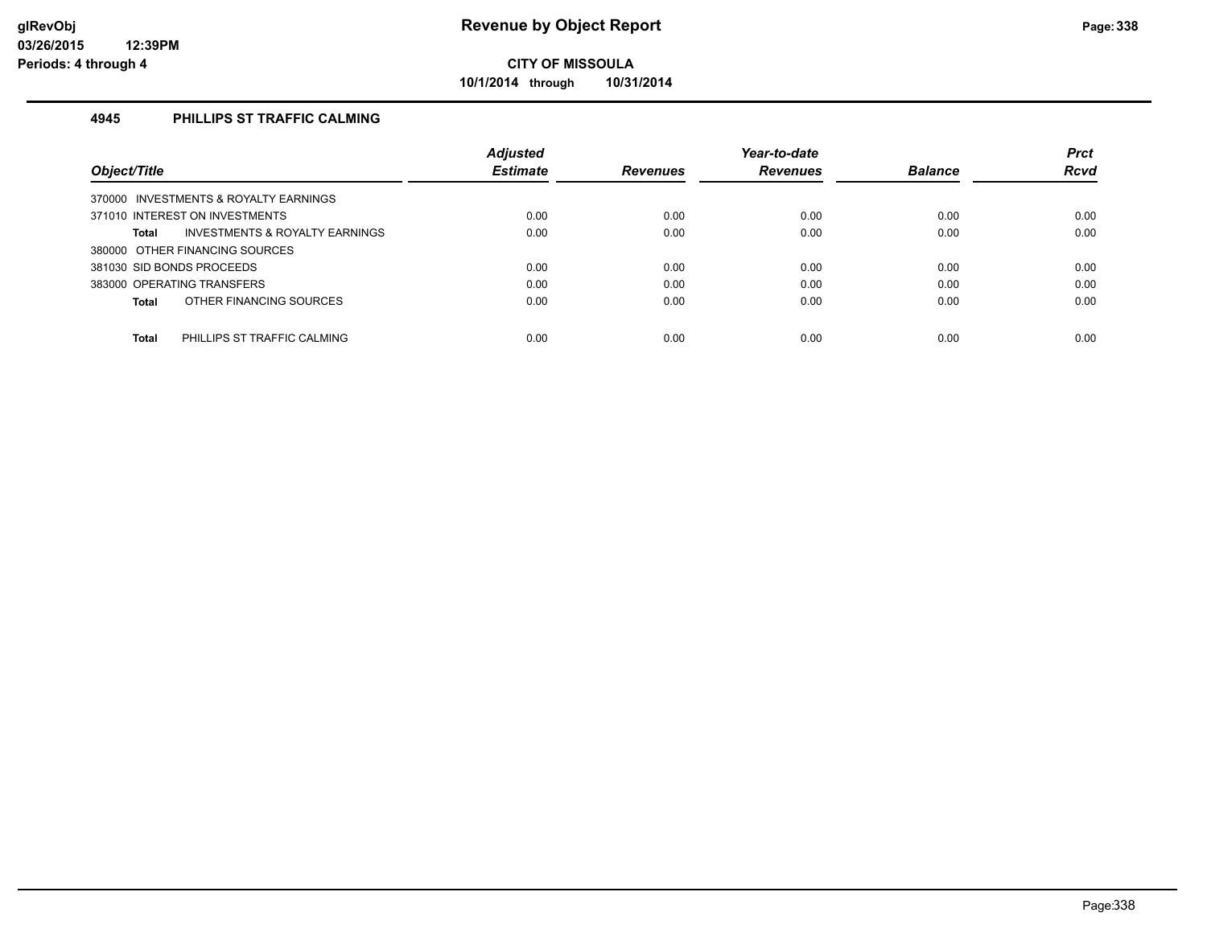# Revenue by Object Report

**CITY OF MISSOULA**

**10/1/2014 through 10/31/2014**

### 4945 PHILLIPS ST TRAFFIC CALMING

| Object/Title | Adjusted Estimate | Revenues | Year-to-date Revenues | Balance | Prct Rcvd |
|---|---|---|---|---|---|
| 370000 INVESTMENTS & ROYALTY EARNINGS | | | | | |
| 371010 INTEREST ON INVESTMENTS | 0.00 | 0.00 | 0.00 | 0.00 | 0.00 |
| **Total** INVESTMENTS & ROYALTY EARNINGS | 0.00 | 0.00 | 0.00 | 0.00 | 0.00 |
| 380000 OTHER FINANCING SOURCES | | | | | |
| 381030 SID BONDS PROCEEDS | 0.00 | 0.00 | 0.00 | 0.00 | 0.00 |
| 383000 OPERATING TRANSFERS | 0.00 | 0.00 | 0.00 | 0.00 | 0.00 |
| **Total** OTHER FINANCING SOURCES | 0.00 | 0.00 | 0.00 | 0.00 | 0.00 |
| **Total** PHILLIPS ST TRAFFIC CALMING | 0.00 | 0.00 | 0.00 | 0.00 | 0.00 |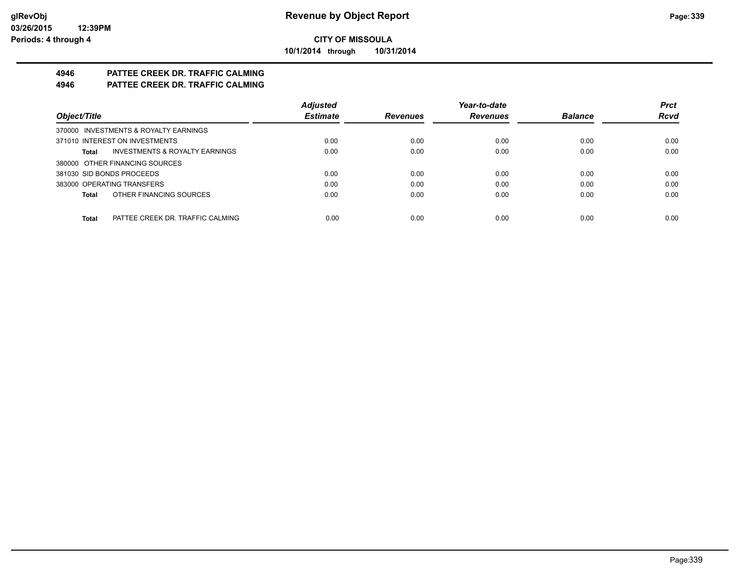**CITY OF MISSOULA**

**10/1/2014 through 10/31/2014**

## 4946 PATTEE CREEK DR. TRAFFIC CALMING
## 4946 PATTEE CREEK DR. TRAFFIC CALMING

| Object/Title | | Adjusted Estimate | Revenues | Year-to-date Revenues | Balance | Prct Rcvd |
|---|---|---|---|---|---|---|
| 370000 INVESTMENTS & ROYALTY EARNINGS | | | | | | |
| 371010 INTEREST ON INVESTMENTS | | 0.00 | 0.00 | 0.00 | 0.00 | 0.00 |
| **Total** | INVESTMENTS & ROYALTY EARNINGS | 0.00 | 0.00 | 0.00 | 0.00 | 0.00 |
| 380000 OTHER FINANCING SOURCES | | | | | | |
| 381030 SID BONDS PROCEEDS | | 0.00 | 0.00 | 0.00 | 0.00 | 0.00 |
| 383000 OPERATING TRANSFERS | | 0.00 | 0.00 | 0.00 | 0.00 | 0.00 |
| **Total** | OTHER FINANCING SOURCES | 0.00 | 0.00 | 0.00 | 0.00 | 0.00 |
| **Total** | PATTEE CREEK DR. TRAFFIC CALMING | 0.00 | 0.00 | 0.00 | 0.00 | 0.00 |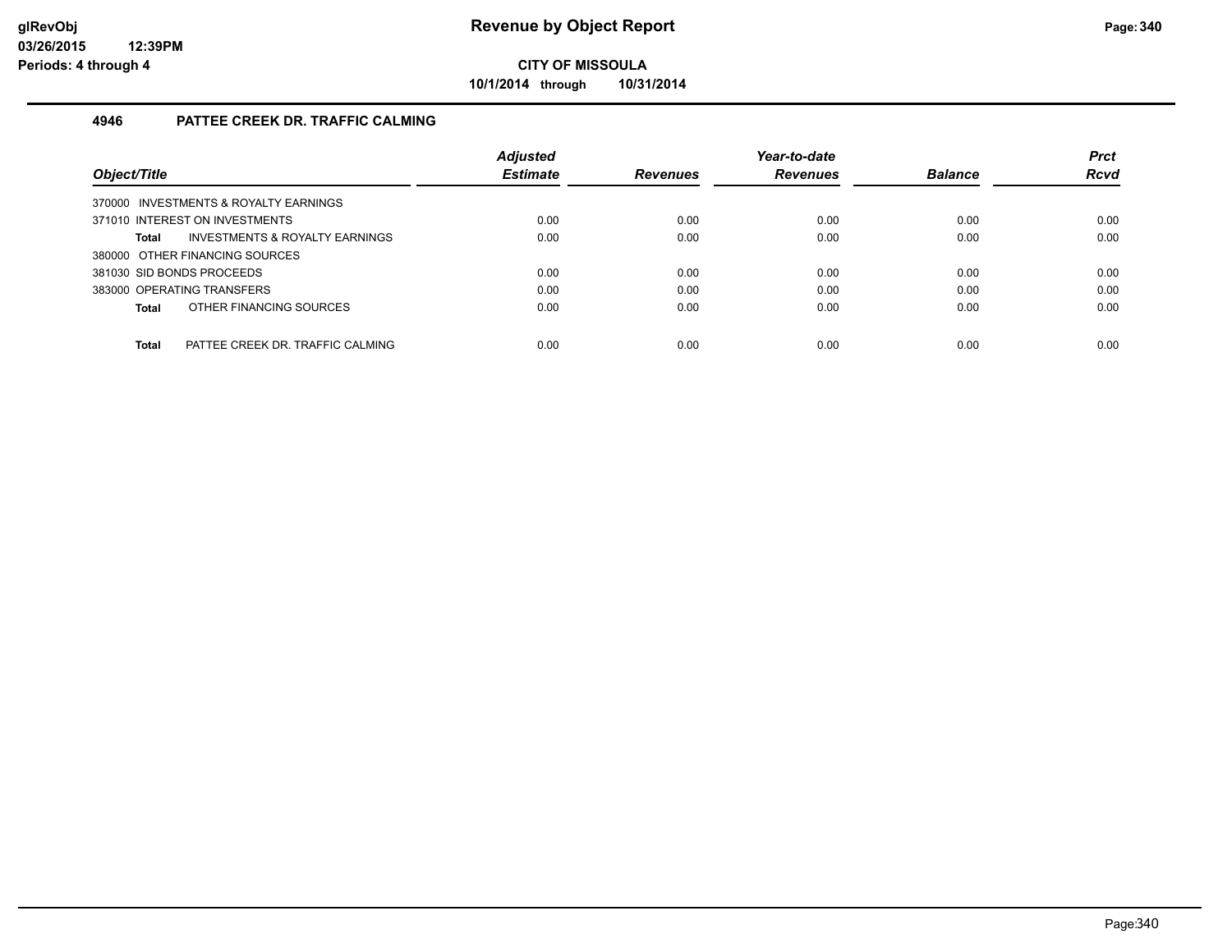# Revenue by Object Report

**CITY OF MISSOULA**

**10/1/2014 through 10/31/2014**

glRevObj
03/26/2015 12:39PM
Periods: 4 through 4

### 4946 PATTEE CREEK DR. TRAFFIC CALMING

| Object/Title | Adjusted Estimate | Revenues | Year-to-date Revenues | Balance | Prct Rcvd |
|---|---|---|---|---|---|
| 370000 INVESTMENTS & ROYALTY EARNINGS | | | | | |
| 371010 INTEREST ON INVESTMENTS | 0.00 | 0.00 | 0.00 | 0.00 | 0.00 |
| **Total** INVESTMENTS & ROYALTY EARNINGS | 0.00 | 0.00 | 0.00 | 0.00 | 0.00 |
| 380000 OTHER FINANCING SOURCES | | | | | |
| 381030 SID BONDS PROCEEDS | 0.00 | 0.00 | 0.00 | 0.00 | 0.00 |
| 383000 OPERATING TRANSFERS | 0.00 | 0.00 | 0.00 | 0.00 | 0.00 |
| **Total** OTHER FINANCING SOURCES | 0.00 | 0.00 | 0.00 | 0.00 | 0.00 |
| **Total** PATTEE CREEK DR. TRAFFIC CALMING | 0.00 | 0.00 | 0.00 | 0.00 | 0.00 |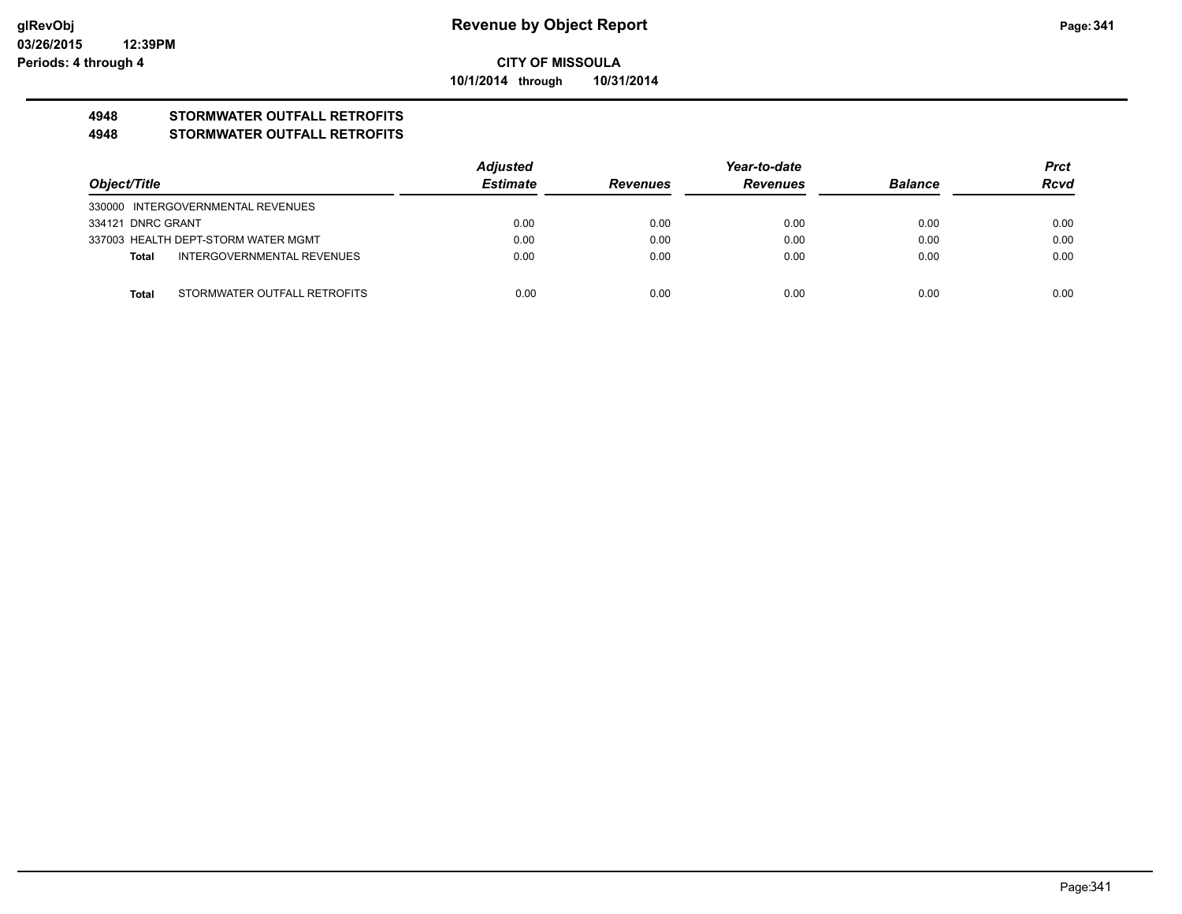**Revenue by Object Report**

**CITY OF MISSOULA**

**10/1/2014 through 10/31/2014**

glRevObj
03/26/2015 12:39PM
Periods: 4 through 4

## 4948 STORMWATER OUTFALL RETROFITS
## 4948 STORMWATER OUTFALL RETROFITS

| Object/Title | Adjusted Estimate | Revenues | Year-to-date Revenues | Balance | Prct Rcvd |
|---|---|---|---|---|---|
| 330000 INTERGOVERNMENTAL REVENUES | | | | | |
| 334121 DNRC GRANT | 0.00 | 0.00 | 0.00 | 0.00 | 0.00 |
| 337003 HEALTH DEPT-STORM WATER MGMT | 0.00 | 0.00 | 0.00 | 0.00 | 0.00 |
| **Total** INTERGOVERNMENTAL REVENUES | 0.00 | 0.00 | 0.00 | 0.00 | 0.00 |
| **Total** STORMWATER OUTFALL RETROFITS | 0.00 | 0.00 | 0.00 | 0.00 | 0.00 |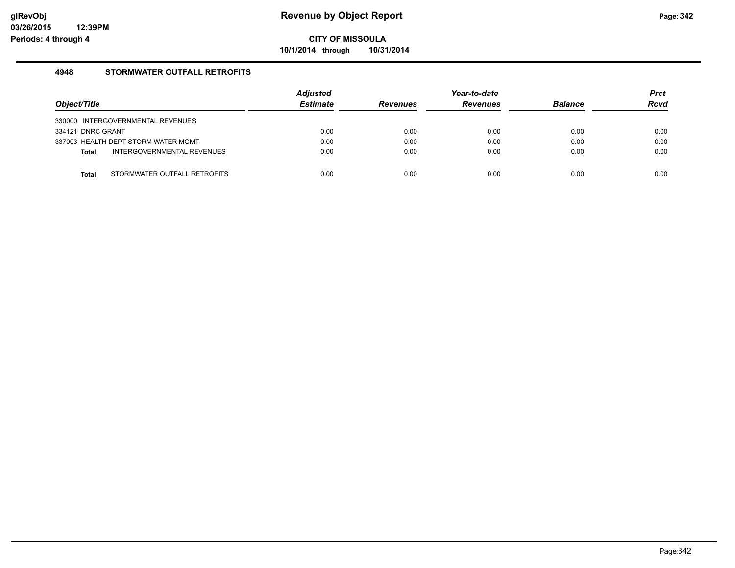**Revenue by Object Report**

**CITY OF MISSOULA**

**10/1/2014 through 10/31/2014**

glRevObj
03/26/2015 12:39PM
Periods: 4 through 4

### 4948 STORMWATER OUTFALL RETROFITS

| Object/Title | | Adjusted Estimate | Revenues | Year-to-date Revenues | Balance | Prct Rcvd |
|---|---|---|---|---|---|---|
| 330000 INTERGOVERNMENTAL REVENUES | | | | | | |
| 334121 DNRC GRANT | | 0.00 | 0.00 | 0.00 | 0.00 | 0.00 |
| 337003 HEALTH DEPT-STORM WATER MGMT | | 0.00 | 0.00 | 0.00 | 0.00 | 0.00 |
| **Total** | INTERGOVERNMENTAL REVENUES | 0.00 | 0.00 | 0.00 | 0.00 | 0.00 |
| **Total** | STORMWATER OUTFALL RETROFITS | 0.00 | 0.00 | 0.00 | 0.00 | 0.00 |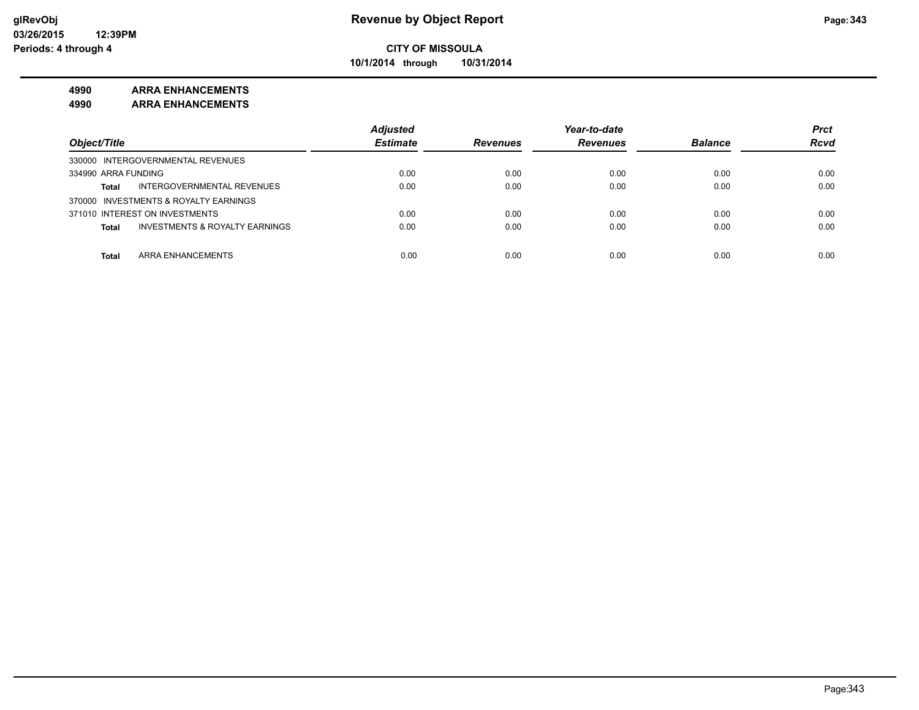**Revenue by Object Report**

**CITY OF MISSOULA**

**10/1/2014 through 10/31/2014**

**glRevObj**
**03/26/2015 12:39PM**
**Periods: 4 through 4**

## 4990 ARRA ENHANCEMENTS
## 4990 ARRA ENHANCEMENTS

| Object/Title | Adjusted Estimate | Revenues | Year-to-date Revenues | Balance | Prct Rcvd |
|---|---|---|---|---|---|
| 330000 INTERGOVERNMENTAL REVENUES | | | | | |
| 334990 ARRA FUNDING | 0.00 | 0.00 | 0.00 | 0.00 | 0.00 |
| **Total** INTERGOVERNMENTAL REVENUES | 0.00 | 0.00 | 0.00 | 0.00 | 0.00 |
| 370000 INVESTMENTS & ROYALTY EARNINGS | | | | | |
| 371010 INTEREST ON INVESTMENTS | 0.00 | 0.00 | 0.00 | 0.00 | 0.00 |
| **Total** INVESTMENTS & ROYALTY EARNINGS | 0.00 | 0.00 | 0.00 | 0.00 | 0.00 |
| **Total** ARRA ENHANCEMENTS | 0.00 | 0.00 | 0.00 | 0.00 | 0.00 |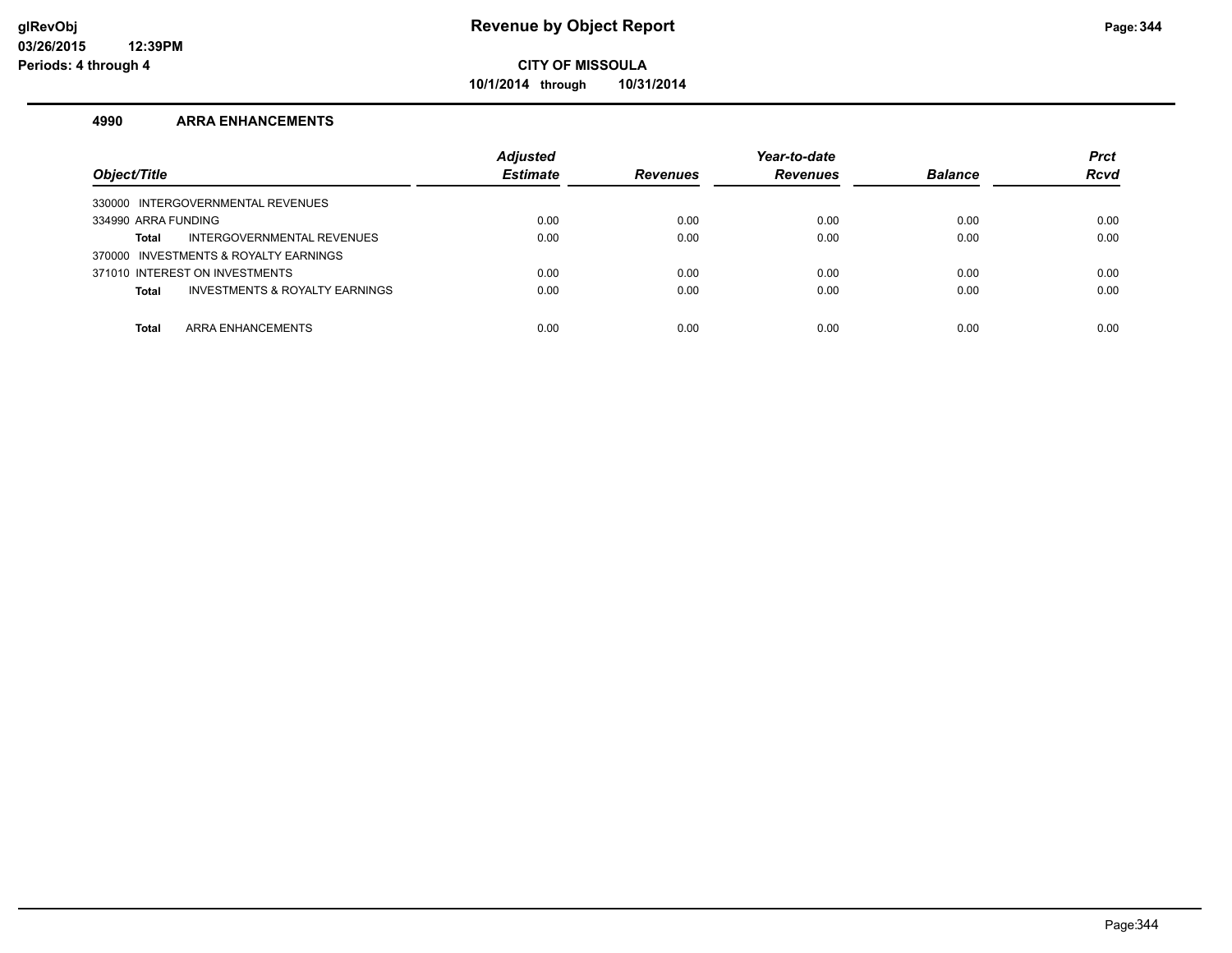**Revenue by Object Report**

**CITY OF MISSOULA**

**10/1/2014 through 10/31/2014**

glRevObj
03/26/2015 12:39PM
Periods: 4 through 4

## 4990 ARRA ENHANCEMENTS

| Object/Title | Adjusted Estimate | Revenues | Year-to-date Revenues | Balance | Prct Rcvd |
|---|---|---|---|---|---|
| 330000 INTERGOVERNMENTAL REVENUES | | | | | |
| 334990 ARRA FUNDING | 0.00 | 0.00 | 0.00 | 0.00 | 0.00 |
| **Total** INTERGOVERNMENTAL REVENUES | 0.00 | 0.00 | 0.00 | 0.00 | 0.00 |
| 370000 INVESTMENTS & ROYALTY EARNINGS | | | | | |
| 371010 INTEREST ON INVESTMENTS | 0.00 | 0.00 | 0.00 | 0.00 | 0.00 |
| **Total** INVESTMENTS & ROYALTY EARNINGS | 0.00 | 0.00 | 0.00 | 0.00 | 0.00 |
| **Total** ARRA ENHANCEMENTS | 0.00 | 0.00 | 0.00 | 0.00 | 0.00 |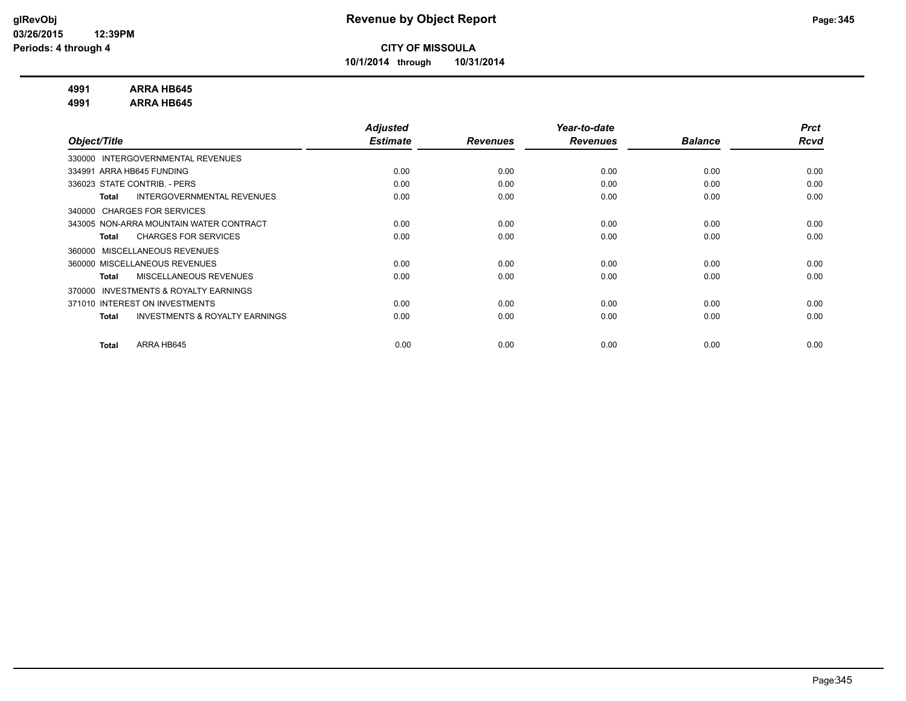**CITY OF MISSOULA**

**10/1/2014 through 10/31/2014**

**4991 ARRA HB645**

**4991 ARRA HB645**

| Object/Title | Adjusted Estimate | Revenues | Year-to-date Revenues | Balance | Prct Rcvd |
|---|---|---|---|---|---|
| 330000 INTERGOVERNMENTAL REVENUES | | | | | |
| 334991 ARRA HB645 FUNDING | 0.00 | 0.00 | 0.00 | 0.00 | 0.00 |
| 336023 STATE CONTRIB. - PERS | 0.00 | 0.00 | 0.00 | 0.00 | 0.00 |
| **Total** INTERGOVERNMENTAL REVENUES | 0.00 | 0.00 | 0.00 | 0.00 | 0.00 |
| 340000 CHARGES FOR SERVICES | | | | | |
| 343005 NON-ARRA MOUNTAIN WATER CONTRACT | 0.00 | 0.00 | 0.00 | 0.00 | 0.00 |
| **Total** CHARGES FOR SERVICES | 0.00 | 0.00 | 0.00 | 0.00 | 0.00 |
| 360000 MISCELLANEOUS REVENUES | | | | | |
| 360000 MISCELLANEOUS REVENUES | 0.00 | 0.00 | 0.00 | 0.00 | 0.00 |
| **Total** MISCELLANEOUS REVENUES | 0.00 | 0.00 | 0.00 | 0.00 | 0.00 |
| 370000 INVESTMENTS & ROYALTY EARNINGS | | | | | |
| 371010 INTEREST ON INVESTMENTS | 0.00 | 0.00 | 0.00 | 0.00 | 0.00 |
| **Total** INVESTMENTS & ROYALTY EARNINGS | 0.00 | 0.00 | 0.00 | 0.00 | 0.00 |
| **Total** ARRA HB645 | 0.00 | 0.00 | 0.00 | 0.00 | 0.00 |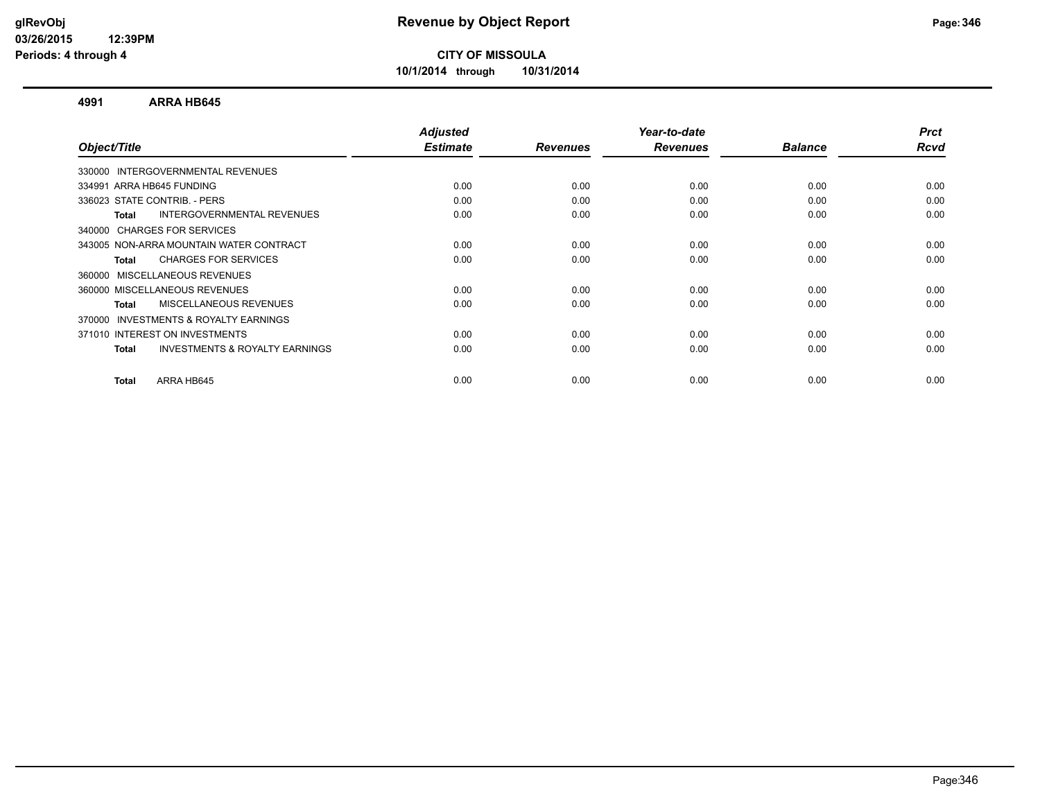**CITY OF MISSOULA**

**10/1/2014 through 10/31/2014**

## 4991 ARRA HB645

| Object/Title | Adjusted Estimate | Revenues | Year-to-date Revenues | Balance | Prct Rcvd |
|---|---|---|---|---|---|
| 330000 INTERGOVERNMENTAL REVENUES | | | | | |
| 334991 ARRA HB645 FUNDING | 0.00 | 0.00 | 0.00 | 0.00 | 0.00 |
| 336023 STATE CONTRIB. - PERS | 0.00 | 0.00 | 0.00 | 0.00 | 0.00 |
| **Total** INTERGOVERNMENTAL REVENUES | 0.00 | 0.00 | 0.00 | 0.00 | 0.00 |
| 340000 CHARGES FOR SERVICES | | | | | |
| 343005 NON-ARRA MOUNTAIN WATER CONTRACT | 0.00 | 0.00 | 0.00 | 0.00 | 0.00 |
| **Total** CHARGES FOR SERVICES | 0.00 | 0.00 | 0.00 | 0.00 | 0.00 |
| 360000 MISCELLANEOUS REVENUES | | | | | |
| 360000 MISCELLANEOUS REVENUES | 0.00 | 0.00 | 0.00 | 0.00 | 0.00 |
| **Total** MISCELLANEOUS REVENUES | 0.00 | 0.00 | 0.00 | 0.00 | 0.00 |
| 370000 INVESTMENTS & ROYALTY EARNINGS | | | | | |
| 371010 INTEREST ON INVESTMENTS | 0.00 | 0.00 | 0.00 | 0.00 | 0.00 |
| **Total** INVESTMENTS & ROYALTY EARNINGS | 0.00 | 0.00 | 0.00 | 0.00 | 0.00 |
| **Total** ARRA HB645 | 0.00 | 0.00 | 0.00 | 0.00 | 0.00 |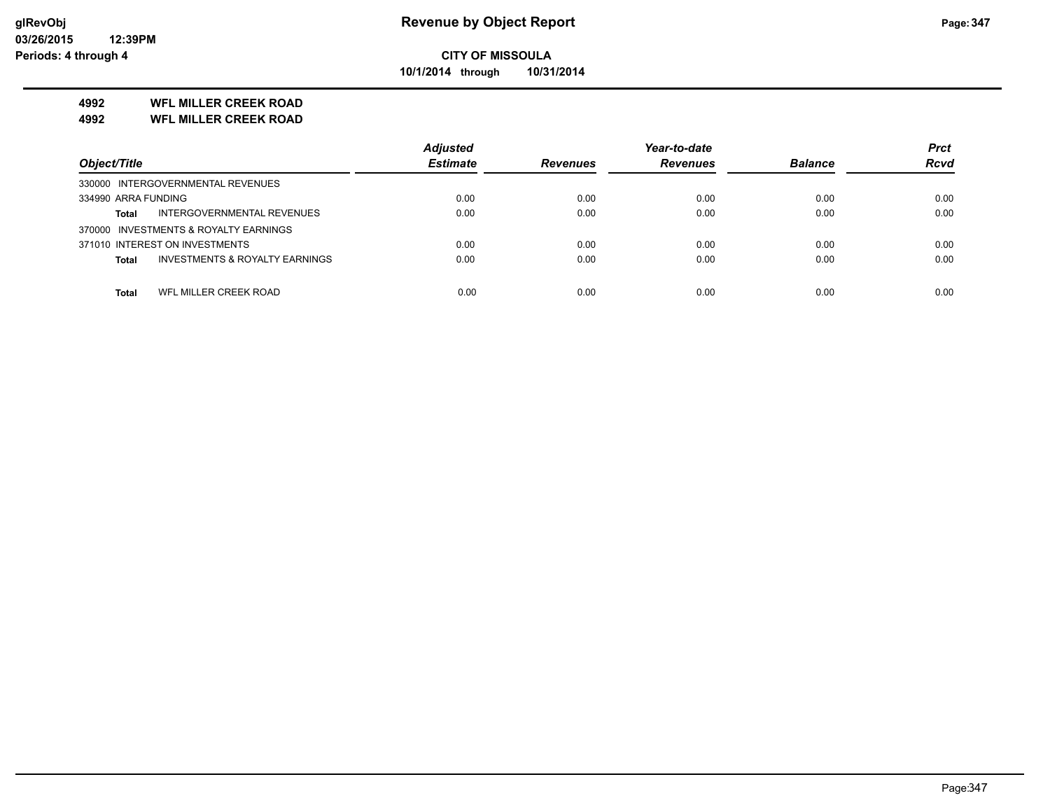**CITY OF MISSOULA**

**10/1/2014 through 10/31/2014**

**4992 WFL MILLER CREEK ROAD**

**4992 WFL MILLER CREEK ROAD**

| Object/Title | Adjusted Estimate | Revenues | Year-to-date Revenues | Balance | Prct Rcvd |
|---|---|---|---|---|---|
| 330000 INTERGOVERNMENTAL REVENUES | | | | | |
| 334990 ARRA FUNDING | 0.00 | 0.00 | 0.00 | 0.00 | 0.00 |
| **Total** INTERGOVERNMENTAL REVENUES | 0.00 | 0.00 | 0.00 | 0.00 | 0.00 |
| 370000 INVESTMENTS & ROYALTY EARNINGS | | | | | |
| 371010 INTEREST ON INVESTMENTS | 0.00 | 0.00 | 0.00 | 0.00 | 0.00 |
| **Total** INVESTMENTS & ROYALTY EARNINGS | 0.00 | 0.00 | 0.00 | 0.00 | 0.00 |
| **Total** WFL MILLER CREEK ROAD | 0.00 | 0.00 | 0.00 | 0.00 | 0.00 |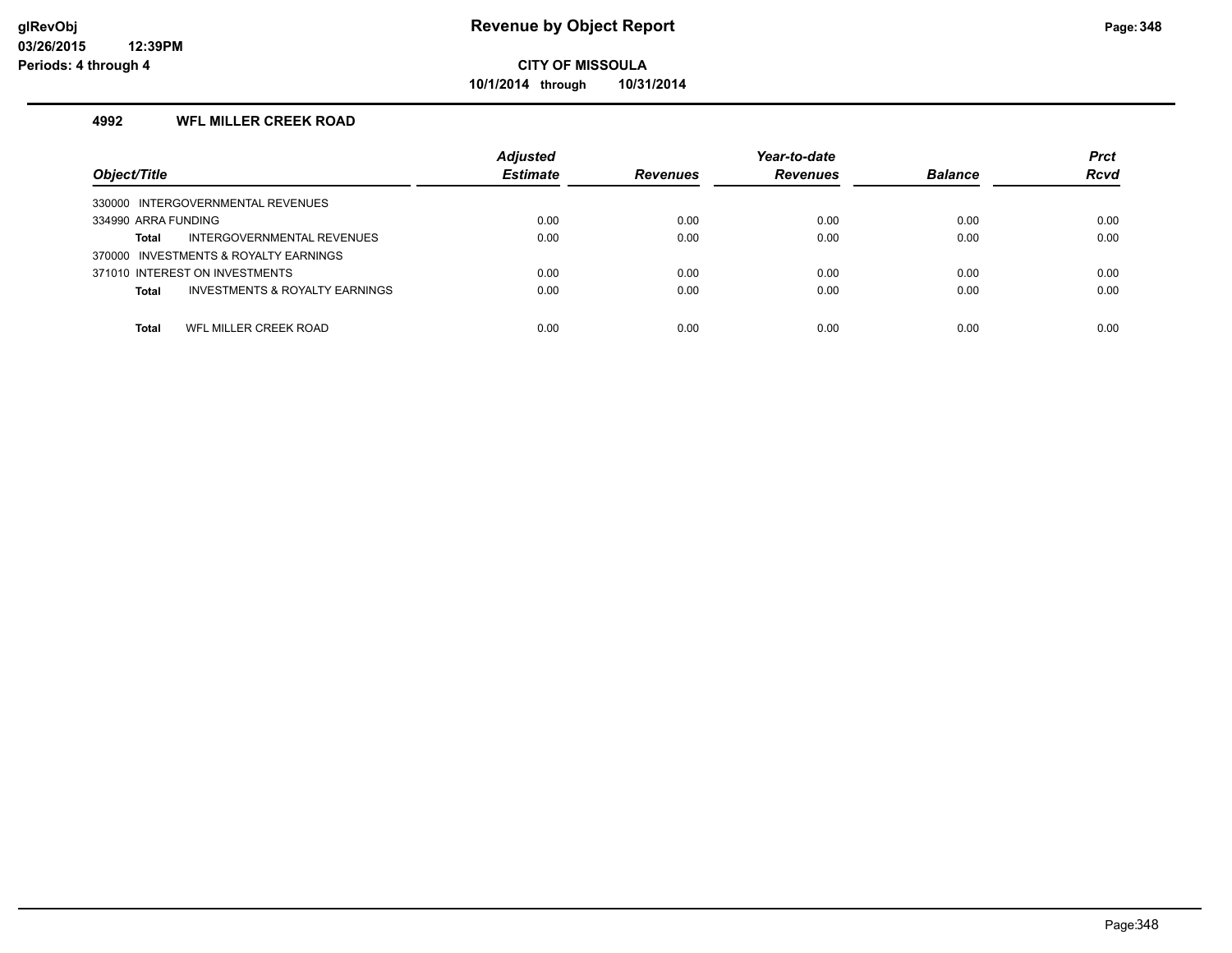**glRevObj**
**03/26/2015 12:39PM**
**Periods: 4 through 4**

# Revenue by Object Report

**CITY OF MISSOULA**

**10/1/2014 through 10/31/2014**

## 4992 WFL MILLER CREEK ROAD

| Object/Title | Adjusted Estimate | Revenues | Year-to-date Revenues | Balance | Prct Rcvd |
|---|---|---|---|---|---|
| 330000 INTERGOVERNMENTAL REVENUES | | | | | |
| 334990 ARRA FUNDING | 0.00 | 0.00 | 0.00 | 0.00 | 0.00 |
| **Total** INTERGOVERNMENTAL REVENUES | 0.00 | 0.00 | 0.00 | 0.00 | 0.00 |
| 370000 INVESTMENTS & ROYALTY EARNINGS | | | | | |
| 371010 INTEREST ON INVESTMENTS | 0.00 | 0.00 | 0.00 | 0.00 | 0.00 |
| **Total** INVESTMENTS & ROYALTY EARNINGS | 0.00 | 0.00 | 0.00 | 0.00 | 0.00 |
| **Total** WFL MILLER CREEK ROAD | 0.00 | 0.00 | 0.00 | 0.00 | 0.00 |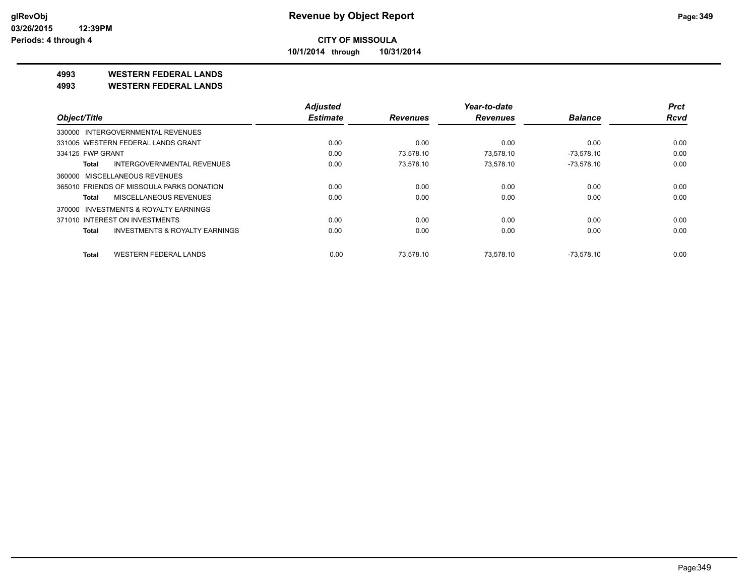**CITY OF MISSOULA**

**10/1/2014 through 10/31/2014**

**4993 WESTERN FEDERAL LANDS**

**4993 WESTERN FEDERAL LANDS**

| Object/Title | Adjusted Estimate | Revenues | Year-to-date Revenues | Balance | Prct Rcvd |
|---|---|---|---|---|---|
| 330000 INTERGOVERNMENTAL REVENUES | | | | | |
| 331005 WESTERN FEDERAL LANDS GRANT | 0.00 | 0.00 | 0.00 | 0.00 | 0.00 |
| 334125 FWP GRANT | 0.00 | 73,578.10 | 73,578.10 | -73,578.10 | 0.00 |
| **Total** INTERGOVERNMENTAL REVENUES | 0.00 | 73,578.10 | 73,578.10 | -73,578.10 | 0.00 |
| 360000 MISCELLANEOUS REVENUES | | | | | |
| 365010 FRIENDS OF MISSOULA PARKS DONATION | 0.00 | 0.00 | 0.00 | 0.00 | 0.00 |
| **Total** MISCELLANEOUS REVENUES | 0.00 | 0.00 | 0.00 | 0.00 | 0.00 |
| 370000 INVESTMENTS & ROYALTY EARNINGS | | | | | |
| 371010 INTEREST ON INVESTMENTS | 0.00 | 0.00 | 0.00 | 0.00 | 0.00 |
| **Total** INVESTMENTS & ROYALTY EARNINGS | 0.00 | 0.00 | 0.00 | 0.00 | 0.00 |
| **Total** WESTERN FEDERAL LANDS | 0.00 | 73,578.10 | 73,578.10 | -73,578.10 | 0.00 |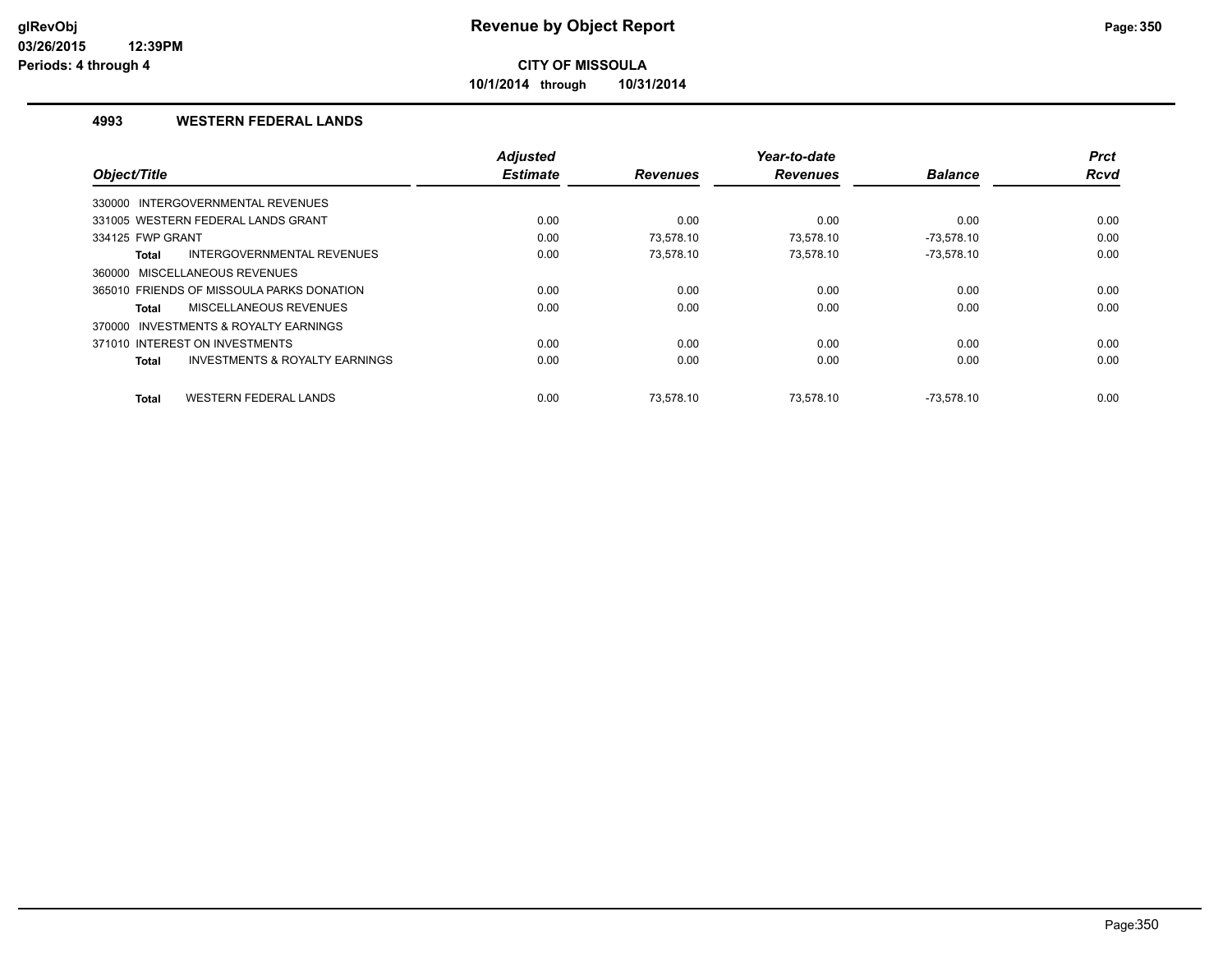**Revenue by Object Report**

**CITY OF MISSOULA**

**10/1/2014 through 10/31/2014**

## 4993 WESTERN FEDERAL LANDS

| Object/Title | Adjusted Estimate | Revenues | Year-to-date Revenues | Balance | Prct Rcvd |
|---|---|---|---|---|---|
| 330000 INTERGOVERNMENTAL REVENUES | | | | | |
| 331005 WESTERN FEDERAL LANDS GRANT | 0.00 | 0.00 | 0.00 | 0.00 | 0.00 |
| 334125 FWP GRANT | 0.00 | 73,578.10 | 73,578.10 | -73,578.10 | 0.00 |
| **Total** INTERGOVERNMENTAL REVENUES | 0.00 | 73,578.10 | 73,578.10 | -73,578.10 | 0.00 |
| 360000 MISCELLANEOUS REVENUES | | | | | |
| 365010 FRIENDS OF MISSOULA PARKS DONATION | 0.00 | 0.00 | 0.00 | 0.00 | 0.00 |
| **Total** MISCELLANEOUS REVENUES | 0.00 | 0.00 | 0.00 | 0.00 | 0.00 |
| 370000 INVESTMENTS & ROYALTY EARNINGS | | | | | |
| 371010 INTEREST ON INVESTMENTS | 0.00 | 0.00 | 0.00 | 0.00 | 0.00 |
| **Total** INVESTMENTS & ROYALTY EARNINGS | 0.00 | 0.00 | 0.00 | 0.00 | 0.00 |
| **Total** WESTERN FEDERAL LANDS | 0.00 | 73,578.10 | 73,578.10 | -73,578.10 | 0.00 |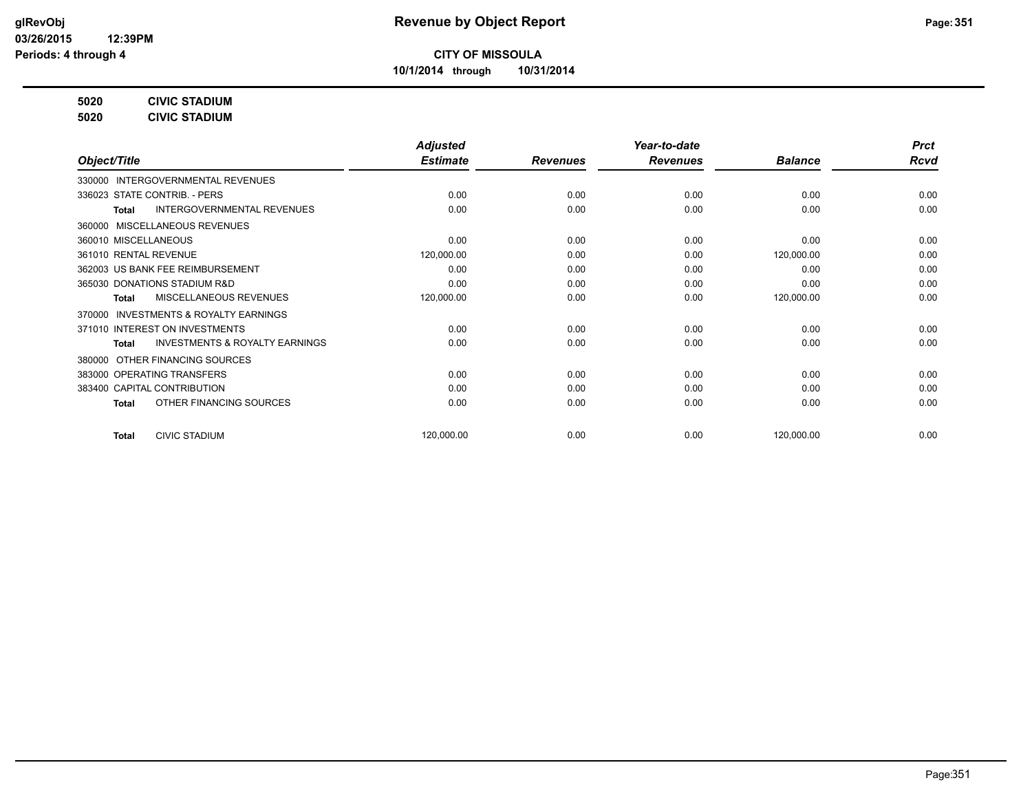**Revenue by Object Report**

**CITY OF MISSOULA**

**10/1/2014 through 10/31/2014**

glRevObj
03/26/2015 12:39PM
Periods: 4 through 4

**5020 CIVIC STADIUM**
**5020 CIVIC STADIUM**

| Object/Title | Adjusted Estimate | Revenues | Year-to-date Revenues | Balance | Prct Rcvd |
|---|---|---|---|---|---|
| 330000 INTERGOVERNMENTAL REVENUES | | | | | |
| 336023 STATE CONTRIB. - PERS | 0.00 | 0.00 | 0.00 | 0.00 | 0.00 |
| **Total** INTERGOVERNMENTAL REVENUES | 0.00 | 0.00 | 0.00 | 0.00 | 0.00 |
| 360000 MISCELLANEOUS REVENUES | | | | | |
| 360010 MISCELLANEOUS | 0.00 | 0.00 | 0.00 | 0.00 | 0.00 |
| 361010 RENTAL REVENUE | 120,000.00 | 0.00 | 0.00 | 120,000.00 | 0.00 |
| 362003 US BANK FEE REIMBURSEMENT | 0.00 | 0.00 | 0.00 | 0.00 | 0.00 |
| 365030 DONATIONS STADIUM R&D | 0.00 | 0.00 | 0.00 | 0.00 | 0.00 |
| **Total** MISCELLANEOUS REVENUES | 120,000.00 | 0.00 | 0.00 | 120,000.00 | 0.00 |
| 370000 INVESTMENTS & ROYALTY EARNINGS | | | | | |
| 371010 INTEREST ON INVESTMENTS | 0.00 | 0.00 | 0.00 | 0.00 | 0.00 |
| **Total** INVESTMENTS & ROYALTY EARNINGS | 0.00 | 0.00 | 0.00 | 0.00 | 0.00 |
| 380000 OTHER FINANCING SOURCES | | | | | |
| 383000 OPERATING TRANSFERS | 0.00 | 0.00 | 0.00 | 0.00 | 0.00 |
| 383400 CAPITAL CONTRIBUTION | 0.00 | 0.00 | 0.00 | 0.00 | 0.00 |
| **Total** OTHER FINANCING SOURCES | 0.00 | 0.00 | 0.00 | 0.00 | 0.00 |
| **Total** CIVIC STADIUM | 120,000.00 | 0.00 | 0.00 | 120,000.00 | 0.00 |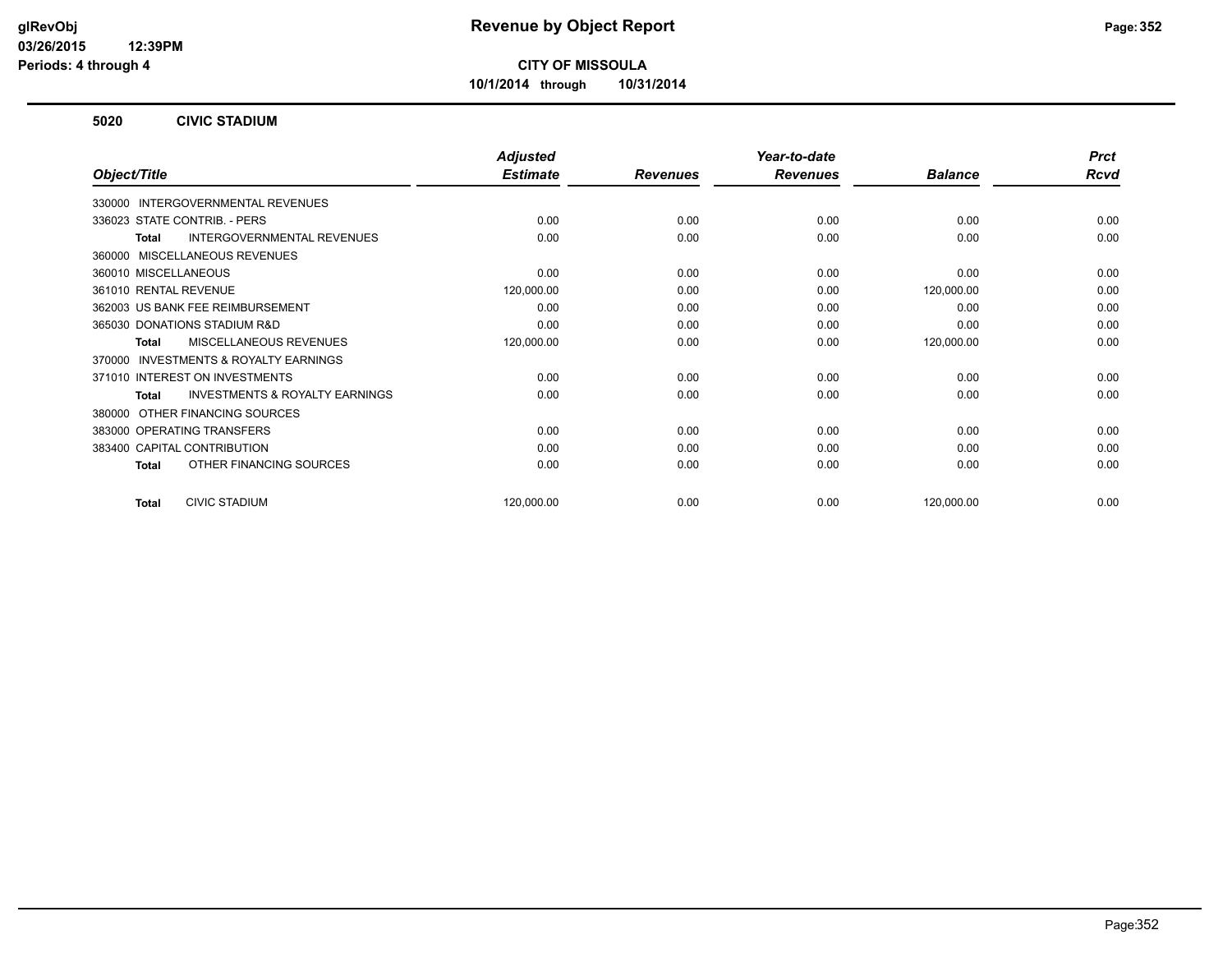**CITY OF MISSOULA**

**10/1/2014 through 10/31/2014**

## 5020 CIVIC STADIUM

| Object/Title | Adjusted Estimate | Revenues | Year-to-date Revenues | Balance | Prct Rcvd |
|---|---|---|---|---|---|
| 330000 INTERGOVERNMENTAL REVENUES | | | | | |
| 336023 STATE CONTRIB. - PERS | 0.00 | 0.00 | 0.00 | 0.00 | 0.00 |
| **Total** INTERGOVERNMENTAL REVENUES | 0.00 | 0.00 | 0.00 | 0.00 | 0.00 |
| 360000 MISCELLANEOUS REVENUES | | | | | |
| 360010 MISCELLANEOUS | 0.00 | 0.00 | 0.00 | 0.00 | 0.00 |
| 361010 RENTAL REVENUE | 120,000.00 | 0.00 | 0.00 | 120,000.00 | 0.00 |
| 362003 US BANK FEE REIMBURSEMENT | 0.00 | 0.00 | 0.00 | 0.00 | 0.00 |
| 365030 DONATIONS STADIUM R&D | 0.00 | 0.00 | 0.00 | 0.00 | 0.00 |
| **Total** MISCELLANEOUS REVENUES | 120,000.00 | 0.00 | 0.00 | 120,000.00 | 0.00 |
| 370000 INVESTMENTS & ROYALTY EARNINGS | | | | | |
| 371010 INTEREST ON INVESTMENTS | 0.00 | 0.00 | 0.00 | 0.00 | 0.00 |
| **Total** INVESTMENTS & ROYALTY EARNINGS | 0.00 | 0.00 | 0.00 | 0.00 | 0.00 |
| 380000 OTHER FINANCING SOURCES | | | | | |
| 383000 OPERATING TRANSFERS | 0.00 | 0.00 | 0.00 | 0.00 | 0.00 |
| 383400 CAPITAL CONTRIBUTION | 0.00 | 0.00 | 0.00 | 0.00 | 0.00 |
| **Total** OTHER FINANCING SOURCES | 0.00 | 0.00 | 0.00 | 0.00 | 0.00 |
| **Total** CIVIC STADIUM | 120,000.00 | 0.00 | 0.00 | 120,000.00 | 0.00 |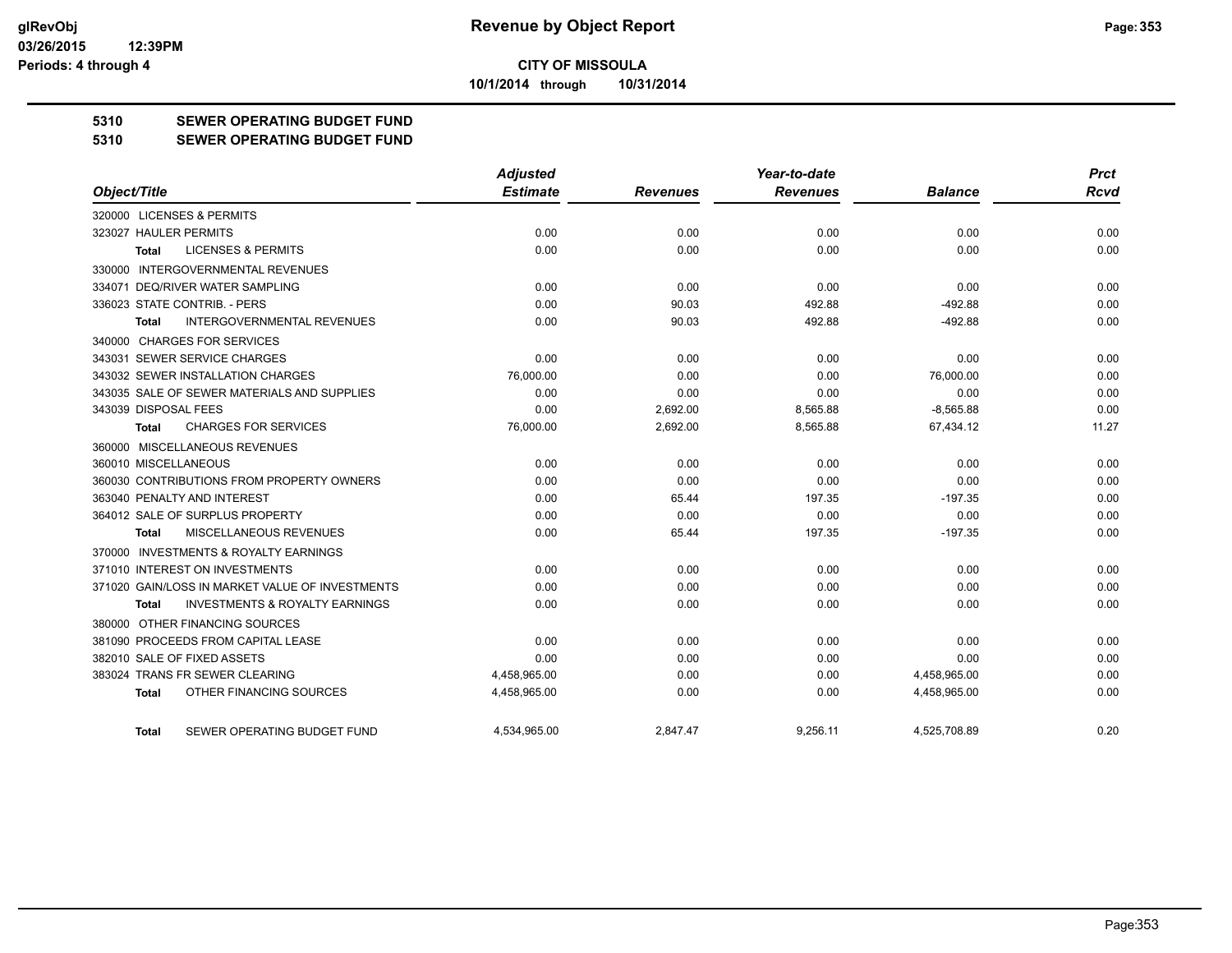# Revenue by Object Report

**CITY OF MISSOULA**

**10/1/2014 through 10/31/2014**

glRevObj
03/26/2015 12:39PM
Periods: 4 through 4

## 5310 SEWER OPERATING BUDGET FUND
## 5310 SEWER OPERATING BUDGET FUND

| Object/Title | Adjusted Estimate | Revenues | Year-to-date Revenues | Balance | Prct Rcvd |
|---|---|---|---|---|---|
| 320000 LICENSES & PERMITS | | | | | |
| 323027 HAULER PERMITS | 0.00 | 0.00 | 0.00 | 0.00 | 0.00 |
| Total LICENSES & PERMITS | 0.00 | 0.00 | 0.00 | 0.00 | 0.00 |
| 330000 INTERGOVERNMENTAL REVENUES | | | | | |
| 334071 DEQ/RIVER WATER SAMPLING | 0.00 | 0.00 | 0.00 | 0.00 | 0.00 |
| 336023 STATE CONTRIB. - PERS | 0.00 | 90.03 | 492.88 | -492.88 | 0.00 |
| Total INTERGOVERNMENTAL REVENUES | 0.00 | 90.03 | 492.88 | -492.88 | 0.00 |
| 340000 CHARGES FOR SERVICES | | | | | |
| 343031 SEWER SERVICE CHARGES | 0.00 | 0.00 | 0.00 | 0.00 | 0.00 |
| 343032 SEWER INSTALLATION CHARGES | 76,000.00 | 0.00 | 0.00 | 76,000.00 | 0.00 |
| 343035 SALE OF SEWER MATERIALS AND SUPPLIES | 0.00 | 0.00 | 0.00 | 0.00 | 0.00 |
| 343039 DISPOSAL FEES | 0.00 | 2,692.00 | 8,565.88 | -8,565.88 | 0.00 |
| Total CHARGES FOR SERVICES | 76,000.00 | 2,692.00 | 8,565.88 | 67,434.12 | 11.27 |
| 360000 MISCELLANEOUS REVENUES | | | | | |
| 360010 MISCELLANEOUS | 0.00 | 0.00 | 0.00 | 0.00 | 0.00 |
| 360030 CONTRIBUTIONS FROM PROPERTY OWNERS | 0.00 | 0.00 | 0.00 | 0.00 | 0.00 |
| 363040 PENALTY AND INTEREST | 0.00 | 65.44 | 197.35 | -197.35 | 0.00 |
| 364012 SALE OF SURPLUS PROPERTY | 0.00 | 0.00 | 0.00 | 0.00 | 0.00 |
| Total MISCELLANEOUS REVENUES | 0.00 | 65.44 | 197.35 | -197.35 | 0.00 |
| 370000 INVESTMENTS & ROYALTY EARNINGS | | | | | |
| 371010 INTEREST ON INVESTMENTS | 0.00 | 0.00 | 0.00 | 0.00 | 0.00 |
| 371020 GAIN/LOSS IN MARKET VALUE OF INVESTMENTS | 0.00 | 0.00 | 0.00 | 0.00 | 0.00 |
| Total INVESTMENTS & ROYALTY EARNINGS | 0.00 | 0.00 | 0.00 | 0.00 | 0.00 |
| 380000 OTHER FINANCING SOURCES | | | | | |
| 381090 PROCEEDS FROM CAPITAL LEASE | 0.00 | 0.00 | 0.00 | 0.00 | 0.00 |
| 382010 SALE OF FIXED ASSETS | 0.00 | 0.00 | 0.00 | 0.00 | 0.00 |
| 383024 TRANS FR SEWER CLEARING | 4,458,965.00 | 0.00 | 0.00 | 4,458,965.00 | 0.00 |
| Total OTHER FINANCING SOURCES | 4,458,965.00 | 0.00 | 0.00 | 4,458,965.00 | 0.00 |
| Total SEWER OPERATING BUDGET FUND | 4,534,965.00 | 2,847.47 | 9,256.11 | 4,525,708.89 | 0.20 |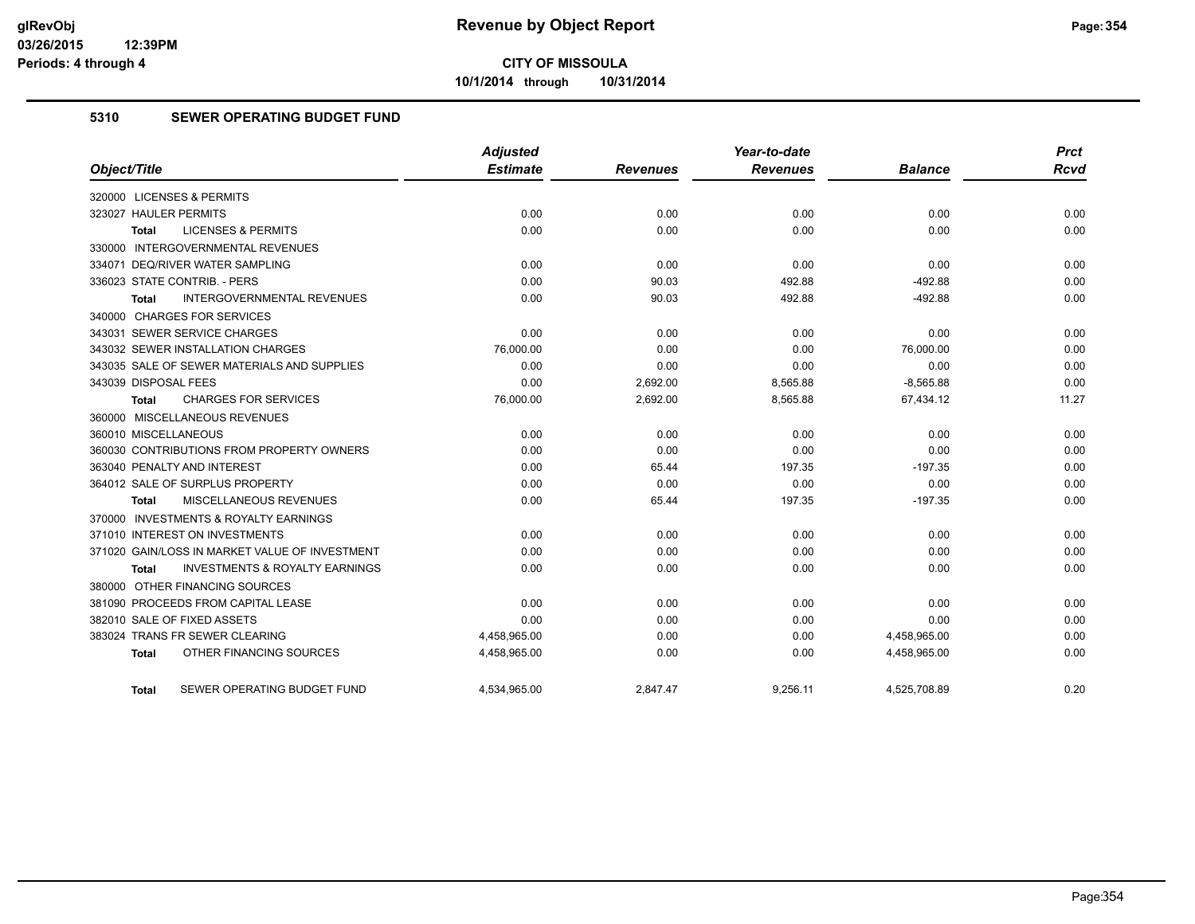# Revenue by Object Report

glRevObj
03/26/2015 12:39PM
Periods: 4 through 4

**CITY OF MISSOULA**

**10/1/2014 through 10/31/2014**

## 5310 SEWER OPERATING BUDGET FUND

| Object/Title | Adjusted Estimate | Revenues | Year-to-date Revenues | Balance | Prct Rcvd |
|---|---|---|---|---|---|
| 320000 LICENSES & PERMITS | | | | | |
| 323027 HAULER PERMITS | 0.00 | 0.00 | 0.00 | 0.00 | 0.00 |
| **Total** LICENSES & PERMITS | 0.00 | 0.00 | 0.00 | 0.00 | 0.00 |
| 330000 INTERGOVERNMENTAL REVENUES | | | | | |
| 334071 DEQ/RIVER WATER SAMPLING | 0.00 | 0.00 | 0.00 | 0.00 | 0.00 |
| 336023 STATE CONTRIB. - PERS | 0.00 | 90.03 | 492.88 | -492.88 | 0.00 |
| **Total** INTERGOVERNMENTAL REVENUES | 0.00 | 90.03 | 492.88 | -492.88 | 0.00 |
| 340000 CHARGES FOR SERVICES | | | | | |
| 343031 SEWER SERVICE CHARGES | 0.00 | 0.00 | 0.00 | 0.00 | 0.00 |
| 343032 SEWER INSTALLATION CHARGES | 76,000.00 | 0.00 | 0.00 | 76,000.00 | 0.00 |
| 343035 SALE OF SEWER MATERIALS AND SUPPLIES | 0.00 | 0.00 | 0.00 | 0.00 | 0.00 |
| 343039 DISPOSAL FEES | 0.00 | 2,692.00 | 8,565.88 | -8,565.88 | 0.00 |
| **Total** CHARGES FOR SERVICES | 76,000.00 | 2,692.00 | 8,565.88 | 67,434.12 | 11.27 |
| 360000 MISCELLANEOUS REVENUES | | | | | |
| 360010 MISCELLANEOUS | 0.00 | 0.00 | 0.00 | 0.00 | 0.00 |
| 360030 CONTRIBUTIONS FROM PROPERTY OWNERS | 0.00 | 0.00 | 0.00 | 0.00 | 0.00 |
| 363040 PENALTY AND INTEREST | 0.00 | 65.44 | 197.35 | -197.35 | 0.00 |
| 364012 SALE OF SURPLUS PROPERTY | 0.00 | 0.00 | 0.00 | 0.00 | 0.00 |
| **Total** MISCELLANEOUS REVENUES | 0.00 | 65.44 | 197.35 | -197.35 | 0.00 |
| 370000 INVESTMENTS & ROYALTY EARNINGS | | | | | |
| 371010 INTEREST ON INVESTMENTS | 0.00 | 0.00 | 0.00 | 0.00 | 0.00 |
| 371020 GAIN/LOSS IN MARKET VALUE OF INVESTMENT | 0.00 | 0.00 | 0.00 | 0.00 | 0.00 |
| **Total** INVESTMENTS & ROYALTY EARNINGS | 0.00 | 0.00 | 0.00 | 0.00 | 0.00 |
| 380000 OTHER FINANCING SOURCES | | | | | |
| 381090 PROCEEDS FROM CAPITAL LEASE | 0.00 | 0.00 | 0.00 | 0.00 | 0.00 |
| 382010 SALE OF FIXED ASSETS | 0.00 | 0.00 | 0.00 | 0.00 | 0.00 |
| 383024 TRANS FR SEWER CLEARING | 4,458,965.00 | 0.00 | 0.00 | 4,458,965.00 | 0.00 |
| **Total** OTHER FINANCING SOURCES | 4,458,965.00 | 0.00 | 0.00 | 4,458,965.00 | 0.00 |
| **Total** SEWER OPERATING BUDGET FUND | 4,534,965.00 | 2,847.47 | 9,256.11 | 4,525,708.89 | 0.20 |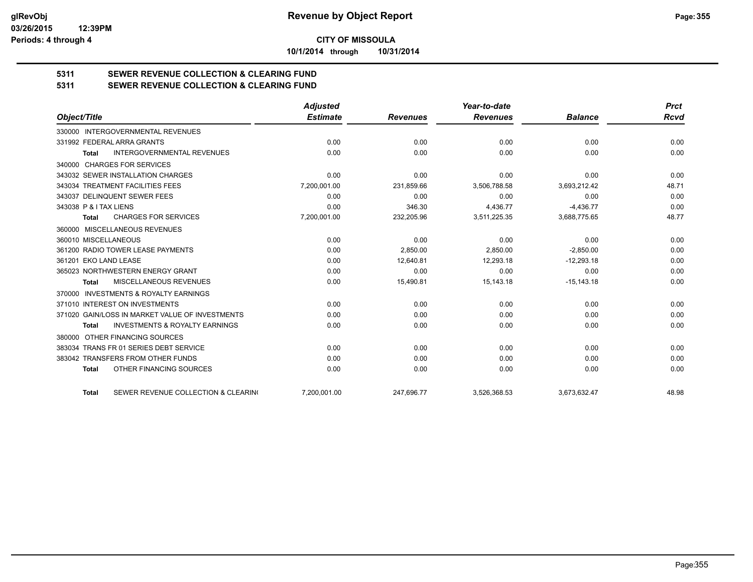**CITY OF MISSOULA**

**10/1/2014 through 10/31/2014**

## 5311 SEWER REVENUE COLLECTION & CLEARING FUND
## 5311 SEWER REVENUE COLLECTION & CLEARING FUND

| Object/Title | Adjusted Estimate | Revenues | Year-to-date Revenues | Balance | Prct Rcvd |
|---|---|---|---|---|---|
| 330000 INTERGOVERNMENTAL REVENUES | | | | | |
| 331992 FEDERAL ARRA GRANTS | 0.00 | 0.00 | 0.00 | 0.00 | 0.00 |
| Total INTERGOVERNMENTAL REVENUES | 0.00 | 0.00 | 0.00 | 0.00 | 0.00 |
| 340000 CHARGES FOR SERVICES | | | | | |
| 343032 SEWER INSTALLATION CHARGES | 0.00 | 0.00 | 0.00 | 0.00 | 0.00 |
| 343034 TREATMENT FACILITIES FEES | 7,200,001.00 | 231,859.66 | 3,506,788.58 | 3,693,212.42 | 48.71 |
| 343037 DELINQUENT SEWER FEES | 0.00 | 0.00 | 0.00 | 0.00 | 0.00 |
| 343038 P & I TAX LIENS | 0.00 | 346.30 | 4,436.77 | -4,436.77 | 0.00 |
| Total CHARGES FOR SERVICES | 7,200,001.00 | 232,205.96 | 3,511,225.35 | 3,688,775.65 | 48.77 |
| 360000 MISCELLANEOUS REVENUES | | | | | |
| 360010 MISCELLANEOUS | 0.00 | 0.00 | 0.00 | 0.00 | 0.00 |
| 361200 RADIO TOWER LEASE PAYMENTS | 0.00 | 2,850.00 | 2,850.00 | -2,850.00 | 0.00 |
| 361201 EKO LAND LEASE | 0.00 | 12,640.81 | 12,293.18 | -12,293.18 | 0.00 |
| 365023 NORTHWESTERN ENERGY GRANT | 0.00 | 0.00 | 0.00 | 0.00 | 0.00 |
| Total MISCELLANEOUS REVENUES | 0.00 | 15,490.81 | 15,143.18 | -15,143.18 | 0.00 |
| 370000 INVESTMENTS & ROYALTY EARNINGS | | | | | |
| 371010 INTEREST ON INVESTMENTS | 0.00 | 0.00 | 0.00 | 0.00 | 0.00 |
| 371020 GAIN/LOSS IN MARKET VALUE OF INVESTMENTS | 0.00 | 0.00 | 0.00 | 0.00 | 0.00 |
| Total INVESTMENTS & ROYALTY EARNINGS | 0.00 | 0.00 | 0.00 | 0.00 | 0.00 |
| 380000 OTHER FINANCING SOURCES | | | | | |
| 383034 TRANS FR 01 SERIES DEBT SERVICE | 0.00 | 0.00 | 0.00 | 0.00 | 0.00 |
| 383042 TRANSFERS FROM OTHER FUNDS | 0.00 | 0.00 | 0.00 | 0.00 | 0.00 |
| Total OTHER FINANCING SOURCES | 0.00 | 0.00 | 0.00 | 0.00 | 0.00 |
| Total SEWER REVENUE COLLECTION & CLEARIN( | 7,200,001.00 | 247,696.77 | 3,526,368.53 | 3,673,632.47 | 48.98 |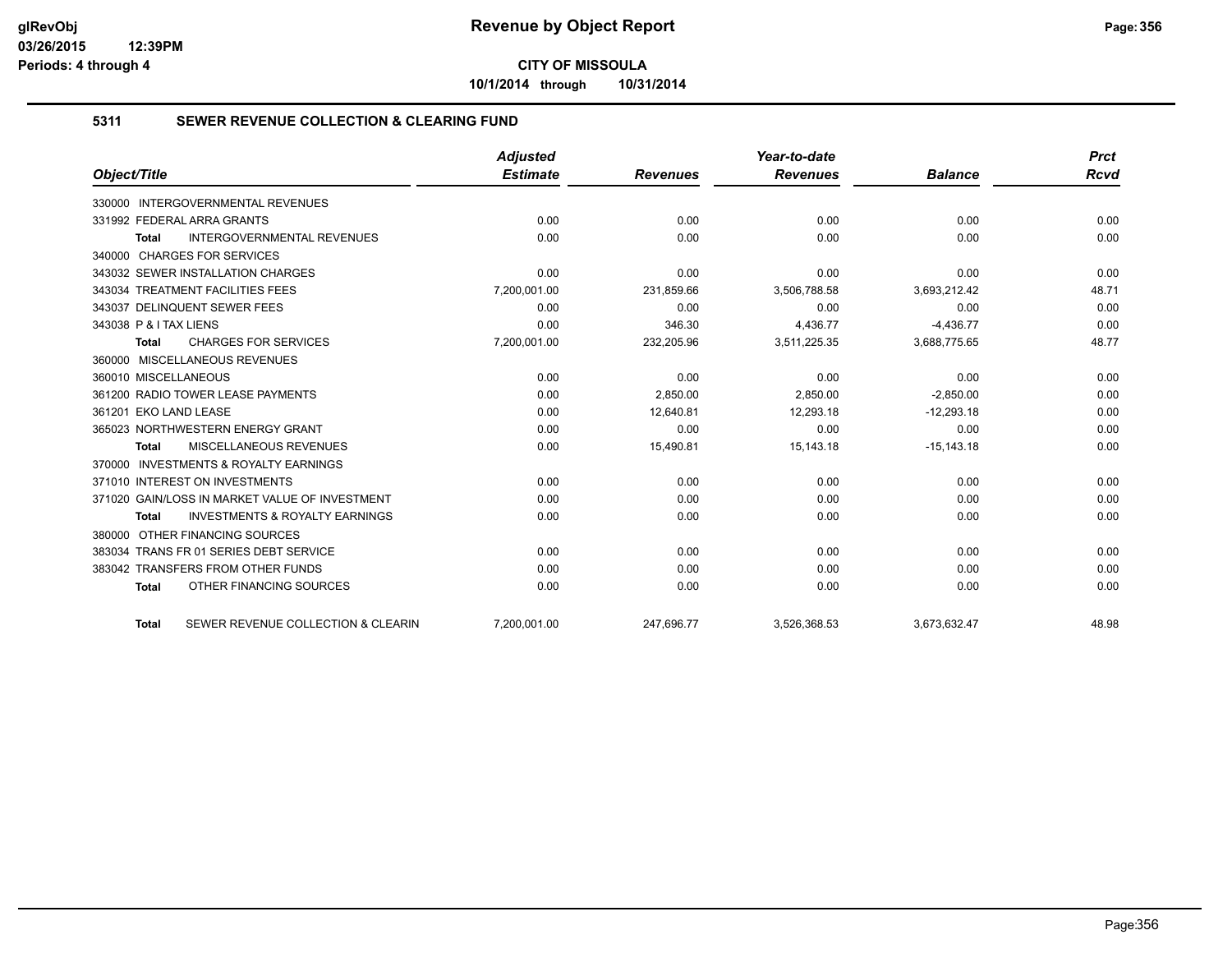**Revenue by Object Report**

**CITY OF MISSOULA**

**10/1/2014 through 10/31/2014**

## 5311 SEWER REVENUE COLLECTION & CLEARING FUND

| Object/Title | Adjusted Estimate | Revenues | Year-to-date Revenues | Balance | Prct Rcvd |
|---|---|---|---|---|---|
| 330000 INTERGOVERNMENTAL REVENUES | | | | | |
| 331992 FEDERAL ARRA GRANTS | 0.00 | 0.00 | 0.00 | 0.00 | 0.00 |
| **Total** INTERGOVERNMENTAL REVENUES | 0.00 | 0.00 | 0.00 | 0.00 | 0.00 |
| 340000 CHARGES FOR SERVICES | | | | | |
| 343032 SEWER INSTALLATION CHARGES | 0.00 | 0.00 | 0.00 | 0.00 | 0.00 |
| 343034 TREATMENT FACILITIES FEES | 7,200,001.00 | 231,859.66 | 3,506,788.58 | 3,693,212.42 | 48.71 |
| 343037 DELINQUENT SEWER FEES | 0.00 | 0.00 | 0.00 | 0.00 | 0.00 |
| 343038 P & I TAX LIENS | 0.00 | 346.30 | 4,436.77 | -4,436.77 | 0.00 |
| **Total** CHARGES FOR SERVICES | 7,200,001.00 | 232,205.96 | 3,511,225.35 | 3,688,775.65 | 48.77 |
| 360000 MISCELLANEOUS REVENUES | | | | | |
| 360010 MISCELLANEOUS | 0.00 | 0.00 | 0.00 | 0.00 | 0.00 |
| 361200 RADIO TOWER LEASE PAYMENTS | 0.00 | 2,850.00 | 2,850.00 | -2,850.00 | 0.00 |
| 361201 EKO LAND LEASE | 0.00 | 12,640.81 | 12,293.18 | -12,293.18 | 0.00 |
| 365023 NORTHWESTERN ENERGY GRANT | 0.00 | 0.00 | 0.00 | 0.00 | 0.00 |
| **Total** MISCELLANEOUS REVENUES | 0.00 | 15,490.81 | 15,143.18 | -15,143.18 | 0.00 |
| 370000 INVESTMENTS & ROYALTY EARNINGS | | | | | |
| 371010 INTEREST ON INVESTMENTS | 0.00 | 0.00 | 0.00 | 0.00 | 0.00 |
| 371020 GAIN/LOSS IN MARKET VALUE OF INVESTMENT | 0.00 | 0.00 | 0.00 | 0.00 | 0.00 |
| **Total** INVESTMENTS & ROYALTY EARNINGS | 0.00 | 0.00 | 0.00 | 0.00 | 0.00 |
| 380000 OTHER FINANCING SOURCES | | | | | |
| 383034 TRANS FR 01 SERIES DEBT SERVICE | 0.00 | 0.00 | 0.00 | 0.00 | 0.00 |
| 383042 TRANSFERS FROM OTHER FUNDS | 0.00 | 0.00 | 0.00 | 0.00 | 0.00 |
| **Total** OTHER FINANCING SOURCES | 0.00 | 0.00 | 0.00 | 0.00 | 0.00 |
| **Total** SEWER REVENUE COLLECTION & CLEARIN | 7,200,001.00 | 247,696.77 | 3,526,368.53 | 3,673,632.47 | 48.98 |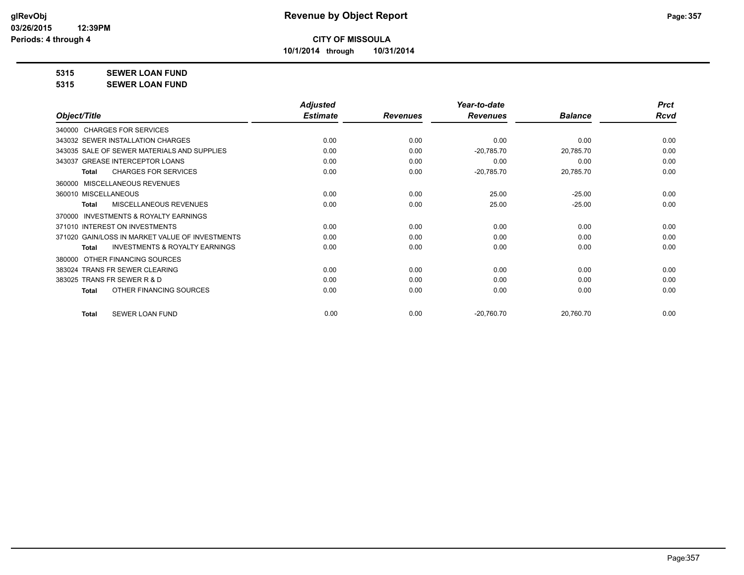# Revenue by Object Report

**CITY OF MISSOULA**

**10/1/2014 through 10/31/2014**

glRevObj
03/26/2015 12:39PM
Periods: 4 through 4

**5315 SEWER LOAN FUND**

**5315 SEWER LOAN FUND**

| Object/Title | Adjusted Estimate | Revenues | Year-to-date Revenues | Balance | Prct Rcvd |
|---|---|---|---|---|---|
| 340000 CHARGES FOR SERVICES | | | | | |
| 343032 SEWER INSTALLATION CHARGES | 0.00 | 0.00 | 0.00 | 0.00 | 0.00 |
| 343035 SALE OF SEWER MATERIALS AND SUPPLIES | 0.00 | 0.00 | -20,785.70 | 20,785.70 | 0.00 |
| 343037 GREASE INTERCEPTOR LOANS | 0.00 | 0.00 | 0.00 | 0.00 | 0.00 |
| **Total** CHARGES FOR SERVICES | 0.00 | 0.00 | -20,785.70 | 20,785.70 | 0.00 |
| 360000 MISCELLANEOUS REVENUES | | | | | |
| 360010 MISCELLANEOUS | 0.00 | 0.00 | 25.00 | -25.00 | 0.00 |
| **Total** MISCELLANEOUS REVENUES | 0.00 | 0.00 | 25.00 | -25.00 | 0.00 |
| 370000 INVESTMENTS & ROYALTY EARNINGS | | | | | |
| 371010 INTEREST ON INVESTMENTS | 0.00 | 0.00 | 0.00 | 0.00 | 0.00 |
| 371020 GAIN/LOSS IN MARKET VALUE OF INVESTMENTS | 0.00 | 0.00 | 0.00 | 0.00 | 0.00 |
| **Total** INVESTMENTS & ROYALTY EARNINGS | 0.00 | 0.00 | 0.00 | 0.00 | 0.00 |
| 380000 OTHER FINANCING SOURCES | | | | | |
| 383024 TRANS FR SEWER CLEARING | 0.00 | 0.00 | 0.00 | 0.00 | 0.00 |
| 383025 TRANS FR SEWER R & D | 0.00 | 0.00 | 0.00 | 0.00 | 0.00 |
| **Total** OTHER FINANCING SOURCES | 0.00 | 0.00 | 0.00 | 0.00 | 0.00 |
| **Total** SEWER LOAN FUND | 0.00 | 0.00 | -20,760.70 | 20,760.70 | 0.00 |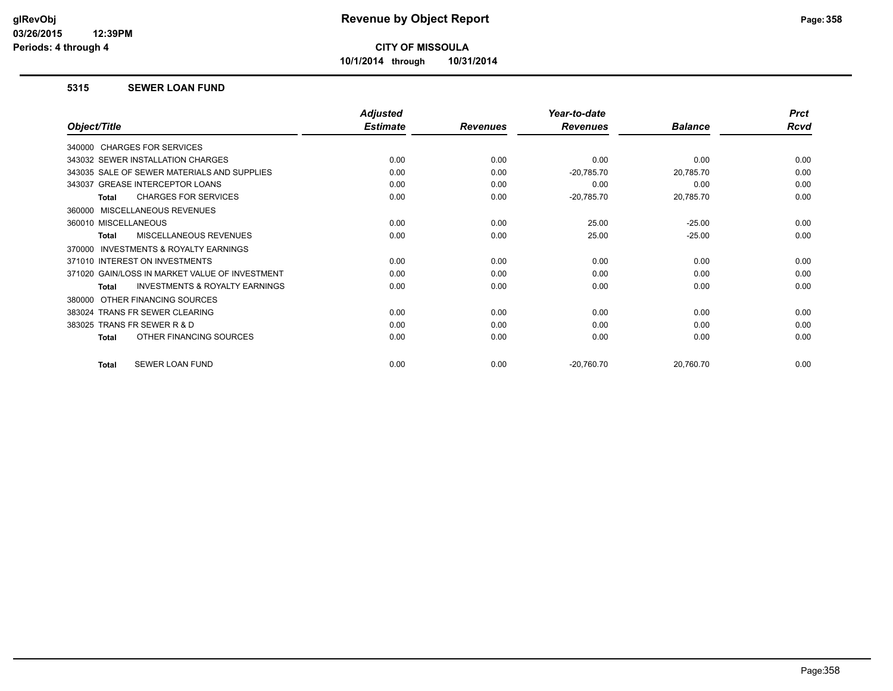**CITY OF MISSOULA**

**10/1/2014 through 10/31/2014**

### 5315 SEWER LOAN FUND

| Object/Title | Adjusted Estimate | Revenues | Year-to-date Revenues | Balance | Prct Rcvd |
|---|---|---|---|---|---|
| 340000 CHARGES FOR SERVICES | | | | | |
| 343032 SEWER INSTALLATION CHARGES | 0.00 | 0.00 | 0.00 | 0.00 | 0.00 |
| 343035 SALE OF SEWER MATERIALS AND SUPPLIES | 0.00 | 0.00 | -20,785.70 | 20,785.70 | 0.00 |
| 343037 GREASE INTERCEPTOR LOANS | 0.00 | 0.00 | 0.00 | 0.00 | 0.00 |
| **Total** CHARGES FOR SERVICES | 0.00 | 0.00 | -20,785.70 | 20,785.70 | 0.00 |
| 360000 MISCELLANEOUS REVENUES | | | | | |
| 360010 MISCELLANEOUS | 0.00 | 0.00 | 25.00 | -25.00 | 0.00 |
| **Total** MISCELLANEOUS REVENUES | 0.00 | 0.00 | 25.00 | -25.00 | 0.00 |
| 370000 INVESTMENTS & ROYALTY EARNINGS | | | | | |
| 371010 INTEREST ON INVESTMENTS | 0.00 | 0.00 | 0.00 | 0.00 | 0.00 |
| 371020 GAIN/LOSS IN MARKET VALUE OF INVESTMENT | 0.00 | 0.00 | 0.00 | 0.00 | 0.00 |
| **Total** INVESTMENTS & ROYALTY EARNINGS | 0.00 | 0.00 | 0.00 | 0.00 | 0.00 |
| 380000 OTHER FINANCING SOURCES | | | | | |
| 383024 TRANS FR SEWER CLEARING | 0.00 | 0.00 | 0.00 | 0.00 | 0.00 |
| 383025 TRANS FR SEWER R & D | 0.00 | 0.00 | 0.00 | 0.00 | 0.00 |
| **Total** OTHER FINANCING SOURCES | 0.00 | 0.00 | 0.00 | 0.00 | 0.00 |
| **Total** SEWER LOAN FUND | 0.00 | 0.00 | -20,760.70 | 20,760.70 | 0.00 |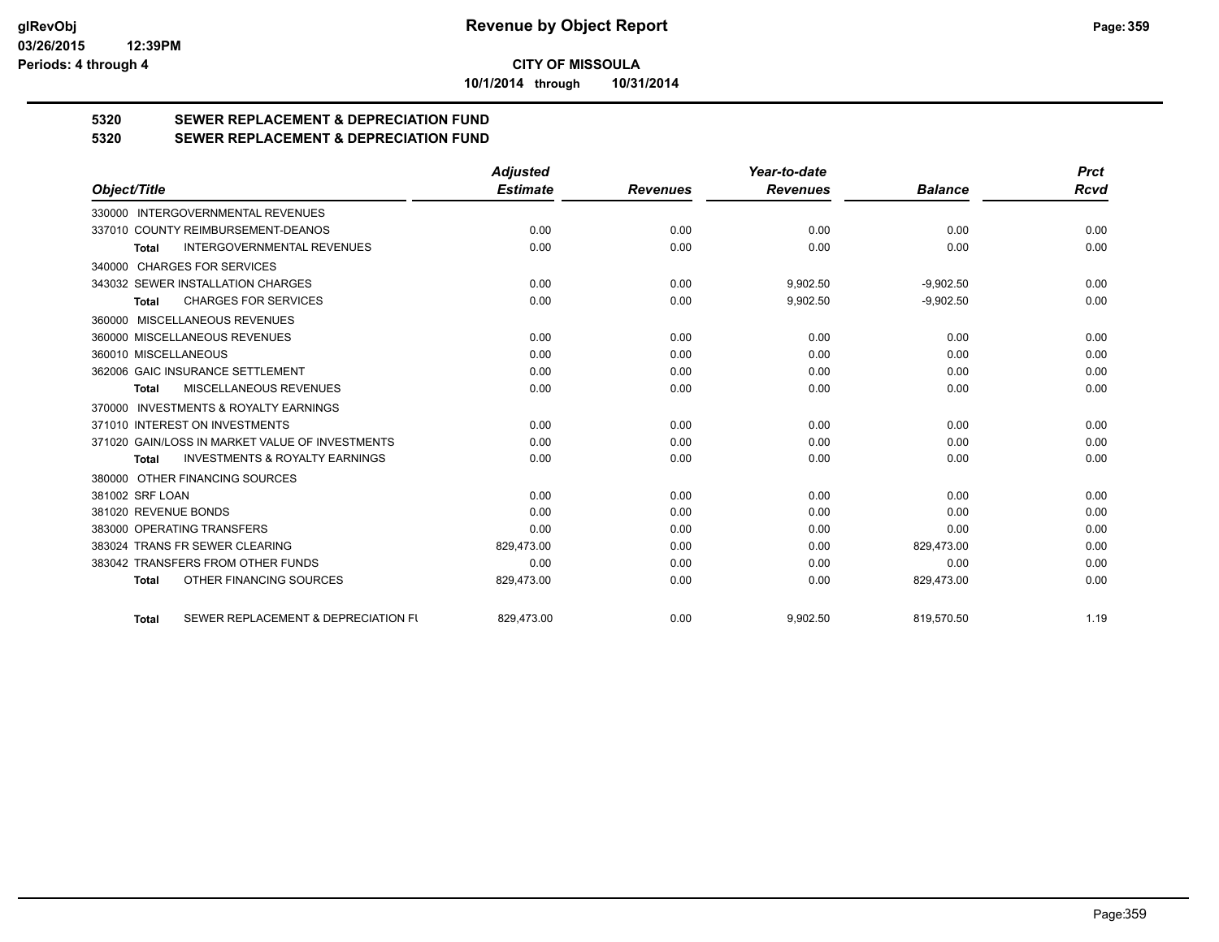**Revenue by Object Report**

**CITY OF MISSOULA**

**10/1/2014 through 10/31/2014**

## 5320 SEWER REPLACEMENT & DEPRECIATION FUND
## 5320 SEWER REPLACEMENT & DEPRECIATION FUND

| Object/Title | Adjusted Estimate | Revenues | Year-to-date Revenues | Balance | Prct Rcvd |
|---|---|---|---|---|---|
| 330000 INTERGOVERNMENTAL REVENUES | | | | | |
| 337010 COUNTY REIMBURSEMENT-DEANOS | 0.00 | 0.00 | 0.00 | 0.00 | 0.00 |
| **Total** INTERGOVERNMENTAL REVENUES | 0.00 | 0.00 | 0.00 | 0.00 | 0.00 |
| 340000 CHARGES FOR SERVICES | | | | | |
| 343032 SEWER INSTALLATION CHARGES | 0.00 | 0.00 | 9,902.50 | -9,902.50 | 0.00 |
| **Total** CHARGES FOR SERVICES | 0.00 | 0.00 | 9,902.50 | -9,902.50 | 0.00 |
| 360000 MISCELLANEOUS REVENUES | | | | | |
| 360000 MISCELLANEOUS REVENUES | 0.00 | 0.00 | 0.00 | 0.00 | 0.00 |
| 360010 MISCELLANEOUS | 0.00 | 0.00 | 0.00 | 0.00 | 0.00 |
| 362006 GAIC INSURANCE SETTLEMENT | 0.00 | 0.00 | 0.00 | 0.00 | 0.00 |
| **Total** MISCELLANEOUS REVENUES | 0.00 | 0.00 | 0.00 | 0.00 | 0.00 |
| 370000 INVESTMENTS & ROYALTY EARNINGS | | | | | |
| 371010 INTEREST ON INVESTMENTS | 0.00 | 0.00 | 0.00 | 0.00 | 0.00 |
| 371020 GAIN/LOSS IN MARKET VALUE OF INVESTMENTS | 0.00 | 0.00 | 0.00 | 0.00 | 0.00 |
| **Total** INVESTMENTS & ROYALTY EARNINGS | 0.00 | 0.00 | 0.00 | 0.00 | 0.00 |
| 380000 OTHER FINANCING SOURCES | | | | | |
| 381002 SRF LOAN | 0.00 | 0.00 | 0.00 | 0.00 | 0.00 |
| 381020 REVENUE BONDS | 0.00 | 0.00 | 0.00 | 0.00 | 0.00 |
| 383000 OPERATING TRANSFERS | 0.00 | 0.00 | 0.00 | 0.00 | 0.00 |
| 383024 TRANS FR SEWER CLEARING | 829,473.00 | 0.00 | 0.00 | 829,473.00 | 0.00 |
| 383042 TRANSFERS FROM OTHER FUNDS | 0.00 | 0.00 | 0.00 | 0.00 | 0.00 |
| **Total** OTHER FINANCING SOURCES | 829,473.00 | 0.00 | 0.00 | 829,473.00 | 0.00 |
| **Total** SEWER REPLACEMENT & DEPRECIATION FU | 829,473.00 | 0.00 | 9,902.50 | 819,570.50 | 1.19 |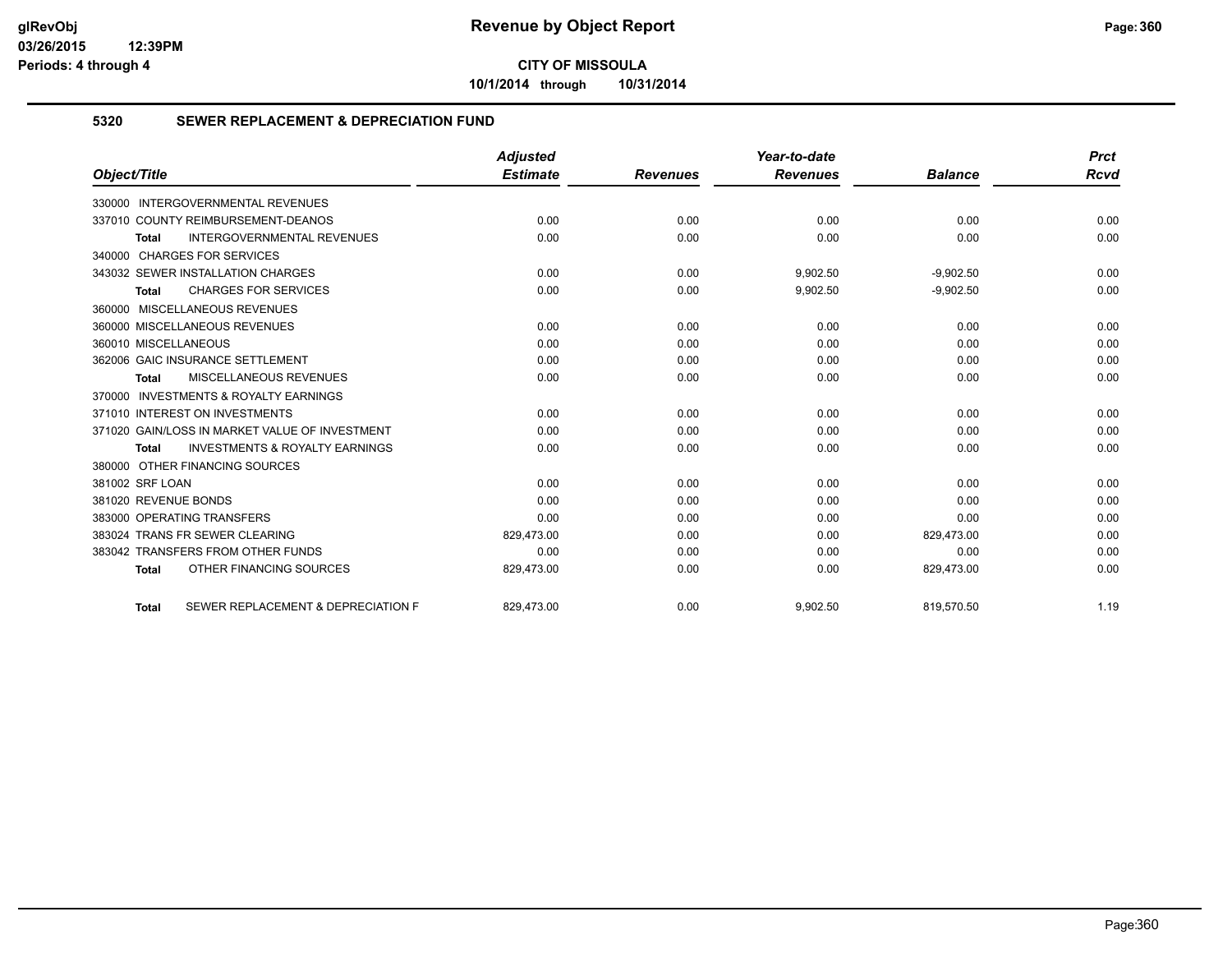**CITY OF MISSOULA**

**10/1/2014 through 10/31/2014**

## 5320 SEWER REPLACEMENT & DEPRECIATION FUND

| Object/Title | Adjusted Estimate | Revenues | Year-to-date Revenues | Balance | Prct Rcvd |
|---|---|---|---|---|---|
| 330000 INTERGOVERNMENTAL REVENUES | | | | | |
| 337010 COUNTY REIMBURSEMENT-DEANOS | 0.00 | 0.00 | 0.00 | 0.00 | 0.00 |
| Total INTERGOVERNMENTAL REVENUES | 0.00 | 0.00 | 0.00 | 0.00 | 0.00 |
| 340000 CHARGES FOR SERVICES | | | | | |
| 343032 SEWER INSTALLATION CHARGES | 0.00 | 0.00 | 9,902.50 | -9,902.50 | 0.00 |
| Total CHARGES FOR SERVICES | 0.00 | 0.00 | 9,902.50 | -9,902.50 | 0.00 |
| 360000 MISCELLANEOUS REVENUES | | | | | |
| 360000 MISCELLANEOUS REVENUES | 0.00 | 0.00 | 0.00 | 0.00 | 0.00 |
| 360010 MISCELLANEOUS | 0.00 | 0.00 | 0.00 | 0.00 | 0.00 |
| 362006 GAIC INSURANCE SETTLEMENT | 0.00 | 0.00 | 0.00 | 0.00 | 0.00 |
| Total MISCELLANEOUS REVENUES | 0.00 | 0.00 | 0.00 | 0.00 | 0.00 |
| 370000 INVESTMENTS & ROYALTY EARNINGS | | | | | |
| 371010 INTEREST ON INVESTMENTS | 0.00 | 0.00 | 0.00 | 0.00 | 0.00 |
| 371020 GAIN/LOSS IN MARKET VALUE OF INVESTMENT | 0.00 | 0.00 | 0.00 | 0.00 | 0.00 |
| Total INVESTMENTS & ROYALTY EARNINGS | 0.00 | 0.00 | 0.00 | 0.00 | 0.00 |
| 380000 OTHER FINANCING SOURCES | | | | | |
| 381002 SRF LOAN | 0.00 | 0.00 | 0.00 | 0.00 | 0.00 |
| 381020 REVENUE BONDS | 0.00 | 0.00 | 0.00 | 0.00 | 0.00 |
| 383000 OPERATING TRANSFERS | 0.00 | 0.00 | 0.00 | 0.00 | 0.00 |
| 383024 TRANS FR SEWER CLEARING | 829,473.00 | 0.00 | 0.00 | 829,473.00 | 0.00 |
| 383042 TRANSFERS FROM OTHER FUNDS | 0.00 | 0.00 | 0.00 | 0.00 | 0.00 |
| Total OTHER FINANCING SOURCES | 829,473.00 | 0.00 | 0.00 | 829,473.00 | 0.00 |
| Total SEWER REPLACEMENT & DEPRECIATION F | 829,473.00 | 0.00 | 9,902.50 | 819,570.50 | 1.19 |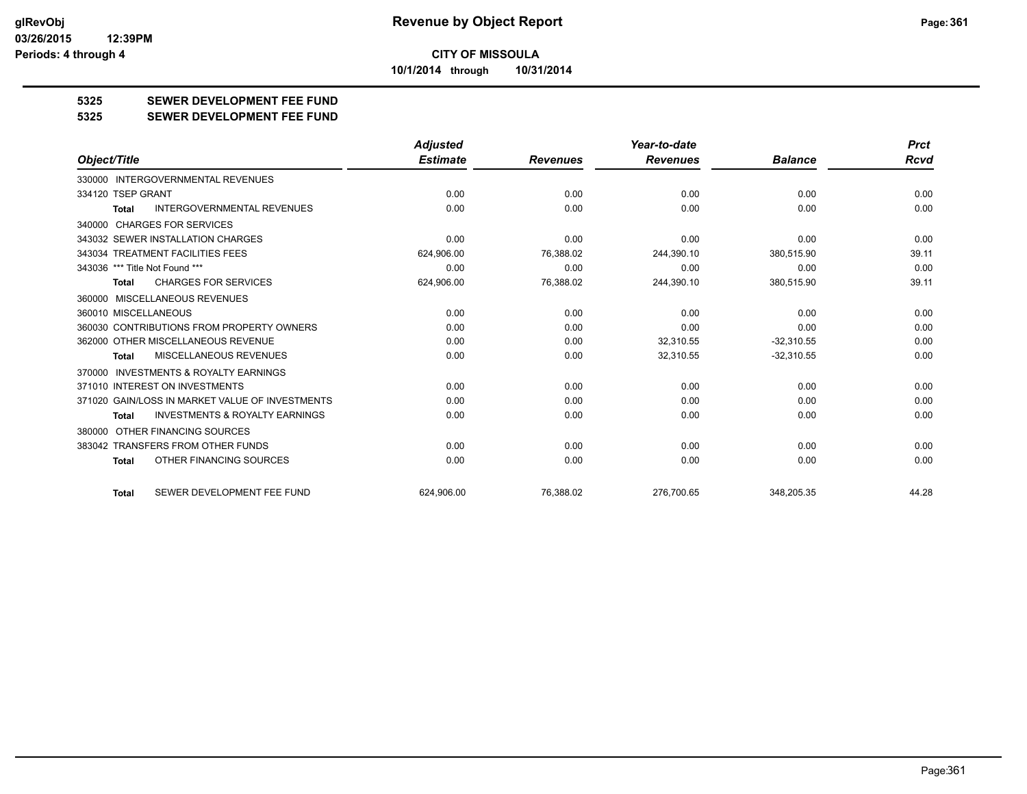# Revenue by Object Report

**CITY OF MISSOULA**

**10/1/2014 through 10/31/2014**

**5325 SEWER DEVELOPMENT FEE FUND**

**5325 SEWER DEVELOPMENT FEE FUND**

| Object/Title | Adjusted Estimate | Revenues | Year-to-date Revenues | Balance | Prct Rcvd |
|---|---|---|---|---|---|
| 330000 INTERGOVERNMENTAL REVENUES | | | | | |
| 334120 TSEP GRANT | 0.00 | 0.00 | 0.00 | 0.00 | 0.00 |
| **Total** INTERGOVERNMENTAL REVENUES | 0.00 | 0.00 | 0.00 | 0.00 | 0.00 |
| 340000 CHARGES FOR SERVICES | | | | | |
| 343032 SEWER INSTALLATION CHARGES | 0.00 | 0.00 | 0.00 | 0.00 | 0.00 |
| 343034 TREATMENT FACILITIES FEES | 624,906.00 | 76,388.02 | 244,390.10 | 380,515.90 | 39.11 |
| 343036 *** Title Not Found *** | 0.00 | 0.00 | 0.00 | 0.00 | 0.00 |
| **Total** CHARGES FOR SERVICES | 624,906.00 | 76,388.02 | 244,390.10 | 380,515.90 | 39.11 |
| 360000 MISCELLANEOUS REVENUES | | | | | |
| 360010 MISCELLANEOUS | 0.00 | 0.00 | 0.00 | 0.00 | 0.00 |
| 360030 CONTRIBUTIONS FROM PROPERTY OWNERS | 0.00 | 0.00 | 0.00 | 0.00 | 0.00 |
| 362000 OTHER MISCELLANEOUS REVENUE | 0.00 | 0.00 | 32,310.55 | -32,310.55 | 0.00 |
| **Total** MISCELLANEOUS REVENUES | 0.00 | 0.00 | 32,310.55 | -32,310.55 | 0.00 |
| 370000 INVESTMENTS & ROYALTY EARNINGS | | | | | |
| 371010 INTEREST ON INVESTMENTS | 0.00 | 0.00 | 0.00 | 0.00 | 0.00 |
| 371020 GAIN/LOSS IN MARKET VALUE OF INVESTMENTS | 0.00 | 0.00 | 0.00 | 0.00 | 0.00 |
| **Total** INVESTMENTS & ROYALTY EARNINGS | 0.00 | 0.00 | 0.00 | 0.00 | 0.00 |
| 380000 OTHER FINANCING SOURCES | | | | | |
| 383042 TRANSFERS FROM OTHER FUNDS | 0.00 | 0.00 | 0.00 | 0.00 | 0.00 |
| **Total** OTHER FINANCING SOURCES | 0.00 | 0.00 | 0.00 | 0.00 | 0.00 |
| **Total** SEWER DEVELOPMENT FEE FUND | 624,906.00 | 76,388.02 | 276,700.65 | 348,205.35 | 44.28 |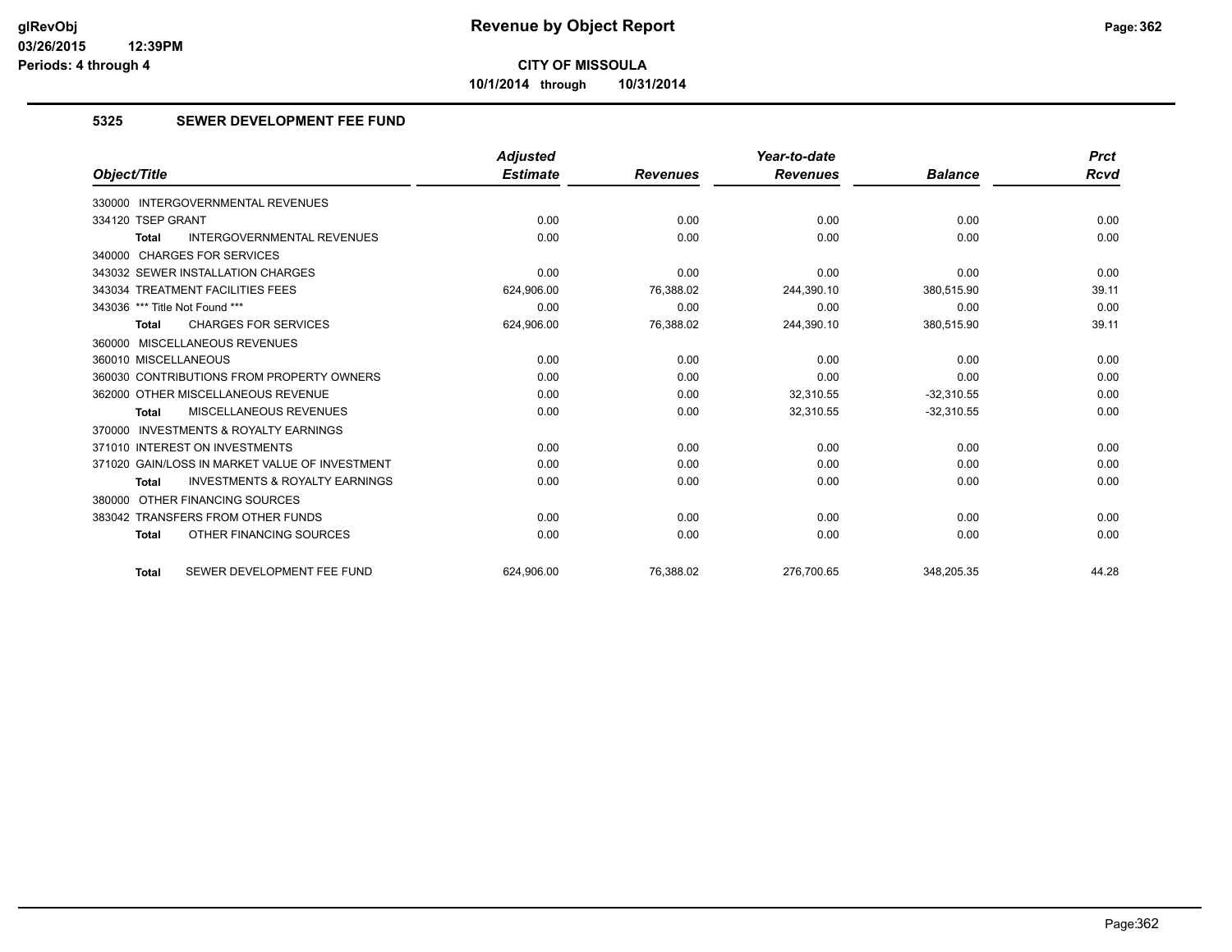**Revenue by Object Report**

**CITY OF MISSOULA**

**10/1/2014 through 10/31/2014**

glRevObj
03/26/2015 12:39PM
Periods: 4 through 4

## 5325 SEWER DEVELOPMENT FEE FUND

| Object/Title | Adjusted Estimate | Revenues | Year-to-date Revenues | Balance | Prct Rcvd |
|---|---|---|---|---|---|
| 330000 INTERGOVERNMENTAL REVENUES | | | | | |
| 334120 TSEP GRANT | 0.00 | 0.00 | 0.00 | 0.00 | 0.00 |
| **Total** INTERGOVERNMENTAL REVENUES | 0.00 | 0.00 | 0.00 | 0.00 | 0.00 |
| 340000 CHARGES FOR SERVICES | | | | | |
| 343032 SEWER INSTALLATION CHARGES | 0.00 | 0.00 | 0.00 | 0.00 | 0.00 |
| 343034 TREATMENT FACILITIES FEES | 624,906.00 | 76,388.02 | 244,390.10 | 380,515.90 | 39.11 |
| 343036 *** Title Not Found *** | 0.00 | 0.00 | 0.00 | 0.00 | 0.00 |
| **Total** CHARGES FOR SERVICES | 624,906.00 | 76,388.02 | 244,390.10 | 380,515.90 | 39.11 |
| 360000 MISCELLANEOUS REVENUES | | | | | |
| 360010 MISCELLANEOUS | 0.00 | 0.00 | 0.00 | 0.00 | 0.00 |
| 360030 CONTRIBUTIONS FROM PROPERTY OWNERS | 0.00 | 0.00 | 0.00 | 0.00 | 0.00 |
| 362000 OTHER MISCELLANEOUS REVENUE | 0.00 | 0.00 | 32,310.55 | -32,310.55 | 0.00 |
| **Total** MISCELLANEOUS REVENUES | 0.00 | 0.00 | 32,310.55 | -32,310.55 | 0.00 |
| 370000 INVESTMENTS & ROYALTY EARNINGS | | | | | |
| 371010 INTEREST ON INVESTMENTS | 0.00 | 0.00 | 0.00 | 0.00 | 0.00 |
| 371020 GAIN/LOSS IN MARKET VALUE OF INVESTMENT | 0.00 | 0.00 | 0.00 | 0.00 | 0.00 |
| **Total** INVESTMENTS & ROYALTY EARNINGS | 0.00 | 0.00 | 0.00 | 0.00 | 0.00 |
| 380000 OTHER FINANCING SOURCES | | | | | |
| 383042 TRANSFERS FROM OTHER FUNDS | 0.00 | 0.00 | 0.00 | 0.00 | 0.00 |
| **Total** OTHER FINANCING SOURCES | 0.00 | 0.00 | 0.00 | 0.00 | 0.00 |
| **Total** SEWER DEVELOPMENT FEE FUND | 624,906.00 | 76,388.02 | 276,700.65 | 348,205.35 | 44.28 |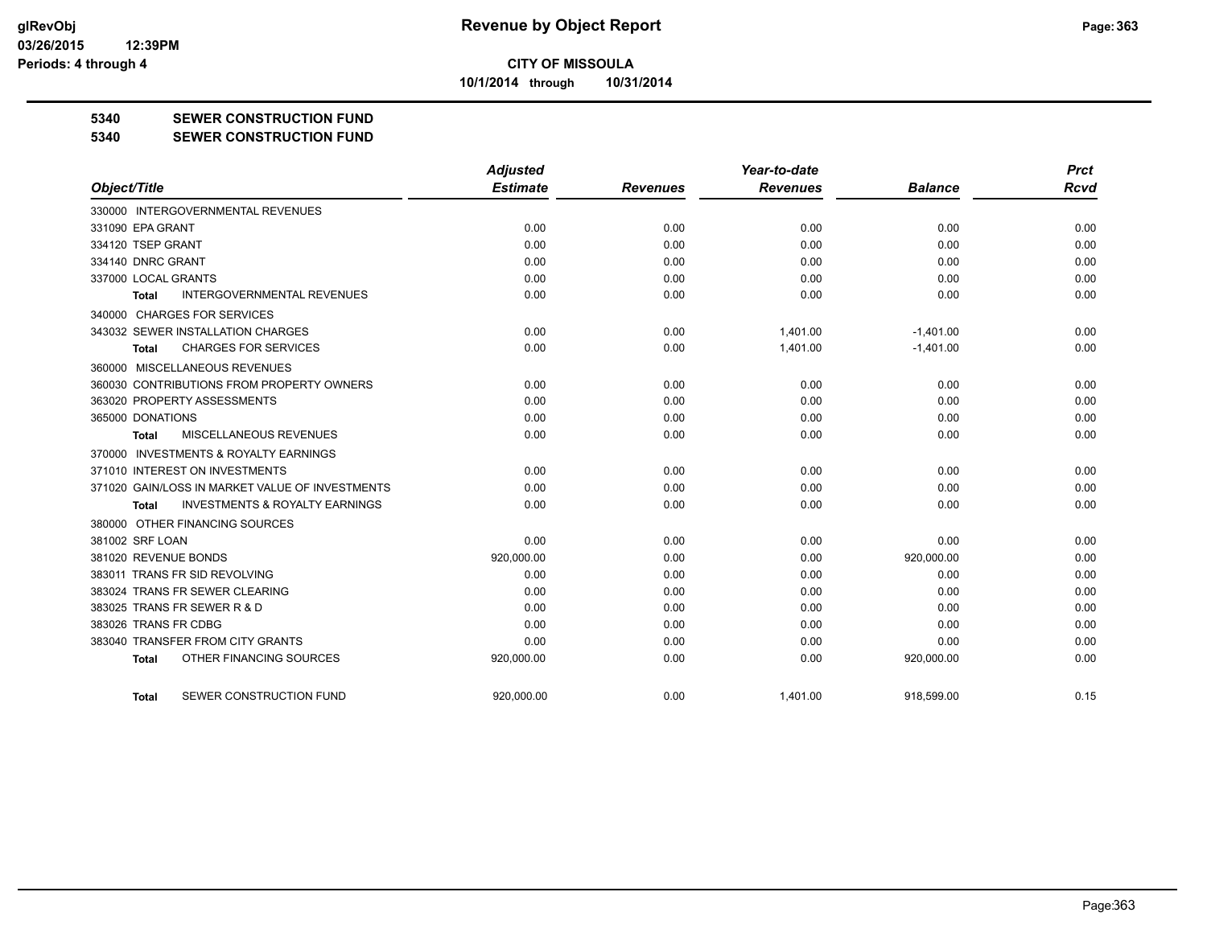# Revenue by Object Report

**CITY OF MISSOULA**

10/1/2014 through 10/31/2014

glRevObj
03/26/2015 12:39PM
Periods: 4 through 4

## 5340 SEWER CONSTRUCTION FUND
## 5340 SEWER CONSTRUCTION FUND

| Object/Title | Adjusted Estimate | Revenues | Year-to-date Revenues | Balance | Prct Rcvd |
|---|---|---|---|---|---|
| 330000 INTERGOVERNMENTAL REVENUES | | | | | |
| 331090 EPA GRANT | 0.00 | 0.00 | 0.00 | 0.00 | 0.00 |
| 334120 TSEP GRANT | 0.00 | 0.00 | 0.00 | 0.00 | 0.00 |
| 334140 DNRC GRANT | 0.00 | 0.00 | 0.00 | 0.00 | 0.00 |
| 337000 LOCAL GRANTS | 0.00 | 0.00 | 0.00 | 0.00 | 0.00 |
| **Total** INTERGOVERNMENTAL REVENUES | 0.00 | 0.00 | 0.00 | 0.00 | 0.00 |
| 340000 CHARGES FOR SERVICES | | | | | |
| 343032 SEWER INSTALLATION CHARGES | 0.00 | 0.00 | 1,401.00 | -1,401.00 | 0.00 |
| **Total** CHARGES FOR SERVICES | 0.00 | 0.00 | 1,401.00 | -1,401.00 | 0.00 |
| 360000 MISCELLANEOUS REVENUES | | | | | |
| 360030 CONTRIBUTIONS FROM PROPERTY OWNERS | 0.00 | 0.00 | 0.00 | 0.00 | 0.00 |
| 363020 PROPERTY ASSESSMENTS | 0.00 | 0.00 | 0.00 | 0.00 | 0.00 |
| 365000 DONATIONS | 0.00 | 0.00 | 0.00 | 0.00 | 0.00 |
| **Total** MISCELLANEOUS REVENUES | 0.00 | 0.00 | 0.00 | 0.00 | 0.00 |
| 370000 INVESTMENTS & ROYALTY EARNINGS | | | | | |
| 371010 INTEREST ON INVESTMENTS | 0.00 | 0.00 | 0.00 | 0.00 | 0.00 |
| 371020 GAIN/LOSS IN MARKET VALUE OF INVESTMENTS | 0.00 | 0.00 | 0.00 | 0.00 | 0.00 |
| **Total** INVESTMENTS & ROYALTY EARNINGS | 0.00 | 0.00 | 0.00 | 0.00 | 0.00 |
| 380000 OTHER FINANCING SOURCES | | | | | |
| 381002 SRF LOAN | 0.00 | 0.00 | 0.00 | 0.00 | 0.00 |
| 381020 REVENUE BONDS | 920,000.00 | 0.00 | 0.00 | 920,000.00 | 0.00 |
| 383011 TRANS FR SID REVOLVING | 0.00 | 0.00 | 0.00 | 0.00 | 0.00 |
| 383024 TRANS FR SEWER CLEARING | 0.00 | 0.00 | 0.00 | 0.00 | 0.00 |
| 383025 TRANS FR SEWER R & D | 0.00 | 0.00 | 0.00 | 0.00 | 0.00 |
| 383026 TRANS FR CDBG | 0.00 | 0.00 | 0.00 | 0.00 | 0.00 |
| 383040 TRANSFER FROM CITY GRANTS | 0.00 | 0.00 | 0.00 | 0.00 | 0.00 |
| **Total** OTHER FINANCING SOURCES | 920,000.00 | 0.00 | 0.00 | 920,000.00 | 0.00 |
| **Total** SEWER CONSTRUCTION FUND | 920,000.00 | 0.00 | 1,401.00 | 918,599.00 | 0.15 |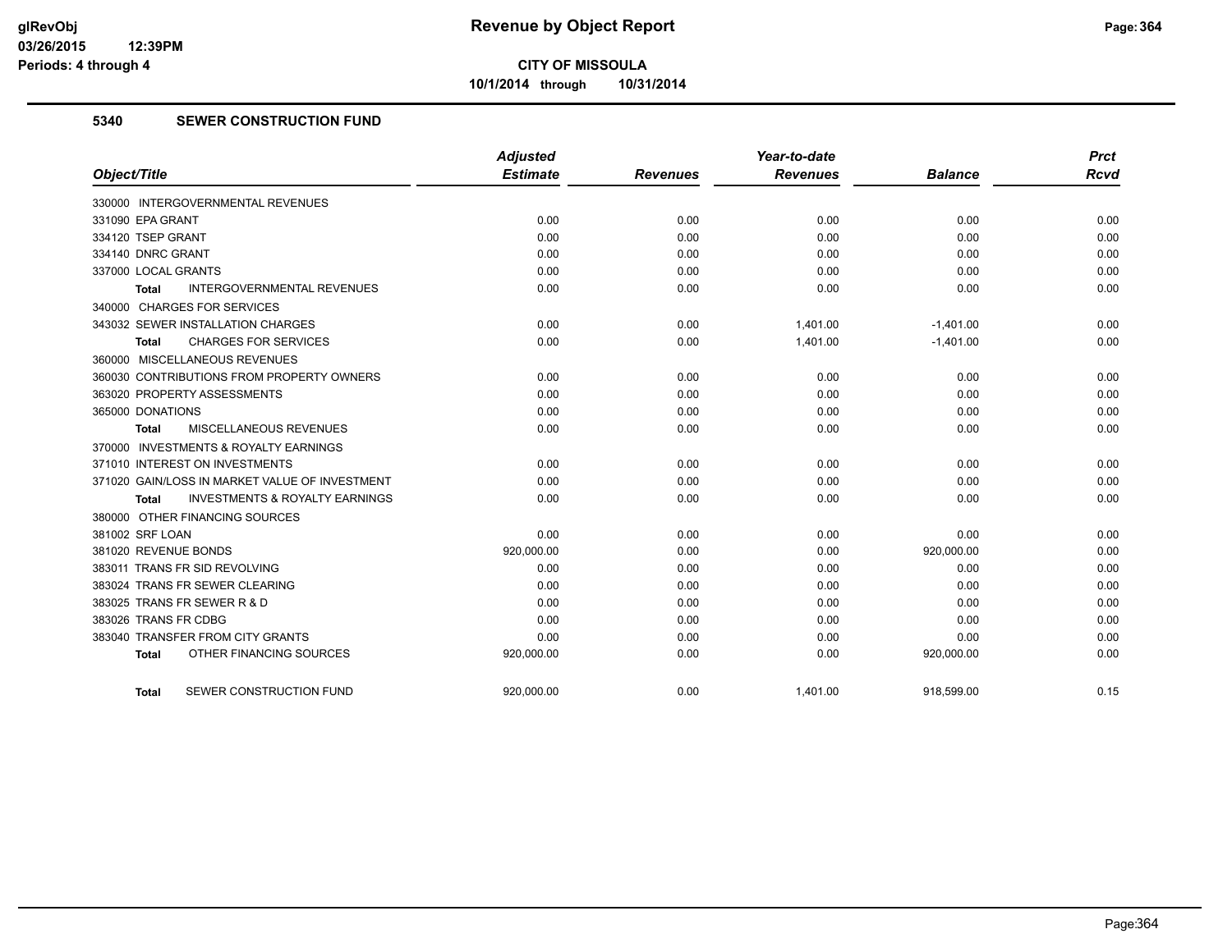**CITY OF MISSOULA**

**10/1/2014 through 10/31/2014**

## 5340 SEWER CONSTRUCTION FUND

| Object/Title | Adjusted Estimate | Revenues | Year-to-date Revenues | Balance | Prct Rcvd |
|---|---|---|---|---|---|
| 330000 INTERGOVERNMENTAL REVENUES | | | | | |
| 331090 EPA GRANT | 0.00 | 0.00 | 0.00 | 0.00 | 0.00 |
| 334120 TSEP GRANT | 0.00 | 0.00 | 0.00 | 0.00 | 0.00 |
| 334140 DNRC GRANT | 0.00 | 0.00 | 0.00 | 0.00 | 0.00 |
| 337000 LOCAL GRANTS | 0.00 | 0.00 | 0.00 | 0.00 | 0.00 |
| **Total** INTERGOVERNMENTAL REVENUES | 0.00 | 0.00 | 0.00 | 0.00 | 0.00 |
| 340000 CHARGES FOR SERVICES | | | | | |
| 343032 SEWER INSTALLATION CHARGES | 0.00 | 0.00 | 1,401.00 | -1,401.00 | 0.00 |
| **Total** CHARGES FOR SERVICES | 0.00 | 0.00 | 1,401.00 | -1,401.00 | 0.00 |
| 360000 MISCELLANEOUS REVENUES | | | | | |
| 360030 CONTRIBUTIONS FROM PROPERTY OWNERS | 0.00 | 0.00 | 0.00 | 0.00 | 0.00 |
| 363020 PROPERTY ASSESSMENTS | 0.00 | 0.00 | 0.00 | 0.00 | 0.00 |
| 365000 DONATIONS | 0.00 | 0.00 | 0.00 | 0.00 | 0.00 |
| **Total** MISCELLANEOUS REVENUES | 0.00 | 0.00 | 0.00 | 0.00 | 0.00 |
| 370000 INVESTMENTS & ROYALTY EARNINGS | | | | | |
| 371010 INTEREST ON INVESTMENTS | 0.00 | 0.00 | 0.00 | 0.00 | 0.00 |
| 371020 GAIN/LOSS IN MARKET VALUE OF INVESTMENT | 0.00 | 0.00 | 0.00 | 0.00 | 0.00 |
| **Total** INVESTMENTS & ROYALTY EARNINGS | 0.00 | 0.00 | 0.00 | 0.00 | 0.00 |
| 380000 OTHER FINANCING SOURCES | | | | | |
| 381002 SRF LOAN | 0.00 | 0.00 | 0.00 | 0.00 | 0.00 |
| 381020 REVENUE BONDS | 920,000.00 | 0.00 | 0.00 | 920,000.00 | 0.00 |
| 383011 TRANS FR SID REVOLVING | 0.00 | 0.00 | 0.00 | 0.00 | 0.00 |
| 383024 TRANS FR SEWER CLEARING | 0.00 | 0.00 | 0.00 | 0.00 | 0.00 |
| 383025 TRANS FR SEWER R & D | 0.00 | 0.00 | 0.00 | 0.00 | 0.00 |
| 383026 TRANS FR CDBG | 0.00 | 0.00 | 0.00 | 0.00 | 0.00 |
| 383040 TRANSFER FROM CITY GRANTS | 0.00 | 0.00 | 0.00 | 0.00 | 0.00 |
| **Total** OTHER FINANCING SOURCES | 920,000.00 | 0.00 | 0.00 | 920,000.00 | 0.00 |
| **Total** SEWER CONSTRUCTION FUND | 920,000.00 | 0.00 | 1,401.00 | 918,599.00 | 0.15 |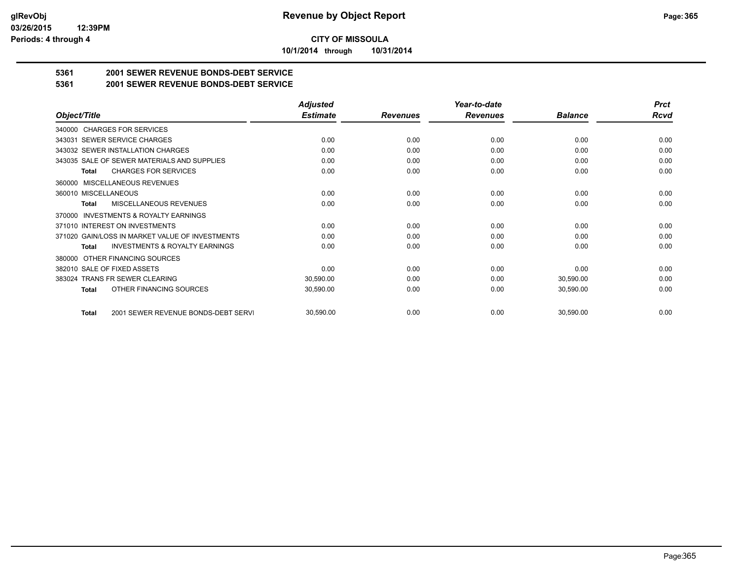# CITY OF MISSOULA

**10/1/2014 through 10/31/2014**

## 5361 2001 SEWER REVENUE BONDS-DEBT SERVICE

## 5361 2001 SEWER REVENUE BONDS-DEBT SERVICE

| Object/Title | Adjusted Estimate | Revenues | Year-to-date Revenues | Balance | Prct Rcvd |
|---|---|---|---|---|---|
| 340000 CHARGES FOR SERVICES | | | | | |
| 343031 SEWER SERVICE CHARGES | 0.00 | 0.00 | 0.00 | 0.00 | 0.00 |
| 343032 SEWER INSTALLATION CHARGES | 0.00 | 0.00 | 0.00 | 0.00 | 0.00 |
| 343035 SALE OF SEWER MATERIALS AND SUPPLIES | 0.00 | 0.00 | 0.00 | 0.00 | 0.00 |
| **Total** CHARGES FOR SERVICES | 0.00 | 0.00 | 0.00 | 0.00 | 0.00 |
| 360000 MISCELLANEOUS REVENUES | | | | | |
| 360010 MISCELLANEOUS | 0.00 | 0.00 | 0.00 | 0.00 | 0.00 |
| **Total** MISCELLANEOUS REVENUES | 0.00 | 0.00 | 0.00 | 0.00 | 0.00 |
| 370000 INVESTMENTS & ROYALTY EARNINGS | | | | | |
| 371010 INTEREST ON INVESTMENTS | 0.00 | 0.00 | 0.00 | 0.00 | 0.00 |
| 371020 GAIN/LOSS IN MARKET VALUE OF INVESTMENTS | 0.00 | 0.00 | 0.00 | 0.00 | 0.00 |
| **Total** INVESTMENTS & ROYALTY EARNINGS | 0.00 | 0.00 | 0.00 | 0.00 | 0.00 |
| 380000 OTHER FINANCING SOURCES | | | | | |
| 382010 SALE OF FIXED ASSETS | 0.00 | 0.00 | 0.00 | 0.00 | 0.00 |
| 383024 TRANS FR SEWER CLEARING | 30,590.00 | 0.00 | 0.00 | 30,590.00 | 0.00 |
| **Total** OTHER FINANCING SOURCES | 30,590.00 | 0.00 | 0.00 | 30,590.00 | 0.00 |
| **Total** 2001 SEWER REVENUE BONDS-DEBT SERVI | 30,590.00 | 0.00 | 0.00 | 30,590.00 | 0.00 |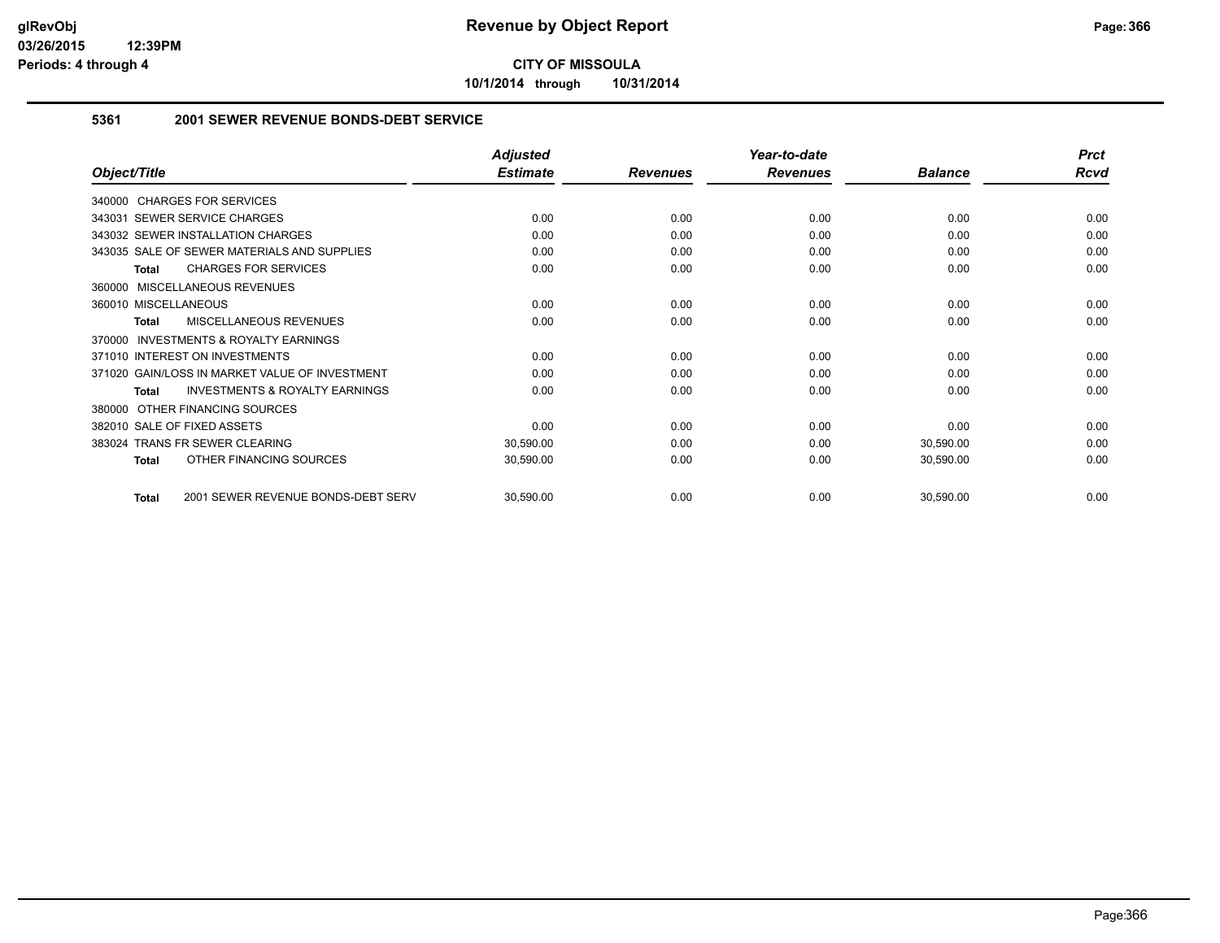# Revenue by Object Report

**CITY OF MISSOULA**

**10/1/2014 through 10/31/2014**

### 5361 2001 SEWER REVENUE BONDS-DEBT SERVICE

| Object/Title | Adjusted Estimate | Revenues | Year-to-date Revenues | Balance | Prct Rcvd |
|---|---|---|---|---|---|
| 340000 CHARGES FOR SERVICES | | | | | |
| 343031 SEWER SERVICE CHARGES | 0.00 | 0.00 | 0.00 | 0.00 | 0.00 |
| 343032 SEWER INSTALLATION CHARGES | 0.00 | 0.00 | 0.00 | 0.00 | 0.00 |
| 343035 SALE OF SEWER MATERIALS AND SUPPLIES | 0.00 | 0.00 | 0.00 | 0.00 | 0.00 |
| **Total** CHARGES FOR SERVICES | 0.00 | 0.00 | 0.00 | 0.00 | 0.00 |
| 360000 MISCELLANEOUS REVENUES | | | | | |
| 360010 MISCELLANEOUS | 0.00 | 0.00 | 0.00 | 0.00 | 0.00 |
| **Total** MISCELLANEOUS REVENUES | 0.00 | 0.00 | 0.00 | 0.00 | 0.00 |
| 370000 INVESTMENTS & ROYALTY EARNINGS | | | | | |
| 371010 INTEREST ON INVESTMENTS | 0.00 | 0.00 | 0.00 | 0.00 | 0.00 |
| 371020 GAIN/LOSS IN MARKET VALUE OF INVESTMENT | 0.00 | 0.00 | 0.00 | 0.00 | 0.00 |
| **Total** INVESTMENTS & ROYALTY EARNINGS | 0.00 | 0.00 | 0.00 | 0.00 | 0.00 |
| 380000 OTHER FINANCING SOURCES | | | | | |
| 382010 SALE OF FIXED ASSETS | 0.00 | 0.00 | 0.00 | 0.00 | 0.00 |
| 383024 TRANS FR SEWER CLEARING | 30,590.00 | 0.00 | 0.00 | 30,590.00 | 0.00 |
| **Total** OTHER FINANCING SOURCES | 30,590.00 | 0.00 | 0.00 | 30,590.00 | 0.00 |
| **Total** 2001 SEWER REVENUE BONDS-DEBT SERV | 30,590.00 | 0.00 | 0.00 | 30,590.00 | 0.00 |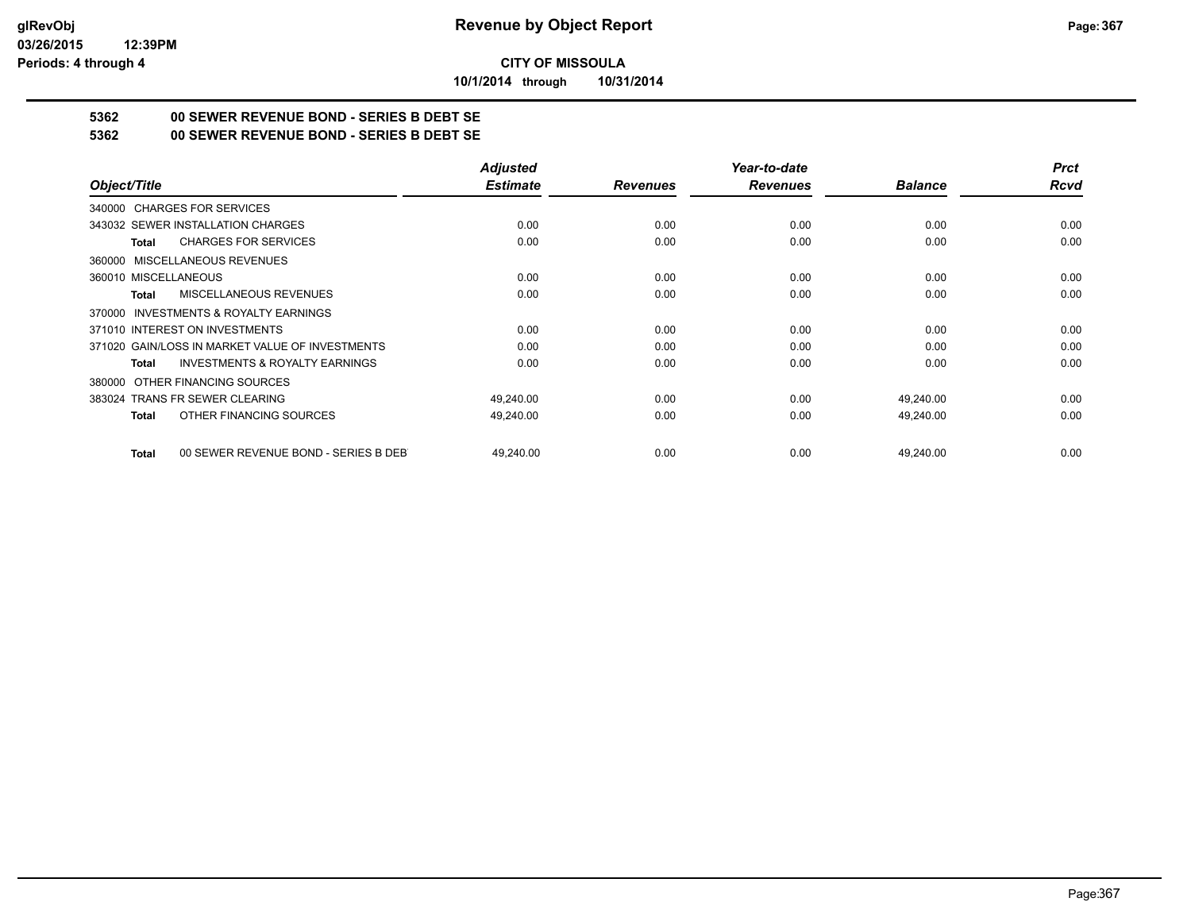**CITY OF MISSOULA**

**10/1/2014 through 10/31/2014**

## 5362 00 SEWER REVENUE BOND - SERIES B DEBT SE

## 5362 00 SEWER REVENUE BOND - SERIES B DEBT SE

| Object/Title | Adjusted Estimate | Revenues | Year-to-date Revenues | Balance | Prct Rcvd |
|---|---|---|---|---|---|
| 340000 CHARGES FOR SERVICES | | | | | |
| 343032 SEWER INSTALLATION CHARGES | 0.00 | 0.00 | 0.00 | 0.00 | 0.00 |
| **Total** CHARGES FOR SERVICES | 0.00 | 0.00 | 0.00 | 0.00 | 0.00 |
| 360000 MISCELLANEOUS REVENUES | | | | | |
| 360010 MISCELLANEOUS | 0.00 | 0.00 | 0.00 | 0.00 | 0.00 |
| **Total** MISCELLANEOUS REVENUES | 0.00 | 0.00 | 0.00 | 0.00 | 0.00 |
| 370000 INVESTMENTS & ROYALTY EARNINGS | | | | | |
| 371010 INTEREST ON INVESTMENTS | 0.00 | 0.00 | 0.00 | 0.00 | 0.00 |
| 371020 GAIN/LOSS IN MARKET VALUE OF INVESTMENTS | 0.00 | 0.00 | 0.00 | 0.00 | 0.00 |
| **Total** INVESTMENTS & ROYALTY EARNINGS | 0.00 | 0.00 | 0.00 | 0.00 | 0.00 |
| 380000 OTHER FINANCING SOURCES | | | | | |
| 383024 TRANS FR SEWER CLEARING | 49,240.00 | 0.00 | 0.00 | 49,240.00 | 0.00 |
| **Total** OTHER FINANCING SOURCES | 49,240.00 | 0.00 | 0.00 | 49,240.00 | 0.00 |
| **Total** 00 SEWER REVENUE BOND - SERIES B DEBT | 49,240.00 | 0.00 | 0.00 | 49,240.00 | 0.00 |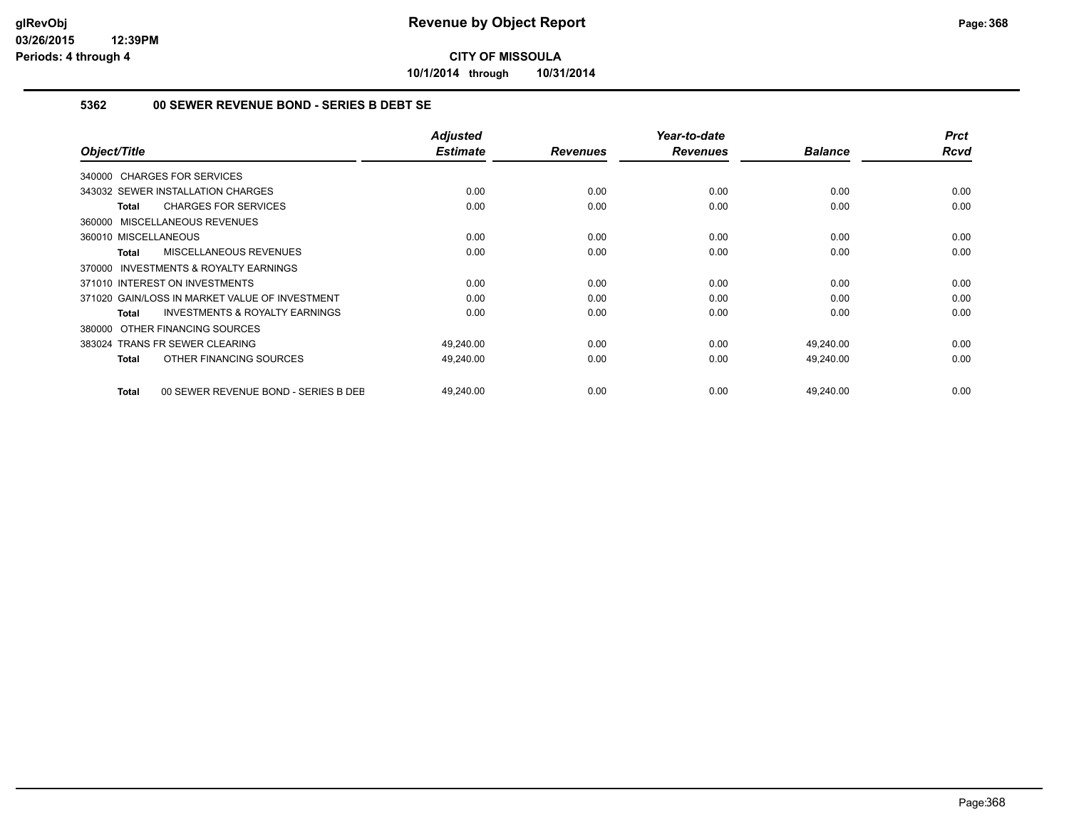**CITY OF MISSOULA**

**10/1/2014 through 10/31/2014**

### 5362 00 SEWER REVENUE BOND - SERIES B DEBT SE

| Object/Title | Adjusted Estimate | Revenues | Year-to-date Revenues | Balance | Prct Rcvd |
|---|---|---|---|---|---|
| 340000 CHARGES FOR SERVICES | | | | | |
| 343032 SEWER INSTALLATION CHARGES | 0.00 | 0.00 | 0.00 | 0.00 | 0.00 |
| **Total** CHARGES FOR SERVICES | 0.00 | 0.00 | 0.00 | 0.00 | 0.00 |
| 360000 MISCELLANEOUS REVENUES | | | | | |
| 360010 MISCELLANEOUS | 0.00 | 0.00 | 0.00 | 0.00 | 0.00 |
| **Total** MISCELLANEOUS REVENUES | 0.00 | 0.00 | 0.00 | 0.00 | 0.00 |
| 370000 INVESTMENTS & ROYALTY EARNINGS | | | | | |
| 371010 INTEREST ON INVESTMENTS | 0.00 | 0.00 | 0.00 | 0.00 | 0.00 |
| 371020 GAIN/LOSS IN MARKET VALUE OF INVESTMENT | 0.00 | 0.00 | 0.00 | 0.00 | 0.00 |
| **Total** INVESTMENTS & ROYALTY EARNINGS | 0.00 | 0.00 | 0.00 | 0.00 | 0.00 |
| 380000 OTHER FINANCING SOURCES | | | | | |
| 383024 TRANS FR SEWER CLEARING | 49,240.00 | 0.00 | 0.00 | 49,240.00 | 0.00 |
| **Total** OTHER FINANCING SOURCES | 49,240.00 | 0.00 | 0.00 | 49,240.00 | 0.00 |
| **Total** 00 SEWER REVENUE BOND - SERIES B DEB | 49,240.00 | 0.00 | 0.00 | 49,240.00 | 0.00 |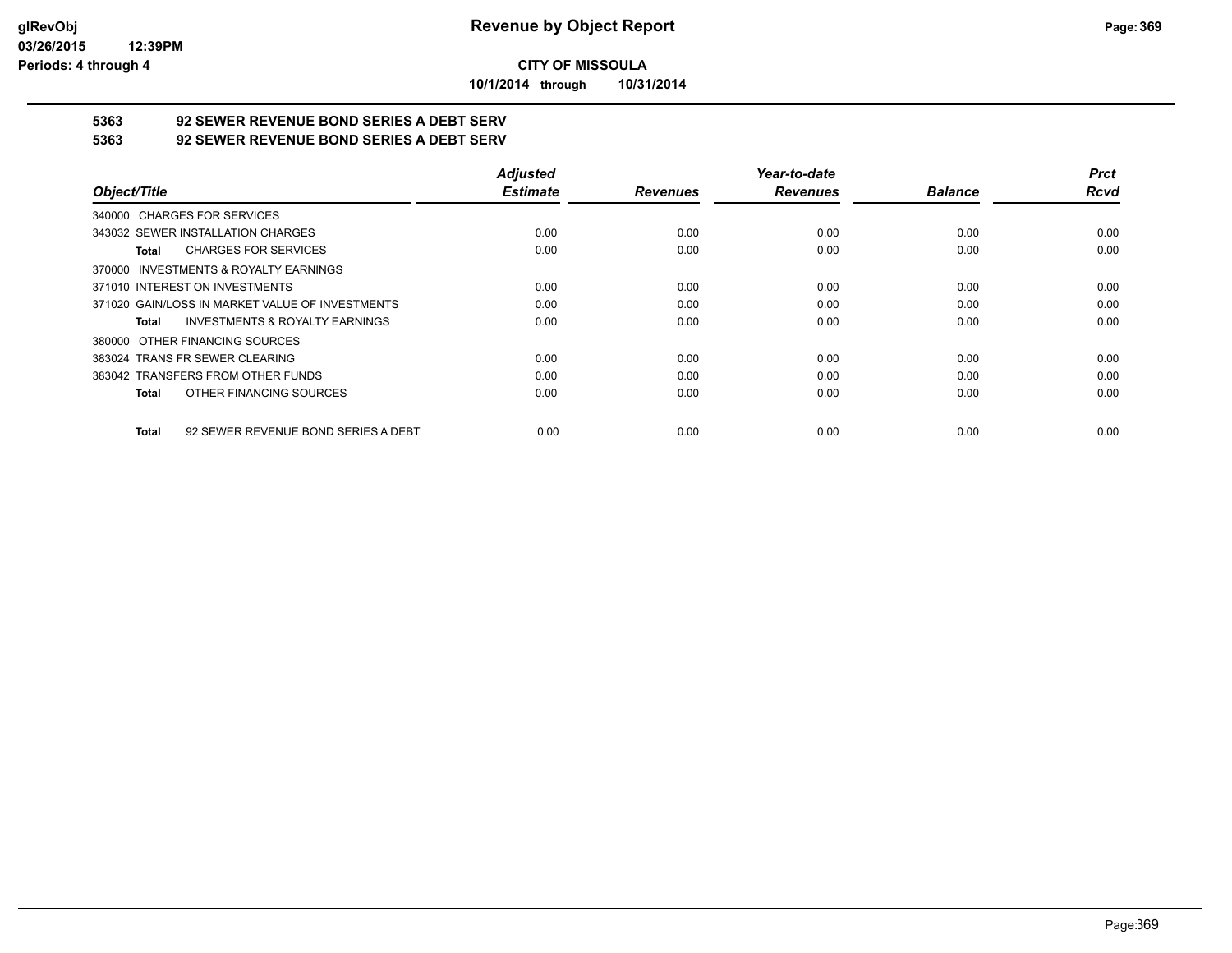**glRevObj**
**03/26/2015 12:39PM**
**Periods: 4 through 4**

# Revenue by Object Report

**CITY OF MISSOULA**

**10/1/2014 through 10/31/2014**

## 5363 92 SEWER REVENUE BOND SERIES A DEBT SERV
## 5363 92 SEWER REVENUE BOND SERIES A DEBT SERV

| Object/Title | Adjusted Estimate | Revenues | Year-to-date Revenues | Balance | Prct Rcvd |
|---|---|---|---|---|---|
| 340000 CHARGES FOR SERVICES | | | | | |
| 343032 SEWER INSTALLATION CHARGES | 0.00 | 0.00 | 0.00 | 0.00 | 0.00 |
| **Total** CHARGES FOR SERVICES | 0.00 | 0.00 | 0.00 | 0.00 | 0.00 |
| 370000 INVESTMENTS & ROYALTY EARNINGS | | | | | |
| 371010 INTEREST ON INVESTMENTS | 0.00 | 0.00 | 0.00 | 0.00 | 0.00 |
| 371020 GAIN/LOSS IN MARKET VALUE OF INVESTMENTS | 0.00 | 0.00 | 0.00 | 0.00 | 0.00 |
| **Total** INVESTMENTS & ROYALTY EARNINGS | 0.00 | 0.00 | 0.00 | 0.00 | 0.00 |
| 380000 OTHER FINANCING SOURCES | | | | | |
| 383024 TRANS FR SEWER CLEARING | 0.00 | 0.00 | 0.00 | 0.00 | 0.00 |
| 383042 TRANSFERS FROM OTHER FUNDS | 0.00 | 0.00 | 0.00 | 0.00 | 0.00 |
| **Total** OTHER FINANCING SOURCES | 0.00 | 0.00 | 0.00 | 0.00 | 0.00 |
| **Total** 92 SEWER REVENUE BOND SERIES A DEBT | 0.00 | 0.00 | 0.00 | 0.00 | 0.00 |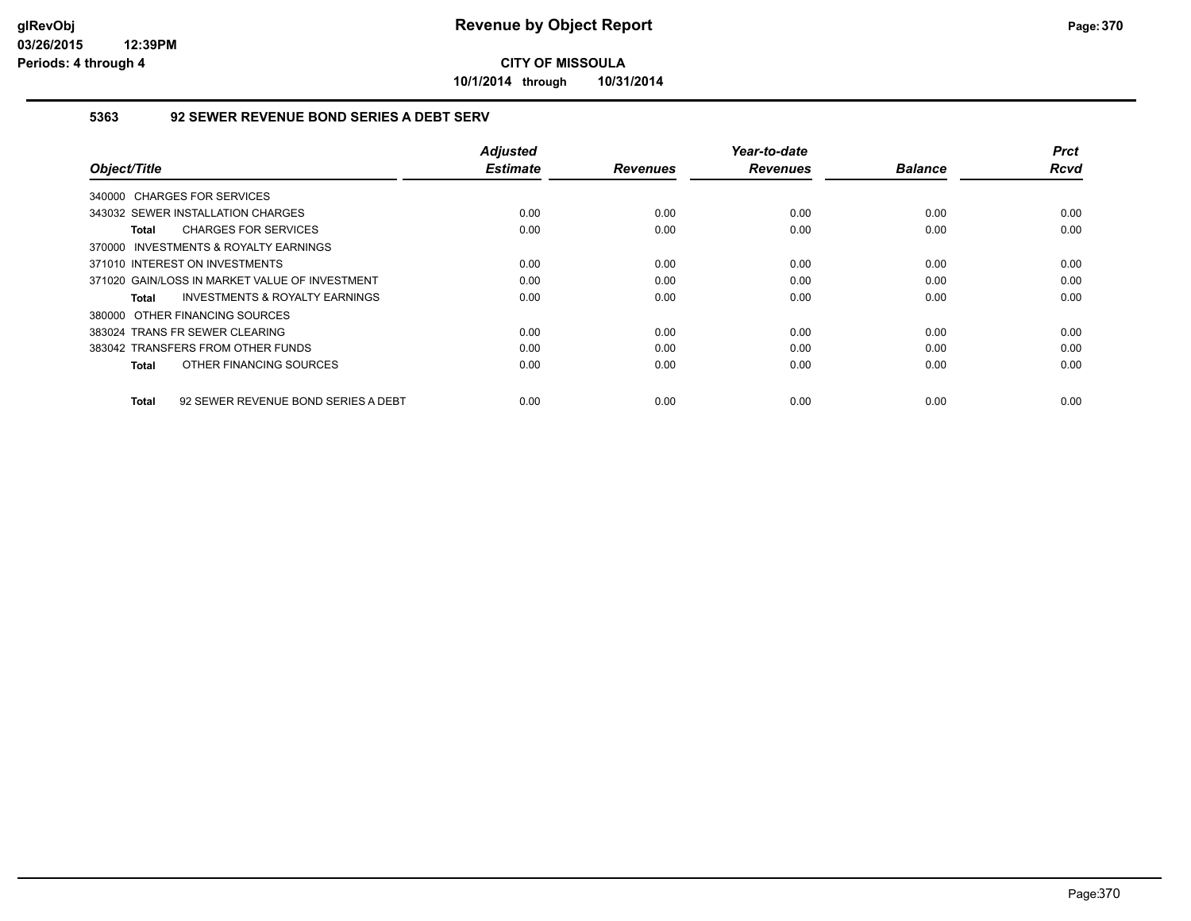**CITY OF MISSOULA**

**10/1/2014 through 10/31/2014**

### 5363 92 SEWER REVENUE BOND SERIES A DEBT SERV

| Object/Title | Adjusted Estimate | Revenues | Year-to-date Revenues | Balance | Prct Rcvd |
|---|---|---|---|---|---|
| 340000 CHARGES FOR SERVICES | | | | | |
| 343032 SEWER INSTALLATION CHARGES | 0.00 | 0.00 | 0.00 | 0.00 | 0.00 |
| **Total** CHARGES FOR SERVICES | 0.00 | 0.00 | 0.00 | 0.00 | 0.00 |
| 370000 INVESTMENTS & ROYALTY EARNINGS | | | | | |
| 371010 INTEREST ON INVESTMENTS | 0.00 | 0.00 | 0.00 | 0.00 | 0.00 |
| 371020 GAIN/LOSS IN MARKET VALUE OF INVESTMENT | 0.00 | 0.00 | 0.00 | 0.00 | 0.00 |
| **Total** INVESTMENTS & ROYALTY EARNINGS | 0.00 | 0.00 | 0.00 | 0.00 | 0.00 |
| 380000 OTHER FINANCING SOURCES | | | | | |
| 383024 TRANS FR SEWER CLEARING | 0.00 | 0.00 | 0.00 | 0.00 | 0.00 |
| 383042 TRANSFERS FROM OTHER FUNDS | 0.00 | 0.00 | 0.00 | 0.00 | 0.00 |
| **Total** OTHER FINANCING SOURCES | 0.00 | 0.00 | 0.00 | 0.00 | 0.00 |
| **Total** 92 SEWER REVENUE BOND SERIES A DEBT | 0.00 | 0.00 | 0.00 | 0.00 | 0.00 |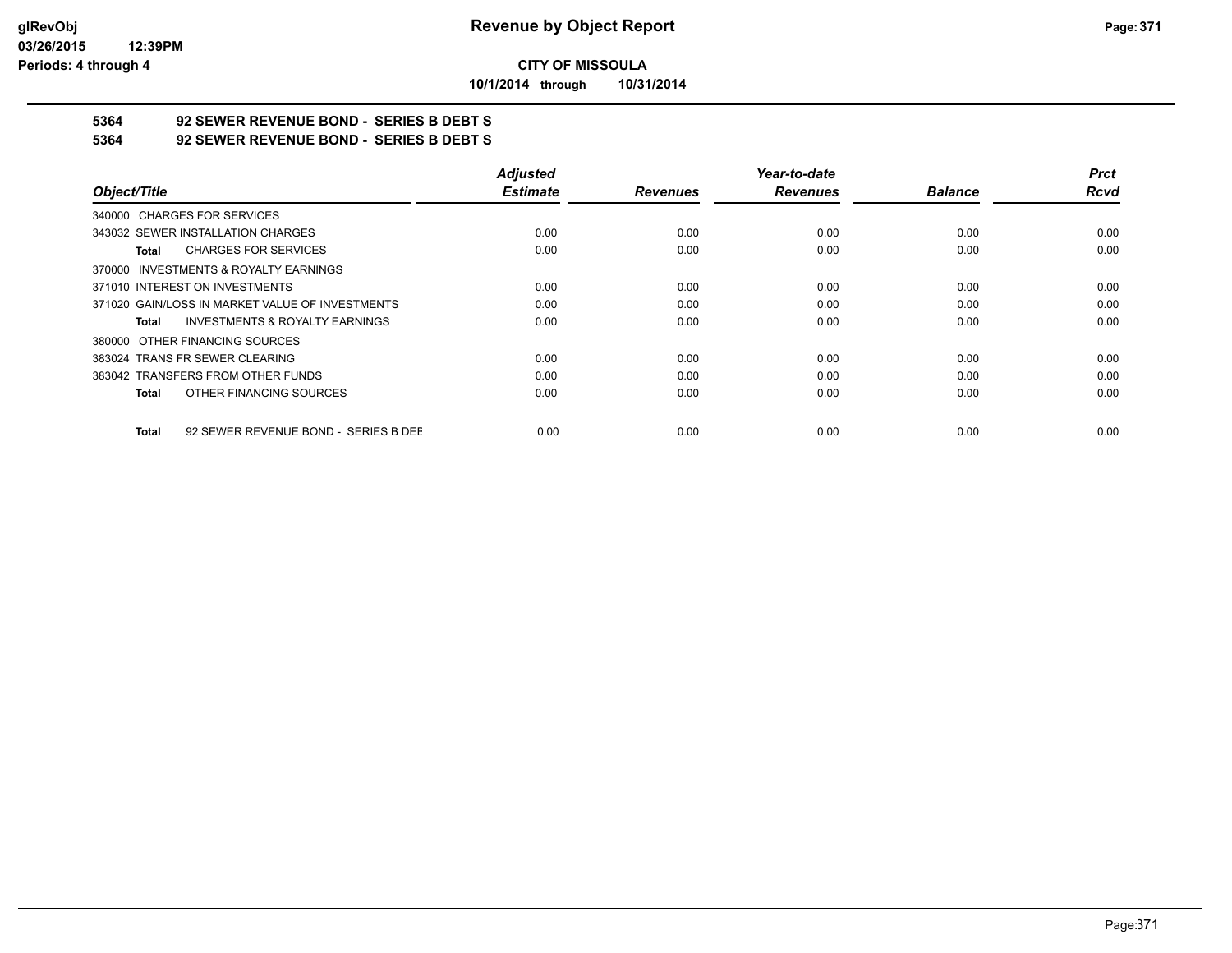**CITY OF MISSOULA**

**10/1/2014 through 10/31/2014**

**5364 92 SEWER REVENUE BOND - SERIES B DEBT S**

**5364 92 SEWER REVENUE BOND - SERIES B DEBT S**

| Object/Title | Adjusted Estimate | Revenues | Year-to-date Revenues | Balance | Prct Rcvd |
|---|---|---|---|---|---|
| 340000 CHARGES FOR SERVICES | | | | | |
| 343032 SEWER INSTALLATION CHARGES | 0.00 | 0.00 | 0.00 | 0.00 | 0.00 |
| **Total** CHARGES FOR SERVICES | 0.00 | 0.00 | 0.00 | 0.00 | 0.00 |
| 370000 INVESTMENTS & ROYALTY EARNINGS | | | | | |
| 371010 INTEREST ON INVESTMENTS | 0.00 | 0.00 | 0.00 | 0.00 | 0.00 |
| 371020 GAIN/LOSS IN MARKET VALUE OF INVESTMENTS | 0.00 | 0.00 | 0.00 | 0.00 | 0.00 |
| **Total** INVESTMENTS & ROYALTY EARNINGS | 0.00 | 0.00 | 0.00 | 0.00 | 0.00 |
| 380000 OTHER FINANCING SOURCES | | | | | |
| 383024 TRANS FR SEWER CLEARING | 0.00 | 0.00 | 0.00 | 0.00 | 0.00 |
| 383042 TRANSFERS FROM OTHER FUNDS | 0.00 | 0.00 | 0.00 | 0.00 | 0.00 |
| **Total** OTHER FINANCING SOURCES | 0.00 | 0.00 | 0.00 | 0.00 | 0.00 |
| **Total** 92 SEWER REVENUE BOND - SERIES B DEE | 0.00 | 0.00 | 0.00 | 0.00 | 0.00 |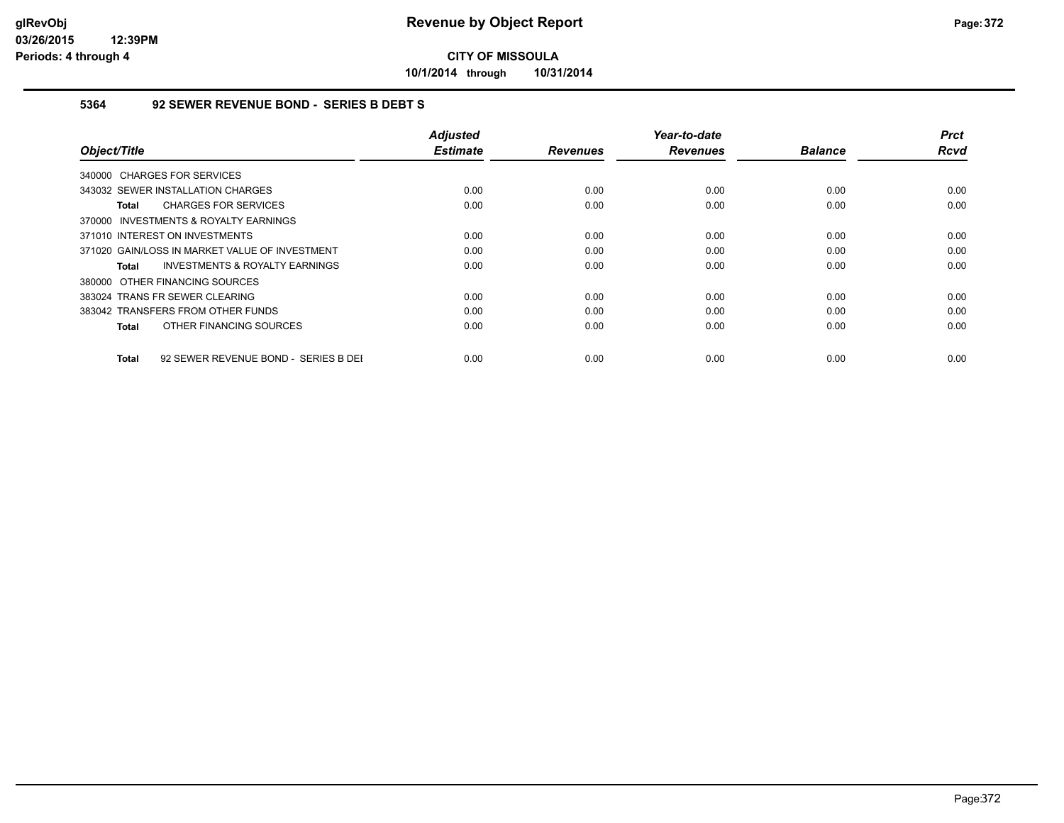# Revenue by Object Report

**CITY OF MISSOULA**

**10/1/2014 through 10/31/2014**

glRevObj
03/26/2015 12:39PM
Periods: 4 through 4

### 5364 92 SEWER REVENUE BOND - SERIES B DEBT S

| Object/Title | Adjusted Estimate | Revenues | Year-to-date Revenues | Balance | Prct Rcvd |
|---|---|---|---|---|---|
| 340000 CHARGES FOR SERVICES | | | | | |
| 343032 SEWER INSTALLATION CHARGES | 0.00 | 0.00 | 0.00 | 0.00 | 0.00 |
| **Total** CHARGES FOR SERVICES | 0.00 | 0.00 | 0.00 | 0.00 | 0.00 |
| 370000 INVESTMENTS & ROYALTY EARNINGS | | | | | |
| 371010 INTEREST ON INVESTMENTS | 0.00 | 0.00 | 0.00 | 0.00 | 0.00 |
| 371020 GAIN/LOSS IN MARKET VALUE OF INVESTMENT | 0.00 | 0.00 | 0.00 | 0.00 | 0.00 |
| **Total** INVESTMENTS & ROYALTY EARNINGS | 0.00 | 0.00 | 0.00 | 0.00 | 0.00 |
| 380000 OTHER FINANCING SOURCES | | | | | |
| 383024 TRANS FR SEWER CLEARING | 0.00 | 0.00 | 0.00 | 0.00 | 0.00 |
| 383042 TRANSFERS FROM OTHER FUNDS | 0.00 | 0.00 | 0.00 | 0.00 | 0.00 |
| **Total** OTHER FINANCING SOURCES | 0.00 | 0.00 | 0.00 | 0.00 | 0.00 |
| **Total** 92 SEWER REVENUE BOND - SERIES B DEI | 0.00 | 0.00 | 0.00 | 0.00 | 0.00 |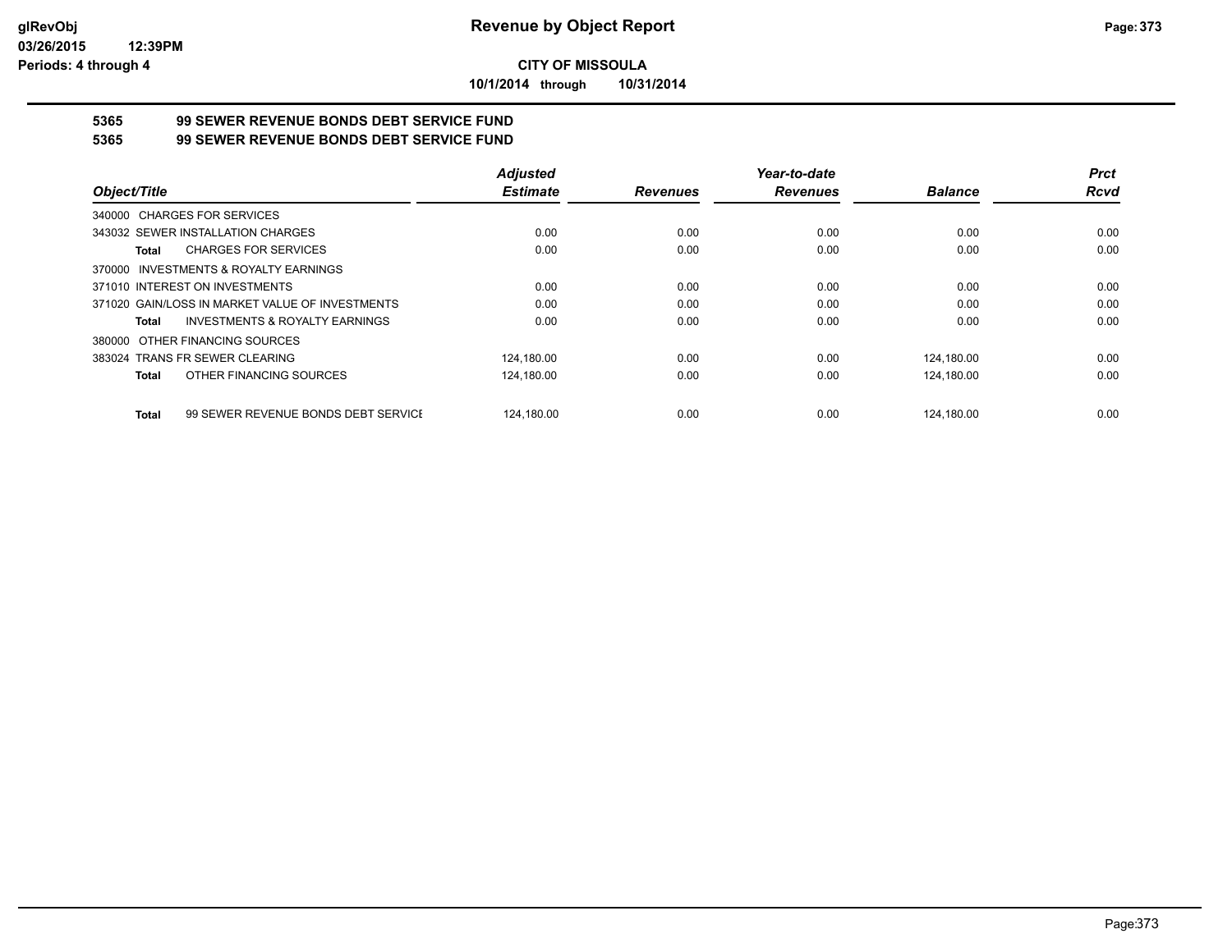**CITY OF MISSOULA**

**10/1/2014 through 10/31/2014**

## 5365 99 SEWER REVENUE BONDS DEBT SERVICE FUND

## 5365 99 SEWER REVENUE BONDS DEBT SERVICE FUND

| Object/Title | Adjusted Estimate | Revenues | Year-to-date Revenues | Balance | Prct Rcvd |
|---|---|---|---|---|---|
| 340000 CHARGES FOR SERVICES | | | | | |
| 343032 SEWER INSTALLATION CHARGES | 0.00 | 0.00 | 0.00 | 0.00 | 0.00 |
| **Total** CHARGES FOR SERVICES | 0.00 | 0.00 | 0.00 | 0.00 | 0.00 |
| 370000 INVESTMENTS & ROYALTY EARNINGS | | | | | |
| 371010 INTEREST ON INVESTMENTS | 0.00 | 0.00 | 0.00 | 0.00 | 0.00 |
| 371020 GAIN/LOSS IN MARKET VALUE OF INVESTMENTS | 0.00 | 0.00 | 0.00 | 0.00 | 0.00 |
| **Total** INVESTMENTS & ROYALTY EARNINGS | 0.00 | 0.00 | 0.00 | 0.00 | 0.00 |
| 380000 OTHER FINANCING SOURCES | | | | | |
| 383024 TRANS FR SEWER CLEARING | 124,180.00 | 0.00 | 0.00 | 124,180.00 | 0.00 |
| **Total** OTHER FINANCING SOURCES | 124,180.00 | 0.00 | 0.00 | 124,180.00 | 0.00 |
| **Total** 99 SEWER REVENUE BONDS DEBT SERVICE | 124,180.00 | 0.00 | 0.00 | 124,180.00 | 0.00 |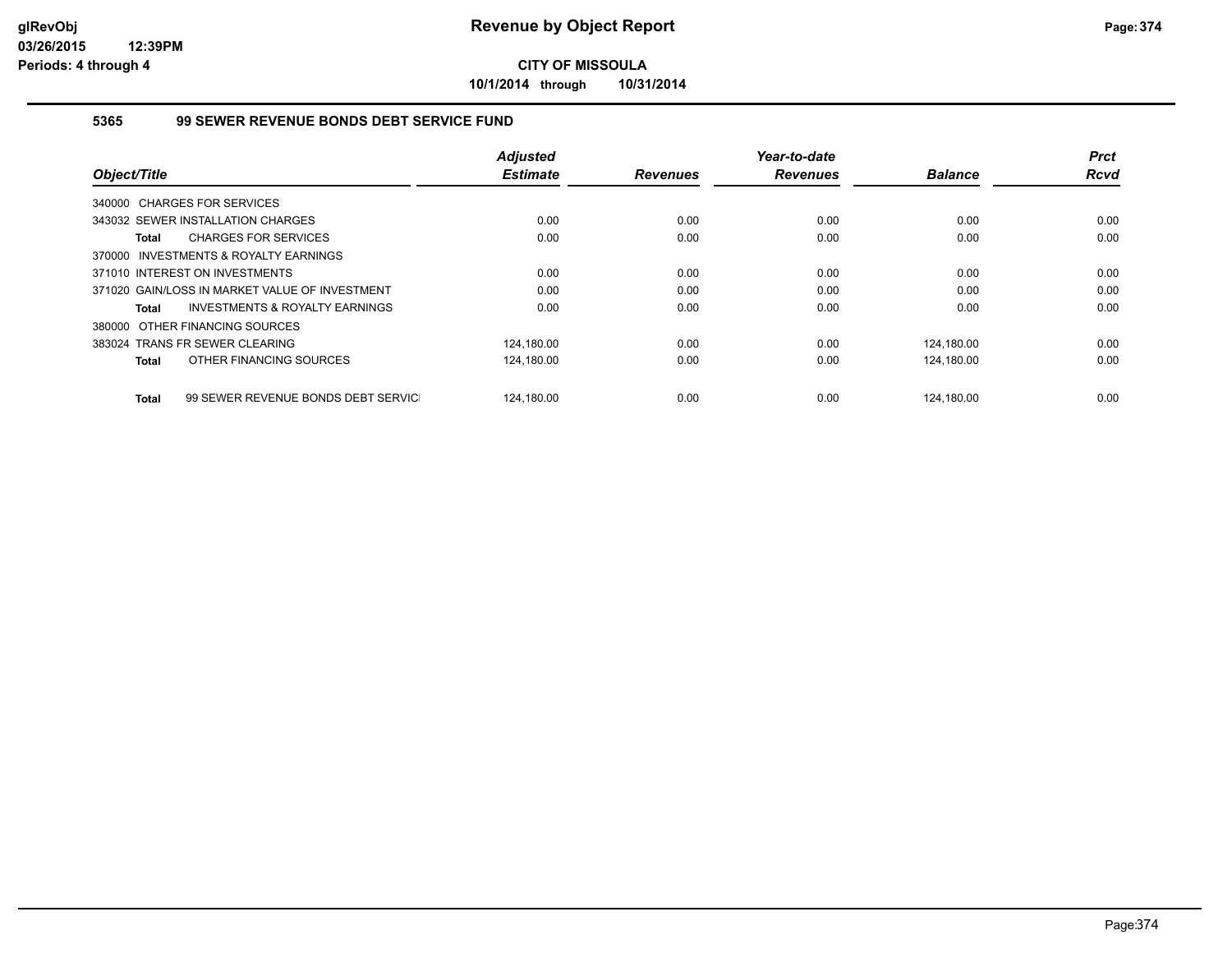# Revenue by Object Report

**CITY OF MISSOULA**

**10/1/2014 through 10/31/2014**

glRevObj
03/26/2015 12:39PM
Periods: 4 through 4

### 5365 99 SEWER REVENUE BONDS DEBT SERVICE FUND

| Object/Title | Adjusted Estimate | Revenues | Year-to-date Revenues | Balance | Prct Rcvd |
|---|---|---|---|---|---|
| 340000 CHARGES FOR SERVICES | | | | | |
| 343032 SEWER INSTALLATION CHARGES | 0.00 | 0.00 | 0.00 | 0.00 | 0.00 |
| **Total** CHARGES FOR SERVICES | 0.00 | 0.00 | 0.00 | 0.00 | 0.00 |
| 370000 INVESTMENTS & ROYALTY EARNINGS | | | | | |
| 371010 INTEREST ON INVESTMENTS | 0.00 | 0.00 | 0.00 | 0.00 | 0.00 |
| 371020 GAIN/LOSS IN MARKET VALUE OF INVESTMENT | 0.00 | 0.00 | 0.00 | 0.00 | 0.00 |
| **Total** INVESTMENTS & ROYALTY EARNINGS | 0.00 | 0.00 | 0.00 | 0.00 | 0.00 |
| 380000 OTHER FINANCING SOURCES | | | | | |
| 383024 TRANS FR SEWER CLEARING | 124,180.00 | 0.00 | 0.00 | 124,180.00 | 0.00 |
| **Total** OTHER FINANCING SOURCES | 124,180.00 | 0.00 | 0.00 | 124,180.00 | 0.00 |
| **Total** 99 SEWER REVENUE BONDS DEBT SERVICI | 124,180.00 | 0.00 | 0.00 | 124,180.00 | 0.00 |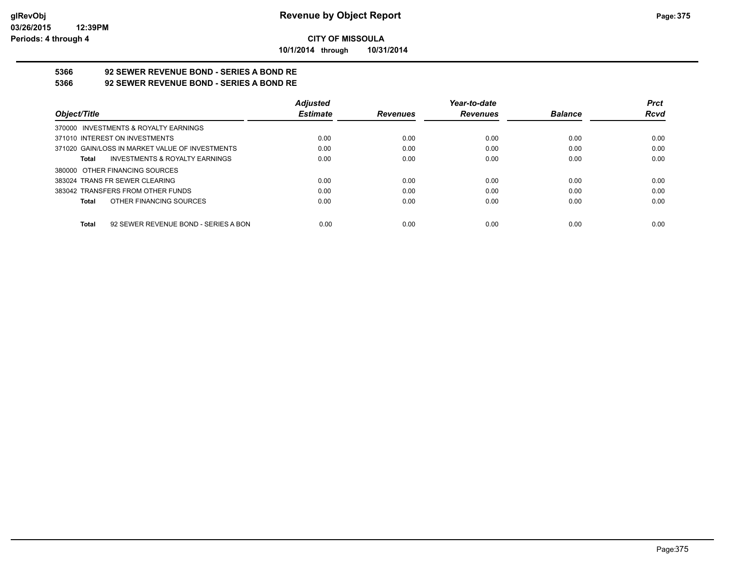**CITY OF MISSOULA**

**10/1/2014 through 10/31/2014**

## 5366 92 SEWER REVENUE BOND - SERIES A BOND RE

## 5366 92 SEWER REVENUE BOND - SERIES A BOND RE

| Object/Title | Adjusted Estimate | Revenues | Year-to-date Revenues | Balance | Prct Rcvd |
|---|---|---|---|---|---|
| 370000 INVESTMENTS & ROYALTY EARNINGS | | | | | |
| 371010 INTEREST ON INVESTMENTS | 0.00 | 0.00 | 0.00 | 0.00 | 0.00 |
| 371020 GAIN/LOSS IN MARKET VALUE OF INVESTMENTS | 0.00 | 0.00 | 0.00 | 0.00 | 0.00 |
| **Total** INVESTMENTS & ROYALTY EARNINGS | 0.00 | 0.00 | 0.00 | 0.00 | 0.00 |
| 380000 OTHER FINANCING SOURCES | | | | | |
| 383024 TRANS FR SEWER CLEARING | 0.00 | 0.00 | 0.00 | 0.00 | 0.00 |
| 383042 TRANSFERS FROM OTHER FUNDS | 0.00 | 0.00 | 0.00 | 0.00 | 0.00 |
| **Total** OTHER FINANCING SOURCES | 0.00 | 0.00 | 0.00 | 0.00 | 0.00 |
| **Total** 92 SEWER REVENUE BOND - SERIES A BON | 0.00 | 0.00 | 0.00 | 0.00 | 0.00 |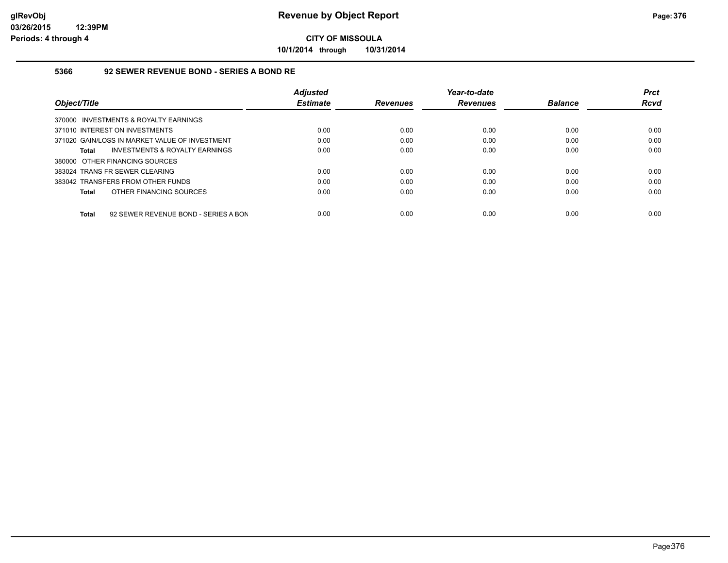# Revenue by Object Report

**CITY OF MISSOULA**

**10/1/2014 through 10/31/2014**

glRevObj
03/26/2015 12:39PM
Periods: 4 through 4

### 5366 92 SEWER REVENUE BOND - SERIES A BOND RE

| Object/Title | Adjusted Estimate | Revenues | Year-to-date Revenues | Balance | Prct Rcvd |
|---|---|---|---|---|---|
| 370000 INVESTMENTS & ROYALTY EARNINGS | | | | | |
| 371010 INTEREST ON INVESTMENTS | 0.00 | 0.00 | 0.00 | 0.00 | 0.00 |
| 371020 GAIN/LOSS IN MARKET VALUE OF INVESTMENT | 0.00 | 0.00 | 0.00 | 0.00 | 0.00 |
| **Total** INVESTMENTS & ROYALTY EARNINGS | 0.00 | 0.00 | 0.00 | 0.00 | 0.00 |
| 380000 OTHER FINANCING SOURCES | | | | | |
| 383024 TRANS FR SEWER CLEARING | 0.00 | 0.00 | 0.00 | 0.00 | 0.00 |
| 383042 TRANSFERS FROM OTHER FUNDS | 0.00 | 0.00 | 0.00 | 0.00 | 0.00 |
| **Total** OTHER FINANCING SOURCES | 0.00 | 0.00 | 0.00 | 0.00 | 0.00 |
| **Total** 92 SEWER REVENUE BOND - SERIES A BON | 0.00 | 0.00 | 0.00 | 0.00 | 0.00 |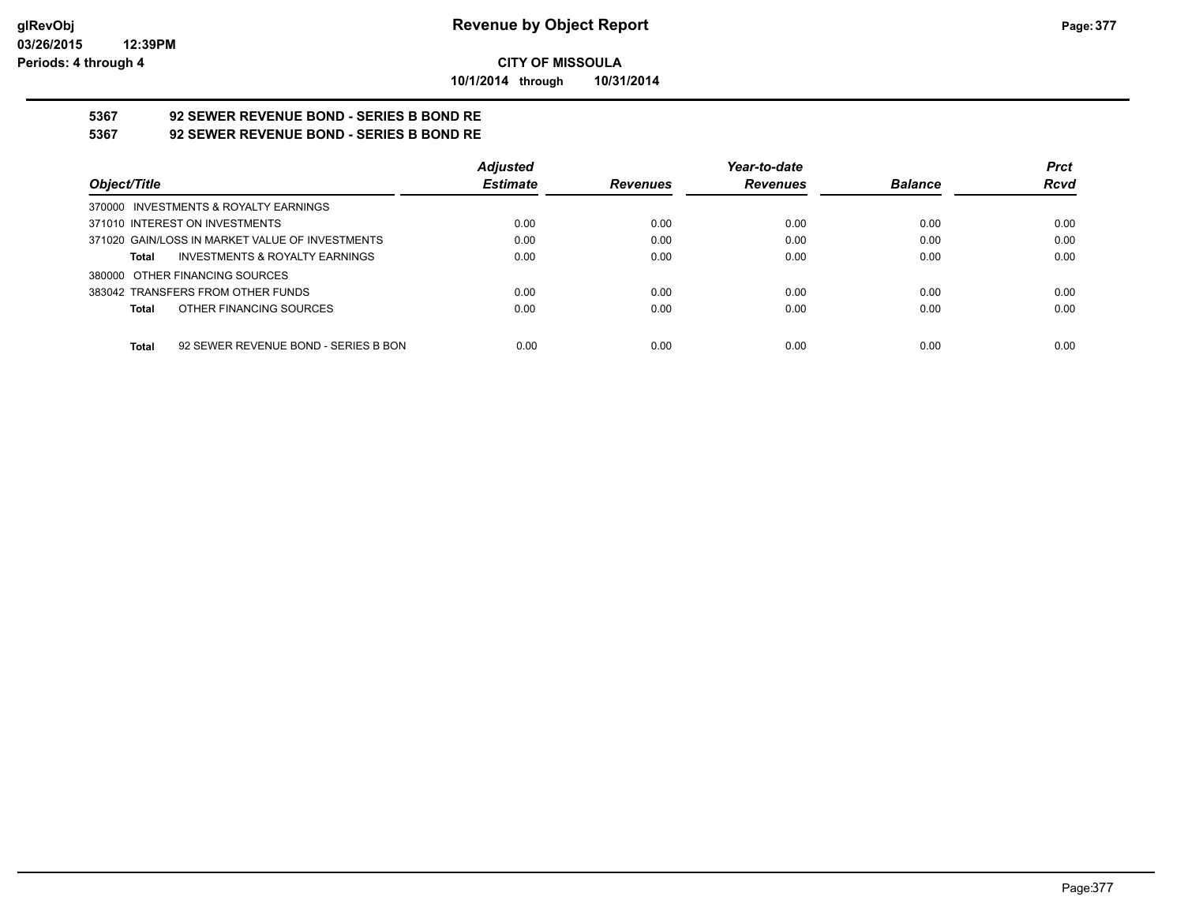**CITY OF MISSOULA**

**10/1/2014 through 10/31/2014**

**5367 92 SEWER REVENUE BOND - SERIES B BOND RE**

**5367 92 SEWER REVENUE BOND - SERIES B BOND RE**

| Object/Title | Adjusted Estimate | Revenues | Year-to-date Revenues | Balance | Prct Rcvd |
|---|---|---|---|---|---|
| 370000 INVESTMENTS & ROYALTY EARNINGS | | | | | |
| 371010 INTEREST ON INVESTMENTS | 0.00 | 0.00 | 0.00 | 0.00 | 0.00 |
| 371020 GAIN/LOSS IN MARKET VALUE OF INVESTMENTS | 0.00 | 0.00 | 0.00 | 0.00 | 0.00 |
| **Total** INVESTMENTS & ROYALTY EARNINGS | 0.00 | 0.00 | 0.00 | 0.00 | 0.00 |
| 380000 OTHER FINANCING SOURCES | | | | | |
| 383042 TRANSFERS FROM OTHER FUNDS | 0.00 | 0.00 | 0.00 | 0.00 | 0.00 |
| **Total** OTHER FINANCING SOURCES | 0.00 | 0.00 | 0.00 | 0.00 | 0.00 |
| **Total** 92 SEWER REVENUE BOND - SERIES B BON | 0.00 | 0.00 | 0.00 | 0.00 | 0.00 |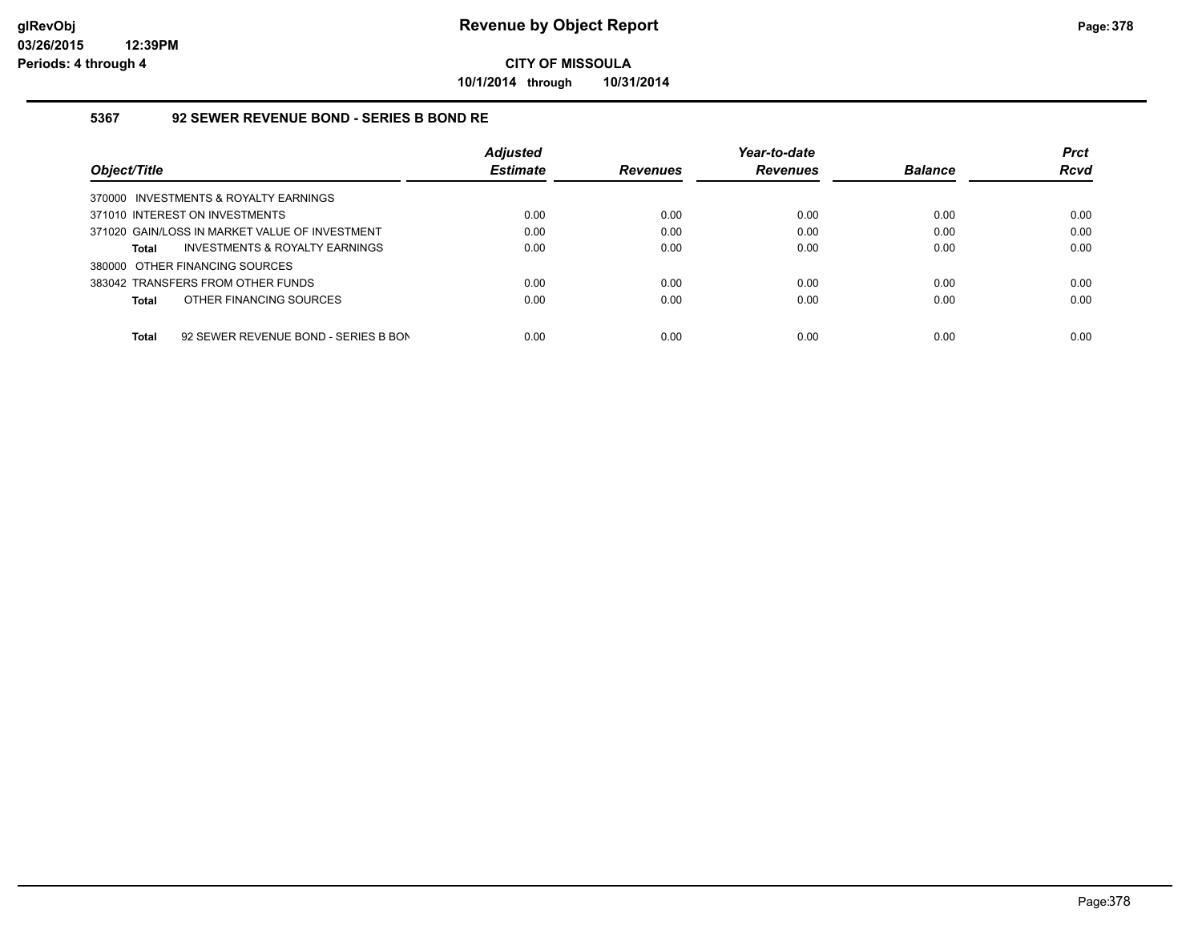# Revenue by Object Report

**CITY OF MISSOULA**

**10/1/2014 through 10/31/2014**

glRevObj
03/26/2015 12:39PM
Periods: 4 through 4

### 5367 92 SEWER REVENUE BOND - SERIES B BOND RE

| Object/Title | Adjusted Estimate | Revenues | Year-to-date Revenues | Balance | Prct Rcvd |
|---|---|---|---|---|---|
| 370000 INVESTMENTS & ROYALTY EARNINGS | | | | | |
| 371010 INTEREST ON INVESTMENTS | 0.00 | 0.00 | 0.00 | 0.00 | 0.00 |
| 371020 GAIN/LOSS IN MARKET VALUE OF INVESTMENT | 0.00 | 0.00 | 0.00 | 0.00 | 0.00 |
| **Total** INVESTMENTS & ROYALTY EARNINGS | 0.00 | 0.00 | 0.00 | 0.00 | 0.00 |
| 380000 OTHER FINANCING SOURCES | | | | | |
| 383042 TRANSFERS FROM OTHER FUNDS | 0.00 | 0.00 | 0.00 | 0.00 | 0.00 |
| **Total** OTHER FINANCING SOURCES | 0.00 | 0.00 | 0.00 | 0.00 | 0.00 |
| **Total** 92 SEWER REVENUE BOND - SERIES B BON | 0.00 | 0.00 | 0.00 | 0.00 | 0.00 |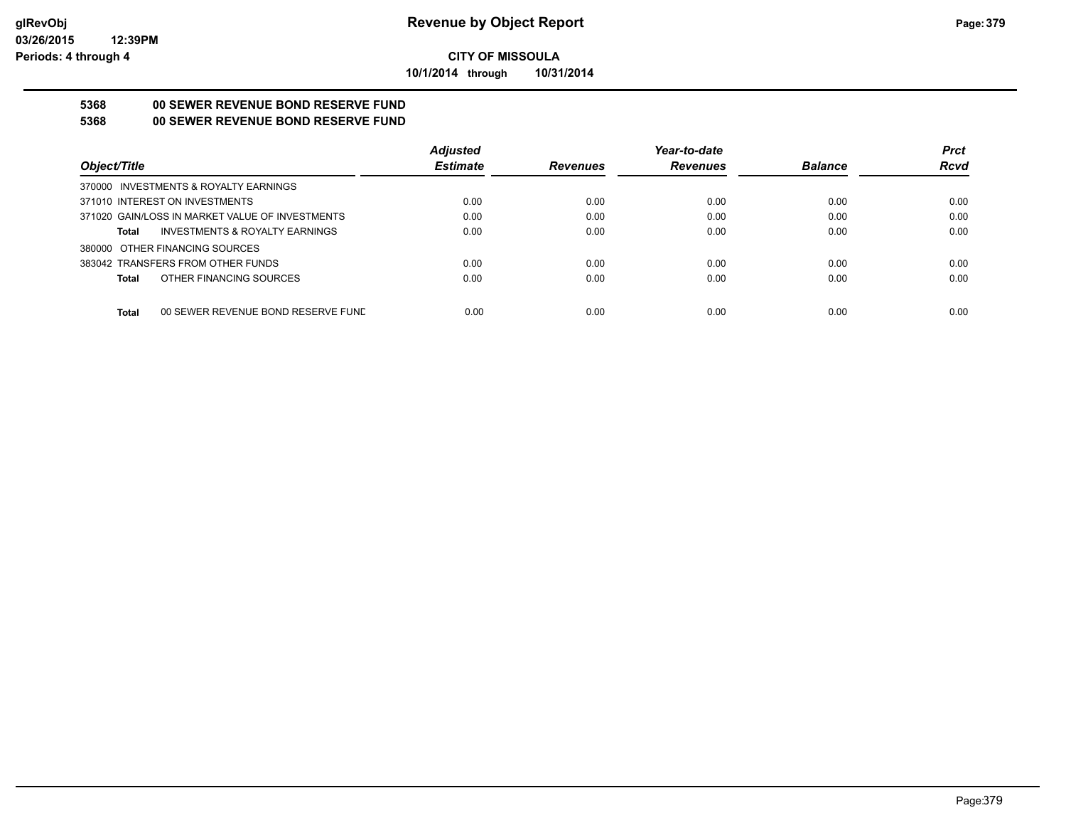# Revenue by Object Report

**CITY OF MISSOULA**

**10/1/2014 through 10/31/2014**

**5368 00 SEWER REVENUE BOND RESERVE FUND**

**5368 00 SEWER REVENUE BOND RESERVE FUND**

| Object/Title | Adjusted Estimate | Revenues | Year-to-date Revenues | Balance | Prct Rcvd |
|---|---|---|---|---|---|
| 370000 INVESTMENTS & ROYALTY EARNINGS | | | | | |
| 371010 INTEREST ON INVESTMENTS | 0.00 | 0.00 | 0.00 | 0.00 | 0.00 |
| 371020 GAIN/LOSS IN MARKET VALUE OF INVESTMENTS | 0.00 | 0.00 | 0.00 | 0.00 | 0.00 |
| **Total** INVESTMENTS & ROYALTY EARNINGS | 0.00 | 0.00 | 0.00 | 0.00 | 0.00 |
| 380000 OTHER FINANCING SOURCES | | | | | |
| 383042 TRANSFERS FROM OTHER FUNDS | 0.00 | 0.00 | 0.00 | 0.00 | 0.00 |
| **Total** OTHER FINANCING SOURCES | 0.00 | 0.00 | 0.00 | 0.00 | 0.00 |
| **Total** 00 SEWER REVENUE BOND RESERVE FUND | 0.00 | 0.00 | 0.00 | 0.00 | 0.00 |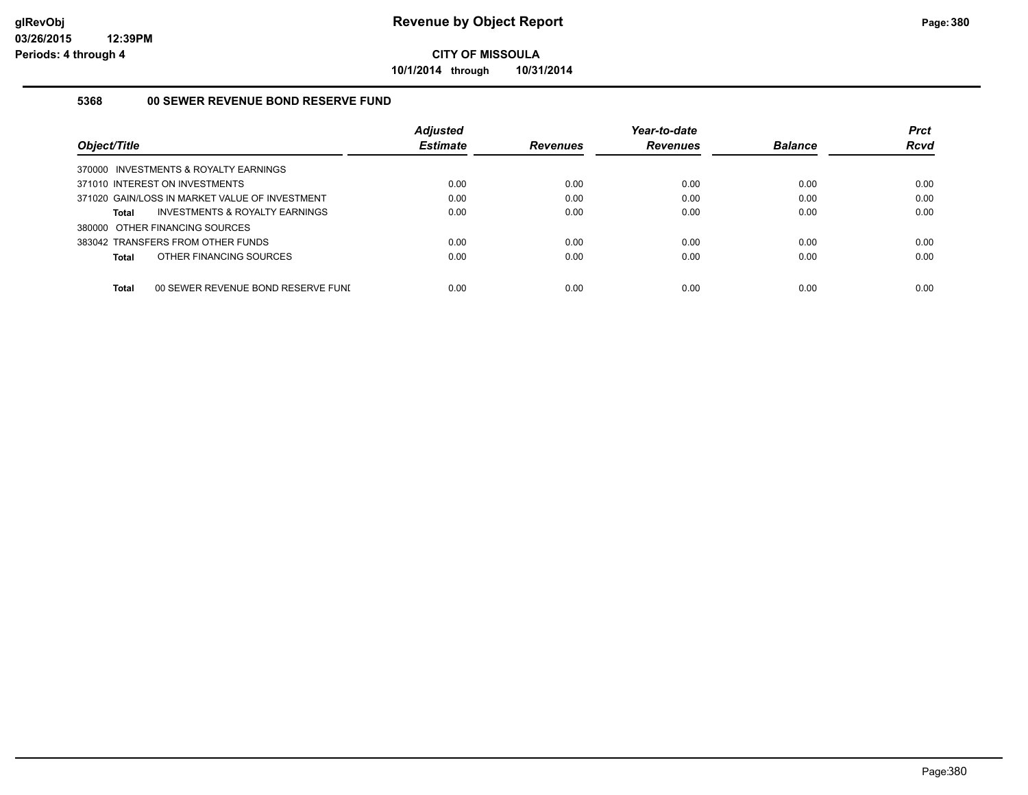**CITY OF MISSOULA**

**10/1/2014 through 10/31/2014**

## 5368 00 SEWER REVENUE BOND RESERVE FUND

| Object/Title | Adjusted Estimate | Revenues | Year-to-date Revenues | Balance | Prct Rcvd |
|---|---|---|---|---|---|
| 370000 INVESTMENTS & ROYALTY EARNINGS | | | | | |
| 371010 INTEREST ON INVESTMENTS | 0.00 | 0.00 | 0.00 | 0.00 | 0.00 |
| 371020 GAIN/LOSS IN MARKET VALUE OF INVESTMENT | 0.00 | 0.00 | 0.00 | 0.00 | 0.00 |
| **Total** INVESTMENTS & ROYALTY EARNINGS | 0.00 | 0.00 | 0.00 | 0.00 | 0.00 |
| 380000 OTHER FINANCING SOURCES | | | | | |
| 383042 TRANSFERS FROM OTHER FUNDS | 0.00 | 0.00 | 0.00 | 0.00 | 0.00 |
| **Total** OTHER FINANCING SOURCES | 0.00 | 0.00 | 0.00 | 0.00 | 0.00 |
| **Total** 00 SEWER REVENUE BOND RESERVE FUNI | 0.00 | 0.00 | 0.00 | 0.00 | 0.00 |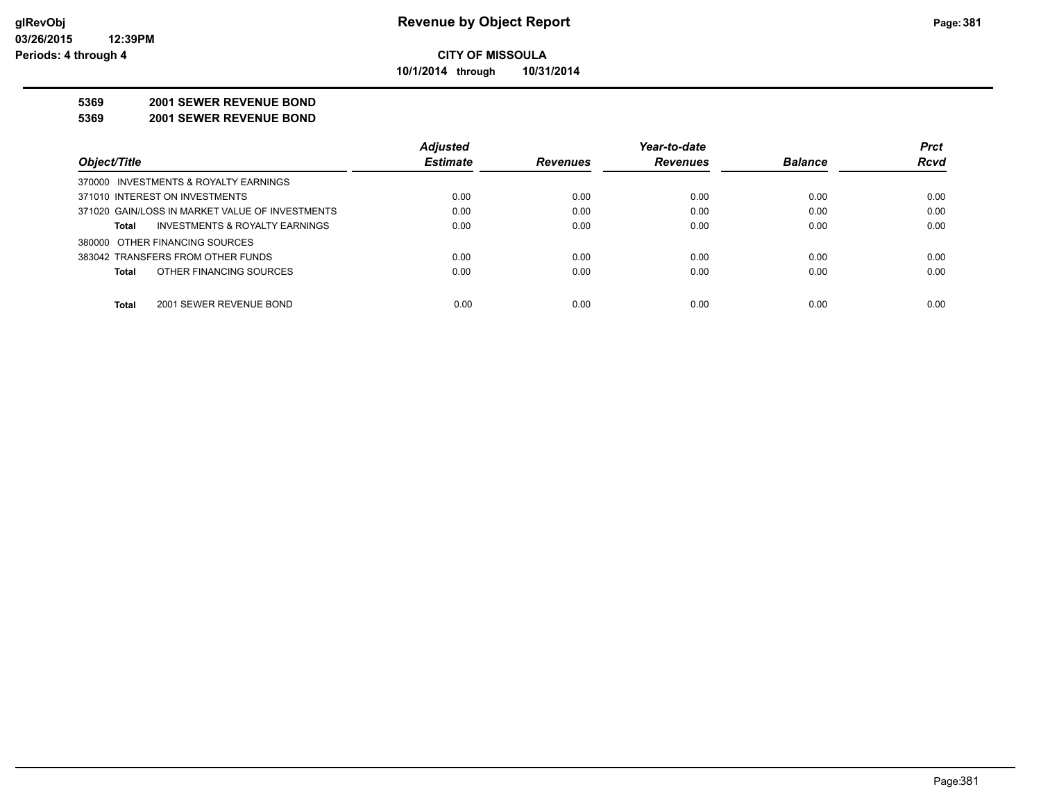# Revenue by Object Report

**CITY OF MISSOULA**

**10/1/2014 through 10/31/2014**

glRevObj
03/26/2015 12:39PM
Periods: 4 through 4

**5369 2001 SEWER REVENUE BOND**

**5369 2001 SEWER REVENUE BOND**

| Object/Title | Adjusted Estimate | Revenues | Year-to-date Revenues | Balance | Prct Rcvd |
|---|---|---|---|---|---|
| 370000 INVESTMENTS & ROYALTY EARNINGS | | | | | |
| 371010 INTEREST ON INVESTMENTS | 0.00 | 0.00 | 0.00 | 0.00 | 0.00 |
| 371020 GAIN/LOSS IN MARKET VALUE OF INVESTMENTS | 0.00 | 0.00 | 0.00 | 0.00 | 0.00 |
| **Total** INVESTMENTS & ROYALTY EARNINGS | 0.00 | 0.00 | 0.00 | 0.00 | 0.00 |
| 380000 OTHER FINANCING SOURCES | | | | | |
| 383042 TRANSFERS FROM OTHER FUNDS | 0.00 | 0.00 | 0.00 | 0.00 | 0.00 |
| **Total** OTHER FINANCING SOURCES | 0.00 | 0.00 | 0.00 | 0.00 | 0.00 |
| **Total** 2001 SEWER REVENUE BOND | 0.00 | 0.00 | 0.00 | 0.00 | 0.00 |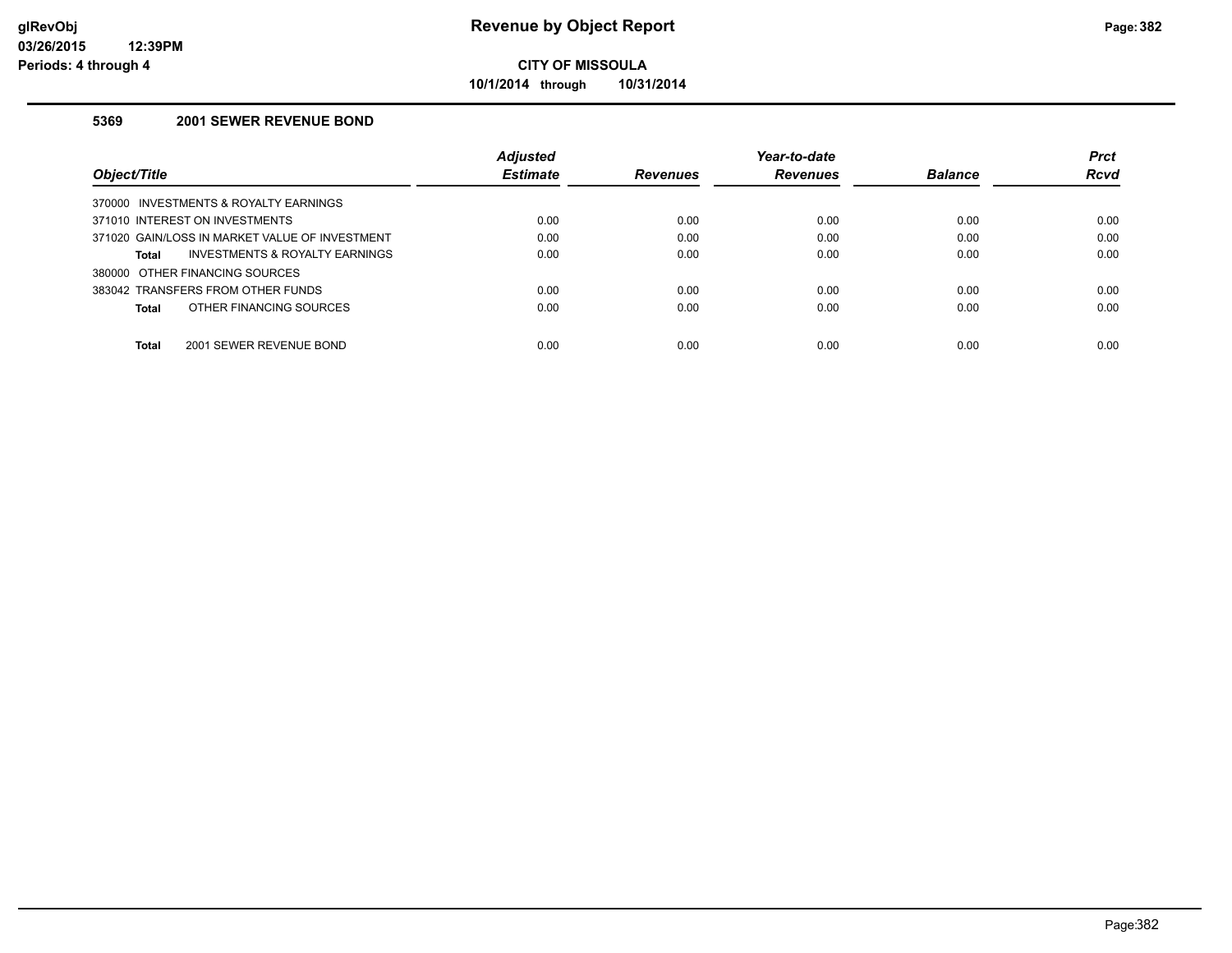**Revenue by Object Report**

**CITY OF MISSOULA**

**10/1/2014 through 10/31/2014**

glRevObj
03/26/2015 12:39PM
Periods: 4 through 4

### 5369 2001 SEWER REVENUE BOND

| Object/Title | Adjusted Estimate | Revenues | Year-to-date Revenues | Balance | Prct Rcvd |
|---|---|---|---|---|---|
| 370000 INVESTMENTS & ROYALTY EARNINGS | | | | | |
| 371010 INTEREST ON INVESTMENTS | 0.00 | 0.00 | 0.00 | 0.00 | 0.00 |
| 371020 GAIN/LOSS IN MARKET VALUE OF INVESTMENT | 0.00 | 0.00 | 0.00 | 0.00 | 0.00 |
| **Total** INVESTMENTS & ROYALTY EARNINGS | 0.00 | 0.00 | 0.00 | 0.00 | 0.00 |
| 380000 OTHER FINANCING SOURCES | | | | | |
| 383042 TRANSFERS FROM OTHER FUNDS | 0.00 | 0.00 | 0.00 | 0.00 | 0.00 |
| **Total** OTHER FINANCING SOURCES | 0.00 | 0.00 | 0.00 | 0.00 | 0.00 |
| **Total** 2001 SEWER REVENUE BOND | 0.00 | 0.00 | 0.00 | 0.00 | 0.00 |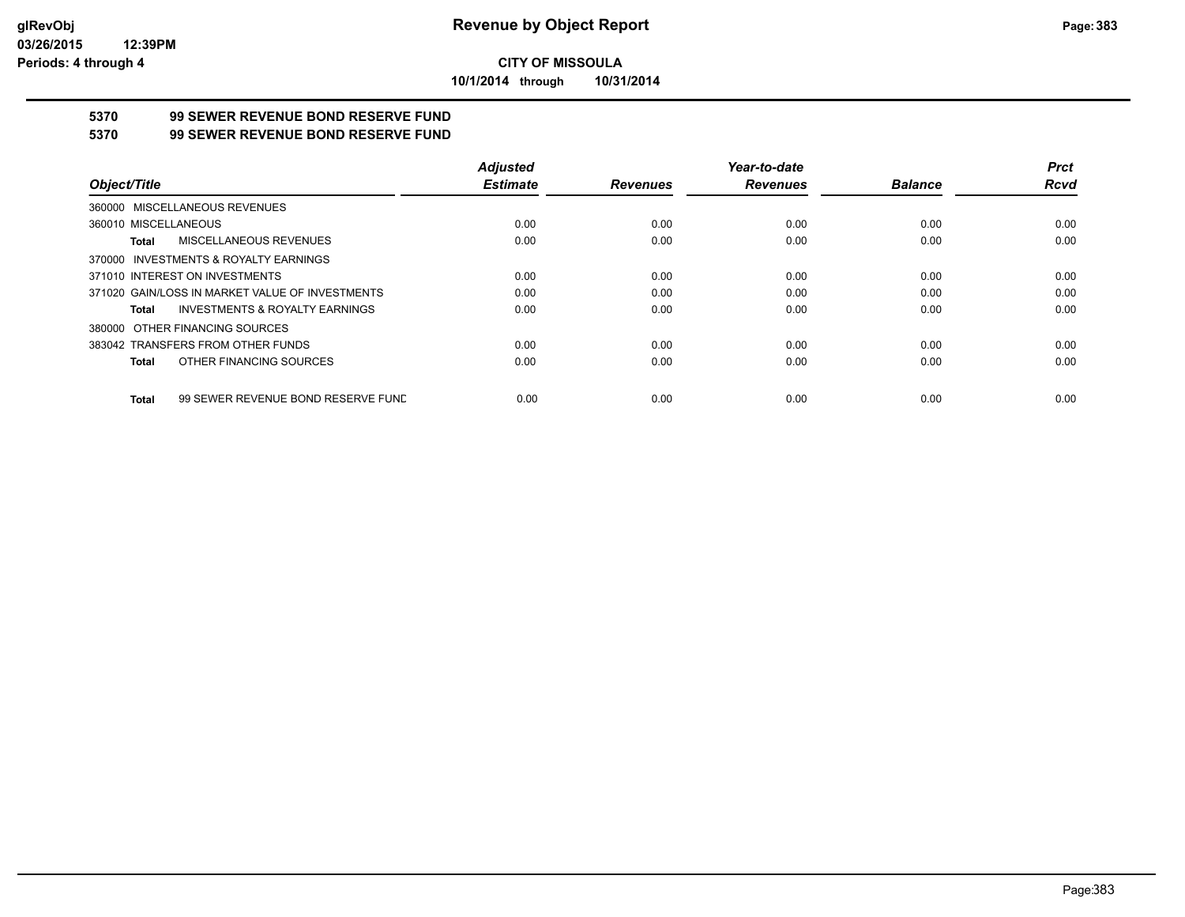## CITY OF MISSOULA

**10/1/2014 through 10/31/2014**

### 5370 99 SEWER REVENUE BOND RESERVE FUND
### 5370 99 SEWER REVENUE BOND RESERVE FUND

| Object/Title | Adjusted Estimate | Revenues | Year-to-date Revenues | Balance | Prct Rcvd |
|---|---|---|---|---|---|
| 360000 MISCELLANEOUS REVENUES | | | | | |
| 360010 MISCELLANEOUS | 0.00 | 0.00 | 0.00 | 0.00 | 0.00 |
| **Total** MISCELLANEOUS REVENUES | 0.00 | 0.00 | 0.00 | 0.00 | 0.00 |
| 370000 INVESTMENTS & ROYALTY EARNINGS | | | | | |
| 371010 INTEREST ON INVESTMENTS | 0.00 | 0.00 | 0.00 | 0.00 | 0.00 |
| 371020 GAIN/LOSS IN MARKET VALUE OF INVESTMENTS | 0.00 | 0.00 | 0.00 | 0.00 | 0.00 |
| **Total** INVESTMENTS & ROYALTY EARNINGS | 0.00 | 0.00 | 0.00 | 0.00 | 0.00 |
| 380000 OTHER FINANCING SOURCES | | | | | |
| 383042 TRANSFERS FROM OTHER FUNDS | 0.00 | 0.00 | 0.00 | 0.00 | 0.00 |
| **Total** OTHER FINANCING SOURCES | 0.00 | 0.00 | 0.00 | 0.00 | 0.00 |
| **Total** 99 SEWER REVENUE BOND RESERVE FUND | 0.00 | 0.00 | 0.00 | 0.00 | 0.00 |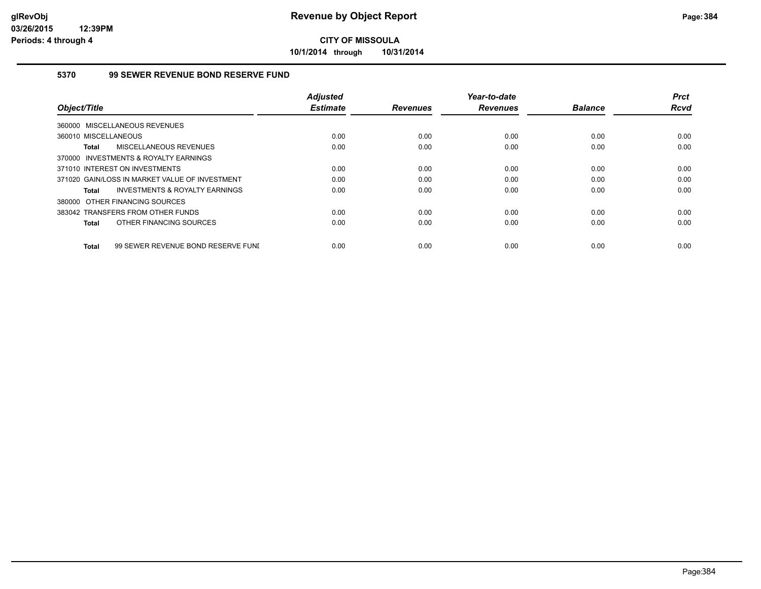# Revenue by Object Report

**CITY OF MISSOULA**

**10/1/2014 through 10/31/2014**

### 5370 99 SEWER REVENUE BOND RESERVE FUND

| Object/Title | Adjusted Estimate | Revenues | Year-to-date Revenues | Balance | Prct Rcvd |
|---|---|---|---|---|---|
| 360000 MISCELLANEOUS REVENUES | | | | | |
| 360010 MISCELLANEOUS | 0.00 | 0.00 | 0.00 | 0.00 | 0.00 |
| **Total** MISCELLANEOUS REVENUES | 0.00 | 0.00 | 0.00 | 0.00 | 0.00 |
| 370000 INVESTMENTS & ROYALTY EARNINGS | | | | | |
| 371010 INTEREST ON INVESTMENTS | 0.00 | 0.00 | 0.00 | 0.00 | 0.00 |
| 371020 GAIN/LOSS IN MARKET VALUE OF INVESTMENT | 0.00 | 0.00 | 0.00 | 0.00 | 0.00 |
| **Total** INVESTMENTS & ROYALTY EARNINGS | 0.00 | 0.00 | 0.00 | 0.00 | 0.00 |
| 380000 OTHER FINANCING SOURCES | | | | | |
| 383042 TRANSFERS FROM OTHER FUNDS | 0.00 | 0.00 | 0.00 | 0.00 | 0.00 |
| **Total** OTHER FINANCING SOURCES | 0.00 | 0.00 | 0.00 | 0.00 | 0.00 |
| **Total** 99 SEWER REVENUE BOND RESERVE FUNI | 0.00 | 0.00 | 0.00 | 0.00 | 0.00 |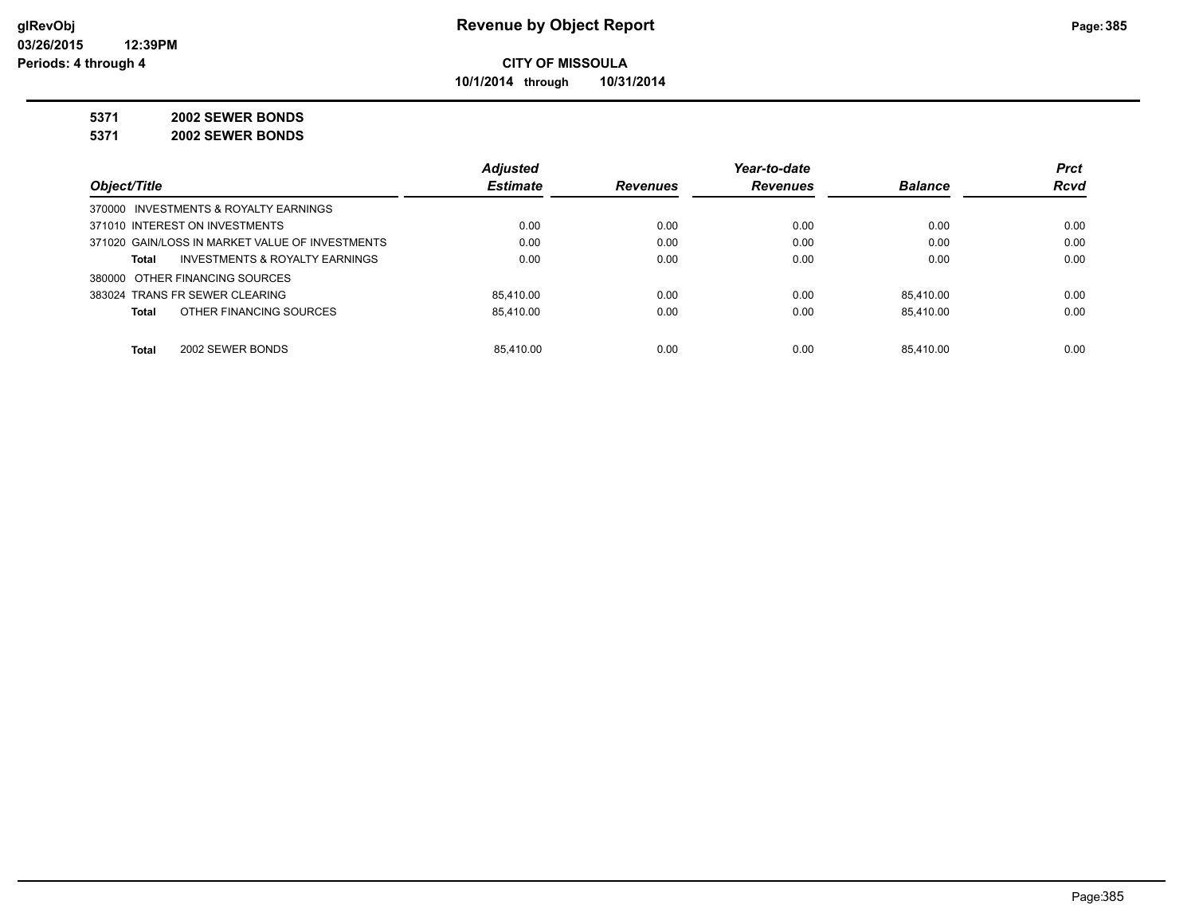# Revenue by Object Report

**CITY OF MISSOULA**

**10/1/2014 through 10/31/2014**

glRevObj
03/26/2015 12:39PM
Periods: 4 through 4

**5371 2002 SEWER BONDS**

**5371 2002 SEWER BONDS**

| Object/Title | Adjusted Estimate | Revenues | Year-to-date Revenues | Balance | Prct Rcvd |
|---|---|---|---|---|---|
| 370000 INVESTMENTS & ROYALTY EARNINGS | | | | | |
| 371010 INTEREST ON INVESTMENTS | 0.00 | 0.00 | 0.00 | 0.00 | 0.00 |
| 371020 GAIN/LOSS IN MARKET VALUE OF INVESTMENTS | 0.00 | 0.00 | 0.00 | 0.00 | 0.00 |
| **Total** INVESTMENTS & ROYALTY EARNINGS | 0.00 | 0.00 | 0.00 | 0.00 | 0.00 |
| 380000 OTHER FINANCING SOURCES | | | | | |
| 383024 TRANS FR SEWER CLEARING | 85,410.00 | 0.00 | 0.00 | 85,410.00 | 0.00 |
| **Total** OTHER FINANCING SOURCES | 85,410.00 | 0.00 | 0.00 | 85,410.00 | 0.00 |
| **Total** 2002 SEWER BONDS | 85,410.00 | 0.00 | 0.00 | 85,410.00 | 0.00 |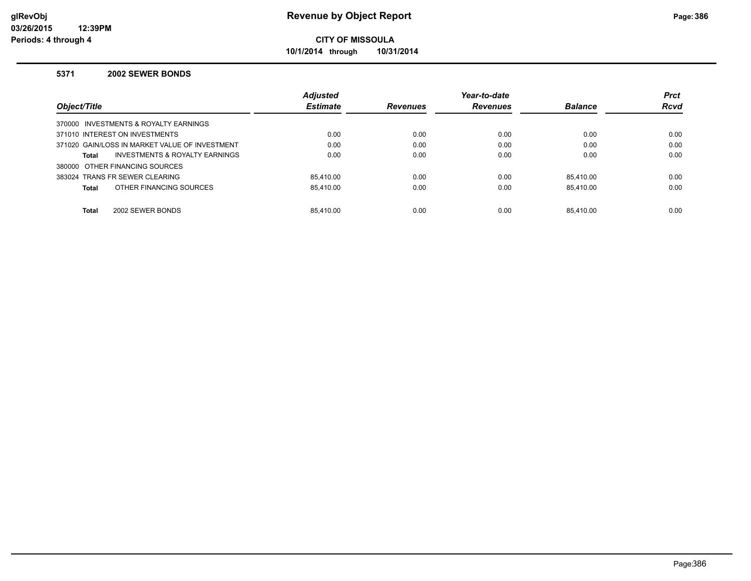**Revenue by Object Report**

**CITY OF MISSOULA**

**10/1/2014 through 10/31/2014**

glRevObj
03/26/2015 12:39PM
Periods: 4 through 4

### 5371 2002 SEWER BONDS

| Object/Title | Adjusted Estimate | Revenues | Year-to-date Revenues | Balance | Prct Rcvd |
|---|---|---|---|---|---|
| 370000 INVESTMENTS & ROYALTY EARNINGS | | | | | |
| 371010 INTEREST ON INVESTMENTS | 0.00 | 0.00 | 0.00 | 0.00 | 0.00 |
| 371020 GAIN/LOSS IN MARKET VALUE OF INVESTMENT | 0.00 | 0.00 | 0.00 | 0.00 | 0.00 |
| **Total** INVESTMENTS & ROYALTY EARNINGS | 0.00 | 0.00 | 0.00 | 0.00 | 0.00 |
| 380000 OTHER FINANCING SOURCES | | | | | |
| 383024 TRANS FR SEWER CLEARING | 85,410.00 | 0.00 | 0.00 | 85,410.00 | 0.00 |
| **Total** OTHER FINANCING SOURCES | 85,410.00 | 0.00 | 0.00 | 85,410.00 | 0.00 |
| **Total** 2002 SEWER BONDS | 85,410.00 | 0.00 | 0.00 | 85,410.00 | 0.00 |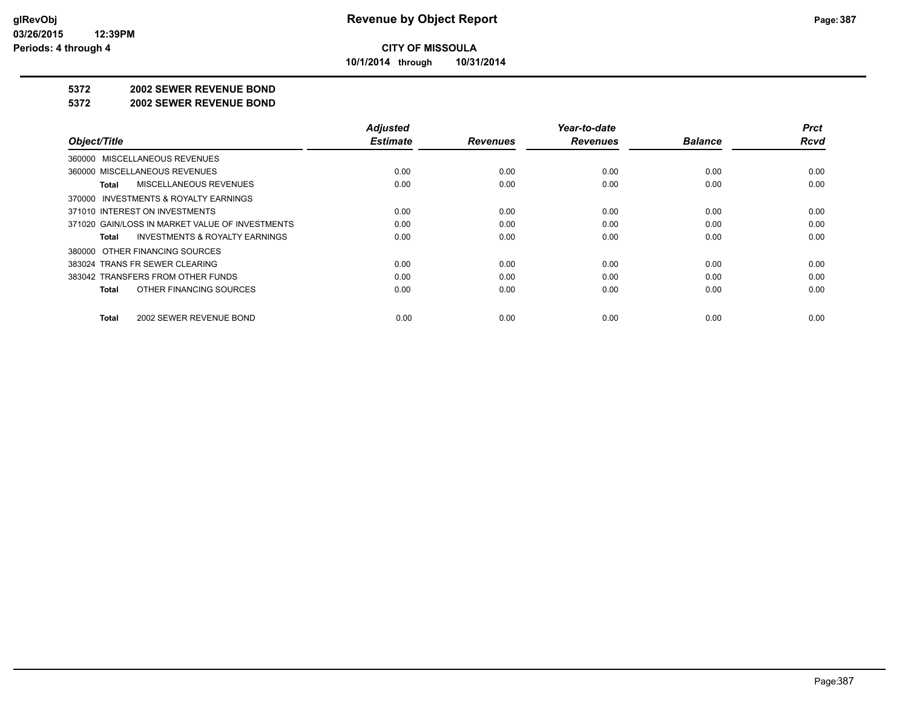**Revenue by Object Report**

**CITY OF MISSOULA**

**10/1/2014 through 10/31/2014**

glRevObj
03/26/2015 12:39PM
Periods: 4 through 4

**5372 2002 SEWER REVENUE BOND**

**5372 2002 SEWER REVENUE BOND**

| Object/Title | Adjusted Estimate | Revenues | Year-to-date Revenues | Balance | Prct Rcvd |
|---|---|---|---|---|---|
| 360000 MISCELLANEOUS REVENUES | | | | | |
| 360000 MISCELLANEOUS REVENUES | 0.00 | 0.00 | 0.00 | 0.00 | 0.00 |
| **Total** MISCELLANEOUS REVENUES | 0.00 | 0.00 | 0.00 | 0.00 | 0.00 |
| 370000 INVESTMENTS & ROYALTY EARNINGS | | | | | |
| 371010 INTEREST ON INVESTMENTS | 0.00 | 0.00 | 0.00 | 0.00 | 0.00 |
| 371020 GAIN/LOSS IN MARKET VALUE OF INVESTMENTS | 0.00 | 0.00 | 0.00 | 0.00 | 0.00 |
| **Total** INVESTMENTS & ROYALTY EARNINGS | 0.00 | 0.00 | 0.00 | 0.00 | 0.00 |
| 380000 OTHER FINANCING SOURCES | | | | | |
| 383024 TRANS FR SEWER CLEARING | 0.00 | 0.00 | 0.00 | 0.00 | 0.00 |
| 383042 TRANSFERS FROM OTHER FUNDS | 0.00 | 0.00 | 0.00 | 0.00 | 0.00 |
| **Total** OTHER FINANCING SOURCES | 0.00 | 0.00 | 0.00 | 0.00 | 0.00 |
| **Total** 2002 SEWER REVENUE BOND | 0.00 | 0.00 | 0.00 | 0.00 | 0.00 |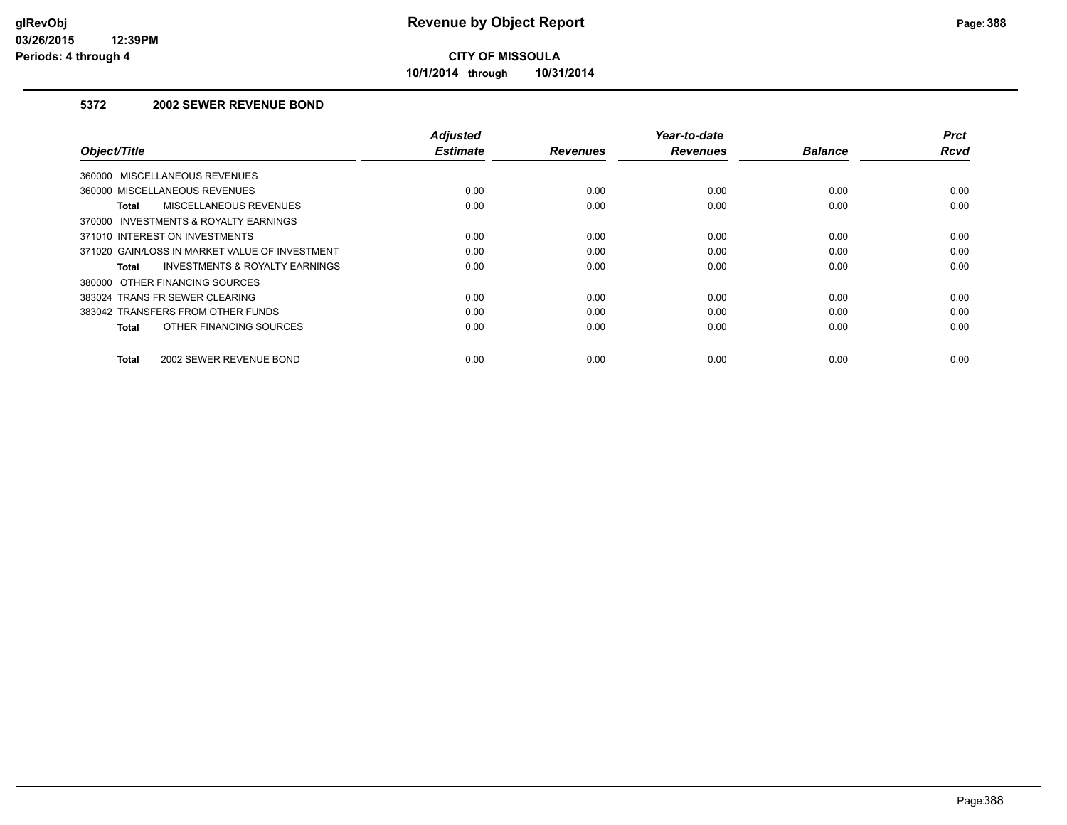**CITY OF MISSOULA**

**10/1/2014 through 10/31/2014**

## 5372 2002 SEWER REVENUE BOND

| Object/Title | Adjusted Estimate | Revenues | Year-to-date Revenues | Balance | Prct Rcvd |
|---|---|---|---|---|---|
| 360000 MISCELLANEOUS REVENUES | | | | | |
| 360000 MISCELLANEOUS REVENUES | 0.00 | 0.00 | 0.00 | 0.00 | 0.00 |
| **Total** MISCELLANEOUS REVENUES | 0.00 | 0.00 | 0.00 | 0.00 | 0.00 |
| 370000 INVESTMENTS & ROYALTY EARNINGS | | | | | |
| 371010 INTEREST ON INVESTMENTS | 0.00 | 0.00 | 0.00 | 0.00 | 0.00 |
| 371020 GAIN/LOSS IN MARKET VALUE OF INVESTMENT | 0.00 | 0.00 | 0.00 | 0.00 | 0.00 |
| **Total** INVESTMENTS & ROYALTY EARNINGS | 0.00 | 0.00 | 0.00 | 0.00 | 0.00 |
| 380000 OTHER FINANCING SOURCES | | | | | |
| 383024 TRANS FR SEWER CLEARING | 0.00 | 0.00 | 0.00 | 0.00 | 0.00 |
| 383042 TRANSFERS FROM OTHER FUNDS | 0.00 | 0.00 | 0.00 | 0.00 | 0.00 |
| **Total** OTHER FINANCING SOURCES | 0.00 | 0.00 | 0.00 | 0.00 | 0.00 |
| **Total** 2002 SEWER REVENUE BOND | 0.00 | 0.00 | 0.00 | 0.00 | 0.00 |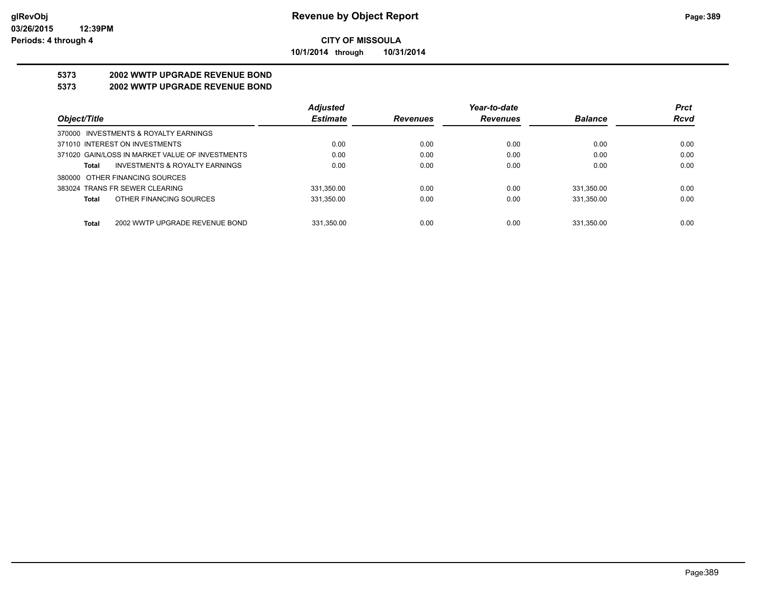**Revenue by Object Report**

**CITY OF MISSOULA**

**10/1/2014 through 10/31/2014**

**5373 2002 WWTP UPGRADE REVENUE BOND**

**5373 2002 WWTP UPGRADE REVENUE BOND**

| Object/Title | Adjusted Estimate | Revenues | Year-to-date Revenues | Balance | Prct Rcvd |
|---|---|---|---|---|---|
| 370000 INVESTMENTS & ROYALTY EARNINGS | | | | | |
| 371010 INTEREST ON INVESTMENTS | 0.00 | 0.00 | 0.00 | 0.00 | 0.00 |
| 371020 GAIN/LOSS IN MARKET VALUE OF INVESTMENTS | 0.00 | 0.00 | 0.00 | 0.00 | 0.00 |
| **Total** INVESTMENTS & ROYALTY EARNINGS | 0.00 | 0.00 | 0.00 | 0.00 | 0.00 |
| 380000 OTHER FINANCING SOURCES | | | | | |
| 383024 TRANS FR SEWER CLEARING | 331,350.00 | 0.00 | 0.00 | 331,350.00 | 0.00 |
| **Total** OTHER FINANCING SOURCES | 331,350.00 | 0.00 | 0.00 | 331,350.00 | 0.00 |
| **Total** 2002 WWTP UPGRADE REVENUE BOND | 331,350.00 | 0.00 | 0.00 | 331,350.00 | 0.00 |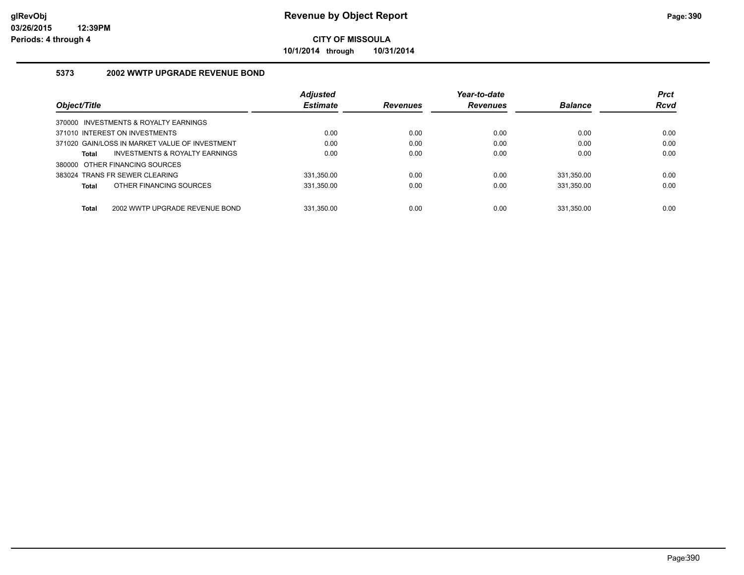# Revenue by Object Report

glRevObj
03/26/2015 12:39PM
Periods: 4 through 4

**CITY OF MISSOULA**

**10/1/2014 through 10/31/2014**

## 5373 2002 WWTP UPGRADE REVENUE BOND

| Object/Title | Adjusted Estimate | Revenues | Year-to-date Revenues | Balance | Prct Rcvd |
|---|---|---|---|---|---|
| 370000 INVESTMENTS & ROYALTY EARNINGS | | | | | |
| 371010 INTEREST ON INVESTMENTS | 0.00 | 0.00 | 0.00 | 0.00 | 0.00 |
| 371020 GAIN/LOSS IN MARKET VALUE OF INVESTMENT | 0.00 | 0.00 | 0.00 | 0.00 | 0.00 |
| **Total** INVESTMENTS & ROYALTY EARNINGS | 0.00 | 0.00 | 0.00 | 0.00 | 0.00 |
| 380000 OTHER FINANCING SOURCES | | | | | |
| 383024 TRANS FR SEWER CLEARING | 331,350.00 | 0.00 | 0.00 | 331,350.00 | 0.00 |
| **Total** OTHER FINANCING SOURCES | 331,350.00 | 0.00 | 0.00 | 331,350.00 | 0.00 |
| **Total** 2002 WWTP UPGRADE REVENUE BOND | 331,350.00 | 0.00 | 0.00 | 331,350.00 | 0.00 |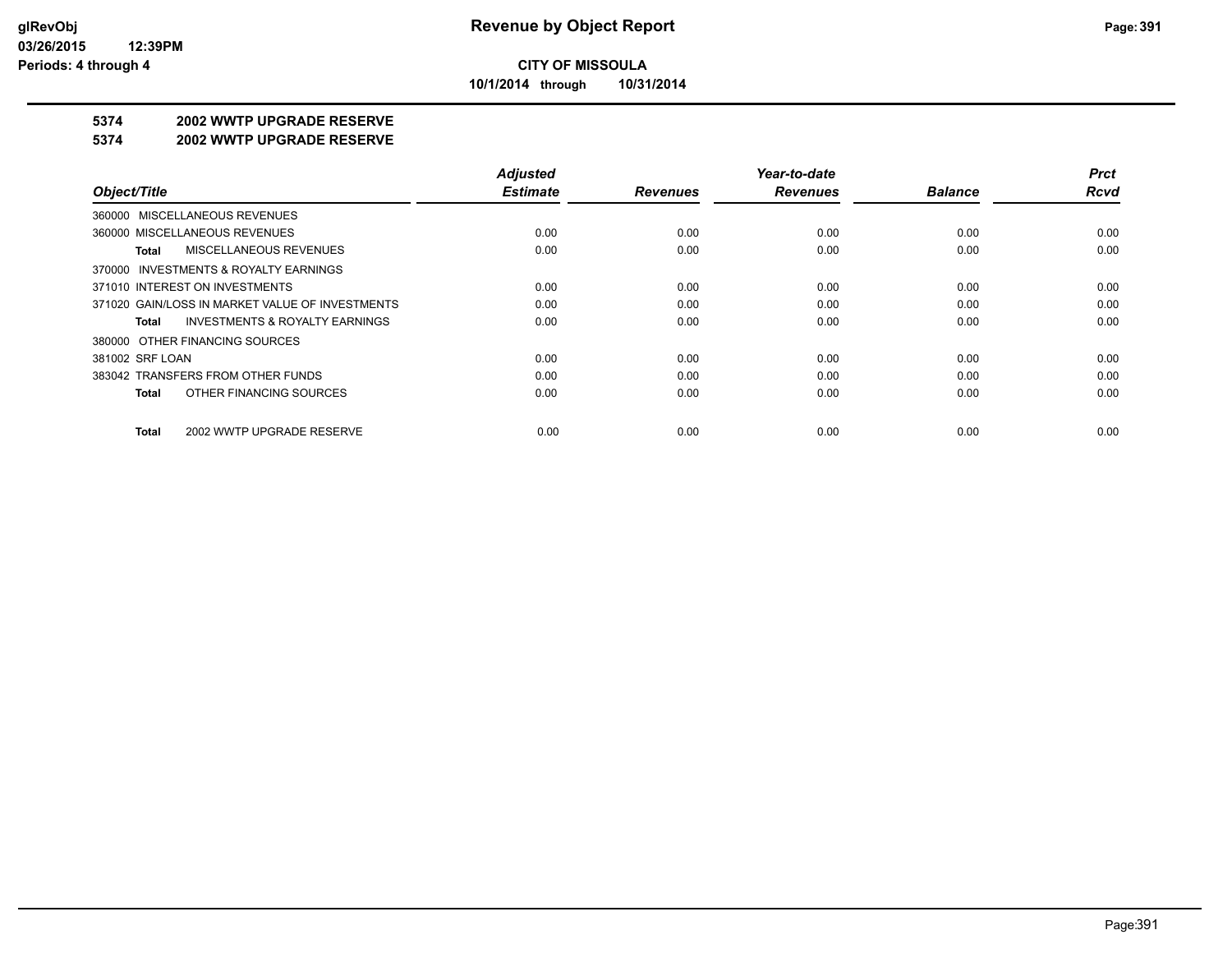**CITY OF MISSOULA**

**10/1/2014 through 10/31/2014**

**5374 2002 WWTP UPGRADE RESERVE**

**5374 2002 WWTP UPGRADE RESERVE**

| Object/Title | Adjusted Estimate | Revenues | Year-to-date Revenues | Balance | Prct Rcvd |
|---|---|---|---|---|---|
| 360000 MISCELLANEOUS REVENUES | | | | | |
| 360000 MISCELLANEOUS REVENUES | 0.00 | 0.00 | 0.00 | 0.00 | 0.00 |
| **Total** MISCELLANEOUS REVENUES | 0.00 | 0.00 | 0.00 | 0.00 | 0.00 |
| 370000 INVESTMENTS & ROYALTY EARNINGS | | | | | |
| 371010 INTEREST ON INVESTMENTS | 0.00 | 0.00 | 0.00 | 0.00 | 0.00 |
| 371020 GAIN/LOSS IN MARKET VALUE OF INVESTMENTS | 0.00 | 0.00 | 0.00 | 0.00 | 0.00 |
| **Total** INVESTMENTS & ROYALTY EARNINGS | 0.00 | 0.00 | 0.00 | 0.00 | 0.00 |
| 380000 OTHER FINANCING SOURCES | | | | | |
| 381002 SRF LOAN | 0.00 | 0.00 | 0.00 | 0.00 | 0.00 |
| 383042 TRANSFERS FROM OTHER FUNDS | 0.00 | 0.00 | 0.00 | 0.00 | 0.00 |
| **Total** OTHER FINANCING SOURCES | 0.00 | 0.00 | 0.00 | 0.00 | 0.00 |
| **Total** 2002 WWTP UPGRADE RESERVE | 0.00 | 0.00 | 0.00 | 0.00 | 0.00 |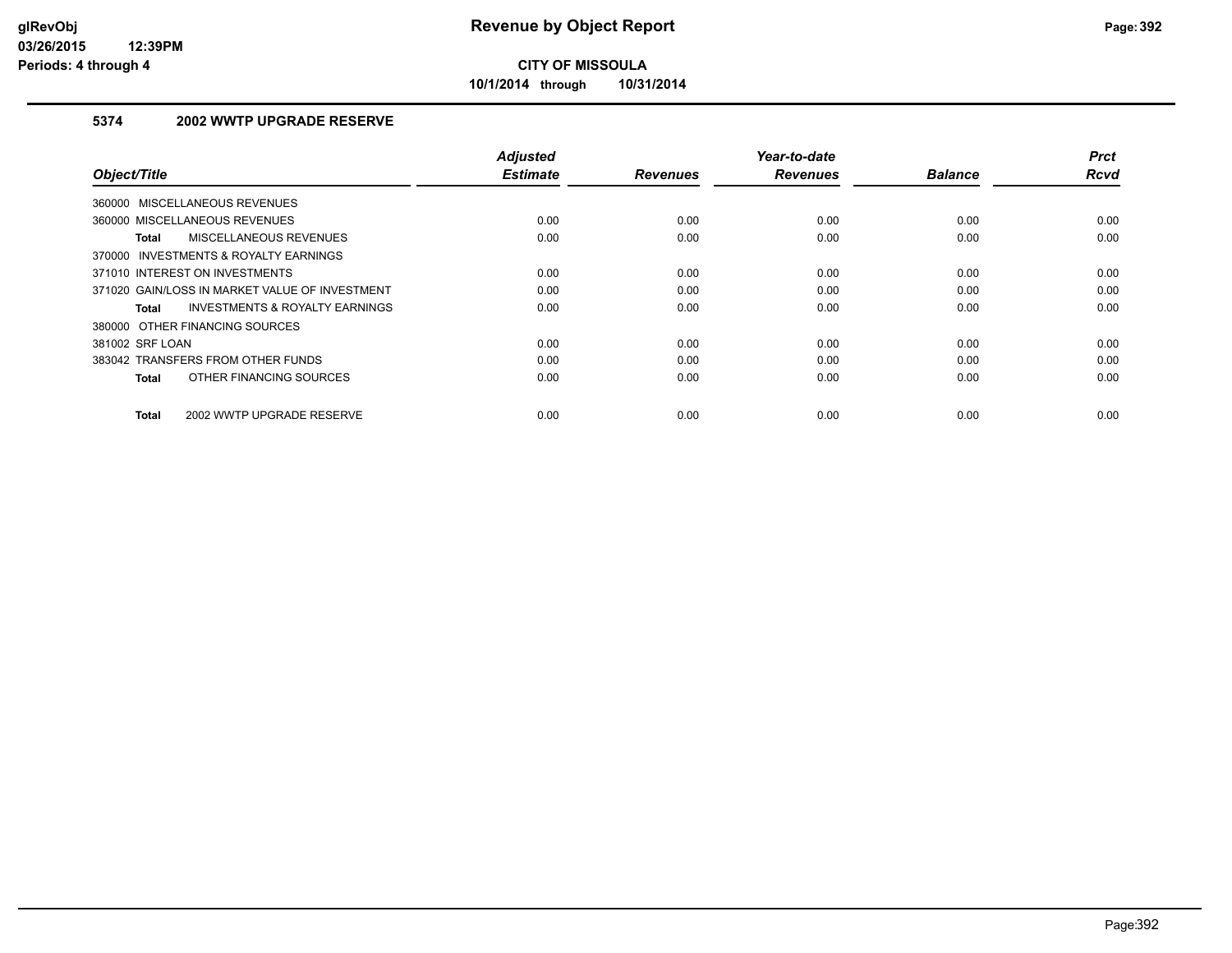# Revenue by Object Report

**CITY OF MISSOULA**

**10/1/2014 through 10/31/2014**

### 5374 2002 WWTP UPGRADE RESERVE

| Object/Title | Adjusted Estimate | Revenues | Year-to-date Revenues | Balance | Prct Rcvd |
|---|---|---|---|---|---|
| 360000 MISCELLANEOUS REVENUES | | | | | |
| 360000 MISCELLANEOUS REVENUES | 0.00 | 0.00 | 0.00 | 0.00 | 0.00 |
| **Total** MISCELLANEOUS REVENUES | 0.00 | 0.00 | 0.00 | 0.00 | 0.00 |
| 370000 INVESTMENTS & ROYALTY EARNINGS | | | | | |
| 371010 INTEREST ON INVESTMENTS | 0.00 | 0.00 | 0.00 | 0.00 | 0.00 |
| 371020 GAIN/LOSS IN MARKET VALUE OF INVESTMENT | 0.00 | 0.00 | 0.00 | 0.00 | 0.00 |
| **Total** INVESTMENTS & ROYALTY EARNINGS | 0.00 | 0.00 | 0.00 | 0.00 | 0.00 |
| 380000 OTHER FINANCING SOURCES | | | | | |
| 381002 SRF LOAN | 0.00 | 0.00 | 0.00 | 0.00 | 0.00 |
| 383042 TRANSFERS FROM OTHER FUNDS | 0.00 | 0.00 | 0.00 | 0.00 | 0.00 |
| **Total** OTHER FINANCING SOURCES | 0.00 | 0.00 | 0.00 | 0.00 | 0.00 |
| **Total** 2002 WWTP UPGRADE RESERVE | 0.00 | 0.00 | 0.00 | 0.00 | 0.00 |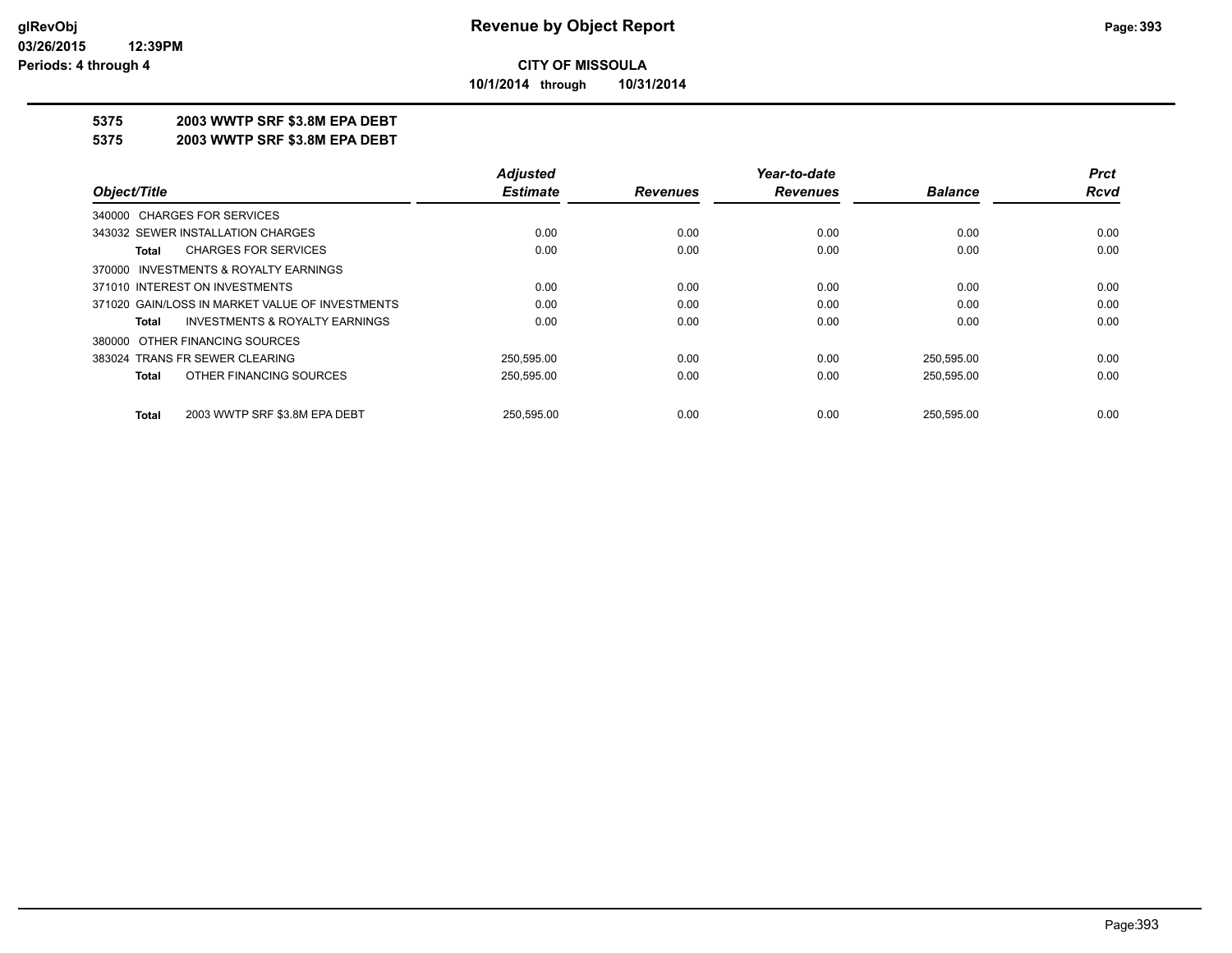# Revenue by Object Report

**CITY OF MISSOULA**

**10/1/2014 through 10/31/2014**

glRevObj
03/26/2015 12:39PM
Periods: 4 through 4

## 5375 2003 WWTP SRF $3.8M EPA DEBT
## 5375 2003 WWTP SRF $3.8M EPA DEBT

| Object/Title | Adjusted Estimate | Revenues | Year-to-date Revenues | Balance | Prct Rcvd |
|---|---|---|---|---|---|
| 340000 CHARGES FOR SERVICES | | | | | |
| 343032 SEWER INSTALLATION CHARGES | 0.00 | 0.00 | 0.00 | 0.00 | 0.00 |
| **Total** CHARGES FOR SERVICES | 0.00 | 0.00 | 0.00 | 0.00 | 0.00 |
| 370000 INVESTMENTS & ROYALTY EARNINGS | | | | | |
| 371010 INTEREST ON INVESTMENTS | 0.00 | 0.00 | 0.00 | 0.00 | 0.00 |
| 371020 GAIN/LOSS IN MARKET VALUE OF INVESTMENTS | 0.00 | 0.00 | 0.00 | 0.00 | 0.00 |
| **Total** INVESTMENTS & ROYALTY EARNINGS | 0.00 | 0.00 | 0.00 | 0.00 | 0.00 |
| 380000 OTHER FINANCING SOURCES | | | | | |
| 383024 TRANS FR SEWER CLEARING | 250,595.00 | 0.00 | 0.00 | 250,595.00 | 0.00 |
| **Total** OTHER FINANCING SOURCES | 250,595.00 | 0.00 | 0.00 | 250,595.00 | 0.00 |
| **Total** 2003 WWTP SRF $3.8M EPA DEBT | 250,595.00 | 0.00 | 0.00 | 250,595.00 | 0.00 |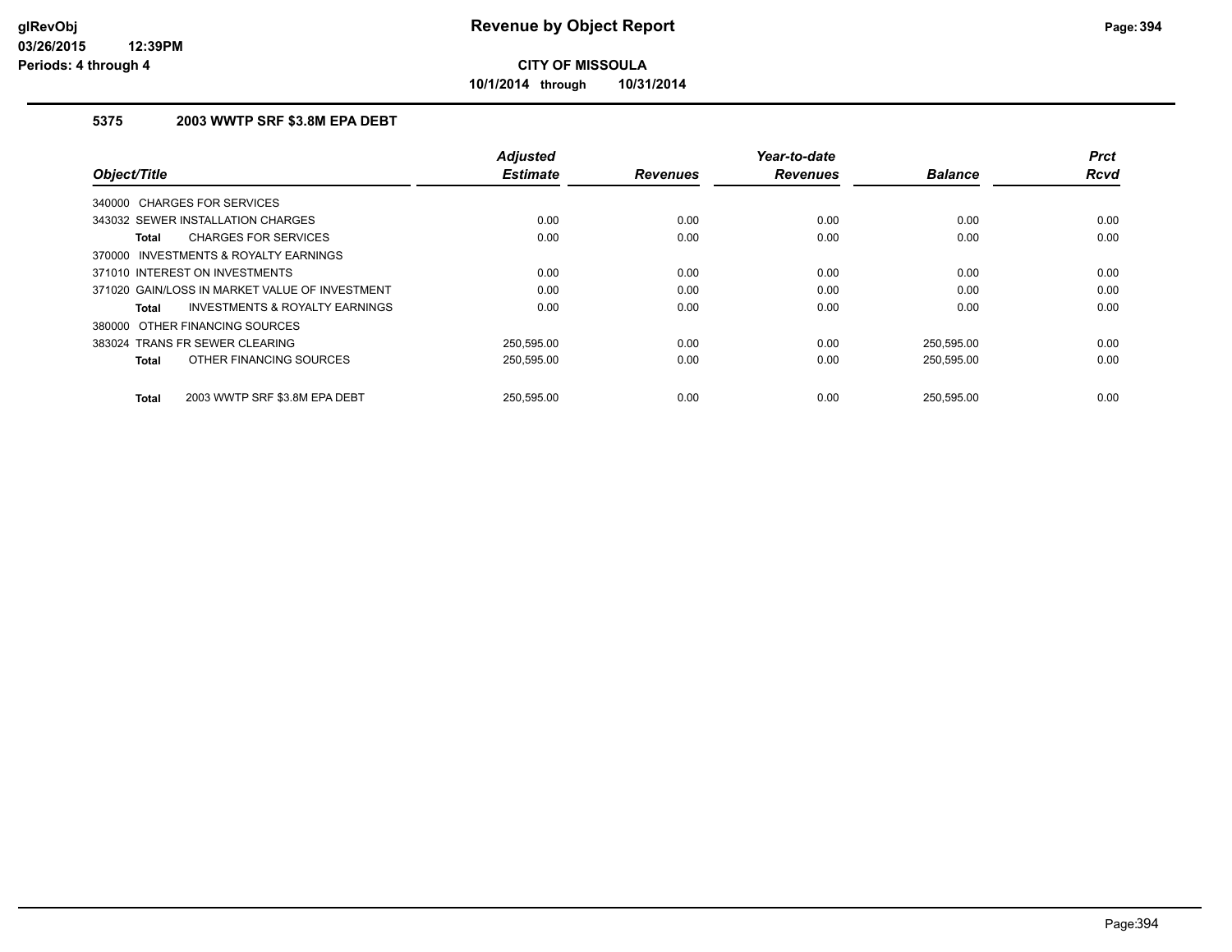# Revenue by Object Report

**CITY OF MISSOULA**

**10/1/2014 through 10/31/2014**

glRevObj
03/26/2015 12:39PM
Periods: 4 through 4

## 5375 2003 WWTP SRF $3.8M EPA DEBT

| Object/Title | Adjusted Estimate | Revenues | Year-to-date Revenues | Balance | Prct Rcvd |
|---|---|---|---|---|---|
| 340000 CHARGES FOR SERVICES | | | | | |
| 343032 SEWER INSTALLATION CHARGES | 0.00 | 0.00 | 0.00 | 0.00 | 0.00 |
| **Total** CHARGES FOR SERVICES | 0.00 | 0.00 | 0.00 | 0.00 | 0.00 |
| 370000 INVESTMENTS & ROYALTY EARNINGS | | | | | |
| 371010 INTEREST ON INVESTMENTS | 0.00 | 0.00 | 0.00 | 0.00 | 0.00 |
| 371020 GAIN/LOSS IN MARKET VALUE OF INVESTMENT | 0.00 | 0.00 | 0.00 | 0.00 | 0.00 |
| **Total** INVESTMENTS & ROYALTY EARNINGS | 0.00 | 0.00 | 0.00 | 0.00 | 0.00 |
| 380000 OTHER FINANCING SOURCES | | | | | |
| 383024 TRANS FR SEWER CLEARING | 250,595.00 | 0.00 | 0.00 | 250,595.00 | 0.00 |
| **Total** OTHER FINANCING SOURCES | 250,595.00 | 0.00 | 0.00 | 250,595.00 | 0.00 |
| **Total** 2003 WWTP SRF $3.8M EPA DEBT | 250,595.00 | 0.00 | 0.00 | 250,595.00 | 0.00 |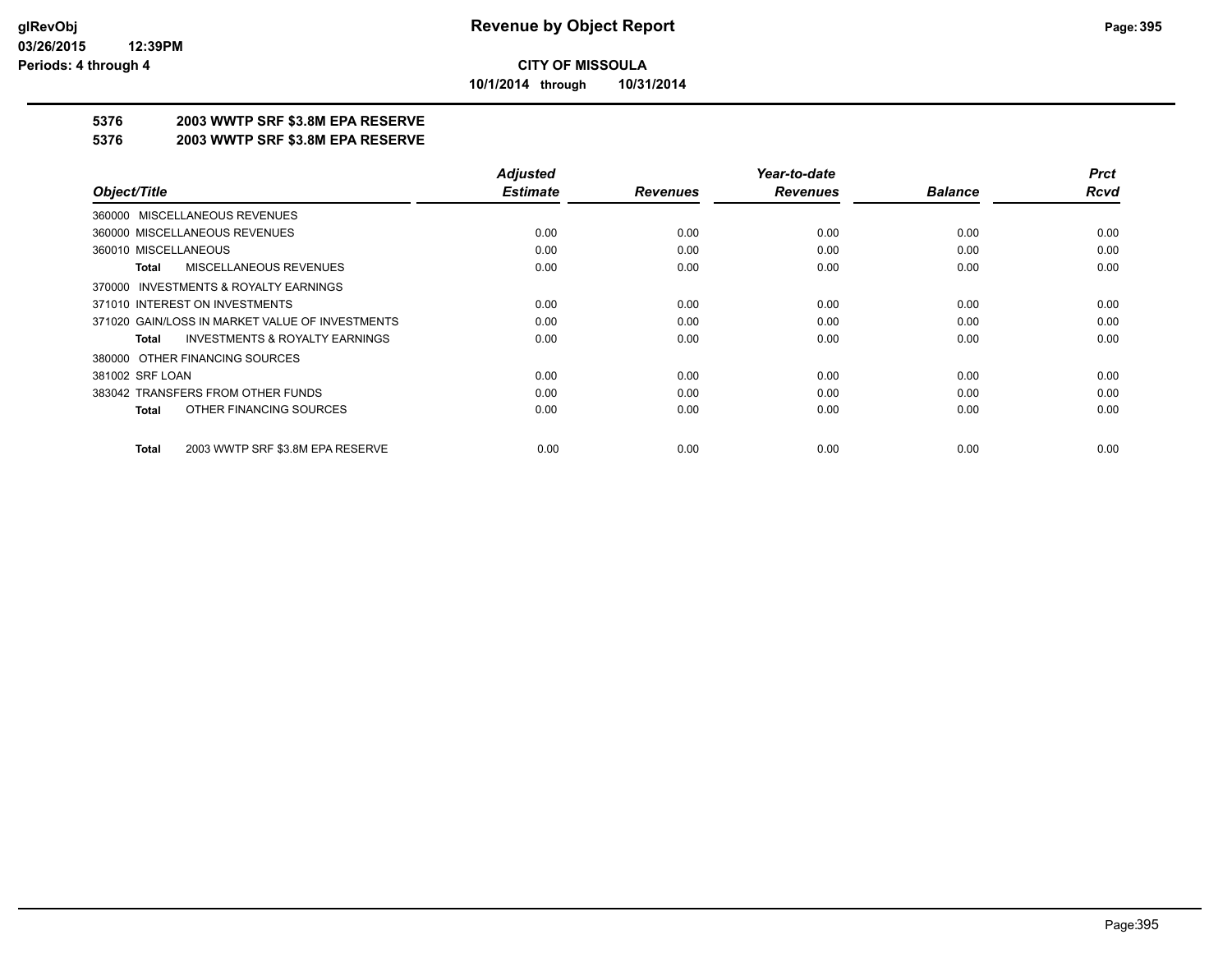**CITY OF MISSOULA**

**10/1/2014 through 10/31/2014**

## 5376 2003 WWTP SRF $3.8M EPA RESERVE

## 5376 2003 WWTP SRF $3.8M EPA RESERVE

| Object/Title | Adjusted Estimate | Revenues | Year-to-date Revenues | Balance | Prct Rcvd |
|---|---|---|---|---|---|
| 360000 MISCELLANEOUS REVENUES | | | | | |
| 360000 MISCELLANEOUS REVENUES | 0.00 | 0.00 | 0.00 | 0.00 | 0.00 |
| 360010 MISCELLANEOUS | 0.00 | 0.00 | 0.00 | 0.00 | 0.00 |
| **Total** MISCELLANEOUS REVENUES | 0.00 | 0.00 | 0.00 | 0.00 | 0.00 |
| 370000 INVESTMENTS & ROYALTY EARNINGS | | | | | |
| 371010 INTEREST ON INVESTMENTS | 0.00 | 0.00 | 0.00 | 0.00 | 0.00 |
| 371020 GAIN/LOSS IN MARKET VALUE OF INVESTMENTS | 0.00 | 0.00 | 0.00 | 0.00 | 0.00 |
| **Total** INVESTMENTS & ROYALTY EARNINGS | 0.00 | 0.00 | 0.00 | 0.00 | 0.00 |
| 380000 OTHER FINANCING SOURCES | | | | | |
| 381002 SRF LOAN | 0.00 | 0.00 | 0.00 | 0.00 | 0.00 |
| 383042 TRANSFERS FROM OTHER FUNDS | 0.00 | 0.00 | 0.00 | 0.00 | 0.00 |
| **Total** OTHER FINANCING SOURCES | 0.00 | 0.00 | 0.00 | 0.00 | 0.00 |
| **Total** 2003 WWTP SRF $3.8M EPA RESERVE | 0.00 | 0.00 | 0.00 | 0.00 | 0.00 |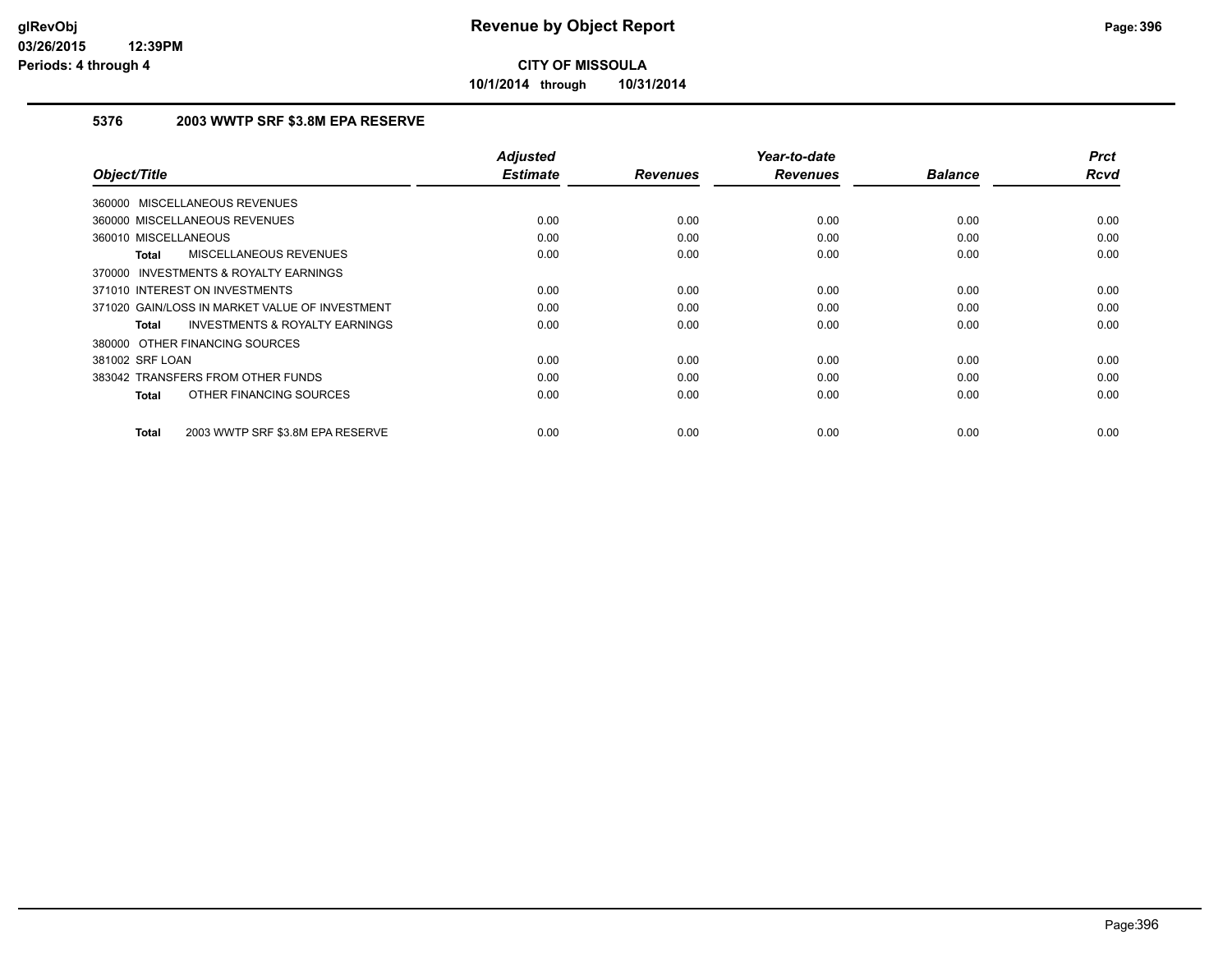**CITY OF MISSOULA**

**10/1/2014 through 10/31/2014**

## 5376 2003 WWTP SRF $3.8M EPA RESERVE

| Object/Title | Adjusted Estimate | Revenues | Year-to-date Revenues | Balance | Prct Rcvd |
|---|---|---|---|---|---|
| 360000 MISCELLANEOUS REVENUES | | | | | |
| 360000 MISCELLANEOUS REVENUES | 0.00 | 0.00 | 0.00 | 0.00 | 0.00 |
| 360010 MISCELLANEOUS | 0.00 | 0.00 | 0.00 | 0.00 | 0.00 |
| **Total** MISCELLANEOUS REVENUES | 0.00 | 0.00 | 0.00 | 0.00 | 0.00 |
| 370000 INVESTMENTS & ROYALTY EARNINGS | | | | | |
| 371010 INTEREST ON INVESTMENTS | 0.00 | 0.00 | 0.00 | 0.00 | 0.00 |
| 371020 GAIN/LOSS IN MARKET VALUE OF INVESTMENT | 0.00 | 0.00 | 0.00 | 0.00 | 0.00 |
| **Total** INVESTMENTS & ROYALTY EARNINGS | 0.00 | 0.00 | 0.00 | 0.00 | 0.00 |
| 380000 OTHER FINANCING SOURCES | | | | | |
| 381002 SRF LOAN | 0.00 | 0.00 | 0.00 | 0.00 | 0.00 |
| 383042 TRANSFERS FROM OTHER FUNDS | 0.00 | 0.00 | 0.00 | 0.00 | 0.00 |
| **Total** OTHER FINANCING SOURCES | 0.00 | 0.00 | 0.00 | 0.00 | 0.00 |
| **Total** 2003 WWTP SRF $3.8M EPA RESERVE | 0.00 | 0.00 | 0.00 | 0.00 | 0.00 |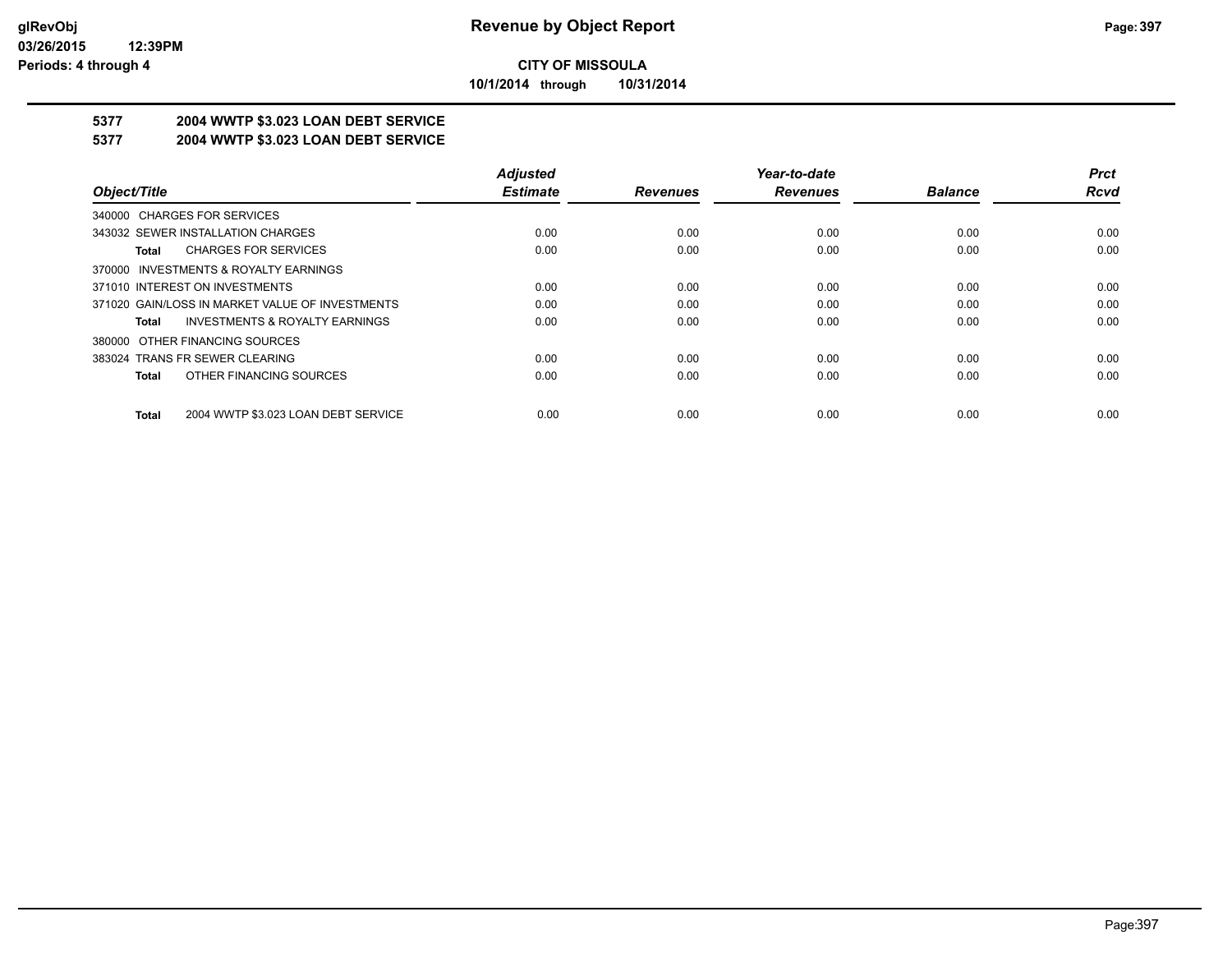# Revenue by Object Report

**CITY OF MISSOULA**

**10/1/2014 through 10/31/2014**

glRevObj
03/26/2015 12:39PM
Periods: 4 through 4

## 5377 2004 WWTP $3.023 LOAN DEBT SERVICE
## 5377 2004 WWTP $3.023 LOAN DEBT SERVICE

| Object/Title | Adjusted Estimate | Revenues | Year-to-date Revenues | Balance | Prct Rcvd |
|---|---|---|---|---|---|
| 340000 CHARGES FOR SERVICES | | | | | |
| 343032 SEWER INSTALLATION CHARGES | 0.00 | 0.00 | 0.00 | 0.00 | 0.00 |
| **Total** CHARGES FOR SERVICES | 0.00 | 0.00 | 0.00 | 0.00 | 0.00 |
| 370000 INVESTMENTS & ROYALTY EARNINGS | | | | | |
| 371010 INTEREST ON INVESTMENTS | 0.00 | 0.00 | 0.00 | 0.00 | 0.00 |
| 371020 GAIN/LOSS IN MARKET VALUE OF INVESTMENTS | 0.00 | 0.00 | 0.00 | 0.00 | 0.00 |
| **Total** INVESTMENTS & ROYALTY EARNINGS | 0.00 | 0.00 | 0.00 | 0.00 | 0.00 |
| 380000 OTHER FINANCING SOURCES | | | | | |
| 383024 TRANS FR SEWER CLEARING | 0.00 | 0.00 | 0.00 | 0.00 | 0.00 |
| **Total** OTHER FINANCING SOURCES | 0.00 | 0.00 | 0.00 | 0.00 | 0.00 |
| **Total** 2004 WWTP $3.023 LOAN DEBT SERVICE | 0.00 | 0.00 | 0.00 | 0.00 | 0.00 |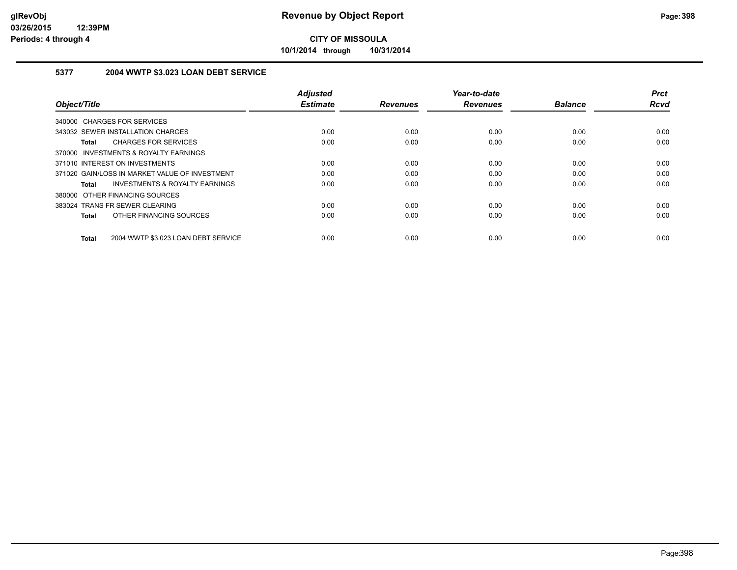**Revenue by Object Report**

**CITY OF MISSOULA**

**10/1/2014 through 10/31/2014**

glRevObj
03/26/2015 12:39PM
Periods: 4 through 4

### 5377 2004 WWTP $3.023 LOAN DEBT SERVICE

| Object/Title | Adjusted Estimate | Revenues | Year-to-date Revenues | Balance | Prct Rcvd |
|---|---|---|---|---|---|
| 340000 CHARGES FOR SERVICES | | | | | |
| 343032 SEWER INSTALLATION CHARGES | 0.00 | 0.00 | 0.00 | 0.00 | 0.00 |
| **Total** CHARGES FOR SERVICES | 0.00 | 0.00 | 0.00 | 0.00 | 0.00 |
| 370000 INVESTMENTS & ROYALTY EARNINGS | | | | | |
| 371010 INTEREST ON INVESTMENTS | 0.00 | 0.00 | 0.00 | 0.00 | 0.00 |
| 371020 GAIN/LOSS IN MARKET VALUE OF INVESTMENT | 0.00 | 0.00 | 0.00 | 0.00 | 0.00 |
| **Total** INVESTMENTS & ROYALTY EARNINGS | 0.00 | 0.00 | 0.00 | 0.00 | 0.00 |
| 380000 OTHER FINANCING SOURCES | | | | | |
| 383024 TRANS FR SEWER CLEARING | 0.00 | 0.00 | 0.00 | 0.00 | 0.00 |
| **Total** OTHER FINANCING SOURCES | 0.00 | 0.00 | 0.00 | 0.00 | 0.00 |
| **Total** 2004 WWTP $3.023 LOAN DEBT SERVICE | 0.00 | 0.00 | 0.00 | 0.00 | 0.00 |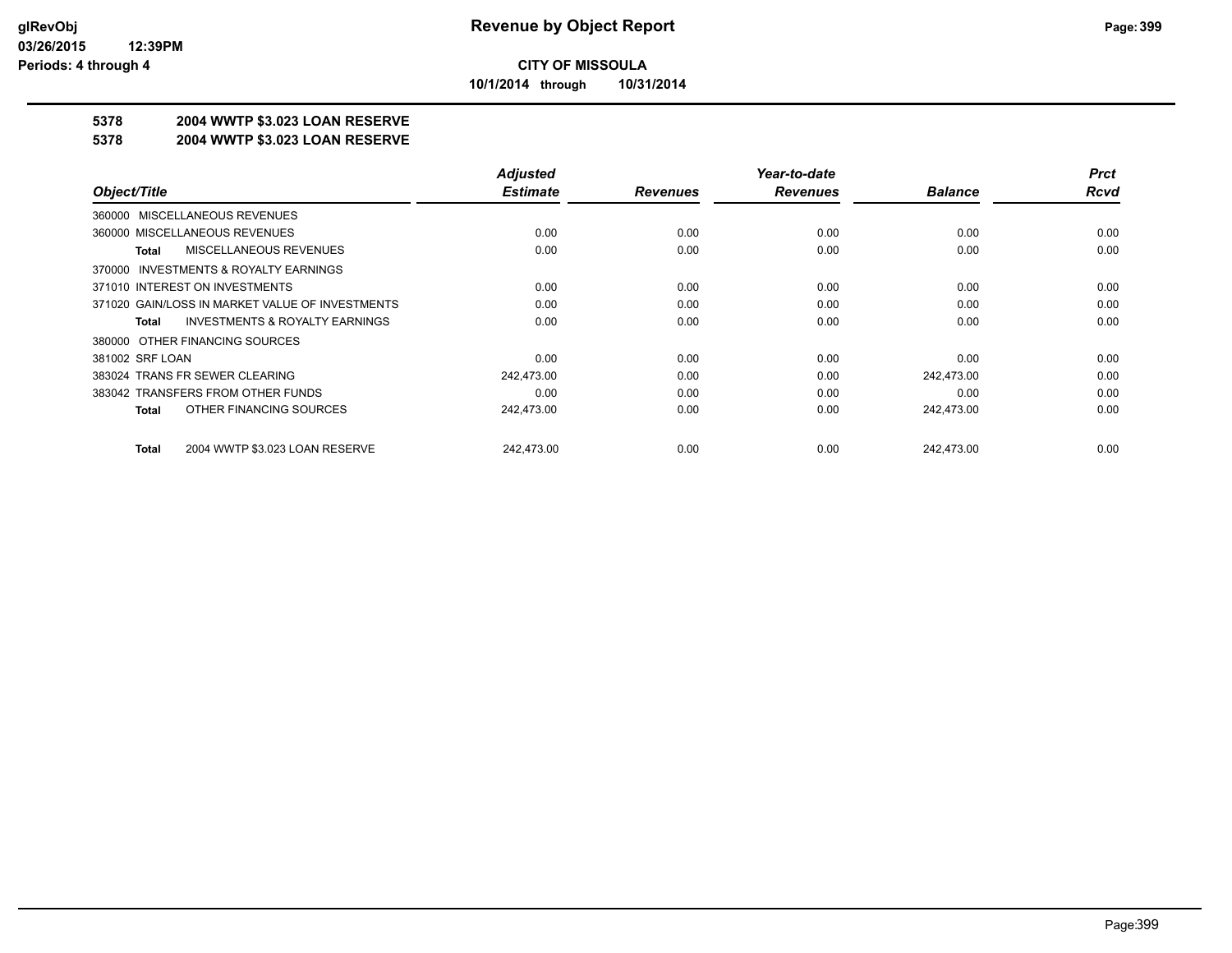# Revenue by Object Report

**CITY OF MISSOULA**

**10/1/2014 through 10/31/2014**

glRevObj
03/26/2015 12:39PM
Periods: 4 through 4

## 5378 2004 WWTP $3.023 LOAN RESERVE
## 5378 2004 WWTP $3.023 LOAN RESERVE

| Object/Title | Adjusted Estimate | Revenues | Year-to-date Revenues | Balance | Prct Rcvd |
|---|---|---|---|---|---|
| 360000 MISCELLANEOUS REVENUES | | | | | |
| 360000 MISCELLANEOUS REVENUES | 0.00 | 0.00 | 0.00 | 0.00 | 0.00 |
| **Total** MISCELLANEOUS REVENUES | 0.00 | 0.00 | 0.00 | 0.00 | 0.00 |
| 370000 INVESTMENTS & ROYALTY EARNINGS | | | | | |
| 371010 INTEREST ON INVESTMENTS | 0.00 | 0.00 | 0.00 | 0.00 | 0.00 |
| 371020 GAIN/LOSS IN MARKET VALUE OF INVESTMENTS | 0.00 | 0.00 | 0.00 | 0.00 | 0.00 |
| **Total** INVESTMENTS & ROYALTY EARNINGS | 0.00 | 0.00 | 0.00 | 0.00 | 0.00 |
| 380000 OTHER FINANCING SOURCES | | | | | |
| 381002 SRF LOAN | 0.00 | 0.00 | 0.00 | 0.00 | 0.00 |
| 383024 TRANS FR SEWER CLEARING | 242,473.00 | 0.00 | 0.00 | 242,473.00 | 0.00 |
| 383042 TRANSFERS FROM OTHER FUNDS | 0.00 | 0.00 | 0.00 | 0.00 | 0.00 |
| **Total** OTHER FINANCING SOURCES | 242,473.00 | 0.00 | 0.00 | 242,473.00 | 0.00 |
| **Total** 2004 WWTP $3.023 LOAN RESERVE | 242,473.00 | 0.00 | 0.00 | 242,473.00 | 0.00 |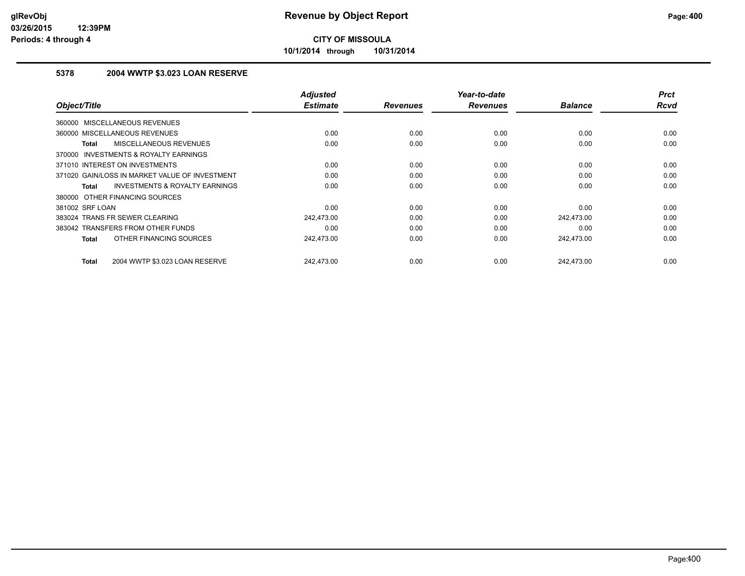# Revenue by Object Report

**CITY OF MISSOULA**

**10/1/2014 through 10/31/2014**

### 5378 2004 WWTP $3.023 LOAN RESERVE

| Object/Title | Adjusted Estimate | Revenues | Year-to-date Revenues | Balance | Prct Rcvd |
|---|---|---|---|---|---|
| 360000 MISCELLANEOUS REVENUES | | | | | |
| 360000 MISCELLANEOUS REVENUES | 0.00 | 0.00 | 0.00 | 0.00 | 0.00 |
| **Total** MISCELLANEOUS REVENUES | 0.00 | 0.00 | 0.00 | 0.00 | 0.00 |
| 370000 INVESTMENTS & ROYALTY EARNINGS | | | | | |
| 371010 INTEREST ON INVESTMENTS | 0.00 | 0.00 | 0.00 | 0.00 | 0.00 |
| 371020 GAIN/LOSS IN MARKET VALUE OF INVESTMENT | 0.00 | 0.00 | 0.00 | 0.00 | 0.00 |
| **Total** INVESTMENTS & ROYALTY EARNINGS | 0.00 | 0.00 | 0.00 | 0.00 | 0.00 |
| 380000 OTHER FINANCING SOURCES | | | | | |
| 381002 SRF LOAN | 0.00 | 0.00 | 0.00 | 0.00 | 0.00 |
| 383024 TRANS FR SEWER CLEARING | 242,473.00 | 0.00 | 0.00 | 242,473.00 | 0.00 |
| 383042 TRANSFERS FROM OTHER FUNDS | 0.00 | 0.00 | 0.00 | 0.00 | 0.00 |
| **Total** OTHER FINANCING SOURCES | 242,473.00 | 0.00 | 0.00 | 242,473.00 | 0.00 |
| **Total** 2004 WWTP $3.023 LOAN RESERVE | 242,473.00 | 0.00 | 0.00 | 242,473.00 | 0.00 |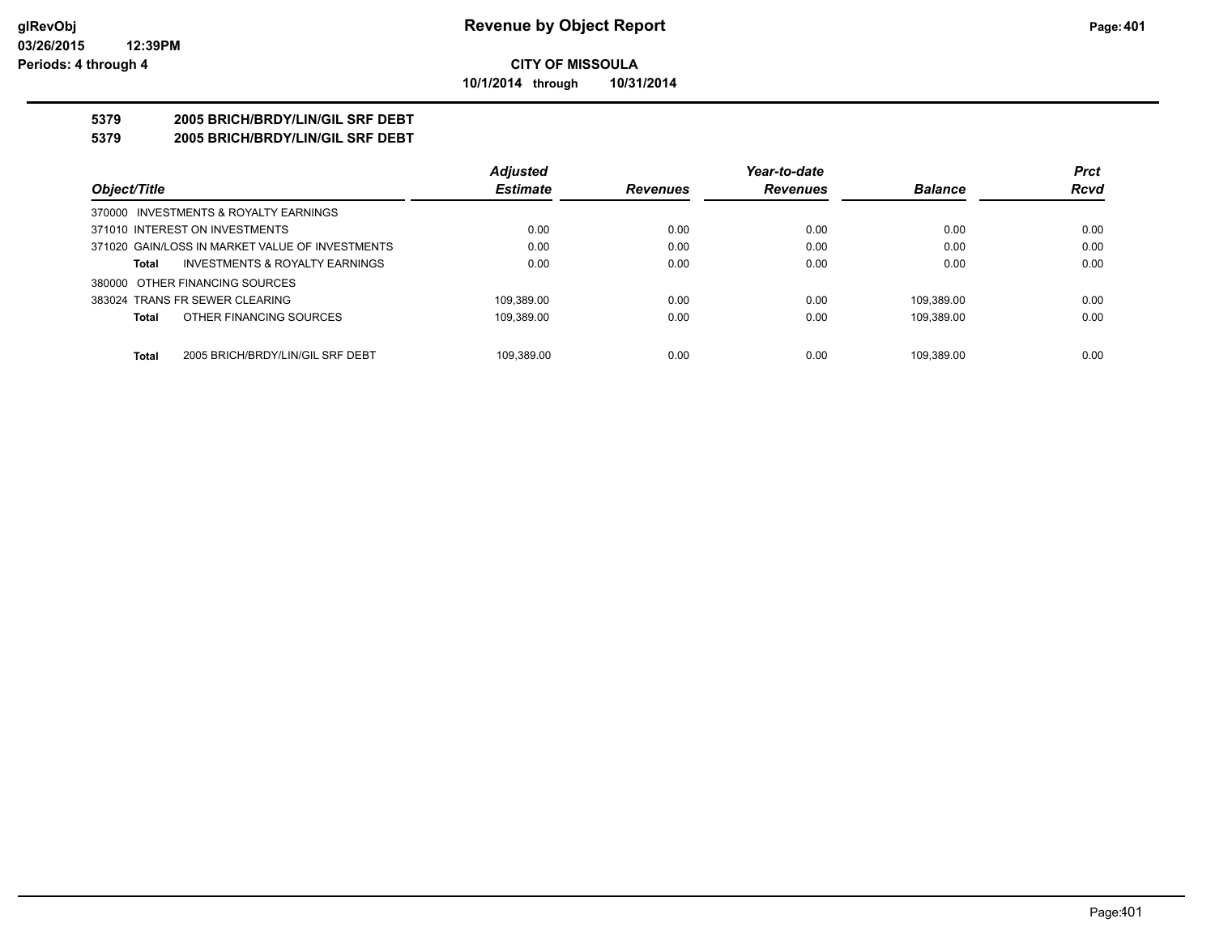**CITY OF MISSOULA**

**10/1/2014 through 10/31/2014**

## 5379 2005 BRICH/BRDY/LIN/GIL SRF DEBT

## 5379 2005 BRICH/BRDY/LIN/GIL SRF DEBT

| Object/Title | Adjusted Estimate | Revenues | Year-to-date Revenues | Balance | Prct Rcvd |
|---|---|---|---|---|---|
| 370000 INVESTMENTS & ROYALTY EARNINGS | | | | | |
| 371010 INTEREST ON INVESTMENTS | 0.00 | 0.00 | 0.00 | 0.00 | 0.00 |
| 371020 GAIN/LOSS IN MARKET VALUE OF INVESTMENTS | 0.00 | 0.00 | 0.00 | 0.00 | 0.00 |
| **Total** INVESTMENTS & ROYALTY EARNINGS | 0.00 | 0.00 | 0.00 | 0.00 | 0.00 |
| 380000 OTHER FINANCING SOURCES | | | | | |
| 383024 TRANS FR SEWER CLEARING | 109,389.00 | 0.00 | 0.00 | 109,389.00 | 0.00 |
| **Total** OTHER FINANCING SOURCES | 109,389.00 | 0.00 | 0.00 | 109,389.00 | 0.00 |
| **Total** 2005 BRICH/BRDY/LIN/GIL SRF DEBT | 109,389.00 | 0.00 | 0.00 | 109,389.00 | 0.00 |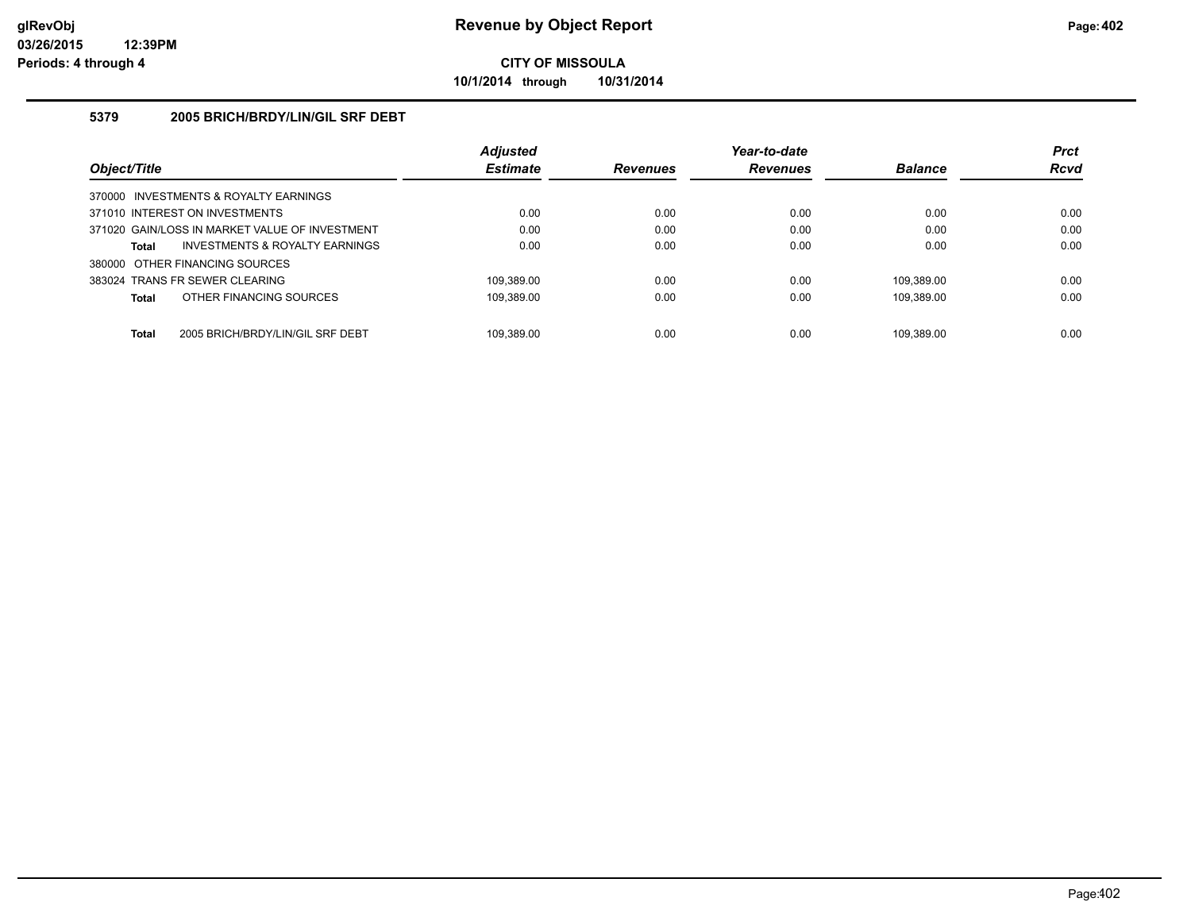**Revenue by Object Report**

**CITY OF MISSOULA**

**10/1/2014 through 10/31/2014**

glRevObj
03/26/2015 12:39PM
Periods: 4 through 4

### 5379 2005 BRICH/BRDY/LIN/GIL SRF DEBT

| Object/Title | Adjusted Estimate | Revenues | Year-to-date Revenues | Balance | Prct Rcvd |
|---|---|---|---|---|---|
| 370000 INVESTMENTS & ROYALTY EARNINGS | | | | | |
| 371010 INTEREST ON INVESTMENTS | 0.00 | 0.00 | 0.00 | 0.00 | 0.00 |
| 371020 GAIN/LOSS IN MARKET VALUE OF INVESTMENT | 0.00 | 0.00 | 0.00 | 0.00 | 0.00 |
| **Total** INVESTMENTS & ROYALTY EARNINGS | 0.00 | 0.00 | 0.00 | 0.00 | 0.00 |
| 380000 OTHER FINANCING SOURCES | | | | | |
| 383024 TRANS FR SEWER CLEARING | 109,389.00 | 0.00 | 0.00 | 109,389.00 | 0.00 |
| **Total** OTHER FINANCING SOURCES | 109,389.00 | 0.00 | 0.00 | 109,389.00 | 0.00 |
| **Total** 2005 BRICH/BRDY/LIN/GIL SRF DEBT | 109,389.00 | 0.00 | 0.00 | 109,389.00 | 0.00 |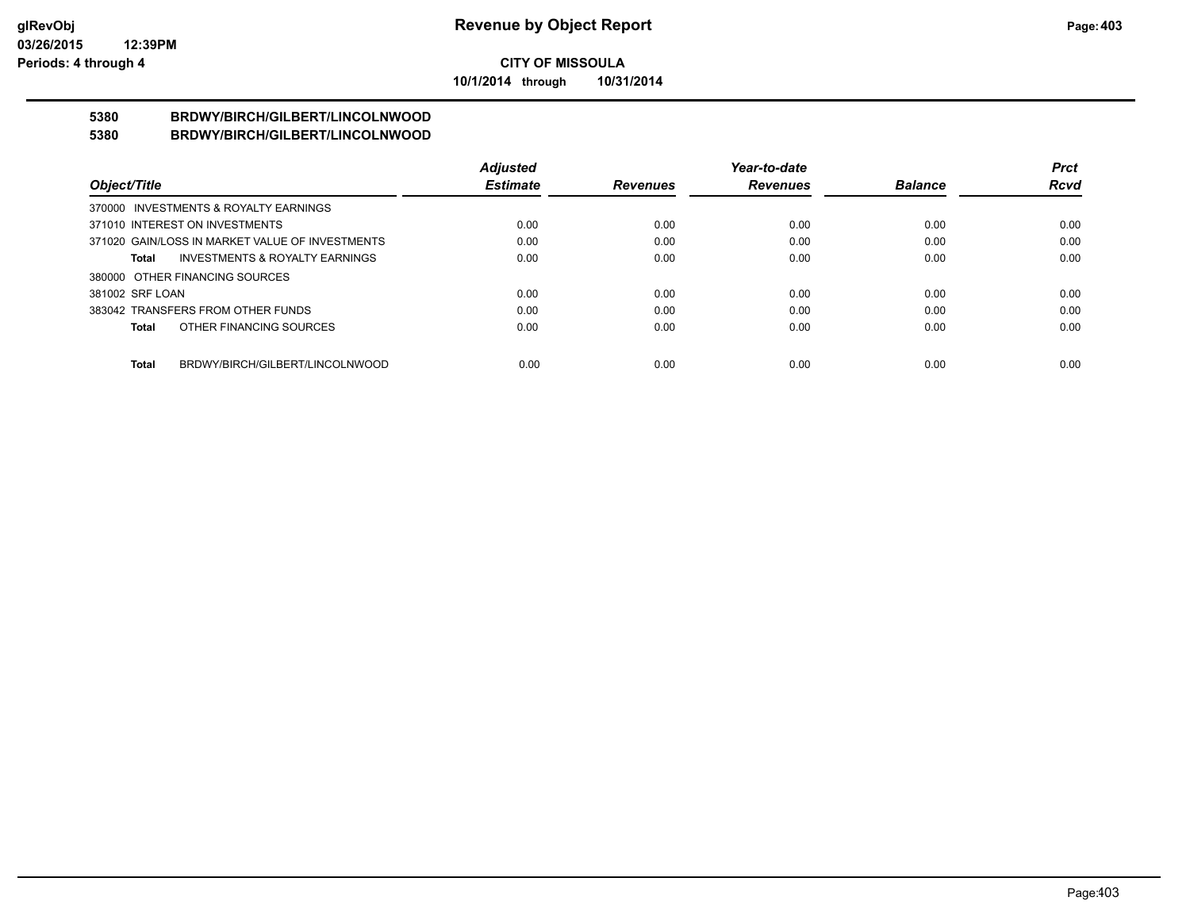**CITY OF MISSOULA**

**10/1/2014 through 10/31/2014**

**5380 BRDWY/BIRCH/GILBERT/LINCOLNWOOD**

**5380 BRDWY/BIRCH/GILBERT/LINCOLNWOOD**

| Object/Title | Adjusted Estimate | Revenues | Year-to-date Revenues | Balance | Prct Rcvd |
|---|---|---|---|---|---|
| 370000 INVESTMENTS & ROYALTY EARNINGS | | | | | |
| 371010 INTEREST ON INVESTMENTS | 0.00 | 0.00 | 0.00 | 0.00 | 0.00 |
| 371020 GAIN/LOSS IN MARKET VALUE OF INVESTMENTS | 0.00 | 0.00 | 0.00 | 0.00 | 0.00 |
| **Total** INVESTMENTS & ROYALTY EARNINGS | 0.00 | 0.00 | 0.00 | 0.00 | 0.00 |
| 380000 OTHER FINANCING SOURCES | | | | | |
| 381002 SRF LOAN | 0.00 | 0.00 | 0.00 | 0.00 | 0.00 |
| 383042 TRANSFERS FROM OTHER FUNDS | 0.00 | 0.00 | 0.00 | 0.00 | 0.00 |
| **Total** OTHER FINANCING SOURCES | 0.00 | 0.00 | 0.00 | 0.00 | 0.00 |
| **Total** BRDWY/BIRCH/GILBERT/LINCOLNWOOD | 0.00 | 0.00 | 0.00 | 0.00 | 0.00 |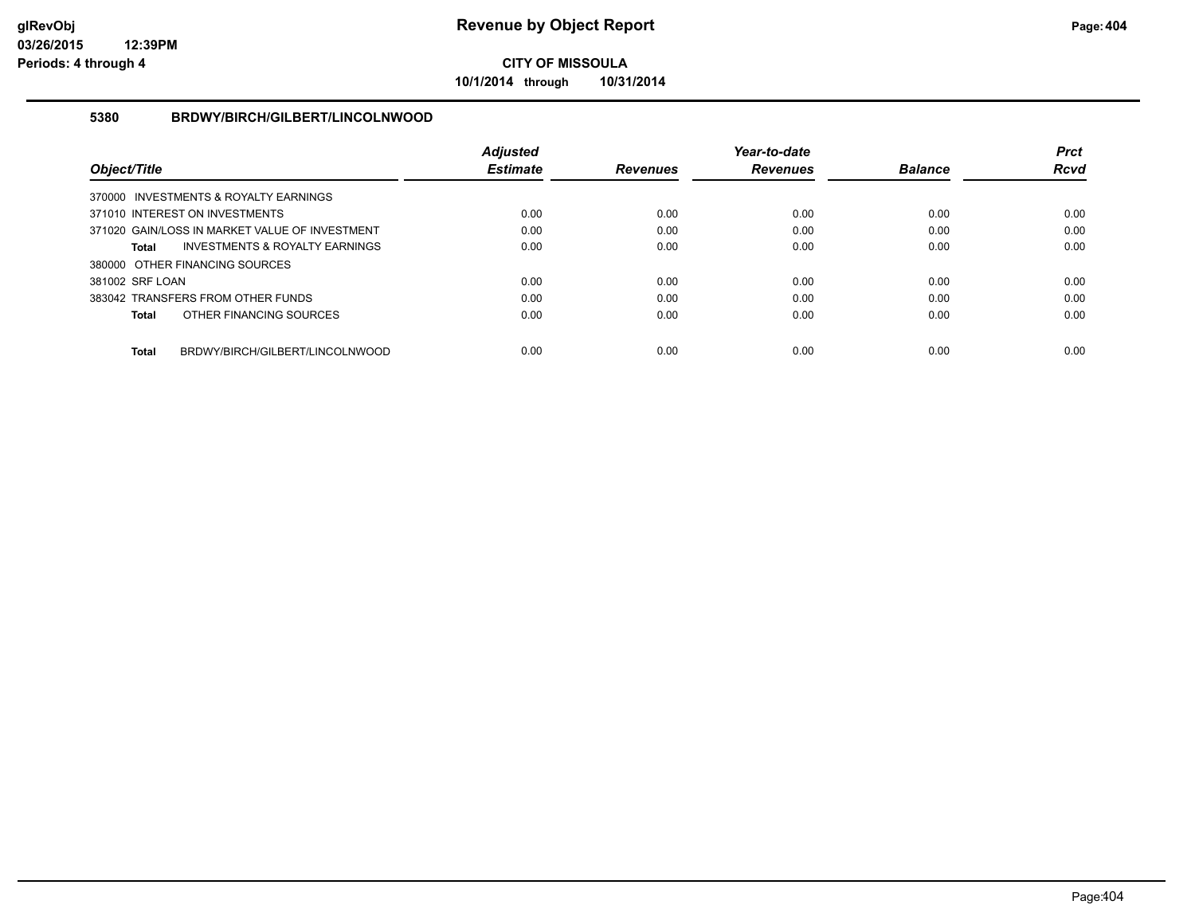**CITY OF MISSOULA**

**10/1/2014 through 10/31/2014**

### 5380 BRDWY/BIRCH/GILBERT/LINCOLNWOOD

| Object/Title | Adjusted Estimate | Revenues | Year-to-date Revenues | Balance | Prct Rcvd |
|---|---|---|---|---|---|
| 370000 INVESTMENTS & ROYALTY EARNINGS | | | | | |
| 371010 INTEREST ON INVESTMENTS | 0.00 | 0.00 | 0.00 | 0.00 | 0.00 |
| 371020 GAIN/LOSS IN MARKET VALUE OF INVESTMENT | 0.00 | 0.00 | 0.00 | 0.00 | 0.00 |
| **Total** INVESTMENTS & ROYALTY EARNINGS | 0.00 | 0.00 | 0.00 | 0.00 | 0.00 |
| 380000 OTHER FINANCING SOURCES | | | | | |
| 381002 SRF LOAN | 0.00 | 0.00 | 0.00 | 0.00 | 0.00 |
| 383042 TRANSFERS FROM OTHER FUNDS | 0.00 | 0.00 | 0.00 | 0.00 | 0.00 |
| **Total** OTHER FINANCING SOURCES | 0.00 | 0.00 | 0.00 | 0.00 | 0.00 |
| **Total** BRDWY/BIRCH/GILBERT/LINCOLNWOOD | 0.00 | 0.00 | 0.00 | 0.00 | 0.00 |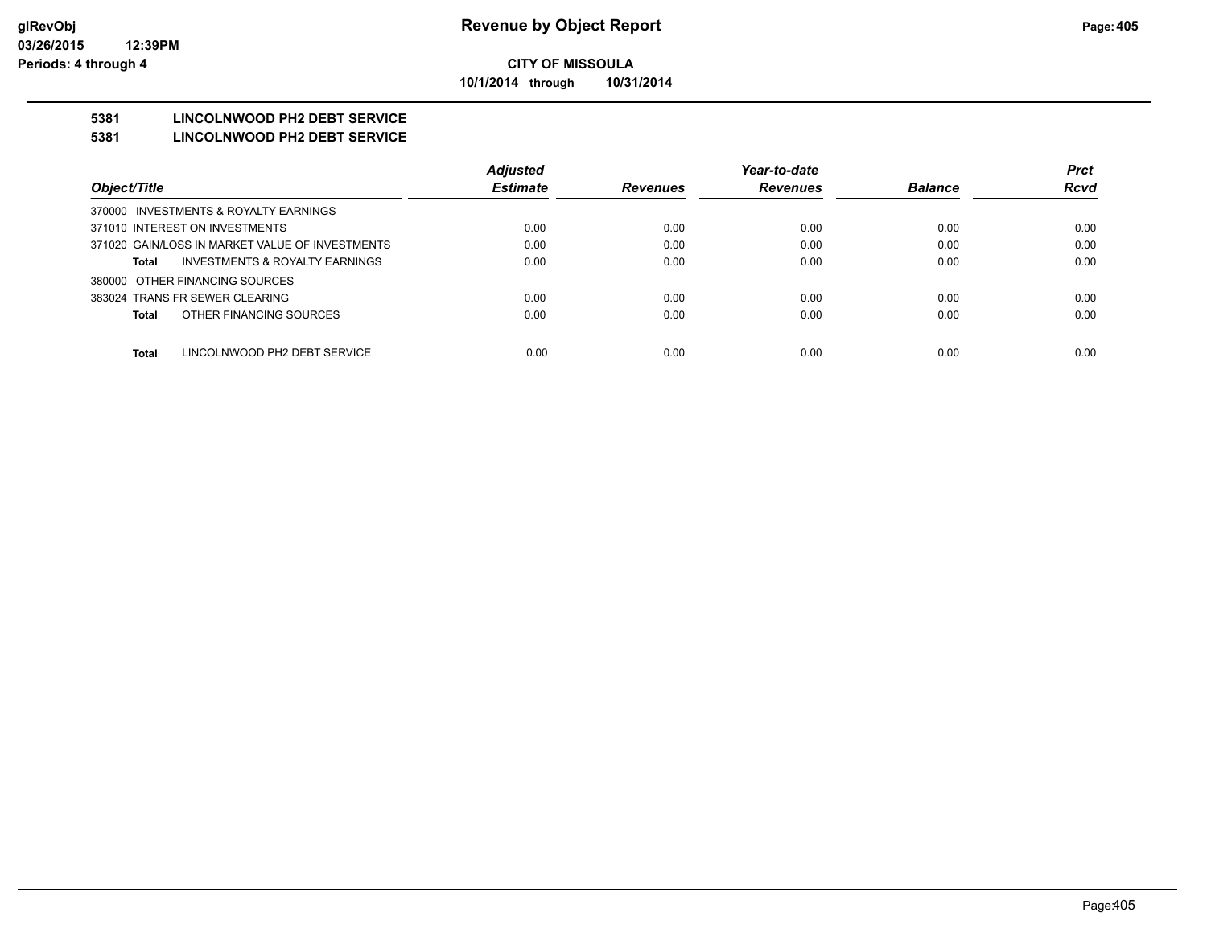**Revenue by Object Report**

**CITY OF MISSOULA**

**10/1/2014 through 10/31/2014**

**5381 LINCOLNWOOD PH2 DEBT SERVICE**

**5381 LINCOLNWOOD PH2 DEBT SERVICE**

| Object/Title | Adjusted Estimate | Revenues | Year-to-date Revenues | Balance | Prct Rcvd |
|---|---|---|---|---|---|
| 370000 INVESTMENTS & ROYALTY EARNINGS | | | | | |
| 371010 INTEREST ON INVESTMENTS | 0.00 | 0.00 | 0.00 | 0.00 | 0.00 |
| 371020 GAIN/LOSS IN MARKET VALUE OF INVESTMENTS | 0.00 | 0.00 | 0.00 | 0.00 | 0.00 |
| **Total** INVESTMENTS & ROYALTY EARNINGS | 0.00 | 0.00 | 0.00 | 0.00 | 0.00 |
| 380000 OTHER FINANCING SOURCES | | | | | |
| 383024 TRANS FR SEWER CLEARING | 0.00 | 0.00 | 0.00 | 0.00 | 0.00 |
| **Total** OTHER FINANCING SOURCES | 0.00 | 0.00 | 0.00 | 0.00 | 0.00 |
| **Total** LINCOLNWOOD PH2 DEBT SERVICE | 0.00 | 0.00 | 0.00 | 0.00 | 0.00 |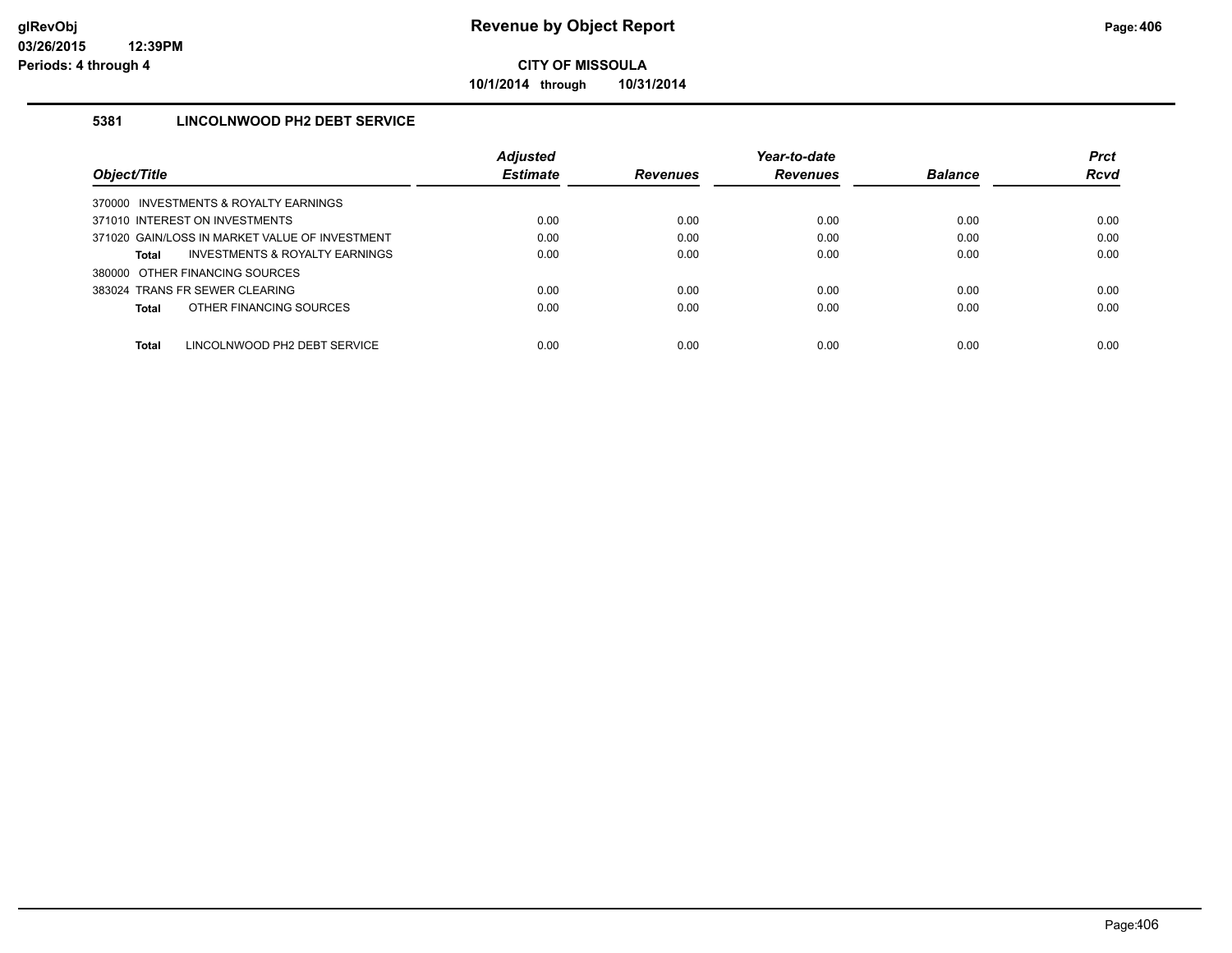# Revenue by Object Report

**CITY OF MISSOULA**

**10/1/2014 through 10/31/2014**

### 5381 LINCOLNWOOD PH2 DEBT SERVICE

| Object/Title | Adjusted Estimate | Revenues | Year-to-date Revenues | Balance | Prct Rcvd |
|---|---|---|---|---|---|
| 370000 INVESTMENTS & ROYALTY EARNINGS | | | | | |
| 371010 INTEREST ON INVESTMENTS | 0.00 | 0.00 | 0.00 | 0.00 | 0.00 |
| 371020 GAIN/LOSS IN MARKET VALUE OF INVESTMENT | 0.00 | 0.00 | 0.00 | 0.00 | 0.00 |
| **Total** INVESTMENTS & ROYALTY EARNINGS | 0.00 | 0.00 | 0.00 | 0.00 | 0.00 |
| 380000 OTHER FINANCING SOURCES | | | | | |
| 383024 TRANS FR SEWER CLEARING | 0.00 | 0.00 | 0.00 | 0.00 | 0.00 |
| **Total** OTHER FINANCING SOURCES | 0.00 | 0.00 | 0.00 | 0.00 | 0.00 |
| **Total** LINCOLNWOOD PH2 DEBT SERVICE | 0.00 | 0.00 | 0.00 | 0.00 | 0.00 |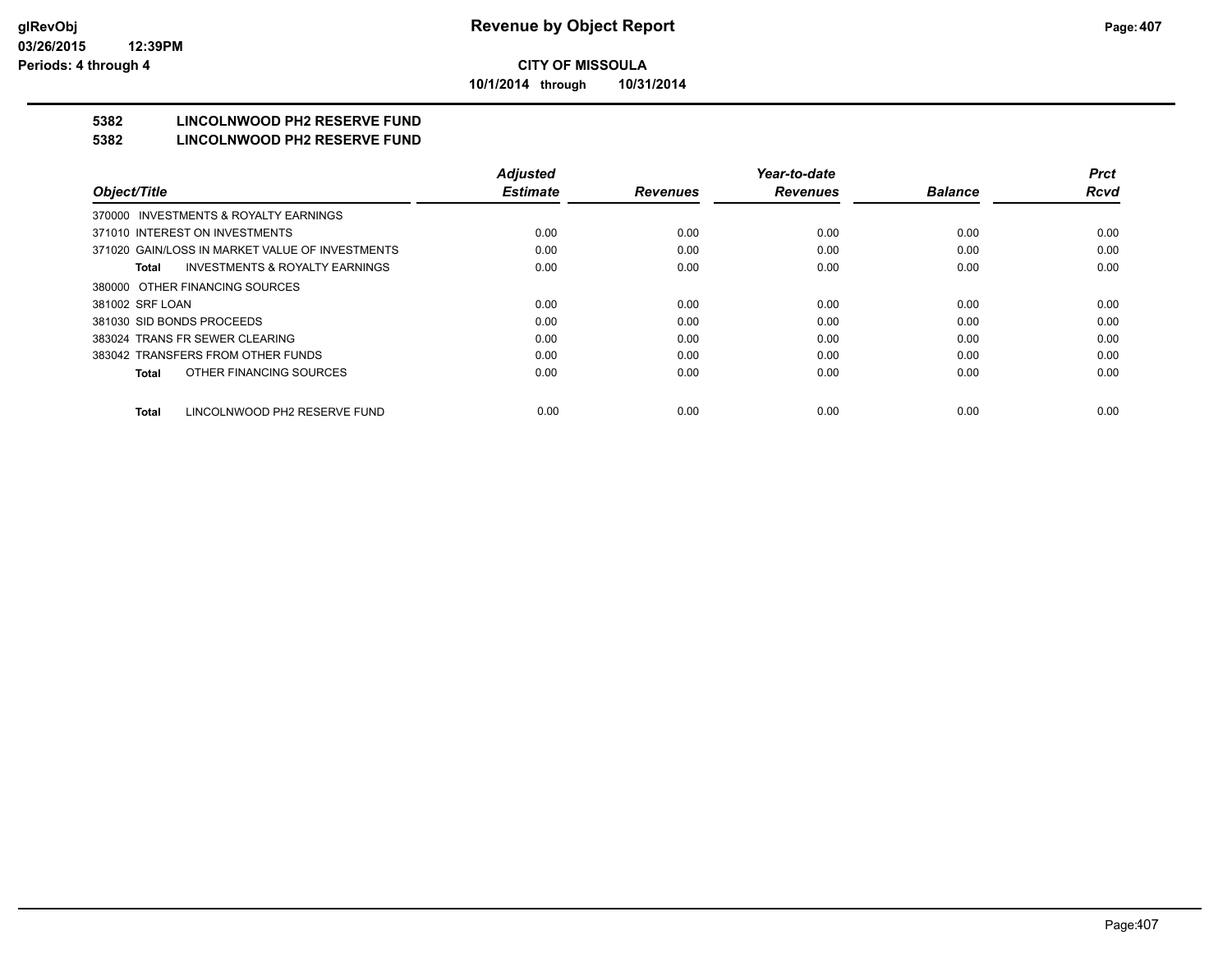**CITY OF MISSOULA**

**10/1/2014 through 10/31/2014**

# 5382 LINCOLNWOOD PH2 RESERVE FUND

## 5382 LINCOLNWOOD PH2 RESERVE FUND

| Object/Title | Adjusted Estimate | Revenues | Year-to-date Revenues | Balance | Prct Rcvd |
|---|---|---|---|---|---|
| 370000 INVESTMENTS & ROYALTY EARNINGS | | | | | |
| 371010 INTEREST ON INVESTMENTS | 0.00 | 0.00 | 0.00 | 0.00 | 0.00 |
| 371020 GAIN/LOSS IN MARKET VALUE OF INVESTMENTS | 0.00 | 0.00 | 0.00 | 0.00 | 0.00 |
| **Total** INVESTMENTS & ROYALTY EARNINGS | 0.00 | 0.00 | 0.00 | 0.00 | 0.00 |
| 380000 OTHER FINANCING SOURCES | | | | | |
| 381002 SRF LOAN | 0.00 | 0.00 | 0.00 | 0.00 | 0.00 |
| 381030 SID BONDS PROCEEDS | 0.00 | 0.00 | 0.00 | 0.00 | 0.00 |
| 383024 TRANS FR SEWER CLEARING | 0.00 | 0.00 | 0.00 | 0.00 | 0.00 |
| 383042 TRANSFERS FROM OTHER FUNDS | 0.00 | 0.00 | 0.00 | 0.00 | 0.00 |
| **Total** OTHER FINANCING SOURCES | 0.00 | 0.00 | 0.00 | 0.00 | 0.00 |
| **Total** LINCOLNWOOD PH2 RESERVE FUND | 0.00 | 0.00 | 0.00 | 0.00 | 0.00 |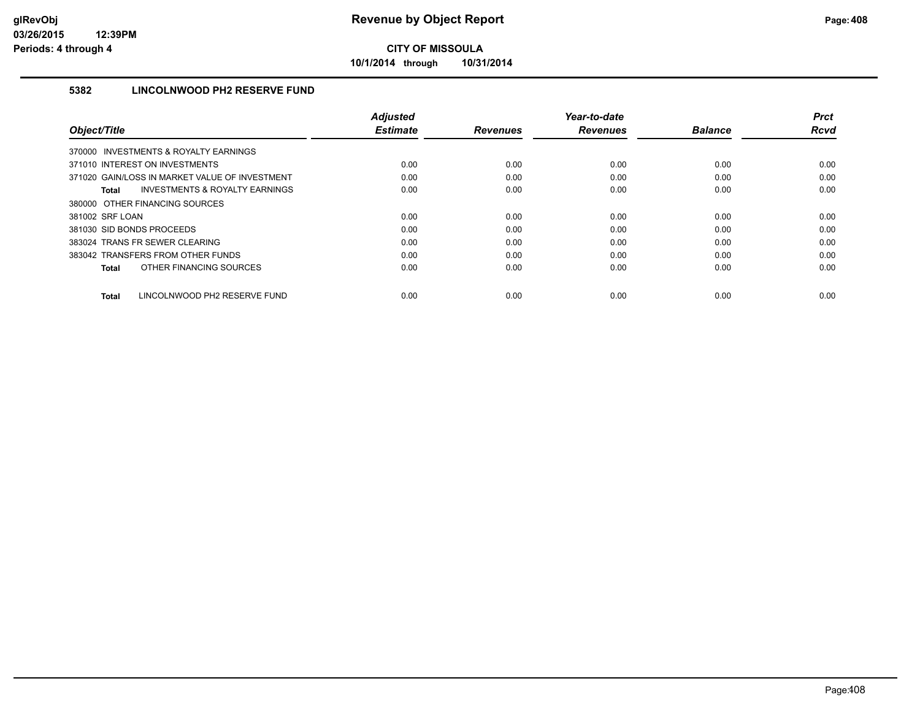# Revenue by Object Report

**CITY OF MISSOULA**

**10/1/2014 through 10/31/2014**

glRevObj
03/26/2015 12:39PM
Periods: 4 through 4

### 5382 LINCOLNWOOD PH2 RESERVE FUND

| Object/Title | Adjusted Estimate | Revenues | Year-to-date Revenues | Balance | Prct Rcvd |
|---|---|---|---|---|---|
| 370000 INVESTMENTS & ROYALTY EARNINGS | | | | | |
| 371010 INTEREST ON INVESTMENTS | 0.00 | 0.00 | 0.00 | 0.00 | 0.00 |
| 371020 GAIN/LOSS IN MARKET VALUE OF INVESTMENT | 0.00 | 0.00 | 0.00 | 0.00 | 0.00 |
| **Total** INVESTMENTS & ROYALTY EARNINGS | 0.00 | 0.00 | 0.00 | 0.00 | 0.00 |
| 380000 OTHER FINANCING SOURCES | | | | | |
| 381002 SRF LOAN | 0.00 | 0.00 | 0.00 | 0.00 | 0.00 |
| 381030 SID BONDS PROCEEDS | 0.00 | 0.00 | 0.00 | 0.00 | 0.00 |
| 383024 TRANS FR SEWER CLEARING | 0.00 | 0.00 | 0.00 | 0.00 | 0.00 |
| 383042 TRANSFERS FROM OTHER FUNDS | 0.00 | 0.00 | 0.00 | 0.00 | 0.00 |
| **Total** OTHER FINANCING SOURCES | 0.00 | 0.00 | 0.00 | 0.00 | 0.00 |
| **Total** LINCOLNWOOD PH2 RESERVE FUND | 0.00 | 0.00 | 0.00 | 0.00 | 0.00 |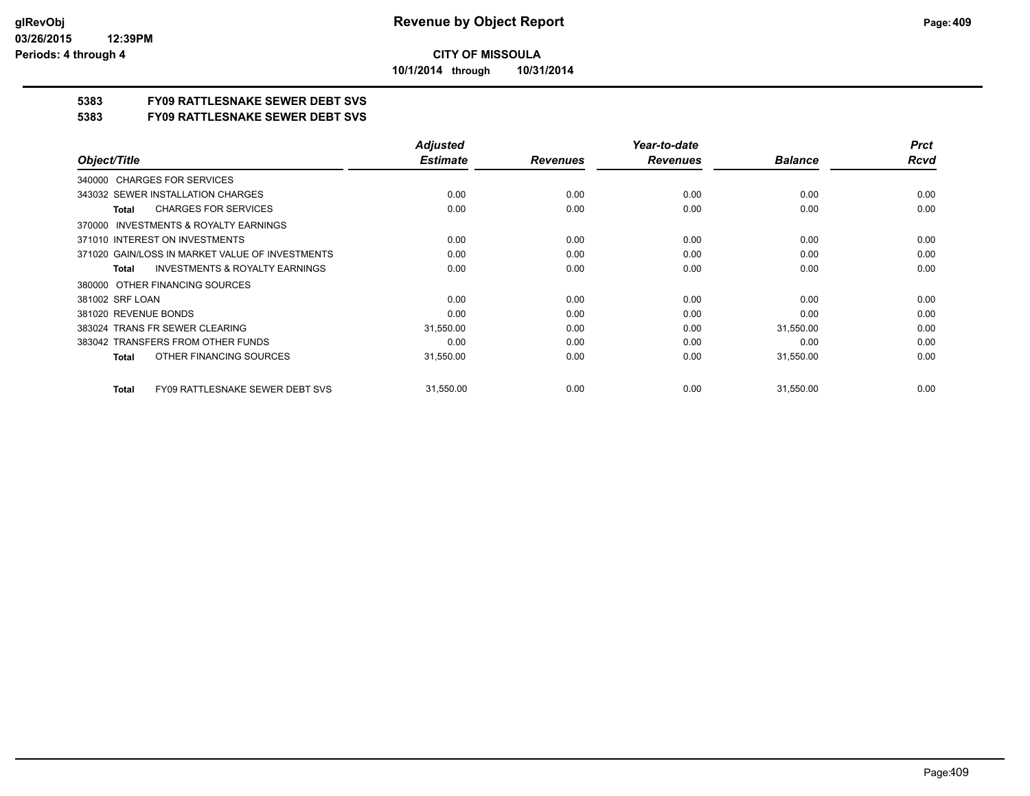**CITY OF MISSOULA**

**10/1/2014 through 10/31/2014**

**5383 FY09 RATTLESNAKE SEWER DEBT SVS**

**5383 FY09 RATTLESNAKE SEWER DEBT SVS**

| Object/Title | Adjusted Estimate | Revenues | Year-to-date Revenues | Balance | Prct Rcvd |
|---|---|---|---|---|---|
| 340000 CHARGES FOR SERVICES | | | | | |
| 343032 SEWER INSTALLATION CHARGES | 0.00 | 0.00 | 0.00 | 0.00 | 0.00 |
| **Total** CHARGES FOR SERVICES | 0.00 | 0.00 | 0.00 | 0.00 | 0.00 |
| 370000 INVESTMENTS & ROYALTY EARNINGS | | | | | |
| 371010 INTEREST ON INVESTMENTS | 0.00 | 0.00 | 0.00 | 0.00 | 0.00 |
| 371020 GAIN/LOSS IN MARKET VALUE OF INVESTMENTS | 0.00 | 0.00 | 0.00 | 0.00 | 0.00 |
| **Total** INVESTMENTS & ROYALTY EARNINGS | 0.00 | 0.00 | 0.00 | 0.00 | 0.00 |
| 380000 OTHER FINANCING SOURCES | | | | | |
| 381002 SRF LOAN | 0.00 | 0.00 | 0.00 | 0.00 | 0.00 |
| 381020 REVENUE BONDS | 0.00 | 0.00 | 0.00 | 0.00 | 0.00 |
| 383024 TRANS FR SEWER CLEARING | 31,550.00 | 0.00 | 0.00 | 31,550.00 | 0.00 |
| 383042 TRANSFERS FROM OTHER FUNDS | 0.00 | 0.00 | 0.00 | 0.00 | 0.00 |
| **Total** OTHER FINANCING SOURCES | 31,550.00 | 0.00 | 0.00 | 31,550.00 | 0.00 |
| **Total** FY09 RATTLESNAKE SEWER DEBT SVS | 31,550.00 | 0.00 | 0.00 | 31,550.00 | 0.00 |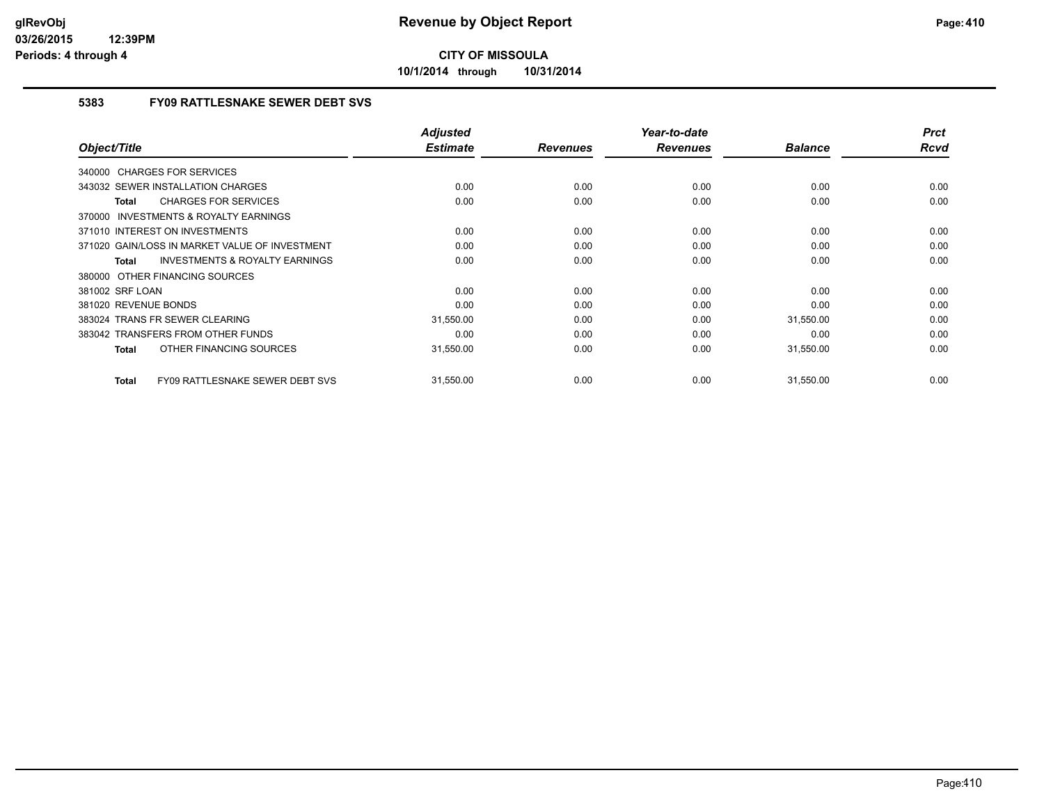# Revenue by Object Report

**CITY OF MISSOULA**

**10/1/2014 through 10/31/2014**

### 5383 FY09 RATTLESNAKE SEWER DEBT SVS

| Object/Title | Adjusted Estimate | Revenues | Year-to-date Revenues | Balance | Prct Rcvd |
|---|---|---|---|---|---|
| 340000 CHARGES FOR SERVICES | | | | | |
| 343032 SEWER INSTALLATION CHARGES | 0.00 | 0.00 | 0.00 | 0.00 | 0.00 |
| **Total** CHARGES FOR SERVICES | 0.00 | 0.00 | 0.00 | 0.00 | 0.00 |
| 370000 INVESTMENTS & ROYALTY EARNINGS | | | | | |
| 371010 INTEREST ON INVESTMENTS | 0.00 | 0.00 | 0.00 | 0.00 | 0.00 |
| 371020 GAIN/LOSS IN MARKET VALUE OF INVESTMENT | 0.00 | 0.00 | 0.00 | 0.00 | 0.00 |
| **Total** INVESTMENTS & ROYALTY EARNINGS | 0.00 | 0.00 | 0.00 | 0.00 | 0.00 |
| 380000 OTHER FINANCING SOURCES | | | | | |
| 381002 SRF LOAN | 0.00 | 0.00 | 0.00 | 0.00 | 0.00 |
| 381020 REVENUE BONDS | 0.00 | 0.00 | 0.00 | 0.00 | 0.00 |
| 383024 TRANS FR SEWER CLEARING | 31,550.00 | 0.00 | 0.00 | 31,550.00 | 0.00 |
| 383042 TRANSFERS FROM OTHER FUNDS | 0.00 | 0.00 | 0.00 | 0.00 | 0.00 |
| **Total** OTHER FINANCING SOURCES | 31,550.00 | 0.00 | 0.00 | 31,550.00 | 0.00 |
| **Total** FY09 RATTLESNAKE SEWER DEBT SVS | 31,550.00 | 0.00 | 0.00 | 31,550.00 | 0.00 |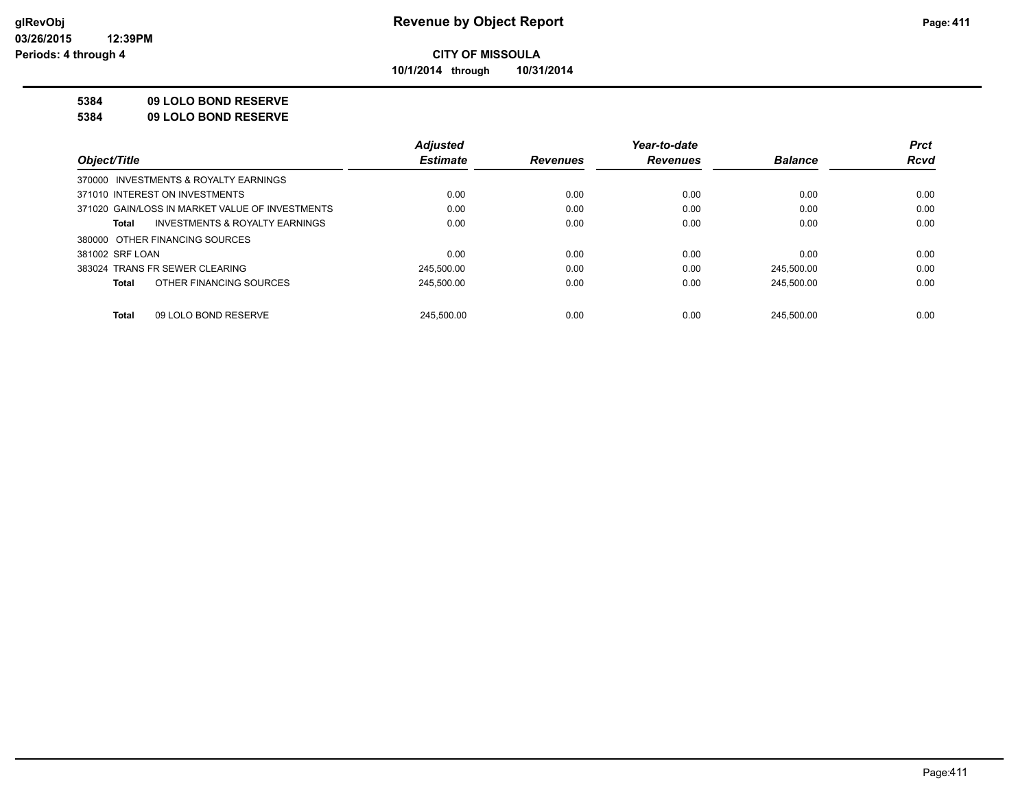# Revenue by Object Report

**CITY OF MISSOULA**

**10/1/2014 through 10/31/2014**

glRevObj
03/26/2015 12:39PM
Periods: 4 through 4

**5384 09 LOLO BOND RESERVE**

**5384 09 LOLO BOND RESERVE**

| Object/Title | Adjusted Estimate | Revenues | Year-to-date Revenues | Balance | Prct Rcvd |
|---|---|---|---|---|---|
| 370000 INVESTMENTS & ROYALTY EARNINGS | | | | | |
| 371010 INTEREST ON INVESTMENTS | 0.00 | 0.00 | 0.00 | 0.00 | 0.00 |
| 371020 GAIN/LOSS IN MARKET VALUE OF INVESTMENTS | 0.00 | 0.00 | 0.00 | 0.00 | 0.00 |
| **Total** INVESTMENTS & ROYALTY EARNINGS | 0.00 | 0.00 | 0.00 | 0.00 | 0.00 |
| 380000 OTHER FINANCING SOURCES | | | | | |
| 381002 SRF LOAN | 0.00 | 0.00 | 0.00 | 0.00 | 0.00 |
| 383024 TRANS FR SEWER CLEARING | 245,500.00 | 0.00 | 0.00 | 245,500.00 | 0.00 |
| **Total** OTHER FINANCING SOURCES | 245,500.00 | 0.00 | 0.00 | 245,500.00 | 0.00 |
| **Total** 09 LOLO BOND RESERVE | 245,500.00 | 0.00 | 0.00 | 245,500.00 | 0.00 |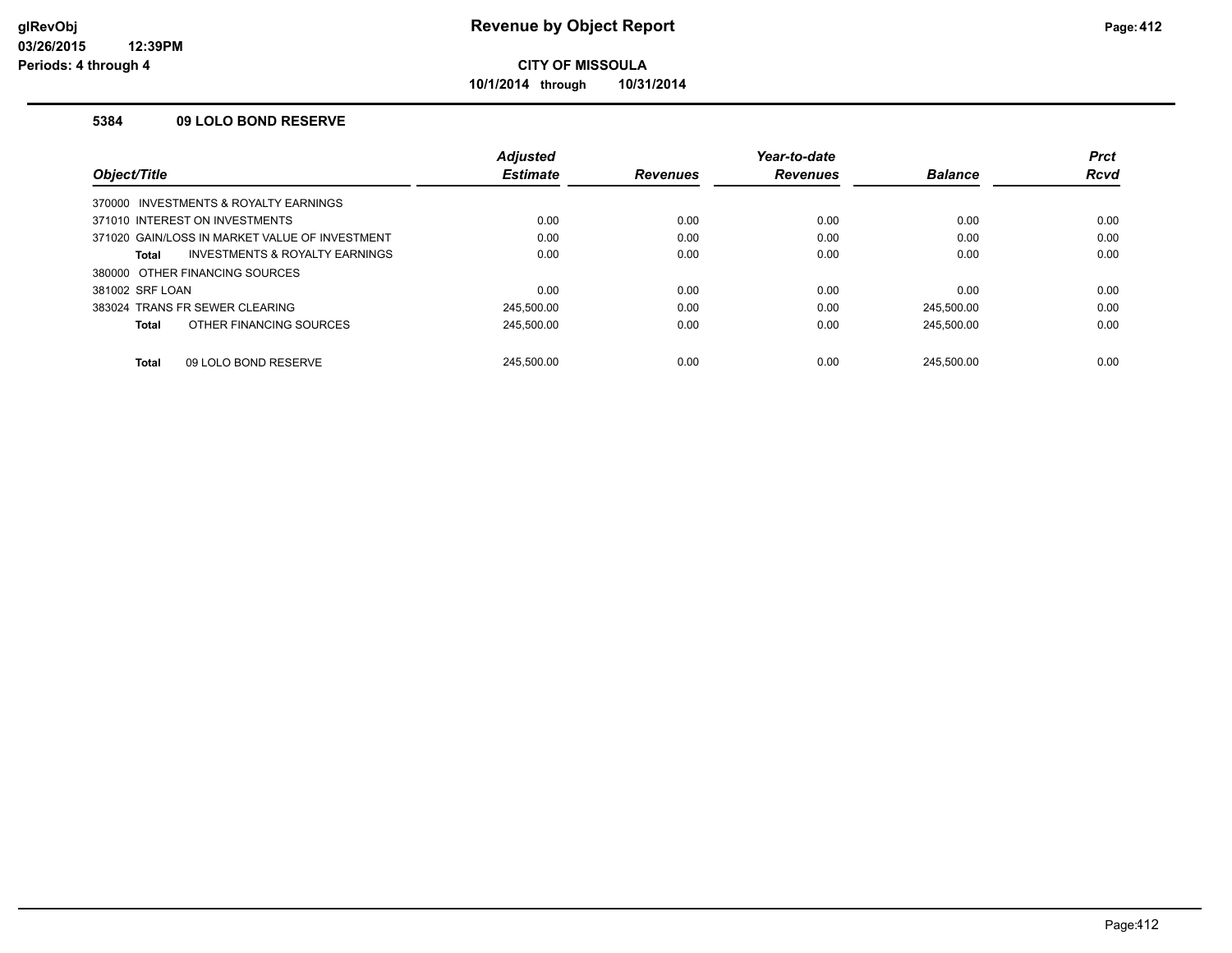**Revenue by Object Report**

**CITY OF MISSOULA**

**10/1/2014 through 10/31/2014**

### 5384 09 LOLO BOND RESERVE

| Object/Title | Adjusted Estimate | Revenues | Year-to-date Revenues | Balance | Prct Rcvd |
|---|---|---|---|---|---|
| 370000 INVESTMENTS & ROYALTY EARNINGS | | | | | |
| 371010 INTEREST ON INVESTMENTS | 0.00 | 0.00 | 0.00 | 0.00 | 0.00 |
| 371020 GAIN/LOSS IN MARKET VALUE OF INVESTMENT | 0.00 | 0.00 | 0.00 | 0.00 | 0.00 |
| **Total** INVESTMENTS & ROYALTY EARNINGS | 0.00 | 0.00 | 0.00 | 0.00 | 0.00 |
| 380000 OTHER FINANCING SOURCES | | | | | |
| 381002 SRF LOAN | 0.00 | 0.00 | 0.00 | 0.00 | 0.00 |
| 383024 TRANS FR SEWER CLEARING | 245,500.00 | 0.00 | 0.00 | 245,500.00 | 0.00 |
| **Total** OTHER FINANCING SOURCES | 245,500.00 | 0.00 | 0.00 | 245,500.00 | 0.00 |
| **Total** 09 LOLO BOND RESERVE | 245,500.00 | 0.00 | 0.00 | 245,500.00 | 0.00 |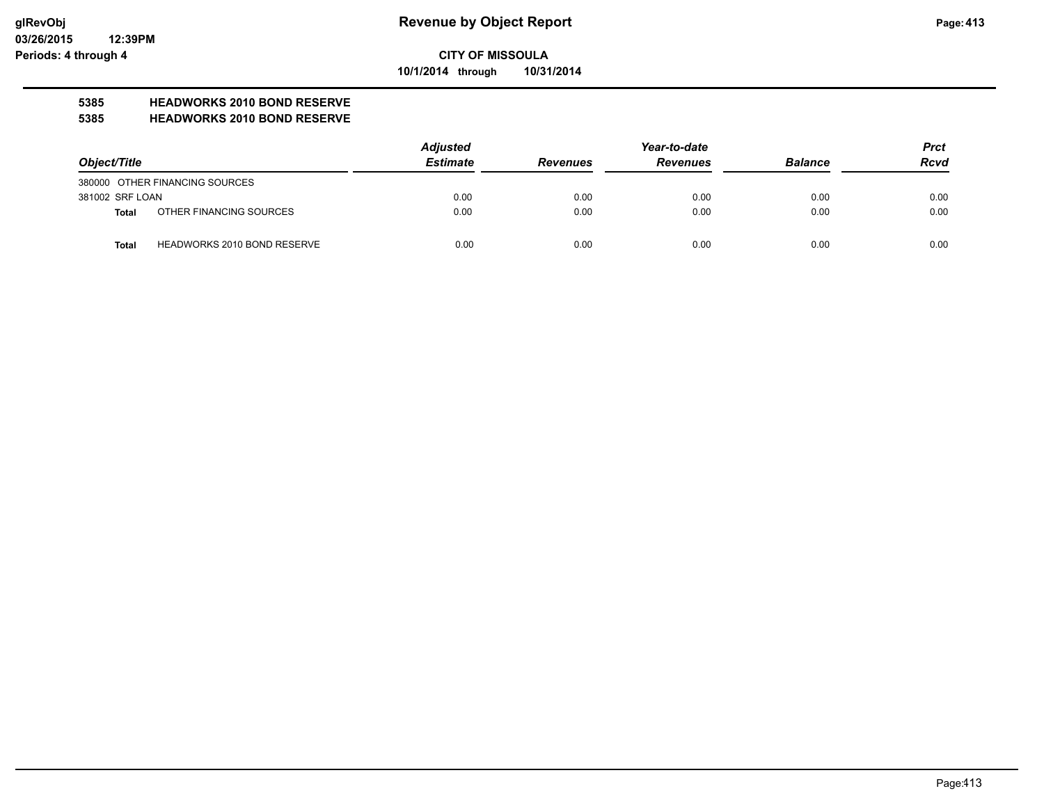# Revenue by Object Report

**CITY OF MISSOULA**

**10/1/2014 through 10/31/2014**

glRevObj
03/26/2015 12:39PM
Periods: 4 through 4

**5385 HEADWORKS 2010 BOND RESERVE**

**5385 HEADWORKS 2010 BOND RESERVE**

| Object/Title | Adjusted Estimate | Revenues | Year-to-date Revenues | Balance | Prct Rcvd |
|---|---|---|---|---|---|
| 380000 OTHER FINANCING SOURCES | | | | | |
| 381002 SRF LOAN | 0.00 | 0.00 | 0.00 | 0.00 | 0.00 |
| **Total** OTHER FINANCING SOURCES | 0.00 | 0.00 | 0.00 | 0.00 | 0.00 |
| **Total** HEADWORKS 2010 BOND RESERVE | 0.00 | 0.00 | 0.00 | 0.00 | 0.00 |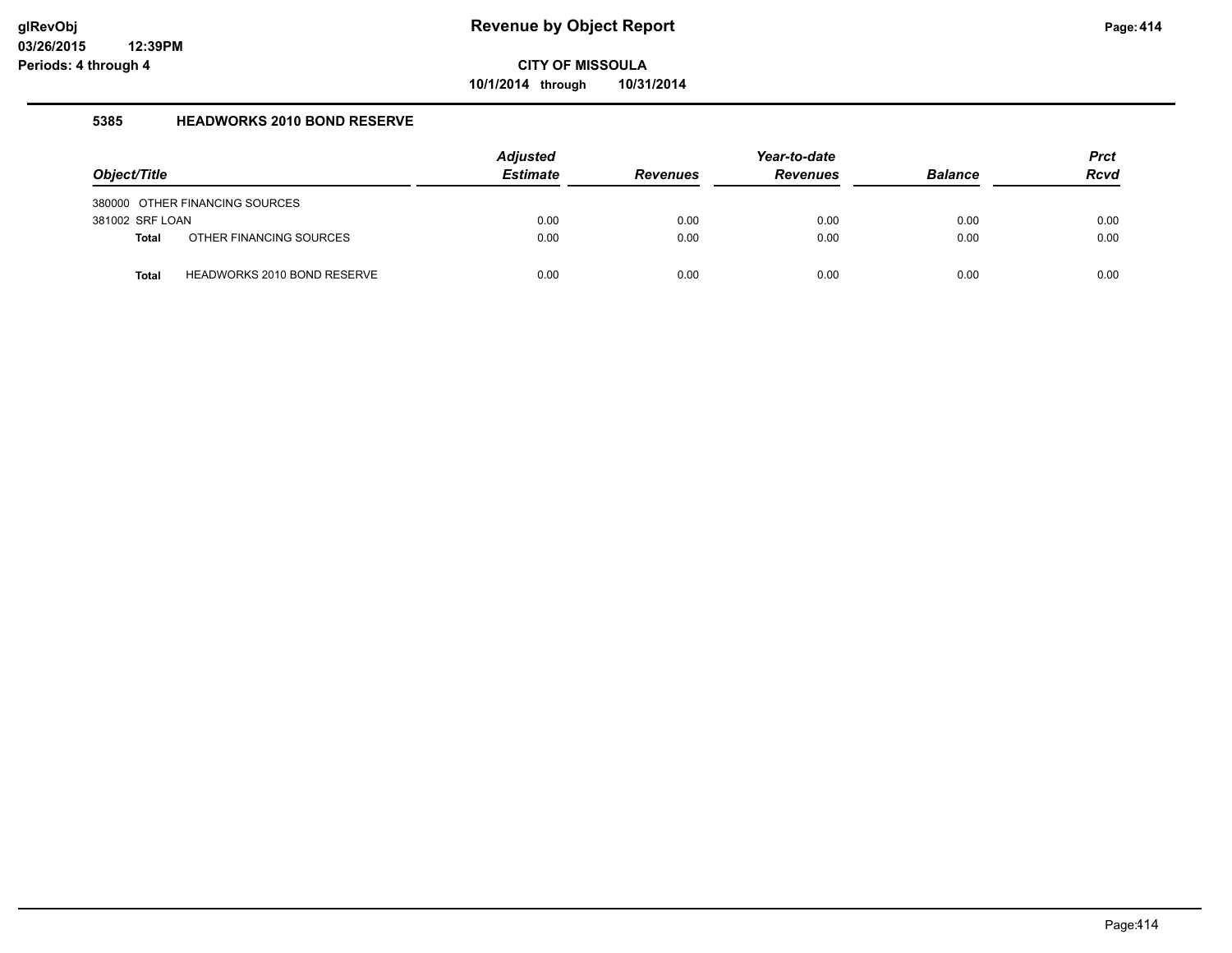# Revenue by Object Report

**CITY OF MISSOULA**

**10/1/2014 through 10/31/2014**

### 5385 HEADWORKS 2010 BOND RESERVE

| Object/Title | Adjusted Estimate | Revenues | Year-to-date Revenues | Balance | Prct Rcvd |
|---|---|---|---|---|---|
| 380000 OTHER FINANCING SOURCES | | | | | |
| 381002 SRF LOAN | 0.00 | 0.00 | 0.00 | 0.00 | 0.00 |
| **Total** OTHER FINANCING SOURCES | 0.00 | 0.00 | 0.00 | 0.00 | 0.00 |
| **Total** HEADWORKS 2010 BOND RESERVE | 0.00 | 0.00 | 0.00 | 0.00 | 0.00 |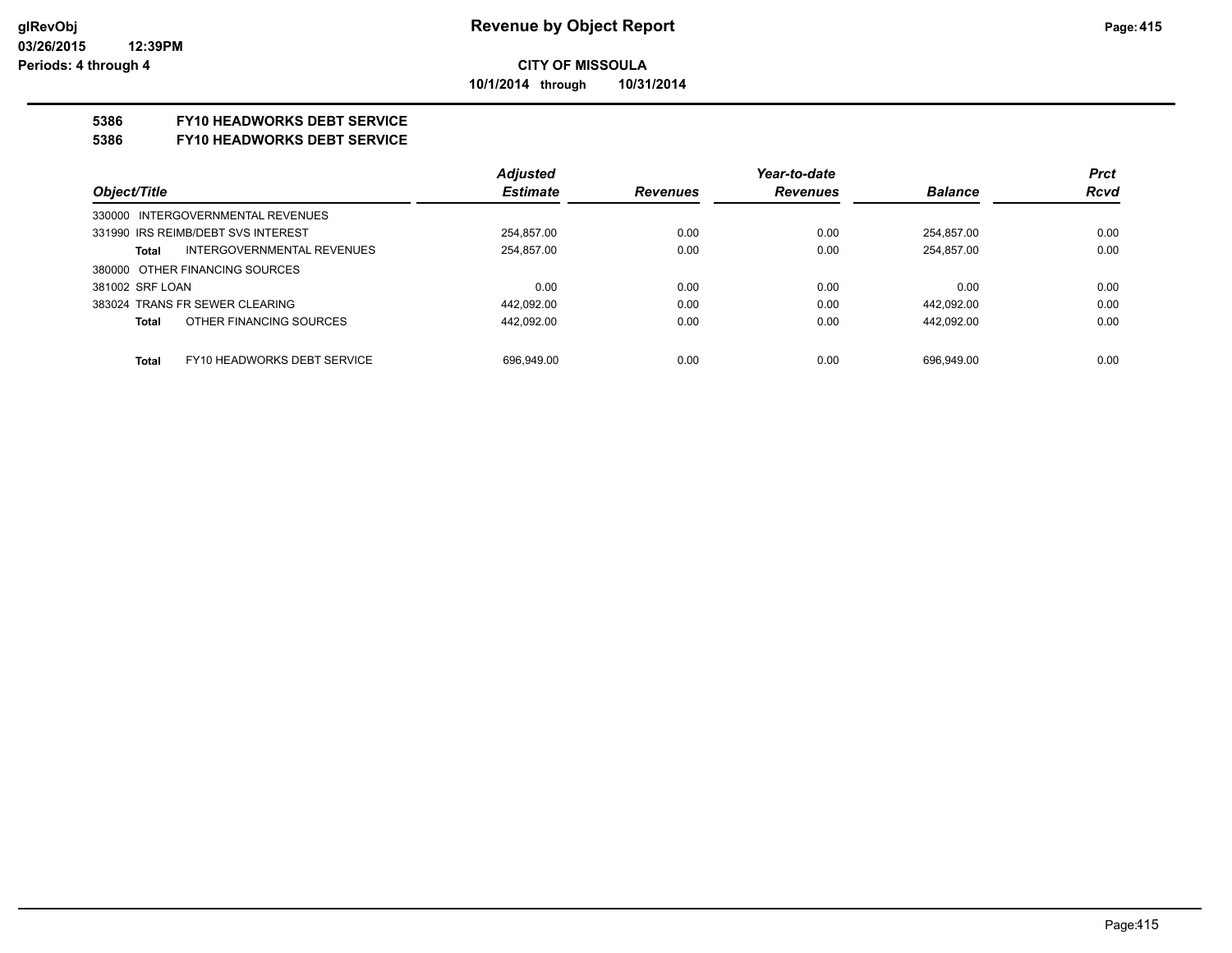**Revenue by Object Report**

**CITY OF MISSOULA**

**10/1/2014 through 10/31/2014**

glRevObj
03/26/2015 12:39PM
Periods: 4 through 4

## 5386 FY10 HEADWORKS DEBT SERVICE
## 5386 FY10 HEADWORKS DEBT SERVICE

| Object/Title | Adjusted Estimate | Revenues | Year-to-date Revenues | Balance | Prct Rcvd |
|---|---|---|---|---|---|
| 330000 INTERGOVERNMENTAL REVENUES | | | | | |
| 331990 IRS REIMB/DEBT SVS INTEREST | 254,857.00 | 0.00 | 0.00 | 254,857.00 | 0.00 |
| **Total** INTERGOVERNMENTAL REVENUES | 254,857.00 | 0.00 | 0.00 | 254,857.00 | 0.00 |
| 380000 OTHER FINANCING SOURCES | | | | | |
| 381002 SRF LOAN | 0.00 | 0.00 | 0.00 | 0.00 | 0.00 |
| 383024 TRANS FR SEWER CLEARING | 442,092.00 | 0.00 | 0.00 | 442,092.00 | 0.00 |
| **Total** OTHER FINANCING SOURCES | 442,092.00 | 0.00 | 0.00 | 442,092.00 | 0.00 |
| **Total** FY10 HEADWORKS DEBT SERVICE | 696,949.00 | 0.00 | 0.00 | 696,949.00 | 0.00 |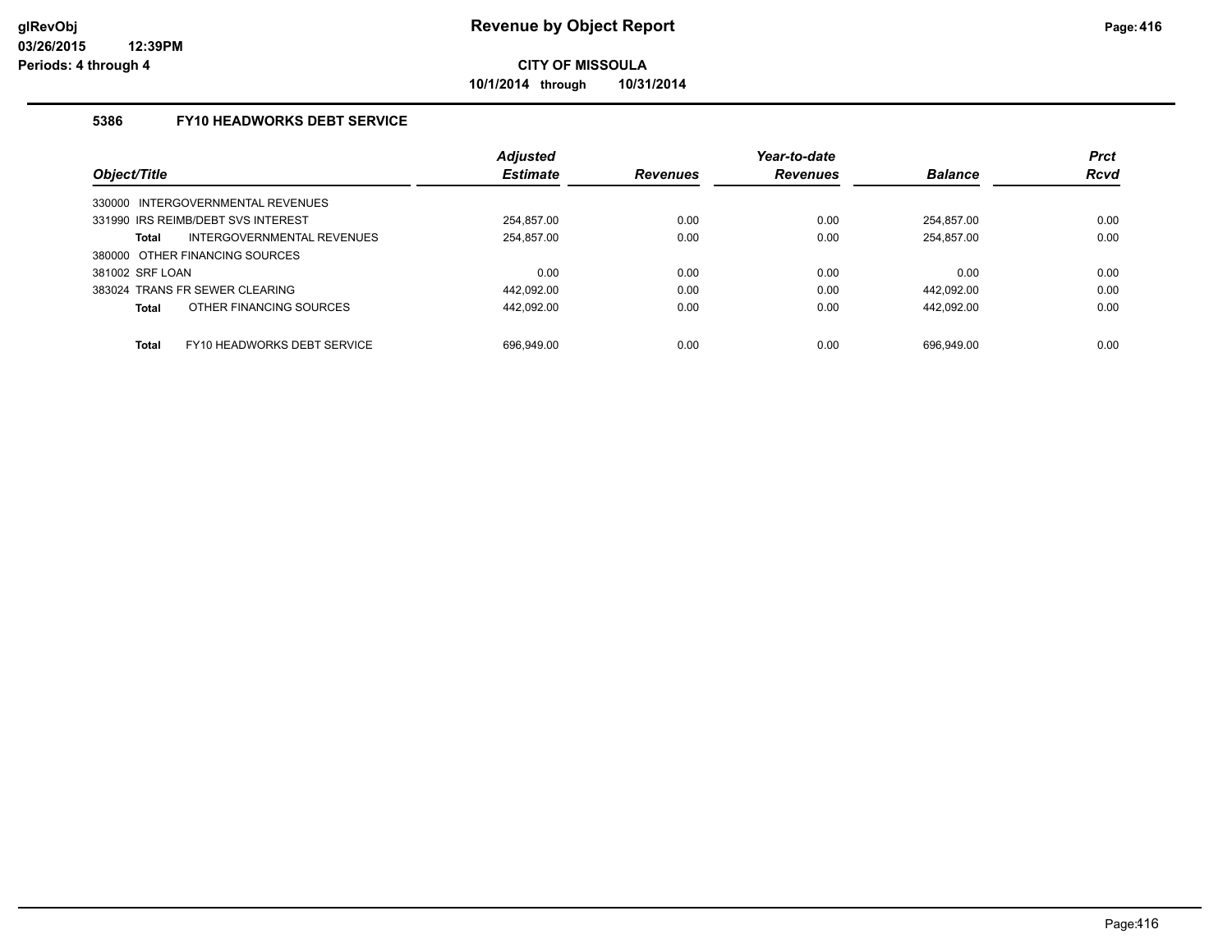# Revenue by Object Report

**CITY OF MISSOULA**

**10/1/2014 through 10/31/2014**

### 5386 FY10 HEADWORKS DEBT SERVICE

| Object/Title | Adjusted Estimate | Revenues | Year-to-date Revenues | Balance | Prct Rcvd |
|---|---|---|---|---|---|
| 330000 INTERGOVERNMENTAL REVENUES | | | | | |
| 331990 IRS REIMB/DEBT SVS INTEREST | 254,857.00 | 0.00 | 0.00 | 254,857.00 | 0.00 |
| **Total** INTERGOVERNMENTAL REVENUES | 254,857.00 | 0.00 | 0.00 | 254,857.00 | 0.00 |
| 380000 OTHER FINANCING SOURCES | | | | | |
| 381002 SRF LOAN | 0.00 | 0.00 | 0.00 | 0.00 | 0.00 |
| 383024 TRANS FR SEWER CLEARING | 442,092.00 | 0.00 | 0.00 | 442,092.00 | 0.00 |
| **Total** OTHER FINANCING SOURCES | 442,092.00 | 0.00 | 0.00 | 442,092.00 | 0.00 |
| **Total** FY10 HEADWORKS DEBT SERVICE | 696,949.00 | 0.00 | 0.00 | 696,949.00 | 0.00 |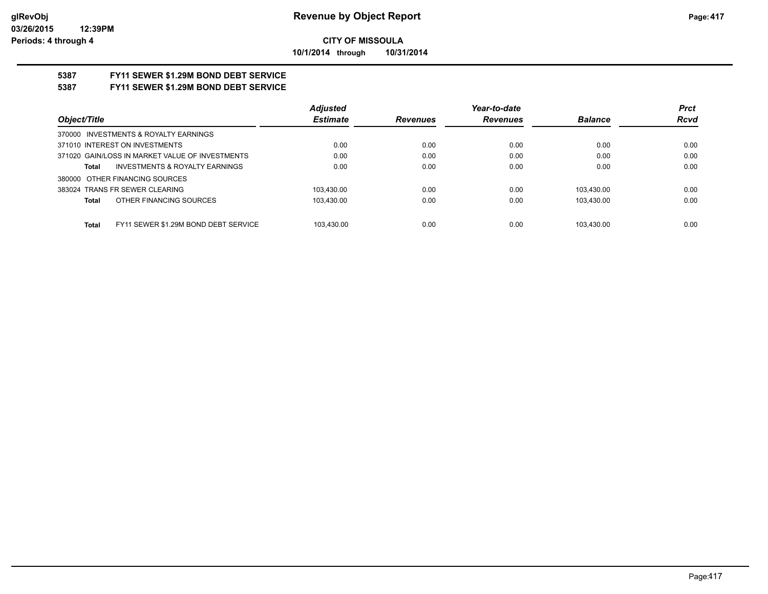# Revenue by Object Report

**CITY OF MISSOULA**

**10/1/2014 through 10/31/2014**

**5387 FY11 SEWER $1.29M BOND DEBT SERVICE**

**5387 FY11 SEWER $1.29M BOND DEBT SERVICE**

| Object/Title | Adjusted Estimate | Revenues | Year-to-date Revenues | Balance | Prct Rcvd |
|---|---|---|---|---|---|
| 370000 INVESTMENTS & ROYALTY EARNINGS | | | | | |
| 371010 INTEREST ON INVESTMENTS | 0.00 | 0.00 | 0.00 | 0.00 | 0.00 |
| 371020 GAIN/LOSS IN MARKET VALUE OF INVESTMENTS | 0.00 | 0.00 | 0.00 | 0.00 | 0.00 |
| **Total** INVESTMENTS & ROYALTY EARNINGS | 0.00 | 0.00 | 0.00 | 0.00 | 0.00 |
| 380000 OTHER FINANCING SOURCES | | | | | |
| 383024 TRANS FR SEWER CLEARING | 103,430.00 | 0.00 | 0.00 | 103,430.00 | 0.00 |
| **Total** OTHER FINANCING SOURCES | 103,430.00 | 0.00 | 0.00 | 103,430.00 | 0.00 |
| **Total** FY11 SEWER $1.29M BOND DEBT SERVICE | 103,430.00 | 0.00 | 0.00 | 103,430.00 | 0.00 |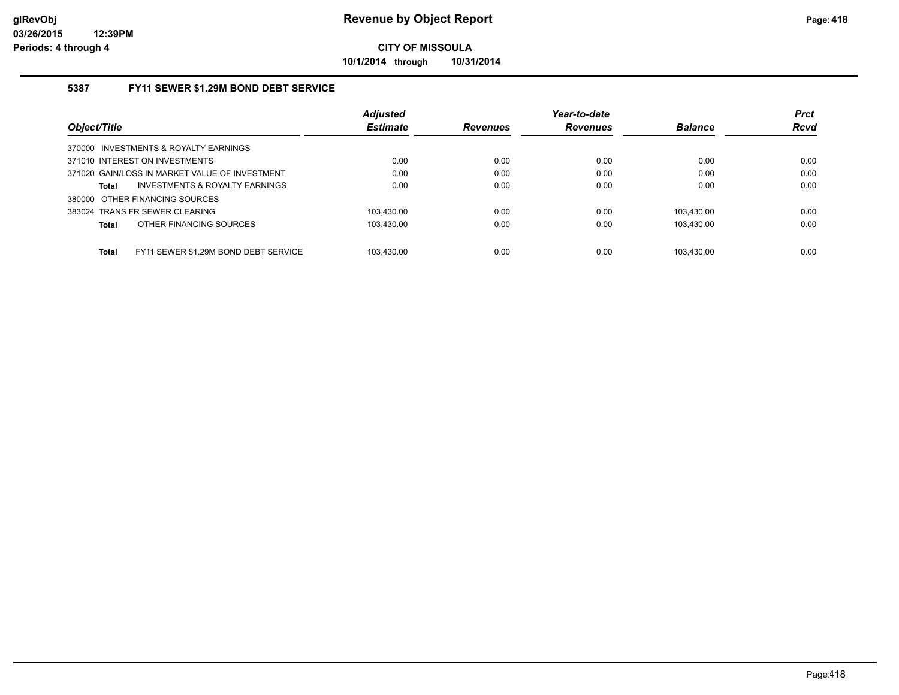**CITY OF MISSOULA**

**10/1/2014 through 10/31/2014**

### 5387 FY11 SEWER $1.29M BOND DEBT SERVICE

| Object/Title | Adjusted Estimate | Revenues | Year-to-date Revenues | Balance | Prct Rcvd |
|---|---|---|---|---|---|
| 370000 INVESTMENTS & ROYALTY EARNINGS | | | | | |
| 371010 INTEREST ON INVESTMENTS | 0.00 | 0.00 | 0.00 | 0.00 | 0.00 |
| 371020 GAIN/LOSS IN MARKET VALUE OF INVESTMENT | 0.00 | 0.00 | 0.00 | 0.00 | 0.00 |
| **Total** INVESTMENTS & ROYALTY EARNINGS | 0.00 | 0.00 | 0.00 | 0.00 | 0.00 |
| 380000 OTHER FINANCING SOURCES | | | | | |
| 383024 TRANS FR SEWER CLEARING | 103,430.00 | 0.00 | 0.00 | 103,430.00 | 0.00 |
| **Total** OTHER FINANCING SOURCES | 103,430.00 | 0.00 | 0.00 | 103,430.00 | 0.00 |
| **Total** FY11 SEWER $1.29M BOND DEBT SERVICE | 103,430.00 | 0.00 | 0.00 | 103,430.00 | 0.00 |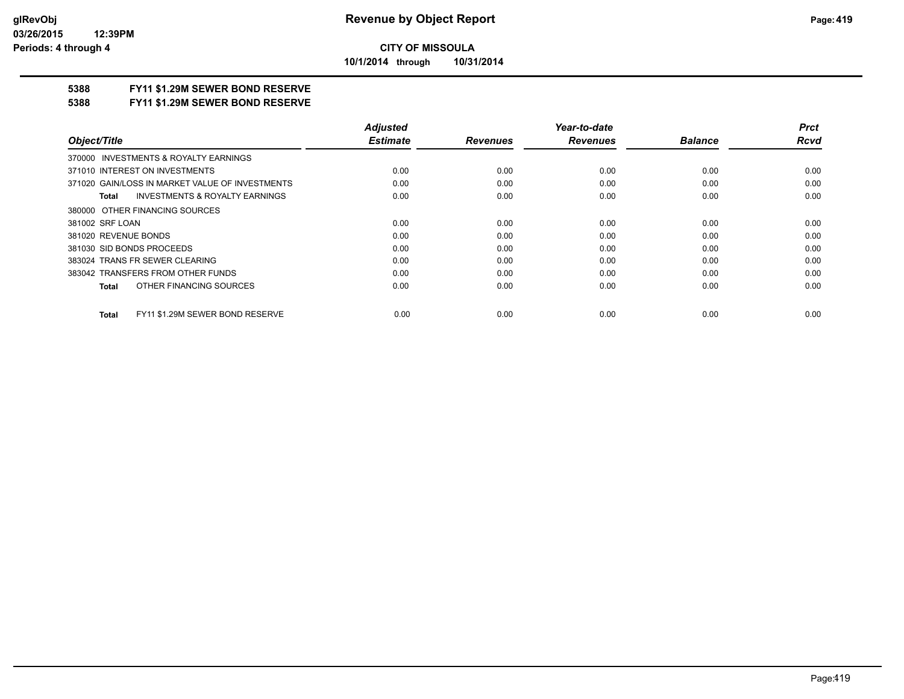**Revenue by Object Report**

**CITY OF MISSOULA**

**10/1/2014 through 10/31/2014**

## 5388 FY11 $1.29M SEWER BOND RESERVE

## 5388 FY11 $1.29M SEWER BOND RESERVE

| Object/Title | Adjusted Estimate | Revenues | Year-to-date Revenues | Balance | Prct Rcvd |
|---|---|---|---|---|---|
| 370000 INVESTMENTS & ROYALTY EARNINGS | | | | | |
| 371010 INTEREST ON INVESTMENTS | 0.00 | 0.00 | 0.00 | 0.00 | 0.00 |
| 371020 GAIN/LOSS IN MARKET VALUE OF INVESTMENTS | 0.00 | 0.00 | 0.00 | 0.00 | 0.00 |
| **Total** INVESTMENTS & ROYALTY EARNINGS | 0.00 | 0.00 | 0.00 | 0.00 | 0.00 |
| 380000 OTHER FINANCING SOURCES | | | | | |
| 381002 SRF LOAN | 0.00 | 0.00 | 0.00 | 0.00 | 0.00 |
| 381020 REVENUE BONDS | 0.00 | 0.00 | 0.00 | 0.00 | 0.00 |
| 381030 SID BONDS PROCEEDS | 0.00 | 0.00 | 0.00 | 0.00 | 0.00 |
| 383024 TRANS FR SEWER CLEARING | 0.00 | 0.00 | 0.00 | 0.00 | 0.00 |
| 383042 TRANSFERS FROM OTHER FUNDS | 0.00 | 0.00 | 0.00 | 0.00 | 0.00 |
| **Total** OTHER FINANCING SOURCES | 0.00 | 0.00 | 0.00 | 0.00 | 0.00 |
| **Total** FY11 $1.29M SEWER BOND RESERVE | 0.00 | 0.00 | 0.00 | 0.00 | 0.00 |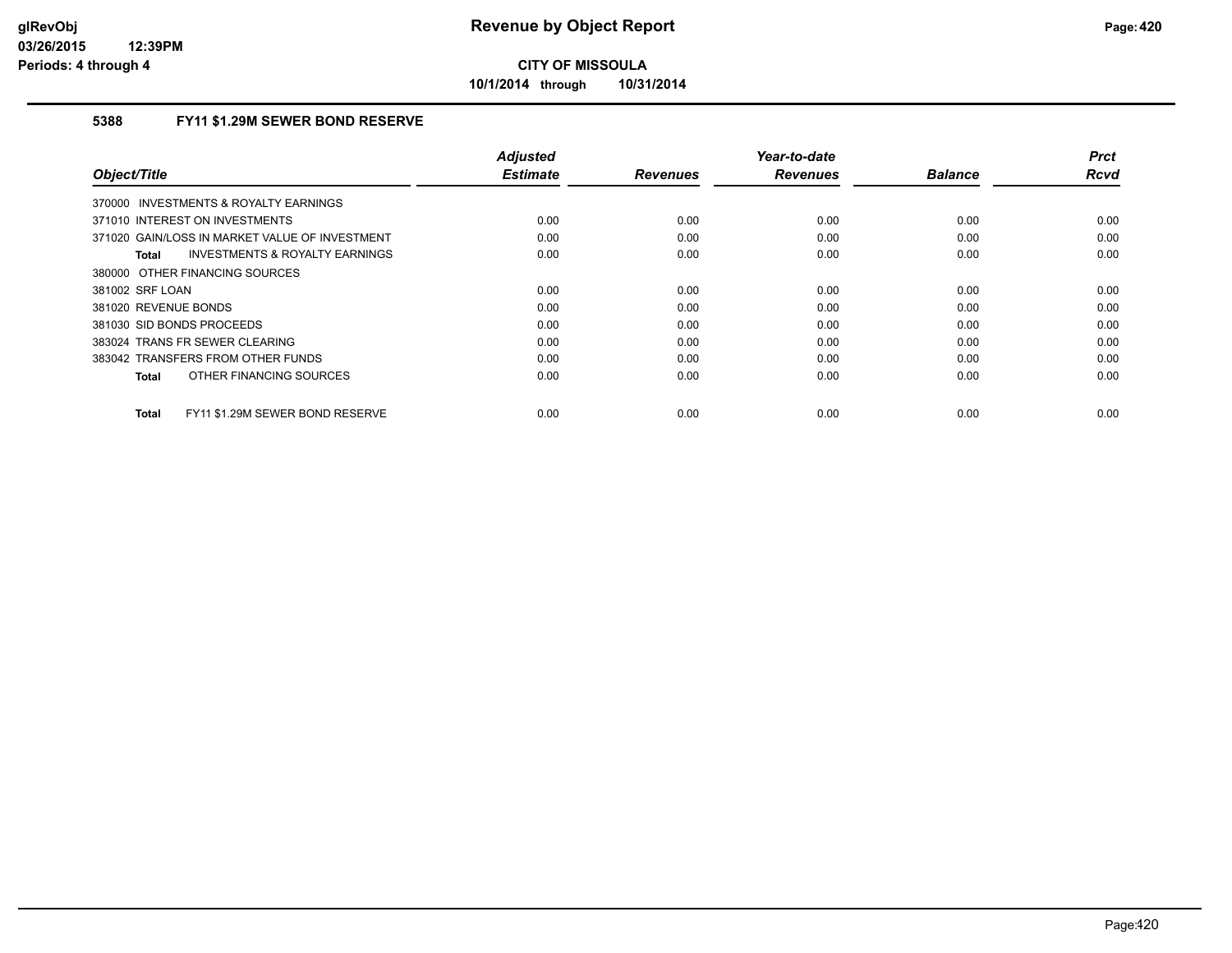# Revenue by Object Report

**CITY OF MISSOULA**

**10/1/2014 through 10/31/2014**

### 5388 FY11 $1.29M SEWER BOND RESERVE

| Object/Title | Adjusted Estimate | Revenues | Year-to-date Revenues | Balance | Prct Rcvd |
|---|---|---|---|---|---|
| 370000 INVESTMENTS & ROYALTY EARNINGS | | | | | |
| 371010 INTEREST ON INVESTMENTS | 0.00 | 0.00 | 0.00 | 0.00 | 0.00 |
| 371020 GAIN/LOSS IN MARKET VALUE OF INVESTMENT | 0.00 | 0.00 | 0.00 | 0.00 | 0.00 |
| **Total** INVESTMENTS & ROYALTY EARNINGS | 0.00 | 0.00 | 0.00 | 0.00 | 0.00 |
| 380000 OTHER FINANCING SOURCES | | | | | |
| 381002 SRF LOAN | 0.00 | 0.00 | 0.00 | 0.00 | 0.00 |
| 381020 REVENUE BONDS | 0.00 | 0.00 | 0.00 | 0.00 | 0.00 |
| 381030 SID BONDS PROCEEDS | 0.00 | 0.00 | 0.00 | 0.00 | 0.00 |
| 383024 TRANS FR SEWER CLEARING | 0.00 | 0.00 | 0.00 | 0.00 | 0.00 |
| 383042 TRANSFERS FROM OTHER FUNDS | 0.00 | 0.00 | 0.00 | 0.00 | 0.00 |
| **Total** OTHER FINANCING SOURCES | 0.00 | 0.00 | 0.00 | 0.00 | 0.00 |
| **Total** FY11 $1.29M SEWER BOND RESERVE | 0.00 | 0.00 | 0.00 | 0.00 | 0.00 |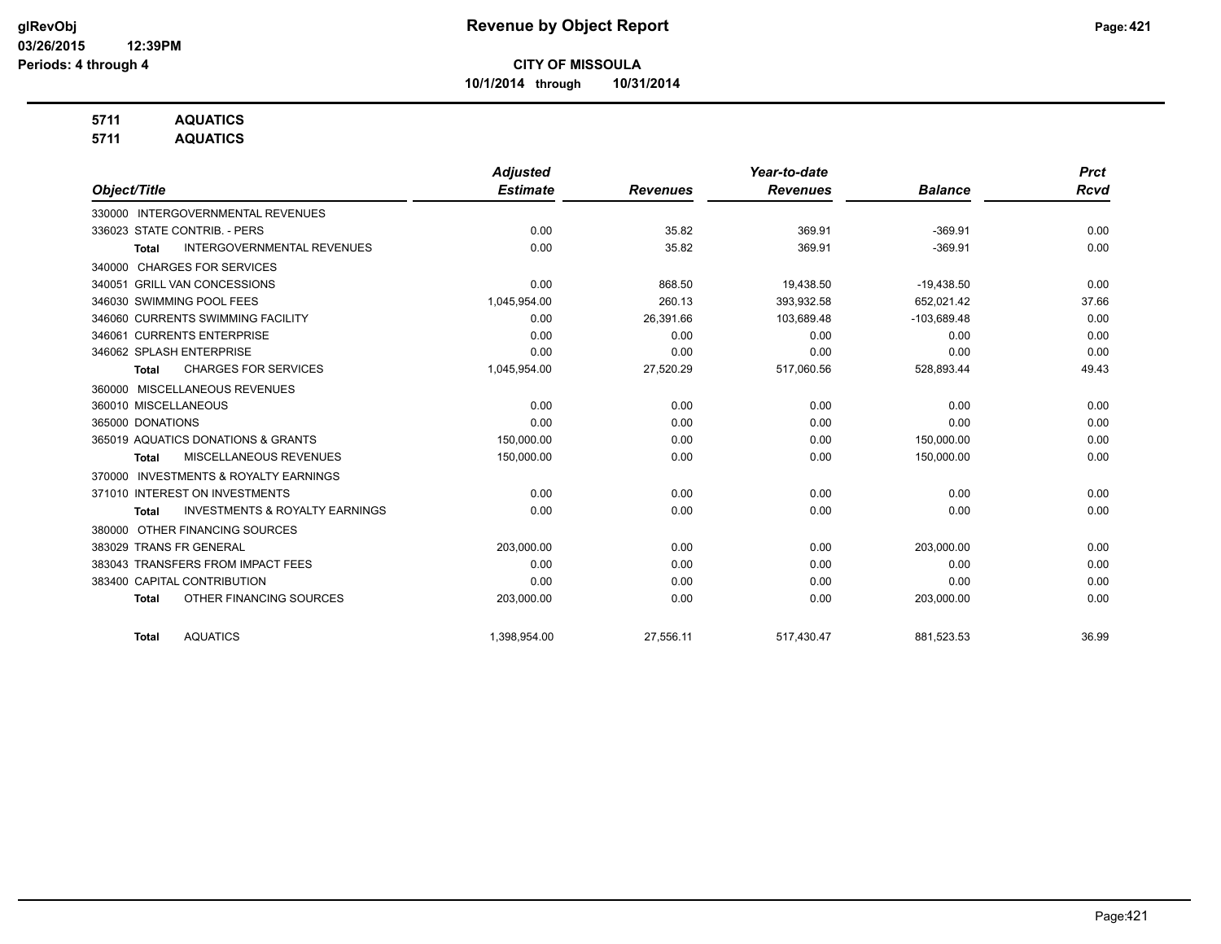# Revenue by Object Report

**CITY OF MISSOULA**

**10/1/2014 through 10/31/2014**

glRevObj
03/26/2015 12:39PM
Periods: 4 through 4

**5711 AQUATICS**
**5711 AQUATICS**

| Object/Title | Adjusted Estimate | Revenues | Year-to-date Revenues | Balance | Prct Rcvd |
|---|---|---|---|---|---|
| 330000 INTERGOVERNMENTAL REVENUES | | | | | |
| 336023 STATE CONTRIB. - PERS | 0.00 | 35.82 | 369.91 | -369.91 | 0.00 |
| **Total** INTERGOVERNMENTAL REVENUES | 0.00 | 35.82 | 369.91 | -369.91 | 0.00 |
| 340000 CHARGES FOR SERVICES | | | | | |
| 340051 GRILL VAN CONCESSIONS | 0.00 | 868.50 | 19,438.50 | -19,438.50 | 0.00 |
| 346030 SWIMMING POOL FEES | 1,045,954.00 | 260.13 | 393,932.58 | 652,021.42 | 37.66 |
| 346060 CURRENTS SWIMMING FACILITY | 0.00 | 26,391.66 | 103,689.48 | -103,689.48 | 0.00 |
| 346061 CURRENTS ENTERPRISE | 0.00 | 0.00 | 0.00 | 0.00 | 0.00 |
| 346062 SPLASH ENTERPRISE | 0.00 | 0.00 | 0.00 | 0.00 | 0.00 |
| **Total** CHARGES FOR SERVICES | 1,045,954.00 | 27,520.29 | 517,060.56 | 528,893.44 | 49.43 |
| 360000 MISCELLANEOUS REVENUES | | | | | |
| 360010 MISCELLANEOUS | 0.00 | 0.00 | 0.00 | 0.00 | 0.00 |
| 365000 DONATIONS | 0.00 | 0.00 | 0.00 | 0.00 | 0.00 |
| 365019 AQUATICS DONATIONS & GRANTS | 150,000.00 | 0.00 | 0.00 | 150,000.00 | 0.00 |
| **Total** MISCELLANEOUS REVENUES | 150,000.00 | 0.00 | 0.00 | 150,000.00 | 0.00 |
| 370000 INVESTMENTS & ROYALTY EARNINGS | | | | | |
| 371010 INTEREST ON INVESTMENTS | 0.00 | 0.00 | 0.00 | 0.00 | 0.00 |
| **Total** INVESTMENTS & ROYALTY EARNINGS | 0.00 | 0.00 | 0.00 | 0.00 | 0.00 |
| 380000 OTHER FINANCING SOURCES | | | | | |
| 383029 TRANS FR GENERAL | 203,000.00 | 0.00 | 0.00 | 203,000.00 | 0.00 |
| 383043 TRANSFERS FROM IMPACT FEES | 0.00 | 0.00 | 0.00 | 0.00 | 0.00 |
| 383400 CAPITAL CONTRIBUTION | 0.00 | 0.00 | 0.00 | 0.00 | 0.00 |
| **Total** OTHER FINANCING SOURCES | 203,000.00 | 0.00 | 0.00 | 203,000.00 | 0.00 |
| **Total** AQUATICS | 1,398,954.00 | 27,556.11 | 517,430.47 | 881,523.53 | 36.99 |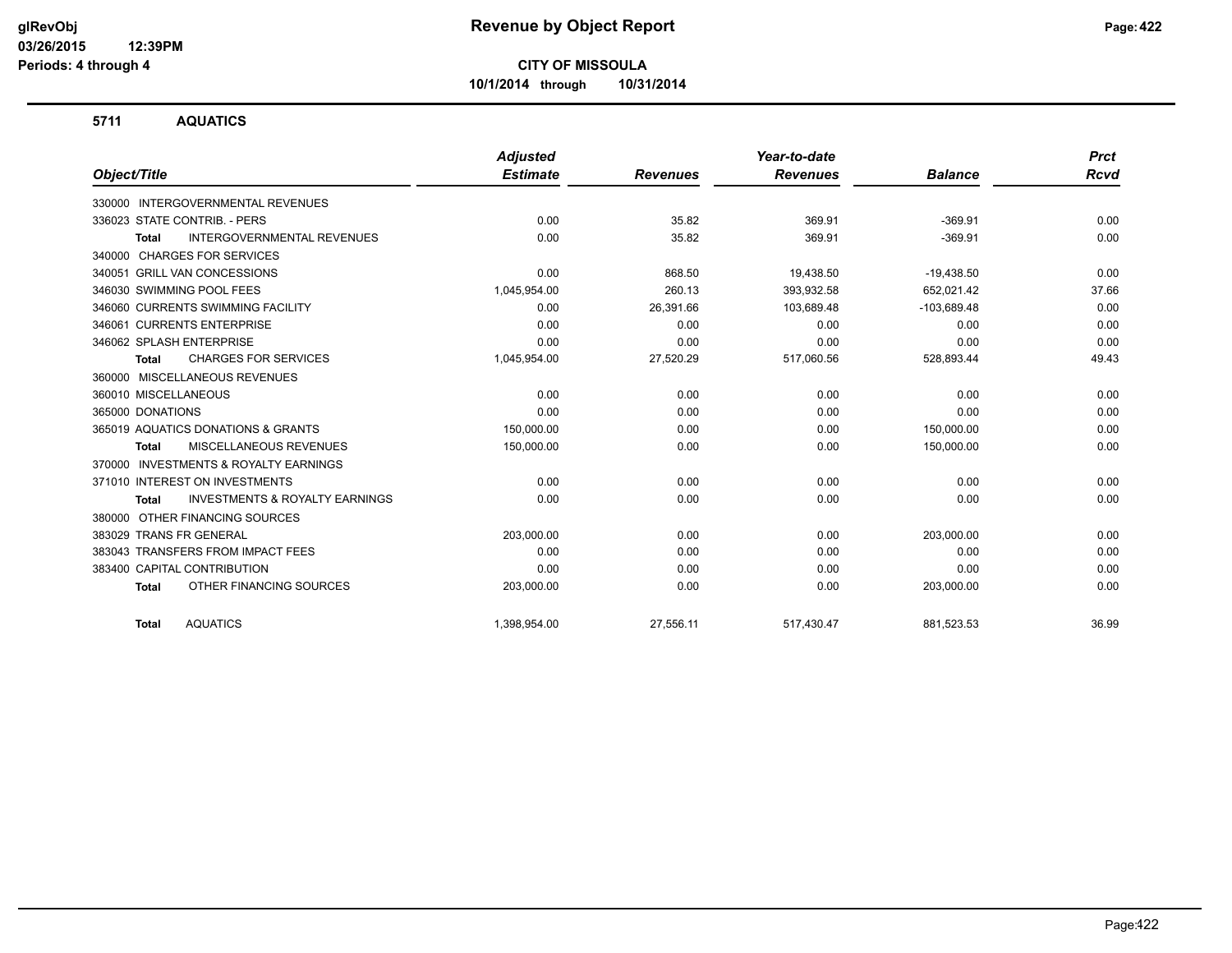**CITY OF MISSOULA**

**10/1/2014 through 10/31/2014**

## 5711 AQUATICS

| Object/Title | Adjusted Estimate | Revenues | Year-to-date Revenues | Balance | Prct Rcvd |
|---|---|---|---|---|---|
| 330000 INTERGOVERNMENTAL REVENUES | | | | | |
| 336023 STATE CONTRIB. - PERS | 0.00 | 35.82 | 369.91 | -369.91 | 0.00 |
| **Total** INTERGOVERNMENTAL REVENUES | 0.00 | 35.82 | 369.91 | -369.91 | 0.00 |
| 340000 CHARGES FOR SERVICES | | | | | |
| 340051 GRILL VAN CONCESSIONS | 0.00 | 868.50 | 19,438.50 | -19,438.50 | 0.00 |
| 346030 SWIMMING POOL FEES | 1,045,954.00 | 260.13 | 393,932.58 | 652,021.42 | 37.66 |
| 346060 CURRENTS SWIMMING FACILITY | 0.00 | 26,391.66 | 103,689.48 | -103,689.48 | 0.00 |
| 346061 CURRENTS ENTERPRISE | 0.00 | 0.00 | 0.00 | 0.00 | 0.00 |
| 346062 SPLASH ENTERPRISE | 0.00 | 0.00 | 0.00 | 0.00 | 0.00 |
| **Total** CHARGES FOR SERVICES | 1,045,954.00 | 27,520.29 | 517,060.56 | 528,893.44 | 49.43 |
| 360000 MISCELLANEOUS REVENUES | | | | | |
| 360010 MISCELLANEOUS | 0.00 | 0.00 | 0.00 | 0.00 | 0.00 |
| 365000 DONATIONS | 0.00 | 0.00 | 0.00 | 0.00 | 0.00 |
| 365019 AQUATICS DONATIONS & GRANTS | 150,000.00 | 0.00 | 0.00 | 150,000.00 | 0.00 |
| **Total** MISCELLANEOUS REVENUES | 150,000.00 | 0.00 | 0.00 | 150,000.00 | 0.00 |
| 370000 INVESTMENTS & ROYALTY EARNINGS | | | | | |
| 371010 INTEREST ON INVESTMENTS | 0.00 | 0.00 | 0.00 | 0.00 | 0.00 |
| **Total** INVESTMENTS & ROYALTY EARNINGS | 0.00 | 0.00 | 0.00 | 0.00 | 0.00 |
| 380000 OTHER FINANCING SOURCES | | | | | |
| 383029 TRANS FR GENERAL | 203,000.00 | 0.00 | 0.00 | 203,000.00 | 0.00 |
| 383043 TRANSFERS FROM IMPACT FEES | 0.00 | 0.00 | 0.00 | 0.00 | 0.00 |
| 383400 CAPITAL CONTRIBUTION | 0.00 | 0.00 | 0.00 | 0.00 | 0.00 |
| **Total** OTHER FINANCING SOURCES | 203,000.00 | 0.00 | 0.00 | 203,000.00 | 0.00 |
| **Total** AQUATICS | 1,398,954.00 | 27,556.11 | 517,430.47 | 881,523.53 | 36.99 |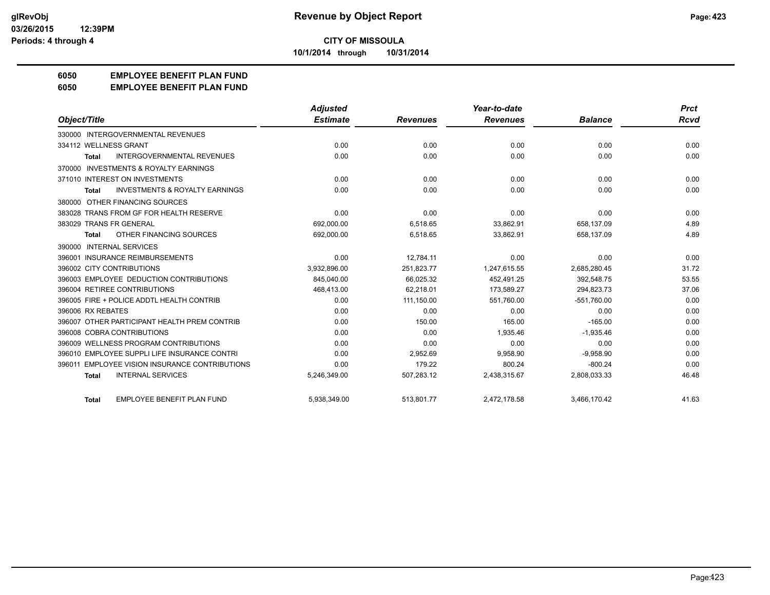# Revenue by Object Report

**CITY OF MISSOULA**

**10/1/2014 through 10/31/2014**

glRevObj
03/26/2015 12:39PM
Periods: 4 through 4

## 6050 EMPLOYEE BENEFIT PLAN FUND
## 6050 EMPLOYEE BENEFIT PLAN FUND

| Object/Title | Adjusted Estimate | Revenues | Year-to-date Revenues | Balance | Prct Rcvd |
|---|---|---|---|---|---|
| 330000 INTERGOVERNMENTAL REVENUES | | | | | |
| 334112 WELLNESS GRANT | 0.00 | 0.00 | 0.00 | 0.00 | 0.00 |
| **Total** INTERGOVERNMENTAL REVENUES | 0.00 | 0.00 | 0.00 | 0.00 | 0.00 |
| 370000 INVESTMENTS & ROYALTY EARNINGS | | | | | |
| 371010 INTEREST ON INVESTMENTS | 0.00 | 0.00 | 0.00 | 0.00 | 0.00 |
| **Total** INVESTMENTS & ROYALTY EARNINGS | 0.00 | 0.00 | 0.00 | 0.00 | 0.00 |
| 380000 OTHER FINANCING SOURCES | | | | | |
| 383028 TRANS FROM GF FOR HEALTH RESERVE | 0.00 | 0.00 | 0.00 | 0.00 | 0.00 |
| 383029 TRANS FR GENERAL | 692,000.00 | 6,518.65 | 33,862.91 | 658,137.09 | 4.89 |
| **Total** OTHER FINANCING SOURCES | 692,000.00 | 6,518.65 | 33,862.91 | 658,137.09 | 4.89 |
| 390000 INTERNAL SERVICES | | | | | |
| 396001 INSURANCE REIMBURSEMENTS | 0.00 | 12,784.11 | 0.00 | 0.00 | 0.00 |
| 396002 CITY CONTRIBUTIONS | 3,932,896.00 | 251,823.77 | 1,247,615.55 | 2,685,280.45 | 31.72 |
| 396003 EMPLOYEE DEDUCTION CONTRIBUTIONS | 845,040.00 | 66,025.32 | 452,491.25 | 392,548.75 | 53.55 |
| 396004 RETIREE CONTRIBUTIONS | 468,413.00 | 62,218.01 | 173,589.27 | 294,823.73 | 37.06 |
| 396005 FIRE + POLICE ADDTL HEALTH CONTRIB | 0.00 | 111,150.00 | 551,760.00 | -551,760.00 | 0.00 |
| 396006 RX REBATES | 0.00 | 0.00 | 0.00 | 0.00 | 0.00 |
| 396007 OTHER PARTICIPANT HEALTH PREM CONTRIB | 0.00 | 150.00 | 165.00 | -165.00 | 0.00 |
| 396008 COBRA CONTRIBUTIONS | 0.00 | 0.00 | 1,935.46 | -1,935.46 | 0.00 |
| 396009 WELLNESS PROGRAM CONTRIBUTIONS | 0.00 | 0.00 | 0.00 | 0.00 | 0.00 |
| 396010 EMPLOYEE SUPPLI LIFE INSURANCE CONTRI | 0.00 | 2,952.69 | 9,958.90 | -9,958.90 | 0.00 |
| 396011 EMPLOYEE VISION INSURANCE CONTRIBUTIONS | 0.00 | 179.22 | 800.24 | -800.24 | 0.00 |
| **Total** INTERNAL SERVICES | 5,246,349.00 | 507,283.12 | 2,438,315.67 | 2,808,033.33 | 46.48 |
| **Total** EMPLOYEE BENEFIT PLAN FUND | 5,938,349.00 | 513,801.77 | 2,472,178.58 | 3,466,170.42 | 41.63 |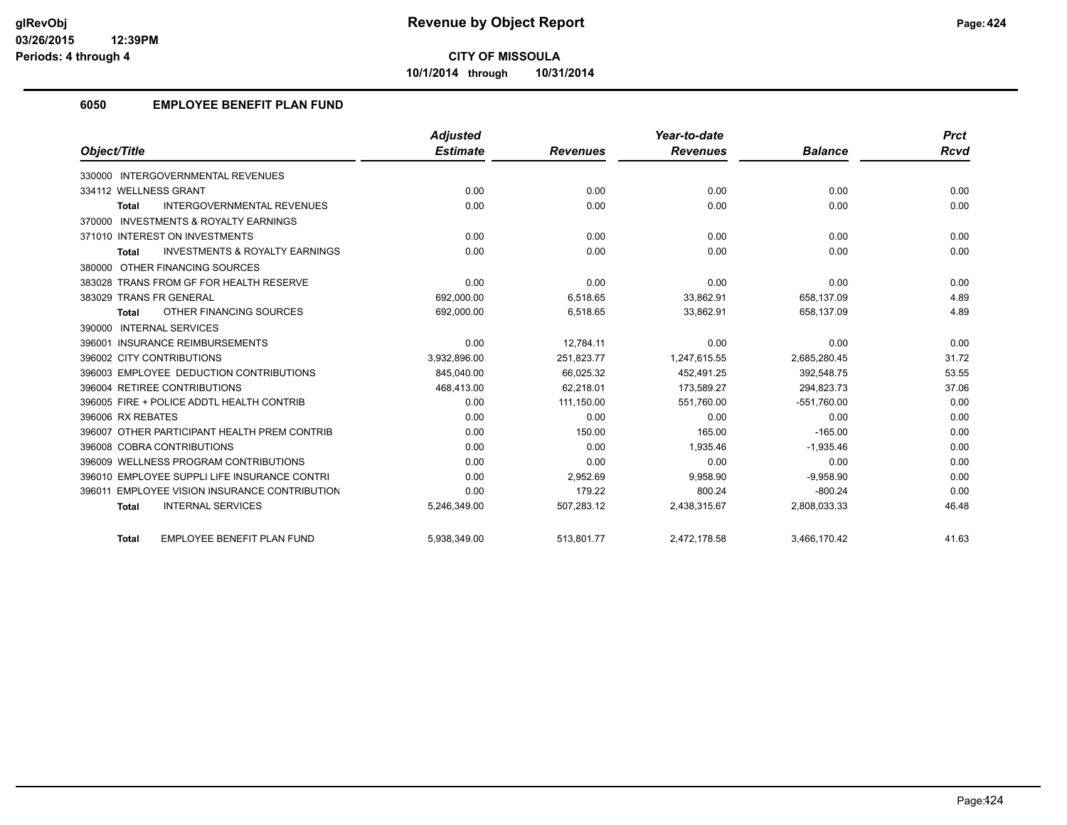# Revenue by Object Report

**CITY OF MISSOULA**

**10/1/2014 through 10/31/2014**

glRevObj
03/26/2015 12:39PM
Periods: 4 through 4

## 6050 EMPLOYEE BENEFIT PLAN FUND

| Object/Title | Adjusted Estimate | Revenues | Year-to-date Revenues | Balance | Prct Rcvd |
|---|---|---|---|---|---|
| 330000 INTERGOVERNMENTAL REVENUES | | | | | |
| 334112 WELLNESS GRANT | 0.00 | 0.00 | 0.00 | 0.00 | 0.00 |
| **Total** INTERGOVERNMENTAL REVENUES | 0.00 | 0.00 | 0.00 | 0.00 | 0.00 |
| 370000 INVESTMENTS & ROYALTY EARNINGS | | | | | |
| 371010 INTEREST ON INVESTMENTS | 0.00 | 0.00 | 0.00 | 0.00 | 0.00 |
| **Total** INVESTMENTS & ROYALTY EARNINGS | 0.00 | 0.00 | 0.00 | 0.00 | 0.00 |
| 380000 OTHER FINANCING SOURCES | | | | | |
| 383028 TRANS FROM GF FOR HEALTH RESERVE | 0.00 | 0.00 | 0.00 | 0.00 | 0.00 |
| 383029 TRANS FR GENERAL | 692,000.00 | 6,518.65 | 33,862.91 | 658,137.09 | 4.89 |
| **Total** OTHER FINANCING SOURCES | 692,000.00 | 6,518.65 | 33,862.91 | 658,137.09 | 4.89 |
| 390000 INTERNAL SERVICES | | | | | |
| 396001 INSURANCE REIMBURSEMENTS | 0.00 | 12,784.11 | 0.00 | 0.00 | 0.00 |
| 396002 CITY CONTRIBUTIONS | 3,932,896.00 | 251,823.77 | 1,247,615.55 | 2,685,280.45 | 31.72 |
| 396003 EMPLOYEE DEDUCTION CONTRIBUTIONS | 845,040.00 | 66,025.32 | 452,491.25 | 392,548.75 | 53.55 |
| 396004 RETIREE CONTRIBUTIONS | 468,413.00 | 62,218.01 | 173,589.27 | 294,823.73 | 37.06 |
| 396005 FIRE + POLICE ADDTL HEALTH CONTRIB | 0.00 | 111,150.00 | 551,760.00 | -551,760.00 | 0.00 |
| 396006 RX REBATES | 0.00 | 0.00 | 0.00 | 0.00 | 0.00 |
| 396007 OTHER PARTICIPANT HEALTH PREM CONTRIB | 0.00 | 150.00 | 165.00 | -165.00 | 0.00 |
| 396008 COBRA CONTRIBUTIONS | 0.00 | 0.00 | 1,935.46 | -1,935.46 | 0.00 |
| 396009 WELLNESS PROGRAM CONTRIBUTIONS | 0.00 | 0.00 | 0.00 | 0.00 | 0.00 |
| 396010 EMPLOYEE SUPPLI LIFE INSURANCE CONTRI | 0.00 | 2,952.69 | 9,958.90 | -9,958.90 | 0.00 |
| 396011 EMPLOYEE VISION INSURANCE CONTRIBUTION | 0.00 | 179.22 | 800.24 | -800.24 | 0.00 |
| **Total** INTERNAL SERVICES | 5,246,349.00 | 507,283.12 | 2,438,315.67 | 2,808,033.33 | 46.48 |
| **Total** EMPLOYEE BENEFIT PLAN FUND | 5,938,349.00 | 513,801.77 | 2,472,178.58 | 3,466,170.42 | 41.63 |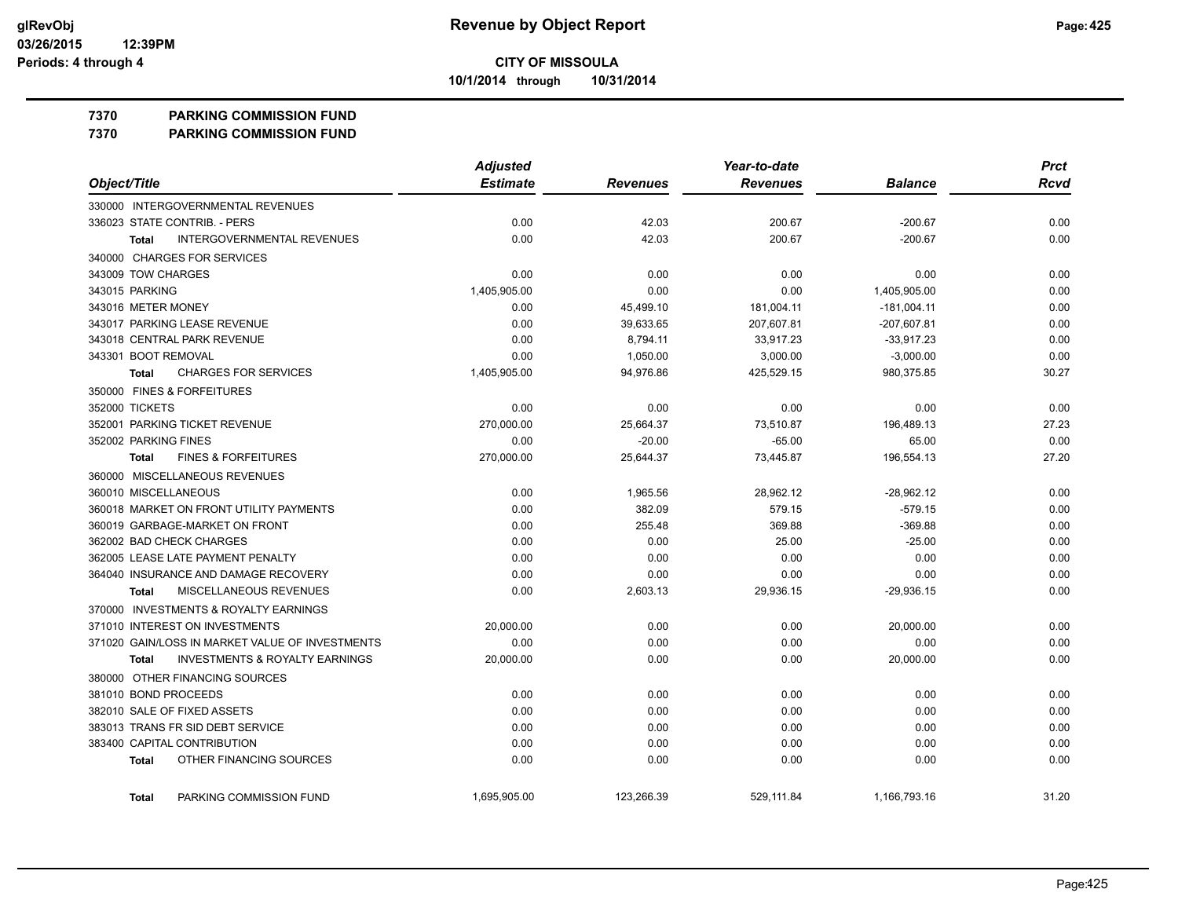# CITY OF MISSOULA

10/1/2014 through 10/31/2014

## 7370 PARKING COMMISSION FUND
## 7370 PARKING COMMISSION FUND

| Object/Title | Adjusted Estimate | Revenues | Year-to-date Revenues | Balance | Prct Rcvd |
|---|---|---|---|---|---|
| 330000 INTERGOVERNMENTAL REVENUES | | | | | |
| 336023 STATE CONTRIB. - PERS | 0.00 | 42.03 | 200.67 | -200.67 | 0.00 |
| Total INTERGOVERNMENTAL REVENUES | 0.00 | 42.03 | 200.67 | -200.67 | 0.00 |
| 340000 CHARGES FOR SERVICES | | | | | |
| 343009 TOW CHARGES | 0.00 | 0.00 | 0.00 | 0.00 | 0.00 |
| 343015 PARKING | 1,405,905.00 | 0.00 | 0.00 | 1,405,905.00 | 0.00 |
| 343016 METER MONEY | 0.00 | 45,499.10 | 181,004.11 | -181,004.11 | 0.00 |
| 343017 PARKING LEASE REVENUE | 0.00 | 39,633.65 | 207,607.81 | -207,607.81 | 0.00 |
| 343018 CENTRAL PARK REVENUE | 0.00 | 8,794.11 | 33,917.23 | -33,917.23 | 0.00 |
| 343301 BOOT REMOVAL | 0.00 | 1,050.00 | 3,000.00 | -3,000.00 | 0.00 |
| Total CHARGES FOR SERVICES | 1,405,905.00 | 94,976.86 | 425,529.15 | 980,375.85 | 30.27 |
| 350000 FINES & FORFEITURES | | | | | |
| 352000 TICKETS | 0.00 | 0.00 | 0.00 | 0.00 | 0.00 |
| 352001 PARKING TICKET REVENUE | 270,000.00 | 25,664.37 | 73,510.87 | 196,489.13 | 27.23 |
| 352002 PARKING FINES | 0.00 | -20.00 | -65.00 | 65.00 | 0.00 |
| Total FINES & FORFEITURES | 270,000.00 | 25,644.37 | 73,445.87 | 196,554.13 | 27.20 |
| 360000 MISCELLANEOUS REVENUES | | | | | |
| 360010 MISCELLANEOUS | 0.00 | 1,965.56 | 28,962.12 | -28,962.12 | 0.00 |
| 360018 MARKET ON FRONT UTILITY PAYMENTS | 0.00 | 382.09 | 579.15 | -579.15 | 0.00 |
| 360019 GARBAGE-MARKET ON FRONT | 0.00 | 255.48 | 369.88 | -369.88 | 0.00 |
| 362002 BAD CHECK CHARGES | 0.00 | 0.00 | 25.00 | -25.00 | 0.00 |
| 362005 LEASE LATE PAYMENT PENALTY | 0.00 | 0.00 | 0.00 | 0.00 | 0.00 |
| 364040 INSURANCE AND DAMAGE RECOVERY | 0.00 | 0.00 | 0.00 | 0.00 | 0.00 |
| Total MISCELLANEOUS REVENUES | 0.00 | 2,603.13 | 29,936.15 | -29,936.15 | 0.00 |
| 370000 INVESTMENTS & ROYALTY EARNINGS | | | | | |
| 371010 INTEREST ON INVESTMENTS | 20,000.00 | 0.00 | 0.00 | 20,000.00 | 0.00 |
| 371020 GAIN/LOSS IN MARKET VALUE OF INVESTMENTS | 0.00 | 0.00 | 0.00 | 0.00 | 0.00 |
| Total INVESTMENTS & ROYALTY EARNINGS | 20,000.00 | 0.00 | 0.00 | 20,000.00 | 0.00 |
| 380000 OTHER FINANCING SOURCES | | | | | |
| 381010 BOND PROCEEDS | 0.00 | 0.00 | 0.00 | 0.00 | 0.00 |
| 382010 SALE OF FIXED ASSETS | 0.00 | 0.00 | 0.00 | 0.00 | 0.00 |
| 383013 TRANS FR SID DEBT SERVICE | 0.00 | 0.00 | 0.00 | 0.00 | 0.00 |
| 383400 CAPITAL CONTRIBUTION | 0.00 | 0.00 | 0.00 | 0.00 | 0.00 |
| Total OTHER FINANCING SOURCES | 0.00 | 0.00 | 0.00 | 0.00 | 0.00 |
| Total PARKING COMMISSION FUND | 1,695,905.00 | 123,266.39 | 529,111.84 | 1,166,793.16 | 31.20 |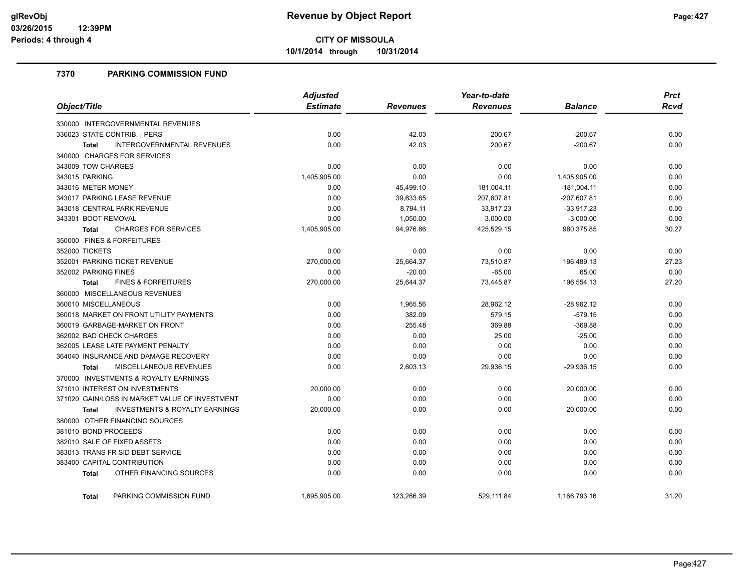**glRevObj**
**03/26/2015 12:39PM**
**Periods: 4 through 4**

# Revenue by Object Report

**CITY OF MISSOULA**

**10/1/2014 through 10/31/2014**

## 7370 PARKING COMMISSION FUND

| Object/Title | Adjusted Estimate | Revenues | Year-to-date Revenues | Balance | Prct Rcvd |
|---|---|---|---|---|---|
| 330000 INTERGOVERNMENTAL REVENUES | | | | | |
| 336023 STATE CONTRIB. - PERS | 0.00 | 42.03 | 200.67 | -200.67 | 0.00 |
| **Total** INTERGOVERNMENTAL REVENUES | 0.00 | 42.03 | 200.67 | -200.67 | 0.00 |
| 340000 CHARGES FOR SERVICES | | | | | |
| 343009 TOW CHARGES | 0.00 | 0.00 | 0.00 | 0.00 | 0.00 |
| 343015 PARKING | 1,405,905.00 | 0.00 | 0.00 | 1,405,905.00 | 0.00 |
| 343016 METER MONEY | 0.00 | 45,499.10 | 181,004.11 | -181,004.11 | 0.00 |
| 343017 PARKING LEASE REVENUE | 0.00 | 39,633.65 | 207,607.81 | -207,607.81 | 0.00 |
| 343018 CENTRAL PARK REVENUE | 0.00 | 8,794.11 | 33,917.23 | -33,917.23 | 0.00 |
| 343301 BOOT REMOVAL | 0.00 | 1,050.00 | 3,000.00 | -3,000.00 | 0.00 |
| **Total** CHARGES FOR SERVICES | 1,405,905.00 | 94,976.86 | 425,529.15 | 980,375.85 | 30.27 |
| 350000 FINES & FORFEITURES | | | | | |
| 352000 TICKETS | 0.00 | 0.00 | 0.00 | 0.00 | 0.00 |
| 352001 PARKING TICKET REVENUE | 270,000.00 | 25,664.37 | 73,510.87 | 196,489.13 | 27.23 |
| 352002 PARKING FINES | 0.00 | -20.00 | -65.00 | 65.00 | 0.00 |
| **Total** FINES & FORFEITURES | 270,000.00 | 25,644.37 | 73,445.87 | 196,554.13 | 27.20 |
| 360000 MISCELLANEOUS REVENUES | | | | | |
| 360010 MISCELLANEOUS | 0.00 | 1,965.56 | 28,962.12 | -28,962.12 | 0.00 |
| 360018 MARKET ON FRONT UTILITY PAYMENTS | 0.00 | 382.09 | 579.15 | -579.15 | 0.00 |
| 360019 GARBAGE-MARKET ON FRONT | 0.00 | 255.48 | 369.88 | -369.88 | 0.00 |
| 362002 BAD CHECK CHARGES | 0.00 | 0.00 | 25.00 | -25.00 | 0.00 |
| 362005 LEASE LATE PAYMENT PENALTY | 0.00 | 0.00 | 0.00 | 0.00 | 0.00 |
| 364040 INSURANCE AND DAMAGE RECOVERY | 0.00 | 0.00 | 0.00 | 0.00 | 0.00 |
| **Total** MISCELLANEOUS REVENUES | 0.00 | 2,603.13 | 29,936.15 | -29,936.15 | 0.00 |
| 370000 INVESTMENTS & ROYALTY EARNINGS | | | | | |
| 371010 INTEREST ON INVESTMENTS | 20,000.00 | 0.00 | 0.00 | 20,000.00 | 0.00 |
| 371020 GAIN/LOSS IN MARKET VALUE OF INVESTMENT | 0.00 | 0.00 | 0.00 | 0.00 | 0.00 |
| **Total** INVESTMENTS & ROYALTY EARNINGS | 20,000.00 | 0.00 | 0.00 | 20,000.00 | 0.00 |
| 380000 OTHER FINANCING SOURCES | | | | | |
| 381010 BOND PROCEEDS | 0.00 | 0.00 | 0.00 | 0.00 | 0.00 |
| 382010 SALE OF FIXED ASSETS | 0.00 | 0.00 | 0.00 | 0.00 | 0.00 |
| 383013 TRANS FR SID DEBT SERVICE | 0.00 | 0.00 | 0.00 | 0.00 | 0.00 |
| 383400 CAPITAL CONTRIBUTION | 0.00 | 0.00 | 0.00 | 0.00 | 0.00 |
| **Total** OTHER FINANCING SOURCES | 0.00 | 0.00 | 0.00 | 0.00 | 0.00 |
| **Total** PARKING COMMISSION FUND | 1,695,905.00 | 123,266.39 | 529,111.84 | 1,166,793.16 | 31.20 |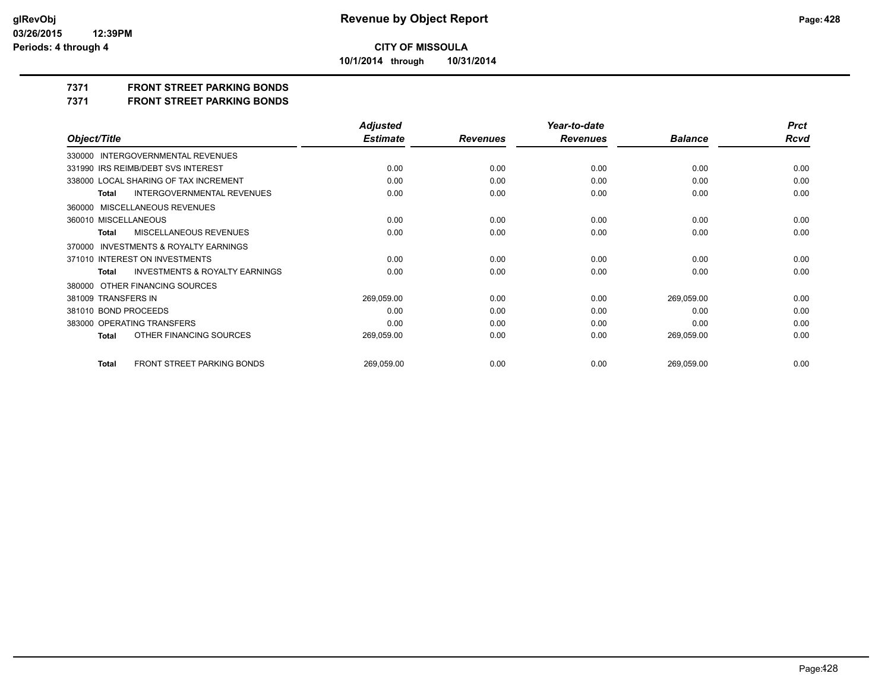**CITY OF MISSOULA**

**10/1/2014 through 10/31/2014**

## 7371 FRONT STREET PARKING BONDS

## 7371 FRONT STREET PARKING BONDS

| Object/Title | Adjusted Estimate | Revenues | Year-to-date Revenues | Balance | Prct Rcvd |
|---|---|---|---|---|---|
| 330000 INTERGOVERNMENTAL REVENUES | | | | | |
| 331990 IRS REIMB/DEBT SVS INTEREST | 0.00 | 0.00 | 0.00 | 0.00 | 0.00 |
| 338000 LOCAL SHARING OF TAX INCREMENT | 0.00 | 0.00 | 0.00 | 0.00 | 0.00 |
| **Total** INTERGOVERNMENTAL REVENUES | 0.00 | 0.00 | 0.00 | 0.00 | 0.00 |
| 360000 MISCELLANEOUS REVENUES | | | | | |
| 360010 MISCELLANEOUS | 0.00 | 0.00 | 0.00 | 0.00 | 0.00 |
| **Total** MISCELLANEOUS REVENUES | 0.00 | 0.00 | 0.00 | 0.00 | 0.00 |
| 370000 INVESTMENTS & ROYALTY EARNINGS | | | | | |
| 371010 INTEREST ON INVESTMENTS | 0.00 | 0.00 | 0.00 | 0.00 | 0.00 |
| **Total** INVESTMENTS & ROYALTY EARNINGS | 0.00 | 0.00 | 0.00 | 0.00 | 0.00 |
| 380000 OTHER FINANCING SOURCES | | | | | |
| 381009 TRANSFERS IN | 269,059.00 | 0.00 | 0.00 | 269,059.00 | 0.00 |
| 381010 BOND PROCEEDS | 0.00 | 0.00 | 0.00 | 0.00 | 0.00 |
| 383000 OPERATING TRANSFERS | 0.00 | 0.00 | 0.00 | 0.00 | 0.00 |
| **Total** OTHER FINANCING SOURCES | 269,059.00 | 0.00 | 0.00 | 269,059.00 | 0.00 |
| **Total** FRONT STREET PARKING BONDS | 269,059.00 | 0.00 | 0.00 | 269,059.00 | 0.00 |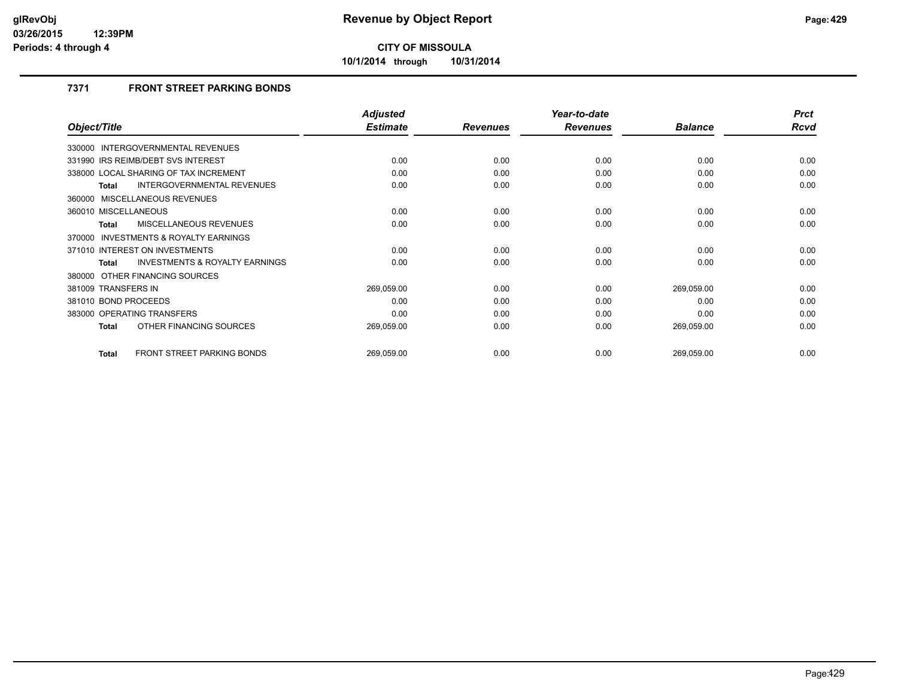# Revenue by Object Report

**CITY OF MISSOULA**

**10/1/2014 through 10/31/2014**

glRevObj
03/26/2015 12:39PM
Periods: 4 through 4

### 7371 FRONT STREET PARKING BONDS

| Object/Title | Adjusted Estimate | Revenues | Year-to-date Revenues | Balance | Prct Rcvd |
|---|---|---|---|---|---|
| 330000 INTERGOVERNMENTAL REVENUES | | | | | |
| 331990 IRS REIMB/DEBT SVS INTEREST | 0.00 | 0.00 | 0.00 | 0.00 | 0.00 |
| 338000 LOCAL SHARING OF TAX INCREMENT | 0.00 | 0.00 | 0.00 | 0.00 | 0.00 |
| **Total** INTERGOVERNMENTAL REVENUES | 0.00 | 0.00 | 0.00 | 0.00 | 0.00 |
| 360000 MISCELLANEOUS REVENUES | | | | | |
| 360010 MISCELLANEOUS | 0.00 | 0.00 | 0.00 | 0.00 | 0.00 |
| **Total** MISCELLANEOUS REVENUES | 0.00 | 0.00 | 0.00 | 0.00 | 0.00 |
| 370000 INVESTMENTS & ROYALTY EARNINGS | | | | | |
| 371010 INTEREST ON INVESTMENTS | 0.00 | 0.00 | 0.00 | 0.00 | 0.00 |
| **Total** INVESTMENTS & ROYALTY EARNINGS | 0.00 | 0.00 | 0.00 | 0.00 | 0.00 |
| 380000 OTHER FINANCING SOURCES | | | | | |
| 381009 TRANSFERS IN | 269,059.00 | 0.00 | 0.00 | 269,059.00 | 0.00 |
| 381010 BOND PROCEEDS | 0.00 | 0.00 | 0.00 | 0.00 | 0.00 |
| 383000 OPERATING TRANSFERS | 0.00 | 0.00 | 0.00 | 0.00 | 0.00 |
| **Total** OTHER FINANCING SOURCES | 269,059.00 | 0.00 | 0.00 | 269,059.00 | 0.00 |
| **Total** FRONT STREET PARKING BONDS | 269,059.00 | 0.00 | 0.00 | 269,059.00 | 0.00 |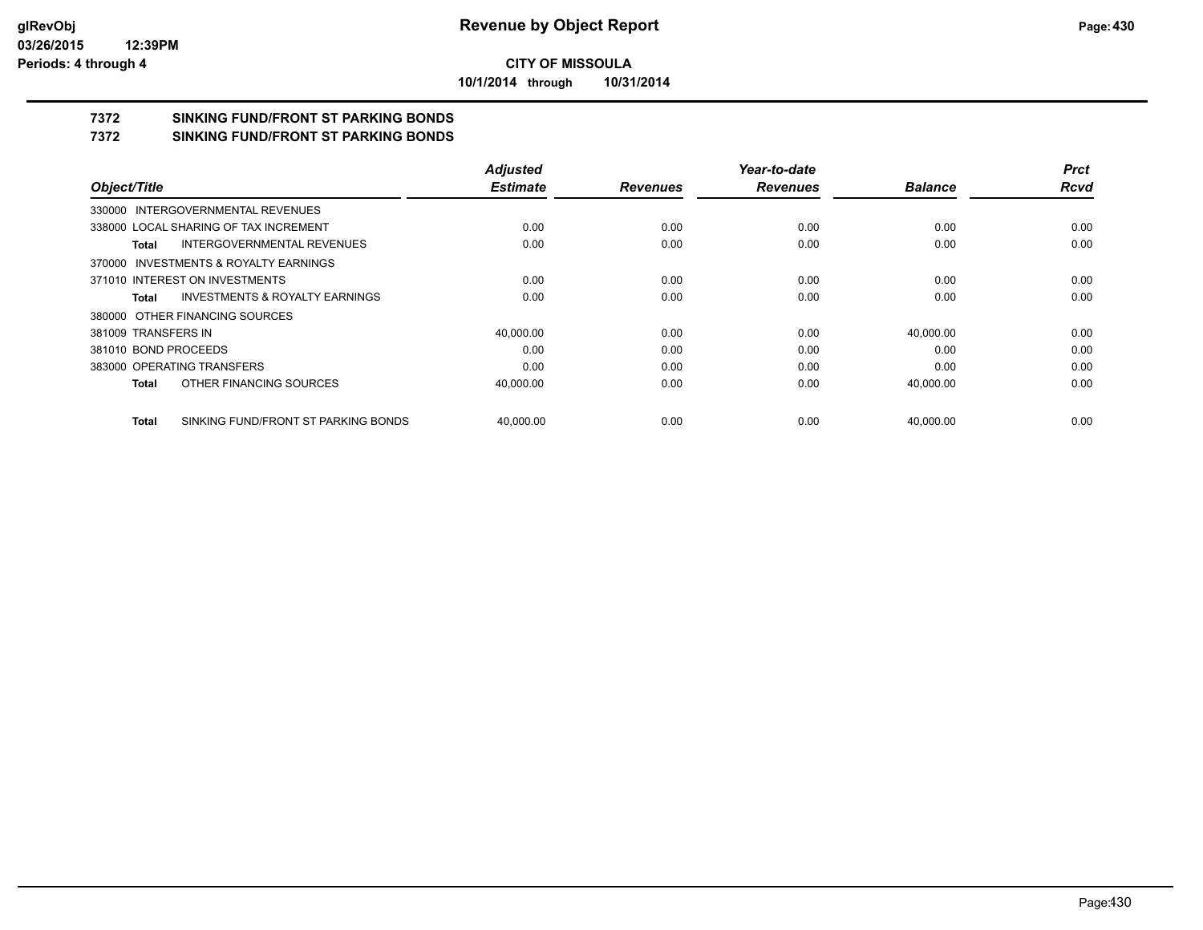**CITY OF MISSOULA**

**10/1/2014 through 10/31/2014**

**7372 SINKING FUND/FRONT ST PARKING BONDS**

**7372 SINKING FUND/FRONT ST PARKING BONDS**

| Object/Title | Adjusted Estimate | Revenues | Year-to-date Revenues | Balance | Prct Rcvd |
|---|---|---|---|---|---|
| 330000 INTERGOVERNMENTAL REVENUES | | | | | |
| 338000 LOCAL SHARING OF TAX INCREMENT | 0.00 | 0.00 | 0.00 | 0.00 | 0.00 |
| **Total** INTERGOVERNMENTAL REVENUES | 0.00 | 0.00 | 0.00 | 0.00 | 0.00 |
| 370000 INVESTMENTS & ROYALTY EARNINGS | | | | | |
| 371010 INTEREST ON INVESTMENTS | 0.00 | 0.00 | 0.00 | 0.00 | 0.00 |
| **Total** INVESTMENTS & ROYALTY EARNINGS | 0.00 | 0.00 | 0.00 | 0.00 | 0.00 |
| 380000 OTHER FINANCING SOURCES | | | | | |
| 381009 TRANSFERS IN | 40,000.00 | 0.00 | 0.00 | 40,000.00 | 0.00 |
| 381010 BOND PROCEEDS | 0.00 | 0.00 | 0.00 | 0.00 | 0.00 |
| 383000 OPERATING TRANSFERS | 0.00 | 0.00 | 0.00 | 0.00 | 0.00 |
| **Total** OTHER FINANCING SOURCES | 40,000.00 | 0.00 | 0.00 | 40,000.00 | 0.00 |
| **Total** SINKING FUND/FRONT ST PARKING BONDS | 40,000.00 | 0.00 | 0.00 | 40,000.00 | 0.00 |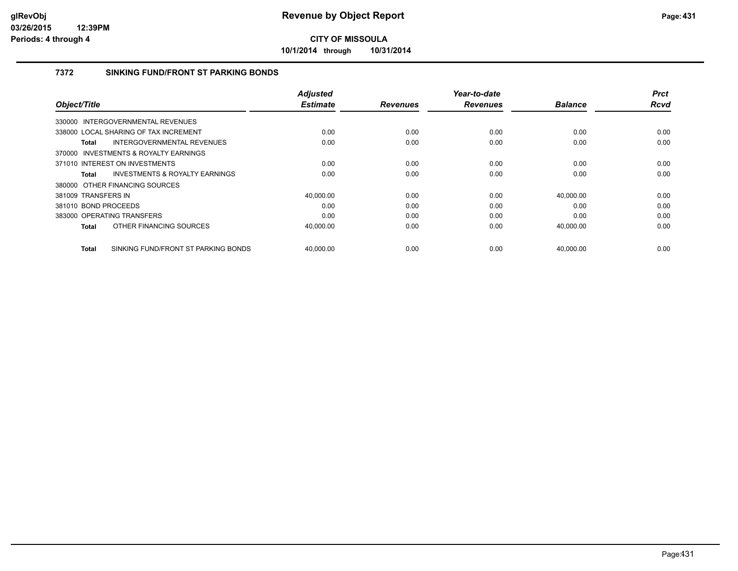# CITY OF MISSOULA

**10/1/2014 through 10/31/2014**

## 7372 SINKING FUND/FRONT ST PARKING BONDS

| Object/Title | Adjusted Estimate | Revenues | Year-to-date Revenues | Balance | Prct Rcvd |
|---|---|---|---|---|---|
| 330000 INTERGOVERNMENTAL REVENUES | | | | | |
| 338000 LOCAL SHARING OF TAX INCREMENT | 0.00 | 0.00 | 0.00 | 0.00 | 0.00 |
| **Total** INTERGOVERNMENTAL REVENUES | 0.00 | 0.00 | 0.00 | 0.00 | 0.00 |
| 370000 INVESTMENTS & ROYALTY EARNINGS | | | | | |
| 371010 INTEREST ON INVESTMENTS | 0.00 | 0.00 | 0.00 | 0.00 | 0.00 |
| **Total** INVESTMENTS & ROYALTY EARNINGS | 0.00 | 0.00 | 0.00 | 0.00 | 0.00 |
| 380000 OTHER FINANCING SOURCES | | | | | |
| 381009 TRANSFERS IN | 40,000.00 | 0.00 | 0.00 | 40,000.00 | 0.00 |
| 381010 BOND PROCEEDS | 0.00 | 0.00 | 0.00 | 0.00 | 0.00 |
| 383000 OPERATING TRANSFERS | 0.00 | 0.00 | 0.00 | 0.00 | 0.00 |
| **Total** OTHER FINANCING SOURCES | 40,000.00 | 0.00 | 0.00 | 40,000.00 | 0.00 |
| **Total** SINKING FUND/FRONT ST PARKING BONDS | 40,000.00 | 0.00 | 0.00 | 40,000.00 | 0.00 |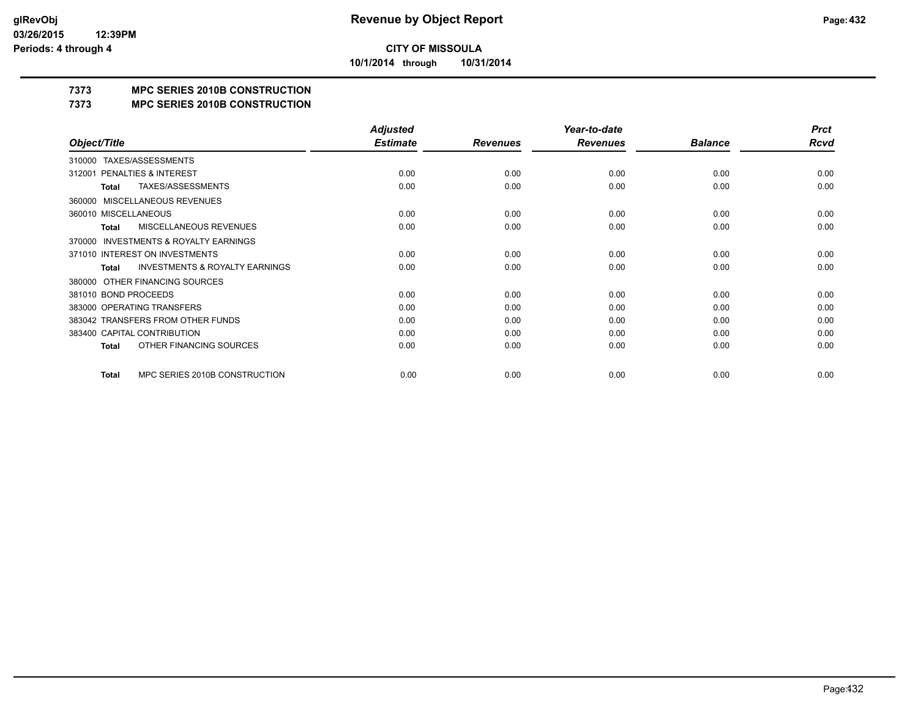**CITY OF MISSOULA**

**10/1/2014 through 10/31/2014**

**7373 MPC SERIES 2010B CONSTRUCTION**

**7373 MPC SERIES 2010B CONSTRUCTION**

| Object/Title | Adjusted Estimate | Revenues | Year-to-date Revenues | Balance | Prct Rcvd |
|---|---|---|---|---|---|
| 310000 TAXES/ASSESSMENTS | | | | | |
| 312001 PENALTIES & INTEREST | 0.00 | 0.00 | 0.00 | 0.00 | 0.00 |
| **Total** TAXES/ASSESSMENTS | 0.00 | 0.00 | 0.00 | 0.00 | 0.00 |
| 360000 MISCELLANEOUS REVENUES | | | | | |
| 360010 MISCELLANEOUS | 0.00 | 0.00 | 0.00 | 0.00 | 0.00 |
| **Total** MISCELLANEOUS REVENUES | 0.00 | 0.00 | 0.00 | 0.00 | 0.00 |
| 370000 INVESTMENTS & ROYALTY EARNINGS | | | | | |
| 371010 INTEREST ON INVESTMENTS | 0.00 | 0.00 | 0.00 | 0.00 | 0.00 |
| **Total** INVESTMENTS & ROYALTY EARNINGS | 0.00 | 0.00 | 0.00 | 0.00 | 0.00 |
| 380000 OTHER FINANCING SOURCES | | | | | |
| 381010 BOND PROCEEDS | 0.00 | 0.00 | 0.00 | 0.00 | 0.00 |
| 383000 OPERATING TRANSFERS | 0.00 | 0.00 | 0.00 | 0.00 | 0.00 |
| 383042 TRANSFERS FROM OTHER FUNDS | 0.00 | 0.00 | 0.00 | 0.00 | 0.00 |
| 383400 CAPITAL CONTRIBUTION | 0.00 | 0.00 | 0.00 | 0.00 | 0.00 |
| **Total** OTHER FINANCING SOURCES | 0.00 | 0.00 | 0.00 | 0.00 | 0.00 |
| **Total** MPC SERIES 2010B CONSTRUCTION | 0.00 | 0.00 | 0.00 | 0.00 | 0.00 |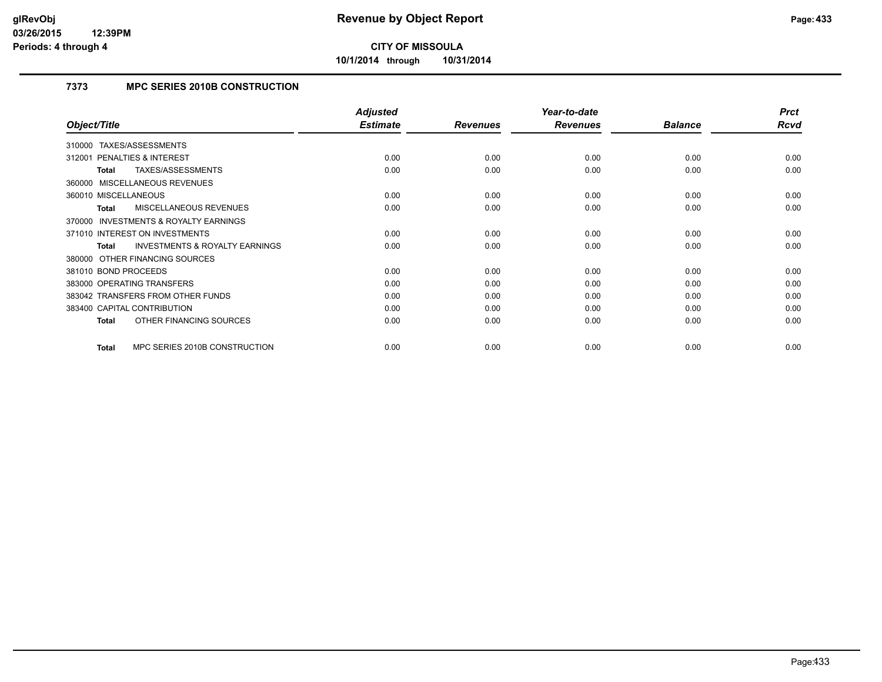# Revenue by Object Report

**CITY OF MISSOULA**

**10/1/2014 through 10/31/2014**

glRevObj
03/26/2015 12:39PM
Periods: 4 through 4

### 7373 MPC SERIES 2010B CONSTRUCTION

| Object/Title | Adjusted Estimate | Revenues | Year-to-date Revenues | Balance | Prct Rcvd |
|---|---|---|---|---|---|
| 310000 TAXES/ASSESSMENTS | | | | | |
| 312001 PENALTIES & INTEREST | 0.00 | 0.00 | 0.00 | 0.00 | 0.00 |
| **Total** TAXES/ASSESSMENTS | 0.00 | 0.00 | 0.00 | 0.00 | 0.00 |
| 360000 MISCELLANEOUS REVENUES | | | | | |
| 360010 MISCELLANEOUS | 0.00 | 0.00 | 0.00 | 0.00 | 0.00 |
| **Total** MISCELLANEOUS REVENUES | 0.00 | 0.00 | 0.00 | 0.00 | 0.00 |
| 370000 INVESTMENTS & ROYALTY EARNINGS | | | | | |
| 371010 INTEREST ON INVESTMENTS | 0.00 | 0.00 | 0.00 | 0.00 | 0.00 |
| **Total** INVESTMENTS & ROYALTY EARNINGS | 0.00 | 0.00 | 0.00 | 0.00 | 0.00 |
| 380000 OTHER FINANCING SOURCES | | | | | |
| 381010 BOND PROCEEDS | 0.00 | 0.00 | 0.00 | 0.00 | 0.00 |
| 383000 OPERATING TRANSFERS | 0.00 | 0.00 | 0.00 | 0.00 | 0.00 |
| 383042 TRANSFERS FROM OTHER FUNDS | 0.00 | 0.00 | 0.00 | 0.00 | 0.00 |
| 383400 CAPITAL CONTRIBUTION | 0.00 | 0.00 | 0.00 | 0.00 | 0.00 |
| **Total** OTHER FINANCING SOURCES | 0.00 | 0.00 | 0.00 | 0.00 | 0.00 |
| **Total** MPC SERIES 2010B CONSTRUCTION | 0.00 | 0.00 | 0.00 | 0.00 | 0.00 |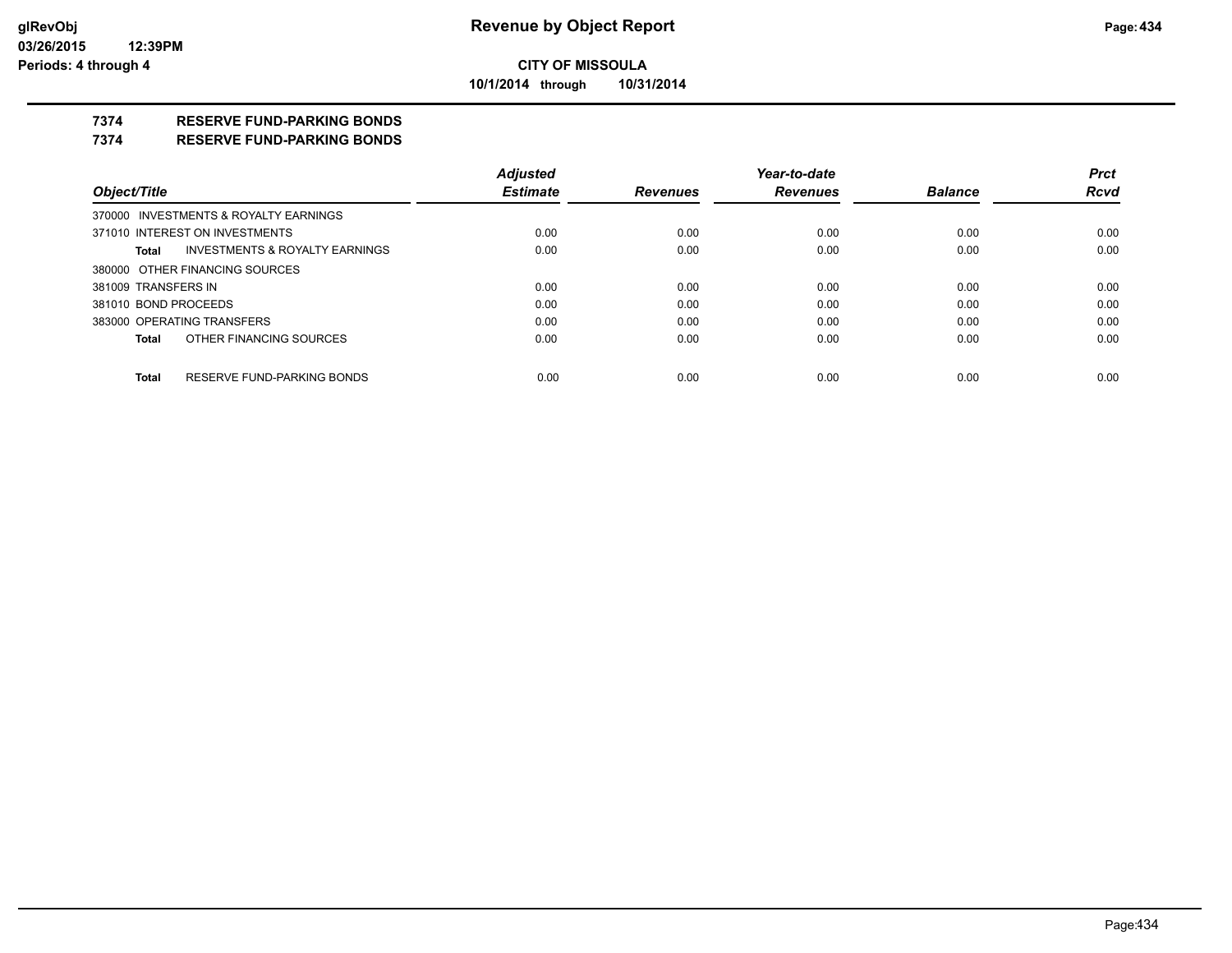**CITY OF MISSOULA**

**10/1/2014 through 10/31/2014**

**7374 RESERVE FUND-PARKING BONDS**

**7374 RESERVE FUND-PARKING BONDS**

| Object/Title | Adjusted Estimate | Revenues | Year-to-date Revenues | Balance | Prct Rcvd |
|---|---|---|---|---|---|
| 370000 INVESTMENTS & ROYALTY EARNINGS | | | | | |
| 371010 INTEREST ON INVESTMENTS | 0.00 | 0.00 | 0.00 | 0.00 | 0.00 |
| **Total** INVESTMENTS & ROYALTY EARNINGS | 0.00 | 0.00 | 0.00 | 0.00 | 0.00 |
| 380000 OTHER FINANCING SOURCES | | | | | |
| 381009 TRANSFERS IN | 0.00 | 0.00 | 0.00 | 0.00 | 0.00 |
| 381010 BOND PROCEEDS | 0.00 | 0.00 | 0.00 | 0.00 | 0.00 |
| 383000 OPERATING TRANSFERS | 0.00 | 0.00 | 0.00 | 0.00 | 0.00 |
| **Total** OTHER FINANCING SOURCES | 0.00 | 0.00 | 0.00 | 0.00 | 0.00 |
| **Total** RESERVE FUND-PARKING BONDS | 0.00 | 0.00 | 0.00 | 0.00 | 0.00 |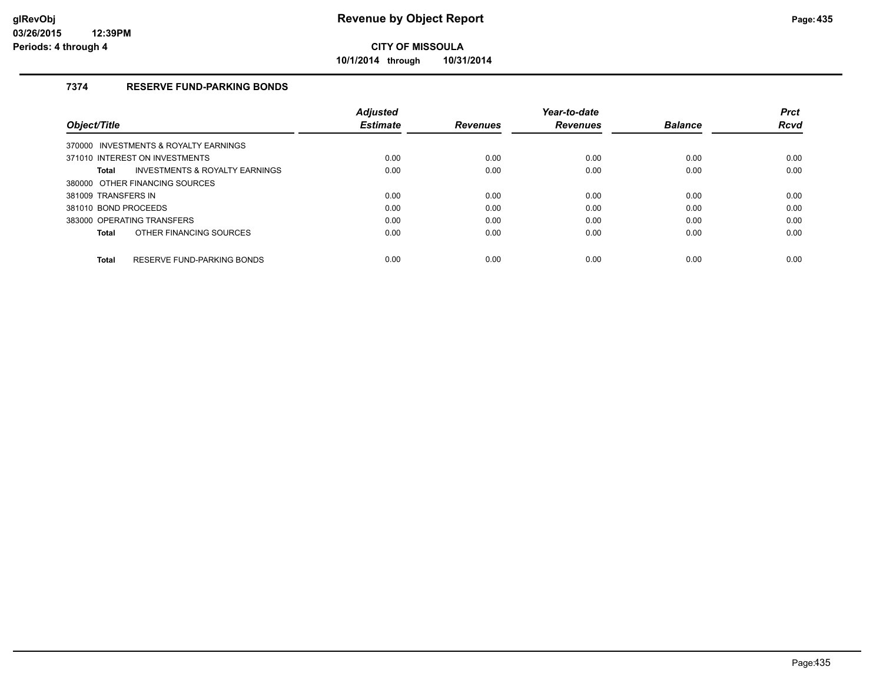# Revenue by Object Report

**CITY OF MISSOULA**

**10/1/2014 through 10/31/2014**

## 7374 RESERVE FUND-PARKING BONDS

| Object/Title | Adjusted Estimate | Revenues | Year-to-date Revenues | Balance | Prct Rcvd |
|---|---|---|---|---|---|
| 370000 INVESTMENTS & ROYALTY EARNINGS | | | | | |
| 371010 INTEREST ON INVESTMENTS | 0.00 | 0.00 | 0.00 | 0.00 | 0.00 |
| **Total** INVESTMENTS & ROYALTY EARNINGS | 0.00 | 0.00 | 0.00 | 0.00 | 0.00 |
| 380000 OTHER FINANCING SOURCES | | | | | |
| 381009 TRANSFERS IN | 0.00 | 0.00 | 0.00 | 0.00 | 0.00 |
| 381010 BOND PROCEEDS | 0.00 | 0.00 | 0.00 | 0.00 | 0.00 |
| 383000 OPERATING TRANSFERS | 0.00 | 0.00 | 0.00 | 0.00 | 0.00 |
| **Total** OTHER FINANCING SOURCES | 0.00 | 0.00 | 0.00 | 0.00 | 0.00 |
| **Total** RESERVE FUND-PARKING BONDS | 0.00 | 0.00 | 0.00 | 0.00 | 0.00 |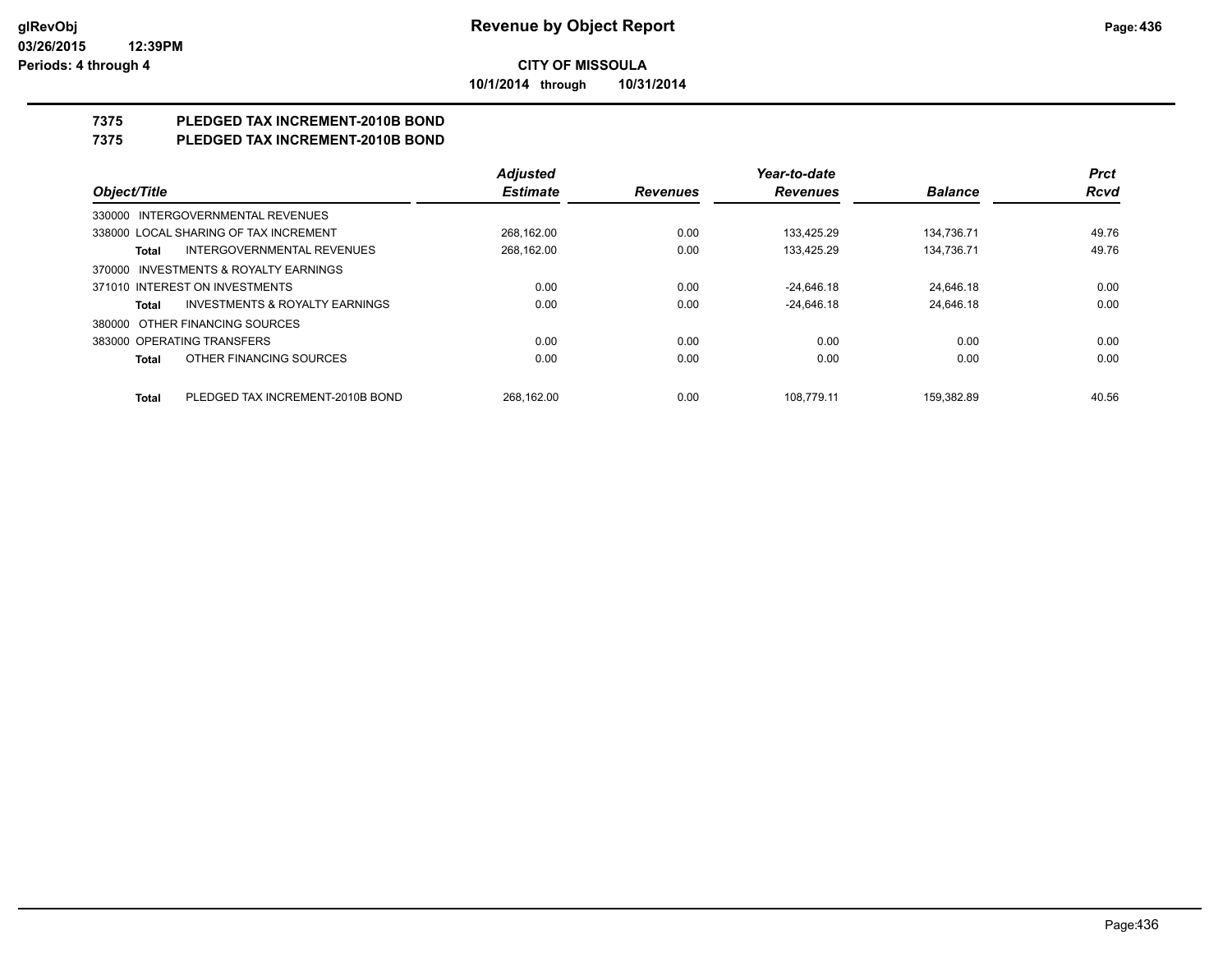# Revenue by Object Report

**CITY OF MISSOULA**

**10/1/2014 through 10/31/2014**

## 7375 PLEDGED TAX INCREMENT-2010B BOND
## 7375 PLEDGED TAX INCREMENT-2010B BOND

| Object/Title | Adjusted Estimate | Revenues | Year-to-date Revenues | Balance | Prct Rcvd |
|---|---|---|---|---|---|
| 330000 INTERGOVERNMENTAL REVENUES | | | | | |
| 338000 LOCAL SHARING OF TAX INCREMENT | 268,162.00 | 0.00 | 133,425.29 | 134,736.71 | 49.76 |
| **Total** INTERGOVERNMENTAL REVENUES | 268,162.00 | 0.00 | 133,425.29 | 134,736.71 | 49.76 |
| 370000 INVESTMENTS & ROYALTY EARNINGS | | | | | |
| 371010 INTEREST ON INVESTMENTS | 0.00 | 0.00 | -24,646.18 | 24,646.18 | 0.00 |
| **Total** INVESTMENTS & ROYALTY EARNINGS | 0.00 | 0.00 | -24,646.18 | 24,646.18 | 0.00 |
| 380000 OTHER FINANCING SOURCES | | | | | |
| 383000 OPERATING TRANSFERS | 0.00 | 0.00 | 0.00 | 0.00 | 0.00 |
| **Total** OTHER FINANCING SOURCES | 0.00 | 0.00 | 0.00 | 0.00 | 0.00 |
| **Total** PLEDGED TAX INCREMENT-2010B BOND | 268,162.00 | 0.00 | 108,779.11 | 159,382.89 | 40.56 |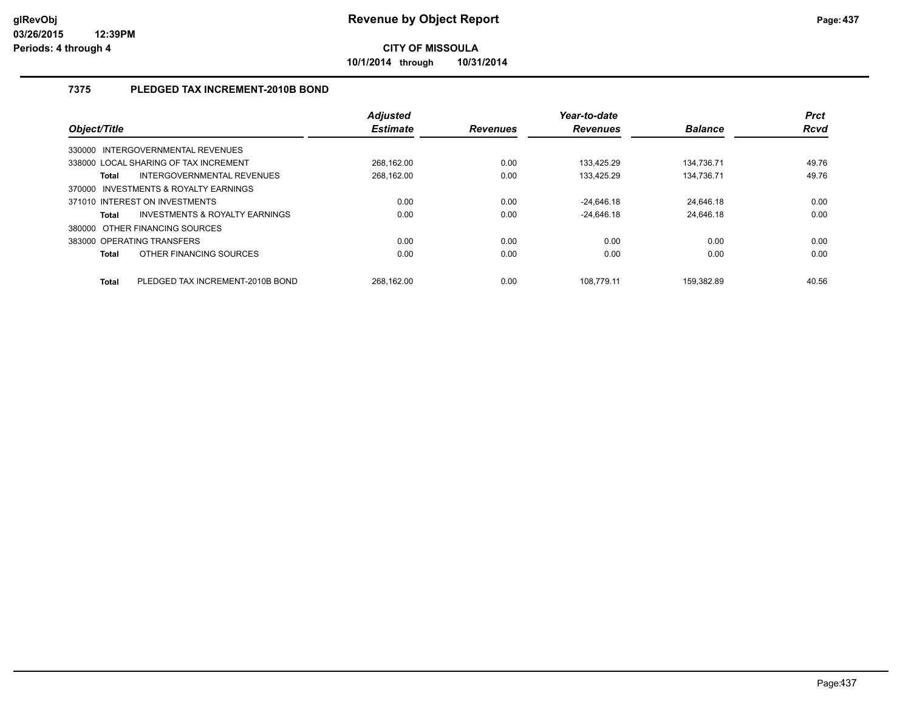# Revenue by Object Report

**CITY OF MISSOULA**

**10/1/2014 through 10/31/2014**

### 7375 PLEDGED TAX INCREMENT-2010B BOND

| Object/Title | | Adjusted Estimate | Revenues | Year-to-date Revenues | Balance | Prct Rcvd |
|---|---|---|---|---|---|---|
| 330000 INTERGOVERNMENTAL REVENUES | | | | | | |
| 338000 LOCAL SHARING OF TAX INCREMENT | | 268,162.00 | 0.00 | 133,425.29 | 134,736.71 | 49.76 |
| **Total** | INTERGOVERNMENTAL REVENUES | 268,162.00 | 0.00 | 133,425.29 | 134,736.71 | 49.76 |
| 370000 INVESTMENTS & ROYALTY EARNINGS | | | | | | |
| 371010 INTEREST ON INVESTMENTS | | 0.00 | 0.00 | -24,646.18 | 24,646.18 | 0.00 |
| **Total** | INVESTMENTS & ROYALTY EARNINGS | 0.00 | 0.00 | -24,646.18 | 24,646.18 | 0.00 |
| 380000 OTHER FINANCING SOURCES | | | | | | |
| 383000 OPERATING TRANSFERS | | 0.00 | 0.00 | 0.00 | 0.00 | 0.00 |
| **Total** | OTHER FINANCING SOURCES | 0.00 | 0.00 | 0.00 | 0.00 | 0.00 |
| **Total** | PLEDGED TAX INCREMENT-2010B BOND | 268,162.00 | 0.00 | 108,779.11 | 159,382.89 | 40.56 |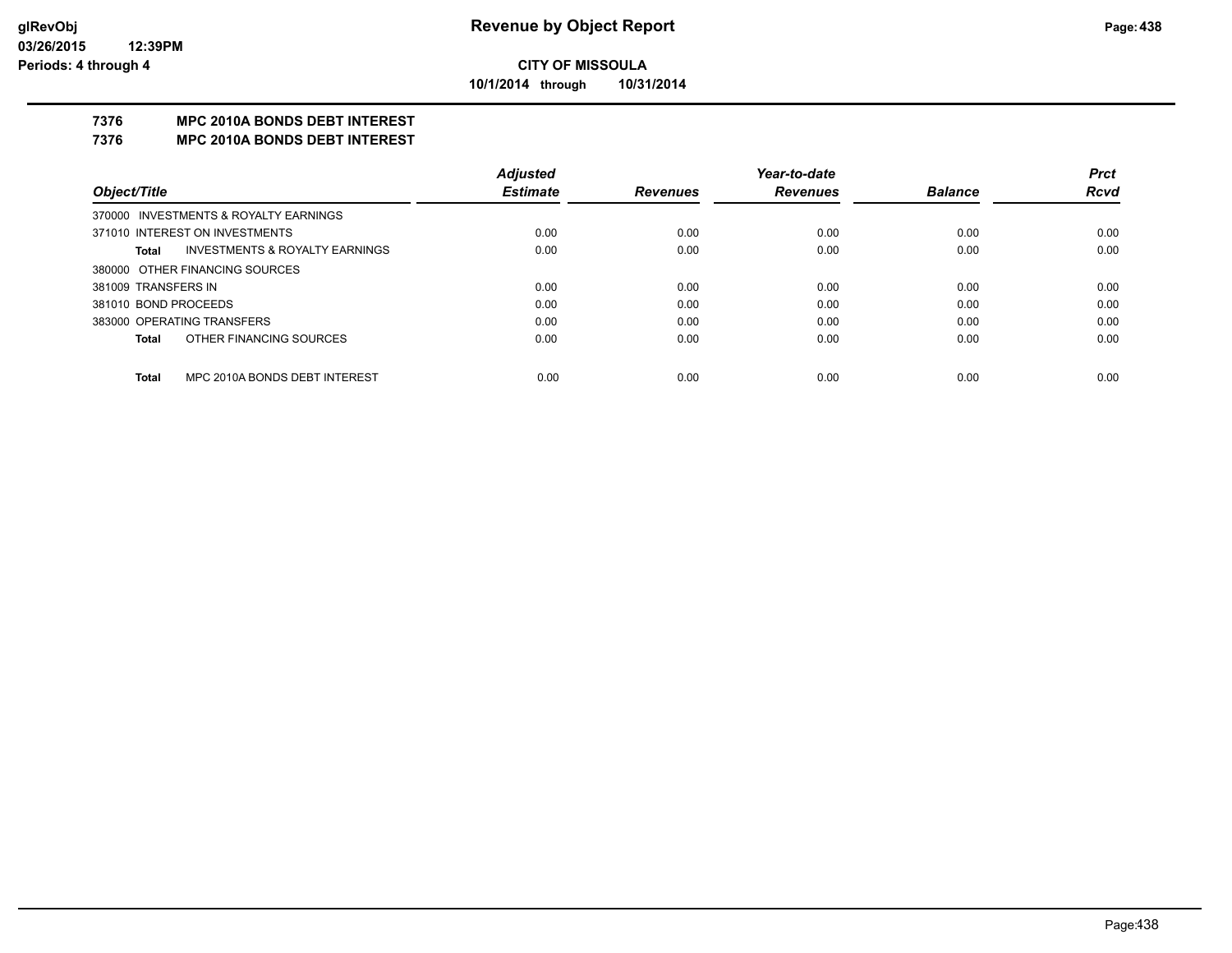# CITY OF MISSOULA

**10/1/2014 through 10/31/2014**

## 7376 MPC 2010A BONDS DEBT INTEREST
## 7376 MPC 2010A BONDS DEBT INTEREST

| Object/Title | Adjusted Estimate | Revenues | Year-to-date Revenues | Balance | Prct Rcvd |
|---|---|---|---|---|---|
| 370000 INVESTMENTS & ROYALTY EARNINGS | | | | | |
| 371010 INTEREST ON INVESTMENTS | 0.00 | 0.00 | 0.00 | 0.00 | 0.00 |
| **Total** INVESTMENTS & ROYALTY EARNINGS | 0.00 | 0.00 | 0.00 | 0.00 | 0.00 |
| 380000 OTHER FINANCING SOURCES | | | | | |
| 381009 TRANSFERS IN | 0.00 | 0.00 | 0.00 | 0.00 | 0.00 |
| 381010 BOND PROCEEDS | 0.00 | 0.00 | 0.00 | 0.00 | 0.00 |
| 383000 OPERATING TRANSFERS | 0.00 | 0.00 | 0.00 | 0.00 | 0.00 |
| **Total** OTHER FINANCING SOURCES | 0.00 | 0.00 | 0.00 | 0.00 | 0.00 |
| **Total** MPC 2010A BONDS DEBT INTEREST | 0.00 | 0.00 | 0.00 | 0.00 | 0.00 |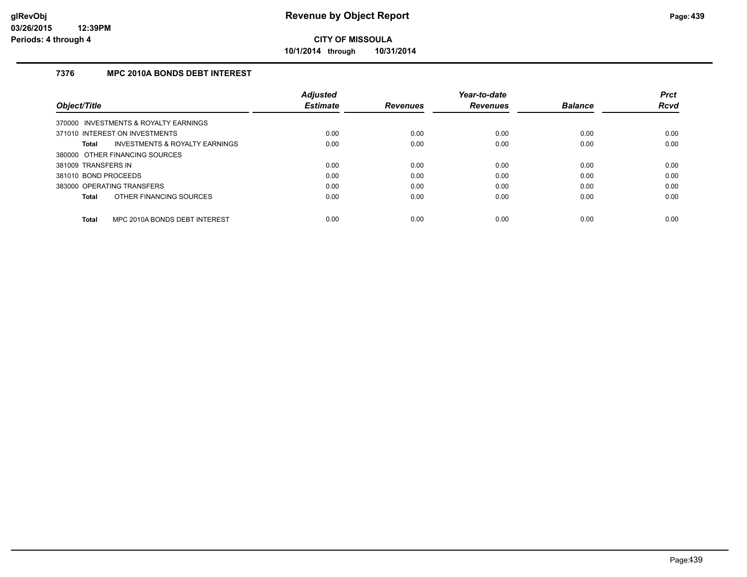# Revenue by Object Report

**CITY OF MISSOULA**

**10/1/2014 through 10/31/2014**

glRevObj
03/26/2015 12:39PM
Periods: 4 through 4

### 7376 MPC 2010A BONDS DEBT INTEREST

| Object/Title | Adjusted Estimate | Revenues | Year-to-date Revenues | Balance | Prct Rcvd |
|---|---|---|---|---|---|
| 370000 INVESTMENTS & ROYALTY EARNINGS | | | | | |
| 371010 INTEREST ON INVESTMENTS | 0.00 | 0.00 | 0.00 | 0.00 | 0.00 |
| **Total** INVESTMENTS & ROYALTY EARNINGS | 0.00 | 0.00 | 0.00 | 0.00 | 0.00 |
| 380000 OTHER FINANCING SOURCES | | | | | |
| 381009 TRANSFERS IN | 0.00 | 0.00 | 0.00 | 0.00 | 0.00 |
| 381010 BOND PROCEEDS | 0.00 | 0.00 | 0.00 | 0.00 | 0.00 |
| 383000 OPERATING TRANSFERS | 0.00 | 0.00 | 0.00 | 0.00 | 0.00 |
| **Total** OTHER FINANCING SOURCES | 0.00 | 0.00 | 0.00 | 0.00 | 0.00 |
| **Total** MPC 2010A BONDS DEBT INTEREST | 0.00 | 0.00 | 0.00 | 0.00 | 0.00 |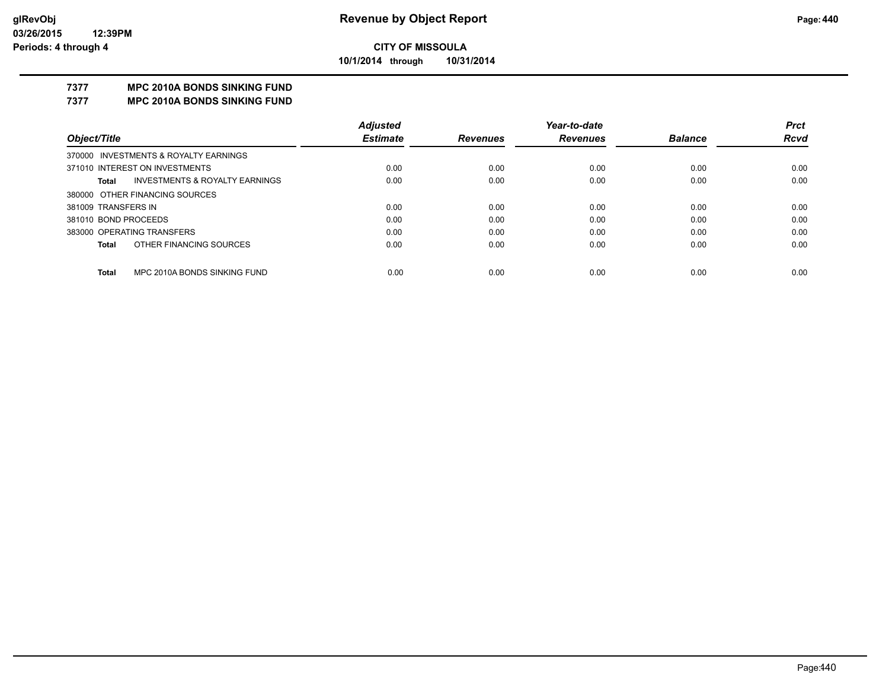**CITY OF MISSOULA**

**10/1/2014 through 10/31/2014**

# 7377 MPC 2010A BONDS SINKING FUND

## 7377 MPC 2010A BONDS SINKING FUND

| Object/Title | | Adjusted Estimate | Revenues | Year-to-date Revenues | Balance | Prct Rcvd |
|---|---|---|---|---|---|---|
| 370000 INVESTMENTS & ROYALTY EARNINGS | | | | | | |
| 371010 INTEREST ON INVESTMENTS | | 0.00 | 0.00 | 0.00 | 0.00 | 0.00 |
| **Total** | INVESTMENTS & ROYALTY EARNINGS | 0.00 | 0.00 | 0.00 | 0.00 | 0.00 |
| 380000 OTHER FINANCING SOURCES | | | | | | |
| 381009 TRANSFERS IN | | 0.00 | 0.00 | 0.00 | 0.00 | 0.00 |
| 381010 BOND PROCEEDS | | 0.00 | 0.00 | 0.00 | 0.00 | 0.00 |
| 383000 OPERATING TRANSFERS | | 0.00 | 0.00 | 0.00 | 0.00 | 0.00 |
| **Total** | OTHER FINANCING SOURCES | 0.00 | 0.00 | 0.00 | 0.00 | 0.00 |
| **Total** | MPC 2010A BONDS SINKING FUND | 0.00 | 0.00 | 0.00 | 0.00 | 0.00 |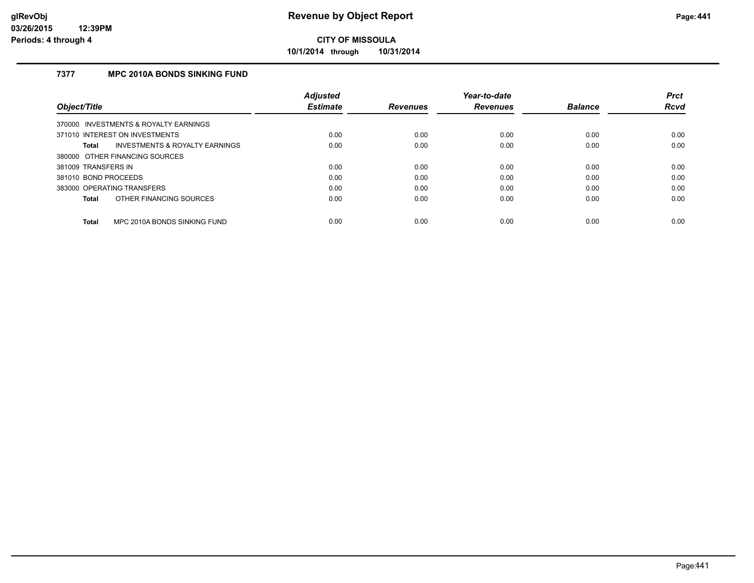# Revenue by Object Report

**CITY OF MISSOULA**

**10/1/2014 through 10/31/2014**

glRevObj
03/26/2015 12:39PM
Periods: 4 through 4

### 7377 MPC 2010A BONDS SINKING FUND

| Object/Title | Adjusted Estimate | Revenues | Year-to-date Revenues | Balance | Prct Rcvd |
|---|---|---|---|---|---|
| 370000 INVESTMENTS & ROYALTY EARNINGS | | | | | |
| 371010 INTEREST ON INVESTMENTS | 0.00 | 0.00 | 0.00 | 0.00 | 0.00 |
| **Total** INVESTMENTS & ROYALTY EARNINGS | 0.00 | 0.00 | 0.00 | 0.00 | 0.00 |
| 380000 OTHER FINANCING SOURCES | | | | | |
| 381009 TRANSFERS IN | 0.00 | 0.00 | 0.00 | 0.00 | 0.00 |
| 381010 BOND PROCEEDS | 0.00 | 0.00 | 0.00 | 0.00 | 0.00 |
| 383000 OPERATING TRANSFERS | 0.00 | 0.00 | 0.00 | 0.00 | 0.00 |
| **Total** OTHER FINANCING SOURCES | 0.00 | 0.00 | 0.00 | 0.00 | 0.00 |
| **Total** MPC 2010A BONDS SINKING FUND | 0.00 | 0.00 | 0.00 | 0.00 | 0.00 |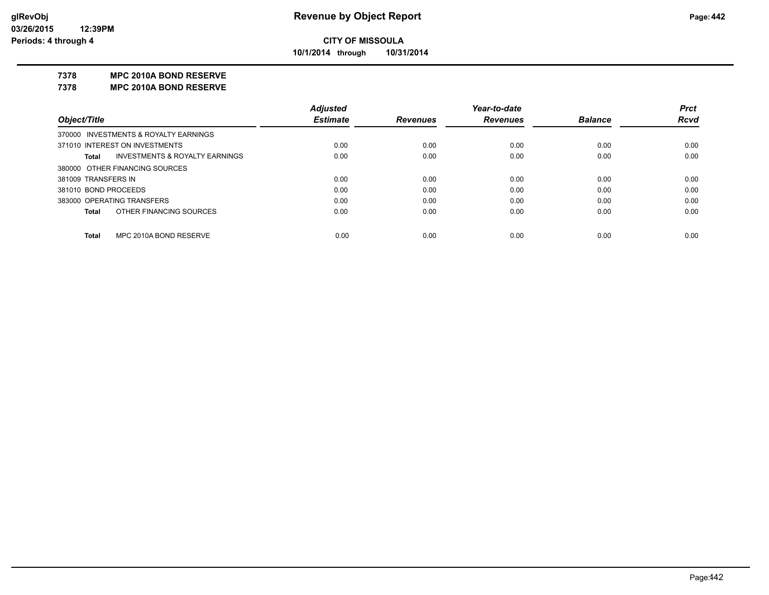**glRevObj**
**03/26/2015 12:39PM**
**Periods: 4 through 4**

# Revenue by Object Report

**CITY OF MISSOULA**
**10/1/2014 through 10/31/2014**

**7378 MPC 2010A BOND RESERVE**
**7378 MPC 2010A BOND RESERVE**

| Object/Title | Adjusted Estimate | Revenues | Year-to-date Revenues | Balance | Prct Rcvd |
|---|---|---|---|---|---|
| 370000 INVESTMENTS & ROYALTY EARNINGS | | | | | |
| 371010 INTEREST ON INVESTMENTS | 0.00 | 0.00 | 0.00 | 0.00 | 0.00 |
| **Total** INVESTMENTS & ROYALTY EARNINGS | 0.00 | 0.00 | 0.00 | 0.00 | 0.00 |
| 380000 OTHER FINANCING SOURCES | | | | | |
| 381009 TRANSFERS IN | 0.00 | 0.00 | 0.00 | 0.00 | 0.00 |
| 381010 BOND PROCEEDS | 0.00 | 0.00 | 0.00 | 0.00 | 0.00 |
| 383000 OPERATING TRANSFERS | 0.00 | 0.00 | 0.00 | 0.00 | 0.00 |
| **Total** OTHER FINANCING SOURCES | 0.00 | 0.00 | 0.00 | 0.00 | 0.00 |
| **Total** MPC 2010A BOND RESERVE | 0.00 | 0.00 | 0.00 | 0.00 | 0.00 |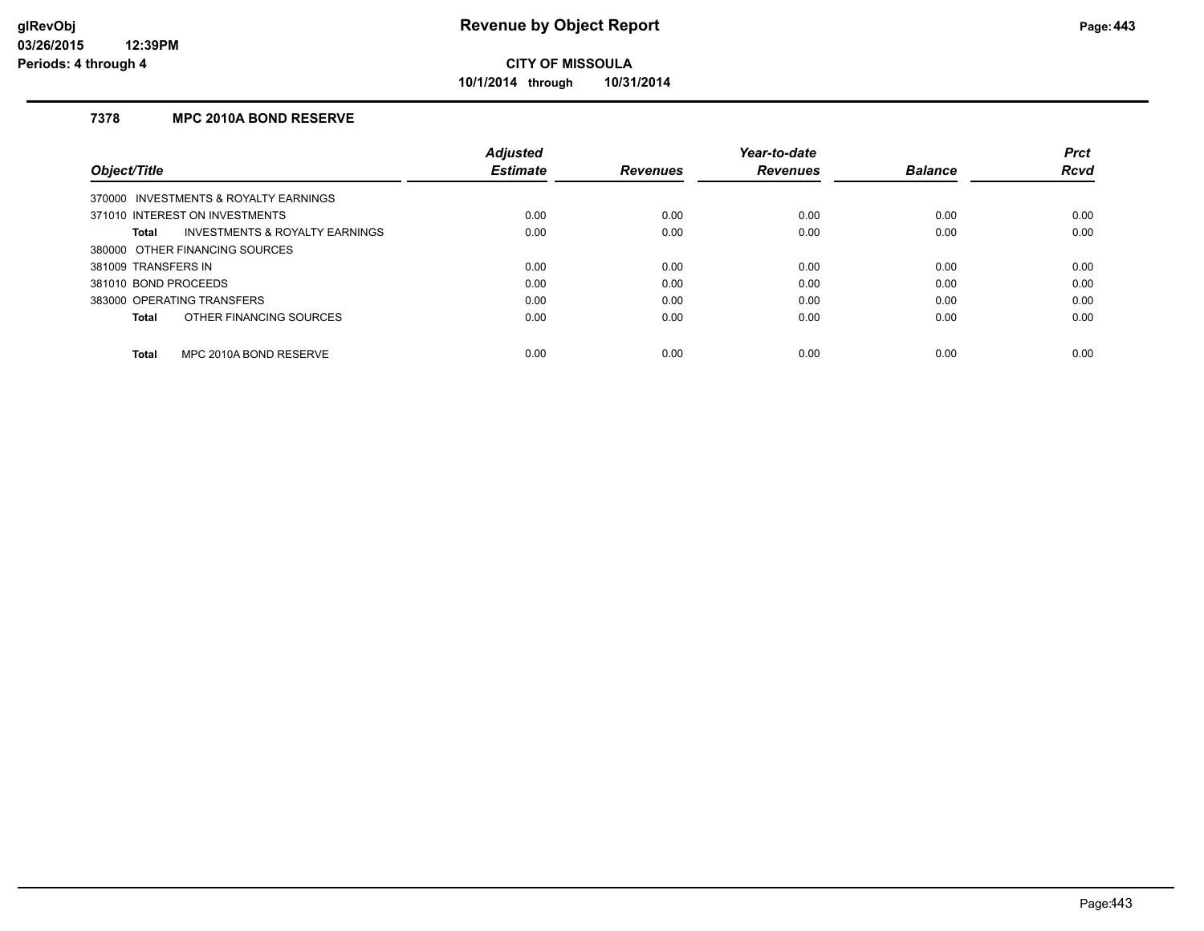**Revenue by Object Report**

**CITY OF MISSOULA**

**10/1/2014 through 10/31/2014**

### 7378 MPC 2010A BOND RESERVE

| Object/Title | Adjusted Estimate | Revenues | Year-to-date Revenues | Balance | Prct Rcvd |
|---|---|---|---|---|---|
| 370000 INVESTMENTS & ROYALTY EARNINGS | | | | | |
| 371010 INTEREST ON INVESTMENTS | 0.00 | 0.00 | 0.00 | 0.00 | 0.00 |
| **Total** INVESTMENTS & ROYALTY EARNINGS | 0.00 | 0.00 | 0.00 | 0.00 | 0.00 |
| 380000 OTHER FINANCING SOURCES | | | | | |
| 381009 TRANSFERS IN | 0.00 | 0.00 | 0.00 | 0.00 | 0.00 |
| 381010 BOND PROCEEDS | 0.00 | 0.00 | 0.00 | 0.00 | 0.00 |
| 383000 OPERATING TRANSFERS | 0.00 | 0.00 | 0.00 | 0.00 | 0.00 |
| **Total** OTHER FINANCING SOURCES | 0.00 | 0.00 | 0.00 | 0.00 | 0.00 |
| **Total** MPC 2010A BOND RESERVE | 0.00 | 0.00 | 0.00 | 0.00 | 0.00 |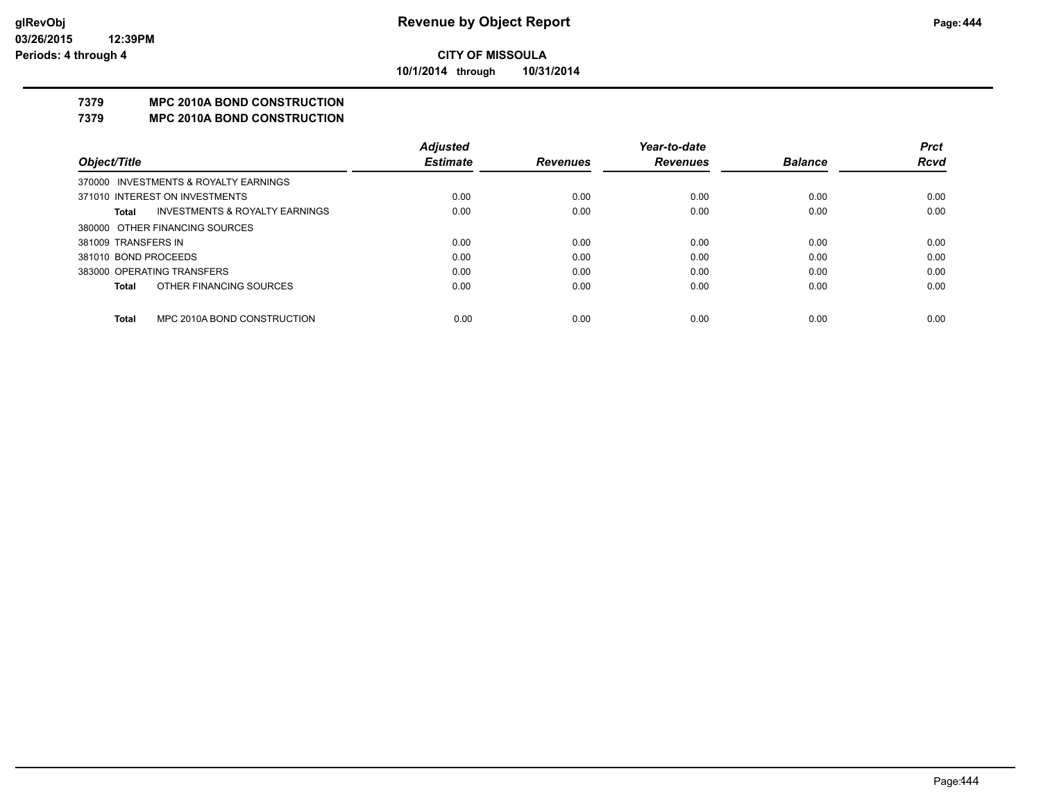**CITY OF MISSOULA**

**10/1/2014 through 10/31/2014**

# 7379 MPC 2010A BOND CONSTRUCTION

## 7379 MPC 2010A BOND CONSTRUCTION

| Object/Title | Adjusted Estimate | Revenues | Year-to-date Revenues | Balance | Prct Rcvd |
|---|---|---|---|---|---|
| 370000 INVESTMENTS & ROYALTY EARNINGS | | | | | |
| 371010 INTEREST ON INVESTMENTS | 0.00 | 0.00 | 0.00 | 0.00 | 0.00 |
| **Total** INVESTMENTS & ROYALTY EARNINGS | 0.00 | 0.00 | 0.00 | 0.00 | 0.00 |
| 380000 OTHER FINANCING SOURCES | | | | | |
| 381009 TRANSFERS IN | 0.00 | 0.00 | 0.00 | 0.00 | 0.00 |
| 381010 BOND PROCEEDS | 0.00 | 0.00 | 0.00 | 0.00 | 0.00 |
| 383000 OPERATING TRANSFERS | 0.00 | 0.00 | 0.00 | 0.00 | 0.00 |
| **Total** OTHER FINANCING SOURCES | 0.00 | 0.00 | 0.00 | 0.00 | 0.00 |
| **Total** MPC 2010A BOND CONSTRUCTION | 0.00 | 0.00 | 0.00 | 0.00 | 0.00 |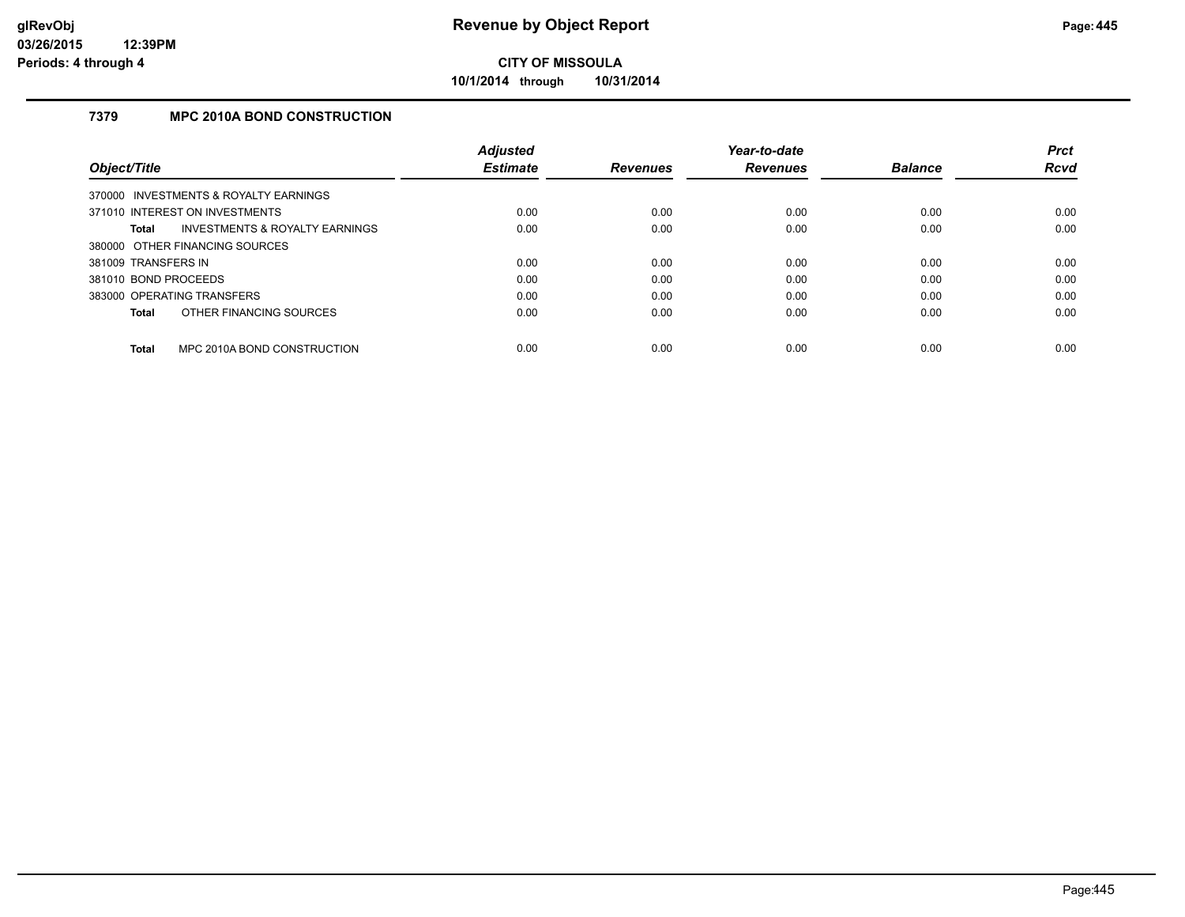# Revenue by Object Report

**CITY OF MISSOULA**

**10/1/2014 through 10/31/2014**

### 7379 MPC 2010A BOND CONSTRUCTION

| Object/Title | Adjusted Estimate | Revenues | Year-to-date Revenues | Balance | Prct Rcvd |
|---|---|---|---|---|---|
| 370000 INVESTMENTS & ROYALTY EARNINGS | | | | | |
| 371010 INTEREST ON INVESTMENTS | 0.00 | 0.00 | 0.00 | 0.00 | 0.00 |
| **Total** INVESTMENTS & ROYALTY EARNINGS | 0.00 | 0.00 | 0.00 | 0.00 | 0.00 |
| 380000 OTHER FINANCING SOURCES | | | | | |
| 381009 TRANSFERS IN | 0.00 | 0.00 | 0.00 | 0.00 | 0.00 |
| 381010 BOND PROCEEDS | 0.00 | 0.00 | 0.00 | 0.00 | 0.00 |
| 383000 OPERATING TRANSFERS | 0.00 | 0.00 | 0.00 | 0.00 | 0.00 |
| **Total** OTHER FINANCING SOURCES | 0.00 | 0.00 | 0.00 | 0.00 | 0.00 |
| **Total** MPC 2010A BOND CONSTRUCTION | 0.00 | 0.00 | 0.00 | 0.00 | 0.00 |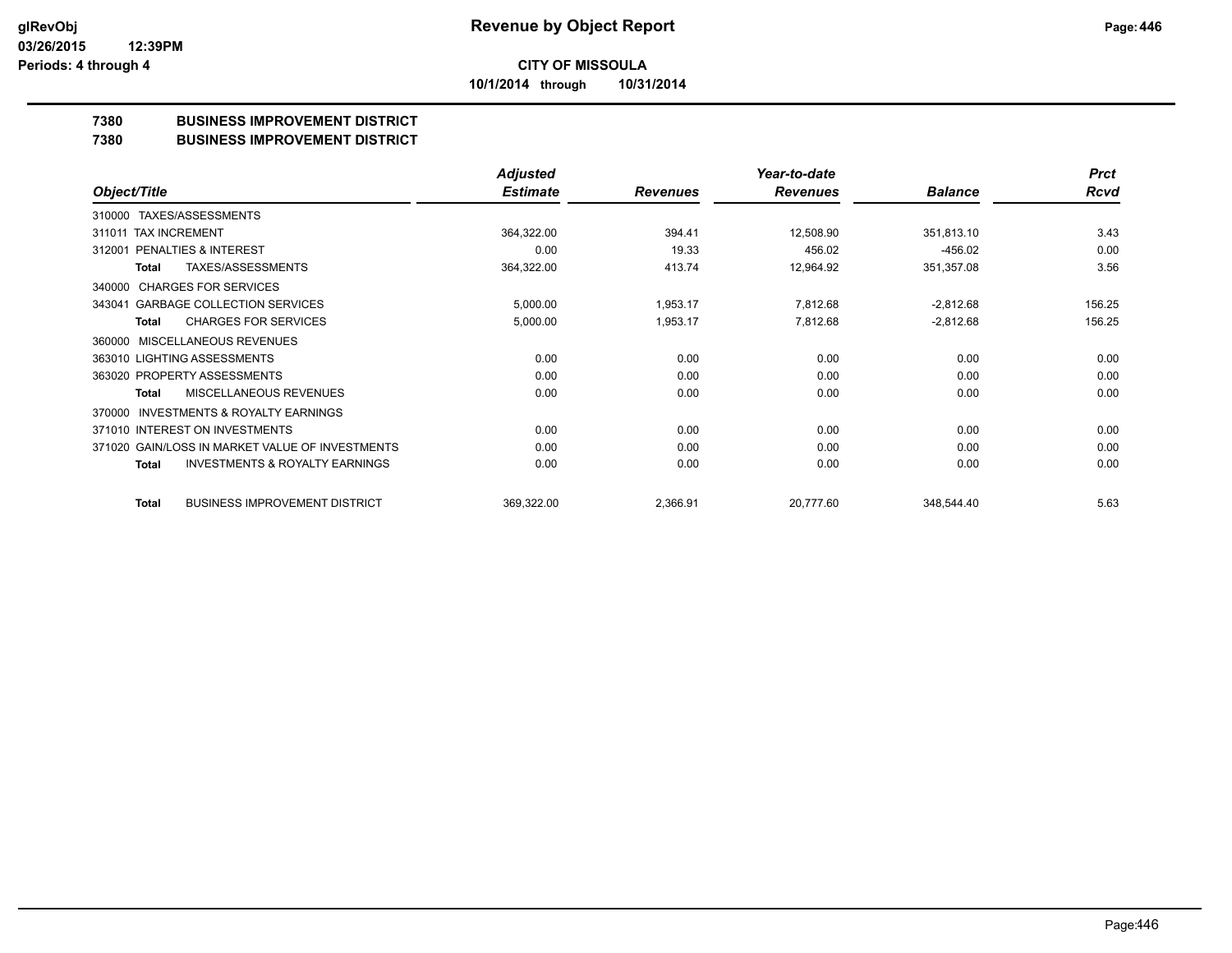**CITY OF MISSOULA**

**10/1/2014 through 10/31/2014**

**7380 BUSINESS IMPROVEMENT DISTRICT**

**7380 BUSINESS IMPROVEMENT DISTRICT**

| Object/Title | Adjusted Estimate | Revenues | Year-to-date Revenues | Balance | Prct Rcvd |
|---|---|---|---|---|---|
| 310000 TAXES/ASSESSMENTS | | | | | |
| 311011 TAX INCREMENT | 364,322.00 | 394.41 | 12,508.90 | 351,813.10 | 3.43 |
| 312001 PENALTIES & INTEREST | 0.00 | 19.33 | 456.02 | -456.02 | 0.00 |
| **Total** TAXES/ASSESSMENTS | 364,322.00 | 413.74 | 12,964.92 | 351,357.08 | 3.56 |
| 340000 CHARGES FOR SERVICES | | | | | |
| 343041 GARBAGE COLLECTION SERVICES | 5,000.00 | 1,953.17 | 7,812.68 | -2,812.68 | 156.25 |
| **Total** CHARGES FOR SERVICES | 5,000.00 | 1,953.17 | 7,812.68 | -2,812.68 | 156.25 |
| 360000 MISCELLANEOUS REVENUES | | | | | |
| 363010 LIGHTING ASSESSMENTS | 0.00 | 0.00 | 0.00 | 0.00 | 0.00 |
| 363020 PROPERTY ASSESSMENTS | 0.00 | 0.00 | 0.00 | 0.00 | 0.00 |
| **Total** MISCELLANEOUS REVENUES | 0.00 | 0.00 | 0.00 | 0.00 | 0.00 |
| 370000 INVESTMENTS & ROYALTY EARNINGS | | | | | |
| 371010 INTEREST ON INVESTMENTS | 0.00 | 0.00 | 0.00 | 0.00 | 0.00 |
| 371020 GAIN/LOSS IN MARKET VALUE OF INVESTMENTS | 0.00 | 0.00 | 0.00 | 0.00 | 0.00 |
| **Total** INVESTMENTS & ROYALTY EARNINGS | 0.00 | 0.00 | 0.00 | 0.00 | 0.00 |
| **Total** BUSINESS IMPROVEMENT DISTRICT | 369,322.00 | 2,366.91 | 20,777.60 | 348,544.40 | 5.63 |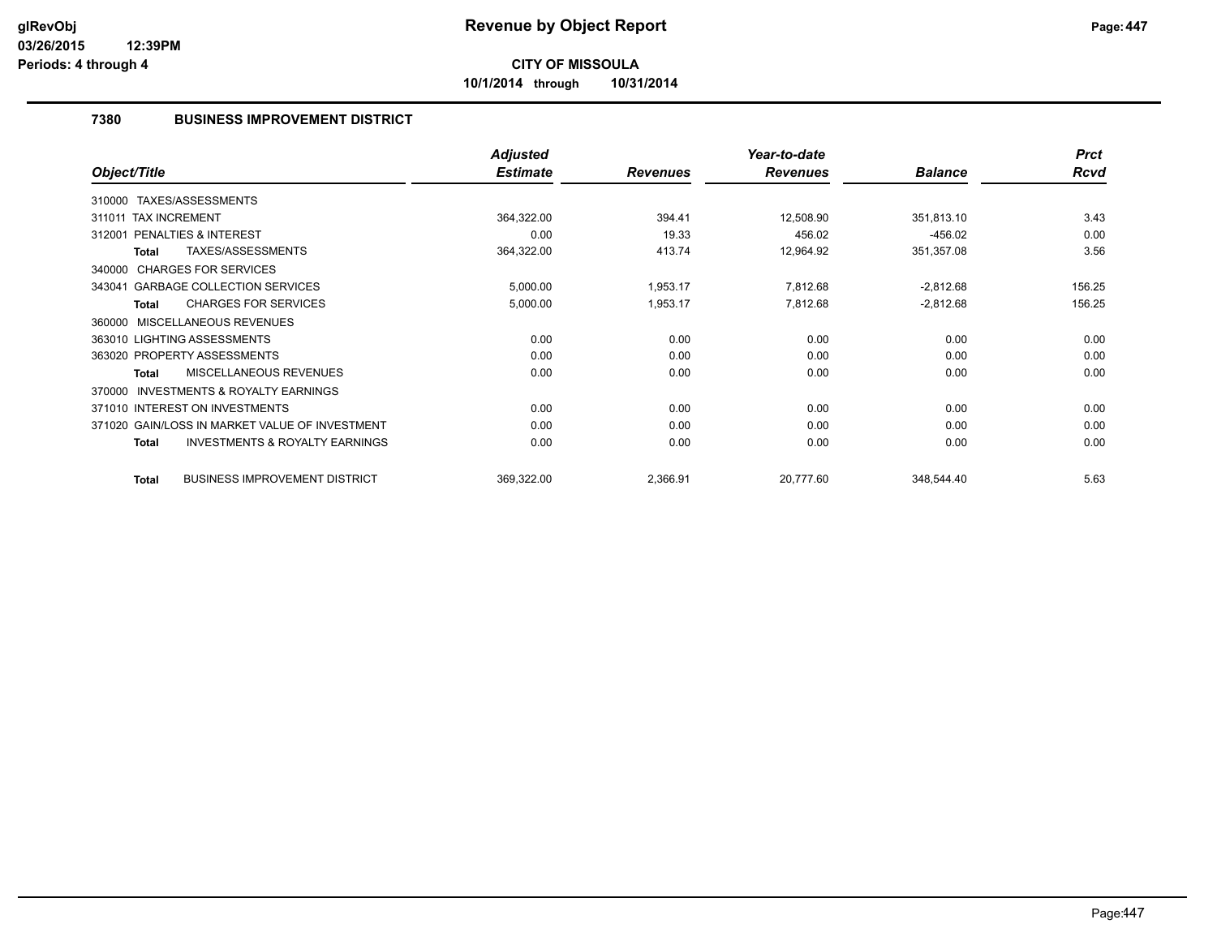**Revenue by Object Report**

**CITY OF MISSOULA**

**10/1/2014 through 10/31/2014**

### 7380 BUSINESS IMPROVEMENT DISTRICT

| Object/Title | Adjusted Estimate | Revenues | Year-to-date Revenues | Balance | Prct Rcvd |
|---|---|---|---|---|---|
| 310000 TAXES/ASSESSMENTS | | | | | |
| 311011 TAX INCREMENT | 364,322.00 | 394.41 | 12,508.90 | 351,813.10 | 3.43 |
| 312001 PENALTIES & INTEREST | 0.00 | 19.33 | 456.02 | -456.02 | 0.00 |
| **Total** TAXES/ASSESSMENTS | 364,322.00 | 413.74 | 12,964.92 | 351,357.08 | 3.56 |
| 340000 CHARGES FOR SERVICES | | | | | |
| 343041 GARBAGE COLLECTION SERVICES | 5,000.00 | 1,953.17 | 7,812.68 | -2,812.68 | 156.25 |
| **Total** CHARGES FOR SERVICES | 5,000.00 | 1,953.17 | 7,812.68 | -2,812.68 | 156.25 |
| 360000 MISCELLANEOUS REVENUES | | | | | |
| 363010 LIGHTING ASSESSMENTS | 0.00 | 0.00 | 0.00 | 0.00 | 0.00 |
| 363020 PROPERTY ASSESSMENTS | 0.00 | 0.00 | 0.00 | 0.00 | 0.00 |
| **Total** MISCELLANEOUS REVENUES | 0.00 | 0.00 | 0.00 | 0.00 | 0.00 |
| 370000 INVESTMENTS & ROYALTY EARNINGS | | | | | |
| 371010 INTEREST ON INVESTMENTS | 0.00 | 0.00 | 0.00 | 0.00 | 0.00 |
| 371020 GAIN/LOSS IN MARKET VALUE OF INVESTMENT | 0.00 | 0.00 | 0.00 | 0.00 | 0.00 |
| **Total** INVESTMENTS & ROYALTY EARNINGS | 0.00 | 0.00 | 0.00 | 0.00 | 0.00 |
| **Total** BUSINESS IMPROVEMENT DISTRICT | 369,322.00 | 2,366.91 | 20,777.60 | 348,544.40 | 5.63 |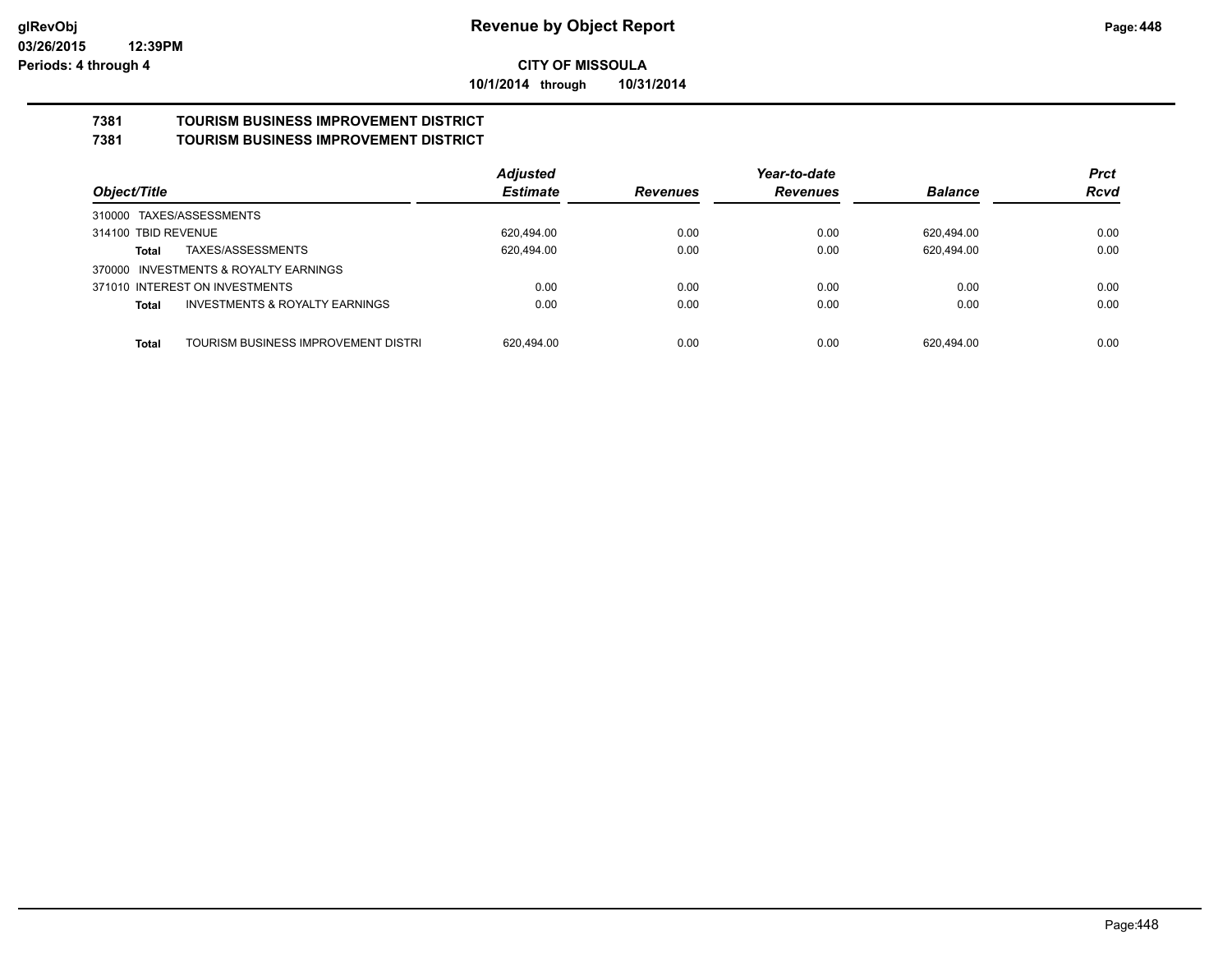**Revenue by Object Report**

**CITY OF MISSOULA**

**10/1/2014 through 10/31/2014**

glRevObj
03/26/2015 12:39PM
Periods: 4 through 4

## 7381 TOURISM BUSINESS IMPROVEMENT DISTRICT
## 7381 TOURISM BUSINESS IMPROVEMENT DISTRICT

| Object/Title | Adjusted Estimate | Revenues | Year-to-date Revenues | Balance | Prct Rcvd |
|---|---|---|---|---|---|
| 310000 TAXES/ASSESSMENTS | | | | | |
| 314100 TBID REVENUE | 620,494.00 | 0.00 | 0.00 | 620,494.00 | 0.00 |
| **Total** TAXES/ASSESSMENTS | 620,494.00 | 0.00 | 0.00 | 620,494.00 | 0.00 |
| 370000 INVESTMENTS & ROYALTY EARNINGS | | | | | |
| 371010 INTEREST ON INVESTMENTS | 0.00 | 0.00 | 0.00 | 0.00 | 0.00 |
| **Total** INVESTMENTS & ROYALTY EARNINGS | 0.00 | 0.00 | 0.00 | 0.00 | 0.00 |
| **Total** TOURISM BUSINESS IMPROVEMENT DISTRI | 620,494.00 | 0.00 | 0.00 | 620,494.00 | 0.00 |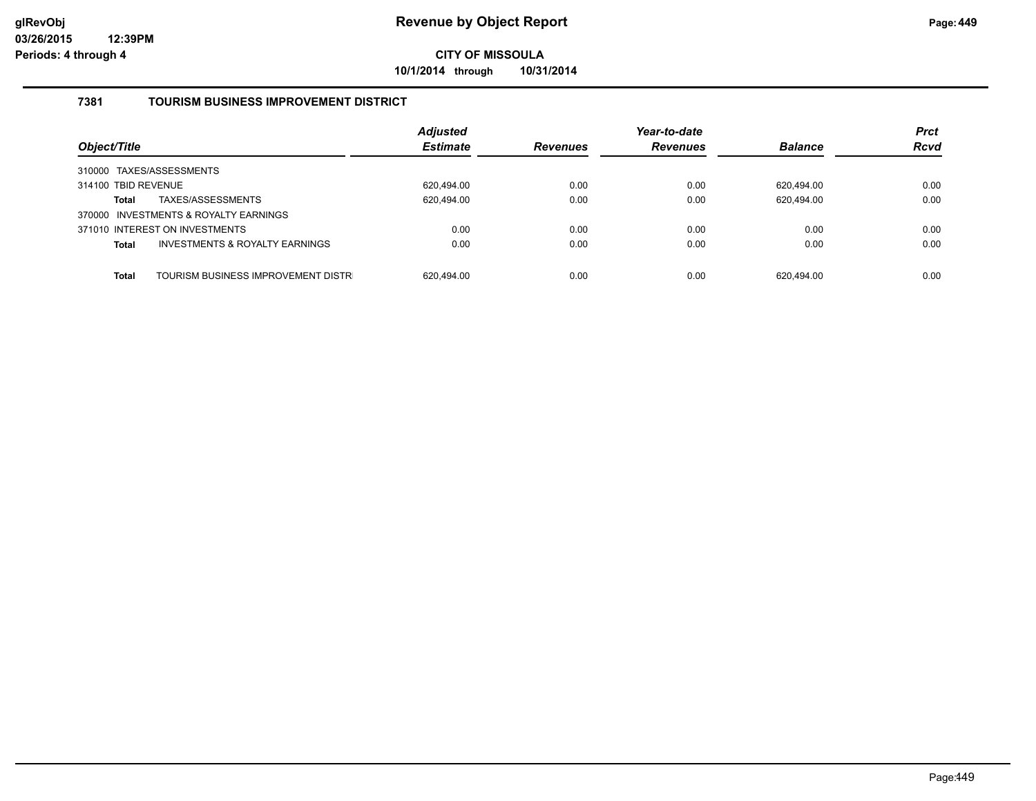# Revenue by Object Report

**CITY OF MISSOULA**

**10/1/2014 through 10/31/2014**

glRevObj
03/26/2015 12:39PM
Periods: 4 through 4

## 7381 TOURISM BUSINESS IMPROVEMENT DISTRICT

| Object/Title | Adjusted Estimate | Revenues | Year-to-date Revenues | Balance | Prct Rcvd |
|---|---|---|---|---|---|
| 310000 TAXES/ASSESSMENTS | | | | | |
| 314100 TBID REVENUE | 620,494.00 | 0.00 | 0.00 | 620,494.00 | 0.00 |
| **Total** TAXES/ASSESSMENTS | 620,494.00 | 0.00 | 0.00 | 620,494.00 | 0.00 |
| 370000 INVESTMENTS & ROYALTY EARNINGS | | | | | |
| 371010 INTEREST ON INVESTMENTS | 0.00 | 0.00 | 0.00 | 0.00 | 0.00 |
| **Total** INVESTMENTS & ROYALTY EARNINGS | 0.00 | 0.00 | 0.00 | 0.00 | 0.00 |
| **Total** TOURISM BUSINESS IMPROVEMENT DISTR | 620,494.00 | 0.00 | 0.00 | 620,494.00 | 0.00 |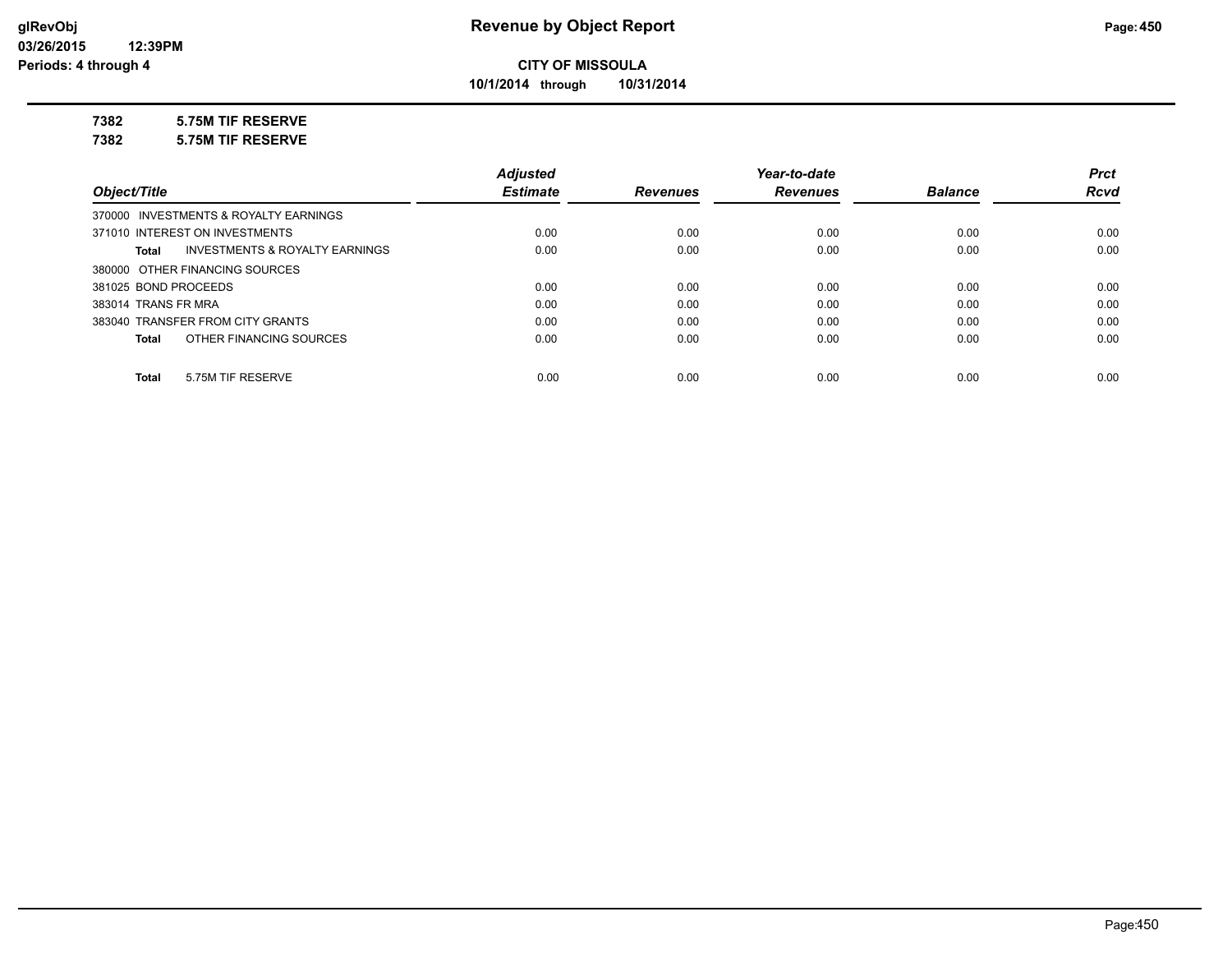# Revenue by Object Report

**CITY OF MISSOULA**

**10/1/2014 through 10/31/2014**

glRevObj
03/26/2015 12:39PM
Periods: 4 through 4

**7382 5.75M TIF RESERVE**

**7382 5.75M TIF RESERVE**

| Object/Title | Adjusted Estimate | Revenues | Year-to-date Revenues | Balance | Prct Rcvd |
|---|---|---|---|---|---|
| 370000 INVESTMENTS & ROYALTY EARNINGS | | | | | |
| 371010 INTEREST ON INVESTMENTS | 0.00 | 0.00 | 0.00 | 0.00 | 0.00 |
| **Total** INVESTMENTS & ROYALTY EARNINGS | 0.00 | 0.00 | 0.00 | 0.00 | 0.00 |
| 380000 OTHER FINANCING SOURCES | | | | | |
| 381025 BOND PROCEEDS | 0.00 | 0.00 | 0.00 | 0.00 | 0.00 |
| 383014 TRANS FR MRA | 0.00 | 0.00 | 0.00 | 0.00 | 0.00 |
| 383040 TRANSFER FROM CITY GRANTS | 0.00 | 0.00 | 0.00 | 0.00 | 0.00 |
| **Total** OTHER FINANCING SOURCES | 0.00 | 0.00 | 0.00 | 0.00 | 0.00 |
| **Total** 5.75M TIF RESERVE | 0.00 | 0.00 | 0.00 | 0.00 | 0.00 |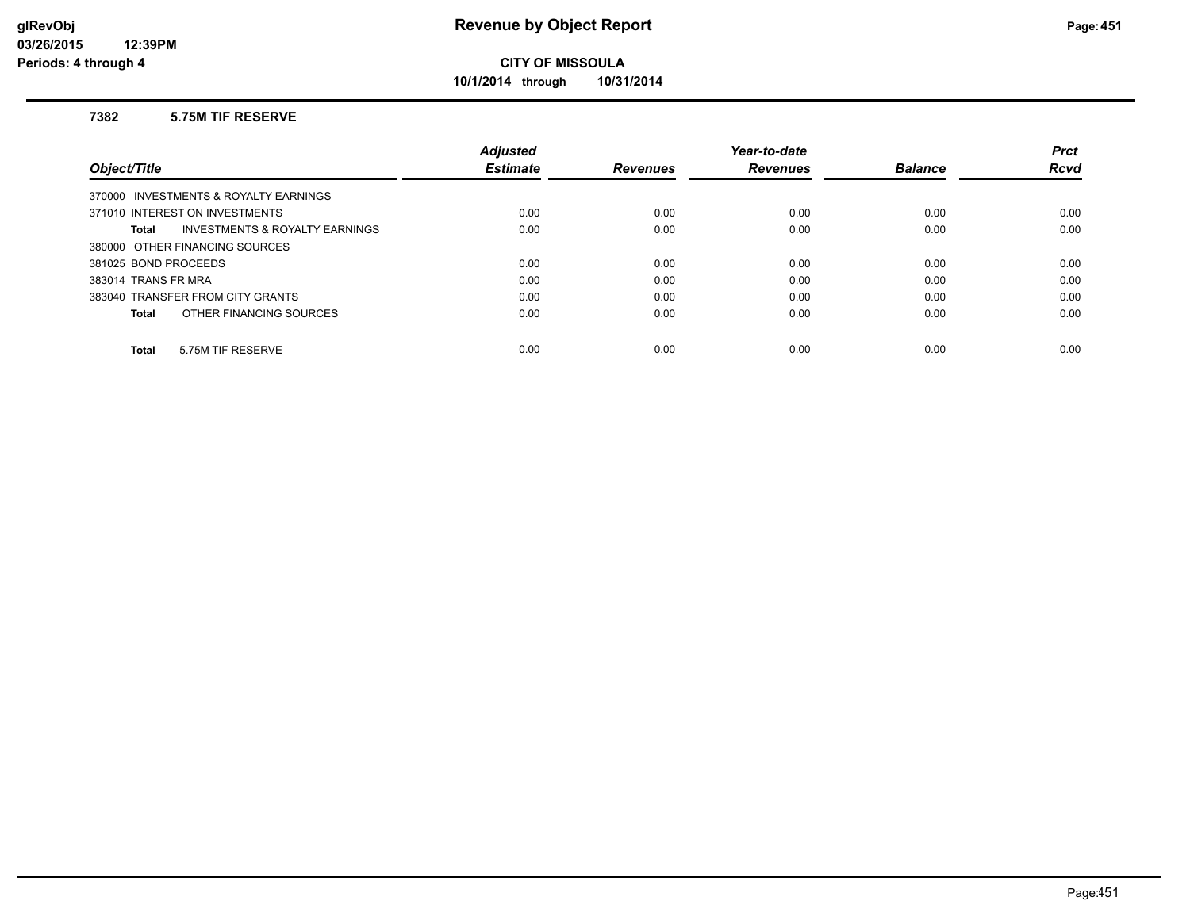# Revenue by Object Report

**CITY OF MISSOULA**

**10/1/2014 through 10/31/2014**

glRevObj
03/26/2015 12:39PM
Periods: 4 through 4

### 7382 5.75M TIF RESERVE

| Object/Title | Adjusted Estimate | Revenues | Year-to-date Revenues | Balance | Prct Rcvd |
|---|---|---|---|---|---|
| 370000 INVESTMENTS & ROYALTY EARNINGS | | | | | |
| 371010 INTEREST ON INVESTMENTS | 0.00 | 0.00 | 0.00 | 0.00 | 0.00 |
| **Total** INVESTMENTS & ROYALTY EARNINGS | 0.00 | 0.00 | 0.00 | 0.00 | 0.00 |
| 380000 OTHER FINANCING SOURCES | | | | | |
| 381025 BOND PROCEEDS | 0.00 | 0.00 | 0.00 | 0.00 | 0.00 |
| 383014 TRANS FR MRA | 0.00 | 0.00 | 0.00 | 0.00 | 0.00 |
| 383040 TRANSFER FROM CITY GRANTS | 0.00 | 0.00 | 0.00 | 0.00 | 0.00 |
| **Total** OTHER FINANCING SOURCES | 0.00 | 0.00 | 0.00 | 0.00 | 0.00 |
| **Total** 5.75M TIF RESERVE | 0.00 | 0.00 | 0.00 | 0.00 | 0.00 |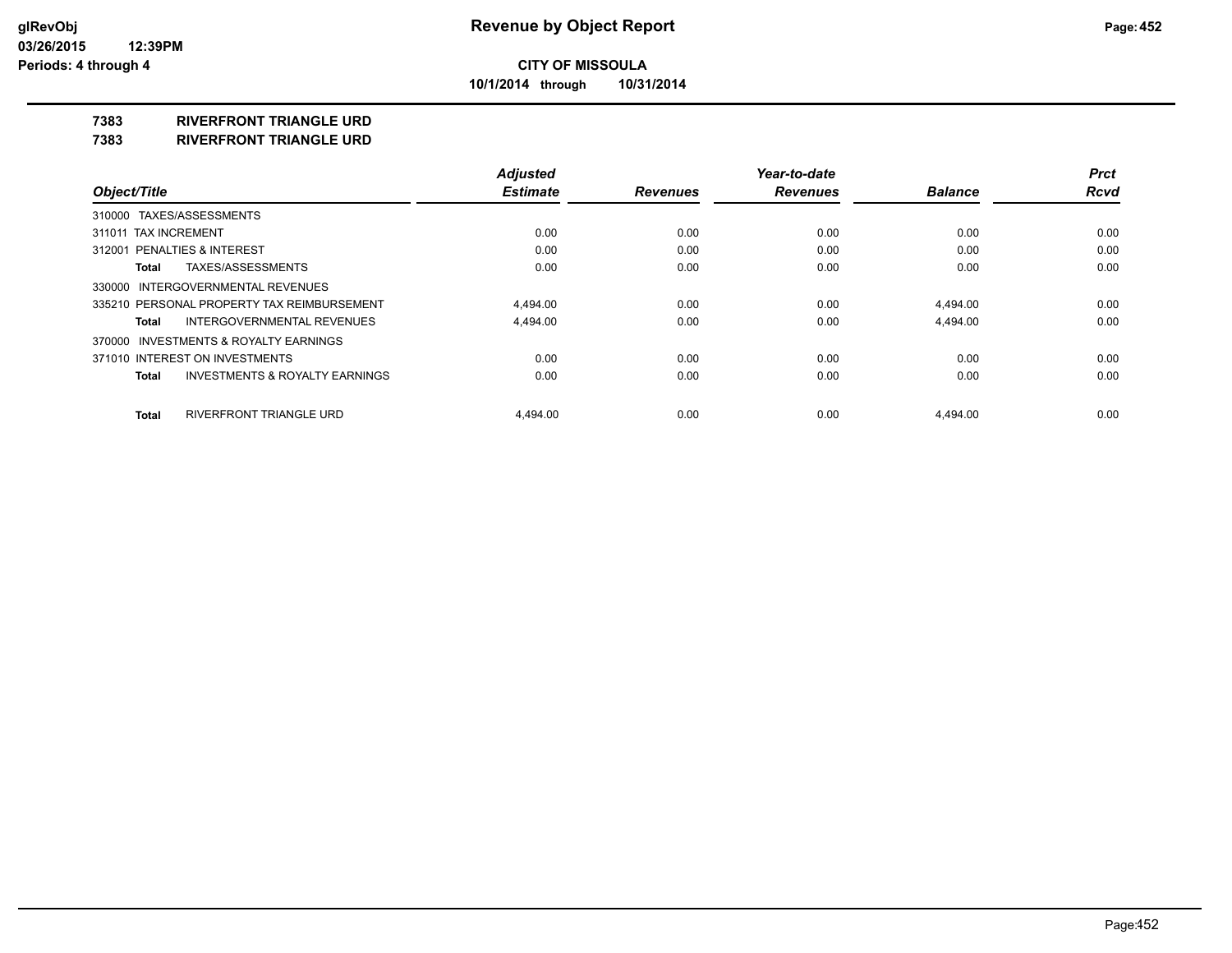**Revenue by Object Report**

**CITY OF MISSOULA**

**10/1/2014 through 10/31/2014**

glRevObj
03/26/2015 12:39PM
Periods: 4 through 4

## 7383 RIVERFRONT TRIANGLE URD
## 7383 RIVERFRONT TRIANGLE URD

| Object/Title | Adjusted Estimate | Revenues | Year-to-date Revenues | Balance | Prct Rcvd |
|---|---|---|---|---|---|
| 310000 TAXES/ASSESSMENTS | | | | | |
| 311011 TAX INCREMENT | 0.00 | 0.00 | 0.00 | 0.00 | 0.00 |
| 312001 PENALTIES & INTEREST | 0.00 | 0.00 | 0.00 | 0.00 | 0.00 |
| **Total** TAXES/ASSESSMENTS | 0.00 | 0.00 | 0.00 | 0.00 | 0.00 |
| 330000 INTERGOVERNMENTAL REVENUES | | | | | |
| 335210 PERSONAL PROPERTY TAX REIMBURSEMENT | 4,494.00 | 0.00 | 0.00 | 4,494.00 | 0.00 |
| **Total** INTERGOVERNMENTAL REVENUES | 4,494.00 | 0.00 | 0.00 | 4,494.00 | 0.00 |
| 370000 INVESTMENTS & ROYALTY EARNINGS | | | | | |
| 371010 INTEREST ON INVESTMENTS | 0.00 | 0.00 | 0.00 | 0.00 | 0.00 |
| **Total** INVESTMENTS & ROYALTY EARNINGS | 0.00 | 0.00 | 0.00 | 0.00 | 0.00 |
| **Total** RIVERFRONT TRIANGLE URD | 4,494.00 | 0.00 | 0.00 | 4,494.00 | 0.00 |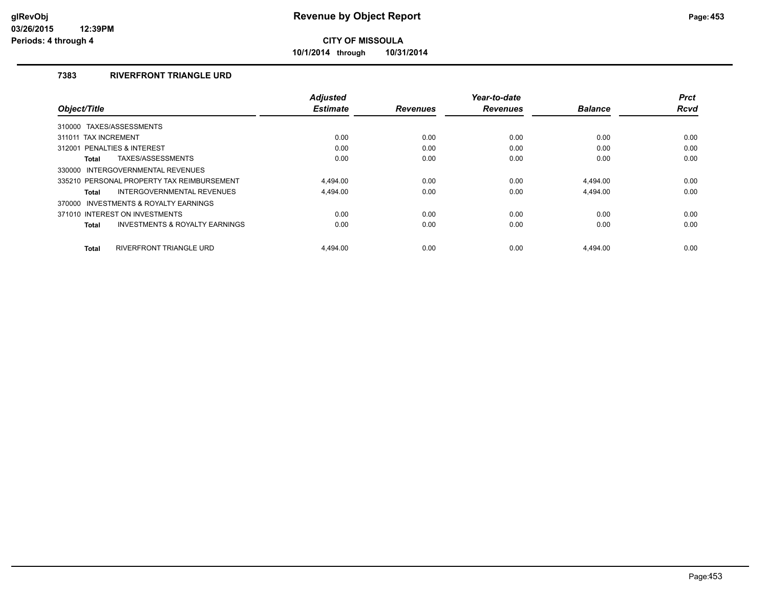# Revenue by Object Report

**CITY OF MISSOULA**

**10/1/2014 through 10/31/2014**

### 7383 RIVERFRONT TRIANGLE URD

| Object/Title | Adjusted Estimate | Revenues | Year-to-date Revenues | Balance | Prct Rcvd |
|---|---|---|---|---|---|
| 310000 TAXES/ASSESSMENTS | | | | | |
| 311011 TAX INCREMENT | 0.00 | 0.00 | 0.00 | 0.00 | 0.00 |
| 312001 PENALTIES & INTEREST | 0.00 | 0.00 | 0.00 | 0.00 | 0.00 |
| **Total** TAXES/ASSESSMENTS | 0.00 | 0.00 | 0.00 | 0.00 | 0.00 |
| 330000 INTERGOVERNMENTAL REVENUES | | | | | |
| 335210 PERSONAL PROPERTY TAX REIMBURSEMENT | 4,494.00 | 0.00 | 0.00 | 4,494.00 | 0.00 |
| **Total** INTERGOVERNMENTAL REVENUES | 4,494.00 | 0.00 | 0.00 | 4,494.00 | 0.00 |
| 370000 INVESTMENTS & ROYALTY EARNINGS | | | | | |
| 371010 INTEREST ON INVESTMENTS | 0.00 | 0.00 | 0.00 | 0.00 | 0.00 |
| **Total** INVESTMENTS & ROYALTY EARNINGS | 0.00 | 0.00 | 0.00 | 0.00 | 0.00 |
| **Total** RIVERFRONT TRIANGLE URD | 4,494.00 | 0.00 | 0.00 | 4,494.00 | 0.00 |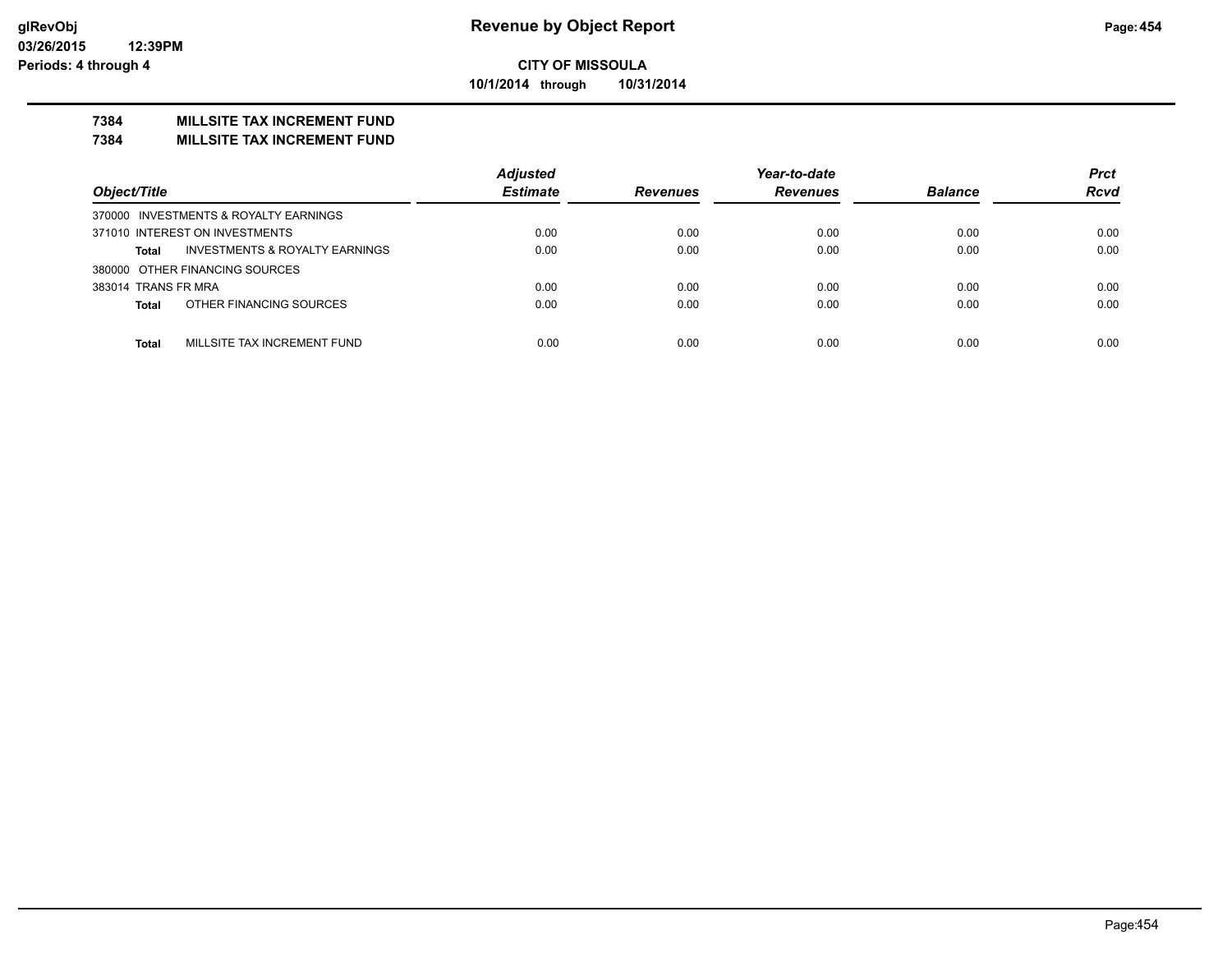**CITY OF MISSOULA**

**10/1/2014 through 10/31/2014**

**7384 MILLSITE TAX INCREMENT FUND**

**7384 MILLSITE TAX INCREMENT FUND**

| Object/Title | Adjusted Estimate | Revenues | Year-to-date Revenues | Balance | Prct Rcvd |
|---|---|---|---|---|---|
| 370000 INVESTMENTS & ROYALTY EARNINGS | | | | | |
| 371010 INTEREST ON INVESTMENTS | 0.00 | 0.00 | 0.00 | 0.00 | 0.00 |
| **Total** INVESTMENTS & ROYALTY EARNINGS | 0.00 | 0.00 | 0.00 | 0.00 | 0.00 |
| 380000 OTHER FINANCING SOURCES | | | | | |
| 383014 TRANS FR MRA | 0.00 | 0.00 | 0.00 | 0.00 | 0.00 |
| **Total** OTHER FINANCING SOURCES | 0.00 | 0.00 | 0.00 | 0.00 | 0.00 |
| **Total** MILLSITE TAX INCREMENT FUND | 0.00 | 0.00 | 0.00 | 0.00 | 0.00 |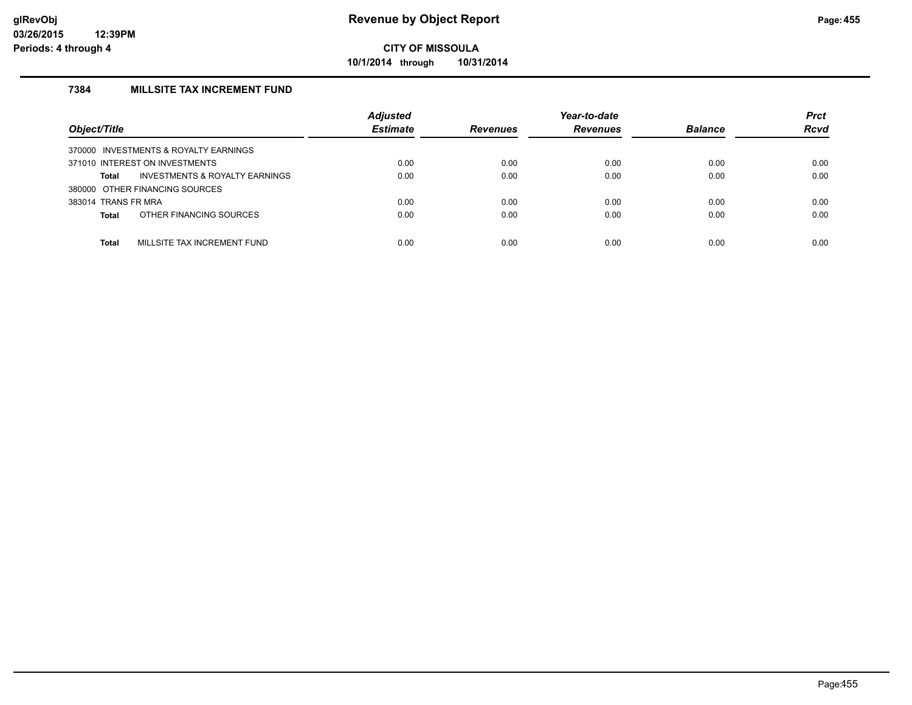# Revenue by Object Report

**CITY OF MISSOULA**

**10/1/2014 through 10/31/2014**

### 7384 MILLSITE TAX INCREMENT FUND

| Object/Title | Adjusted Estimate | Revenues | Year-to-date Revenues | Balance | Prct Rcvd |
|---|---|---|---|---|---|
| 370000 INVESTMENTS & ROYALTY EARNINGS | | | | | |
| 371010 INTEREST ON INVESTMENTS | 0.00 | 0.00 | 0.00 | 0.00 | 0.00 |
| **Total** INVESTMENTS & ROYALTY EARNINGS | 0.00 | 0.00 | 0.00 | 0.00 | 0.00 |
| 380000 OTHER FINANCING SOURCES | | | | | |
| 383014 TRANS FR MRA | 0.00 | 0.00 | 0.00 | 0.00 | 0.00 |
| **Total** OTHER FINANCING SOURCES | 0.00 | 0.00 | 0.00 | 0.00 | 0.00 |
| **Total** MILLSITE TAX INCREMENT FUND | 0.00 | 0.00 | 0.00 | 0.00 | 0.00 |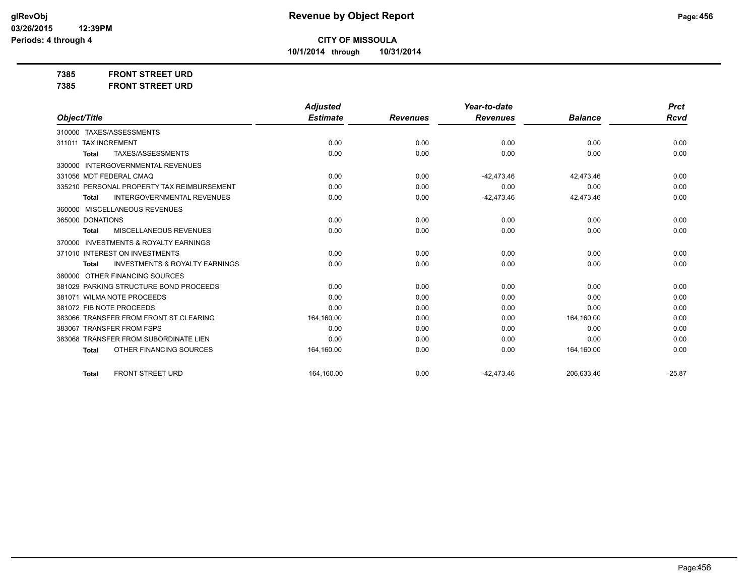# Revenue by Object Report

**CITY OF MISSOULA**

**10/1/2014 through 10/31/2014**

**7385 FRONT STREET URD**

**7385 FRONT STREET URD**

| Object/Title | Adjusted Estimate | Revenues | Year-to-date Revenues | Balance | Prct Rcvd |
|---|---|---|---|---|---|
| 310000 TAXES/ASSESSMENTS | | | | | |
| 311011 TAX INCREMENT | 0.00 | 0.00 | 0.00 | 0.00 | 0.00 |
| **Total** TAXES/ASSESSMENTS | 0.00 | 0.00 | 0.00 | 0.00 | 0.00 |
| 330000 INTERGOVERNMENTAL REVENUES | | | | | |
| 331056 MDT FEDERAL CMAQ | 0.00 | 0.00 | -42,473.46 | 42,473.46 | 0.00 |
| 335210 PERSONAL PROPERTY TAX REIMBURSEMENT | 0.00 | 0.00 | 0.00 | 0.00 | 0.00 |
| **Total** INTERGOVERNMENTAL REVENUES | 0.00 | 0.00 | -42,473.46 | 42,473.46 | 0.00 |
| 360000 MISCELLANEOUS REVENUES | | | | | |
| 365000 DONATIONS | 0.00 | 0.00 | 0.00 | 0.00 | 0.00 |
| **Total** MISCELLANEOUS REVENUES | 0.00 | 0.00 | 0.00 | 0.00 | 0.00 |
| 370000 INVESTMENTS & ROYALTY EARNINGS | | | | | |
| 371010 INTEREST ON INVESTMENTS | 0.00 | 0.00 | 0.00 | 0.00 | 0.00 |
| **Total** INVESTMENTS & ROYALTY EARNINGS | 0.00 | 0.00 | 0.00 | 0.00 | 0.00 |
| 380000 OTHER FINANCING SOURCES | | | | | |
| 381029 PARKING STRUCTURE BOND PROCEEDS | 0.00 | 0.00 | 0.00 | 0.00 | 0.00 |
| 381071 WILMA NOTE PROCEEDS | 0.00 | 0.00 | 0.00 | 0.00 | 0.00 |
| 381072 FIB NOTE PROCEEDS | 0.00 | 0.00 | 0.00 | 0.00 | 0.00 |
| 383066 TRANSFER FROM FRONT ST CLEARING | 164,160.00 | 0.00 | 0.00 | 164,160.00 | 0.00 |
| 383067 TRANSFER FROM FSPS | 0.00 | 0.00 | 0.00 | 0.00 | 0.00 |
| 383068 TRANSFER FROM SUBORDINATE LIEN | 0.00 | 0.00 | 0.00 | 0.00 | 0.00 |
| **Total** OTHER FINANCING SOURCES | 164,160.00 | 0.00 | 0.00 | 164,160.00 | 0.00 |
| **Total** FRONT STREET URD | 164,160.00 | 0.00 | -42,473.46 | 206,633.46 | -25.87 |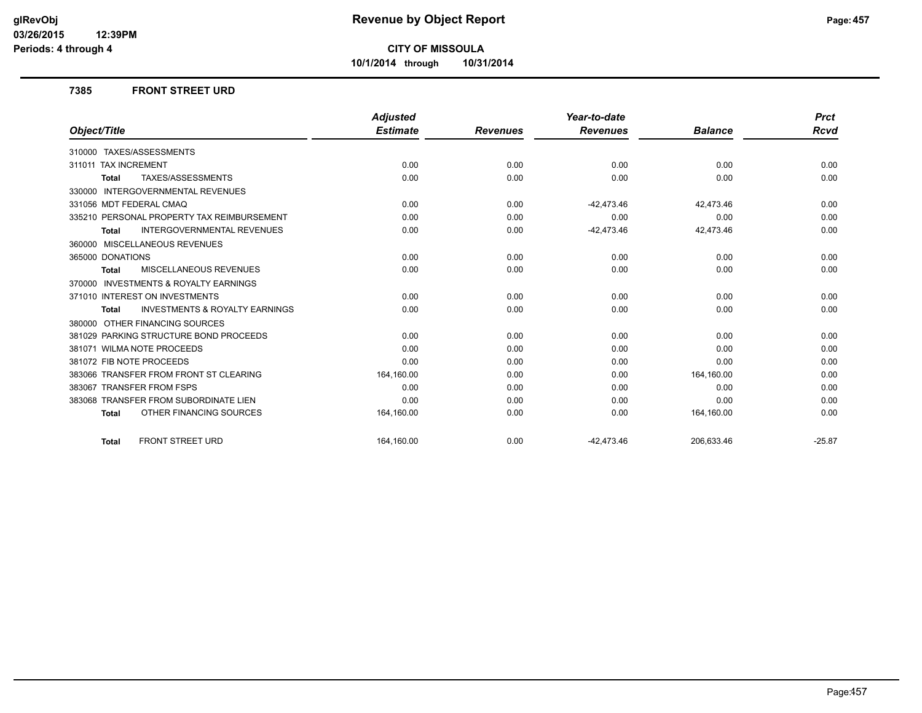# Revenue by Object Report

**CITY OF MISSOULA**

**10/1/2014 through 10/31/2014**

glRevObj
03/26/2015 12:39PM
Periods: 4 through 4

### 7385 FRONT STREET URD

| Object/Title | Adjusted Estimate | Revenues | Year-to-date Revenues | Balance | Prct Rcvd |
|---|---|---|---|---|---|
| 310000 TAXES/ASSESSMENTS | | | | | |
| 311011 TAX INCREMENT | 0.00 | 0.00 | 0.00 | 0.00 | 0.00 |
| **Total** TAXES/ASSESSMENTS | 0.00 | 0.00 | 0.00 | 0.00 | 0.00 |
| 330000 INTERGOVERNMENTAL REVENUES | | | | | |
| 331056 MDT FEDERAL CMAQ | 0.00 | 0.00 | -42,473.46 | 42,473.46 | 0.00 |
| 335210 PERSONAL PROPERTY TAX REIMBURSEMENT | 0.00 | 0.00 | 0.00 | 0.00 | 0.00 |
| **Total** INTERGOVERNMENTAL REVENUES | 0.00 | 0.00 | -42,473.46 | 42,473.46 | 0.00 |
| 360000 MISCELLANEOUS REVENUES | | | | | |
| 365000 DONATIONS | 0.00 | 0.00 | 0.00 | 0.00 | 0.00 |
| **Total** MISCELLANEOUS REVENUES | 0.00 | 0.00 | 0.00 | 0.00 | 0.00 |
| 370000 INVESTMENTS & ROYALTY EARNINGS | | | | | |
| 371010 INTEREST ON INVESTMENTS | 0.00 | 0.00 | 0.00 | 0.00 | 0.00 |
| **Total** INVESTMENTS & ROYALTY EARNINGS | 0.00 | 0.00 | 0.00 | 0.00 | 0.00 |
| 380000 OTHER FINANCING SOURCES | | | | | |
| 381029 PARKING STRUCTURE BOND PROCEEDS | 0.00 | 0.00 | 0.00 | 0.00 | 0.00 |
| 381071 WILMA NOTE PROCEEDS | 0.00 | 0.00 | 0.00 | 0.00 | 0.00 |
| 381072 FIB NOTE PROCEEDS | 0.00 | 0.00 | 0.00 | 0.00 | 0.00 |
| 383066 TRANSFER FROM FRONT ST CLEARING | 164,160.00 | 0.00 | 0.00 | 164,160.00 | 0.00 |
| 383067 TRANSFER FROM FSPS | 0.00 | 0.00 | 0.00 | 0.00 | 0.00 |
| 383068 TRANSFER FROM SUBORDINATE LIEN | 0.00 | 0.00 | 0.00 | 0.00 | 0.00 |
| **Total** OTHER FINANCING SOURCES | 164,160.00 | 0.00 | 0.00 | 164,160.00 | 0.00 |
| **Total** FRONT STREET URD | 164,160.00 | 0.00 | -42,473.46 | 206,633.46 | -25.87 |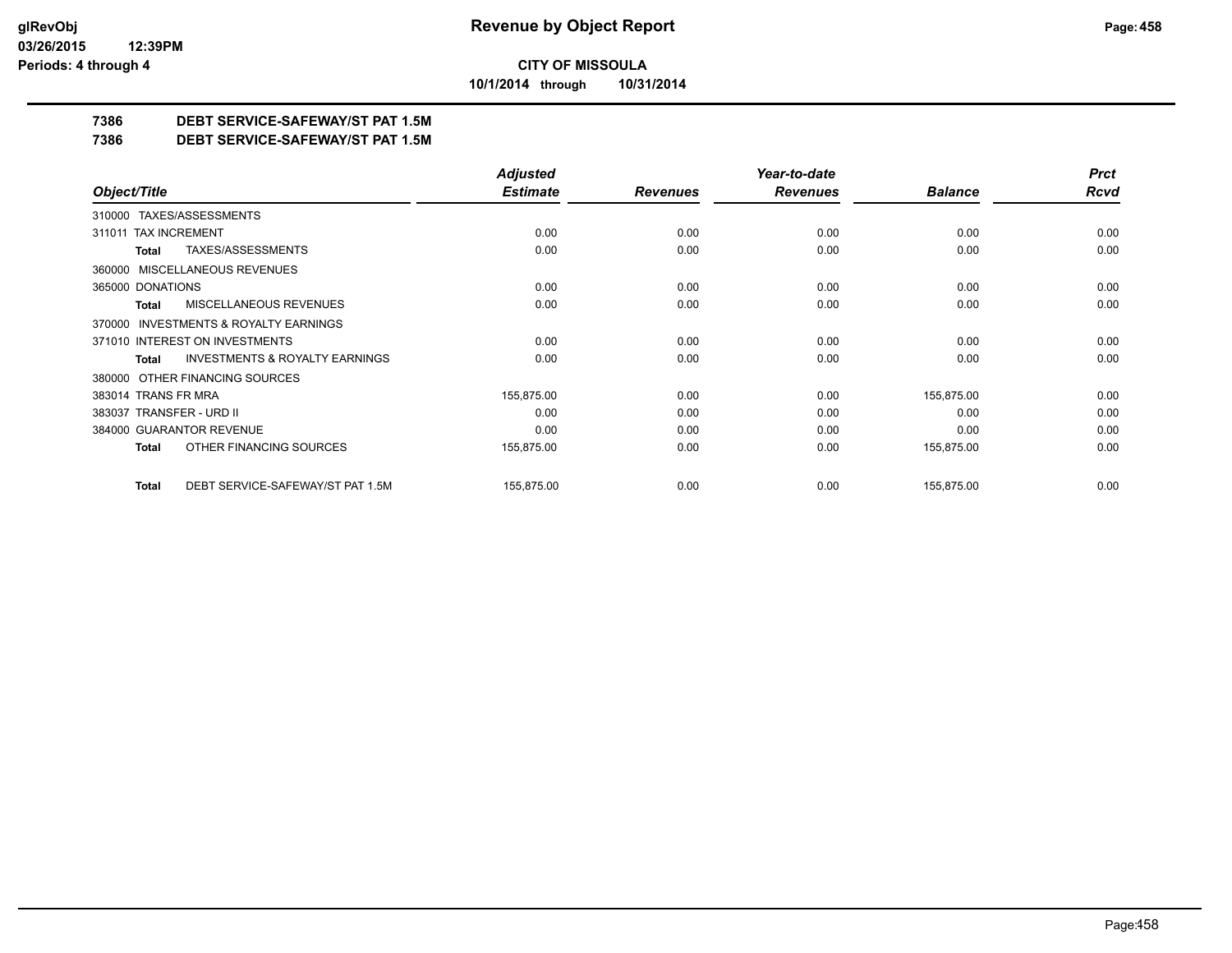**CITY OF MISSOULA**

**10/1/2014 through 10/31/2014**

## 7386 DEBT SERVICE-SAFEWAY/ST PAT 1.5M

## 7386 DEBT SERVICE-SAFEWAY/ST PAT 1.5M

| Object/Title | Adjusted Estimate | Revenues | Year-to-date Revenues | Balance | Prct Rcvd |
|---|---|---|---|---|---|
| 310000 TAXES/ASSESSMENTS | | | | | |
| 311011 TAX INCREMENT | 0.00 | 0.00 | 0.00 | 0.00 | 0.00 |
| **Total** TAXES/ASSESSMENTS | 0.00 | 0.00 | 0.00 | 0.00 | 0.00 |
| 360000 MISCELLANEOUS REVENUES | | | | | |
| 365000 DONATIONS | 0.00 | 0.00 | 0.00 | 0.00 | 0.00 |
| **Total** MISCELLANEOUS REVENUES | 0.00 | 0.00 | 0.00 | 0.00 | 0.00 |
| 370000 INVESTMENTS & ROYALTY EARNINGS | | | | | |
| 371010 INTEREST ON INVESTMENTS | 0.00 | 0.00 | 0.00 | 0.00 | 0.00 |
| **Total** INVESTMENTS & ROYALTY EARNINGS | 0.00 | 0.00 | 0.00 | 0.00 | 0.00 |
| 380000 OTHER FINANCING SOURCES | | | | | |
| 383014 TRANS FR MRA | 155,875.00 | 0.00 | 0.00 | 155,875.00 | 0.00 |
| 383037 TRANSFER - URD II | 0.00 | 0.00 | 0.00 | 0.00 | 0.00 |
| 384000 GUARANTOR REVENUE | 0.00 | 0.00 | 0.00 | 0.00 | 0.00 |
| **Total** OTHER FINANCING SOURCES | 155,875.00 | 0.00 | 0.00 | 155,875.00 | 0.00 |
| **Total** DEBT SERVICE-SAFEWAY/ST PAT 1.5M | 155,875.00 | 0.00 | 0.00 | 155,875.00 | 0.00 |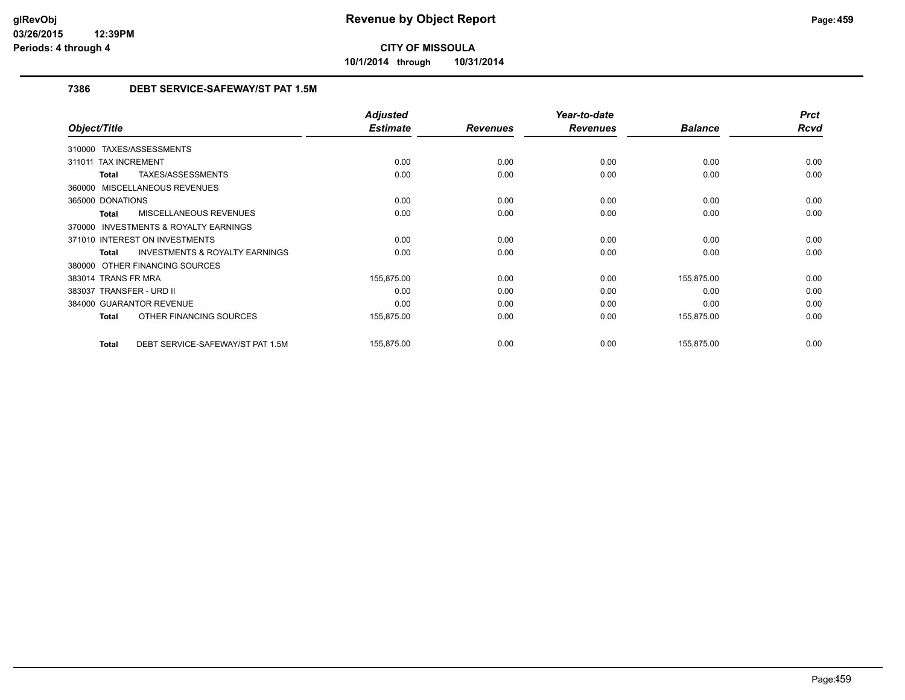**CITY OF MISSOULA**

**10/1/2014 through 10/31/2014**

## Revenue by Object Report

### 7386 DEBT SERVICE-SAFEWAY/ST PAT 1.5M

| Object/Title | Adjusted Estimate | Revenues | Year-to-date Revenues | Balance | Prct Rcvd |
|---|---|---|---|---|---|
| 310000 TAXES/ASSESSMENTS | | | | | |
| 311011 TAX INCREMENT | 0.00 | 0.00 | 0.00 | 0.00 | 0.00 |
| **Total** TAXES/ASSESSMENTS | 0.00 | 0.00 | 0.00 | 0.00 | 0.00 |
| 360000 MISCELLANEOUS REVENUES | | | | | |
| 365000 DONATIONS | 0.00 | 0.00 | 0.00 | 0.00 | 0.00 |
| **Total** MISCELLANEOUS REVENUES | 0.00 | 0.00 | 0.00 | 0.00 | 0.00 |
| 370000 INVESTMENTS & ROYALTY EARNINGS | | | | | |
| 371010 INTEREST ON INVESTMENTS | 0.00 | 0.00 | 0.00 | 0.00 | 0.00 |
| **Total** INVESTMENTS & ROYALTY EARNINGS | 0.00 | 0.00 | 0.00 | 0.00 | 0.00 |
| 380000 OTHER FINANCING SOURCES | | | | | |
| 383014 TRANS FR MRA | 155,875.00 | 0.00 | 0.00 | 155,875.00 | 0.00 |
| 383037 TRANSFER - URD II | 0.00 | 0.00 | 0.00 | 0.00 | 0.00 |
| 384000 GUARANTOR REVENUE | 0.00 | 0.00 | 0.00 | 0.00 | 0.00 |
| **Total** OTHER FINANCING SOURCES | 155,875.00 | 0.00 | 0.00 | 155,875.00 | 0.00 |
| **Total** DEBT SERVICE-SAFEWAY/ST PAT 1.5M | 155,875.00 | 0.00 | 0.00 | 155,875.00 | 0.00 |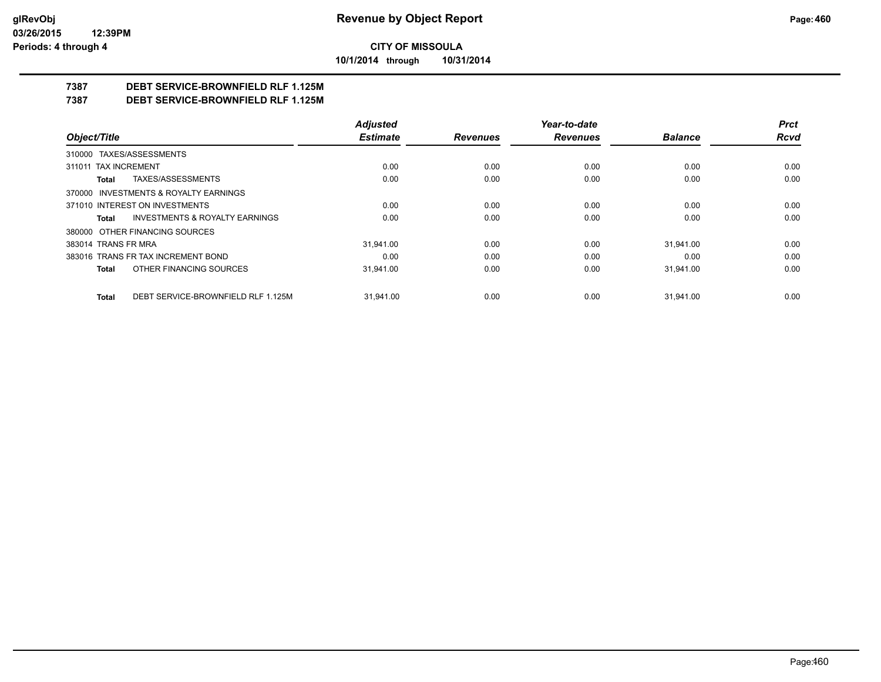# Revenue by Object Report

**CITY OF MISSOULA**

**10/1/2014 through 10/31/2014**

glRevObj
03/26/2015 12:39PM
Periods: 4 through 4

## 7387 DEBT SERVICE-BROWNFIELD RLF 1.125M
## 7387 DEBT SERVICE-BROWNFIELD RLF 1.125M

| Object/Title | Adjusted Estimate | Revenues | Year-to-date Revenues | Balance | Prct Rcvd |
|---|---|---|---|---|---|
| 310000 TAXES/ASSESSMENTS | | | | | |
| 311011 TAX INCREMENT | 0.00 | 0.00 | 0.00 | 0.00 | 0.00 |
| **Total** TAXES/ASSESSMENTS | 0.00 | 0.00 | 0.00 | 0.00 | 0.00 |
| 370000 INVESTMENTS & ROYALTY EARNINGS | | | | | |
| 371010 INTEREST ON INVESTMENTS | 0.00 | 0.00 | 0.00 | 0.00 | 0.00 |
| **Total** INVESTMENTS & ROYALTY EARNINGS | 0.00 | 0.00 | 0.00 | 0.00 | 0.00 |
| 380000 OTHER FINANCING SOURCES | | | | | |
| 383014 TRANS FR MRA | 31,941.00 | 0.00 | 0.00 | 31,941.00 | 0.00 |
| 383016 TRANS FR TAX INCREMENT BOND | 0.00 | 0.00 | 0.00 | 0.00 | 0.00 |
| **Total** OTHER FINANCING SOURCES | 31,941.00 | 0.00 | 0.00 | 31,941.00 | 0.00 |
| **Total** DEBT SERVICE-BROWNFIELD RLF 1.125M | 31,941.00 | 0.00 | 0.00 | 31,941.00 | 0.00 |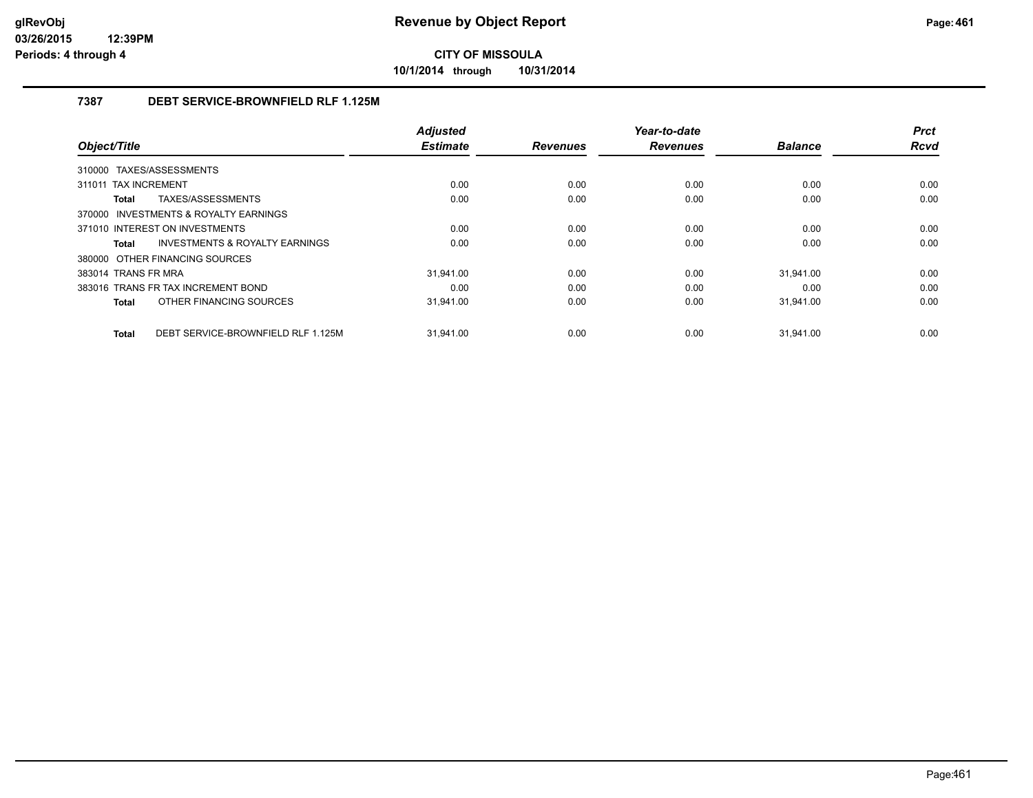# Revenue by Object Report

**CITY OF MISSOULA**

**10/1/2014 through 10/31/2014**

## 7387 DEBT SERVICE-BROWNFIELD RLF 1.125M

| Object/Title | Adjusted Estimate | Revenues | Year-to-date Revenues | Balance | Prct Rcvd |
|---|---|---|---|---|---|
| 310000 TAXES/ASSESSMENTS | | | | | |
| 311011 TAX INCREMENT | 0.00 | 0.00 | 0.00 | 0.00 | 0.00 |
| **Total** TAXES/ASSESSMENTS | 0.00 | 0.00 | 0.00 | 0.00 | 0.00 |
| 370000 INVESTMENTS & ROYALTY EARNINGS | | | | | |
| 371010 INTEREST ON INVESTMENTS | 0.00 | 0.00 | 0.00 | 0.00 | 0.00 |
| **Total** INVESTMENTS & ROYALTY EARNINGS | 0.00 | 0.00 | 0.00 | 0.00 | 0.00 |
| 380000 OTHER FINANCING SOURCES | | | | | |
| 383014 TRANS FR MRA | 31,941.00 | 0.00 | 0.00 | 31,941.00 | 0.00 |
| 383016 TRANS FR TAX INCREMENT BOND | 0.00 | 0.00 | 0.00 | 0.00 | 0.00 |
| **Total** OTHER FINANCING SOURCES | 31,941.00 | 0.00 | 0.00 | 31,941.00 | 0.00 |
| **Total** DEBT SERVICE-BROWNFIELD RLF 1.125M | 31,941.00 | 0.00 | 0.00 | 31,941.00 | 0.00 |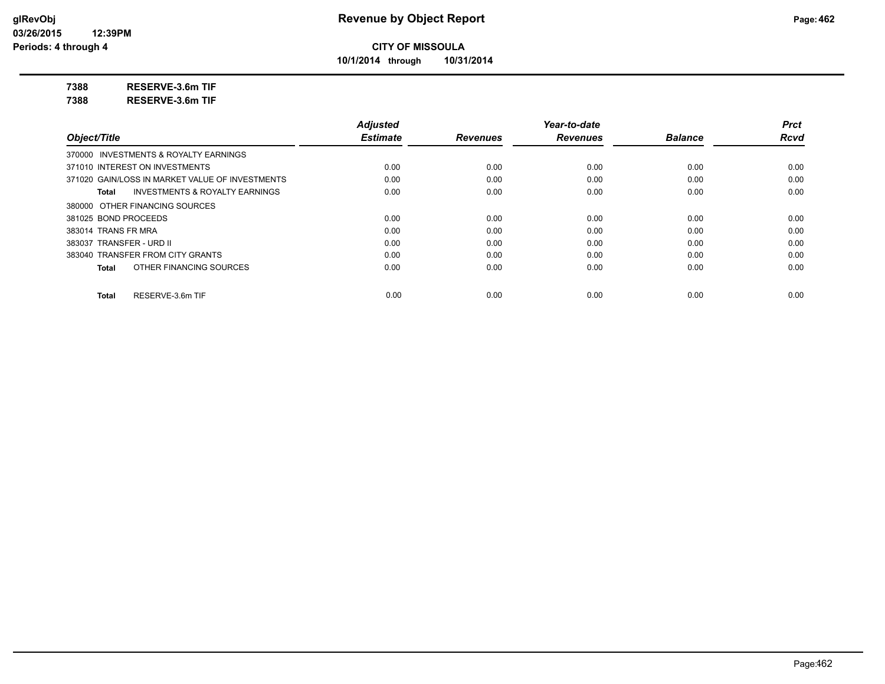**Revenue by Object Report**

**CITY OF MISSOULA**

**10/1/2014 through 10/31/2014**

**7388 RESERVE-3.6m TIF**

**7388 RESERVE-3.6m TIF**

| Object/Title | Adjusted Estimate | Revenues | Year-to-date Revenues | Balance | Prct Rcvd |
|---|---|---|---|---|---|
| 370000 INVESTMENTS & ROYALTY EARNINGS | | | | | |
| 371010 INTEREST ON INVESTMENTS | 0.00 | 0.00 | 0.00 | 0.00 | 0.00 |
| 371020 GAIN/LOSS IN MARKET VALUE OF INVESTMENTS | 0.00 | 0.00 | 0.00 | 0.00 | 0.00 |
| **Total** INVESTMENTS & ROYALTY EARNINGS | 0.00 | 0.00 | 0.00 | 0.00 | 0.00 |
| 380000 OTHER FINANCING SOURCES | | | | | |
| 381025 BOND PROCEEDS | 0.00 | 0.00 | 0.00 | 0.00 | 0.00 |
| 383014 TRANS FR MRA | 0.00 | 0.00 | 0.00 | 0.00 | 0.00 |
| 383037 TRANSFER - URD II | 0.00 | 0.00 | 0.00 | 0.00 | 0.00 |
| 383040 TRANSFER FROM CITY GRANTS | 0.00 | 0.00 | 0.00 | 0.00 | 0.00 |
| **Total** OTHER FINANCING SOURCES | 0.00 | 0.00 | 0.00 | 0.00 | 0.00 |
| **Total** RESERVE-3.6m TIF | 0.00 | 0.00 | 0.00 | 0.00 | 0.00 |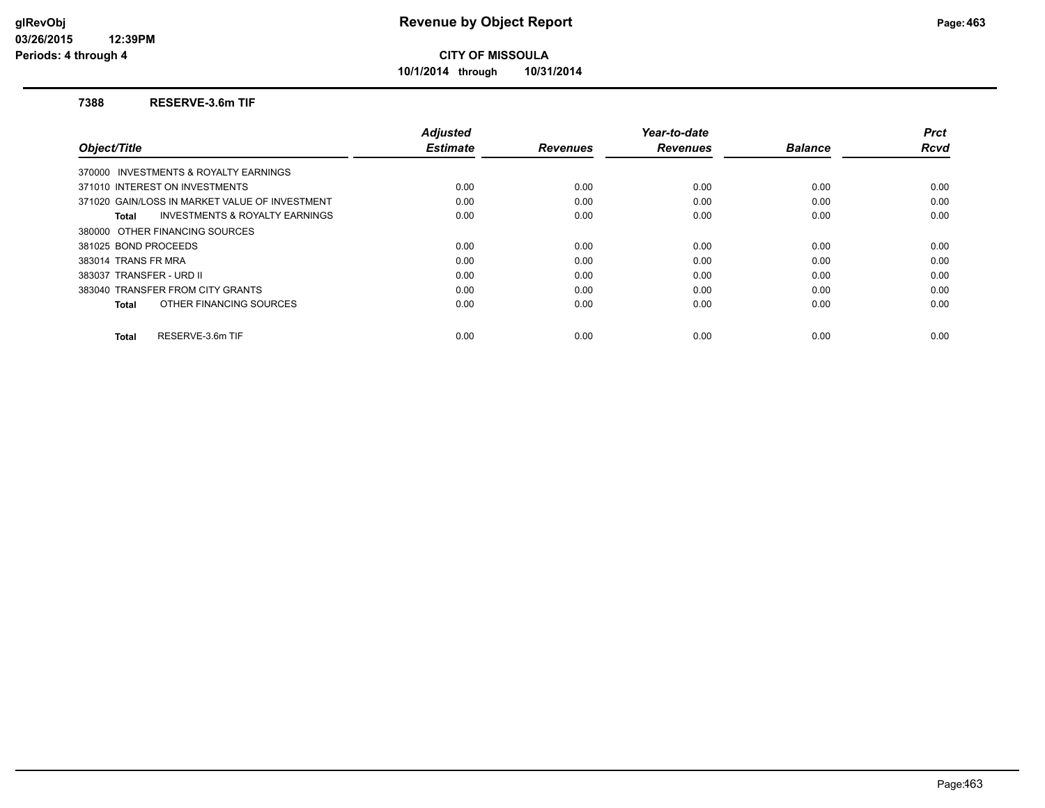# Revenue by Object Report

**CITY OF MISSOULA**

**10/1/2014 through 10/31/2014**

glRevObj
03/26/2015 12:39PM
Periods: 4 through 4

### 7388 RESERVE-3.6m TIF

| Object/Title | Adjusted Estimate | Revenues | Year-to-date Revenues | Balance | Prct Rcvd |
|---|---|---|---|---|---|
| 370000 INVESTMENTS & ROYALTY EARNINGS | | | | | |
| 371010 INTEREST ON INVESTMENTS | 0.00 | 0.00 | 0.00 | 0.00 | 0.00 |
| 371020 GAIN/LOSS IN MARKET VALUE OF INVESTMENT | 0.00 | 0.00 | 0.00 | 0.00 | 0.00 |
| **Total** INVESTMENTS & ROYALTY EARNINGS | 0.00 | 0.00 | 0.00 | 0.00 | 0.00 |
| 380000 OTHER FINANCING SOURCES | | | | | |
| 381025 BOND PROCEEDS | 0.00 | 0.00 | 0.00 | 0.00 | 0.00 |
| 383014 TRANS FR MRA | 0.00 | 0.00 | 0.00 | 0.00 | 0.00 |
| 383037 TRANSFER - URD II | 0.00 | 0.00 | 0.00 | 0.00 | 0.00 |
| 383040 TRANSFER FROM CITY GRANTS | 0.00 | 0.00 | 0.00 | 0.00 | 0.00 |
| **Total** OTHER FINANCING SOURCES | 0.00 | 0.00 | 0.00 | 0.00 | 0.00 |
| **Total** RESERVE-3.6m TIF | 0.00 | 0.00 | 0.00 | 0.00 | 0.00 |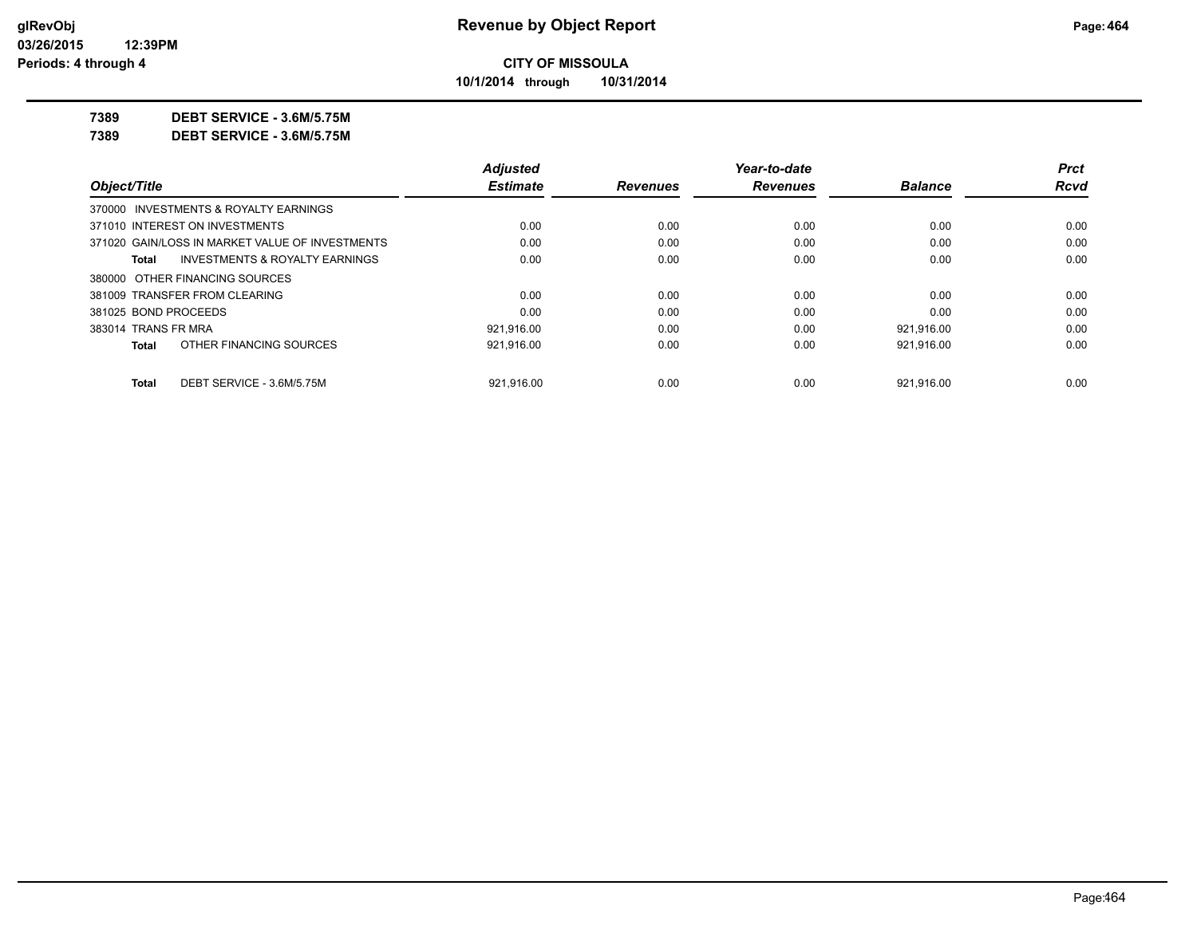**CITY OF MISSOULA**

**10/1/2014 through 10/31/2014**

**7389 DEBT SERVICE - 3.6M/5.75M**

**7389 DEBT SERVICE - 3.6M/5.75M**

| Object/Title | Adjusted Estimate | Revenues | Year-to-date Revenues | Balance | Prct Rcvd |
|---|---|---|---|---|---|
| 370000 INVESTMENTS & ROYALTY EARNINGS | | | | | |
| 371010 INTEREST ON INVESTMENTS | 0.00 | 0.00 | 0.00 | 0.00 | 0.00 |
| 371020 GAIN/LOSS IN MARKET VALUE OF INVESTMENTS | 0.00 | 0.00 | 0.00 | 0.00 | 0.00 |
| Total INVESTMENTS & ROYALTY EARNINGS | 0.00 | 0.00 | 0.00 | 0.00 | 0.00 |
| 380000 OTHER FINANCING SOURCES | | | | | |
| 381009 TRANSFER FROM CLEARING | 0.00 | 0.00 | 0.00 | 0.00 | 0.00 |
| 381025 BOND PROCEEDS | 0.00 | 0.00 | 0.00 | 0.00 | 0.00 |
| 383014 TRANS FR MRA | 921,916.00 | 0.00 | 0.00 | 921,916.00 | 0.00 |
| Total OTHER FINANCING SOURCES | 921,916.00 | 0.00 | 0.00 | 921,916.00 | 0.00 |
| Total DEBT SERVICE - 3.6M/5.75M | 921,916.00 | 0.00 | 0.00 | 921,916.00 | 0.00 |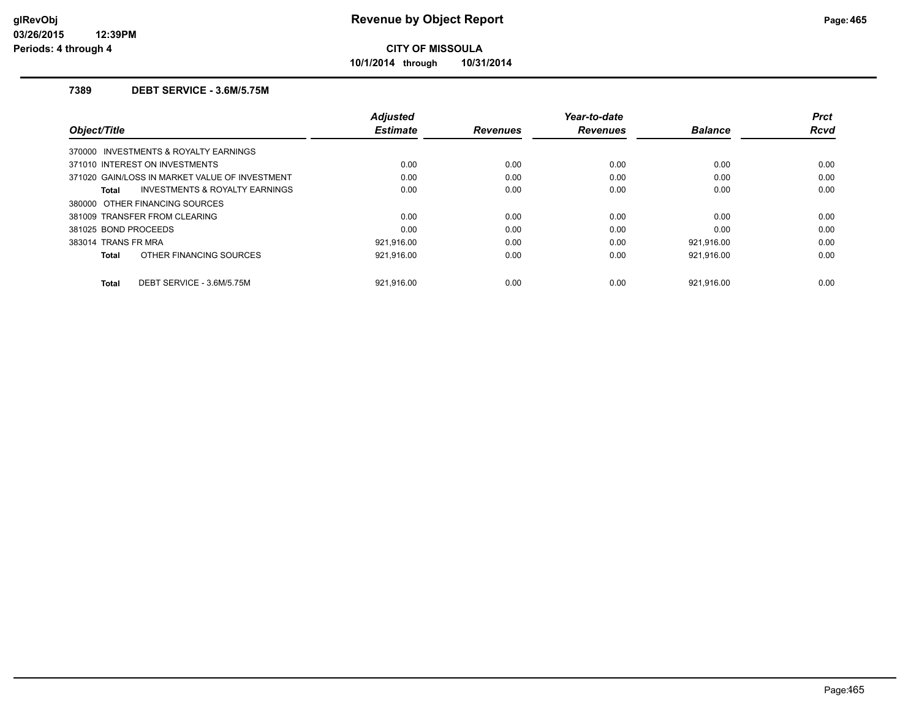**Revenue by Object Report**

**CITY OF MISSOULA**

**10/1/2014 through 10/31/2014**

### 7389 DEBT SERVICE - 3.6M/5.75M

| Object/Title | Adjusted Estimate | Revenues | Year-to-date Revenues | Balance | Prct Rcvd |
|---|---|---|---|---|---|
| 370000 INVESTMENTS & ROYALTY EARNINGS | | | | | |
| 371010 INTEREST ON INVESTMENTS | 0.00 | 0.00 | 0.00 | 0.00 | 0.00 |
| 371020 GAIN/LOSS IN MARKET VALUE OF INVESTMENT | 0.00 | 0.00 | 0.00 | 0.00 | 0.00 |
| **Total** INVESTMENTS & ROYALTY EARNINGS | 0.00 | 0.00 | 0.00 | 0.00 | 0.00 |
| 380000 OTHER FINANCING SOURCES | | | | | |
| 381009 TRANSFER FROM CLEARING | 0.00 | 0.00 | 0.00 | 0.00 | 0.00 |
| 381025 BOND PROCEEDS | 0.00 | 0.00 | 0.00 | 0.00 | 0.00 |
| 383014 TRANS FR MRA | 921,916.00 | 0.00 | 0.00 | 921,916.00 | 0.00 |
| **Total** OTHER FINANCING SOURCES | 921,916.00 | 0.00 | 0.00 | 921,916.00 | 0.00 |
| **Total** DEBT SERVICE - 3.6M/5.75M | 921,916.00 | 0.00 | 0.00 | 921,916.00 | 0.00 |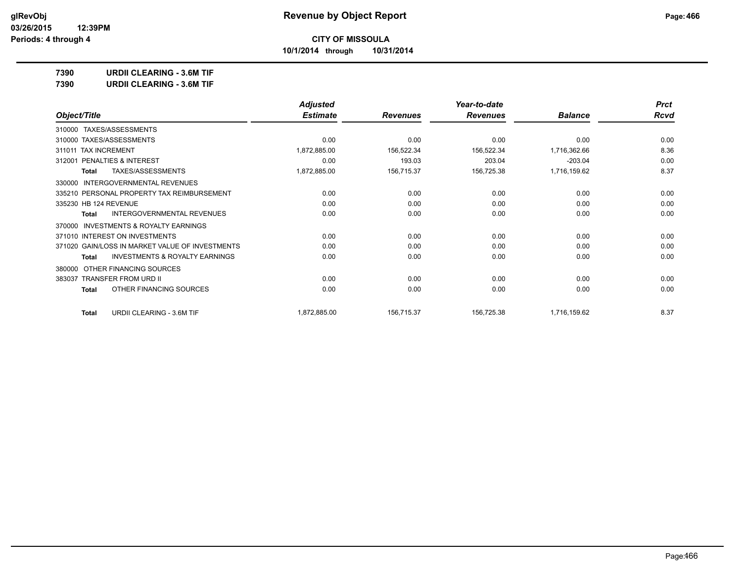**CITY OF MISSOULA**

**10/1/2014 through 10/31/2014**

**7390 URDII CLEARING - 3.6M TIF**

**7390 URDII CLEARING - 3.6M TIF**

| Object/Title | Adjusted Estimate | Revenues | Year-to-date Revenues | Balance | Prct Rcvd |
|---|---|---|---|---|---|
| 310000 TAXES/ASSESSMENTS | | | | | |
| 310000 TAXES/ASSESSMENTS | 0.00 | 0.00 | 0.00 | 0.00 | 0.00 |
| 311011 TAX INCREMENT | 1,872,885.00 | 156,522.34 | 156,522.34 | 1,716,362.66 | 8.36 |
| 312001 PENALTIES & INTEREST | 0.00 | 193.03 | 203.04 | -203.04 | 0.00 |
| **Total** TAXES/ASSESSMENTS | 1,872,885.00 | 156,715.37 | 156,725.38 | 1,716,159.62 | 8.37 |
| 330000 INTERGOVERNMENTAL REVENUES | | | | | |
| 335210 PERSONAL PROPERTY TAX REIMBURSEMENT | 0.00 | 0.00 | 0.00 | 0.00 | 0.00 |
| 335230 HB 124 REVENUE | 0.00 | 0.00 | 0.00 | 0.00 | 0.00 |
| **Total** INTERGOVERNMENTAL REVENUES | 0.00 | 0.00 | 0.00 | 0.00 | 0.00 |
| 370000 INVESTMENTS & ROYALTY EARNINGS | | | | | |
| 371010 INTEREST ON INVESTMENTS | 0.00 | 0.00 | 0.00 | 0.00 | 0.00 |
| 371020 GAIN/LOSS IN MARKET VALUE OF INVESTMENTS | 0.00 | 0.00 | 0.00 | 0.00 | 0.00 |
| **Total** INVESTMENTS & ROYALTY EARNINGS | 0.00 | 0.00 | 0.00 | 0.00 | 0.00 |
| 380000 OTHER FINANCING SOURCES | | | | | |
| 383037 TRANSFER FROM URD II | 0.00 | 0.00 | 0.00 | 0.00 | 0.00 |
| **Total** OTHER FINANCING SOURCES | 0.00 | 0.00 | 0.00 | 0.00 | 0.00 |
| **Total** URDII CLEARING - 3.6M TIF | 1,872,885.00 | 156,715.37 | 156,725.38 | 1,716,159.62 | 8.37 |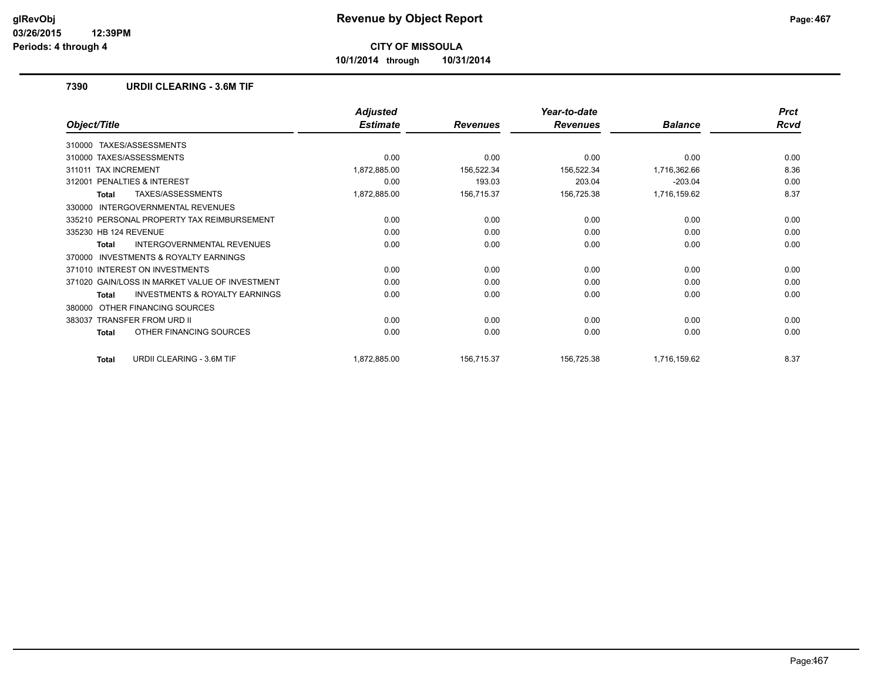# Revenue by Object Report

**CITY OF MISSOULA**

**10/1/2014 through 10/31/2014**

glRevObj
03/26/2015 12:39PM
Periods: 4 through 4

### 7390 URDII CLEARING - 3.6M TIF

| Object/Title | Adjusted Estimate | Revenues | Year-to-date Revenues | Balance | Prct Rcvd |
|---|---|---|---|---|---|
| 310000 TAXES/ASSESSMENTS | | | | | |
| 310000 TAXES/ASSESSMENTS | 0.00 | 0.00 | 0.00 | 0.00 | 0.00 |
| 311011 TAX INCREMENT | 1,872,885.00 | 156,522.34 | 156,522.34 | 1,716,362.66 | 8.36 |
| 312001 PENALTIES & INTEREST | 0.00 | 193.03 | 203.04 | -203.04 | 0.00 |
| **Total** TAXES/ASSESSMENTS | 1,872,885.00 | 156,715.37 | 156,725.38 | 1,716,159.62 | 8.37 |
| 330000 INTERGOVERNMENTAL REVENUES | | | | | |
| 335210 PERSONAL PROPERTY TAX REIMBURSEMENT | 0.00 | 0.00 | 0.00 | 0.00 | 0.00 |
| 335230 HB 124 REVENUE | 0.00 | 0.00 | 0.00 | 0.00 | 0.00 |
| **Total** INTERGOVERNMENTAL REVENUES | 0.00 | 0.00 | 0.00 | 0.00 | 0.00 |
| 370000 INVESTMENTS & ROYALTY EARNINGS | | | | | |
| 371010 INTEREST ON INVESTMENTS | 0.00 | 0.00 | 0.00 | 0.00 | 0.00 |
| 371020 GAIN/LOSS IN MARKET VALUE OF INVESTMENT | 0.00 | 0.00 | 0.00 | 0.00 | 0.00 |
| **Total** INVESTMENTS & ROYALTY EARNINGS | 0.00 | 0.00 | 0.00 | 0.00 | 0.00 |
| 380000 OTHER FINANCING SOURCES | | | | | |
| 383037 TRANSFER FROM URD II | 0.00 | 0.00 | 0.00 | 0.00 | 0.00 |
| **Total** OTHER FINANCING SOURCES | 0.00 | 0.00 | 0.00 | 0.00 | 0.00 |
| **Total** URDII CLEARING - 3.6M TIF | 1,872,885.00 | 156,715.37 | 156,725.38 | 1,716,159.62 | 8.37 |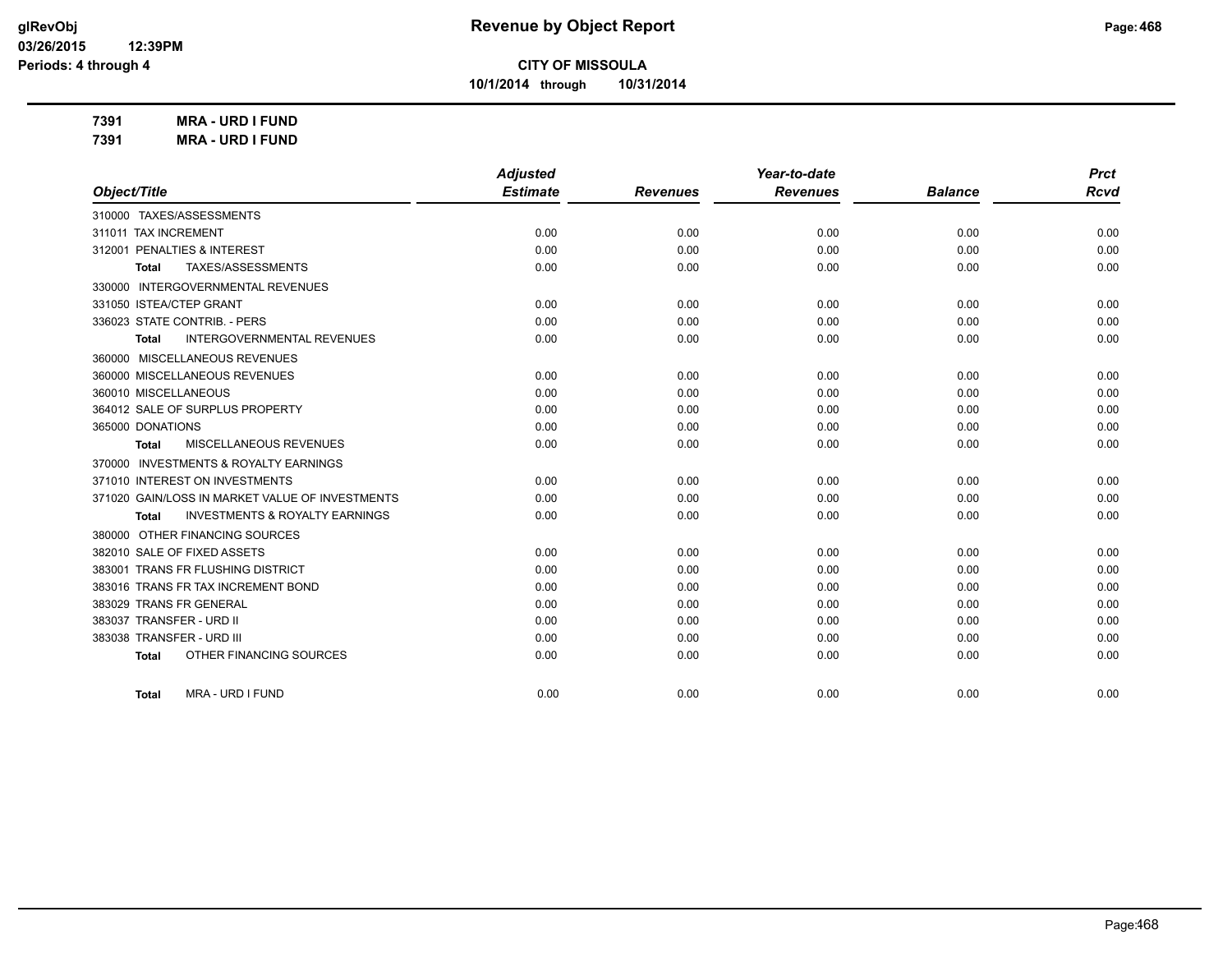# Revenue by Object Report

**CITY OF MISSOULA**

**10/1/2014 through 10/31/2014**

glRevObj
03/26/2015 12:39PM
Periods: 4 through 4

**7391 MRA - URD I FUND**

**7391 MRA - URD I FUND**

| Object/Title | Adjusted Estimate | Revenues | Year-to-date Revenues | Balance | Prct Rcvd |
|---|---|---|---|---|---|
| 310000 TAXES/ASSESSMENTS | | | | | |
| 311011 TAX INCREMENT | 0.00 | 0.00 | 0.00 | 0.00 | 0.00 |
| 312001 PENALTIES & INTEREST | 0.00 | 0.00 | 0.00 | 0.00 | 0.00 |
| **Total** TAXES/ASSESSMENTS | 0.00 | 0.00 | 0.00 | 0.00 | 0.00 |
| 330000 INTERGOVERNMENTAL REVENUES | | | | | |
| 331050 ISTEA/CTEP GRANT | 0.00 | 0.00 | 0.00 | 0.00 | 0.00 |
| 336023 STATE CONTRIB. - PERS | 0.00 | 0.00 | 0.00 | 0.00 | 0.00 |
| **Total** INTERGOVERNMENTAL REVENUES | 0.00 | 0.00 | 0.00 | 0.00 | 0.00 |
| 360000 MISCELLANEOUS REVENUES | | | | | |
| 360000 MISCELLANEOUS REVENUES | 0.00 | 0.00 | 0.00 | 0.00 | 0.00 |
| 360010 MISCELLANEOUS | 0.00 | 0.00 | 0.00 | 0.00 | 0.00 |
| 364012 SALE OF SURPLUS PROPERTY | 0.00 | 0.00 | 0.00 | 0.00 | 0.00 |
| 365000 DONATIONS | 0.00 | 0.00 | 0.00 | 0.00 | 0.00 |
| **Total** MISCELLANEOUS REVENUES | 0.00 | 0.00 | 0.00 | 0.00 | 0.00 |
| 370000 INVESTMENTS & ROYALTY EARNINGS | | | | | |
| 371010 INTEREST ON INVESTMENTS | 0.00 | 0.00 | 0.00 | 0.00 | 0.00 |
| 371020 GAIN/LOSS IN MARKET VALUE OF INVESTMENTS | 0.00 | 0.00 | 0.00 | 0.00 | 0.00 |
| **Total** INVESTMENTS & ROYALTY EARNINGS | 0.00 | 0.00 | 0.00 | 0.00 | 0.00 |
| 380000 OTHER FINANCING SOURCES | | | | | |
| 382010 SALE OF FIXED ASSETS | 0.00 | 0.00 | 0.00 | 0.00 | 0.00 |
| 383001 TRANS FR FLUSHING DISTRICT | 0.00 | 0.00 | 0.00 | 0.00 | 0.00 |
| 383016 TRANS FR TAX INCREMENT BOND | 0.00 | 0.00 | 0.00 | 0.00 | 0.00 |
| 383029 TRANS FR GENERAL | 0.00 | 0.00 | 0.00 | 0.00 | 0.00 |
| 383037 TRANSFER - URD II | 0.00 | 0.00 | 0.00 | 0.00 | 0.00 |
| 383038 TRANSFER - URD III | 0.00 | 0.00 | 0.00 | 0.00 | 0.00 |
| **Total** OTHER FINANCING SOURCES | 0.00 | 0.00 | 0.00 | 0.00 | 0.00 |
| **Total** MRA - URD I FUND | 0.00 | 0.00 | 0.00 | 0.00 | 0.00 |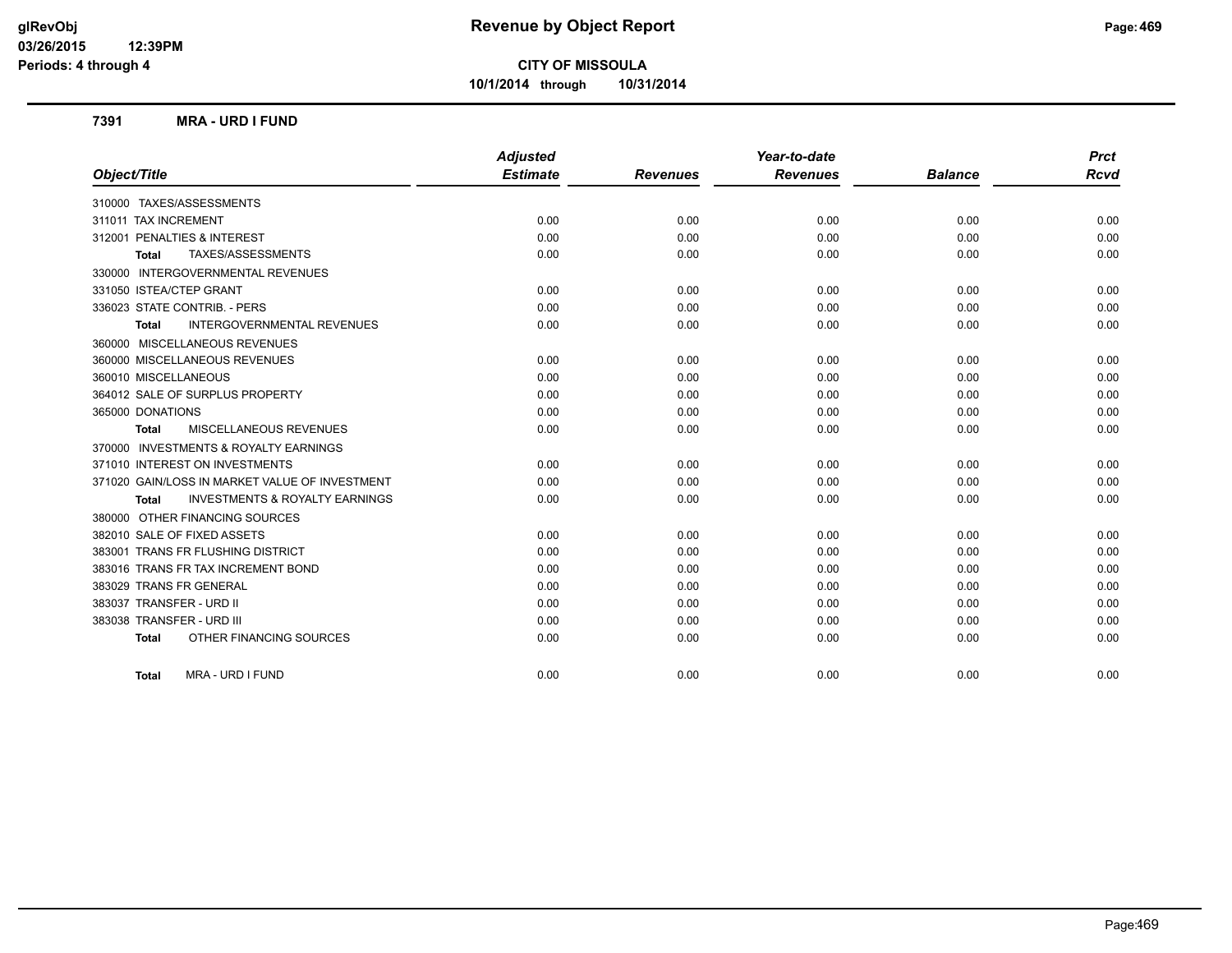# Revenue by Object Report

**CITY OF MISSOULA**

**10/1/2014 through 10/31/2014**

**7391 MRA - URD I FUND**

| Object/Title | Adjusted Estimate | Revenues | Year-to-date Revenues | Balance | Prct Rcvd |
|---|---|---|---|---|---|
| 310000 TAXES/ASSESSMENTS | | | | | |
| 311011 TAX INCREMENT | 0.00 | 0.00 | 0.00 | 0.00 | 0.00 |
| 312001 PENALTIES & INTEREST | 0.00 | 0.00 | 0.00 | 0.00 | 0.00 |
| **Total** TAXES/ASSESSMENTS | 0.00 | 0.00 | 0.00 | 0.00 | 0.00 |
| 330000 INTERGOVERNMENTAL REVENUES | | | | | |
| 331050 ISTEA/CTEP GRANT | 0.00 | 0.00 | 0.00 | 0.00 | 0.00 |
| 336023 STATE CONTRIB. - PERS | 0.00 | 0.00 | 0.00 | 0.00 | 0.00 |
| **Total** INTERGOVERNMENTAL REVENUES | 0.00 | 0.00 | 0.00 | 0.00 | 0.00 |
| 360000 MISCELLANEOUS REVENUES | | | | | |
| 360000 MISCELLANEOUS REVENUES | 0.00 | 0.00 | 0.00 | 0.00 | 0.00 |
| 360010 MISCELLANEOUS | 0.00 | 0.00 | 0.00 | 0.00 | 0.00 |
| 364012 SALE OF SURPLUS PROPERTY | 0.00 | 0.00 | 0.00 | 0.00 | 0.00 |
| 365000 DONATIONS | 0.00 | 0.00 | 0.00 | 0.00 | 0.00 |
| **Total** MISCELLANEOUS REVENUES | 0.00 | 0.00 | 0.00 | 0.00 | 0.00 |
| 370000 INVESTMENTS & ROYALTY EARNINGS | | | | | |
| 371010 INTEREST ON INVESTMENTS | 0.00 | 0.00 | 0.00 | 0.00 | 0.00 |
| 371020 GAIN/LOSS IN MARKET VALUE OF INVESTMENT | 0.00 | 0.00 | 0.00 | 0.00 | 0.00 |
| **Total** INVESTMENTS & ROYALTY EARNINGS | 0.00 | 0.00 | 0.00 | 0.00 | 0.00 |
| 380000 OTHER FINANCING SOURCES | | | | | |
| 382010 SALE OF FIXED ASSETS | 0.00 | 0.00 | 0.00 | 0.00 | 0.00 |
| 383001 TRANS FR FLUSHING DISTRICT | 0.00 | 0.00 | 0.00 | 0.00 | 0.00 |
| 383016 TRANS FR TAX INCREMENT BOND | 0.00 | 0.00 | 0.00 | 0.00 | 0.00 |
| 383029 TRANS FR GENERAL | 0.00 | 0.00 | 0.00 | 0.00 | 0.00 |
| 383037 TRANSFER - URD II | 0.00 | 0.00 | 0.00 | 0.00 | 0.00 |
| 383038 TRANSFER - URD III | 0.00 | 0.00 | 0.00 | 0.00 | 0.00 |
| **Total** OTHER FINANCING SOURCES | 0.00 | 0.00 | 0.00 | 0.00 | 0.00 |
| **Total** MRA - URD I FUND | 0.00 | 0.00 | 0.00 | 0.00 | 0.00 |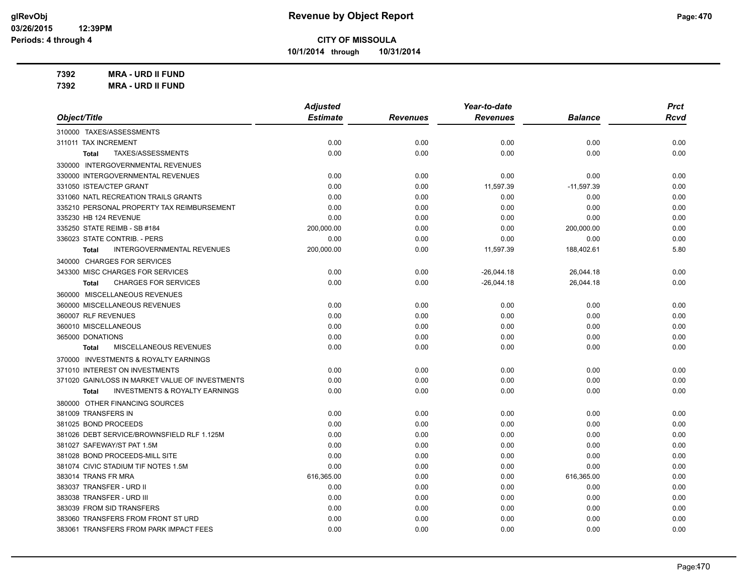**Revenue by Object Report**

**CITY OF MISSOULA**

**10/1/2014 through 10/31/2014**

glRevObj
03/26/2015 12:39PM
Periods: 4 through 4

**7392 MRA - URD II FUND**
**7392 MRA - URD II FUND**

| Object/Title | Adjusted Estimate | Revenues | Year-to-date Revenues | Balance | Prct Rcvd |
|---|---|---|---|---|---|
| 310000 TAXES/ASSESSMENTS | | | | | |
| 311011 TAX INCREMENT | 0.00 | 0.00 | 0.00 | 0.00 | 0.00 |
| Total TAXES/ASSESSMENTS | 0.00 | 0.00 | 0.00 | 0.00 | 0.00 |
| 330000 INTERGOVERNMENTAL REVENUES | | | | | |
| 330000 INTERGOVERNMENTAL REVENUES | 0.00 | 0.00 | 0.00 | 0.00 | 0.00 |
| 331050 ISTEA/CTEP GRANT | 0.00 | 0.00 | 11,597.39 | -11,597.39 | 0.00 |
| 331060 NATL RECREATION TRAILS GRANTS | 0.00 | 0.00 | 0.00 | 0.00 | 0.00 |
| 335210 PERSONAL PROPERTY TAX REIMBURSEMENT | 0.00 | 0.00 | 0.00 | 0.00 | 0.00 |
| 335230 HB 124 REVENUE | 0.00 | 0.00 | 0.00 | 0.00 | 0.00 |
| 335250 STATE REIMB - SB #184 | 200,000.00 | 0.00 | 0.00 | 200,000.00 | 0.00 |
| 336023 STATE CONTRIB. - PERS | 0.00 | 0.00 | 0.00 | 0.00 | 0.00 |
| Total INTERGOVERNMENTAL REVENUES | 200,000.00 | 0.00 | 11,597.39 | 188,402.61 | 5.80 |
| 340000 CHARGES FOR SERVICES | | | | | |
| 343300 MISC CHARGES FOR SERVICES | 0.00 | 0.00 | -26,044.18 | 26,044.18 | 0.00 |
| Total CHARGES FOR SERVICES | 0.00 | 0.00 | -26,044.18 | 26,044.18 | 0.00 |
| 360000 MISCELLANEOUS REVENUES | | | | | |
| 360000 MISCELLANEOUS REVENUES | 0.00 | 0.00 | 0.00 | 0.00 | 0.00 |
| 360007 RLF REVENUES | 0.00 | 0.00 | 0.00 | 0.00 | 0.00 |
| 360010 MISCELLANEOUS | 0.00 | 0.00 | 0.00 | 0.00 | 0.00 |
| 365000 DONATIONS | 0.00 | 0.00 | 0.00 | 0.00 | 0.00 |
| Total MISCELLANEOUS REVENUES | 0.00 | 0.00 | 0.00 | 0.00 | 0.00 |
| 370000 INVESTMENTS & ROYALTY EARNINGS | | | | | |
| 371010 INTEREST ON INVESTMENTS | 0.00 | 0.00 | 0.00 | 0.00 | 0.00 |
| 371020 GAIN/LOSS IN MARKET VALUE OF INVESTMENTS | 0.00 | 0.00 | 0.00 | 0.00 | 0.00 |
| Total INVESTMENTS & ROYALTY EARNINGS | 0.00 | 0.00 | 0.00 | 0.00 | 0.00 |
| 380000 OTHER FINANCING SOURCES | | | | | |
| 381009 TRANSFERS IN | 0.00 | 0.00 | 0.00 | 0.00 | 0.00 |
| 381025 BOND PROCEEDS | 0.00 | 0.00 | 0.00 | 0.00 | 0.00 |
| 381026 DEBT SERVICE/BROWNSFIELD RLF 1.125M | 0.00 | 0.00 | 0.00 | 0.00 | 0.00 |
| 381027 SAFEWAY/ST PAT 1.5M | 0.00 | 0.00 | 0.00 | 0.00 | 0.00 |
| 381028 BOND PROCEEDS-MILL SITE | 0.00 | 0.00 | 0.00 | 0.00 | 0.00 |
| 381074 CIVIC STADIUM TIF NOTES 1.5M | 0.00 | 0.00 | 0.00 | 0.00 | 0.00 |
| 383014 TRANS FR MRA | 616,365.00 | 0.00 | 0.00 | 616,365.00 | 0.00 |
| 383037 TRANSFER - URD II | 0.00 | 0.00 | 0.00 | 0.00 | 0.00 |
| 383038 TRANSFER - URD III | 0.00 | 0.00 | 0.00 | 0.00 | 0.00 |
| 383039 FROM SID TRANSFERS | 0.00 | 0.00 | 0.00 | 0.00 | 0.00 |
| 383060 TRANSFERS FROM FRONT ST URD | 0.00 | 0.00 | 0.00 | 0.00 | 0.00 |
| 383061 TRANSFERS FROM PARK IMPACT FEES | 0.00 | 0.00 | 0.00 | 0.00 | 0.00 |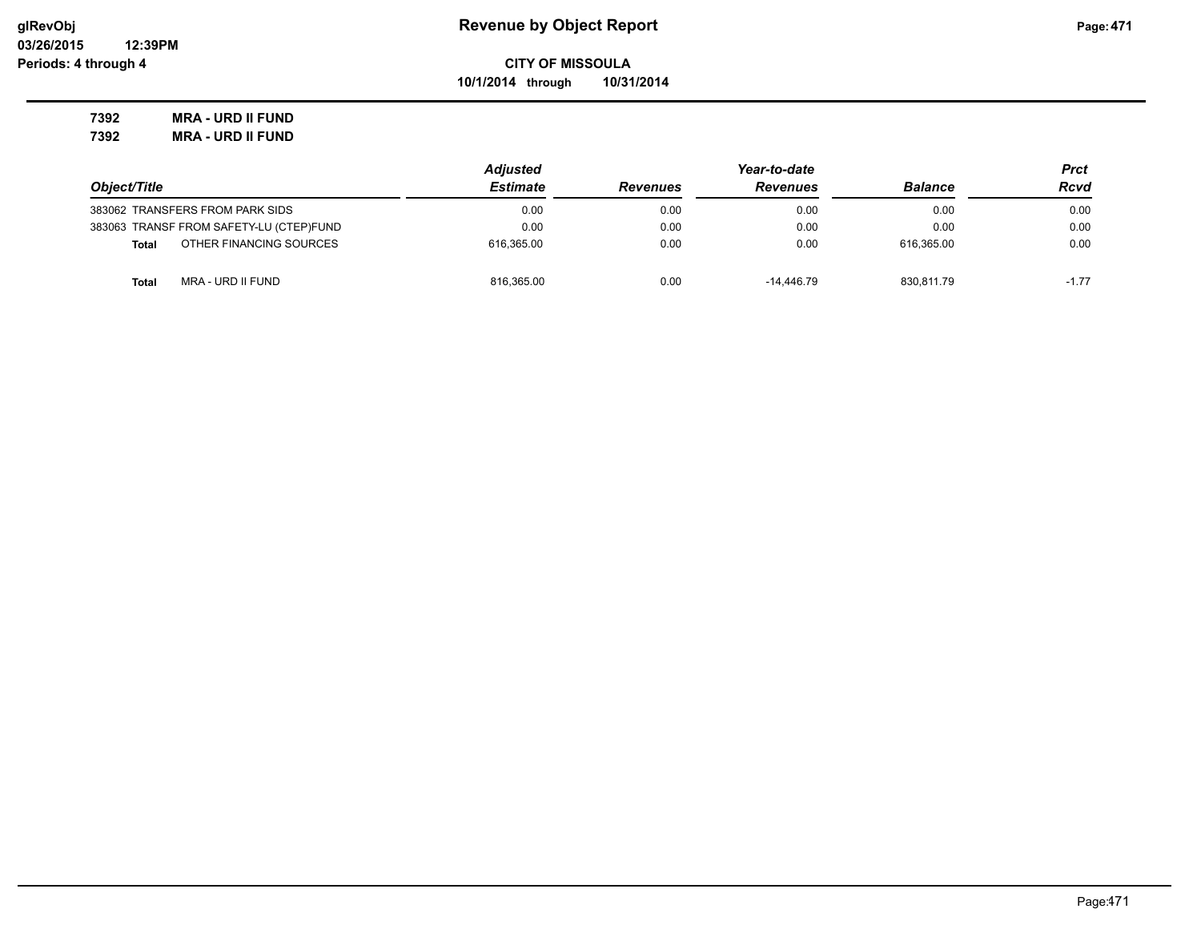**Revenue by Object Report**

**CITY OF MISSOULA**

**10/1/2014 through 10/31/2014**

glRevObj
03/26/2015 12:39PM
Periods: 4 through 4

**7392 MRA - URD II FUND**

**7392 MRA - URD II FUND**

| Object/Title | Adjusted Estimate | Revenues | Year-to-date Revenues | Balance | Prct Rcvd |
|---|---|---|---|---|---|
| 383062 TRANSFERS FROM PARK SIDS | 0.00 | 0.00 | 0.00 | 0.00 | 0.00 |
| 383063 TRANSF FROM SAFETY-LU (CTEP)FUND | 0.00 | 0.00 | 0.00 | 0.00 | 0.00 |
| **Total** OTHER FINANCING SOURCES | 616,365.00 | 0.00 | 0.00 | 616,365.00 | 0.00 |
| **Total** MRA - URD II FUND | 816,365.00 | 0.00 | -14,446.79 | 830,811.79 | -1.77 |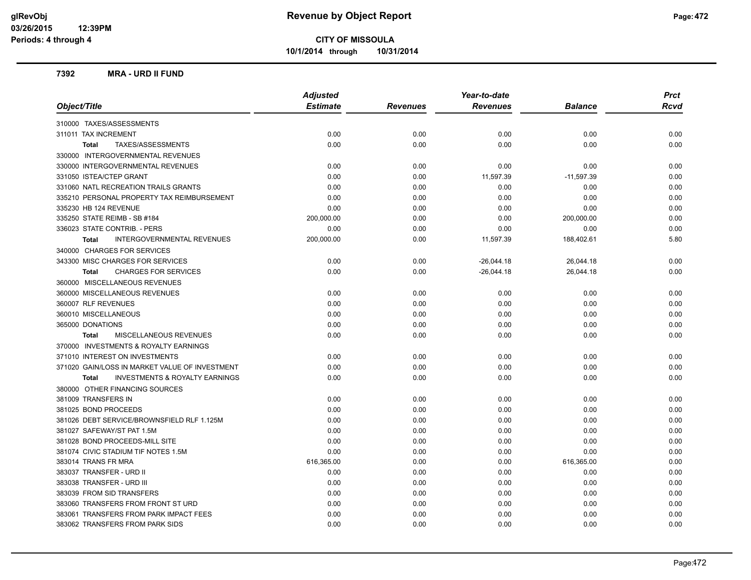# Revenue by Object Report

**CITY OF MISSOULA**

**10/1/2014 through 10/31/2014**

glRevObj
03/26/2015 12:39PM
Periods: 4 through 4

### 7392 MRA - URD II FUND

| Object/Title | Adjusted Estimate | Revenues | Year-to-date Revenues | Balance | Prct Rcvd |
|---|---|---|---|---|---|
| 310000 TAXES/ASSESSMENTS | | | | | |
| 311011 TAX INCREMENT | 0.00 | 0.00 | 0.00 | 0.00 | 0.00 |
| **Total** TAXES/ASSESSMENTS | 0.00 | 0.00 | 0.00 | 0.00 | 0.00 |
| 330000 INTERGOVERNMENTAL REVENUES | | | | | |
| 330000 INTERGOVERNMENTAL REVENUES | 0.00 | 0.00 | 0.00 | 0.00 | 0.00 |
| 331050 ISTEA/CTEP GRANT | 0.00 | 0.00 | 11,597.39 | -11,597.39 | 0.00 |
| 331060 NATL RECREATION TRAILS GRANTS | 0.00 | 0.00 | 0.00 | 0.00 | 0.00 |
| 335210 PERSONAL PROPERTY TAX REIMBURSEMENT | 0.00 | 0.00 | 0.00 | 0.00 | 0.00 |
| 335230 HB 124 REVENUE | 0.00 | 0.00 | 0.00 | 0.00 | 0.00 |
| 335250 STATE REIMB - SB #184 | 200,000.00 | 0.00 | 0.00 | 200,000.00 | 0.00 |
| 336023 STATE CONTRIB. - PERS | 0.00 | 0.00 | 0.00 | 0.00 | 0.00 |
| **Total** INTERGOVERNMENTAL REVENUES | 200,000.00 | 0.00 | 11,597.39 | 188,402.61 | 5.80 |
| 340000 CHARGES FOR SERVICES | | | | | |
| 343300 MISC CHARGES FOR SERVICES | 0.00 | 0.00 | -26,044.18 | 26,044.18 | 0.00 |
| **Total** CHARGES FOR SERVICES | 0.00 | 0.00 | -26,044.18 | 26,044.18 | 0.00 |
| 360000 MISCELLANEOUS REVENUES | | | | | |
| 360000 MISCELLANEOUS REVENUES | 0.00 | 0.00 | 0.00 | 0.00 | 0.00 |
| 360007 RLF REVENUES | 0.00 | 0.00 | 0.00 | 0.00 | 0.00 |
| 360010 MISCELLANEOUS | 0.00 | 0.00 | 0.00 | 0.00 | 0.00 |
| 365000 DONATIONS | 0.00 | 0.00 | 0.00 | 0.00 | 0.00 |
| **Total** MISCELLANEOUS REVENUES | 0.00 | 0.00 | 0.00 | 0.00 | 0.00 |
| 370000 INVESTMENTS & ROYALTY EARNINGS | | | | | |
| 371010 INTEREST ON INVESTMENTS | 0.00 | 0.00 | 0.00 | 0.00 | 0.00 |
| 371020 GAIN/LOSS IN MARKET VALUE OF INVESTMENT | 0.00 | 0.00 | 0.00 | 0.00 | 0.00 |
| **Total** INVESTMENTS & ROYALTY EARNINGS | 0.00 | 0.00 | 0.00 | 0.00 | 0.00 |
| 380000 OTHER FINANCING SOURCES | | | | | |
| 381009 TRANSFERS IN | 0.00 | 0.00 | 0.00 | 0.00 | 0.00 |
| 381025 BOND PROCEEDS | 0.00 | 0.00 | 0.00 | 0.00 | 0.00 |
| 381026 DEBT SERVICE/BROWNSFIELD RLF 1.125M | 0.00 | 0.00 | 0.00 | 0.00 | 0.00 |
| 381027 SAFEWAY/ST PAT 1.5M | 0.00 | 0.00 | 0.00 | 0.00 | 0.00 |
| 381028 BOND PROCEEDS-MILL SITE | 0.00 | 0.00 | 0.00 | 0.00 | 0.00 |
| 381074 CIVIC STADIUM TIF NOTES 1.5M | 0.00 | 0.00 | 0.00 | 0.00 | 0.00 |
| 383014 TRANS FR MRA | 616,365.00 | 0.00 | 0.00 | 616,365.00 | 0.00 |
| 383037 TRANSFER - URD II | 0.00 | 0.00 | 0.00 | 0.00 | 0.00 |
| 383038 TRANSFER - URD III | 0.00 | 0.00 | 0.00 | 0.00 | 0.00 |
| 383039 FROM SID TRANSFERS | 0.00 | 0.00 | 0.00 | 0.00 | 0.00 |
| 383060 TRANSFERS FROM FRONT ST URD | 0.00 | 0.00 | 0.00 | 0.00 | 0.00 |
| 383061 TRANSFERS FROM PARK IMPACT FEES | 0.00 | 0.00 | 0.00 | 0.00 | 0.00 |
| 383062 TRANSFERS FROM PARK SIDS | 0.00 | 0.00 | 0.00 | 0.00 | 0.00 |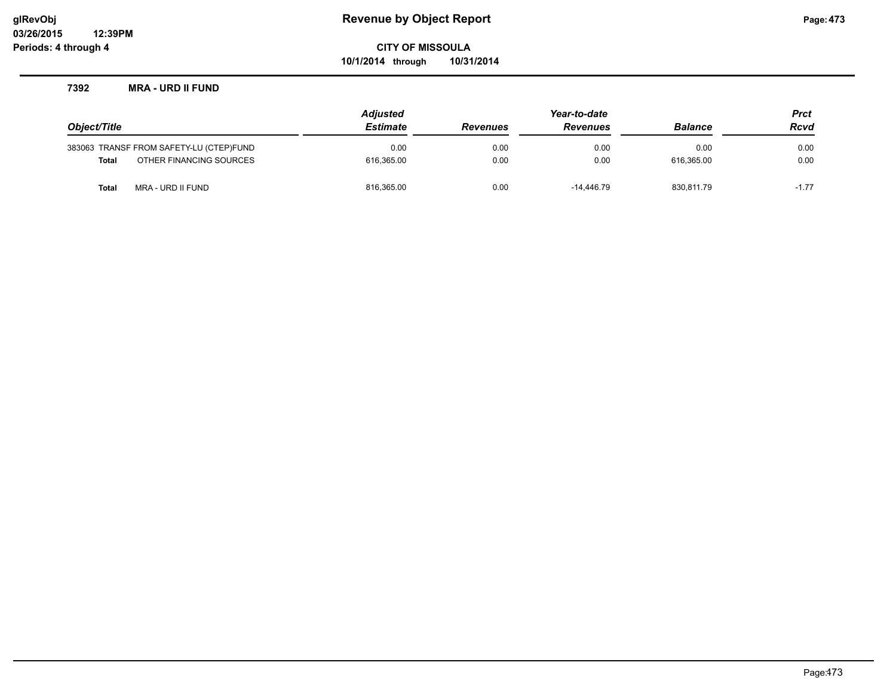# Revenue by Object Report

**CITY OF MISSOULA**

**10/1/2014 through 10/31/2014**

glRevObj
03/26/2015 12:39PM
Periods: 4 through 4

### 7392 MRA - URD II FUND

| Object/Title | | Adjusted Estimate | Revenues | Year-to-date Revenues | Balance | Prct Rcvd |
|---|---|---|---|---|---|---|
| 383063 | TRANSF FROM SAFETY-LU (CTEP)FUND | 0.00 | 0.00 | 0.00 | 0.00 | 0.00 |
| **Total** | OTHER FINANCING SOURCES | 616,365.00 | 0.00 | 0.00 | 616,365.00 | 0.00 |
| **Total** | MRA - URD II FUND | 816,365.00 | 0.00 | -14,446.79 | 830,811.79 | -1.77 |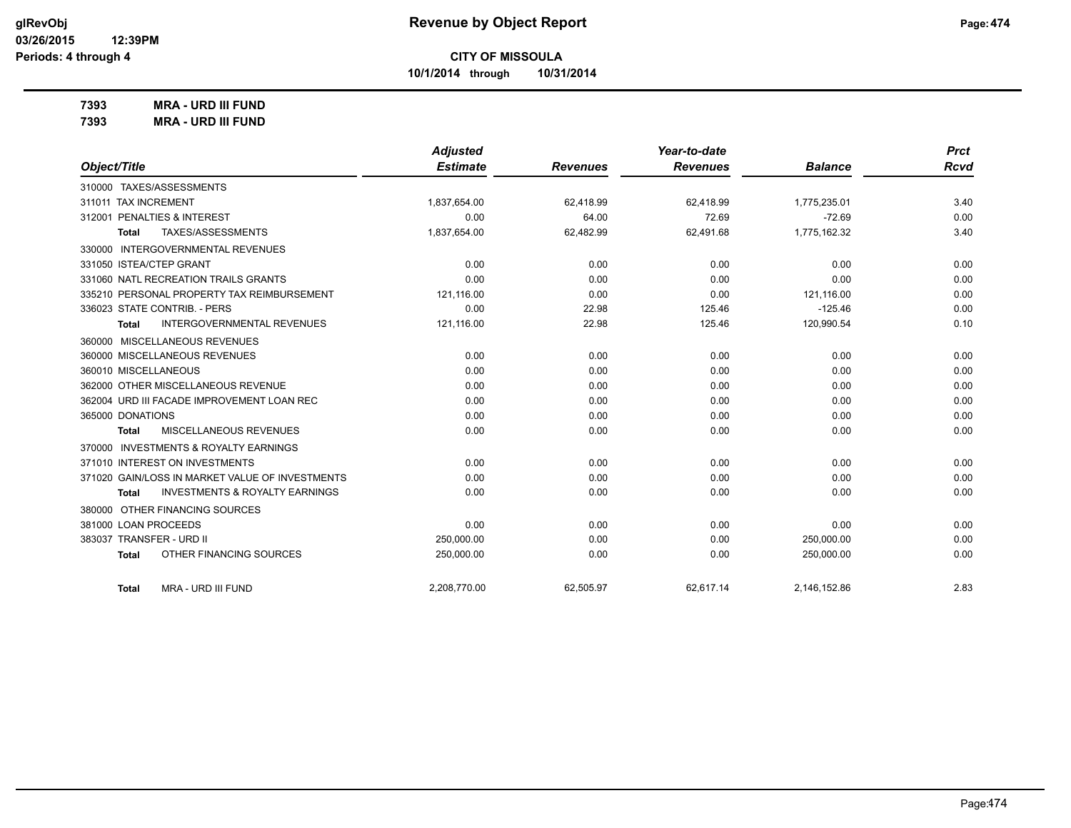**Revenue by Object Report**

**CITY OF MISSOULA**

**10/1/2014 through 10/31/2014**

glRevObj
03/26/2015 12:39PM
Periods: 4 through 4

**7393 MRA - URD III FUND**

**7393 MRA - URD III FUND**

| Object/Title | Adjusted Estimate | Revenues | Year-to-date Revenues | Balance | Prct Rcvd |
|---|---|---|---|---|---|
| 310000 TAXES/ASSESSMENTS | | | | | |
| 311011 TAX INCREMENT | 1,837,654.00 | 62,418.99 | 62,418.99 | 1,775,235.01 | 3.40 |
| 312001 PENALTIES & INTEREST | 0.00 | 64.00 | 72.69 | -72.69 | 0.00 |
| Total TAXES/ASSESSMENTS | 1,837,654.00 | 62,482.99 | 62,491.68 | 1,775,162.32 | 3.40 |
| 330000 INTERGOVERNMENTAL REVENUES | | | | | |
| 331050 ISTEA/CTEP GRANT | 0.00 | 0.00 | 0.00 | 0.00 | 0.00 |
| 331060 NATL RECREATION TRAILS GRANTS | 0.00 | 0.00 | 0.00 | 0.00 | 0.00 |
| 335210 PERSONAL PROPERTY TAX REIMBURSEMENT | 121,116.00 | 0.00 | 0.00 | 121,116.00 | 0.00 |
| 336023 STATE CONTRIB. - PERS | 0.00 | 22.98 | 125.46 | -125.46 | 0.00 |
| Total INTERGOVERNMENTAL REVENUES | 121,116.00 | 22.98 | 125.46 | 120,990.54 | 0.10 |
| 360000 MISCELLANEOUS REVENUES | | | | | |
| 360000 MISCELLANEOUS REVENUES | 0.00 | 0.00 | 0.00 | 0.00 | 0.00 |
| 360010 MISCELLANEOUS | 0.00 | 0.00 | 0.00 | 0.00 | 0.00 |
| 362000 OTHER MISCELLANEOUS REVENUE | 0.00 | 0.00 | 0.00 | 0.00 | 0.00 |
| 362004 URD III FACADE IMPROVEMENT LOAN REC | 0.00 | 0.00 | 0.00 | 0.00 | 0.00 |
| 365000 DONATIONS | 0.00 | 0.00 | 0.00 | 0.00 | 0.00 |
| Total MISCELLANEOUS REVENUES | 0.00 | 0.00 | 0.00 | 0.00 | 0.00 |
| 370000 INVESTMENTS & ROYALTY EARNINGS | | | | | |
| 371010 INTEREST ON INVESTMENTS | 0.00 | 0.00 | 0.00 | 0.00 | 0.00 |
| 371020 GAIN/LOSS IN MARKET VALUE OF INVESTMENTS | 0.00 | 0.00 | 0.00 | 0.00 | 0.00 |
| Total INVESTMENTS & ROYALTY EARNINGS | 0.00 | 0.00 | 0.00 | 0.00 | 0.00 |
| 380000 OTHER FINANCING SOURCES | | | | | |
| 381000 LOAN PROCEEDS | 0.00 | 0.00 | 0.00 | 0.00 | 0.00 |
| 383037 TRANSFER - URD II | 250,000.00 | 0.00 | 0.00 | 250,000.00 | 0.00 |
| Total OTHER FINANCING SOURCES | 250,000.00 | 0.00 | 0.00 | 250,000.00 | 0.00 |
| Total MRA - URD III FUND | 2,208,770.00 | 62,505.97 | 62,617.14 | 2,146,152.86 | 2.83 |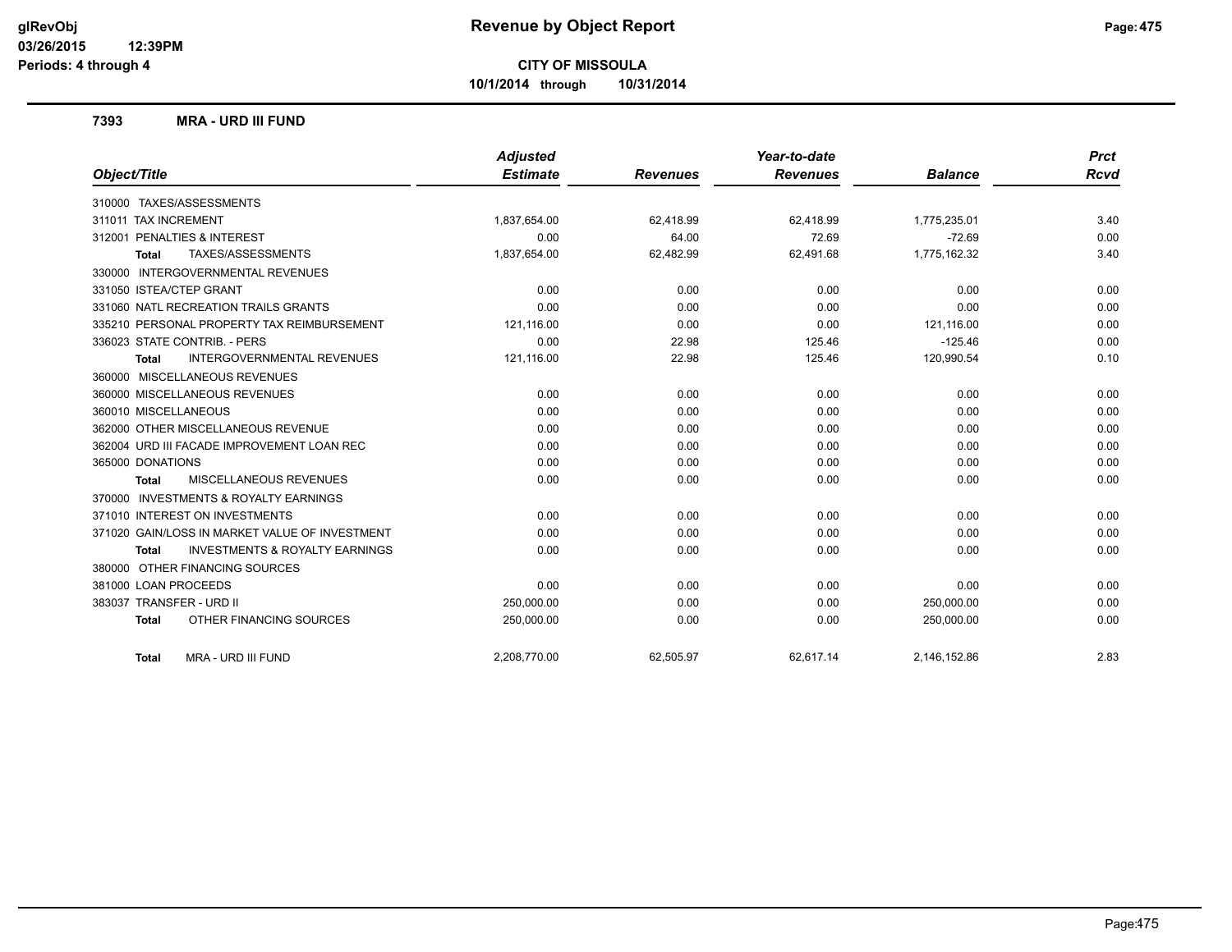# Revenue by Object Report

**CITY OF MISSOULA**

**10/1/2014 through 10/31/2014**

glRevObj
03/26/2015 12:39PM
Periods: 4 through 4

## 7393 MRA - URD III FUND

| Object/Title | Adjusted Estimate | Revenues | Year-to-date Revenues | Balance | Prct Rcvd |
|---|---|---|---|---|---|
| 310000 TAXES/ASSESSMENTS | | | | | |
| 311011 TAX INCREMENT | 1,837,654.00 | 62,418.99 | 62,418.99 | 1,775,235.01 | 3.40 |
| 312001 PENALTIES & INTEREST | 0.00 | 64.00 | 72.69 | -72.69 | 0.00 |
| **Total** TAXES/ASSESSMENTS | 1,837,654.00 | 62,482.99 | 62,491.68 | 1,775,162.32 | 3.40 |
| 330000 INTERGOVERNMENTAL REVENUES | | | | | |
| 331050 ISTEA/CTEP GRANT | 0.00 | 0.00 | 0.00 | 0.00 | 0.00 |
| 331060 NATL RECREATION TRAILS GRANTS | 0.00 | 0.00 | 0.00 | 0.00 | 0.00 |
| 335210 PERSONAL PROPERTY TAX REIMBURSEMENT | 121,116.00 | 0.00 | 0.00 | 121,116.00 | 0.00 |
| 336023 STATE CONTRIB. - PERS | 0.00 | 22.98 | 125.46 | -125.46 | 0.00 |
| **Total** INTERGOVERNMENTAL REVENUES | 121,116.00 | 22.98 | 125.46 | 120,990.54 | 0.10 |
| 360000 MISCELLANEOUS REVENUES | | | | | |
| 360000 MISCELLANEOUS REVENUES | 0.00 | 0.00 | 0.00 | 0.00 | 0.00 |
| 360010 MISCELLANEOUS | 0.00 | 0.00 | 0.00 | 0.00 | 0.00 |
| 362000 OTHER MISCELLANEOUS REVENUE | 0.00 | 0.00 | 0.00 | 0.00 | 0.00 |
| 362004 URD III FACADE IMPROVEMENT LOAN REC | 0.00 | 0.00 | 0.00 | 0.00 | 0.00 |
| 365000 DONATIONS | 0.00 | 0.00 | 0.00 | 0.00 | 0.00 |
| **Total** MISCELLANEOUS REVENUES | 0.00 | 0.00 | 0.00 | 0.00 | 0.00 |
| 370000 INVESTMENTS & ROYALTY EARNINGS | | | | | |
| 371010 INTEREST ON INVESTMENTS | 0.00 | 0.00 | 0.00 | 0.00 | 0.00 |
| 371020 GAIN/LOSS IN MARKET VALUE OF INVESTMENT | 0.00 | 0.00 | 0.00 | 0.00 | 0.00 |
| **Total** INVESTMENTS & ROYALTY EARNINGS | 0.00 | 0.00 | 0.00 | 0.00 | 0.00 |
| 380000 OTHER FINANCING SOURCES | | | | | |
| 381000 LOAN PROCEEDS | 0.00 | 0.00 | 0.00 | 0.00 | 0.00 |
| 383037 TRANSFER - URD II | 250,000.00 | 0.00 | 0.00 | 250,000.00 | 0.00 |
| **Total** OTHER FINANCING SOURCES | 250,000.00 | 0.00 | 0.00 | 250,000.00 | 0.00 |
| **Total** MRA - URD III FUND | 2,208,770.00 | 62,505.97 | 62,617.14 | 2,146,152.86 | 2.83 |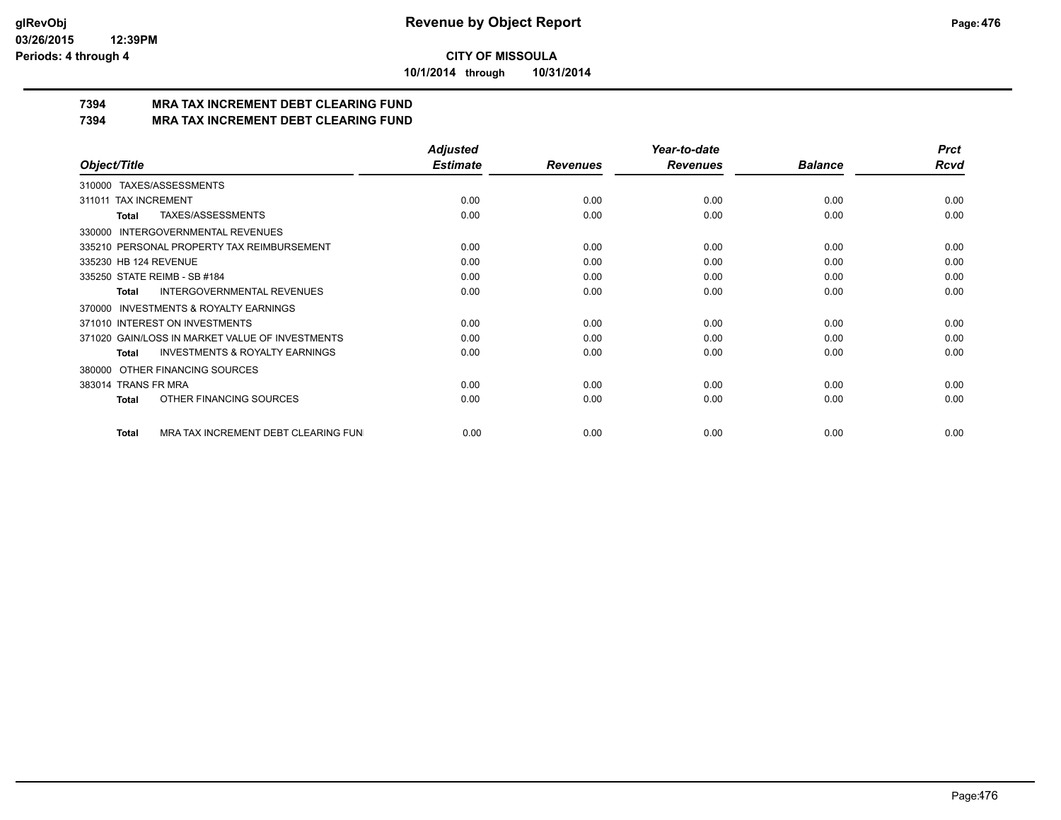**CITY OF MISSOULA**

**10/1/2014 through 10/31/2014**

## 7394 MRA TAX INCREMENT DEBT CLEARING FUND
## 7394 MRA TAX INCREMENT DEBT CLEARING FUND

| Object/Title | Adjusted Estimate | Revenues | Year-to-date Revenues | Balance | Prct Rcvd |
|---|---|---|---|---|---|
| 310000 TAXES/ASSESSMENTS | | | | | |
| 311011 TAX INCREMENT | 0.00 | 0.00 | 0.00 | 0.00 | 0.00 |
| **Total** TAXES/ASSESSMENTS | 0.00 | 0.00 | 0.00 | 0.00 | 0.00 |
| 330000 INTERGOVERNMENTAL REVENUES | | | | | |
| 335210 PERSONAL PROPERTY TAX REIMBURSEMENT | 0.00 | 0.00 | 0.00 | 0.00 | 0.00 |
| 335230 HB 124 REVENUE | 0.00 | 0.00 | 0.00 | 0.00 | 0.00 |
| 335250 STATE REIMB - SB #184 | 0.00 | 0.00 | 0.00 | 0.00 | 0.00 |
| **Total** INTERGOVERNMENTAL REVENUES | 0.00 | 0.00 | 0.00 | 0.00 | 0.00 |
| 370000 INVESTMENTS & ROYALTY EARNINGS | | | | | |
| 371010 INTEREST ON INVESTMENTS | 0.00 | 0.00 | 0.00 | 0.00 | 0.00 |
| 371020 GAIN/LOSS IN MARKET VALUE OF INVESTMENTS | 0.00 | 0.00 | 0.00 | 0.00 | 0.00 |
| **Total** INVESTMENTS & ROYALTY EARNINGS | 0.00 | 0.00 | 0.00 | 0.00 | 0.00 |
| 380000 OTHER FINANCING SOURCES | | | | | |
| 383014 TRANS FR MRA | 0.00 | 0.00 | 0.00 | 0.00 | 0.00 |
| **Total** OTHER FINANCING SOURCES | 0.00 | 0.00 | 0.00 | 0.00 | 0.00 |
| **Total** MRA TAX INCREMENT DEBT CLEARING FUN | 0.00 | 0.00 | 0.00 | 0.00 | 0.00 |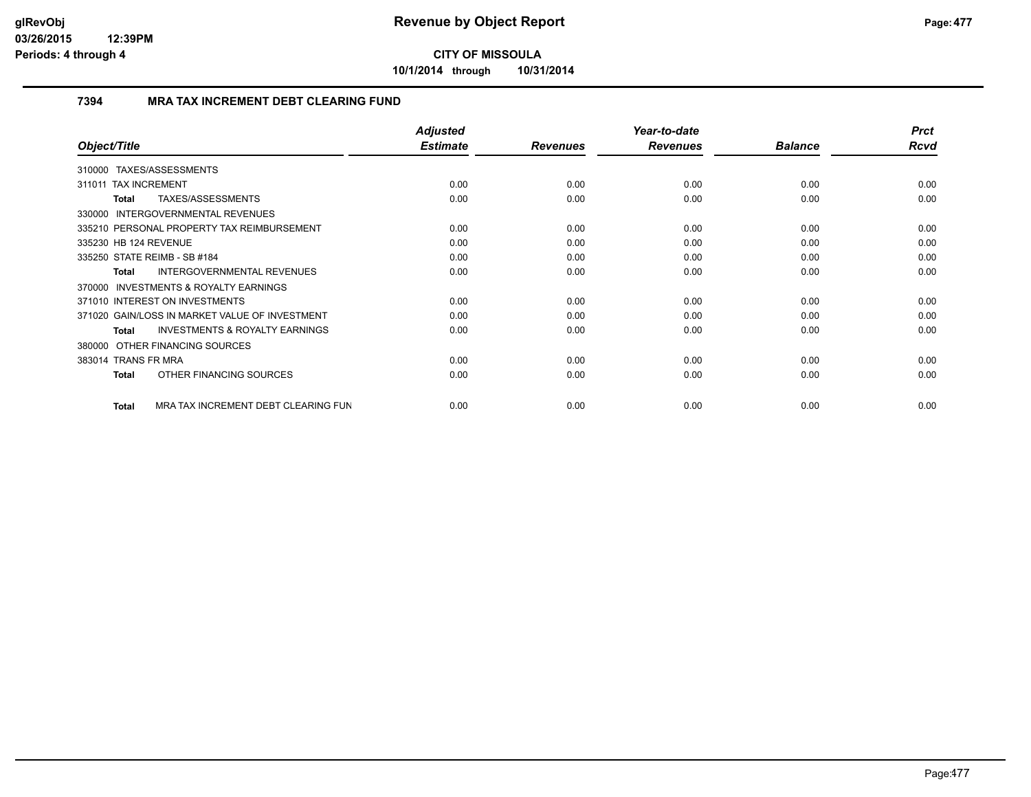# Revenue by Object Report

**CITY OF MISSOULA**

**10/1/2014 through 10/31/2014**

glRevObj
03/26/2015 12:39PM
Periods: 4 through 4

## 7394 MRA TAX INCREMENT DEBT CLEARING FUND

| Object/Title | Adjusted Estimate | Revenues | Year-to-date Revenues | Balance | Prct Rcvd |
|---|---|---|---|---|---|
| 310000 TAXES/ASSESSMENTS | | | | | |
| 311011 TAX INCREMENT | 0.00 | 0.00 | 0.00 | 0.00 | 0.00 |
| **Total** TAXES/ASSESSMENTS | 0.00 | 0.00 | 0.00 | 0.00 | 0.00 |
| 330000 INTERGOVERNMENTAL REVENUES | | | | | |
| 335210 PERSONAL PROPERTY TAX REIMBURSEMENT | 0.00 | 0.00 | 0.00 | 0.00 | 0.00 |
| 335230 HB 124 REVENUE | 0.00 | 0.00 | 0.00 | 0.00 | 0.00 |
| 335250 STATE REIMB - SB #184 | 0.00 | 0.00 | 0.00 | 0.00 | 0.00 |
| **Total** INTERGOVERNMENTAL REVENUES | 0.00 | 0.00 | 0.00 | 0.00 | 0.00 |
| 370000 INVESTMENTS & ROYALTY EARNINGS | | | | | |
| 371010 INTEREST ON INVESTMENTS | 0.00 | 0.00 | 0.00 | 0.00 | 0.00 |
| 371020 GAIN/LOSS IN MARKET VALUE OF INVESTMENT | 0.00 | 0.00 | 0.00 | 0.00 | 0.00 |
| **Total** INVESTMENTS & ROYALTY EARNINGS | 0.00 | 0.00 | 0.00 | 0.00 | 0.00 |
| 380000 OTHER FINANCING SOURCES | | | | | |
| 383014 TRANS FR MRA | 0.00 | 0.00 | 0.00 | 0.00 | 0.00 |
| **Total** OTHER FINANCING SOURCES | 0.00 | 0.00 | 0.00 | 0.00 | 0.00 |
| **Total** MRA TAX INCREMENT DEBT CLEARING FUN | 0.00 | 0.00 | 0.00 | 0.00 | 0.00 |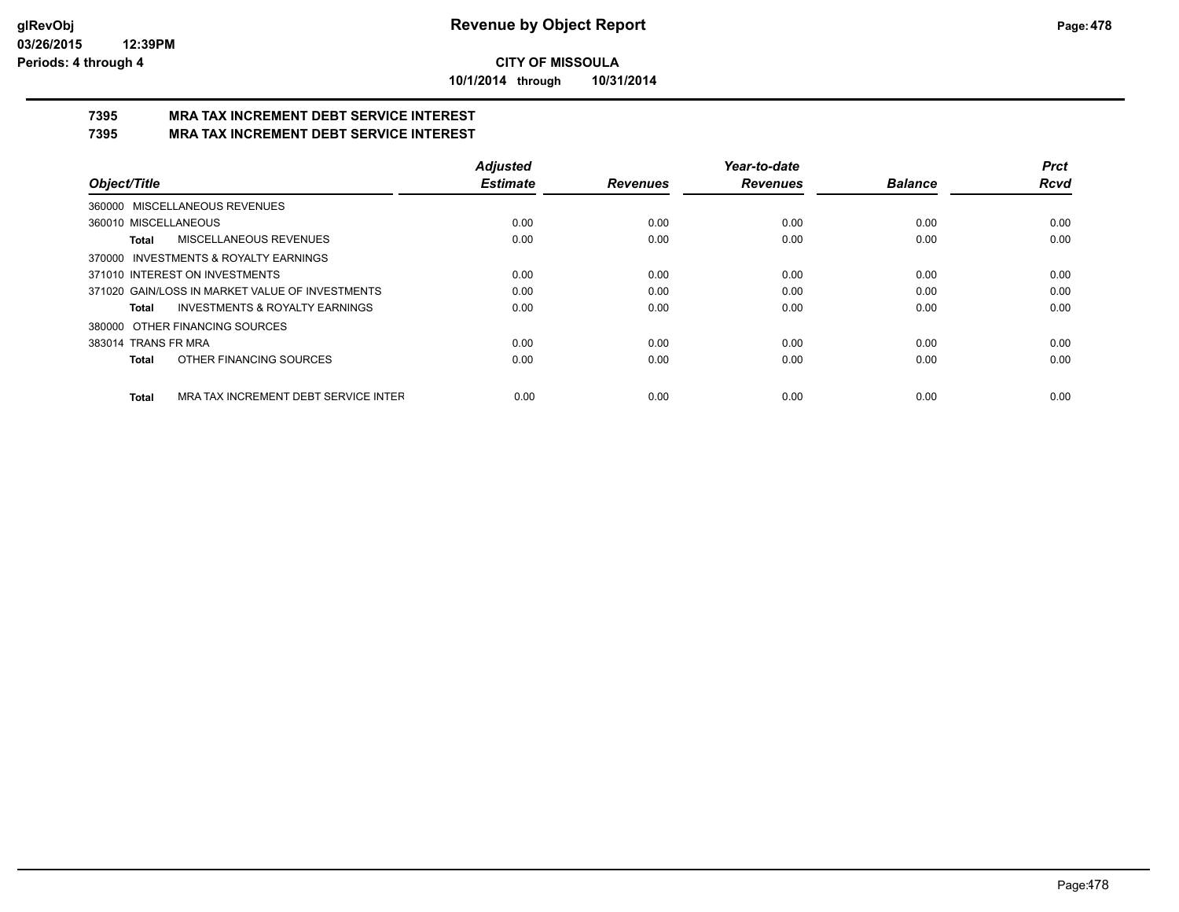# Revenue by Object Report

**CITY OF MISSOULA**

**10/1/2014 through 10/31/2014**

glRevObj
03/26/2015 12:39PM
Periods: 4 through 4

## 7395 MRA TAX INCREMENT DEBT SERVICE INTEREST
## 7395 MRA TAX INCREMENT DEBT SERVICE INTEREST

| Object/Title | Adjusted Estimate | Revenues | Year-to-date Revenues | Balance | Prct Rcvd |
|---|---|---|---|---|---|
| 360000 MISCELLANEOUS REVENUES | | | | | |
| 360010 MISCELLANEOUS | 0.00 | 0.00 | 0.00 | 0.00 | 0.00 |
| **Total** MISCELLANEOUS REVENUES | 0.00 | 0.00 | 0.00 | 0.00 | 0.00 |
| 370000 INVESTMENTS & ROYALTY EARNINGS | | | | | |
| 371010 INTEREST ON INVESTMENTS | 0.00 | 0.00 | 0.00 | 0.00 | 0.00 |
| 371020 GAIN/LOSS IN MARKET VALUE OF INVESTMENTS | 0.00 | 0.00 | 0.00 | 0.00 | 0.00 |
| **Total** INVESTMENTS & ROYALTY EARNINGS | 0.00 | 0.00 | 0.00 | 0.00 | 0.00 |
| 380000 OTHER FINANCING SOURCES | | | | | |
| 383014 TRANS FR MRA | 0.00 | 0.00 | 0.00 | 0.00 | 0.00 |
| **Total** OTHER FINANCING SOURCES | 0.00 | 0.00 | 0.00 | 0.00 | 0.00 |
| **Total** MRA TAX INCREMENT DEBT SERVICE INTER | 0.00 | 0.00 | 0.00 | 0.00 | 0.00 |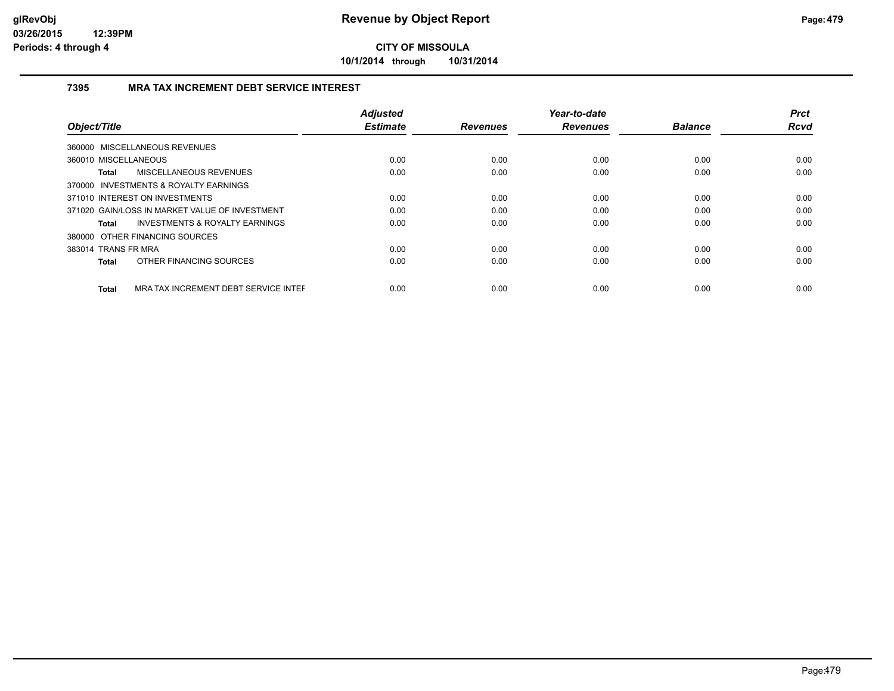# Revenue by Object Report

**CITY OF MISSOULA**

**10/1/2014 through 10/31/2014**

### 7395 MRA TAX INCREMENT DEBT SERVICE INTEREST

| Object/Title | Adjusted Estimate | Revenues | Year-to-date Revenues | Balance | Prct Rcvd |
|---|---|---|---|---|---|
| 360000 MISCELLANEOUS REVENUES | | | | | |
| 360010 MISCELLANEOUS | 0.00 | 0.00 | 0.00 | 0.00 | 0.00 |
| **Total** MISCELLANEOUS REVENUES | 0.00 | 0.00 | 0.00 | 0.00 | 0.00 |
| 370000 INVESTMENTS & ROYALTY EARNINGS | | | | | |
| 371010 INTEREST ON INVESTMENTS | 0.00 | 0.00 | 0.00 | 0.00 | 0.00 |
| 371020 GAIN/LOSS IN MARKET VALUE OF INVESTMENT | 0.00 | 0.00 | 0.00 | 0.00 | 0.00 |
| **Total** INVESTMENTS & ROYALTY EARNINGS | 0.00 | 0.00 | 0.00 | 0.00 | 0.00 |
| 380000 OTHER FINANCING SOURCES | | | | | |
| 383014 TRANS FR MRA | 0.00 | 0.00 | 0.00 | 0.00 | 0.00 |
| **Total** OTHER FINANCING SOURCES | 0.00 | 0.00 | 0.00 | 0.00 | 0.00 |
| **Total** MRA TAX INCREMENT DEBT SERVICE INTEF | 0.00 | 0.00 | 0.00 | 0.00 | 0.00 |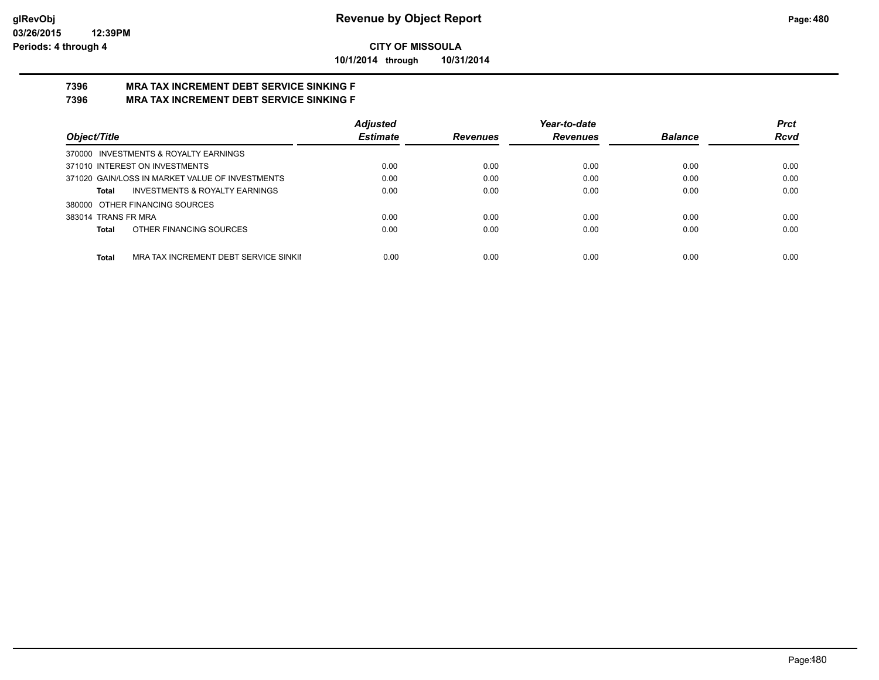**CITY OF MISSOULA**

**10/1/2014 through 10/31/2014**

**7396 MRA TAX INCREMENT DEBT SERVICE SINKING F**

**7396 MRA TAX INCREMENT DEBT SERVICE SINKING F**

| Object/Title | Adjusted Estimate | Revenues | Year-to-date Revenues | Balance | Prct Rcvd |
|---|---|---|---|---|---|
| 370000 INVESTMENTS & ROYALTY EARNINGS | | | | | |
| 371010 INTEREST ON INVESTMENTS | 0.00 | 0.00 | 0.00 | 0.00 | 0.00 |
| 371020 GAIN/LOSS IN MARKET VALUE OF INVESTMENTS | 0.00 | 0.00 | 0.00 | 0.00 | 0.00 |
| **Total** INVESTMENTS & ROYALTY EARNINGS | 0.00 | 0.00 | 0.00 | 0.00 | 0.00 |
| 380000 OTHER FINANCING SOURCES | | | | | |
| 383014 TRANS FR MRA | 0.00 | 0.00 | 0.00 | 0.00 | 0.00 |
| **Total** OTHER FINANCING SOURCES | 0.00 | 0.00 | 0.00 | 0.00 | 0.00 |
| **Total** MRA TAX INCREMENT DEBT SERVICE SINKII | 0.00 | 0.00 | 0.00 | 0.00 | 0.00 |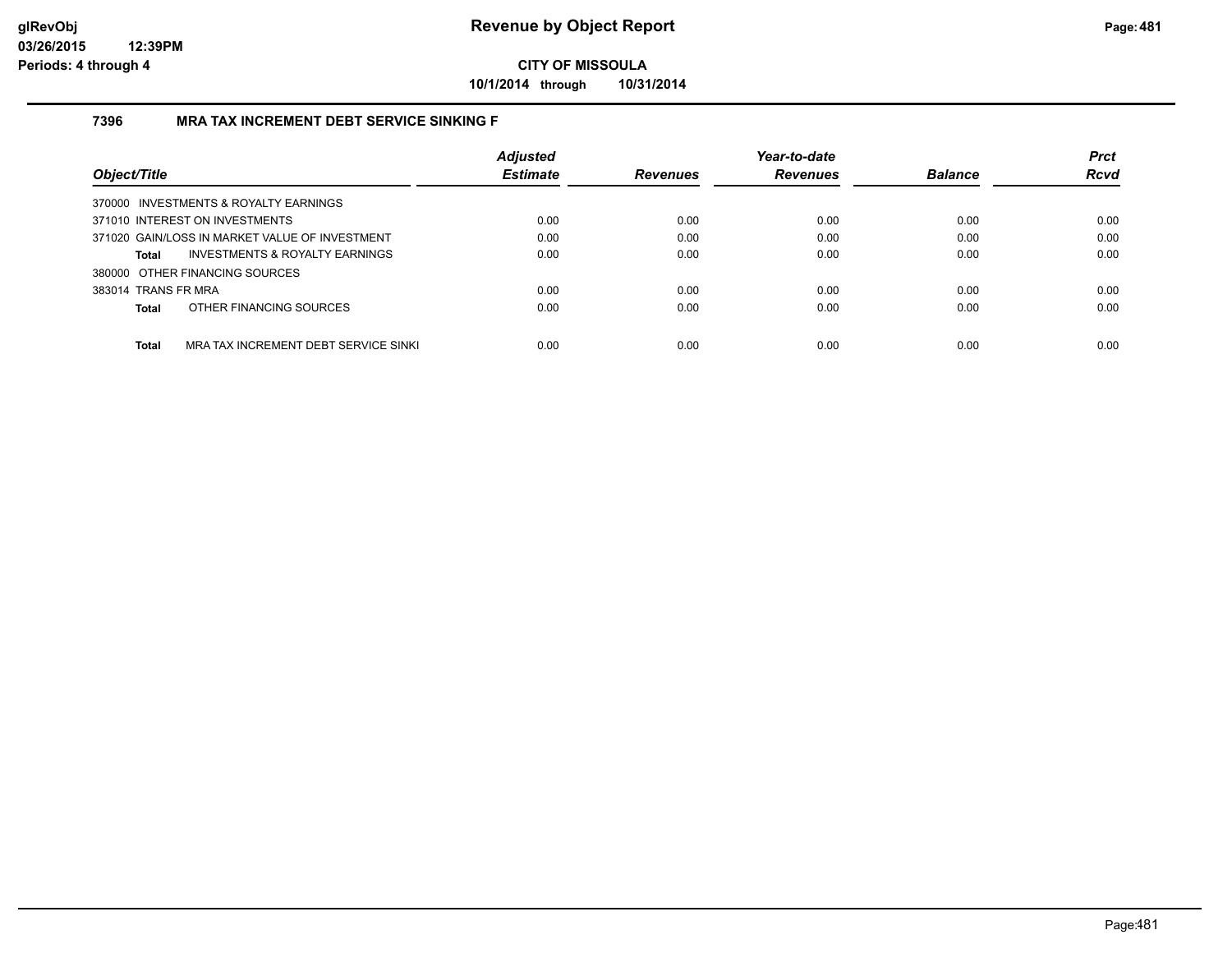**CITY OF MISSOULA**

**10/1/2014 through 10/31/2014**

### 7396 MRA TAX INCREMENT DEBT SERVICE SINKING F

| Object/Title | Adjusted Estimate | Revenues | Year-to-date Revenues | Balance | Prct Rcvd |
|---|---|---|---|---|---|
| 370000 INVESTMENTS & ROYALTY EARNINGS | | | | | |
| 371010 INTEREST ON INVESTMENTS | 0.00 | 0.00 | 0.00 | 0.00 | 0.00 |
| 371020 GAIN/LOSS IN MARKET VALUE OF INVESTMENT | 0.00 | 0.00 | 0.00 | 0.00 | 0.00 |
| **Total** INVESTMENTS & ROYALTY EARNINGS | 0.00 | 0.00 | 0.00 | 0.00 | 0.00 |
| 380000 OTHER FINANCING SOURCES | | | | | |
| 383014 TRANS FR MRA | 0.00 | 0.00 | 0.00 | 0.00 | 0.00 |
| **Total** OTHER FINANCING SOURCES | 0.00 | 0.00 | 0.00 | 0.00 | 0.00 |
| **Total** MRA TAX INCREMENT DEBT SERVICE SINKI | 0.00 | 0.00 | 0.00 | 0.00 | 0.00 |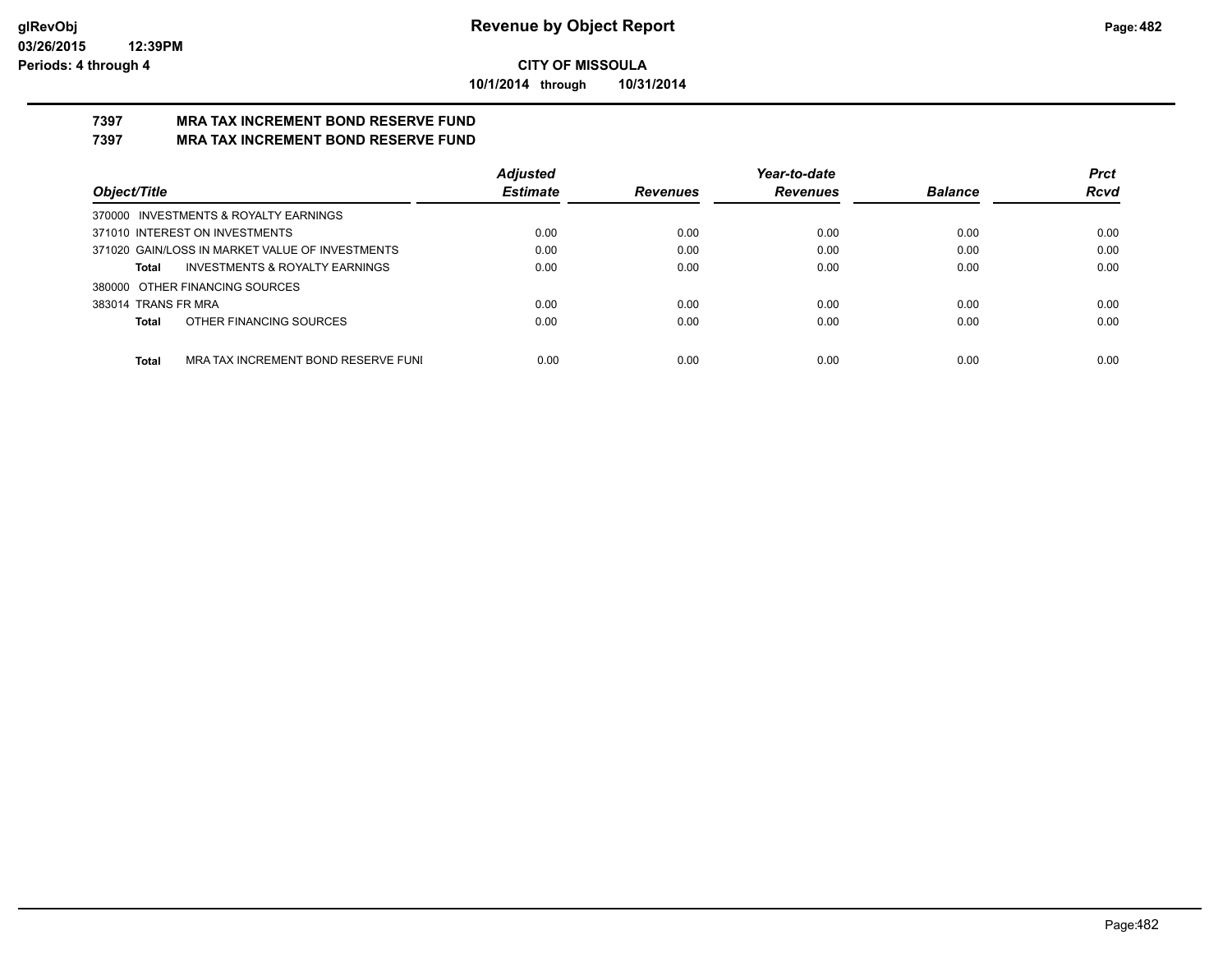**Revenue by Object Report**

**CITY OF MISSOULA**

**10/1/2014 through 10/31/2014**

glRevObj
03/26/2015 12:39PM
Periods: 4 through 4

## 7397 MRA TAX INCREMENT BOND RESERVE FUND
## 7397 MRA TAX INCREMENT BOND RESERVE FUND

| Object/Title | Adjusted Estimate | Revenues | Year-to-date Revenues | Balance | Prct Rcvd |
|---|---|---|---|---|---|
| 370000 INVESTMENTS & ROYALTY EARNINGS | | | | | |
| 371010 INTEREST ON INVESTMENTS | 0.00 | 0.00 | 0.00 | 0.00 | 0.00 |
| 371020 GAIN/LOSS IN MARKET VALUE OF INVESTMENTS | 0.00 | 0.00 | 0.00 | 0.00 | 0.00 |
| **Total** INVESTMENTS & ROYALTY EARNINGS | 0.00 | 0.00 | 0.00 | 0.00 | 0.00 |
| 380000 OTHER FINANCING SOURCES | | | | | |
| 383014 TRANS FR MRA | 0.00 | 0.00 | 0.00 | 0.00 | 0.00 |
| **Total** OTHER FINANCING SOURCES | 0.00 | 0.00 | 0.00 | 0.00 | 0.00 |
| **Total** MRA TAX INCREMENT BOND RESERVE FUNI | 0.00 | 0.00 | 0.00 | 0.00 | 0.00 |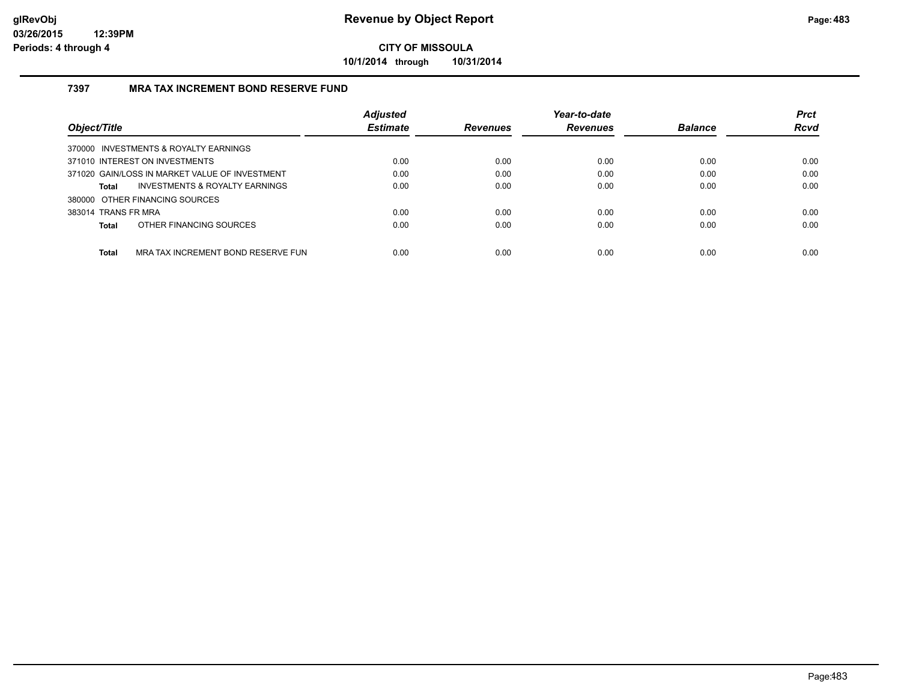# Revenue by Object Report

**CITY OF MISSOULA**

**10/1/2014 through 10/31/2014**

### 7397 MRA TAX INCREMENT BOND RESERVE FUND

| Object/Title | Adjusted Estimate | Revenues | Year-to-date Revenues | Balance | Prct Rcvd |
|---|---|---|---|---|---|
| 370000 INVESTMENTS & ROYALTY EARNINGS | | | | | |
| 371010 INTEREST ON INVESTMENTS | 0.00 | 0.00 | 0.00 | 0.00 | 0.00 |
| 371020 GAIN/LOSS IN MARKET VALUE OF INVESTMENT | 0.00 | 0.00 | 0.00 | 0.00 | 0.00 |
| **Total** INVESTMENTS & ROYALTY EARNINGS | 0.00 | 0.00 | 0.00 | 0.00 | 0.00 |
| 380000 OTHER FINANCING SOURCES | | | | | |
| 383014 TRANS FR MRA | 0.00 | 0.00 | 0.00 | 0.00 | 0.00 |
| **Total** OTHER FINANCING SOURCES | 0.00 | 0.00 | 0.00 | 0.00 | 0.00 |
| **Total** MRA TAX INCREMENT BOND RESERVE FUN | 0.00 | 0.00 | 0.00 | 0.00 | 0.00 |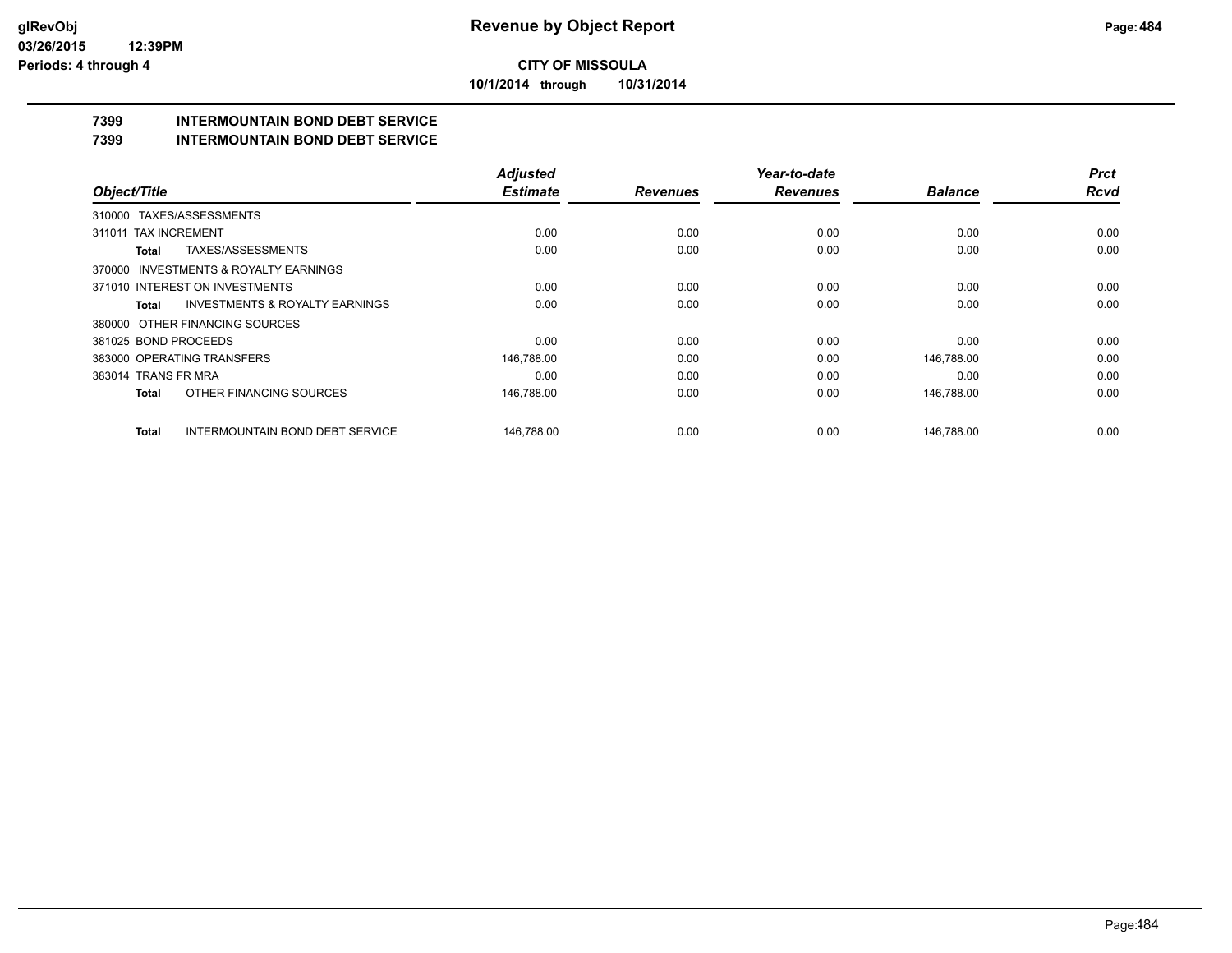# Revenue by Object Report

**CITY OF MISSOULA**

**10/1/2014 through 10/31/2014**

glRevObj
03/26/2015 12:39PM
Periods: 4 through 4

## 7399 INTERMOUNTAIN BOND DEBT SERVICE
## 7399 INTERMOUNTAIN BOND DEBT SERVICE

| Object/Title | Adjusted Estimate | Revenues | Year-to-date Revenues | Balance | Prct Rcvd |
|---|---|---|---|---|---|
| 310000 TAXES/ASSESSMENTS | | | | | |
| 311011 TAX INCREMENT | 0.00 | 0.00 | 0.00 | 0.00 | 0.00 |
| **Total** TAXES/ASSESSMENTS | 0.00 | 0.00 | 0.00 | 0.00 | 0.00 |
| 370000 INVESTMENTS & ROYALTY EARNINGS | | | | | |
| 371010 INTEREST ON INVESTMENTS | 0.00 | 0.00 | 0.00 | 0.00 | 0.00 |
| **Total** INVESTMENTS & ROYALTY EARNINGS | 0.00 | 0.00 | 0.00 | 0.00 | 0.00 |
| 380000 OTHER FINANCING SOURCES | | | | | |
| 381025 BOND PROCEEDS | 0.00 | 0.00 | 0.00 | 0.00 | 0.00 |
| 383000 OPERATING TRANSFERS | 146,788.00 | 0.00 | 0.00 | 146,788.00 | 0.00 |
| 383014 TRANS FR MRA | 0.00 | 0.00 | 0.00 | 0.00 | 0.00 |
| **Total** OTHER FINANCING SOURCES | 146,788.00 | 0.00 | 0.00 | 146,788.00 | 0.00 |
| **Total** INTERMOUNTAIN BOND DEBT SERVICE | 146,788.00 | 0.00 | 0.00 | 146,788.00 | 0.00 |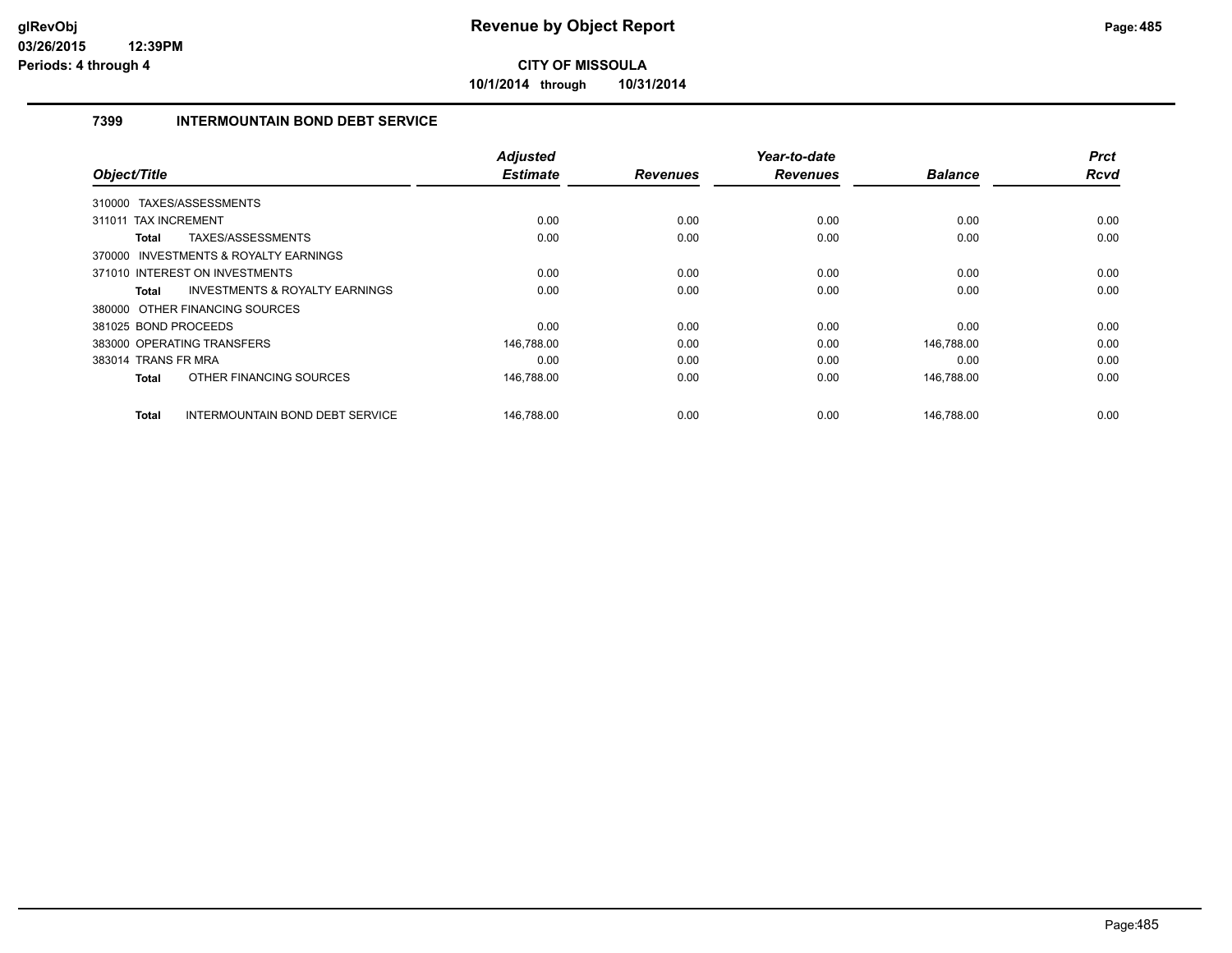**CITY OF MISSOULA**

**10/1/2014 through 10/31/2014**

### 7399 INTERMOUNTAIN BOND DEBT SERVICE

| Object/Title | Adjusted Estimate | Revenues | Year-to-date Revenues | Balance | Prct Rcvd |
|---|---|---|---|---|---|
| 310000 TAXES/ASSESSMENTS | | | | | |
| 311011 TAX INCREMENT | 0.00 | 0.00 | 0.00 | 0.00 | 0.00 |
| **Total** TAXES/ASSESSMENTS | 0.00 | 0.00 | 0.00 | 0.00 | 0.00 |
| 370000 INVESTMENTS & ROYALTY EARNINGS | | | | | |
| 371010 INTEREST ON INVESTMENTS | 0.00 | 0.00 | 0.00 | 0.00 | 0.00 |
| **Total** INVESTMENTS & ROYALTY EARNINGS | 0.00 | 0.00 | 0.00 | 0.00 | 0.00 |
| 380000 OTHER FINANCING SOURCES | | | | | |
| 381025 BOND PROCEEDS | 0.00 | 0.00 | 0.00 | 0.00 | 0.00 |
| 383000 OPERATING TRANSFERS | 146,788.00 | 0.00 | 0.00 | 146,788.00 | 0.00 |
| 383014 TRANS FR MRA | 0.00 | 0.00 | 0.00 | 0.00 | 0.00 |
| **Total** OTHER FINANCING SOURCES | 146,788.00 | 0.00 | 0.00 | 146,788.00 | 0.00 |
| **Total** INTERMOUNTAIN BOND DEBT SERVICE | 146,788.00 | 0.00 | 0.00 | 146,788.00 | 0.00 |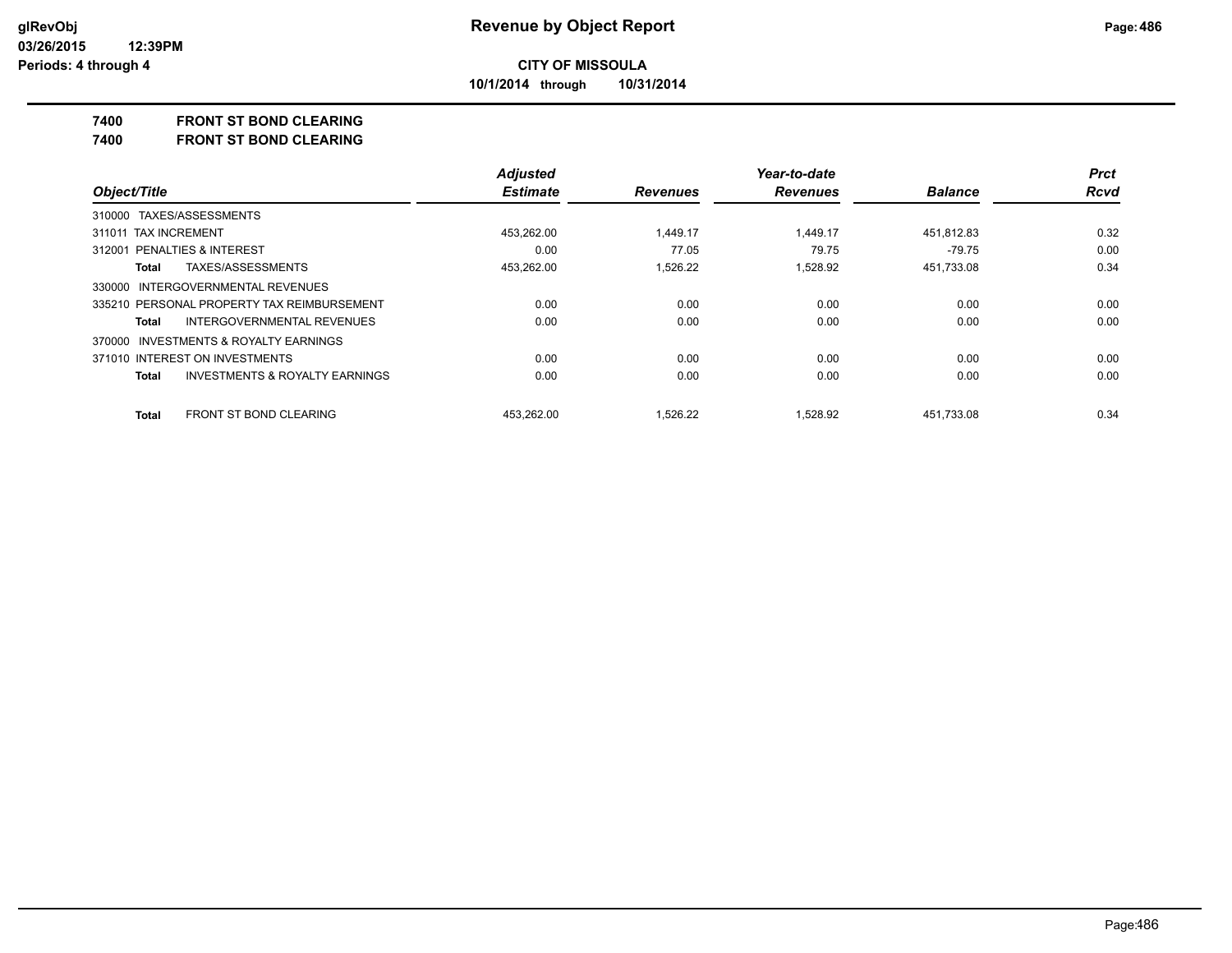**CITY OF MISSOULA**

**10/1/2014 through 10/31/2014**

## 7400 FRONT ST BOND CLEARING

## 7400 FRONT ST BOND CLEARING

| Object/Title | Adjusted Estimate | Revenues | Year-to-date Revenues | Balance | Prct Rcvd |
|---|---|---|---|---|---|
| 310000 TAXES/ASSESSMENTS | | | | | |
| 311011 TAX INCREMENT | 453,262.00 | 1,449.17 | 1,449.17 | 451,812.83 | 0.32 |
| 312001 PENALTIES & INTEREST | 0.00 | 77.05 | 79.75 | -79.75 | 0.00 |
| **Total** TAXES/ASSESSMENTS | 453,262.00 | 1,526.22 | 1,528.92 | 451,733.08 | 0.34 |
| 330000 INTERGOVERNMENTAL REVENUES | | | | | |
| 335210 PERSONAL PROPERTY TAX REIMBURSEMENT | 0.00 | 0.00 | 0.00 | 0.00 | 0.00 |
| **Total** INTERGOVERNMENTAL REVENUES | 0.00 | 0.00 | 0.00 | 0.00 | 0.00 |
| 370000 INVESTMENTS & ROYALTY EARNINGS | | | | | |
| 371010 INTEREST ON INVESTMENTS | 0.00 | 0.00 | 0.00 | 0.00 | 0.00 |
| **Total** INVESTMENTS & ROYALTY EARNINGS | 0.00 | 0.00 | 0.00 | 0.00 | 0.00 |
| **Total** FRONT ST BOND CLEARING | 453,262.00 | 1,526.22 | 1,528.92 | 451,733.08 | 0.34 |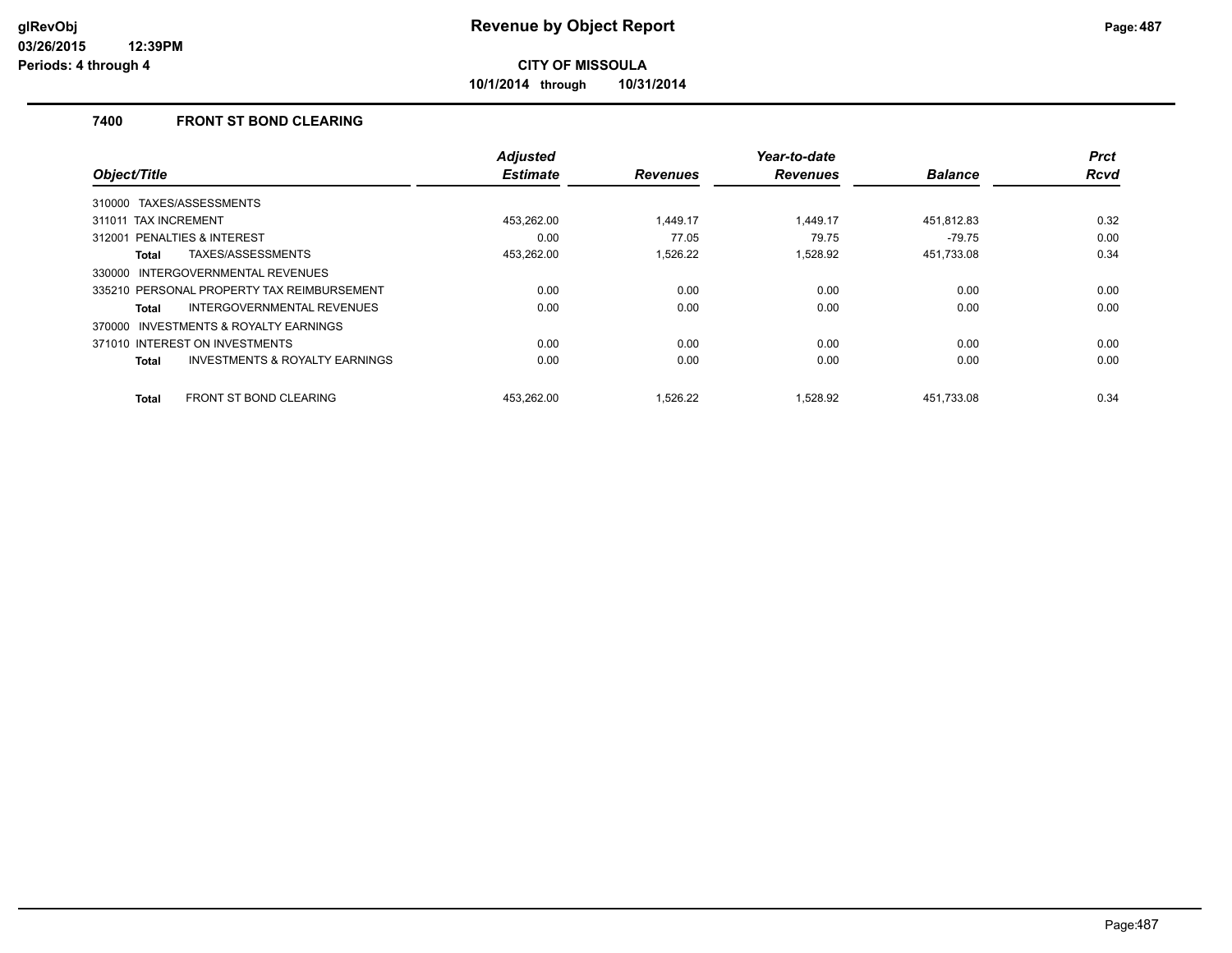# Revenue by Object Report

**CITY OF MISSOULA**

**10/1/2014 through 10/31/2014**

### 7400 FRONT ST BOND CLEARING

| Object/Title | Adjusted Estimate | Revenues | Year-to-date Revenues | Balance | Prct Rcvd |
|---|---|---|---|---|---|
| 310000 TAXES/ASSESSMENTS | | | | | |
| 311011 TAX INCREMENT | 453,262.00 | 1,449.17 | 1,449.17 | 451,812.83 | 0.32 |
| 312001 PENALTIES & INTEREST | 0.00 | 77.05 | 79.75 | -79.75 | 0.00 |
| **Total** TAXES/ASSESSMENTS | 453,262.00 | 1,526.22 | 1,528.92 | 451,733.08 | 0.34 |
| 330000 INTERGOVERNMENTAL REVENUES | | | | | |
| 335210 PERSONAL PROPERTY TAX REIMBURSEMENT | 0.00 | 0.00 | 0.00 | 0.00 | 0.00 |
| **Total** INTERGOVERNMENTAL REVENUES | 0.00 | 0.00 | 0.00 | 0.00 | 0.00 |
| 370000 INVESTMENTS & ROYALTY EARNINGS | | | | | |
| 371010 INTEREST ON INVESTMENTS | 0.00 | 0.00 | 0.00 | 0.00 | 0.00 |
| **Total** INVESTMENTS & ROYALTY EARNINGS | 0.00 | 0.00 | 0.00 | 0.00 | 0.00 |
| **Total** FRONT ST BOND CLEARING | 453,262.00 | 1,526.22 | 1,528.92 | 451,733.08 | 0.34 |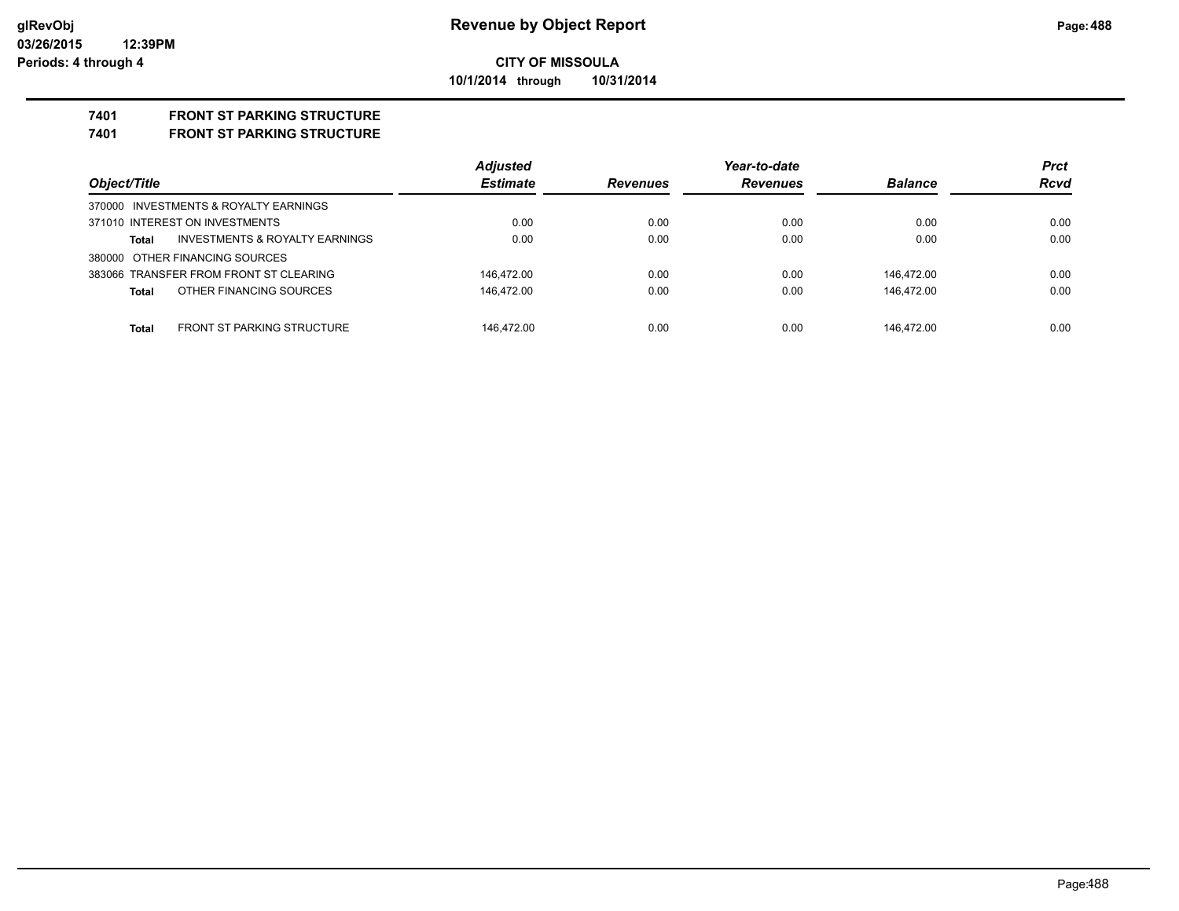# Revenue by Object Report

**CITY OF MISSOULA**

**10/1/2014 through 10/31/2014**

glRevObj
03/26/2015 12:39PM
Periods: 4 through 4

## 7401 FRONT ST PARKING STRUCTURE
## 7401 FRONT ST PARKING STRUCTURE

| Object/Title | | Adjusted Estimate | Revenues | Year-to-date Revenues | Balance | Prct Rcvd |
|---|---|---|---|---|---|---|
| 370000 INVESTMENTS & ROYALTY EARNINGS | | | | | | |
| 371010 INTEREST ON INVESTMENTS | | 0.00 | 0.00 | 0.00 | 0.00 | 0.00 |
| Total | INVESTMENTS & ROYALTY EARNINGS | 0.00 | 0.00 | 0.00 | 0.00 | 0.00 |
| 380000 OTHER FINANCING SOURCES | | | | | | |
| 383066 TRANSFER FROM FRONT ST CLEARING | | 146,472.00 | 0.00 | 0.00 | 146,472.00 | 0.00 |
| Total | OTHER FINANCING SOURCES | 146,472.00 | 0.00 | 0.00 | 146,472.00 | 0.00 |
| Total | FRONT ST PARKING STRUCTURE | 146,472.00 | 0.00 | 0.00 | 146,472.00 | 0.00 |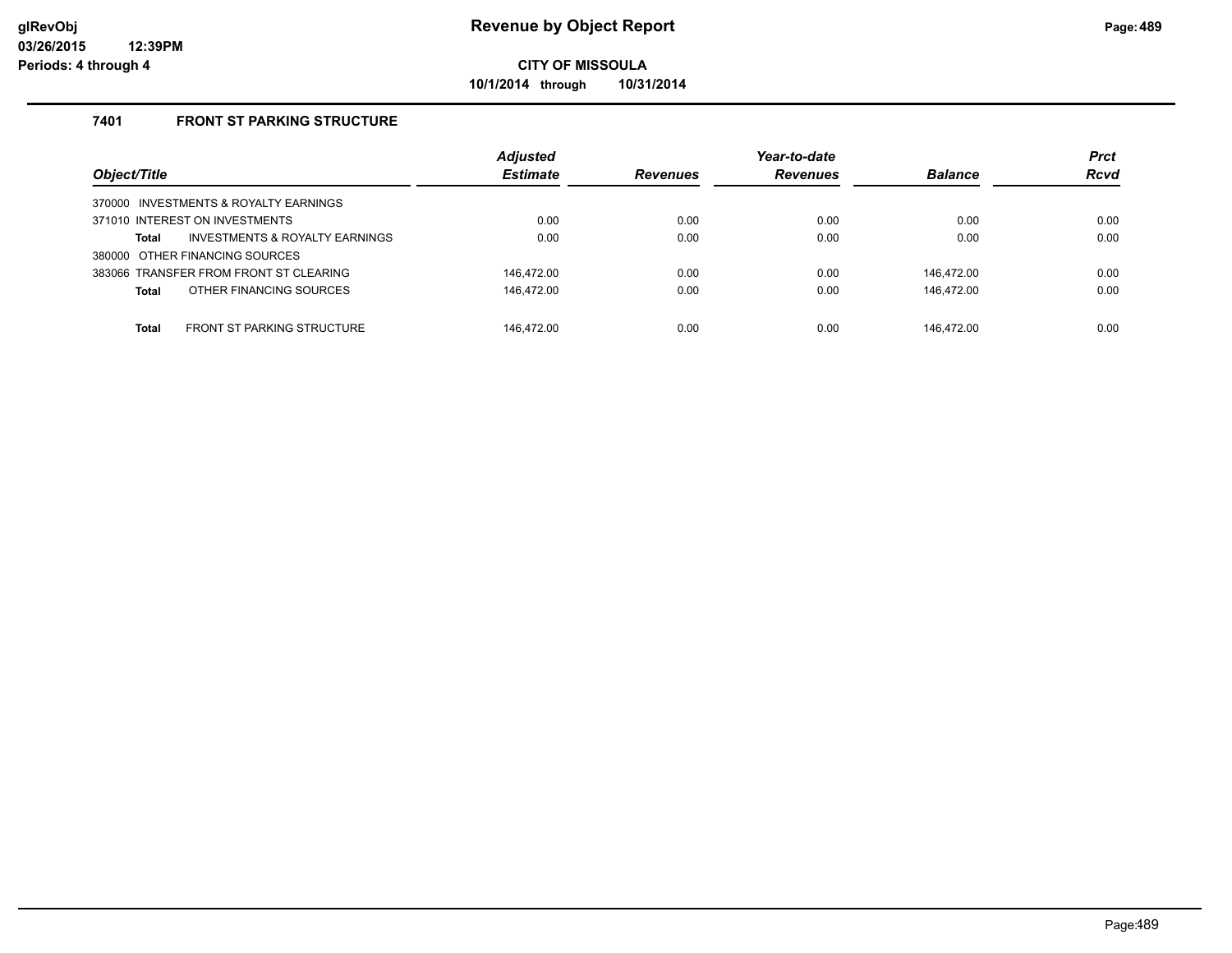# Revenue by Object Report

**CITY OF MISSOULA**

**10/1/2014 through 10/31/2014**

glRevObj
03/26/2015 12:39PM
Periods: 4 through 4

### 7401 FRONT ST PARKING STRUCTURE

| Object/Title | Adjusted Estimate | Revenues | Year-to-date Revenues | Balance | Prct Rcvd |
|---|---|---|---|---|---|
| 370000 INVESTMENTS & ROYALTY EARNINGS | | | | | |
| 371010 INTEREST ON INVESTMENTS | 0.00 | 0.00 | 0.00 | 0.00 | 0.00 |
| **Total** INVESTMENTS & ROYALTY EARNINGS | 0.00 | 0.00 | 0.00 | 0.00 | 0.00 |
| 380000 OTHER FINANCING SOURCES | | | | | |
| 383066 TRANSFER FROM FRONT ST CLEARING | 146,472.00 | 0.00 | 0.00 | 146,472.00 | 0.00 |
| **Total** OTHER FINANCING SOURCES | 146,472.00 | 0.00 | 0.00 | 146,472.00 | 0.00 |
| **Total** FRONT ST PARKING STRUCTURE | 146,472.00 | 0.00 | 0.00 | 146,472.00 | 0.00 |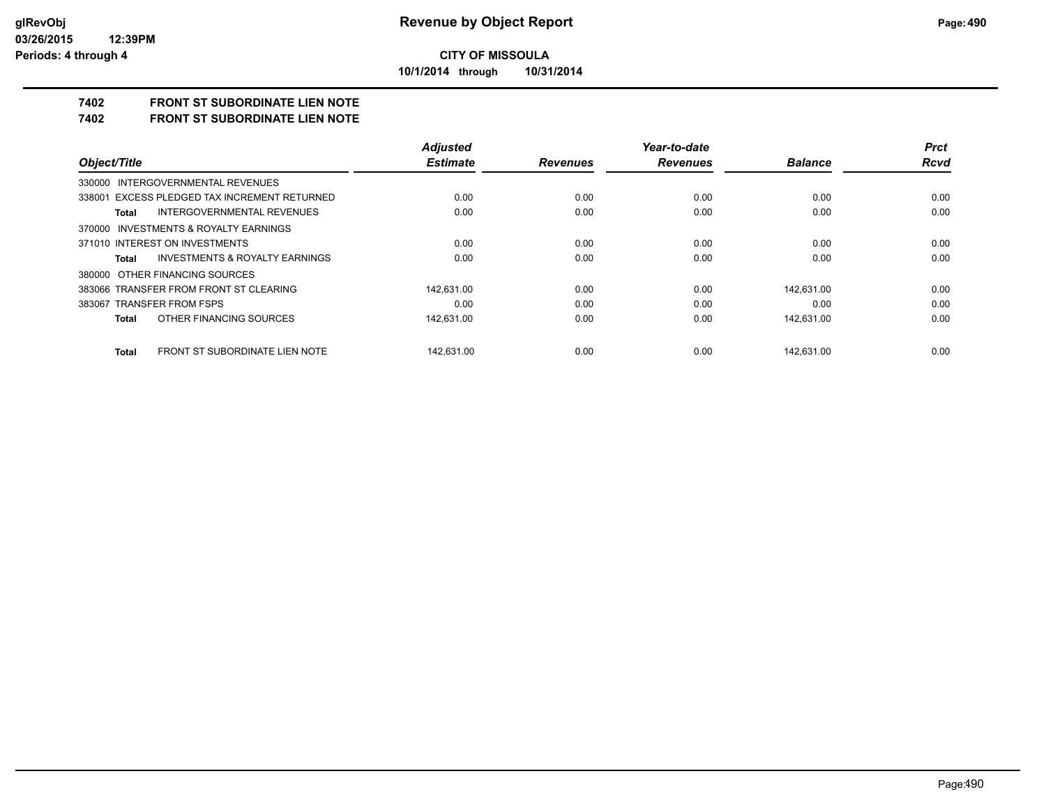**CITY OF MISSOULA**

**10/1/2014 through 10/31/2014**

## 7402 FRONT ST SUBORDINATE LIEN NOTE

## 7402 FRONT ST SUBORDINATE LIEN NOTE

| Object/Title | Adjusted Estimate | Revenues | Year-to-date Revenues | Balance | Prct Rcvd |
|---|---|---|---|---|---|
| 330000 INTERGOVERNMENTAL REVENUES | | | | | |
| 338001 EXCESS PLEDGED TAX INCREMENT RETURNED | 0.00 | 0.00 | 0.00 | 0.00 | 0.00 |
| **Total** INTERGOVERNMENTAL REVENUES | 0.00 | 0.00 | 0.00 | 0.00 | 0.00 |
| 370000 INVESTMENTS & ROYALTY EARNINGS | | | | | |
| 371010 INTEREST ON INVESTMENTS | 0.00 | 0.00 | 0.00 | 0.00 | 0.00 |
| **Total** INVESTMENTS & ROYALTY EARNINGS | 0.00 | 0.00 | 0.00 | 0.00 | 0.00 |
| 380000 OTHER FINANCING SOURCES | | | | | |
| 383066 TRANSFER FROM FRONT ST CLEARING | 142,631.00 | 0.00 | 0.00 | 142,631.00 | 0.00 |
| 383067 TRANSFER FROM FSPS | 0.00 | 0.00 | 0.00 | 0.00 | 0.00 |
| **Total** OTHER FINANCING SOURCES | 142,631.00 | 0.00 | 0.00 | 142,631.00 | 0.00 |
| **Total** FRONT ST SUBORDINATE LIEN NOTE | 142,631.00 | 0.00 | 0.00 | 142,631.00 | 0.00 |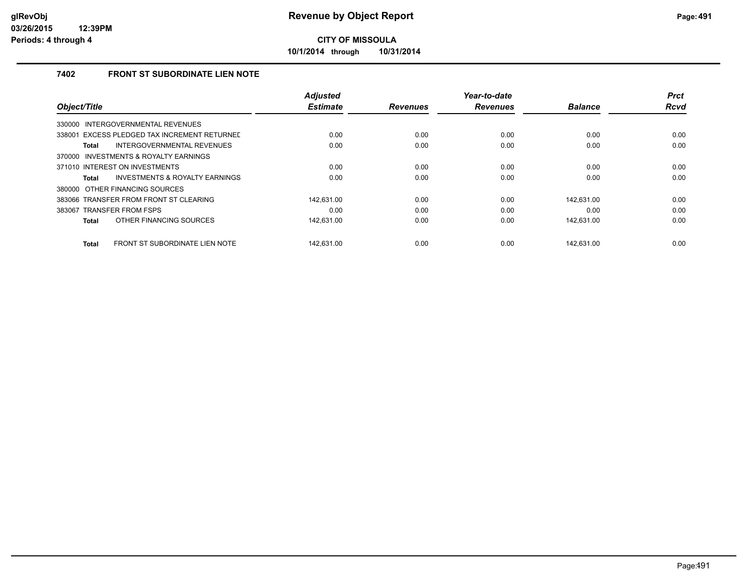# Revenue by Object Report

**CITY OF MISSOULA**

**10/1/2014 through 10/31/2014**

glRevObj
03/26/2015 12:39PM
Periods: 4 through 4

## 7402 FRONT ST SUBORDINATE LIEN NOTE

| Object/Title | Adjusted Estimate | Revenues | Year-to-date Revenues | Balance | Prct Rcvd |
|---|---|---|---|---|---|
| 330000 INTERGOVERNMENTAL REVENUES | | | | | |
| 338001 EXCESS PLEDGED TAX INCREMENT RETURNED | 0.00 | 0.00 | 0.00 | 0.00 | 0.00 |
| **Total** INTERGOVERNMENTAL REVENUES | 0.00 | 0.00 | 0.00 | 0.00 | 0.00 |
| 370000 INVESTMENTS & ROYALTY EARNINGS | | | | | |
| 371010 INTEREST ON INVESTMENTS | 0.00 | 0.00 | 0.00 | 0.00 | 0.00 |
| **Total** INVESTMENTS & ROYALTY EARNINGS | 0.00 | 0.00 | 0.00 | 0.00 | 0.00 |
| 380000 OTHER FINANCING SOURCES | | | | | |
| 383066 TRANSFER FROM FRONT ST CLEARING | 142,631.00 | 0.00 | 0.00 | 142,631.00 | 0.00 |
| 383067 TRANSFER FROM FSPS | 0.00 | 0.00 | 0.00 | 0.00 | 0.00 |
| **Total** OTHER FINANCING SOURCES | 142,631.00 | 0.00 | 0.00 | 142,631.00 | 0.00 |
| **Total** FRONT ST SUBORDINATE LIEN NOTE | 142,631.00 | 0.00 | 0.00 | 142,631.00 | 0.00 |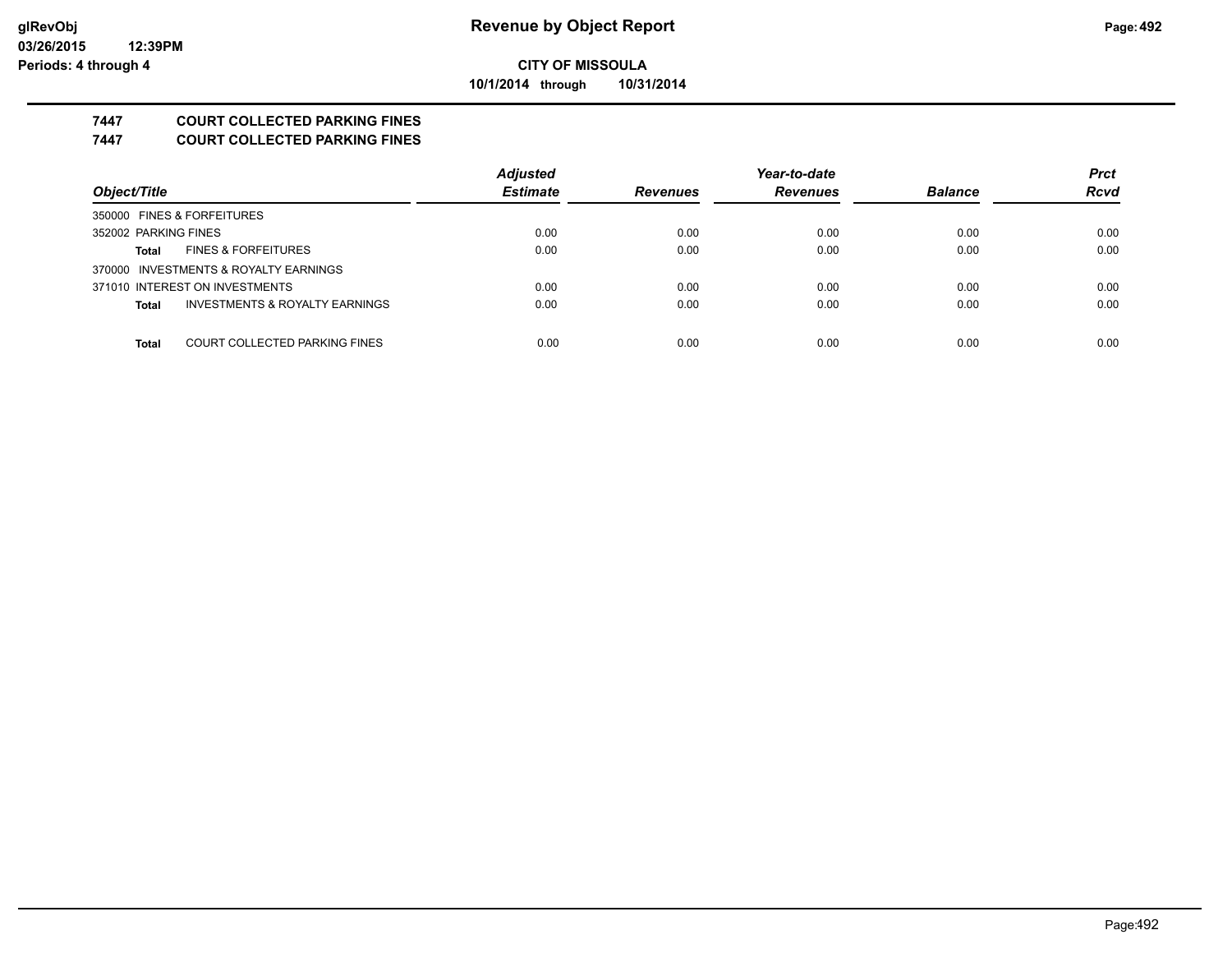# Revenue by Object Report

**CITY OF MISSOULA**

**10/1/2014 through 10/31/2014**

**7447 COURT COLLECTED PARKING FINES**

**7447 COURT COLLECTED PARKING FINES**

| Object/Title | | Adjusted Estimate | Revenues | Year-to-date Revenues | Balance | Prct Rcvd |
|---|---|---|---|---|---|---|
| 350000 FINES & FORFEITURES | | | | | | |
| 352002 PARKING FINES | | 0.00 | 0.00 | 0.00 | 0.00 | 0.00 |
| **Total** | FINES & FORFEITURES | 0.00 | 0.00 | 0.00 | 0.00 | 0.00 |
| 370000 INVESTMENTS & ROYALTY EARNINGS | | | | | | |
| 371010 INTEREST ON INVESTMENTS | | 0.00 | 0.00 | 0.00 | 0.00 | 0.00 |
| **Total** | INVESTMENTS & ROYALTY EARNINGS | 0.00 | 0.00 | 0.00 | 0.00 | 0.00 |
| **Total** | COURT COLLECTED PARKING FINES | 0.00 | 0.00 | 0.00 | 0.00 | 0.00 |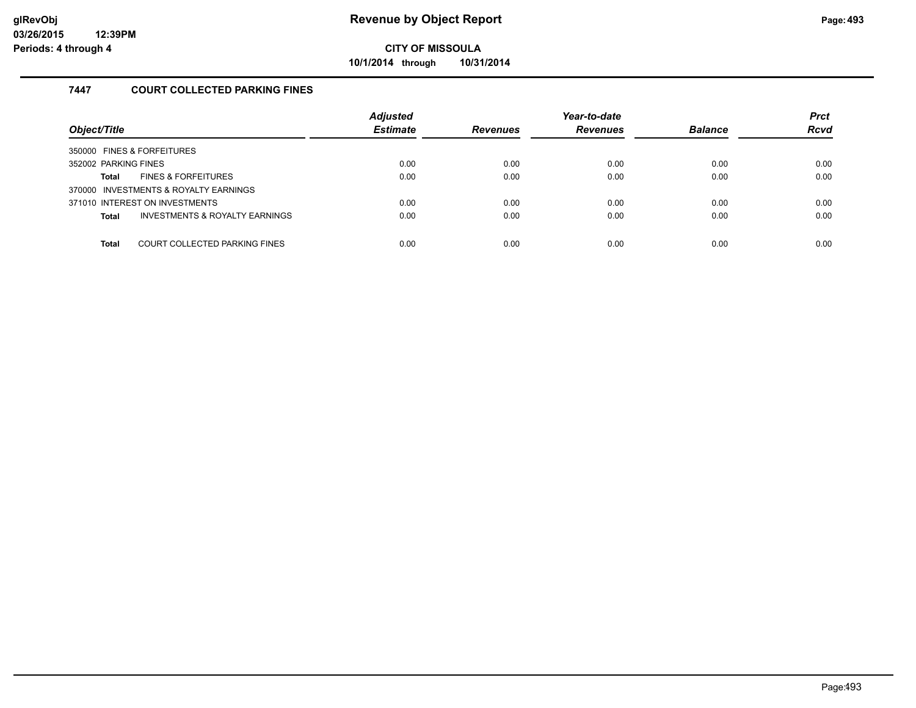# Revenue by Object Report

**CITY OF MISSOULA**

**10/1/2014 through 10/31/2014**

glRevObj
03/26/2015 12:39PM
Periods: 4 through 4

## 7447 COURT COLLECTED PARKING FINES

| Object/Title | | Adjusted Estimate | Revenues | Year-to-date Revenues | Balance | Prct Rcvd |
|---|---|---|---|---|---|---|
| 350000 FINES & FORFEITURES | | | | | | |
| 352002 PARKING FINES | | 0.00 | 0.00 | 0.00 | 0.00 | 0.00 |
| **Total** | FINES & FORFEITURES | 0.00 | 0.00 | 0.00 | 0.00 | 0.00 |
| 370000 INVESTMENTS & ROYALTY EARNINGS | | | | | | |
| 371010 INTEREST ON INVESTMENTS | | 0.00 | 0.00 | 0.00 | 0.00 | 0.00 |
| **Total** | INVESTMENTS & ROYALTY EARNINGS | 0.00 | 0.00 | 0.00 | 0.00 | 0.00 |
| **Total** | COURT COLLECTED PARKING FINES | 0.00 | 0.00 | 0.00 | 0.00 | 0.00 |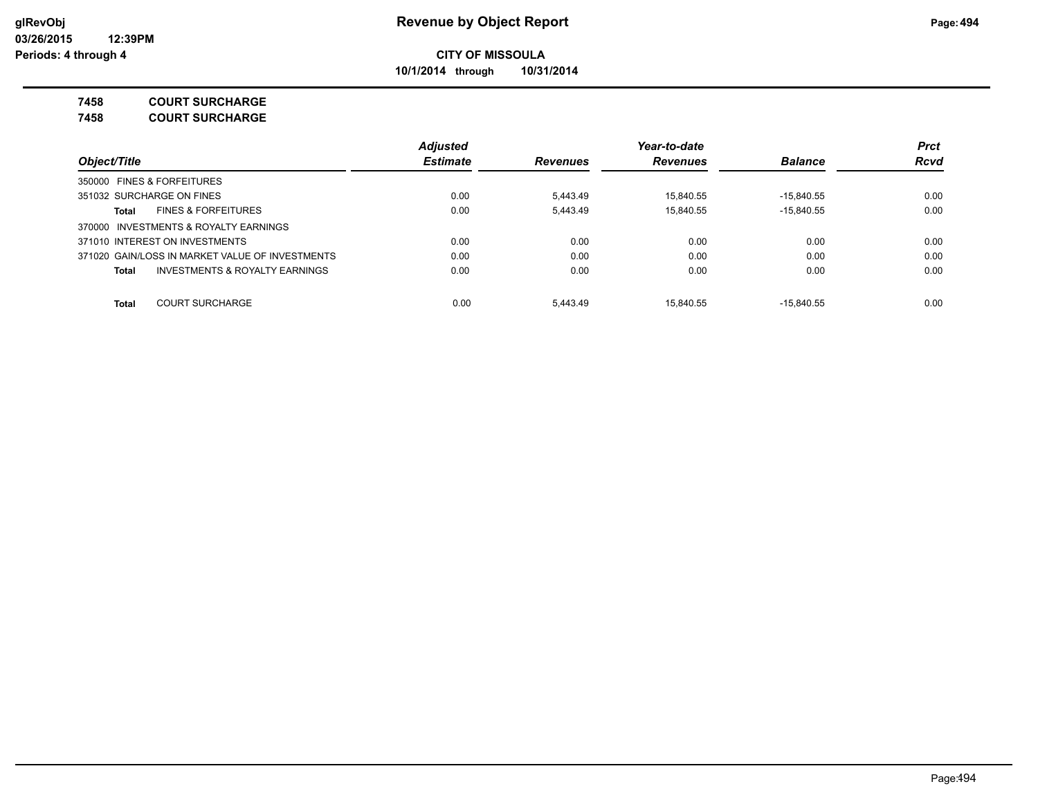**CITY OF MISSOULA**

**10/1/2014 through 10/31/2014**

**7458 COURT SURCHARGE**

**7458 COURT SURCHARGE**

| Object/Title | | Adjusted Estimate | Revenues | Year-to-date Revenues | Balance | Prct Rcvd |
|---|---|---|---|---|---|---|
| 350000 FINES & FORFEITURES | | | | | | |
| 351032 SURCHARGE ON FINES | | 0.00 | 5,443.49 | 15,840.55 | -15,840.55 | 0.00 |
| **Total** | FINES & FORFEITURES | 0.00 | 5,443.49 | 15,840.55 | -15,840.55 | 0.00 |
| 370000 INVESTMENTS & ROYALTY EARNINGS | | | | | | |
| 371010 INTEREST ON INVESTMENTS | | 0.00 | 0.00 | 0.00 | 0.00 | 0.00 |
| 371020 GAIN/LOSS IN MARKET VALUE OF INVESTMENTS | | 0.00 | 0.00 | 0.00 | 0.00 | 0.00 |
| **Total** | INVESTMENTS & ROYALTY EARNINGS | 0.00 | 0.00 | 0.00 | 0.00 | 0.00 |
| **Total** | COURT SURCHARGE | 0.00 | 5,443.49 | 15,840.55 | -15,840.55 | 0.00 |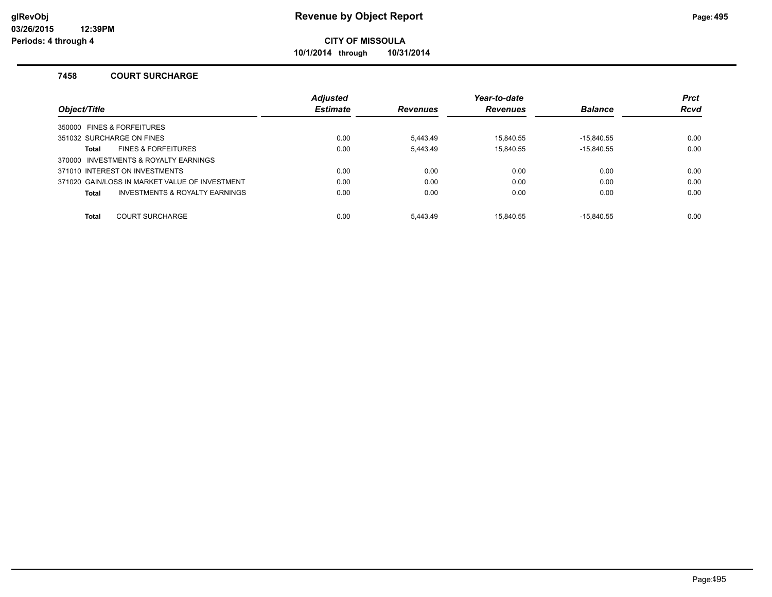# Revenue by Object Report

**CITY OF MISSOULA**

**10/1/2014 through 10/31/2014**

glRevObj
03/26/2015 12:39PM
Periods: 4 through 4

### 7458 COURT SURCHARGE

| Object/Title | Adjusted Estimate | Revenues | Year-to-date Revenues | Balance | Prct Rcvd |
|---|---|---|---|---|---|
| 350000 FINES & FORFEITURES | | | | | |
| 351032 SURCHARGE ON FINES | 0.00 | 5,443.49 | 15,840.55 | -15,840.55 | 0.00 |
| **Total** FINES & FORFEITURES | 0.00 | 5,443.49 | 15,840.55 | -15,840.55 | 0.00 |
| 370000 INVESTMENTS & ROYALTY EARNINGS | | | | | |
| 371010 INTEREST ON INVESTMENTS | 0.00 | 0.00 | 0.00 | 0.00 | 0.00 |
| 371020 GAIN/LOSS IN MARKET VALUE OF INVESTMENT | 0.00 | 0.00 | 0.00 | 0.00 | 0.00 |
| **Total** INVESTMENTS & ROYALTY EARNINGS | 0.00 | 0.00 | 0.00 | 0.00 | 0.00 |
| **Total** COURT SURCHARGE | 0.00 | 5,443.49 | 15,840.55 | -15,840.55 | 0.00 |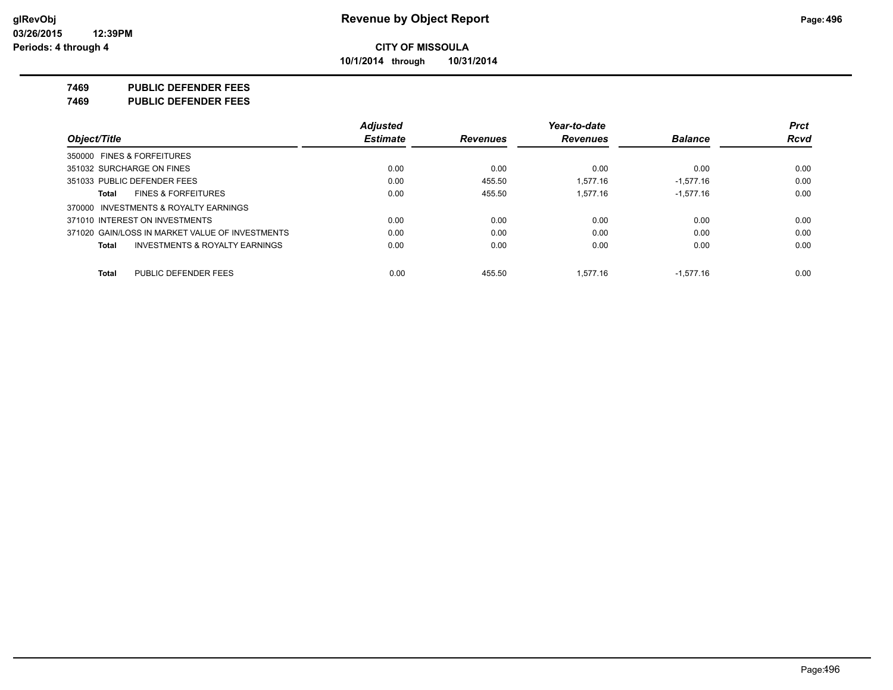**CITY OF MISSOULA**

**10/1/2014 through 10/31/2014**

**7469 PUBLIC DEFENDER FEES**

**7469 PUBLIC DEFENDER FEES**

| Object/Title | Adjusted Estimate | Revenues | Year-to-date Revenues | Balance | Prct Rcvd |
|---|---|---|---|---|---|
| 350000 FINES & FORFEITURES | | | | | |
| 351032 SURCHARGE ON FINES | 0.00 | 0.00 | 0.00 | 0.00 | 0.00 |
| 351033 PUBLIC DEFENDER FEES | 0.00 | 455.50 | 1,577.16 | -1,577.16 | 0.00 |
| **Total** FINES & FORFEITURES | 0.00 | 455.50 | 1,577.16 | -1,577.16 | 0.00 |
| 370000 INVESTMENTS & ROYALTY EARNINGS | | | | | |
| 371010 INTEREST ON INVESTMENTS | 0.00 | 0.00 | 0.00 | 0.00 | 0.00 |
| 371020 GAIN/LOSS IN MARKET VALUE OF INVESTMENTS | 0.00 | 0.00 | 0.00 | 0.00 | 0.00 |
| **Total** INVESTMENTS & ROYALTY EARNINGS | 0.00 | 0.00 | 0.00 | 0.00 | 0.00 |
| **Total** PUBLIC DEFENDER FEES | 0.00 | 455.50 | 1,577.16 | -1,577.16 | 0.00 |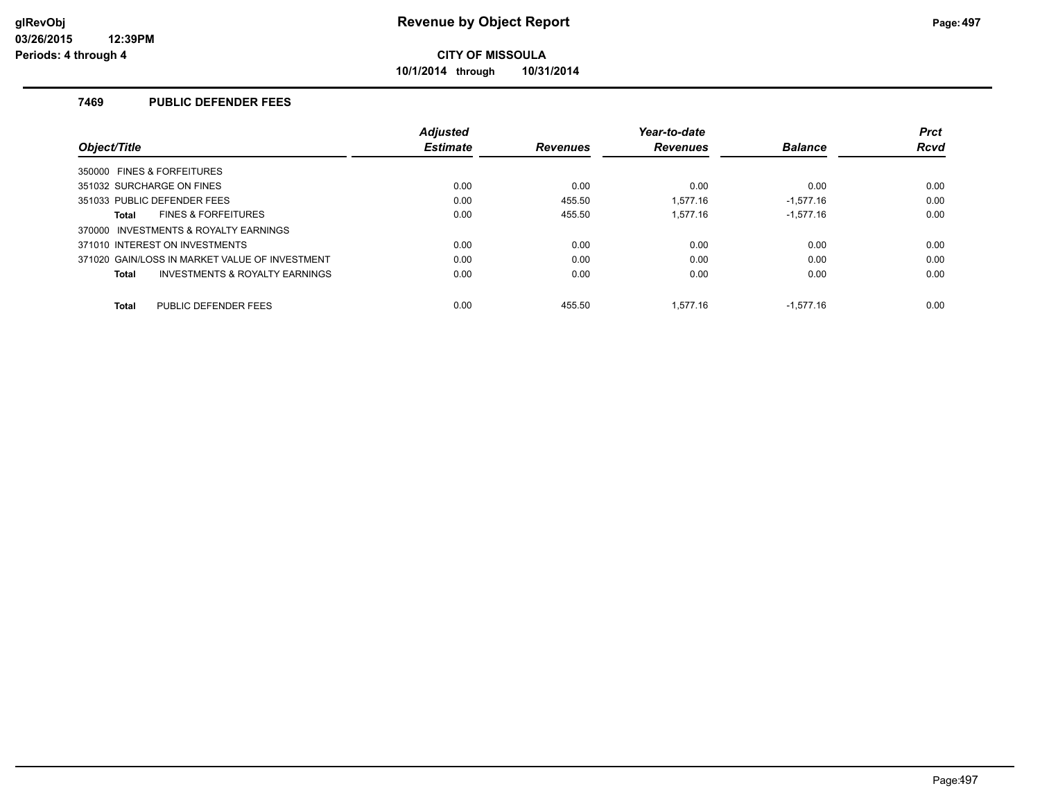**Revenue by Object Report**

**CITY OF MISSOULA**

**10/1/2014 through 10/31/2014**

glRevObj
03/26/2015 12:39PM
Periods: 4 through 4

### 7469 PUBLIC DEFENDER FEES

| Object/Title | Adjusted Estimate | Revenues | Year-to-date Revenues | Balance | Prct Rcvd |
|---|---|---|---|---|---|
| 350000 FINES & FORFEITURES | | | | | |
| 351032 SURCHARGE ON FINES | 0.00 | 0.00 | 0.00 | 0.00 | 0.00 |
| 351033 PUBLIC DEFENDER FEES | 0.00 | 455.50 | 1,577.16 | -1,577.16 | 0.00 |
| **Total** FINES & FORFEITURES | 0.00 | 455.50 | 1,577.16 | -1,577.16 | 0.00 |
| 370000 INVESTMENTS & ROYALTY EARNINGS | | | | | |
| 371010 INTEREST ON INVESTMENTS | 0.00 | 0.00 | 0.00 | 0.00 | 0.00 |
| 371020 GAIN/LOSS IN MARKET VALUE OF INVESTMENT | 0.00 | 0.00 | 0.00 | 0.00 | 0.00 |
| **Total** INVESTMENTS & ROYALTY EARNINGS | 0.00 | 0.00 | 0.00 | 0.00 | 0.00 |
| **Total** PUBLIC DEFENDER FEES | 0.00 | 455.50 | 1,577.16 | -1,577.16 | 0.00 |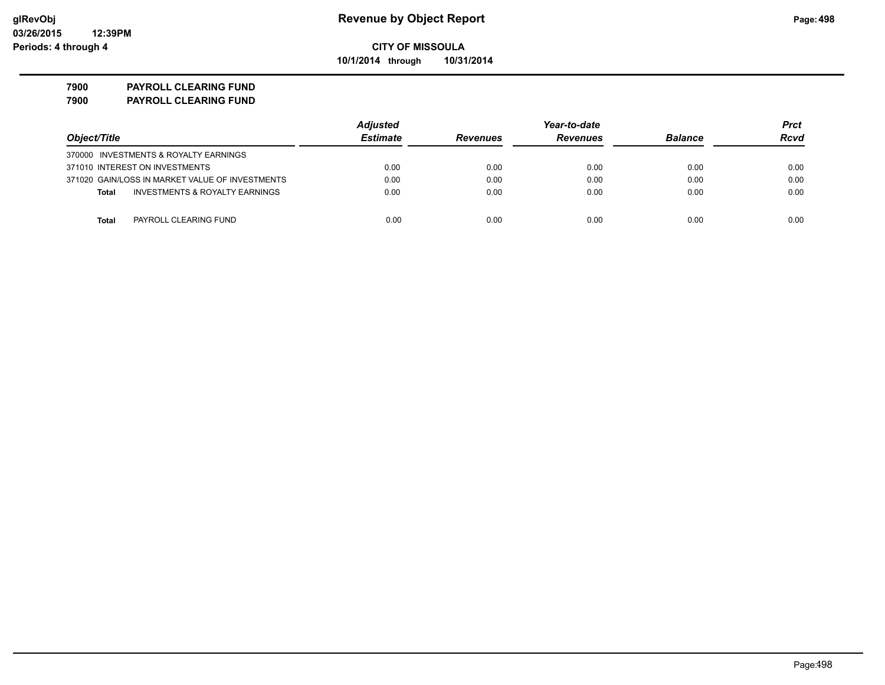# Revenue by Object Report

**CITY OF MISSOULA**

**10/1/2014 through 10/31/2014**

glRevObj
03/26/2015 12:39PM
Periods: 4 through 4

**7900 PAYROLL CLEARING FUND**
**7900 PAYROLL CLEARING FUND**

| Object/Title | Adjusted Estimate | Revenues | Year-to-date Revenues | Balance | Prct Rcvd |
|---|---|---|---|---|---|
| 370000 INVESTMENTS & ROYALTY EARNINGS | | | | | |
| 371010 INTEREST ON INVESTMENTS | 0.00 | 0.00 | 0.00 | 0.00 | 0.00 |
| 371020 GAIN/LOSS IN MARKET VALUE OF INVESTMENTS | 0.00 | 0.00 | 0.00 | 0.00 | 0.00 |
| **Total** INVESTMENTS & ROYALTY EARNINGS | 0.00 | 0.00 | 0.00 | 0.00 | 0.00 |
| **Total** PAYROLL CLEARING FUND | 0.00 | 0.00 | 0.00 | 0.00 | 0.00 |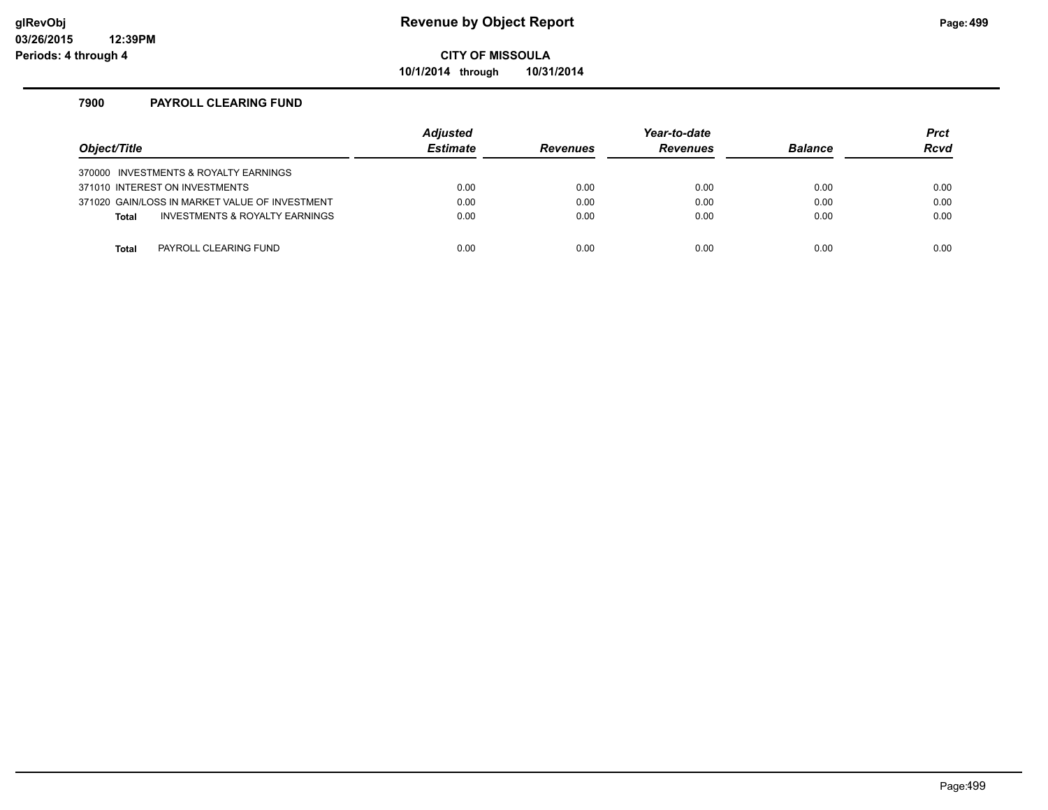**Revenue by Object Report**

**CITY OF MISSOULA**

**10/1/2014 through 10/31/2014**

glRevObj
03/26/2015 12:39PM
Periods: 4 through 4

### 7900 PAYROLL CLEARING FUND

| Object/Title | | Adjusted Estimate | Revenues | Year-to-date Revenues | Balance | Prct Rcvd |
|---|---|---|---|---|---|---|
| 370000 INVESTMENTS & ROYALTY EARNINGS | | | | | | |
| 371010 INTEREST ON INVESTMENTS | | 0.00 | 0.00 | 0.00 | 0.00 | 0.00 |
| 371020 GAIN/LOSS IN MARKET VALUE OF INVESTMENT | | 0.00 | 0.00 | 0.00 | 0.00 | 0.00 |
| **Total** | INVESTMENTS & ROYALTY EARNINGS | 0.00 | 0.00 | 0.00 | 0.00 | 0.00 |
| **Total** | PAYROLL CLEARING FUND | 0.00 | 0.00 | 0.00 | 0.00 | 0.00 |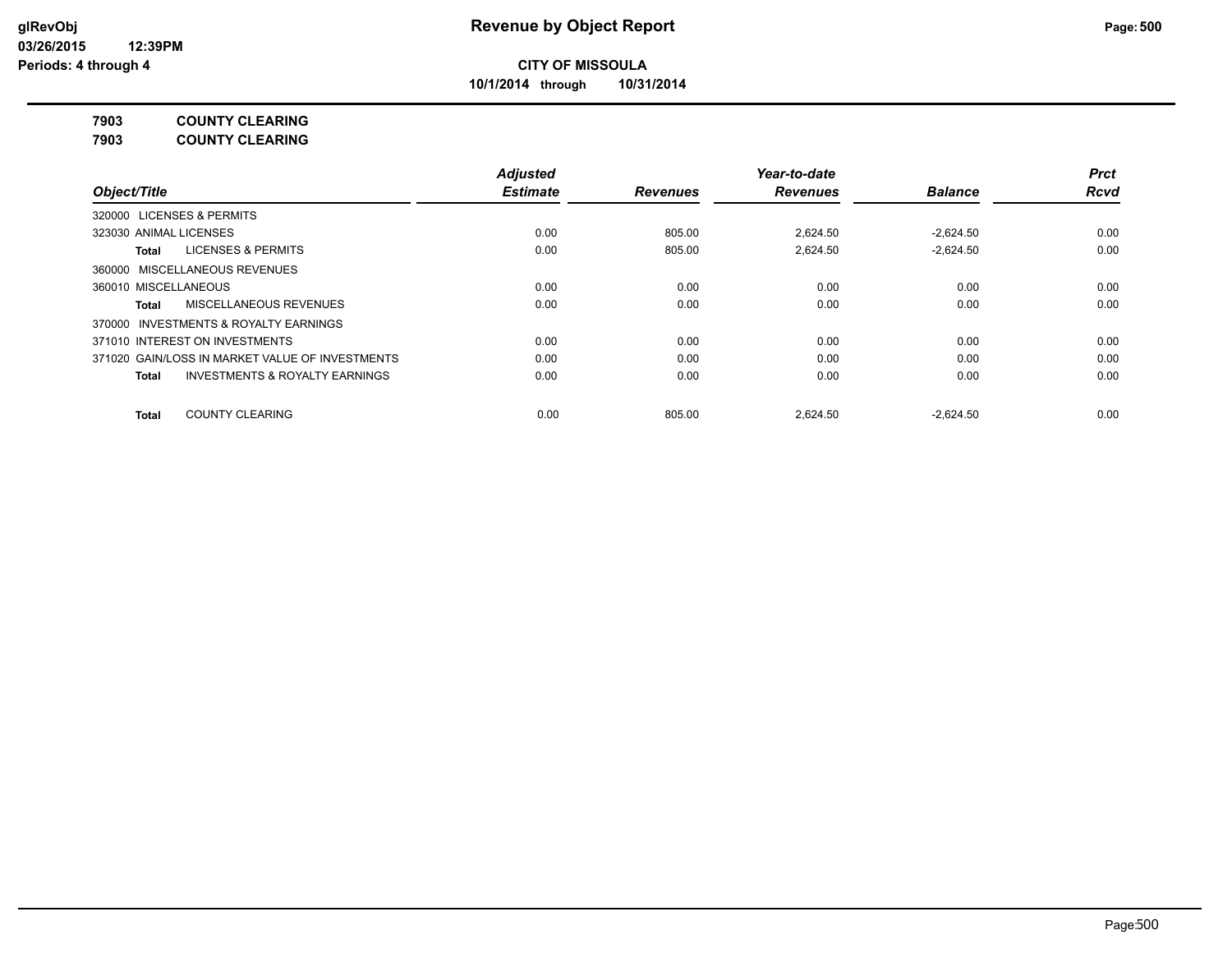**CITY OF MISSOULA**

**10/1/2014 through 10/31/2014**

**7903 COUNTY CLEARING**

**7903 COUNTY CLEARING**

| Object/Title | Adjusted Estimate | Revenues | Year-to-date Revenues | Balance | Prct Rcvd |
|---|---|---|---|---|---|
| 320000 LICENSES & PERMITS | | | | | |
| 323030 ANIMAL LICENSES | 0.00 | 805.00 | 2,624.50 | -2,624.50 | 0.00 |
| **Total** LICENSES & PERMITS | 0.00 | 805.00 | 2,624.50 | -2,624.50 | 0.00 |
| 360000 MISCELLANEOUS REVENUES | | | | | |
| 360010 MISCELLANEOUS | 0.00 | 0.00 | 0.00 | 0.00 | 0.00 |
| **Total** MISCELLANEOUS REVENUES | 0.00 | 0.00 | 0.00 | 0.00 | 0.00 |
| 370000 INVESTMENTS & ROYALTY EARNINGS | | | | | |
| 371010 INTEREST ON INVESTMENTS | 0.00 | 0.00 | 0.00 | 0.00 | 0.00 |
| 371020 GAIN/LOSS IN MARKET VALUE OF INVESTMENTS | 0.00 | 0.00 | 0.00 | 0.00 | 0.00 |
| **Total** INVESTMENTS & ROYALTY EARNINGS | 0.00 | 0.00 | 0.00 | 0.00 | 0.00 |
| **Total** COUNTY CLEARING | 0.00 | 805.00 | 2,624.50 | -2,624.50 | 0.00 |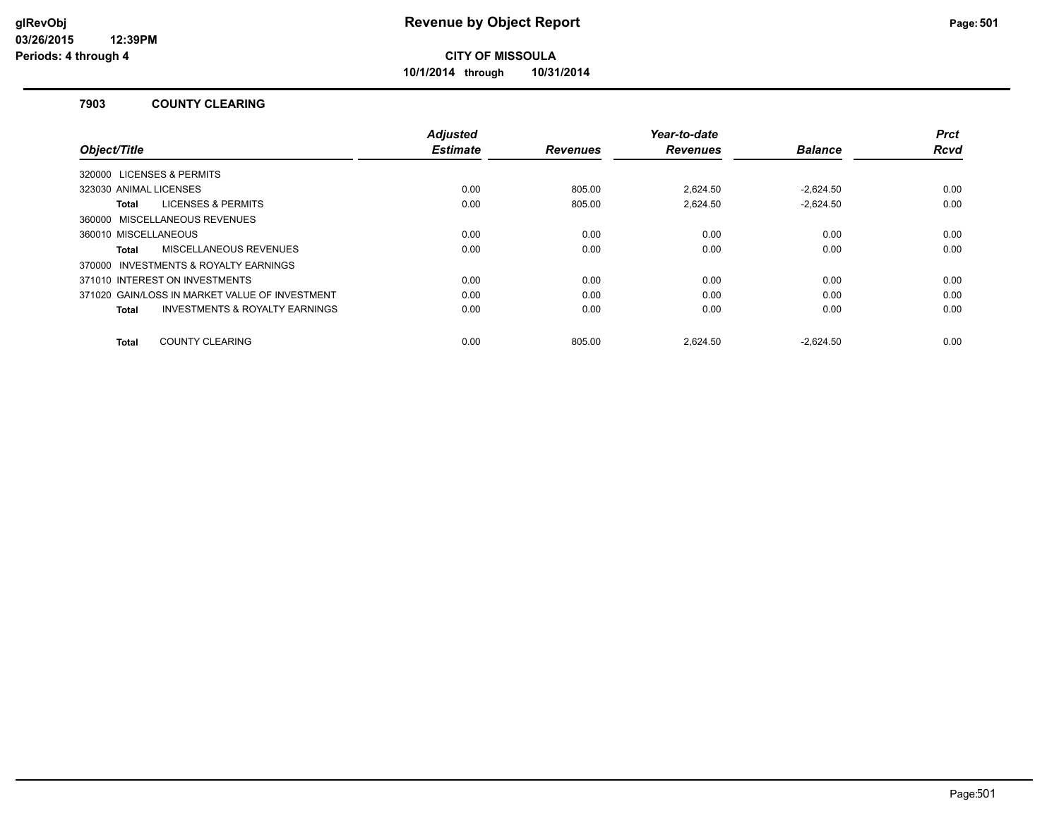# Revenue by Object Report

**CITY OF MISSOULA**

**10/1/2014 through 10/31/2014**

glRevObj
03/26/2015 12:39PM
Periods: 4 through 4

## 7903 COUNTY CLEARING

| Object/Title | Adjusted Estimate | Revenues | Year-to-date Revenues | Balance | Prct Rcvd |
|---|---|---|---|---|---|
| 320000 LICENSES & PERMITS | | | | | |
| 323030 ANIMAL LICENSES | 0.00 | 805.00 | 2,624.50 | -2,624.50 | 0.00 |
| **Total** LICENSES & PERMITS | 0.00 | 805.00 | 2,624.50 | -2,624.50 | 0.00 |
| 360000 MISCELLANEOUS REVENUES | | | | | |
| 360010 MISCELLANEOUS | 0.00 | 0.00 | 0.00 | 0.00 | 0.00 |
| **Total** MISCELLANEOUS REVENUES | 0.00 | 0.00 | 0.00 | 0.00 | 0.00 |
| 370000 INVESTMENTS & ROYALTY EARNINGS | | | | | |
| 371010 INTEREST ON INVESTMENTS | 0.00 | 0.00 | 0.00 | 0.00 | 0.00 |
| 371020 GAIN/LOSS IN MARKET VALUE OF INVESTMENT | 0.00 | 0.00 | 0.00 | 0.00 | 0.00 |
| **Total** INVESTMENTS & ROYALTY EARNINGS | 0.00 | 0.00 | 0.00 | 0.00 | 0.00 |
| **Total** COUNTY CLEARING | 0.00 | 805.00 | 2,624.50 | -2,624.50 | 0.00 |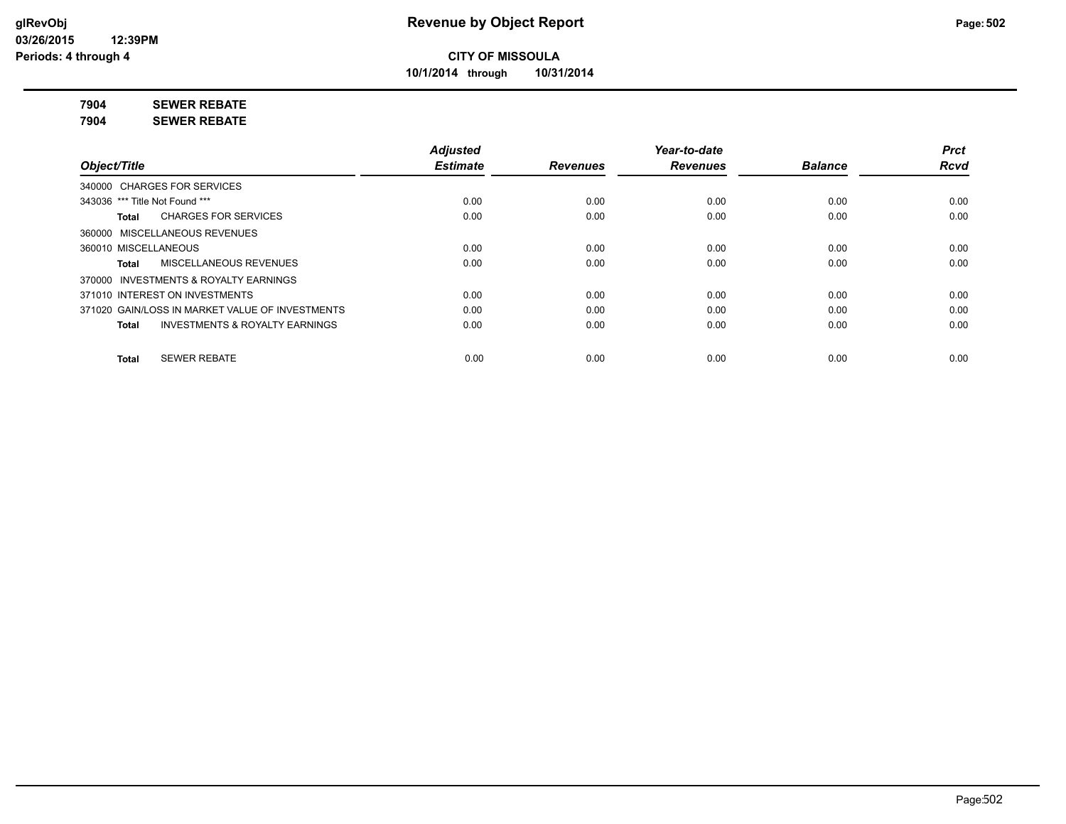# Revenue by Object Report

**CITY OF MISSOULA**

**10/1/2014 through 10/31/2014**

**glRevObj**
**03/26/2015 12:39PM**
**Periods: 4 through 4**

**7904 SEWER REBATE**
**7904 SEWER REBATE**

| Object/Title | Adjusted Estimate | Revenues | Year-to-date Revenues | Balance | Prct Rcvd |
|---|---|---|---|---|---|
| 340000 CHARGES FOR SERVICES | | | | | |
| 343036 *** Title Not Found *** | 0.00 | 0.00 | 0.00 | 0.00 | 0.00 |
| **Total** CHARGES FOR SERVICES | 0.00 | 0.00 | 0.00 | 0.00 | 0.00 |
| 360000 MISCELLANEOUS REVENUES | | | | | |
| 360010 MISCELLANEOUS | 0.00 | 0.00 | 0.00 | 0.00 | 0.00 |
| **Total** MISCELLANEOUS REVENUES | 0.00 | 0.00 | 0.00 | 0.00 | 0.00 |
| 370000 INVESTMENTS & ROYALTY EARNINGS | | | | | |
| 371010 INTEREST ON INVESTMENTS | 0.00 | 0.00 | 0.00 | 0.00 | 0.00 |
| 371020 GAIN/LOSS IN MARKET VALUE OF INVESTMENTS | 0.00 | 0.00 | 0.00 | 0.00 | 0.00 |
| **Total** INVESTMENTS & ROYALTY EARNINGS | 0.00 | 0.00 | 0.00 | 0.00 | 0.00 |
| **Total** SEWER REBATE | 0.00 | 0.00 | 0.00 | 0.00 | 0.00 |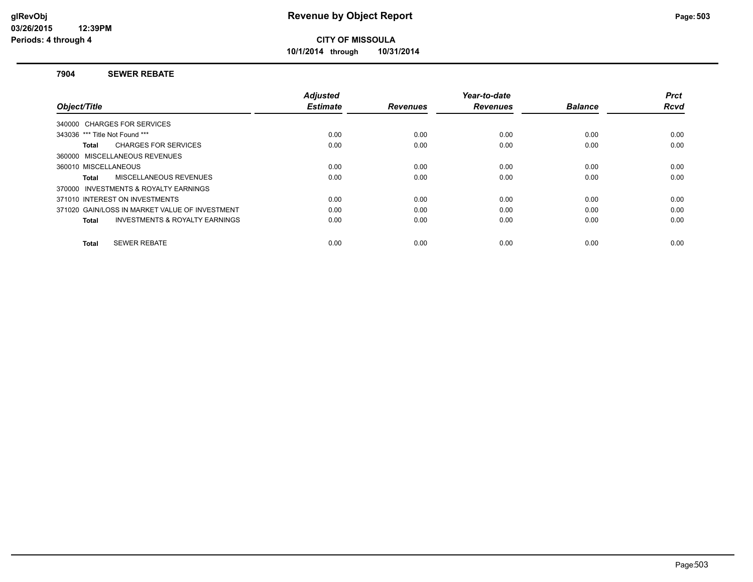# Revenue by Object Report

**CITY OF MISSOULA**

**10/1/2014 through 10/31/2014**

glRevObj
03/26/2015 12:39PM
Periods: 4 through 4

## 7904 SEWER REBATE

| Object/Title | Adjusted Estimate | Revenues | Year-to-date Revenues | Balance | Prct Rcvd |
|---|---|---|---|---|---|
| 340000 CHARGES FOR SERVICES | | | | | |
| 343036 *** Title Not Found *** | 0.00 | 0.00 | 0.00 | 0.00 | 0.00 |
| **Total** CHARGES FOR SERVICES | 0.00 | 0.00 | 0.00 | 0.00 | 0.00 |
| 360000 MISCELLANEOUS REVENUES | | | | | |
| 360010 MISCELLANEOUS | 0.00 | 0.00 | 0.00 | 0.00 | 0.00 |
| **Total** MISCELLANEOUS REVENUES | 0.00 | 0.00 | 0.00 | 0.00 | 0.00 |
| 370000 INVESTMENTS & ROYALTY EARNINGS | | | | | |
| 371010 INTEREST ON INVESTMENTS | 0.00 | 0.00 | 0.00 | 0.00 | 0.00 |
| 371020 GAIN/LOSS IN MARKET VALUE OF INVESTMENT | 0.00 | 0.00 | 0.00 | 0.00 | 0.00 |
| **Total** INVESTMENTS & ROYALTY EARNINGS | 0.00 | 0.00 | 0.00 | 0.00 | 0.00 |
| **Total** SEWER REBATE | 0.00 | 0.00 | 0.00 | 0.00 | 0.00 |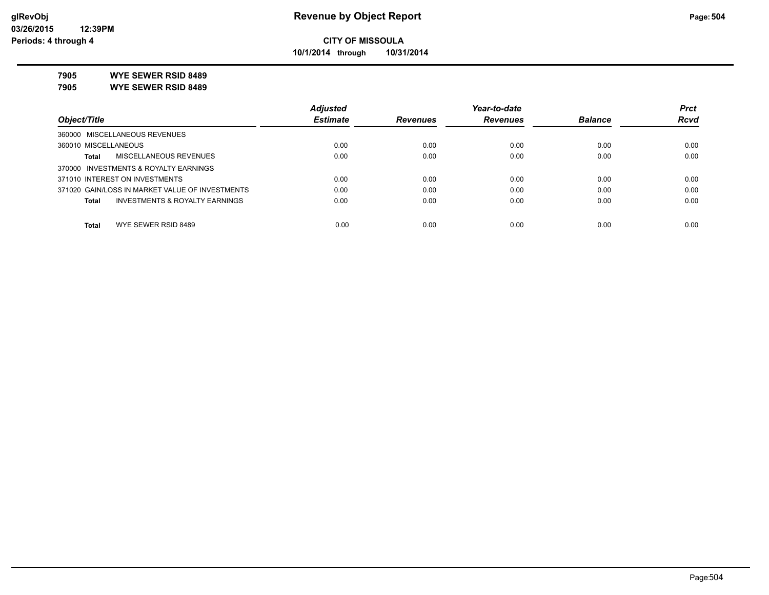**glRevObj**
**03/26/2015 12:39PM**
**Periods: 4 through 4**

# Revenue by Object Report

**CITY OF MISSOULA**
**10/1/2014 through 10/31/2014**

**7905 WYE SEWER RSID 8489**
**7905 WYE SEWER RSID 8489**

| *Object/Title* | *Adjusted Estimate* | *Revenues* | *Year-to-date Revenues* | *Balance* | *Prct Rcvd* |
|---|---|---|---|---|---|
| 360000 MISCELLANEOUS REVENUES | | | | | |
| 360010 MISCELLANEOUS | 0.00 | 0.00 | 0.00 | 0.00 | 0.00 |
| **Total** MISCELLANEOUS REVENUES | 0.00 | 0.00 | 0.00 | 0.00 | 0.00 |
| 370000 INVESTMENTS & ROYALTY EARNINGS | | | | | |
| 371010 INTEREST ON INVESTMENTS | 0.00 | 0.00 | 0.00 | 0.00 | 0.00 |
| 371020 GAIN/LOSS IN MARKET VALUE OF INVESTMENTS | 0.00 | 0.00 | 0.00 | 0.00 | 0.00 |
| **Total** INVESTMENTS & ROYALTY EARNINGS | 0.00 | 0.00 | 0.00 | 0.00 | 0.00 |
| **Total** WYE SEWER RSID 8489 | 0.00 | 0.00 | 0.00 | 0.00 | 0.00 |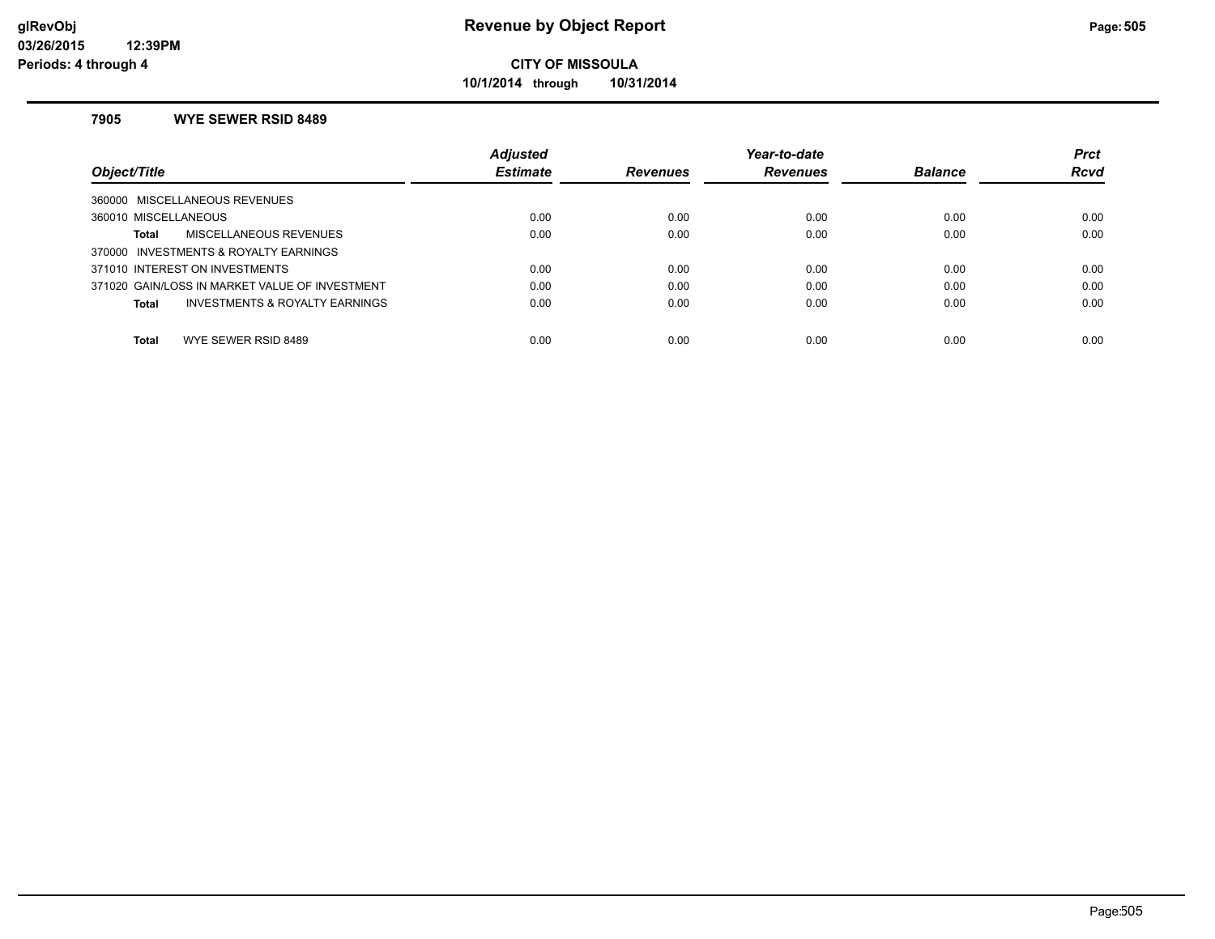# Revenue by Object Report

**CITY OF MISSOULA**

**10/1/2014 through 10/31/2014**

glRevObj
03/26/2015 12:39PM
Periods: 4 through 4

### 7905 WYE SEWER RSID 8489

| Object/Title | Adjusted Estimate | Revenues | Year-to-date Revenues | Balance | Prct Rcvd |
|---|---|---|---|---|---|
| 360000 MISCELLANEOUS REVENUES | | | | | |
| 360010 MISCELLANEOUS | 0.00 | 0.00 | 0.00 | 0.00 | 0.00 |
| **Total** MISCELLANEOUS REVENUES | 0.00 | 0.00 | 0.00 | 0.00 | 0.00 |
| 370000 INVESTMENTS & ROYALTY EARNINGS | | | | | |
| 371010 INTEREST ON INVESTMENTS | 0.00 | 0.00 | 0.00 | 0.00 | 0.00 |
| 371020 GAIN/LOSS IN MARKET VALUE OF INVESTMENT | 0.00 | 0.00 | 0.00 | 0.00 | 0.00 |
| **Total** INVESTMENTS & ROYALTY EARNINGS | 0.00 | 0.00 | 0.00 | 0.00 | 0.00 |
| **Total** WYE SEWER RSID 8489 | 0.00 | 0.00 | 0.00 | 0.00 | 0.00 |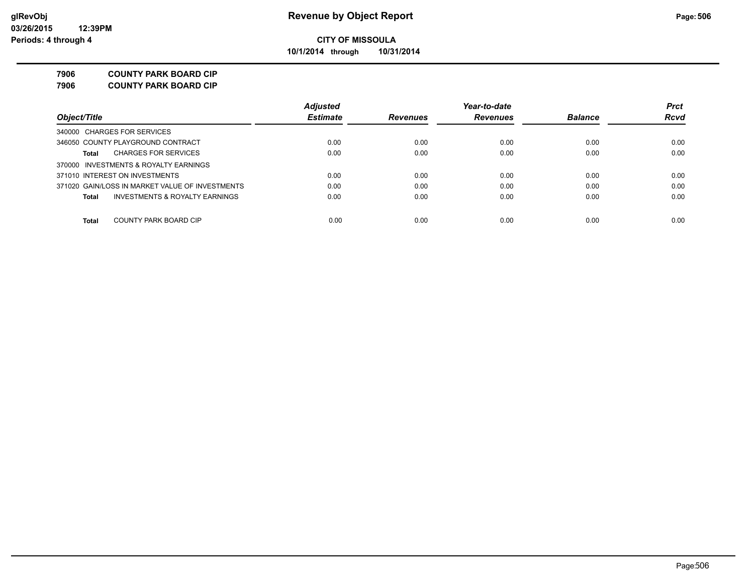**glRevObj**
**03/26/2015 12:39PM**
**Periods: 4 through 4**

# Revenue by Object Report

**CITY OF MISSOULA**
**10/1/2014 through 10/31/2014**

**7906 COUNTY PARK BOARD CIP**
**7906 COUNTY PARK BOARD CIP**

| Object/Title | Adjusted Estimate | Revenues | Year-to-date Revenues | Balance | Prct Rcvd |
|---|---|---|---|---|---|
| 340000 CHARGES FOR SERVICES | | | | | |
| 346050 COUNTY PLAYGROUND CONTRACT | 0.00 | 0.00 | 0.00 | 0.00 | 0.00 |
| **Total** CHARGES FOR SERVICES | 0.00 | 0.00 | 0.00 | 0.00 | 0.00 |
| 370000 INVESTMENTS & ROYALTY EARNINGS | | | | | |
| 371010 INTEREST ON INVESTMENTS | 0.00 | 0.00 | 0.00 | 0.00 | 0.00 |
| 371020 GAIN/LOSS IN MARKET VALUE OF INVESTMENTS | 0.00 | 0.00 | 0.00 | 0.00 | 0.00 |
| **Total** INVESTMENTS & ROYALTY EARNINGS | 0.00 | 0.00 | 0.00 | 0.00 | 0.00 |
| **Total** COUNTY PARK BOARD CIP | 0.00 | 0.00 | 0.00 | 0.00 | 0.00 |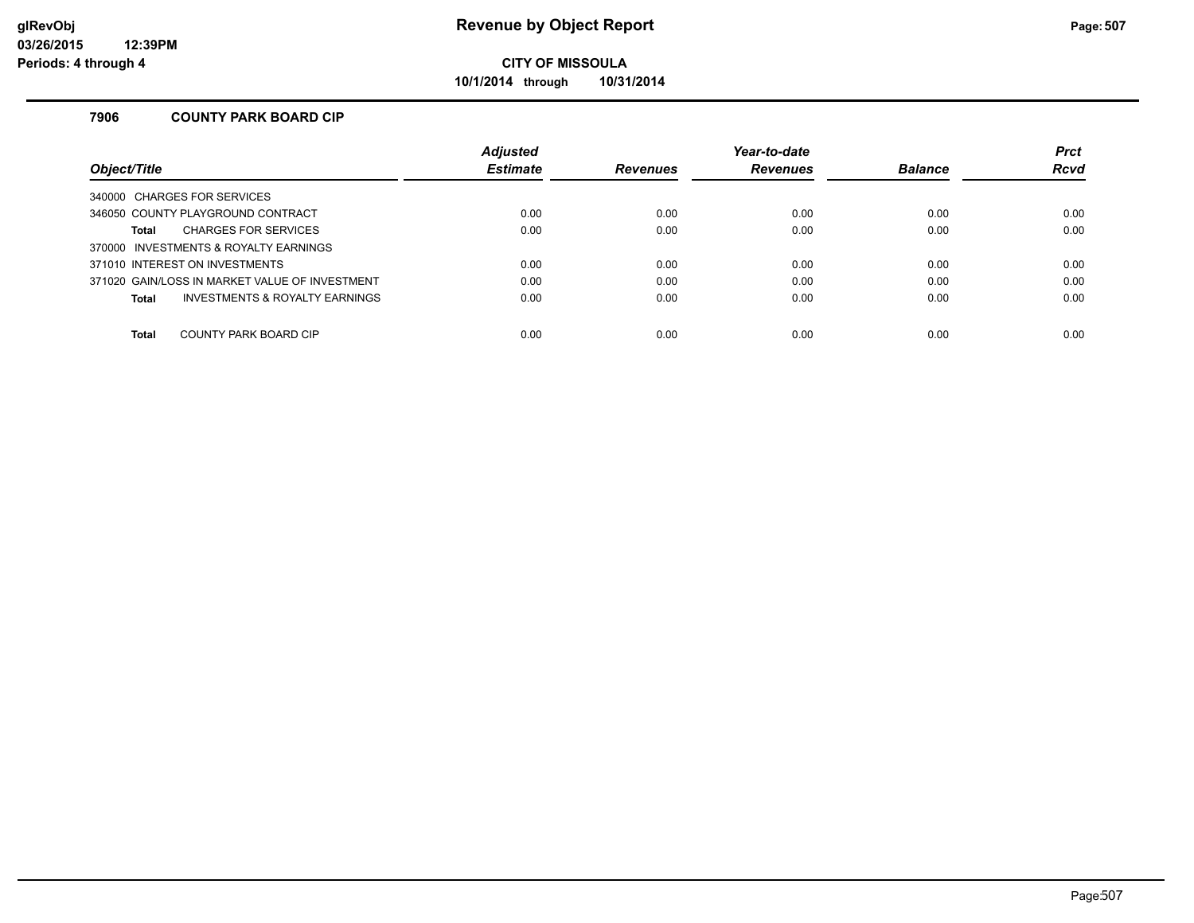# Revenue by Object Report

**CITY OF MISSOULA**

**10/1/2014 through 10/31/2014**

glRevObj
03/26/2015 12:39PM
Periods: 4 through 4

### 7906 COUNTY PARK BOARD CIP

| Object/Title | Adjusted Estimate | Revenues | Year-to-date Revenues | Balance | Prct Rcvd |
|---|---|---|---|---|---|
| 340000 CHARGES FOR SERVICES | | | | | |
| 346050 COUNTY PLAYGROUND CONTRACT | 0.00 | 0.00 | 0.00 | 0.00 | 0.00 |
| **Total** CHARGES FOR SERVICES | 0.00 | 0.00 | 0.00 | 0.00 | 0.00 |
| 370000 INVESTMENTS & ROYALTY EARNINGS | | | | | |
| 371010 INTEREST ON INVESTMENTS | 0.00 | 0.00 | 0.00 | 0.00 | 0.00 |
| 371020 GAIN/LOSS IN MARKET VALUE OF INVESTMENT | 0.00 | 0.00 | 0.00 | 0.00 | 0.00 |
| **Total** INVESTMENTS & ROYALTY EARNINGS | 0.00 | 0.00 | 0.00 | 0.00 | 0.00 |
| **Total** COUNTY PARK BOARD CIP | 0.00 | 0.00 | 0.00 | 0.00 | 0.00 |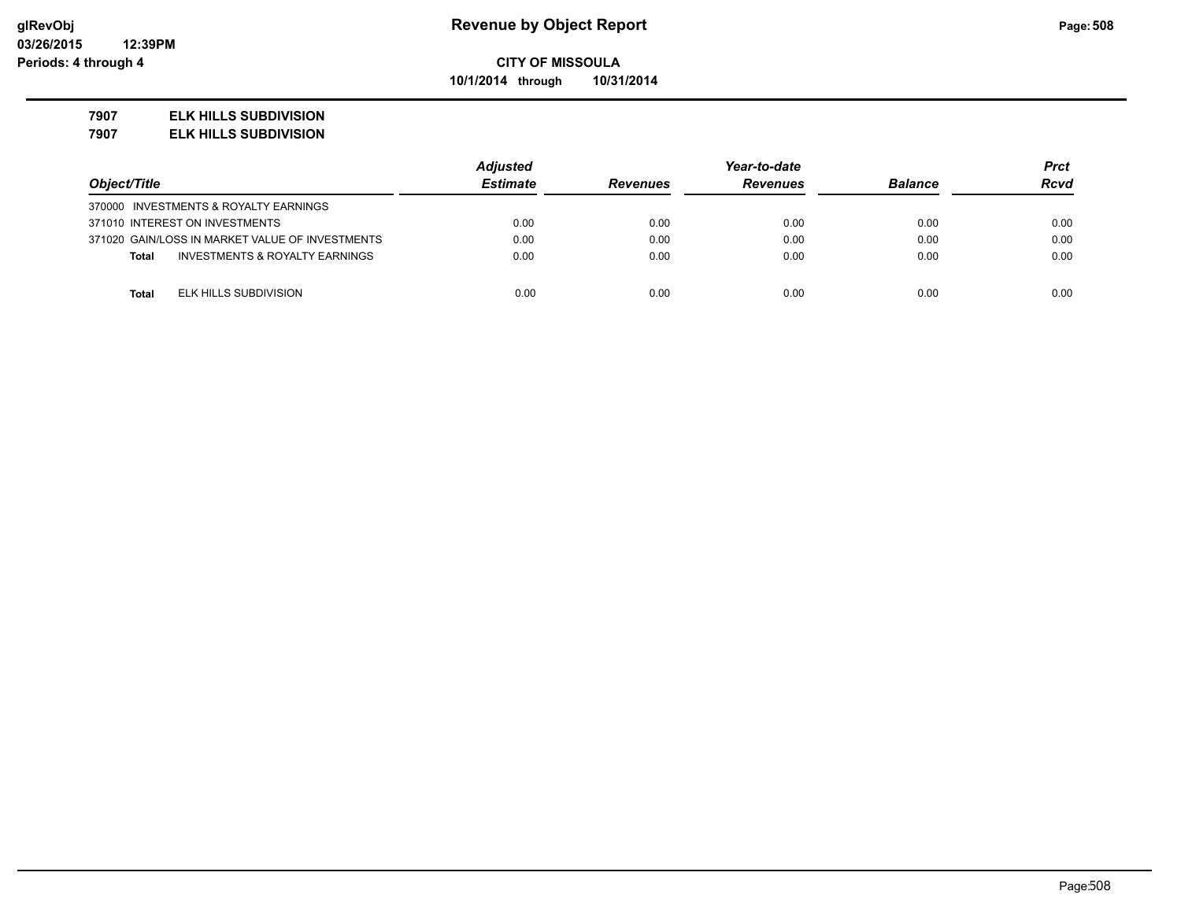# Revenue by Object Report

glRevObj
03/26/2015 12:39PM
Periods: 4 through 4

**CITY OF MISSOULA**

**10/1/2014 through 10/31/2014**

**7907 ELK HILLS SUBDIVISION**

**7907 ELK HILLS SUBDIVISION**

| Object/Title | Adjusted Estimate | Revenues | Year-to-date Revenues | Balance | Prct Rcvd |
|---|---|---|---|---|---|
| 370000 INVESTMENTS & ROYALTY EARNINGS | | | | | |
| 371010 INTEREST ON INVESTMENTS | 0.00 | 0.00 | 0.00 | 0.00 | 0.00 |
| 371020 GAIN/LOSS IN MARKET VALUE OF INVESTMENTS | 0.00 | 0.00 | 0.00 | 0.00 | 0.00 |
| **Total** INVESTMENTS & ROYALTY EARNINGS | 0.00 | 0.00 | 0.00 | 0.00 | 0.00 |
| **Total** ELK HILLS SUBDIVISION | 0.00 | 0.00 | 0.00 | 0.00 | 0.00 |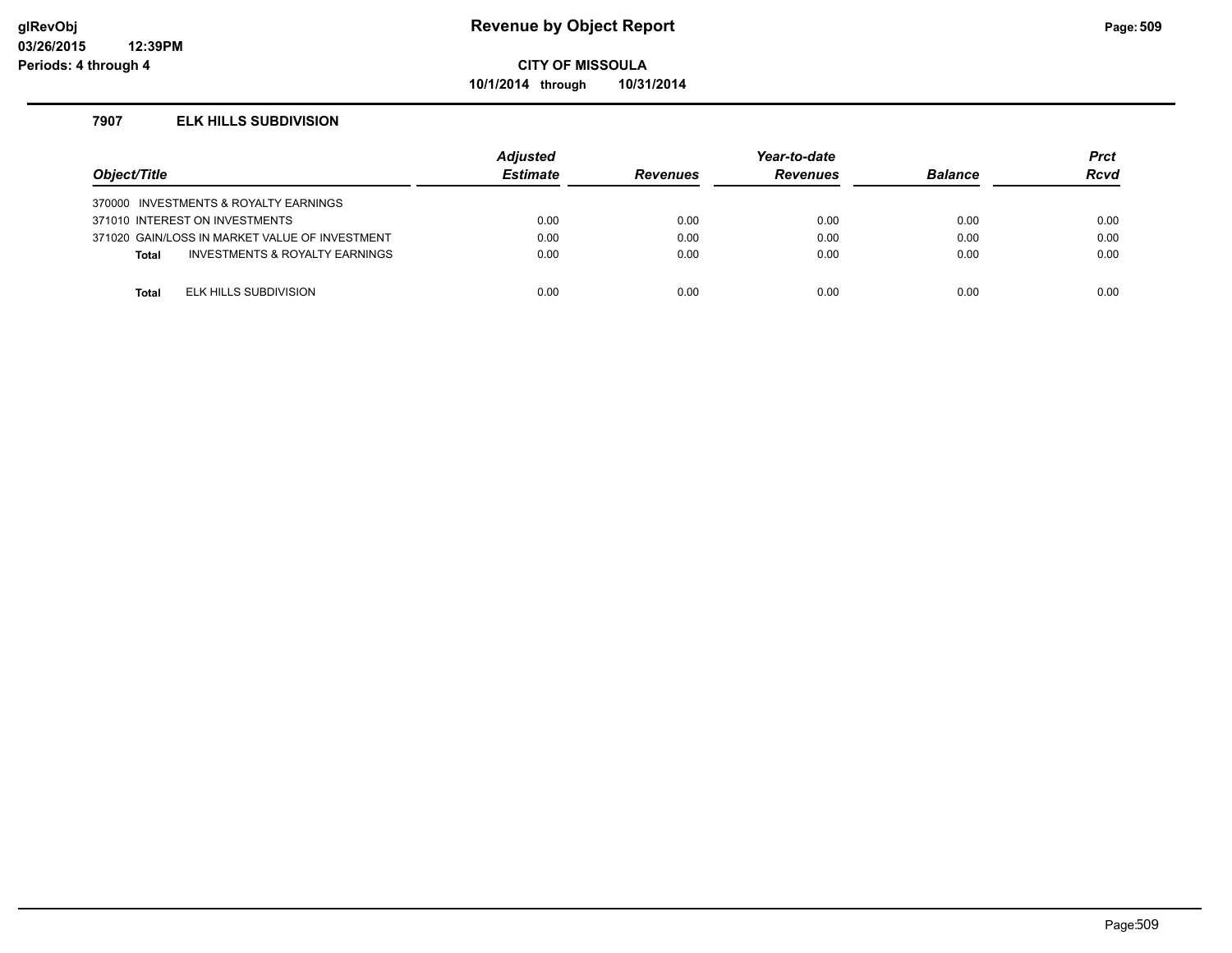**Revenue by Object Report**

**CITY OF MISSOULA**

**10/1/2014 through 10/31/2014**

### 7907 ELK HILLS SUBDIVISION

| Object/Title | Adjusted Estimate | Revenues | Year-to-date Revenues | Balance | Prct Rcvd |
|---|---|---|---|---|---|
| 370000 INVESTMENTS & ROYALTY EARNINGS | | | | | |
| 371010 INTEREST ON INVESTMENTS | 0.00 | 0.00 | 0.00 | 0.00 | 0.00 |
| 371020 GAIN/LOSS IN MARKET VALUE OF INVESTMENT | 0.00 | 0.00 | 0.00 | 0.00 | 0.00 |
| **Total** INVESTMENTS & ROYALTY EARNINGS | 0.00 | 0.00 | 0.00 | 0.00 | 0.00 |
| **Total** ELK HILLS SUBDIVISION | 0.00 | 0.00 | 0.00 | 0.00 | 0.00 |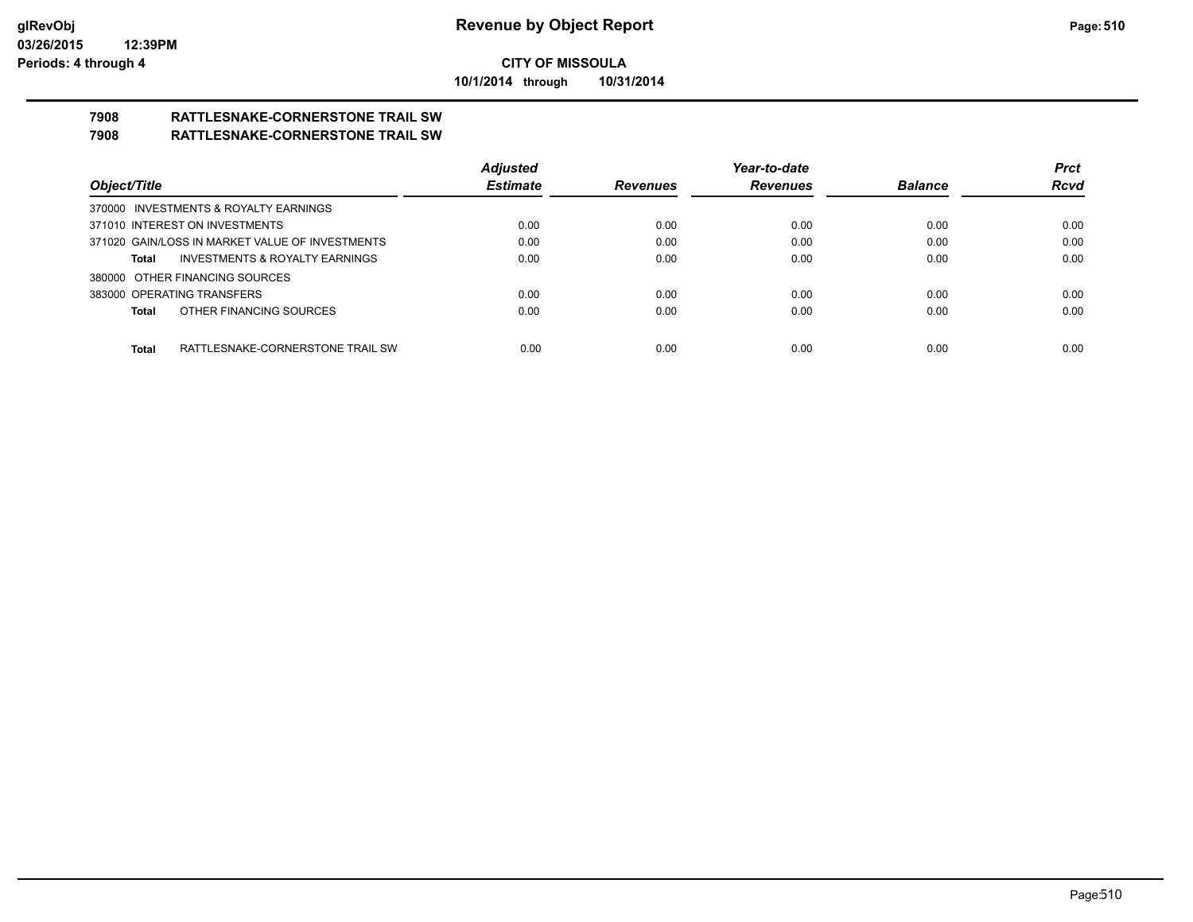# Revenue by Object Report

**CITY OF MISSOULA**

**10/1/2014 through 10/31/2014**

glRevObj
03/26/2015 12:39PM
Periods: 4 through 4

## 7908 RATTLESNAKE-CORNERSTONE TRAIL SW
## 7908 RATTLESNAKE-CORNERSTONE TRAIL SW

| Object/Title | | Adjusted Estimate | Revenues | Year-to-date Revenues | Balance | Prct Rcvd |
|---|---|---|---|---|---|---|
| 370000 INVESTMENTS & ROYALTY EARNINGS | | | | | | |
| 371010 INTEREST ON INVESTMENTS | | 0.00 | 0.00 | 0.00 | 0.00 | 0.00 |
| 371020 GAIN/LOSS IN MARKET VALUE OF INVESTMENTS | | 0.00 | 0.00 | 0.00 | 0.00 | 0.00 |
| **Total** | INVESTMENTS & ROYALTY EARNINGS | 0.00 | 0.00 | 0.00 | 0.00 | 0.00 |
| 380000 OTHER FINANCING SOURCES | | | | | | |
| 383000 OPERATING TRANSFERS | | 0.00 | 0.00 | 0.00 | 0.00 | 0.00 |
| **Total** | OTHER FINANCING SOURCES | 0.00 | 0.00 | 0.00 | 0.00 | 0.00 |
| **Total** | RATTLESNAKE-CORNERSTONE TRAIL SW | 0.00 | 0.00 | 0.00 | 0.00 | 0.00 |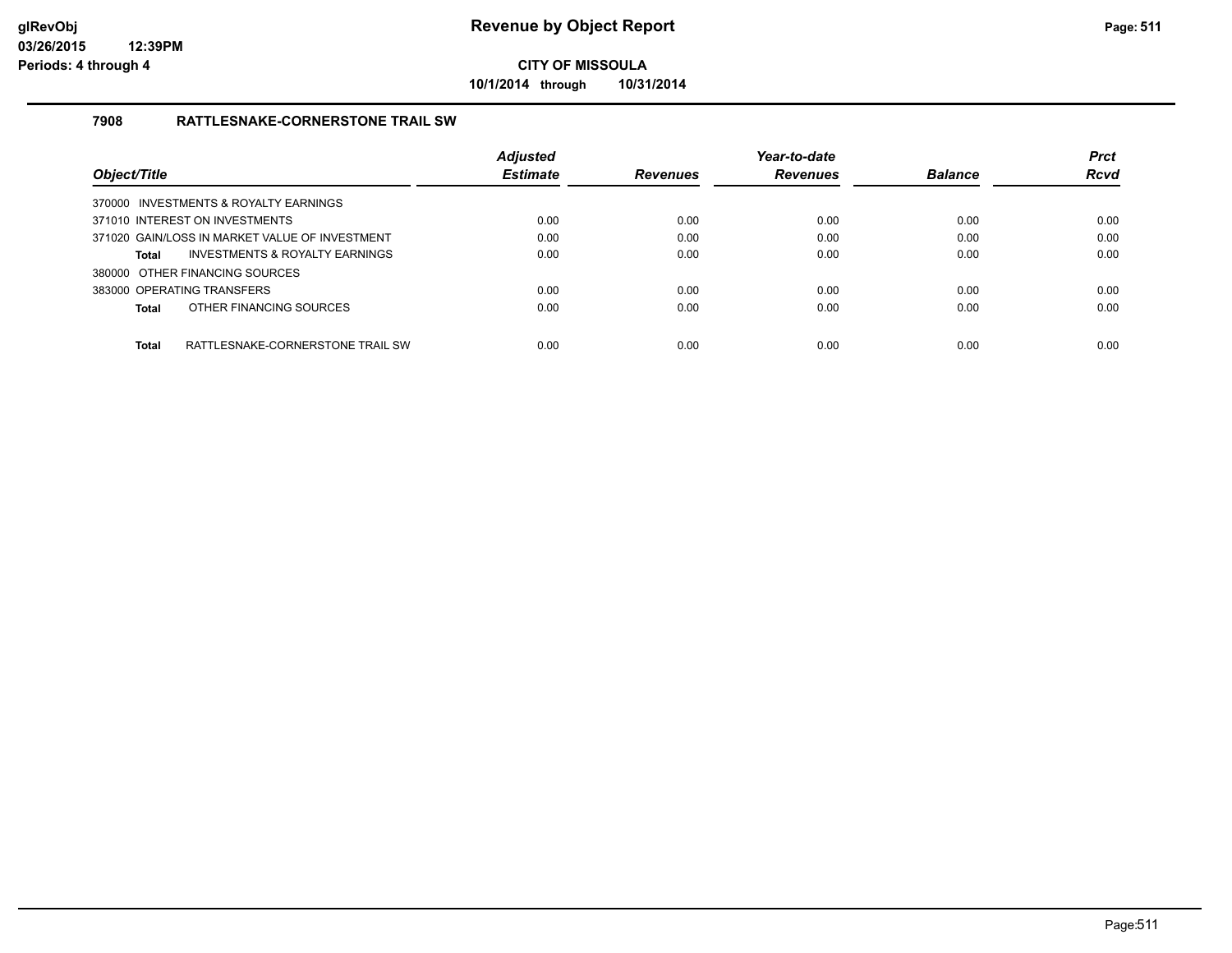**Revenue by Object Report**

**CITY OF MISSOULA**

**10/1/2014 through 10/31/2014**

glRevObj
03/26/2015 12:39PM
Periods: 4 through 4

### 7908 RATTLESNAKE-CORNERSTONE TRAIL SW

| Object/Title | Adjusted Estimate | Revenues | Year-to-date Revenues | Balance | Prct Rcvd |
|---|---|---|---|---|---|
| 370000 INVESTMENTS & ROYALTY EARNINGS | | | | | |
| 371010 INTEREST ON INVESTMENTS | 0.00 | 0.00 | 0.00 | 0.00 | 0.00 |
| 371020 GAIN/LOSS IN MARKET VALUE OF INVESTMENT | 0.00 | 0.00 | 0.00 | 0.00 | 0.00 |
| **Total** INVESTMENTS & ROYALTY EARNINGS | 0.00 | 0.00 | 0.00 | 0.00 | 0.00 |
| 380000 OTHER FINANCING SOURCES | | | | | |
| 383000 OPERATING TRANSFERS | 0.00 | 0.00 | 0.00 | 0.00 | 0.00 |
| **Total** OTHER FINANCING SOURCES | 0.00 | 0.00 | 0.00 | 0.00 | 0.00 |
| **Total** RATTLESNAKE-CORNERSTONE TRAIL SW | 0.00 | 0.00 | 0.00 | 0.00 | 0.00 |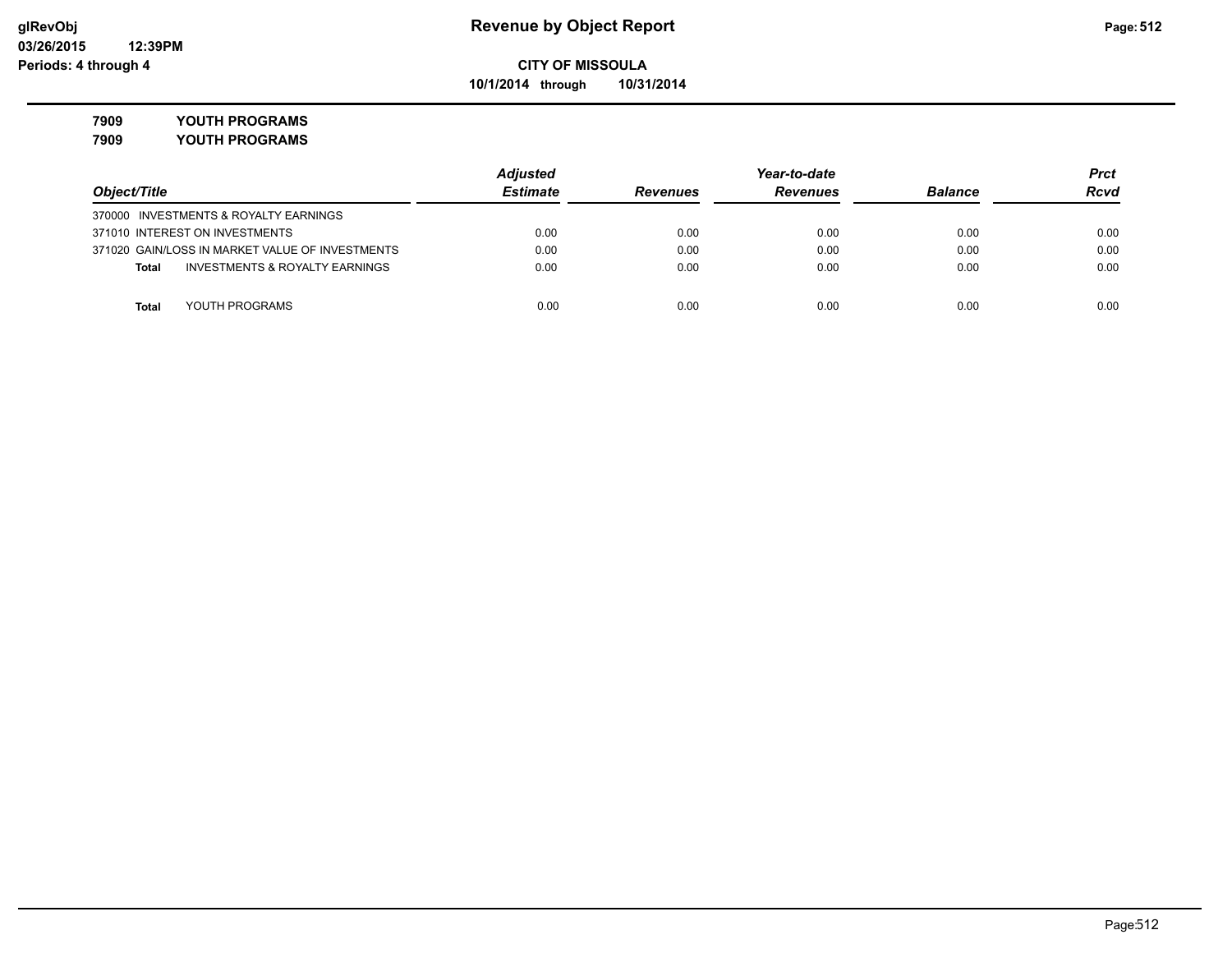**CITY OF MISSOULA**

**10/1/2014 through 10/31/2014**

**7909 YOUTH PROGRAMS**

**7909 YOUTH PROGRAMS**

| Object/Title | Adjusted Estimate | Revenues | Year-to-date Revenues | Balance | Prct Rcvd |
|---|---|---|---|---|---|
| 370000 INVESTMENTS & ROYALTY EARNINGS | | | | | |
| 371010 INTEREST ON INVESTMENTS | 0.00 | 0.00 | 0.00 | 0.00 | 0.00 |
| 371020 GAIN/LOSS IN MARKET VALUE OF INVESTMENTS | 0.00 | 0.00 | 0.00 | 0.00 | 0.00 |
| **Total** INVESTMENTS & ROYALTY EARNINGS | 0.00 | 0.00 | 0.00 | 0.00 | 0.00 |
| **Total** YOUTH PROGRAMS | 0.00 | 0.00 | 0.00 | 0.00 | 0.00 |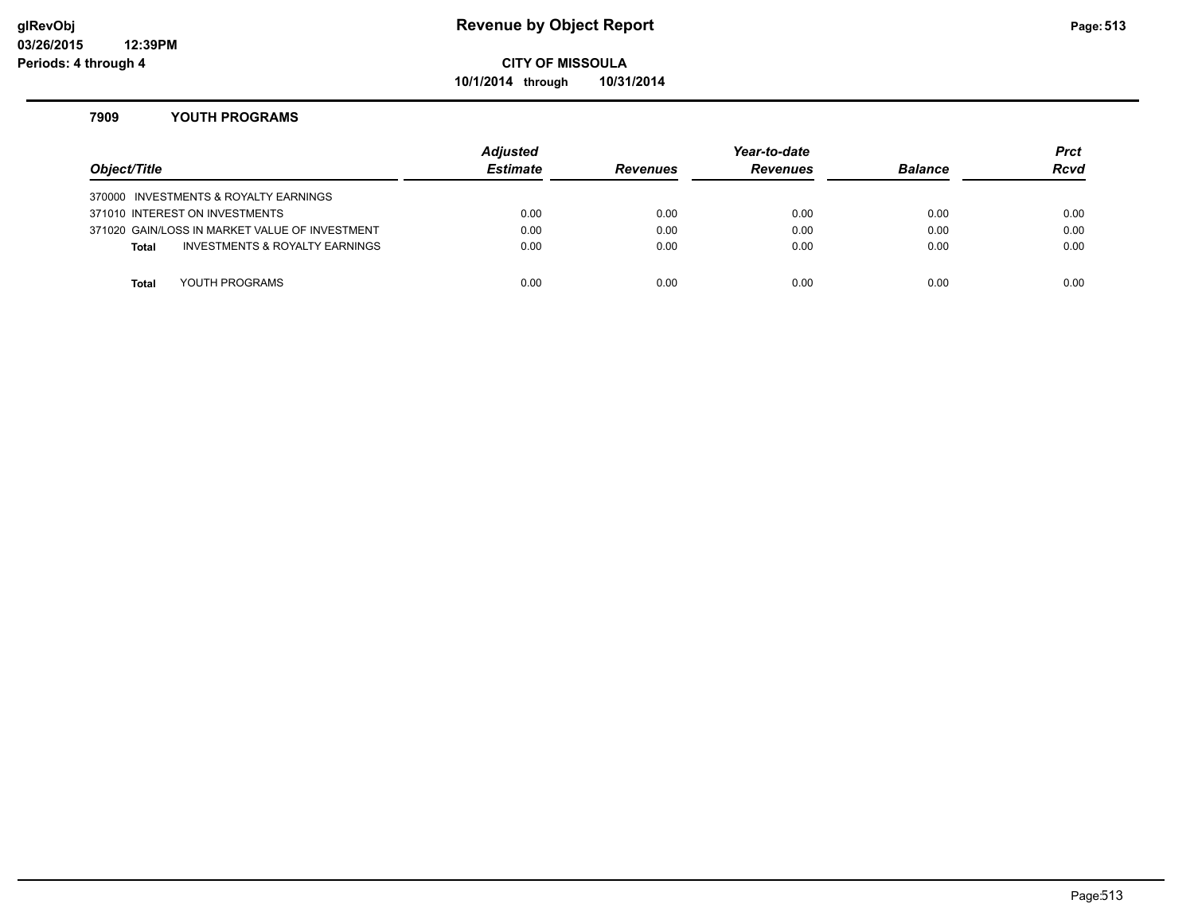# Revenue by Object Report

**CITY OF MISSOULA**

**10/1/2014 through 10/31/2014**

glRevObj
03/26/2015 12:39PM
Periods: 4 through 4

## 7909 YOUTH PROGRAMS

| Object/Title | Adjusted Estimate | Revenues | Year-to-date Revenues | Balance | Prct Rcvd |
|---|---|---|---|---|---|
| 370000 INVESTMENTS & ROYALTY EARNINGS | | | | | |
| 371010 INTEREST ON INVESTMENTS | 0.00 | 0.00 | 0.00 | 0.00 | 0.00 |
| 371020 GAIN/LOSS IN MARKET VALUE OF INVESTMENT | 0.00 | 0.00 | 0.00 | 0.00 | 0.00 |
| **Total** INVESTMENTS & ROYALTY EARNINGS | 0.00 | 0.00 | 0.00 | 0.00 | 0.00 |
| **Total** YOUTH PROGRAMS | 0.00 | 0.00 | 0.00 | 0.00 | 0.00 |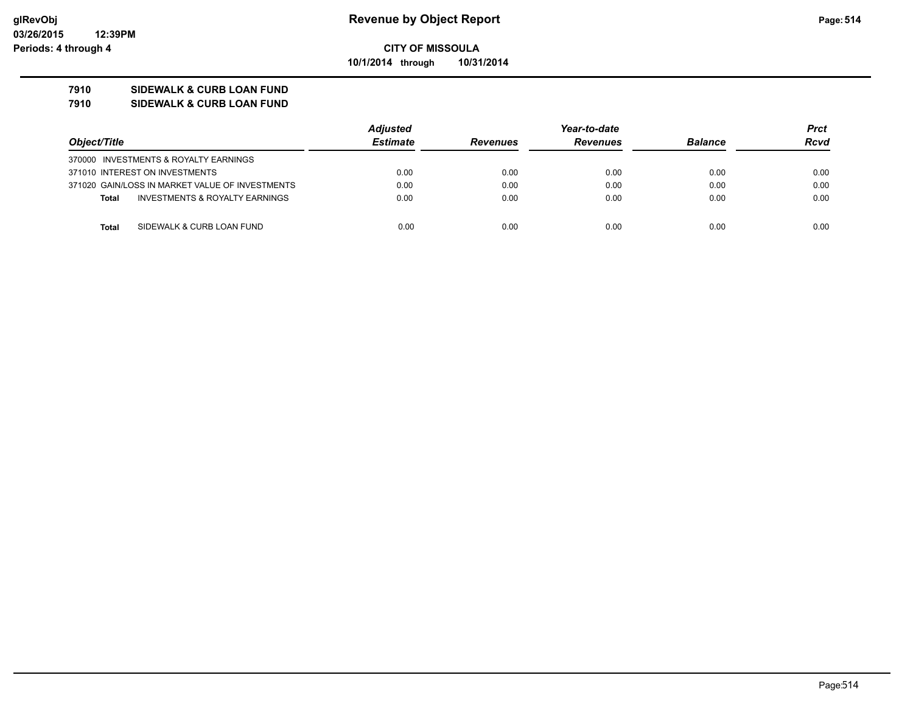# Revenue by Object Report

**CITY OF MISSOULA**

**10/1/2014 through 10/31/2014**

glRevObj
03/26/2015 12:39PM
Periods: 4 through 4

**7910 SIDEWALK & CURB LOAN FUND**
**7910 SIDEWALK & CURB LOAN FUND**

| Object/Title | Adjusted Estimate | Revenues | Year-to-date Revenues | Balance | Prct Rcvd |
|---|---|---|---|---|---|
| 370000 INVESTMENTS & ROYALTY EARNINGS | | | | | |
| 371010 INTEREST ON INVESTMENTS | 0.00 | 0.00 | 0.00 | 0.00 | 0.00 |
| 371020 GAIN/LOSS IN MARKET VALUE OF INVESTMENTS | 0.00 | 0.00 | 0.00 | 0.00 | 0.00 |
| **Total** INVESTMENTS & ROYALTY EARNINGS | 0.00 | 0.00 | 0.00 | 0.00 | 0.00 |
| **Total** SIDEWALK & CURB LOAN FUND | 0.00 | 0.00 | 0.00 | 0.00 | 0.00 |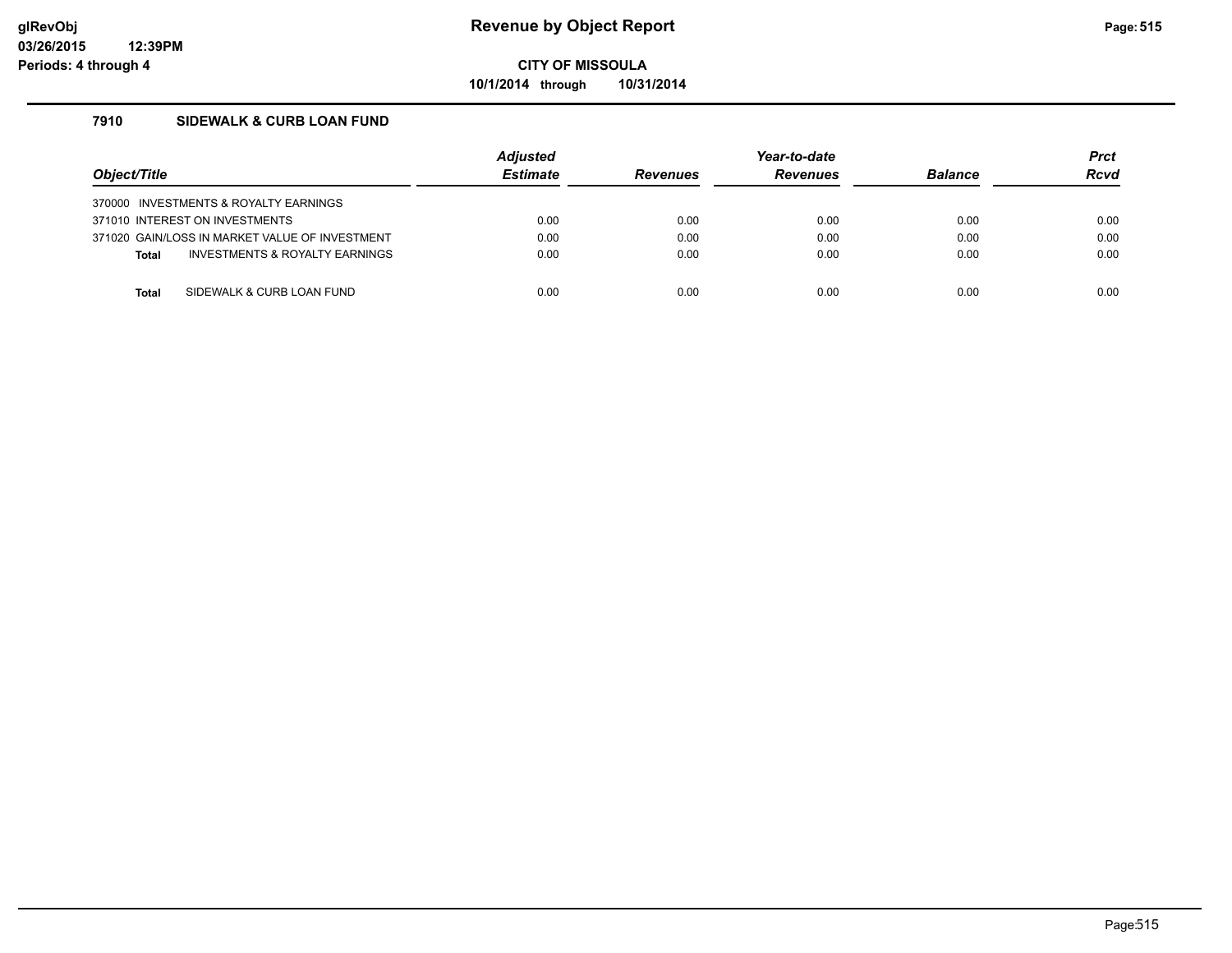# Revenue by Object Report

**CITY OF MISSOULA**

**10/1/2014 through 10/31/2014**

### 7910 SIDEWALK & CURB LOAN FUND

| Object/Title | Adjusted Estimate | Revenues | Year-to-date Revenues | Balance | Prct Rcvd |
|---|---|---|---|---|---|
| 370000 INVESTMENTS & ROYALTY EARNINGS | | | | | |
| 371010 INTEREST ON INVESTMENTS | 0.00 | 0.00 | 0.00 | 0.00 | 0.00 |
| 371020 GAIN/LOSS IN MARKET VALUE OF INVESTMENT | 0.00 | 0.00 | 0.00 | 0.00 | 0.00 |
| **Total** INVESTMENTS & ROYALTY EARNINGS | 0.00 | 0.00 | 0.00 | 0.00 | 0.00 |
| **Total** SIDEWALK & CURB LOAN FUND | 0.00 | 0.00 | 0.00 | 0.00 | 0.00 |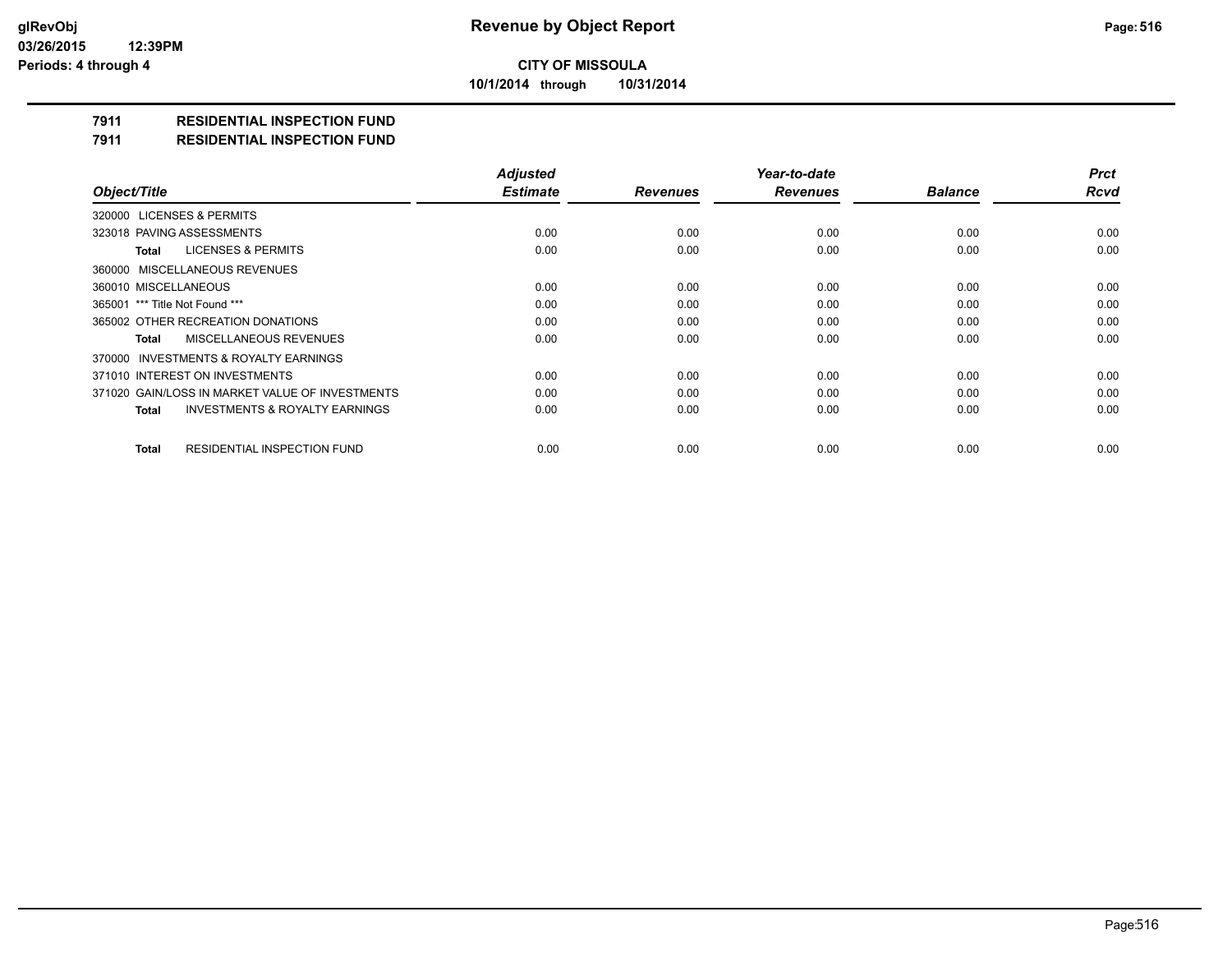**CITY OF MISSOULA**

**10/1/2014 through 10/31/2014**

# 7911 RESIDENTIAL INSPECTION FUND

## 7911 RESIDENTIAL INSPECTION FUND

| Object/Title | Adjusted Estimate | Revenues | Year-to-date Revenues | Balance | Prct Rcvd |
|---|---|---|---|---|---|
| 320000 LICENSES & PERMITS | | | | | |
| 323018 PAVING ASSESSMENTS | 0.00 | 0.00 | 0.00 | 0.00 | 0.00 |
| **Total** LICENSES & PERMITS | 0.00 | 0.00 | 0.00 | 0.00 | 0.00 |
| 360000 MISCELLANEOUS REVENUES | | | | | |
| 360010 MISCELLANEOUS | 0.00 | 0.00 | 0.00 | 0.00 | 0.00 |
| 365001 *** Title Not Found *** | 0.00 | 0.00 | 0.00 | 0.00 | 0.00 |
| 365002 OTHER RECREATION DONATIONS | 0.00 | 0.00 | 0.00 | 0.00 | 0.00 |
| **Total** MISCELLANEOUS REVENUES | 0.00 | 0.00 | 0.00 | 0.00 | 0.00 |
| 370000 INVESTMENTS & ROYALTY EARNINGS | | | | | |
| 371010 INTEREST ON INVESTMENTS | 0.00 | 0.00 | 0.00 | 0.00 | 0.00 |
| 371020 GAIN/LOSS IN MARKET VALUE OF INVESTMENTS | 0.00 | 0.00 | 0.00 | 0.00 | 0.00 |
| **Total** INVESTMENTS & ROYALTY EARNINGS | 0.00 | 0.00 | 0.00 | 0.00 | 0.00 |
| **Total** RESIDENTIAL INSPECTION FUND | 0.00 | 0.00 | 0.00 | 0.00 | 0.00 |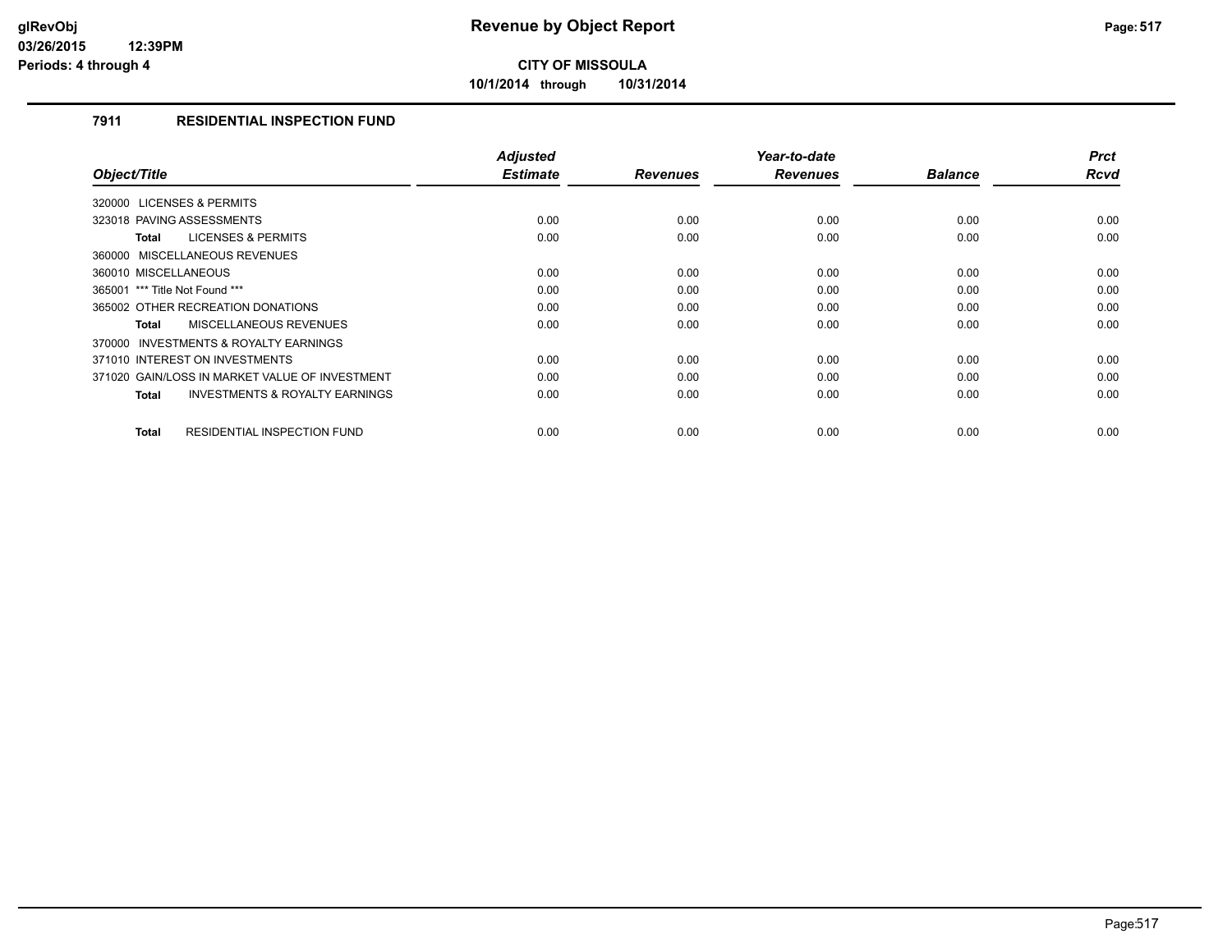**glRevObj**
**03/26/2015 12:39PM**
**Periods: 4 through 4**

# Revenue by Object Report

**CITY OF MISSOULA**

**10/1/2014 through 10/31/2014**

## 7911 RESIDENTIAL INSPECTION FUND

| Object/Title | Adjusted Estimate | Revenues | Year-to-date Revenues | Balance | Prct Rcvd |
|---|---|---|---|---|---|
| 320000 LICENSES & PERMITS | | | | | |
| 323018 PAVING ASSESSMENTS | 0.00 | 0.00 | 0.00 | 0.00 | 0.00 |
| **Total** LICENSES & PERMITS | 0.00 | 0.00 | 0.00 | 0.00 | 0.00 |
| 360000 MISCELLANEOUS REVENUES | | | | | |
| 360010 MISCELLANEOUS | 0.00 | 0.00 | 0.00 | 0.00 | 0.00 |
| 365001 *** Title Not Found *** | 0.00 | 0.00 | 0.00 | 0.00 | 0.00 |
| 365002 OTHER RECREATION DONATIONS | 0.00 | 0.00 | 0.00 | 0.00 | 0.00 |
| **Total** MISCELLANEOUS REVENUES | 0.00 | 0.00 | 0.00 | 0.00 | 0.00 |
| 370000 INVESTMENTS & ROYALTY EARNINGS | | | | | |
| 371010 INTEREST ON INVESTMENTS | 0.00 | 0.00 | 0.00 | 0.00 | 0.00 |
| 371020 GAIN/LOSS IN MARKET VALUE OF INVESTMENT | 0.00 | 0.00 | 0.00 | 0.00 | 0.00 |
| **Total** INVESTMENTS & ROYALTY EARNINGS | 0.00 | 0.00 | 0.00 | 0.00 | 0.00 |
| **Total** RESIDENTIAL INSPECTION FUND | 0.00 | 0.00 | 0.00 | 0.00 | 0.00 |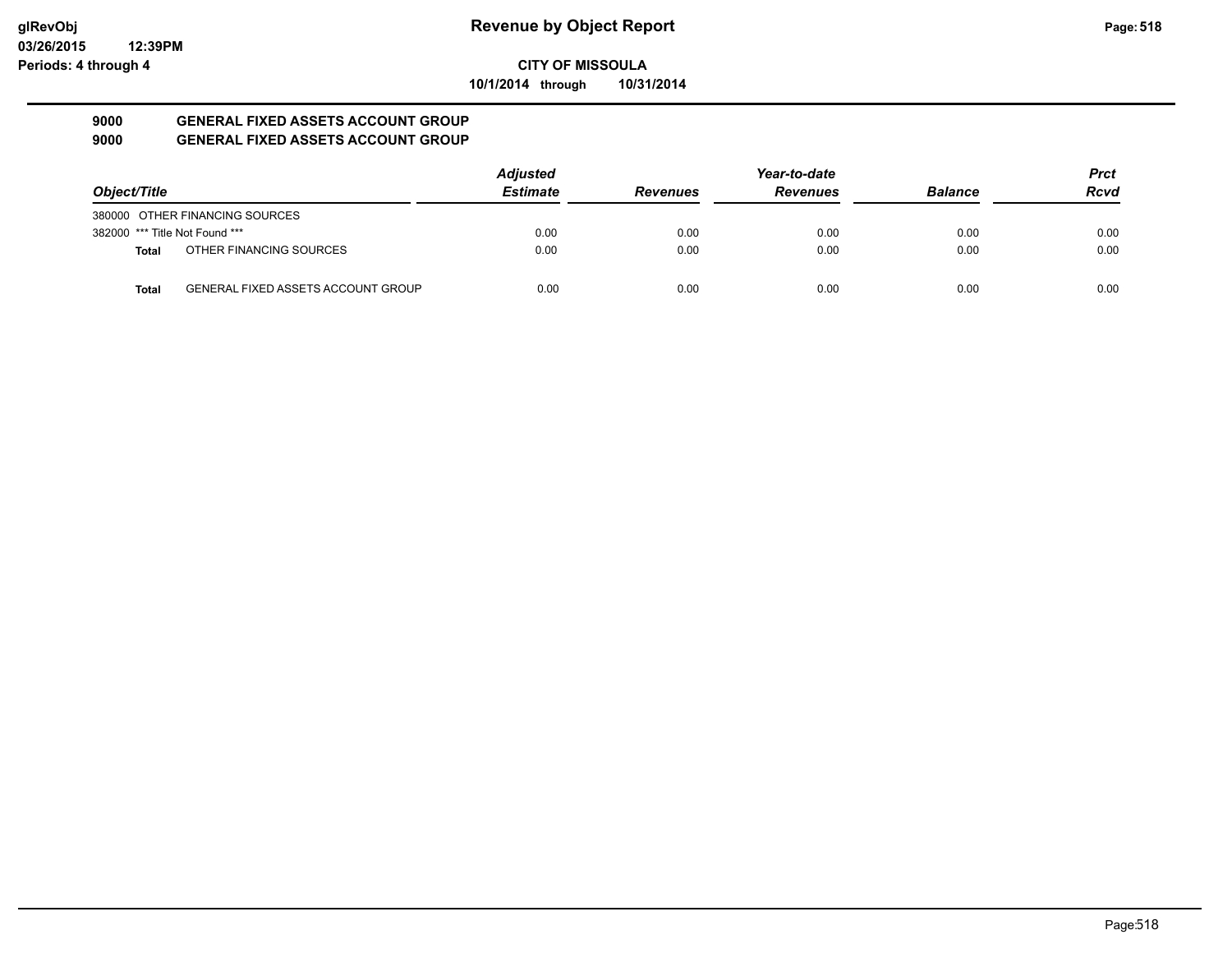**Revenue by Object Report**

**CITY OF MISSOULA**

**10/1/2014 through 10/31/2014**

glRevObj
03/26/2015 12:39PM
Periods: 4 through 4

## 9000 GENERAL FIXED ASSETS ACCOUNT GROUP
## 9000 GENERAL FIXED ASSETS ACCOUNT GROUP

| Object/Title | | Adjusted Estimate | Revenues | Year-to-date Revenues | Balance | Prct Rcvd |
|---|---|---|---|---|---|---|
| 380000 OTHER FINANCING SOURCES | | | | | | |
| 382000 *** Title Not Found *** | | 0.00 | 0.00 | 0.00 | 0.00 | 0.00 |
| **Total** | OTHER FINANCING SOURCES | 0.00 | 0.00 | 0.00 | 0.00 | 0.00 |
| **Total** | GENERAL FIXED ASSETS ACCOUNT GROUP | 0.00 | 0.00 | 0.00 | 0.00 | 0.00 |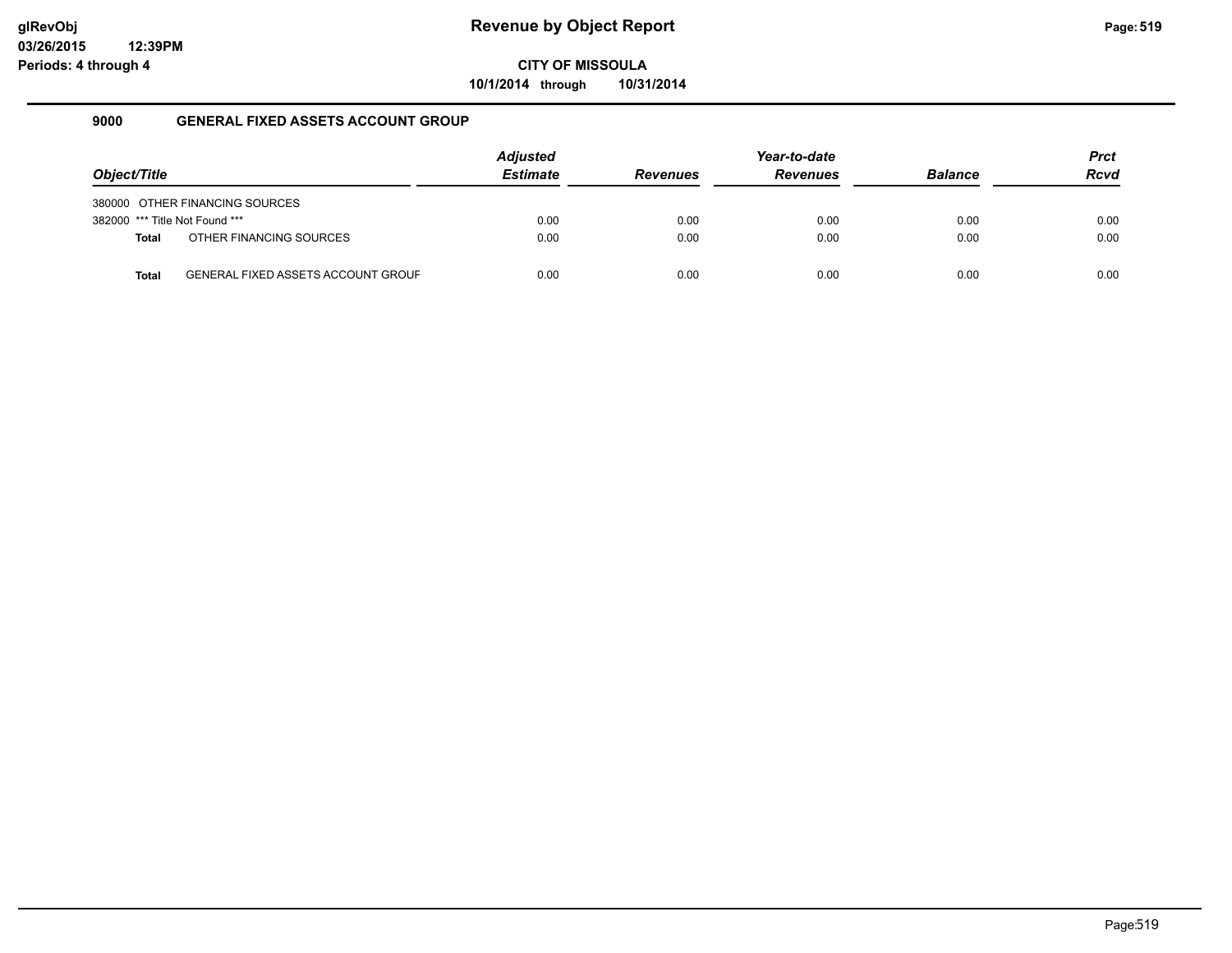# Revenue by Object Report

glRevObj
03/26/2015 12:39PM
Periods: 4 through 4

**CITY OF MISSOULA**

**10/1/2014 through 10/31/2014**

## 9000 GENERAL FIXED ASSETS ACCOUNT GROUP

| Object/Title | | Adjusted Estimate | Revenues | Year-to-date Revenues | Balance | Prct Rcvd |
|---|---|---|---|---|---|---|
| 380000 | OTHER FINANCING SOURCES | | | | | |
| 382000 | *** Title Not Found *** | 0.00 | 0.00 | 0.00 | 0.00 | 0.00 |
| **Total** | OTHER FINANCING SOURCES | 0.00 | 0.00 | 0.00 | 0.00 | 0.00 |
| **Total** | GENERAL FIXED ASSETS ACCOUNT GROUF | 0.00 | 0.00 | 0.00 | 0.00 | 0.00 |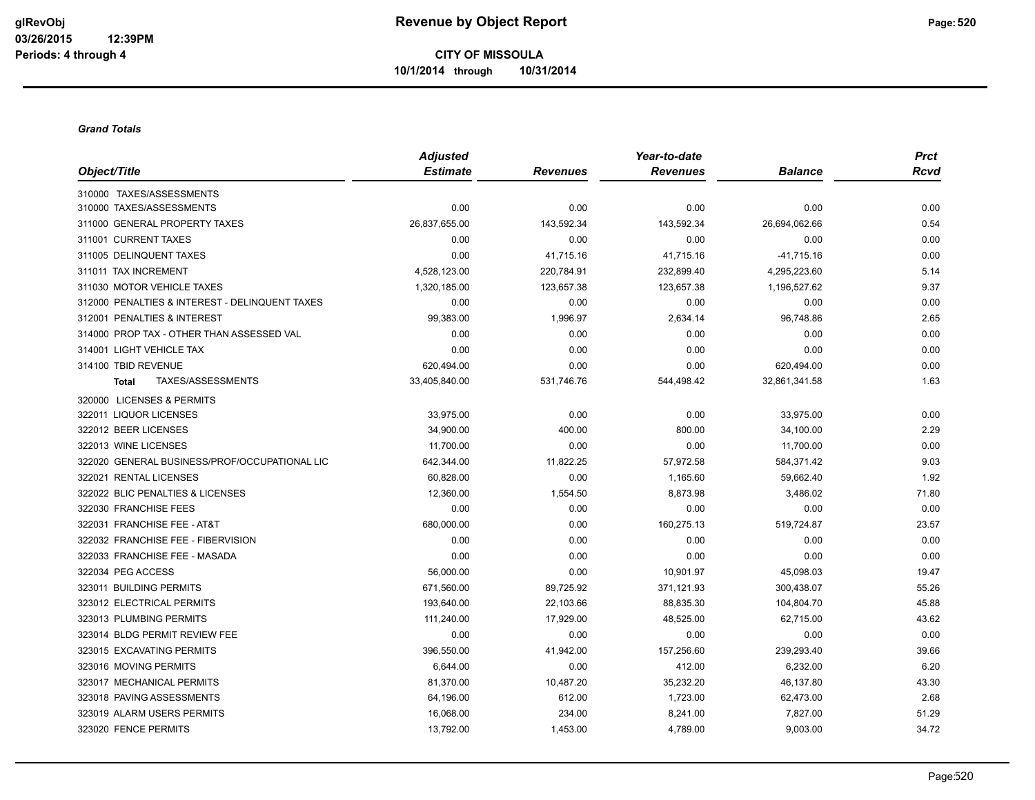# Revenue by Object Report

glRevObj
03/26/2015 12:39PM
Periods: 4 through 4

**CITY OF MISSOULA**
**10/1/2014 through 10/31/2014**

***Grand Totals***

| Object/Title | Adjusted Estimate | Revenues | Year-to-date Revenues | Balance | Prct Rcvd |
|---|---|---|---|---|---|
| 310000 TAXES/ASSESSMENTS | | | | | |
| 310000 TAXES/ASSESSMENTS | 0.00 | 0.00 | 0.00 | 0.00 | 0.00 |
| 311000 GENERAL PROPERTY TAXES | 26,837,655.00 | 143,592.34 | 143,592.34 | 26,694,062.66 | 0.54 |
| 311001 CURRENT TAXES | 0.00 | 0.00 | 0.00 | 0.00 | 0.00 |
| 311005 DELINQUENT TAXES | 0.00 | 41,715.16 | 41,715.16 | -41,715.16 | 0.00 |
| 311011 TAX INCREMENT | 4,528,123.00 | 220,784.91 | 232,899.40 | 4,295,223.60 | 5.14 |
| 311030 MOTOR VEHICLE TAXES | 1,320,185.00 | 123,657.38 | 123,657.38 | 1,196,527.62 | 9.37 |
| 312000 PENALTIES & INTEREST - DELINQUENT TAXES | 0.00 | 0.00 | 0.00 | 0.00 | 0.00 |
| 312001 PENALTIES & INTEREST | 99,383.00 | 1,996.97 | 2,634.14 | 96,748.86 | 2.65 |
| 314000 PROP TAX - OTHER THAN ASSESSED VAL | 0.00 | 0.00 | 0.00 | 0.00 | 0.00 |
| 314001 LIGHT VEHICLE TAX | 0.00 | 0.00 | 0.00 | 0.00 | 0.00 |
| 314100 TBID REVENUE | 620,494.00 | 0.00 | 0.00 | 620,494.00 | 0.00 |
| **Total** TAXES/ASSESSMENTS | 33,405,840.00 | 531,746.76 | 544,498.42 | 32,861,341.58 | 1.63 |
| 320000 LICENSES & PERMITS | | | | | |
| 322011 LIQUOR LICENSES | 33,975.00 | 0.00 | 0.00 | 33,975.00 | 0.00 |
| 322012 BEER LICENSES | 34,900.00 | 400.00 | 800.00 | 34,100.00 | 2.29 |
| 322013 WINE LICENSES | 11,700.00 | 0.00 | 0.00 | 11,700.00 | 0.00 |
| 322020 GENERAL BUSINESS/PROF/OCCUPATIONAL LIC | 642,344.00 | 11,822.25 | 57,972.58 | 584,371.42 | 9.03 |
| 322021 RENTAL LICENSES | 60,828.00 | 0.00 | 1,165.60 | 59,662.40 | 1.92 |
| 322022 BLIC PENALTIES & LICENSES | 12,360.00 | 1,554.50 | 8,873.98 | 3,486.02 | 71.80 |
| 322030 FRANCHISE FEES | 0.00 | 0.00 | 0.00 | 0.00 | 0.00 |
| 322031 FRANCHISE FEE - AT&T | 680,000.00 | 0.00 | 160,275.13 | 519,724.87 | 23.57 |
| 322032 FRANCHISE FEE - FIBERVISION | 0.00 | 0.00 | 0.00 | 0.00 | 0.00 |
| 322033 FRANCHISE FEE - MASADA | 0.00 | 0.00 | 0.00 | 0.00 | 0.00 |
| 322034 PEG ACCESS | 56,000.00 | 0.00 | 10,901.97 | 45,098.03 | 19.47 |
| 323011 BUILDING PERMITS | 671,560.00 | 89,725.92 | 371,121.93 | 300,438.07 | 55.26 |
| 323012 ELECTRICAL PERMITS | 193,640.00 | 22,103.66 | 88,835.30 | 104,804.70 | 45.88 |
| 323013 PLUMBING PERMITS | 111,240.00 | 17,929.00 | 48,525.00 | 62,715.00 | 43.62 |
| 323014 BLDG PERMIT REVIEW FEE | 0.00 | 0.00 | 0.00 | 0.00 | 0.00 |
| 323015 EXCAVATING PERMITS | 396,550.00 | 41,942.00 | 157,256.60 | 239,293.40 | 39.66 |
| 323016 MOVING PERMITS | 6,644.00 | 0.00 | 412.00 | 6,232.00 | 6.20 |
| 323017 MECHANICAL PERMITS | 81,370.00 | 10,487.20 | 35,232.20 | 46,137.80 | 43.30 |
| 323018 PAVING ASSESSMENTS | 64,196.00 | 612.00 | 1,723.00 | 62,473.00 | 2.68 |
| 323019 ALARM USERS PERMITS | 16,068.00 | 234.00 | 8,241.00 | 7,827.00 | 51.29 |
| 323020 FENCE PERMITS | 13,792.00 | 1,453.00 | 4,789.00 | 9,003.00 | 34.72 |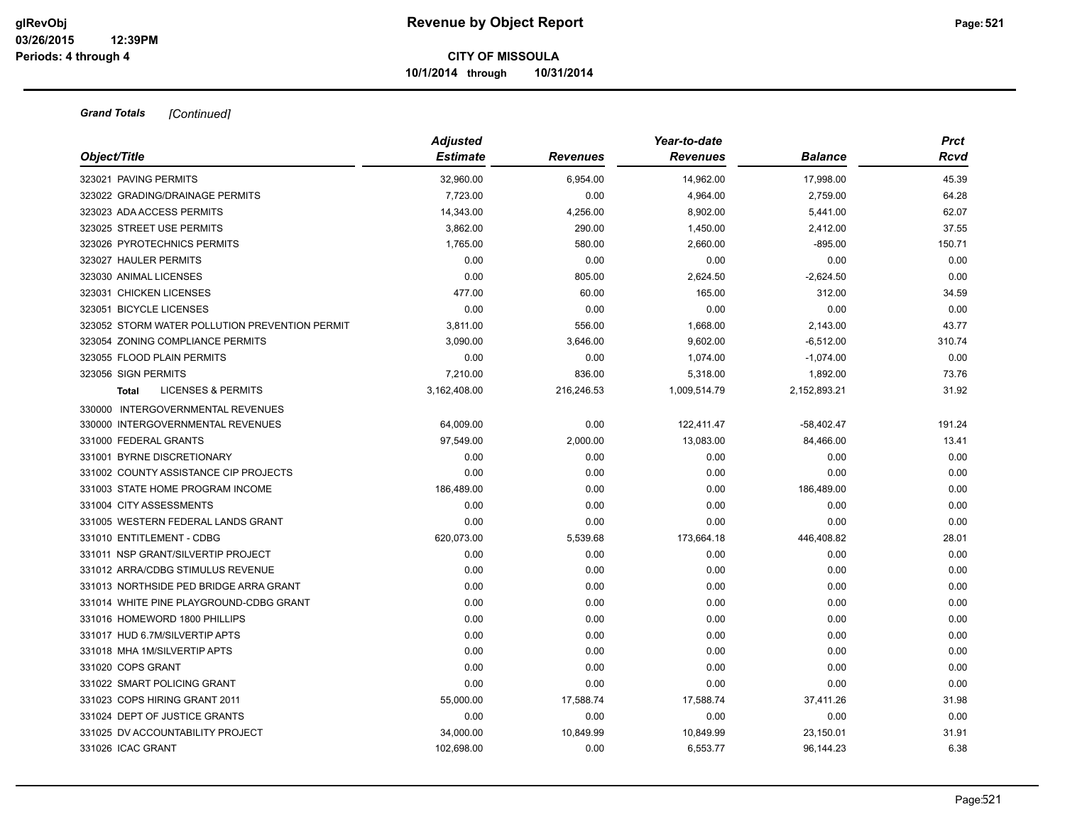**Revenue by Object Report**

**CITY OF MISSOULA**

**10/1/2014 through 10/31/2014**

***Grand Totals*** *[Continued]*

| *Object/Title* | *Adjusted Estimate* | *Revenues* | *Year-to-date Revenues* | *Balance* | *Prct Rcvd* |
|---|---|---|---|---|---|
| 323021 PAVING PERMITS | 32,960.00 | 6,954.00 | 14,962.00 | 17,998.00 | 45.39 |
| 323022 GRADING/DRAINAGE PERMITS | 7,723.00 | 0.00 | 4,964.00 | 2,759.00 | 64.28 |
| 323023 ADA ACCESS PERMITS | 14,343.00 | 4,256.00 | 8,902.00 | 5,441.00 | 62.07 |
| 323025 STREET USE PERMITS | 3,862.00 | 290.00 | 1,450.00 | 2,412.00 | 37.55 |
| 323026 PYROTECHNICS PERMITS | 1,765.00 | 580.00 | 2,660.00 | -895.00 | 150.71 |
| 323027 HAULER PERMITS | 0.00 | 0.00 | 0.00 | 0.00 | 0.00 |
| 323030 ANIMAL LICENSES | 0.00 | 805.00 | 2,624.50 | -2,624.50 | 0.00 |
| 323031 CHICKEN LICENSES | 477.00 | 60.00 | 165.00 | 312.00 | 34.59 |
| 323051 BICYCLE LICENSES | 0.00 | 0.00 | 0.00 | 0.00 | 0.00 |
| 323052 STORM WATER POLLUTION PREVENTION PERMIT | 3,811.00 | 556.00 | 1,668.00 | 2,143.00 | 43.77 |
| 323054 ZONING COMPLIANCE PERMITS | 3,090.00 | 3,646.00 | 9,602.00 | -6,512.00 | 310.74 |
| 323055 FLOOD PLAIN PERMITS | 0.00 | 0.00 | 1,074.00 | -1,074.00 | 0.00 |
| 323056 SIGN PERMITS | 7,210.00 | 836.00 | 5,318.00 | 1,892.00 | 73.76 |
| **Total** LICENSES & PERMITS | 3,162,408.00 | 216,246.53 | 1,009,514.79 | 2,152,893.21 | 31.92 |
| 330000 INTERGOVERNMENTAL REVENUES | | | | | |
| 330000 INTERGOVERNMENTAL REVENUES | 64,009.00 | 0.00 | 122,411.47 | -58,402.47 | 191.24 |
| 331000 FEDERAL GRANTS | 97,549.00 | 2,000.00 | 13,083.00 | 84,466.00 | 13.41 |
| 331001 BYRNE DISCRETIONARY | 0.00 | 0.00 | 0.00 | 0.00 | 0.00 |
| 331002 COUNTY ASSISTANCE CIP PROJECTS | 0.00 | 0.00 | 0.00 | 0.00 | 0.00 |
| 331003 STATE HOME PROGRAM INCOME | 186,489.00 | 0.00 | 0.00 | 186,489.00 | 0.00 |
| 331004 CITY ASSESSMENTS | 0.00 | 0.00 | 0.00 | 0.00 | 0.00 |
| 331005 WESTERN FEDERAL LANDS GRANT | 0.00 | 0.00 | 0.00 | 0.00 | 0.00 |
| 331010 ENTITLEMENT - CDBG | 620,073.00 | 5,539.68 | 173,664.18 | 446,408.82 | 28.01 |
| 331011 NSP GRANT/SILVERTIP PROJECT | 0.00 | 0.00 | 0.00 | 0.00 | 0.00 |
| 331012 ARRA/CDBG STIMULUS REVENUE | 0.00 | 0.00 | 0.00 | 0.00 | 0.00 |
| 331013 NORTHSIDE PED BRIDGE ARRA GRANT | 0.00 | 0.00 | 0.00 | 0.00 | 0.00 |
| 331014 WHITE PINE PLAYGROUND-CDBG GRANT | 0.00 | 0.00 | 0.00 | 0.00 | 0.00 |
| 331016 HOMEWORD 1800 PHILLIPS | 0.00 | 0.00 | 0.00 | 0.00 | 0.00 |
| 331017 HUD 6.7M/SILVERTIP APTS | 0.00 | 0.00 | 0.00 | 0.00 | 0.00 |
| 331018 MHA 1M/SILVERTIP APTS | 0.00 | 0.00 | 0.00 | 0.00 | 0.00 |
| 331020 COPS GRANT | 0.00 | 0.00 | 0.00 | 0.00 | 0.00 |
| 331022 SMART POLICING GRANT | 0.00 | 0.00 | 0.00 | 0.00 | 0.00 |
| 331023 COPS HIRING GRANT 2011 | 55,000.00 | 17,588.74 | 17,588.74 | 37,411.26 | 31.98 |
| 331024 DEPT OF JUSTICE GRANTS | 0.00 | 0.00 | 0.00 | 0.00 | 0.00 |
| 331025 DV ACCOUNTABILITY PROJECT | 34,000.00 | 10,849.99 | 10,849.99 | 23,150.01 | 31.91 |
| 331026 ICAC GRANT | 102,698.00 | 0.00 | 6,553.77 | 96,144.23 | 6.38 |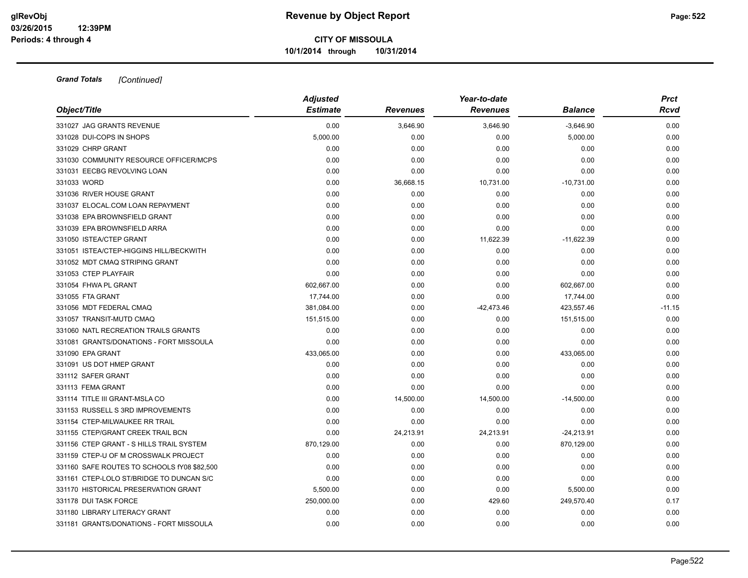**Grand Totals** *[Continued]*

| Object/Title | Adjusted Estimate | Revenues | Year-to-date Revenues | Balance | Prct Rcvd |
|---|---|---|---|---|---|
| 331027 JAG GRANTS REVENUE | 0.00 | 3,646.90 | 3,646.90 | -3,646.90 | 0.00 |
| 331028 DUI-COPS IN SHOPS | 5,000.00 | 0.00 | 0.00 | 5,000.00 | 0.00 |
| 331029 CHRP GRANT | 0.00 | 0.00 | 0.00 | 0.00 | 0.00 |
| 331030 COMMUNITY RESOURCE OFFICER/MCPS | 0.00 | 0.00 | 0.00 | 0.00 | 0.00 |
| 331031 EECBG REVOLVING LOAN | 0.00 | 0.00 | 0.00 | 0.00 | 0.00 |
| 331033 WORD | 0.00 | 36,668.15 | 10,731.00 | -10,731.00 | 0.00 |
| 331036 RIVER HOUSE GRANT | 0.00 | 0.00 | 0.00 | 0.00 | 0.00 |
| 331037 ELOCAL.COM LOAN REPAYMENT | 0.00 | 0.00 | 0.00 | 0.00 | 0.00 |
| 331038 EPA BROWNSFIELD GRANT | 0.00 | 0.00 | 0.00 | 0.00 | 0.00 |
| 331039 EPA BROWNSFIELD ARRA | 0.00 | 0.00 | 0.00 | 0.00 | 0.00 |
| 331050 ISTEA/CTEP GRANT | 0.00 | 0.00 | 11,622.39 | -11,622.39 | 0.00 |
| 331051 ISTEA/CTEP-HIGGINS HILL/BECKWITH | 0.00 | 0.00 | 0.00 | 0.00 | 0.00 |
| 331052 MDT CMAQ STRIPING GRANT | 0.00 | 0.00 | 0.00 | 0.00 | 0.00 |
| 331053 CTEP PLAYFAIR | 0.00 | 0.00 | 0.00 | 0.00 | 0.00 |
| 331054 FHWA PL GRANT | 602,667.00 | 0.00 | 0.00 | 602,667.00 | 0.00 |
| 331055 FTA GRANT | 17,744.00 | 0.00 | 0.00 | 17,744.00 | 0.00 |
| 331056 MDT FEDERAL CMAQ | 381,084.00 | 0.00 | -42,473.46 | 423,557.46 | -11.15 |
| 331057 TRANSIT-MUTD CMAQ | 151,515.00 | 0.00 | 0.00 | 151,515.00 | 0.00 |
| 331060 NATL RECREATION TRAILS GRANTS | 0.00 | 0.00 | 0.00 | 0.00 | 0.00 |
| 331081 GRANTS/DONATIONS - FORT MISSOULA | 0.00 | 0.00 | 0.00 | 0.00 | 0.00 |
| 331090 EPA GRANT | 433,065.00 | 0.00 | 0.00 | 433,065.00 | 0.00 |
| 331091 US DOT HMEP GRANT | 0.00 | 0.00 | 0.00 | 0.00 | 0.00 |
| 331112 SAFER GRANT | 0.00 | 0.00 | 0.00 | 0.00 | 0.00 |
| 331113 FEMA GRANT | 0.00 | 0.00 | 0.00 | 0.00 | 0.00 |
| 331114 TITLE III GRANT-MSLA CO | 0.00 | 14,500.00 | 14,500.00 | -14,500.00 | 0.00 |
| 331153 RUSSELL S 3RD IMPROVEMENTS | 0.00 | 0.00 | 0.00 | 0.00 | 0.00 |
| 331154 CTEP-MILWAUKEE RR TRAIL | 0.00 | 0.00 | 0.00 | 0.00 | 0.00 |
| 331155 CTEP/GRANT CREEK TRAIL BCN | 0.00 | 24,213.91 | 24,213.91 | -24,213.91 | 0.00 |
| 331156 CTEP GRANT - S HILLS TRAIL SYSTEM | 870,129.00 | 0.00 | 0.00 | 870,129.00 | 0.00 |
| 331159 CTEP-U OF M CROSSWALK PROJECT | 0.00 | 0.00 | 0.00 | 0.00 | 0.00 |
| 331160 SAFE ROUTES TO SCHOOLS fY08 $82,500 | 0.00 | 0.00 | 0.00 | 0.00 | 0.00 |
| 331161 CTEP-LOLO ST/BRIDGE TO DUNCAN S/C | 0.00 | 0.00 | 0.00 | 0.00 | 0.00 |
| 331170 HISTORICAL PRESERVATION GRANT | 5,500.00 | 0.00 | 0.00 | 5,500.00 | 0.00 |
| 331178 DUI TASK FORCE | 250,000.00 | 0.00 | 429.60 | 249,570.40 | 0.17 |
| 331180 LIBRARY LITERACY GRANT | 0.00 | 0.00 | 0.00 | 0.00 | 0.00 |
| 331181 GRANTS/DONATIONS - FORT MISSOULA | 0.00 | 0.00 | 0.00 | 0.00 | 0.00 |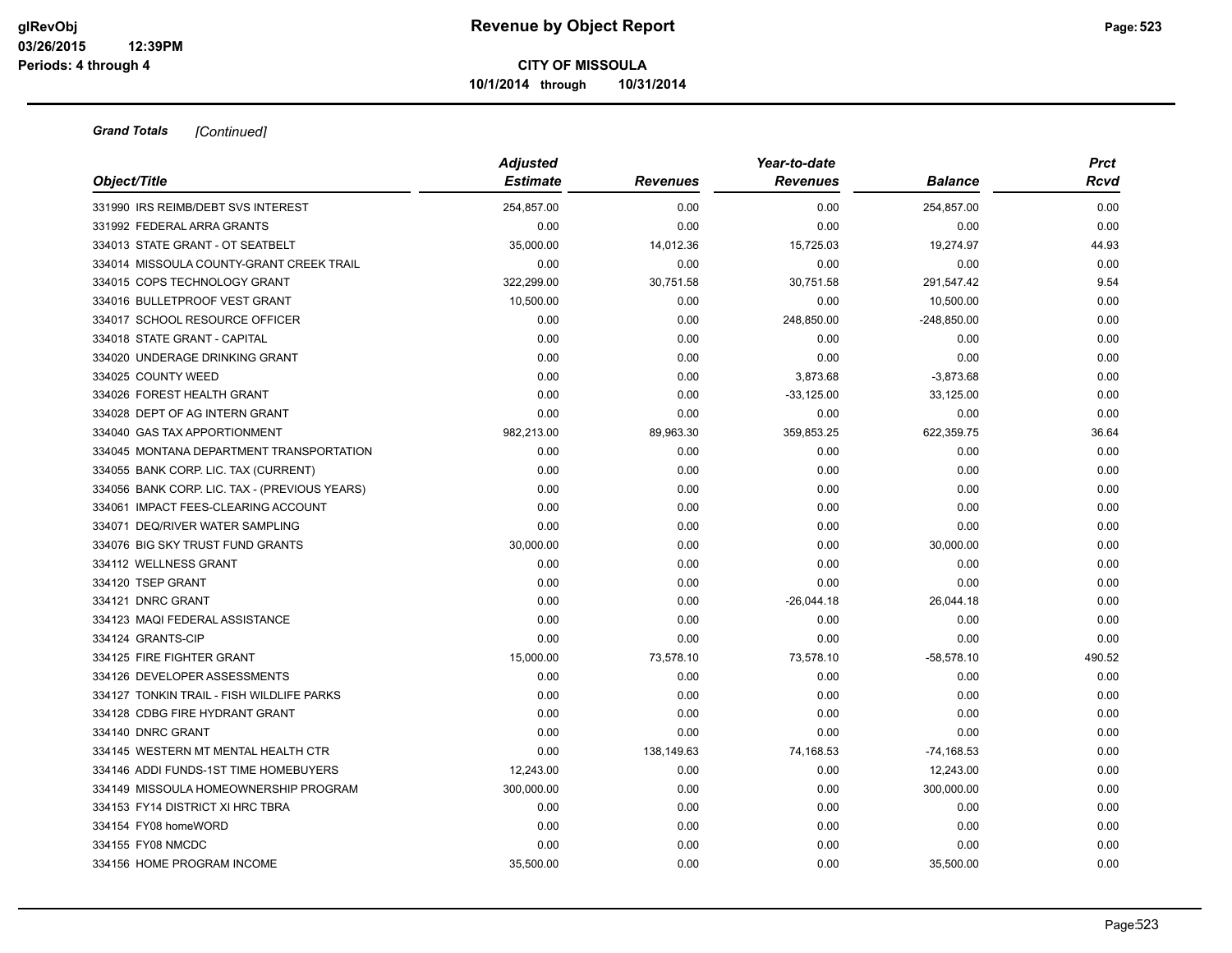**Grand Totals** *[Continued]*

| Object/Title | Adjusted Estimate | Revenues | Year-to-date Revenues | Balance | Prct Rcvd |
|---|---|---|---|---|---|
| 331990 IRS REIMB/DEBT SVS INTEREST | 254,857.00 | 0.00 | 0.00 | 254,857.00 | 0.00 |
| 331992 FEDERAL ARRA GRANTS | 0.00 | 0.00 | 0.00 | 0.00 | 0.00 |
| 334013 STATE GRANT - OT SEATBELT | 35,000.00 | 14,012.36 | 15,725.03 | 19,274.97 | 44.93 |
| 334014 MISSOULA COUNTY-GRANT CREEK TRAIL | 0.00 | 0.00 | 0.00 | 0.00 | 0.00 |
| 334015 COPS TECHNOLOGY GRANT | 322,299.00 | 30,751.58 | 30,751.58 | 291,547.42 | 9.54 |
| 334016 BULLETPROOF VEST GRANT | 10,500.00 | 0.00 | 0.00 | 10,500.00 | 0.00 |
| 334017 SCHOOL RESOURCE OFFICER | 0.00 | 0.00 | 248,850.00 | -248,850.00 | 0.00 |
| 334018 STATE GRANT - CAPITAL | 0.00 | 0.00 | 0.00 | 0.00 | 0.00 |
| 334020 UNDERAGE DRINKING GRANT | 0.00 | 0.00 | 0.00 | 0.00 | 0.00 |
| 334025 COUNTY WEED | 0.00 | 0.00 | 3,873.68 | -3,873.68 | 0.00 |
| 334026 FOREST HEALTH GRANT | 0.00 | 0.00 | -33,125.00 | 33,125.00 | 0.00 |
| 334028 DEPT OF AG INTERN GRANT | 0.00 | 0.00 | 0.00 | 0.00 | 0.00 |
| 334040 GAS TAX APPORTIONMENT | 982,213.00 | 89,963.30 | 359,853.25 | 622,359.75 | 36.64 |
| 334045 MONTANA DEPARTMENT TRANSPORTATION | 0.00 | 0.00 | 0.00 | 0.00 | 0.00 |
| 334055 BANK CORP. LIC. TAX (CURRENT) | 0.00 | 0.00 | 0.00 | 0.00 | 0.00 |
| 334056 BANK CORP. LIC. TAX - (PREVIOUS YEARS) | 0.00 | 0.00 | 0.00 | 0.00 | 0.00 |
| 334061 IMPACT FEES-CLEARING ACCOUNT | 0.00 | 0.00 | 0.00 | 0.00 | 0.00 |
| 334071 DEQ/RIVER WATER SAMPLING | 0.00 | 0.00 | 0.00 | 0.00 | 0.00 |
| 334076 BIG SKY TRUST FUND GRANTS | 30,000.00 | 0.00 | 0.00 | 30,000.00 | 0.00 |
| 334112 WELLNESS GRANT | 0.00 | 0.00 | 0.00 | 0.00 | 0.00 |
| 334120 TSEP GRANT | 0.00 | 0.00 | 0.00 | 0.00 | 0.00 |
| 334121 DNRC GRANT | 0.00 | 0.00 | -26,044.18 | 26,044.18 | 0.00 |
| 334123 MAQI FEDERAL ASSISTANCE | 0.00 | 0.00 | 0.00 | 0.00 | 0.00 |
| 334124 GRANTS-CIP | 0.00 | 0.00 | 0.00 | 0.00 | 0.00 |
| 334125 FIRE FIGHTER GRANT | 15,000.00 | 73,578.10 | 73,578.10 | -58,578.10 | 490.52 |
| 334126 DEVELOPER ASSESSMENTS | 0.00 | 0.00 | 0.00 | 0.00 | 0.00 |
| 334127 TONKIN TRAIL - FISH WILDLIFE PARKS | 0.00 | 0.00 | 0.00 | 0.00 | 0.00 |
| 334128 CDBG FIRE HYDRANT GRANT | 0.00 | 0.00 | 0.00 | 0.00 | 0.00 |
| 334140 DNRC GRANT | 0.00 | 0.00 | 0.00 | 0.00 | 0.00 |
| 334145 WESTERN MT MENTAL HEALTH CTR | 0.00 | 138,149.63 | 74,168.53 | -74,168.53 | 0.00 |
| 334146 ADDI FUNDS-1ST TIME HOMEBUYERS | 12,243.00 | 0.00 | 0.00 | 12,243.00 | 0.00 |
| 334149 MISSOULA HOMEOWNERSHIP PROGRAM | 300,000.00 | 0.00 | 0.00 | 300,000.00 | 0.00 |
| 334153 FY14 DISTRICT XI HRC TBRA | 0.00 | 0.00 | 0.00 | 0.00 | 0.00 |
| 334154 FY08 homeWORD | 0.00 | 0.00 | 0.00 | 0.00 | 0.00 |
| 334155 FY08 NMCDC | 0.00 | 0.00 | 0.00 | 0.00 | 0.00 |
| 334156 HOME PROGRAM INCOME | 35,500.00 | 0.00 | 0.00 | 35,500.00 | 0.00 |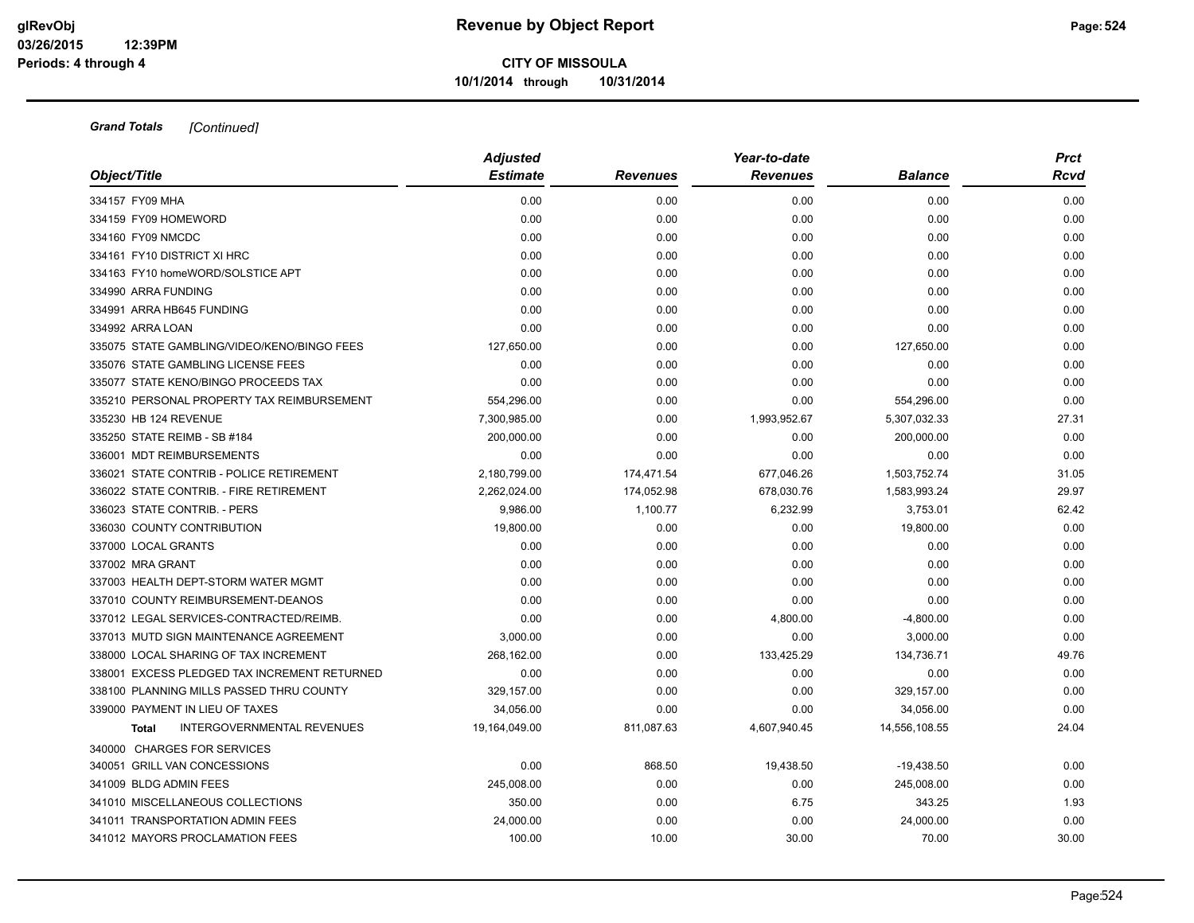**CITY OF MISSOULA**

**10/1/2014 through 10/31/2014**

***Grand Totals*** *[Continued]*

| Object/Title | Adjusted Estimate | Revenues | Year-to-date Revenues | Balance | Prct Rcvd |
|---|---|---|---|---|---|
| 334157 FY09 MHA | 0.00 | 0.00 | 0.00 | 0.00 | 0.00 |
| 334159 FY09 HOMEWORD | 0.00 | 0.00 | 0.00 | 0.00 | 0.00 |
| 334160 FY09 NMCDC | 0.00 | 0.00 | 0.00 | 0.00 | 0.00 |
| 334161 FY10 DISTRICT XI HRC | 0.00 | 0.00 | 0.00 | 0.00 | 0.00 |
| 334163 FY10 homeWORD/SOLSTICE APT | 0.00 | 0.00 | 0.00 | 0.00 | 0.00 |
| 334990 ARRA FUNDING | 0.00 | 0.00 | 0.00 | 0.00 | 0.00 |
| 334991 ARRA HB645 FUNDING | 0.00 | 0.00 | 0.00 | 0.00 | 0.00 |
| 334992 ARRA LOAN | 0.00 | 0.00 | 0.00 | 0.00 | 0.00 |
| 335075 STATE GAMBLING/VIDEO/KENO/BINGO FEES | 127,650.00 | 0.00 | 0.00 | 127,650.00 | 0.00 |
| 335076 STATE GAMBLING LICENSE FEES | 0.00 | 0.00 | 0.00 | 0.00 | 0.00 |
| 335077 STATE KENO/BINGO PROCEEDS TAX | 0.00 | 0.00 | 0.00 | 0.00 | 0.00 |
| 335210 PERSONAL PROPERTY TAX REIMBURSEMENT | 554,296.00 | 0.00 | 0.00 | 554,296.00 | 0.00 |
| 335230 HB 124 REVENUE | 7,300,985.00 | 0.00 | 1,993,952.67 | 5,307,032.33 | 27.31 |
| 335250 STATE REIMB - SB #184 | 200,000.00 | 0.00 | 0.00 | 200,000.00 | 0.00 |
| 336001 MDT REIMBURSEMENTS | 0.00 | 0.00 | 0.00 | 0.00 | 0.00 |
| 336021 STATE CONTRIB - POLICE RETIREMENT | 2,180,799.00 | 174,471.54 | 677,046.26 | 1,503,752.74 | 31.05 |
| 336022 STATE CONTRIB. - FIRE RETIREMENT | 2,262,024.00 | 174,052.98 | 678,030.76 | 1,583,993.24 | 29.97 |
| 336023 STATE CONTRIB. - PERS | 9,986.00 | 1,100.77 | 6,232.99 | 3,753.01 | 62.42 |
| 336030 COUNTY CONTRIBUTION | 19,800.00 | 0.00 | 0.00 | 19,800.00 | 0.00 |
| 337000 LOCAL GRANTS | 0.00 | 0.00 | 0.00 | 0.00 | 0.00 |
| 337002 MRA GRANT | 0.00 | 0.00 | 0.00 | 0.00 | 0.00 |
| 337003 HEALTH DEPT-STORM WATER MGMT | 0.00 | 0.00 | 0.00 | 0.00 | 0.00 |
| 337010 COUNTY REIMBURSEMENT-DEANOS | 0.00 | 0.00 | 0.00 | 0.00 | 0.00 |
| 337012 LEGAL SERVICES-CONTRACTED/REIMB. | 0.00 | 0.00 | 4,800.00 | -4,800.00 | 0.00 |
| 337013 MUTD SIGN MAINTENANCE AGREEMENT | 3,000.00 | 0.00 | 0.00 | 3,000.00 | 0.00 |
| 338000 LOCAL SHARING OF TAX INCREMENT | 268,162.00 | 0.00 | 133,425.29 | 134,736.71 | 49.76 |
| 338001 EXCESS PLEDGED TAX INCREMENT RETURNED | 0.00 | 0.00 | 0.00 | 0.00 | 0.00 |
| 338100 PLANNING MILLS PASSED THRU COUNTY | 329,157.00 | 0.00 | 0.00 | 329,157.00 | 0.00 |
| 339000 PAYMENT IN LIEU OF TAXES | 34,056.00 | 0.00 | 0.00 | 34,056.00 | 0.00 |
| **Total** INTERGOVERNMENTAL REVENUES | 19,164,049.00 | 811,087.63 | 4,607,940.45 | 14,556,108.55 | 24.04 |
| 340000 CHARGES FOR SERVICES | | | | | |
| 340051 GRILL VAN CONCESSIONS | 0.00 | 868.50 | 19,438.50 | -19,438.50 | 0.00 |
| 341009 BLDG ADMIN FEES | 245,008.00 | 0.00 | 0.00 | 245,008.00 | 0.00 |
| 341010 MISCELLANEOUS COLLECTIONS | 350.00 | 0.00 | 6.75 | 343.25 | 1.93 |
| 341011 TRANSPORTATION ADMIN FEES | 24,000.00 | 0.00 | 0.00 | 24,000.00 | 0.00 |
| 341012 MAYORS PROCLAMATION FEES | 100.00 | 10.00 | 30.00 | 70.00 | 30.00 |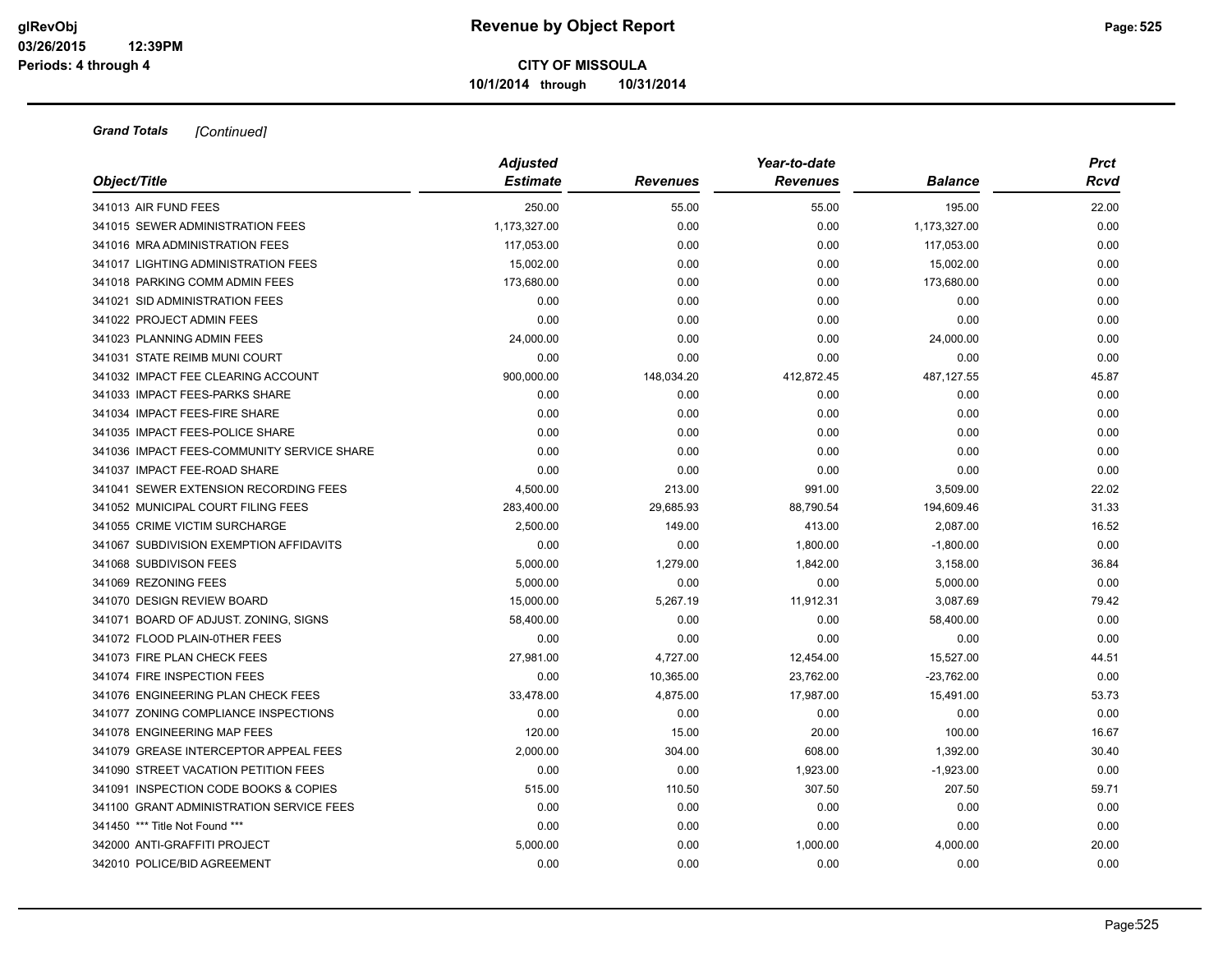**Revenue by Object Report**

**CITY OF MISSOULA**

**10/1/2014 through 10/31/2014**

***Grand Totals*** *[Continued]*

| *Object/Title* | *Adjusted Estimate* | *Revenues* | *Year-to-date Revenues* | *Balance* | *Prct Rcvd* |
|---|---|---|---|---|---|
| 341013 AIR FUND FEES | 250.00 | 55.00 | 55.00 | 195.00 | 22.00 |
| 341015 SEWER ADMINISTRATION FEES | 1,173,327.00 | 0.00 | 0.00 | 1,173,327.00 | 0.00 |
| 341016 MRA ADMINISTRATION FEES | 117,053.00 | 0.00 | 0.00 | 117,053.00 | 0.00 |
| 341017 LIGHTING ADMINISTRATION FEES | 15,002.00 | 0.00 | 0.00 | 15,002.00 | 0.00 |
| 341018 PARKING COMM ADMIN FEES | 173,680.00 | 0.00 | 0.00 | 173,680.00 | 0.00 |
| 341021 SID ADMINISTRATION FEES | 0.00 | 0.00 | 0.00 | 0.00 | 0.00 |
| 341022 PROJECT ADMIN FEES | 0.00 | 0.00 | 0.00 | 0.00 | 0.00 |
| 341023 PLANNING ADMIN FEES | 24,000.00 | 0.00 | 0.00 | 24,000.00 | 0.00 |
| 341031 STATE REIMB MUNI COURT | 0.00 | 0.00 | 0.00 | 0.00 | 0.00 |
| 341032 IMPACT FEE CLEARING ACCOUNT | 900,000.00 | 148,034.20 | 412,872.45 | 487,127.55 | 45.87 |
| 341033 IMPACT FEES-PARKS SHARE | 0.00 | 0.00 | 0.00 | 0.00 | 0.00 |
| 341034 IMPACT FEES-FIRE SHARE | 0.00 | 0.00 | 0.00 | 0.00 | 0.00 |
| 341035 IMPACT FEES-POLICE SHARE | 0.00 | 0.00 | 0.00 | 0.00 | 0.00 |
| 341036 IMPACT FEES-COMMUNITY SERVICE SHARE | 0.00 | 0.00 | 0.00 | 0.00 | 0.00 |
| 341037 IMPACT FEE-ROAD SHARE | 0.00 | 0.00 | 0.00 | 0.00 | 0.00 |
| 341041 SEWER EXTENSION RECORDING FEES | 4,500.00 | 213.00 | 991.00 | 3,509.00 | 22.02 |
| 341052 MUNICIPAL COURT FILING FEES | 283,400.00 | 29,685.93 | 88,790.54 | 194,609.46 | 31.33 |
| 341055 CRIME VICTIM SURCHARGE | 2,500.00 | 149.00 | 413.00 | 2,087.00 | 16.52 |
| 341067 SUBDIVISION EXEMPTION AFFIDAVITS | 0.00 | 0.00 | 1,800.00 | -1,800.00 | 0.00 |
| 341068 SUBDIVISON FEES | 5,000.00 | 1,279.00 | 1,842.00 | 3,158.00 | 36.84 |
| 341069 REZONING FEES | 5,000.00 | 0.00 | 0.00 | 5,000.00 | 0.00 |
| 341070 DESIGN REVIEW BOARD | 15,000.00 | 5,267.19 | 11,912.31 | 3,087.69 | 79.42 |
| 341071 BOARD OF ADJUST. ZONING, SIGNS | 58,400.00 | 0.00 | 0.00 | 58,400.00 | 0.00 |
| 341072 FLOOD PLAIN-0THER FEES | 0.00 | 0.00 | 0.00 | 0.00 | 0.00 |
| 341073 FIRE PLAN CHECK FEES | 27,981.00 | 4,727.00 | 12,454.00 | 15,527.00 | 44.51 |
| 341074 FIRE INSPECTION FEES | 0.00 | 10,365.00 | 23,762.00 | -23,762.00 | 0.00 |
| 341076 ENGINEERING PLAN CHECK FEES | 33,478.00 | 4,875.00 | 17,987.00 | 15,491.00 | 53.73 |
| 341077 ZONING COMPLIANCE INSPECTIONS | 0.00 | 0.00 | 0.00 | 0.00 | 0.00 |
| 341078 ENGINEERING MAP FEES | 120.00 | 15.00 | 20.00 | 100.00 | 16.67 |
| 341079 GREASE INTERCEPTOR APPEAL FEES | 2,000.00 | 304.00 | 608.00 | 1,392.00 | 30.40 |
| 341090 STREET VACATION PETITION FEES | 0.00 | 0.00 | 1,923.00 | -1,923.00 | 0.00 |
| 341091 INSPECTION CODE BOOKS & COPIES | 515.00 | 110.50 | 307.50 | 207.50 | 59.71 |
| 341100 GRANT ADMINISTRATION SERVICE FEES | 0.00 | 0.00 | 0.00 | 0.00 | 0.00 |
| 341450 *** Title Not Found *** | 0.00 | 0.00 | 0.00 | 0.00 | 0.00 |
| 342000 ANTI-GRAFFITI PROJECT | 5,000.00 | 0.00 | 1,000.00 | 4,000.00 | 20.00 |
| 342010 POLICE/BID AGREEMENT | 0.00 | 0.00 | 0.00 | 0.00 | 0.00 |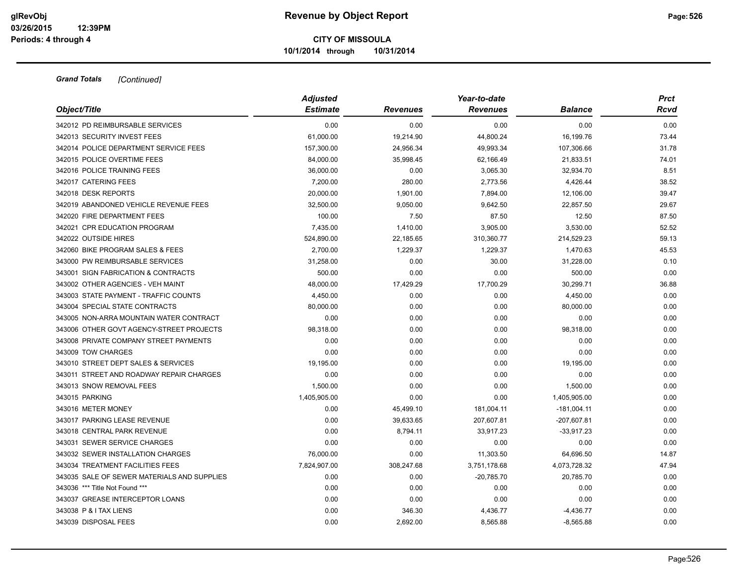**Grand Totals** *[Continued]*

| Object/Title | Adjusted Estimate | Revenues | Year-to-date Revenues | Balance | Prct Rcvd |
|---|---|---|---|---|---|
| 342012 PD REIMBURSABLE SERVICES | 0.00 | 0.00 | 0.00 | 0.00 | 0.00 |
| 342013 SECURITY INVEST FEES | 61,000.00 | 19,214.90 | 44,800.24 | 16,199.76 | 73.44 |
| 342014 POLICE DEPARTMENT SERVICE FEES | 157,300.00 | 24,956.34 | 49,993.34 | 107,306.66 | 31.78 |
| 342015 POLICE OVERTIME FEES | 84,000.00 | 35,998.45 | 62,166.49 | 21,833.51 | 74.01 |
| 342016 POLICE TRAINING FEES | 36,000.00 | 0.00 | 3,065.30 | 32,934.70 | 8.51 |
| 342017 CATERING FEES | 7,200.00 | 280.00 | 2,773.56 | 4,426.44 | 38.52 |
| 342018 DESK REPORTS | 20,000.00 | 1,901.00 | 7,894.00 | 12,106.00 | 39.47 |
| 342019 ABANDONED VEHICLE REVENUE FEES | 32,500.00 | 9,050.00 | 9,642.50 | 22,857.50 | 29.67 |
| 342020 FIRE DEPARTMENT FEES | 100.00 | 7.50 | 87.50 | 12.50 | 87.50 |
| 342021 CPR EDUCATION PROGRAM | 7,435.00 | 1,410.00 | 3,905.00 | 3,530.00 | 52.52 |
| 342022 OUTSIDE HIRES | 524,890.00 | 22,185.65 | 310,360.77 | 214,529.23 | 59.13 |
| 342060 BIKE PROGRAM SALES & FEES | 2,700.00 | 1,229.37 | 1,229.37 | 1,470.63 | 45.53 |
| 343000 PW REIMBURSABLE SERVICES | 31,258.00 | 0.00 | 30.00 | 31,228.00 | 0.10 |
| 343001 SIGN FABRICATION & CONTRACTS | 500.00 | 0.00 | 0.00 | 500.00 | 0.00 |
| 343002 OTHER AGENCIES - VEH MAINT | 48,000.00 | 17,429.29 | 17,700.29 | 30,299.71 | 36.88 |
| 343003 STATE PAYMENT - TRAFFIC COUNTS | 4,450.00 | 0.00 | 0.00 | 4,450.00 | 0.00 |
| 343004 SPECIAL STATE CONTRACTS | 80,000.00 | 0.00 | 0.00 | 80,000.00 | 0.00 |
| 343005 NON-ARRA MOUNTAIN WATER CONTRACT | 0.00 | 0.00 | 0.00 | 0.00 | 0.00 |
| 343006 OTHER GOVT AGENCY-STREET PROJECTS | 98,318.00 | 0.00 | 0.00 | 98,318.00 | 0.00 |
| 343008 PRIVATE COMPANY STREET PAYMENTS | 0.00 | 0.00 | 0.00 | 0.00 | 0.00 |
| 343009 TOW CHARGES | 0.00 | 0.00 | 0.00 | 0.00 | 0.00 |
| 343010 STREET DEPT SALES & SERVICES | 19,195.00 | 0.00 | 0.00 | 19,195.00 | 0.00 |
| 343011 STREET AND ROADWAY REPAIR CHARGES | 0.00 | 0.00 | 0.00 | 0.00 | 0.00 |
| 343013 SNOW REMOVAL FEES | 1,500.00 | 0.00 | 0.00 | 1,500.00 | 0.00 |
| 343015 PARKING | 1,405,905.00 | 0.00 | 0.00 | 1,405,905.00 | 0.00 |
| 343016 METER MONEY | 0.00 | 45,499.10 | 181,004.11 | -181,004.11 | 0.00 |
| 343017 PARKING LEASE REVENUE | 0.00 | 39,633.65 | 207,607.81 | -207,607.81 | 0.00 |
| 343018 CENTRAL PARK REVENUE | 0.00 | 8,794.11 | 33,917.23 | -33,917.23 | 0.00 |
| 343031 SEWER SERVICE CHARGES | 0.00 | 0.00 | 0.00 | 0.00 | 0.00 |
| 343032 SEWER INSTALLATION CHARGES | 76,000.00 | 0.00 | 11,303.50 | 64,696.50 | 14.87 |
| 343034 TREATMENT FACILITIES FEES | 7,824,907.00 | 308,247.68 | 3,751,178.68 | 4,073,728.32 | 47.94 |
| 343035 SALE OF SEWER MATERIALS AND SUPPLIES | 0.00 | 0.00 | -20,785.70 | 20,785.70 | 0.00 |
| 343036 *** Title Not Found *** | 0.00 | 0.00 | 0.00 | 0.00 | 0.00 |
| 343037 GREASE INTERCEPTOR LOANS | 0.00 | 0.00 | 0.00 | 0.00 | 0.00 |
| 343038 P & I TAX LIENS | 0.00 | 346.30 | 4,436.77 | -4,436.77 | 0.00 |
| 343039 DISPOSAL FEES | 0.00 | 2,692.00 | 8,565.88 | -8,565.88 | 0.00 |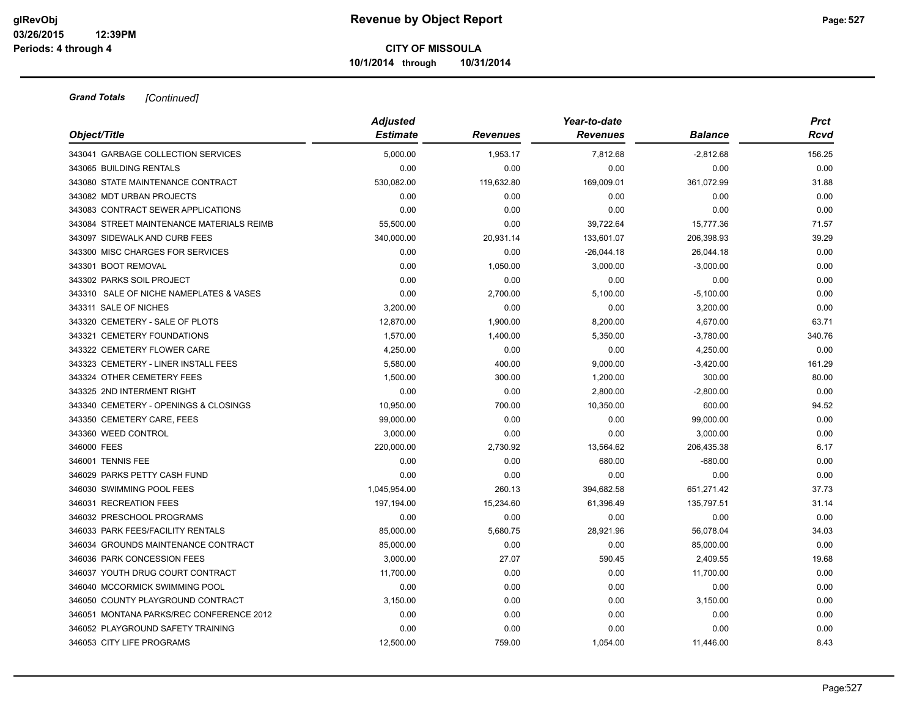# Revenue by Object Report

glRevObj
03/26/2015 12:39PM
Periods: 4 through 4

**CITY OF MISSOULA**
**10/1/2014 through 10/31/2014**

***Grand Totals*** *[Continued]*

| Object/Title | Adjusted Estimate | Revenues | Year-to-date Revenues | Balance | Prct Rcvd |
|---|---|---|---|---|---|
| 343041 GARBAGE COLLECTION SERVICES | 5,000.00 | 1,953.17 | 7,812.68 | -2,812.68 | 156.25 |
| 343065 BUILDING RENTALS | 0.00 | 0.00 | 0.00 | 0.00 | 0.00 |
| 343080 STATE MAINTENANCE CONTRACT | 530,082.00 | 119,632.80 | 169,009.01 | 361,072.99 | 31.88 |
| 343082 MDT URBAN PROJECTS | 0.00 | 0.00 | 0.00 | 0.00 | 0.00 |
| 343083 CONTRACT SEWER APPLICATIONS | 0.00 | 0.00 | 0.00 | 0.00 | 0.00 |
| 343084 STREET MAINTENANCE MATERIALS REIMB | 55,500.00 | 0.00 | 39,722.64 | 15,777.36 | 71.57 |
| 343097 SIDEWALK AND CURB FEES | 340,000.00 | 20,931.14 | 133,601.07 | 206,398.93 | 39.29 |
| 343300 MISC CHARGES FOR SERVICES | 0.00 | 0.00 | -26,044.18 | 26,044.18 | 0.00 |
| 343301 BOOT REMOVAL | 0.00 | 1,050.00 | 3,000.00 | -3,000.00 | 0.00 |
| 343302 PARKS SOIL PROJECT | 0.00 | 0.00 | 0.00 | 0.00 | 0.00 |
| 343310 SALE OF NICHE NAMEPLATES & VASES | 0.00 | 2,700.00 | 5,100.00 | -5,100.00 | 0.00 |
| 343311 SALE OF NICHES | 3,200.00 | 0.00 | 0.00 | 3,200.00 | 0.00 |
| 343320 CEMETERY - SALE OF PLOTS | 12,870.00 | 1,900.00 | 8,200.00 | 4,670.00 | 63.71 |
| 343321 CEMETERY FOUNDATIONS | 1,570.00 | 1,400.00 | 5,350.00 | -3,780.00 | 340.76 |
| 343322 CEMETERY FLOWER CARE | 4,250.00 | 0.00 | 0.00 | 4,250.00 | 0.00 |
| 343323 CEMETERY - LINER INSTALL FEES | 5,580.00 | 400.00 | 9,000.00 | -3,420.00 | 161.29 |
| 343324 OTHER CEMETERY FEES | 1,500.00 | 300.00 | 1,200.00 | 300.00 | 80.00 |
| 343325 2ND INTERMENT RIGHT | 0.00 | 0.00 | 2,800.00 | -2,800.00 | 0.00 |
| 343340 CEMETERY - OPENINGS & CLOSINGS | 10,950.00 | 700.00 | 10,350.00 | 600.00 | 94.52 |
| 343350 CEMETERY CARE, FEES | 99,000.00 | 0.00 | 0.00 | 99,000.00 | 0.00 |
| 343360 WEED CONTROL | 3,000.00 | 0.00 | 0.00 | 3,000.00 | 0.00 |
| 346000 FEES | 220,000.00 | 2,730.92 | 13,564.62 | 206,435.38 | 6.17 |
| 346001 TENNIS FEE | 0.00 | 0.00 | 680.00 | -680.00 | 0.00 |
| 346029 PARKS PETTY CASH FUND | 0.00 | 0.00 | 0.00 | 0.00 | 0.00 |
| 346030 SWIMMING POOL FEES | 1,045,954.00 | 260.13 | 394,682.58 | 651,271.42 | 37.73 |
| 346031 RECREATION FEES | 197,194.00 | 15,234.60 | 61,396.49 | 135,797.51 | 31.14 |
| 346032 PRESCHOOL PROGRAMS | 0.00 | 0.00 | 0.00 | 0.00 | 0.00 |
| 346033 PARK FEES/FACILITY RENTALS | 85,000.00 | 5,680.75 | 28,921.96 | 56,078.04 | 34.03 |
| 346034 GROUNDS MAINTENANCE CONTRACT | 85,000.00 | 0.00 | 0.00 | 85,000.00 | 0.00 |
| 346036 PARK CONCESSION FEES | 3,000.00 | 27.07 | 590.45 | 2,409.55 | 19.68 |
| 346037 YOUTH DRUG COURT CONTRACT | 11,700.00 | 0.00 | 0.00 | 11,700.00 | 0.00 |
| 346040 MCCORMICK SWIMMING POOL | 0.00 | 0.00 | 0.00 | 0.00 | 0.00 |
| 346050 COUNTY PLAYGROUND CONTRACT | 3,150.00 | 0.00 | 0.00 | 3,150.00 | 0.00 |
| 346051 MONTANA PARKS/REC CONFERENCE 2012 | 0.00 | 0.00 | 0.00 | 0.00 | 0.00 |
| 346052 PLAYGROUND SAFETY TRAINING | 0.00 | 0.00 | 0.00 | 0.00 | 0.00 |
| 346053 CITY LIFE PROGRAMS | 12,500.00 | 759.00 | 1,054.00 | 11,446.00 | 8.43 |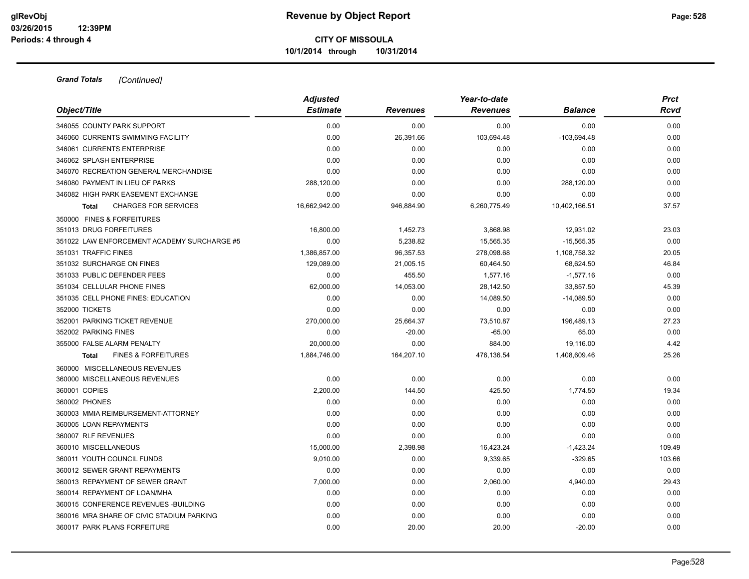**CITY OF MISSOULA**

**10/1/2014 through 10/31/2014**

***Grand Totals*** *[Continued]*

| *Object/Title* | *Adjusted Estimate* | *Revenues* | *Year-to-date Revenues* | *Balance* | *Prct Rcvd* |
|---|---|---|---|---|---|
| 346055 COUNTY PARK SUPPORT | 0.00 | 0.00 | 0.00 | 0.00 | 0.00 |
| 346060 CURRENTS SWIMMING FACILITY | 0.00 | 26,391.66 | 103,694.48 | -103,694.48 | 0.00 |
| 346061 CURRENTS ENTERPRISE | 0.00 | 0.00 | 0.00 | 0.00 | 0.00 |
| 346062 SPLASH ENTERPRISE | 0.00 | 0.00 | 0.00 | 0.00 | 0.00 |
| 346070 RECREATION GENERAL MERCHANDISE | 0.00 | 0.00 | 0.00 | 0.00 | 0.00 |
| 346080 PAYMENT IN LIEU OF PARKS | 288,120.00 | 0.00 | 0.00 | 288,120.00 | 0.00 |
| 346082 HIGH PARK EASEMENT EXCHANGE | 0.00 | 0.00 | 0.00 | 0.00 | 0.00 |
| **Total** CHARGES FOR SERVICES | 16,662,942.00 | 946,884.90 | 6,260,775.49 | 10,402,166.51 | 37.57 |
| 350000 FINES & FORFEITURES | | | | | |
| 351013 DRUG FORFEITURES | 16,800.00 | 1,452.73 | 3,868.98 | 12,931.02 | 23.03 |
| 351022 LAW ENFORCEMENT ACADEMY SURCHARGE #5 | 0.00 | 5,238.82 | 15,565.35 | -15,565.35 | 0.00 |
| 351031 TRAFFIC FINES | 1,386,857.00 | 96,357.53 | 278,098.68 | 1,108,758.32 | 20.05 |
| 351032 SURCHARGE ON FINES | 129,089.00 | 21,005.15 | 60,464.50 | 68,624.50 | 46.84 |
| 351033 PUBLIC DEFENDER FEES | 0.00 | 455.50 | 1,577.16 | -1,577.16 | 0.00 |
| 351034 CELLULAR PHONE FINES | 62,000.00 | 14,053.00 | 28,142.50 | 33,857.50 | 45.39 |
| 351035 CELL PHONE FINES: EDUCATION | 0.00 | 0.00 | 14,089.50 | -14,089.50 | 0.00 |
| 352000 TICKETS | 0.00 | 0.00 | 0.00 | 0.00 | 0.00 |
| 352001 PARKING TICKET REVENUE | 270,000.00 | 25,664.37 | 73,510.87 | 196,489.13 | 27.23 |
| 352002 PARKING FINES | 0.00 | -20.00 | -65.00 | 65.00 | 0.00 |
| 355000 FALSE ALARM PENALTY | 20,000.00 | 0.00 | 884.00 | 19,116.00 | 4.42 |
| **Total** FINES & FORFEITURES | 1,884,746.00 | 164,207.10 | 476,136.54 | 1,408,609.46 | 25.26 |
| 360000 MISCELLANEOUS REVENUES | | | | | |
| 360000 MISCELLANEOUS REVENUES | 0.00 | 0.00 | 0.00 | 0.00 | 0.00 |
| 360001 COPIES | 2,200.00 | 144.50 | 425.50 | 1,774.50 | 19.34 |
| 360002 PHONES | 0.00 | 0.00 | 0.00 | 0.00 | 0.00 |
| 360003 MMIA REIMBURSEMENT-ATTORNEY | 0.00 | 0.00 | 0.00 | 0.00 | 0.00 |
| 360005 LOAN REPAYMENTS | 0.00 | 0.00 | 0.00 | 0.00 | 0.00 |
| 360007 RLF REVENUES | 0.00 | 0.00 | 0.00 | 0.00 | 0.00 |
| 360010 MISCELLANEOUS | 15,000.00 | 2,398.98 | 16,423.24 | -1,423.24 | 109.49 |
| 360011 YOUTH COUNCIL FUNDS | 9,010.00 | 0.00 | 9,339.65 | -329.65 | 103.66 |
| 360012 SEWER GRANT REPAYMENTS | 0.00 | 0.00 | 0.00 | 0.00 | 0.00 |
| 360013 REPAYMENT OF SEWER GRANT | 7,000.00 | 0.00 | 2,060.00 | 4,940.00 | 29.43 |
| 360014 REPAYMENT OF LOAN/MHA | 0.00 | 0.00 | 0.00 | 0.00 | 0.00 |
| 360015 CONFERENCE REVENUES -BUILDING | 0.00 | 0.00 | 0.00 | 0.00 | 0.00 |
| 360016 MRA SHARE OF CIVIC STADIUM PARKING | 0.00 | 0.00 | 0.00 | 0.00 | 0.00 |
| 360017 PARK PLANS FORFEITURE | 0.00 | 20.00 | 20.00 | -20.00 | 0.00 |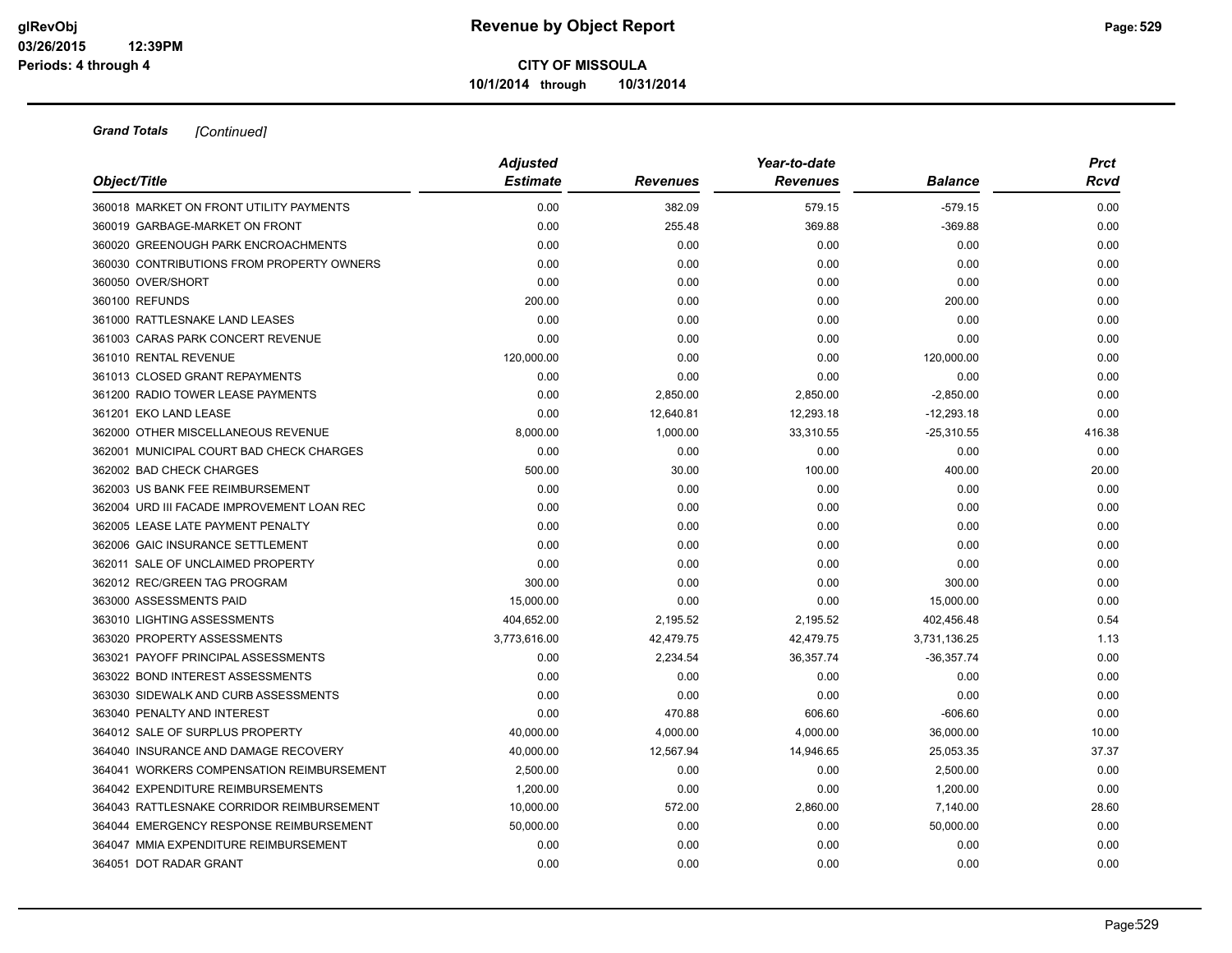**Grand Totals** *[Continued]*

| Object/Title | Adjusted Estimate | Revenues | Year-to-date Revenues | Balance | Prct Rcvd |
|---|---|---|---|---|---|
| 360018 MARKET ON FRONT UTILITY PAYMENTS | 0.00 | 382.09 | 579.15 | -579.15 | 0.00 |
| 360019 GARBAGE-MARKET ON FRONT | 0.00 | 255.48 | 369.88 | -369.88 | 0.00 |
| 360020 GREENOUGH PARK ENCROACHMENTS | 0.00 | 0.00 | 0.00 | 0.00 | 0.00 |
| 360030 CONTRIBUTIONS FROM PROPERTY OWNERS | 0.00 | 0.00 | 0.00 | 0.00 | 0.00 |
| 360050 OVER/SHORT | 0.00 | 0.00 | 0.00 | 0.00 | 0.00 |
| 360100 REFUNDS | 200.00 | 0.00 | 0.00 | 200.00 | 0.00 |
| 361000 RATTLESNAKE LAND LEASES | 0.00 | 0.00 | 0.00 | 0.00 | 0.00 |
| 361003 CARAS PARK CONCERT REVENUE | 0.00 | 0.00 | 0.00 | 0.00 | 0.00 |
| 361010 RENTAL REVENUE | 120,000.00 | 0.00 | 0.00 | 120,000.00 | 0.00 |
| 361013 CLOSED GRANT REPAYMENTS | 0.00 | 0.00 | 0.00 | 0.00 | 0.00 |
| 361200 RADIO TOWER LEASE PAYMENTS | 0.00 | 2,850.00 | 2,850.00 | -2,850.00 | 0.00 |
| 361201 EKO LAND LEASE | 0.00 | 12,640.81 | 12,293.18 | -12,293.18 | 0.00 |
| 362000 OTHER MISCELLANEOUS REVENUE | 8,000.00 | 1,000.00 | 33,310.55 | -25,310.55 | 416.38 |
| 362001 MUNICIPAL COURT BAD CHECK CHARGES | 0.00 | 0.00 | 0.00 | 0.00 | 0.00 |
| 362002 BAD CHECK CHARGES | 500.00 | 30.00 | 100.00 | 400.00 | 20.00 |
| 362003 US BANK FEE REIMBURSEMENT | 0.00 | 0.00 | 0.00 | 0.00 | 0.00 |
| 362004 URD III FACADE IMPROVEMENT LOAN REC | 0.00 | 0.00 | 0.00 | 0.00 | 0.00 |
| 362005 LEASE LATE PAYMENT PENALTY | 0.00 | 0.00 | 0.00 | 0.00 | 0.00 |
| 362006 GAIC INSURANCE SETTLEMENT | 0.00 | 0.00 | 0.00 | 0.00 | 0.00 |
| 362011 SALE OF UNCLAIMED PROPERTY | 0.00 | 0.00 | 0.00 | 0.00 | 0.00 |
| 362012 REC/GREEN TAG PROGRAM | 300.00 | 0.00 | 0.00 | 300.00 | 0.00 |
| 363000 ASSESSMENTS PAID | 15,000.00 | 0.00 | 0.00 | 15,000.00 | 0.00 |
| 363010 LIGHTING ASSESSMENTS | 404,652.00 | 2,195.52 | 2,195.52 | 402,456.48 | 0.54 |
| 363020 PROPERTY ASSESSMENTS | 3,773,616.00 | 42,479.75 | 42,479.75 | 3,731,136.25 | 1.13 |
| 363021 PAYOFF PRINCIPAL ASSESSMENTS | 0.00 | 2,234.54 | 36,357.74 | -36,357.74 | 0.00 |
| 363022 BOND INTEREST ASSESSMENTS | 0.00 | 0.00 | 0.00 | 0.00 | 0.00 |
| 363030 SIDEWALK AND CURB ASSESSMENTS | 0.00 | 0.00 | 0.00 | 0.00 | 0.00 |
| 363040 PENALTY AND INTEREST | 0.00 | 470.88 | 606.60 | -606.60 | 0.00 |
| 364012 SALE OF SURPLUS PROPERTY | 40,000.00 | 4,000.00 | 4,000.00 | 36,000.00 | 10.00 |
| 364040 INSURANCE AND DAMAGE RECOVERY | 40,000.00 | 12,567.94 | 14,946.65 | 25,053.35 | 37.37 |
| 364041 WORKERS COMPENSATION REIMBURSEMENT | 2,500.00 | 0.00 | 0.00 | 2,500.00 | 0.00 |
| 364042 EXPENDITURE REIMBURSEMENTS | 1,200.00 | 0.00 | 0.00 | 1,200.00 | 0.00 |
| 364043 RATTLESNAKE CORRIDOR REIMBURSEMENT | 10,000.00 | 572.00 | 2,860.00 | 7,140.00 | 28.60 |
| 364044 EMERGENCY RESPONSE REIMBURSEMENT | 50,000.00 | 0.00 | 0.00 | 50,000.00 | 0.00 |
| 364047 MMIA EXPENDITURE REIMBURSEMENT | 0.00 | 0.00 | 0.00 | 0.00 | 0.00 |
| 364051 DOT RADAR GRANT | 0.00 | 0.00 | 0.00 | 0.00 | 0.00 |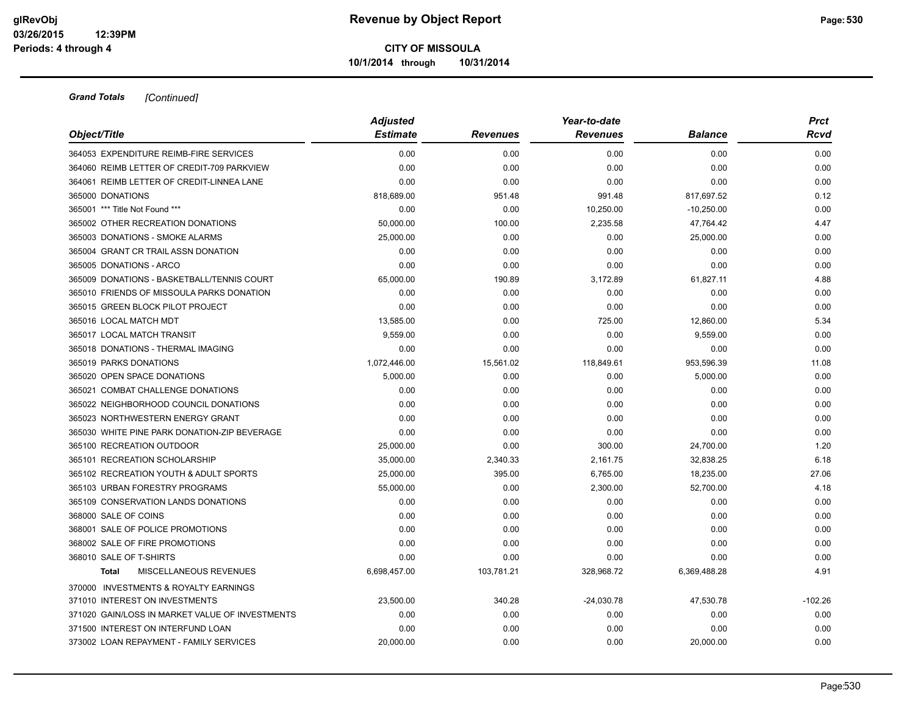**CITY OF MISSOULA**

**10/1/2014 through 10/31/2014**

***Grand Totals*** *[Continued]*

| *Object/Title* | *Adjusted Estimate* | *Revenues* | *Year-to-date Revenues* | *Balance* | *Prct Rcvd* |
|---|---|---|---|---|---|
| 364053 EXPENDITURE REIMB-FIRE SERVICES | 0.00 | 0.00 | 0.00 | 0.00 | 0.00 |
| 364060 REIMB LETTER OF CREDIT-709 PARKVIEW | 0.00 | 0.00 | 0.00 | 0.00 | 0.00 |
| 364061 REIMB LETTER OF CREDIT-LINNEA LANE | 0.00 | 0.00 | 0.00 | 0.00 | 0.00 |
| 365000 DONATIONS | 818,689.00 | 951.48 | 991.48 | 817,697.52 | 0.12 |
| 365001 *** Title Not Found *** | 0.00 | 0.00 | 10,250.00 | -10,250.00 | 0.00 |
| 365002 OTHER RECREATION DONATIONS | 50,000.00 | 100.00 | 2,235.58 | 47,764.42 | 4.47 |
| 365003 DONATIONS - SMOKE ALARMS | 25,000.00 | 0.00 | 0.00 | 25,000.00 | 0.00 |
| 365004 GRANT CR TRAIL ASSN DONATION | 0.00 | 0.00 | 0.00 | 0.00 | 0.00 |
| 365005 DONATIONS - ARCO | 0.00 | 0.00 | 0.00 | 0.00 | 0.00 |
| 365009 DONATIONS - BASKETBALL/TENNIS COURT | 65,000.00 | 190.89 | 3,172.89 | 61,827.11 | 4.88 |
| 365010 FRIENDS OF MISSOULA PARKS DONATION | 0.00 | 0.00 | 0.00 | 0.00 | 0.00 |
| 365015 GREEN BLOCK PILOT PROJECT | 0.00 | 0.00 | 0.00 | 0.00 | 0.00 |
| 365016 LOCAL MATCH MDT | 13,585.00 | 0.00 | 725.00 | 12,860.00 | 5.34 |
| 365017 LOCAL MATCH TRANSIT | 9,559.00 | 0.00 | 0.00 | 9,559.00 | 0.00 |
| 365018 DONATIONS - THERMAL IMAGING | 0.00 | 0.00 | 0.00 | 0.00 | 0.00 |
| 365019 PARKS DONATIONS | 1,072,446.00 | 15,561.02 | 118,849.61 | 953,596.39 | 11.08 |
| 365020 OPEN SPACE DONATIONS | 5,000.00 | 0.00 | 0.00 | 5,000.00 | 0.00 |
| 365021 COMBAT CHALLENGE DONATIONS | 0.00 | 0.00 | 0.00 | 0.00 | 0.00 |
| 365022 NEIGHBORHOOD COUNCIL DONATIONS | 0.00 | 0.00 | 0.00 | 0.00 | 0.00 |
| 365023 NORTHWESTERN ENERGY GRANT | 0.00 | 0.00 | 0.00 | 0.00 | 0.00 |
| 365030 WHITE PINE PARK DONATION-ZIP BEVERAGE | 0.00 | 0.00 | 0.00 | 0.00 | 0.00 |
| 365100 RECREATION OUTDOOR | 25,000.00 | 0.00 | 300.00 | 24,700.00 | 1.20 |
| 365101 RECREATION SCHOLARSHIP | 35,000.00 | 2,340.33 | 2,161.75 | 32,838.25 | 6.18 |
| 365102 RECREATION YOUTH & ADULT SPORTS | 25,000.00 | 395.00 | 6,765.00 | 18,235.00 | 27.06 |
| 365103 URBAN FORESTRY PROGRAMS | 55,000.00 | 0.00 | 2,300.00 | 52,700.00 | 4.18 |
| 365109 CONSERVATION LANDS DONATIONS | 0.00 | 0.00 | 0.00 | 0.00 | 0.00 |
| 368000 SALE OF COINS | 0.00 | 0.00 | 0.00 | 0.00 | 0.00 |
| 368001 SALE OF POLICE PROMOTIONS | 0.00 | 0.00 | 0.00 | 0.00 | 0.00 |
| 368002 SALE OF FIRE PROMOTIONS | 0.00 | 0.00 | 0.00 | 0.00 | 0.00 |
| 368010 SALE OF T-SHIRTS | 0.00 | 0.00 | 0.00 | 0.00 | 0.00 |
| **Total** MISCELLANEOUS REVENUES | 6,698,457.00 | 103,781.21 | 328,968.72 | 6,369,488.28 | 4.91 |
| 370000 INVESTMENTS & ROYALTY EARNINGS | | | | | |
| 371010 INTEREST ON INVESTMENTS | 23,500.00 | 340.28 | -24,030.78 | 47,530.78 | -102.26 |
| 371020 GAIN/LOSS IN MARKET VALUE OF INVESTMENTS | 0.00 | 0.00 | 0.00 | 0.00 | 0.00 |
| 371500 INTEREST ON INTERFUND LOAN | 0.00 | 0.00 | 0.00 | 0.00 | 0.00 |
| 373002 LOAN REPAYMENT - FAMILY SERVICES | 20,000.00 | 0.00 | 0.00 | 20,000.00 | 0.00 |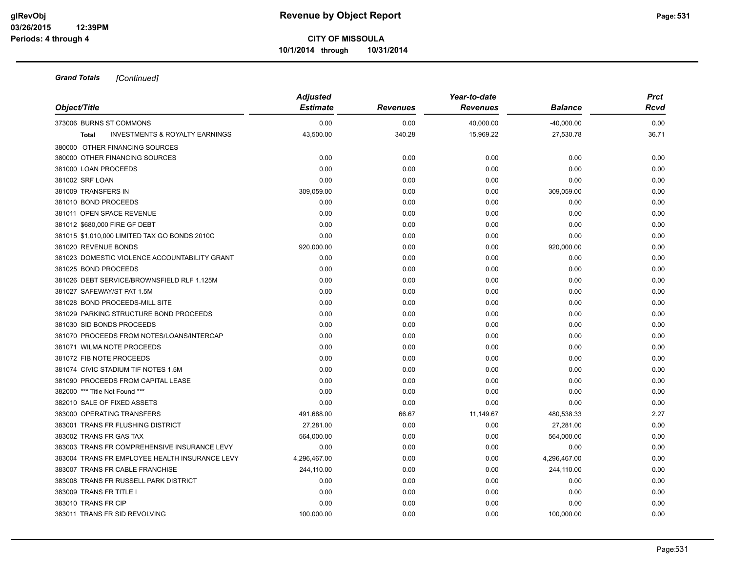**CITY OF MISSOULA**

**10/1/2014 through 10/31/2014**

***Grand Totals*** *[Continued]*

| Object/Title | Adjusted Estimate | Revenues | Year-to-date Revenues | Balance | Prct Rcvd |
|---|---|---|---|---|---|
| 373006 BURNS ST COMMONS | 0.00 | 0.00 | 40,000.00 | -40,000.00 | 0.00 |
| **Total** INVESTMENTS & ROYALTY EARNINGS | 43,500.00 | 340.28 | 15,969.22 | 27,530.78 | 36.71 |
| 380000 OTHER FINANCING SOURCES | | | | | |
| 380000 OTHER FINANCING SOURCES | 0.00 | 0.00 | 0.00 | 0.00 | 0.00 |
| 381000 LOAN PROCEEDS | 0.00 | 0.00 | 0.00 | 0.00 | 0.00 |
| 381002 SRF LOAN | 0.00 | 0.00 | 0.00 | 0.00 | 0.00 |
| 381009 TRANSFERS IN | 309,059.00 | 0.00 | 0.00 | 309,059.00 | 0.00 |
| 381010 BOND PROCEEDS | 0.00 | 0.00 | 0.00 | 0.00 | 0.00 |
| 381011 OPEN SPACE REVENUE | 0.00 | 0.00 | 0.00 | 0.00 | 0.00 |
| 381012 $680,000 FIRE GF DEBT | 0.00 | 0.00 | 0.00 | 0.00 | 0.00 |
| 381015 $1,010,000 LIMITED TAX GO BONDS 2010C | 0.00 | 0.00 | 0.00 | 0.00 | 0.00 |
| 381020 REVENUE BONDS | 920,000.00 | 0.00 | 0.00 | 920,000.00 | 0.00 |
| 381023 DOMESTIC VIOLENCE ACCOUNTABILITY GRANT | 0.00 | 0.00 | 0.00 | 0.00 | 0.00 |
| 381025 BOND PROCEEDS | 0.00 | 0.00 | 0.00 | 0.00 | 0.00 |
| 381026 DEBT SERVICE/BROWNSFIELD RLF 1.125M | 0.00 | 0.00 | 0.00 | 0.00 | 0.00 |
| 381027 SAFEWAY/ST PAT 1.5M | 0.00 | 0.00 | 0.00 | 0.00 | 0.00 |
| 381028 BOND PROCEEDS-MILL SITE | 0.00 | 0.00 | 0.00 | 0.00 | 0.00 |
| 381029 PARKING STRUCTURE BOND PROCEEDS | 0.00 | 0.00 | 0.00 | 0.00 | 0.00 |
| 381030 SID BONDS PROCEEDS | 0.00 | 0.00 | 0.00 | 0.00 | 0.00 |
| 381070 PROCEEDS FROM NOTES/LOANS/INTERCAP | 0.00 | 0.00 | 0.00 | 0.00 | 0.00 |
| 381071 WILMA NOTE PROCEEDS | 0.00 | 0.00 | 0.00 | 0.00 | 0.00 |
| 381072 FIB NOTE PROCEEDS | 0.00 | 0.00 | 0.00 | 0.00 | 0.00 |
| 381074 CIVIC STADIUM TIF NOTES 1.5M | 0.00 | 0.00 | 0.00 | 0.00 | 0.00 |
| 381090 PROCEEDS FROM CAPITAL LEASE | 0.00 | 0.00 | 0.00 | 0.00 | 0.00 |
| 382000 *** Title Not Found *** | 0.00 | 0.00 | 0.00 | 0.00 | 0.00 |
| 382010 SALE OF FIXED ASSETS | 0.00 | 0.00 | 0.00 | 0.00 | 0.00 |
| 383000 OPERATING TRANSFERS | 491,688.00 | 66.67 | 11,149.67 | 480,538.33 | 2.27 |
| 383001 TRANS FR FLUSHING DISTRICT | 27,281.00 | 0.00 | 0.00 | 27,281.00 | 0.00 |
| 383002 TRANS FR GAS TAX | 564,000.00 | 0.00 | 0.00 | 564,000.00 | 0.00 |
| 383003 TRANS FR COMPREHENSIVE INSURANCE LEVY | 0.00 | 0.00 | 0.00 | 0.00 | 0.00 |
| 383004 TRANS FR EMPLOYEE HEALTH INSURANCE LEVY | 4,296,467.00 | 0.00 | 0.00 | 4,296,467.00 | 0.00 |
| 383007 TRANS FR CABLE FRANCHISE | 244,110.00 | 0.00 | 0.00 | 244,110.00 | 0.00 |
| 383008 TRANS FR RUSSELL PARK DISTRICT | 0.00 | 0.00 | 0.00 | 0.00 | 0.00 |
| 383009 TRANS FR TITLE I | 0.00 | 0.00 | 0.00 | 0.00 | 0.00 |
| 383010 TRANS FR CIP | 0.00 | 0.00 | 0.00 | 0.00 | 0.00 |
| 383011 TRANS FR SID REVOLVING | 100,000.00 | 0.00 | 0.00 | 100,000.00 | 0.00 |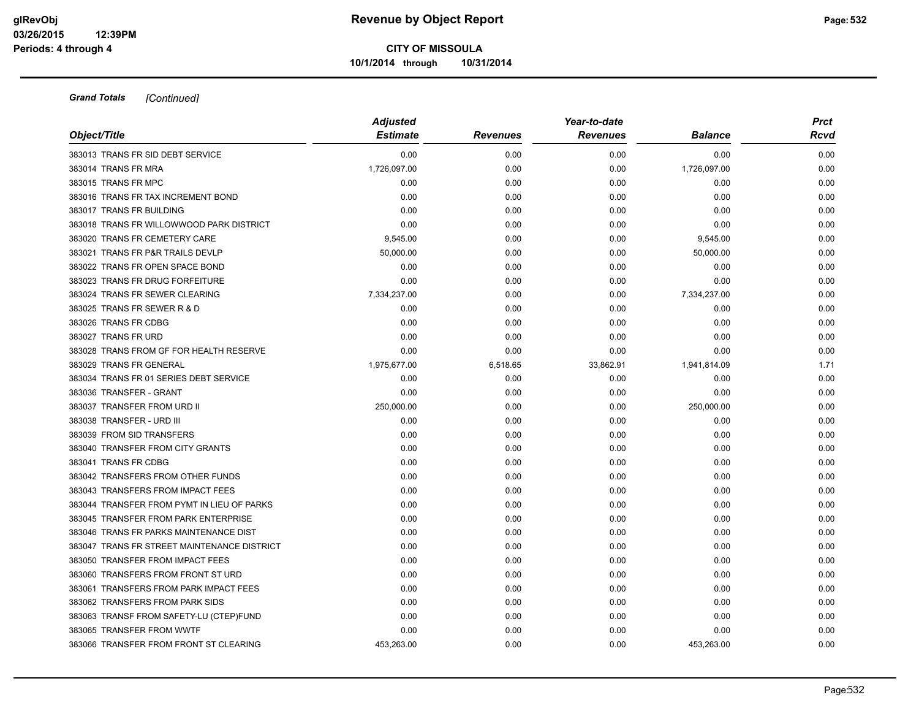**Grand Totals** *[Continued]*

| Object/Title | Adjusted Estimate | Revenues | Year-to-date Revenues | Balance | Prct Rcvd |
|---|---|---|---|---|---|
| 383013 TRANS FR SID DEBT SERVICE | 0.00 | 0.00 | 0.00 | 0.00 | 0.00 |
| 383014 TRANS FR MRA | 1,726,097.00 | 0.00 | 0.00 | 1,726,097.00 | 0.00 |
| 383015 TRANS FR MPC | 0.00 | 0.00 | 0.00 | 0.00 | 0.00 |
| 383016 TRANS FR TAX INCREMENT BOND | 0.00 | 0.00 | 0.00 | 0.00 | 0.00 |
| 383017 TRANS FR BUILDING | 0.00 | 0.00 | 0.00 | 0.00 | 0.00 |
| 383018 TRANS FR WILLOWWOOD PARK DISTRICT | 0.00 | 0.00 | 0.00 | 0.00 | 0.00 |
| 383020 TRANS FR CEMETERY CARE | 9,545.00 | 0.00 | 0.00 | 9,545.00 | 0.00 |
| 383021 TRANS FR P&R TRAILS DEVLP | 50,000.00 | 0.00 | 0.00 | 50,000.00 | 0.00 |
| 383022 TRANS FR OPEN SPACE BOND | 0.00 | 0.00 | 0.00 | 0.00 | 0.00 |
| 383023 TRANS FR DRUG FORFEITURE | 0.00 | 0.00 | 0.00 | 0.00 | 0.00 |
| 383024 TRANS FR SEWER CLEARING | 7,334,237.00 | 0.00 | 0.00 | 7,334,237.00 | 0.00 |
| 383025 TRANS FR SEWER R & D | 0.00 | 0.00 | 0.00 | 0.00 | 0.00 |
| 383026 TRANS FR CDBG | 0.00 | 0.00 | 0.00 | 0.00 | 0.00 |
| 383027 TRANS FR URD | 0.00 | 0.00 | 0.00 | 0.00 | 0.00 |
| 383028 TRANS FROM GF FOR HEALTH RESERVE | 0.00 | 0.00 | 0.00 | 0.00 | 0.00 |
| 383029 TRANS FR GENERAL | 1,975,677.00 | 6,518.65 | 33,862.91 | 1,941,814.09 | 1.71 |
| 383034 TRANS FR 01 SERIES DEBT SERVICE | 0.00 | 0.00 | 0.00 | 0.00 | 0.00 |
| 383036 TRANSFER - GRANT | 0.00 | 0.00 | 0.00 | 0.00 | 0.00 |
| 383037 TRANSFER FROM URD II | 250,000.00 | 0.00 | 0.00 | 250,000.00 | 0.00 |
| 383038 TRANSFER - URD III | 0.00 | 0.00 | 0.00 | 0.00 | 0.00 |
| 383039 FROM SID TRANSFERS | 0.00 | 0.00 | 0.00 | 0.00 | 0.00 |
| 383040 TRANSFER FROM CITY GRANTS | 0.00 | 0.00 | 0.00 | 0.00 | 0.00 |
| 383041 TRANS FR CDBG | 0.00 | 0.00 | 0.00 | 0.00 | 0.00 |
| 383042 TRANSFERS FROM OTHER FUNDS | 0.00 | 0.00 | 0.00 | 0.00 | 0.00 |
| 383043 TRANSFERS FROM IMPACT FEES | 0.00 | 0.00 | 0.00 | 0.00 | 0.00 |
| 383044 TRANSFER FROM PYMT IN LIEU OF PARKS | 0.00 | 0.00 | 0.00 | 0.00 | 0.00 |
| 383045 TRANSFER FROM PARK ENTERPRISE | 0.00 | 0.00 | 0.00 | 0.00 | 0.00 |
| 383046 TRANS FR PARKS MAINTENANCE DIST | 0.00 | 0.00 | 0.00 | 0.00 | 0.00 |
| 383047 TRANS FR STREET MAINTENANCE DISTRICT | 0.00 | 0.00 | 0.00 | 0.00 | 0.00 |
| 383050 TRANSFER FROM IMPACT FEES | 0.00 | 0.00 | 0.00 | 0.00 | 0.00 |
| 383060 TRANSFERS FROM FRONT ST URD | 0.00 | 0.00 | 0.00 | 0.00 | 0.00 |
| 383061 TRANSFERS FROM PARK IMPACT FEES | 0.00 | 0.00 | 0.00 | 0.00 | 0.00 |
| 383062 TRANSFERS FROM PARK SIDS | 0.00 | 0.00 | 0.00 | 0.00 | 0.00 |
| 383063 TRANSF FROM SAFETY-LU (CTEP)FUND | 0.00 | 0.00 | 0.00 | 0.00 | 0.00 |
| 383065 TRANSFER FROM WWTF | 0.00 | 0.00 | 0.00 | 0.00 | 0.00 |
| 383066 TRANSFER FROM FRONT ST CLEARING | 453,263.00 | 0.00 | 0.00 | 453,263.00 | 0.00 |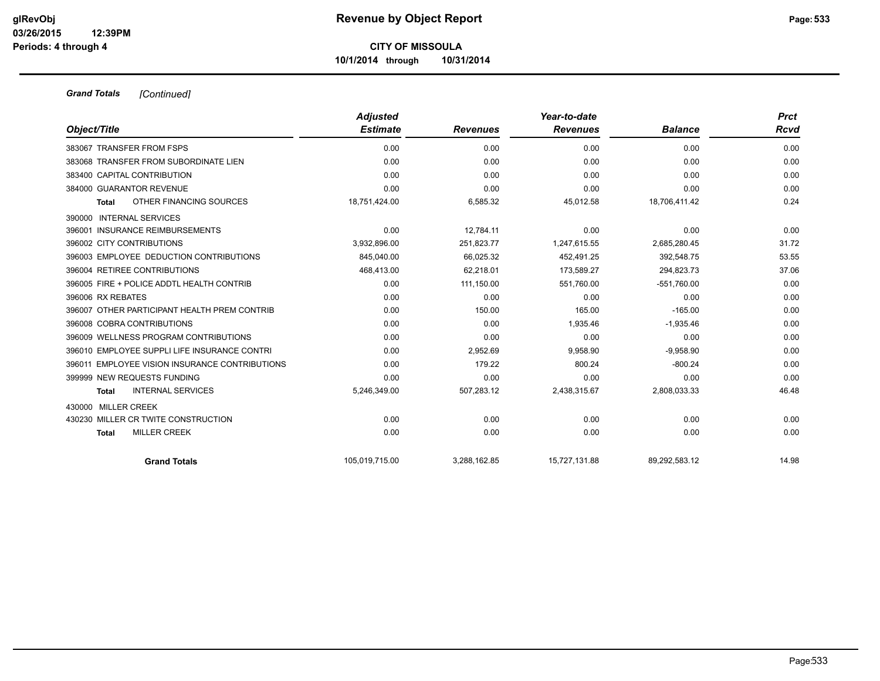**Grand Totals** *[Continued]*

| Object/Title | Adjusted Estimate | Revenues | Year-to-date Revenues | Balance | Prct Rcvd |
|---|---|---|---|---|---|
| 383067 TRANSFER FROM FSPS | 0.00 | 0.00 | 0.00 | 0.00 | 0.00 |
| 383068 TRANSFER FROM SUBORDINATE LIEN | 0.00 | 0.00 | 0.00 | 0.00 | 0.00 |
| 383400 CAPITAL CONTRIBUTION | 0.00 | 0.00 | 0.00 | 0.00 | 0.00 |
| 384000 GUARANTOR REVENUE | 0.00 | 0.00 | 0.00 | 0.00 | 0.00 |
| **Total** OTHER FINANCING SOURCES | 18,751,424.00 | 6,585.32 | 45,012.58 | 18,706,411.42 | 0.24 |
| 390000 INTERNAL SERVICES | | | | | |
| 396001 INSURANCE REIMBURSEMENTS | 0.00 | 12,784.11 | 0.00 | 0.00 | 0.00 |
| 396002 CITY CONTRIBUTIONS | 3,932,896.00 | 251,823.77 | 1,247,615.55 | 2,685,280.45 | 31.72 |
| 396003 EMPLOYEE DEDUCTION CONTRIBUTIONS | 845,040.00 | 66,025.32 | 452,491.25 | 392,548.75 | 53.55 |
| 396004 RETIREE CONTRIBUTIONS | 468,413.00 | 62,218.01 | 173,589.27 | 294,823.73 | 37.06 |
| 396005 FIRE + POLICE ADDTL HEALTH CONTRIB | 0.00 | 111,150.00 | 551,760.00 | -551,760.00 | 0.00 |
| 396006 RX REBATES | 0.00 | 0.00 | 0.00 | 0.00 | 0.00 |
| 396007 OTHER PARTICIPANT HEALTH PREM CONTRIB | 0.00 | 150.00 | 165.00 | -165.00 | 0.00 |
| 396008 COBRA CONTRIBUTIONS | 0.00 | 0.00 | 1,935.46 | -1,935.46 | 0.00 |
| 396009 WELLNESS PROGRAM CONTRIBUTIONS | 0.00 | 0.00 | 0.00 | 0.00 | 0.00 |
| 396010 EMPLOYEE SUPPLI LIFE INSURANCE CONTRI | 0.00 | 2,952.69 | 9,958.90 | -9,958.90 | 0.00 |
| 396011 EMPLOYEE VISION INSURANCE CONTRIBUTIONS | 0.00 | 179.22 | 800.24 | -800.24 | 0.00 |
| 399999 NEW REQUESTS FUNDING | 0.00 | 0.00 | 0.00 | 0.00 | 0.00 |
| **Total** INTERNAL SERVICES | 5,246,349.00 | 507,283.12 | 2,438,315.67 | 2,808,033.33 | 46.48 |
| 430000 MILLER CREEK | | | | | |
| 430230 MILLER CR TWITE CONSTRUCTION | 0.00 | 0.00 | 0.00 | 0.00 | 0.00 |
| **Total** MILLER CREEK | 0.00 | 0.00 | 0.00 | 0.00 | 0.00 |
| **Grand Totals** | 105,019,715.00 | 3,288,162.85 | 15,727,131.88 | 89,292,583.12 | 14.98 |